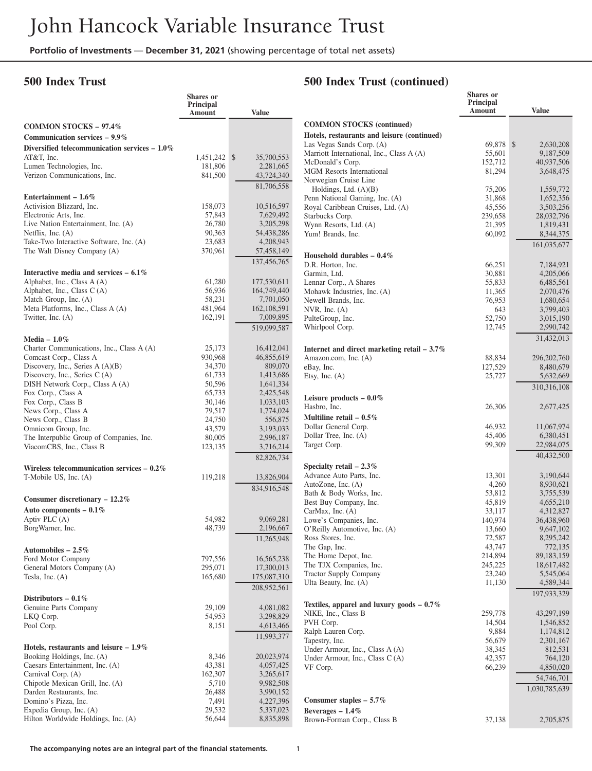# John Hancock Variable Insurance Trust

**Portfolio of Investments — December 31, 2021** (showing percentage of total net assets)

## 500 Index Trust

| | Shares or Principal Amount | Value |
|---|---|---|
| **COMMON STOCKS – 97.4%** | | |
| **Communication services – 9.9%** | | |
| **Diversified telecommunication services – 1.0%** | | |
| AT&T, Inc. | 1,451,242 | $ 35,700,553 |
| Lumen Technologies, Inc. | 181,806 | 2,281,665 |
| Verizon Communications, Inc. | 841,500 | 43,724,340 |
| | | 81,706,558 |
| **Entertainment – 1.6%** | | |
| Activision Blizzard, Inc. | 158,073 | 10,516,597 |
| Electronic Arts, Inc. | 57,843 | 7,629,492 |
| Live Nation Entertainment, Inc. (A) | 26,780 | 3,205,298 |
| Netflix, Inc. (A) | 90,363 | 54,438,286 |
| Take-Two Interactive Software, Inc. (A) | 23,683 | 4,208,943 |
| The Walt Disney Company (A) | 370,961 | 57,458,149 |
| | | 137,456,765 |
| **Interactive media and services – 6.1%** | | |
| Alphabet, Inc., Class A (A) | 61,280 | 177,530,611 |
| Alphabet, Inc., Class C (A) | 56,936 | 164,749,440 |
| Match Group, Inc. (A) | 58,231 | 7,701,050 |
| Meta Platforms, Inc., Class A (A) | 481,964 | 162,108,591 |
| Twitter, Inc. (A) | 162,191 | 7,009,895 |
| | | 519,099,587 |
| **Media – 1.0%** | | |
| Charter Communications, Inc., Class A (A) | 25,173 | 16,412,041 |
| Comcast Corp., Class A | 930,968 | 46,855,619 |
| Discovery, Inc., Series A (A)(B) | 34,370 | 809,070 |
| Discovery, Inc., Series C (A) | 61,733 | 1,413,686 |
| DISH Network Corp., Class A (A) | 50,596 | 1,641,334 |
| Fox Corp., Class A | 65,733 | 2,425,548 |
| Fox Corp., Class B | 30,146 | 1,033,103 |
| News Corp., Class A | 79,517 | 1,774,024 |
| News Corp., Class B | 24,750 | 556,875 |
| Omnicom Group, Inc. | 43,579 | 3,193,033 |
| The Interpublic Group of Companies, Inc. | 80,005 | 2,996,187 |
| ViacomCBS, Inc., Class B | 123,135 | 3,716,214 |
| | | 82,826,734 |
| **Wireless telecommunication services – 0.2%** | | |
| T-Mobile US, Inc. (A) | 119,218 | 13,826,904 |
| | | 834,916,548 |
| **Consumer discretionary – 12.2%** | | |
| **Auto components – 0.1%** | | |
| Aptiv PLC (A) | 54,982 | 9,069,281 |
| BorgWarner, Inc. | 48,739 | 2,196,667 |
| | | 11,265,948 |
| **Automobiles – 2.5%** | | |
| Ford Motor Company | 797,556 | 16,565,238 |
| General Motors Company (A) | 295,071 | 17,300,013 |
| Tesla, Inc. (A) | 165,680 | 175,087,310 |
| | | 208,952,561 |
| **Distributors – 0.1%** | | |
| Genuine Parts Company | 29,109 | 4,081,082 |
| LKQ Corp. | 54,953 | 3,298,829 |
| Pool Corp. | 8,151 | 4,613,466 |
| | | 11,993,377 |
| **Hotels, restaurants and leisure – 1.9%** | | |
| Booking Holdings, Inc. (A) | 8,346 | 20,023,974 |
| Caesars Entertainment, Inc. (A) | 43,381 | 4,057,425 |
| Carnival Corp. (A) | 162,307 | 3,265,617 |
| Chipotle Mexican Grill, Inc. (A) | 5,710 | 9,982,508 |
| Darden Restaurants, Inc. | 26,488 | 3,990,152 |
| Domino's Pizza, Inc. | 7,491 | 4,227,396 |
| Expedia Group, Inc. (A) | 29,532 | 5,337,023 |
| Hilton Worldwide Holdings, Inc. (A) | 56,644 | 8,835,898 |

## 500 Index Trust (continued)

| | Shares or Principal Amount | Value |
|---|---|---|
| **COMMON STOCKS (continued)** | | |
| **Hotels, restaurants and leisure (continued)** | | |
| Las Vegas Sands Corp. (A) | 69,878 | $ 2,630,208 |
| Marriott International, Inc., Class A (A) | 55,601 | 9,187,509 |
| McDonald's Corp. | 152,712 | 40,937,506 |
| MGM Resorts International | 81,294 | 3,648,475 |
| Norwegian Cruise Line Holdings, Ltd. (A)(B) | 75,206 | 1,559,772 |
| Penn National Gaming, Inc. (A) | 31,868 | 1,652,356 |
| Royal Caribbean Cruises, Ltd. (A) | 45,556 | 3,503,256 |
| Starbucks Corp. | 239,658 | 28,032,796 |
| Wynn Resorts, Ltd. (A) | 21,395 | 1,819,431 |
| Yum! Brands, Inc. | 60,092 | 8,344,375 |
| | | 161,035,677 |
| **Household durables – 0.4%** | | |
| D.R. Horton, Inc. | 66,251 | 7,184,921 |
| Garmin, Ltd. | 30,881 | 4,205,066 |
| Lennar Corp., A Shares | 55,833 | 6,485,561 |
| Mohawk Industries, Inc. (A) | 11,365 | 2,070,476 |
| Newell Brands, Inc. | 76,953 | 1,680,654 |
| NVR, Inc. (A) | 643 | 3,799,403 |
| PulteGroup, Inc. | 52,750 | 3,015,190 |
| Whirlpool Corp. | 12,745 | 2,990,742 |
| | | 31,432,013 |
| **Internet and direct marketing retail – 3.7%** | | |
| Amazon.com, Inc. (A) | 88,834 | 296,202,760 |
| eBay, Inc. | 127,529 | 8,480,679 |
| Etsy, Inc. (A) | 25,727 | 5,632,669 |
| | | 310,316,108 |
| **Leisure products – 0.0%** | | |
| Hasbro, Inc. | 26,306 | 2,677,425 |
| **Multiline retail – 0.5%** | | |
| Dollar General Corp. | 46,932 | 11,067,974 |
| Dollar Tree, Inc. (A) | 45,406 | 6,380,451 |
| Target Corp. | 99,309 | 22,984,075 |
| | | 40,432,500 |
| **Specialty retail – 2.3%** | | |
| Advance Auto Parts, Inc. | 13,301 | 3,190,644 |
| AutoZone, Inc. (A) | 4,260 | 8,930,621 |
| Bath & Body Works, Inc. | 53,812 | 3,755,539 |
| Best Buy Company, Inc. | 45,819 | 4,655,210 |
| CarMax, Inc. (A) | 33,117 | 4,312,827 |
| Lowe's Companies, Inc. | 140,974 | 36,438,960 |
| O'Reilly Automotive, Inc. (A) | 13,660 | 9,647,102 |
| Ross Stores, Inc. | 72,587 | 8,295,242 |
| The Gap, Inc. | 43,747 | 772,135 |
| The Home Depot, Inc. | 214,894 | 89,183,159 |
| The TJX Companies, Inc. | 245,225 | 18,617,482 |
| Tractor Supply Company | 23,240 | 5,545,064 |
| Ulta Beauty, Inc. (A) | 11,130 | 4,589,344 |
| | | 197,933,329 |
| **Textiles, apparel and luxury goods – 0.7%** | | |
| NIKE, Inc., Class B | 259,778 | 43,297,199 |
| PVH Corp. | 14,504 | 1,546,852 |
| Ralph Lauren Corp. | 9,884 | 1,174,812 |
| Tapestry, Inc. | 56,679 | 2,301,167 |
| Under Armour, Inc., Class A (A) | 38,345 | 812,531 |
| Under Armour, Inc., Class C (A) | 42,357 | 764,120 |
| VF Corp. | 66,239 | 4,850,020 |
| | | 54,746,701 |
| | | 1,030,785,639 |
| **Consumer staples – 5.7%** | | |
| **Beverages – 1.4%** | | |
| Brown-Forman Corp., Class B | 37,138 | 2,705,875 |

**The accompanying notes are an integral part of the financial statements.**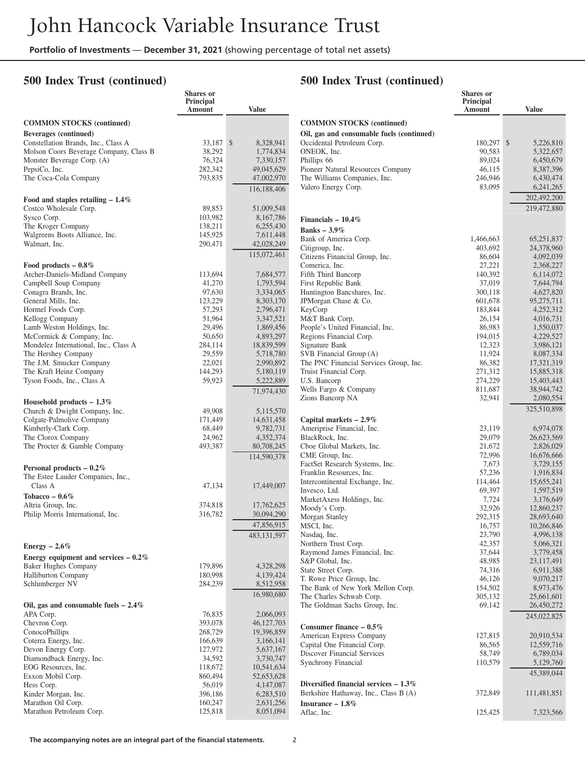# John Hancock Variable Insurance Trust

**Portfolio of Investments** — **December 31, 2021** (showing percentage of total net assets)

## 500 Index Trust (continued)

| | Shares or Principal Amount | Value |
|---|---|---|
| **COMMON STOCKS (continued)** | | |
| **Beverages (continued)** | | |
| Constellation Brands, Inc., Class A | 33,187 | $ 8,328,941 |
| Molson Coors Beverage Company, Class B | 38,292 | 1,774,834 |
| Monster Beverage Corp. (A) | 76,324 | 7,330,157 |
| PepsiCo, Inc. | 282,342 | 49,045,629 |
| The Coca-Cola Company | 793,835 | 47,002,970 |
| | | 116,188,406 |
| **Food and staples retailing – 1.4%** | | |
| Costco Wholesale Corp. | 89,853 | 51,009,548 |
| Sysco Corp. | 103,982 | 8,167,786 |
| The Kroger Company | 138,211 | 6,255,430 |
| Walgreens Boots Alliance, Inc. | 145,925 | 7,611,448 |
| Walmart, Inc. | 290,471 | 42,028,249 |
| | | 115,072,461 |
| **Food products – 0.8%** | | |
| Archer-Daniels-Midland Company | 113,694 | 7,684,577 |
| Campbell Soup Company | 41,270 | 1,793,594 |
| Conagra Brands, Inc. | 97,630 | 3,334,065 |
| General Mills, Inc. | 123,229 | 8,303,170 |
| Hormel Foods Corp. | 57,293 | 2,796,471 |
| Kellogg Company | 51,964 | 3,347,521 |
| Lamb Weston Holdings, Inc. | 29,496 | 1,869,456 |
| McCormick & Company, Inc. | 50,650 | 4,893,297 |
| Mondelez International, Inc., Class A | 284,114 | 18,839,599 |
| The Hershey Company | 29,559 | 5,718,780 |
| The J.M. Smucker Company | 22,021 | 2,990,892 |
| The Kraft Heinz Company | 144,293 | 5,180,119 |
| Tyson Foods, Inc., Class A | 59,923 | 5,222,889 |
| | | 71,974,430 |
| **Household products – 1.3%** | | |
| Church & Dwight Company, Inc. | 49,908 | 5,115,570 |
| Colgate-Palmolive Company | 171,449 | 14,631,458 |
| Kimberly-Clark Corp. | 68,449 | 9,782,731 |
| The Clorox Company | 24,962 | 4,352,374 |
| The Procter & Gamble Company | 493,387 | 80,708,245 |
| | | 114,590,378 |
| **Personal products – 0.2%** | | |
| The Estee Lauder Companies, Inc., Class A | 47,134 | 17,449,007 |
| **Tobacco – 0.6%** | | |
| Altria Group, Inc. | 374,818 | 17,762,625 |
| Philip Morris International, Inc. | 316,782 | 30,094,290 |
| | | 47,856,915 |
| | | 483,131,597 |
| **Energy – 2.6%** | | |
| **Energy equipment and services – 0.2%** | | |
| Baker Hughes Company | 179,896 | 4,328,298 |
| Halliburton Company | 180,998 | 4,139,424 |
| Schlumberger NV | 284,239 | 8,512,958 |
| | | 16,980,680 |
| **Oil, gas and consumable fuels – 2.4%** | | |
| APA Corp. | 76,835 | 2,066,093 |
| Chevron Corp. | 393,078 | 46,127,703 |
| ConocoPhillips | 268,729 | 19,396,859 |
| Coterra Energy, Inc. | 166,639 | 3,166,141 |
| Devon Energy Corp. | 127,972 | 5,637,167 |
| Diamondback Energy, Inc. | 34,592 | 3,730,747 |
| EOG Resources, Inc. | 118,672 | 10,541,634 |
| Exxon Mobil Corp. | 860,494 | 52,653,628 |
| Hess Corp. | 56,019 | 4,147,087 |
| Kinder Morgan, Inc. | 396,186 | 6,283,510 |
| Marathon Oil Corp. | 160,247 | 2,631,256 |
| Marathon Petroleum Corp. | 125,818 | 8,051,094 |
| **Oil, gas and consumable fuels (continued)** | | |
| Occidental Petroleum Corp. | 180,297 | $ 5,226,810 |
| ONEOK, Inc. | 90,583 | 5,322,657 |
| Phillips 66 | 89,024 | 6,450,679 |
| Pioneer Natural Resources Company | 46,115 | 8,387,396 |
| The Williams Companies, Inc. | 246,946 | 6,430,474 |
| Valero Energy Corp. | 83,095 | 6,241,265 |
| | | 202,492,200 |
| | | 219,472,880 |
| **Financials – 10.4%** | | |
| **Banks – 3.9%** | | |
| Bank of America Corp. | 1,466,663 | 65,251,837 |
| Citigroup, Inc. | 403,692 | 24,378,960 |
| Citizens Financial Group, Inc. | 86,604 | 4,092,039 |
| Comerica, Inc. | 27,221 | 2,368,227 |
| Fifth Third Bancorp | 140,392 | 6,114,072 |
| First Republic Bank | 37,019 | 7,644,794 |
| Huntington Bancshares, Inc. | 300,118 | 4,627,820 |
| JPMorgan Chase & Co. | 601,678 | 95,275,711 |
| KeyCorp | 183,844 | 4,252,312 |
| M&T Bank Corp. | 26,154 | 4,016,731 |
| People's United Financial, Inc. | 86,983 | 1,550,037 |
| Regions Financial Corp. | 194,015 | 4,229,527 |
| Signature Bank | 12,323 | 3,986,121 |
| SVB Financial Group (A) | 11,924 | 8,087,334 |
| The PNC Financial Services Group, Inc. | 86,382 | 17,321,319 |
| Truist Financial Corp. | 271,312 | 15,885,318 |
| U.S. Bancorp | 274,229 | 15,403,443 |
| Wells Fargo & Company | 811,687 | 38,944,742 |
| Zions Bancorp NA | 32,941 | 2,080,554 |
| | | 325,510,898 |
| **Capital markets – 2.9%** | | |
| Ameriprise Financial, Inc. | 23,119 | 6,974,078 |
| BlackRock, Inc. | 29,079 | 26,623,569 |
| Cboe Global Markets, Inc. | 21,672 | 2,826,029 |
| CME Group, Inc. | 72,996 | 16,676,666 |
| FactSet Research Systems, Inc. | 7,673 | 3,729,155 |
| Franklin Resources, Inc. | 57,236 | 1,916,834 |
| Intercontinental Exchange, Inc. | 114,464 | 15,655,241 |
| Invesco, Ltd. | 69,397 | 1,597,519 |
| MarketAxess Holdings, Inc. | 7,724 | 3,176,649 |
| Moody's Corp. | 32,926 | 12,860,237 |
| Morgan Stanley | 292,315 | 28,693,640 |
| MSCI, Inc. | 16,757 | 10,266,846 |
| Nasdaq, Inc. | 23,790 | 4,996,138 |
| Northern Trust Corp. | 42,357 | 5,066,321 |
| Raymond James Financial, Inc. | 37,644 | 3,779,458 |
| S&P Global, Inc. | 48,985 | 23,117,491 |
| State Street Corp. | 74,316 | 6,911,388 |
| T. Rowe Price Group, Inc. | 46,126 | 9,070,217 |
| The Bank of New York Mellon Corp. | 154,502 | 8,973,476 |
| The Charles Schwab Corp. | 305,132 | 25,661,601 |
| The Goldman Sachs Group, Inc. | 69,142 | 26,450,272 |
| | | 245,022,825 |
| **Consumer finance – 0.5%** | | |
| American Express Company | 127,815 | 20,910,534 |
| Capital One Financial Corp. | 86,565 | 12,559,716 |
| Discover Financial Services | 58,749 | 6,789,034 |
| Synchrony Financial | 110,579 | 5,129,760 |
| | | 45,389,044 |
| **Diversified financial services – 1.3%** | | |
| Berkshire Hathaway, Inc., Class B (A) | 372,849 | 111,481,851 |
| **Insurance – 1.8%** | | |
| Aflac, Inc. | 125,425 | 7,323,566 |

The accompanying notes are an integral part of the financial statements.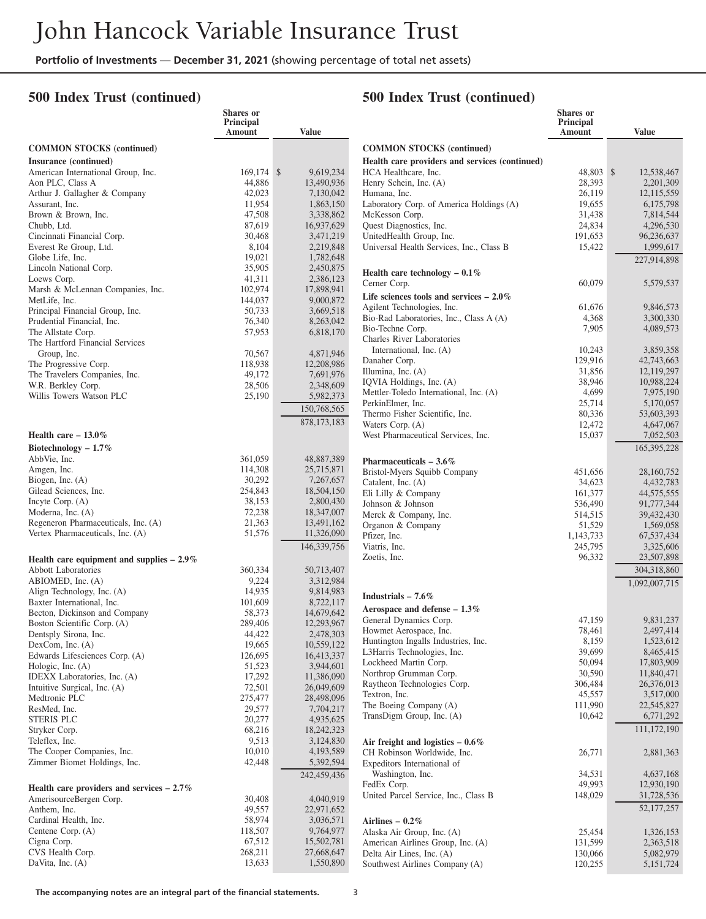# John Hancock Variable Insurance Trust

**Portfolio of Investments** — **December 31, 2021** (showing percentage of total net assets)

## 500 Index Trust (continued)

| | Shares or Principal Amount | Value |
|---|---|---|
| **COMMON STOCKS (continued)** | | |
| **Insurance (continued)** | | |
| American International Group, Inc. | 169,174 | $ 9,619,234 |
| Aon PLC, Class A | 44,886 | 13,490,936 |
| Arthur J. Gallagher & Company | 42,023 | 7,130,042 |
| Assurant, Inc. | 11,954 | 1,863,150 |
| Brown & Brown, Inc. | 47,508 | 3,338,862 |
| Chubb, Ltd. | 87,619 | 16,937,629 |
| Cincinnati Financial Corp. | 30,468 | 3,471,219 |
| Everest Re Group, Ltd. | 8,104 | 2,219,848 |
| Globe Life, Inc. | 19,021 | 1,782,648 |
| Lincoln National Corp. | 35,905 | 2,450,875 |
| Loews Corp. | 41,311 | 2,386,123 |
| Marsh & McLennan Companies, Inc. | 102,974 | 17,898,941 |
| MetLife, Inc. | 144,037 | 9,000,872 |
| Principal Financial Group, Inc. | 50,733 | 3,669,518 |
| Prudential Financial, Inc. | 76,340 | 8,263,042 |
| The Allstate Corp. | 57,953 | 6,818,170 |
| The Hartford Financial Services Group, Inc. | 70,567 | 4,871,946 |
| The Progressive Corp. | 118,938 | 12,208,986 |
| The Travelers Companies, Inc. | 49,172 | 7,691,976 |
| W.R. Berkley Corp. | 28,506 | 2,348,609 |
| Willis Towers Watson PLC | 25,190 | 5,982,373 |
| | | 150,768,565 |
| | | 878,173,183 |
| **Health care – 13.0%** | | |
| **Biotechnology – 1.7%** | | |
| AbbVie, Inc. | 361,059 | 48,887,389 |
| Amgen, Inc. | 114,308 | 25,715,871 |
| Biogen, Inc. (A) | 30,292 | 7,267,657 |
| Gilead Sciences, Inc. | 254,843 | 18,504,150 |
| Incyte Corp. (A) | 38,153 | 2,800,430 |
| Moderna, Inc. (A) | 72,238 | 18,347,007 |
| Regeneron Pharmaceuticals, Inc. (A) | 21,363 | 13,491,162 |
| Vertex Pharmaceuticals, Inc. (A) | 51,576 | 11,326,090 |
| | | 146,339,756 |
| **Health care equipment and supplies – 2.9%** | | |
| Abbott Laboratories | 360,334 | 50,713,407 |
| ABIOMED, Inc. (A) | 9,224 | 3,312,984 |
| Align Technology, Inc. (A) | 14,935 | 9,814,983 |
| Baxter International, Inc. | 101,609 | 8,722,117 |
| Becton, Dickinson and Company | 58,373 | 14,679,642 |
| Boston Scientific Corp. (A) | 289,406 | 12,293,967 |
| Dentsply Sirona, Inc. | 44,422 | 2,478,303 |
| DexCom, Inc. (A) | 19,665 | 10,559,122 |
| Edwards Lifesciences Corp. (A) | 126,695 | 16,413,337 |
| Hologic, Inc. (A) | 51,523 | 3,944,601 |
| IDEXX Laboratories, Inc. (A) | 17,292 | 11,386,090 |
| Intuitive Surgical, Inc. (A) | 72,501 | 26,049,609 |
| Medtronic PLC | 275,477 | 28,498,096 |
| ResMed, Inc. | 29,577 | 7,704,217 |
| STERIS PLC | 20,277 | 4,935,625 |
| Stryker Corp. | 68,216 | 18,242,323 |
| Teleflex, Inc. | 9,513 | 3,124,830 |
| The Cooper Companies, Inc. | 10,010 | 4,193,589 |
| Zimmer Biomet Holdings, Inc. | 42,448 | 5,392,594 |
| | | 242,459,436 |
| **Health care providers and services – 2.7%** | | |
| AmerisourceBergen Corp. | 30,408 | 4,040,919 |
| Anthem, Inc. | 49,557 | 22,971,652 |
| Cardinal Health, Inc. | 58,974 | 3,036,571 |
| Centene Corp. (A) | 118,507 | 9,764,977 |
| Cigna Corp. | 67,512 | 15,502,781 |
| CVS Health Corp. | 268,211 | 27,668,647 |
| DaVita, Inc. (A) | 13,633 | 1,550,890 |
| **Health care providers and services (continued)** | | |
| HCA Healthcare, Inc. | 48,803 | $ 12,538,467 |
| Henry Schein, Inc. (A) | 28,393 | 2,201,309 |
| Humana, Inc. | 26,119 | 12,115,559 |
| Laboratory Corp. of America Holdings (A) | 19,655 | 6,175,798 |
| McKesson Corp. | 31,438 | 7,814,544 |
| Quest Diagnostics, Inc. | 24,834 | 4,296,530 |
| UnitedHealth Group, Inc. | 191,653 | 96,236,637 |
| Universal Health Services, Inc., Class B | 15,422 | 1,999,617 |
| | | 227,914,898 |
| **Health care technology – 0.1%** | | |
| Cerner Corp. | 60,079 | 5,579,537 |
| **Life sciences tools and services – 2.0%** | | |
| Agilent Technologies, Inc. | 61,676 | 9,846,573 |
| Bio-Rad Laboratories, Inc., Class A (A) | 4,368 | 3,300,330 |
| Bio-Techne Corp. | 7,905 | 4,089,573 |
| Charles River Laboratories International, Inc. (A) | 10,243 | 3,859,358 |
| Danaher Corp. | 129,916 | 42,743,663 |
| Illumina, Inc. (A) | 31,856 | 12,119,297 |
| IQVIA Holdings, Inc. (A) | 38,946 | 10,988,224 |
| Mettler-Toledo International, Inc. (A) | 4,699 | 7,975,190 |
| PerkinElmer, Inc. | 25,714 | 5,170,057 |
| Thermo Fisher Scientific, Inc. | 80,336 | 53,603,393 |
| Waters Corp. (A) | 12,472 | 4,647,067 |
| West Pharmaceutical Services, Inc. | 15,037 | 7,052,503 |
| | | 165,395,228 |
| **Pharmaceuticals – 3.6%** | | |
| Bristol-Myers Squibb Company | 451,656 | 28,160,752 |
| Catalent, Inc. (A) | 34,623 | 4,432,783 |
| Eli Lilly & Company | 161,377 | 44,575,555 |
| Johnson & Johnson | 536,490 | 91,777,344 |
| Merck & Company, Inc. | 514,515 | 39,432,430 |
| Organon & Company | 51,529 | 1,569,058 |
| Pfizer, Inc. | 1,143,733 | 67,537,434 |
| Viatris, Inc. | 245,795 | 3,325,606 |
| Zoetis, Inc. | 96,332 | 23,507,898 |
| | | 304,318,860 |
| | | 1,092,007,715 |
| **Industrials – 7.6%** | | |
| **Aerospace and defense – 1.3%** | | |
| General Dynamics Corp. | 47,159 | 9,831,237 |
| Howmet Aerospace, Inc. | 78,461 | 2,497,414 |
| Huntington Ingalls Industries, Inc. | 8,159 | 1,523,612 |
| L3Harris Technologies, Inc. | 39,699 | 8,465,415 |
| Lockheed Martin Corp. | 50,094 | 17,803,909 |
| Northrop Grumman Corp. | 30,590 | 11,840,471 |
| Raytheon Technologies Corp. | 306,484 | 26,376,013 |
| Textron, Inc. | 45,557 | 3,517,000 |
| The Boeing Company (A) | 111,990 | 22,545,827 |
| TransDigm Group, Inc. (A) | 10,642 | 6,771,292 |
| | | 111,172,190 |
| **Air freight and logistics – 0.6%** | | |
| CH Robinson Worldwide, Inc. | 26,771 | 2,881,363 |
| Expeditors International of Washington, Inc. | 34,531 | 4,637,168 |
| FedEx Corp. | 49,993 | 12,930,190 |
| United Parcel Service, Inc., Class B | 148,029 | 31,728,536 |
| | | 52,177,257 |
| **Airlines – 0.2%** | | |
| Alaska Air Group, Inc. (A) | 25,454 | 1,326,153 |
| American Airlines Group, Inc. (A) | 131,599 | 2,363,518 |
| Delta Air Lines, Inc. (A) | 130,066 | 5,082,979 |
| Southwest Airlines Company (A) | 120,255 | 5,151,724 |

**The accompanying notes are an integral part of the financial statements.**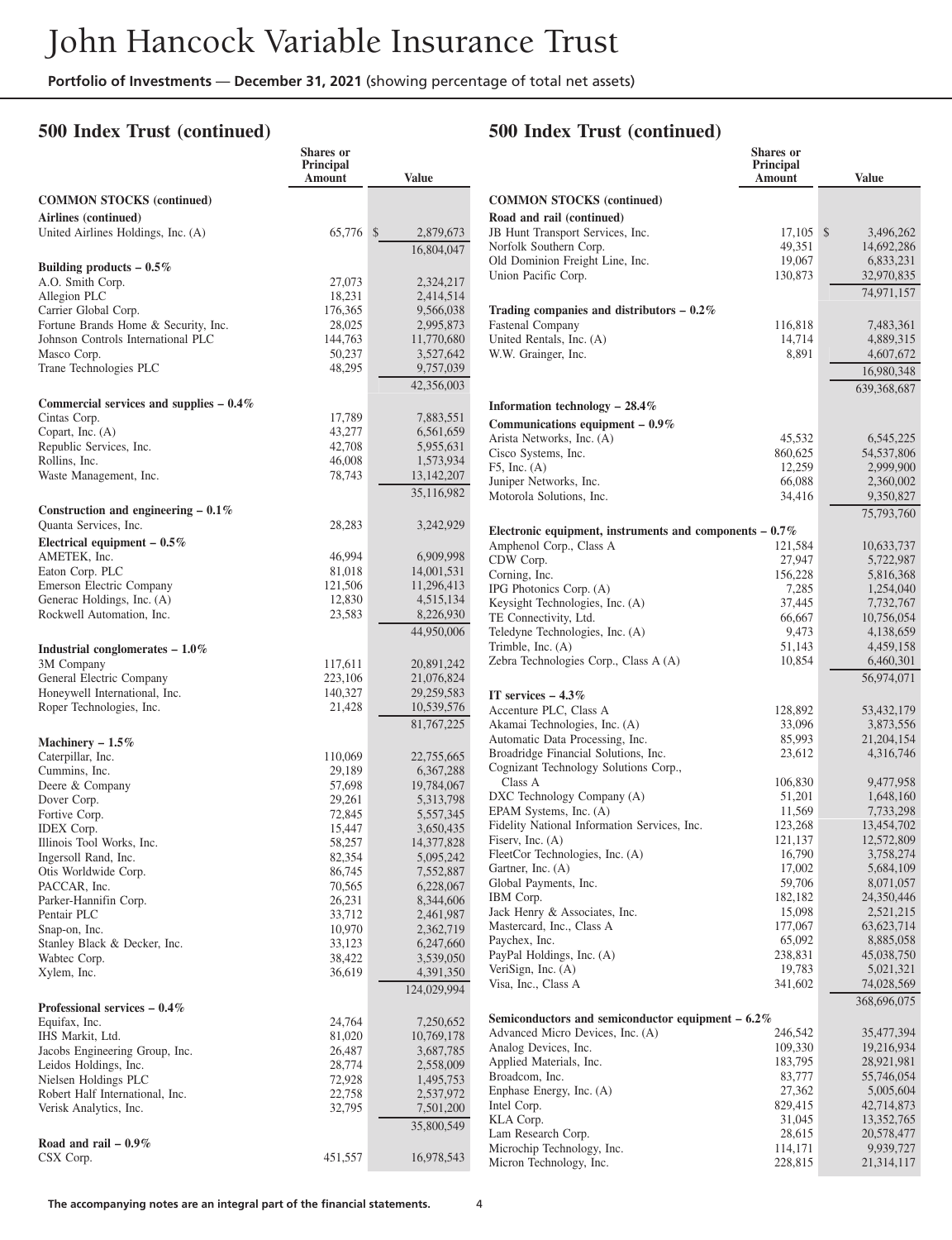## 500 Index Trust (continued)

| | Shares or Principal Amount | Value |
|---|---|---|
| **COMMON STOCKS (continued)** | | |
| **Airlines (continued)** | | |
| United Airlines Holdings, Inc. (A) | 65,776 | $ 2,879,673 |
| | | 16,804,047 |
| **Building products – 0.5%** | | |
| A.O. Smith Corp. | 27,073 | 2,324,217 |
| Allegion PLC | 18,231 | 2,414,514 |
| Carrier Global Corp. | 176,365 | 9,566,038 |
| Fortune Brands Home & Security, Inc. | 28,025 | 2,995,873 |
| Johnson Controls International PLC | 144,763 | 11,770,680 |
| Masco Corp. | 50,237 | 3,527,642 |
| Trane Technologies PLC | 48,295 | 9,757,039 |
| | | 42,356,003 |
| **Commercial services and supplies – 0.4%** | | |
| Cintas Corp. | 17,789 | 7,883,551 |
| Copart, Inc. (A) | 43,277 | 6,561,659 |
| Republic Services, Inc. | 42,708 | 5,955,631 |
| Rollins, Inc. | 46,008 | 1,573,934 |
| Waste Management, Inc. | 78,743 | 13,142,207 |
| | | 35,116,982 |
| **Construction and engineering – 0.1%** | | |
| Quanta Services, Inc. | 28,283 | 3,242,929 |
| **Electrical equipment – 0.5%** | | |
| AMETEK, Inc. | 46,994 | 6,909,998 |
| Eaton Corp. PLC | 81,018 | 14,001,531 |
| Emerson Electric Company | 121,506 | 11,296,413 |
| Generac Holdings, Inc. (A) | 12,830 | 4,515,134 |
| Rockwell Automation, Inc. | 23,583 | 8,226,930 |
| | | 44,950,006 |
| **Industrial conglomerates – 1.0%** | | |
| 3M Company | 117,611 | 20,891,242 |
| General Electric Company | 223,106 | 21,076,824 |
| Honeywell International, Inc. | 140,327 | 29,259,583 |
| Roper Technologies, Inc. | 21,428 | 10,539,576 |
| | | 81,767,225 |
| **Machinery – 1.5%** | | |
| Caterpillar, Inc. | 110,069 | 22,755,665 |
| Cummins, Inc. | 29,189 | 6,367,288 |
| Deere & Company | 57,698 | 19,784,067 |
| Dover Corp. | 29,261 | 5,313,798 |
| Fortive Corp. | 72,845 | 5,557,345 |
| IDEX Corp. | 15,447 | 3,650,435 |
| Illinois Tool Works, Inc. | 58,257 | 14,377,828 |
| Ingersoll Rand, Inc. | 82,354 | 5,095,242 |
| Otis Worldwide Corp. | 86,745 | 7,552,887 |
| PACCAR, Inc. | 70,565 | 6,228,067 |
| Parker-Hannifin Corp. | 26,231 | 8,344,606 |
| Pentair PLC | 33,712 | 2,461,987 |
| Snap-on, Inc. | 10,970 | 2,362,719 |
| Stanley Black & Decker, Inc. | 33,123 | 6,247,660 |
| Wabtec Corp. | 38,422 | 3,539,050 |
| Xylem, Inc. | 36,619 | 4,391,350 |
| | | 124,029,994 |
| **Professional services – 0.4%** | | |
| Equifax, Inc. | 24,764 | 7,250,652 |
| IHS Markit, Ltd. | 81,020 | 10,769,178 |
| Jacobs Engineering Group, Inc. | 26,487 | 3,687,785 |
| Leidos Holdings, Inc. | 28,774 | 2,558,009 |
| Nielsen Holdings PLC | 72,928 | 1,495,753 |
| Robert Half International, Inc. | 22,758 | 2,537,972 |
| Verisk Analytics, Inc. | 32,795 | 7,501,200 |
| | | 35,800,549 |
| **Road and rail – 0.9%** | | |
| CSX Corp. | 451,557 | 16,978,543 |
| **Road and rail (continued)** | | |
| JB Hunt Transport Services, Inc. | 17,105 | $ 3,496,262 |
| Norfolk Southern Corp. | 49,351 | 14,692,286 |
| Old Dominion Freight Line, Inc. | 19,067 | 6,833,231 |
| Union Pacific Corp. | 130,873 | 32,970,835 |
| | | 74,971,157 |
| **Trading companies and distributors – 0.2%** | | |
| Fastenal Company | 116,818 | 7,483,361 |
| United Rentals, Inc. (A) | 14,714 | 4,889,315 |
| W.W. Grainger, Inc. | 8,891 | 4,607,672 |
| | | 16,980,348 |
| | | 639,368,687 |
| **Information technology – 28.4%** | | |
| **Communications equipment – 0.9%** | | |
| Arista Networks, Inc. (A) | 45,532 | 6,545,225 |
| Cisco Systems, Inc. | 860,625 | 54,537,806 |
| F5, Inc. (A) | 12,259 | 2,999,900 |
| Juniper Networks, Inc. | 66,088 | 2,360,002 |
| Motorola Solutions, Inc. | 34,416 | 9,350,827 |
| | | 75,793,760 |
| **Electronic equipment, instruments and components – 0.7%** | | |
| Amphenol Corp., Class A | 121,584 | 10,633,737 |
| CDW Corp. | 27,947 | 5,722,987 |
| Corning, Inc. | 156,228 | 5,816,368 |
| IPG Photonics Corp. (A) | 7,285 | 1,254,040 |
| Keysight Technologies, Inc. (A) | 37,445 | 7,732,767 |
| TE Connectivity, Ltd. | 66,667 | 10,756,054 |
| Teledyne Technologies, Inc. (A) | 9,473 | 4,138,659 |
| Trimble, Inc. (A) | 51,143 | 4,459,158 |
| Zebra Technologies Corp., Class A (A) | 10,854 | 6,460,301 |
| | | 56,974,071 |
| **IT services – 4.3%** | | |
| Accenture PLC, Class A | 128,892 | 53,432,179 |
| Akamai Technologies, Inc. (A) | 33,096 | 3,873,556 |
| Automatic Data Processing, Inc. | 85,993 | 21,204,154 |
| Broadridge Financial Solutions, Inc. | 23,612 | 4,316,746 |
| Cognizant Technology Solutions Corp., Class A | 106,830 | 9,477,958 |
| DXC Technology Company (A) | 51,201 | 1,648,160 |
| EPAM Systems, Inc. (A) | 11,569 | 7,733,298 |
| Fidelity National Information Services, Inc. | 123,268 | 13,454,702 |
| Fiserv, Inc. (A) | 121,137 | 12,572,809 |
| FleetCor Technologies, Inc. (A) | 16,790 | 3,758,274 |
| Gartner, Inc. (A) | 17,002 | 5,684,109 |
| Global Payments, Inc. | 59,706 | 8,071,057 |
| IBM Corp. | 182,182 | 24,350,446 |
| Jack Henry & Associates, Inc. | 15,098 | 2,521,215 |
| Mastercard, Inc., Class A | 177,067 | 63,623,714 |
| Paychex, Inc. | 65,092 | 8,885,058 |
| PayPal Holdings, Inc. (A) | 238,831 | 45,038,750 |
| VeriSign, Inc. (A) | 19,783 | 5,021,321 |
| Visa, Inc., Class A | 341,602 | 74,028,569 |
| | | 368,696,075 |
| **Semiconductors and semiconductor equipment – 6.2%** | | |
| Advanced Micro Devices, Inc. (A) | 246,542 | 35,477,394 |
| Analog Devices, Inc. | 109,330 | 19,216,934 |
| Applied Materials, Inc. | 183,795 | 28,921,981 |
| Broadcom, Inc. | 83,777 | 55,746,054 |
| Enphase Energy, Inc. (A) | 27,362 | 5,005,604 |
| Intel Corp. | 829,415 | 42,714,873 |
| KLA Corp. | 31,045 | 13,352,765 |
| Lam Research Corp. | 28,615 | 20,578,477 |
| Microchip Technology, Inc. | 114,171 | 9,939,727 |
| Micron Technology, Inc. | 228,815 | 21,314,117 |

The accompanying notes are an integral part of the financial statements.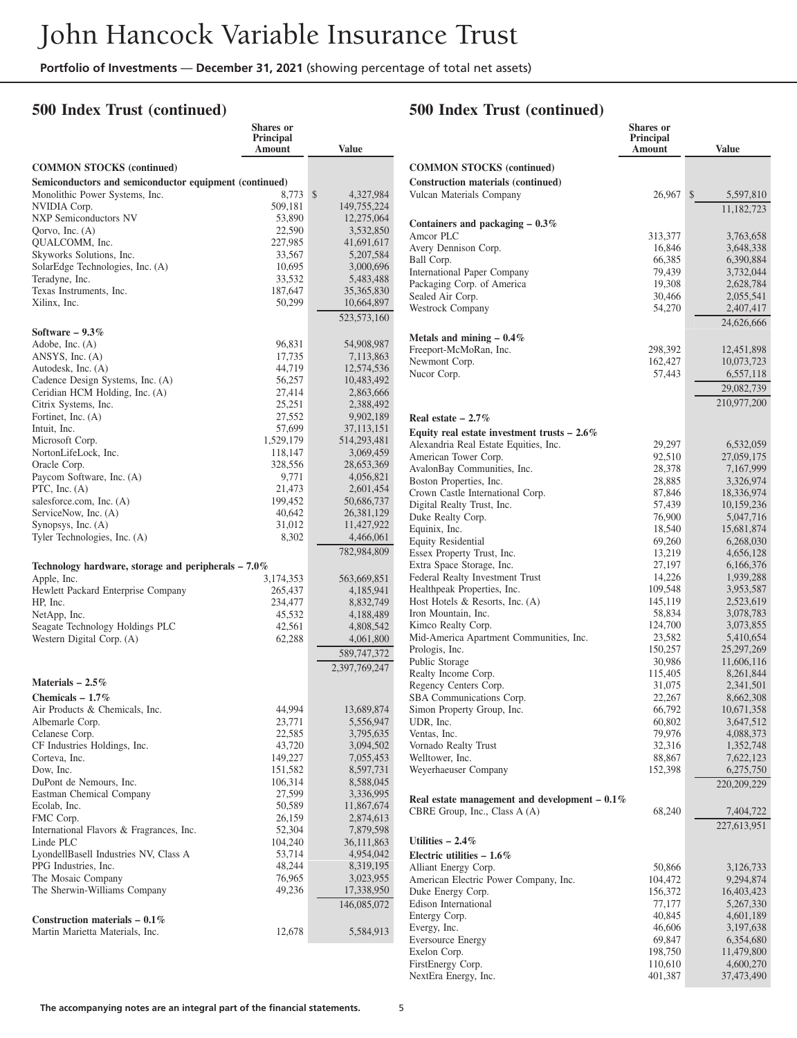# John Hancock Variable Insurance Trust

**Portfolio of Investments** — **December 31, 2021** (showing percentage of total net assets)

## 500 Index Trust (continued)

| | Shares or Principal Amount | Value |
|---|---|---|
| **COMMON STOCKS (continued)** | | |
| **Semiconductors and semiconductor equipment (continued)** | | |
| Monolithic Power Systems, Inc. | 8,773 | $ 4,327,984 |
| NVIDIA Corp. | 509,181 | 149,755,224 |
| NXP Semiconductors NV | 53,890 | 12,275,064 |
| Qorvo, Inc. (A) | 22,590 | 3,532,850 |
| QUALCOMM, Inc. | 227,985 | 41,691,617 |
| Skyworks Solutions, Inc. | 33,567 | 5,207,584 |
| SolarEdge Technologies, Inc. (A) | 10,695 | 3,000,696 |
| Teradyne, Inc. | 33,532 | 5,483,488 |
| Texas Instruments, Inc. | 187,647 | 35,365,830 |
| Xilinx, Inc. | 50,299 | 10,664,897 |
| | | 523,573,160 |
| **Software – 9.3%** | | |
| Adobe, Inc. (A) | 96,831 | 54,908,987 |
| ANSYS, Inc. (A) | 17,735 | 7,113,863 |
| Autodesk, Inc. (A) | 44,719 | 12,574,536 |
| Cadence Design Systems, Inc. (A) | 56,257 | 10,483,492 |
| Ceridian HCM Holding, Inc. (A) | 27,414 | 2,863,666 |
| Citrix Systems, Inc. | 25,251 | 2,388,492 |
| Fortinet, Inc. (A) | 27,552 | 9,902,189 |
| Intuit, Inc. | 57,699 | 37,113,151 |
| Microsoft Corp. | 1,529,179 | 514,293,481 |
| NortonLifeLock, Inc. | 118,147 | 3,069,459 |
| Oracle Corp. | 328,556 | 28,653,369 |
| Paycom Software, Inc. (A) | 9,771 | 4,056,821 |
| PTC, Inc. (A) | 21,473 | 2,601,454 |
| salesforce.com, Inc. (A) | 199,452 | 50,686,737 |
| ServiceNow, Inc. (A) | 40,642 | 26,381,129 |
| Synopsys, Inc. (A) | 31,012 | 11,427,922 |
| Tyler Technologies, Inc. (A) | 8,302 | 4,466,061 |
| | | 782,984,809 |
| **Technology hardware, storage and peripherals – 7.0%** | | |
| Apple, Inc. | 3,174,353 | 563,669,851 |
| Hewlett Packard Enterprise Company | 265,437 | 4,185,941 |
| HP, Inc. | 234,477 | 8,832,749 |
| NetApp, Inc. | 45,532 | 4,188,489 |
| Seagate Technology Holdings PLC | 42,561 | 4,808,542 |
| Western Digital Corp. (A) | 62,288 | 4,061,800 |
| | | 589,747,372 |
| | | 2,397,769,247 |
| **Materials – 2.5%** | | |
| **Chemicals – 1.7%** | | |
| Air Products & Chemicals, Inc. | 44,994 | 13,689,874 |
| Albemarle Corp. | 23,771 | 5,556,947 |
| Celanese Corp. | 22,585 | 3,795,635 |
| CF Industries Holdings, Inc. | 43,720 | 3,094,502 |
| Corteva, Inc. | 149,227 | 7,055,453 |
| Dow, Inc. | 151,582 | 8,597,731 |
| DuPont de Nemours, Inc. | 106,314 | 8,588,045 |
| Eastman Chemical Company | 27,599 | 3,336,995 |
| Ecolab, Inc. | 50,589 | 11,867,674 |
| FMC Corp. | 26,159 | 2,874,613 |
| International Flavors & Fragrances, Inc. | 52,304 | 7,879,598 |
| Linde PLC | 104,240 | 36,111,863 |
| LyondellBasell Industries NV, Class A | 53,714 | 4,954,042 |
| PPG Industries, Inc. | 48,244 | 8,319,195 |
| The Mosaic Company | 76,965 | 3,023,955 |
| The Sherwin-Williams Company | 49,236 | 17,338,950 |
| | | 146,085,072 |
| **Construction materials – 0.1%** | | |
| Martin Marietta Materials, Inc. | 12,678 | 5,584,913 |
| **Construction materials (continued)** | | |
| Vulcan Materials Company | 26,967 | $ 5,597,810 |
| | | 11,182,723 |
| **Containers and packaging – 0.3%** | | |
| Amcor PLC | 313,377 | 3,763,658 |
| Avery Dennison Corp. | 16,846 | 3,648,338 |
| Ball Corp. | 66,385 | 6,390,884 |
| International Paper Company | 79,439 | 3,732,044 |
| Packaging Corp. of America | 19,308 | 2,628,784 |
| Sealed Air Corp. | 30,466 | 2,055,541 |
| Westrock Company | 54,270 | 2,407,417 |
| | | 24,626,666 |
| **Metals and mining – 0.4%** | | |
| Freeport-McMoRan, Inc. | 298,392 | 12,451,898 |
| Newmont Corp. | 162,427 | 10,073,723 |
| Nucor Corp. | 57,443 | 6,557,118 |
| | | 29,082,739 |
| | | 210,977,200 |
| **Real estate – 2.7%** | | |
| **Equity real estate investment trusts – 2.6%** | | |
| Alexandria Real Estate Equities, Inc. | 29,297 | 6,532,059 |
| American Tower Corp. | 92,510 | 27,059,175 |
| AvalonBay Communities, Inc. | 28,378 | 7,167,999 |
| Boston Properties, Inc. | 28,885 | 3,326,974 |
| Crown Castle International Corp. | 87,846 | 18,336,974 |
| Digital Realty Trust, Inc. | 57,439 | 10,159,236 |
| Duke Realty Corp. | 76,900 | 5,047,716 |
| Equinix, Inc. | 18,540 | 15,681,874 |
| Equity Residential | 69,260 | 6,268,030 |
| Essex Property Trust, Inc. | 13,219 | 4,656,128 |
| Extra Space Storage, Inc. | 27,197 | 6,166,376 |
| Federal Realty Investment Trust | 14,226 | 1,939,288 |
| Healthpeak Properties, Inc. | 109,548 | 3,953,587 |
| Host Hotels & Resorts, Inc. (A) | 145,119 | 2,523,619 |
| Iron Mountain, Inc. | 58,834 | 3,078,783 |
| Kimco Realty Corp. | 124,700 | 3,073,855 |
| Mid-America Apartment Communities, Inc. | 23,582 | 5,410,654 |
| Prologis, Inc. | 150,257 | 25,297,269 |
| Public Storage | 30,986 | 11,606,116 |
| Realty Income Corp. | 115,405 | 8,261,844 |
| Regency Centers Corp. | 31,075 | 2,341,501 |
| SBA Communications Corp. | 22,267 | 8,662,308 |
| Simon Property Group, Inc. | 66,792 | 10,671,358 |
| UDR, Inc. | 60,802 | 3,647,512 |
| Ventas, Inc. | 79,976 | 4,088,373 |
| Vornado Realty Trust | 32,316 | 1,352,748 |
| Welltower, Inc. | 88,867 | 7,622,123 |
| Weyerhaeuser Company | 152,398 | 6,275,750 |
| | | 220,209,229 |
| **Real estate management and development – 0.1%** | | |
| CBRE Group, Inc., Class A (A) | 68,240 | 7,404,722 |
| | | 227,613,951 |
| **Utilities – 2.4%** | | |
| **Electric utilities – 1.6%** | | |
| Alliant Energy Corp. | 50,866 | 3,126,733 |
| American Electric Power Company, Inc. | 104,472 | 9,294,874 |
| Duke Energy Corp. | 156,372 | 16,403,423 |
| Edison International | 77,177 | 5,267,330 |
| Entergy Corp. | 40,845 | 4,601,189 |
| Evergy, Inc. | 46,606 | 3,197,638 |
| Eversource Energy | 69,847 | 6,354,680 |
| Exelon Corp. | 198,750 | 11,479,800 |
| FirstEnergy Corp. | 110,610 | 4,600,270 |
| NextEra Energy, Inc. | 401,387 | 37,473,490 |

The accompanying notes are an integral part of the financial statements.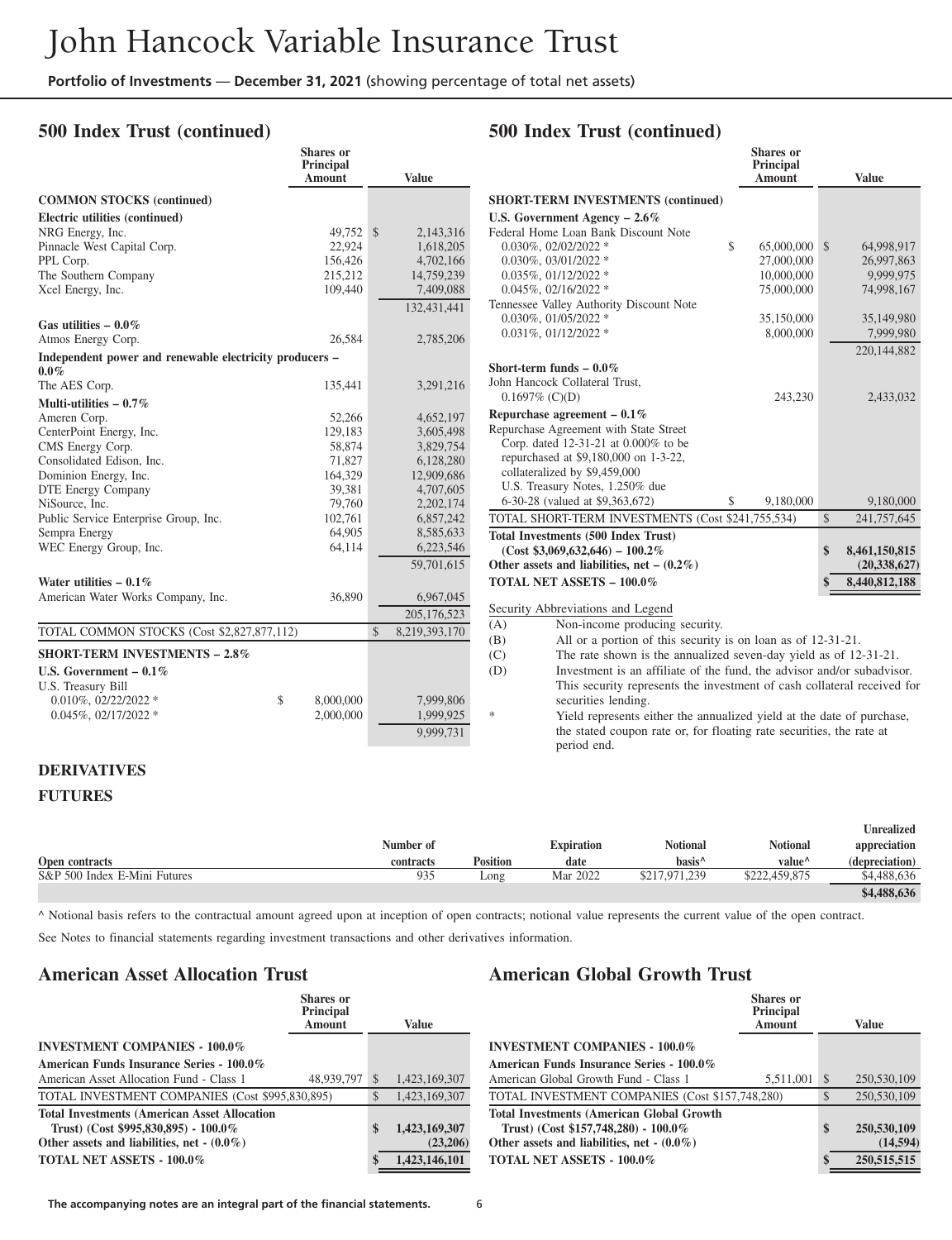## 500 Index Trust (continued)

| | Shares or Principal Amount | Value |
|---|---|---|
| **COMMON STOCKS (continued)** | | |
| **Electric utilities (continued)** | | |
| NRG Energy, Inc. | 49,752 | $ 2,143,316 |
| Pinnacle West Capital Corp. | 22,924 | 1,618,205 |
| PPL Corp. | 156,426 | 4,702,166 |
| The Southern Company | 215,212 | 14,759,239 |
| Xcel Energy, Inc. | 109,440 | 7,409,088 |
| | | 132,431,441 |
| **Gas utilities – 0.0%** | | |
| Atmos Energy Corp. | 26,584 | 2,785,206 |
| **Independent power and renewable electricity producers – 0.0%** | | |
| The AES Corp. | 135,441 | 3,291,216 |
| **Multi-utilities – 0.7%** | | |
| Ameren Corp. | 52,266 | 4,652,197 |
| CenterPoint Energy, Inc. | 129,183 | 3,605,498 |
| CMS Energy Corp. | 58,874 | 3,829,754 |
| Consolidated Edison, Inc. | 71,827 | 6,128,280 |
| Dominion Energy, Inc. | 164,329 | 12,909,686 |
| DTE Energy Company | 39,381 | 4,707,605 |
| NiSource, Inc. | 79,760 | 2,202,174 |
| Public Service Enterprise Group, Inc. | 102,761 | 6,857,242 |
| Sempra Energy | 64,905 | 8,585,633 |
| WEC Energy Group, Inc. | 64,114 | 6,223,546 |
| | | 59,701,615 |
| **Water utilities – 0.1%** | | |
| American Water Works Company, Inc. | 36,890 | 6,967,045 |
| | | 205,176,523 |
| TOTAL COMMON STOCKS (Cost $2,827,877,112) | | $ 8,219,393,170 |
| **SHORT-TERM INVESTMENTS – 2.8%** | | |
| **U.S. Government – 0.1%** | | |
| U.S. Treasury Bill | | |
| 0.010%, 02/22/2022 * | $ 8,000,000 | 7,999,806 |
| 0.045%, 02/17/2022 * | 2,000,000 | 1,999,925 |
| | | 9,999,731 |
| **SHORT-TERM INVESTMENTS (continued)** | | |
| **U.S. Government Agency – 2.6%** | | |
| Federal Home Loan Bank Discount Note | | |
| 0.030%, 02/02/2022 * | $ 65,000,000 | $ 64,998,917 |
| 0.030%, 03/01/2022 * | 27,000,000 | 26,997,863 |
| 0.035%, 01/12/2022 * | 10,000,000 | 9,999,975 |
| 0.045%, 02/16/2022 * | 75,000,000 | 74,998,167 |
| Tennessee Valley Authority Discount Note | | |
| 0.030%, 01/05/2022 * | 35,150,000 | 35,149,980 |
| 0.031%, 01/12/2022 * | 8,000,000 | 7,999,980 |
| | | 220,144,882 |
| **Short-term funds – 0.0%** | | |
| John Hancock Collateral Trust, 0.1697% (C)(D) | 243,230 | 2,433,032 |
| **Repurchase agreement – 0.1%** | | |
| Repurchase Agreement with State Street Corp. dated 12-31-21 at 0.000% to be repurchased at $9,180,000 on 1-3-22, collateralized by $9,459,000 U.S. Treasury Notes, 1.250% due 6-30-28 (valued at $9,363,672) | $ 9,180,000 | 9,180,000 |
| TOTAL SHORT-TERM INVESTMENTS (Cost $241,755,534) | | $ 241,757,645 |
| **Total Investments (500 Index Trust) (Cost $3,069,632,646) – 100.2%** | | **$ 8,461,150,815** |
| **Other assets and liabilities, net – (0.2%)** | | **(20,338,627)** |
| **TOTAL NET ASSETS – 100.0%** | | **$ 8,440,812,188** |

Security Abbreviations and Legend

(A) Non-income producing security.

(B) All or a portion of this security is on loan as of 12-31-21.

(C) The rate shown is the annualized seven-day yield as of 12-31-21.

(D) Investment is an affiliate of the fund, the advisor and/or subadvisor. This security represents the investment of cash collateral received for securities lending.

\* Yield represents either the annualized yield at the date of purchase, the stated coupon rate or, for floating rate securities, the rate at period end.

### DERIVATIVES

### FUTURES

| Open contracts | Number of contracts | Position | Expiration date | Notional basis^ | Notional value^ | Unrealized appreciation (depreciation) |
|---|---|---|---|---|---|---|
| S&P 500 Index E-Mini Futures | 935 | Long | Mar 2022 | $217,971,239 | $222,459,875 | $4,488,636 |
| | | | | | | **$4,488,636** |

^ Notional basis refers to the contractual amount agreed upon at inception of open contracts; notional value represents the current value of the open contract.

See Notes to financial statements regarding investment transactions and other derivatives information.

## American Asset Allocation Trust

| | Shares or Principal Amount | Value |
|---|---|---|
| **INVESTMENT COMPANIES - 100.0%** | | |
| **American Funds Insurance Series - 100.0%** | | |
| American Asset Allocation Fund - Class 1 | 48,939,797 | $ 1,423,169,307 |
| TOTAL INVESTMENT COMPANIES (Cost $995,830,895) | | $ 1,423,169,307 |
| **Total Investments (American Asset Allocation Trust) (Cost $995,830,895) - 100.0%** | | **$ 1,423,169,307** |
| **Other assets and liabilities, net - (0.0%)** | | **(23,206)** |
| **TOTAL NET ASSETS - 100.0%** | | **$ 1,423,146,101** |

## American Global Growth Trust

| | Shares or Principal Amount | Value |
|---|---|---|
| **INVESTMENT COMPANIES - 100.0%** | | |
| **American Funds Insurance Series - 100.0%** | | |
| American Global Growth Fund - Class 1 | 5,511,001 | $ 250,530,109 |
| TOTAL INVESTMENT COMPANIES (Cost $157,748,280) | | $ 250,530,109 |
| **Total Investments (American Global Growth Trust) (Cost $157,748,280) - 100.0%** | | **$ 250,530,109** |
| **Other assets and liabilities, net - (0.0%)** | | **(14,594)** |
| **TOTAL NET ASSETS - 100.0%** | | **$ 250,515,515** |

The accompanying notes are an integral part of the financial statements.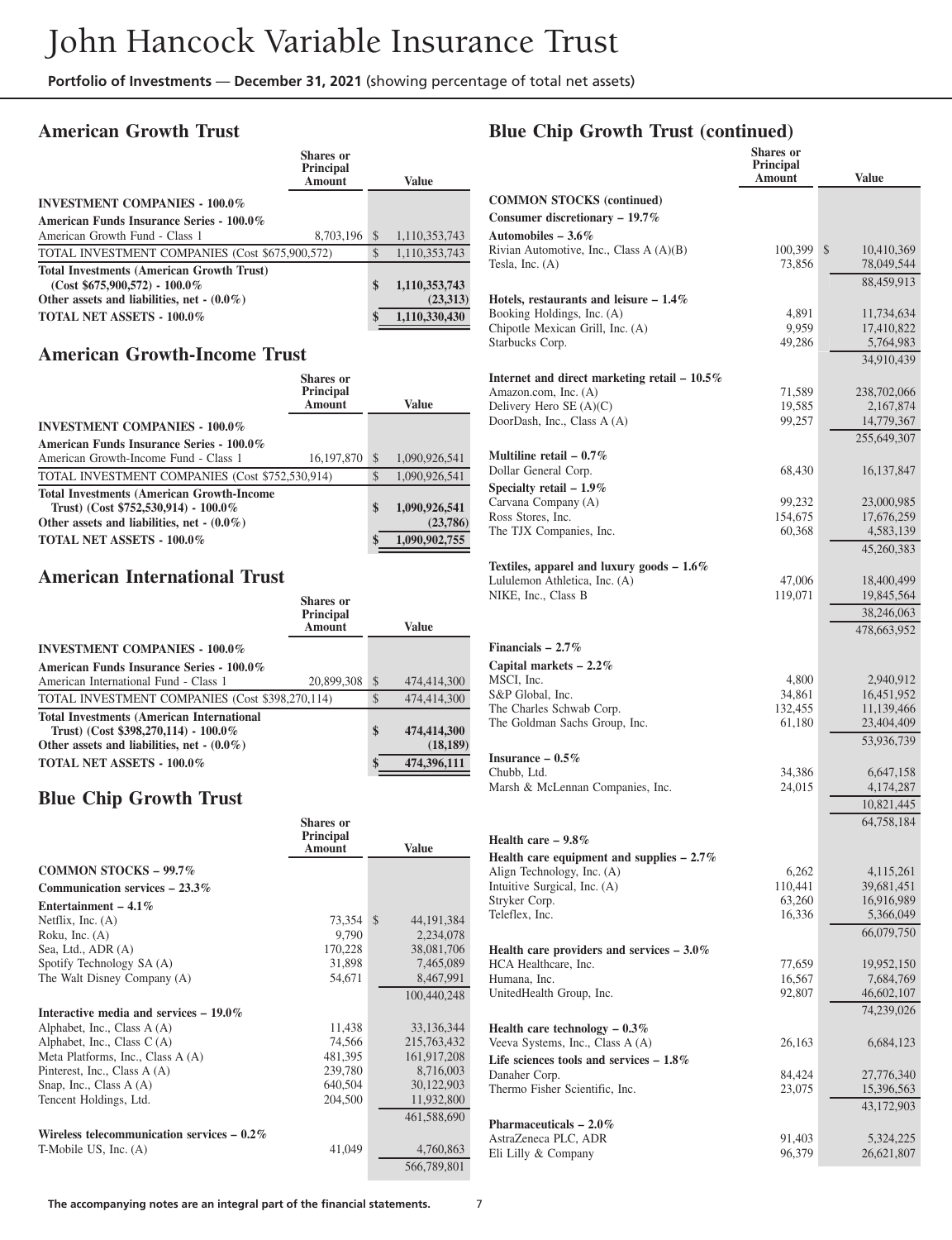# John Hancock Variable Insurance Trust

**Portfolio of Investments — December 31, 2021** (showing percentage of total net assets)

## American Growth Trust

| | Shares or Principal Amount | Value |
|---|---|---|
| **INVESTMENT COMPANIES - 100.0%** | | |
| **American Funds Insurance Series - 100.0%** | | |
| American Growth Fund - Class 1 | 8,703,196 | $ 1,110,353,743 |
| TOTAL INVESTMENT COMPANIES (Cost $675,900,572) | | $ 1,110,353,743 |
| **Total Investments (American Growth Trust) (Cost $675,900,572) - 100.0%** | | **$ 1,110,353,743** |
| **Other assets and liabilities, net - (0.0%)** | | **(23,313)** |
| **TOTAL NET ASSETS - 100.0%** | | **$ 1,110,330,430** |

## American Growth-Income Trust

| | Shares or Principal Amount | Value |
|---|---|---|
| **INVESTMENT COMPANIES - 100.0%** | | |
| **American Funds Insurance Series - 100.0%** | | |
| American Growth-Income Fund - Class 1 | 16,197,870 | $ 1,090,926,541 |
| TOTAL INVESTMENT COMPANIES (Cost $752,530,914) | | $ 1,090,926,541 |
| **Total Investments (American Growth-Income Trust) (Cost $752,530,914) - 100.0%** | | **$ 1,090,926,541** |
| **Other assets and liabilities, net - (0.0%)** | | **(23,786)** |
| **TOTAL NET ASSETS - 100.0%** | | **$ 1,090,902,755** |

## American International Trust

| | Shares or Principal Amount | Value |
|---|---|---|
| **INVESTMENT COMPANIES - 100.0%** | | |
| **American Funds Insurance Series - 100.0%** | | |
| American International Fund - Class 1 | 20,899,308 | $ 474,414,300 |
| TOTAL INVESTMENT COMPANIES (Cost $398,270,114) | | $ 474,414,300 |
| **Total Investments (American International Trust) (Cost $398,270,114) - 100.0%** | | **$ 474,414,300** |
| **Other assets and liabilities, net - (0.0%)** | | **(18,189)** |
| **TOTAL NET ASSETS - 100.0%** | | **$ 474,396,111** |

## Blue Chip Growth Trust

| | Shares or Principal Amount | Value |
|---|---|---|
| **COMMON STOCKS – 99.7%** | | |
| **Communication services – 23.3%** | | |
| **Entertainment – 4.1%** | | |
| Netflix, Inc. (A) | 73,354 | $ 44,191,384 |
| Roku, Inc. (A) | 9,790 | 2,234,078 |
| Sea, Ltd., ADR (A) | 170,228 | 38,081,706 |
| Spotify Technology SA (A) | 31,898 | 7,465,089 |
| The Walt Disney Company (A) | 54,671 | 8,467,991 |
| | | 100,440,248 |
| **Interactive media and services – 19.0%** | | |
| Alphabet, Inc., Class A (A) | 11,438 | 33,136,344 |
| Alphabet, Inc., Class C (A) | 74,566 | 215,763,432 |
| Meta Platforms, Inc., Class A (A) | 481,395 | 161,917,208 |
| Pinterest, Inc., Class A (A) | 239,780 | 8,716,003 |
| Snap, Inc., Class A (A) | 640,504 | 30,122,903 |
| Tencent Holdings, Ltd. | 204,500 | 11,932,800 |
| | | 461,588,690 |
| **Wireless telecommunication services – 0.2%** | | |
| T-Mobile US, Inc. (A) | 41,049 | 4,760,863 |
| | | 566,789,801 |

## Blue Chip Growth Trust (continued)

| | Shares or Principal Amount | Value |
|---|---|---|
| **COMMON STOCKS (continued)** | | |
| **Consumer discretionary – 19.7%** | | |
| **Automobiles – 3.6%** | | |
| Rivian Automotive, Inc., Class A (A)(B) | 100,399 | $ 10,410,369 |
| Tesla, Inc. (A) | 73,856 | 78,049,544 |
| | | 88,459,913 |
| **Hotels, restaurants and leisure – 1.4%** | | |
| Booking Holdings, Inc. (A) | 4,891 | 11,734,634 |
| Chipotle Mexican Grill, Inc. (A) | 9,959 | 17,410,822 |
| Starbucks Corp. | 49,286 | 5,764,983 |
| | | 34,910,439 |
| **Internet and direct marketing retail – 10.5%** | | |
| Amazon.com, Inc. (A) | 71,589 | 238,702,066 |
| Delivery Hero SE (A)(C) | 19,585 | 2,167,874 |
| DoorDash, Inc., Class A (A) | 99,257 | 14,779,367 |
| | | 255,649,307 |
| **Multiline retail – 0.7%** | | |
| Dollar General Corp. | 68,430 | 16,137,847 |
| **Specialty retail – 1.9%** | | |
| Carvana Company (A) | 99,232 | 23,000,985 |
| Ross Stores, Inc. | 154,675 | 17,676,259 |
| The TJX Companies, Inc. | 60,368 | 4,583,139 |
| | | 45,260,383 |
| **Textiles, apparel and luxury goods – 1.6%** | | |
| Lululemon Athletica, Inc. (A) | 47,006 | 18,400,499 |
| NIKE, Inc., Class B | 119,071 | 19,845,564 |
| | | 38,246,063 |
| | | 478,663,952 |
| **Financials – 2.7%** | | |
| **Capital markets – 2.2%** | | |
| MSCI, Inc. | 4,800 | 2,940,912 |
| S&P Global, Inc. | 34,861 | 16,451,952 |
| The Charles Schwab Corp. | 132,455 | 11,139,466 |
| The Goldman Sachs Group, Inc. | 61,180 | 23,404,409 |
| | | 53,936,739 |
| **Insurance – 0.5%** | | |
| Chubb, Ltd. | 34,386 | 6,647,158 |
| Marsh & McLennan Companies, Inc. | 24,015 | 4,174,287 |
| | | 10,821,445 |
| | | 64,758,184 |
| **Health care – 9.8%** | | |
| **Health care equipment and supplies – 2.7%** | | |
| Align Technology, Inc. (A) | 6,262 | 4,115,261 |
| Intuitive Surgical, Inc. (A) | 110,441 | 39,681,451 |
| Stryker Corp. | 63,260 | 16,916,989 |
| Teleflex, Inc. | 16,336 | 5,366,049 |
| | | 66,079,750 |
| **Health care providers and services – 3.0%** | | |
| HCA Healthcare, Inc. | 77,659 | 19,952,150 |
| Humana, Inc. | 16,567 | 7,684,769 |
| UnitedHealth Group, Inc. | 92,807 | 46,602,107 |
| | | 74,239,026 |
| **Health care technology – 0.3%** | | |
| Veeva Systems, Inc., Class A (A) | 26,163 | 6,684,123 |
| **Life sciences tools and services – 1.8%** | | |
| Danaher Corp. | 84,424 | 27,776,340 |
| Thermo Fisher Scientific, Inc. | 23,075 | 15,396,563 |
| | | 43,172,903 |
| **Pharmaceuticals – 2.0%** | | |
| AstraZeneca PLC, ADR | 91,403 | 5,324,225 |
| Eli Lilly & Company | 96,379 | 26,621,807 |

The accompanying notes are an integral part of the financial statements.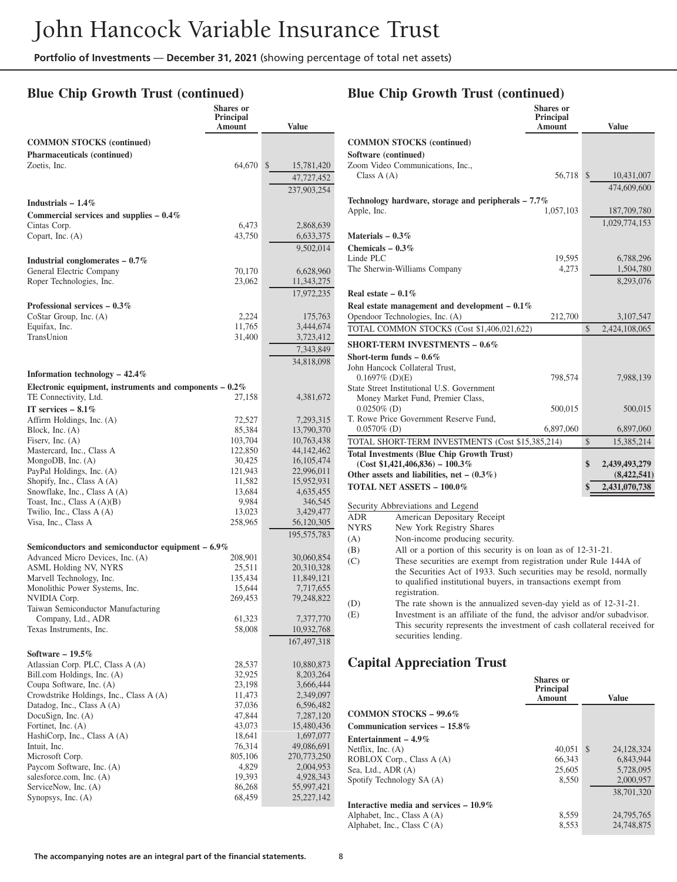## Blue Chip Growth Trust (continued)

| | Shares or Principal Amount | Value |
|---|---|---|
| **COMMON STOCKS (continued)** | | |
| **Pharmaceuticals (continued)** | | |
| Zoetis, Inc. | 64,670 | $ 15,781,420 |
| | | 47,727,452 |
| | | 237,903,254 |
| **Industrials – 1.4%** | | |
| **Commercial services and supplies – 0.4%** | | |
| Cintas Corp. | 6,473 | 2,868,639 |
| Copart, Inc. (A) | 43,750 | 6,633,375 |
| | | 9,502,014 |
| **Industrial conglomerates – 0.7%** | | |
| General Electric Company | 70,170 | 6,628,960 |
| Roper Technologies, Inc. | 23,062 | 11,343,275 |
| | | 17,972,235 |
| **Professional services – 0.3%** | | |
| CoStar Group, Inc. (A) | 2,224 | 175,763 |
| Equifax, Inc. | 11,765 | 3,444,674 |
| TransUnion | 31,400 | 3,723,412 |
| | | 7,343,849 |
| | | 34,818,098 |
| **Information technology – 42.4%** | | |
| **Electronic equipment, instruments and components – 0.2%** | | |
| TE Connectivity, Ltd. | 27,158 | 4,381,672 |
| **IT services – 8.1%** | | |
| Affirm Holdings, Inc. (A) | 72,527 | 7,293,315 |
| Block, Inc. (A) | 85,384 | 13,790,370 |
| Fiserv, Inc. (A) | 103,704 | 10,763,438 |
| Mastercard, Inc., Class A | 122,850 | 44,142,462 |
| MongoDB, Inc. (A) | 30,425 | 16,105,474 |
| PayPal Holdings, Inc. (A) | 121,943 | 22,996,011 |
| Shopify, Inc., Class A (A) | 11,582 | 15,952,931 |
| Snowflake, Inc., Class A (A) | 13,684 | 4,635,455 |
| Toast, Inc., Class A (A)(B) | 9,984 | 346,545 |
| Twilio, Inc., Class A (A) | 13,023 | 3,429,477 |
| Visa, Inc., Class A | 258,965 | 56,120,305 |
| | | 195,575,783 |
| **Semiconductors and semiconductor equipment – 6.9%** | | |
| Advanced Micro Devices, Inc. (A) | 208,901 | 30,060,854 |
| ASML Holding NV, NYRS | 25,511 | 20,310,328 |
| Marvell Technology, Inc. | 135,434 | 11,849,121 |
| Monolithic Power Systems, Inc. | 15,644 | 7,717,655 |
| NVIDIA Corp. | 269,453 | 79,248,822 |
| Taiwan Semiconductor Manufacturing Company, Ltd., ADR | 61,323 | 7,377,770 |
| Texas Instruments, Inc. | 58,008 | 10,932,768 |
| | | 167,497,318 |
| **Software – 19.5%** | | |
| Atlassian Corp. PLC, Class A (A) | 28,537 | 10,880,873 |
| Bill.com Holdings, Inc. (A) | 32,925 | 8,203,264 |
| Coupa Software, Inc. (A) | 23,198 | 3,666,444 |
| Crowdstrike Holdings, Inc., Class A (A) | 11,473 | 2,349,097 |
| Datadog, Inc., Class A (A) | 37,036 | 6,596,482 |
| DocuSign, Inc. (A) | 47,844 | 7,287,120 |
| Fortinet, Inc. (A) | 43,073 | 15,480,436 |
| HashiCorp, Inc., Class A (A) | 18,641 | 1,697,077 |
| Intuit, Inc. | 76,314 | 49,086,691 |
| Microsoft Corp. | 805,106 | 270,773,250 |
| Paycom Software, Inc. (A) | 4,829 | 2,004,953 |
| salesforce.com, Inc. (A) | 19,393 | 4,928,343 |
| ServiceNow, Inc. (A) | 86,268 | 55,997,421 |
| Synopsys, Inc. (A) | 68,459 | 25,227,142 |
| Zoom Video Communications, Inc., Class A (A) | 56,718 | $ 10,431,007 |
| | | 474,609,600 |
| **Technology hardware, storage and peripherals – 7.7%** | | |
| Apple, Inc. | 1,057,103 | 187,709,780 |
| | | 1,029,774,153 |
| **Materials – 0.3%** | | |
| **Chemicals – 0.3%** | | |
| Linde PLC | 19,595 | 6,788,296 |
| The Sherwin-Williams Company | 4,273 | 1,504,780 |
| | | 8,293,076 |
| **Real estate – 0.1%** | | |
| **Real estate management and development – 0.1%** | | |
| Opendoor Technologies, Inc. (A) | 212,700 | 3,107,547 |
| TOTAL COMMON STOCKS (Cost $1,406,021,622) | | $ 2,424,108,065 |
| **SHORT-TERM INVESTMENTS – 0.6%** | | |
| **Short-term funds – 0.6%** | | |
| John Hancock Collateral Trust, 0.1697% (D)(E) | 798,574 | 7,988,139 |
| State Street Institutional U.S. Government Money Market Fund, Premier Class, 0.0250% (D) | 500,015 | 500,015 |
| T. Rowe Price Government Reserve Fund, 0.0570% (D) | 6,897,060 | 6,897,060 |
| TOTAL SHORT-TERM INVESTMENTS (Cost $15,385,214) | | $ 15,385,214 |
| **Total Investments (Blue Chip Growth Trust) (Cost $1,421,406,836) – 100.3%** | | **$ 2,439,493,279** |
| **Other assets and liabilities, net – (0.3%)** | | **(8,422,541)** |
| **TOTAL NET ASSETS – 100.0%** | | **$ 2,431,070,738** |

Security Abbreviations and Legend

| | |
|---|---|
| ADR | American Depositary Receipt |
| NYRS | New York Registry Shares |
| (A) | Non-income producing security. |
| (B) | All or a portion of this security is on loan as of 12-31-21. |
| (C) | These securities are exempt from registration under Rule 144A of the Securities Act of 1933. Such securities may be resold, normally to qualified institutional buyers, in transactions exempt from registration. |
| (D) | The rate shown is the annualized seven-day yield as of 12-31-21. |
| (E) | Investment is an affiliate of the fund, the advisor and/or subadvisor. This security represents the investment of cash collateral received for securities lending. |

## Capital Appreciation Trust

| | Shares or Principal Amount | Value |
|---|---|---|
| **COMMON STOCKS – 99.6%** | | |
| **Communication services – 15.8%** | | |
| **Entertainment – 4.9%** | | |
| Netflix, Inc. (A) | 40,051 | $ 24,128,324 |
| ROBLOX Corp., Class A (A) | 66,343 | 6,843,944 |
| Sea, Ltd., ADR (A) | 25,605 | 5,728,095 |
| Spotify Technology SA (A) | 8,550 | 2,000,957 |
| | | 38,701,320 |
| **Interactive media and services – 10.9%** | | |
| Alphabet, Inc., Class A (A) | 8,559 | 24,795,765 |
| Alphabet, Inc., Class C (A) | 8,553 | 24,748,875 |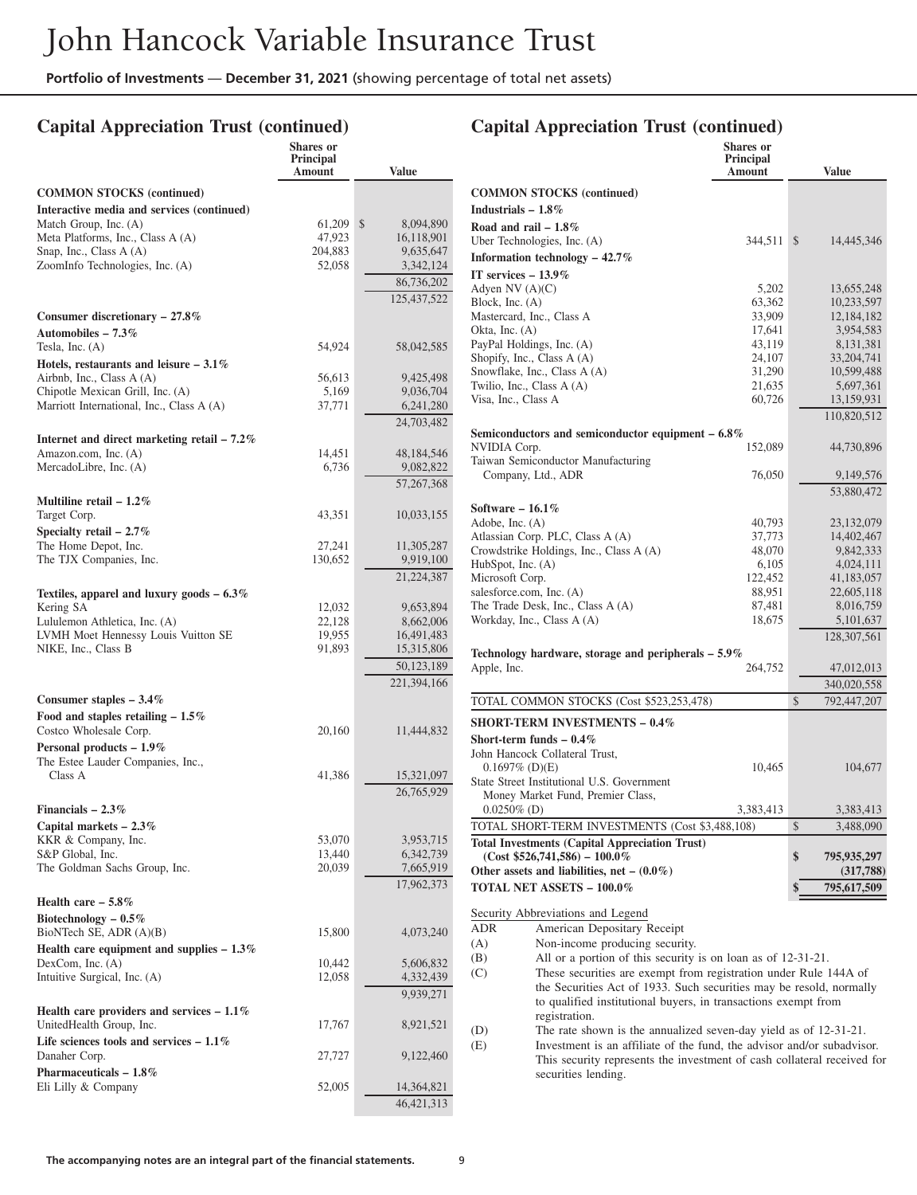## Capital Appreciation Trust (continued)

| | Shares or Principal Amount | Value |
|---|---|---|
| **COMMON STOCKS (continued)** | | |
| **Interactive media and services (continued)** | | |
| Match Group, Inc. (A) | 61,209 | $ 8,094,890 |
| Meta Platforms, Inc., Class A (A) | 47,923 | 16,118,901 |
| Snap, Inc., Class A (A) | 204,883 | 9,635,647 |
| ZoomInfo Technologies, Inc. (A) | 52,058 | 3,342,124 |
| | | 86,736,202 |
| | | 125,437,522 |
| **Consumer discretionary – 27.8%** | | |
| **Automobiles – 7.3%** | | |
| Tesla, Inc. (A) | 54,924 | 58,042,585 |
| **Hotels, restaurants and leisure – 3.1%** | | |
| Airbnb, Inc., Class A (A) | 56,613 | 9,425,498 |
| Chipotle Mexican Grill, Inc. (A) | 5,169 | 9,036,704 |
| Marriott International, Inc., Class A (A) | 37,771 | 6,241,280 |
| | | 24,703,482 |
| **Internet and direct marketing retail – 7.2%** | | |
| Amazon.com, Inc. (A) | 14,451 | 48,184,546 |
| MercadoLibre, Inc. (A) | 6,736 | 9,082,822 |
| | | 57,267,368 |
| **Multiline retail – 1.2%** | | |
| Target Corp. | 43,351 | 10,033,155 |
| **Specialty retail – 2.7%** | | |
| The Home Depot, Inc. | 27,241 | 11,305,287 |
| The TJX Companies, Inc. | 130,652 | 9,919,100 |
| | | 21,224,387 |
| **Textiles, apparel and luxury goods – 6.3%** | | |
| Kering SA | 12,032 | 9,653,894 |
| Lululemon Athletica, Inc. (A) | 22,128 | 8,662,006 |
| LVMH Moet Hennessy Louis Vuitton SE | 19,955 | 16,491,483 |
| NIKE, Inc., Class B | 91,893 | 15,315,806 |
| | | 50,123,189 |
| | | 221,394,166 |
| **Consumer staples – 3.4%** | | |
| **Food and staples retailing – 1.5%** | | |
| Costco Wholesale Corp. | 20,160 | 11,444,832 |
| **Personal products – 1.9%** | | |
| The Estee Lauder Companies, Inc., Class A | 41,386 | 15,321,097 |
| | | 26,765,929 |
| **Financials – 2.3%** | | |
| **Capital markets – 2.3%** | | |
| KKR & Company, Inc. | 53,070 | 3,953,715 |
| S&P Global, Inc. | 13,440 | 6,342,739 |
| The Goldman Sachs Group, Inc. | 20,039 | 7,665,919 |
| | | 17,962,373 |
| **Health care – 5.8%** | | |
| **Biotechnology – 0.5%** | | |
| BioNTech SE, ADR (A)(B) | 15,800 | 4,073,240 |
| **Health care equipment and supplies – 1.3%** | | |
| DexCom, Inc. (A) | 10,442 | 5,606,832 |
| Intuitive Surgical, Inc. (A) | 12,058 | 4,332,439 |
| | | 9,939,271 |
| **Health care providers and services – 1.1%** | | |
| UnitedHealth Group, Inc. | 17,767 | 8,921,521 |
| **Life sciences tools and services – 1.1%** | | |
| Danaher Corp. | 27,727 | 9,122,460 |
| **Pharmaceuticals – 1.8%** | | |
| Eli Lilly & Company | 52,005 | 14,364,821 |
| | | 46,421,313 |
| **COMMON STOCKS (continued)** | | |
| **Industrials – 1.8%** | | |
| **Road and rail – 1.8%** | | |
| Uber Technologies, Inc. (A) | 344,511 | $ 14,445,346 |
| **Information technology – 42.7%** | | |
| **IT services – 13.9%** | | |
| Adyen NV (A)(C) | 5,202 | 13,655,248 |
| Block, Inc. (A) | 63,362 | 10,233,597 |
| Mastercard, Inc., Class A | 33,909 | 12,184,182 |
| Okta, Inc. (A) | 17,641 | 3,954,583 |
| PayPal Holdings, Inc. (A) | 43,119 | 8,131,381 |
| Shopify, Inc., Class A (A) | 24,107 | 33,204,741 |
| Snowflake, Inc., Class A (A) | 31,290 | 10,599,488 |
| Twilio, Inc., Class A (A) | 21,635 | 5,697,361 |
| Visa, Inc., Class A | 60,726 | 13,159,931 |
| | | 110,820,512 |
| **Semiconductors and semiconductor equipment – 6.8%** | | |
| NVIDIA Corp. | 152,089 | 44,730,896 |
| Taiwan Semiconductor Manufacturing Company, Ltd., ADR | 76,050 | 9,149,576 |
| | | 53,880,472 |
| **Software – 16.1%** | | |
| Adobe, Inc. (A) | 40,793 | 23,132,079 |
| Atlassian Corp. PLC, Class A (A) | 37,773 | 14,402,467 |
| Crowdstrike Holdings, Inc., Class A (A) | 48,070 | 9,842,333 |
| HubSpot, Inc. (A) | 6,105 | 4,024,111 |
| Microsoft Corp. | 122,452 | 41,183,057 |
| salesforce.com, Inc. (A) | 88,951 | 22,605,118 |
| The Trade Desk, Inc., Class A (A) | 87,481 | 8,016,759 |
| Workday, Inc., Class A (A) | 18,675 | 5,101,637 |
| | | 128,307,561 |
| **Technology hardware, storage and peripherals – 5.9%** | | |
| Apple, Inc. | 264,752 | 47,012,013 |
| | | 340,020,558 |
| TOTAL COMMON STOCKS (Cost $523,253,478) | | $ 792,447,207 |
| **SHORT-TERM INVESTMENTS – 0.4%** | | |
| **Short-term funds – 0.4%** | | |
| John Hancock Collateral Trust, 0.1697% (D)(E) | 10,465 | 104,677 |
| State Street Institutional U.S. Government Money Market Fund, Premier Class, 0.0250% (D) | 3,383,413 | 3,383,413 |
| TOTAL SHORT-TERM INVESTMENTS (Cost $3,488,108) | | $ 3,488,090 |
| **Total Investments (Capital Appreciation Trust) (Cost $526,741,586) – 100.0%** | | **$ 795,935,297** |
| **Other assets and liabilities, net – (0.0%)** | | **(317,788)** |
| **TOTAL NET ASSETS – 100.0%** | | **$ 795,617,509** |

Security Abbreviations and Legend

ADR American Depositary Receipt

(A) Non-income producing security.

(B) All or a portion of this security is on loan as of 12-31-21.

(C) These securities are exempt from registration under Rule 144A of the Securities Act of 1933. Such securities may be resold, normally to qualified institutional buyers, in transactions exempt from registration.

(D) The rate shown is the annualized seven-day yield as of 12-31-21.

(E) Investment is an affiliate of the fund, the advisor and/or subadvisor. This security represents the investment of cash collateral received for securities lending.

**The accompanying notes are an integral part of the financial statements.**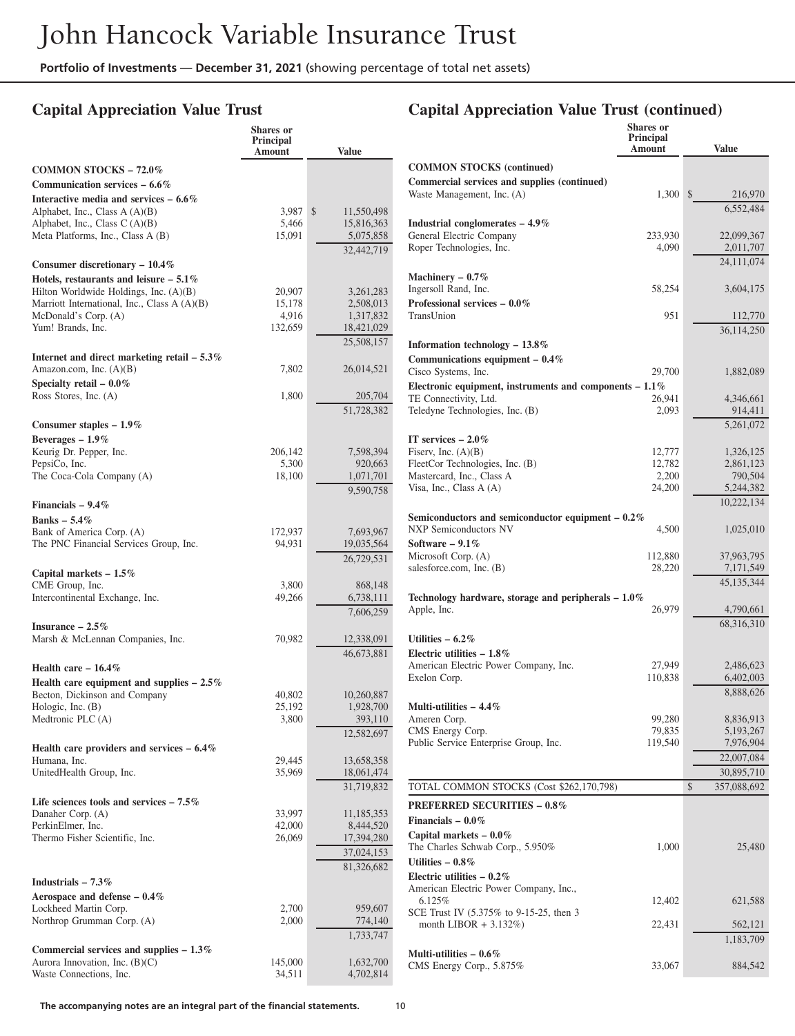# John Hancock Variable Insurance Trust

**Portfolio of Investments** — **December 31, 2021** (showing percentage of total net assets)

## Capital Appreciation Value Trust

| | Shares or Principal Amount | Value |
|---|---|---|
| **COMMON STOCKS – 72.0%** | | |
| **Communication services – 6.6%** | | |
| **Interactive media and services – 6.6%** | | |
| Alphabet, Inc., Class A (A)(B) | 3,987 | $ 11,550,498 |
| Alphabet, Inc., Class C (A)(B) | 5,466 | 15,816,363 |
| Meta Platforms, Inc., Class A (B) | 15,091 | 5,075,858 |
| | | 32,442,719 |
| **Consumer discretionary – 10.4%** | | |
| **Hotels, restaurants and leisure – 5.1%** | | |
| Hilton Worldwide Holdings, Inc. (A)(B) | 20,907 | 3,261,283 |
| Marriott International, Inc., Class A (A)(B) | 15,178 | 2,508,013 |
| McDonald's Corp. (A) | 4,916 | 1,317,832 |
| Yum! Brands, Inc. | 132,659 | 18,421,029 |
| | | 25,508,157 |
| **Internet and direct marketing retail – 5.3%** | | |
| Amazon.com, Inc. (A)(B) | 7,802 | 26,014,521 |
| **Specialty retail – 0.0%** | | |
| Ross Stores, Inc. (A) | 1,800 | 205,704 |
| | | 51,728,382 |
| **Consumer staples – 1.9%** | | |
| **Beverages – 1.9%** | | |
| Keurig Dr. Pepper, Inc. | 206,142 | 7,598,394 |
| PepsiCo, Inc. | 5,300 | 920,663 |
| The Coca-Cola Company (A) | 18,100 | 1,071,701 |
| | | 9,590,758 |
| **Financials – 9.4%** | | |
| **Banks – 5.4%** | | |
| Bank of America Corp. (A) | 172,937 | 7,693,967 |
| The PNC Financial Services Group, Inc. | 94,931 | 19,035,564 |
| | | 26,729,531 |
| **Capital markets – 1.5%** | | |
| CME Group, Inc. | 3,800 | 868,148 |
| Intercontinental Exchange, Inc. | 49,266 | 6,738,111 |
| | | 7,606,259 |
| **Insurance – 2.5%** | | |
| Marsh & McLennan Companies, Inc. | 70,982 | 12,338,091 |
| | | 46,673,881 |
| **Health care – 16.4%** | | |
| **Health care equipment and supplies – 2.5%** | | |
| Becton, Dickinson and Company | 40,802 | 10,260,887 |
| Hologic, Inc. (B) | 25,192 | 1,928,700 |
| Medtronic PLC (A) | 3,800 | 393,110 |
| | | 12,582,697 |
| **Health care providers and services – 6.4%** | | |
| Humana, Inc. | 29,445 | 13,658,358 |
| UnitedHealth Group, Inc. | 35,969 | 18,061,474 |
| | | 31,719,832 |
| **Life sciences tools and services – 7.5%** | | |
| Danaher Corp. (A) | 33,997 | 11,185,353 |
| PerkinElmer, Inc. | 42,000 | 8,444,520 |
| Thermo Fisher Scientific, Inc. | 26,069 | 17,394,280 |
| | | 37,024,153 |
| | | 81,326,682 |
| **Industrials – 7.3%** | | |
| **Aerospace and defense – 0.4%** | | |
| Lockheed Martin Corp. | 2,700 | 959,607 |
| Northrop Grumman Corp. (A) | 2,000 | 774,140 |
| | | 1,733,747 |
| **Commercial services and supplies – 1.3%** | | |
| Aurora Innovation, Inc. (B)(C) | 145,000 | 1,632,700 |
| Waste Connections, Inc. | 34,511 | 4,702,814 |

## Capital Appreciation Value Trust (continued)

| | Shares or Principal Amount | Value |
|---|---|---|
| **COMMON STOCKS (continued)** | | |
| **Commercial services and supplies (continued)** | | |
| Waste Management, Inc. (A) | 1,300 | $ 216,970 |
| | | 6,552,484 |
| **Industrial conglomerates – 4.9%** | | |
| General Electric Company | 233,930 | 22,099,367 |
| Roper Technologies, Inc. | 4,090 | 2,011,707 |
| | | 24,111,074 |
| **Machinery – 0.7%** | | |
| Ingersoll Rand, Inc. | 58,254 | 3,604,175 |
| **Professional services – 0.0%** | | |
| TransUnion | 951 | 112,770 |
| | | 36,114,250 |
| **Information technology – 13.8%** | | |
| **Communications equipment – 0.4%** | | |
| Cisco Systems, Inc. | 29,700 | 1,882,089 |
| **Electronic equipment, instruments and components – 1.1%** | | |
| TE Connectivity, Ltd. | 26,941 | 4,346,661 |
| Teledyne Technologies, Inc. (B) | 2,093 | 914,411 |
| | | 5,261,072 |
| **IT services – 2.0%** | | |
| Fiserv, Inc. (A)(B) | 12,777 | 1,326,125 |
| FleetCor Technologies, Inc. (B) | 12,782 | 2,861,123 |
| Mastercard, Inc., Class A | 2,200 | 790,504 |
| Visa, Inc., Class A (A) | 24,200 | 5,244,382 |
| | | 10,222,134 |
| **Semiconductors and semiconductor equipment – 0.2%** | | |
| NXP Semiconductors NV | 4,500 | 1,025,010 |
| **Software – 9.1%** | | |
| Microsoft Corp. (A) | 112,880 | 37,963,795 |
| salesforce.com, Inc. (B) | 28,220 | 7,171,549 |
| | | 45,135,344 |
| **Technology hardware, storage and peripherals – 1.0%** | | |
| Apple, Inc. | 26,979 | 4,790,661 |
| | | 68,316,310 |
| **Utilities – 6.2%** | | |
| **Electric utilities – 1.8%** | | |
| American Electric Power Company, Inc. | 27,949 | 2,486,623 |
| Exelon Corp. | 110,838 | 6,402,003 |
| | | 8,888,626 |
| **Multi-utilities – 4.4%** | | |
| Ameren Corp. | 99,280 | 8,836,913 |
| CMS Energy Corp. | 79,835 | 5,193,267 |
| Public Service Enterprise Group, Inc. | 119,540 | 7,976,904 |
| | | 22,007,084 |
| | | 30,895,710 |
| TOTAL COMMON STOCKS (Cost $262,170,798) | | $ 357,088,692 |
| **PREFERRED SECURITIES – 0.8%** | | |
| **Financials – 0.0%** | | |
| **Capital markets – 0.0%** | | |
| The Charles Schwab Corp., 5.950% | 1,000 | 25,480 |
| **Utilities – 0.8%** | | |
| **Electric utilities – 0.2%** | | |
| American Electric Power Company, Inc., 6.125% | 12,402 | 621,588 |
| SCE Trust IV (5.375% to 9-15-25, then 3 month LIBOR + 3.132%) | 22,431 | 562,121 |
| | | 1,183,709 |
| **Multi-utilities – 0.6%** | | |
| CMS Energy Corp., 5.875% | 33,067 | 884,542 |

**The accompanying notes are an integral part of the financial statements.**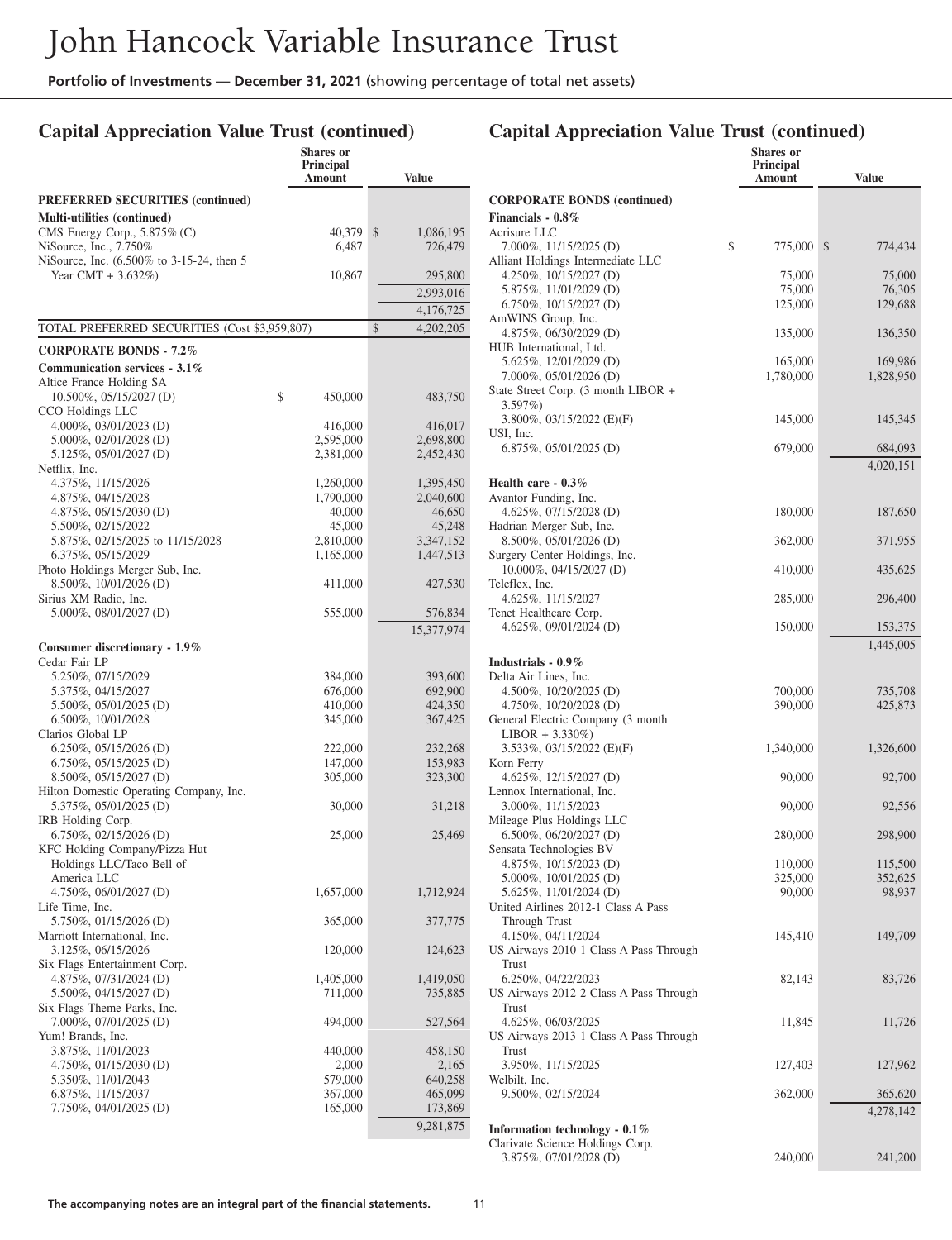# John Hancock Variable Insurance Trust

**Portfolio of Investments — December 31, 2021** (showing percentage of total net assets)

## Capital Appreciation Value Trust (continued)

| | Shares or Principal Amount | Value |
|---|---|---|
| **PREFERRED SECURITIES (continued)** | | |
| **Multi-utilities (continued)** | | |
| CMS Energy Corp., 5.875% (C) | 40,379 | $ 1,086,195 |
| NiSource, Inc., 7.750% | 6,487 | 726,479 |
| NiSource, Inc. (6.500% to 3-15-24, then 5 Year CMT + 3.632%) | 10,867 | 295,800 |
| | | 2,993,016 |
| | | 4,176,725 |
| TOTAL PREFERRED SECURITIES (Cost $3,959,807) | | $ 4,202,205 |
| **CORPORATE BONDS - 7.2%** | | |
| **Communication services - 3.1%** | | |
| Altice France Holding SA | | |
| 10.500%, 05/15/2027 (D) | $ 450,000 | 483,750 |
| CCO Holdings LLC | | |
| 4.000%, 03/01/2023 (D) | 416,000 | 416,017 |
| 5.000%, 02/01/2028 (D) | 2,595,000 | 2,698,800 |
| 5.125%, 05/01/2027 (D) | 2,381,000 | 2,452,430 |
| Netflix, Inc. | | |
| 4.375%, 11/15/2026 | 1,260,000 | 1,395,450 |
| 4.875%, 04/15/2028 | 1,790,000 | 2,040,600 |
| 4.875%, 06/15/2030 (D) | 40,000 | 46,650 |
| 5.500%, 02/15/2022 | 45,000 | 45,248 |
| 5.875%, 02/15/2025 to 11/15/2028 | 2,810,000 | 3,347,152 |
| 6.375%, 05/15/2029 | 1,165,000 | 1,447,513 |
| Photo Holdings Merger Sub, Inc. | | |
| 8.500%, 10/01/2026 (D) | 411,000 | 427,530 |
| Sirius XM Radio, Inc. | | |
| 5.000%, 08/01/2027 (D) | 555,000 | 576,834 |
| | | 15,377,974 |
| **Consumer discretionary - 1.9%** | | |
| Cedar Fair LP | | |
| 5.250%, 07/15/2029 | 384,000 | 393,600 |
| 5.375%, 04/15/2027 | 676,000 | 692,900 |
| 5.500%, 05/01/2025 (D) | 410,000 | 424,350 |
| 6.500%, 10/01/2028 | 345,000 | 367,425 |
| Clarios Global LP | | |
| 6.250%, 05/15/2026 (D) | 222,000 | 232,268 |
| 6.750%, 05/15/2025 (D) | 147,000 | 153,983 |
| 8.500%, 05/15/2027 (D) | 305,000 | 323,300 |
| Hilton Domestic Operating Company, Inc. | | |
| 5.375%, 05/01/2025 (D) | 30,000 | 31,218 |
| IRB Holding Corp. | | |
| 6.750%, 02/15/2026 (D) | 25,000 | 25,469 |
| KFC Holding Company/Pizza Hut Holdings LLC/Taco Bell of America LLC | | |
| 4.750%, 06/01/2027 (D) | 1,657,000 | 1,712,924 |
| Life Time, Inc. | | |
| 5.750%, 01/15/2026 (D) | 365,000 | 377,775 |
| Marriott International, Inc. | | |
| 3.125%, 06/15/2026 | 120,000 | 124,623 |
| Six Flags Entertainment Corp. | | |
| 4.875%, 07/31/2024 (D) | 1,405,000 | 1,419,050 |
| 5.500%, 04/15/2027 (D) | 711,000 | 735,885 |
| Six Flags Theme Parks, Inc. | | |
| 7.000%, 07/01/2025 (D) | 494,000 | 527,564 |
| Yum! Brands, Inc. | | |
| 3.875%, 11/01/2023 | 440,000 | 458,150 |
| 4.750%, 01/15/2030 (D) | 2,000 | 2,165 |
| 5.350%, 11/01/2043 | 579,000 | 640,258 |
| 6.875%, 11/15/2037 | 367,000 | 465,099 |
| 7.750%, 04/01/2025 (D) | 165,000 | 173,869 |
| | | 9,281,875 |
| **CORPORATE BONDS (continued)** | | |
| **Financials - 0.8%** | | |
| Acrisure LLC | | |
| 7.000%, 11/15/2025 (D) | $ 775,000 | $ 774,434 |
| Alliant Holdings Intermediate LLC | | |
| 4.250%, 10/15/2027 (D) | 75,000 | 75,000 |
| 5.875%, 11/01/2029 (D) | 75,000 | 76,305 |
| 6.750%, 10/15/2027 (D) | 125,000 | 129,688 |
| AmWINS Group, Inc. | | |
| 4.875%, 06/30/2029 (D) | 135,000 | 136,350 |
| HUB International, Ltd. | | |
| 5.625%, 12/01/2029 (D) | 165,000 | 169,986 |
| 7.000%, 05/01/2026 (D) | 1,780,000 | 1,828,950 |
| State Street Corp. (3 month LIBOR + 3.597%) | | |
| 3.800%, 03/15/2022 (E)(F) | 145,000 | 145,345 |
| USI, Inc. | | |
| 6.875%, 05/01/2025 (D) | 679,000 | 684,093 |
| | | 4,020,151 |
| **Health care - 0.3%** | | |
| Avantor Funding, Inc. | | |
| 4.625%, 07/15/2028 (D) | 180,000 | 187,650 |
| Hadrian Merger Sub, Inc. | | |
| 8.500%, 05/01/2026 (D) | 362,000 | 371,955 |
| Surgery Center Holdings, Inc. | | |
| 10.000%, 04/15/2027 (D) | 410,000 | 435,625 |
| Teleflex, Inc. | | |
| 4.625%, 11/15/2027 | 285,000 | 296,400 |
| Tenet Healthcare Corp. | | |
| 4.625%, 09/01/2024 (D) | 150,000 | 153,375 |
| | | 1,445,005 |
| **Industrials - 0.9%** | | |
| Delta Air Lines, Inc. | | |
| 4.500%, 10/20/2025 (D) | 700,000 | 735,708 |
| 4.750%, 10/20/2028 (D) | 390,000 | 425,873 |
| General Electric Company (3 month LIBOR + 3.330%) | | |
| 3.533%, 03/15/2022 (E)(F) | 1,340,000 | 1,326,600 |
| Korn Ferry | | |
| 4.625%, 12/15/2027 (D) | 90,000 | 92,700 |
| Lennox International, Inc. | | |
| 3.000%, 11/15/2023 | 90,000 | 92,556 |
| Mileage Plus Holdings LLC | | |
| 6.500%, 06/20/2027 (D) | 280,000 | 298,900 |
| Sensata Technologies BV | | |
| 4.875%, 10/15/2023 (D) | 110,000 | 115,500 |
| 5.000%, 10/01/2025 (D) | 325,000 | 352,625 |
| 5.625%, 11/01/2024 (D) | 90,000 | 98,937 |
| United Airlines 2012-1 Class A Pass Through Trust | | |
| 4.150%, 04/11/2024 | 145,410 | 149,709 |
| US Airways 2010-1 Class A Pass Through Trust | | |
| 6.250%, 04/22/2023 | 82,143 | 83,726 |
| US Airways 2012-2 Class A Pass Through Trust | | |
| 4.625%, 06/03/2025 | 11,845 | 11,726 |
| US Airways 2013-1 Class A Pass Through Trust | | |
| 3.950%, 11/15/2025 | 127,403 | 127,962 |
| Welbilt, Inc. | | |
| 9.500%, 02/15/2024 | 362,000 | 365,620 |
| | | 4,278,142 |
| **Information technology - 0.1%** | | |
| Clarivate Science Holdings Corp. | | |
| 3.875%, 07/01/2028 (D) | 240,000 | 241,200 |

**The accompanying notes are an integral part of the financial statements.**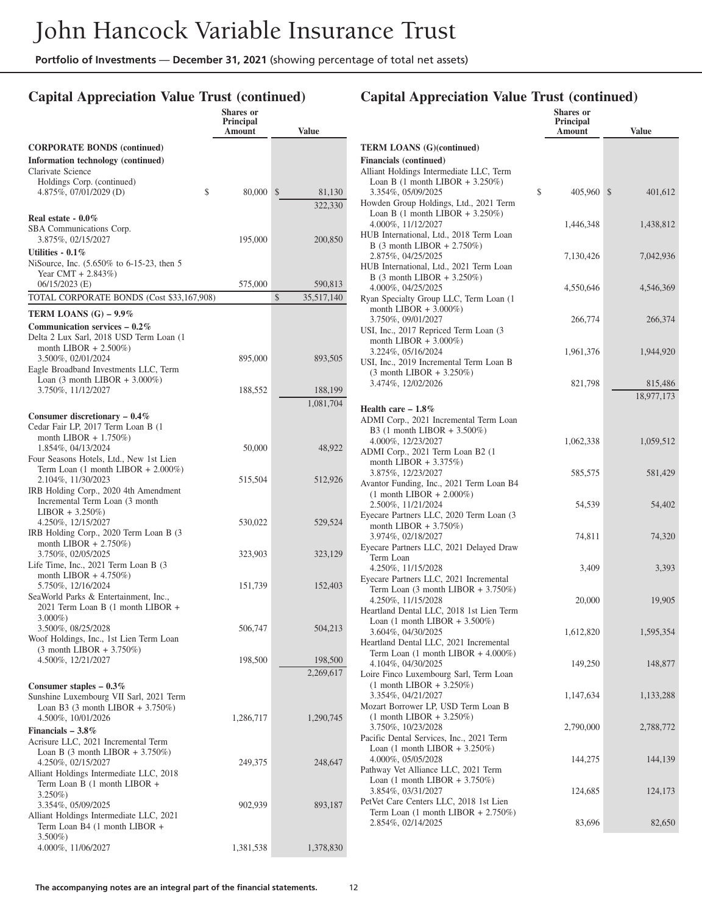## Capital Appreciation Value Trust (continued)

| | Shares or Principal Amount | Value |
|---|---|---|
| **CORPORATE BONDS (continued)** | | |
| **Information technology (continued)** | | |
| Clarivate Science Holdings Corp. (continued) 4.875%, 07/01/2029 (D) | $ 80,000 | $ 81,130 |
| | | 322,330 |
| **Real estate - 0.0%** | | |
| SBA Communications Corp. 3.875%, 02/15/2027 | 195,000 | 200,850 |
| **Utilities - 0.1%** | | |
| NiSource, Inc. (5.650% to 6-15-23, then 5 Year CMT + 2.843%) 06/15/2023 (E) | 575,000 | 590,813 |
| TOTAL CORPORATE BONDS (Cost $33,167,908) | | $ 35,517,140 |
| **TERM LOANS (G) – 9.9%** | | |
| **Communication services – 0.2%** | | |
| Delta 2 Lux Sarl, 2018 USD Term Loan (1 month LIBOR + 2.500%) 3.500%, 02/01/2024 | 895,000 | 893,505 |
| Eagle Broadband Investments LLC, Term Loan (3 month LIBOR + 3.000%) 3.750%, 11/12/2027 | 188,552 | 188,199 |
| | | 1,081,704 |
| **Consumer discretionary – 0.4%** | | |
| Cedar Fair LP, 2017 Term Loan B (1 month LIBOR + 1.750%) 1.854%, 04/13/2024 | 50,000 | 48,922 |
| Four Seasons Hotels, Ltd., New 1st Lien Term Loan (1 month LIBOR + 2.000%) 2.104%, 11/30/2023 | 515,504 | 512,926 |
| IRB Holding Corp., 2020 4th Amendment Incremental Term Loan (3 month LIBOR + 3.250%) 4.250%, 12/15/2027 | 530,022 | 529,524 |
| IRB Holding Corp., 2020 Term Loan B (3 month LIBOR + 2.750%) 3.750%, 02/05/2025 | 323,903 | 323,129 |
| Life Time, Inc., 2021 Term Loan B (3 month LIBOR + 4.750%) 5.750%, 12/16/2024 | 151,739 | 152,403 |
| SeaWorld Parks & Entertainment, Inc., 2021 Term Loan B (1 month LIBOR + 3.000%) 3.500%, 08/25/2028 | 506,747 | 504,213 |
| Woof Holdings, Inc., 1st Lien Term Loan (3 month LIBOR + 3.750%) 4.500%, 12/21/2027 | 198,500 | 198,500 |
| | | 2,269,617 |
| **Consumer staples – 0.3%** | | |
| Sunshine Luxembourg VII Sarl, 2021 Term Loan B3 (3 month LIBOR + 3.750%) 4.500%, 10/01/2026 | 1,286,717 | 1,290,745 |
| **Financials – 3.8%** | | |
| Acrisure LLC, 2021 Incremental Term Loan B (3 month LIBOR + 3.750%) 4.250%, 02/15/2027 | 249,375 | 248,647 |
| Alliant Holdings Intermediate LLC, 2018 Term Loan B (1 month LIBOR + 3.250%) 3.354%, 05/09/2025 | 902,939 | 893,187 |
| Alliant Holdings Intermediate LLC, 2021 Term Loan B4 (1 month LIBOR + 3.500%) 4.000%, 11/06/2027 | 1,381,538 | 1,378,830 |
| Alliant Holdings Intermediate LLC, Term Loan B (1 month LIBOR + 3.250%) 3.354%, 05/09/2025 | $ 405,960 | $ 401,612 |
| Howden Group Holdings, Ltd., 2021 Term Loan B (1 month LIBOR + 3.250%) 4.000%, 11/12/2027 | 1,446,348 | 1,438,812 |
| HUB International, Ltd., 2018 Term Loan B (3 month LIBOR + 2.750%) 2.875%, 04/25/2025 | 7,130,426 | 7,042,936 |
| HUB International, Ltd., 2021 Term Loan B (3 month LIBOR + 3.250%) 4.000%, 04/25/2025 | 4,550,646 | 4,546,369 |
| Ryan Specialty Group LLC, Term Loan (1 month LIBOR + 3.000%) 3.750%, 09/01/2027 | 266,774 | 266,374 |
| USI, Inc., 2017 Repriced Term Loan (3 month LIBOR + 3.000%) 3.224%, 05/16/2024 | 1,961,376 | 1,944,920 |
| USI, Inc., 2019 Incremental Term Loan B (3 month LIBOR + 3.250%) 3.474%, 12/02/2026 | 821,798 | 815,486 |
| | | 18,977,173 |
| **Health care – 1.8%** | | |
| ADMI Corp., 2021 Incremental Term Loan B3 (1 month LIBOR + 3.500%) 4.000%, 12/23/2027 | 1,062,338 | 1,059,512 |
| ADMI Corp., 2021 Term Loan B2 (1 month LIBOR + 3.375%) 3.875%, 12/23/2027 | 585,575 | 581,429 |
| Avantor Funding, Inc., 2021 Term Loan B4 (1 month LIBOR + 2.000%) 2.500%, 11/21/2024 | 54,539 | 54,402 |
| Eyecare Partners LLC, 2020 Term Loan (3 month LIBOR + 3.750%) 3.974%, 02/18/2027 | 74,811 | 74,320 |
| Eyecare Partners LLC, 2021 Delayed Draw Term Loan 4.250%, 11/15/2028 | 3,409 | 3,393 |
| Eyecare Partners LLC, 2021 Incremental Term Loan (3 month LIBOR + 3.750%) 4.250%, 11/15/2028 | 20,000 | 19,905 |
| Heartland Dental LLC, 2018 1st Lien Term Loan (1 month LIBOR + 3.500%) 3.604%, 04/30/2025 | 1,612,820 | 1,595,354 |
| Heartland Dental LLC, 2021 Incremental Term Loan (1 month LIBOR + 4.000%) 4.104%, 04/30/2025 | 149,250 | 148,877 |
| Loire Finco Luxembourg Sarl, Term Loan (1 month LIBOR + 3.250%) 3.354%, 04/21/2027 | 1,147,634 | 1,133,288 |
| Mozart Borrower LP, USD Term Loan B (1 month LIBOR + 3.250%) 3.750%, 10/23/2028 | 2,790,000 | 2,788,772 |
| Pacific Dental Services, Inc., 2021 Term Loan (1 month LIBOR + 3.250%) 4.000%, 05/05/2028 | 144,275 | 144,139 |
| Pathway Vet Alliance LLC, 2021 Term Loan (1 month LIBOR + 3.750%) 3.854%, 03/31/2027 | 124,685 | 124,173 |
| PetVet Care Centers LLC, 2018 1st Lien Term Loan (1 month LIBOR + 2.750%) 2.854%, 02/14/2025 | 83,696 | 82,650 |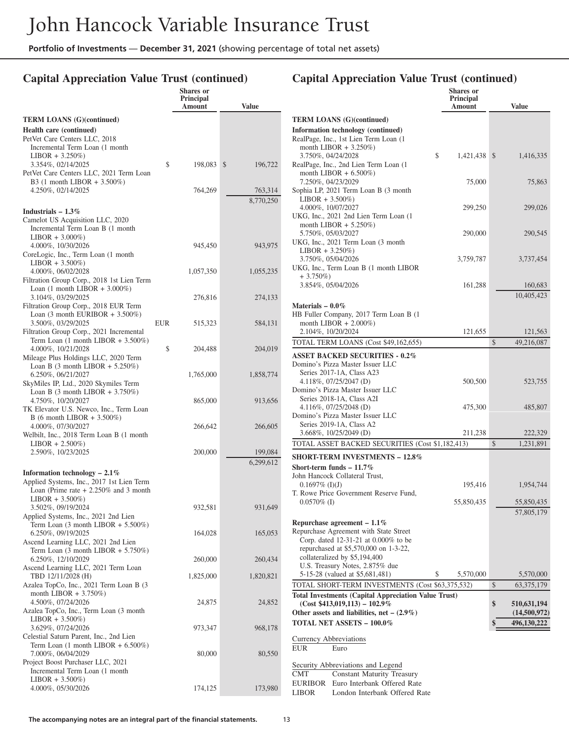## Capital Appreciation Value Trust (continued)

| | Shares or Principal Amount | Value |
|---|---|---|
| **TERM LOANS (G)(continued)** | | |
| **Health care (continued)** | | |
| PetVet Care Centers LLC, 2018 Incremental Term Loan (1 month LIBOR + 3.250%) 3.354%, 02/14/2025 | $ 198,083 | $ 196,722 |
| PetVet Care Centers LLC, 2021 Term Loan B3 (1 month LIBOR + 3.500%) 4.250%, 02/14/2025 | 764,269 | 763,314 |
| | | 8,770,250 |
| **Industrials – 1.3%** | | |
| Camelot US Acquisition LLC, 2020 Incremental Term Loan B (1 month LIBOR + 3.000%) 4.000%, 10/30/2026 | 945,450 | 943,975 |
| CoreLogic, Inc., Term Loan (1 month LIBOR + 3.500%) 4.000%, 06/02/2028 | 1,057,350 | 1,055,235 |
| Filtration Group Corp., 2018 1st Lien Term Loan (1 month LIBOR + 3.000%) 3.104%, 03/29/2025 | 276,816 | 274,133 |
| Filtration Group Corp., 2018 EUR Term Loan (3 month EURIBOR + 3.500%) 3.500%, 03/29/2025 | EUR 515,323 | 584,131 |
| Filtration Group Corp., 2021 Incremental Term Loan (1 month LIBOR + 3.500%) 4.000%, 10/21/2028 | $ 204,488 | 204,019 |
| Mileage Plus Holdings LLC, 2020 Term Loan B (3 month LIBOR + 5.250%) 6.250%, 06/21/2027 | 1,765,000 | 1,858,774 |
| SkyMiles IP, Ltd., 2020 Skymiles Term Loan B (3 month LIBOR + 3.750%) 4.750%, 10/20/2027 | 865,000 | 913,656 |
| TK Elevator U.S. Newco, Inc., Term Loan B (6 month LIBOR + 3.500%) 4.000%, 07/30/2027 | 266,642 | 266,605 |
| Welbilt, Inc., 2018 Term Loan B (1 month LIBOR + 2.500%) 2.590%, 10/23/2025 | 200,000 | 199,084 |
| | | 6,299,612 |
| **Information technology – 2.1%** | | |
| Applied Systems, Inc., 2017 1st Lien Term Loan (Prime rate + 2.250% and 3 month LIBOR + 3.500%) 3.502%, 09/19/2024 | 932,581 | 931,649 |
| Applied Systems, Inc., 2021 2nd Lien Term Loan (3 month LIBOR + 5.500%) 6.250%, 09/19/2025 | 164,028 | 165,053 |
| Ascend Learning LLC, 2021 2nd Lien Term Loan (3 month LIBOR + 5.750%) 6.250%, 12/10/2029 | 260,000 | 260,434 |
| Ascend Learning LLC, 2021 Term Loan TBD 12/11/2028 (H) | 1,825,000 | 1,820,821 |
| Azalea TopCo, Inc., 2021 Term Loan B (3 month LIBOR + 3.750%) 4.500%, 07/24/2026 | 24,875 | 24,852 |
| Azalea TopCo, Inc., Term Loan (3 month LIBOR + 3.500%) 3.629%, 07/24/2026 | 973,347 | 968,178 |
| Celestial Saturn Parent, Inc., 2nd Lien Term Loan (1 month LIBOR + 6.500%) 7.000%, 06/04/2029 | 80,000 | 80,550 |
| Project Boost Purchaser LLC, 2021 Incremental Term Loan (1 month LIBOR + 3.500%) 4.000%, 05/30/2026 | 174,125 | 173,980 |
| RealPage, Inc., 1st Lien Term Loan (1 month LIBOR + 3.250%) 3.750%, 04/24/2028 | $ 1,421,438 | $ 1,416,335 |
| RealPage, Inc., 2nd Lien Term Loan (1 month LIBOR + 6.500%) 7.250%, 04/23/2029 | 75,000 | 75,863 |
| Sophia LP, 2021 Term Loan B (3 month LIBOR + 3.500%) 4.000%, 10/07/2027 | 299,250 | 299,026 |
| UKG, Inc., 2021 2nd Lien Term Loan (1 month LIBOR + 5.250%) 5.750%, 05/03/2027 | 290,000 | 290,545 |
| UKG, Inc., 2021 Term Loan (3 month LIBOR + 3.250%) 3.750%, 05/04/2026 | 3,759,787 | 3,737,454 |
| UKG, Inc., Term Loan B (1 month LIBOR + 3.750%) 3.854%, 05/04/2026 | 161,288 | 160,683 |
| | | 10,405,423 |
| **Materials – 0.0%** | | |
| HB Fuller Company, 2017 Term Loan B (1 month LIBOR + 2.000%) 2.104%, 10/20/2024 | 121,655 | 121,563 |
| TOTAL TERM LOANS (Cost $49,162,655) | | $ 49,216,087 |
| **ASSET BACKED SECURITIES - 0.2%** | | |
| Domino's Pizza Master Issuer LLC Series 2017-1A, Class A23 4.118%, 07/25/2047 (D) | 500,500 | 523,755 |
| Domino's Pizza Master Issuer LLC Series 2018-1A, Class A2I 4.116%, 07/25/2048 (D) | 475,300 | 485,807 |
| Domino's Pizza Master Issuer LLC Series 2019-1A, Class A2 3.668%, 10/25/2049 (D) | 211,238 | 222,329 |
| TOTAL ASSET BACKED SECURITIES (Cost $1,182,413) | | $ 1,231,891 |
| **SHORT-TERM INVESTMENTS – 12.8%** | | |
| **Short-term funds – 11.7%** | | |
| John Hancock Collateral Trust, 0.1697% (I)(J) | 195,416 | 1,954,744 |
| T. Rowe Price Government Reserve Fund, 0.0570% (I) | 55,850,435 | 55,850,435 |
| | | 57,805,179 |
| **Repurchase agreement – 1.1%** | | |
| Repurchase Agreement with State Street Corp. dated 12-31-21 at 0.000% to be repurchased at $5,570,000 on 1-3-22, collateralized by $5,194,400 U.S. Treasury Notes, 2.875% due 5-15-28 (valued at $5,681,481) | $ 5,570,000 | 5,570,000 |
| TOTAL SHORT-TERM INVESTMENTS (Cost $63,375,532) | | $ 63,375,179 |
| **Total Investments (Capital Appreciation Value Trust) (Cost $413,019,113) – 102.9%** | | **$ 510,631,194** |
| **Other assets and liabilities, net – (2.9%)** | | **(14,500,972)** |
| **TOTAL NET ASSETS – 100.0%** | | **$ 496,130,222** |

Currency Abbreviations

EUR Euro

Security Abbreviations and Legend

CMT Constant Maturity Treasury
EURIBOR Euro Interbank Offered Rate
LIBOR London Interbank Offered Rate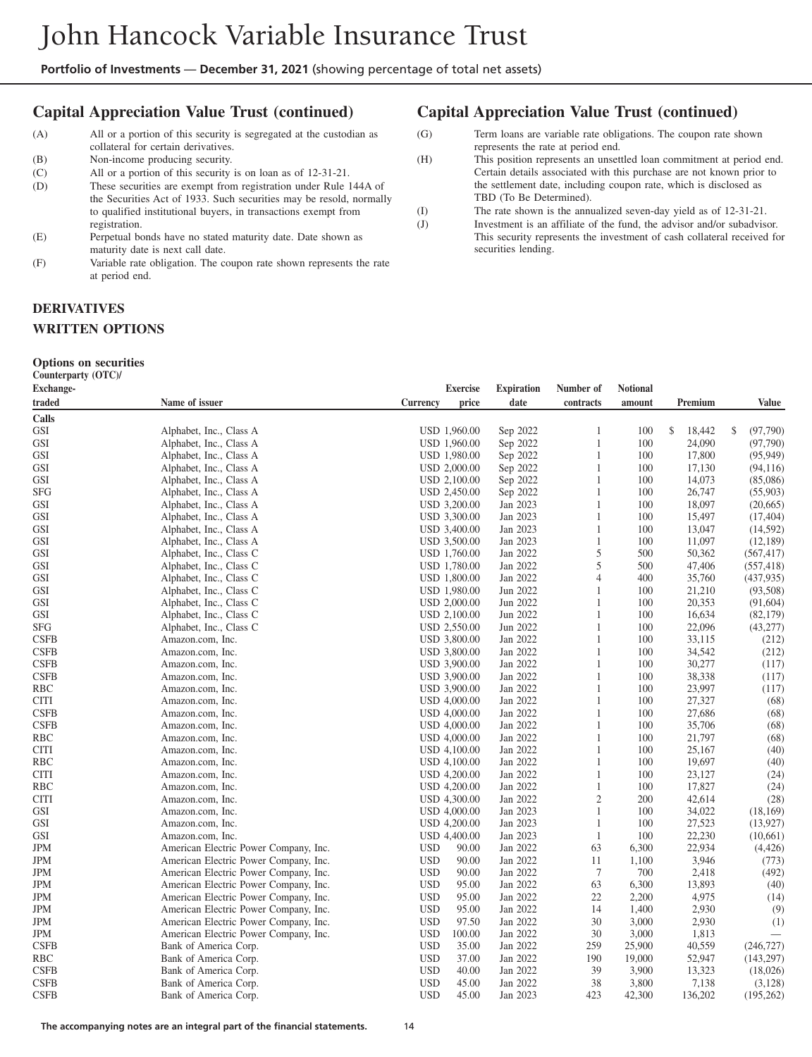# John Hancock Variable Insurance Trust

**Portfolio of Investments** — **December 31, 2021** (showing percentage of total net assets)

## Capital Appreciation Value Trust (continued)

(A) All or a portion of this security is segregated at the custodian as collateral for certain derivatives.

(B) Non-income producing security.

(C) All or a portion of this security is on loan as of 12-31-21.

(D) These securities are exempt from registration under Rule 144A of the Securities Act of 1933. Such securities may be resold, normally to qualified institutional buyers, in transactions exempt from registration.

(E) Perpetual bonds have no stated maturity date. Date shown as maturity date is next call date.

(F) Variable rate obligation. The coupon rate shown represents the rate at period end.

(G) Term loans are variable rate obligations. The coupon rate shown represents the rate at period end.

(H) This position represents an unsettled loan commitment at period end. Certain details associated with this purchase are not known prior to the settlement date, including coupon rate, which is disclosed as TBD (To Be Determined).

(I) The rate shown is the annualized seven-day yield as of 12-31-21.

(J) Investment is an affiliate of the fund, the advisor and/or subadvisor. This security represents the investment of cash collateral received for securities lending.

**DERIVATIVES**

**WRITTEN OPTIONS**

**Options on securities**

| Counterparty (OTC)/ Exchange-traded | Name of issuer | Currency | Exercise price | Expiration date | Number of contracts | Notional amount | Premium | Value |
|---|---|---|---|---|---|---|---|---|
| **Calls** | | | | | | | | |
| GSI | Alphabet, Inc., Class A | USD | 1,960.00 | Sep 2022 | 1 | 100 | $ 18,442 | $ (97,790) |
| GSI | Alphabet, Inc., Class A | USD | 1,960.00 | Sep 2022 | 1 | 100 | 24,090 | (97,790) |
| GSI | Alphabet, Inc., Class A | USD | 1,980.00 | Sep 2022 | 1 | 100 | 17,800 | (95,949) |
| GSI | Alphabet, Inc., Class A | USD | 2,000.00 | Sep 2022 | 1 | 100 | 17,130 | (94,116) |
| GSI | Alphabet, Inc., Class A | USD | 2,100.00 | Sep 2022 | 1 | 100 | 14,073 | (85,086) |
| SFG | Alphabet, Inc., Class A | USD | 2,450.00 | Sep 2022 | 1 | 100 | 26,747 | (55,903) |
| GSI | Alphabet, Inc., Class A | USD | 3,200.00 | Jan 2023 | 1 | 100 | 18,097 | (20,665) |
| GSI | Alphabet, Inc., Class A | USD | 3,300.00 | Jan 2023 | 1 | 100 | 15,497 | (17,404) |
| GSI | Alphabet, Inc., Class A | USD | 3,400.00 | Jan 2023 | 1 | 100 | 13,047 | (14,592) |
| GSI | Alphabet, Inc., Class A | USD | 3,500.00 | Jan 2023 | 1 | 100 | 11,097 | (12,189) |
| GSI | Alphabet, Inc., Class C | USD | 1,760.00 | Jan 2022 | 5 | 500 | 50,362 | (567,417) |
| GSI | Alphabet, Inc., Class C | USD | 1,780.00 | Jan 2022 | 5 | 500 | 47,406 | (557,418) |
| GSI | Alphabet, Inc., Class C | USD | 1,800.00 | Jan 2022 | 4 | 400 | 35,760 | (437,935) |
| GSI | Alphabet, Inc., Class C | USD | 1,980.00 | Jun 2022 | 1 | 100 | 21,210 | (93,508) |
| GSI | Alphabet, Inc., Class C | USD | 2,000.00 | Jun 2022 | 1 | 100 | 20,353 | (91,604) |
| GSI | Alphabet, Inc., Class C | USD | 2,100.00 | Jun 2022 | 1 | 100 | 16,634 | (82,179) |
| SFG | Alphabet, Inc., Class C | USD | 2,550.00 | Jun 2022 | 1 | 100 | 22,096 | (43,277) |
| CSFB | Amazon.com, Inc. | USD | 3,800.00 | Jan 2022 | 1 | 100 | 33,115 | (212) |
| CSFB | Amazon.com, Inc. | USD | 3,800.00 | Jan 2022 | 1 | 100 | 34,542 | (212) |
| CSFB | Amazon.com, Inc. | USD | 3,900.00 | Jan 2022 | 1 | 100 | 30,277 | (117) |
| CSFB | Amazon.com, Inc. | USD | 3,900.00 | Jan 2022 | 1 | 100 | 38,338 | (117) |
| RBC | Amazon.com, Inc. | USD | 3,900.00 | Jan 2022 | 1 | 100 | 23,997 | (117) |
| CITI | Amazon.com, Inc. | USD | 4,000.00 | Jan 2022 | 1 | 100 | 27,327 | (68) |
| CSFB | Amazon.com, Inc. | USD | 4,000.00 | Jan 2022 | 1 | 100 | 27,686 | (68) |
| CSFB | Amazon.com, Inc. | USD | 4,000.00 | Jan 2022 | 1 | 100 | 35,706 | (68) |
| RBC | Amazon.com, Inc. | USD | 4,000.00 | Jan 2022 | 1 | 100 | 21,797 | (68) |
| CITI | Amazon.com, Inc. | USD | 4,100.00 | Jan 2022 | 1 | 100 | 25,167 | (40) |
| RBC | Amazon.com, Inc. | USD | 4,100.00 | Jan 2022 | 1 | 100 | 19,697 | (40) |
| CITI | Amazon.com, Inc. | USD | 4,200.00 | Jan 2022 | 1 | 100 | 23,127 | (24) |
| RBC | Amazon.com, Inc. | USD | 4,200.00 | Jan 2022 | 1 | 100 | 17,827 | (24) |
| CITI | Amazon.com, Inc. | USD | 4,300.00 | Jan 2022 | 2 | 200 | 42,614 | (28) |
| GSI | Amazon.com, Inc. | USD | 4,000.00 | Jan 2023 | 1 | 100 | 34,022 | (18,169) |
| GSI | Amazon.com, Inc. | USD | 4,200.00 | Jan 2023 | 1 | 100 | 27,523 | (13,927) |
| GSI | Amazon.com, Inc. | USD | 4,400.00 | Jan 2023 | 1 | 100 | 22,230 | (10,661) |
| JPM | American Electric Power Company, Inc. | USD | 90.00 | Jan 2022 | 63 | 6,300 | 22,934 | (4,426) |
| JPM | American Electric Power Company, Inc. | USD | 90.00 | Jan 2022 | 11 | 1,100 | 3,946 | (773) |
| JPM | American Electric Power Company, Inc. | USD | 90.00 | Jan 2022 | 7 | 700 | 2,418 | (492) |
| JPM | American Electric Power Company, Inc. | USD | 95.00 | Jan 2022 | 63 | 6,300 | 13,893 | (40) |
| JPM | American Electric Power Company, Inc. | USD | 95.00 | Jan 2022 | 22 | 2,200 | 4,975 | (14) |
| JPM | American Electric Power Company, Inc. | USD | 95.00 | Jan 2022 | 14 | 1,400 | 2,930 | (9) |
| JPM | American Electric Power Company, Inc. | USD | 97.50 | Jan 2022 | 30 | 3,000 | 2,930 | (1) |
| JPM | American Electric Power Company, Inc. | USD | 100.00 | Jan 2022 | 30 | 3,000 | 1,813 | — |
| CSFB | Bank of America Corp. | USD | 35.00 | Jan 2022 | 259 | 25,900 | 40,559 | (246,727) |
| RBC | Bank of America Corp. | USD | 37.00 | Jan 2022 | 190 | 19,000 | 52,947 | (143,297) |
| CSFB | Bank of America Corp. | USD | 40.00 | Jan 2022 | 39 | 3,900 | 13,323 | (18,026) |
| CSFB | Bank of America Corp. | USD | 45.00 | Jan 2022 | 38 | 3,800 | 7,138 | (3,128) |
| CSFB | Bank of America Corp. | USD | 45.00 | Jan 2023 | 423 | 42,300 | 136,202 | (195,262) |

The accompanying notes are an integral part of the financial statements.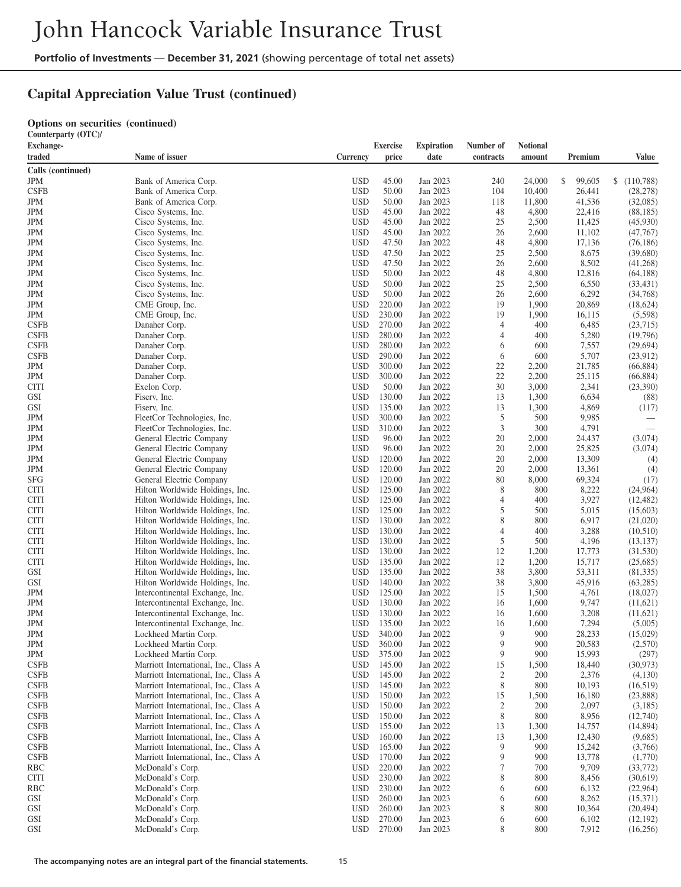## Capital Appreciation Value Trust (continued)

**Options on securities (continued)**

| Counterparty (OTC)/ Exchange-traded | Name of issuer | Currency | Exercise price | Expiration date | Number of contracts | Notional amount | Premium | Value |
|---|---|---|---|---|---|---|---|---|
| **Calls (continued)** | | | | | | | | |
| JPM | Bank of America Corp. | USD | 45.00 | Jan 2023 | 240 | 24,000 | $ 99,605 | $ (110,788) |
| CSFB | Bank of America Corp. | USD | 50.00 | Jan 2023 | 104 | 10,400 | 26,441 | (28,278) |
| JPM | Bank of America Corp. | USD | 50.00 | Jan 2023 | 118 | 11,800 | 41,536 | (32,085) |
| JPM | Cisco Systems, Inc. | USD | 45.00 | Jan 2022 | 48 | 4,800 | 22,416 | (88,185) |
| JPM | Cisco Systems, Inc. | USD | 45.00 | Jan 2022 | 25 | 2,500 | 11,425 | (45,930) |
| JPM | Cisco Systems, Inc. | USD | 45.00 | Jan 2022 | 26 | 2,600 | 11,102 | (47,767) |
| JPM | Cisco Systems, Inc. | USD | 47.50 | Jan 2022 | 48 | 4,800 | 17,136 | (76,186) |
| JPM | Cisco Systems, Inc. | USD | 47.50 | Jan 2022 | 25 | 2,500 | 8,675 | (39,680) |
| JPM | Cisco Systems, Inc. | USD | 47.50 | Jan 2022 | 26 | 2,600 | 8,502 | (41,268) |
| JPM | Cisco Systems, Inc. | USD | 50.00 | Jan 2022 | 48 | 4,800 | 12,816 | (64,188) |
| JPM | Cisco Systems, Inc. | USD | 50.00 | Jan 2022 | 25 | 2,500 | 6,550 | (33,431) |
| JPM | Cisco Systems, Inc. | USD | 50.00 | Jan 2022 | 26 | 2,600 | 6,292 | (34,768) |
| JPM | CME Group, Inc. | USD | 220.00 | Jan 2022 | 19 | 1,900 | 20,869 | (18,624) |
| JPM | CME Group, Inc. | USD | 230.00 | Jan 2022 | 19 | 1,900 | 16,115 | (5,598) |
| CSFB | Danaher Corp. | USD | 270.00 | Jan 2022 | 4 | 400 | 6,485 | (23,715) |
| CSFB | Danaher Corp. | USD | 280.00 | Jan 2022 | 4 | 400 | 5,280 | (19,796) |
| CSFB | Danaher Corp. | USD | 280.00 | Jan 2022 | 6 | 600 | 7,557 | (29,694) |
| CSFB | Danaher Corp. | USD | 290.00 | Jan 2022 | 6 | 600 | 5,707 | (23,912) |
| JPM | Danaher Corp. | USD | 300.00 | Jan 2022 | 22 | 2,200 | 21,785 | (66,884) |
| JPM | Danaher Corp. | USD | 300.00 | Jan 2022 | 22 | 2,200 | 25,115 | (66,884) |
| CITI | Exelon Corp. | USD | 50.00 | Jan 2022 | 30 | 3,000 | 2,341 | (23,390) |
| GSI | Fiserv, Inc. | USD | 130.00 | Jan 2022 | 13 | 1,300 | 6,634 | (88) |
| GSI | Fiserv, Inc. | USD | 135.00 | Jan 2022 | 13 | 1,300 | 4,869 | (117) |
| JPM | FleetCor Technologies, Inc. | USD | 300.00 | Jan 2022 | 5 | 500 | 9,985 | — |
| JPM | FleetCor Technologies, Inc. | USD | 310.00 | Jan 2022 | 3 | 300 | 4,791 | — |
| JPM | General Electric Company | USD | 96.00 | Jan 2022 | 20 | 2,000 | 24,437 | (3,074) |
| JPM | General Electric Company | USD | 96.00 | Jan 2022 | 20 | 2,000 | 25,825 | (3,074) |
| JPM | General Electric Company | USD | 120.00 | Jan 2022 | 20 | 2,000 | 13,309 | (4) |
| JPM | General Electric Company | USD | 120.00 | Jan 2022 | 20 | 2,000 | 13,361 | (4) |
| SFG | General Electric Company | USD | 120.00 | Jan 2022 | 80 | 8,000 | 69,324 | (17) |
| CITI | Hilton Worldwide Holdings, Inc. | USD | 125.00 | Jan 2022 | 8 | 800 | 8,222 | (24,964) |
| CITI | Hilton Worldwide Holdings, Inc. | USD | 125.00 | Jan 2022 | 4 | 400 | 3,927 | (12,482) |
| CITI | Hilton Worldwide Holdings, Inc. | USD | 125.00 | Jan 2022 | 5 | 500 | 5,015 | (15,603) |
| CITI | Hilton Worldwide Holdings, Inc. | USD | 130.00 | Jan 2022 | 8 | 800 | 6,917 | (21,020) |
| CITI | Hilton Worldwide Holdings, Inc. | USD | 130.00 | Jan 2022 | 4 | 400 | 3,288 | (10,510) |
| CITI | Hilton Worldwide Holdings, Inc. | USD | 130.00 | Jan 2022 | 5 | 500 | 4,196 | (13,137) |
| CITI | Hilton Worldwide Holdings, Inc. | USD | 130.00 | Jan 2022 | 12 | 1,200 | 17,773 | (31,530) |
| CITI | Hilton Worldwide Holdings, Inc. | USD | 135.00 | Jan 2022 | 12 | 1,200 | 15,717 | (25,685) |
| GSI | Hilton Worldwide Holdings, Inc. | USD | 135.00 | Jan 2022 | 38 | 3,800 | 53,311 | (81,335) |
| GSI | Hilton Worldwide Holdings, Inc. | USD | 140.00 | Jan 2022 | 38 | 3,800 | 45,916 | (63,285) |
| JPM | Intercontinental Exchange, Inc. | USD | 125.00 | Jan 2022 | 15 | 1,500 | 4,761 | (18,027) |
| JPM | Intercontinental Exchange, Inc. | USD | 130.00 | Jan 2022 | 16 | 1,600 | 9,747 | (11,621) |
| JPM | Intercontinental Exchange, Inc. | USD | 130.00 | Jan 2022 | 16 | 1,600 | 3,208 | (11,621) |
| JPM | Intercontinental Exchange, Inc. | USD | 135.00 | Jan 2022 | 16 | 1,600 | 7,294 | (5,005) |
| JPM | Lockheed Martin Corp. | USD | 340.00 | Jan 2022 | 9 | 900 | 28,233 | (15,029) |
| JPM | Lockheed Martin Corp. | USD | 360.00 | Jan 2022 | 9 | 900 | 20,583 | (2,570) |
| JPM | Lockheed Martin Corp. | USD | 375.00 | Jan 2022 | 9 | 900 | 15,993 | (297) |
| CSFB | Marriott International, Inc., Class A | USD | 145.00 | Jan 2022 | 15 | 1,500 | 18,440 | (30,973) |
| CSFB | Marriott International, Inc., Class A | USD | 145.00 | Jan 2022 | 2 | 200 | 2,376 | (4,130) |
| CSFB | Marriott International, Inc., Class A | USD | 145.00 | Jan 2022 | 8 | 800 | 10,193 | (16,519) |
| CSFB | Marriott International, Inc., Class A | USD | 150.00 | Jan 2022 | 15 | 1,500 | 16,180 | (23,888) |
| CSFB | Marriott International, Inc., Class A | USD | 150.00 | Jan 2022 | 2 | 200 | 2,097 | (3,185) |
| CSFB | Marriott International, Inc., Class A | USD | 150.00 | Jan 2022 | 8 | 800 | 8,956 | (12,740) |
| CSFB | Marriott International, Inc., Class A | USD | 155.00 | Jan 2022 | 13 | 1,300 | 14,757 | (14,894) |
| CSFB | Marriott International, Inc., Class A | USD | 160.00 | Jan 2022 | 13 | 1,300 | 12,430 | (9,685) |
| CSFB | Marriott International, Inc., Class A | USD | 165.00 | Jan 2022 | 9 | 900 | 15,242 | (3,766) |
| CSFB | Marriott International, Inc., Class A | USD | 170.00 | Jan 2022 | 9 | 900 | 13,778 | (1,770) |
| RBC | McDonald's Corp. | USD | 220.00 | Jan 2022 | 7 | 700 | 9,709 | (33,772) |
| CITI | McDonald's Corp. | USD | 230.00 | Jan 2022 | 8 | 800 | 8,456 | (30,619) |
| RBC | McDonald's Corp. | USD | 230.00 | Jan 2022 | 6 | 600 | 6,132 | (22,964) |
| GSI | McDonald's Corp. | USD | 260.00 | Jan 2023 | 6 | 600 | 8,262 | (15,371) |
| GSI | McDonald's Corp. | USD | 260.00 | Jan 2023 | 8 | 800 | 10,364 | (20,494) |
| GSI | McDonald's Corp. | USD | 270.00 | Jan 2023 | 6 | 600 | 6,102 | (12,192) |
| GSI | McDonald's Corp. | USD | 270.00 | Jan 2023 | 8 | 800 | 7,912 | (16,256) |

**The accompanying notes are an integral part of the financial statements.**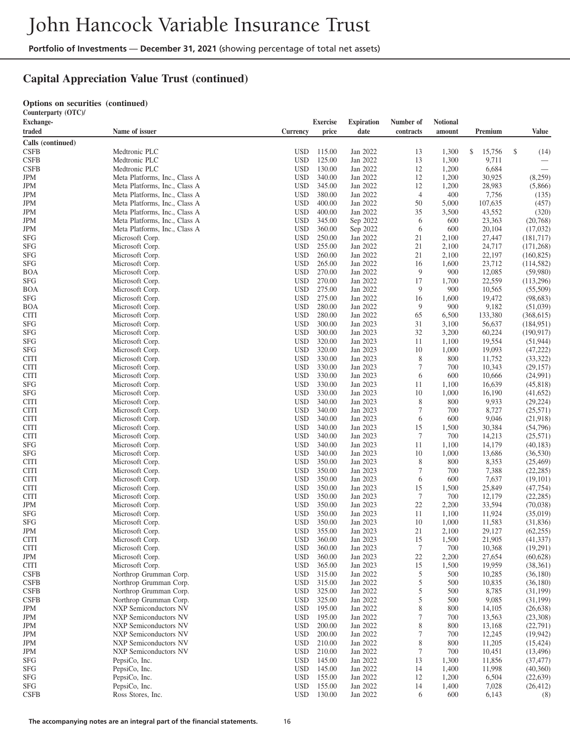# Capital Appreciation Value Trust (continued)

**Options on securities (continued)**

| Counterparty (OTC)/ Exchange-traded | Name of issuer | Currency | Exercise price | Expiration date | Number of contracts | Notional amount | Premium | Value |
|---|---|---|---|---|---|---|---|---|
| **Calls (continued)** | | | | | | | | |
| CSFB | Medtronic PLC | USD | 115.00 | Jan 2022 | 13 | 1,300 | $ 15,756 | $ (14) |
| CSFB | Medtronic PLC | USD | 125.00 | Jan 2022 | 13 | 1,300 | 9,711 | — |
| CSFB | Medtronic PLC | USD | 130.00 | Jan 2022 | 12 | 1,200 | 6,684 | — |
| JPM | Meta Platforms, Inc., Class A | USD | 340.00 | Jan 2022 | 12 | 1,200 | 30,925 | (8,259) |
| JPM | Meta Platforms, Inc., Class A | USD | 345.00 | Jan 2022 | 12 | 1,200 | 28,983 | (5,866) |
| JPM | Meta Platforms, Inc., Class A | USD | 380.00 | Jan 2022 | 4 | 400 | 7,756 | (135) |
| JPM | Meta Platforms, Inc., Class A | USD | 400.00 | Jan 2022 | 50 | 5,000 | 107,635 | (457) |
| JPM | Meta Platforms, Inc., Class A | USD | 400.00 | Jan 2022 | 35 | 3,500 | 43,552 | (320) |
| JPM | Meta Platforms, Inc., Class A | USD | 345.00 | Sep 2022 | 6 | 600 | 23,363 | (20,768) |
| JPM | Meta Platforms, Inc., Class A | USD | 360.00 | Sep 2022 | 6 | 600 | 20,104 | (17,032) |
| SFG | Microsoft Corp. | USD | 250.00 | Jan 2022 | 21 | 2,100 | 27,447 | (181,717) |
| SFG | Microsoft Corp. | USD | 255.00 | Jan 2022 | 21 | 2,100 | 24,717 | (171,268) |
| SFG | Microsoft Corp. | USD | 260.00 | Jan 2022 | 21 | 2,100 | 22,197 | (160,825) |
| SFG | Microsoft Corp. | USD | 265.00 | Jan 2022 | 16 | 1,600 | 23,712 | (114,582) |
| BOA | Microsoft Corp. | USD | 270.00 | Jan 2022 | 9 | 900 | 12,085 | (59,980) |
| SFG | Microsoft Corp. | USD | 270.00 | Jan 2022 | 17 | 1,700 | 22,559 | (113,296) |
| BOA | Microsoft Corp. | USD | 275.00 | Jan 2022 | 9 | 900 | 10,565 | (55,509) |
| SFG | Microsoft Corp. | USD | 275.00 | Jan 2022 | 16 | 1,600 | 19,472 | (98,683) |
| BOA | Microsoft Corp. | USD | 280.00 | Jan 2022 | 9 | 900 | 9,182 | (51,039) |
| CITI | Microsoft Corp. | USD | 280.00 | Jan 2022 | 65 | 6,500 | 133,380 | (368,615) |
| SFG | Microsoft Corp. | USD | 300.00 | Jan 2023 | 31 | 3,100 | 56,637 | (184,951) |
| SFG | Microsoft Corp. | USD | 300.00 | Jan 2023 | 32 | 3,200 | 60,224 | (190,917) |
| SFG | Microsoft Corp. | USD | 320.00 | Jan 2023 | 11 | 1,100 | 19,554 | (51,944) |
| SFG | Microsoft Corp. | USD | 320.00 | Jan 2023 | 10 | 1,000 | 19,093 | (47,222) |
| CITI | Microsoft Corp. | USD | 330.00 | Jan 2023 | 8 | 800 | 11,752 | (33,322) |
| CITI | Microsoft Corp. | USD | 330.00 | Jan 2023 | 7 | 700 | 10,343 | (29,157) |
| CITI | Microsoft Corp. | USD | 330.00 | Jan 2023 | 6 | 600 | 10,666 | (24,991) |
| SFG | Microsoft Corp. | USD | 330.00 | Jan 2023 | 11 | 1,100 | 16,639 | (45,818) |
| SFG | Microsoft Corp. | USD | 330.00 | Jan 2023 | 10 | 1,000 | 16,190 | (41,652) |
| CITI | Microsoft Corp. | USD | 340.00 | Jan 2023 | 8 | 800 | 9,933 | (29,224) |
| CITI | Microsoft Corp. | USD | 340.00 | Jan 2023 | 7 | 700 | 8,727 | (25,571) |
| CITI | Microsoft Corp. | USD | 340.00 | Jan 2023 | 6 | 600 | 9,046 | (21,918) |
| CITI | Microsoft Corp. | USD | 340.00 | Jan 2023 | 15 | 1,500 | 30,384 | (54,796) |
| CITI | Microsoft Corp. | USD | 340.00 | Jan 2023 | 7 | 700 | 14,213 | (25,571) |
| SFG | Microsoft Corp. | USD | 340.00 | Jan 2023 | 11 | 1,100 | 14,179 | (40,183) |
| SFG | Microsoft Corp. | USD | 340.00 | Jan 2023 | 10 | 1,000 | 13,686 | (36,530) |
| CITI | Microsoft Corp. | USD | 350.00 | Jan 2023 | 8 | 800 | 8,353 | (25,469) |
| CITI | Microsoft Corp. | USD | 350.00 | Jan 2023 | 7 | 700 | 7,388 | (22,285) |
| CITI | Microsoft Corp. | USD | 350.00 | Jan 2023 | 6 | 600 | 7,637 | (19,101) |
| CITI | Microsoft Corp. | USD | 350.00 | Jan 2023 | 15 | 1,500 | 25,849 | (47,754) |
| CITI | Microsoft Corp. | USD | 350.00 | Jan 2023 | 7 | 700 | 12,179 | (22,285) |
| JPM | Microsoft Corp. | USD | 350.00 | Jan 2023 | 22 | 2,200 | 33,594 | (70,038) |
| SFG | Microsoft Corp. | USD | 350.00 | Jan 2023 | 11 | 1,100 | 11,924 | (35,019) |
| SFG | Microsoft Corp. | USD | 350.00 | Jan 2023 | 10 | 1,000 | 11,583 | (31,836) |
| JPM | Microsoft Corp. | USD | 355.00 | Jan 2023 | 21 | 2,100 | 29,127 | (62,255) |
| CITI | Microsoft Corp. | USD | 360.00 | Jan 2023 | 15 | 1,500 | 21,905 | (41,337) |
| CITI | Microsoft Corp. | USD | 360.00 | Jan 2023 | 7 | 700 | 10,368 | (19,291) |
| JPM | Microsoft Corp. | USD | 360.00 | Jan 2023 | 22 | 2,200 | 27,654 | (60,628) |
| CITI | Microsoft Corp. | USD | 365.00 | Jan 2023 | 15 | 1,500 | 19,959 | (38,361) |
| CSFB | Northrop Grumman Corp. | USD | 315.00 | Jan 2022 | 5 | 500 | 10,285 | (36,180) |
| CSFB | Northrop Grumman Corp. | USD | 315.00 | Jan 2022 | 5 | 500 | 10,835 | (36,180) |
| CSFB | Northrop Grumman Corp. | USD | 325.00 | Jan 2022 | 5 | 500 | 8,785 | (31,199) |
| CSFB | Northrop Grumman Corp. | USD | 325.00 | Jan 2022 | 5 | 500 | 9,085 | (31,199) |
| JPM | NXP Semiconductors NV | USD | 195.00 | Jan 2022 | 8 | 800 | 14,105 | (26,638) |
| JPM | NXP Semiconductors NV | USD | 195.00 | Jan 2022 | 7 | 700 | 13,563 | (23,308) |
| JPM | NXP Semiconductors NV | USD | 200.00 | Jan 2022 | 8 | 800 | 13,168 | (22,791) |
| JPM | NXP Semiconductors NV | USD | 200.00 | Jan 2022 | 7 | 700 | 12,245 | (19,942) |
| JPM | NXP Semiconductors NV | USD | 210.00 | Jan 2022 | 8 | 800 | 11,205 | (15,424) |
| JPM | NXP Semiconductors NV | USD | 210.00 | Jan 2022 | 7 | 700 | 10,451 | (13,496) |
| SFG | PepsiCo, Inc. | USD | 145.00 | Jan 2022 | 13 | 1,300 | 11,856 | (37,477) |
| SFG | PepsiCo, Inc. | USD | 145.00 | Jan 2022 | 14 | 1,400 | 11,998 | (40,360) |
| SFG | PepsiCo, Inc. | USD | 155.00 | Jan 2022 | 12 | 1,200 | 6,504 | (22,639) |
| SFG | PepsiCo, Inc. | USD | 155.00 | Jan 2022 | 14 | 1,400 | 7,028 | (26,412) |
| CSFB | Ross Stores, Inc. | USD | 130.00 | Jan 2022 | 6 | 600 | 6,143 | (8) |

The accompanying notes are an integral part of the financial statements.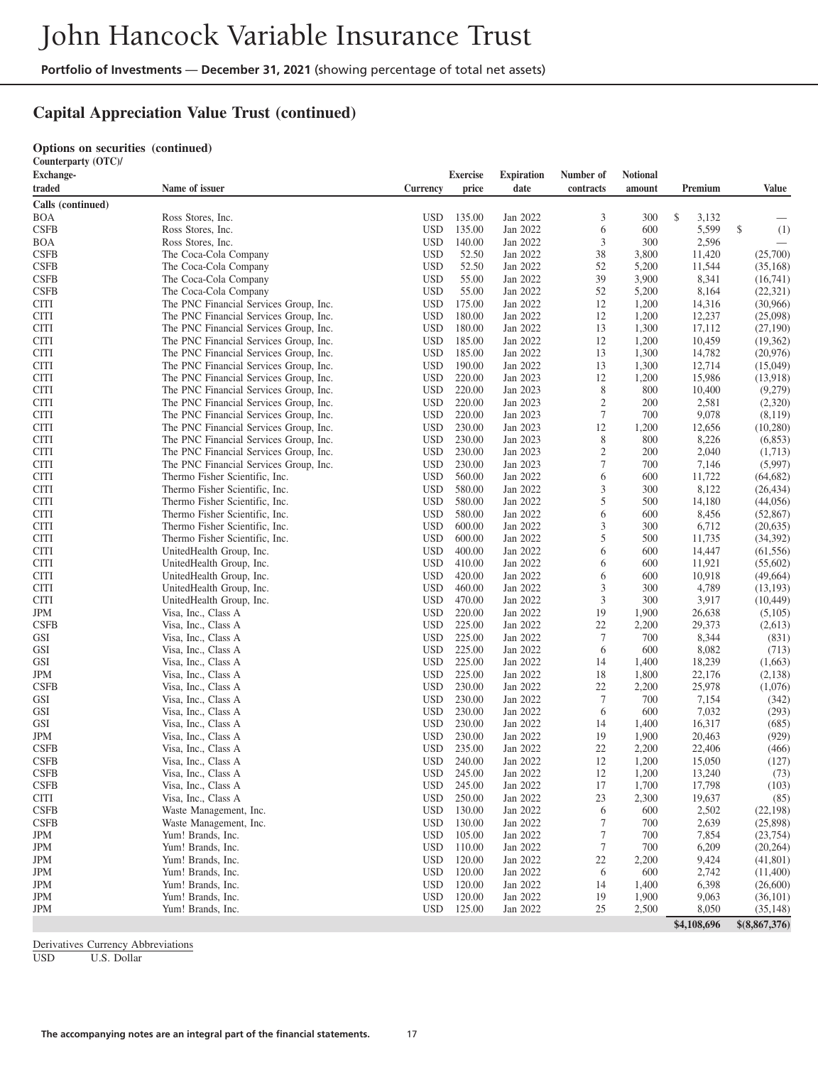## Capital Appreciation Value Trust (continued)

**Options on securities (continued)**

| Counterparty (OTC)/ Exchange-traded | Name of issuer | Currency | Exercise price | Expiration date | Number of contracts | Notional amount | Premium | Value |
|---|---|---|---|---|---|---|---|---|
| **Calls (continued)** | | | | | | | | |
| BOA | Ross Stores, Inc. | USD | 135.00 | Jan 2022 | 3 | 300 | $ 3,132 | — |
| CSFB | Ross Stores, Inc. | USD | 135.00 | Jan 2022 | 6 | 600 | 5,599 | $ (1) |
| BOA | Ross Stores, Inc. | USD | 140.00 | Jan 2022 | 3 | 300 | 2,596 | — |
| CSFB | The Coca-Cola Company | USD | 52.50 | Jan 2022 | 38 | 3,800 | 11,420 | (25,700) |
| CSFB | The Coca-Cola Company | USD | 52.50 | Jan 2022 | 52 | 5,200 | 11,544 | (35,168) |
| CSFB | The Coca-Cola Company | USD | 55.00 | Jan 2022 | 39 | 3,900 | 8,341 | (16,741) |
| CSFB | The Coca-Cola Company | USD | 55.00 | Jan 2022 | 52 | 5,200 | 8,164 | (22,321) |
| CITI | The PNC Financial Services Group, Inc. | USD | 175.00 | Jan 2022 | 12 | 1,200 | 14,316 | (30,966) |
| CITI | The PNC Financial Services Group, Inc. | USD | 180.00 | Jan 2022 | 12 | 1,200 | 12,237 | (25,098) |
| CITI | The PNC Financial Services Group, Inc. | USD | 180.00 | Jan 2022 | 13 | 1,300 | 17,112 | (27,190) |
| CITI | The PNC Financial Services Group, Inc. | USD | 185.00 | Jan 2022 | 12 | 1,200 | 10,459 | (19,362) |
| CITI | The PNC Financial Services Group, Inc. | USD | 185.00 | Jan 2022 | 13 | 1,300 | 14,782 | (20,976) |
| CITI | The PNC Financial Services Group, Inc. | USD | 190.00 | Jan 2022 | 13 | 1,300 | 12,714 | (15,049) |
| CITI | The PNC Financial Services Group, Inc. | USD | 220.00 | Jan 2023 | 12 | 1,200 | 15,986 | (13,918) |
| CITI | The PNC Financial Services Group, Inc. | USD | 220.00 | Jan 2023 | 8 | 800 | 10,400 | (9,279) |
| CITI | The PNC Financial Services Group, Inc. | USD | 220.00 | Jan 2023 | 2 | 200 | 2,581 | (2,320) |
| CITI | The PNC Financial Services Group, Inc. | USD | 220.00 | Jan 2023 | 7 | 700 | 9,078 | (8,119) |
| CITI | The PNC Financial Services Group, Inc. | USD | 230.00 | Jan 2023 | 12 | 1,200 | 12,656 | (10,280) |
| CITI | The PNC Financial Services Group, Inc. | USD | 230.00 | Jan 2023 | 8 | 800 | 8,226 | (6,853) |
| CITI | The PNC Financial Services Group, Inc. | USD | 230.00 | Jan 2023 | 2 | 200 | 2,040 | (1,713) |
| CITI | The PNC Financial Services Group, Inc. | USD | 230.00 | Jan 2023 | 7 | 700 | 7,146 | (5,997) |
| CITI | Thermo Fisher Scientific, Inc. | USD | 560.00 | Jan 2022 | 6 | 600 | 11,722 | (64,682) |
| CITI | Thermo Fisher Scientific, Inc. | USD | 580.00 | Jan 2022 | 3 | 300 | 8,122 | (26,434) |
| CITI | Thermo Fisher Scientific, Inc. | USD | 580.00 | Jan 2022 | 5 | 500 | 14,180 | (44,056) |
| CITI | Thermo Fisher Scientific, Inc. | USD | 580.00 | Jan 2022 | 6 | 600 | 8,456 | (52,867) |
| CITI | Thermo Fisher Scientific, Inc. | USD | 600.00 | Jan 2022 | 3 | 300 | 6,712 | (20,635) |
| CITI | Thermo Fisher Scientific, Inc. | USD | 600.00 | Jan 2022 | 5 | 500 | 11,735 | (34,392) |
| CITI | UnitedHealth Group, Inc. | USD | 400.00 | Jan 2022 | 6 | 600 | 14,447 | (61,556) |
| CITI | UnitedHealth Group, Inc. | USD | 410.00 | Jan 2022 | 6 | 600 | 11,921 | (55,602) |
| CITI | UnitedHealth Group, Inc. | USD | 420.00 | Jan 2022 | 6 | 600 | 10,918 | (49,664) |
| CITI | UnitedHealth Group, Inc. | USD | 460.00 | Jan 2022 | 3 | 300 | 4,789 | (13,193) |
| CITI | UnitedHealth Group, Inc. | USD | 470.00 | Jan 2022 | 3 | 300 | 3,917 | (10,449) |
| JPM | Visa, Inc., Class A | USD | 220.00 | Jan 2022 | 19 | 1,900 | 26,638 | (5,105) |
| CSFB | Visa, Inc., Class A | USD | 225.00 | Jan 2022 | 22 | 2,200 | 29,373 | (2,613) |
| GSI | Visa, Inc., Class A | USD | 225.00 | Jan 2022 | 7 | 700 | 8,344 | (831) |
| GSI | Visa, Inc., Class A | USD | 225.00 | Jan 2022 | 6 | 600 | 8,082 | (713) |
| GSI | Visa, Inc., Class A | USD | 225.00 | Jan 2022 | 14 | 1,400 | 18,239 | (1,663) |
| JPM | Visa, Inc., Class A | USD | 225.00 | Jan 2022 | 18 | 1,800 | 22,176 | (2,138) |
| CSFB | Visa, Inc., Class A | USD | 230.00 | Jan 2022 | 22 | 2,200 | 25,978 | (1,076) |
| GSI | Visa, Inc., Class A | USD | 230.00 | Jan 2022 | 7 | 700 | 7,154 | (342) |
| GSI | Visa, Inc., Class A | USD | 230.00 | Jan 2022 | 6 | 600 | 7,032 | (293) |
| GSI | Visa, Inc., Class A | USD | 230.00 | Jan 2022 | 14 | 1,400 | 16,317 | (685) |
| JPM | Visa, Inc., Class A | USD | 230.00 | Jan 2022 | 19 | 1,900 | 20,463 | (929) |
| CSFB | Visa, Inc., Class A | USD | 235.00 | Jan 2022 | 22 | 2,200 | 22,406 | (466) |
| CSFB | Visa, Inc., Class A | USD | 240.00 | Jan 2022 | 12 | 1,200 | 15,050 | (127) |
| CSFB | Visa, Inc., Class A | USD | 245.00 | Jan 2022 | 12 | 1,200 | 13,240 | (73) |
| CSFB | Visa, Inc., Class A | USD | 245.00 | Jan 2022 | 17 | 1,700 | 17,798 | (103) |
| CITI | Visa, Inc., Class A | USD | 250.00 | Jan 2022 | 23 | 2,300 | 19,637 | (85) |
| CSFB | Waste Management, Inc. | USD | 130.00 | Jan 2022 | 6 | 600 | 2,502 | (22,198) |
| CSFB | Waste Management, Inc. | USD | 130.00 | Jan 2022 | 7 | 700 | 2,639 | (25,898) |
| JPM | Yum! Brands, Inc. | USD | 105.00 | Jan 2022 | 7 | 700 | 7,854 | (23,754) |
| JPM | Yum! Brands, Inc. | USD | 110.00 | Jan 2022 | 7 | 700 | 6,209 | (20,264) |
| JPM | Yum! Brands, Inc. | USD | 120.00 | Jan 2022 | 22 | 2,200 | 9,424 | (41,801) |
| JPM | Yum! Brands, Inc. | USD | 120.00 | Jan 2022 | 6 | 600 | 2,742 | (11,400) |
| JPM | Yum! Brands, Inc. | USD | 120.00 | Jan 2022 | 14 | 1,400 | 6,398 | (26,600) |
| JPM | Yum! Brands, Inc. | USD | 120.00 | Jan 2022 | 19 | 1,900 | 9,063 | (36,101) |
| JPM | Yum! Brands, Inc. | USD | 125.00 | Jan 2022 | 25 | 2,500 | 8,050 | (35,148) |
| | | | | | | | **$4,108,696** | **$(8,867,376)** |

Derivatives Currency Abbreviations

USD U.S. Dollar

The accompanying notes are an integral part of the financial statements.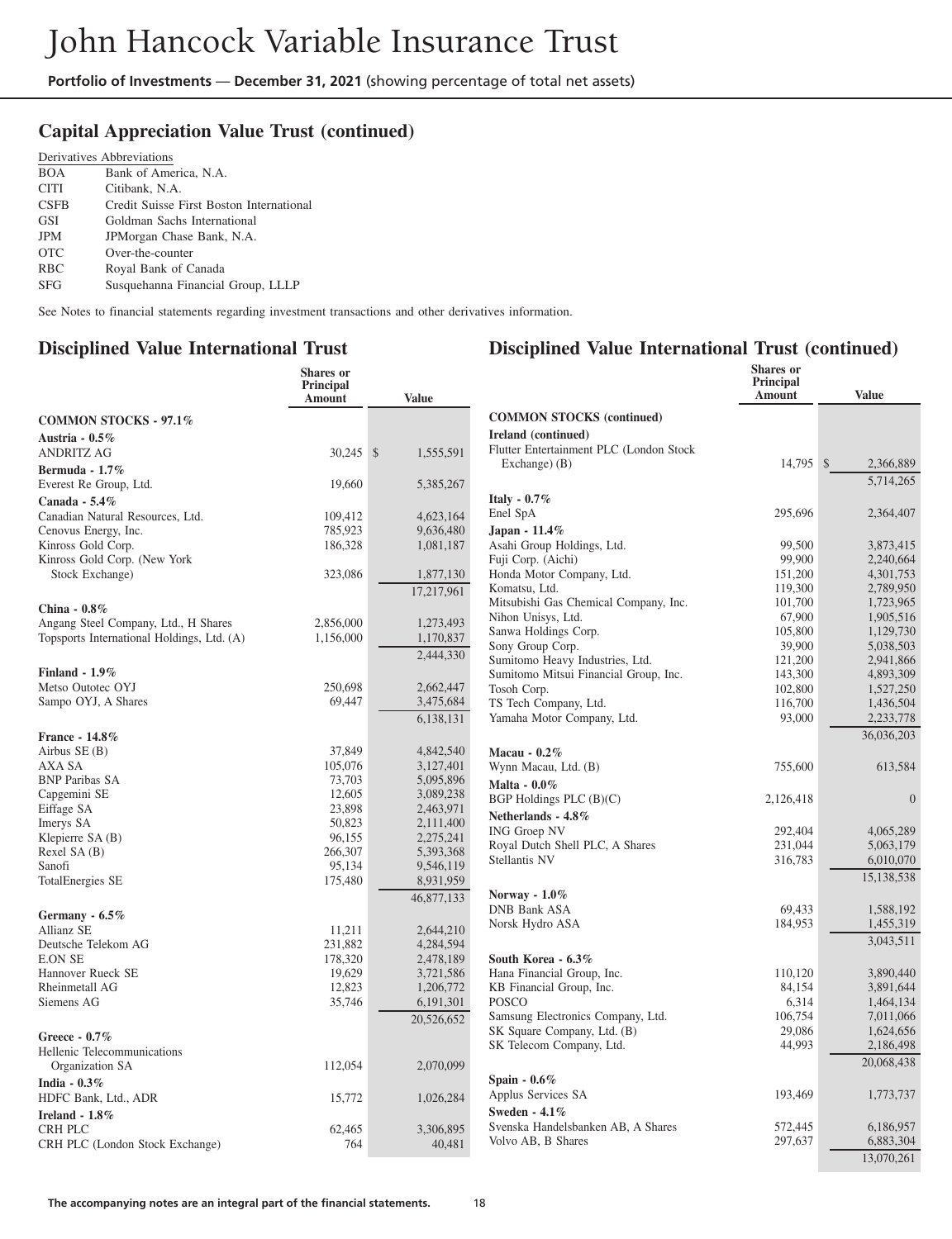## Capital Appreciation Value Trust (continued)

Derivatives Abbreviations

| | |
|---|---|
| BOA | Bank of America, N.A. |
| CITI | Citibank, N.A. |
| CSFB | Credit Suisse First Boston International |
| GSI | Goldman Sachs International |
| JPM | JPMorgan Chase Bank, N.A. |
| OTC | Over-the-counter |
| RBC | Royal Bank of Canada |
| SFG | Susquehanna Financial Group, LLLP |

See Notes to financial statements regarding investment transactions and other derivatives information.

## Disciplined Value International Trust

| | Shares or Principal Amount | Value |
|---|---|---|
| **COMMON STOCKS - 97.1%** | | |
| **Austria - 0.5%** | | |
| ANDRITZ AG | 30,245 | $ 1,555,591 |
| **Bermuda - 1.7%** | | |
| Everest Re Group, Ltd. | 19,660 | 5,385,267 |
| **Canada - 5.4%** | | |
| Canadian Natural Resources, Ltd. | 109,412 | 4,623,164 |
| Cenovus Energy, Inc. | 785,923 | 9,636,480 |
| Kinross Gold Corp. | 186,328 | 1,081,187 |
| Kinross Gold Corp. (New York Stock Exchange) | 323,086 | 1,877,130 |
| | | 17,217,961 |
| **China - 0.8%** | | |
| Angang Steel Company, Ltd., H Shares | 2,856,000 | 1,273,493 |
| Topsports International Holdings, Ltd. (A) | 1,156,000 | 1,170,837 |
| | | 2,444,330 |
| **Finland - 1.9%** | | |
| Metso Outotec OYJ | 250,698 | 2,662,447 |
| Sampo OYJ, A Shares | 69,447 | 3,475,684 |
| | | 6,138,131 |
| **France - 14.8%** | | |
| Airbus SE (B) | 37,849 | 4,842,540 |
| AXA SA | 105,076 | 3,127,401 |
| BNP Paribas SA | 73,703 | 5,095,896 |
| Capgemini SE | 12,605 | 3,089,238 |
| Eiffage SA | 23,898 | 2,463,971 |
| Imerys SA | 50,823 | 2,111,400 |
| Klepierre SA (B) | 96,155 | 2,275,241 |
| Rexel SA (B) | 266,307 | 5,393,368 |
| Sanofi | 95,134 | 9,546,119 |
| TotalEnergies SE | 175,480 | 8,931,959 |
| | | 46,877,133 |
| **Germany - 6.5%** | | |
| Allianz SE | 11,211 | 2,644,210 |
| Deutsche Telekom AG | 231,882 | 4,284,594 |
| E.ON SE | 178,320 | 2,478,189 |
| Hannover Rueck SE | 19,629 | 3,721,586 |
| Rheinmetall AG | 12,823 | 1,206,772 |
| Siemens AG | 35,746 | 6,191,301 |
| | | 20,526,652 |
| **Greece - 0.7%** | | |
| Hellenic Telecommunications Organization SA | 112,054 | 2,070,099 |
| **India - 0.3%** | | |
| HDFC Bank, Ltd., ADR | 15,772 | 1,026,284 |
| **Ireland - 1.8%** | | |
| CRH PLC | 62,465 | 3,306,895 |
| CRH PLC (London Stock Exchange) | 764 | 40,481 |

## Disciplined Value International Trust (continued)

| | Shares or Principal Amount | Value |
|---|---|---|
| **COMMON STOCKS (continued)** | | |
| **Ireland (continued)** | | |
| Flutter Entertainment PLC (London Stock Exchange) (B) | 14,795 | $ 2,366,889 |
| | | 5,714,265 |
| **Italy - 0.7%** | | |
| Enel SpA | 295,696 | 2,364,407 |
| **Japan - 11.4%** | | |
| Asahi Group Holdings, Ltd. | 99,500 | 3,873,415 |
| Fuji Corp. (Aichi) | 99,900 | 2,240,664 |
| Honda Motor Company, Ltd. | 151,200 | 4,301,753 |
| Komatsu, Ltd. | 119,300 | 2,789,950 |
| Mitsubishi Gas Chemical Company, Inc. | 101,700 | 1,723,965 |
| Nihon Unisys, Ltd. | 67,900 | 1,905,516 |
| Sanwa Holdings Corp. | 105,800 | 1,129,730 |
| Sony Group Corp. | 39,900 | 5,038,503 |
| Sumitomo Heavy Industries, Ltd. | 121,200 | 2,941,866 |
| Sumitomo Mitsui Financial Group, Inc. | 143,300 | 4,893,309 |
| Tosoh Corp. | 102,800 | 1,527,250 |
| TS Tech Company, Ltd. | 116,700 | 1,436,504 |
| Yamaha Motor Company, Ltd. | 93,000 | 2,233,778 |
| | | 36,036,203 |
| **Macau - 0.2%** | | |
| Wynn Macau, Ltd. (B) | 755,600 | 613,584 |
| **Malta - 0.0%** | | |
| BGP Holdings PLC (B)(C) | 2,126,418 | 0 |
| **Netherlands - 4.8%** | | |
| ING Groep NV | 292,404 | 4,065,289 |
| Royal Dutch Shell PLC, A Shares | 231,044 | 5,063,179 |
| Stellantis NV | 316,783 | 6,010,070 |
| | | 15,138,538 |
| **Norway - 1.0%** | | |
| DNB Bank ASA | 69,433 | 1,588,192 |
| Norsk Hydro ASA | 184,953 | 1,455,319 |
| | | 3,043,511 |
| **South Korea - 6.3%** | | |
| Hana Financial Group, Inc. | 110,120 | 3,890,440 |
| KB Financial Group, Inc. | 84,154 | 3,891,644 |
| POSCO | 6,314 | 1,464,134 |
| Samsung Electronics Company, Ltd. | 106,754 | 7,011,066 |
| SK Square Company, Ltd. (B) | 29,086 | 1,624,656 |
| SK Telecom Company, Ltd. | 44,993 | 2,186,498 |
| | | 20,068,438 |
| **Spain - 0.6%** | | |
| Applus Services SA | 193,469 | 1,773,737 |
| **Sweden - 4.1%** | | |
| Svenska Handelsbanken AB, A Shares | 572,445 | 6,186,957 |
| Volvo AB, B Shares | 297,637 | 6,883,304 |
| | | 13,070,261 |

**The accompanying notes are an integral part of the financial statements.**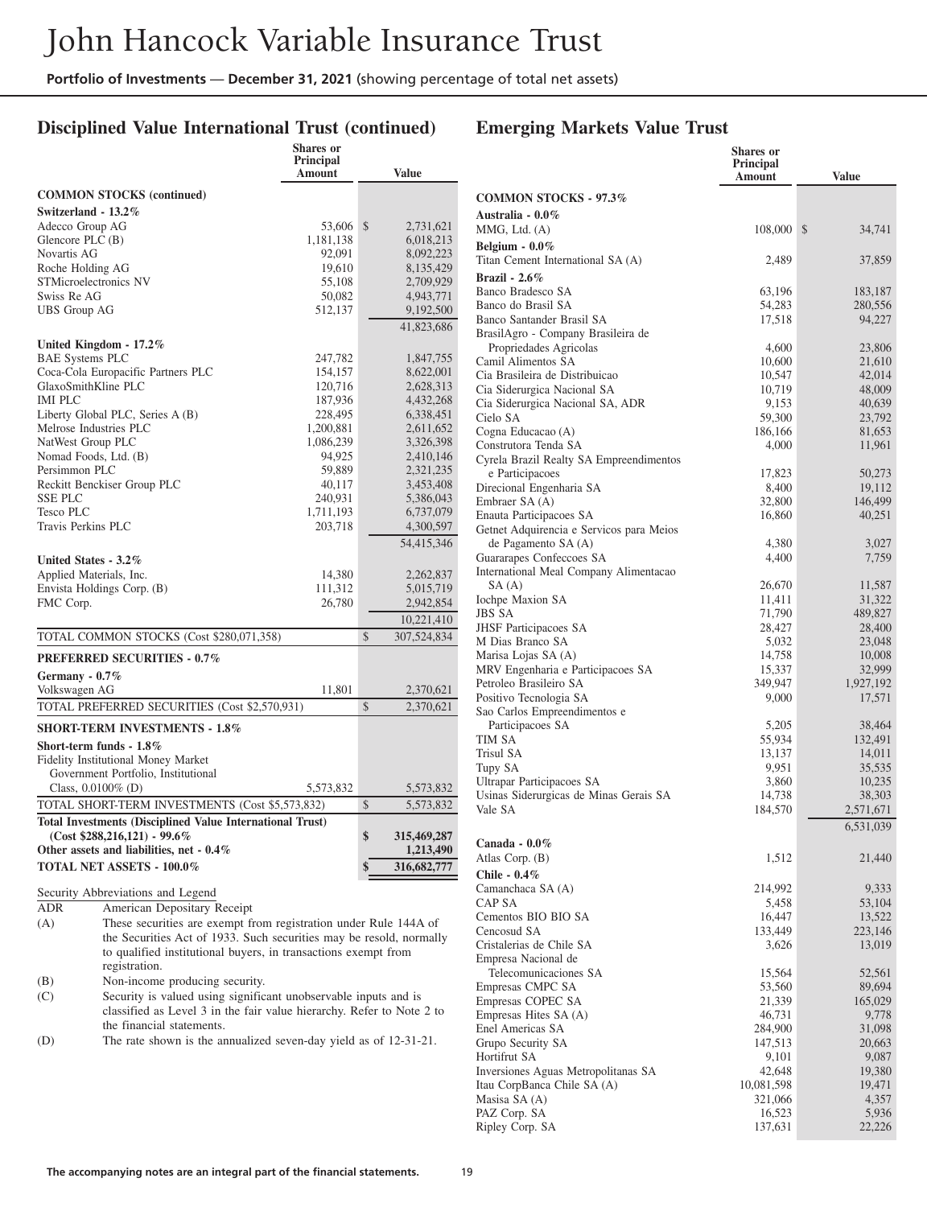## Disciplined Value International Trust (continued)

| | Shares or Principal Amount | Value |
|---|---|---|
| **COMMON STOCKS (continued)** | | |
| **Switzerland - 13.2%** | | |
| Adecco Group AG | 53,606 | $ 2,731,621 |
| Glencore PLC (B) | 1,181,138 | 6,018,213 |
| Novartis AG | 92,091 | 8,092,223 |
| Roche Holding AG | 19,610 | 8,135,429 |
| STMicroelectronics NV | 55,108 | 2,709,929 |
| Swiss Re AG | 50,082 | 4,943,771 |
| UBS Group AG | 512,137 | 9,192,500 |
| | | 41,823,686 |
| **United Kingdom - 17.2%** | | |
| BAE Systems PLC | 247,782 | 1,847,755 |
| Coca-Cola Europacific Partners PLC | 154,157 | 8,622,001 |
| GlaxoSmithKline PLC | 120,716 | 2,628,313 |
| IMI PLC | 187,936 | 4,432,268 |
| Liberty Global PLC, Series A (B) | 228,495 | 6,338,451 |
| Melrose Industries PLC | 1,200,881 | 2,611,652 |
| NatWest Group PLC | 1,086,239 | 3,326,398 |
| Nomad Foods, Ltd. (B) | 94,925 | 2,410,146 |
| Persimmon PLC | 59,889 | 2,321,235 |
| Reckitt Benckiser Group PLC | 40,117 | 3,453,408 |
| SSE PLC | 240,931 | 5,386,043 |
| Tesco PLC | 1,711,193 | 6,737,079 |
| Travis Perkins PLC | 203,718 | 4,300,597 |
| | | 54,415,346 |
| **United States - 3.2%** | | |
| Applied Materials, Inc. | 14,380 | 2,262,837 |
| Envista Holdings Corp. (B) | 111,312 | 5,015,719 |
| FMC Corp. | 26,780 | 2,942,854 |
| | | 10,221,410 |
| TOTAL COMMON STOCKS (Cost $280,071,358) | | $ 307,524,834 |
| **PREFERRED SECURITIES - 0.7%** | | |
| **Germany - 0.7%** | | |
| Volkswagen AG | 11,801 | 2,370,621 |
| TOTAL PREFERRED SECURITIES (Cost $2,570,931) | | $ 2,370,621 |
| **SHORT-TERM INVESTMENTS - 1.8%** | | |
| **Short-term funds - 1.8%** | | |
| Fidelity Institutional Money Market Government Portfolio, Institutional Class, 0.0100% (D) | 5,573,832 | 5,573,832 |
| TOTAL SHORT-TERM INVESTMENTS (Cost $5,573,832) | | $ 5,573,832 |
| **Total Investments (Disciplined Value International Trust) (Cost $288,216,121) - 99.6%** | | **$ 315,469,287** |
| **Other assets and liabilities, net - 0.4%** | | **1,213,490** |
| **TOTAL NET ASSETS - 100.0%** | | **$ 316,682,777** |

Security Abbreviations and Legend

| | |
|---|---|
| ADR | American Depositary Receipt |
| (A) | These securities are exempt from registration under Rule 144A of the Securities Act of 1933. Such securities may be resold, normally to qualified institutional buyers, in transactions exempt from registration. |
| (B) | Non-income producing security. |
| (C) | Security is valued using significant unobservable inputs and is classified as Level 3 in the fair value hierarchy. Refer to Note 2 to the financial statements. |
| (D) | The rate shown is the annualized seven-day yield as of 12-31-21. |

## Emerging Markets Value Trust

| | Shares or Principal Amount | Value |
|---|---|---|
| **COMMON STOCKS - 97.3%** | | |
| **Australia - 0.0%** | | |
| MMG, Ltd. (A) | 108,000 | $ 34,741 |
| **Belgium - 0.0%** | | |
| Titan Cement International SA (A) | 2,489 | 37,859 |
| **Brazil - 2.6%** | | |
| Banco Bradesco SA | 63,196 | 183,187 |
| Banco do Brasil SA | 54,283 | 280,556 |
| Banco Santander Brasil SA | 17,518 | 94,227 |
| BrasilAgro - Company Brasileira de Propriedades Agricolas | 4,600 | 23,806 |
| Camil Alimentos SA | 10,600 | 21,610 |
| Cia Brasileira de Distribuicao | 10,547 | 42,014 |
| Cia Siderurgica Nacional SA | 10,719 | 48,009 |
| Cia Siderurgica Nacional SA, ADR | 9,153 | 40,639 |
| Cielo SA | 59,300 | 23,792 |
| Cogna Educacao (A) | 186,166 | 81,653 |
| Construtora Tenda SA | 4,000 | 11,961 |
| Cyrela Brazil Realty SA Empreendimentos e Participacoes | 17,823 | 50,273 |
| Direcional Engenharia SA | 8,400 | 19,112 |
| Embraer SA (A) | 32,800 | 146,499 |
| Enauta Participacoes SA | 16,860 | 40,251 |
| Getnet Adquirencia e Servicos para Meios de Pagamento SA (A) | 4,380 | 3,027 |
| Guararapes Confeccoes SA | 4,400 | 7,759 |
| International Meal Company Alimentacao SA (A) | 26,670 | 11,587 |
| Iochpe Maxion SA | 11,411 | 31,322 |
| JBS SA | 71,790 | 489,827 |
| JHSF Participacoes SA | 28,427 | 28,400 |
| M Dias Branco SA | 5,032 | 23,048 |
| Marisa Lojas SA (A) | 14,758 | 10,008 |
| MRV Engenharia e Participacoes SA | 15,337 | 32,999 |
| Petroleo Brasileiro SA | 349,947 | 1,927,192 |
| Positivo Tecnologia SA | 9,000 | 17,571 |
| Sao Carlos Empreendimentos e Participacoes SA | 5,205 | 38,464 |
| TIM SA | 55,934 | 132,491 |
| Trisul SA | 13,137 | 14,011 |
| Tupy SA | 9,951 | 35,535 |
| Ultrapar Participacoes SA | 3,860 | 10,235 |
| Usinas Siderurgicas de Minas Gerais SA | 14,738 | 38,303 |
| Vale SA | 184,570 | 2,571,671 |
| | | 6,531,039 |
| **Canada - 0.0%** | | |
| Atlas Corp. (B) | 1,512 | 21,440 |
| **Chile - 0.4%** | | |
| Camanchaca SA (A) | 214,992 | 9,333 |
| CAP SA | 5,458 | 53,104 |
| Cementos BIO BIO SA | 16,447 | 13,522 |
| Cencosud SA | 133,449 | 223,146 |
| Cristalerias de Chile SA | 3,626 | 13,019 |
| Empresa Nacional de Telecomunicaciones SA | 15,564 | 52,561 |
| Empresas CMPC SA | 53,560 | 89,694 |
| Empresas COPEC SA | 21,339 | 165,029 |
| Empresas Hites SA (A) | 46,731 | 9,778 |
| Enel Americas SA | 284,900 | 31,098 |
| Grupo Security SA | 147,513 | 20,663 |
| Hortifrut SA | 9,101 | 9,087 |
| Inversiones Aguas Metropolitanas SA | 42,648 | 19,380 |
| Itau CorpBanca Chile SA (A) | 10,081,598 | 19,471 |
| Masisa SA (A) | 321,066 | 4,357 |
| PAZ Corp. SA | 16,523 | 5,936 |
| Ripley Corp. SA | 137,631 | 22,226 |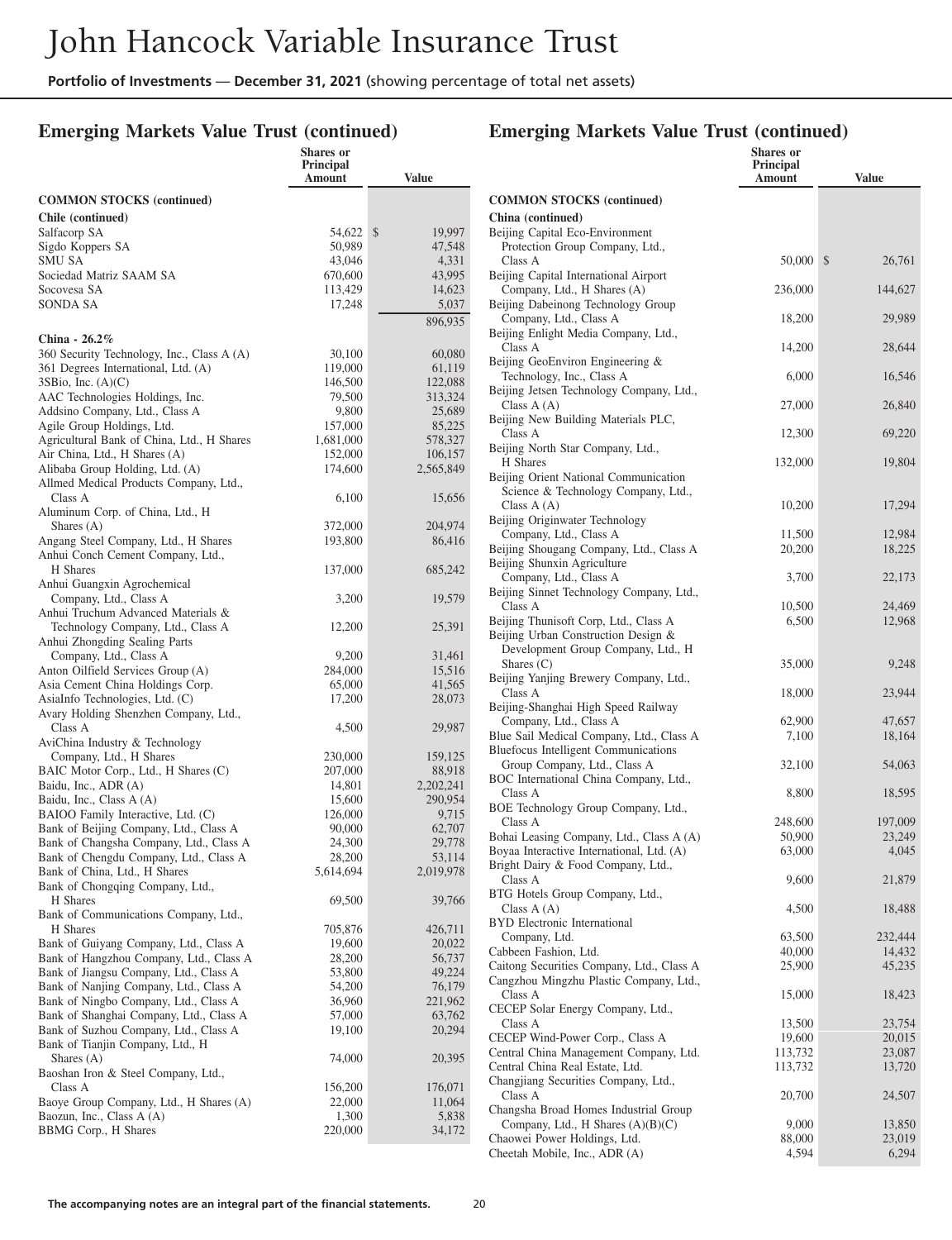# Emerging Markets Value Trust (continued)

| | Shares or Principal Amount | Value |
|---|---|---|
| **COMMON STOCKS (continued)** | | |
| **Chile (continued)** | | |
| Salfacorp SA | 54,622 | $ 19,997 |
| Sigdo Koppers SA | 50,989 | 47,548 |
| SMU SA | 43,046 | 4,331 |
| Sociedad Matriz SAAM SA | 670,600 | 43,995 |
| Socovesa SA | 113,429 | 14,623 |
| SONDA SA | 17,248 | 5,037 |
| | | 896,935 |
| **China - 26.2%** | | |
| 360 Security Technology, Inc., Class A (A) | 30,100 | 60,080 |
| 361 Degrees International, Ltd. (A) | 119,000 | 61,119 |
| 3SBio, Inc. (A)(C) | 146,500 | 122,088 |
| AAC Technologies Holdings, Inc. | 79,500 | 313,324 |
| Addsino Company, Ltd., Class A | 9,800 | 25,689 |
| Agile Group Holdings, Ltd. | 157,000 | 85,225 |
| Agricultural Bank of China, Ltd., H Shares | 1,681,000 | 578,327 |
| Air China, Ltd., H Shares (A) | 152,000 | 106,157 |
| Alibaba Group Holding, Ltd. (A) | 174,600 | 2,565,849 |
| Allmed Medical Products Company, Ltd., Class A | 6,100 | 15,656 |
| Aluminum Corp. of China, Ltd., H Shares (A) | 372,000 | 204,974 |
| Angang Steel Company, Ltd., H Shares | 193,800 | 86,416 |
| Anhui Conch Cement Company, Ltd., H Shares | 137,000 | 685,242 |
| Anhui Guangxin Agrochemical Company, Ltd., Class A | 3,200 | 19,579 |
| Anhui Truchum Advanced Materials & Technology Company, Ltd., Class A | 12,200 | 25,391 |
| Anhui Zhongding Sealing Parts Company, Ltd., Class A | 9,200 | 31,461 |
| Anton Oilfield Services Group (A) | 284,000 | 15,516 |
| Asia Cement China Holdings Corp. | 65,000 | 41,565 |
| AsiaInfo Technologies, Ltd. (C) | 17,200 | 28,073 |
| Avary Holding Shenzhen Company, Ltd., Class A | 4,500 | 29,987 |
| AviChina Industry & Technology Company, Ltd., H Shares | 230,000 | 159,125 |
| BAIC Motor Corp., Ltd., H Shares (C) | 207,000 | 88,918 |
| Baidu, Inc., ADR (A) | 14,801 | 2,202,241 |
| Baidu, Inc., Class A (A) | 15,600 | 290,954 |
| BAIOO Family Interactive, Ltd. (C) | 126,000 | 9,715 |
| Bank of Beijing Company, Ltd., Class A | 90,000 | 62,707 |
| Bank of Changsha Company, Ltd., Class A | 24,300 | 29,778 |
| Bank of Chengdu Company, Ltd., Class A | 28,200 | 53,114 |
| Bank of China, Ltd., H Shares | 5,614,694 | 2,019,978 |
| Bank of Chongqing Company, Ltd., H Shares | 69,500 | 39,766 |
| Bank of Communications Company, Ltd., H Shares | 705,876 | 426,711 |
| Bank of Guiyang Company, Ltd., Class A | 19,600 | 20,022 |
| Bank of Hangzhou Company, Ltd., Class A | 28,200 | 56,737 |
| Bank of Jiangsu Company, Ltd., Class A | 53,800 | 49,224 |
| Bank of Nanjing Company, Ltd., Class A | 54,200 | 76,179 |
| Bank of Ningbo Company, Ltd., Class A | 36,960 | 221,962 |
| Bank of Shanghai Company, Ltd., Class A | 57,000 | 63,762 |
| Bank of Suzhou Company, Ltd., Class A | 19,100 | 20,294 |
| Bank of Tianjin Company, Ltd., H Shares (A) | 74,000 | 20,395 |
| Baoshan Iron & Steel Company, Ltd., Class A | 156,200 | 176,071 |
| Baoye Group Company, Ltd., H Shares (A) | 22,000 | 11,064 |
| Baozun, Inc., Class A (A) | 1,300 | 5,838 |
| BBMG Corp., H Shares | 220,000 | 34,172 |
| Beijing Capital Eco-Environment Protection Group Company, Ltd., Class A | 50,000 | $ 26,761 |
| Beijing Capital International Airport Company, Ltd., H Shares (A) | 236,000 | 144,627 |
| Beijing Dabeinong Technology Group Company, Ltd., Class A | 18,200 | 29,989 |
| Beijing Enlight Media Company, Ltd., Class A | 14,200 | 28,644 |
| Beijing GeoEnviron Engineering & Technology, Inc., Class A | 6,000 | 16,546 |
| Beijing Jetsen Technology Company, Ltd., Class A (A) | 27,000 | 26,840 |
| Beijing New Building Materials PLC, Class A | 12,300 | 69,220 |
| Beijing North Star Company, Ltd., H Shares | 132,000 | 19,804 |
| Beijing Orient National Communication Science & Technology Company, Ltd., Class A (A) | 10,200 | 17,294 |
| Beijing Originwater Technology Company, Ltd., Class A | 11,500 | 12,984 |
| Beijing Shougang Company, Ltd., Class A | 20,200 | 18,225 |
| Beijing Shunxin Agriculture Company, Ltd., Class A | 3,700 | 22,173 |
| Beijing Sinnet Technology Company, Ltd., Class A | 10,500 | 24,469 |
| Beijing Thunisoft Corp, Ltd., Class A | 6,500 | 12,968 |
| Beijing Urban Construction Design & Development Group Company, Ltd., H Shares (C) | 35,000 | 9,248 |
| Beijing Yanjing Brewery Company, Ltd., Class A | 18,000 | 23,944 |
| Beijing-Shanghai High Speed Railway Company, Ltd., Class A | 62,900 | 47,657 |
| Blue Sail Medical Company, Ltd., Class A | 7,100 | 18,164 |
| Bluefocus Intelligent Communications Group Company, Ltd., Class A | 32,100 | 54,063 |
| BOC International China Company, Ltd., Class A | 8,800 | 18,595 |
| BOE Technology Group Company, Ltd., Class A | 248,600 | 197,009 |
| Bohai Leasing Company, Ltd., Class A (A) | 50,900 | 23,249 |
| Boyaa Interactive International, Ltd. (A) | 63,000 | 4,045 |
| Bright Dairy & Food Company, Ltd., Class A | 9,600 | 21,879 |
| BTG Hotels Group Company, Ltd., Class A (A) | 4,500 | 18,488 |
| BYD Electronic International Company, Ltd. | 63,500 | 232,444 |
| Cabbeen Fashion, Ltd. | 40,000 | 14,432 |
| Caitong Securities Company, Ltd., Class A | 25,900 | 45,235 |
| Cangzhou Mingzhu Plastic Company, Ltd., Class A | 15,000 | 18,423 |
| CECEP Solar Energy Company, Ltd., Class A | 13,500 | 23,754 |
| CECEP Wind-Power Corp., Class A | 19,600 | 20,015 |
| Central China Management Company, Ltd. | 113,732 | 23,087 |
| Central China Real Estate, Ltd. | 113,732 | 13,720 |
| Changjiang Securities Company, Ltd., Class A | 20,700 | 24,507 |
| Changsha Broad Homes Industrial Group Company, Ltd., H Shares (A)(B)(C) | 9,000 | 13,850 |
| Chaowei Power Holdings, Ltd. | 88,000 | 23,019 |
| Cheetah Mobile, Inc., ADR (A) | 4,594 | 6,294 |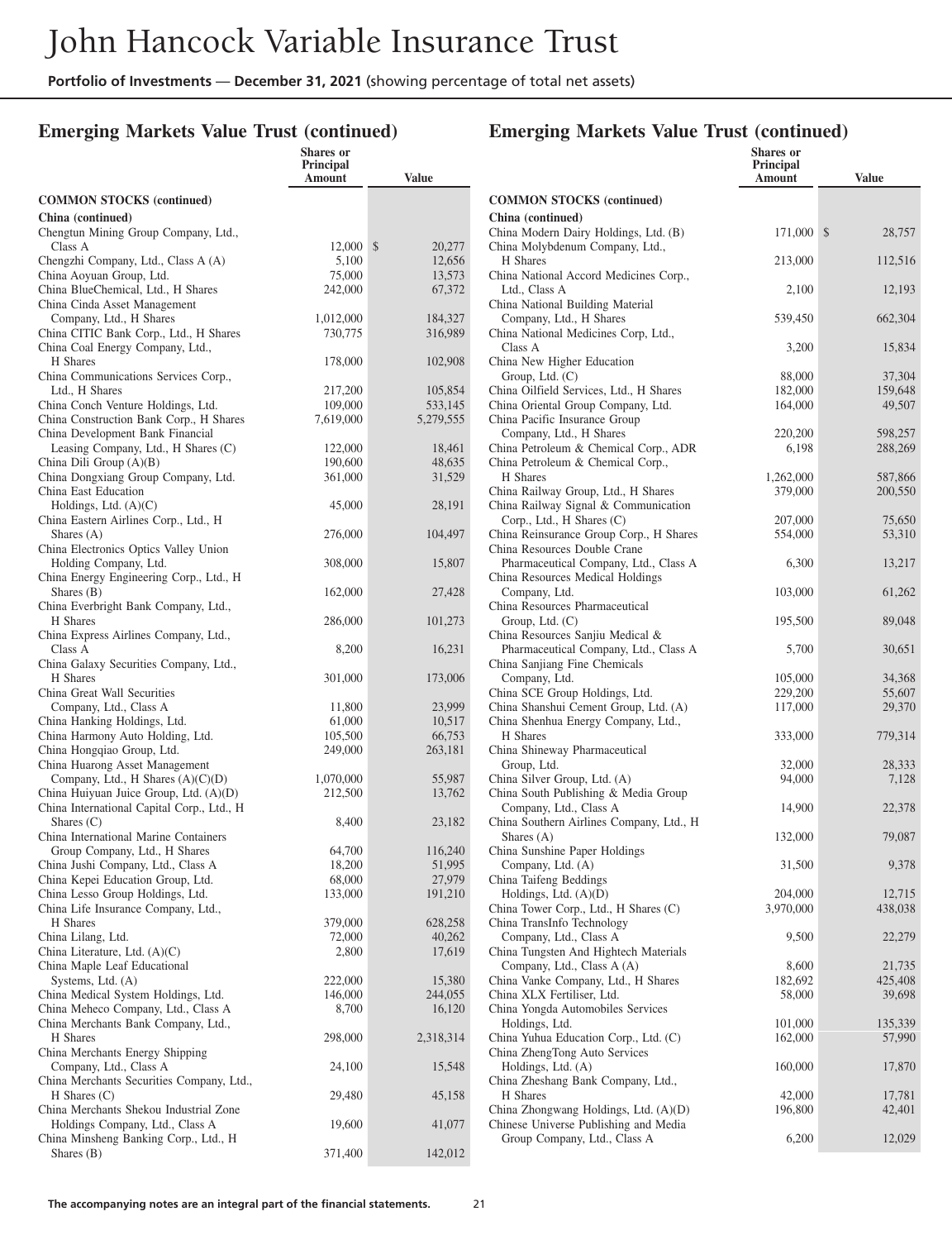## Emerging Markets Value Trust (continued)

| | Shares or Principal Amount | Value |
|---|---|---|
| **COMMON STOCKS (continued)** | | |
| **China (continued)** | | |
| Chengtun Mining Group Company, Ltd., Class A | 12,000 | $ 20,277 |
| Chengzhi Company, Ltd., Class A (A) | 5,100 | 12,656 |
| China Aoyuan Group, Ltd. | 75,000 | 13,573 |
| China BlueChemical, Ltd., H Shares | 242,000 | 67,372 |
| China Cinda Asset Management Company, Ltd., H Shares | 1,012,000 | 184,327 |
| China CITIC Bank Corp., Ltd., H Shares | 730,775 | 316,989 |
| China Coal Energy Company, Ltd., H Shares | 178,000 | 102,908 |
| China Communications Services Corp., Ltd., H Shares | 217,200 | 105,854 |
| China Conch Venture Holdings, Ltd. | 109,000 | 533,145 |
| China Construction Bank Corp., H Shares | 7,619,000 | 5,279,555 |
| China Development Bank Financial Leasing Company, Ltd., H Shares (C) | 122,000 | 18,461 |
| China Dili Group (A)(B) | 190,600 | 48,635 |
| China Dongxiang Group Company, Ltd. | 361,000 | 31,529 |
| China East Education Holdings, Ltd. (A)(C) | 45,000 | 28,191 |
| China Eastern Airlines Corp., Ltd., H Shares (A) | 276,000 | 104,497 |
| China Electronics Optics Valley Union Holding Company, Ltd. | 308,000 | 15,807 |
| China Energy Engineering Corp., Ltd., H Shares (B) | 162,000 | 27,428 |
| China Everbright Bank Company, Ltd., H Shares | 286,000 | 101,273 |
| China Express Airlines Company, Ltd., Class A | 8,200 | 16,231 |
| China Galaxy Securities Company, Ltd., H Shares | 301,000 | 173,006 |
| China Great Wall Securities Company, Ltd., Class A | 11,800 | 23,999 |
| China Hanking Holdings, Ltd. | 61,000 | 10,517 |
| China Harmony Auto Holding, Ltd. | 105,500 | 66,753 |
| China Hongqiao Group, Ltd. | 249,000 | 263,181 |
| China Huarong Asset Management Company, Ltd., H Shares (A)(C)(D) | 1,070,000 | 55,987 |
| China Huiyuan Juice Group, Ltd. (A)(D) | 212,500 | 13,762 |
| China International Capital Corp., Ltd., H Shares (C) | 8,400 | 23,182 |
| China International Marine Containers Group Company, Ltd., H Shares | 64,700 | 116,240 |
| China Jushi Company, Ltd., Class A | 18,200 | 51,995 |
| China Kepei Education Group, Ltd. | 68,000 | 27,979 |
| China Lesso Group Holdings, Ltd. | 133,000 | 191,210 |
| China Life Insurance Company, Ltd., H Shares | 379,000 | 628,258 |
| China Lilang, Ltd. | 72,000 | 40,262 |
| China Literature, Ltd. (A)(C) | 2,800 | 17,619 |
| China Maple Leaf Educational Systems, Ltd. (A) | 222,000 | 15,380 |
| China Medical System Holdings, Ltd. | 146,000 | 244,055 |
| China Meheco Company, Ltd., Class A | 8,700 | 16,120 |
| China Merchants Bank Company, Ltd., H Shares | 298,000 | 2,318,314 |
| China Merchants Energy Shipping Company, Ltd., Class A | 24,100 | 15,548 |
| China Merchants Securities Company, Ltd., H Shares (C) | 29,480 | 45,158 |
| China Merchants Shekou Industrial Zone Holdings Company, Ltd., Class A | 19,600 | 41,077 |
| China Minsheng Banking Corp., Ltd., H Shares (B) | 371,400 | 142,012 |
| China Modern Dairy Holdings, Ltd. (B) | 171,000 | $ 28,757 |
| China Molybdenum Company, Ltd., H Shares | 213,000 | 112,516 |
| China National Accord Medicines Corp., Ltd., Class A | 2,100 | 12,193 |
| China National Building Material Company, Ltd., H Shares | 539,450 | 662,304 |
| China National Medicines Corp, Ltd., Class A | 3,200 | 15,834 |
| China New Higher Education Group, Ltd. (C) | 88,000 | 37,304 |
| China Oilfield Services, Ltd., H Shares | 182,000 | 159,648 |
| China Oriental Group Company, Ltd. | 164,000 | 49,507 |
| China Pacific Insurance Group Company, Ltd., H Shares | 220,200 | 598,257 |
| China Petroleum & Chemical Corp., ADR | 6,198 | 288,269 |
| China Petroleum & Chemical Corp., H Shares | 1,262,000 | 587,866 |
| China Railway Group, Ltd., H Shares | 379,000 | 200,550 |
| China Railway Signal & Communication Corp., Ltd., H Shares (C) | 207,000 | 75,650 |
| China Reinsurance Group Corp., H Shares | 554,000 | 53,310 |
| China Resources Double Crane Pharmaceutical Company, Ltd., Class A | 6,300 | 13,217 |
| China Resources Medical Holdings Company, Ltd. | 103,000 | 61,262 |
| China Resources Pharmaceutical Group, Ltd. (C) | 195,500 | 89,048 |
| China Resources Sanjiu Medical & Pharmaceutical Company, Ltd., Class A | 5,700 | 30,651 |
| China Sanjiang Fine Chemicals Company, Ltd. | 105,000 | 34,368 |
| China SCE Group Holdings, Ltd. | 229,200 | 55,607 |
| China Shanshui Cement Group, Ltd. (A) | 117,000 | 29,370 |
| China Shenhua Energy Company, Ltd., H Shares | 333,000 | 779,314 |
| China Shineway Pharmaceutical Group, Ltd. | 32,000 | 28,333 |
| China Silver Group, Ltd. (A) | 94,000 | 7,128 |
| China South Publishing & Media Group Company, Ltd., Class A | 14,900 | 22,378 |
| China Southern Airlines Company, Ltd., H Shares (A) | 132,000 | 79,087 |
| China Sunshine Paper Holdings Company, Ltd. (A) | 31,500 | 9,378 |
| China Taifeng Beddings Holdings, Ltd. (A)(D) | 204,000 | 12,715 |
| China Tower Corp., Ltd., H Shares (C) | 3,970,000 | 438,038 |
| China TransInfo Technology Company, Ltd., Class A | 9,500 | 22,279 |
| China Tungsten And Hightech Materials Company, Ltd., Class A (A) | 8,600 | 21,735 |
| China Vanke Company, Ltd., H Shares | 182,692 | 425,408 |
| China XLX Fertiliser, Ltd. | 58,000 | 39,698 |
| China Yongda Automobiles Services Holdings, Ltd. | 101,000 | 135,339 |
| China Yuhua Education Corp., Ltd. (C) | 162,000 | 57,990 |
| China ZhengTong Auto Services Holdings, Ltd. (A) | 160,000 | 17,870 |
| China Zheshang Bank Company, Ltd., H Shares | 42,000 | 17,781 |
| China Zhongwang Holdings, Ltd. (A)(D) | 196,800 | 42,401 |
| Chinese Universe Publishing and Media Group Company, Ltd., Class A | 6,200 | 12,029 |

The accompanying notes are an integral part of the financial statements.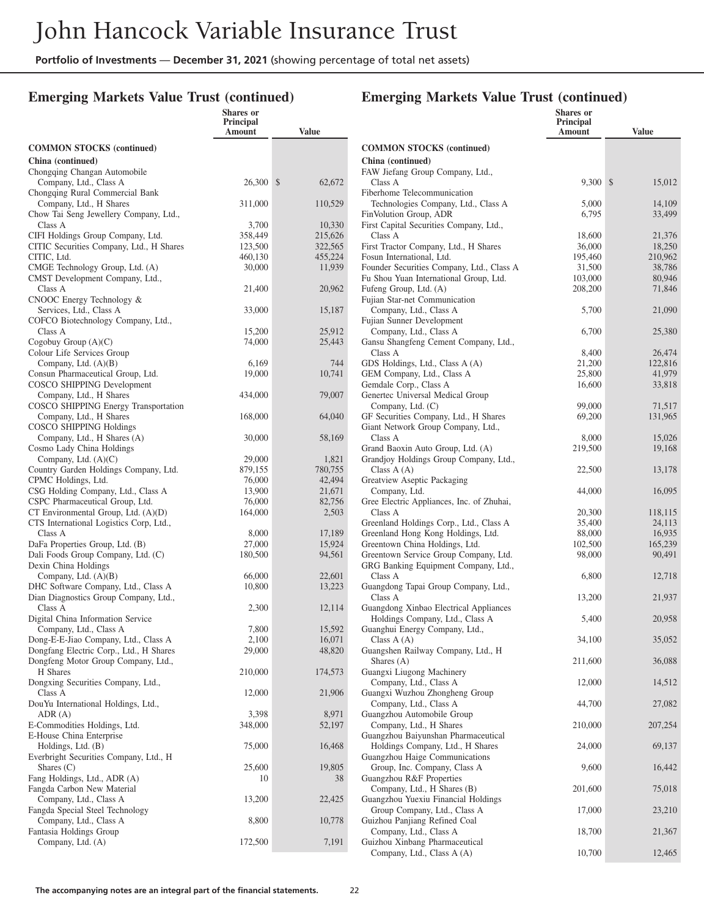## Emerging Markets Value Trust (continued)

| | Shares or Principal Amount | Value |
|---|---|---|
| **COMMON STOCKS (continued)** | | |
| **China (continued)** | | |
| Chongqing Changan Automobile Company, Ltd., Class A | 26,300 | $ 62,672 |
| Chongqing Rural Commercial Bank Company, Ltd., H Shares | 311,000 | 110,529 |
| Chow Tai Seng Jewellery Company, Ltd., Class A | 3,700 | 10,330 |
| CIFI Holdings Group Company, Ltd. | 358,449 | 215,626 |
| CITIC Securities Company, Ltd., H Shares | 123,500 | 322,565 |
| CITIC, Ltd. | 460,130 | 455,224 |
| CMGE Technology Group, Ltd. (A) | 30,000 | 11,939 |
| CMST Development Company, Ltd., Class A | 21,400 | 20,962 |
| CNOOC Energy Technology & Services, Ltd., Class A | 33,000 | 15,187 |
| COFCO Biotechnology Company, Ltd., Class A | 15,200 | 25,912 |
| Cogobuy Group (A)(C) | 74,000 | 25,443 |
| Colour Life Services Group Company, Ltd. (A)(B) | 6,169 | 744 |
| Consun Pharmaceutical Group, Ltd. | 19,000 | 10,741 |
| COSCO SHIPPING Development Company, Ltd., H Shares | 434,000 | 79,007 |
| COSCO SHIPPING Energy Transportation Company, Ltd., H Shares | 168,000 | 64,040 |
| COSCO SHIPPING Holdings Company, Ltd., H Shares (A) | 30,000 | 58,169 |
| Cosmo Lady China Holdings Company, Ltd. (A)(C) | 29,000 | 1,821 |
| Country Garden Holdings Company, Ltd. | 879,155 | 780,755 |
| CPMC Holdings, Ltd. | 76,000 | 42,494 |
| CSG Holding Company, Ltd., Class A | 13,900 | 21,671 |
| CSPC Pharmaceutical Group, Ltd. | 76,000 | 82,756 |
| CT Environmental Group, Ltd. (A)(D) | 164,000 | 2,503 |
| CTS International Logistics Corp, Ltd., Class A | 8,000 | 17,189 |
| DaFa Properties Group, Ltd. (B) | 27,000 | 15,924 |
| Dali Foods Group Company, Ltd. (C) | 180,500 | 94,561 |
| Dexin China Holdings Company, Ltd. (A)(B) | 66,000 | 22,601 |
| DHC Software Company, Ltd., Class A | 10,800 | 13,223 |
| Dian Diagnostics Group Company, Ltd., Class A | 2,300 | 12,114 |
| Digital China Information Service Company, Ltd., Class A | 7,800 | 15,592 |
| Dong-E-E-Jiao Company, Ltd., Class A | 2,100 | 16,071 |
| Dongfang Electric Corp., Ltd., H Shares | 29,000 | 48,820 |
| Dongfeng Motor Group Company, Ltd., H Shares | 210,000 | 174,573 |
| Dongxing Securities Company, Ltd., Class A | 12,000 | 21,906 |
| DouYu International Holdings, Ltd., ADR (A) | 3,398 | 8,971 |
| E-Commodities Holdings, Ltd. | 348,000 | 52,197 |
| E-House China Enterprise Holdings, Ltd. (B) | 75,000 | 16,468 |
| Everbright Securities Company, Ltd., H Shares (C) | 25,600 | 19,805 |
| Fang Holdings, Ltd., ADR (A) | 10 | 38 |
| Fangda Carbon New Material Company, Ltd., Class A | 13,200 | 22,425 |
| Fangda Special Steel Technology Company, Ltd., Class A | 8,800 | 10,778 |
| Fantasia Holdings Group Company, Ltd. (A) | 172,500 | 7,191 |
| FAW Jiefang Group Company, Ltd., Class A | 9,300 | $ 15,012 |
| Fiberhome Telecommunication Technologies Company, Ltd., Class A | 5,000 | 14,109 |
| FinVolution Group, ADR | 6,795 | 33,499 |
| First Capital Securities Company, Ltd., Class A | 18,600 | 21,376 |
| First Tractor Company, Ltd., H Shares | 36,000 | 18,250 |
| Fosun International, Ltd. | 195,460 | 210,962 |
| Founder Securities Company, Ltd., Class A | 31,500 | 38,786 |
| Fu Shou Yuan International Group, Ltd. | 103,000 | 80,946 |
| Fufeng Group, Ltd. (A) | 208,200 | 71,846 |
| Fujian Star-net Communication Company, Ltd., Class A | 5,700 | 21,090 |
| Fujian Sunner Development Company, Ltd., Class A | 6,700 | 25,380 |
| Gansu Shangfeng Cement Company, Ltd., Class A | 8,400 | 26,474 |
| GDS Holdings, Ltd., Class A (A) | 21,200 | 122,816 |
| GEM Company, Ltd., Class A | 25,800 | 41,979 |
| Gemdale Corp., Class A | 16,600 | 33,818 |
| Genertec Universal Medical Group Company, Ltd. (C) | 99,000 | 71,517 |
| GF Securities Company, Ltd., H Shares | 69,200 | 131,965 |
| Giant Network Group Company, Ltd., Class A | 8,000 | 15,026 |
| Grand Baoxin Auto Group, Ltd. (A) | 219,500 | 19,168 |
| Grandjoy Holdings Group Company, Ltd., Class A (A) | 22,500 | 13,178 |
| Greatview Aseptic Packaging Company, Ltd. | 44,000 | 16,095 |
| Gree Electric Appliances, Inc. of Zhuhai, Class A | 20,300 | 118,115 |
| Greenland Holdings Corp., Ltd., Class A | 35,400 | 24,113 |
| Greenland Hong Kong Holdings, Ltd. | 88,000 | 16,935 |
| Greentown China Holdings, Ltd. | 102,500 | 165,239 |
| Greentown Service Group Company, Ltd. | 98,000 | 90,491 |
| GRG Banking Equipment Company, Ltd., Class A | 6,800 | 12,718 |
| Guangdong Tapai Group Company, Ltd., Class A | 13,200 | 21,937 |
| Guangdong Xinbao Electrical Appliances Holdings Company, Ltd., Class A | 5,400 | 20,958 |
| Guanghui Energy Company, Ltd., Class A (A) | 34,100 | 35,052 |
| Guangshen Railway Company, Ltd., H Shares (A) | 211,600 | 36,088 |
| Guangxi Liugong Machinery Company, Ltd., Class A | 12,000 | 14,512 |
| Guangxi Wuzhou Zhongheng Group Company, Ltd., Class A | 44,700 | 27,082 |
| Guangzhou Automobile Group Company, Ltd., H Shares | 210,000 | 207,254 |
| Guangzhou Baiyunshan Pharmaceutical Holdings Company, Ltd., H Shares | 24,000 | 69,137 |
| Guangzhou Haige Communications Group, Inc. Company, Class A | 9,600 | 16,442 |
| Guangzhou R&F Properties Company, Ltd., H Shares (B) | 201,600 | 75,018 |
| Guangzhou Yuexiu Financial Holdings Group Company, Ltd., Class A | 17,000 | 23,210 |
| Guizhou Panjiang Refined Coal Company, Ltd., Class A | 18,700 | 21,367 |
| Guizhou Xinbang Pharmaceutical Company, Ltd., Class A (A) | 10,700 | 12,465 |

The accompanying notes are an integral part of the financial statements.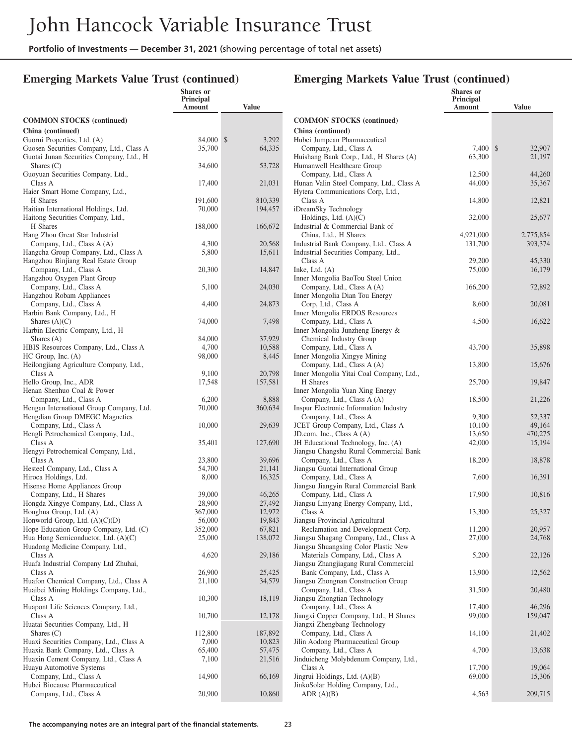# John Hancock Variable Insurance Trust

**Portfolio of Investments — December 31, 2021** (showing percentage of total net assets)

## Emerging Markets Value Trust (continued)

| | Shares or Principal Amount | Value |
|---|---|---|
| **COMMON STOCKS (continued)** | | |
| **China (continued)** | | |
| Guorui Properties, Ltd. (A) | 84,000 | $ 3,292 |
| Guosen Securities Company, Ltd., Class A | 35,700 | 64,335 |
| Guotai Junan Securities Company, Ltd., H Shares (C) | 34,600 | 53,728 |
| Guoyuan Securities Company, Ltd., Class A | 17,400 | 21,031 |
| Haier Smart Home Company, Ltd., H Shares | 191,600 | 810,339 |
| Haitian International Holdings, Ltd. | 70,000 | 194,457 |
| Haitong Securities Company, Ltd., H Shares | 188,000 | 166,672 |
| Hang Zhou Great Star Industrial Company, Ltd., Class A (A) | 4,300 | 20,568 |
| Hangcha Group Company, Ltd., Class A | 5,800 | 15,611 |
| Hangzhou Binjiang Real Estate Group Company, Ltd., Class A | 20,300 | 14,847 |
| Hangzhou Oxygen Plant Group Company, Ltd., Class A | 5,100 | 24,030 |
| Hangzhou Robam Appliances Company, Ltd., Class A | 4,400 | 24,873 |
| Harbin Bank Company, Ltd., H Shares (A)(C) | 74,000 | 7,498 |
| Harbin Electric Company, Ltd., H Shares (A) | 84,000 | 37,929 |
| HBIS Resources Company, Ltd., Class A | 4,700 | 10,588 |
| HC Group, Inc. (A) | 98,000 | 8,445 |
| Heilongjiang Agriculture Company, Ltd., Class A | 9,100 | 20,798 |
| Hello Group, Inc., ADR | 17,548 | 157,581 |
| Henan Shenhuo Coal & Power Company, Ltd., Class A | 6,200 | 8,888 |
| Hengan International Group Company, Ltd. | 70,000 | 360,634 |
| Hengdian Group DMEGC Magnetics Company, Ltd., Class A | 10,000 | 29,639 |
| Hengli Petrochemical Company, Ltd., Class A | 35,401 | 127,690 |
| Hengyi Petrochemical Company, Ltd., Class A | 23,800 | 39,696 |
| Hesteel Company, Ltd., Class A | 54,700 | 21,141 |
| Hiroca Holdings, Ltd. | 8,000 | 16,325 |
| Hisense Home Appliances Group Company, Ltd., H Shares | 39,000 | 46,265 |
| Hongda Xingye Company, Ltd., Class A | 28,900 | 27,492 |
| Honghua Group, Ltd. (A) | 367,000 | 12,972 |
| Honworld Group, Ltd. (A)(C)(D) | 56,000 | 19,843 |
| Hope Education Group Company, Ltd. (C) | 352,000 | 67,821 |
| Hua Hong Semiconductor, Ltd. (A)(C) | 25,000 | 138,072 |
| Huadong Medicine Company, Ltd., Class A | 4,620 | 29,186 |
| Huafa Industrial Company Ltd Zhuhai, Class A | 26,900 | 25,425 |
| Huafon Chemical Company, Ltd., Class A | 21,100 | 34,579 |
| Huaibei Mining Holdings Company, Ltd., Class A | 10,300 | 18,119 |
| Huapont Life Sciences Company, Ltd., Class A | 10,700 | 12,178 |
| Huatai Securities Company, Ltd., H Shares (C) | 112,800 | 187,892 |
| Huaxi Securities Company, Ltd., Class A | 7,000 | 10,823 |
| Huaxia Bank Company, Ltd., Class A | 65,400 | 57,475 |
| Huaxin Cement Company, Ltd., Class A | 7,100 | 21,516 |
| Huayu Automotive Systems Company, Ltd., Class A | 14,900 | 66,169 |
| Hubei Biocause Pharmaceutical Company, Ltd., Class A | 20,900 | 10,860 |
| Hubei Jumpcan Pharmaceutical Company, Ltd., Class A | 7,400 | $ 32,907 |
| Huishang Bank Corp., Ltd., H Shares (A) | 63,300 | 21,197 |
| Humanwell Healthcare Group Company, Ltd., Class A | 12,500 | 44,260 |
| Hunan Valin Steel Company, Ltd., Class A | 44,000 | 35,367 |
| Hytera Communications Corp, Ltd., Class A | 14,800 | 12,821 |
| iDreamSky Technology Holdings, Ltd. (A)(C) | 32,000 | 25,677 |
| Industrial & Commercial Bank of China, Ltd., H Shares | 4,921,000 | 2,775,854 |
| Industrial Bank Company, Ltd., Class A | 131,700 | 393,374 |
| Industrial Securities Company, Ltd., Class A | 29,200 | 45,330 |
| Inke, Ltd. (A) | 75,000 | 16,179 |
| Inner Mongolia BaoTou Steel Union Company, Ltd., Class A (A) | 166,200 | 72,892 |
| Inner Mongolia Dian Tou Energy Corp, Ltd., Class A | 8,600 | 20,081 |
| Inner Mongolia ERDOS Resources Company, Ltd., Class A | 4,500 | 16,622 |
| Inner Mongolia Junzheng Energy & Chemical Industry Group Company, Ltd., Class A | 43,700 | 35,898 |
| Inner Mongolia Xingye Mining Company, Ltd., Class A (A) | 13,800 | 15,676 |
| Inner Mongolia Yitai Coal Company, Ltd., H Shares | 25,700 | 19,847 |
| Inner Mongolia Yuan Xing Energy Company, Ltd., Class A (A) | 18,500 | 21,226 |
| Inspur Electronic Information Industry Company, Ltd., Class A | 9,300 | 52,337 |
| JCET Group Company, Ltd., Class A | 10,100 | 49,164 |
| JD.com, Inc., Class A (A) | 13,650 | 470,275 |
| JH Educational Technology, Inc. (A) | 42,000 | 15,194 |
| Jiangsu Changshu Rural Commercial Bank Company, Ltd., Class A | 18,200 | 18,878 |
| Jiangsu Guotai International Group Company, Ltd., Class A | 7,600 | 16,391 |
| Jiangsu Jiangyin Rural Commercial Bank Company, Ltd., Class A | 17,900 | 10,816 |
| Jiangsu Linyang Energy Company, Ltd., Class A | 13,300 | 25,327 |
| Jiangsu Provincial Agricultural Reclamation and Development Corp. | 11,200 | 20,957 |
| Jiangsu Shagang Company, Ltd., Class A | 27,000 | 24,768 |
| Jiangsu Shuangxing Color Plastic New Materials Company, Ltd., Class A | 5,200 | 22,126 |
| Jiangsu Zhangjiagang Rural Commercial Bank Company, Ltd., Class A | 13,900 | 12,562 |
| Jiangsu Zhongnan Construction Group Company, Ltd., Class A | 31,500 | 20,480 |
| Jiangsu Zhongtian Technology Company, Ltd., Class A | 17,400 | 46,296 |
| Jiangxi Copper Company, Ltd., H Shares | 99,000 | 159,047 |
| Jiangxi Zhengbang Technology Company, Ltd., Class A | 14,100 | 21,402 |
| Jilin Aodong Pharmaceutical Group Company, Ltd., Class A | 4,700 | 13,638 |
| Jinduicheng Molybdenum Company, Ltd., Class A | 17,700 | 19,064 |
| Jingrui Holdings, Ltd. (A)(B) | 69,000 | 15,306 |
| JinkoSolar Holding Company, Ltd., ADR (A)(B) | 4,563 | 209,715 |

The accompanying notes are an integral part of the financial statements.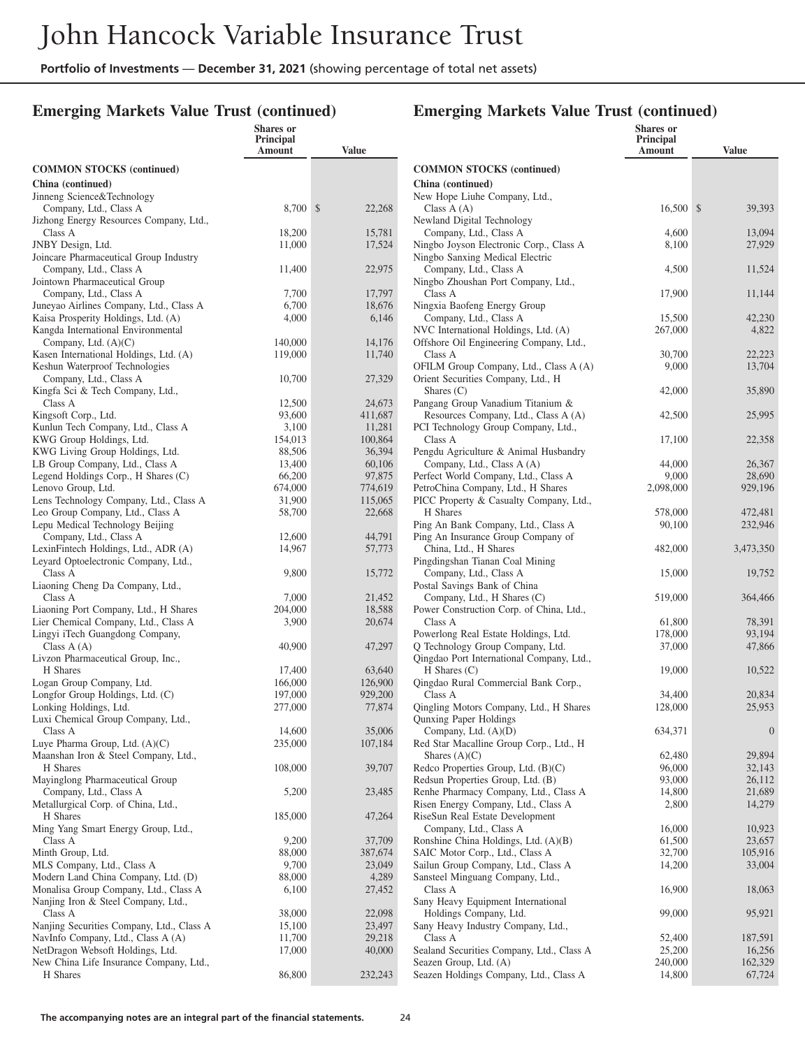# John Hancock Variable Insurance Trust

**Portfolio of Investments** — **December 31, 2021** (showing percentage of total net assets)

## Emerging Markets Value Trust (continued)

| | Shares or Principal Amount | Value |
|---|---|---|
| **COMMON STOCKS (continued)** | | |
| **China (continued)** | | |
| Jinneng Science&Technology Company, Ltd., Class A | 8,700 | $ 22,268 |
| Jizhong Energy Resources Company, Ltd., Class A | 18,200 | 15,781 |
| JNBY Design, Ltd. | 11,000 | 17,524 |
| Joincare Pharmaceutical Group Industry Company, Ltd., Class A | 11,400 | 22,975 |
| Jointown Pharmaceutical Group Company, Ltd., Class A | 7,700 | 17,797 |
| Juneyao Airlines Company, Ltd., Class A | 6,700 | 18,676 |
| Kaisa Prosperity Holdings, Ltd. (A) | 4,000 | 6,146 |
| Kangda International Environmental Company, Ltd. (A)(C) | 140,000 | 14,176 |
| Kasen International Holdings, Ltd. (A) | 119,000 | 11,740 |
| Keshun Waterproof Technologies Company, Ltd., Class A | 10,700 | 27,329 |
| Kingfa Sci & Tech Company, Ltd., Class A | 12,500 | 24,673 |
| Kingsoft Corp., Ltd. | 93,600 | 411,687 |
| Kunlun Tech Company, Ltd., Class A | 3,100 | 11,281 |
| KWG Group Holdings, Ltd. | 154,013 | 100,864 |
| KWG Living Group Holdings, Ltd. | 88,506 | 36,394 |
| LB Group Company, Ltd., Class A | 13,400 | 60,106 |
| Legend Holdings Corp., H Shares (C) | 66,200 | 97,875 |
| Lenovo Group, Ltd. | 674,000 | 774,619 |
| Lens Technology Company, Ltd., Class A | 31,900 | 115,065 |
| Leo Group Company, Ltd., Class A | 58,700 | 22,668 |
| Lepu Medical Technology Beijing Company, Ltd., Class A | 12,600 | 44,791 |
| LexinFintech Holdings, Ltd., ADR (A) | 14,967 | 57,773 |
| Leyard Optoelectronic Company, Ltd., Class A | 9,800 | 15,772 |
| Liaoning Cheng Da Company, Ltd., Class A | 7,000 | 21,452 |
| Liaoning Port Company, Ltd., H Shares | 204,000 | 18,588 |
| Lier Chemical Company, Ltd., Class A | 3,900 | 20,674 |
| Lingyi iTech Guangdong Company, Class A (A) | 40,900 | 47,297 |
| Livzon Pharmaceutical Group, Inc., H Shares | 17,400 | 63,640 |
| Logan Group Company, Ltd. | 166,000 | 126,900 |
| Longfor Group Holdings, Ltd. (C) | 197,000 | 929,200 |
| Lonking Holdings, Ltd. | 277,000 | 77,874 |
| Luxi Chemical Group Company, Ltd., Class A | 14,600 | 35,006 |
| Luye Pharma Group, Ltd. (A)(C) | 235,000 | 107,184 |
| Maanshan Iron & Steel Company, Ltd., H Shares | 108,000 | 39,707 |
| Mayinglong Pharmaceutical Group Company, Ltd., Class A | 5,200 | 23,485 |
| Metallurgical Corp. of China, Ltd., H Shares | 185,000 | 47,264 |
| Ming Yang Smart Energy Group, Ltd., Class A | 9,200 | 37,709 |
| Minth Group, Ltd. | 88,000 | 387,674 |
| MLS Company, Ltd., Class A | 9,700 | 23,049 |
| Modern Land China Company, Ltd. (D) | 88,000 | 4,289 |
| Monalisa Group Company, Ltd., Class A | 6,100 | 27,452 |
| Nanjing Iron & Steel Company, Ltd., Class A | 38,000 | 22,098 |
| Nanjing Securities Company, Ltd., Class A | 15,100 | 23,497 |
| NavInfo Company, Ltd., Class A (A) | 11,700 | 29,218 |
| NetDragon Websoft Holdings, Ltd. | 17,000 | 40,000 |
| New China Life Insurance Company, Ltd., H Shares | 86,800 | 232,243 |
| New Hope Liuhe Company, Ltd., Class A (A) | 16,500 | $ 39,393 |
| Newland Digital Technology Company, Ltd., Class A | 4,600 | 13,094 |
| Ningbo Joyson Electronic Corp., Class A | 8,100 | 27,929 |
| Ningbo Sanxing Medical Electric Company, Ltd., Class A | 4,500 | 11,524 |
| Ningbo Zhoushan Port Company, Ltd., Class A | 17,900 | 11,144 |
| Ningxia Baofeng Energy Group Company, Ltd., Class A | 15,500 | 42,230 |
| NVC International Holdings, Ltd. (A) | 267,000 | 4,822 |
| Offshore Oil Engineering Company, Ltd., Class A | 30,700 | 22,223 |
| OFILM Group Company, Ltd., Class A (A) | 9,000 | 13,704 |
| Orient Securities Company, Ltd., H Shares (C) | 42,000 | 35,890 |
| Pangang Group Vanadium Titanium & Resources Company, Ltd., Class A (A) | 42,500 | 25,995 |
| PCI Technology Group Company, Ltd., Class A | 17,100 | 22,358 |
| Pengdu Agriculture & Animal Husbandry Company, Ltd., Class A (A) | 44,000 | 26,367 |
| Perfect World Company, Ltd., Class A | 9,000 | 28,690 |
| PetroChina Company, Ltd., H Shares | 2,098,000 | 929,196 |
| PICC Property & Casualty Company, Ltd., H Shares | 578,000 | 472,481 |
| Ping An Bank Company, Ltd., Class A | 90,100 | 232,946 |
| Ping An Insurance Group Company of China, Ltd., H Shares | 482,000 | 3,473,350 |
| Pingdingshan Tianan Coal Mining Company, Ltd., Class A | 15,000 | 19,752 |
| Postal Savings Bank of China Company, Ltd., H Shares (C) | 519,000 | 364,466 |
| Power Construction Corp. of China, Ltd., Class A | 61,800 | 78,391 |
| Powerlong Real Estate Holdings, Ltd. | 178,000 | 93,194 |
| Q Technology Group Company, Ltd. | 37,000 | 47,866 |
| Qingdao Port International Company, Ltd., H Shares (C) | 19,000 | 10,522 |
| Qingdao Rural Commercial Bank Corp., Class A | 34,400 | 20,834 |
| Qingling Motors Company, Ltd., H Shares | 128,000 | 25,953 |
| Qunxing Paper Holdings Company, Ltd. (A)(D) | 634,371 | 0 |
| Red Star Macalline Group Corp., Ltd., H Shares (A)(C) | 62,480 | 29,894 |
| Redco Properties Group, Ltd. (B)(C) | 96,000 | 32,143 |
| Redsun Properties Group, Ltd. (B) | 93,000 | 26,112 |
| Renhe Pharmacy Company, Ltd., Class A | 14,800 | 21,689 |
| Risen Energy Company, Ltd., Class A | 2,800 | 14,279 |
| RiseSun Real Estate Development Company, Ltd., Class A | 16,000 | 10,923 |
| Ronshine China Holdings, Ltd. (A)(B) | 61,500 | 23,657 |
| SAIC Motor Corp., Ltd., Class A | 32,700 | 105,916 |
| Sailun Group Company, Ltd., Class A | 14,200 | 33,004 |
| Sansteel Minguang Company, Ltd., Class A | 16,900 | 18,063 |
| Sany Heavy Equipment International Holdings Company, Ltd. | 99,000 | 95,921 |
| Sany Heavy Industry Company, Ltd., Class A | 52,400 | 187,591 |
| Sealand Securities Company, Ltd., Class A | 25,200 | 16,256 |
| Seazen Group, Ltd. (A) | 240,000 | 162,329 |
| Seazen Holdings Company, Ltd., Class A | 14,800 | 67,724 |

**The accompanying notes are an integral part of the financial statements.**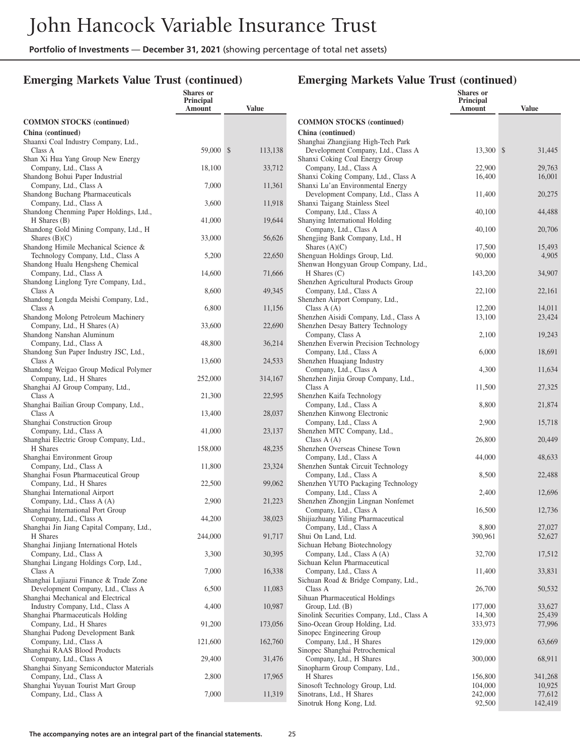## Emerging Markets Value Trust (continued)

| | Shares or Principal Amount | Value |
|---|---|---|
| **COMMON STOCKS (continued)** | | |
| **China (continued)** | | |
| Shaanxi Coal Industry Company, Ltd., Class A | 59,000 | $ 113,138 |
| Shan Xi Hua Yang Group New Energy Company, Ltd., Class A | 18,100 | 33,712 |
| Shandong Bohui Paper Industrial Company, Ltd., Class A | 7,000 | 11,361 |
| Shandong Buchang Pharmaceuticals Company, Ltd., Class A | 3,600 | 11,918 |
| Shandong Chenming Paper Holdings, Ltd., H Shares (B) | 41,000 | 19,644 |
| Shandong Gold Mining Company, Ltd., H Shares (B)(C) | 33,000 | 56,626 |
| Shandong Himile Mechanical Science & Technology Company, Ltd., Class A | 5,200 | 22,650 |
| Shandong Hualu Hengsheng Chemical Company, Ltd., Class A | 14,600 | 71,666 |
| Shandong Linglong Tyre Company, Ltd., Class A | 8,600 | 49,345 |
| Shandong Longda Meishi Company, Ltd., Class A | 6,800 | 11,156 |
| Shandong Molong Petroleum Machinery Company, Ltd., H Shares (A) | 33,600 | 22,690 |
| Shandong Nanshan Aluminum Company, Ltd., Class A | 48,800 | 36,214 |
| Shandong Sun Paper Industry JSC, Ltd., Class A | 13,600 | 24,533 |
| Shandong Weigao Group Medical Polymer Company, Ltd., H Shares | 252,000 | 314,167 |
| Shanghai AJ Group Company, Ltd., Class A | 21,300 | 22,595 |
| Shanghai Bailian Group Company, Ltd., Class A | 13,400 | 28,037 |
| Shanghai Construction Group Company, Ltd., Class A | 41,000 | 23,137 |
| Shanghai Electric Group Company, Ltd., H Shares | 158,000 | 48,235 |
| Shanghai Environment Group Company, Ltd., Class A | 11,800 | 23,324 |
| Shanghai Fosun Pharmaceutical Group Company, Ltd., H Shares | 22,500 | 99,062 |
| Shanghai International Airport Company, Ltd., Class A (A) | 2,900 | 21,223 |
| Shanghai International Port Group Company, Ltd., Class A | 44,200 | 38,023 |
| Shanghai Jin Jiang Capital Company, Ltd., H Shares | 244,000 | 91,717 |
| Shanghai Jinjiang International Hotels Company, Ltd., Class A | 3,300 | 30,395 |
| Shanghai Lingang Holdings Corp, Ltd., Class A | 7,000 | 16,338 |
| Shanghai Lujiazui Finance & Trade Zone Development Company, Ltd., Class A | 6,500 | 11,083 |
| Shanghai Mechanical and Electrical Industry Company, Ltd., Class A | 4,400 | 10,987 |
| Shanghai Pharmaceuticals Holding Company, Ltd., H Shares | 91,200 | 173,056 |
| Shanghai Pudong Development Bank Company, Ltd., Class A | 121,600 | 162,760 |
| Shanghai RAAS Blood Products Company, Ltd., Class A | 29,400 | 31,476 |
| Shanghai Sinyang Semiconductor Materials Company, Ltd., Class A | 2,800 | 17,965 |
| Shanghai Yuyuan Tourist Mart Group Company, Ltd., Class A | 7,000 | 11,319 |
| Shanghai Zhangjiang High-Tech Park Development Company, Ltd., Class A | 13,300 | $ 31,445 |
| Shanxi Coking Coal Energy Group Company, Ltd., Class A | 22,900 | 29,763 |
| Shanxi Coking Company, Ltd., Class A | 16,400 | 16,001 |
| Shanxi Lu'an Environmental Energy Development Company, Ltd., Class A | 11,400 | 20,275 |
| Shanxi Taigang Stainless Steel Company, Ltd., Class A | 40,100 | 44,488 |
| Shanying International Holding Company, Ltd., Class A | 40,100 | 20,706 |
| Shengjing Bank Company, Ltd., H Shares (A)(C) | 17,500 | 15,493 |
| Shenguan Holdings Group, Ltd. | 90,000 | 4,905 |
| Shenwan Hongyuan Group Company, Ltd., H Shares (C) | 143,200 | 34,907 |
| Shenzhen Agricultural Products Group Company, Ltd., Class A | 22,100 | 22,161 |
| Shenzhen Airport Company, Ltd., Class A (A) | 12,200 | 14,011 |
| Shenzhen Aisidi Company, Ltd., Class A | 13,100 | 23,424 |
| Shenzhen Desay Battery Technology Company, Class A | 2,100 | 19,243 |
| Shenzhen Everwin Precision Technology Company, Ltd., Class A | 6,000 | 18,691 |
| Shenzhen Huaqiang Industry Company, Ltd., Class A | 4,300 | 11,634 |
| Shenzhen Jinjia Group Company, Ltd., Class A | 11,500 | 27,325 |
| Shenzhen Kaifa Technology Company, Ltd., Class A | 8,800 | 21,874 |
| Shenzhen Kinwong Electronic Company, Ltd., Class A | 2,900 | 15,718 |
| Shenzhen MTC Company, Ltd., Class A (A) | 26,800 | 20,449 |
| Shenzhen Overseas Chinese Town Company, Ltd., Class A | 44,000 | 48,633 |
| Shenzhen Suntak Circuit Technology Company, Ltd., Class A | 8,500 | 22,488 |
| Shenzhen YUTO Packaging Technology Company, Ltd., Class A | 2,400 | 12,696 |
| Shenzhen Zhongjin Lingnan Nonfemet Company, Ltd., Class A | 16,500 | 12,736 |
| Shijiazhuang Yiling Pharmaceutical Company, Ltd., Class A | 8,800 | 27,027 |
| Shui On Land, Ltd. | 390,961 | 52,627 |
| Sichuan Hebang Biotechnology Company, Ltd., Class A (A) | 32,700 | 17,512 |
| Sichuan Kelun Pharmaceutical Company, Ltd., Class A | 11,400 | 33,831 |
| Sichuan Road & Bridge Company, Ltd., Class A | 26,700 | 50,532 |
| Sihuan Pharmaceutical Holdings Group, Ltd. (B) | 177,000 | 33,627 |
| Sinolink Securities Company, Ltd., Class A | 14,300 | 25,439 |
| Sino-Ocean Group Holding, Ltd. | 333,973 | 77,996 |
| Sinopec Engineering Group Company, Ltd., H Shares | 129,000 | 63,669 |
| Sinopec Shanghai Petrochemical Company, Ltd., H Shares | 300,000 | 68,911 |
| Sinopharm Group Company, Ltd., H Shares | 156,800 | 341,268 |
| Sinosoft Technology Group, Ltd. | 104,000 | 10,925 |
| Sinotrans, Ltd., H Shares | 242,000 | 77,612 |
| Sinotruk Hong Kong, Ltd. | 92,500 | 142,419 |

The accompanying notes are an integral part of the financial statements.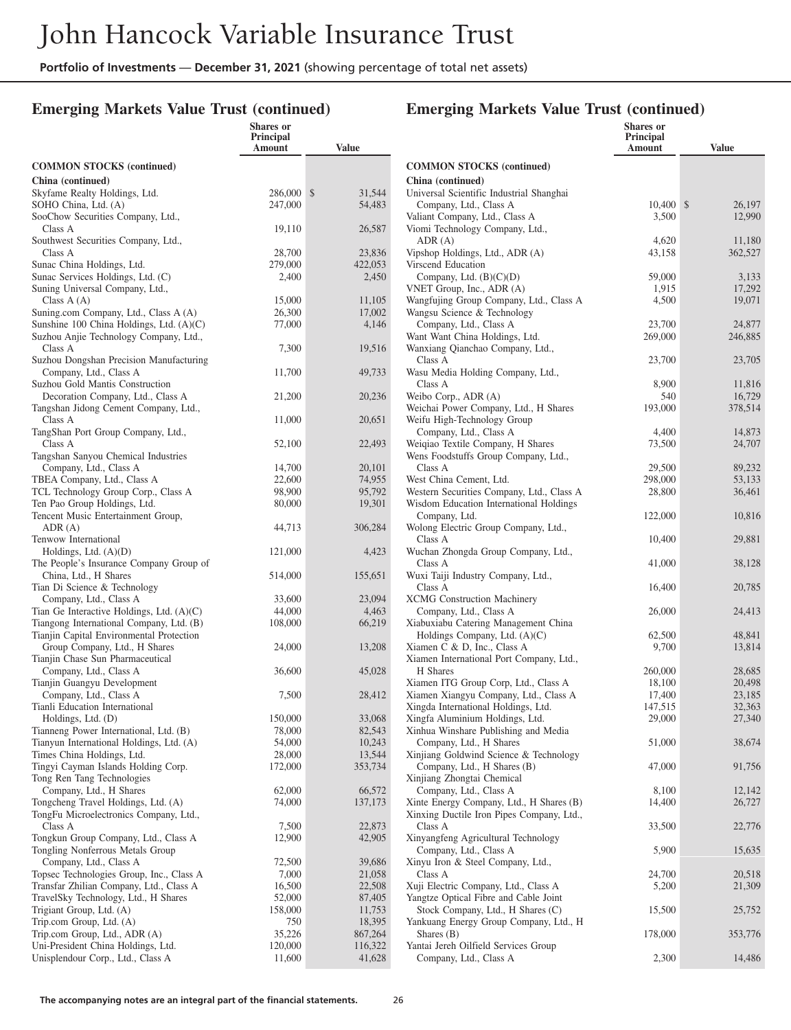## Emerging Markets Value Trust (continued)

| | Shares or Principal Amount | Value |
|---|---|---|
| **COMMON STOCKS (continued)** | | |
| **China (continued)** | | |
| Skyfame Realty Holdings, Ltd. | 286,000 | $ 31,544 |
| SOHO China, Ltd. (A) | 247,000 | 54,483 |
| SooChow Securities Company, Ltd., Class A | 19,110 | 26,587 |
| Southwest Securities Company, Ltd., Class A | 28,700 | 23,836 |
| Sunac China Holdings, Ltd. | 279,000 | 422,053 |
| Sunac Services Holdings, Ltd. (C) | 2,400 | 2,450 |
| Suning Universal Company, Ltd., Class A (A) | 15,000 | 11,105 |
| Suning.com Company, Ltd., Class A (A) | 26,300 | 17,002 |
| Sunshine 100 China Holdings, Ltd. (A)(C) | 77,000 | 4,146 |
| Suzhou Anjie Technology Company, Ltd., Class A | 7,300 | 19,516 |
| Suzhou Dongshan Precision Manufacturing Company, Ltd., Class A | 11,700 | 49,733 |
| Suzhou Gold Mantis Construction Decoration Company, Ltd., Class A | 21,200 | 20,236 |
| Tangshan Jidong Cement Company, Ltd., Class A | 11,000 | 20,651 |
| TangShan Port Group Company, Ltd., Class A | 52,100 | 22,493 |
| Tangshan Sanyou Chemical Industries Company, Ltd., Class A | 14,700 | 20,101 |
| TBEA Company, Ltd., Class A | 22,600 | 74,955 |
| TCL Technology Group Corp., Class A | 98,900 | 95,792 |
| Ten Pao Group Holdings, Ltd. | 80,000 | 19,301 |
| Tencent Music Entertainment Group, ADR (A) | 44,713 | 306,284 |
| Tenwow International Holdings, Ltd. (A)(D) | 121,000 | 4,423 |
| The People's Insurance Company Group of China, Ltd., H Shares | 514,000 | 155,651 |
| Tian Di Science & Technology Company, Ltd., Class A | 33,600 | 23,094 |
| Tian Ge Interactive Holdings, Ltd. (A)(C) | 44,000 | 4,463 |
| Tiangong International Company, Ltd. (B) | 108,000 | 66,219 |
| Tianjin Capital Environmental Protection Group Company, Ltd., H Shares | 24,000 | 13,208 |
| Tianjin Chase Sun Pharmaceutical Company, Ltd., Class A | 36,600 | 45,028 |
| Tianjin Guangyu Development Company, Ltd., Class A | 7,500 | 28,412 |
| Tianli Education International Holdings, Ltd. (D) | 150,000 | 33,068 |
| Tianneng Power International, Ltd. (B) | 78,000 | 82,543 |
| Tianyun International Holdings, Ltd. (A) | 54,000 | 10,243 |
| Times China Holdings, Ltd. | 28,000 | 13,544 |
| Tingyi Cayman Islands Holding Corp. | 172,000 | 353,734 |
| Tong Ren Tang Technologies Company, Ltd., H Shares | 62,000 | 66,572 |
| Tongcheng Travel Holdings, Ltd. (A) | 74,000 | 137,173 |
| TongFu Microelectronics Company, Ltd., Class A | 7,500 | 22,873 |
| Tongkun Group Company, Ltd., Class A | 12,900 | 42,905 |
| Tongling Nonferrous Metals Group Company, Ltd., Class A | 72,500 | 39,686 |
| Topsec Technologies Group, Inc., Class A | 7,000 | 21,058 |
| Transfar Zhilian Company, Ltd., Class A | 16,500 | 22,508 |
| TravelSky Technology, Ltd., H Shares | 52,000 | 87,405 |
| Trigiant Group, Ltd. (A) | 158,000 | 11,753 |
| Trip.com Group, Ltd. (A) | 750 | 18,395 |
| Trip.com Group, Ltd., ADR (A) | 35,226 | 867,264 |
| Uni-President China Holdings, Ltd. | 120,000 | 116,322 |
| Unisplendour Corp., Ltd., Class A | 11,600 | 41,628 |
| Universal Scientific Industrial Shanghai Company, Ltd., Class A | 10,400 | $ 26,197 |
| Valiant Company, Ltd., Class A | 3,500 | 12,990 |
| Viomi Technology Company, Ltd., ADR (A) | 4,620 | 11,180 |
| Vipshop Holdings, Ltd., ADR (A) | 43,158 | 362,527 |
| Virscend Education Company, Ltd. (B)(C)(D) | 59,000 | 3,133 |
| VNET Group, Inc., ADR (A) | 1,915 | 17,292 |
| Wangfujing Group Company, Ltd., Class A | 4,500 | 19,071 |
| Wangsu Science & Technology Company, Ltd., Class A | 23,700 | 24,877 |
| Want Want China Holdings, Ltd. | 269,000 | 246,885 |
| Wanxiang Qianchao Company, Ltd., Class A | 23,700 | 23,705 |
| Wasu Media Holding Company, Ltd., Class A | 8,900 | 11,816 |
| Weibo Corp., ADR (A) | 540 | 16,729 |
| Weichai Power Company, Ltd., H Shares | 193,000 | 378,514 |
| Weifu High-Technology Group Company, Ltd., Class A | 4,400 | 14,873 |
| Weiqiao Textile Company, H Shares | 73,500 | 24,707 |
| Wens Foodstuffs Group Company, Ltd., Class A | 29,500 | 89,232 |
| West China Cement, Ltd. | 298,000 | 53,133 |
| Western Securities Company, Ltd., Class A | 28,800 | 36,461 |
| Wisdom Education International Holdings Company, Ltd. | 122,000 | 10,816 |
| Wolong Electric Group Company, Ltd., Class A | 10,400 | 29,881 |
| Wuchan Zhongda Group Company, Ltd., Class A | 41,000 | 38,128 |
| Wuxi Taiji Industry Company, Ltd., Class A | 16,400 | 20,785 |
| XCMG Construction Machinery Company, Ltd., Class A | 26,000 | 24,413 |
| Xiabuxiabu Catering Management China Holdings Company, Ltd. (A)(C) | 62,500 | 48,841 |
| Xiamen C & D, Inc., Class A | 9,700 | 13,814 |
| Xiamen International Port Company, Ltd., H Shares | 260,000 | 28,685 |
| Xiamen ITG Group Corp, Ltd., Class A | 18,100 | 20,498 |
| Xiamen Xiangyu Company, Ltd., Class A | 17,400 | 23,185 |
| Xingda International Holdings, Ltd. | 147,515 | 32,363 |
| Xingfa Aluminium Holdings, Ltd. | 29,000 | 27,340 |
| Xinhua Winshare Publishing and Media Company, Ltd., H Shares | 51,000 | 38,674 |
| Xinjiang Goldwind Science & Technology Company, Ltd., H Shares (B) | 47,000 | 91,756 |
| Xinjiang Zhongtai Chemical Company, Ltd., Class A | 8,100 | 12,142 |
| Xinte Energy Company, Ltd., H Shares (B) | 14,400 | 26,727 |
| Xinxing Ductile Iron Pipes Company, Ltd., Class A | 33,500 | 22,776 |
| Xinyangfeng Agricultural Technology Company, Ltd., Class A | 5,900 | 15,635 |
| Xinyu Iron & Steel Company, Ltd., Class A | 24,700 | 20,518 |
| Xuji Electric Company, Ltd., Class A | 5,200 | 21,309 |
| Yangtze Optical Fibre and Cable Joint Stock Company, Ltd., H Shares (C) | 15,500 | 25,752 |
| Yankuang Energy Group Company, Ltd., H Shares (B) | 178,000 | 353,776 |
| Yantai Jereh Oilfield Services Group Company, Ltd., Class A | 2,300 | 14,486 |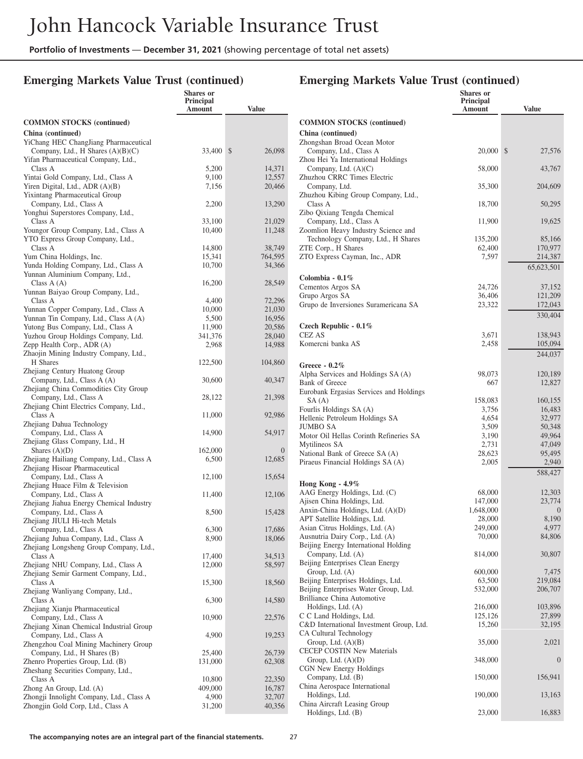## Emerging Markets Value Trust (continued)

| | Shares or Principal Amount | Value |
|---|---|---|
| **COMMON STOCKS (continued)** | | |
| **China (continued)** | | |
| YiChang HEC ChangJiang Pharmaceutical Company, Ltd., H Shares (A)(B)(C) | 33,400 | $ 26,098 |
| Yifan Pharmaceutical Company, Ltd., Class A | 5,200 | 14,371 |
| Yintai Gold Company, Ltd., Class A | 9,100 | 12,557 |
| Yiren Digital, Ltd., ADR (A)(B) | 7,156 | 20,466 |
| Yixintang Pharmaceutical Group Company, Ltd., Class A | 2,200 | 13,290 |
| Yonghui Superstores Company, Ltd., Class A | 33,100 | 21,029 |
| Youngor Group Company, Ltd., Class A | 10,400 | 11,248 |
| YTO Express Group Company, Ltd., Class A | 14,800 | 38,749 |
| Yum China Holdings, Inc. | 15,341 | 764,595 |
| Yunda Holding Company, Ltd., Class A | 10,700 | 34,366 |
| Yunnan Aluminium Company, Ltd., Class A (A) | 16,200 | 28,549 |
| Yunnan Baiyao Group Company, Ltd., Class A | 4,400 | 72,296 |
| Yunnan Copper Company, Ltd., Class A | 10,000 | 21,030 |
| Yunnan Tin Company, Ltd., Class A (A) | 5,500 | 16,956 |
| Yutong Bus Company, Ltd., Class A | 11,900 | 20,586 |
| Yuzhou Group Holdings Company, Ltd. | 341,376 | 28,040 |
| Zepp Health Corp., ADR (A) | 2,968 | 14,988 |
| Zhaojin Mining Industry Company, Ltd., H Shares | 122,500 | 104,860 |
| Zhejiang Century Huatong Group Company, Ltd., Class A (A) | 30,600 | 40,347 |
| Zhejiang China Commodities City Group Company, Ltd., Class A | 28,122 | 21,398 |
| Zhejiang Chint Electrics Company, Ltd., Class A | 11,000 | 92,986 |
| Zhejiang Dahua Technology Company, Ltd., Class A | 14,900 | 54,917 |
| Zhejiang Glass Company, Ltd., H Shares (A)(D) | 162,000 | 0 |
| Zhejiang Hailiang Company, Ltd., Class A | 6,500 | 12,685 |
| Zhejiang Hisoar Pharmaceutical Company, Ltd., Class A | 12,100 | 15,654 |
| Zhejiang Huace Film & Television Company, Ltd., Class A | 11,400 | 12,106 |
| Zhejiang Jiahua Energy Chemical Industry Company, Ltd., Class A | 8,500 | 15,428 |
| Zhejiang JIULI Hi-tech Metals Company, Ltd., Class A | 6,300 | 17,686 |
| Zhejiang Juhua Company, Ltd., Class A | 8,900 | 18,066 |
| Zhejiang Longsheng Group Company, Ltd., Class A | 17,400 | 34,513 |
| Zhejiang NHU Company, Ltd., Class A | 12,000 | 58,597 |
| Zhejiang Semir Garment Company, Ltd., Class A | 15,300 | 18,560 |
| Zhejiang Wanliyang Company, Ltd., Class A | 6,300 | 14,580 |
| Zhejiang Xianju Pharmaceutical Company, Ltd., Class A | 10,900 | 22,576 |
| Zhejiang Xinan Chemical Industrial Group Company, Ltd., Class A | 4,900 | 19,253 |
| Zhengzhou Coal Mining Machinery Group Company, Ltd., H Shares (B) | 25,400 | 26,739 |
| Zhenro Properties Group, Ltd. (B) | 131,000 | 62,308 |
| Zheshang Securities Company, Ltd., Class A | 10,800 | 22,350 |
| Zhong An Group, Ltd. (A) | 409,000 | 16,787 |
| Zhongji Innolight Company, Ltd., Class A | 4,900 | 32,707 |
| Zhongjin Gold Corp, Ltd., Class A | 31,200 | 40,356 |
| Zhongshan Broad Ocean Motor Company, Ltd., Class A | 20,000 | $ 27,576 |
| Zhou Hei Ya International Holdings Company, Ltd. (A)(C) | 58,000 | 43,767 |
| Zhuzhou CRRC Times Electric Company, Ltd. | 35,300 | 204,609 |
| Zhuzhou Kibing Group Company, Ltd., Class A | 18,700 | 50,295 |
| Zibo Qixiang Tengda Chemical Company, Ltd., Class A | 11,900 | 19,625 |
| Zoomlion Heavy Industry Science and Technology Company, Ltd., H Shares | 135,200 | 85,166 |
| ZTE Corp., H Shares | 62,400 | 170,977 |
| ZTO Express Cayman, Inc., ADR | 7,597 | 214,387 |
| | | 65,623,501 |
| **Colombia - 0.1%** | | |
| Cementos Argos SA | 24,726 | 37,152 |
| Grupo Argos SA | 36,406 | 121,209 |
| Grupo de Inversiones Suramericana SA | 23,322 | 172,043 |
| | | 330,404 |
| **Czech Republic - 0.1%** | | |
| CEZ AS | 3,671 | 138,943 |
| Komercni banka AS | 2,458 | 105,094 |
| | | 244,037 |
| **Greece - 0.2%** | | |
| Alpha Services and Holdings SA (A) | 98,073 | 120,189 |
| Bank of Greece | 667 | 12,827 |
| Eurobank Ergasias Services and Holdings SA (A) | 158,083 | 160,155 |
| Fourlis Holdings SA (A) | 3,756 | 16,483 |
| Hellenic Petroleum Holdings SA | 4,654 | 32,977 |
| JUMBO SA | 3,509 | 50,348 |
| Motor Oil Hellas Corinth Refineries SA | 3,190 | 49,964 |
| Mytilineos SA | 2,731 | 47,049 |
| National Bank of Greece SA (A) | 28,623 | 95,495 |
| Piraeus Financial Holdings SA (A) | 2,005 | 2,940 |
| | | 588,427 |
| **Hong Kong - 4.9%** | | |
| AAG Energy Holdings, Ltd. (C) | 68,000 | 12,303 |
| Ajisen China Holdings, Ltd. | 147,000 | 23,774 |
| Anxin-China Holdings, Ltd. (A)(D) | 1,648,000 | 0 |
| APT Satellite Holdings, Ltd. | 28,000 | 8,190 |
| Asian Citrus Holdings, Ltd. (A) | 249,000 | 4,977 |
| Ausnutria Dairy Corp., Ltd. (A) | 70,000 | 84,806 |
| Beijing Energy International Holding Company, Ltd. (A) | 814,000 | 30,807 |
| Beijing Enterprises Clean Energy Group, Ltd. (A) | 600,000 | 7,475 |
| Beijing Enterprises Holdings, Ltd. | 63,500 | 219,084 |
| Beijing Enterprises Water Group, Ltd. | 532,000 | 206,707 |
| Brilliance China Automotive Holdings, Ltd. (A) | 216,000 | 103,896 |
| C C Land Holdings, Ltd. | 125,126 | 27,899 |
| C&D International Investment Group, Ltd. | 15,260 | 32,195 |
| CA Cultural Technology Group, Ltd. (A)(B) | 35,000 | 2,021 |
| CECEP COSTIN New Materials Group, Ltd. (A)(D) | 348,000 | 0 |
| CGN New Energy Holdings Company, Ltd. (B) | 150,000 | 156,941 |
| China Aerospace International Holdings, Ltd. | 190,000 | 13,163 |
| China Aircraft Leasing Group Holdings, Ltd. (B) | 23,000 | 16,883 |

**The accompanying notes are an integral part of the financial statements.**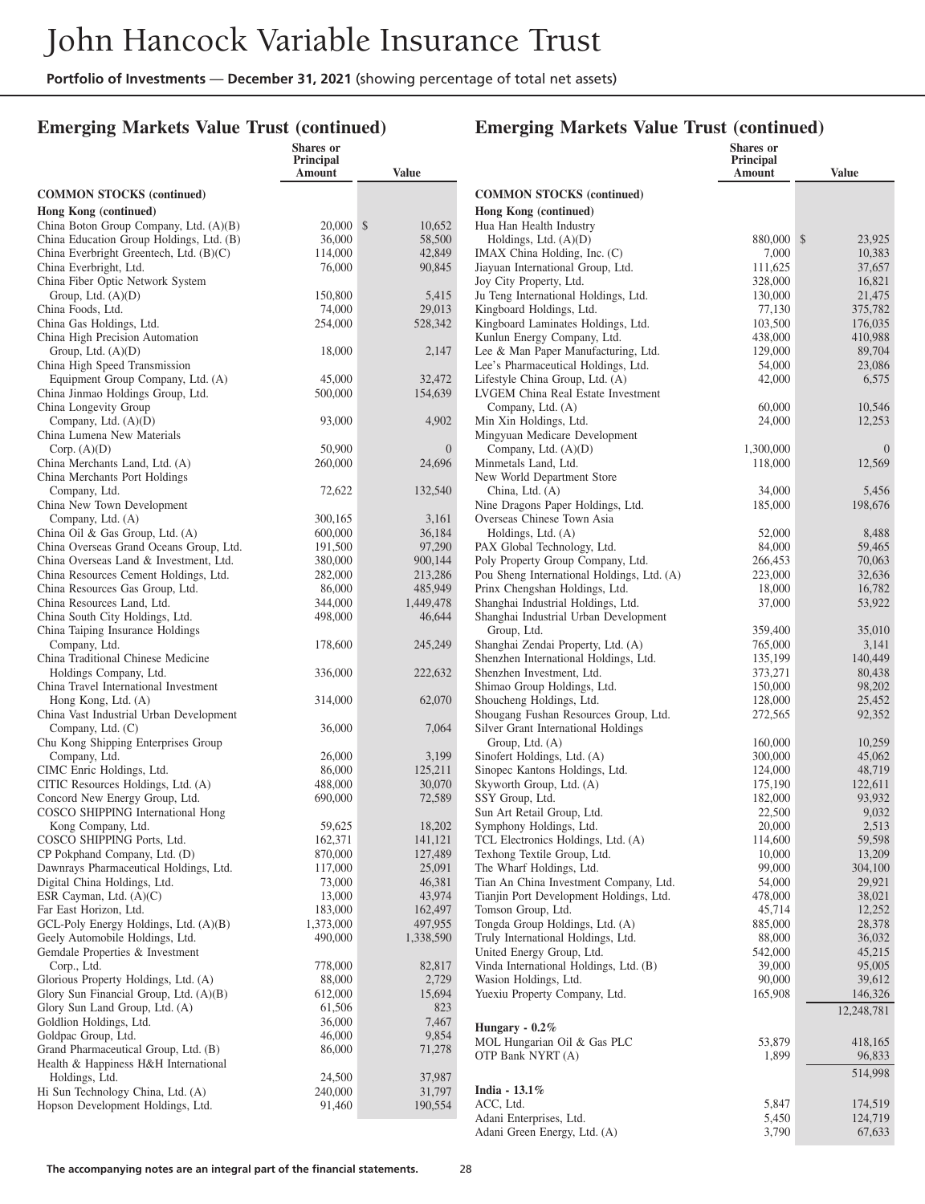## Emerging Markets Value Trust (continued)

| | Shares or Principal Amount | Value |
|---|---|---|
| **COMMON STOCKS (continued)** | | |
| **Hong Kong (continued)** | | |
| China Boton Group Company, Ltd. (A)(B) | 20,000 | $ 10,652 |
| China Education Group Holdings, Ltd. (B) | 36,000 | 58,500 |
| China Everbright Greentech, Ltd. (B)(C) | 114,000 | 42,849 |
| China Everbright, Ltd. | 76,000 | 90,845 |
| China Fiber Optic Network System Group, Ltd. (A)(D) | 150,800 | 5,415 |
| China Foods, Ltd. | 74,000 | 29,013 |
| China Gas Holdings, Ltd. | 254,000 | 528,342 |
| China High Precision Automation Group, Ltd. (A)(D) | 18,000 | 2,147 |
| China High Speed Transmission Equipment Group Company, Ltd. (A) | 45,000 | 32,472 |
| China Jinmao Holdings Group, Ltd. | 500,000 | 154,639 |
| China Longevity Group Company, Ltd. (A)(D) | 93,000 | 4,902 |
| China Lumena New Materials Corp. (A)(D) | 50,900 | 0 |
| China Merchants Land, Ltd. (A) | 260,000 | 24,696 |
| China Merchants Port Holdings Company, Ltd. | 72,622 | 132,540 |
| China New Town Development Company, Ltd. (A) | 300,165 | 3,161 |
| China Oil & Gas Group, Ltd. (A) | 600,000 | 36,184 |
| China Overseas Grand Oceans Group, Ltd. | 191,500 | 97,290 |
| China Overseas Land & Investment, Ltd. | 380,000 | 900,144 |
| China Resources Cement Holdings, Ltd. | 282,000 | 213,286 |
| China Resources Gas Group, Ltd. | 86,000 | 485,949 |
| China Resources Land, Ltd. | 344,000 | 1,449,478 |
| China South City Holdings, Ltd. | 498,000 | 46,644 |
| China Taiping Insurance Holdings Company, Ltd. | 178,600 | 245,249 |
| China Traditional Chinese Medicine Holdings Company, Ltd. | 336,000 | 222,632 |
| China Travel International Investment Hong Kong, Ltd. (A) | 314,000 | 62,070 |
| China Vast Industrial Urban Development Company, Ltd. (C) | 36,000 | 7,064 |
| Chu Kong Shipping Enterprises Group Company, Ltd. | 26,000 | 3,199 |
| CIMC Enric Holdings, Ltd. | 86,000 | 125,211 |
| CITIC Resources Holdings, Ltd. (A) | 488,000 | 30,070 |
| Concord New Energy Group, Ltd. | 690,000 | 72,589 |
| COSCO SHIPPING International Hong Kong Company, Ltd. | 59,625 | 18,202 |
| COSCO SHIPPING Ports, Ltd. | 162,371 | 141,121 |
| CP Pokphand Company, Ltd. (D) | 870,000 | 127,489 |
| Dawnrays Pharmaceutical Holdings, Ltd. | 117,000 | 25,091 |
| Digital China Holdings, Ltd. | 73,000 | 46,381 |
| ESR Cayman, Ltd. (A)(C) | 13,000 | 43,974 |
| Far East Horizon, Ltd. | 183,000 | 162,497 |
| GCL-Poly Energy Holdings, Ltd. (A)(B) | 1,373,000 | 497,955 |
| Geely Automobile Holdings, Ltd. | 490,000 | 1,338,590 |
| Gemdale Properties & Investment Corp., Ltd. | 778,000 | 82,817 |
| Glorious Property Holdings, Ltd. (A) | 88,000 | 2,729 |
| Glory Sun Financial Group, Ltd. (A)(B) | 612,000 | 15,694 |
| Glory Sun Land Group, Ltd. (A) | 61,506 | 823 |
| Goldlion Holdings, Ltd. | 36,000 | 7,467 |
| Goldpac Group, Ltd. | 46,000 | 9,854 |
| Grand Pharmaceutical Group, Ltd. (B) | 86,000 | 71,278 |
| Health & Happiness H&H International Holdings, Ltd. | 24,500 | 37,987 |
| Hi Sun Technology China, Ltd. (A) | 240,000 | 31,797 |
| Hopson Development Holdings, Ltd. | 91,460 | 190,554 |
| Hua Han Health Industry Holdings, Ltd. (A)(D) | 880,000 | $ 23,925 |
| IMAX China Holding, Inc. (C) | 7,000 | 10,383 |
| Jiayuan International Group, Ltd. | 111,625 | 37,657 |
| Joy City Property, Ltd. | 328,000 | 16,821 |
| Ju Teng International Holdings, Ltd. | 130,000 | 21,475 |
| Kingboard Holdings, Ltd. | 77,130 | 375,782 |
| Kingboard Laminates Holdings, Ltd. | 103,500 | 176,035 |
| Kunlun Energy Company, Ltd. | 438,000 | 410,988 |
| Lee & Man Paper Manufacturing, Ltd. | 129,000 | 89,704 |
| Lee's Pharmaceutical Holdings, Ltd. | 54,000 | 23,086 |
| Lifestyle China Group, Ltd. (A) | 42,000 | 6,575 |
| LVGEM China Real Estate Investment Company, Ltd. (A) | 60,000 | 10,546 |
| Min Xin Holdings, Ltd. | 24,000 | 12,253 |
| Mingyuan Medicare Development Company, Ltd. (A)(D) | 1,300,000 | 0 |
| Minmetals Land, Ltd. | 118,000 | 12,569 |
| New World Department Store China, Ltd. (A) | 34,000 | 5,456 |
| Nine Dragons Paper Holdings, Ltd. | 185,000 | 198,676 |
| Overseas Chinese Town Asia Holdings, Ltd. (A) | 52,000 | 8,488 |
| PAX Global Technology, Ltd. | 84,000 | 59,465 |
| Poly Property Group Company, Ltd. | 266,453 | 70,063 |
| Pou Sheng International Holdings, Ltd. (A) | 223,000 | 32,636 |
| Prinx Chengshan Holdings, Ltd. | 18,000 | 16,782 |
| Shanghai Industrial Holdings, Ltd. | 37,000 | 53,922 |
| Shanghai Industrial Urban Development Group, Ltd. | 359,400 | 35,010 |
| Shanghai Zendai Property, Ltd. (A) | 765,000 | 3,141 |
| Shenzhen International Holdings, Ltd. | 135,199 | 140,449 |
| Shenzhen Investment, Ltd. | 373,271 | 80,438 |
| Shimao Group Holdings, Ltd. | 150,000 | 98,202 |
| Shoucheng Holdings, Ltd. | 128,000 | 25,452 |
| Shougang Fushan Resources Group, Ltd. | 272,565 | 92,352 |
| Silver Grant International Holdings Group, Ltd. (A) | 160,000 | 10,259 |
| Sinofert Holdings, Ltd. (A) | 300,000 | 45,062 |
| Sinopec Kantons Holdings, Ltd. | 124,000 | 48,719 |
| Skyworth Group, Ltd. (A) | 175,190 | 122,611 |
| SSY Group, Ltd. | 182,000 | 93,932 |
| Sun Art Retail Group, Ltd. | 22,500 | 9,032 |
| Symphony Holdings, Ltd. | 20,000 | 2,513 |
| TCL Electronics Holdings, Ltd. (A) | 114,600 | 59,598 |
| Texhong Textile Group, Ltd. | 10,000 | 13,209 |
| The Wharf Holdings, Ltd. | 99,000 | 304,100 |
| Tian An China Investment Company, Ltd. | 54,000 | 29,921 |
| Tianjin Port Development Holdings, Ltd. | 478,000 | 38,021 |
| Tomson Group, Ltd. | 45,714 | 12,252 |
| Tongda Group Holdings, Ltd. (A) | 885,000 | 28,378 |
| Truly International Holdings, Ltd. | 88,000 | 36,032 |
| United Energy Group, Ltd. | 542,000 | 45,215 |
| Vinda International Holdings, Ltd. (B) | 39,000 | 95,005 |
| Wasion Holdings, Ltd. | 90,000 | 39,612 |
| Yuexiu Property Company, Ltd. | 165,908 | 146,326 |
| | | 12,248,781 |
| **Hungary - 0.2%** | | |
| MOL Hungarian Oil & Gas PLC | 53,879 | 418,165 |
| OTP Bank NYRT (A) | 1,899 | 96,833 |
| | | 514,998 |
| **India - 13.1%** | | |
| ACC, Ltd. | 5,847 | 174,519 |
| Adani Enterprises, Ltd. | 5,450 | 124,719 |
| Adani Green Energy, Ltd. (A) | 3,790 | 67,633 |

**The accompanying notes are an integral part of the financial statements.**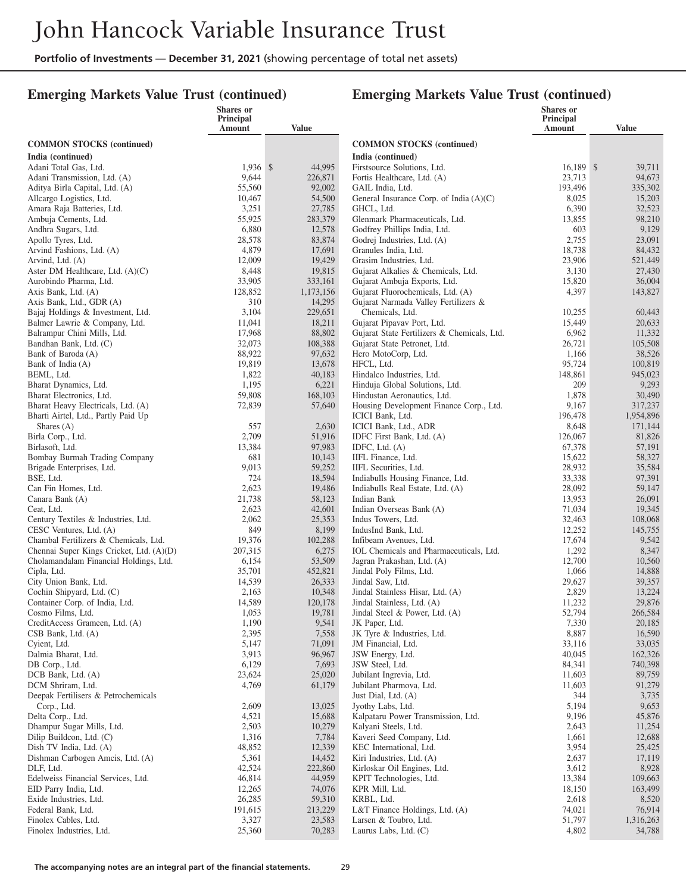## Emerging Markets Value Trust (continued)

| | Shares or Principal Amount | Value |
|---|---|---|
| **COMMON STOCKS (continued)** | | |
| **India (continued)** | | |
| Adani Total Gas, Ltd. | 1,936 | $ 44,995 |
| Adani Transmission, Ltd. (A) | 9,644 | 226,871 |
| Aditya Birla Capital, Ltd. (A) | 55,560 | 92,002 |
| Allcargo Logistics, Ltd. | 10,467 | 54,500 |
| Amara Raja Batteries, Ltd. | 3,251 | 27,785 |
| Ambuja Cements, Ltd. | 55,925 | 283,379 |
| Andhra Sugars, Ltd. | 6,880 | 12,578 |
| Apollo Tyres, Ltd. | 28,578 | 83,874 |
| Arvind Fashions, Ltd. (A) | 4,879 | 17,691 |
| Arvind, Ltd. (A) | 12,009 | 19,429 |
| Aster DM Healthcare, Ltd. (A)(C) | 8,448 | 19,815 |
| Aurobindo Pharma, Ltd. | 33,905 | 333,161 |
| Axis Bank, Ltd. (A) | 128,852 | 1,173,156 |
| Axis Bank, Ltd., GDR (A) | 310 | 14,295 |
| Bajaj Holdings & Investment, Ltd. | 3,104 | 229,651 |
| Balmer Lawrie & Company, Ltd. | 11,041 | 18,211 |
| Balrampur Chini Mills, Ltd. | 17,968 | 88,802 |
| Bandhan Bank, Ltd. (C) | 32,073 | 108,388 |
| Bank of Baroda (A) | 88,922 | 97,632 |
| Bank of India (A) | 19,819 | 13,678 |
| BEML, Ltd. | 1,822 | 40,183 |
| Bharat Dynamics, Ltd. | 1,195 | 6,221 |
| Bharat Electronics, Ltd. | 59,808 | 168,103 |
| Bharat Heavy Electricals, Ltd. (A) | 72,839 | 57,640 |
| Bharti Airtel, Ltd., Partly Paid Up Shares (A) | 557 | 2,630 |
| Birla Corp., Ltd. | 2,709 | 51,916 |
| Birlasoft, Ltd. | 13,384 | 97,983 |
| Bombay Burmah Trading Company | 681 | 10,143 |
| Brigade Enterprises, Ltd. | 9,013 | 59,252 |
| BSE, Ltd. | 724 | 18,594 |
| Can Fin Homes, Ltd. | 2,623 | 19,486 |
| Canara Bank (A) | 21,738 | 58,123 |
| Ceat, Ltd. | 2,623 | 42,601 |
| Century Textiles & Industries, Ltd. | 2,062 | 25,353 |
| CESC Ventures, Ltd. (A) | 849 | 8,199 |
| Chambal Fertilizers & Chemicals, Ltd. | 19,376 | 102,288 |
| Chennai Super Kings Cricket, Ltd. (A)(D) | 207,315 | 6,275 |
| Cholamandalam Financial Holdings, Ltd. | 6,154 | 53,509 |
| Cipla, Ltd. | 35,701 | 452,821 |
| City Union Bank, Ltd. | 14,539 | 26,333 |
| Cochin Shipyard, Ltd. (C) | 2,163 | 10,348 |
| Container Corp. of India, Ltd. | 14,589 | 120,178 |
| Cosmo Films, Ltd. | 1,053 | 19,781 |
| CreditAccess Grameen, Ltd. (A) | 1,190 | 9,541 |
| CSB Bank, Ltd. (A) | 2,395 | 7,558 |
| Cyient, Ltd. | 5,147 | 71,091 |
| Dalmia Bharat, Ltd. | 3,913 | 96,967 |
| DB Corp., Ltd. | 6,129 | 7,693 |
| DCB Bank, Ltd. (A) | 23,624 | 25,020 |
| DCM Shriram, Ltd. | 4,769 | 61,179 |
| Deepak Fertilisers & Petrochemicals Corp., Ltd. | 2,609 | 13,025 |
| Delta Corp., Ltd. | 4,521 | 15,688 |
| Dhampur Sugar Mills, Ltd. | 2,503 | 10,279 |
| Dilip Buildcon, Ltd. (C) | 1,316 | 7,784 |
| Dish TV India, Ltd. (A) | 48,852 | 12,339 |
| Dishman Carbogen Amcis, Ltd. (A) | 5,361 | 14,452 |
| DLF, Ltd. | 42,524 | 222,860 |
| Edelweiss Financial Services, Ltd. | 46,814 | 44,959 |
| EID Parry India, Ltd. | 12,265 | 74,076 |
| Exide Industries, Ltd. | 26,285 | 59,310 |
| Federal Bank, Ltd. | 191,615 | 213,229 |
| Finolex Cables, Ltd. | 3,327 | 23,583 |
| Finolex Industries, Ltd. | 25,360 | 70,283 |
| Firstsource Solutions, Ltd. | 16,189 | $ 39,711 |
| Fortis Healthcare, Ltd. (A) | 23,713 | 94,673 |
| GAIL India, Ltd. | 193,496 | 335,302 |
| General Insurance Corp. of India (A)(C) | 8,025 | 15,203 |
| GHCL, Ltd. | 6,390 | 32,523 |
| Glenmark Pharmaceuticals, Ltd. | 13,855 | 98,210 |
| Godfrey Phillips India, Ltd. | 603 | 9,129 |
| Godrej Industries, Ltd. (A) | 2,755 | 23,091 |
| Granules India, Ltd. | 18,738 | 84,432 |
| Grasim Industries, Ltd. | 23,906 | 521,449 |
| Gujarat Alkalies & Chemicals, Ltd. | 3,130 | 27,430 |
| Gujarat Ambuja Exports, Ltd. | 15,820 | 36,004 |
| Gujarat Fluorochemicals, Ltd. (A) | 4,397 | 143,827 |
| Gujarat Narmada Valley Fertilizers & Chemicals, Ltd. | 10,255 | 60,443 |
| Gujarat Pipavav Port, Ltd. | 15,449 | 20,633 |
| Gujarat State Fertilizers & Chemicals, Ltd. | 6,962 | 11,332 |
| Gujarat State Petronet, Ltd. | 26,721 | 105,508 |
| Hero MotoCorp, Ltd. | 1,166 | 38,526 |
| HFCL, Ltd. | 95,724 | 100,819 |
| Hindalco Industries, Ltd. | 148,861 | 945,023 |
| Hinduja Global Solutions, Ltd. | 209 | 9,293 |
| Hindustan Aeronautics, Ltd. | 1,878 | 30,490 |
| Housing Development Finance Corp., Ltd. | 9,167 | 317,237 |
| ICICI Bank, Ltd. | 196,478 | 1,954,896 |
| ICICI Bank, Ltd., ADR | 8,648 | 171,144 |
| IDFC First Bank, Ltd. (A) | 126,067 | 81,826 |
| IDFC, Ltd. (A) | 67,378 | 57,191 |
| IIFL Finance, Ltd. | 15,622 | 58,327 |
| IIFL Securities, Ltd. | 28,932 | 35,584 |
| Indiabulls Housing Finance, Ltd. | 33,338 | 97,391 |
| Indiabulls Real Estate, Ltd. (A) | 28,092 | 59,147 |
| Indian Bank | 13,953 | 26,091 |
| Indian Overseas Bank (A) | 71,034 | 19,345 |
| Indus Towers, Ltd. | 32,463 | 108,068 |
| IndusInd Bank, Ltd. | 12,252 | 145,755 |
| Infibeam Avenues, Ltd. | 17,674 | 9,542 |
| IOL Chemicals and Pharmaceuticals, Ltd. | 1,292 | 8,347 |
| Jagran Prakashan, Ltd. (A) | 12,700 | 10,560 |
| Jindal Poly Films, Ltd. | 1,066 | 14,888 |
| Jindal Saw, Ltd. | 29,627 | 39,357 |
| Jindal Stainless Hisar, Ltd. (A) | 2,829 | 13,224 |
| Jindal Stainless, Ltd. (A) | 11,232 | 29,876 |
| Jindal Steel & Power, Ltd. (A) | 52,794 | 266,584 |
| JK Paper, Ltd. | 7,330 | 20,185 |
| JK Tyre & Industries, Ltd. | 8,887 | 16,590 |
| JM Financial, Ltd. | 33,116 | 33,035 |
| JSW Energy, Ltd. | 40,045 | 162,326 |
| JSW Steel, Ltd. | 84,341 | 740,398 |
| Jubilant Ingrevia, Ltd. | 11,603 | 89,759 |
| Jubilant Pharmova, Ltd. | 11,603 | 91,279 |
| Just Dial, Ltd. (A) | 344 | 3,735 |
| Jyothy Labs, Ltd. | 5,194 | 9,653 |
| Kalpataru Power Transmission, Ltd. | 9,196 | 45,876 |
| Kalyani Steels, Ltd. | 2,643 | 11,254 |
| Kaveri Seed Company, Ltd. | 1,661 | 12,688 |
| KEC International, Ltd. | 3,954 | 25,425 |
| Kiri Industries, Ltd. (A) | 2,637 | 17,119 |
| Kirloskar Oil Engines, Ltd. | 3,612 | 8,928 |
| KPIT Technologies, Ltd. | 13,384 | 109,663 |
| KPR Mill, Ltd. | 18,150 | 163,499 |
| KRBL, Ltd. | 2,618 | 8,520 |
| L&T Finance Holdings, Ltd. (A) | 74,021 | 76,914 |
| Larsen & Toubro, Ltd. | 51,797 | 1,316,263 |
| Laurus Labs, Ltd. (C) | 4,802 | 34,788 |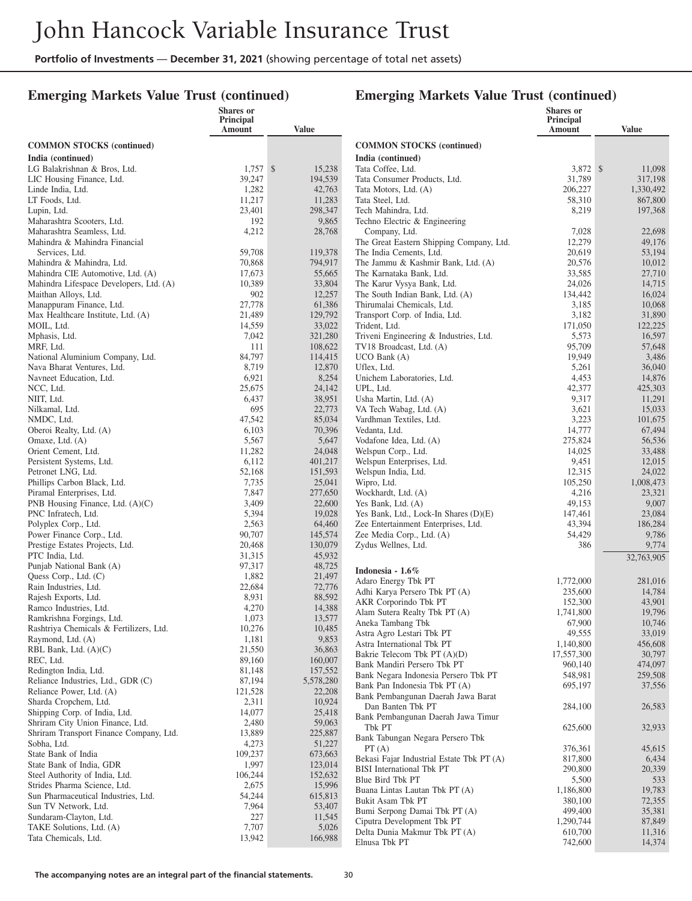# John Hancock Variable Insurance Trust

**Portfolio of Investments** — **December 31, 2021** (showing percentage of total net assets)

## Emerging Markets Value Trust (continued)

| | Shares or Principal Amount | Value |
|---|---|---|
| **COMMON STOCKS (continued)** | | |
| **India (continued)** | | |
| LG Balakrishnan & Bros, Ltd. | 1,757 | $ 15,238 |
| LIC Housing Finance, Ltd. | 39,247 | 194,539 |
| Linde India, Ltd. | 1,282 | 42,763 |
| LT Foods, Ltd. | 11,217 | 11,283 |
| Lupin, Ltd. | 23,401 | 298,347 |
| Maharashtra Scooters, Ltd. | 192 | 9,865 |
| Maharashtra Seamless, Ltd. | 4,212 | 28,768 |
| Mahindra & Mahindra Financial Services, Ltd. | 59,708 | 119,378 |
| Mahindra & Mahindra, Ltd. | 70,868 | 794,917 |
| Mahindra CIE Automotive, Ltd. (A) | 17,673 | 55,665 |
| Mahindra Lifespace Developers, Ltd. (A) | 10,389 | 33,804 |
| Maithan Alloys, Ltd. | 902 | 12,257 |
| Manappuram Finance, Ltd. | 27,778 | 61,386 |
| Max Healthcare Institute, Ltd. (A) | 21,489 | 129,792 |
| MOIL, Ltd. | 14,559 | 33,022 |
| Mphasis, Ltd. | 7,042 | 321,280 |
| MRF, Ltd. | 111 | 108,622 |
| National Aluminium Company, Ltd. | 84,797 | 114,415 |
| Nava Bharat Ventures, Ltd. | 8,719 | 12,870 |
| Navneet Education, Ltd. | 6,921 | 8,254 |
| NCC, Ltd. | 25,675 | 24,142 |
| NIIT, Ltd. | 6,437 | 38,951 |
| Nilkamal, Ltd. | 695 | 22,773 |
| NMDC, Ltd. | 47,542 | 85,034 |
| Oberoi Realty, Ltd. (A) | 6,103 | 70,396 |
| Omaxe, Ltd. (A) | 5,567 | 5,647 |
| Orient Cement, Ltd. | 11,282 | 24,048 |
| Persistent Systems, Ltd. | 6,112 | 401,217 |
| Petronet LNG, Ltd. | 52,168 | 151,593 |
| Phillips Carbon Black, Ltd. | 7,735 | 25,041 |
| Piramal Enterprises, Ltd. | 7,847 | 277,650 |
| PNB Housing Finance, Ltd. (A)(C) | 3,409 | 22,600 |
| PNC Infratech, Ltd. | 5,394 | 19,028 |
| Polyplex Corp., Ltd. | 2,563 | 64,460 |
| Power Finance Corp., Ltd. | 90,707 | 145,574 |
| Prestige Estates Projects, Ltd. | 20,468 | 130,079 |
| PTC India, Ltd. | 31,315 | 45,932 |
| Punjab National Bank (A) | 97,317 | 48,725 |
| Quess Corp., Ltd. (C) | 1,882 | 21,497 |
| Rain Industries, Ltd. | 22,684 | 72,776 |
| Rajesh Exports, Ltd. | 8,931 | 88,592 |
| Ramco Industries, Ltd. | 4,270 | 14,388 |
| Ramkrishna Forgings, Ltd. | 1,073 | 13,577 |
| Rashtriya Chemicals & Fertilizers, Ltd. | 10,276 | 10,485 |
| Raymond, Ltd. (A) | 1,181 | 9,853 |
| RBL Bank, Ltd. (A)(C) | 21,550 | 36,863 |
| REC, Ltd. | 89,160 | 160,007 |
| Redington India, Ltd. | 81,148 | 157,552 |
| Reliance Industries, Ltd., GDR (C) | 87,194 | 5,578,280 |
| Reliance Power, Ltd. (A) | 121,528 | 22,208 |
| Sharda Cropchem, Ltd. | 2,311 | 10,924 |
| Shipping Corp. of India, Ltd. | 14,077 | 25,418 |
| Shriram City Union Finance, Ltd. | 2,480 | 59,063 |
| Shriram Transport Finance Company, Ltd. | 13,889 | 225,887 |
| Sobha, Ltd. | 4,273 | 51,227 |
| State Bank of India | 109,237 | 673,663 |
| State Bank of India, GDR | 1,997 | 123,014 |
| Steel Authority of India, Ltd. | 106,244 | 152,632 |
| Strides Pharma Science, Ltd. | 2,675 | 15,996 |
| Sun Pharmaceutical Industries, Ltd. | 54,244 | 615,813 |
| Sun TV Network, Ltd. | 7,964 | 53,407 |
| Sundaram-Clayton, Ltd. | 227 | 11,545 |
| TAKE Solutions, Ltd. (A) | 7,707 | 5,026 |
| Tata Chemicals, Ltd. | 13,942 | 166,988 |
| Tata Coffee, Ltd. | 3,872 | $ 11,098 |
| Tata Consumer Products, Ltd. | 31,789 | 317,198 |
| Tata Motors, Ltd. (A) | 206,227 | 1,330,492 |
| Tata Steel, Ltd. | 58,310 | 867,800 |
| Tech Mahindra, Ltd. | 8,219 | 197,368 |
| Techno Electric & Engineering Company, Ltd. | 7,028 | 22,698 |
| The Great Eastern Shipping Company, Ltd. | 12,279 | 49,176 |
| The India Cements, Ltd. | 20,619 | 53,194 |
| The Jammu & Kashmir Bank, Ltd. (A) | 20,576 | 10,012 |
| The Karnataka Bank, Ltd. | 33,585 | 27,710 |
| The Karur Vysya Bank, Ltd. | 24,026 | 14,715 |
| The South Indian Bank, Ltd. (A) | 134,442 | 16,024 |
| Thirumalai Chemicals, Ltd. | 3,185 | 10,068 |
| Transport Corp. of India, Ltd. | 3,182 | 31,890 |
| Trident, Ltd. | 171,050 | 122,225 |
| Triveni Engineering & Industries, Ltd. | 5,573 | 16,597 |
| TV18 Broadcast, Ltd. (A) | 95,709 | 57,648 |
| UCO Bank (A) | 19,949 | 3,486 |
| Uflex, Ltd. | 5,261 | 36,040 |
| Unichem Laboratories, Ltd. | 4,453 | 14,876 |
| UPL, Ltd. | 42,377 | 425,303 |
| Usha Martin, Ltd. (A) | 9,317 | 11,291 |
| VA Tech Wabag, Ltd. (A) | 3,621 | 15,033 |
| Vardhman Textiles, Ltd. | 3,223 | 101,675 |
| Vedanta, Ltd. | 14,777 | 67,494 |
| Vodafone Idea, Ltd. (A) | 275,824 | 56,536 |
| Welspun Corp., Ltd. | 14,025 | 33,488 |
| Welspun Enterprises, Ltd. | 9,451 | 12,015 |
| Welspun India, Ltd. | 12,315 | 24,022 |
| Wipro, Ltd. | 105,250 | 1,008,473 |
| Wockhardt, Ltd. (A) | 4,216 | 23,321 |
| Yes Bank, Ltd. (A) | 49,153 | 9,007 |
| Yes Bank, Ltd., Lock-In Shares (D)(E) | 147,461 | 23,084 |
| Zee Entertainment Enterprises, Ltd. | 43,394 | 186,284 |
| Zee Media Corp., Ltd. (A) | 54,429 | 9,786 |
| Zydus Wellnes, Ltd. | 386 | 9,774 |
| | | 32,763,905 |
| **Indonesia - 1.6%** | | |
| Adaro Energy Tbk PT | 1,772,000 | 281,016 |
| Adhi Karya Persero Tbk PT (A) | 235,600 | 14,784 |
| AKR Corporindo Tbk PT | 152,300 | 43,901 |
| Alam Sutera Realty Tbk PT (A) | 1,741,800 | 19,796 |
| Aneka Tambang Tbk | 67,900 | 10,746 |
| Astra Agro Lestari Tbk PT | 49,555 | 33,019 |
| Astra International Tbk PT | 1,140,800 | 456,608 |
| Bakrie Telecom Tbk PT (A)(D) | 17,557,300 | 30,797 |
| Bank Mandiri Persero Tbk PT | 960,140 | 474,097 |
| Bank Negara Indonesia Persero Tbk PT | 548,981 | 259,508 |
| Bank Pan Indonesia Tbk PT (A) | 695,197 | 37,556 |
| Bank Pembangunan Daerah Jawa Barat Dan Banten Tbk PT | 284,100 | 26,583 |
| Bank Pembangunan Daerah Jawa Timur Tbk PT | 625,600 | 32,933 |
| Bank Tabungan Negara Persero Tbk PT (A) | 376,361 | 45,615 |
| Bekasi Fajar Industrial Estate Tbk PT (A) | 817,800 | 6,434 |
| BISI International Tbk PT | 290,800 | 20,339 |
| Blue Bird Tbk PT | 5,500 | 533 |
| Buana Lintas Lautan Tbk PT (A) | 1,186,800 | 19,783 |
| Bukit Asam Tbk PT | 380,100 | 72,355 |
| Bumi Serpong Damai Tbk PT (A) | 499,400 | 35,381 |
| Ciputra Development Tbk PT | 1,290,744 | 87,849 |
| Delta Dunia Makmur Tbk PT (A) | 610,700 | 11,316 |
| Elnusa Tbk PT | 742,600 | 14,374 |

The accompanying notes are an integral part of the financial statements.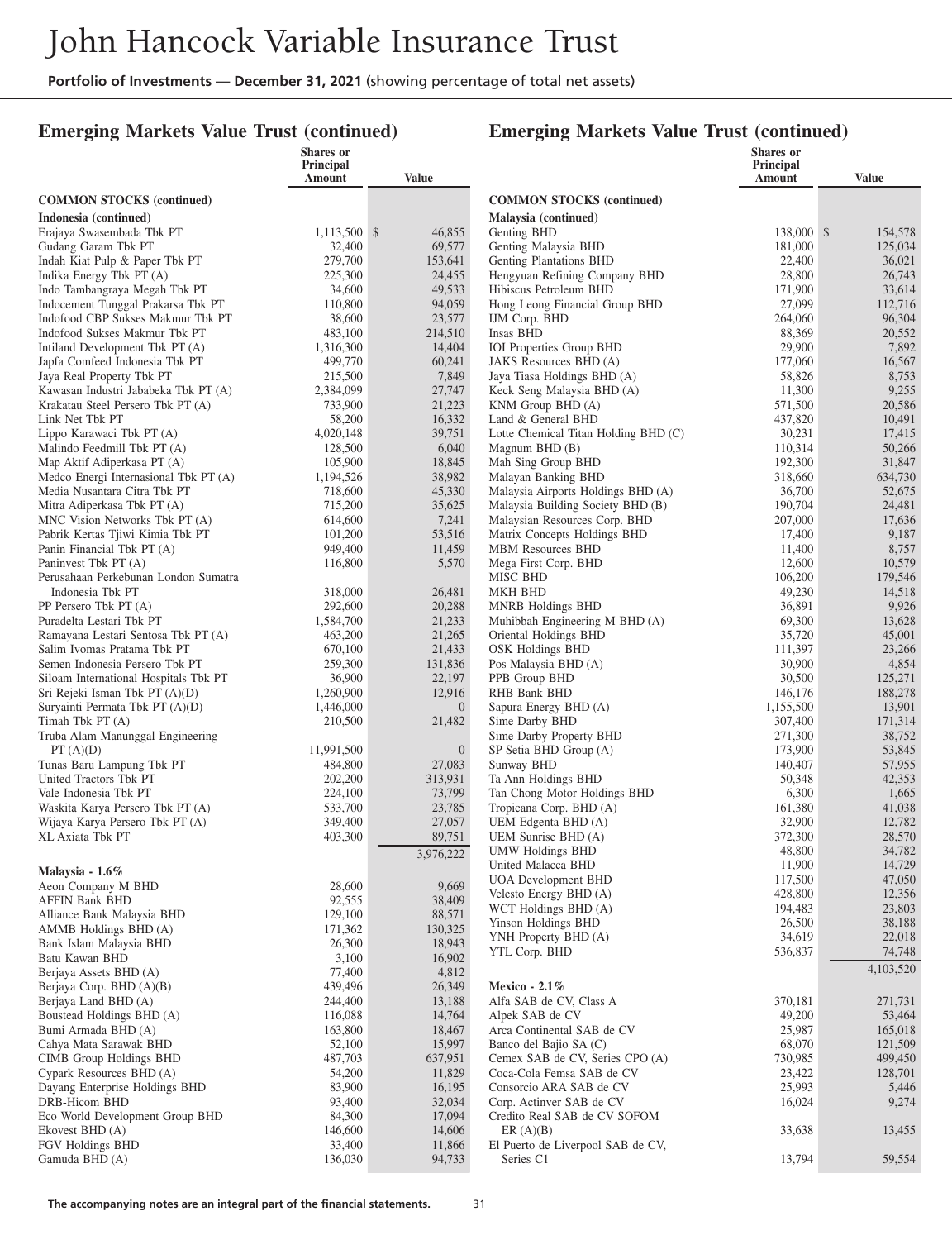## Emerging Markets Value Trust (continued)

| | Shares or Principal Amount | Value |
|---|---|---|
| **COMMON STOCKS (continued)** | | |
| **Indonesia (continued)** | | |
| Erajaya Swasembada Tbk PT | 1,113,500 | $ 46,855 |
| Gudang Garam Tbk PT | 32,400 | 69,577 |
| Indah Kiat Pulp & Paper Tbk PT | 279,700 | 153,641 |
| Indika Energy Tbk PT (A) | 225,300 | 24,455 |
| Indo Tambangraya Megah Tbk PT | 34,600 | 49,533 |
| Indocement Tunggal Prakarsa Tbk PT | 110,800 | 94,059 |
| Indofood CBP Sukses Makmur Tbk PT | 38,600 | 23,577 |
| Indofood Sukses Makmur Tbk PT | 483,100 | 214,510 |
| Intiland Development Tbk PT (A) | 1,316,300 | 14,404 |
| Japfa Comfeed Indonesia Tbk PT | 499,770 | 60,241 |
| Jaya Real Property Tbk PT | 215,500 | 7,849 |
| Kawasan Industri Jababeka Tbk PT (A) | 2,384,099 | 27,747 |
| Krakatau Steel Persero Tbk PT (A) | 733,900 | 21,223 |
| Link Net Tbk PT | 58,200 | 16,332 |
| Lippo Karawaci Tbk PT (A) | 4,020,148 | 39,751 |
| Malindo Feedmill Tbk PT (A) | 128,500 | 6,040 |
| Map Aktif Adiperkasa PT (A) | 105,900 | 18,845 |
| Medco Energi Internasional Tbk PT (A) | 1,194,526 | 38,982 |
| Media Nusantara Citra Tbk PT | 718,600 | 45,330 |
| Mitra Adiperkasa Tbk PT (A) | 715,200 | 35,625 |
| MNC Vision Networks Tbk PT (A) | 614,600 | 7,241 |
| Pabrik Kertas Tjiwi Kimia Tbk PT | 101,200 | 53,516 |
| Panin Financial Tbk PT (A) | 949,400 | 11,459 |
| Paninvest Tbk PT (A) | 116,800 | 5,570 |
| Perusahaan Perkebunan London Sumatra Indonesia Tbk PT | 318,000 | 26,481 |
| PP Persero Tbk PT (A) | 292,600 | 20,288 |
| Puradelta Lestari Tbk PT | 1,584,700 | 21,233 |
| Ramayana Lestari Sentosa Tbk PT (A) | 463,200 | 21,265 |
| Salim Ivomas Pratama Tbk PT | 670,100 | 21,433 |
| Semen Indonesia Persero Tbk PT | 259,300 | 131,836 |
| Siloam International Hospitals Tbk PT | 36,900 | 22,197 |
| Sri Rejeki Isman Tbk PT (A)(D) | 1,260,900 | 12,916 |
| Suryainti Permata Tbk PT (A)(D) | 1,446,000 | 0 |
| Timah Tbk PT (A) | 210,500 | 21,482 |
| Truba Alam Manunggal Engineering PT (A)(D) | 11,991,500 | 0 |
| Tunas Baru Lampung Tbk PT | 484,800 | 27,083 |
| United Tractors Tbk PT | 202,200 | 313,931 |
| Vale Indonesia Tbk PT | 224,100 | 73,799 |
| Waskita Karya Persero Tbk PT (A) | 533,700 | 23,785 |
| Wijaya Karya Persero Tbk PT (A) | 349,400 | 27,057 |
| XL Axiata Tbk PT | 403,300 | 89,751 |
| | | 3,976,222 |
| **Malaysia - 1.6%** | | |
| Aeon Company M BHD | 28,600 | 9,669 |
| AFFIN Bank BHD | 92,555 | 38,409 |
| Alliance Bank Malaysia BHD | 129,100 | 88,571 |
| AMMB Holdings BHD (A) | 171,362 | 130,325 |
| Bank Islam Malaysia BHD | 26,300 | 18,943 |
| Batu Kawan BHD | 3,100 | 16,902 |
| Berjaya Assets BHD (A) | 77,400 | 4,812 |
| Berjaya Corp. BHD (A)(B) | 439,496 | 26,349 |
| Berjaya Land BHD (A) | 244,400 | 13,188 |
| Boustead Holdings BHD (A) | 116,088 | 14,764 |
| Bumi Armada BHD (A) | 163,800 | 18,467 |
| Cahya Mata Sarawak BHD | 52,100 | 15,997 |
| CIMB Group Holdings BHD | 487,703 | 637,951 |
| Cypark Resources BHD (A) | 54,200 | 11,829 |
| Dayang Enterprise Holdings BHD | 83,900 | 16,195 |
| DRB-Hicom BHD | 93,400 | 32,034 |
| Eco World Development Group BHD | 84,300 | 17,094 |
| Ekovest BHD (A) | 146,600 | 14,606 |
| FGV Holdings BHD | 33,400 | 11,866 |
| Gamuda BHD (A) | 136,030 | 94,733 |
| Genting BHD | 138,000 | $ 154,578 |
| Genting Malaysia BHD | 181,000 | 125,034 |
| Genting Plantations BHD | 22,400 | 36,021 |
| Hengyuan Refining Company BHD | 28,800 | 26,743 |
| Hibiscus Petroleum BHD | 171,900 | 33,614 |
| Hong Leong Financial Group BHD | 27,099 | 112,716 |
| IJM Corp. BHD | 264,060 | 96,304 |
| Insas BHD | 88,369 | 20,552 |
| IOI Properties Group BHD | 29,900 | 7,892 |
| JAKS Resources BHD (A) | 177,060 | 16,567 |
| Jaya Tiasa Holdings BHD (A) | 58,826 | 8,753 |
| Keck Seng Malaysia BHD (A) | 11,300 | 9,255 |
| KNM Group BHD (A) | 571,500 | 20,586 |
| Land & General BHD | 437,820 | 10,491 |
| Lotte Chemical Titan Holding BHD (C) | 30,231 | 17,415 |
| Magnum BHD (B) | 110,314 | 50,266 |
| Mah Sing Group BHD | 192,300 | 31,847 |
| Malayan Banking BHD | 318,660 | 634,730 |
| Malaysia Airports Holdings BHD (A) | 36,700 | 52,675 |
| Malaysia Building Society BHD (B) | 190,704 | 24,481 |
| Malaysian Resources Corp. BHD | 207,000 | 17,636 |
| Matrix Concepts Holdings BHD | 17,400 | 9,187 |
| MBM Resources BHD | 11,400 | 8,757 |
| Mega First Corp. BHD | 12,600 | 10,579 |
| MISC BHD | 106,200 | 179,546 |
| MKH BHD | 49,230 | 14,518 |
| MNRB Holdings BHD | 36,891 | 9,926 |
| Muhibbah Engineering M BHD (A) | 69,300 | 13,628 |
| Oriental Holdings BHD | 35,720 | 45,001 |
| OSK Holdings BHD | 111,397 | 23,266 |
| Pos Malaysia BHD (A) | 30,900 | 4,854 |
| PPB Group BHD | 30,500 | 125,271 |
| RHB Bank BHD | 146,176 | 188,278 |
| Sapura Energy BHD (A) | 1,155,500 | 13,901 |
| Sime Darby BHD | 307,400 | 171,314 |
| Sime Darby Property BHD | 271,300 | 38,752 |
| SP Setia BHD Group (A) | 173,900 | 53,845 |
| Sunway BHD | 140,407 | 57,955 |
| Ta Ann Holdings BHD | 50,348 | 42,353 |
| Tan Chong Motor Holdings BHD | 6,300 | 1,665 |
| Tropicana Corp. BHD (A) | 161,380 | 41,038 |
| UEM Edgenta BHD (A) | 32,900 | 12,782 |
| UEM Sunrise BHD (A) | 372,300 | 28,570 |
| UMW Holdings BHD | 48,800 | 34,782 |
| United Malacca BHD | 11,900 | 14,729 |
| UOA Development BHD | 117,500 | 47,050 |
| Velesto Energy BHD (A) | 428,800 | 12,356 |
| WCT Holdings BHD (A) | 194,483 | 23,803 |
| Yinson Holdings BHD | 26,500 | 38,188 |
| YNH Property BHD (A) | 34,619 | 22,018 |
| YTL Corp. BHD | 536,837 | 74,748 |
| | | 4,103,520 |
| **Mexico - 2.1%** | | |
| Alfa SAB de CV, Class A | 370,181 | 271,731 |
| Alpek SAB de CV | 49,200 | 53,464 |
| Arca Continental SAB de CV | 25,987 | 165,018 |
| Banco del Bajio SA (C) | 68,070 | 121,509 |
| Cemex SAB de CV, Series CPO (A) | 730,985 | 499,450 |
| Coca-Cola Femsa SAB de CV | 23,422 | 128,701 |
| Consorcio ARA SAB de CV | 25,993 | 5,446 |
| Corp. Actinver SAB de CV | 16,024 | 9,274 |
| Credito Real SAB de CV SOFOM ER (A)(B) | 33,638 | 13,455 |
| El Puerto de Liverpool SAB de CV, Series C1 | 13,794 | 59,554 |

**The accompanying notes are an integral part of the financial statements.**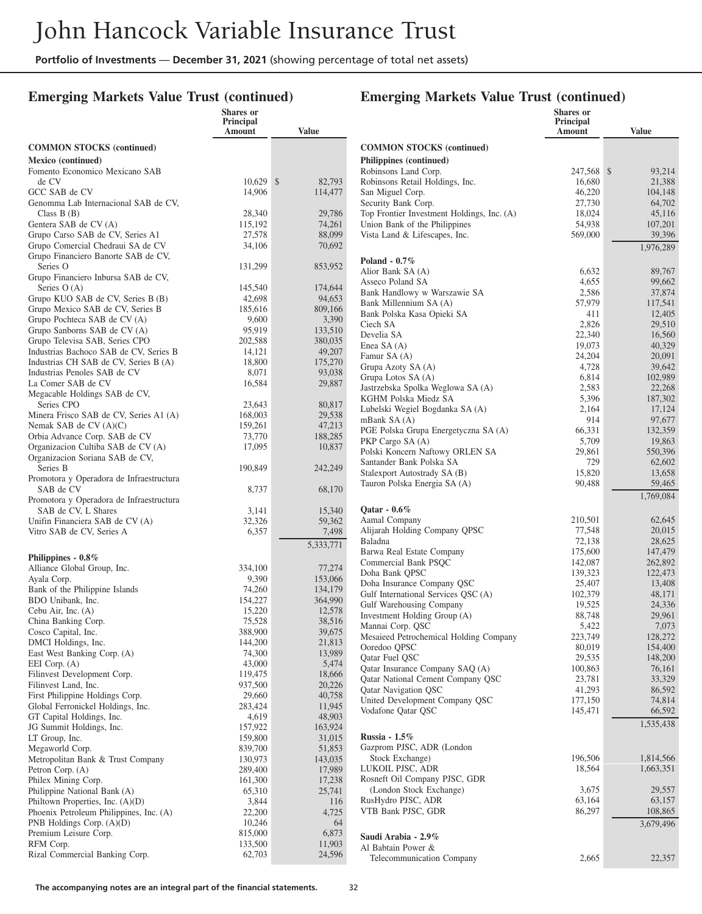## Emerging Markets Value Trust (continued)

| | Shares or Principal Amount | Value |
|---|---|---|
| **COMMON STOCKS (continued)** | | |
| **Mexico (continued)** | | |
| Fomento Economico Mexicano SAB de CV | 10,629 | $ 82,793 |
| GCC SAB de CV | 14,906 | 114,477 |
| Genomma Lab Internacional SAB de CV, Class B (B) | 28,340 | 29,786 |
| Gentera SAB de CV (A) | 115,192 | 74,261 |
| Grupo Carso SAB de CV, Series A1 | 27,578 | 88,099 |
| Grupo Comercial Chedraui SA de CV | 34,106 | 70,692 |
| Grupo Financiero Banorte SAB de CV, Series O | 131,299 | 853,952 |
| Grupo Financiero Inbursa SAB de CV, Series O (A) | 145,540 | 174,644 |
| Grupo KUO SAB de CV, Series B (B) | 42,698 | 94,653 |
| Grupo Mexico SAB de CV, Series B | 185,616 | 809,166 |
| Grupo Pochteca SAB de CV (A) | 9,600 | 3,390 |
| Grupo Sanborns SAB de CV (A) | 95,919 | 133,510 |
| Grupo Televisa SAB, Series CPO | 202,588 | 380,035 |
| Industrias Bachoco SAB de CV, Series B | 14,121 | 49,207 |
| Industrias CH SAB de CV, Series B (A) | 18,800 | 175,270 |
| Industrias Penoles SAB de CV | 8,071 | 93,038 |
| La Comer SAB de CV | 16,584 | 29,887 |
| Megacable Holdings SAB de CV, Series CPO | 23,643 | 80,817 |
| Minera Frisco SAB de CV, Series A1 (A) | 168,003 | 29,538 |
| Nemak SAB de CV (A)(C) | 159,261 | 47,213 |
| Orbia Advance Corp. SAB de CV | 73,770 | 188,285 |
| Organizacion Cultiba SAB de CV (A) | 17,095 | 10,837 |
| Organizacion Soriana SAB de CV, Series B | 190,849 | 242,249 |
| Promotora y Operadora de Infraestructura SAB de CV | 8,737 | 68,170 |
| Promotora y Operadora de Infraestructura SAB de CV, L Shares | 3,141 | 15,340 |
| Unifin Financiera SAB de CV (A) | 32,326 | 59,362 |
| Vitro SAB de CV, Series A | 6,357 | 7,498 |
| | | 5,333,771 |
| **Philippines - 0.8%** | | |
| Alliance Global Group, Inc. | 334,100 | 77,274 |
| Ayala Corp. | 9,390 | 153,066 |
| Bank of the Philippine Islands | 74,260 | 134,179 |
| BDO Unibank, Inc. | 154,227 | 364,990 |
| Cebu Air, Inc. (A) | 15,220 | 12,578 |
| China Banking Corp. | 75,528 | 38,516 |
| Cosco Capital, Inc. | 388,900 | 39,675 |
| DMCI Holdings, Inc. | 144,200 | 21,813 |
| East West Banking Corp. (A) | 74,300 | 13,989 |
| EEI Corp. (A) | 43,000 | 5,474 |
| Filinvest Development Corp. | 119,475 | 18,666 |
| Filinvest Land, Inc. | 937,500 | 20,226 |
| First Philippine Holdings Corp. | 29,660 | 40,758 |
| Global Ferronickel Holdings, Inc. | 283,424 | 11,945 |
| GT Capital Holdings, Inc. | 4,619 | 48,903 |
| JG Summit Holdings, Inc. | 157,922 | 163,924 |
| LT Group, Inc. | 159,800 | 31,015 |
| Megaworld Corp. | 839,700 | 51,853 |
| Metropolitan Bank & Trust Company | 130,973 | 143,035 |
| Petron Corp. (A) | 289,400 | 17,989 |
| Philex Mining Corp. | 161,300 | 17,238 |
| Philippine National Bank (A) | 65,310 | 25,741 |
| Philtown Properties, Inc. (A)(D) | 3,844 | 116 |
| Phoenix Petroleum Philippines, Inc. (A) | 22,200 | 4,725 |
| PNB Holdings Corp. (A)(D) | 10,246 | 64 |
| Premium Leisure Corp. | 815,000 | 6,873 |
| RFM Corp. | 133,500 | 11,903 |
| Rizal Commercial Banking Corp. | 62,703 | 24,596 |
| Robinsons Land Corp. | 247,568 | $ 93,214 |
| Robinsons Retail Holdings, Inc. | 16,680 | 21,388 |
| San Miguel Corp. | 46,220 | 104,148 |
| Security Bank Corp. | 27,730 | 64,702 |
| Top Frontier Investment Holdings, Inc. (A) | 18,024 | 45,116 |
| Union Bank of the Philippines | 54,938 | 107,201 |
| Vista Land & Lifescapes, Inc. | 569,000 | 39,396 |
| | | 1,976,289 |
| **Poland - 0.7%** | | |
| Alior Bank SA (A) | 6,632 | 89,767 |
| Asseco Poland SA | 4,655 | 99,662 |
| Bank Handlowy w Warszawie SA | 2,586 | 37,874 |
| Bank Millennium SA (A) | 57,979 | 117,541 |
| Bank Polska Kasa Opieki SA | 411 | 12,405 |
| Ciech SA | 2,826 | 29,510 |
| Develia SA | 22,340 | 16,560 |
| Enea SA (A) | 19,073 | 40,329 |
| Famur SA (A) | 24,204 | 20,091 |
| Grupa Azoty SA (A) | 4,728 | 39,642 |
| Grupa Lotos SA (A) | 6,814 | 102,989 |
| Jastrzebska Spolka Weglowa SA (A) | 2,583 | 22,268 |
| KGHM Polska Miedz SA | 5,396 | 187,302 |
| Lubelski Wegiel Bogdanka SA (A) | 2,164 | 17,124 |
| mBank SA (A) | 914 | 97,677 |
| PGE Polska Grupa Energetyczna SA (A) | 66,331 | 132,359 |
| PKP Cargo SA (A) | 5,709 | 19,863 |
| Polski Koncern Naftowy ORLEN SA | 29,861 | 550,396 |
| Santander Bank Polska SA | 729 | 62,602 |
| Stalexport Autostrady SA (B) | 15,820 | 13,658 |
| Tauron Polska Energia SA (A) | 90,488 | 59,465 |
| | | 1,769,084 |
| **Qatar - 0.6%** | | |
| Aamal Company | 210,501 | 62,645 |
| Alijarah Holding Company QPSC | 77,548 | 20,015 |
| Baladna | 72,138 | 28,625 |
| Barwa Real Estate Company | 175,600 | 147,479 |
| Commercial Bank PSQC | 142,087 | 262,892 |
| Doha Bank QPSC | 139,323 | 122,473 |
| Doha Insurance Company QSC | 25,407 | 13,408 |
| Gulf International Services QSC (A) | 102,379 | 48,171 |
| Gulf Warehousing Company | 19,525 | 24,336 |
| Investment Holding Group (A) | 88,748 | 29,961 |
| Mannai Corp. QSC | 5,422 | 7,073 |
| Mesaieed Petrochemical Holding Company | 223,749 | 128,272 |
| Ooredoo QPSC | 80,019 | 154,400 |
| Qatar Fuel QSC | 29,535 | 148,200 |
| Qatar Insurance Company SAQ (A) | 100,863 | 76,161 |
| Qatar National Cement Company QSC | 23,781 | 33,329 |
| Qatar Navigation QSC | 41,293 | 86,592 |
| United Development Company QSC | 177,150 | 74,814 |
| Vodafone Qatar QSC | 145,471 | 66,592 |
| | | 1,535,438 |
| **Russia - 1.5%** | | |
| Gazprom PJSC, ADR (London Stock Exchange) | 196,506 | 1,814,566 |
| LUKOIL PJSC, ADR | 18,564 | 1,663,351 |
| Rosneft Oil Company PJSC, GDR (London Stock Exchange) | 3,675 | 29,557 |
| RusHydro PJSC, ADR | 63,164 | 63,157 |
| VTB Bank PJSC, GDR | 86,297 | 108,865 |
| | | 3,679,496 |
| **Saudi Arabia - 2.9%** | | |
| Al Babtain Power & Telecommunication Company | 2,665 | 22,357 |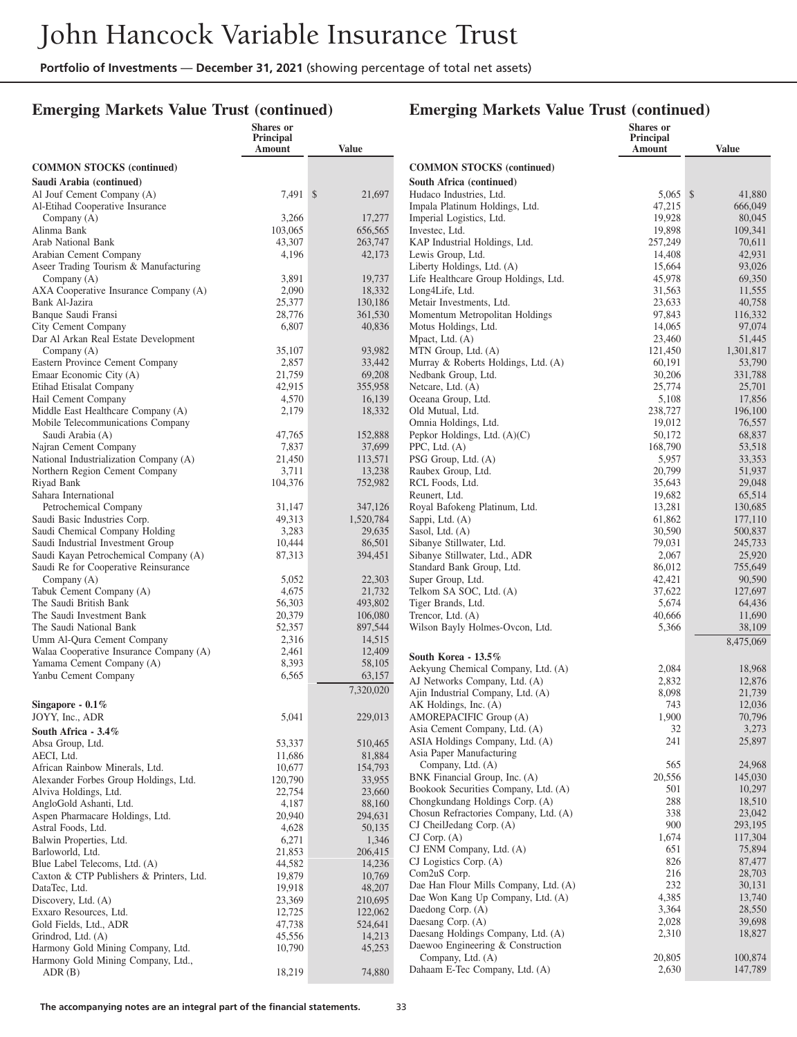## Emerging Markets Value Trust (continued)

| | Shares or Principal Amount | Value |
|---|---|---|
| **COMMON STOCKS (continued)** | | |
| **Saudi Arabia (continued)** | | |
| Al Jouf Cement Company (A) | 7,491 | $ 21,697 |
| Al-Etihad Cooperative Insurance Company (A) | 3,266 | 17,277 |
| Alinma Bank | 103,065 | 656,565 |
| Arab National Bank | 43,307 | 263,747 |
| Arabian Cement Company | 4,196 | 42,173 |
| Aseer Trading Tourism & Manufacturing Company (A) | 3,891 | 19,737 |
| AXA Cooperative Insurance Company (A) | 2,090 | 18,332 |
| Bank Al-Jazira | 25,377 | 130,186 |
| Banque Saudi Fransi | 28,776 | 361,530 |
| City Cement Company | 6,807 | 40,836 |
| Dar Al Arkan Real Estate Development Company (A) | 35,107 | 93,982 |
| Eastern Province Cement Company | 2,857 | 33,442 |
| Emaar Economic City (A) | 21,759 | 69,208 |
| Etihad Etisalat Company | 42,915 | 355,958 |
| Hail Cement Company | 4,570 | 16,139 |
| Middle East Healthcare Company (A) | 2,179 | 18,332 |
| Mobile Telecommunications Company Saudi Arabia (A) | 47,765 | 152,888 |
| Najran Cement Company | 7,837 | 37,699 |
| National Industrialization Company (A) | 21,450 | 113,571 |
| Northern Region Cement Company | 3,711 | 13,238 |
| Riyad Bank | 104,376 | 752,982 |
| Sahara International Petrochemical Company | 31,147 | 347,126 |
| Saudi Basic Industries Corp. | 49,313 | 1,520,784 |
| Saudi Chemical Company Holding | 3,283 | 29,635 |
| Saudi Industrial Investment Group | 10,444 | 86,501 |
| Saudi Kayan Petrochemical Company (A) | 87,313 | 394,451 |
| Saudi Re for Cooperative Reinsurance Company (A) | 5,052 | 22,303 |
| Tabuk Cement Company (A) | 4,675 | 21,732 |
| The Saudi British Bank | 56,303 | 493,802 |
| The Saudi Investment Bank | 20,379 | 106,080 |
| The Saudi National Bank | 52,357 | 897,544 |
| Umm Al-Qura Cement Company | 2,316 | 14,515 |
| Walaa Cooperative Insurance Company (A) | 2,461 | 12,409 |
| Yamama Cement Company (A) | 8,393 | 58,105 |
| Yanbu Cement Company | 6,565 | 63,157 |
| | | 7,320,020 |
| **Singapore - 0.1%** | | |
| JOYY, Inc., ADR | 5,041 | 229,013 |
| **South Africa - 3.4%** | | |
| Absa Group, Ltd. | 53,337 | 510,465 |
| AECI, Ltd. | 11,686 | 81,884 |
| African Rainbow Minerals, Ltd. | 10,677 | 154,793 |
| Alexander Forbes Group Holdings, Ltd. | 120,790 | 33,955 |
| Alviva Holdings, Ltd. | 22,754 | 23,660 |
| AngloGold Ashanti, Ltd. | 4,187 | 88,160 |
| Aspen Pharmacare Holdings, Ltd. | 20,940 | 294,631 |
| Astral Foods, Ltd. | 4,628 | 50,135 |
| Balwin Properties, Ltd. | 6,271 | 1,346 |
| Barloworld, Ltd. | 21,853 | 206,415 |
| Blue Label Telecoms, Ltd. (A) | 44,582 | 14,236 |
| Caxton & CTP Publishers & Printers, Ltd. | 19,879 | 10,769 |
| DataTec, Ltd. | 19,918 | 48,207 |
| Discovery, Ltd. (A) | 23,369 | 210,695 |
| Exxaro Resources, Ltd. | 12,725 | 122,062 |
| Gold Fields, Ltd., ADR | 47,738 | 524,641 |
| Grindrod, Ltd. (A) | 45,556 | 14,213 |
| Harmony Gold Mining Company, Ltd. | 10,790 | 45,253 |
| Harmony Gold Mining Company, Ltd., ADR (B) | 18,219 | 74,880 |
| Hudaco Industries, Ltd. | 5,065 | $ 41,880 |
| Impala Platinum Holdings, Ltd. | 47,215 | 666,049 |
| Imperial Logistics, Ltd. | 19,928 | 80,045 |
| Investec, Ltd. | 19,898 | 109,341 |
| KAP Industrial Holdings, Ltd. | 257,249 | 70,611 |
| Lewis Group, Ltd. | 14,408 | 42,931 |
| Liberty Holdings, Ltd. (A) | 15,664 | 93,026 |
| Life Healthcare Group Holdings, Ltd. | 45,978 | 69,350 |
| Long4Life, Ltd. | 31,563 | 11,555 |
| Metair Investments, Ltd. | 23,633 | 40,758 |
| Momentum Metropolitan Holdings | 97,843 | 116,332 |
| Motus Holdings, Ltd. | 14,065 | 97,074 |
| Mpact, Ltd. (A) | 23,460 | 51,445 |
| MTN Group, Ltd. (A) | 121,450 | 1,301,817 |
| Murray & Roberts Holdings, Ltd. (A) | 60,191 | 53,790 |
| Nedbank Group, Ltd. | 30,206 | 331,788 |
| Netcare, Ltd. (A) | 25,774 | 25,701 |
| Oceana Group, Ltd. | 5,108 | 17,856 |
| Old Mutual, Ltd. | 238,727 | 196,100 |
| Omnia Holdings, Ltd. | 19,012 | 76,557 |
| Pepkor Holdings, Ltd. (A)(C) | 50,172 | 68,837 |
| PPC, Ltd. (A) | 168,790 | 53,518 |
| PSG Group, Ltd. (A) | 5,957 | 33,353 |
| Raubex Group, Ltd. | 20,799 | 51,937 |
| RCL Foods, Ltd. | 35,643 | 29,048 |
| Reunert, Ltd. | 19,682 | 65,514 |
| Royal Bafokeng Platinum, Ltd. | 13,281 | 130,685 |
| Sappi, Ltd. (A) | 61,862 | 177,110 |
| Sasol, Ltd. (A) | 30,590 | 500,837 |
| Sibanye Stillwater, Ltd. | 79,031 | 245,733 |
| Sibanye Stillwater, Ltd., ADR | 2,067 | 25,920 |
| Standard Bank Group, Ltd. | 86,012 | 755,649 |
| Super Group, Ltd. | 42,421 | 90,590 |
| Telkom SA SOC, Ltd. (A) | 37,622 | 127,697 |
| Tiger Brands, Ltd. | 5,674 | 64,436 |
| Trencor, Ltd. (A) | 40,666 | 11,690 |
| Wilson Bayly Holmes-Ovcon, Ltd. | 5,366 | 38,109 |
| | | 8,475,069 |
| **South Korea - 13.5%** | | |
| Aekyung Chemical Company, Ltd. (A) | 2,084 | 18,968 |
| AJ Networks Company, Ltd. (A) | 2,832 | 12,876 |
| Ajin Industrial Company, Ltd. (A) | 8,098 | 21,739 |
| AK Holdings, Inc. (A) | 743 | 12,036 |
| AMOREPACIFIC Group (A) | 1,900 | 70,796 |
| Asia Cement Company, Ltd. (A) | 32 | 3,273 |
| ASIA Holdings Company, Ltd. (A) | 241 | 25,897 |
| Asia Paper Manufacturing Company, Ltd. (A) | 565 | 24,968 |
| BNK Financial Group, Inc. (A) | 20,556 | 145,030 |
| Bookook Securities Company, Ltd. (A) | 501 | 10,297 |
| Chongkundang Holdings Corp. (A) | 288 | 18,510 |
| Chosun Refractories Company, Ltd. (A) | 338 | 23,042 |
| CJ CheilJedang Corp. (A) | 900 | 293,195 |
| CJ Corp. (A) | 1,674 | 117,304 |
| CJ ENM Company, Ltd. (A) | 651 | 75,894 |
| CJ Logistics Corp. (A) | 826 | 87,477 |
| Com2uS Corp. | 216 | 28,703 |
| Dae Han Flour Mills Company, Ltd. (A) | 232 | 30,131 |
| Dae Won Kang Up Company, Ltd. (A) | 4,385 | 13,740 |
| Daedong Corp. (A) | 3,364 | 28,550 |
| Daesang Corp. (A) | 2,028 | 39,698 |
| Daesang Holdings Company, Ltd. (A) | 2,310 | 18,827 |
| Daewoo Engineering & Construction Company, Ltd. (A) | 20,805 | 100,874 |
| Dahaam E-Tec Company, Ltd. (A) | 2,630 | 147,789 |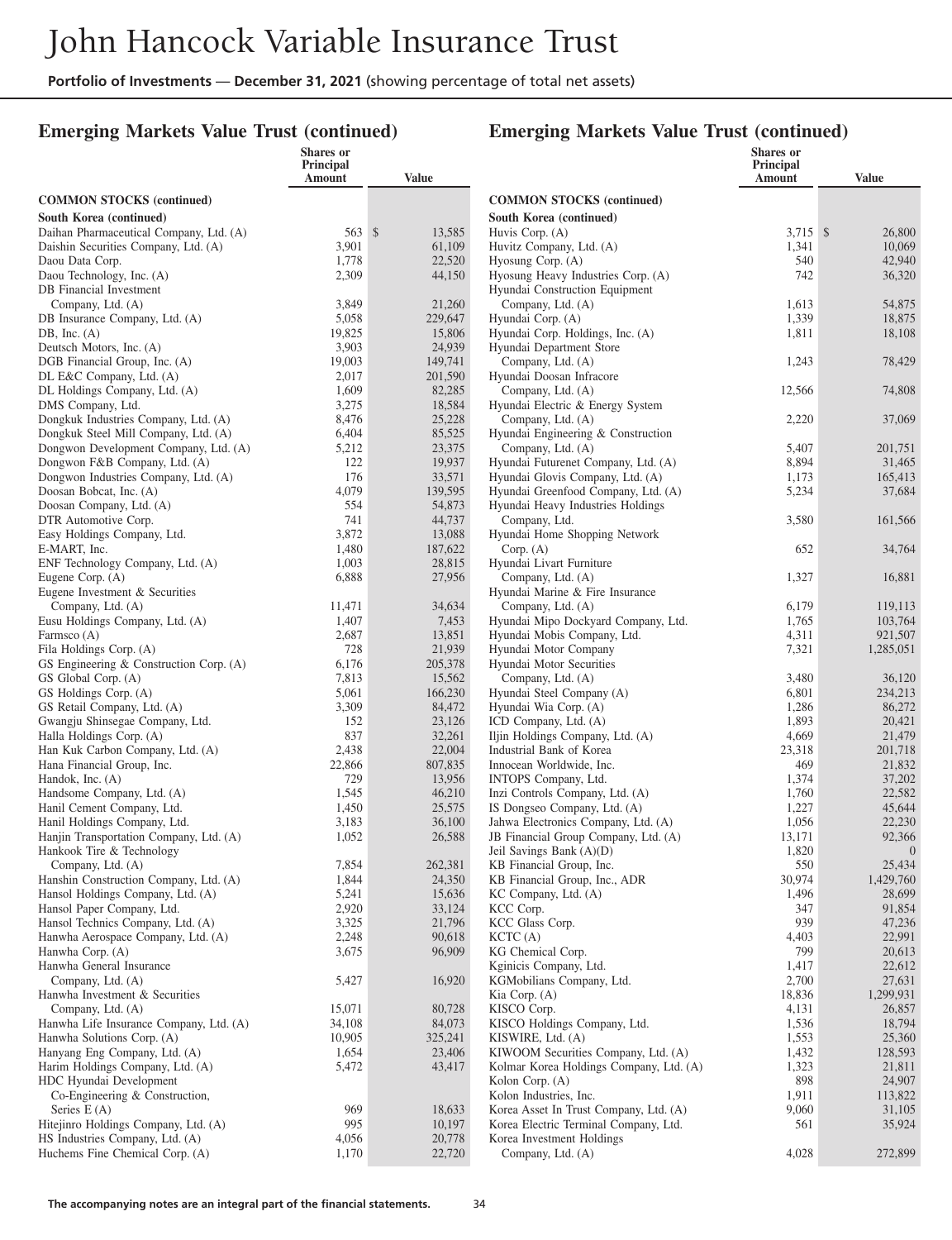# John Hancock Variable Insurance Trust

**Portfolio of Investments — December 31, 2021** (showing percentage of total net assets)

## Emerging Markets Value Trust (continued)

| | Shares or Principal Amount | Value |
|---|---|---|
| **COMMON STOCKS (continued)** | | |
| **South Korea (continued)** | | |
| Daihan Pharmaceutical Company, Ltd. (A) | 563 | $ 13,585 |
| Daishin Securities Company, Ltd. (A) | 3,901 | 61,109 |
| Daou Data Corp. | 1,778 | 22,520 |
| Daou Technology, Inc. (A) | 2,309 | 44,150 |
| DB Financial Investment Company, Ltd. (A) | 3,849 | 21,260 |
| DB Insurance Company, Ltd. (A) | 5,058 | 229,647 |
| DB, Inc. (A) | 19,825 | 15,806 |
| Deutsch Motors, Inc. (A) | 3,903 | 24,939 |
| DGB Financial Group, Inc. (A) | 19,003 | 149,741 |
| DL E&C Company, Ltd. (A) | 2,017 | 201,590 |
| DL Holdings Company, Ltd. (A) | 1,609 | 82,285 |
| DMS Company, Ltd. | 3,275 | 18,584 |
| Dongkuk Industries Company, Ltd. (A) | 8,476 | 25,228 |
| Dongkuk Steel Mill Company, Ltd. (A) | 6,404 | 85,525 |
| Dongwon Development Company, Ltd. (A) | 5,212 | 23,375 |
| Dongwon F&B Company, Ltd. (A) | 122 | 19,937 |
| Dongwon Industries Company, Ltd. (A) | 176 | 33,571 |
| Doosan Bobcat, Inc. (A) | 4,079 | 139,595 |
| Doosan Company, Ltd. (A) | 554 | 54,873 |
| DTR Automotive Corp. | 741 | 44,737 |
| Easy Holdings Company, Ltd. | 3,872 | 13,088 |
| E-MART, Inc. | 1,480 | 187,622 |
| ENF Technology Company, Ltd. (A) | 1,003 | 28,815 |
| Eugene Corp. (A) | 6,888 | 27,956 |
| Eugene Investment & Securities Company, Ltd. (A) | 11,471 | 34,634 |
| Eusu Holdings Company, Ltd. (A) | 1,407 | 7,453 |
| Farmsco (A) | 2,687 | 13,851 |
| Fila Holdings Corp. (A) | 728 | 21,939 |
| GS Engineering & Construction Corp. (A) | 6,176 | 205,378 |
| GS Global Corp. (A) | 7,813 | 15,562 |
| GS Holdings Corp. (A) | 5,061 | 166,230 |
| GS Retail Company, Ltd. (A) | 3,309 | 84,472 |
| Gwangju Shinsegae Company, Ltd. | 152 | 23,126 |
| Halla Holdings Corp. (A) | 837 | 32,261 |
| Han Kuk Carbon Company, Ltd. (A) | 2,438 | 22,004 |
| Hana Financial Group, Inc. | 22,866 | 807,835 |
| Handok, Inc. (A) | 729 | 13,956 |
| Handsome Company, Ltd. (A) | 1,545 | 46,210 |
| Hanil Cement Company, Ltd. | 1,450 | 25,575 |
| Hanil Holdings Company, Ltd. | 3,183 | 36,100 |
| Hanjin Transportation Company, Ltd. (A) | 1,052 | 26,588 |
| Hankook Tire & Technology Company, Ltd. (A) | 7,854 | 262,381 |
| Hanshin Construction Company, Ltd. (A) | 1,844 | 24,350 |
| Hansol Holdings Company, Ltd. (A) | 5,241 | 15,636 |
| Hansol Paper Company, Ltd. | 2,920 | 33,124 |
| Hansol Technics Company, Ltd. (A) | 3,325 | 21,796 |
| Hanwha Aerospace Company, Ltd. (A) | 2,248 | 90,618 |
| Hanwha Corp. (A) | 3,675 | 96,909 |
| Hanwha General Insurance Company, Ltd. (A) | 5,427 | 16,920 |
| Hanwha Investment & Securities Company, Ltd. (A) | 15,071 | 80,728 |
| Hanwha Life Insurance Company, Ltd. (A) | 34,108 | 84,073 |
| Hanwha Solutions Corp. (A) | 10,905 | 325,241 |
| Hanyang Eng Company, Ltd. (A) | 1,654 | 23,406 |
| Harim Holdings Company, Ltd. (A) | 5,472 | 43,417 |
| HDC Hyundai Development Co-Engineering & Construction, Series E (A) | 969 | 18,633 |
| Hitejinro Holdings Company, Ltd. (A) | 995 | 10,197 |
| HS Industries Company, Ltd. (A) | 4,056 | 20,778 |
| Huchems Fine Chemical Corp. (A) | 1,170 | 22,720 |
| Huvis Corp. (A) | 3,715 | $ 26,800 |
| Huvitz Company, Ltd. (A) | 1,341 | 10,069 |
| Hyosung Corp. (A) | 540 | 42,940 |
| Hyosung Heavy Industries Corp. (A) | 742 | 36,320 |
| Hyundai Construction Equipment Company, Ltd. (A) | 1,613 | 54,875 |
| Hyundai Corp. (A) | 1,339 | 18,875 |
| Hyundai Corp. Holdings, Inc. (A) | 1,811 | 18,108 |
| Hyundai Department Store Company, Ltd. (A) | 1,243 | 78,429 |
| Hyundai Doosan Infracore Company, Ltd. (A) | 12,566 | 74,808 |
| Hyundai Electric & Energy System Company, Ltd. (A) | 2,220 | 37,069 |
| Hyundai Engineering & Construction Company, Ltd. (A) | 5,407 | 201,751 |
| Hyundai Futurenet Company, Ltd. (A) | 8,894 | 31,465 |
| Hyundai Glovis Company, Ltd. (A) | 1,173 | 165,413 |
| Hyundai Greenfood Company, Ltd. (A) | 5,234 | 37,684 |
| Hyundai Heavy Industries Holdings Company, Ltd. | 3,580 | 161,566 |
| Hyundai Home Shopping Network Corp. (A) | 652 | 34,764 |
| Hyundai Livart Furniture Company, Ltd. (A) | 1,327 | 16,881 |
| Hyundai Marine & Fire Insurance Company, Ltd. (A) | 6,179 | 119,113 |
| Hyundai Mipo Dockyard Company, Ltd. | 1,765 | 103,764 |
| Hyundai Mobis Company, Ltd. | 4,311 | 921,507 |
| Hyundai Motor Company | 7,321 | 1,285,051 |
| Hyundai Motor Securities Company, Ltd. (A) | 3,480 | 36,120 |
| Hyundai Steel Company (A) | 6,801 | 234,213 |
| Hyundai Wia Corp. (A) | 1,286 | 86,272 |
| ICD Company, Ltd. (A) | 1,893 | 20,421 |
| Iljin Holdings Company, Ltd. (A) | 4,669 | 21,479 |
| Industrial Bank of Korea | 23,318 | 201,718 |
| Innocean Worldwide, Inc. | 469 | 21,832 |
| INTOPS Company, Ltd. | 1,374 | 37,202 |
| Inzi Controls Company, Ltd. (A) | 1,760 | 22,582 |
| IS Dongseo Company, Ltd. (A) | 1,227 | 45,644 |
| Jahwa Electronics Company, Ltd. (A) | 1,056 | 22,230 |
| JB Financial Group Company, Ltd. (A) | 13,171 | 92,366 |
| Jeil Savings Bank (A)(D) | 1,820 | 0 |
| KB Financial Group, Inc. | 550 | 25,434 |
| KB Financial Group, Inc., ADR | 30,974 | 1,429,760 |
| KC Company, Ltd. (A) | 1,496 | 28,699 |
| KCC Corp. | 347 | 91,854 |
| KCC Glass Corp. | 939 | 47,236 |
| KCTC (A) | 4,403 | 22,991 |
| KG Chemical Corp. | 799 | 20,613 |
| Kginicis Company, Ltd. | 1,417 | 22,612 |
| KGMobilians Company, Ltd. | 2,700 | 27,631 |
| Kia Corp. (A) | 18,836 | 1,299,931 |
| KISCO Corp. | 4,131 | 26,857 |
| KISCO Holdings Company, Ltd. | 1,536 | 18,794 |
| KISWIRE, Ltd. (A) | 1,553 | 25,360 |
| KIWOOM Securities Company, Ltd. (A) | 1,432 | 128,593 |
| Kolmar Korea Holdings Company, Ltd. (A) | 1,323 | 21,811 |
| Kolon Corp. (A) | 898 | 24,907 |
| Kolon Industries, Inc. | 1,911 | 113,822 |
| Korea Asset In Trust Company, Ltd. (A) | 9,060 | 31,105 |
| Korea Electric Terminal Company, Ltd. | 561 | 35,924 |
| Korea Investment Holdings Company, Ltd. (A) | 4,028 | 272,899 |

The accompanying notes are an integral part of the financial statements.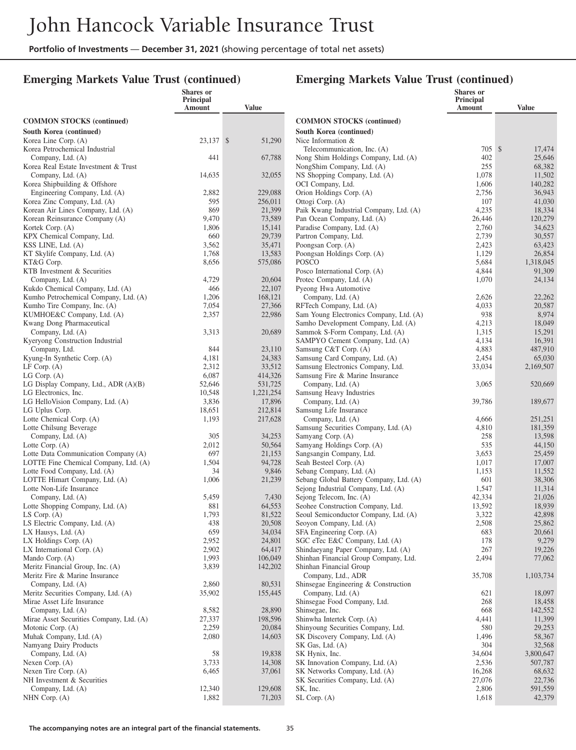## Emerging Markets Value Trust (continued)

| | Shares or Principal Amount | Value |
|---|---|---|
| **COMMON STOCKS (continued)** | | |
| **South Korea (continued)** | | |
| Korea Line Corp. (A) | 23,137 | $ 51,290 |
| Korea Petrochemical Industrial Company, Ltd. (A) | 441 | 67,788 |
| Korea Real Estate Investment & Trust Company, Ltd. (A) | 14,635 | 32,055 |
| Korea Shipbuilding & Offshore Engineering Company, Ltd. (A) | 2,882 | 229,088 |
| Korea Zinc Company, Ltd. (A) | 595 | 256,011 |
| Korean Air Lines Company, Ltd. (A) | 869 | 21,399 |
| Korean Reinsurance Company (A) | 9,470 | 73,589 |
| Kortek Corp. (A) | 1,806 | 15,141 |
| KPX Chemical Company, Ltd. | 660 | 29,739 |
| KSS LINE, Ltd. (A) | 3,562 | 35,471 |
| KT Skylife Company, Ltd. (A) | 1,768 | 13,583 |
| KT&G Corp. | 8,656 | 575,086 |
| KTB Investment & Securities Company, Ltd. (A) | 4,729 | 20,604 |
| Kukdo Chemical Company, Ltd. (A) | 466 | 22,107 |
| Kumho Petrochemical Company, Ltd. (A) | 1,206 | 168,121 |
| Kumho Tire Company, Inc. (A) | 7,054 | 27,366 |
| KUMHOE&C Company, Ltd. (A) | 2,357 | 22,986 |
| Kwang Dong Pharmaceutical Company, Ltd. (A) | 3,313 | 20,689 |
| Kyeryong Construction Industrial Company, Ltd. | 844 | 23,110 |
| Kyung-In Synthetic Corp. (A) | 4,181 | 24,383 |
| LF Corp. (A) | 2,312 | 33,512 |
| LG Corp. (A) | 6,087 | 414,326 |
| LG Display Company, Ltd., ADR (A)(B) | 52,646 | 531,725 |
| LG Electronics, Inc. | 10,548 | 1,221,254 |
| LG HelloVision Company, Ltd. (A) | 3,836 | 17,896 |
| LG Uplus Corp. | 18,651 | 212,814 |
| Lotte Chemical Corp. (A) | 1,193 | 217,628 |
| Lotte Chilsung Beverage Company, Ltd. (A) | 305 | 34,253 |
| Lotte Corp. (A) | 2,012 | 50,564 |
| Lotte Data Communication Company (A) | 697 | 21,153 |
| LOTTE Fine Chemical Company, Ltd. (A) | 1,504 | 94,728 |
| Lotte Food Company, Ltd. (A) | 34 | 9,846 |
| LOTTE Himart Company, Ltd. (A) | 1,006 | 21,239 |
| Lotte Non-Life Insurance Company, Ltd. (A) | 5,459 | 7,430 |
| Lotte Shopping Company, Ltd. (A) | 881 | 64,553 |
| LS Corp. (A) | 1,793 | 81,522 |
| LS Electric Company, Ltd. (A) | 438 | 20,508 |
| LX Hausys, Ltd. (A) | 659 | 34,034 |
| LX Holdings Corp. (A) | 2,952 | 24,801 |
| LX International Corp. (A) | 2,902 | 64,417 |
| Mando Corp. (A) | 1,993 | 106,049 |
| Meritz Financial Group, Inc. (A) | 3,839 | 142,202 |
| Meritz Fire & Marine Insurance Company, Ltd. (A) | 2,860 | 80,531 |
| Meritz Securities Company, Ltd. (A) | 35,902 | 155,445 |
| Mirae Asset Life Insurance Company, Ltd. (A) | 8,582 | 28,890 |
| Mirae Asset Securities Company, Ltd. (A) | 27,337 | 198,596 |
| Motonic Corp. (A) | 2,259 | 20,084 |
| Muhak Company, Ltd. (A) | 2,080 | 14,603 |
| Namyang Dairy Products Company, Ltd. (A) | 58 | 19,838 |
| Nexen Corp. (A) | 3,733 | 14,308 |
| Nexen Tire Corp. (A) | 6,465 | 37,061 |
| NH Investment & Securities Company, Ltd. (A) | 12,340 | 129,608 |
| NHN Corp. (A) | 1,882 | 71,203 |
| Nice Information & Telecommunication, Inc. (A) | 705 | $ 17,474 |
| Nong Shim Holdings Company, Ltd. (A) | 402 | 25,646 |
| NongShim Company, Ltd. (A) | 255 | 68,382 |
| NS Shopping Company, Ltd. (A) | 1,078 | 11,502 |
| OCI Company, Ltd. | 1,606 | 140,282 |
| Orion Holdings Corp. (A) | 2,756 | 36,943 |
| Ottogi Corp. (A) | 107 | 41,030 |
| Paik Kwang Industrial Company, Ltd. (A) | 4,235 | 18,334 |
| Pan Ocean Company, Ltd. (A) | 26,446 | 120,279 |
| Paradise Company, Ltd. (A) | 2,760 | 34,623 |
| Partron Company, Ltd. | 2,739 | 30,557 |
| Poongsan Corp. (A) | 2,423 | 63,423 |
| Poongsan Holdings Corp. (A) | 1,129 | 26,854 |
| POSCO | 5,684 | 1,318,045 |
| Posco International Corp. (A) | 4,844 | 91,309 |
| Protec Company, Ltd. (A) | 1,070 | 24,134 |
| Pyeong Hwa Automotive Company, Ltd. (A) | 2,626 | 22,262 |
| RFTech Company, Ltd. (A) | 4,033 | 20,587 |
| Sam Young Electronics Company, Ltd. (A) | 938 | 8,974 |
| Samho Development Company, Ltd. (A) | 4,213 | 18,049 |
| Sammok S-Form Company, Ltd. (A) | 1,315 | 15,291 |
| SAMPYO Cement Company, Ltd. (A) | 4,134 | 16,391 |
| Samsung C&T Corp. (A) | 4,883 | 487,910 |
| Samsung Card Company, Ltd. (A) | 2,454 | 65,030 |
| Samsung Electronics Company, Ltd. | 33,034 | 2,169,507 |
| Samsung Fire & Marine Insurance Company, Ltd. (A) | 3,065 | 520,669 |
| Samsung Heavy Industries Company, Ltd. (A) | 39,786 | 189,677 |
| Samsung Life Insurance Company, Ltd. (A) | 4,666 | 251,251 |
| Samsung Securities Company, Ltd. (A) | 4,810 | 181,359 |
| Samyang Corp. (A) | 258 | 13,598 |
| Samyang Holdings Corp. (A) | 535 | 44,150 |
| Sangsangin Company, Ltd. | 3,653 | 25,459 |
| Seah Besteel Corp. (A) | 1,017 | 17,007 |
| Sebang Company, Ltd. (A) | 1,153 | 11,552 |
| Sebang Global Battery Company, Ltd. (A) | 601 | 38,306 |
| Sejong Industrial Company, Ltd. (A) | 1,547 | 11,314 |
| Sejong Telecom, Inc. (A) | 42,334 | 21,026 |
| Seohee Construction Company, Ltd. | 13,592 | 18,939 |
| Seoul Semiconductor Company, Ltd. (A) | 3,322 | 42,898 |
| Seoyon Company, Ltd. (A) | 2,508 | 25,862 |
| SFA Engineering Corp. (A) | 683 | 20,661 |
| SGC eTec E&C Company, Ltd. (A) | 178 | 9,279 |
| Shindaeyang Paper Company, Ltd. (A) | 267 | 19,226 |
| Shinhan Financial Group Company, Ltd. | 2,494 | 77,062 |
| Shinhan Financial Group Company, Ltd., ADR | 35,708 | 1,103,734 |
| Shinsegae Engineering & Construction Company, Ltd. (A) | 621 | 18,097 |
| Shinsegae Food Company, Ltd. | 268 | 18,458 |
| Shinsegae, Inc. | 668 | 142,552 |
| Shinwha Intertek Corp. (A) | 4,441 | 11,399 |
| Shinyoung Securities Company, Ltd. | 580 | 29,253 |
| SK Discovery Company, Ltd. (A) | 1,496 | 58,367 |
| SK Gas, Ltd. (A) | 304 | 32,568 |
| SK Hynix, Inc. | 34,604 | 3,800,647 |
| SK Innovation Company, Ltd. (A) | 2,536 | 507,787 |
| SK Networks Company, Ltd. (A) | 16,268 | 68,632 |
| SK Securities Company, Ltd. (A) | 27,076 | 22,736 |
| SK, Inc. | 2,806 | 591,559 |
| SL Corp. (A) | 1,618 | 42,379 |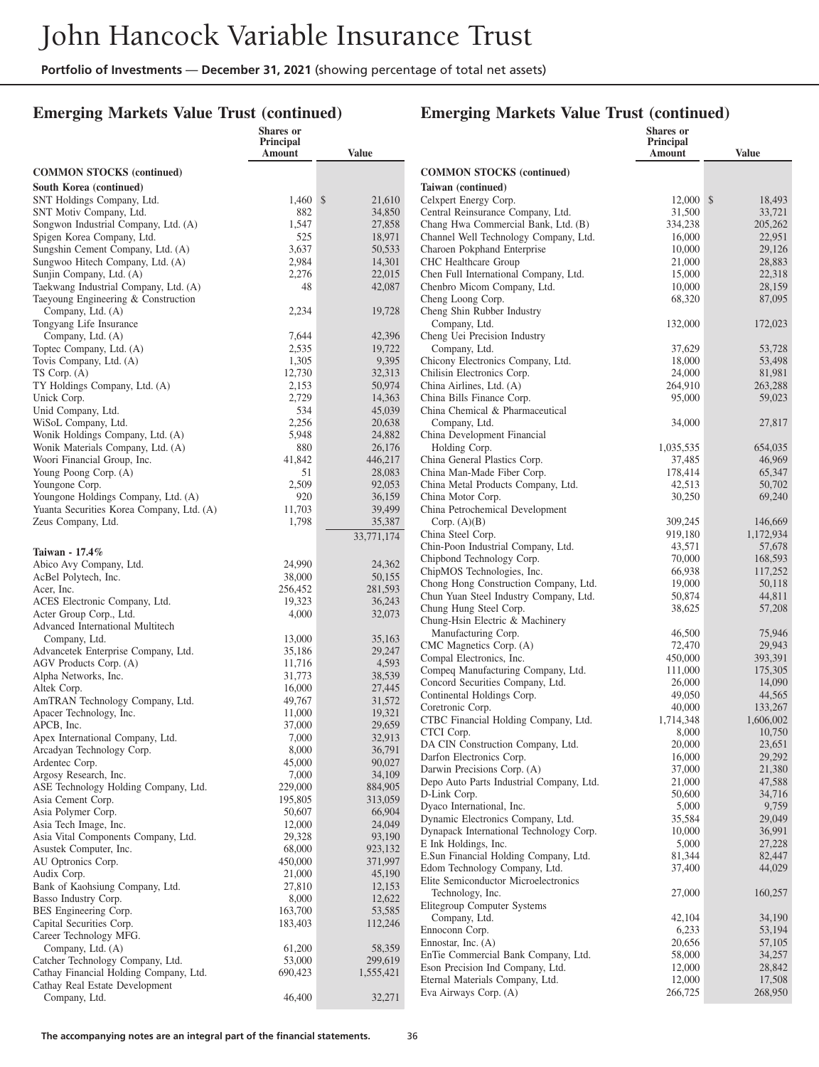# John Hancock Variable Insurance Trust

**Portfolio of Investments — December 31, 2021** (showing percentage of total net assets)

## Emerging Markets Value Trust (continued)

| | Shares or Principal Amount | Value |
|---|---|---|
| **COMMON STOCKS (continued)** | | |
| **South Korea (continued)** | | |
| SNT Holdings Company, Ltd. | 1,460 | $ 21,610 |
| SNT Motiv Company, Ltd. | 882 | 34,850 |
| Songwon Industrial Company, Ltd. (A) | 1,547 | 27,858 |
| Spigen Korea Company, Ltd. | 525 | 18,971 |
| Sungshin Cement Company, Ltd. (A) | 3,637 | 50,533 |
| Sungwoo Hitech Company, Ltd. (A) | 2,984 | 14,301 |
| Sunjin Company, Ltd. (A) | 2,276 | 22,015 |
| Taekwang Industrial Company, Ltd. (A) | 48 | 42,087 |
| Taeyoung Engineering & Construction Company, Ltd. (A) | 2,234 | 19,728 |
| Tongyang Life Insurance Company, Ltd. (A) | 7,644 | 42,396 |
| Toptec Company, Ltd. (A) | 2,535 | 19,722 |
| Tovis Company, Ltd. (A) | 1,305 | 9,395 |
| TS Corp. (A) | 12,730 | 32,313 |
| TY Holdings Company, Ltd. (A) | 2,153 | 50,974 |
| Unick Corp. | 2,729 | 14,363 |
| Unid Company, Ltd. | 534 | 45,039 |
| WiSoL Company, Ltd. | 2,256 | 20,638 |
| Wonik Holdings Company, Ltd. (A) | 5,948 | 24,882 |
| Wonik Materials Company, Ltd. (A) | 880 | 26,176 |
| Woori Financial Group, Inc. | 41,842 | 446,217 |
| Young Poong Corp. (A) | 51 | 28,083 |
| Youngone Corp. | 2,509 | 92,053 |
| Youngone Holdings Company, Ltd. (A) | 920 | 36,159 |
| Yuanta Securities Korea Company, Ltd. (A) | 11,703 | 39,499 |
| Zeus Company, Ltd. | 1,798 | 35,387 |
| | | 33,771,174 |
| **Taiwan - 17.4%** | | |
| Abico Avy Company, Ltd. | 24,990 | 24,362 |
| AcBel Polytech, Inc. | 38,000 | 50,155 |
| Acer, Inc. | 256,452 | 281,593 |
| ACES Electronic Company, Ltd. | 19,323 | 36,243 |
| Acter Group Corp., Ltd. | 4,000 | 32,073 |
| Advanced International Multitech Company, Ltd. | 13,000 | 35,163 |
| Advancetek Enterprise Company, Ltd. | 35,186 | 29,247 |
| AGV Products Corp. (A) | 11,716 | 4,593 |
| Alpha Networks, Inc. | 31,773 | 38,539 |
| Altek Corp. | 16,000 | 27,445 |
| AmTRAN Technology Company, Ltd. | 49,767 | 31,572 |
| Apacer Technology, Inc. | 11,000 | 19,321 |
| APCB, Inc. | 37,000 | 29,659 |
| Apex International Company, Ltd. | 7,000 | 32,913 |
| Arcadyan Technology Corp. | 8,000 | 36,791 |
| Ardentec Corp. | 45,000 | 90,027 |
| Argosy Research, Inc. | 7,000 | 34,109 |
| ASE Technology Holding Company, Ltd. | 229,000 | 884,905 |
| Asia Cement Corp. | 195,805 | 313,059 |
| Asia Polymer Corp. | 50,607 | 66,904 |
| Asia Tech Image, Inc. | 12,000 | 24,049 |
| Asia Vital Components Company, Ltd. | 29,328 | 93,190 |
| Asustek Computer, Inc. | 68,000 | 923,132 |
| AU Optronics Corp. | 450,000 | 371,997 |
| Audix Corp. | 21,000 | 45,190 |
| Bank of Kaohsiung Company, Ltd. | 27,810 | 12,153 |
| Basso Industry Corp. | 8,000 | 12,622 |
| BES Engineering Corp. | 163,700 | 53,585 |
| Capital Securities Corp. | 183,403 | 112,246 |
| Career Technology MFG. Company, Ltd. (A) | 61,200 | 58,359 |
| Catcher Technology Company, Ltd. | 53,000 | 299,619 |
| Cathay Financial Holding Company, Ltd. | 690,423 | 1,555,421 |
| Cathay Real Estate Development Company, Ltd. | 46,400 | 32,271 |
| **Taiwan (continued)** | | |
| Celxpert Energy Corp. | 12,000 | $ 18,493 |
| Central Reinsurance Company, Ltd. | 31,500 | 33,721 |
| Chang Hwa Commercial Bank, Ltd. (B) | 334,238 | 205,262 |
| Channel Well Technology Company, Ltd. | 16,000 | 22,951 |
| Charoen Pokphand Enterprise | 10,000 | 29,126 |
| CHC Healthcare Group | 21,000 | 28,883 |
| Chen Full International Company, Ltd. | 15,000 | 22,318 |
| Chenbro Micom Company, Ltd. | 10,000 | 28,159 |
| Cheng Loong Corp. | 68,320 | 87,095 |
| Cheng Shin Rubber Industry Company, Ltd. | 132,000 | 172,023 |
| Cheng Uei Precision Industry Company, Ltd. | 37,629 | 53,728 |
| Chicony Electronics Company, Ltd. | 18,000 | 53,498 |
| Chilisin Electronics Corp. | 24,000 | 81,981 |
| China Airlines, Ltd. (A) | 264,910 | 263,288 |
| China Bills Finance Corp. | 95,000 | 59,023 |
| China Chemical & Pharmaceutical Company, Ltd. | 34,000 | 27,817 |
| China Development Financial Holding Corp. | 1,035,535 | 654,035 |
| China General Plastics Corp. | 37,485 | 46,969 |
| China Man-Made Fiber Corp. | 178,414 | 65,347 |
| China Metal Products Company, Ltd. | 42,513 | 50,702 |
| China Motor Corp. | 30,250 | 69,240 |
| China Petrochemical Development Corp. (A)(B) | 309,245 | 146,669 |
| China Steel Corp. | 919,180 | 1,172,934 |
| Chin-Poon Industrial Company, Ltd. | 43,571 | 57,678 |
| Chipbond Technology Corp. | 70,000 | 168,593 |
| ChipMOS Technologies, Inc. | 66,938 | 117,252 |
| Chong Hong Construction Company, Ltd. | 19,000 | 50,118 |
| Chun Yuan Steel Industry Company, Ltd. | 50,874 | 44,811 |
| Chung Hung Steel Corp. | 38,625 | 57,208 |
| Chung-Hsin Electric & Machinery Manufacturing Corp. | 46,500 | 75,946 |
| CMC Magnetics Corp. (A) | 72,470 | 29,943 |
| Compal Electronics, Inc. | 450,000 | 393,391 |
| Compeq Manufacturing Company, Ltd. | 111,000 | 175,305 |
| Concord Securities Company, Ltd. | 26,000 | 14,090 |
| Continental Holdings Corp. | 49,050 | 44,565 |
| Coretronic Corp. | 40,000 | 133,267 |
| CTBC Financial Holding Company, Ltd. | 1,714,348 | 1,606,002 |
| CTCI Corp. | 8,000 | 10,750 |
| DA CIN Construction Company, Ltd. | 20,000 | 23,651 |
| Darfon Electronics Corp. | 16,000 | 29,292 |
| Darwin Precisions Corp. (A) | 37,000 | 21,380 |
| Depo Auto Parts Industrial Company, Ltd. | 21,000 | 47,588 |
| D-Link Corp. | 50,600 | 34,716 |
| Dyaco International, Inc. | 5,000 | 9,759 |
| Dynamic Electronics Company, Ltd. | 35,584 | 29,049 |
| Dynapack International Technology Corp. | 10,000 | 36,991 |
| E Ink Holdings, Inc. | 5,000 | 27,228 |
| E.Sun Financial Holding Company, Ltd. | 81,344 | 82,447 |
| Edom Technology Company, Ltd. | 37,400 | 44,029 |
| Elite Semiconductor Microelectronics Technology, Inc. | 27,000 | 160,257 |
| Elitegroup Computer Systems Company, Ltd. | 42,104 | 34,190 |
| Ennoconn Corp. | 6,233 | 53,194 |
| Ennostar, Inc. (A) | 20,656 | 57,105 |
| EnTie Commercial Bank Company, Ltd. | 58,000 | 34,257 |
| Eson Precision Ind Company, Ltd. | 12,000 | 28,842 |
| Eternal Materials Company, Ltd. | 12,000 | 17,508 |
| Eva Airways Corp. (A) | 266,725 | 268,950 |

**The accompanying notes are an integral part of the financial statements.**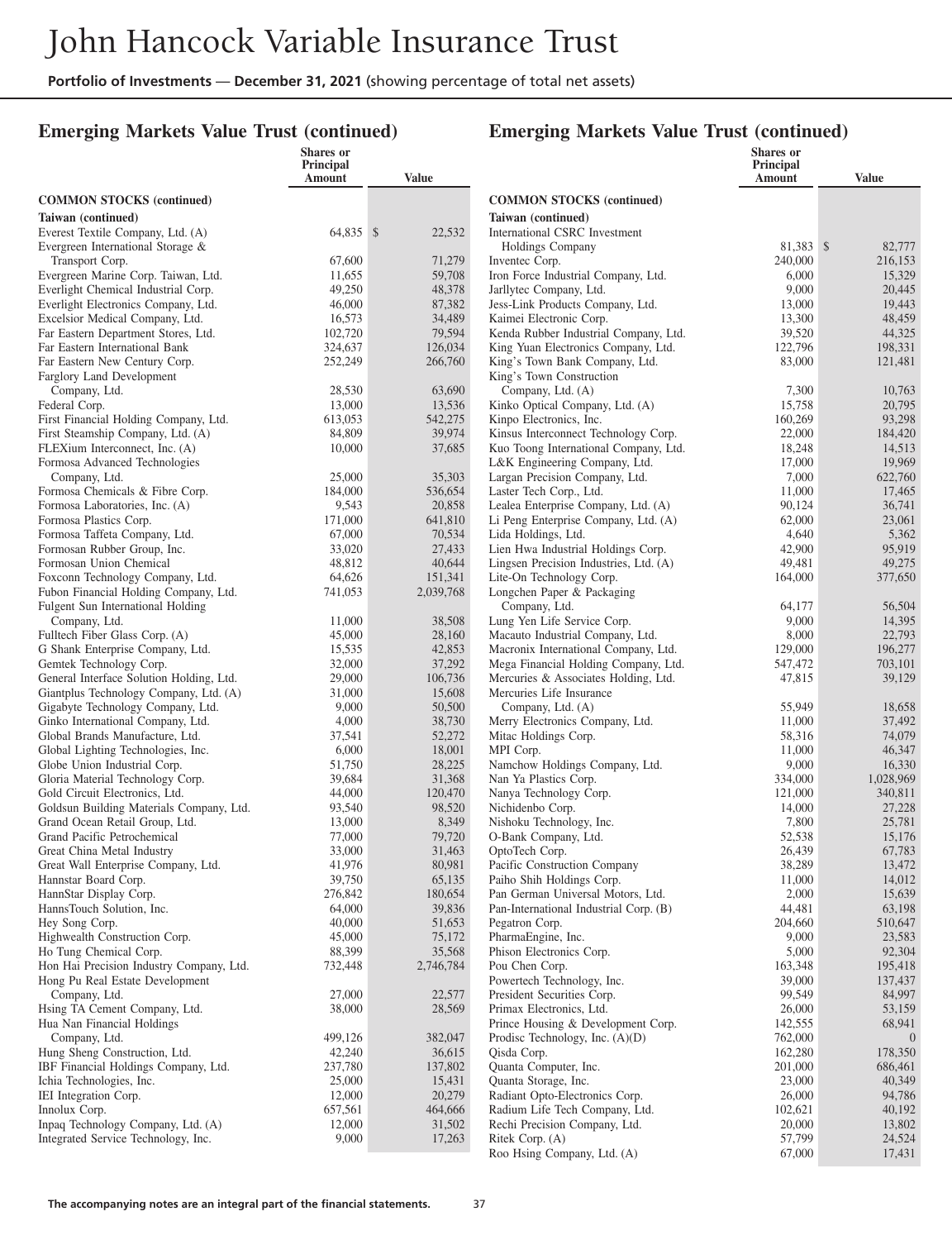## Emerging Markets Value Trust (continued)

| | Shares or Principal Amount | Value |
|---|---|---|
| **COMMON STOCKS (continued)** | | |
| **Taiwan (continued)** | | |
| Everest Textile Company, Ltd. (A) | 64,835 | $ 22,532 |
| Evergreen International Storage & Transport Corp. | 67,600 | 71,279 |
| Evergreen Marine Corp. Taiwan, Ltd. | 11,655 | 59,708 |
| Everlight Chemical Industrial Corp. | 49,250 | 48,378 |
| Everlight Electronics Company, Ltd. | 46,000 | 87,382 |
| Excelsior Medical Company, Ltd. | 16,573 | 34,489 |
| Far Eastern Department Stores, Ltd. | 102,720 | 79,594 |
| Far Eastern International Bank | 324,637 | 126,034 |
| Far Eastern New Century Corp. | 252,249 | 266,760 |
| Farglory Land Development Company, Ltd. | 28,530 | 63,690 |
| Federal Corp. | 13,000 | 13,536 |
| First Financial Holding Company, Ltd. | 613,053 | 542,275 |
| First Steamship Company, Ltd. (A) | 84,809 | 39,974 |
| FLEXium Interconnect, Inc. (A) | 10,000 | 37,685 |
| Formosa Advanced Technologies Company, Ltd. | 25,000 | 35,303 |
| Formosa Chemicals & Fibre Corp. | 184,000 | 536,654 |
| Formosa Laboratories, Inc. (A) | 9,543 | 20,858 |
| Formosa Plastics Corp. | 171,000 | 641,810 |
| Formosa Taffeta Company, Ltd. | 67,000 | 70,534 |
| Formosan Rubber Group, Inc. | 33,020 | 27,433 |
| Formosan Union Chemical | 48,812 | 40,644 |
| Foxconn Technology Company, Ltd. | 64,626 | 151,341 |
| Fubon Financial Holding Company, Ltd. | 741,053 | 2,039,768 |
| Fulgent Sun International Holding Company, Ltd. | 11,000 | 38,508 |
| Fulltech Fiber Glass Corp. (A) | 45,000 | 28,160 |
| G Shank Enterprise Company, Ltd. | 15,535 | 42,853 |
| Gemtek Technology Corp. | 32,000 | 37,292 |
| General Interface Solution Holding, Ltd. | 29,000 | 106,736 |
| Giantplus Technology Company, Ltd. (A) | 31,000 | 15,608 |
| Gigabyte Technology Company, Ltd. | 9,000 | 50,500 |
| Ginko International Company, Ltd. | 4,000 | 38,730 |
| Global Brands Manufacture, Ltd. | 37,541 | 52,272 |
| Global Lighting Technologies, Inc. | 6,000 | 18,001 |
| Globe Union Industrial Corp. | 51,750 | 28,225 |
| Gloria Material Technology Corp. | 39,684 | 31,368 |
| Gold Circuit Electronics, Ltd. | 44,000 | 120,470 |
| Goldsun Building Materials Company, Ltd. | 93,540 | 98,520 |
| Grand Ocean Retail Group, Ltd. | 13,000 | 8,349 |
| Grand Pacific Petrochemical | 77,000 | 79,720 |
| Great China Metal Industry | 33,000 | 31,463 |
| Great Wall Enterprise Company, Ltd. | 41,976 | 80,981 |
| Hannstar Board Corp. | 39,750 | 65,135 |
| HannStar Display Corp. | 276,842 | 180,654 |
| HannsTouch Solution, Inc. | 64,000 | 39,836 |
| Hey Song Corp. | 40,000 | 51,653 |
| Highwealth Construction Corp. | 45,000 | 75,172 |
| Ho Tung Chemical Corp. | 88,399 | 35,568 |
| Hon Hai Precision Industry Company, Ltd. | 732,448 | 2,746,784 |
| Hong Pu Real Estate Development Company, Ltd. | 27,000 | 22,577 |
| Hsing TA Cement Company, Ltd. | 38,000 | 28,569 |
| Hua Nan Financial Holdings Company, Ltd. | 499,126 | 382,047 |
| Hung Sheng Construction, Ltd. | 42,240 | 36,615 |
| IBF Financial Holdings Company, Ltd. | 237,780 | 137,802 |
| Ichia Technologies, Inc. | 25,000 | 15,431 |
| IEI Integration Corp. | 12,000 | 20,279 |
| Innolux Corp. | 657,561 | 464,666 |
| Inpaq Technology Company, Ltd. (A) | 12,000 | 31,502 |
| Integrated Service Technology, Inc. | 9,000 | 17,263 |
| International CSRC Investment Holdings Company | 81,383 | $ 82,777 |
| Inventec Corp. | 240,000 | 216,153 |
| Iron Force Industrial Company, Ltd. | 6,000 | 15,329 |
| Jarllytec Company, Ltd. | 9,000 | 20,445 |
| Jess-Link Products Company, Ltd. | 13,000 | 19,443 |
| Kaimei Electronic Corp. | 13,300 | 48,459 |
| Kenda Rubber Industrial Company, Ltd. | 39,520 | 44,325 |
| King Yuan Electronics Company, Ltd. | 122,796 | 198,331 |
| King's Town Bank Company, Ltd. | 83,000 | 121,481 |
| King's Town Construction Company, Ltd. (A) | 7,300 | 10,763 |
| Kinko Optical Company, Ltd. (A) | 15,758 | 20,795 |
| Kinpo Electronics, Inc. | 160,269 | 93,298 |
| Kinsus Interconnect Technology Corp. | 22,000 | 184,420 |
| Kuo Toong International Company, Ltd. | 18,248 | 14,513 |
| L&K Engineering Company, Ltd. | 17,000 | 19,969 |
| Largan Precision Company, Ltd. | 7,000 | 622,760 |
| Laster Tech Corp., Ltd. | 11,000 | 17,465 |
| Lealea Enterprise Company, Ltd. (A) | 90,124 | 36,741 |
| Li Peng Enterprise Company, Ltd. (A) | 62,000 | 23,061 |
| Lida Holdings, Ltd. | 4,640 | 5,362 |
| Lien Hwa Industrial Holdings Corp. | 42,900 | 95,919 |
| Lingsen Precision Industries, Ltd. (A) | 49,481 | 49,275 |
| Lite-On Technology Corp. | 164,000 | 377,650 |
| Longchen Paper & Packaging Company, Ltd. | 64,177 | 56,504 |
| Lung Yen Life Service Corp. | 9,000 | 14,395 |
| Macauto Industrial Company, Ltd. | 8,000 | 22,793 |
| Macronix International Company, Ltd. | 129,000 | 196,277 |
| Mega Financial Holding Company, Ltd. | 547,472 | 703,101 |
| Mercuries & Associates Holding, Ltd. | 47,815 | 39,129 |
| Mercuries Life Insurance Company, Ltd. (A) | 55,949 | 18,658 |
| Merry Electronics Company, Ltd. | 11,000 | 37,492 |
| Mitac Holdings Corp. | 58,316 | 74,079 |
| MPI Corp. | 11,000 | 46,347 |
| Namchow Holdings Company, Ltd. | 9,000 | 16,330 |
| Nan Ya Plastics Corp. | 334,000 | 1,028,969 |
| Nanya Technology Corp. | 121,000 | 340,811 |
| Nichidenbo Corp. | 14,000 | 27,228 |
| Nishoku Technology, Inc. | 7,800 | 25,781 |
| O-Bank Company, Ltd. | 52,538 | 15,176 |
| OptoTech Corp. | 26,439 | 67,783 |
| Pacific Construction Company | 38,289 | 13,472 |
| Paiho Shih Holdings Corp. | 11,000 | 14,012 |
| Pan German Universal Motors, Ltd. | 2,000 | 15,639 |
| Pan-International Industrial Corp. (B) | 44,481 | 63,198 |
| Pegatron Corp. | 204,660 | 510,647 |
| PharmaEngine, Inc. | 9,000 | 23,583 |
| Phison Electronics Corp. | 5,000 | 92,304 |
| Pou Chen Corp. | 163,348 | 195,418 |
| Powertech Technology, Inc. | 39,000 | 137,437 |
| President Securities Corp. | 99,549 | 84,997 |
| Primax Electronics, Ltd. | 26,000 | 53,159 |
| Prince Housing & Development Corp. | 142,555 | 68,941 |
| Prodisc Technology, Inc. (A)(D) | 762,000 | 0 |
| Qisda Corp. | 162,280 | 178,350 |
| Quanta Computer, Inc. | 201,000 | 686,461 |
| Quanta Storage, Inc. | 23,000 | 40,349 |
| Radiant Opto-Electronics Corp. | 26,000 | 94,786 |
| Radium Life Tech Company, Ltd. | 102,621 | 40,192 |
| Rechi Precision Company, Ltd. | 20,000 | 13,802 |
| Ritek Corp. (A) | 57,799 | 24,524 |
| Roo Hsing Company, Ltd. (A) | 67,000 | 17,431 |

The accompanying notes are an integral part of the financial statements.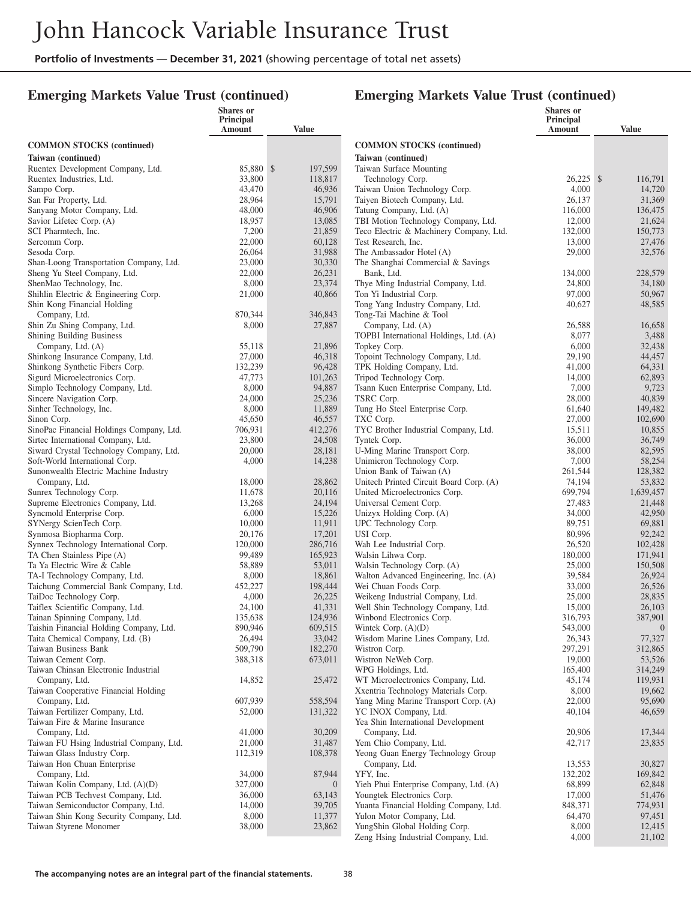## Emerging Markets Value Trust (continued)

| | Shares or Principal Amount | Value |
|---|---|---|
| **COMMON STOCKS (continued)** | | |
| **Taiwan (continued)** | | |
| Ruentex Development Company, Ltd. | 85,880 | $ 197,599 |
| Ruentex Industries, Ltd. | 33,800 | 118,817 |
| Sampo Corp. | 43,470 | 46,936 |
| San Far Property, Ltd. | 28,964 | 15,791 |
| Sanyang Motor Company, Ltd. | 48,000 | 46,906 |
| Savior Lifetec Corp. (A) | 18,957 | 13,085 |
| SCI Pharmtech, Inc. | 7,200 | 21,859 |
| Sercomm Corp. | 22,000 | 60,128 |
| Sesoda Corp. | 26,064 | 31,988 |
| Shan-Loong Transportation Company, Ltd. | 23,000 | 30,330 |
| Sheng Yu Steel Company, Ltd. | 22,000 | 26,231 |
| ShenMao Technology, Inc. | 8,000 | 23,374 |
| Shihlin Electric & Engineering Corp. | 21,000 | 40,866 |
| Shin Kong Financial Holding Company, Ltd. | 870,344 | 346,843 |
| Shin Zu Shing Company, Ltd. | 8,000 | 27,887 |
| Shining Building Business Company, Ltd. (A) | 55,118 | 21,896 |
| Shinkong Insurance Company, Ltd. | 27,000 | 46,318 |
| Shinkong Synthetic Fibers Corp. | 132,239 | 96,428 |
| Sigurd Microelectronics Corp. | 47,773 | 101,263 |
| Simplo Technology Company, Ltd. | 8,000 | 94,887 |
| Sincere Navigation Corp. | 24,000 | 25,236 |
| Sinher Technology, Inc. | 8,000 | 11,889 |
| Sinon Corp. | 45,650 | 46,557 |
| SinoPac Financial Holdings Company, Ltd. | 706,931 | 412,276 |
| Sirtec International Company, Ltd. | 23,800 | 24,508 |
| Siward Crystal Technology Company, Ltd. | 20,000 | 28,181 |
| Soft-World International Corp. | 4,000 | 14,238 |
| Sunonwealth Electric Machine Industry Company, Ltd. | 18,000 | 28,862 |
| Sunrex Technology Corp. | 11,678 | 20,116 |
| Supreme Electronics Company, Ltd. | 13,268 | 24,194 |
| Syncmold Enterprise Corp. | 6,000 | 15,226 |
| SYNergy ScienTech Corp. | 10,000 | 11,911 |
| Synmosa Biopharma Corp. | 20,176 | 17,201 |
| Synnex Technology International Corp. | 120,000 | 286,716 |
| TA Chen Stainless Pipe (A) | 99,489 | 165,923 |
| Ta Ya Electric Wire & Cable | 58,889 | 53,011 |
| TA-I Technology Company, Ltd. | 8,000 | 18,861 |
| Taichung Commercial Bank Company, Ltd. | 452,227 | 198,444 |
| TaiDoc Technology Corp. | 4,000 | 26,225 |
| Taiflex Scientific Company, Ltd. | 24,100 | 41,331 |
| Tainan Spinning Company, Ltd. | 135,638 | 124,936 |
| Taishin Financial Holding Company, Ltd. | 890,946 | 609,515 |
| Taita Chemical Company, Ltd. (B) | 26,494 | 33,042 |
| Taiwan Business Bank | 509,790 | 182,270 |
| Taiwan Cement Corp. | 388,318 | 673,011 |
| Taiwan Chinsan Electronic Industrial Company, Ltd. | 14,852 | 25,472 |
| Taiwan Cooperative Financial Holding Company, Ltd. | 607,939 | 558,594 |
| Taiwan Fertilizer Company, Ltd. | 52,000 | 131,322 |
| Taiwan Fire & Marine Insurance Company, Ltd. | 41,000 | 30,209 |
| Taiwan FU Hsing Industrial Company, Ltd. | 21,000 | 31,487 |
| Taiwan Glass Industry Corp. | 112,319 | 108,378 |
| Taiwan Hon Chuan Enterprise Company, Ltd. | 34,000 | 87,944 |
| Taiwan Kolin Company, Ltd. (A)(D) | 327,000 | 0 |
| Taiwan PCB Techvest Company, Ltd. | 36,000 | 63,143 |
| Taiwan Semiconductor Company, Ltd. | 14,000 | 39,705 |
| Taiwan Shin Kong Security Company, Ltd. | 8,000 | 11,377 |
| Taiwan Styrene Monomer | 38,000 | 23,862 |
| Taiwan Surface Mounting Technology Corp. | 26,225 | $ 116,791 |
| Taiwan Union Technology Corp. | 4,000 | 14,720 |
| Taiyen Biotech Company, Ltd. | 26,137 | 31,369 |
| Tatung Company, Ltd. (A) | 116,000 | 136,475 |
| TBI Motion Technology Company, Ltd. | 12,000 | 21,624 |
| Teco Electric & Machinery Company, Ltd. | 132,000 | 150,773 |
| Test Research, Inc. | 13,000 | 27,476 |
| The Ambassador Hotel (A) | 29,000 | 32,576 |
| The Shanghai Commercial & Savings Bank, Ltd. | 134,000 | 228,579 |
| Thye Ming Industrial Company, Ltd. | 24,800 | 34,180 |
| Ton Yi Industrial Corp. | 97,000 | 50,967 |
| Tong Yang Industry Company, Ltd. | 40,627 | 48,585 |
| Tong-Tai Machine & Tool Company, Ltd. (A) | 26,588 | 16,658 |
| TOPBI International Holdings, Ltd. (A) | 8,077 | 3,488 |
| Topkey Corp. | 6,000 | 32,438 |
| Topoint Technology Company, Ltd. | 29,190 | 44,457 |
| TPK Holding Company, Ltd. | 41,000 | 64,331 |
| Tripod Technology Corp. | 14,000 | 62,893 |
| Tsann Kuen Enterprise Company, Ltd. | 7,000 | 9,723 |
| TSRC Corp. | 28,000 | 40,839 |
| Tung Ho Steel Enterprise Corp. | 61,640 | 149,482 |
| TXC Corp. | 27,000 | 102,690 |
| TYC Brother Industrial Company, Ltd. | 15,511 | 10,855 |
| Tyntek Corp. | 36,000 | 36,749 |
| U-Ming Marine Transport Corp. | 38,000 | 82,595 |
| Unimicron Technology Corp. | 7,000 | 58,254 |
| Union Bank of Taiwan (A) | 261,544 | 128,382 |
| Unitech Printed Circuit Board Corp. (A) | 74,194 | 53,832 |
| United Microelectronics Corp. | 699,794 | 1,639,457 |
| Universal Cement Corp. | 27,483 | 21,448 |
| Unizyx Holding Corp. (A) | 34,000 | 42,950 |
| UPC Technology Corp. | 89,751 | 69,881 |
| USI Corp. | 80,996 | 92,242 |
| Wah Lee Industrial Corp. | 26,520 | 102,428 |
| Walsin Lihwa Corp. | 180,000 | 171,941 |
| Walsin Technology Corp. (A) | 25,000 | 150,508 |
| Walton Advanced Engineering, Inc. (A) | 39,584 | 26,924 |
| Wei Chuan Foods Corp. | 33,000 | 26,526 |
| Weikeng Industrial Company, Ltd. | 25,000 | 28,835 |
| Well Shin Technology Company, Ltd. | 15,000 | 26,103 |
| Winbond Electronics Corp. | 316,793 | 387,901 |
| Wintek Corp. (A)(D) | 543,000 | 0 |
| Wisdom Marine Lines Company, Ltd. | 26,343 | 77,327 |
| Wistron Corp. | 297,291 | 312,865 |
| Wistron NeWeb Corp. | 19,000 | 53,526 |
| WPG Holdings, Ltd. | 165,400 | 314,249 |
| WT Microelectronics Company, Ltd. | 45,174 | 119,931 |
| Xxentria Technology Materials Corp. | 8,000 | 19,662 |
| Yang Ming Marine Transport Corp. (A) | 22,000 | 95,690 |
| YC INOX Company, Ltd. | 40,104 | 46,659 |
| Yea Shin International Development Company, Ltd. | 20,906 | 17,344 |
| Yem Chio Company, Ltd. | 42,717 | 23,835 |
| Yeong Guan Energy Technology Group Company, Ltd. | 13,553 | 30,827 |
| YFY, Inc. | 132,202 | 169,842 |
| Yieh Phui Enterprise Company, Ltd. (A) | 68,899 | 62,848 |
| Youngtek Electronics Corp. | 17,000 | 51,476 |
| Yuanta Financial Holding Company, Ltd. | 848,371 | 774,931 |
| Yulon Motor Company, Ltd. | 64,470 | 97,451 |
| YungShin Global Holding Corp. | 8,000 | 12,415 |
| Zeng Hsing Industrial Company, Ltd. | 4,000 | 21,102 |

The accompanying notes are an integral part of the financial statements.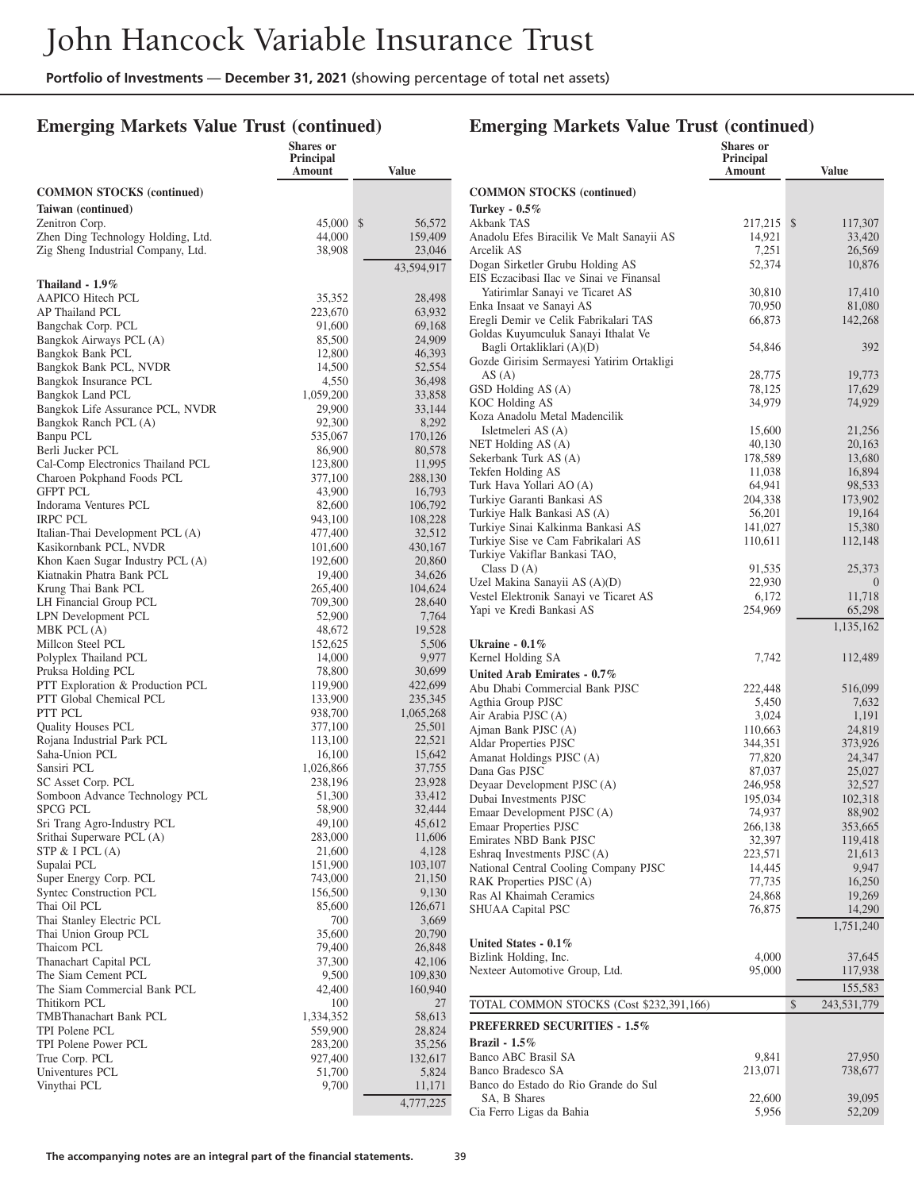## Emerging Markets Value Trust (continued)

| | Shares or Principal Amount | Value |
|---|---|---|
| **COMMON STOCKS (continued)** | | |
| **Taiwan (continued)** | | |
| Zenitron Corp. | 45,000 | $ 56,572 |
| Zhen Ding Technology Holding, Ltd. | 44,000 | 159,409 |
| Zig Sheng Industrial Company, Ltd. | 38,908 | 23,046 |
| | | 43,594,917 |
| **Thailand - 1.9%** | | |
| AAPICO Hitech PCL | 35,352 | 28,498 |
| AP Thailand PCL | 223,670 | 63,932 |
| Bangchak Corp. PCL | 91,600 | 69,168 |
| Bangkok Airways PCL (A) | 85,500 | 24,909 |
| Bangkok Bank PCL | 12,800 | 46,393 |
| Bangkok Bank PCL, NVDR | 14,500 | 52,554 |
| Bangkok Insurance PCL | 4,550 | 36,498 |
| Bangkok Land PCL | 1,059,200 | 33,858 |
| Bangkok Life Assurance PCL, NVDR | 29,900 | 33,144 |
| Bangkok Ranch PCL (A) | 92,300 | 8,292 |
| Banpu PCL | 535,067 | 170,126 |
| Berli Jucker PCL | 86,900 | 80,578 |
| Cal-Comp Electronics Thailand PCL | 123,800 | 11,995 |
| Charoen Pokphand Foods PCL | 377,100 | 288,130 |
| GFPT PCL | 43,900 | 16,793 |
| Indorama Ventures PCL | 82,600 | 106,792 |
| IRPC PCL | 943,100 | 108,228 |
| Italian-Thai Development PCL (A) | 477,400 | 32,512 |
| Kasikornbank PCL, NVDR | 101,600 | 430,167 |
| Khon Kaen Sugar Industry PCL (A) | 192,600 | 20,860 |
| Kiatnakin Phatra Bank PCL | 19,400 | 34,626 |
| Krung Thai Bank PCL | 265,400 | 104,624 |
| LH Financial Group PCL | 709,300 | 28,640 |
| LPN Development PCL | 52,900 | 7,764 |
| MBK PCL (A) | 48,672 | 19,528 |
| Millcon Steel PCL | 152,625 | 5,506 |
| Polyplex Thailand PCL | 14,000 | 9,977 |
| Pruksa Holding PCL | 78,800 | 30,699 |
| PTT Exploration & Production PCL | 119,900 | 422,699 |
| PTT Global Chemical PCL | 133,900 | 235,345 |
| PTT PCL | 938,700 | 1,065,268 |
| Quality Houses PCL | 377,100 | 25,501 |
| Rojana Industrial Park PCL | 113,100 | 22,521 |
| Saha-Union PCL | 16,100 | 15,642 |
| Sansiri PCL | 1,026,866 | 37,755 |
| SC Asset Corp. PCL | 238,196 | 23,928 |
| Somboon Advance Technology PCL | 51,300 | 33,412 |
| SPCG PCL | 58,900 | 32,444 |
| Sri Trang Agro-Industry PCL | 49,100 | 45,612 |
| Srithai Superware PCL (A) | 283,000 | 11,606 |
| STP & I PCL (A) | 21,600 | 4,128 |
| Supalai PCL | 151,900 | 103,107 |
| Super Energy Corp. PCL | 743,000 | 21,150 |
| Syntec Construction PCL | 156,500 | 9,130 |
| Thai Oil PCL | 85,600 | 126,671 |
| Thai Stanley Electric PCL | 700 | 3,669 |
| Thai Union Group PCL | 35,600 | 20,790 |
| Thaicom PCL | 79,400 | 26,848 |
| Thanachart Capital PCL | 37,300 | 42,106 |
| The Siam Cement PCL | 9,500 | 109,830 |
| The Siam Commercial Bank PCL | 42,400 | 160,940 |
| Thitikorn PCL | 100 | 27 |
| TMBThanachart Bank PCL | 1,334,352 | 58,613 |
| TPI Polene PCL | 559,900 | 28,824 |
| TPI Polene Power PCL | 283,200 | 35,256 |
| True Corp. PCL | 927,400 | 132,617 |
| Univentures PCL | 51,700 | 5,824 |
| Vinythai PCL | 9,700 | 11,171 |
| | | 4,777,225 |
| **Turkey - 0.5%** | | |
| Akbank TAS | 217,215 | $ 117,307 |
| Anadolu Efes Biracilik Ve Malt Sanayii AS | 14,921 | 33,420 |
| Arcelik AS | 7,251 | 26,569 |
| Dogan Sirketler Grubu Holding AS | 52,374 | 10,876 |
| EIS Eczacibasi Ilac ve Sinai ve Finansal Yatirimlar Sanayi ve Ticaret AS | 30,810 | 17,410 |
| Enka Insaat ve Sanayi AS | 70,950 | 81,080 |
| Eregli Demir ve Celik Fabrikalari TAS | 66,873 | 142,268 |
| Goldas Kuyumculuk Sanayi Ithalat Ve Bagli Ortakliklari (A)(D) | 54,846 | 392 |
| Gozde Girisim Sermayesi Yatirim Ortakligi AS (A) | 28,775 | 19,773 |
| GSD Holding AS (A) | 78,125 | 17,629 |
| KOC Holding AS | 34,979 | 74,929 |
| Koza Anadolu Metal Madencilik Isletmeleri AS (A) | 15,600 | 21,256 |
| NET Holding AS (A) | 40,130 | 20,163 |
| Sekerbank Turk AS (A) | 178,589 | 13,680 |
| Tekfen Holding AS | 11,038 | 16,894 |
| Turk Hava Yollari AO (A) | 64,941 | 98,533 |
| Turkiye Garanti Bankasi AS | 204,338 | 173,902 |
| Turkiye Halk Bankasi AS (A) | 56,201 | 19,164 |
| Turkiye Sinai Kalkinma Bankasi AS | 141,027 | 15,380 |
| Turkiye Sise ve Cam Fabrikalari AS | 110,611 | 112,148 |
| Turkiye Vakiflar Bankasi TAO, Class D (A) | 91,535 | 25,373 |
| Uzel Makina Sanayii AS (A)(D) | 22,930 | 0 |
| Vestel Elektronik Sanayi ve Ticaret AS | 6,172 | 11,718 |
| Yapi ve Kredi Bankasi AS | 254,969 | 65,298 |
| | | 1,135,162 |
| **Ukraine - 0.1%** | | |
| Kernel Holding SA | 7,742 | 112,489 |
| **United Arab Emirates - 0.7%** | | |
| Abu Dhabi Commercial Bank PJSC | 222,448 | 516,099 |
| Agthia Group PJSC | 5,450 | 7,632 |
| Air Arabia PJSC (A) | 3,024 | 1,191 |
| Ajman Bank PJSC (A) | 110,663 | 24,819 |
| Aldar Properties PJSC | 344,351 | 373,926 |
| Amanat Holdings PJSC (A) | 77,820 | 24,347 |
| Dana Gas PJSC | 87,037 | 25,027 |
| Deyaar Development PJSC (A) | 246,958 | 32,527 |
| Dubai Investments PJSC | 195,034 | 102,318 |
| Emaar Development PJSC (A) | 74,937 | 88,902 |
| Emaar Properties PJSC | 266,138 | 353,665 |
| Emirates NBD Bank PJSC | 32,397 | 119,418 |
| Eshraq Investments PJSC (A) | 223,571 | 21,613 |
| National Central Cooling Company PJSC | 14,445 | 9,947 |
| RAK Properties PJSC (A) | 77,735 | 16,250 |
| Ras Al Khaimah Ceramics | 24,868 | 19,269 |
| SHUAA Capital PSC | 76,875 | 14,290 |
| | | 1,751,240 |
| **United States - 0.1%** | | |
| Bizlink Holding, Inc. | 4,000 | 37,645 |
| Nexteer Automotive Group, Ltd. | 95,000 | 117,938 |
| | | 155,583 |
| TOTAL COMMON STOCKS (Cost $232,391,166) | | $ 243,531,779 |
| **PREFERRED SECURITIES - 1.5%** | | |
| **Brazil - 1.5%** | | |
| Banco ABC Brasil SA | 9,841 | 27,950 |
| Banco Bradesco SA | 213,071 | 738,677 |
| Banco do Estado do Rio Grande do Sul SA, B Shares | 22,600 | 39,095 |
| Cia Ferro Ligas da Bahia | 5,956 | 52,209 |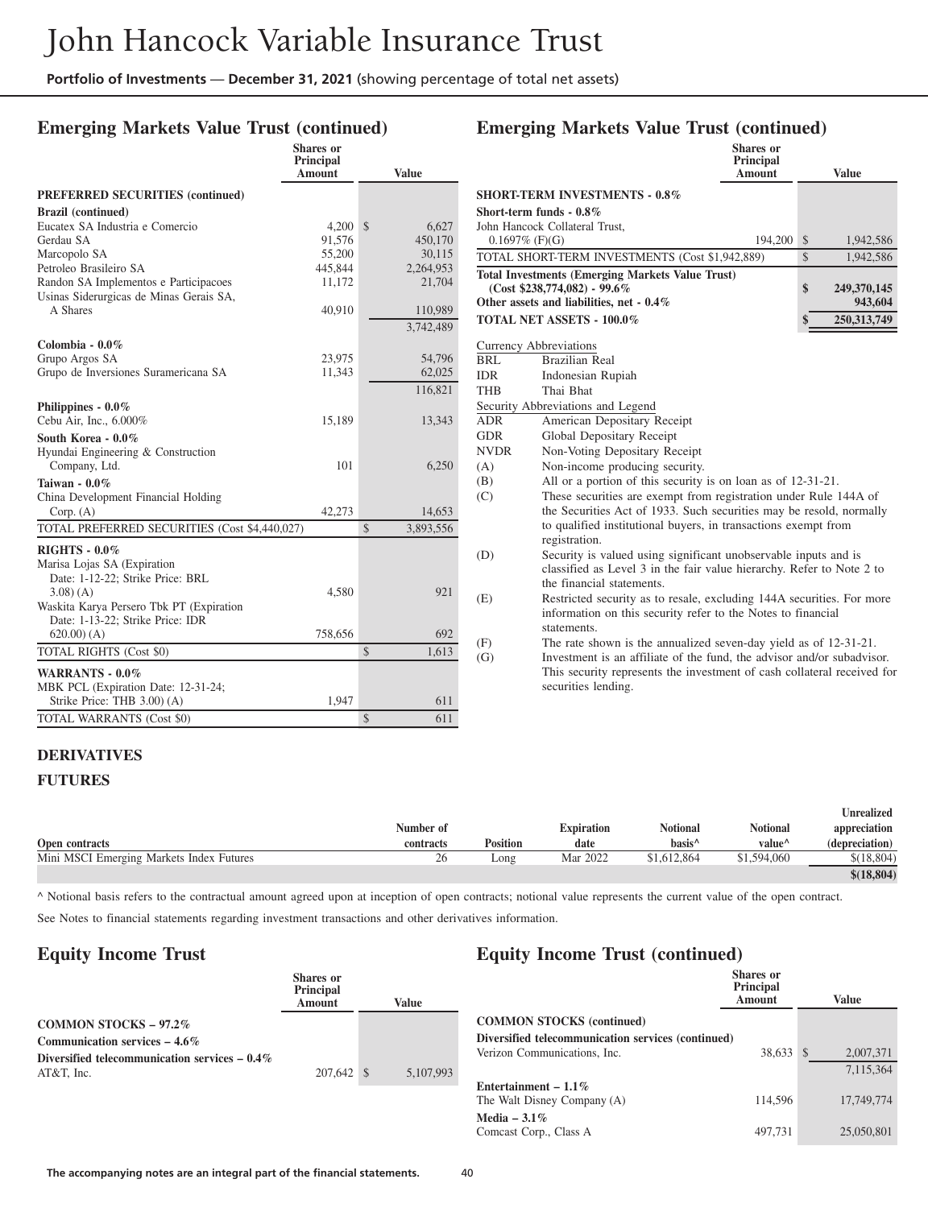## Emerging Markets Value Trust (continued)

| | Shares or Principal Amount | Value |
|---|---|---|
| **PREFERRED SECURITIES (continued)** | | |
| **Brazil (continued)** | | |
| Eucatex SA Industria e Comercio | 4,200 | $ 6,627 |
| Gerdau SA | 91,576 | 450,170 |
| Marcopolo SA | 55,200 | 30,115 |
| Petroleo Brasileiro SA | 445,844 | 2,264,953 |
| Randon SA Implementos e Participacoes | 11,172 | 21,704 |
| Usinas Siderurgicas de Minas Gerais SA, A Shares | 40,910 | 110,989 |
| | | 3,742,489 |
| **Colombia - 0.0%** | | |
| Grupo Argos SA | 23,975 | 54,796 |
| Grupo de Inversiones Suramericana SA | 11,343 | 62,025 |
| | | 116,821 |
| **Philippines - 0.0%** | | |
| Cebu Air, Inc., 6.000% | 15,189 | 13,343 |
| **South Korea - 0.0%** | | |
| Hyundai Engineering & Construction Company, Ltd. | 101 | 6,250 |
| **Taiwan - 0.0%** | | |
| China Development Financial Holding Corp. (A) | 42,273 | 14,653 |
| TOTAL PREFERRED SECURITIES (Cost $4,440,027) | | $ 3,893,556 |
| **RIGHTS - 0.0%** | | |
| Marisa Lojas SA (Expiration Date: 1-12-22; Strike Price: BRL 3.08) (A) | 4,580 | 921 |
| Waskita Karya Persero Tbk PT (Expiration Date: 1-13-22; Strike Price: IDR 620.00) (A) | 758,656 | 692 |
| TOTAL RIGHTS (Cost $0) | | $ 1,613 |
| **WARRANTS - 0.0%** | | |
| MBK PCL (Expiration Date: 12-31-24; Strike Price: THB 3.00) (A) | 1,947 | 611 |
| TOTAL WARRANTS (Cost $0) | | $ 611 |

| | Shares or Principal Amount | Value |
|---|---|---|
| **SHORT-TERM INVESTMENTS - 0.8%** | | |
| **Short-term funds - 0.8%** | | |
| John Hancock Collateral Trust, 0.1697% (F)(G) | 194,200 | $ 1,942,586 |
| TOTAL SHORT-TERM INVESTMENTS (Cost $1,942,889) | | $ 1,942,586 |
| **Total Investments (Emerging Markets Value Trust) (Cost $238,774,082) - 99.6%** | | **$ 249,370,145** |
| **Other assets and liabilities, net - 0.4%** | | **943,604** |
| **TOTAL NET ASSETS - 100.0%** | | **$ 250,313,749** |

Currency Abbreviations

- BRL Brazilian Real
- IDR Indonesian Rupiah
- THB Thai Bhat

Security Abbreviations and Legend

- ADR American Depositary Receipt
- GDR Global Depositary Receipt
- NVDR Non-Voting Depositary Receipt
- (A) Non-income producing security.
- (B) All or a portion of this security is on loan as of 12-31-21.
- (C) These securities are exempt from registration under Rule 144A of the Securities Act of 1933. Such securities may be resold, normally to qualified institutional buyers, in transactions exempt from registration.
- (D) Security is valued using significant unobservable inputs and is classified as Level 3 in the fair value hierarchy. Refer to Note 2 to the financial statements.
- (E) Restricted security as to resale, excluding 144A securities. For more information on this security refer to the Notes to financial statements.
- (F) The rate shown is the annualized seven-day yield as of 12-31-21.
- (G) Investment is an affiliate of the fund, the advisor and/or subadvisor. This security represents the investment of cash collateral received for securities lending.

### DERIVATIVES

### FUTURES

| Open contracts | Number of contracts | Position | Expiration date | Notional basis^ | Notional value^ | Unrealized appreciation (depreciation) |
|---|---|---|---|---|---|---|
| Mini MSCI Emerging Markets Index Futures | 26 | Long | Mar 2022 | $1,612,864 | $1,594,060 | $(18,804) |
| | | | | | | **$(18,804)** |

^ Notional basis refers to the contractual amount agreed upon at inception of open contracts; notional value represents the current value of the open contract.

See Notes to financial statements regarding investment transactions and other derivatives information.

## Equity Income Trust

| | Shares or Principal Amount | Value |
|---|---|---|
| **COMMON STOCKS – 97.2%** | | |
| **Communication services – 4.6%** | | |
| **Diversified telecommunication services – 0.4%** | | |
| AT&T, Inc. | 207,642 | $ 5,107,993 |
| Verizon Communications, Inc. | 38,633 | 2,007,371 |
| | | 7,115,364 |
| **Entertainment – 1.1%** | | |
| The Walt Disney Company (A) | 114,596 | 17,749,774 |
| **Media – 3.1%** | | |
| Comcast Corp., Class A | 497,731 | 25,050,801 |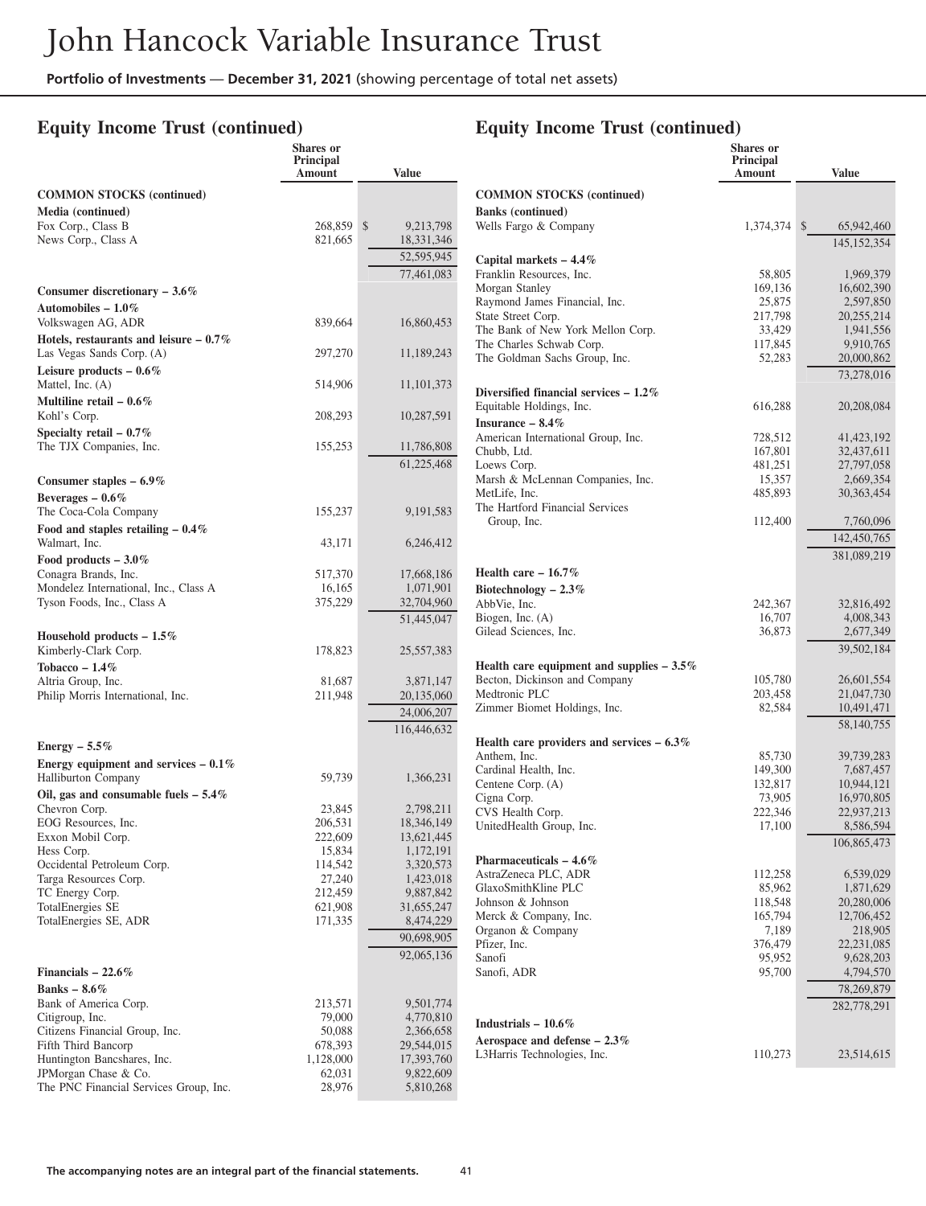# John Hancock Variable Insurance Trust

**Portfolio of Investments** — **December 31, 2021** (showing percentage of total net assets)

## Equity Income Trust (continued)

| | Shares or Principal Amount | Value |
|---|---|---|
| **COMMON STOCKS (continued)** | | |
| **Media (continued)** | | |
| Fox Corp., Class B | 268,859 | $ 9,213,798 |
| News Corp., Class A | 821,665 | 18,331,346 |
| | | 52,595,945 |
| | | 77,461,083 |
| **Consumer discretionary – 3.6%** | | |
| **Automobiles – 1.0%** | | |
| Volkswagen AG, ADR | 839,664 | 16,860,453 |
| **Hotels, restaurants and leisure – 0.7%** | | |
| Las Vegas Sands Corp. (A) | 297,270 | 11,189,243 |
| **Leisure products – 0.6%** | | |
| Mattel, Inc. (A) | 514,906 | 11,101,373 |
| **Multiline retail – 0.6%** | | |
| Kohl's Corp. | 208,293 | 10,287,591 |
| **Specialty retail – 0.7%** | | |
| The TJX Companies, Inc. | 155,253 | 11,786,808 |
| | | 61,225,468 |
| **Consumer staples – 6.9%** | | |
| **Beverages – 0.6%** | | |
| The Coca-Cola Company | 155,237 | 9,191,583 |
| **Food and staples retailing – 0.4%** | | |
| Walmart, Inc. | 43,171 | 6,246,412 |
| **Food products – 3.0%** | | |
| Conagra Brands, Inc. | 517,370 | 17,668,186 |
| Mondelez International, Inc., Class A | 16,165 | 1,071,901 |
| Tyson Foods, Inc., Class A | 375,229 | 32,704,960 |
| | | 51,445,047 |
| **Household products – 1.5%** | | |
| Kimberly-Clark Corp. | 178,823 | 25,557,383 |
| **Tobacco – 1.4%** | | |
| Altria Group, Inc. | 81,687 | 3,871,147 |
| Philip Morris International, Inc. | 211,948 | 20,135,060 |
| | | 24,006,207 |
| | | 116,446,632 |
| **Energy – 5.5%** | | |
| **Energy equipment and services – 0.1%** | | |
| Halliburton Company | 59,739 | 1,366,231 |
| **Oil, gas and consumable fuels – 5.4%** | | |
| Chevron Corp. | 23,845 | 2,798,211 |
| EOG Resources, Inc. | 206,531 | 18,346,149 |
| Exxon Mobil Corp. | 222,609 | 13,621,445 |
| Hess Corp. | 15,834 | 1,172,191 |
| Occidental Petroleum Corp. | 114,542 | 3,320,573 |
| Targa Resources Corp. | 27,240 | 1,423,018 |
| TC Energy Corp. | 212,459 | 9,887,842 |
| TotalEnergies SE | 621,908 | 31,655,247 |
| TotalEnergies SE, ADR | 171,335 | 8,474,229 |
| | | 90,698,905 |
| | | 92,065,136 |
| **Financials – 22.6%** | | |
| **Banks – 8.6%** | | |
| Bank of America Corp. | 213,571 | 9,501,774 |
| Citigroup, Inc. | 79,000 | 4,770,810 |
| Citizens Financial Group, Inc. | 50,088 | 2,366,658 |
| Fifth Third Bancorp | 678,393 | 29,544,015 |
| Huntington Bancshares, Inc. | 1,128,000 | 17,393,760 |
| JPMorgan Chase & Co. | 62,031 | 9,822,609 |
| The PNC Financial Services Group, Inc. | 28,976 | 5,810,268 |
| **Banks (continued)** | | |
| Wells Fargo & Company | 1,374,374 | $ 65,942,460 |
| | | 145,152,354 |
| **Capital markets – 4.4%** | | |
| Franklin Resources, Inc. | 58,805 | 1,969,379 |
| Morgan Stanley | 169,136 | 16,602,390 |
| Raymond James Financial, Inc. | 25,875 | 2,597,850 |
| State Street Corp. | 217,798 | 20,255,214 |
| The Bank of New York Mellon Corp. | 33,429 | 1,941,556 |
| The Charles Schwab Corp. | 117,845 | 9,910,765 |
| The Goldman Sachs Group, Inc. | 52,283 | 20,000,862 |
| | | 73,278,016 |
| **Diversified financial services – 1.2%** | | |
| Equitable Holdings, Inc. | 616,288 | 20,208,084 |
| **Insurance – 8.4%** | | |
| American International Group, Inc. | 728,512 | 41,423,192 |
| Chubb, Ltd. | 167,801 | 32,437,611 |
| Loews Corp. | 481,251 | 27,797,058 |
| Marsh & McLennan Companies, Inc. | 15,357 | 2,669,354 |
| MetLife, Inc. | 485,893 | 30,363,454 |
| The Hartford Financial Services Group, Inc. | 112,400 | 7,760,096 |
| | | 142,450,765 |
| | | 381,089,219 |
| **Health care – 16.7%** | | |
| **Biotechnology – 2.3%** | | |
| AbbVie, Inc. | 242,367 | 32,816,492 |
| Biogen, Inc. (A) | 16,707 | 4,008,343 |
| Gilead Sciences, Inc. | 36,873 | 2,677,349 |
| | | 39,502,184 |
| **Health care equipment and supplies – 3.5%** | | |
| Becton, Dickinson and Company | 105,780 | 26,601,554 |
| Medtronic PLC | 203,458 | 21,047,730 |
| Zimmer Biomet Holdings, Inc. | 82,584 | 10,491,471 |
| | | 58,140,755 |
| **Health care providers and services – 6.3%** | | |
| Anthem, Inc. | 85,730 | 39,739,283 |
| Cardinal Health, Inc. | 149,300 | 7,687,457 |
| Centene Corp. (A) | 132,817 | 10,944,121 |
| Cigna Corp. | 73,905 | 16,970,805 |
| CVS Health Corp. | 222,346 | 22,937,213 |
| UnitedHealth Group, Inc. | 17,100 | 8,586,594 |
| | | 106,865,473 |
| **Pharmaceuticals – 4.6%** | | |
| AstraZeneca PLC, ADR | 112,258 | 6,539,029 |
| GlaxoSmithKline PLC | 85,962 | 1,871,629 |
| Johnson & Johnson | 118,548 | 20,280,006 |
| Merck & Company, Inc. | 165,794 | 12,706,452 |
| Organon & Company | 7,189 | 218,905 |
| Pfizer, Inc. | 376,479 | 22,231,085 |
| Sanofi | 95,952 | 9,628,203 |
| Sanofi, ADR | 95,700 | 4,794,570 |
| | | 78,269,879 |
| | | 282,778,291 |
| **Industrials – 10.6%** | | |
| **Aerospace and defense – 2.3%** | | |
| L3Harris Technologies, Inc. | 110,273 | 23,514,615 |

**The accompanying notes are an integral part of the financial statements.**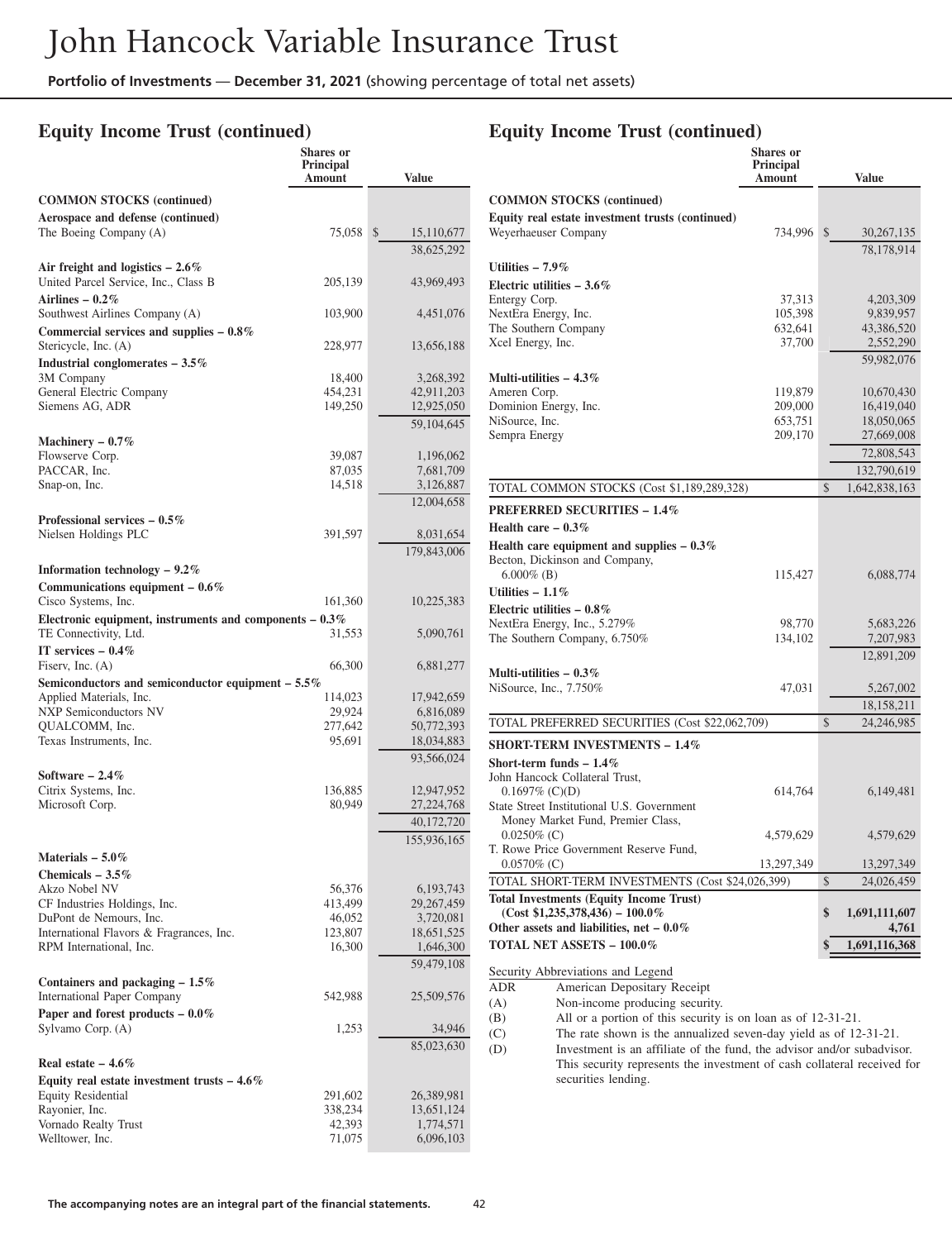# John Hancock Variable Insurance Trust

**Portfolio of Investments** — **December 31, 2021** (showing percentage of total net assets)

## Equity Income Trust (continued)

| | Shares or Principal Amount | Value |
|---|---|---|
| **COMMON STOCKS (continued)** | | |
| **Aerospace and defense (continued)** | | |
| The Boeing Company (A) | 75,058 | $ 15,110,677 |
| | | 38,625,292 |
| **Air freight and logistics – 2.6%** | | |
| United Parcel Service, Inc., Class B | 205,139 | 43,969,493 |
| **Airlines – 0.2%** | | |
| Southwest Airlines Company (A) | 103,900 | 4,451,076 |
| **Commercial services and supplies – 0.8%** | | |
| Stericycle, Inc. (A) | 228,977 | 13,656,188 |
| **Industrial conglomerates – 3.5%** | | |
| 3M Company | 18,400 | 3,268,392 |
| General Electric Company | 454,231 | 42,911,203 |
| Siemens AG, ADR | 149,250 | 12,925,050 |
| | | 59,104,645 |
| **Machinery – 0.7%** | | |
| Flowserve Corp. | 39,087 | 1,196,062 |
| PACCAR, Inc. | 87,035 | 7,681,709 |
| Snap-on, Inc. | 14,518 | 3,126,887 |
| | | 12,004,658 |
| **Professional services – 0.5%** | | |
| Nielsen Holdings PLC | 391,597 | 8,031,654 |
| | | 179,843,006 |
| **Information technology – 9.2%** | | |
| **Communications equipment – 0.6%** | | |
| Cisco Systems, Inc. | 161,360 | 10,225,383 |
| **Electronic equipment, instruments and components – 0.3%** | | |
| TE Connectivity, Ltd. | 31,553 | 5,090,761 |
| **IT services – 0.4%** | | |
| Fiserv, Inc. (A) | 66,300 | 6,881,277 |
| **Semiconductors and semiconductor equipment – 5.5%** | | |
| Applied Materials, Inc. | 114,023 | 17,942,659 |
| NXP Semiconductors NV | 29,924 | 6,816,089 |
| QUALCOMM, Inc. | 277,642 | 50,772,393 |
| Texas Instruments, Inc. | 95,691 | 18,034,883 |
| | | 93,566,024 |
| **Software – 2.4%** | | |
| Citrix Systems, Inc. | 136,885 | 12,947,952 |
| Microsoft Corp. | 80,949 | 27,224,768 |
| | | 40,172,720 |
| | | 155,936,165 |
| **Materials – 5.0%** | | |
| **Chemicals – 3.5%** | | |
| Akzo Nobel NV | 56,376 | 6,193,743 |
| CF Industries Holdings, Inc. | 413,499 | 29,267,459 |
| DuPont de Nemours, Inc. | 46,052 | 3,720,081 |
| International Flavors & Fragrances, Inc. | 123,807 | 18,651,525 |
| RPM International, Inc. | 16,300 | 1,646,300 |
| | | 59,479,108 |
| **Containers and packaging – 1.5%** | | |
| International Paper Company | 542,988 | 25,509,576 |
| **Paper and forest products – 0.0%** | | |
| Sylvamo Corp. (A) | 1,253 | 34,946 |
| | | 85,023,630 |
| **Real estate – 4.6%** | | |
| **Equity real estate investment trusts – 4.6%** | | |
| Equity Residential | 291,602 | 26,389,981 |
| Rayonier, Inc. | 338,234 | 13,651,124 |
| Vornado Realty Trust | 42,393 | 1,774,571 |
| Welltower, Inc. | 71,075 | 6,096,103 |
| Weyerhaeuser Company | 734,996 | $ 30,267,135 |
| | | 78,178,914 |
| **Utilities – 7.9%** | | |
| **Electric utilities – 3.6%** | | |
| Entergy Corp. | 37,313 | 4,203,309 |
| NextEra Energy, Inc. | 105,398 | 9,839,957 |
| The Southern Company | 632,641 | 43,386,520 |
| Xcel Energy, Inc. | 37,700 | 2,552,290 |
| | | 59,982,076 |
| **Multi-utilities – 4.3%** | | |
| Ameren Corp. | 119,879 | 10,670,430 |
| Dominion Energy, Inc. | 209,000 | 16,419,040 |
| NiSource, Inc. | 653,751 | 18,050,065 |
| Sempra Energy | 209,170 | 27,669,008 |
| | | 72,808,543 |
| | | 132,790,619 |
| TOTAL COMMON STOCKS (Cost $1,189,289,328) | | $ 1,642,838,163 |
| **PREFERRED SECURITIES – 1.4%** | | |
| **Health care – 0.3%** | | |
| **Health care equipment and supplies – 0.3%** | | |
| Becton, Dickinson and Company, 6.000% (B) | 115,427 | 6,088,774 |
| **Utilities – 1.1%** | | |
| **Electric utilities – 0.8%** | | |
| NextEra Energy, Inc., 5.279% | 98,770 | 5,683,226 |
| The Southern Company, 6.750% | 134,102 | 7,207,983 |
| | | 12,891,209 |
| **Multi-utilities – 0.3%** | | |
| NiSource, Inc., 7.750% | 47,031 | 5,267,002 |
| | | 18,158,211 |
| TOTAL PREFERRED SECURITIES (Cost $22,062,709) | | $ 24,246,985 |
| **SHORT-TERM INVESTMENTS – 1.4%** | | |
| **Short-term funds – 1.4%** | | |
| John Hancock Collateral Trust, 0.1697% (C)(D) | 614,764 | 6,149,481 |
| State Street Institutional U.S. Government Money Market Fund, Premier Class, 0.0250% (C) | 4,579,629 | 4,579,629 |
| T. Rowe Price Government Reserve Fund, 0.0570% (C) | 13,297,349 | 13,297,349 |
| TOTAL SHORT-TERM INVESTMENTS (Cost $24,026,399) | | $ 24,026,459 |
| **Total Investments (Equity Income Trust) (Cost $1,235,378,436) – 100.0%** | | **$ 1,691,111,607** |
| **Other assets and liabilities, net – 0.0%** | | **4,761** |
| **TOTAL NET ASSETS – 100.0%** | | **$ 1,691,116,368** |

Security Abbreviations and Legend

| | |
|---|---|
| ADR | American Depositary Receipt |
| (A) | Non-income producing security. |
| (B) | All or a portion of this security is on loan as of 12-31-21. |
| (C) | The rate shown is the annualized seven-day yield as of 12-31-21. |
| (D) | Investment is an affiliate of the fund, the advisor and/or subadvisor. This security represents the investment of cash collateral received for securities lending. |

**The accompanying notes are an integral part of the financial statements.**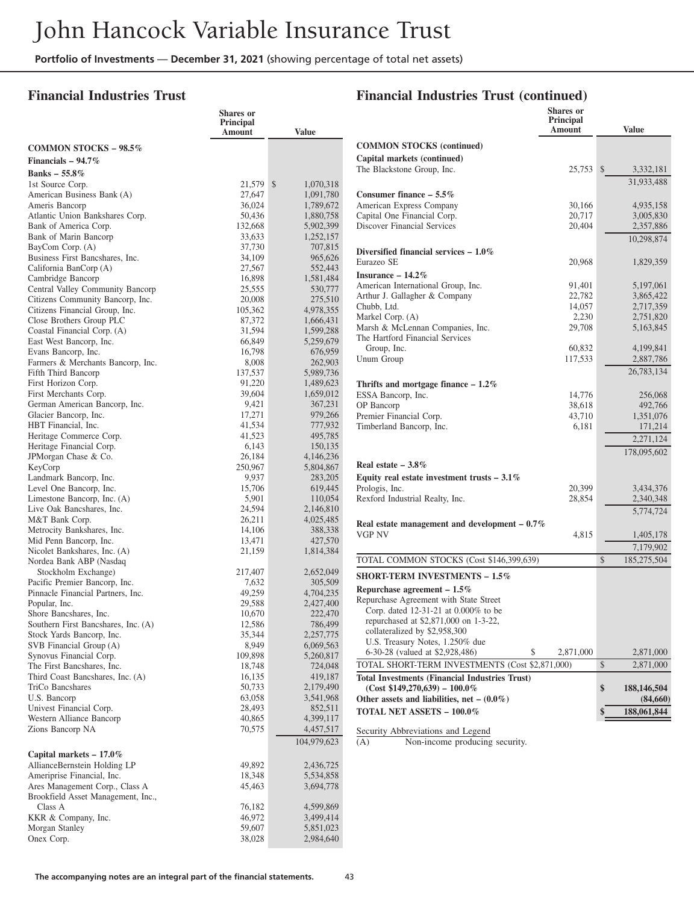# John Hancock Variable Insurance Trust

**Portfolio of Investments — December 31, 2021** (showing percentage of total net assets)

## Financial Industries Trust

| | Shares or Principal Amount | Value |
|---|---|---|
| **COMMON STOCKS – 98.5%** | | |
| **Financials – 94.7%** | | |
| **Banks – 55.8%** | | |
| 1st Source Corp. | 21,579 | $ 1,070,318 |
| American Business Bank (A) | 27,647 | 1,091,780 |
| Ameris Bancorp | 36,024 | 1,789,672 |
| Atlantic Union Bankshares Corp. | 50,436 | 1,880,758 |
| Bank of America Corp. | 132,668 | 5,902,399 |
| Bank of Marin Bancorp | 33,633 | 1,252,157 |
| BayCom Corp. (A) | 37,730 | 707,815 |
| Business First Bancshares, Inc. | 34,109 | 965,626 |
| California BanCorp (A) | 27,567 | 552,443 |
| Cambridge Bancorp | 16,898 | 1,581,484 |
| Central Valley Community Bancorp | 25,555 | 530,777 |
| Citizens Community Bancorp, Inc. | 20,008 | 275,510 |
| Citizens Financial Group, Inc. | 105,362 | 4,978,355 |
| Close Brothers Group PLC | 87,372 | 1,666,431 |
| Coastal Financial Corp. (A) | 31,594 | 1,599,288 |
| East West Bancorp, Inc. | 66,849 | 5,259,679 |
| Evans Bancorp, Inc. | 16,798 | 676,959 |
| Farmers & Merchants Bancorp, Inc. | 8,008 | 262,903 |
| Fifth Third Bancorp | 137,537 | 5,989,736 |
| First Horizon Corp. | 91,220 | 1,489,623 |
| First Merchants Corp. | 39,604 | 1,659,012 |
| German American Bancorp, Inc. | 9,421 | 367,231 |
| Glacier Bancorp, Inc. | 17,271 | 979,266 |
| HBT Financial, Inc. | 41,534 | 777,932 |
| Heritage Commerce Corp. | 41,523 | 495,785 |
| Heritage Financial Corp. | 6,143 | 150,135 |
| JPMorgan Chase & Co. | 26,184 | 4,146,236 |
| KeyCorp | 250,967 | 5,804,867 |
| Landmark Bancorp, Inc. | 9,937 | 283,205 |
| Level One Bancorp, Inc. | 15,706 | 619,445 |
| Limestone Bancorp, Inc. (A) | 5,901 | 110,054 |
| Live Oak Bancshares, Inc. | 24,594 | 2,146,810 |
| M&T Bank Corp. | 26,211 | 4,025,485 |
| Metrocity Bankshares, Inc. | 14,106 | 388,338 |
| Mid Penn Bancorp, Inc. | 13,471 | 427,570 |
| Nicolet Bankshares, Inc. (A) | 21,159 | 1,814,384 |
| Nordea Bank ABP (Nasdaq Stockholm Exchange) | 217,407 | 2,652,049 |
| Pacific Premier Bancorp, Inc. | 7,632 | 305,509 |
| Pinnacle Financial Partners, Inc. | 49,259 | 4,704,235 |
| Popular, Inc. | 29,588 | 2,427,400 |
| Shore Bancshares, Inc. | 10,670 | 222,470 |
| Southern First Bancshares, Inc. (A) | 12,586 | 786,499 |
| Stock Yards Bancorp, Inc. | 35,344 | 2,257,775 |
| SVB Financial Group (A) | 8,949 | 6,069,563 |
| Synovus Financial Corp. | 109,898 | 5,260,817 |
| The First Bancshares, Inc. | 18,748 | 724,048 |
| Third Coast Bancshares, Inc. (A) | 16,135 | 419,187 |
| TriCo Bancshares | 50,733 | 2,179,490 |
| U.S. Bancorp | 63,058 | 3,541,968 |
| Univest Financial Corp. | 28,493 | 852,511 |
| Western Alliance Bancorp | 40,865 | 4,399,117 |
| Zions Bancorp NA | 70,575 | 4,457,517 |
| | | 104,979,623 |
| **Capital markets – 17.0%** | | |
| AllianceBernstein Holding LP | 49,892 | 2,436,725 |
| Ameriprise Financial, Inc. | 18,348 | 5,534,858 |
| Ares Management Corp., Class A | 45,463 | 3,694,778 |
| Brookfield Asset Management, Inc., Class A | 76,182 | 4,599,869 |
| KKR & Company, Inc. | 46,972 | 3,499,414 |
| Morgan Stanley | 59,607 | 5,851,023 |
| Onex Corp. | 38,028 | 2,984,640 |

## Financial Industries Trust (continued)

| | Shares or Principal Amount | Value |
|---|---|---|
| **COMMON STOCKS (continued)** | | |
| **Capital markets (continued)** | | |
| The Blackstone Group, Inc. | 25,753 | $ 3,332,181 |
| | | 31,933,488 |
| **Consumer finance – 5.5%** | | |
| American Express Company | 30,166 | 4,935,158 |
| Capital One Financial Corp. | 20,717 | 3,005,830 |
| Discover Financial Services | 20,404 | 2,357,886 |
| | | 10,298,874 |
| **Diversified financial services – 1.0%** | | |
| Eurazeo SE | 20,968 | 1,829,359 |
| **Insurance – 14.2%** | | |
| American International Group, Inc. | 91,401 | 5,197,061 |
| Arthur J. Gallagher & Company | 22,782 | 3,865,422 |
| Chubb, Ltd. | 14,057 | 2,717,359 |
| Markel Corp. (A) | 2,230 | 2,751,820 |
| Marsh & McLennan Companies, Inc. | 29,708 | 5,163,845 |
| The Hartford Financial Services Group, Inc. | 60,832 | 4,199,841 |
| Unum Group | 117,533 | 2,887,786 |
| | | 26,783,134 |
| **Thrifts and mortgage finance – 1.2%** | | |
| ESSA Bancorp, Inc. | 14,776 | 256,068 |
| OP Bancorp | 38,618 | 492,766 |
| Premier Financial Corp. | 43,710 | 1,351,076 |
| Timberland Bancorp, Inc. | 6,181 | 171,214 |
| | | 2,271,124 |
| | | 178,095,602 |
| **Real estate – 3.8%** | | |
| **Equity real estate investment trusts – 3.1%** | | |
| Prologis, Inc. | 20,399 | 3,434,376 |
| Rexford Industrial Realty, Inc. | 28,854 | 2,340,348 |
| | | 5,774,724 |
| **Real estate management and development – 0.7%** | | |
| VGP NV | 4,815 | 1,405,178 |
| | | 7,179,902 |
| TOTAL COMMON STOCKS (Cost $146,399,639) | | $ 185,275,504 |
| **SHORT-TERM INVESTMENTS – 1.5%** | | |
| **Repurchase agreement – 1.5%** | | |
| Repurchase Agreement with State Street Corp. dated 12-31-21 at 0.000% to be repurchased at $2,871,000 on 1-3-22, collateralized by $2,958,300 U.S. Treasury Notes, 1.250% due 6-30-28 (valued at $2,928,486) | $ 2,871,000 | 2,871,000 |
| TOTAL SHORT-TERM INVESTMENTS (Cost $2,871,000) | | $ 2,871,000 |
| **Total Investments (Financial Industries Trust) (Cost $149,270,639) – 100.0%** | | **$ 188,146,504** |
| **Other assets and liabilities, net – (0.0%)** | | **(84,660)** |
| **TOTAL NET ASSETS – 100.0%** | | **$ 188,061,844** |

Security Abbreviations and Legend

(A) Non-income producing security.

**The accompanying notes are an integral part of the financial statements.**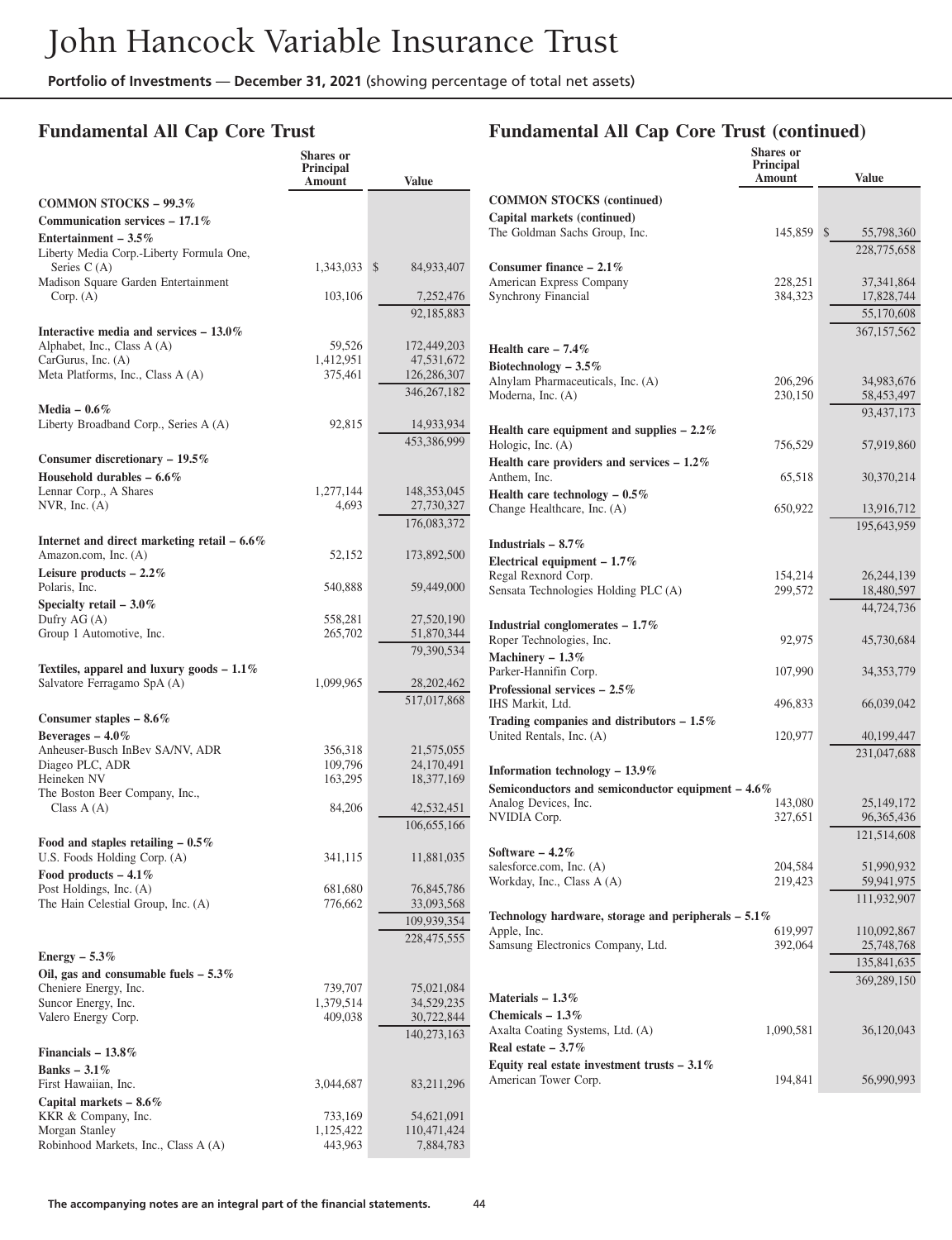# John Hancock Variable Insurance Trust

**Portfolio of Investments** — **December 31, 2021** (showing percentage of total net assets)

## Fundamental All Cap Core Trust

| | Shares or Principal Amount | Value |
|---|---|---|
| **COMMON STOCKS – 99.3%** | | |
| **Communication services – 17.1%** | | |
| **Entertainment – 3.5%** | | |
| Liberty Media Corp.-Liberty Formula One, Series C (A) | 1,343,033 | $ 84,933,407 |
| Madison Square Garden Entertainment Corp. (A) | 103,106 | 7,252,476 |
| | | 92,185,883 |
| **Interactive media and services – 13.0%** | | |
| Alphabet, Inc., Class A (A) | 59,526 | 172,449,203 |
| CarGurus, Inc. (A) | 1,412,951 | 47,531,672 |
| Meta Platforms, Inc., Class A (A) | 375,461 | 126,286,307 |
| | | 346,267,182 |
| **Media – 0.6%** | | |
| Liberty Broadband Corp., Series A (A) | 92,815 | 14,933,934 |
| | | 453,386,999 |
| **Consumer discretionary – 19.5%** | | |
| **Household durables – 6.6%** | | |
| Lennar Corp., A Shares | 1,277,144 | 148,353,045 |
| NVR, Inc. (A) | 4,693 | 27,730,327 |
| | | 176,083,372 |
| **Internet and direct marketing retail – 6.6%** | | |
| Amazon.com, Inc. (A) | 52,152 | 173,892,500 |
| **Leisure products – 2.2%** | | |
| Polaris, Inc. | 540,888 | 59,449,000 |
| **Specialty retail – 3.0%** | | |
| Dufry AG (A) | 558,281 | 27,520,190 |
| Group 1 Automotive, Inc. | 265,702 | 51,870,344 |
| | | 79,390,534 |
| **Textiles, apparel and luxury goods – 1.1%** | | |
| Salvatore Ferragamo SpA (A) | 1,099,965 | 28,202,462 |
| | | 517,017,868 |
| **Consumer staples – 8.6%** | | |
| **Beverages – 4.0%** | | |
| Anheuser-Busch InBev SA/NV, ADR | 356,318 | 21,575,055 |
| Diageo PLC, ADR | 109,796 | 24,170,491 |
| Heineken NV | 163,295 | 18,377,169 |
| The Boston Beer Company, Inc., Class A (A) | 84,206 | 42,532,451 |
| | | 106,655,166 |
| **Food and staples retailing – 0.5%** | | |
| U.S. Foods Holding Corp. (A) | 341,115 | 11,881,035 |
| **Food products – 4.1%** | | |
| Post Holdings, Inc. (A) | 681,680 | 76,845,786 |
| The Hain Celestial Group, Inc. (A) | 776,662 | 33,093,568 |
| | | 109,939,354 |
| | | 228,475,555 |
| **Energy – 5.3%** | | |
| **Oil, gas and consumable fuels – 5.3%** | | |
| Cheniere Energy, Inc. | 739,707 | 75,021,084 |
| Suncor Energy, Inc. | 1,379,514 | 34,529,235 |
| Valero Energy Corp. | 409,038 | 30,722,844 |
| | | 140,273,163 |
| **Financials – 13.8%** | | |
| **Banks – 3.1%** | | |
| First Hawaiian, Inc. | 3,044,687 | 83,211,296 |
| **Capital markets – 8.6%** | | |
| KKR & Company, Inc. | 733,169 | 54,621,091 |
| Morgan Stanley | 1,125,422 | 110,471,424 |
| Robinhood Markets, Inc., Class A (A) | 443,963 | 7,884,783 |

## Fundamental All Cap Core Trust (continued)

| | Shares or Principal Amount | Value |
|---|---|---|
| **COMMON STOCKS (continued)** | | |
| **Capital markets (continued)** | | |
| The Goldman Sachs Group, Inc. | 145,859 | $ 55,798,360 |
| | | 228,775,658 |
| **Consumer finance – 2.1%** | | |
| American Express Company | 228,251 | 37,341,864 |
| Synchrony Financial | 384,323 | 17,828,744 |
| | | 55,170,608 |
| | | 367,157,562 |
| **Health care – 7.4%** | | |
| **Biotechnology – 3.5%** | | |
| Alnylam Pharmaceuticals, Inc. (A) | 206,296 | 34,983,676 |
| Moderna, Inc. (A) | 230,150 | 58,453,497 |
| | | 93,437,173 |
| **Health care equipment and supplies – 2.2%** | | |
| Hologic, Inc. (A) | 756,529 | 57,919,860 |
| **Health care providers and services – 1.2%** | | |
| Anthem, Inc. | 65,518 | 30,370,214 |
| **Health care technology – 0.5%** | | |
| Change Healthcare, Inc. (A) | 650,922 | 13,916,712 |
| | | 195,643,959 |
| **Industrials – 8.7%** | | |
| **Electrical equipment – 1.7%** | | |
| Regal Rexnord Corp. | 154,214 | 26,244,139 |
| Sensata Technologies Holding PLC (A) | 299,572 | 18,480,597 |
| | | 44,724,736 |
| **Industrial conglomerates – 1.7%** | | |
| Roper Technologies, Inc. | 92,975 | 45,730,684 |
| **Machinery – 1.3%** | | |
| Parker-Hannifin Corp. | 107,990 | 34,353,779 |
| **Professional services – 2.5%** | | |
| IHS Markit, Ltd. | 496,833 | 66,039,042 |
| **Trading companies and distributors – 1.5%** | | |
| United Rentals, Inc. (A) | 120,977 | 40,199,447 |
| | | 231,047,688 |
| **Information technology – 13.9%** | | |
| **Semiconductors and semiconductor equipment – 4.6%** | | |
| Analog Devices, Inc. | 143,080 | 25,149,172 |
| NVIDIA Corp. | 327,651 | 96,365,436 |
| | | 121,514,608 |
| **Software – 4.2%** | | |
| salesforce.com, Inc. (A) | 204,584 | 51,990,932 |
| Workday, Inc., Class A (A) | 219,423 | 59,941,975 |
| | | 111,932,907 |
| **Technology hardware, storage and peripherals – 5.1%** | | |
| Apple, Inc. | 619,997 | 110,092,867 |
| Samsung Electronics Company, Ltd. | 392,064 | 25,748,768 |
| | | 135,841,635 |
| | | 369,289,150 |
| **Materials – 1.3%** | | |
| **Chemicals – 1.3%** | | |
| Axalta Coating Systems, Ltd. (A) | 1,090,581 | 36,120,043 |
| **Real estate – 3.7%** | | |
| **Equity real estate investment trusts – 3.1%** | | |
| American Tower Corp. | 194,841 | 56,990,993 |

The accompanying notes are an integral part of the financial statements.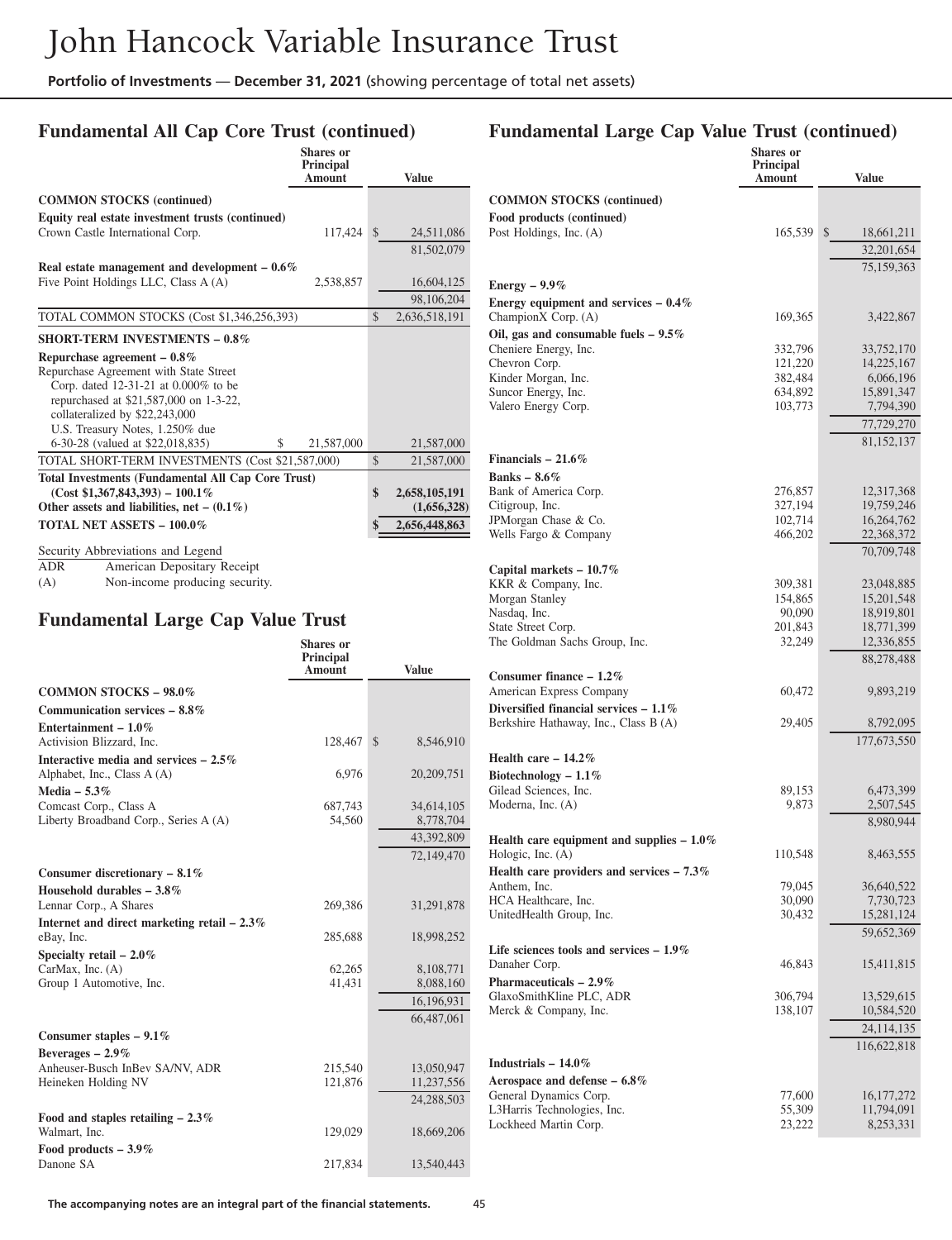## Fundamental All Cap Core Trust (continued)

| | Shares or Principal Amount | Value |
|---|---|---|
| **COMMON STOCKS (continued)** | | |
| **Equity real estate investment trusts (continued)** | | |
| Crown Castle International Corp. | 117,424 | $ 24,511,086 |
| | | 81,502,079 |
| **Real estate management and development – 0.6%** | | |
| Five Point Holdings LLC, Class A (A) | 2,538,857 | 16,604,125 |
| | | 98,106,204 |
| TOTAL COMMON STOCKS (Cost $1,346,256,393) | | $ 2,636,518,191 |
| **SHORT-TERM INVESTMENTS – 0.8%** | | |
| **Repurchase agreement – 0.8%** | | |
| Repurchase Agreement with State Street Corp. dated 12-31-21 at 0.000% to be repurchased at $21,587,000 on 1-3-22, collateralized by $22,243,000 U.S. Treasury Notes, 1.250% due 6-30-28 (valued at $22,018,835) | $ 21,587,000 | 21,587,000 |
| TOTAL SHORT-TERM INVESTMENTS (Cost $21,587,000) | | $ 21,587,000 |
| **Total Investments (Fundamental All Cap Core Trust) (Cost $1,367,843,393) – 100.1%** | | **$ 2,658,105,191** |
| **Other assets and liabilities, net – (0.1%)** | | **(1,656,328)** |
| **TOTAL NET ASSETS – 100.0%** | | **$ 2,656,448,863** |

Security Abbreviations and Legend

| | |
|---|---|
| ADR | American Depositary Receipt |
| (A) | Non-income producing security. |

## Fundamental Large Cap Value Trust

| | Shares or Principal Amount | Value |
|---|---|---|
| **COMMON STOCKS – 98.0%** | | |
| **Communication services – 8.8%** | | |
| **Entertainment – 1.0%** | | |
| Activision Blizzard, Inc. | 128,467 | $ 8,546,910 |
| **Interactive media and services – 2.5%** | | |
| Alphabet, Inc., Class A (A) | 6,976 | 20,209,751 |
| **Media – 5.3%** | | |
| Comcast Corp., Class A | 687,743 | 34,614,105 |
| Liberty Broadband Corp., Series A (A) | 54,560 | 8,778,704 |
| | | 43,392,809 |
| | | 72,149,470 |
| **Consumer discretionary – 8.1%** | | |
| **Household durables – 3.8%** | | |
| Lennar Corp., A Shares | 269,386 | 31,291,878 |
| **Internet and direct marketing retail – 2.3%** | | |
| eBay, Inc. | 285,688 | 18,998,252 |
| **Specialty retail – 2.0%** | | |
| CarMax, Inc. (A) | 62,265 | 8,108,771 |
| Group 1 Automotive, Inc. | 41,431 | 8,088,160 |
| | | 16,196,931 |
| | | 66,487,061 |
| **Consumer staples – 9.1%** | | |
| **Beverages – 2.9%** | | |
| Anheuser-Busch InBev SA/NV, ADR | 215,540 | 13,050,947 |
| Heineken Holding NV | 121,876 | 11,237,556 |
| | | 24,288,503 |
| **Food and staples retailing – 2.3%** | | |
| Walmart, Inc. | 129,029 | 18,669,206 |
| **Food products – 3.9%** | | |
| Danone SA | 217,834 | 13,540,443 |

## Fundamental Large Cap Value Trust (continued)

| | Shares or Principal Amount | Value |
|---|---|---|
| **COMMON STOCKS (continued)** | | |
| **Food products (continued)** | | |
| Post Holdings, Inc. (A) | 165,539 | $ 18,661,211 |
| | | 32,201,654 |
| | | 75,159,363 |
| **Energy – 9.9%** | | |
| **Energy equipment and services – 0.4%** | | |
| ChampionX Corp. (A) | 169,365 | 3,422,867 |
| **Oil, gas and consumable fuels – 9.5%** | | |
| Cheniere Energy, Inc. | 332,796 | 33,752,170 |
| Chevron Corp. | 121,220 | 14,225,167 |
| Kinder Morgan, Inc. | 382,484 | 6,066,196 |
| Suncor Energy, Inc. | 634,892 | 15,891,347 |
| Valero Energy Corp. | 103,773 | 7,794,390 |
| | | 77,729,270 |
| | | 81,152,137 |
| **Financials – 21.6%** | | |
| **Banks – 8.6%** | | |
| Bank of America Corp. | 276,857 | 12,317,368 |
| Citigroup, Inc. | 327,194 | 19,759,246 |
| JPMorgan Chase & Co. | 102,714 | 16,264,762 |
| Wells Fargo & Company | 466,202 | 22,368,372 |
| | | 70,709,748 |
| **Capital markets – 10.7%** | | |
| KKR & Company, Inc. | 309,381 | 23,048,885 |
| Morgan Stanley | 154,865 | 15,201,548 |
| Nasdaq, Inc. | 90,090 | 18,919,801 |
| State Street Corp. | 201,843 | 18,771,399 |
| The Goldman Sachs Group, Inc. | 32,249 | 12,336,855 |
| | | 88,278,488 |
| **Consumer finance – 1.2%** | | |
| American Express Company | 60,472 | 9,893,219 |
| **Diversified financial services – 1.1%** | | |
| Berkshire Hathaway, Inc., Class B (A) | 29,405 | 8,792,095 |
| | | 177,673,550 |
| **Health care – 14.2%** | | |
| **Biotechnology – 1.1%** | | |
| Gilead Sciences, Inc. | 89,153 | 6,473,399 |
| Moderna, Inc. (A) | 9,873 | 2,507,545 |
| | | 8,980,944 |
| **Health care equipment and supplies – 1.0%** | | |
| Hologic, Inc. (A) | 110,548 | 8,463,555 |
| **Health care providers and services – 7.3%** | | |
| Anthem, Inc. | 79,045 | 36,640,522 |
| HCA Healthcare, Inc. | 30,090 | 7,730,723 |
| UnitedHealth Group, Inc. | 30,432 | 15,281,124 |
| | | 59,652,369 |
| **Life sciences tools and services – 1.9%** | | |
| Danaher Corp. | 46,843 | 15,411,815 |
| **Pharmaceuticals – 2.9%** | | |
| GlaxoSmithKline PLC, ADR | 306,794 | 13,529,615 |
| Merck & Company, Inc. | 138,107 | 10,584,520 |
| | | 24,114,135 |
| | | 116,622,818 |
| **Industrials – 14.0%** | | |
| **Aerospace and defense – 6.8%** | | |
| General Dynamics Corp. | 77,600 | 16,177,272 |
| L3Harris Technologies, Inc. | 55,309 | 11,794,091 |
| Lockheed Martin Corp. | 23,222 | 8,253,331 |

**The accompanying notes are an integral part of the financial statements.**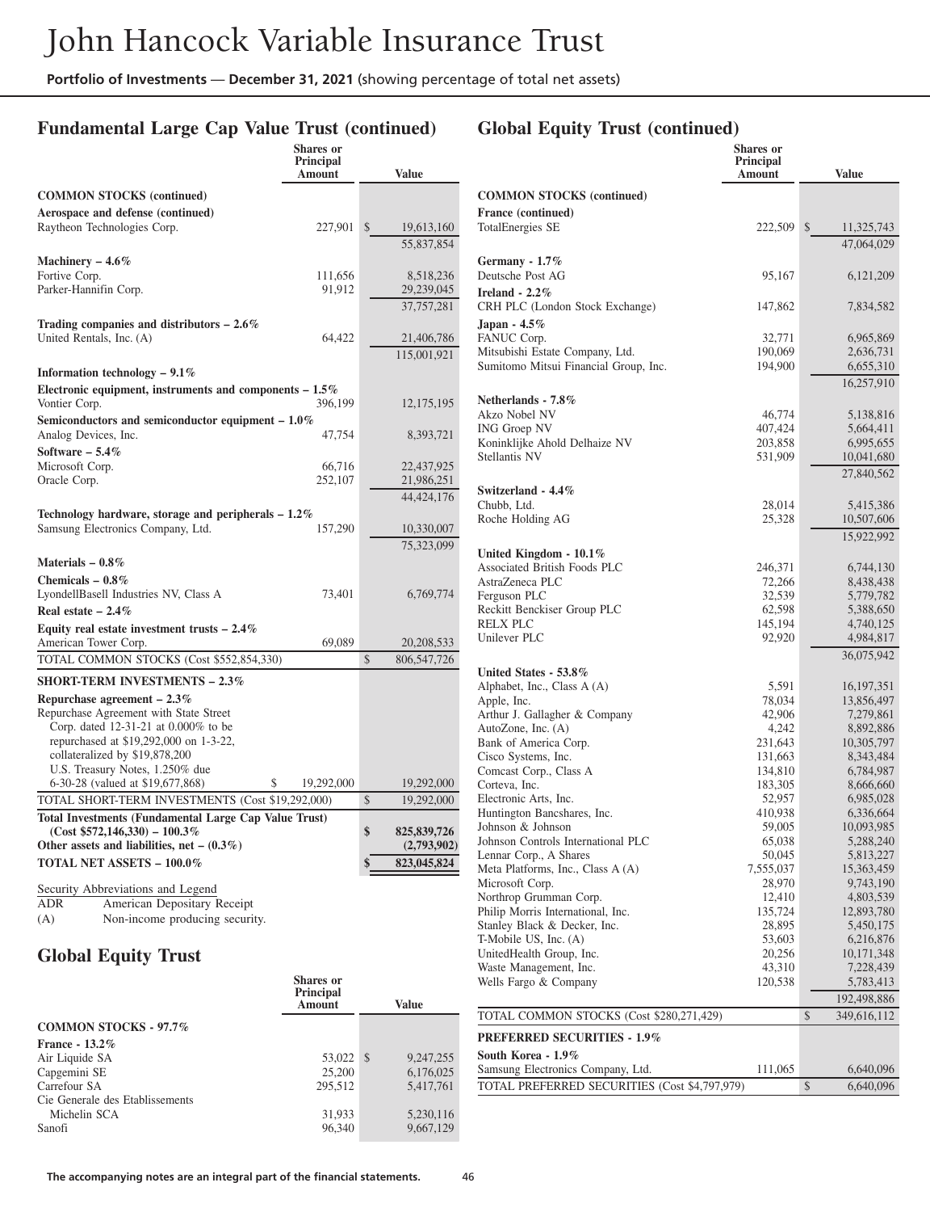## Fundamental Large Cap Value Trust (continued)

| | Shares or Principal Amount | Value |
|---|---|---|
| **COMMON STOCKS (continued)** | | |
| **Aerospace and defense (continued)** | | |
| Raytheon Technologies Corp. | 227,901 | $ 19,613,160 |
| | | 55,837,854 |
| **Machinery – 4.6%** | | |
| Fortive Corp. | 111,656 | 8,518,236 |
| Parker-Hannifin Corp. | 91,912 | 29,239,045 |
| | | 37,757,281 |
| **Trading companies and distributors – 2.6%** | | |
| United Rentals, Inc. (A) | 64,422 | 21,406,786 |
| | | 115,001,921 |
| **Information technology – 9.1%** | | |
| **Electronic equipment, instruments and components – 1.5%** | | |
| Vontier Corp. | 396,199 | 12,175,195 |
| **Semiconductors and semiconductor equipment – 1.0%** | | |
| Analog Devices, Inc. | 47,754 | 8,393,721 |
| **Software – 5.4%** | | |
| Microsoft Corp. | 66,716 | 22,437,925 |
| Oracle Corp. | 252,107 | 21,986,251 |
| | | 44,424,176 |
| **Technology hardware, storage and peripherals – 1.2%** | | |
| Samsung Electronics Company, Ltd. | 157,290 | 10,330,007 |
| | | 75,323,099 |
| **Materials – 0.8%** | | |
| **Chemicals – 0.8%** | | |
| LyondellBasell Industries NV, Class A | 73,401 | 6,769,774 |
| **Real estate – 2.4%** | | |
| **Equity real estate investment trusts – 2.4%** | | |
| American Tower Corp. | 69,089 | 20,208,533 |
| TOTAL COMMON STOCKS (Cost $552,854,330) | | $ 806,547,726 |
| **SHORT-TERM INVESTMENTS – 2.3%** | | |
| **Repurchase agreement – 2.3%** | | |
| Repurchase Agreement with State Street Corp. dated 12-31-21 at 0.000% to be repurchased at $19,292,000 on 1-3-22, collateralized by $19,878,200 U.S. Treasury Notes, 1.250% due 6-30-28 (valued at $19,677,868) | $ 19,292,000 | 19,292,000 |
| TOTAL SHORT-TERM INVESTMENTS (Cost $19,292,000) | | $ 19,292,000 |
| **Total Investments (Fundamental Large Cap Value Trust) (Cost $572,146,330) – 100.3%** | | **$ 825,839,726** |
| **Other assets and liabilities, net – (0.3%)** | | **(2,793,902)** |
| **TOTAL NET ASSETS – 100.0%** | | **$ 823,045,824** |

Security Abbreviations and Legend

| | |
|---|---|
| ADR | American Depositary Receipt |
| (A) | Non-income producing security. |

## Global Equity Trust

| | Shares or Principal Amount | Value |
|---|---|---|
| **COMMON STOCKS - 97.7%** | | |
| **France - 13.2%** | | |
| Air Liquide SA | 53,022 | $ 9,247,255 |
| Capgemini SE | 25,200 | 6,176,025 |
| Carrefour SA | 295,512 | 5,417,761 |
| Cie Generale des Etablissements Michelin SCA | 31,933 | 5,230,116 |
| Sanofi | 96,340 | 9,667,129 |

## Global Equity Trust (continued)

| | Shares or Principal Amount | Value |
|---|---|---|
| **COMMON STOCKS (continued)** | | |
| **France (continued)** | | |
| TotalEnergies SE | 222,509 | $ 11,325,743 |
| | | 47,064,029 |
| **Germany - 1.7%** | | |
| Deutsche Post AG | 95,167 | 6,121,209 |
| **Ireland - 2.2%** | | |
| CRH PLC (London Stock Exchange) | 147,862 | 7,834,582 |
| **Japan - 4.5%** | | |
| FANUC Corp. | 32,771 | 6,965,869 |
| Mitsubishi Estate Company, Ltd. | 190,069 | 2,636,731 |
| Sumitomo Mitsui Financial Group, Inc. | 194,900 | 6,655,310 |
| | | 16,257,910 |
| **Netherlands - 7.8%** | | |
| Akzo Nobel NV | 46,774 | 5,138,816 |
| ING Groep NV | 407,424 | 5,664,411 |
| Koninklijke Ahold Delhaize NV | 203,858 | 6,995,655 |
| Stellantis NV | 531,909 | 10,041,680 |
| | | 27,840,562 |
| **Switzerland - 4.4%** | | |
| Chubb, Ltd. | 28,014 | 5,415,386 |
| Roche Holding AG | 25,328 | 10,507,606 |
| | | 15,922,992 |
| **United Kingdom - 10.1%** | | |
| Associated British Foods PLC | 246,371 | 6,744,130 |
| AstraZeneca PLC | 72,266 | 8,438,438 |
| Ferguson PLC | 32,539 | 5,779,782 |
| Reckitt Benckiser Group PLC | 62,598 | 5,388,650 |
| RELX PLC | 145,194 | 4,740,125 |
| Unilever PLC | 92,920 | 4,984,817 |
| | | 36,075,942 |
| **United States - 53.8%** | | |
| Alphabet, Inc., Class A (A) | 5,591 | 16,197,351 |
| Apple, Inc. | 78,034 | 13,856,497 |
| Arthur J. Gallagher & Company | 42,906 | 7,279,861 |
| AutoZone, Inc. (A) | 4,242 | 8,892,886 |
| Bank of America Corp. | 231,643 | 10,305,797 |
| Cisco Systems, Inc. | 131,663 | 8,343,484 |
| Comcast Corp., Class A | 134,810 | 6,784,987 |
| Corteva, Inc. | 183,305 | 8,666,660 |
| Electronic Arts, Inc. | 52,957 | 6,985,028 |
| Huntington Bancshares, Inc. | 410,938 | 6,336,664 |
| Johnson & Johnson | 59,005 | 10,093,985 |
| Johnson Controls International PLC | 65,038 | 5,288,240 |
| Lennar Corp., A Shares | 50,045 | 5,813,227 |
| Meta Platforms, Inc., Class A (A) | 7,555,037 | 15,363,459 |
| Microsoft Corp. | 28,970 | 9,743,190 |
| Northrop Grumman Corp. | 12,410 | 4,803,539 |
| Philip Morris International, Inc. | 135,724 | 12,893,780 |
| Stanley Black & Decker, Inc. | 28,895 | 5,450,175 |
| T-Mobile US, Inc. (A) | 53,603 | 6,216,876 |
| UnitedHealth Group, Inc. | 20,256 | 10,171,348 |
| Waste Management, Inc. | 43,310 | 7,228,439 |
| Wells Fargo & Company | 120,538 | 5,783,413 |
| | | 192,498,886 |
| TOTAL COMMON STOCKS (Cost $280,271,429) | | $ 349,616,112 |
| **PREFERRED SECURITIES - 1.9%** | | |
| **South Korea - 1.9%** | | |
| Samsung Electronics Company, Ltd. | 111,065 | 6,640,096 |
| TOTAL PREFERRED SECURITIES (Cost $4,797,979) | | $ 6,640,096 |

The accompanying notes are an integral part of the financial statements.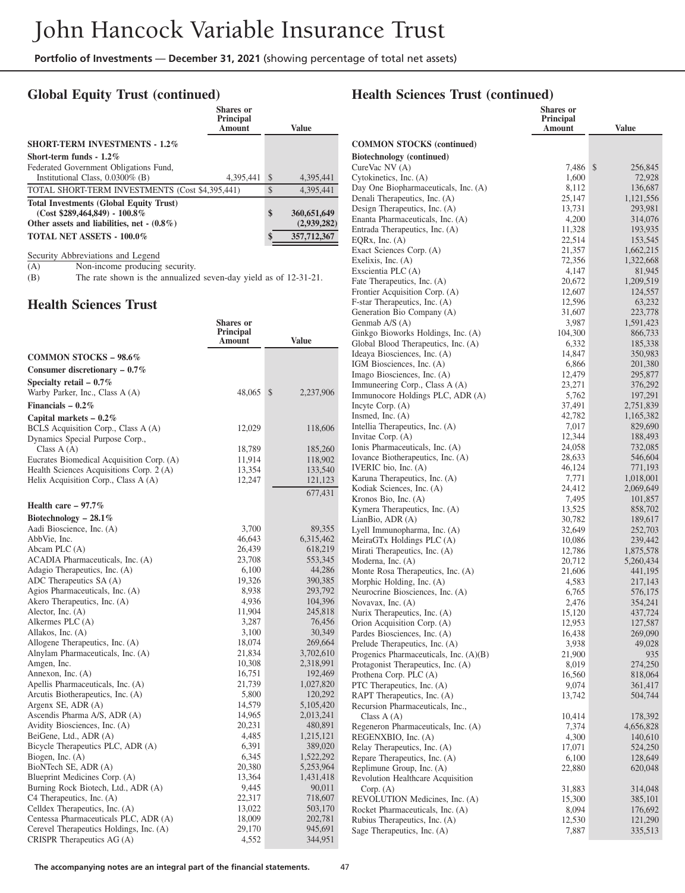## Global Equity Trust (continued)

| | Shares or Principal Amount | Value |
|---|---|---|
| **SHORT-TERM INVESTMENTS - 1.2%** | | |
| **Short-term funds - 1.2%** | | |
| Federated Government Obligations Fund, Institutional Class, 0.0300% (B) | 4,395,441 | $ 4,395,441 |
| TOTAL SHORT-TERM INVESTMENTS (Cost $4,395,441) | | $ 4,395,441 |
| **Total Investments (Global Equity Trust) (Cost $289,464,849) - 100.8%** | | **$ 360,651,649** |
| **Other assets and liabilities, net - (0.8%)** | | **(2,939,282)** |
| **TOTAL NET ASSETS - 100.0%** | | **$ 357,712,367** |

Security Abbreviations and Legend

(A) Non-income producing security.

(B) The rate shown is the annualized seven-day yield as of 12-31-21.

## Health Sciences Trust

| | Shares or Principal Amount | Value |
|---|---|---|
| **COMMON STOCKS – 98.6%** | | |
| **Consumer discretionary – 0.7%** | | |
| **Specialty retail – 0.7%** | | |
| Warby Parker, Inc., Class A (A) | 48,065 | $ 2,237,906 |
| **Financials – 0.2%** | | |
| **Capital markets – 0.2%** | | |
| BCLS Acquisition Corp., Class A (A) | 12,029 | 118,606 |
| Dynamics Special Purpose Corp., Class A (A) | 18,789 | 185,260 |
| Eucrates Biomedical Acquisition Corp. (A) | 11,914 | 118,902 |
| Health Sciences Acquisitions Corp. 2 (A) | 13,354 | 133,540 |
| Helix Acquisition Corp., Class A (A) | 12,247 | 121,123 |
| | | 677,431 |
| **Health care – 97.7%** | | |
| **Biotechnology – 28.1%** | | |
| Aadi Bioscience, Inc. (A) | 3,700 | 89,355 |
| AbbVie, Inc. | 46,643 | 6,315,462 |
| Abcam PLC (A) | 26,439 | 618,219 |
| ACADIA Pharmaceuticals, Inc. (A) | 23,708 | 553,345 |
| Adagio Therapeutics, Inc. (A) | 6,100 | 44,286 |
| ADC Therapeutics SA (A) | 19,326 | 390,385 |
| Agios Pharmaceuticals, Inc. (A) | 8,938 | 293,792 |
| Akero Therapeutics, Inc. (A) | 4,936 | 104,396 |
| Alector, Inc. (A) | 11,904 | 245,818 |
| Alkermes PLC (A) | 3,287 | 76,456 |
| Allakos, Inc. (A) | 3,100 | 30,349 |
| Allogene Therapeutics, Inc. (A) | 18,074 | 269,664 |
| Alnylam Pharmaceuticals, Inc. (A) | 21,834 | 3,702,610 |
| Amgen, Inc. | 10,308 | 2,318,991 |
| Annexon, Inc. (A) | 16,751 | 192,469 |
| Apellis Pharmaceuticals, Inc. (A) | 21,739 | 1,027,820 |
| Arcutis Biotherapeutics, Inc. (A) | 5,800 | 120,292 |
| Argenx SE, ADR (A) | 14,579 | 5,105,420 |
| Ascendis Pharma A/S, ADR (A) | 14,965 | 2,013,241 |
| Avidity Biosciences, Inc. (A) | 20,231 | 480,891 |
| BeiGene, Ltd., ADR (A) | 4,485 | 1,215,121 |
| Bicycle Therapeutics PLC, ADR (A) | 6,391 | 389,020 |
| Biogen, Inc. (A) | 6,345 | 1,522,292 |
| BioNTech SE, ADR (A) | 20,380 | 5,253,964 |
| Blueprint Medicines Corp. (A) | 13,364 | 1,431,418 |
| Burning Rock Biotech, Ltd., ADR (A) | 9,445 | 90,011 |
| C4 Therapeutics, Inc. (A) | 22,317 | 718,607 |
| Celldex Therapeutics, Inc. (A) | 13,022 | 503,170 |
| Centessa Pharmaceuticals PLC, ADR (A) | 18,009 | 202,781 |
| Cerevel Therapeutics Holdings, Inc. (A) | 29,170 | 945,691 |
| CRISPR Therapeutics AG (A) | 4,552 | 344,951 |

## Health Sciences Trust (continued)

| | Shares or Principal Amount | Value |
|---|---|---|
| **COMMON STOCKS (continued)** | | |
| **Biotechnology (continued)** | | |
| CureVac NV (A) | 7,486 | $ 256,845 |
| Cytokinetics, Inc. (A) | 1,600 | 72,928 |
| Day One Biopharmaceuticals, Inc. (A) | 8,112 | 136,687 |
| Denali Therapeutics, Inc. (A) | 25,147 | 1,121,556 |
| Design Therapeutics, Inc. (A) | 13,731 | 293,981 |
| Enanta Pharmaceuticals, Inc. (A) | 4,200 | 314,076 |
| Entrada Therapeutics, Inc. (A) | 11,328 | 193,935 |
| EQRx, Inc. (A) | 22,514 | 153,545 |
| Exact Sciences Corp. (A) | 21,357 | 1,662,215 |
| Exelixis, Inc. (A) | 72,356 | 1,322,668 |
| Exscientia PLC (A) | 4,147 | 81,945 |
| Fate Therapeutics, Inc. (A) | 20,672 | 1,209,519 |
| Frontier Acquisition Corp. (A) | 12,607 | 124,557 |
| F-star Therapeutics, Inc. (A) | 12,596 | 63,232 |
| Generation Bio Company (A) | 31,607 | 223,778 |
| Genmab A/S (A) | 3,987 | 1,591,423 |
| Ginkgo Bioworks Holdings, Inc. (A) | 104,300 | 866,733 |
| Global Blood Therapeutics, Inc. (A) | 6,332 | 185,338 |
| Ideaya Biosciences, Inc. (A) | 14,847 | 350,983 |
| IGM Biosciences, Inc. (A) | 6,866 | 201,380 |
| Imago Biosciences, Inc. (A) | 12,479 | 295,877 |
| Immuneering Corp., Class A (A) | 23,271 | 376,292 |
| Immunocore Holdings PLC, ADR (A) | 5,762 | 197,291 |
| Incyte Corp. (A) | 37,491 | 2,751,839 |
| Insmed, Inc. (A) | 42,782 | 1,165,382 |
| Intellia Therapeutics, Inc. (A) | 7,017 | 829,690 |
| Invitae Corp. (A) | 12,344 | 188,493 |
| Ionis Pharmaceuticals, Inc. (A) | 24,058 | 732,085 |
| Iovance Biotherapeutics, Inc. (A) | 28,633 | 546,604 |
| IVERIC bio, Inc. (A) | 46,124 | 771,193 |
| Karuna Therapeutics, Inc. (A) | 7,771 | 1,018,001 |
| Kodiak Sciences, Inc. (A) | 24,412 | 2,069,649 |
| Kronos Bio, Inc. (A) | 7,495 | 101,857 |
| Kymera Therapeutics, Inc. (A) | 13,525 | 858,702 |
| LianBio, ADR (A) | 30,782 | 189,617 |
| Lyell Immunopharma, Inc. (A) | 32,649 | 252,703 |
| MeiraGTx Holdings PLC (A) | 10,086 | 239,442 |
| Mirati Therapeutics, Inc. (A) | 12,786 | 1,875,578 |
| Moderna, Inc. (A) | 20,712 | 5,260,434 |
| Monte Rosa Therapeutics, Inc. (A) | 21,606 | 441,195 |
| Morphic Holding, Inc. (A) | 4,583 | 217,143 |
| Neurocrine Biosciences, Inc. (A) | 6,765 | 576,175 |
| Novavax, Inc. (A) | 2,476 | 354,241 |
| Nurix Therapeutics, Inc. (A) | 15,120 | 437,724 |
| Orion Acquisition Corp. (A) | 12,953 | 127,587 |
| Pardes Biosciences, Inc. (A) | 16,438 | 269,090 |
| Prelude Therapeutics, Inc. (A) | 3,938 | 49,028 |
| Progenics Pharmaceuticals, Inc. (A)(B) | 21,900 | 935 |
| Protagonist Therapeutics, Inc. (A) | 8,019 | 274,250 |
| Prothena Corp. PLC (A) | 16,560 | 818,064 |
| PTC Therapeutics, Inc. (A) | 9,074 | 361,417 |
| RAPT Therapeutics, Inc. (A) | 13,742 | 504,744 |
| Recursion Pharmaceuticals, Inc., Class A (A) | 10,414 | 178,392 |
| Regeneron Pharmaceuticals, Inc. (A) | 7,374 | 4,656,828 |
| REGENXBIO, Inc. (A) | 4,300 | 140,610 |
| Relay Therapeutics, Inc. (A) | 17,071 | 524,250 |
| Repare Therapeutics, Inc. (A) | 6,100 | 128,649 |
| Replimune Group, Inc. (A) | 22,880 | 620,048 |
| Revolution Healthcare Acquisition Corp. (A) | 31,883 | 314,048 |
| REVOLUTION Medicines, Inc. (A) | 15,300 | 385,101 |
| Rocket Pharmaceuticals, Inc. (A) | 8,094 | 176,692 |
| Rubius Therapeutics, Inc. (A) | 12,530 | 121,290 |
| Sage Therapeutics, Inc. (A) | 7,887 | 335,513 |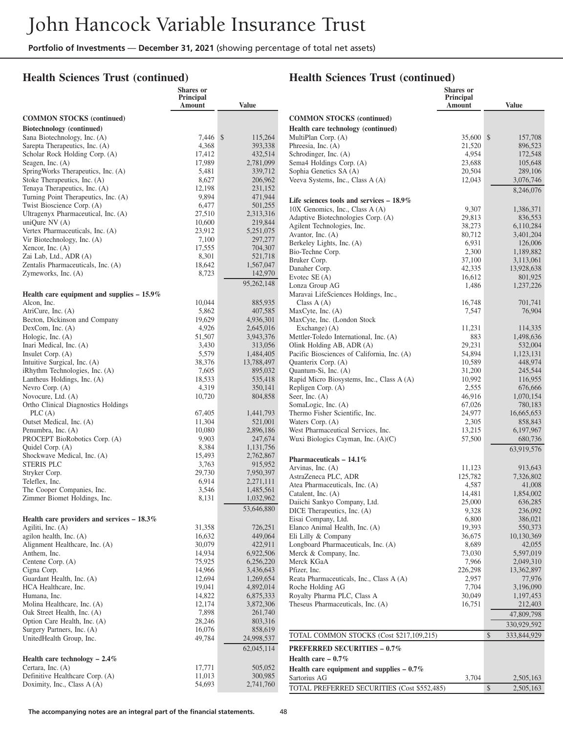## Health Sciences Trust (continued)

| | Shares or Principal Amount | Value |
|---|---|---|
| **COMMON STOCKS (continued)** | | |
| **Biotechnology (continued)** | | |
| Sana Biotechnology, Inc. (A) | 7,446 | $ 115,264 |
| Sarepta Therapeutics, Inc. (A) | 4,368 | 393,338 |
| Scholar Rock Holding Corp. (A) | 17,412 | 432,514 |
| Seagen, Inc. (A) | 17,989 | 2,781,099 |
| SpringWorks Therapeutics, Inc. (A) | 5,481 | 339,712 |
| Stoke Therapeutics, Inc. (A) | 8,627 | 206,962 |
| Tenaya Therapeutics, Inc. (A) | 12,198 | 231,152 |
| Turning Point Therapeutics, Inc. (A) | 9,894 | 471,944 |
| Twist Bioscience Corp. (A) | 6,477 | 501,255 |
| Ultragenyx Pharmaceutical, Inc. (A) | 27,510 | 2,313,316 |
| uniQure NV (A) | 10,600 | 219,844 |
| Vertex Pharmaceuticals, Inc. (A) | 23,912 | 5,251,075 |
| Vir Biotechnology, Inc. (A) | 7,100 | 297,277 |
| Xencor, Inc. (A) | 17,555 | 704,307 |
| Zai Lab, Ltd., ADR (A) | 8,301 | 521,718 |
| Zentalis Pharmaceuticals, Inc. (A) | 18,642 | 1,567,047 |
| Zymeworks, Inc. (A) | 8,723 | 142,970 |
| | | 95,262,148 |
| **Health care equipment and supplies – 15.9%** | | |
| Alcon, Inc. | 10,044 | 885,935 |
| AtriCure, Inc. (A) | 5,862 | 407,585 |
| Becton, Dickinson and Company | 19,629 | 4,936,301 |
| DexCom, Inc. (A) | 4,926 | 2,645,016 |
| Hologic, Inc. (A) | 51,507 | 3,943,376 |
| Inari Medical, Inc. (A) | 3,430 | 313,056 |
| Insulet Corp. (A) | 5,579 | 1,484,405 |
| Intuitive Surgical, Inc. (A) | 38,376 | 13,788,497 |
| iRhythm Technologies, Inc. (A) | 7,605 | 895,032 |
| Lantheus Holdings, Inc. (A) | 18,533 | 535,418 |
| Nevro Corp. (A) | 4,319 | 350,141 |
| Novocure, Ltd. (A) | 10,720 | 804,858 |
| Ortho Clinical Diagnostics Holdings PLC (A) | 67,405 | 1,441,793 |
| Outset Medical, Inc. (A) | 11,304 | 521,001 |
| Penumbra, Inc. (A) | 10,080 | 2,896,186 |
| PROCEPT BioRobotics Corp. (A) | 9,903 | 247,674 |
| Quidel Corp. (A) | 8,384 | 1,131,756 |
| Shockwave Medical, Inc. (A) | 15,493 | 2,762,867 |
| STERIS PLC | 3,763 | 915,952 |
| Stryker Corp. | 29,730 | 7,950,397 |
| Teleflex, Inc. | 6,914 | 2,271,111 |
| The Cooper Companies, Inc. | 3,546 | 1,485,561 |
| Zimmer Biomet Holdings, Inc. | 8,131 | 1,032,962 |
| | | 53,646,880 |
| **Health care providers and services – 18.3%** | | |
| Agiliti, Inc. (A) | 31,358 | 726,251 |
| agilon health, Inc. (A) | 16,632 | 449,064 |
| Alignment Healthcare, Inc. (A) | 30,079 | 422,911 |
| Anthem, Inc. | 14,934 | 6,922,506 |
| Centene Corp. (A) | 75,925 | 6,256,220 |
| Cigna Corp. | 14,966 | 3,436,643 |
| Guardant Health, Inc. (A) | 12,694 | 1,269,654 |
| HCA Healthcare, Inc. | 19,041 | 4,892,014 |
| Humana, Inc. | 14,822 | 6,875,333 |
| Molina Healthcare, Inc. (A) | 12,174 | 3,872,306 |
| Oak Street Health, Inc. (A) | 7,898 | 261,740 |
| Option Care Health, Inc. (A) | 28,246 | 803,316 |
| Surgery Partners, Inc. (A) | 16,076 | 858,619 |
| UnitedHealth Group, Inc. | 49,784 | 24,998,537 |
| | | 62,045,114 |
| **Health care technology – 2.4%** | | |
| Certara, Inc. (A) | 17,771 | 505,052 |
| Definitive Healthcare Corp. (A) | 11,013 | 300,985 |
| Doximity, Inc., Class A (A) | 54,693 | 2,741,760 |
| MultiPlan Corp. (A) | 35,600 | $ 157,708 |
| Phreesia, Inc. (A) | 21,520 | 896,523 |
| Schrodinger, Inc. (A) | 4,954 | 172,548 |
| Sema4 Holdings Corp. (A) | 23,688 | 105,648 |
| Sophia Genetics SA (A) | 20,504 | 289,106 |
| Veeva Systems, Inc., Class A (A) | 12,043 | 3,076,746 |
| | | 8,246,076 |
| **Life sciences tools and services – 18.9%** | | |
| 10X Genomics, Inc., Class A (A) | 9,307 | 1,386,371 |
| Adaptive Biotechnologies Corp. (A) | 29,813 | 836,553 |
| Agilent Technologies, Inc. | 38,273 | 6,110,284 |
| Avantor, Inc. (A) | 80,712 | 3,401,204 |
| Berkeley Lights, Inc. (A) | 6,931 | 126,006 |
| Bio-Techne Corp. | 2,300 | 1,189,882 |
| Bruker Corp. | 37,100 | 3,113,061 |
| Danaher Corp. | 42,335 | 13,928,638 |
| Evotec SE (A) | 16,612 | 801,925 |
| Lonza Group AG | 1,486 | 1,237,226 |
| Maravai LifeSciences Holdings, Inc., Class A (A) | 16,748 | 701,741 |
| MaxCyte, Inc. (A) | 7,547 | 76,904 |
| MaxCyte, Inc. (London Stock Exchange) (A) | 11,231 | 114,335 |
| Mettler-Toledo International, Inc. (A) | 883 | 1,498,636 |
| Olink Holding AB, ADR (A) | 29,231 | 532,004 |
| Pacific Biosciences of California, Inc. (A) | 54,894 | 1,123,131 |
| Quanterix Corp. (A) | 10,589 | 448,974 |
| Quantum-Si, Inc. (A) | 31,200 | 245,544 |
| Rapid Micro Biosystems, Inc., Class A (A) | 10,992 | 116,955 |
| Repligen Corp. (A) | 2,555 | 676,666 |
| Seer, Inc. (A) | 46,916 | 1,070,154 |
| SomaLogic, Inc. (A) | 67,026 | 780,183 |
| Thermo Fisher Scientific, Inc. | 24,977 | 16,665,653 |
| Waters Corp. (A) | 2,305 | 858,843 |
| West Pharmaceutical Services, Inc. | 13,215 | 6,197,967 |
| Wuxi Biologics Cayman, Inc. (A)(C) | 57,500 | 680,736 |
| | | 63,919,576 |
| **Pharmaceuticals – 14.1%** | | |
| Arvinas, Inc. (A) | 11,123 | 913,643 |
| AstraZeneca PLC, ADR | 125,782 | 7,326,802 |
| Atea Pharmaceuticals, Inc. (A) | 4,587 | 41,008 |
| Catalent, Inc. (A) | 14,481 | 1,854,002 |
| Daiichi Sankyo Company, Ltd. | 25,000 | 636,285 |
| DICE Therapeutics, Inc. (A) | 9,328 | 236,092 |
| Eisai Company, Ltd. | 6,800 | 386,021 |
| Elanco Animal Health, Inc. (A) | 19,393 | 550,373 |
| Eli Lilly & Company | 36,675 | 10,130,369 |
| Longboard Pharmaceuticals, Inc. (A) | 8,689 | 42,055 |
| Merck & Company, Inc. | 73,030 | 5,597,019 |
| Merck KGaA | 7,966 | 2,049,310 |
| Pfizer, Inc. | 226,298 | 13,362,897 |
| Reata Pharmaceuticals, Inc., Class A (A) | 2,957 | 77,976 |
| Roche Holding AG | 7,704 | 3,196,090 |
| Royalty Pharma PLC, Class A | 30,049 | 1,197,453 |
| Theseus Pharmaceuticals, Inc. (A) | 16,751 | 212,403 |
| | | 47,809,798 |
| | | 330,929,592 |
| TOTAL COMMON STOCKS (Cost $217,109,215) | | $ 333,844,929 |
| **PREFERRED SECURITIES – 0.7%** | | |
| **Health care – 0.7%** | | |
| **Health care equipment and supplies – 0.7%** | | |
| Sartorius AG | 3,704 | 2,505,163 |
| TOTAL PREFERRED SECURITIES (Cost $552,485) | | $ 2,505,163 |

**The accompanying notes are an integral part of the financial statements.**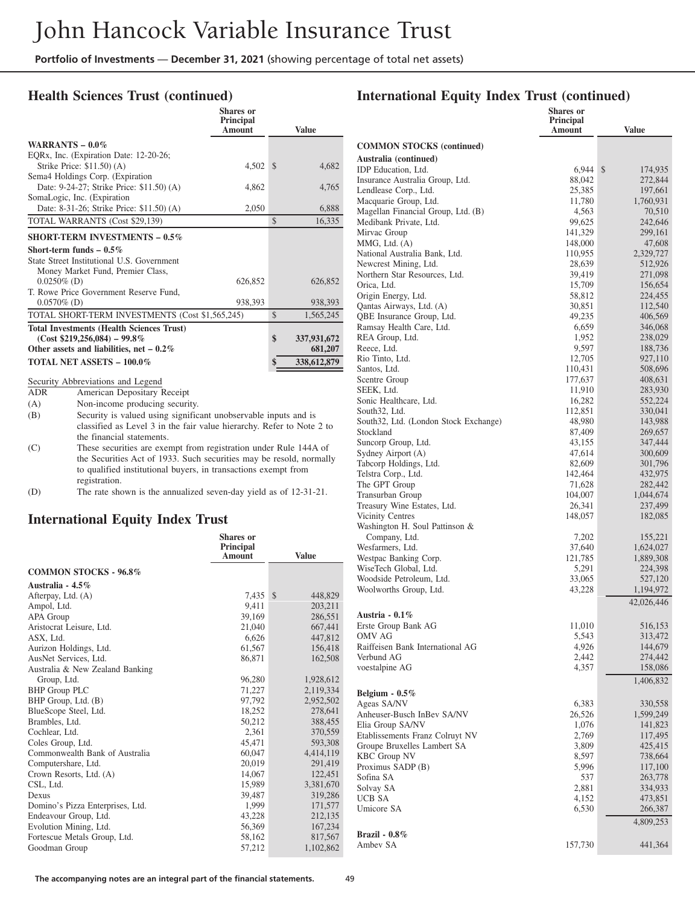## Health Sciences Trust (continued)

| | Shares or Principal Amount | Value |
|---|---|---|
| **WARRANTS – 0.0%** | | |
| EQRx, Inc. (Expiration Date: 12-20-26; Strike Price: $11.50) (A) | 4,502 | $ 4,682 |
| Sema4 Holdings Corp. (Expiration Date: 9-24-27; Strike Price: $11.50) (A) | 4,862 | 4,765 |
| SomaLogic, Inc. (Expiration Date: 8-31-26; Strike Price: $11.50) (A) | 2,050 | 6,888 |
| TOTAL WARRANTS (Cost $29,139) | | $ 16,335 |
| **SHORT-TERM INVESTMENTS – 0.5%** | | |
| **Short-term funds – 0.5%** | | |
| State Street Institutional U.S. Government Money Market Fund, Premier Class, 0.0250% (D) | 626,852 | 626,852 |
| T. Rowe Price Government Reserve Fund, 0.0570% (D) | 938,393 | 938,393 |
| TOTAL SHORT-TERM INVESTMENTS (Cost $1,565,245) | | $ 1,565,245 |
| **Total Investments (Health Sciences Trust) (Cost $219,256,084) – 99.8%** | | **$ 337,931,672** |
| **Other assets and liabilities, net – 0.2%** | | **681,207** |
| **TOTAL NET ASSETS – 100.0%** | | **$ 338,612,879** |

Security Abbreviations and Legend

| | |
|---|---|
| ADR | American Depositary Receipt |
| (A) | Non-income producing security. |
| (B) | Security is valued using significant unobservable inputs and is classified as Level 3 in the fair value hierarchy. Refer to Note 2 to the financial statements. |
| (C) | These securities are exempt from registration under Rule 144A of the Securities Act of 1933. Such securities may be resold, normally to qualified institutional buyers, in transactions exempt from registration. |
| (D) | The rate shown is the annualized seven-day yield as of 12-31-21. |

## International Equity Index Trust

| | Shares or Principal Amount | Value |
|---|---|---|
| **COMMON STOCKS - 96.8%** | | |
| **Australia - 4.5%** | | |
| Afterpay, Ltd. (A) | 7,435 | $ 448,829 |
| Ampol, Ltd. | 9,411 | 203,211 |
| APA Group | 39,169 | 286,551 |
| Aristocrat Leisure, Ltd. | 21,040 | 667,441 |
| ASX, Ltd. | 6,626 | 447,812 |
| Aurizon Holdings, Ltd. | 61,567 | 156,418 |
| AusNet Services, Ltd. | 86,871 | 162,508 |
| Australia & New Zealand Banking Group, Ltd. | 96,280 | 1,928,612 |
| BHP Group PLC | 71,227 | 2,119,334 |
| BHP Group, Ltd. (B) | 97,792 | 2,952,502 |
| BlueScope Steel, Ltd. | 18,252 | 278,641 |
| Brambles, Ltd. | 50,212 | 388,455 |
| Cochlear, Ltd. | 2,361 | 370,559 |
| Coles Group, Ltd. | 45,471 | 593,308 |
| Commonwealth Bank of Australia | 60,047 | 4,414,119 |
| Computershare, Ltd. | 20,019 | 291,419 |
| Crown Resorts, Ltd. (A) | 14,067 | 122,451 |
| CSL, Ltd. | 15,989 | 3,381,670 |
| Dexus | 39,487 | 319,286 |
| Domino's Pizza Enterprises, Ltd. | 1,999 | 171,577 |
| Endeavour Group, Ltd. | 43,228 | 212,135 |
| Evolution Mining, Ltd. | 56,369 | 167,234 |
| Fortescue Metals Group, Ltd. | 58,162 | 817,567 |
| Goodman Group | 57,212 | 1,102,862 |

## International Equity Index Trust (continued)

| | Shares or Principal Amount | Value |
|---|---|---|
| **COMMON STOCKS (continued)** | | |
| **Australia (continued)** | | |
| IDP Education, Ltd. | 6,944 | $ 174,935 |
| Insurance Australia Group, Ltd. | 88,042 | 272,844 |
| Lendlease Corp., Ltd. | 25,385 | 197,661 |
| Macquarie Group, Ltd. | 11,780 | 1,760,931 |
| Magellan Financial Group, Ltd. (B) | 4,563 | 70,510 |
| Medibank Private, Ltd. | 99,625 | 242,646 |
| Mirvac Group | 141,329 | 299,161 |
| MMG, Ltd. (A) | 148,000 | 47,608 |
| National Australia Bank, Ltd. | 110,955 | 2,329,727 |
| Newcrest Mining, Ltd. | 28,639 | 512,926 |
| Northern Star Resources, Ltd. | 39,419 | 271,098 |
| Orica, Ltd. | 15,709 | 156,654 |
| Origin Energy, Ltd. | 58,812 | 224,455 |
| Qantas Airways, Ltd. (A) | 30,851 | 112,540 |
| QBE Insurance Group, Ltd. | 49,235 | 406,569 |
| Ramsay Health Care, Ltd. | 6,659 | 346,068 |
| REA Group, Ltd. | 1,952 | 238,029 |
| Reece, Ltd. | 9,597 | 188,736 |
| Rio Tinto, Ltd. | 12,705 | 927,110 |
| Santos, Ltd. | 110,431 | 508,696 |
| Scentre Group | 177,637 | 408,631 |
| SEEK, Ltd. | 11,910 | 283,930 |
| Sonic Healthcare, Ltd. | 16,282 | 552,224 |
| South32, Ltd. | 112,851 | 330,041 |
| South32, Ltd. (London Stock Exchange) | 48,980 | 143,988 |
| Stockland | 87,409 | 269,657 |
| Suncorp Group, Ltd. | 43,155 | 347,444 |
| Sydney Airport (A) | 47,614 | 300,609 |
| Tabcorp Holdings, Ltd. | 82,609 | 301,796 |
| Telstra Corp., Ltd. | 142,464 | 432,975 |
| The GPT Group | 71,628 | 282,442 |
| Transurban Group | 104,007 | 1,044,674 |
| Treasury Wine Estates, Ltd. | 26,341 | 237,499 |
| Vicinity Centres | 148,057 | 182,085 |
| Washington H. Soul Pattinson & Company, Ltd. | 7,202 | 155,221 |
| Wesfarmers, Ltd. | 37,640 | 1,624,027 |
| Westpac Banking Corp. | 121,785 | 1,889,308 |
| WiseTech Global, Ltd. | 5,291 | 224,398 |
| Woodside Petroleum, Ltd. | 33,065 | 527,120 |
| Woolworths Group, Ltd. | 43,228 | 1,194,972 |
| | | 42,026,446 |
| **Austria - 0.1%** | | |
| Erste Group Bank AG | 11,010 | 516,153 |
| OMV AG | 5,543 | 313,472 |
| Raiffeisen Bank International AG | 4,926 | 144,679 |
| Verbund AG | 2,442 | 274,442 |
| voestalpine AG | 4,357 | 158,086 |
| | | 1,406,832 |
| **Belgium - 0.5%** | | |
| Ageas SA/NV | 6,383 | 330,558 |
| Anheuser-Busch InBev SA/NV | 26,526 | 1,599,249 |
| Elia Group SA/NV | 1,076 | 141,823 |
| Etablissements Franz Colruyt NV | 2,769 | 117,495 |
| Groupe Bruxelles Lambert SA | 3,809 | 425,415 |
| KBC Group NV | 8,597 | 738,664 |
| Proximus SADP (B) | 5,996 | 117,100 |
| Sofina SA | 537 | 263,778 |
| Solvay SA | 2,881 | 334,933 |
| UCB SA | 4,152 | 473,851 |
| Umicore SA | 6,530 | 266,387 |
| | | 4,809,253 |
| **Brazil - 0.8%** | | |
| Ambev SA | 157,730 | 441,364 |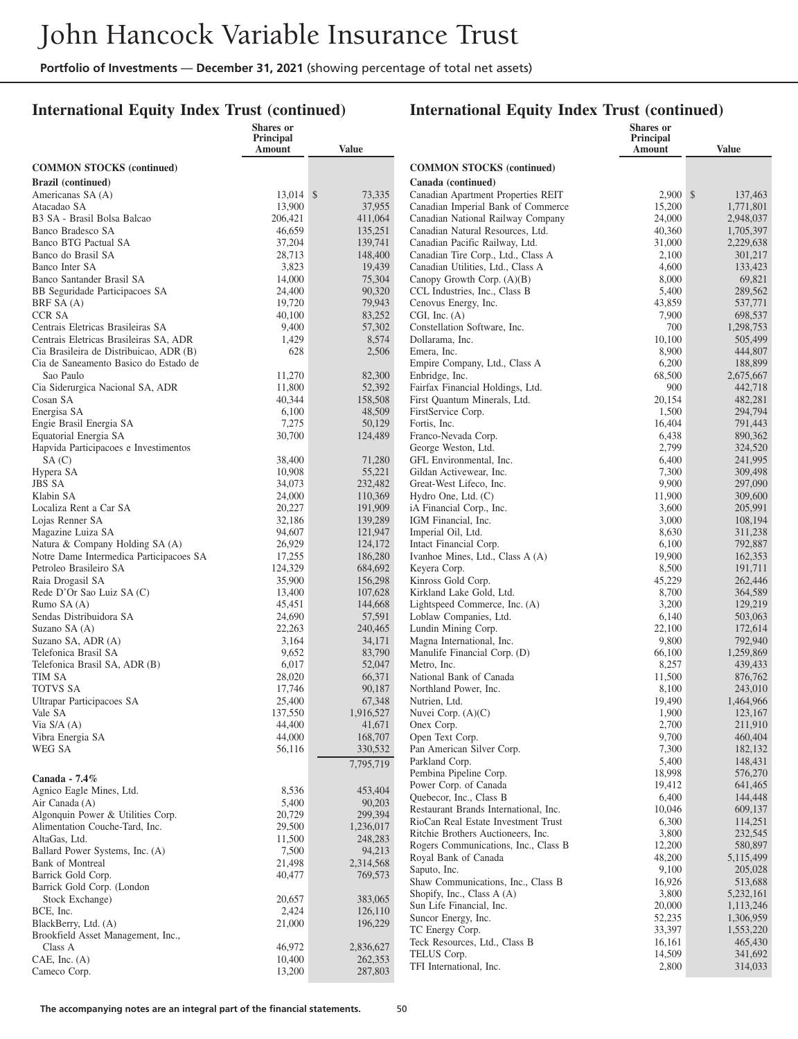## International Equity Index Trust (continued)

| | Shares or Principal Amount | Value |
|---|---|---|
| **COMMON STOCKS (continued)** | | |
| **Brazil (continued)** | | |
| Americanas SA (A) | 13,014 | $ 73,335 |
| Atacadao SA | 13,900 | 37,955 |
| B3 SA - Brasil Bolsa Balcao | 206,421 | 411,064 |
| Banco Bradesco SA | 46,659 | 135,251 |
| Banco BTG Pactual SA | 37,204 | 139,741 |
| Banco do Brasil SA | 28,713 | 148,400 |
| Banco Inter SA | 3,823 | 19,439 |
| Banco Santander Brasil SA | 14,000 | 75,304 |
| BB Seguridade Participacoes SA | 24,400 | 90,320 |
| BRF SA (A) | 19,720 | 79,943 |
| CCR SA | 40,100 | 83,252 |
| Centrais Eletricas Brasileiras SA | 9,400 | 57,302 |
| Centrais Eletricas Brasileiras SA, ADR | 1,429 | 8,574 |
| Cia Brasileira de Distribuicao, ADR (B) | 628 | 2,506 |
| Cia de Saneamento Basico do Estado de Sao Paulo | 11,270 | 82,300 |
| Cia Siderurgica Nacional SA, ADR | 11,800 | 52,392 |
| Cosan SA | 40,344 | 158,508 |
| Energisa SA | 6,100 | 48,509 |
| Engie Brasil Energia SA | 7,275 | 50,129 |
| Equatorial Energia SA | 30,700 | 124,489 |
| Hapvida Participacoes e Investimentos SA (C) | 38,400 | 71,280 |
| Hypera SA | 10,908 | 55,221 |
| JBS SA | 34,073 | 232,482 |
| Klabin SA | 24,000 | 110,369 |
| Localiza Rent a Car SA | 20,227 | 191,909 |
| Lojas Renner SA | 32,186 | 139,289 |
| Magazine Luiza SA | 94,607 | 121,947 |
| Natura & Company Holding SA (A) | 26,929 | 124,172 |
| Notre Dame Intermedica Participacoes SA | 17,255 | 186,280 |
| Petroleo Brasileiro SA | 124,329 | 684,692 |
| Raia Drogasil SA | 35,900 | 156,298 |
| Rede D'Or Sao Luiz SA (C) | 13,400 | 107,628 |
| Rumo SA (A) | 45,451 | 144,668 |
| Sendas Distribuidora SA | 24,690 | 57,591 |
| Suzano SA (A) | 22,263 | 240,465 |
| Suzano SA, ADR (A) | 3,164 | 34,171 |
| Telefonica Brasil SA | 9,652 | 83,790 |
| Telefonica Brasil SA, ADR (B) | 6,017 | 52,047 |
| TIM SA | 28,020 | 66,371 |
| TOTVS SA | 17,746 | 90,187 |
| Ultrapar Participacoes SA | 25,400 | 67,348 |
| Vale SA | 137,550 | 1,916,527 |
| Via S/A (A) | 44,400 | 41,671 |
| Vibra Energia SA | 44,000 | 168,707 |
| WEG SA | 56,116 | 330,532 |
| | | 7,795,719 |
| **Canada - 7.4%** | | |
| Agnico Eagle Mines, Ltd. | 8,536 | 453,404 |
| Air Canada (A) | 5,400 | 90,203 |
| Algonquin Power & Utilities Corp. | 20,729 | 299,394 |
| Alimentation Couche-Tard, Inc. | 29,500 | 1,236,017 |
| AltaGas, Ltd. | 11,500 | 248,283 |
| Ballard Power Systems, Inc. (A) | 7,500 | 94,213 |
| Bank of Montreal | 21,498 | 2,314,568 |
| Barrick Gold Corp. | 40,477 | 769,573 |
| Barrick Gold Corp. (London Stock Exchange) | 20,657 | 383,065 |
| BCE, Inc. | 2,424 | 126,110 |
| BlackBerry, Ltd. (A) | 21,000 | 196,229 |
| Brookfield Asset Management, Inc., Class A | 46,972 | 2,836,627 |
| CAE, Inc. (A) | 10,400 | 262,353 |
| Cameco Corp. | 13,200 | 287,803 |
| Canadian Apartment Properties REIT | 2,900 | $ 137,463 |
| Canadian Imperial Bank of Commerce | 15,200 | 1,771,801 |
| Canadian National Railway Company | 24,000 | 2,948,037 |
| Canadian Natural Resources, Ltd. | 40,360 | 1,705,397 |
| Canadian Pacific Railway, Ltd. | 31,000 | 2,229,638 |
| Canadian Tire Corp., Ltd., Class A | 2,100 | 301,217 |
| Canadian Utilities, Ltd., Class A | 4,600 | 133,423 |
| Canopy Growth Corp. (A)(B) | 8,000 | 69,821 |
| CCL Industries, Inc., Class B | 5,400 | 289,562 |
| Cenovus Energy, Inc. | 43,859 | 537,771 |
| CGI, Inc. (A) | 7,900 | 698,537 |
| Constellation Software, Inc. | 700 | 1,298,753 |
| Dollarama, Inc. | 10,100 | 505,499 |
| Emera, Inc. | 8,900 | 444,807 |
| Empire Company, Ltd., Class A | 6,200 | 188,899 |
| Enbridge, Inc. | 68,500 | 2,675,667 |
| Fairfax Financial Holdings, Ltd. | 900 | 442,718 |
| First Quantum Minerals, Ltd. | 20,154 | 482,281 |
| FirstService Corp. | 1,500 | 294,794 |
| Fortis, Inc. | 16,404 | 791,443 |
| Franco-Nevada Corp. | 6,438 | 890,362 |
| George Weston, Ltd. | 2,799 | 324,520 |
| GFL Environmental, Inc. | 6,400 | 241,995 |
| Gildan Activewear, Inc. | 7,300 | 309,498 |
| Great-West Lifeco, Inc. | 9,900 | 297,090 |
| Hydro One, Ltd. (C) | 11,900 | 309,600 |
| iA Financial Corp., Inc. | 3,600 | 205,991 |
| IGM Financial, Inc. | 3,000 | 108,194 |
| Imperial Oil, Ltd. | 8,630 | 311,238 |
| Intact Financial Corp. | 6,100 | 792,887 |
| Ivanhoe Mines, Ltd., Class A (A) | 19,900 | 162,353 |
| Keyera Corp. | 8,500 | 191,711 |
| Kinross Gold Corp. | 45,229 | 262,446 |
| Kirkland Lake Gold, Ltd. | 8,700 | 364,589 |
| Lightspeed Commerce, Inc. (A) | 3,200 | 129,219 |
| Loblaw Companies, Ltd. | 6,140 | 503,063 |
| Lundin Mining Corp. | 22,100 | 172,614 |
| Magna International, Inc. | 9,800 | 792,940 |
| Manulife Financial Corp. (D) | 66,100 | 1,259,869 |
| Metro, Inc. | 8,257 | 439,433 |
| National Bank of Canada | 11,500 | 876,762 |
| Northland Power, Inc. | 8,100 | 243,010 |
| Nutrien, Ltd. | 19,490 | 1,464,966 |
| Nuvei Corp. (A)(C) | 1,900 | 123,167 |
| Onex Corp. | 2,700 | 211,910 |
| Open Text Corp. | 9,700 | 460,404 |
| Pan American Silver Corp. | 7,300 | 182,132 |
| Parkland Corp. | 5,400 | 148,431 |
| Pembina Pipeline Corp. | 18,998 | 576,270 |
| Power Corp. of Canada | 19,412 | 641,465 |
| Quebecor, Inc., Class B | 6,400 | 144,448 |
| Restaurant Brands International, Inc. | 10,046 | 609,137 |
| RioCan Real Estate Investment Trust | 6,300 | 114,251 |
| Ritchie Brothers Auctioneers, Inc. | 3,800 | 232,545 |
| Rogers Communications, Inc., Class B | 12,200 | 580,897 |
| Royal Bank of Canada | 48,200 | 5,115,499 |
| Saputo, Inc. | 9,100 | 205,028 |
| Shaw Communications, Inc., Class B | 16,926 | 513,688 |
| Shopify, Inc., Class A (A) | 3,800 | 5,232,161 |
| Sun Life Financial, Inc. | 20,000 | 1,113,246 |
| Suncor Energy, Inc. | 52,235 | 1,306,959 |
| TC Energy Corp. | 33,397 | 1,553,220 |
| Teck Resources, Ltd., Class B | 16,161 | 465,430 |
| TELUS Corp. | 14,509 | 341,692 |
| TFI International, Inc. | 2,800 | 314,033 |

The accompanying notes are an integral part of the financial statements.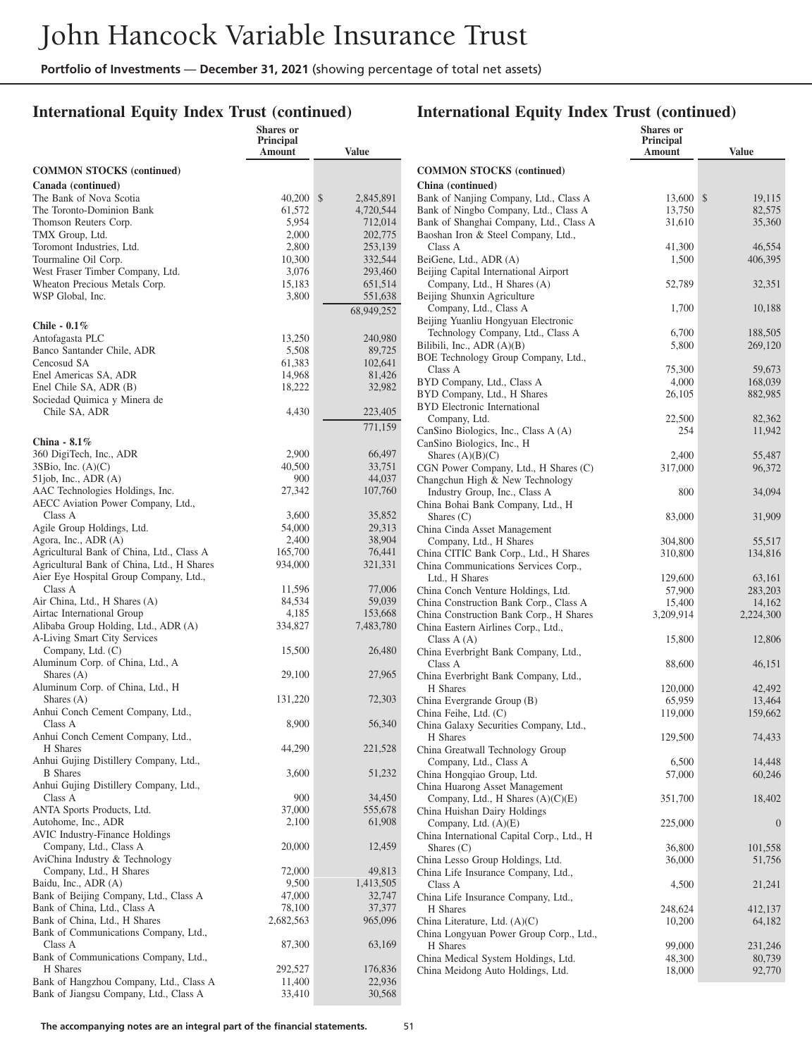## International Equity Index Trust (continued)

| | Shares or Principal Amount | Value |
|---|---|---|
| **COMMON STOCKS (continued)** | | |
| **Canada (continued)** | | |
| The Bank of Nova Scotia | 40,200 | $ 2,845,891 |
| The Toronto-Dominion Bank | 61,572 | 4,720,544 |
| Thomson Reuters Corp. | 5,954 | 712,014 |
| TMX Group, Ltd. | 2,000 | 202,775 |
| Toromont Industries, Ltd. | 2,800 | 253,139 |
| Tourmaline Oil Corp. | 10,300 | 332,544 |
| West Fraser Timber Company, Ltd. | 3,076 | 293,460 |
| Wheaton Precious Metals Corp. | 15,183 | 651,514 |
| WSP Global, Inc. | 3,800 | 551,638 |
| | | 68,949,252 |
| **Chile - 0.1%** | | |
| Antofagasta PLC | 13,250 | 240,980 |
| Banco Santander Chile, ADR | 5,508 | 89,725 |
| Cencosud SA | 61,383 | 102,641 |
| Enel Americas SA, ADR | 14,968 | 81,426 |
| Enel Chile SA, ADR (B) | 18,222 | 32,982 |
| Sociedad Quimica y Minera de Chile SA, ADR | 4,430 | 223,405 |
| | | 771,159 |
| **China - 8.1%** | | |
| 360 DigiTech, Inc., ADR | 2,900 | 66,497 |
| 3SBio, Inc. (A)(C) | 40,500 | 33,751 |
| 51job, Inc., ADR (A) | 900 | 44,037 |
| AAC Technologies Holdings, Inc. | 27,342 | 107,760 |
| AECC Aviation Power Company, Ltd., Class A | 3,600 | 35,852 |
| Agile Group Holdings, Ltd. | 54,000 | 29,313 |
| Agora, Inc., ADR (A) | 2,400 | 38,904 |
| Agricultural Bank of China, Ltd., Class A | 165,700 | 76,441 |
| Agricultural Bank of China, Ltd., H Shares | 934,000 | 321,331 |
| Aier Eye Hospital Group Company, Ltd., Class A | 11,596 | 77,006 |
| Air China, Ltd., H Shares (A) | 84,534 | 59,039 |
| Airtac International Group | 4,185 | 153,668 |
| Alibaba Group Holding, Ltd., ADR (A) | 334,827 | 7,483,780 |
| A-Living Smart City Services Company, Ltd. (C) | 15,500 | 26,480 |
| Aluminum Corp. of China, Ltd., A Shares (A) | 29,100 | 27,965 |
| Aluminum Corp. of China, Ltd., H Shares (A) | 131,220 | 72,303 |
| Anhui Conch Cement Company, Ltd., Class A | 8,900 | 56,340 |
| Anhui Conch Cement Company, Ltd., H Shares | 44,290 | 221,528 |
| Anhui Gujing Distillery Company, Ltd., B Shares | 3,600 | 51,232 |
| Anhui Gujing Distillery Company, Ltd., Class A | 900 | 34,450 |
| ANTA Sports Products, Ltd. | 37,000 | 555,678 |
| Autohome, Inc., ADR | 2,100 | 61,908 |
| AVIC Industry-Finance Holdings Company, Ltd., Class A | 20,000 | 12,459 |
| AviChina Industry & Technology Company, Ltd., H Shares | 72,000 | 49,813 |
| Baidu, Inc., ADR (A) | 9,500 | 1,413,505 |
| Bank of Beijing Company, Ltd., Class A | 47,000 | 32,747 |
| Bank of China, Ltd., Class A | 78,100 | 37,377 |
| Bank of China, Ltd., H Shares | 2,682,563 | 965,096 |
| Bank of Communications Company, Ltd., Class A | 87,300 | 63,169 |
| Bank of Communications Company, Ltd., H Shares | 292,527 | 176,836 |
| Bank of Hangzhou Company, Ltd., Class A | 11,400 | 22,936 |
| Bank of Jiangsu Company, Ltd., Class A | 33,410 | 30,568 |
| **China (continued)** | | |
| Bank of Nanjing Company, Ltd., Class A | 13,600 | $ 19,115 |
| Bank of Ningbo Company, Ltd., Class A | 13,750 | 82,575 |
| Bank of Shanghai Company, Ltd., Class A | 31,610 | 35,360 |
| Baoshan Iron & Steel Company, Ltd., Class A | 41,300 | 46,554 |
| BeiGene, Ltd., ADR (A) | 1,500 | 406,395 |
| Beijing Capital International Airport Company, Ltd., H Shares (A) | 52,789 | 32,351 |
| Beijing Shunxin Agriculture Company, Ltd., Class A | 1,700 | 10,188 |
| Beijing Yuanliu Hongyuan Electronic Technology Company, Ltd., Class A | 6,700 | 188,505 |
| Bilibili, Inc., ADR (A)(B) | 5,800 | 269,120 |
| BOE Technology Group Company, Ltd., Class A | 75,300 | 59,673 |
| BYD Company, Ltd., Class A | 4,000 | 168,039 |
| BYD Company, Ltd., H Shares | 26,105 | 882,985 |
| BYD Electronic International Company, Ltd. | 22,500 | 82,362 |
| CanSino Biologics, Inc., Class A (A) | 254 | 11,942 |
| CanSino Biologics, Inc., H Shares (A)(B)(C) | 2,400 | 55,487 |
| CGN Power Company, Ltd., H Shares (C) | 317,000 | 96,372 |
| Changchun High & New Technology Industry Group, Inc., Class A | 800 | 34,094 |
| China Bohai Bank Company, Ltd., H Shares (C) | 83,000 | 31,909 |
| China Cinda Asset Management Company, Ltd., H Shares | 304,800 | 55,517 |
| China CITIC Bank Corp., Ltd., H Shares | 310,800 | 134,816 |
| China Communications Services Corp., Ltd., H Shares | 129,600 | 63,161 |
| China Conch Venture Holdings, Ltd. | 57,900 | 283,203 |
| China Construction Bank Corp., Class A | 15,400 | 14,162 |
| China Construction Bank Corp., H Shares | 3,209,914 | 2,224,300 |
| China Eastern Airlines Corp., Ltd., Class A (A) | 15,800 | 12,806 |
| China Everbright Bank Company, Ltd., Class A | 88,600 | 46,151 |
| China Everbright Bank Company, Ltd., H Shares | 120,000 | 42,492 |
| China Evergrande Group (B) | 65,959 | 13,464 |
| China Feihe, Ltd. (C) | 119,000 | 159,662 |
| China Galaxy Securities Company, Ltd., H Shares | 129,500 | 74,433 |
| China Greatwall Technology Group Company, Ltd., Class A | 6,500 | 14,448 |
| China Hongqiao Group, Ltd. | 57,000 | 60,246 |
| China Huarong Asset Management Company, Ltd., H Shares (A)(C)(E) | 351,700 | 18,402 |
| China Huishan Dairy Holdings Company, Ltd. (A)(E) | 225,000 | 0 |
| China International Capital Corp., Ltd., H Shares (C) | 36,800 | 101,558 |
| China Lesso Group Holdings, Ltd. | 36,000 | 51,756 |
| China Life Insurance Company, Ltd., Class A | 4,500 | 21,241 |
| China Life Insurance Company, Ltd., H Shares | 248,624 | 412,137 |
| China Literature, Ltd. (A)(C) | 10,200 | 64,182 |
| China Longyuan Power Group Corp., Ltd., H Shares | 99,000 | 231,246 |
| China Medical System Holdings, Ltd. | 48,300 | 80,739 |
| China Meidong Auto Holdings, Ltd. | 18,000 | 92,770 |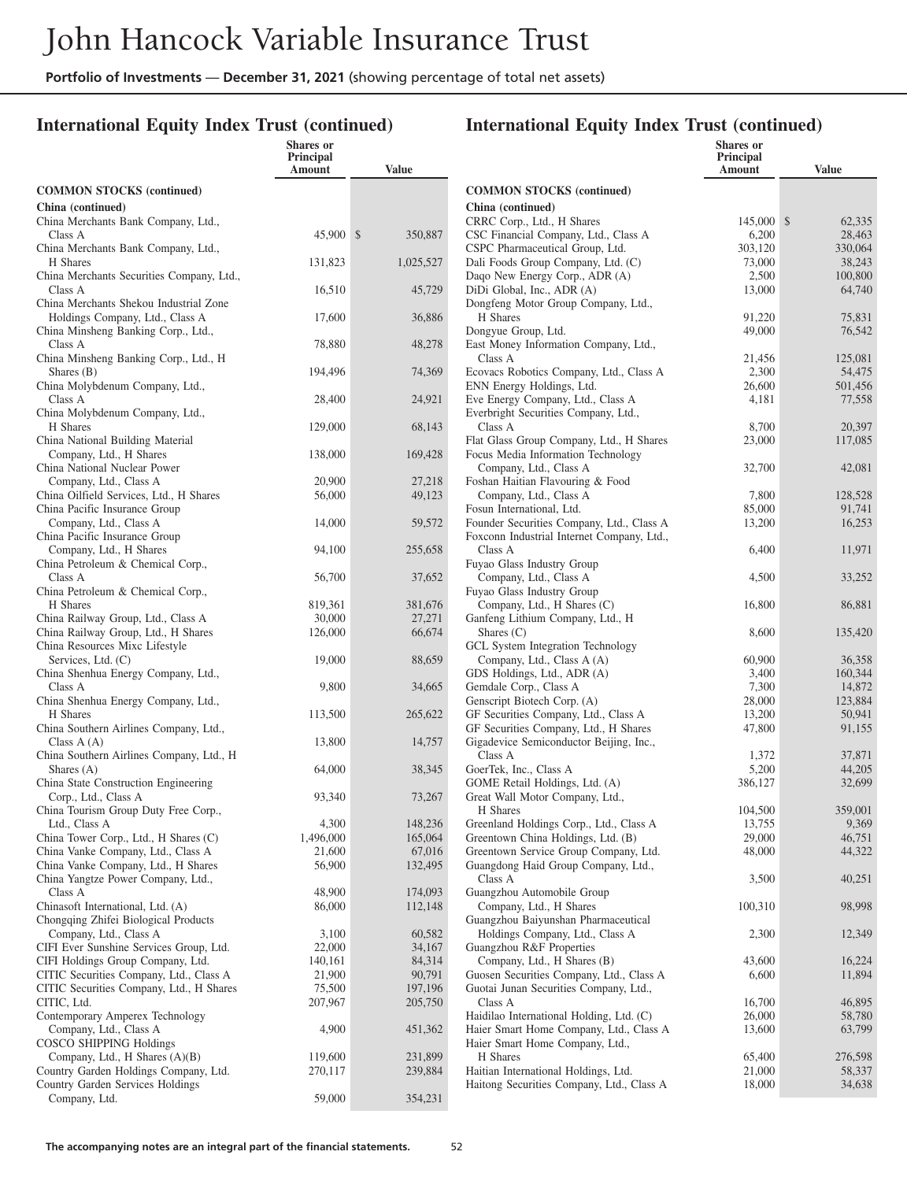# John Hancock Variable Insurance Trust

**Portfolio of Investments — December 31, 2021** (showing percentage of total net assets)

## International Equity Index Trust (continued)

| | Shares or Principal Amount | Value |
|---|---|---|
| **COMMON STOCKS (continued)** | | |
| **China (continued)** | | |
| China Merchants Bank Company, Ltd., Class A | 45,900 | $ 350,887 |
| China Merchants Bank Company, Ltd., H Shares | 131,823 | 1,025,527 |
| China Merchants Securities Company, Ltd., Class A | 16,510 | 45,729 |
| China Merchants Shekou Industrial Zone Holdings Company, Ltd., Class A | 17,600 | 36,886 |
| China Minsheng Banking Corp., Ltd., Class A | 78,880 | 48,278 |
| China Minsheng Banking Corp., Ltd., H Shares (B) | 194,496 | 74,369 |
| China Molybdenum Company, Ltd., Class A | 28,400 | 24,921 |
| China Molybdenum Company, Ltd., H Shares | 129,000 | 68,143 |
| China National Building Material Company, Ltd., H Shares | 138,000 | 169,428 |
| China National Nuclear Power Company, Ltd., Class A | 20,900 | 27,218 |
| China Oilfield Services, Ltd., H Shares | 56,000 | 49,123 |
| China Pacific Insurance Group Company, Ltd., Class A | 14,000 | 59,572 |
| China Pacific Insurance Group Company, Ltd., H Shares | 94,100 | 255,658 |
| China Petroleum & Chemical Corp., Class A | 56,700 | 37,652 |
| China Petroleum & Chemical Corp., H Shares | 819,361 | 381,676 |
| China Railway Group, Ltd., Class A | 30,000 | 27,271 |
| China Railway Group, Ltd., H Shares | 126,000 | 66,674 |
| China Resources Mixc Lifestyle Services, Ltd. (C) | 19,000 | 88,659 |
| China Shenhua Energy Company, Ltd., Class A | 9,800 | 34,665 |
| China Shenhua Energy Company, Ltd., H Shares | 113,500 | 265,622 |
| China Southern Airlines Company, Ltd., Class A (A) | 13,800 | 14,757 |
| China Southern Airlines Company, Ltd., H Shares (A) | 64,000 | 38,345 |
| China State Construction Engineering Corp., Ltd., Class A | 93,340 | 73,267 |
| China Tourism Group Duty Free Corp., Ltd., Class A | 4,300 | 148,236 |
| China Tower Corp., Ltd., H Shares (C) | 1,496,000 | 165,064 |
| China Vanke Company, Ltd., Class A | 21,600 | 67,016 |
| China Vanke Company, Ltd., H Shares | 56,900 | 132,495 |
| China Yangtze Power Company, Ltd., Class A | 48,900 | 174,093 |
| Chinasoft International, Ltd. (A) | 86,000 | 112,148 |
| Chongqing Zhifei Biological Products Company, Ltd., Class A | 3,100 | 60,582 |
| CIFI Ever Sunshine Services Group, Ltd. | 22,000 | 34,167 |
| CIFI Holdings Group Company, Ltd. | 140,161 | 84,314 |
| CITIC Securities Company, Ltd., Class A | 21,900 | 90,791 |
| CITIC Securities Company, Ltd., H Shares | 75,500 | 197,196 |
| CITIC, Ltd. | 207,967 | 205,750 |
| Contemporary Amperex Technology Company, Ltd., Class A | 4,900 | 451,362 |
| COSCO SHIPPING Holdings Company, Ltd., H Shares (A)(B) | 119,600 | 231,899 |
| Country Garden Holdings Company, Ltd. | 270,117 | 239,884 |
| Country Garden Services Holdings Company, Ltd. | 59,000 | 354,231 |
| CRRC Corp., Ltd., H Shares | 145,000 | $ 62,335 |
| CSC Financial Company, Ltd., Class A | 6,200 | 28,463 |
| CSPC Pharmaceutical Group, Ltd. | 303,120 | 330,064 |
| Dali Foods Group Company, Ltd. (C) | 73,000 | 38,243 |
| Daqo New Energy Corp., ADR (A) | 2,500 | 100,800 |
| DiDi Global, Inc., ADR (A) | 13,000 | 64,740 |
| Dongfeng Motor Group Company, Ltd., H Shares | 91,220 | 75,831 |
| Dongyue Group, Ltd. | 49,000 | 76,542 |
| East Money Information Company, Ltd., Class A | 21,456 | 125,081 |
| Ecovacs Robotics Company, Ltd., Class A | 2,300 | 54,475 |
| ENN Energy Holdings, Ltd. | 26,600 | 501,456 |
| Eve Energy Company, Ltd., Class A | 4,181 | 77,558 |
| Everbright Securities Company, Ltd., Class A | 8,700 | 20,397 |
| Flat Glass Group Company, Ltd., H Shares | 23,000 | 117,085 |
| Focus Media Information Technology Company, Ltd., Class A | 32,700 | 42,081 |
| Foshan Haitian Flavouring & Food Company, Ltd., Class A | 7,800 | 128,528 |
| Fosun International, Ltd. | 85,000 | 91,741 |
| Founder Securities Company, Ltd., Class A | 13,200 | 16,253 |
| Foxconn Industrial Internet Company, Ltd., Class A | 6,400 | 11,971 |
| Fuyao Glass Industry Group Company, Ltd., Class A | 4,500 | 33,252 |
| Fuyao Glass Industry Group Company, Ltd., H Shares (C) | 16,800 | 86,881 |
| Ganfeng Lithium Company, Ltd., H Shares (C) | 8,600 | 135,420 |
| GCL System Integration Technology Company, Ltd., Class A (A) | 60,900 | 36,358 |
| GDS Holdings, Ltd., ADR (A) | 3,400 | 160,344 |
| Gemdale Corp., Class A | 7,300 | 14,872 |
| Genscript Biotech Corp. (A) | 28,000 | 123,884 |
| GF Securities Company, Ltd., Class A | 13,200 | 50,941 |
| GF Securities Company, Ltd., H Shares | 47,800 | 91,155 |
| Gigadevice Semiconductor Beijing, Inc., Class A | 1,372 | 37,871 |
| GoerTek, Inc., Class A | 5,200 | 44,205 |
| GOME Retail Holdings, Ltd. (A) | 386,127 | 32,699 |
| Great Wall Motor Company, Ltd., H Shares | 104,500 | 359,001 |
| Greenland Holdings Corp., Ltd., Class A | 13,755 | 9,369 |
| Greentown China Holdings, Ltd. (B) | 29,000 | 46,751 |
| Greentown Service Group Company, Ltd. | 48,000 | 44,322 |
| Guangdong Haid Group Company, Ltd., Class A | 3,500 | 40,251 |
| Guangzhou Automobile Group Company, Ltd., H Shares | 100,310 | 98,998 |
| Guangzhou Baiyunshan Pharmaceutical Holdings Company, Ltd., Class A | 2,300 | 12,349 |
| Guangzhou R&F Properties Company, Ltd., H Shares (B) | 43,600 | 16,224 |
| Guosen Securities Company, Ltd., Class A | 6,600 | 11,894 |
| Guotai Junan Securities Company, Ltd., Class A | 16,700 | 46,895 |
| Haidilao International Holding, Ltd. (C) | 26,000 | 58,780 |
| Haier Smart Home Company, Ltd., Class A | 13,600 | 63,799 |
| Haier Smart Home Company, Ltd., H Shares | 65,400 | 276,598 |
| Haitian International Holdings, Ltd. | 21,000 | 58,337 |
| Haitong Securities Company, Ltd., Class A | 18,000 | 34,638 |

**The accompanying notes are an integral part of the financial statements.**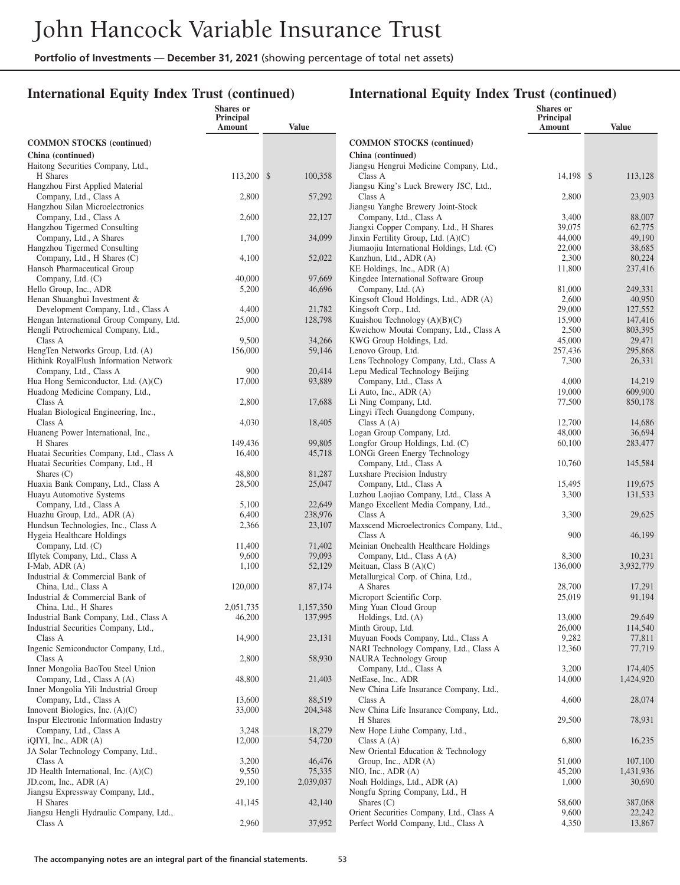## International Equity Index Trust (continued)

| | Shares or Principal Amount | Value |
|---|---|---|
| **COMMON STOCKS (continued)** | | |
| **China (continued)** | | |
| Haitong Securities Company, Ltd., H Shares | 113,200 | $ 100,358 |
| Hangzhou First Applied Material Company, Ltd., Class A | 2,800 | 57,292 |
| Hangzhou Silan Microelectronics Company, Ltd., Class A | 2,600 | 22,127 |
| Hangzhou Tigermed Consulting Company, Ltd., A Shares | 1,700 | 34,099 |
| Hangzhou Tigermed Consulting Company, Ltd., H Shares (C) | 4,100 | 52,022 |
| Hansoh Pharmaceutical Group Company, Ltd. (C) | 40,000 | 97,669 |
| Hello Group, Inc., ADR | 5,200 | 46,696 |
| Henan Shuanghui Investment & Development Company, Ltd., Class A | 4,400 | 21,782 |
| Hengan International Group Company, Ltd. | 25,000 | 128,798 |
| Hengli Petrochemical Company, Ltd., Class A | 9,500 | 34,266 |
| HengTen Networks Group, Ltd. (A) | 156,000 | 59,146 |
| Hithink RoyalFlush Information Network Company, Ltd., Class A | 900 | 20,414 |
| Hua Hong Semiconductor, Ltd. (A)(C) | 17,000 | 93,889 |
| Huadong Medicine Company, Ltd., Class A | 2,800 | 17,688 |
| Hualan Biological Engineering, Inc., Class A | 4,030 | 18,405 |
| Huaneng Power International, Inc., H Shares | 149,436 | 99,805 |
| Huatai Securities Company, Ltd., Class A | 16,400 | 45,718 |
| Huatai Securities Company, Ltd., H Shares (C) | 48,800 | 81,287 |
| Huaxia Bank Company, Ltd., Class A | 28,500 | 25,047 |
| Huayu Automotive Systems Company, Ltd., Class A | 5,100 | 22,649 |
| Huazhu Group, Ltd., ADR (A) | 6,400 | 238,976 |
| Hundsun Technologies, Inc., Class A | 2,366 | 23,107 |
| Hygeia Healthcare Holdings Company, Ltd. (C) | 11,400 | 71,402 |
| Iflytek Company, Ltd., Class A | 9,600 | 79,093 |
| I-Mab, ADR (A) | 1,100 | 52,129 |
| Industrial & Commercial Bank of China, Ltd., Class A | 120,000 | 87,174 |
| Industrial & Commercial Bank of China, Ltd., H Shares | 2,051,735 | 1,157,350 |
| Industrial Bank Company, Ltd., Class A | 46,200 | 137,995 |
| Industrial Securities Company, Ltd., Class A | 14,900 | 23,131 |
| Ingenic Semiconductor Company, Ltd., Class A | 2,800 | 58,930 |
| Inner Mongolia BaoTou Steel Union Company, Ltd., Class A (A) | 48,800 | 21,403 |
| Inner Mongolia Yili Industrial Group Company, Ltd., Class A | 13,600 | 88,519 |
| Innovent Biologics, Inc. (A)(C) | 33,000 | 204,348 |
| Inspur Electronic Information Industry Company, Ltd., Class A | 3,248 | 18,279 |
| iQIYI, Inc., ADR (A) | 12,000 | 54,720 |
| JA Solar Technology Company, Ltd., Class A | 3,200 | 46,476 |
| JD Health International, Inc. (A)(C) | 9,550 | 75,335 |
| JD.com, Inc., ADR (A) | 29,100 | 2,039,037 |
| Jiangsu Expressway Company, Ltd., H Shares | 41,145 | 42,140 |
| Jiangsu Hengli Hydraulic Company, Ltd., Class A | 2,960 | 37,952 |
| Jiangsu Hengrui Medicine Company, Ltd., Class A | 14,198 | $ 113,128 |
| Jiangsu King's Luck Brewery JSC, Ltd., Class A | 2,800 | 23,903 |
| Jiangsu Yanghe Brewery Joint-Stock Company, Ltd., Class A | 3,400 | 88,007 |
| Jiangxi Copper Company, Ltd., H Shares | 39,075 | 62,775 |
| Jinxin Fertility Group, Ltd. (A)(C) | 44,000 | 49,190 |
| Jiumaojiu International Holdings, Ltd. (C) | 22,000 | 38,685 |
| Kanzhun, Ltd., ADR (A) | 2,300 | 80,224 |
| KE Holdings, Inc., ADR (A) | 11,800 | 237,416 |
| Kingdee International Software Group Company, Ltd. (A) | 81,000 | 249,331 |
| Kingsoft Cloud Holdings, Ltd., ADR (A) | 2,600 | 40,950 |
| Kingsoft Corp., Ltd. | 29,000 | 127,552 |
| Kuaishou Technology (A)(B)(C) | 15,900 | 147,416 |
| Kweichow Moutai Company, Ltd., Class A | 2,500 | 803,395 |
| KWG Group Holdings, Ltd. | 45,000 | 29,471 |
| Lenovo Group, Ltd. | 257,436 | 295,868 |
| Lens Technology Company, Ltd., Class A | 7,300 | 26,331 |
| Lepu Medical Technology Beijing Company, Ltd., Class A | 4,000 | 14,219 |
| Li Auto, Inc., ADR (A) | 19,000 | 609,900 |
| Li Ning Company, Ltd. | 77,500 | 850,178 |
| Lingyi iTech Guangdong Company, Class A (A) | 12,700 | 14,686 |
| Logan Group Company, Ltd. | 48,000 | 36,694 |
| Longfor Group Holdings, Ltd. (C) | 60,100 | 283,477 |
| LONGi Green Energy Technology Company, Ltd., Class A | 10,760 | 145,584 |
| Luxshare Precision Industry Company, Ltd., Class A | 15,495 | 119,675 |
| Luzhou Laojiao Company, Ltd., Class A | 3,300 | 131,533 |
| Mango Excellent Media Company, Ltd., Class A | 3,300 | 29,625 |
| Maxscend Microelectronics Company, Ltd., Class A | 900 | 46,199 |
| Meinian Onehealth Healthcare Holdings Company, Ltd., Class A (A) | 8,300 | 10,231 |
| Meituan, Class B (A)(C) | 136,000 | 3,932,779 |
| Metallurgical Corp. of China, Ltd., A Shares | 28,700 | 17,291 |
| Microport Scientific Corp. | 25,019 | 91,194 |
| Ming Yuan Cloud Group Holdings, Ltd. (A) | 13,000 | 29,649 |
| Minth Group, Ltd. | 26,000 | 114,540 |
| Muyuan Foods Company, Ltd., Class A | 9,282 | 77,811 |
| NARI Technology Company, Ltd., Class A | 12,360 | 77,719 |
| NAURA Technology Group Company, Ltd., Class A | 3,200 | 174,405 |
| NetEase, Inc., ADR | 14,000 | 1,424,920 |
| New China Life Insurance Company, Ltd., Class A | 4,600 | 28,074 |
| New China Life Insurance Company, Ltd., H Shares | 29,500 | 78,931 |
| New Hope Liuhe Company, Ltd., Class A (A) | 6,800 | 16,235 |
| New Oriental Education & Technology Group, Inc., ADR (A) | 51,000 | 107,100 |
| NIO, Inc., ADR (A) | 45,200 | 1,431,936 |
| Noah Holdings, Ltd., ADR (A) | 1,000 | 30,690 |
| Nongfu Spring Company, Ltd., H Shares (C) | 58,600 | 387,068 |
| Orient Securities Company, Ltd., Class A | 9,600 | 22,242 |
| Perfect World Company, Ltd., Class A | 4,350 | 13,867 |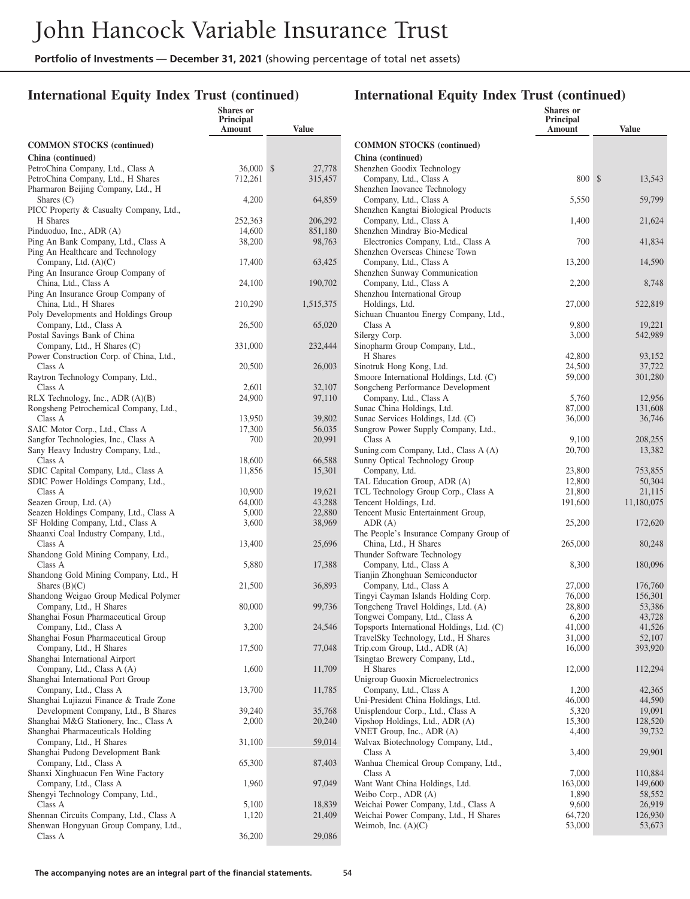# John Hancock Variable Insurance Trust

**Portfolio of Investments — December 31, 2021** (showing percentage of total net assets)

## International Equity Index Trust (continued)

| | Shares or Principal Amount | Value |
|---|---|---|
| **COMMON STOCKS (continued)** | | |
| **China (continued)** | | |
| PetroChina Company, Ltd., Class A | 36,000 | $ 27,778 |
| PetroChina Company, Ltd., H Shares | 712,261 | 315,457 |
| Pharmaron Beijing Company, Ltd., H Shares (C) | 4,200 | 64,859 |
| PICC Property & Casualty Company, Ltd., H Shares | 252,363 | 206,292 |
| Pinduoduo, Inc., ADR (A) | 14,600 | 851,180 |
| Ping An Bank Company, Ltd., Class A | 38,200 | 98,763 |
| Ping An Healthcare and Technology Company, Ltd. (A)(C) | 17,400 | 63,425 |
| Ping An Insurance Group Company of China, Ltd., Class A | 24,100 | 190,702 |
| Ping An Insurance Group Company of China, Ltd., H Shares | 210,290 | 1,515,375 |
| Poly Developments and Holdings Group Company, Ltd., Class A | 26,500 | 65,020 |
| Postal Savings Bank of China Company, Ltd., H Shares (C) | 331,000 | 232,444 |
| Power Construction Corp. of China, Ltd., Class A | 20,500 | 26,003 |
| Raytron Technology Company, Ltd., Class A | 2,601 | 32,107 |
| RLX Technology, Inc., ADR (A)(B) | 24,900 | 97,110 |
| Rongsheng Petrochemical Company, Ltd., Class A | 13,950 | 39,802 |
| SAIC Motor Corp., Ltd., Class A | 17,300 | 56,035 |
| Sangfor Technologies, Inc., Class A | 700 | 20,991 |
| Sany Heavy Industry Company, Ltd., Class A | 18,600 | 66,588 |
| SDIC Capital Company, Ltd., Class A | 11,856 | 15,301 |
| SDIC Power Holdings Company, Ltd., Class A | 10,900 | 19,621 |
| Seazen Group, Ltd. (A) | 64,000 | 43,288 |
| Seazen Holdings Company, Ltd., Class A | 5,000 | 22,880 |
| SF Holding Company, Ltd., Class A | 3,600 | 38,969 |
| Shaanxi Coal Industry Company, Ltd., Class A | 13,400 | 25,696 |
| Shandong Gold Mining Company, Ltd., Class A | 5,880 | 17,388 |
| Shandong Gold Mining Company, Ltd., H Shares (B)(C) | 21,500 | 36,893 |
| Shandong Weigao Group Medical Polymer Company, Ltd., H Shares | 80,000 | 99,736 |
| Shanghai Fosun Pharmaceutical Group Company, Ltd., Class A | 3,200 | 24,546 |
| Shanghai Fosun Pharmaceutical Group Company, Ltd., H Shares | 17,500 | 77,048 |
| Shanghai International Airport Company, Ltd., Class A (A) | 1,600 | 11,709 |
| Shanghai International Port Group Company, Ltd., Class A | 13,700 | 11,785 |
| Shanghai Lujiazui Finance & Trade Zone Development Company, Ltd., B Shares | 39,240 | 35,768 |
| Shanghai M&G Stationery, Inc., Class A | 2,000 | 20,240 |
| Shanghai Pharmaceuticals Holding Company, Ltd., H Shares | 31,100 | 59,014 |
| Shanghai Pudong Development Bank Company, Ltd., Class A | 65,300 | 87,403 |
| Shanxi Xinghuacun Fen Wine Factory Company, Ltd., Class A | 1,960 | 97,049 |
| Shengyi Technology Company, Ltd., Class A | 5,100 | 18,839 |
| Shennan Circuits Company, Ltd., Class A | 1,120 | 21,409 |
| Shenwan Hongyuan Group Company, Ltd., Class A | 36,200 | 29,086 |
| Shenzhen Goodix Technology Company, Ltd., Class A | 800 | $ 13,543 |
| Shenzhen Inovance Technology Company, Ltd., Class A | 5,550 | 59,799 |
| Shenzhen Kangtai Biological Products Company, Ltd., Class A | 1,400 | 21,624 |
| Shenzhen Mindray Bio-Medical Electronics Company, Ltd., Class A | 700 | 41,834 |
| Shenzhen Overseas Chinese Town Company, Ltd., Class A | 13,200 | 14,590 |
| Shenzhen Sunway Communication Company, Ltd., Class A | 2,200 | 8,748 |
| Shenzhou International Group Holdings, Ltd. | 27,000 | 522,819 |
| Sichuan Chuantou Energy Company, Ltd., Class A | 9,800 | 19,221 |
| Silergy Corp. | 3,000 | 542,989 |
| Sinopharm Group Company, Ltd., H Shares | 42,800 | 93,152 |
| Sinotruk Hong Kong, Ltd. | 24,500 | 37,722 |
| Smoore International Holdings, Ltd. (C) | 59,000 | 301,280 |
| Songcheng Performance Development Company, Ltd., Class A | 5,760 | 12,956 |
| Sunac China Holdings, Ltd. | 87,000 | 131,608 |
| Sunac Services Holdings, Ltd. (C) | 36,000 | 36,746 |
| Sungrow Power Supply Company, Ltd., Class A | 9,100 | 208,255 |
| Suning.com Company, Ltd., Class A (A) | 20,700 | 13,382 |
| Sunny Optical Technology Group Company, Ltd. | 23,800 | 753,855 |
| TAL Education Group, ADR (A) | 12,800 | 50,304 |
| TCL Technology Group Corp., Class A | 21,800 | 21,115 |
| Tencent Holdings, Ltd. | 191,600 | 11,180,075 |
| Tencent Music Entertainment Group, ADR (A) | 25,200 | 172,620 |
| The People's Insurance Company Group of China, Ltd., H Shares | 265,000 | 80,248 |
| Thunder Software Technology Company, Ltd., Class A | 8,300 | 180,096 |
| Tianjin Zhonghuan Semiconductor Company, Ltd., Class A | 27,000 | 176,760 |
| Tingyi Cayman Islands Holding Corp. | 76,000 | 156,301 |
| Tongcheng Travel Holdings, Ltd. (A) | 28,800 | 53,386 |
| Tongwei Company, Ltd., Class A | 6,200 | 43,728 |
| Topsports International Holdings, Ltd. (C) | 41,000 | 41,526 |
| TravelSky Technology, Ltd., H Shares | 31,000 | 52,107 |
| Trip.com Group, Ltd., ADR (A) | 16,000 | 393,920 |
| Tsingtao Brewery Company, Ltd., H Shares | 12,000 | 112,294 |
| Unigroup Guoxin Microelectronics Company, Ltd., Class A | 1,200 | 42,365 |
| Uni-President China Holdings, Ltd. | 46,000 | 44,590 |
| Unisplendour Corp., Ltd., Class A | 5,320 | 19,091 |
| Vipshop Holdings, Ltd., ADR (A) | 15,300 | 128,520 |
| VNET Group, Inc., ADR (A) | 4,400 | 39,732 |
| Walvax Biotechnology Company, Ltd., Class A | 3,400 | 29,901 |
| Wanhua Chemical Group Company, Ltd., Class A | 7,000 | 110,884 |
| Want Want China Holdings, Ltd. | 163,000 | 149,600 |
| Weibo Corp., ADR (A) | 1,890 | 58,552 |
| Weichai Power Company, Ltd., Class A | 9,600 | 26,919 |
| Weichai Power Company, Ltd., H Shares | 64,720 | 126,930 |
| Weimob, Inc. (A)(C) | 53,000 | 53,673 |

The accompanying notes are an integral part of the financial statements.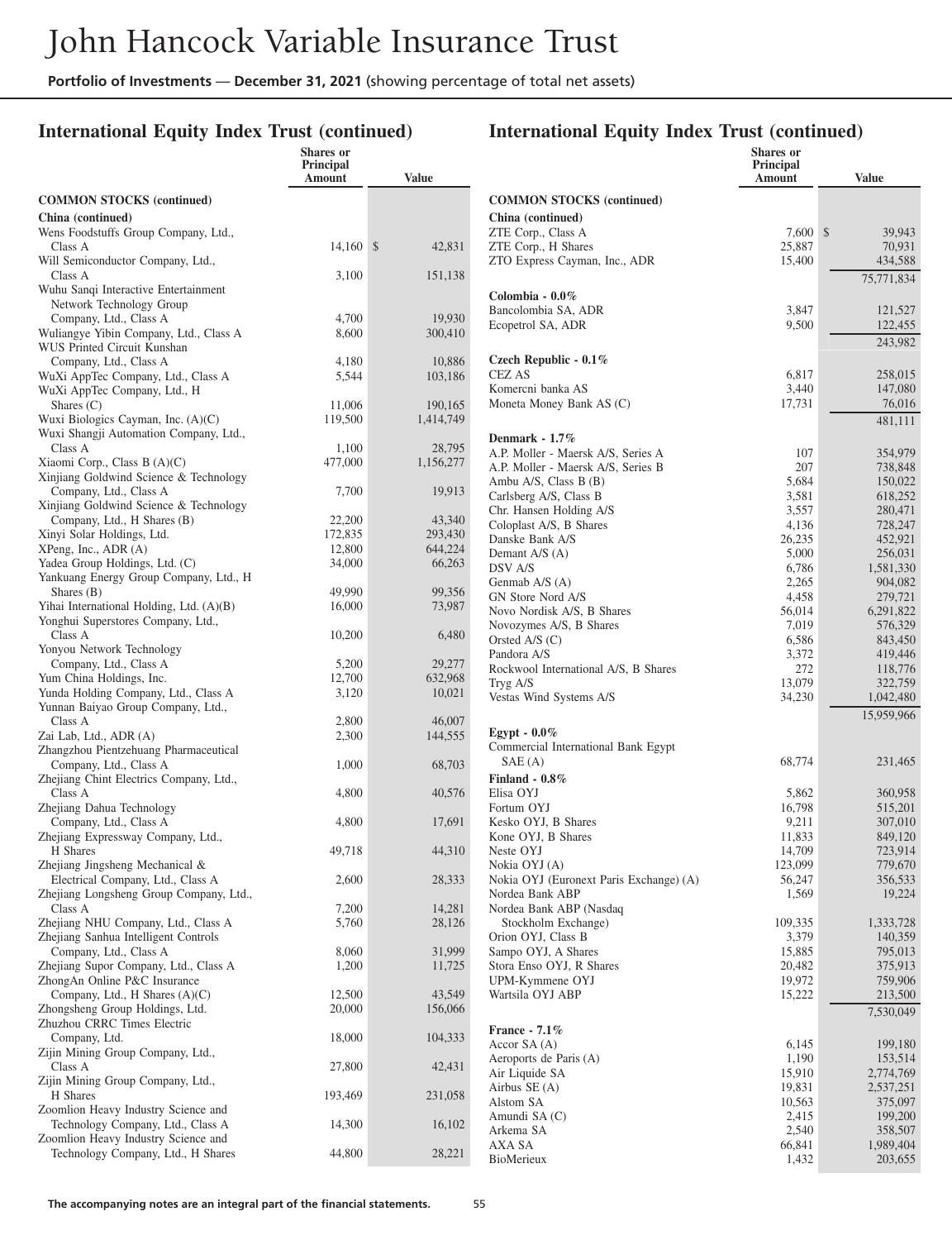## International Equity Index Trust (continued)

| | Shares or Principal Amount | Value |
|---|---|---|
| **COMMON STOCKS (continued)** | | |
| **China (continued)** | | |
| Wens Foodstuffs Group Company, Ltd., Class A | 14,160 | $ 42,831 |
| Will Semiconductor Company, Ltd., Class A | 3,100 | 151,138 |
| Wuhu Sanqi Interactive Entertainment Network Technology Group Company, Ltd., Class A | 4,700 | 19,930 |
| Wuliangye Yibin Company, Ltd., Class A | 8,600 | 300,410 |
| WUS Printed Circuit Kunshan Company, Ltd., Class A | 4,180 | 10,886 |
| WuXi AppTec Company, Ltd., Class A | 5,544 | 103,186 |
| WuXi AppTec Company, Ltd., H Shares (C) | 11,006 | 190,165 |
| Wuxi Biologics Cayman, Inc. (A)(C) | 119,500 | 1,414,749 |
| Wuxi Shangji Automation Company, Ltd., Class A | 1,100 | 28,795 |
| Xiaomi Corp., Class B (A)(C) | 477,000 | 1,156,277 |
| Xinjiang Goldwind Science & Technology Company, Ltd., Class A | 7,700 | 19,913 |
| Xinjiang Goldwind Science & Technology Company, Ltd., H Shares (B) | 22,200 | 43,340 |
| Xinyi Solar Holdings, Ltd. | 172,835 | 293,430 |
| XPeng, Inc., ADR (A) | 12,800 | 644,224 |
| Yadea Group Holdings, Ltd. (C) | 34,000 | 66,263 |
| Yankuang Energy Group Company, Ltd., H Shares (B) | 49,990 | 99,356 |
| Yihai International Holding, Ltd. (A)(B) | 16,000 | 73,987 |
| Yonghui Superstores Company, Ltd., Class A | 10,200 | 6,480 |
| Yonyou Network Technology Company, Ltd., Class A | 5,200 | 29,277 |
| Yum China Holdings, Inc. | 12,700 | 632,968 |
| Yunda Holding Company, Ltd., Class A | 3,120 | 10,021 |
| Yunnan Baiyao Group Company, Ltd., Class A | 2,800 | 46,007 |
| Zai Lab, Ltd., ADR (A) | 2,300 | 144,555 |
| Zhangzhou Pientzehuang Pharmaceutical Company, Ltd., Class A | 1,000 | 68,703 |
| Zhejiang Chint Electrics Company, Ltd., Class A | 4,800 | 40,576 |
| Zhejiang Dahua Technology Company, Ltd., Class A | 4,800 | 17,691 |
| Zhejiang Expressway Company, Ltd., H Shares | 49,718 | 44,310 |
| Zhejiang Jingsheng Mechanical & Electrical Company, Ltd., Class A | 2,600 | 28,333 |
| Zhejiang Longsheng Group Company, Ltd., Class A | 7,200 | 14,281 |
| Zhejiang NHU Company, Ltd., Class A | 5,760 | 28,126 |
| Zhejiang Sanhua Intelligent Controls Company, Ltd., Class A | 8,060 | 31,999 |
| Zhejiang Supor Company, Ltd., Class A | 1,200 | 11,725 |
| ZhongAn Online P&C Insurance Company, Ltd., H Shares (A)(C) | 12,500 | 43,549 |
| Zhongsheng Group Holdings, Ltd. | 20,000 | 156,066 |
| Zhuzhou CRRC Times Electric Company, Ltd. | 18,000 | 104,333 |
| Zijin Mining Group Company, Ltd., Class A | 27,800 | 42,431 |
| Zijin Mining Group Company, Ltd., H Shares | 193,469 | 231,058 |
| Zoomlion Heavy Industry Science and Technology Company, Ltd., Class A | 14,300 | 16,102 |
| Zoomlion Heavy Industry Science and Technology Company, Ltd., H Shares | 44,800 | 28,221 |
| ZTE Corp., Class A | 7,600 | $ 39,943 |
| ZTE Corp., H Shares | 25,887 | 70,931 |
| ZTO Express Cayman, Inc., ADR | 15,400 | 434,588 |
| | | 75,771,834 |
| **Colombia - 0.0%** | | |
| Bancolombia SA, ADR | 3,847 | 121,527 |
| Ecopetrol SA, ADR | 9,500 | 122,455 |
| | | 243,982 |
| **Czech Republic - 0.1%** | | |
| CEZ AS | 6,817 | 258,015 |
| Komercni banka AS | 3,440 | 147,080 |
| Moneta Money Bank AS (C) | 17,731 | 76,016 |
| | | 481,111 |
| **Denmark - 1.7%** | | |
| A.P. Moller - Maersk A/S, Series A | 107 | 354,979 |
| A.P. Moller - Maersk A/S, Series B | 207 | 738,848 |
| Ambu A/S, Class B (B) | 5,684 | 150,022 |
| Carlsberg A/S, Class B | 3,581 | 618,252 |
| Chr. Hansen Holding A/S | 3,557 | 280,471 |
| Coloplast A/S, B Shares | 4,136 | 728,247 |
| Danske Bank A/S | 26,235 | 452,921 |
| Demant A/S (A) | 5,000 | 256,031 |
| DSV A/S | 6,786 | 1,581,330 |
| Genmab A/S (A) | 2,265 | 904,082 |
| GN Store Nord A/S | 4,458 | 279,721 |
| Novo Nordisk A/S, B Shares | 56,014 | 6,291,822 |
| Novozymes A/S, B Shares | 7,019 | 576,329 |
| Orsted A/S (C) | 6,586 | 843,450 |
| Pandora A/S | 3,372 | 419,446 |
| Rockwool International A/S, B Shares | 272 | 118,776 |
| Tryg A/S | 13,079 | 322,759 |
| Vestas Wind Systems A/S | 34,230 | 1,042,480 |
| | | 15,959,966 |
| **Egypt - 0.0%** | | |
| Commercial International Bank Egypt SAE (A) | 68,774 | 231,465 |
| **Finland - 0.8%** | | |
| Elisa OYJ | 5,862 | 360,958 |
| Fortum OYJ | 16,798 | 515,201 |
| Kesko OYJ, B Shares | 9,211 | 307,010 |
| Kone OYJ, B Shares | 11,833 | 849,120 |
| Neste OYJ | 14,709 | 723,914 |
| Nokia OYJ (A) | 123,099 | 779,670 |
| Nokia OYJ (Euronext Paris Exchange) (A) | 56,247 | 356,533 |
| Nordea Bank ABP | 1,569 | 19,224 |
| Nordea Bank ABP (Nasdaq Stockholm Exchange) | 109,335 | 1,333,728 |
| Orion OYJ, Class B | 3,379 | 140,359 |
| Sampo OYJ, A Shares | 15,885 | 795,013 |
| Stora Enso OYJ, R Shares | 20,482 | 375,913 |
| UPM-Kymmene OYJ | 19,972 | 759,906 |
| Wartsila OYJ ABP | 15,222 | 213,500 |
| | | 7,530,049 |
| **France - 7.1%** | | |
| Accor SA (A) | 6,145 | 199,180 |
| Aeroports de Paris (A) | 1,190 | 153,514 |
| Air Liquide SA | 15,910 | 2,774,769 |
| Airbus SE (A) | 19,831 | 2,537,251 |
| Alstom SA | 10,563 | 375,097 |
| Amundi SA (C) | 2,415 | 199,200 |
| Arkema SA | 2,540 | 358,507 |
| AXA SA | 66,841 | 1,989,404 |
| BioMerieux | 1,432 | 203,655 |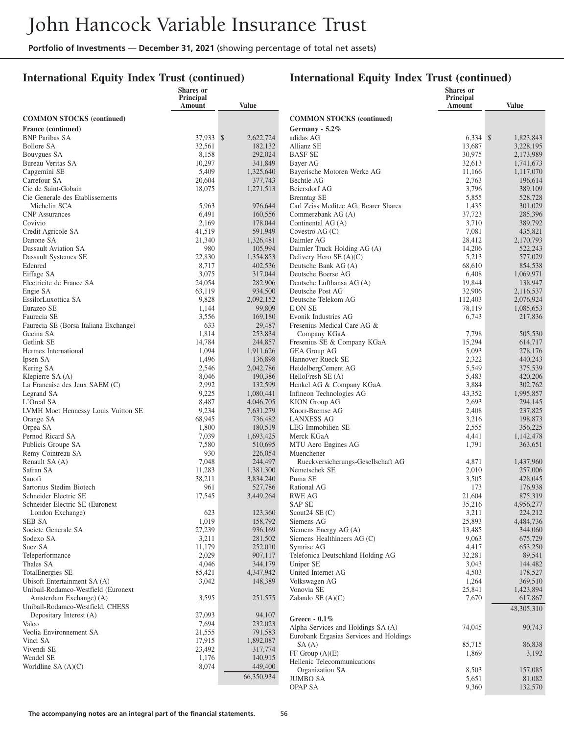# John Hancock Variable Insurance Trust

**Portfolio of Investments** — **December 31, 2021** (showing percentage of total net assets)

## International Equity Index Trust (continued)

| | Shares or Principal Amount | Value |
|---|---|---|
| **COMMON STOCKS (continued)** | | |
| **France (continued)** | | |
| BNP Paribas SA | 37,933 | $ 2,622,724 |
| Bollore SA | 32,561 | 182,132 |
| Bouygues SA | 8,158 | 292,024 |
| Bureau Veritas SA | 10,297 | 341,849 |
| Capgemini SE | 5,409 | 1,325,640 |
| Carrefour SA | 20,604 | 377,743 |
| Cie de Saint-Gobain | 18,075 | 1,271,513 |
| Cie Generale des Etablissements Michelin SCA | 5,963 | 976,644 |
| CNP Assurances | 6,491 | 160,556 |
| Covivio | 2,169 | 178,044 |
| Credit Agricole SA | 41,519 | 591,949 |
| Danone SA | 21,340 | 1,326,481 |
| Dassault Aviation SA | 980 | 105,994 |
| Dassault Systemes SE | 22,830 | 1,354,853 |
| Edenred | 8,717 | 402,536 |
| Eiffage SA | 3,075 | 317,044 |
| Electricite de France SA | 24,054 | 282,906 |
| Engie SA | 63,119 | 934,500 |
| EssilorLuxottica SA | 9,828 | 2,092,152 |
| Eurazeo SE | 1,144 | 99,809 |
| Faurecia SE | 3,556 | 169,180 |
| Faurecia SE (Borsa Italiana Exchange) | 633 | 29,487 |
| Gecina SA | 1,814 | 253,834 |
| Getlink SE | 14,784 | 244,857 |
| Hermes International | 1,094 | 1,911,626 |
| Ipsen SA | 1,496 | 136,898 |
| Kering SA | 2,546 | 2,042,786 |
| Klepierre SA (A) | 8,046 | 190,386 |
| La Francaise des Jeux SAEM (C) | 2,992 | 132,599 |
| Legrand SA | 9,225 | 1,080,441 |
| L'Oreal SA | 8,487 | 4,046,705 |
| LVMH Moet Hennessy Louis Vuitton SE | 9,234 | 7,631,279 |
| Orange SA | 68,945 | 736,482 |
| Orpea SA | 1,800 | 180,519 |
| Pernod Ricard SA | 7,039 | 1,693,425 |
| Publicis Groupe SA | 7,580 | 510,695 |
| Remy Cointreau SA | 930 | 226,054 |
| Renault SA (A) | 7,048 | 244,497 |
| Safran SA | 11,283 | 1,381,300 |
| Sanofi | 38,211 | 3,834,240 |
| Sartorius Stedim Biotech | 961 | 527,786 |
| Schneider Electric SE | 17,545 | 3,449,264 |
| Schneider Electric SE (Euronext London Exchange) | 623 | 123,360 |
| SEB SA | 1,019 | 158,792 |
| Societe Generale SA | 27,239 | 936,169 |
| Sodexo SA | 3,211 | 281,502 |
| Suez SA | 11,179 | 252,010 |
| Teleperformance | 2,029 | 907,117 |
| Thales SA | 4,046 | 344,179 |
| TotalEnergies SE | 85,421 | 4,347,942 |
| Ubisoft Entertainment SA (A) | 3,042 | 148,389 |
| Unibail-Rodamco-Westfield (Euronext Amsterdam Exchange) (A) | 3,595 | 251,575 |
| Unibail-Rodamco-Westfield, CHESS Depositary Interest (A) | 27,093 | 94,107 |
| Valeo | 7,694 | 232,023 |
| Veolia Environnement SA | 21,555 | 791,583 |
| Vinci SA | 17,915 | 1,892,087 |
| Vivendi SE | 23,492 | 317,774 |
| Wendel SE | 1,176 | 140,915 |
| Worldline SA (A)(C) | 8,074 | 449,400 |
| | | 66,350,934 |
| **Germany - 5.2%** | | |
| adidas AG | 6,334 | $ 1,823,843 |
| Allianz SE | 13,687 | 3,228,195 |
| BASF SE | 30,975 | 2,173,989 |
| Bayer AG | 32,613 | 1,741,673 |
| Bayerische Motoren Werke AG | 11,166 | 1,117,070 |
| Bechtle AG | 2,763 | 196,614 |
| Beiersdorf AG | 3,796 | 389,109 |
| Brenntag SE | 5,855 | 528,728 |
| Carl Zeiss Meditec AG, Bearer Shares | 1,435 | 301,029 |
| Commerzbank AG (A) | 37,723 | 285,396 |
| Continental AG (A) | 3,710 | 389,792 |
| Covestro AG (C) | 7,081 | 435,821 |
| Daimler AG | 28,412 | 2,170,793 |
| Daimler Truck Holding AG (A) | 14,206 | 522,243 |
| Delivery Hero SE (A)(C) | 5,213 | 577,029 |
| Deutsche Bank AG (A) | 68,610 | 854,538 |
| Deutsche Boerse AG | 6,408 | 1,069,971 |
| Deutsche Lufthansa AG (A) | 19,844 | 138,947 |
| Deutsche Post AG | 32,906 | 2,116,537 |
| Deutsche Telekom AG | 112,403 | 2,076,924 |
| E.ON SE | 78,119 | 1,085,653 |
| Evonik Industries AG | 6,743 | 217,836 |
| Fresenius Medical Care AG & Company KGaA | 7,798 | 505,530 |
| Fresenius SE & Company KGaA | 15,294 | 614,717 |
| GEA Group AG | 5,093 | 278,176 |
| Hannover Rueck SE | 2,322 | 440,243 |
| HeidelbergCement AG | 5,549 | 375,539 |
| HelloFresh SE (A) | 5,483 | 420,206 |
| Henkel AG & Company KGaA | 3,884 | 302,762 |
| Infineon Technologies AG | 43,352 | 1,995,857 |
| KION Group AG | 2,693 | 294,145 |
| Knorr-Bremse AG | 2,408 | 237,825 |
| LANXESS AG | 3,216 | 198,873 |
| LEG Immobilien SE | 2,555 | 356,225 |
| Merck KGaA | 4,441 | 1,142,478 |
| MTU Aero Engines AG | 1,791 | 363,651 |
| Muenchener Rueckversicherungs-Gesellschaft AG | 4,871 | 1,437,960 |
| Nemetschek SE | 2,010 | 257,006 |
| Puma SE | 3,505 | 428,045 |
| Rational AG | 173 | 176,938 |
| RWE AG | 21,604 | 875,319 |
| SAP SE | 35,216 | 4,956,277 |
| Scout24 SE (C) | 3,211 | 224,212 |
| Siemens AG | 25,893 | 4,484,736 |
| Siemens Energy AG (A) | 13,485 | 344,060 |
| Siemens Healthineers AG (C) | 9,063 | 675,729 |
| Symrise AG | 4,417 | 653,250 |
| Telefonica Deutschland Holding AG | 32,281 | 89,541 |
| Uniper SE | 3,043 | 144,482 |
| United Internet AG | 4,503 | 178,527 |
| Volkswagen AG | 1,264 | 369,510 |
| Vonovia SE | 25,841 | 1,423,894 |
| Zalando SE (A)(C) | 7,670 | 617,867 |
| | | 48,305,310 |
| **Greece - 0.1%** | | |
| Alpha Services and Holdings SA (A) | 74,045 | 90,743 |
| Eurobank Ergasias Services and Holdings SA (A) | 85,715 | 86,838 |
| FF Group (A)(E) | 1,869 | 3,192 |
| Hellenic Telecommunications Organization SA | 8,503 | 157,085 |
| JUMBO SA | 5,651 | 81,082 |
| OPAP SA | 9,360 | 132,570 |

**The accompanying notes are an integral part of the financial statements.**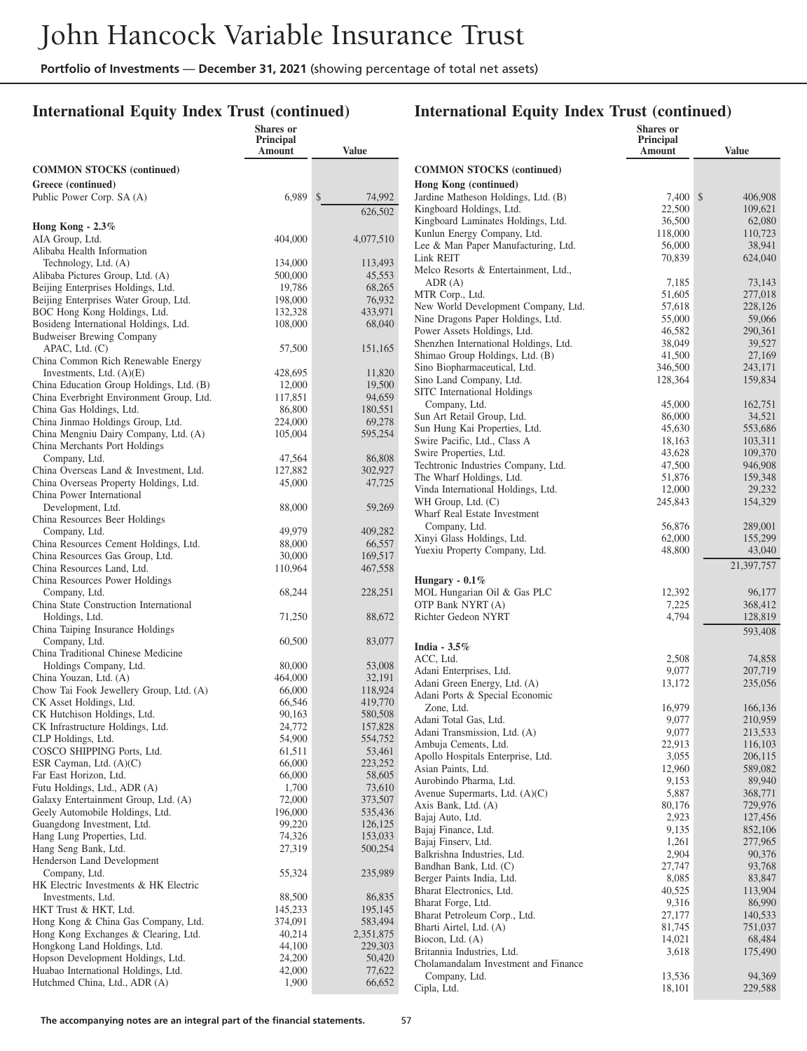# John Hancock Variable Insurance Trust

**Portfolio of Investments — December 31, 2021** (showing percentage of total net assets)

## International Equity Index Trust (continued)

| | Shares or Principal Amount | Value |
|---|---|---|
| **COMMON STOCKS (continued)** | | |
| **Greece (continued)** | | |
| Public Power Corp. SA (A) | 6,989 | $ 74,992 |
| | | 626,502 |
| **Hong Kong - 2.3%** | | |
| AIA Group, Ltd. | 404,000 | 4,077,510 |
| Alibaba Health Information Technology, Ltd. (A) | 134,000 | 113,493 |
| Alibaba Pictures Group, Ltd. (A) | 500,000 | 45,553 |
| Beijing Enterprises Holdings, Ltd. | 19,786 | 68,265 |
| Beijing Enterprises Water Group, Ltd. | 198,000 | 76,932 |
| BOC Hong Kong Holdings, Ltd. | 132,328 | 433,971 |
| Bosideng International Holdings, Ltd. | 108,000 | 68,040 |
| Budweiser Brewing Company APAC, Ltd. (C) | 57,500 | 151,165 |
| China Common Rich Renewable Energy Investments, Ltd. (A)(E) | 428,695 | 11,820 |
| China Education Group Holdings, Ltd. (B) | 12,000 | 19,500 |
| China Everbright Environment Group, Ltd. | 117,851 | 94,659 |
| China Gas Holdings, Ltd. | 86,800 | 180,551 |
| China Jinmao Holdings Group, Ltd. | 224,000 | 69,278 |
| China Mengniu Dairy Company, Ltd. (A) | 105,004 | 595,254 |
| China Merchants Port Holdings Company, Ltd. | 47,564 | 86,808 |
| China Overseas Land & Investment, Ltd. | 127,882 | 302,927 |
| China Overseas Property Holdings, Ltd. | 45,000 | 47,725 |
| China Power International Development, Ltd. | 88,000 | 59,269 |
| China Resources Beer Holdings Company, Ltd. | 49,979 | 409,282 |
| China Resources Cement Holdings, Ltd. | 88,000 | 66,557 |
| China Resources Gas Group, Ltd. | 30,000 | 169,517 |
| China Resources Land, Ltd. | 110,964 | 467,558 |
| China Resources Power Holdings Company, Ltd. | 68,244 | 228,251 |
| China State Construction International Holdings, Ltd. | 71,250 | 88,672 |
| China Taiping Insurance Holdings Company, Ltd. | 60,500 | 83,077 |
| China Traditional Chinese Medicine Holdings Company, Ltd. | 80,000 | 53,008 |
| China Youzan, Ltd. (A) | 464,000 | 32,191 |
| Chow Tai Fook Jewellery Group, Ltd. (A) | 66,000 | 118,924 |
| CK Asset Holdings, Ltd. | 66,546 | 419,770 |
| CK Hutchison Holdings, Ltd. | 90,163 | 580,508 |
| CK Infrastructure Holdings, Ltd. | 24,772 | 157,828 |
| CLP Holdings, Ltd. | 54,900 | 554,752 |
| COSCO SHIPPING Ports, Ltd. | 61,511 | 53,461 |
| ESR Cayman, Ltd. (A)(C) | 66,000 | 223,252 |
| Far East Horizon, Ltd. | 66,000 | 58,605 |
| Futu Holdings, Ltd., ADR (A) | 1,700 | 73,610 |
| Galaxy Entertainment Group, Ltd. (A) | 72,000 | 373,507 |
| Geely Automobile Holdings, Ltd. | 196,000 | 535,436 |
| Guangdong Investment, Ltd. | 99,220 | 126,125 |
| Hang Lung Properties, Ltd. | 74,326 | 153,033 |
| Hang Seng Bank, Ltd. | 27,319 | 500,254 |
| Henderson Land Development Company, Ltd. | 55,324 | 235,989 |
| HK Electric Investments & HK Electric Investments, Ltd. | 88,500 | 86,835 |
| HKT Trust & HKT, Ltd. | 145,233 | 195,145 |
| Hong Kong & China Gas Company, Ltd. | 374,091 | 583,494 |
| Hong Kong Exchanges & Clearing, Ltd. | 40,214 | 2,351,875 |
| Hongkong Land Holdings, Ltd. | 44,100 | 229,303 |
| Hopson Development Holdings, Ltd. | 24,200 | 50,420 |
| Huabao International Holdings, Ltd. | 42,000 | 77,622 |
| Hutchmed China, Ltd., ADR (A) | 1,900 | 66,652 |
| **Hong Kong (continued)** | | |
| Jardine Matheson Holdings, Ltd. (B) | 7,400 | $ 406,908 |
| Kingboard Holdings, Ltd. | 22,500 | 109,621 |
| Kingboard Laminates Holdings, Ltd. | 36,500 | 62,080 |
| Kunlun Energy Company, Ltd. | 118,000 | 110,723 |
| Lee & Man Paper Manufacturing, Ltd. | 56,000 | 38,941 |
| Link REIT | 70,839 | 624,040 |
| Melco Resorts & Entertainment, Ltd., ADR (A) | 7,185 | 73,143 |
| MTR Corp., Ltd. | 51,605 | 277,018 |
| New World Development Company, Ltd. | 57,618 | 228,126 |
| Nine Dragons Paper Holdings, Ltd. | 55,000 | 59,066 |
| Power Assets Holdings, Ltd. | 46,582 | 290,361 |
| Shenzhen International Holdings, Ltd. | 38,049 | 39,527 |
| Shimao Group Holdings, Ltd. (B) | 41,500 | 27,169 |
| Sino Biopharmaceutical, Ltd. | 346,500 | 243,171 |
| Sino Land Company, Ltd. | 128,364 | 159,834 |
| SITC International Holdings Company, Ltd. | 45,000 | 162,751 |
| Sun Art Retail Group, Ltd. | 86,000 | 34,521 |
| Sun Hung Kai Properties, Ltd. | 45,630 | 553,686 |
| Swire Pacific, Ltd., Class A | 18,163 | 103,311 |
| Swire Properties, Ltd. | 43,628 | 109,370 |
| Techtronic Industries Company, Ltd. | 47,500 | 946,908 |
| The Wharf Holdings, Ltd. | 51,876 | 159,348 |
| Vinda International Holdings, Ltd. | 12,000 | 29,232 |
| WH Group, Ltd. (C) | 245,843 | 154,329 |
| Wharf Real Estate Investment Company, Ltd. | 56,876 | 289,001 |
| Xinyi Glass Holdings, Ltd. | 62,000 | 155,299 |
| Yuexiu Property Company, Ltd. | 48,800 | 43,040 |
| | | 21,397,757 |
| **Hungary - 0.1%** | | |
| MOL Hungarian Oil & Gas PLC | 12,392 | 96,177 |
| OTP Bank NYRT (A) | 7,225 | 368,412 |
| Richter Gedeon NYRT | 4,794 | 128,819 |
| | | 593,408 |
| **India - 3.5%** | | |
| ACC, Ltd. | 2,508 | 74,858 |
| Adani Enterprises, Ltd. | 9,077 | 207,719 |
| Adani Green Energy, Ltd. (A) | 13,172 | 235,056 |
| Adani Ports & Special Economic Zone, Ltd. | 16,979 | 166,136 |
| Adani Total Gas, Ltd. | 9,077 | 210,959 |
| Adani Transmission, Ltd. (A) | 9,077 | 213,533 |
| Ambuja Cements, Ltd. | 22,913 | 116,103 |
| Apollo Hospitals Enterprise, Ltd. | 3,055 | 206,115 |
| Asian Paints, Ltd. | 12,960 | 589,082 |
| Aurobindo Pharma, Ltd. | 9,153 | 89,940 |
| Avenue Supermarts, Ltd. (A)(C) | 5,887 | 368,771 |
| Axis Bank, Ltd. (A) | 80,176 | 729,976 |
| Bajaj Auto, Ltd. | 2,923 | 127,456 |
| Bajaj Finance, Ltd. | 9,135 | 852,106 |
| Bajaj Finserv, Ltd. | 1,261 | 277,965 |
| Balkrishna Industries, Ltd. | 2,904 | 90,376 |
| Bandhan Bank, Ltd. (C) | 27,747 | 93,768 |
| Berger Paints India, Ltd. | 8,085 | 83,847 |
| Bharat Electronics, Ltd. | 40,525 | 113,904 |
| Bharat Forge, Ltd. | 9,316 | 86,990 |
| Bharat Petroleum Corp., Ltd. | 27,177 | 140,533 |
| Bharti Airtel, Ltd. (A) | 81,745 | 751,037 |
| Biocon, Ltd. (A) | 14,021 | 68,484 |
| Britannia Industries, Ltd. | 3,618 | 175,490 |
| Cholamandalam Investment and Finance Company, Ltd. | 13,536 | 94,369 |
| Cipla, Ltd. | 18,101 | 229,588 |

**The accompanying notes are an integral part of the financial statements.**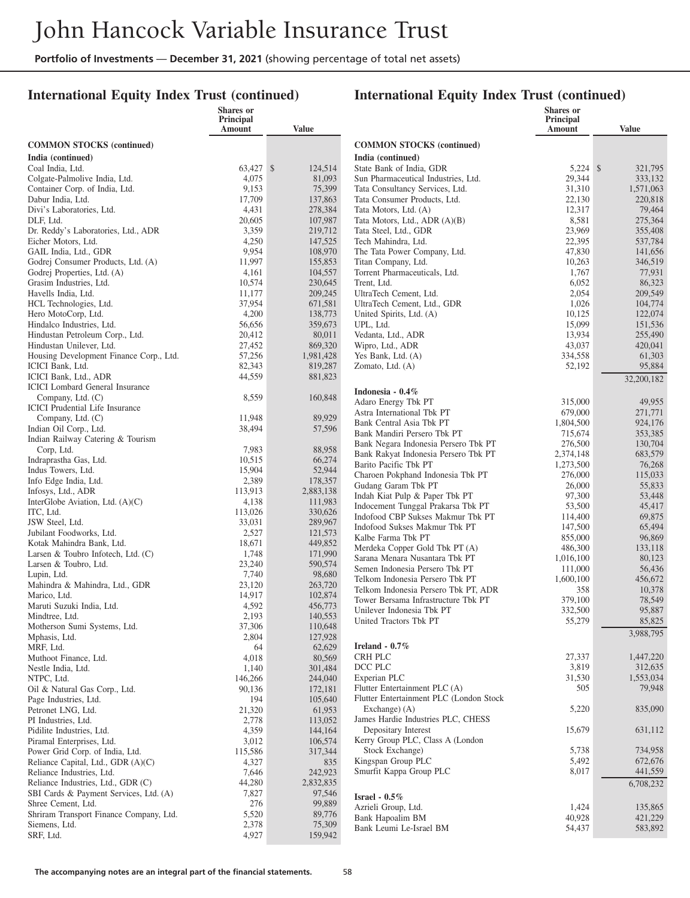## International Equity Index Trust (continued)

| | Shares or Principal Amount | Value |
|---|---|---|
| **COMMON STOCKS (continued)** | | |
| **India (continued)** | | |
| Coal India, Ltd. | 63,427 | $ 124,514 |
| Colgate-Palmolive India, Ltd. | 4,075 | 81,093 |
| Container Corp. of India, Ltd. | 9,153 | 75,399 |
| Dabur India, Ltd. | 17,709 | 137,863 |
| Divi's Laboratories, Ltd. | 4,431 | 278,384 |
| DLF, Ltd. | 20,605 | 107,987 |
| Dr. Reddy's Laboratories, Ltd., ADR | 3,359 | 219,712 |
| Eicher Motors, Ltd. | 4,250 | 147,525 |
| GAIL India, Ltd., GDR | 9,954 | 108,970 |
| Godrej Consumer Products, Ltd. (A) | 11,997 | 155,853 |
| Godrej Properties, Ltd. (A) | 4,161 | 104,557 |
| Grasim Industries, Ltd. | 10,574 | 230,645 |
| Havells India, Ltd. | 11,177 | 209,245 |
| HCL Technologies, Ltd. | 37,954 | 671,581 |
| Hero MotoCorp, Ltd. | 4,200 | 138,773 |
| Hindalco Industries, Ltd. | 56,656 | 359,673 |
| Hindustan Petroleum Corp., Ltd. | 20,412 | 80,011 |
| Hindustan Unilever, Ltd. | 27,452 | 869,320 |
| Housing Development Finance Corp., Ltd. | 57,256 | 1,981,428 |
| ICICI Bank, Ltd. | 82,343 | 819,287 |
| ICICI Bank, Ltd., ADR | 44,559 | 881,823 |
| ICICI Lombard General Insurance Company, Ltd. (C) | 8,559 | 160,848 |
| ICICI Prudential Life Insurance Company, Ltd. (C) | 11,948 | 89,929 |
| Indian Oil Corp., Ltd. | 38,494 | 57,596 |
| Indian Railway Catering & Tourism Corp, Ltd. | 7,983 | 88,958 |
| Indraprastha Gas, Ltd. | 10,515 | 66,274 |
| Indus Towers, Ltd. | 15,904 | 52,944 |
| Info Edge India, Ltd. | 2,389 | 178,357 |
| Infosys, Ltd., ADR | 113,913 | 2,883,138 |
| InterGlobe Aviation, Ltd. (A)(C) | 4,138 | 111,983 |
| ITC, Ltd. | 113,026 | 330,626 |
| JSW Steel, Ltd. | 33,031 | 289,967 |
| Jubilant Foodworks, Ltd. | 2,527 | 121,573 |
| Kotak Mahindra Bank, Ltd. | 18,671 | 449,852 |
| Larsen & Toubro Infotech, Ltd. (C) | 1,748 | 171,990 |
| Larsen & Toubro, Ltd. | 23,240 | 590,574 |
| Lupin, Ltd. | 7,740 | 98,680 |
| Mahindra & Mahindra, Ltd., GDR | 23,120 | 263,720 |
| Marico, Ltd. | 14,917 | 102,874 |
| Maruti Suzuki India, Ltd. | 4,592 | 456,773 |
| Mindtree, Ltd. | 2,193 | 140,553 |
| Motherson Sumi Systems, Ltd. | 37,306 | 110,648 |
| Mphasis, Ltd. | 2,804 | 127,928 |
| MRF, Ltd. | 64 | 62,629 |
| Muthoot Finance, Ltd. | 4,018 | 80,569 |
| Nestle India, Ltd. | 1,140 | 301,484 |
| NTPC, Ltd. | 146,266 | 244,040 |
| Oil & Natural Gas Corp., Ltd. | 90,136 | 172,181 |
| Page Industries, Ltd. | 194 | 105,640 |
| Petronet LNG, Ltd. | 21,320 | 61,953 |
| PI Industries, Ltd. | 2,778 | 113,052 |
| Pidilite Industries, Ltd. | 4,359 | 144,164 |
| Piramal Enterprises, Ltd. | 3,012 | 106,574 |
| Power Grid Corp. of India, Ltd. | 115,586 | 317,344 |
| Reliance Capital, Ltd., GDR (A)(C) | 4,327 | 835 |
| Reliance Industries, Ltd. | 7,646 | 242,923 |
| Reliance Industries, Ltd., GDR (C) | 44,280 | 2,832,835 |
| SBI Cards & Payment Services, Ltd. (A) | 7,827 | 97,546 |
| Shree Cement, Ltd. | 276 | 99,889 |
| Shriram Transport Finance Company, Ltd. | 5,520 | 89,776 |
| Siemens, Ltd. | 2,378 | 75,309 |
| SRF, Ltd. | 4,927 | 159,942 |
| State Bank of India, GDR | 5,224 | $ 321,795 |
| Sun Pharmaceutical Industries, Ltd. | 29,344 | 333,132 |
| Tata Consultancy Services, Ltd. | 31,310 | 1,571,063 |
| Tata Consumer Products, Ltd. | 22,130 | 220,818 |
| Tata Motors, Ltd. (A) | 12,317 | 79,464 |
| Tata Motors, Ltd., ADR (A)(B) | 8,581 | 275,364 |
| Tata Steel, Ltd., GDR | 23,969 | 355,408 |
| Tech Mahindra, Ltd. | 22,395 | 537,784 |
| The Tata Power Company, Ltd. | 47,830 | 141,656 |
| Titan Company, Ltd. | 10,263 | 346,519 |
| Torrent Pharmaceuticals, Ltd. | 1,767 | 77,931 |
| Trent, Ltd. | 6,052 | 86,323 |
| UltraTech Cement, Ltd. | 2,054 | 209,549 |
| UltraTech Cement, Ltd., GDR | 1,026 | 104,774 |
| United Spirits, Ltd. (A) | 10,125 | 122,074 |
| UPL, Ltd. | 15,099 | 151,536 |
| Vedanta, Ltd., ADR | 13,934 | 255,490 |
| Wipro, Ltd., ADR | 43,037 | 420,041 |
| Yes Bank, Ltd. (A) | 334,558 | 61,303 |
| Zomato, Ltd. (A) | 52,192 | 95,884 |
| | | 32,200,182 |
| **Indonesia - 0.4%** | | |
| Adaro Energy Tbk PT | 315,000 | 49,955 |
| Astra International Tbk PT | 679,000 | 271,771 |
| Bank Central Asia Tbk PT | 1,804,500 | 924,176 |
| Bank Mandiri Persero Tbk PT | 715,674 | 353,385 |
| Bank Negara Indonesia Persero Tbk PT | 276,500 | 130,704 |
| Bank Rakyat Indonesia Persero Tbk PT | 2,374,148 | 683,579 |
| Barito Pacific Tbk PT | 1,273,500 | 76,268 |
| Charoen Pokphand Indonesia Tbk PT | 276,000 | 115,033 |
| Gudang Garam Tbk PT | 26,000 | 55,833 |
| Indah Kiat Pulp & Paper Tbk PT | 97,300 | 53,448 |
| Indocement Tunggal Prakarsa Tbk PT | 53,500 | 45,417 |
| Indofood CBP Sukses Makmur Tbk PT | 114,400 | 69,875 |
| Indofood Sukses Makmur Tbk PT | 147,500 | 65,494 |
| Kalbe Farma Tbk PT | 855,000 | 96,869 |
| Merdeka Copper Gold Tbk PT (A) | 486,300 | 133,118 |
| Sarana Menara Nusantara Tbk PT | 1,016,100 | 80,123 |
| Semen Indonesia Persero Tbk PT | 111,000 | 56,436 |
| Telkom Indonesia Persero Tbk PT | 1,600,100 | 456,672 |
| Telkom Indonesia Persero Tbk PT, ADR | 358 | 10,378 |
| Tower Bersama Infrastructure Tbk PT | 379,100 | 78,549 |
| Unilever Indonesia Tbk PT | 332,500 | 95,887 |
| United Tractors Tbk PT | 55,279 | 85,825 |
| | | 3,988,795 |
| **Ireland - 0.7%** | | |
| CRH PLC | 27,337 | 1,447,220 |
| DCC PLC | 3,819 | 312,635 |
| Experian PLC | 31,530 | 1,553,034 |
| Flutter Entertainment PLC (A) | 505 | 79,948 |
| Flutter Entertainment PLC (London Stock Exchange) (A) | 5,220 | 835,090 |
| James Hardie Industries PLC, CHESS Depositary Interest | 15,679 | 631,112 |
| Kerry Group PLC, Class A (London Stock Exchange) | 5,738 | 734,958 |
| Kingspan Group PLC | 5,492 | 672,676 |
| Smurfit Kappa Group PLC | 8,017 | 441,559 |
| | | 6,708,232 |
| **Israel - 0.5%** | | |
| Azrieli Group, Ltd. | 1,424 | 135,865 |
| Bank Hapoalim BM | 40,928 | 421,229 |
| Bank Leumi Le-Israel BM | 54,437 | 583,892 |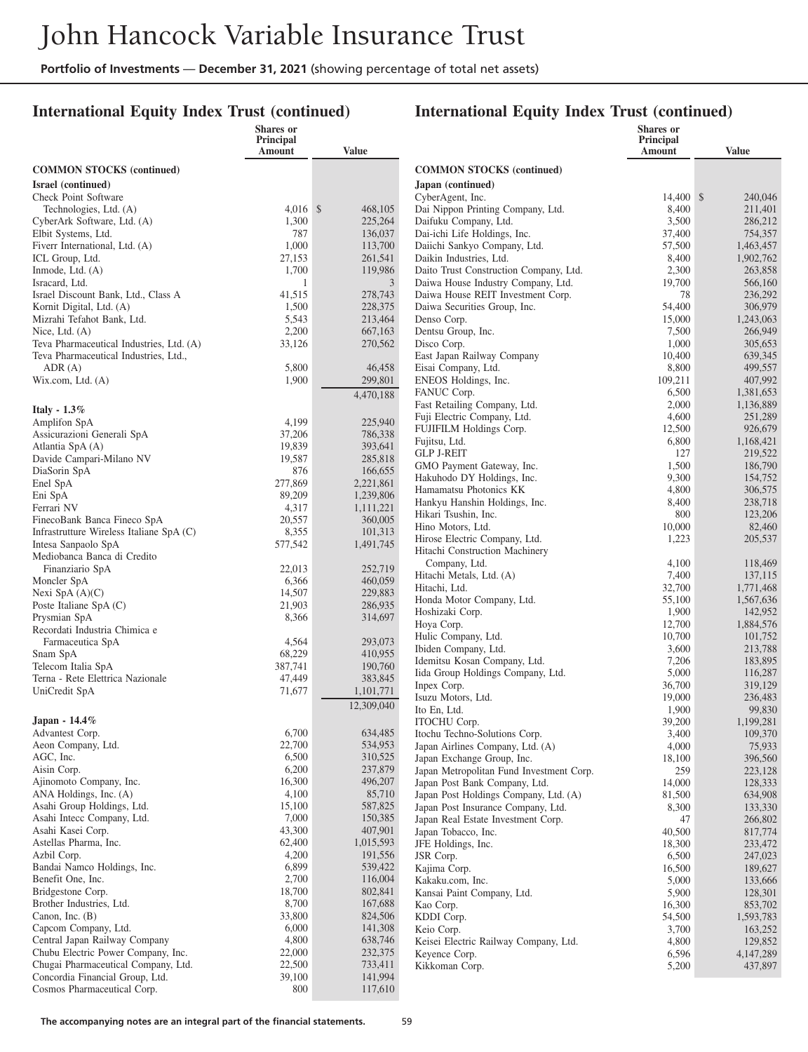## International Equity Index Trust (continued)

| | Shares or Principal Amount | Value |
|---|---|---|
| **COMMON STOCKS (continued)** | | |
| **Israel (continued)** | | |
| Check Point Software Technologies, Ltd. (A) | 4,016 | $ 468,105 |
| CyberArk Software, Ltd. (A) | 1,300 | 225,264 |
| Elbit Systems, Ltd. | 787 | 136,037 |
| Fiverr International, Ltd. (A) | 1,000 | 113,700 |
| ICL Group, Ltd. | 27,153 | 261,541 |
| Inmode, Ltd. (A) | 1,700 | 119,986 |
| Isracard, Ltd. | 1 | 3 |
| Israel Discount Bank, Ltd., Class A | 41,515 | 278,743 |
| Kornit Digital, Ltd. (A) | 1,500 | 228,375 |
| Mizrahi Tefahot Bank, Ltd. | 5,543 | 213,464 |
| Nice, Ltd. (A) | 2,200 | 667,163 |
| Teva Pharmaceutical Industries, Ltd. (A) | 33,126 | 270,562 |
| Teva Pharmaceutical Industries, Ltd., ADR (A) | 5,800 | 46,458 |
| Wix.com, Ltd. (A) | 1,900 | 299,801 |
| | | 4,470,188 |
| **Italy - 1.3%** | | |
| Amplifon SpA | 4,199 | 225,940 |
| Assicurazioni Generali SpA | 37,206 | 786,338 |
| Atlantia SpA (A) | 19,839 | 393,641 |
| Davide Campari-Milano NV | 19,587 | 285,818 |
| DiaSorin SpA | 876 | 166,655 |
| Enel SpA | 277,869 | 2,221,861 |
| Eni SpA | 89,209 | 1,239,806 |
| Ferrari NV | 4,317 | 1,111,221 |
| FinecoBank Banca Fineco SpA | 20,557 | 360,005 |
| Infrastrutture Wireless Italiane SpA (C) | 8,355 | 101,313 |
| Intesa Sanpaolo SpA | 577,542 | 1,491,745 |
| Mediobanca Banca di Credito Finanziario SpA | 22,013 | 252,719 |
| Moncler SpA | 6,366 | 460,059 |
| Nexi SpA (A)(C) | 14,507 | 229,883 |
| Poste Italiane SpA (C) | 21,903 | 286,935 |
| Prysmian SpA | 8,366 | 314,697 |
| Recordati Industria Chimica e Farmaceutica SpA | 4,564 | 293,073 |
| Snam SpA | 68,229 | 410,955 |
| Telecom Italia SpA | 387,741 | 190,760 |
| Terna - Rete Elettrica Nazionale | 47,449 | 383,845 |
| UniCredit SpA | 71,677 | 1,101,771 |
| | | 12,309,040 |
| **Japan - 14.4%** | | |
| Advantest Corp. | 6,700 | 634,485 |
| Aeon Company, Ltd. | 22,700 | 534,953 |
| AGC, Inc. | 6,500 | 310,525 |
| Aisin Corp. | 6,200 | 237,879 |
| Ajinomoto Company, Inc. | 16,300 | 496,207 |
| ANA Holdings, Inc. (A) | 4,100 | 85,710 |
| Asahi Group Holdings, Ltd. | 15,100 | 587,825 |
| Asahi Intecc Company, Ltd. | 7,000 | 150,385 |
| Asahi Kasei Corp. | 43,300 | 407,901 |
| Astellas Pharma, Inc. | 62,400 | 1,015,593 |
| Azbil Corp. | 4,200 | 191,556 |
| Bandai Namco Holdings, Inc. | 6,899 | 539,422 |
| Benefit One, Inc. | 2,700 | 116,004 |
| Bridgestone Corp. | 18,700 | 802,841 |
| Brother Industries, Ltd. | 8,700 | 167,688 |
| Canon, Inc. (B) | 33,800 | 824,506 |
| Capcom Company, Ltd. | 6,000 | 141,308 |
| Central Japan Railway Company | 4,800 | 638,746 |
| Chubu Electric Power Company, Inc. | 22,000 | 232,375 |
| Chugai Pharmaceutical Company, Ltd. | 22,500 | 733,411 |
| Concordia Financial Group, Ltd. | 39,100 | 141,994 |
| Cosmos Pharmaceutical Corp. | 800 | 117,610 |
| **Japan (continued)** | | |
| CyberAgent, Inc. | 14,400 | $ 240,046 |
| Dai Nippon Printing Company, Ltd. | 8,400 | 211,401 |
| Daifuku Company, Ltd. | 3,500 | 286,212 |
| Dai-ichi Life Holdings, Inc. | 37,400 | 754,357 |
| Daiichi Sankyo Company, Ltd. | 57,500 | 1,463,457 |
| Daikin Industries, Ltd. | 8,400 | 1,902,762 |
| Daito Trust Construction Company, Ltd. | 2,300 | 263,858 |
| Daiwa House Industry Company, Ltd. | 19,700 | 566,160 |
| Daiwa House REIT Investment Corp. | 78 | 236,292 |
| Daiwa Securities Group, Inc. | 54,400 | 306,979 |
| Denso Corp. | 15,000 | 1,243,063 |
| Dentsu Group, Inc. | 7,500 | 266,949 |
| Disco Corp. | 1,000 | 305,653 |
| East Japan Railway Company | 10,400 | 639,345 |
| Eisai Company, Ltd. | 8,800 | 499,557 |
| ENEOS Holdings, Inc. | 109,211 | 407,992 |
| FANUC Corp. | 6,500 | 1,381,653 |
| Fast Retailing Company, Ltd. | 2,000 | 1,136,889 |
| Fuji Electric Company, Ltd. | 4,600 | 251,289 |
| FUJIFILM Holdings Corp. | 12,500 | 926,679 |
| Fujitsu, Ltd. | 6,800 | 1,168,421 |
| GLP J-REIT | 127 | 219,522 |
| GMO Payment Gateway, Inc. | 1,500 | 186,790 |
| Hakuhodo DY Holdings, Inc. | 9,300 | 154,752 |
| Hamamatsu Photonics KK | 4,800 | 306,575 |
| Hankyu Hanshin Holdings, Inc. | 8,400 | 238,718 |
| Hikari Tsushin, Inc. | 800 | 123,206 |
| Hino Motors, Ltd. | 10,000 | 82,460 |
| Hirose Electric Company, Ltd. | 1,223 | 205,537 |
| Hitachi Construction Machinery Company, Ltd. | 4,100 | 118,469 |
| Hitachi Metals, Ltd. (A) | 7,400 | 137,115 |
| Hitachi, Ltd. | 32,700 | 1,771,468 |
| Honda Motor Company, Ltd. | 55,100 | 1,567,636 |
| Hoshizaki Corp. | 1,900 | 142,952 |
| Hoya Corp. | 12,700 | 1,884,576 |
| Hulic Company, Ltd. | 10,700 | 101,752 |
| Ibiden Company, Ltd. | 3,600 | 213,788 |
| Idemitsu Kosan Company, Ltd. | 7,206 | 183,895 |
| Iida Group Holdings Company, Ltd. | 5,000 | 116,287 |
| Inpex Corp. | 36,700 | 319,129 |
| Isuzu Motors, Ltd. | 19,000 | 236,483 |
| Ito En, Ltd. | 1,900 | 99,830 |
| ITOCHU Corp. | 39,200 | 1,199,281 |
| Itochu Techno-Solutions Corp. | 3,400 | 109,370 |
| Japan Airlines Company, Ltd. (A) | 4,000 | 75,933 |
| Japan Exchange Group, Inc. | 18,100 | 396,560 |
| Japan Metropolitan Fund Investment Corp. | 259 | 223,128 |
| Japan Post Bank Company, Ltd. | 14,000 | 128,333 |
| Japan Post Holdings Company, Ltd. (A) | 81,500 | 634,908 |
| Japan Post Insurance Company, Ltd. | 8,300 | 133,330 |
| Japan Real Estate Investment Corp. | 47 | 266,802 |
| Japan Tobacco, Inc. | 40,500 | 817,774 |
| JFE Holdings, Inc. | 18,300 | 233,472 |
| JSR Corp. | 6,500 | 247,023 |
| Kajima Corp. | 16,500 | 189,627 |
| Kakaku.com, Inc. | 5,000 | 133,666 |
| Kansai Paint Company, Ltd. | 5,900 | 128,301 |
| Kao Corp. | 16,300 | 853,702 |
| KDDI Corp. | 54,500 | 1,593,783 |
| Keio Corp. | 3,700 | 163,252 |
| Keisei Electric Railway Company, Ltd. | 4,800 | 129,852 |
| Keyence Corp. | 6,596 | 4,147,289 |
| Kikkoman Corp. | 5,200 | 437,897 |

The accompanying notes are an integral part of the financial statements.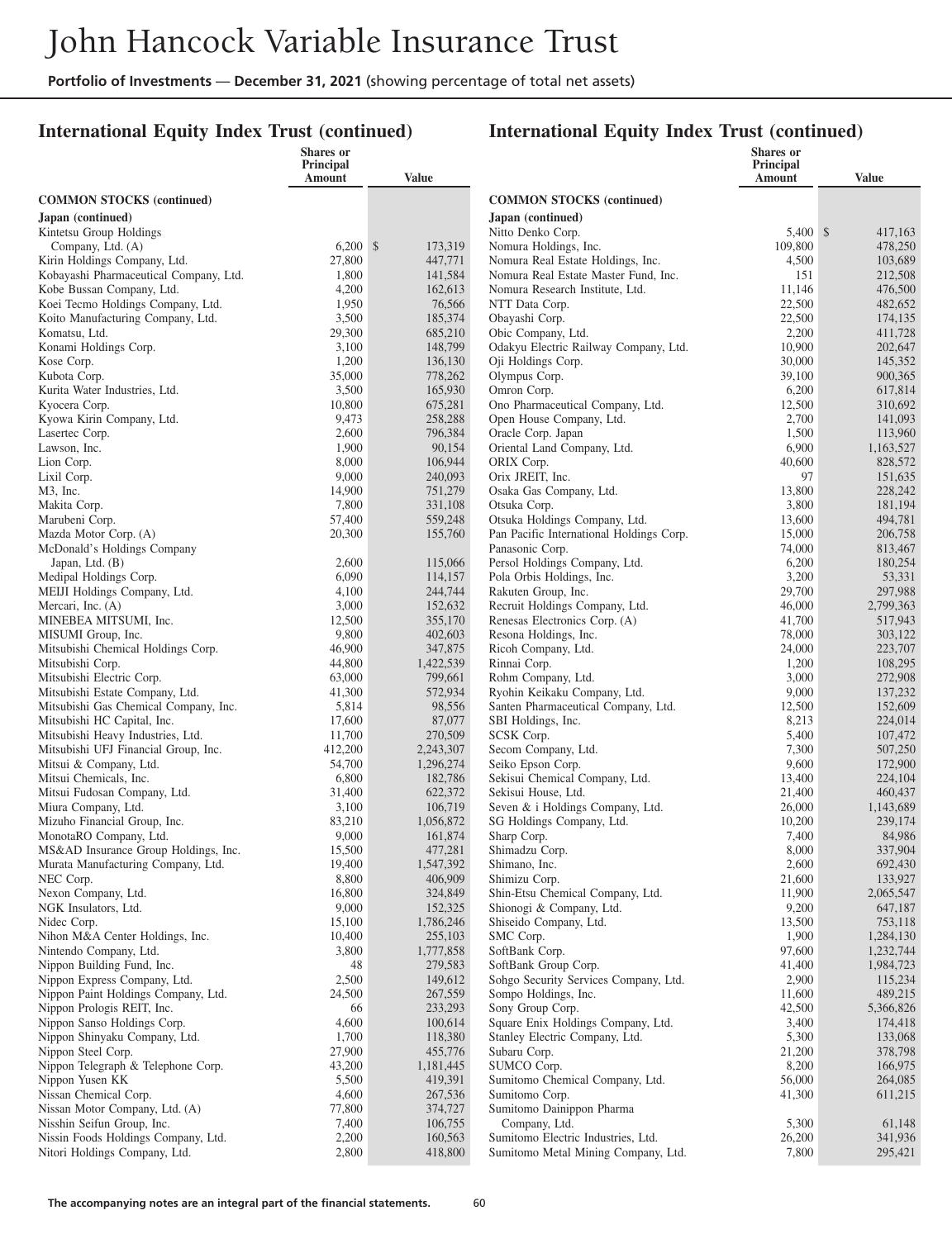## International Equity Index Trust (continued)

| | Shares or Principal Amount | Value |
|---|---|---|
| **COMMON STOCKS (continued)** | | |
| **Japan (continued)** | | |
| Kintetsu Group Holdings Company, Ltd. (A) | 6,200 | $ 173,319 |
| Kirin Holdings Company, Ltd. | 27,800 | 447,771 |
| Kobayashi Pharmaceutical Company, Ltd. | 1,800 | 141,584 |
| Kobe Bussan Company, Ltd. | 4,200 | 162,613 |
| Koei Tecmo Holdings Company, Ltd. | 1,950 | 76,566 |
| Koito Manufacturing Company, Ltd. | 3,500 | 185,374 |
| Komatsu, Ltd. | 29,300 | 685,210 |
| Konami Holdings Corp. | 3,100 | 148,799 |
| Kose Corp. | 1,200 | 136,130 |
| Kubota Corp. | 35,000 | 778,262 |
| Kurita Water Industries, Ltd. | 3,500 | 165,930 |
| Kyocera Corp. | 10,800 | 675,281 |
| Kyowa Kirin Company, Ltd. | 9,473 | 258,288 |
| Lasertec Corp. | 2,600 | 796,384 |
| Lawson, Inc. | 1,900 | 90,154 |
| Lion Corp. | 8,000 | 106,944 |
| Lixil Corp. | 9,000 | 240,093 |
| M3, Inc. | 14,900 | 751,279 |
| Makita Corp. | 7,800 | 331,108 |
| Marubeni Corp. | 57,400 | 559,248 |
| Mazda Motor Corp. (A) | 20,300 | 155,760 |
| McDonald's Holdings Company Japan, Ltd. (B) | 2,600 | 115,066 |
| Medipal Holdings Corp. | 6,090 | 114,157 |
| MEIJI Holdings Company, Ltd. | 4,100 | 244,744 |
| Mercari, Inc. (A) | 3,000 | 152,632 |
| MINEBEA MITSUMI, Inc. | 12,500 | 355,170 |
| MISUMI Group, Inc. | 9,800 | 402,603 |
| Mitsubishi Chemical Holdings Corp. | 46,900 | 347,875 |
| Mitsubishi Corp. | 44,800 | 1,422,539 |
| Mitsubishi Electric Corp. | 63,000 | 799,661 |
| Mitsubishi Estate Company, Ltd. | 41,300 | 572,934 |
| Mitsubishi Gas Chemical Company, Inc. | 5,814 | 98,556 |
| Mitsubishi HC Capital, Inc. | 17,600 | 87,077 |
| Mitsubishi Heavy Industries, Ltd. | 11,700 | 270,509 |
| Mitsubishi UFJ Financial Group, Inc. | 412,200 | 2,243,307 |
| Mitsui & Company, Ltd. | 54,700 | 1,296,274 |
| Mitsui Chemicals, Inc. | 6,800 | 182,786 |
| Mitsui Fudosan Company, Ltd. | 31,400 | 622,372 |
| Miura Company, Ltd. | 3,100 | 106,719 |
| Mizuho Financial Group, Inc. | 83,210 | 1,056,872 |
| MonotaRO Company, Ltd. | 9,000 | 161,874 |
| MS&AD Insurance Group Holdings, Inc. | 15,500 | 477,281 |
| Murata Manufacturing Company, Ltd. | 19,400 | 1,547,392 |
| NEC Corp. | 8,800 | 406,909 |
| Nexon Company, Ltd. | 16,800 | 324,849 |
| NGK Insulators, Ltd. | 9,000 | 152,325 |
| Nidec Corp. | 15,100 | 1,786,246 |
| Nihon M&A Center Holdings, Inc. | 10,400 | 255,103 |
| Nintendo Company, Ltd. | 3,800 | 1,777,858 |
| Nippon Building Fund, Inc. | 48 | 279,583 |
| Nippon Express Company, Ltd. | 2,500 | 149,612 |
| Nippon Paint Holdings Company, Ltd. | 24,500 | 267,559 |
| Nippon Prologis REIT, Inc. | 66 | 233,293 |
| Nippon Sanso Holdings Corp. | 4,600 | 100,614 |
| Nippon Shinyaku Company, Ltd. | 1,700 | 118,380 |
| Nippon Steel Corp. | 27,900 | 455,776 |
| Nippon Telegraph & Telephone Corp. | 43,200 | 1,181,445 |
| Nippon Yusen KK | 5,500 | 419,391 |
| Nissan Chemical Corp. | 4,600 | 267,536 |
| Nissan Motor Company, Ltd. (A) | 77,800 | 374,727 |
| Nisshin Seifun Group, Inc. | 7,400 | 106,755 |
| Nissin Foods Holdings Company, Ltd. | 2,200 | 160,563 |
| Nitori Holdings Company, Ltd. | 2,800 | 418,800 |
| Nitto Denko Corp. | 5,400 | $ 417,163 |
| Nomura Holdings, Inc. | 109,800 | 478,250 |
| Nomura Real Estate Holdings, Inc. | 4,500 | 103,689 |
| Nomura Real Estate Master Fund, Inc. | 151 | 212,508 |
| Nomura Research Institute, Ltd. | 11,146 | 476,500 |
| NTT Data Corp. | 22,500 | 482,652 |
| Obayashi Corp. | 22,500 | 174,135 |
| Obic Company, Ltd. | 2,200 | 411,728 |
| Odakyu Electric Railway Company, Ltd. | 10,900 | 202,647 |
| Oji Holdings Corp. | 30,000 | 145,352 |
| Olympus Corp. | 39,100 | 900,365 |
| Omron Corp. | 6,200 | 617,814 |
| Ono Pharmaceutical Company, Ltd. | 12,500 | 310,692 |
| Open House Company, Ltd. | 2,700 | 141,093 |
| Oracle Corp. Japan | 1,500 | 113,960 |
| Oriental Land Company, Ltd. | 6,900 | 1,163,527 |
| ORIX Corp. | 40,600 | 828,572 |
| Orix JREIT, Inc. | 97 | 151,635 |
| Osaka Gas Company, Ltd. | 13,800 | 228,242 |
| Otsuka Corp. | 3,800 | 181,194 |
| Otsuka Holdings Company, Ltd. | 13,600 | 494,781 |
| Pan Pacific International Holdings Corp. | 15,000 | 206,758 |
| Panasonic Corp. | 74,000 | 813,467 |
| Persol Holdings Company, Ltd. | 6,200 | 180,254 |
| Pola Orbis Holdings, Inc. | 3,200 | 53,331 |
| Rakuten Group, Inc. | 29,700 | 297,988 |
| Recruit Holdings Company, Ltd. | 46,000 | 2,799,363 |
| Renesas Electronics Corp. (A) | 41,700 | 517,943 |
| Resona Holdings, Inc. | 78,000 | 303,122 |
| Ricoh Company, Ltd. | 24,000 | 223,707 |
| Rinnai Corp. | 1,200 | 108,295 |
| Rohm Company, Ltd. | 3,000 | 272,908 |
| Ryohin Keikaku Company, Ltd. | 9,000 | 137,232 |
| Santen Pharmaceutical Company, Ltd. | 12,500 | 152,609 |
| SBI Holdings, Inc. | 8,213 | 224,014 |
| SCSK Corp. | 5,400 | 107,472 |
| Secom Company, Ltd. | 7,300 | 507,250 |
| Seiko Epson Corp. | 9,600 | 172,900 |
| Sekisui Chemical Company, Ltd. | 13,400 | 224,104 |
| Sekisui House, Ltd. | 21,400 | 460,437 |
| Seven & i Holdings Company, Ltd. | 26,000 | 1,143,689 |
| SG Holdings Company, Ltd. | 10,200 | 239,174 |
| Sharp Corp. | 7,400 | 84,986 |
| Shimadzu Corp. | 8,000 | 337,904 |
| Shimano, Inc. | 2,600 | 692,430 |
| Shimizu Corp. | 21,600 | 133,927 |
| Shin-Etsu Chemical Company, Ltd. | 11,900 | 2,065,547 |
| Shionogi & Company, Ltd. | 9,200 | 647,187 |
| Shiseido Company, Ltd. | 13,500 | 753,118 |
| SMC Corp. | 1,900 | 1,284,130 |
| SoftBank Corp. | 97,600 | 1,232,744 |
| SoftBank Group Corp. | 41,400 | 1,984,723 |
| Sohgo Security Services Company, Ltd. | 2,900 | 115,234 |
| Sompo Holdings, Inc. | 11,600 | 489,215 |
| Sony Group Corp. | 42,500 | 5,366,826 |
| Square Enix Holdings Company, Ltd. | 3,400 | 174,418 |
| Stanley Electric Company, Ltd. | 5,300 | 133,068 |
| Subaru Corp. | 21,200 | 378,798 |
| SUMCO Corp. | 8,200 | 166,975 |
| Sumitomo Chemical Company, Ltd. | 56,000 | 264,085 |
| Sumitomo Corp. | 41,300 | 611,215 |
| Sumitomo Dainippon Pharma Company, Ltd. | 5,300 | 61,148 |
| Sumitomo Electric Industries, Ltd. | 26,200 | 341,936 |
| Sumitomo Metal Mining Company, Ltd. | 7,800 | 295,421 |

The accompanying notes are an integral part of the financial statements.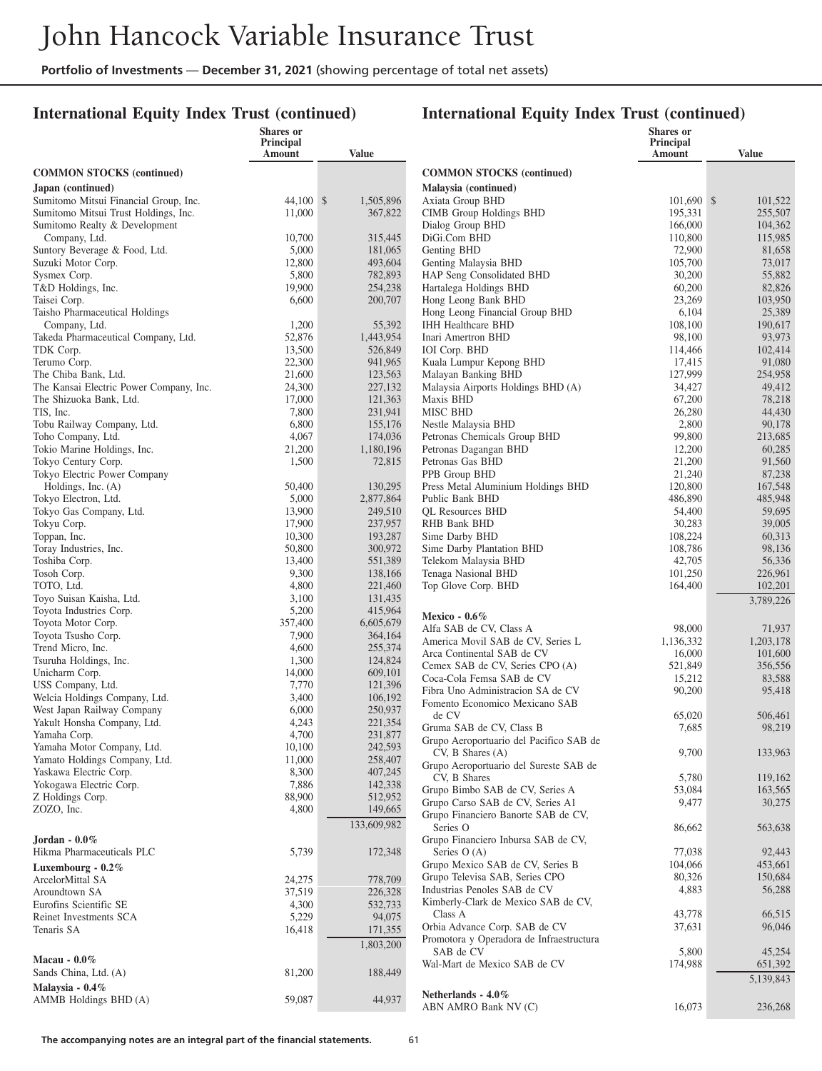## International Equity Index Trust (continued)

| | Shares or Principal Amount | Value |
|---|---|---|
| **COMMON STOCKS (continued)** | | |
| **Japan (continued)** | | |
| Sumitomo Mitsui Financial Group, Inc. | 44,100 | $ 1,505,896 |
| Sumitomo Mitsui Trust Holdings, Inc. | 11,000 | 367,822 |
| Sumitomo Realty & Development Company, Ltd. | 10,700 | 315,445 |
| Suntory Beverage & Food, Ltd. | 5,000 | 181,065 |
| Suzuki Motor Corp. | 12,800 | 493,604 |
| Sysmex Corp. | 5,800 | 782,893 |
| T&D Holdings, Inc. | 19,900 | 254,238 |
| Taisei Corp. | 6,600 | 200,707 |
| Taisho Pharmaceutical Holdings Company, Ltd. | 1,200 | 55,392 |
| Takeda Pharmaceutical Company, Ltd. | 52,876 | 1,443,954 |
| TDK Corp. | 13,500 | 526,849 |
| Terumo Corp. | 22,300 | 941,965 |
| The Chiba Bank, Ltd. | 21,600 | 123,563 |
| The Kansai Electric Power Company, Inc. | 24,300 | 227,132 |
| The Shizuoka Bank, Ltd. | 17,000 | 121,363 |
| TIS, Inc. | 7,800 | 231,941 |
| Tobu Railway Company, Ltd. | 6,800 | 155,176 |
| Toho Company, Ltd. | 4,067 | 174,036 |
| Tokio Marine Holdings, Inc. | 21,200 | 1,180,196 |
| Tokyo Century Corp. | 1,500 | 72,815 |
| Tokyo Electric Power Company Holdings, Inc. (A) | 50,400 | 130,295 |
| Tokyo Electron, Ltd. | 5,000 | 2,877,864 |
| Tokyo Gas Company, Ltd. | 13,900 | 249,510 |
| Tokyu Corp. | 17,900 | 237,957 |
| Toppan, Inc. | 10,300 | 193,287 |
| Toray Industries, Inc. | 50,800 | 300,972 |
| Toshiba Corp. | 13,400 | 551,389 |
| Tosoh Corp. | 9,300 | 138,166 |
| TOTO, Ltd. | 4,800 | 221,460 |
| Toyo Suisan Kaisha, Ltd. | 3,100 | 131,435 |
| Toyota Industries Corp. | 5,200 | 415,964 |
| Toyota Motor Corp. | 357,400 | 6,605,679 |
| Toyota Tsusho Corp. | 7,900 | 364,164 |
| Trend Micro, Inc. | 4,600 | 255,374 |
| Tsuruha Holdings, Inc. | 1,300 | 124,824 |
| Unicharm Corp. | 14,000 | 609,101 |
| USS Company, Ltd. | 7,770 | 121,396 |
| Welcia Holdings Company, Ltd. | 3,400 | 106,192 |
| West Japan Railway Company | 6,000 | 250,937 |
| Yakult Honsha Company, Ltd. | 4,243 | 221,354 |
| Yamaha Corp. | 4,700 | 231,877 |
| Yamaha Motor Company, Ltd. | 10,100 | 242,593 |
| Yamato Holdings Company, Ltd. | 11,000 | 258,407 |
| Yaskawa Electric Corp. | 8,300 | 407,245 |
| Yokogawa Electric Corp. | 7,886 | 142,338 |
| Z Holdings Corp. | 88,900 | 512,952 |
| ZOZO, Inc. | 4,800 | 149,665 |
| | | 133,609,982 |
| **Jordan - 0.0%** | | |
| Hikma Pharmaceuticals PLC | 5,739 | 172,348 |
| **Luxembourg - 0.2%** | | |
| ArcelorMittal SA | 24,275 | 778,709 |
| Aroundtown SA | 37,519 | 226,328 |
| Eurofins Scientific SE | 4,300 | 532,733 |
| Reinet Investments SCA | 5,229 | 94,075 |
| Tenaris SA | 16,418 | 171,355 |
| | | 1,803,200 |
| **Macau - 0.0%** | | |
| Sands China, Ltd. (A) | 81,200 | 188,449 |
| **Malaysia - 0.4%** | | |
| AMMB Holdings BHD (A) | 59,087 | 44,937 |
| Axiata Group BHD | 101,690 | $ 101,522 |
| CIMB Group Holdings BHD | 195,331 | 255,507 |
| Dialog Group BHD | 166,000 | 104,362 |
| DiGi.Com BHD | 110,800 | 115,985 |
| Genting BHD | 72,900 | 81,658 |
| Genting Malaysia BHD | 105,700 | 73,017 |
| HAP Seng Consolidated BHD | 30,200 | 55,882 |
| Hartalega Holdings BHD | 60,200 | 82,826 |
| Hong Leong Bank BHD | 23,269 | 103,950 |
| Hong Leong Financial Group BHD | 6,104 | 25,389 |
| IHH Healthcare BHD | 108,100 | 190,617 |
| Inari Amertron BHD | 98,100 | 93,973 |
| IOI Corp. BHD | 114,466 | 102,414 |
| Kuala Lumpur Kepong BHD | 17,415 | 91,080 |
| Malayan Banking BHD | 127,999 | 254,958 |
| Malaysia Airports Holdings BHD (A) | 34,427 | 49,412 |
| Maxis BHD | 67,200 | 78,218 |
| MISC BHD | 26,280 | 44,430 |
| Nestle Malaysia BHD | 2,800 | 90,178 |
| Petronas Chemicals Group BHD | 99,800 | 213,685 |
| Petronas Dagangan BHD | 12,200 | 60,285 |
| Petronas Gas BHD | 21,200 | 91,560 |
| PPB Group BHD | 21,240 | 87,238 |
| Press Metal Aluminium Holdings BHD | 120,800 | 167,548 |
| Public Bank BHD | 486,890 | 485,948 |
| QL Resources BHD | 54,400 | 59,695 |
| RHB Bank BHD | 30,283 | 39,005 |
| Sime Darby BHD | 108,224 | 60,313 |
| Sime Darby Plantation BHD | 108,786 | 98,136 |
| Telekom Malaysia BHD | 42,705 | 56,336 |
| Tenaga Nasional BHD | 101,250 | 226,961 |
| Top Glove Corp. BHD | 164,400 | 102,201 |
| | | 3,789,226 |
| **Mexico - 0.6%** | | |
| Alfa SAB de CV, Class A | 98,000 | 71,937 |
| America Movil SAB de CV, Series L | 1,136,332 | 1,203,178 |
| Arca Continental SAB de CV | 16,000 | 101,600 |
| Cemex SAB de CV, Series CPO (A) | 521,849 | 356,556 |
| Coca-Cola Femsa SAB de CV | 15,212 | 83,588 |
| Fibra Uno Administracion SA de CV | 90,200 | 95,418 |
| Fomento Economico Mexicano SAB de CV | 65,020 | 506,461 |
| Gruma SAB de CV, Class B | 7,685 | 98,219 |
| Grupo Aeroportuario del Pacifico SAB de CV, B Shares (A) | 9,700 | 133,963 |
| Grupo Aeroportuario del Sureste SAB de CV, B Shares | 5,780 | 119,162 |
| Grupo Bimbo SAB de CV, Series A | 53,084 | 163,565 |
| Grupo Carso SAB de CV, Series A1 | 9,477 | 30,275 |
| Grupo Financiero Banorte SAB de CV, Series O | 86,662 | 563,638 |
| Grupo Financiero Inbursa SAB de CV, Series O (A) | 77,038 | 92,443 |
| Grupo Mexico SAB de CV, Series B | 104,066 | 453,661 |
| Grupo Televisa SAB, Series CPO | 80,326 | 150,684 |
| Industrias Penoles SAB de CV | 4,883 | 56,288 |
| Kimberly-Clark de Mexico SAB de CV, Class A | 43,778 | 66,515 |
| Orbia Advance Corp. SAB de CV | 37,631 | 96,046 |
| Promotora y Operadora de Infraestructura SAB de CV | 5,800 | 45,254 |
| Wal-Mart de Mexico SAB de CV | 174,988 | 651,392 |
| | | 5,139,843 |
| **Netherlands - 4.0%** | | |
| ABN AMRO Bank NV (C) | 16,073 | 236,268 |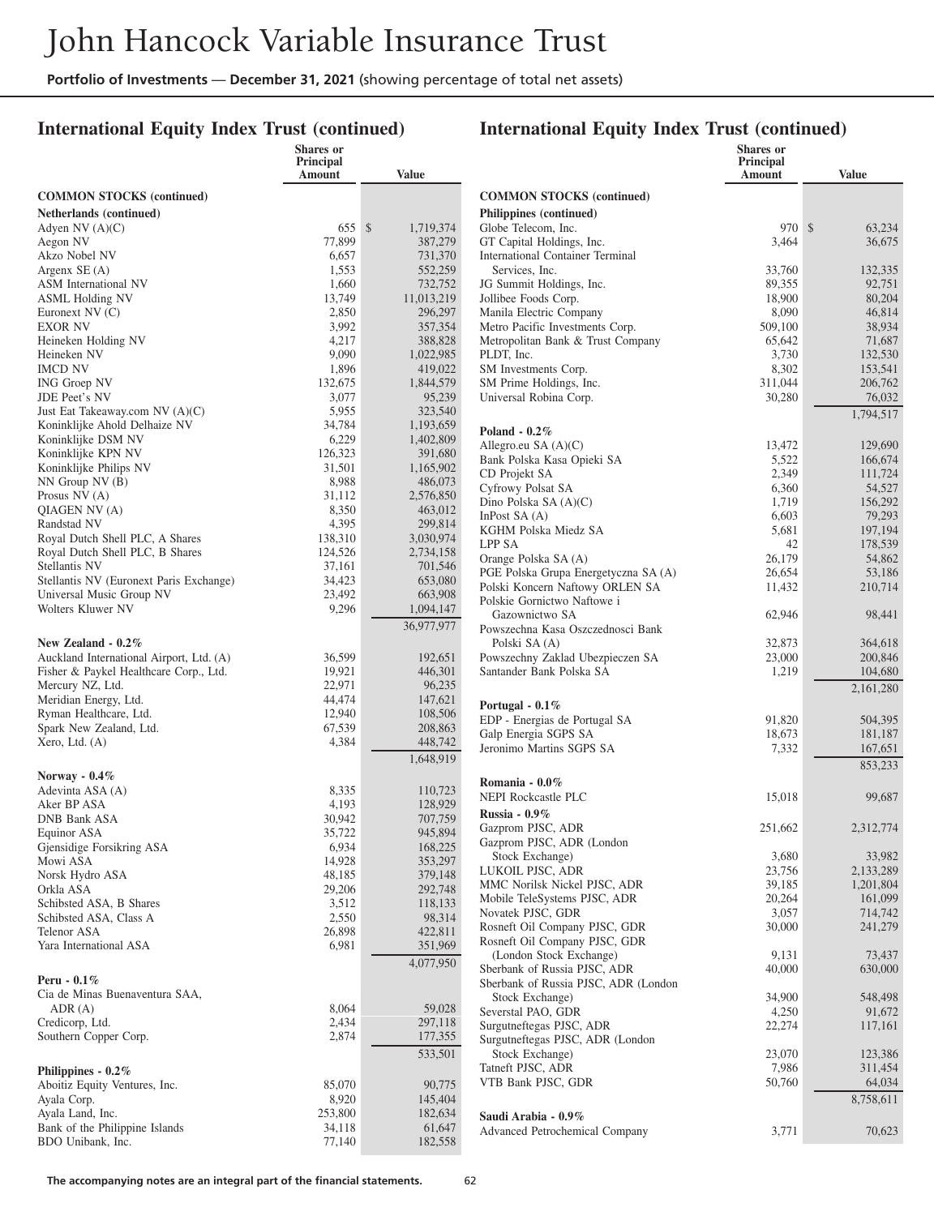# John Hancock Variable Insurance Trust

**Portfolio of Investments — December 31, 2021** (showing percentage of total net assets)

## International Equity Index Trust (continued)

| | Shares or Principal Amount | Value |
|---|---|---|
| **COMMON STOCKS (continued)** | | |
| **Netherlands (continued)** | | |
| Adyen NV (A)(C) | 655 | $ 1,719,374 |
| Aegon NV | 77,899 | 387,279 |
| Akzo Nobel NV | 6,657 | 731,370 |
| Argenx SE (A) | 1,553 | 552,259 |
| ASM International NV | 1,660 | 732,752 |
| ASML Holding NV | 13,749 | 11,013,219 |
| Euronext NV (C) | 2,850 | 296,297 |
| EXOR NV | 3,992 | 357,354 |
| Heineken Holding NV | 4,217 | 388,828 |
| Heineken NV | 9,090 | 1,022,985 |
| IMCD NV | 1,896 | 419,022 |
| ING Groep NV | 132,675 | 1,844,579 |
| JDE Peet's NV | 3,077 | 95,239 |
| Just Eat Takeaway.com NV (A)(C) | 5,955 | 323,540 |
| Koninklijke Ahold Delhaize NV | 34,784 | 1,193,659 |
| Koninklijke DSM NV | 6,229 | 1,402,809 |
| Koninklijke KPN NV | 126,323 | 391,680 |
| Koninklijke Philips NV | 31,501 | 1,165,902 |
| NN Group NV (B) | 8,988 | 486,073 |
| Prosus NV (A) | 31,112 | 2,576,850 |
| QIAGEN NV (A) | 8,350 | 463,012 |
| Randstad NV | 4,395 | 299,814 |
| Royal Dutch Shell PLC, A Shares | 138,310 | 3,030,974 |
| Royal Dutch Shell PLC, B Shares | 124,526 | 2,734,158 |
| Stellantis NV | 37,161 | 701,546 |
| Stellantis NV (Euronext Paris Exchange) | 34,423 | 653,080 |
| Universal Music Group NV | 23,492 | 663,908 |
| Wolters Kluwer NV | 9,296 | 1,094,147 |
| | | 36,977,977 |
| **New Zealand - 0.2%** | | |
| Auckland International Airport, Ltd. (A) | 36,599 | 192,651 |
| Fisher & Paykel Healthcare Corp., Ltd. | 19,921 | 446,301 |
| Mercury NZ, Ltd. | 22,971 | 96,235 |
| Meridian Energy, Ltd. | 44,474 | 147,621 |
| Ryman Healthcare, Ltd. | 12,940 | 108,506 |
| Spark New Zealand, Ltd. | 67,539 | 208,863 |
| Xero, Ltd. (A) | 4,384 | 448,742 |
| | | 1,648,919 |
| **Norway - 0.4%** | | |
| Adevinta ASA (A) | 8,335 | 110,723 |
| Aker BP ASA | 4,193 | 128,929 |
| DNB Bank ASA | 30,942 | 707,759 |
| Equinor ASA | 35,722 | 945,894 |
| Gjensidige Forsikring ASA | 6,934 | 168,225 |
| Mowi ASA | 14,928 | 353,297 |
| Norsk Hydro ASA | 48,185 | 379,148 |
| Orkla ASA | 29,206 | 292,748 |
| Schibsted ASA, B Shares | 3,512 | 118,133 |
| Schibsted ASA, Class A | 2,550 | 98,314 |
| Telenor ASA | 26,898 | 422,811 |
| Yara International ASA | 6,981 | 351,969 |
| | | 4,077,950 |
| **Peru - 0.1%** | | |
| Cia de Minas Buenaventura SAA, ADR (A) | 8,064 | 59,028 |
| Credicorp, Ltd. | 2,434 | 297,118 |
| Southern Copper Corp. | 2,874 | 177,355 |
| | | 533,501 |
| **Philippines - 0.2%** | | |
| Aboitiz Equity Ventures, Inc. | 85,070 | 90,775 |
| Ayala Corp. | 8,920 | 145,404 |
| Ayala Land, Inc. | 253,800 | 182,634 |
| Bank of the Philippine Islands | 34,118 | 61,647 |
| BDO Unibank, Inc. | 77,140 | 182,558 |

## International Equity Index Trust (continued)

| | Shares or Principal Amount | Value |
|---|---|---|
| **COMMON STOCKS (continued)** | | |
| **Philippines (continued)** | | |
| Globe Telecom, Inc. | 970 | $ 63,234 |
| GT Capital Holdings, Inc. | 3,464 | 36,675 |
| International Container Terminal Services, Inc. | 33,760 | 132,335 |
| JG Summit Holdings, Inc. | 89,355 | 92,751 |
| Jollibee Foods Corp. | 18,900 | 80,204 |
| Manila Electric Company | 8,090 | 46,814 |
| Metro Pacific Investments Corp. | 509,100 | 38,934 |
| Metropolitan Bank & Trust Company | 65,642 | 71,687 |
| PLDT, Inc. | 3,730 | 132,530 |
| SM Investments Corp. | 8,302 | 153,541 |
| SM Prime Holdings, Inc. | 311,044 | 206,762 |
| Universal Robina Corp. | 30,280 | 76,032 |
| | | 1,794,517 |
| **Poland - 0.2%** | | |
| Allegro.eu SA (A)(C) | 13,472 | 129,690 |
| Bank Polska Kasa Opieki SA | 5,522 | 166,674 |
| CD Projekt SA | 2,349 | 111,724 |
| Cyfrowy Polsat SA | 6,360 | 54,527 |
| Dino Polska SA (A)(C) | 1,719 | 156,292 |
| InPost SA (A) | 6,603 | 79,293 |
| KGHM Polska Miedz SA | 5,681 | 197,194 |
| LPP SA | 42 | 178,539 |
| Orange Polska SA (A) | 26,179 | 54,862 |
| PGE Polska Grupa Energetyczna SA (A) | 26,654 | 53,186 |
| Polski Koncern Naftowy ORLEN SA | 11,432 | 210,714 |
| Polskie Gornictwo Naftowe i Gazownictwo SA | 62,946 | 98,441 |
| Powszechna Kasa Oszczednosci Bank Polski SA (A) | 32,873 | 364,618 |
| Powszechny Zaklad Ubezpieczen SA | 23,000 | 200,846 |
| Santander Bank Polska SA | 1,219 | 104,680 |
| | | 2,161,280 |
| **Portugal - 0.1%** | | |
| EDP - Energias de Portugal SA | 91,820 | 504,395 |
| Galp Energia SGPS SA | 18,673 | 181,187 |
| Jeronimo Martins SGPS SA | 7,332 | 167,651 |
| | | 853,233 |
| **Romania - 0.0%** | | |
| NEPI Rockcastle PLC | 15,018 | 99,687 |
| **Russia - 0.9%** | | |
| Gazprom PJSC, ADR | 251,662 | 2,312,774 |
| Gazprom PJSC, ADR (London Stock Exchange) | 3,680 | 33,982 |
| LUKOIL PJSC, ADR | 23,756 | 2,133,289 |
| MMC Norilsk Nickel PJSC, ADR | 39,185 | 1,201,804 |
| Mobile TeleSystems PJSC, ADR | 20,264 | 161,099 |
| Novatek PJSC, GDR | 3,057 | 714,742 |
| Rosneft Oil Company PJSC, GDR | 30,000 | 241,279 |
| Rosneft Oil Company PJSC, GDR (London Stock Exchange) | 9,131 | 73,437 |
| Sberbank of Russia PJSC, ADR | 40,000 | 630,000 |
| Sberbank of Russia PJSC, ADR (London Stock Exchange) | 34,900 | 548,498 |
| Severstal PAO, GDR | 4,250 | 91,672 |
| Surgutneftegas PJSC, ADR | 22,274 | 117,161 |
| Surgutneftegas PJSC, ADR (London Stock Exchange) | 23,070 | 123,386 |
| Tatneft PJSC, ADR | 7,986 | 311,454 |
| VTB Bank PJSC, GDR | 50,760 | 64,034 |
| | | 8,758,611 |
| **Saudi Arabia - 0.9%** | | |
| Advanced Petrochemical Company | 3,771 | 70,623 |

**The accompanying notes are an integral part of the financial statements.**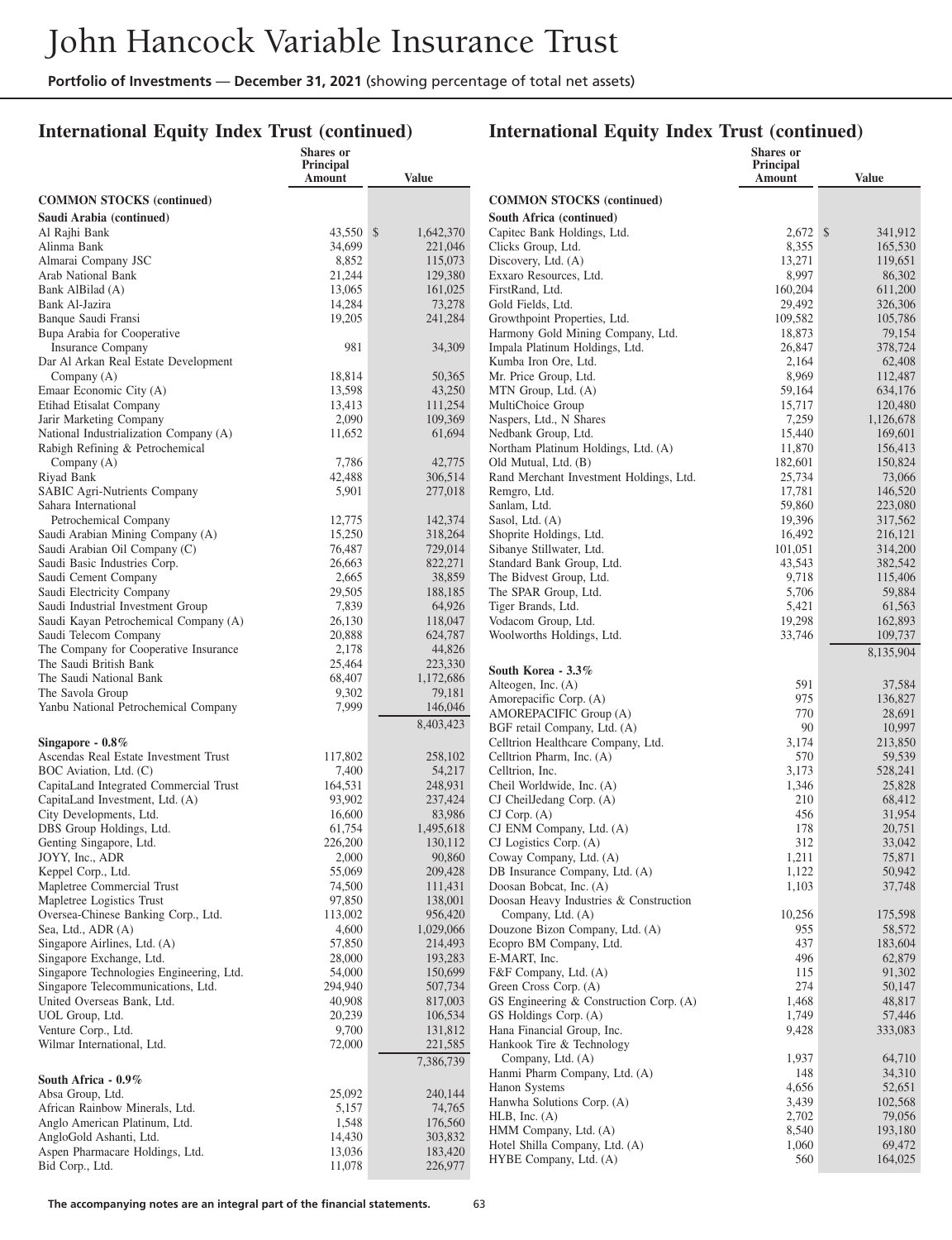## International Equity Index Trust (continued)

| | Shares or Principal Amount | Value |
|---|---|---|
| **COMMON STOCKS (continued)** | | |
| **Saudi Arabia (continued)** | | |
| Al Rajhi Bank | 43,550 | $ 1,642,370 |
| Alinma Bank | 34,699 | 221,046 |
| Almarai Company JSC | 8,852 | 115,073 |
| Arab National Bank | 21,244 | 129,380 |
| Bank AlBilad (A) | 13,065 | 161,025 |
| Bank Al-Jazira | 14,284 | 73,278 |
| Banque Saudi Fransi | 19,205 | 241,284 |
| Bupa Arabia for Cooperative Insurance Company | 981 | 34,309 |
| Dar Al Arkan Real Estate Development Company (A) | 18,814 | 50,365 |
| Emaar Economic City (A) | 13,598 | 43,250 |
| Etihad Etisalat Company | 13,413 | 111,254 |
| Jarir Marketing Company | 2,090 | 109,369 |
| National Industrialization Company (A) | 11,652 | 61,694 |
| Rabigh Refining & Petrochemical Company (A) | 7,786 | 42,775 |
| Riyad Bank | 42,488 | 306,514 |
| SABIC Agri-Nutrients Company | 5,901 | 277,018 |
| Sahara International Petrochemical Company | 12,775 | 142,374 |
| Saudi Arabian Mining Company (A) | 15,250 | 318,264 |
| Saudi Arabian Oil Company (C) | 76,487 | 729,014 |
| Saudi Basic Industries Corp. | 26,663 | 822,271 |
| Saudi Cement Company | 2,665 | 38,859 |
| Saudi Electricity Company | 29,505 | 188,185 |
| Saudi Industrial Investment Group | 7,839 | 64,926 |
| Saudi Kayan Petrochemical Company (A) | 26,130 | 118,047 |
| Saudi Telecom Company | 20,888 | 624,787 |
| The Company for Cooperative Insurance | 2,178 | 44,826 |
| The Saudi British Bank | 25,464 | 223,330 |
| The Saudi National Bank | 68,407 | 1,172,686 |
| The Savola Group | 9,302 | 79,181 |
| Yanbu National Petrochemical Company | 7,999 | 146,046 |
| | | 8,403,423 |
| **Singapore - 0.8%** | | |
| Ascendas Real Estate Investment Trust | 117,802 | 258,102 |
| BOC Aviation, Ltd. (C) | 7,400 | 54,217 |
| CapitaLand Integrated Commercial Trust | 164,531 | 248,931 |
| CapitaLand Investment, Ltd. (A) | 93,902 | 237,424 |
| City Developments, Ltd. | 16,600 | 83,986 |
| DBS Group Holdings, Ltd. | 61,754 | 1,495,618 |
| Genting Singapore, Ltd. | 226,200 | 130,112 |
| JOYY, Inc., ADR | 2,000 | 90,860 |
| Keppel Corp., Ltd. | 55,069 | 209,428 |
| Mapletree Commercial Trust | 74,500 | 111,431 |
| Mapletree Logistics Trust | 97,850 | 138,001 |
| Oversea-Chinese Banking Corp., Ltd. | 113,002 | 956,420 |
| Sea, Ltd., ADR (A) | 4,600 | 1,029,066 |
| Singapore Airlines, Ltd. (A) | 57,850 | 214,493 |
| Singapore Exchange, Ltd. | 28,000 | 193,283 |
| Singapore Technologies Engineering, Ltd. | 54,000 | 150,699 |
| Singapore Telecommunications, Ltd. | 294,940 | 507,734 |
| United Overseas Bank, Ltd. | 40,908 | 817,003 |
| UOL Group, Ltd. | 20,239 | 106,534 |
| Venture Corp., Ltd. | 9,700 | 131,812 |
| Wilmar International, Ltd. | 72,000 | 221,585 |
| | | 7,386,739 |
| **South Africa - 0.9%** | | |
| Absa Group, Ltd. | 25,092 | 240,144 |
| African Rainbow Minerals, Ltd. | 5,157 | 74,765 |
| Anglo American Platinum, Ltd. | 1,548 | 176,560 |
| AngloGold Ashanti, Ltd. | 14,430 | 303,832 |
| Aspen Pharmacare Holdings, Ltd. | 13,036 | 183,420 |
| Bid Corp., Ltd. | 11,078 | 226,977 |
| Capitec Bank Holdings, Ltd. | 2,672 | $ 341,912 |
| Clicks Group, Ltd. | 8,355 | 165,530 |
| Discovery, Ltd. (A) | 13,271 | 119,651 |
| Exxaro Resources, Ltd. | 8,997 | 86,302 |
| FirstRand, Ltd. | 160,204 | 611,200 |
| Gold Fields, Ltd. | 29,492 | 326,306 |
| Growthpoint Properties, Ltd. | 109,582 | 105,786 |
| Harmony Gold Mining Company, Ltd. | 18,873 | 79,154 |
| Impala Platinum Holdings, Ltd. | 26,847 | 378,724 |
| Kumba Iron Ore, Ltd. | 2,164 | 62,408 |
| Mr. Price Group, Ltd. | 8,969 | 112,487 |
| MTN Group, Ltd. (A) | 59,164 | 634,176 |
| MultiChoice Group | 15,717 | 120,480 |
| Naspers, Ltd., N Shares | 7,259 | 1,126,678 |
| Nedbank Group, Ltd. | 15,440 | 169,601 |
| Northam Platinum Holdings, Ltd. (A) | 11,870 | 156,413 |
| Old Mutual, Ltd. (B) | 182,601 | 150,824 |
| Rand Merchant Investment Holdings, Ltd. | 25,734 | 73,066 |
| Remgro, Ltd. | 17,781 | 146,520 |
| Sanlam, Ltd. | 59,860 | 223,080 |
| Sasol, Ltd. (A) | 19,396 | 317,562 |
| Shoprite Holdings, Ltd. | 16,492 | 216,121 |
| Sibanye Stillwater, Ltd. | 101,051 | 314,200 |
| Standard Bank Group, Ltd. | 43,543 | 382,542 |
| The Bidvest Group, Ltd. | 9,718 | 115,406 |
| The SPAR Group, Ltd. | 5,706 | 59,884 |
| Tiger Brands, Ltd. | 5,421 | 61,563 |
| Vodacom Group, Ltd. | 19,298 | 162,893 |
| Woolworths Holdings, Ltd. | 33,746 | 109,737 |
| | | 8,135,904 |
| **South Korea - 3.3%** | | |
| Alteogen, Inc. (A) | 591 | 37,584 |
| Amorepacific Corp. (A) | 975 | 136,827 |
| AMOREPACIFIC Group (A) | 770 | 28,691 |
| BGF retail Company, Ltd. (A) | 90 | 10,997 |
| Celltrion Healthcare Company, Ltd. | 3,174 | 213,850 |
| Celltrion Pharm, Inc. (A) | 570 | 59,539 |
| Celltrion, Inc. | 3,173 | 528,241 |
| Cheil Worldwide, Inc. (A) | 1,346 | 25,828 |
| CJ CheilJedang Corp. (A) | 210 | 68,412 |
| CJ Corp. (A) | 456 | 31,954 |
| CJ ENM Company, Ltd. (A) | 178 | 20,751 |
| CJ Logistics Corp. (A) | 312 | 33,042 |
| Coway Company, Ltd. (A) | 1,211 | 75,871 |
| DB Insurance Company, Ltd. (A) | 1,122 | 50,942 |
| Doosan Bobcat, Inc. (A) | 1,103 | 37,748 |
| Doosan Heavy Industries & Construction Company, Ltd. (A) | 10,256 | 175,598 |
| Douzone Bizon Company, Ltd. (A) | 955 | 58,572 |
| Ecopro BM Company, Ltd. | 437 | 183,604 |
| E-MART, Inc. | 496 | 62,879 |
| F&F Company, Ltd. (A) | 115 | 91,302 |
| Green Cross Corp. (A) | 274 | 50,147 |
| GS Engineering & Construction Corp. (A) | 1,468 | 48,817 |
| GS Holdings Corp. (A) | 1,749 | 57,446 |
| Hana Financial Group, Inc. | 9,428 | 333,083 |
| Hankook Tire & Technology Company, Ltd. (A) | 1,937 | 64,710 |
| Hanmi Pharm Company, Ltd. (A) | 148 | 34,310 |
| Hanon Systems | 4,656 | 52,651 |
| Hanwha Solutions Corp. (A) | 3,439 | 102,568 |
| HLB, Inc. (A) | 2,702 | 79,056 |
| HMM Company, Ltd. (A) | 8,540 | 193,180 |
| Hotel Shilla Company, Ltd. (A) | 1,060 | 69,472 |
| HYBE Company, Ltd. (A) | 560 | 164,025 |

**The accompanying notes are an integral part of the financial statements.**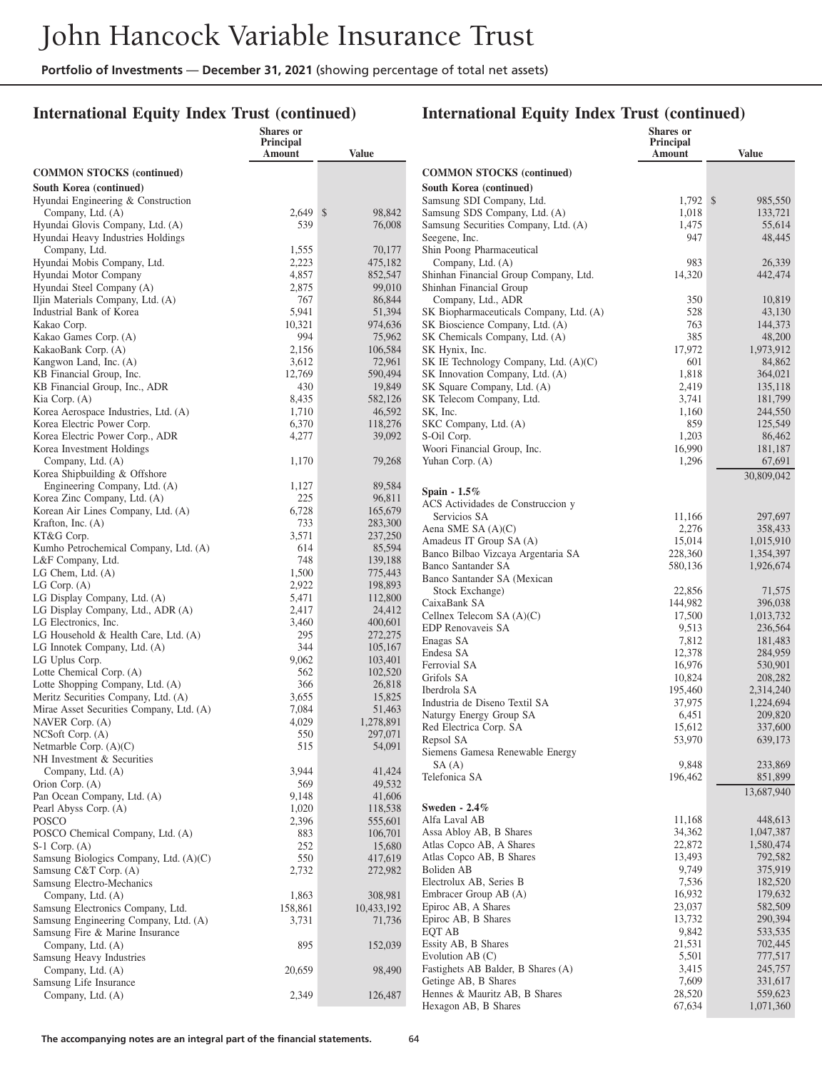# John Hancock Variable Insurance Trust

**Portfolio of Investments** — **December 31, 2021** (showing percentage of total net assets)

## International Equity Index Trust (continued)

| | Shares or Principal Amount | Value |
|---|---|---|
| **COMMON STOCKS (continued)** | | |
| **South Korea (continued)** | | |
| Hyundai Engineering & Construction Company, Ltd. (A) | 2,649 | $ 98,842 |
| Hyundai Glovis Company, Ltd. (A) | 539 | 76,008 |
| Hyundai Heavy Industries Holdings Company, Ltd. | 1,555 | 70,177 |
| Hyundai Mobis Company, Ltd. | 2,223 | 475,182 |
| Hyundai Motor Company | 4,857 | 852,547 |
| Hyundai Steel Company (A) | 2,875 | 99,010 |
| Iljin Materials Company, Ltd. (A) | 767 | 86,844 |
| Industrial Bank of Korea | 5,941 | 51,394 |
| Kakao Corp. | 10,321 | 974,636 |
| Kakao Games Corp. (A) | 994 | 75,962 |
| KakaoBank Corp. (A) | 2,156 | 106,584 |
| Kangwon Land, Inc. (A) | 3,612 | 72,961 |
| KB Financial Group, Inc. | 12,769 | 590,494 |
| KB Financial Group, Inc., ADR | 430 | 19,849 |
| Kia Corp. (A) | 8,435 | 582,126 |
| Korea Aerospace Industries, Ltd. (A) | 1,710 | 46,592 |
| Korea Electric Power Corp. | 6,370 | 118,276 |
| Korea Electric Power Corp., ADR | 4,277 | 39,092 |
| Korea Investment Holdings Company, Ltd. (A) | 1,170 | 79,268 |
| Korea Shipbuilding & Offshore Engineering Company, Ltd. (A) | 1,127 | 89,584 |
| Korea Zinc Company, Ltd. (A) | 225 | 96,811 |
| Korean Air Lines Company, Ltd. (A) | 6,728 | 165,679 |
| Krafton, Inc. (A) | 733 | 283,300 |
| KT&G Corp. | 3,571 | 237,250 |
| Kumho Petrochemical Company, Ltd. (A) | 614 | 85,594 |
| L&F Company, Ltd. | 748 | 139,188 |
| LG Chem, Ltd. (A) | 1,500 | 775,443 |
| LG Corp. (A) | 2,922 | 198,893 |
| LG Display Company, Ltd. (A) | 5,471 | 112,800 |
| LG Display Company, Ltd., ADR (A) | 2,417 | 24,412 |
| LG Electronics, Inc. | 3,460 | 400,601 |
| LG Household & Health Care, Ltd. (A) | 295 | 272,275 |
| LG Innotek Company, Ltd. (A) | 344 | 105,167 |
| LG Uplus Corp. | 9,062 | 103,401 |
| Lotte Chemical Corp. (A) | 562 | 102,520 |
| Lotte Shopping Company, Ltd. (A) | 366 | 26,818 |
| Meritz Securities Company, Ltd. (A) | 3,655 | 15,825 |
| Mirae Asset Securities Company, Ltd. (A) | 7,084 | 51,463 |
| NAVER Corp. (A) | 4,029 | 1,278,891 |
| NCSoft Corp. (A) | 550 | 297,071 |
| Netmarble Corp. (A)(C) | 515 | 54,091 |
| NH Investment & Securities Company, Ltd. (A) | 3,944 | 41,424 |
| Orion Corp. (A) | 569 | 49,532 |
| Pan Ocean Company, Ltd. (A) | 9,148 | 41,606 |
| Pearl Abyss Corp. (A) | 1,020 | 118,538 |
| POSCO | 2,396 | 555,601 |
| POSCO Chemical Company, Ltd. (A) | 883 | 106,701 |
| S-1 Corp. (A) | 252 | 15,680 |
| Samsung Biologics Company, Ltd. (A)(C) | 550 | 417,619 |
| Samsung C&T Corp. (A) | 2,732 | 272,982 |
| Samsung Electro-Mechanics Company, Ltd. (A) | 1,863 | 308,981 |
| Samsung Electronics Company, Ltd. | 158,861 | 10,433,192 |
| Samsung Engineering Company, Ltd. (A) | 3,731 | 71,736 |
| Samsung Fire & Marine Insurance Company, Ltd. (A) | 895 | 152,039 |
| Samsung Heavy Industries Company, Ltd. (A) | 20,659 | 98,490 |
| Samsung Life Insurance Company, Ltd. (A) | 2,349 | 126,487 |
| Samsung SDI Company, Ltd. | 1,792 | $ 985,550 |
| Samsung SDS Company, Ltd. (A) | 1,018 | 133,721 |
| Samsung Securities Company, Ltd. (A) | 1,475 | 55,614 |
| Seegene, Inc. | 947 | 48,445 |
| Shin Poong Pharmaceutical Company, Ltd. (A) | 983 | 26,339 |
| Shinhan Financial Group Company, Ltd. | 14,320 | 442,474 |
| Shinhan Financial Group Company, Ltd., ADR | 350 | 10,819 |
| SK Biopharmaceuticals Company, Ltd. (A) | 528 | 43,130 |
| SK Bioscience Company, Ltd. (A) | 763 | 144,373 |
| SK Chemicals Company, Ltd. (A) | 385 | 48,200 |
| SK Hynix, Inc. | 17,972 | 1,973,912 |
| SK IE Technology Company, Ltd. (A)(C) | 601 | 84,862 |
| SK Innovation Company, Ltd. (A) | 1,818 | 364,021 |
| SK Square Company, Ltd. (A) | 2,419 | 135,118 |
| SK Telecom Company, Ltd. | 3,741 | 181,799 |
| SK, Inc. | 1,160 | 244,550 |
| SKC Company, Ltd. (A) | 859 | 125,549 |
| S-Oil Corp. | 1,203 | 86,462 |
| Woori Financial Group, Inc. | 16,990 | 181,187 |
| Yuhan Corp. (A) | 1,296 | 67,691 |
| | | 30,809,042 |
| **Spain - 1.5%** | | |
| ACS Actividades de Construccion y Servicios SA | 11,166 | 297,697 |
| Aena SME SA (A)(C) | 2,276 | 358,433 |
| Amadeus IT Group SA (A) | 15,014 | 1,015,910 |
| Banco Bilbao Vizcaya Argentaria SA | 228,360 | 1,354,397 |
| Banco Santander SA | 580,136 | 1,926,674 |
| Banco Santander SA (Mexican Stock Exchange) | 22,856 | 71,575 |
| CaixaBank SA | 144,982 | 396,038 |
| Cellnex Telecom SA (A)(C) | 17,500 | 1,013,732 |
| EDP Renovaveis SA | 9,513 | 236,564 |
| Enagas SA | 7,812 | 181,483 |
| Endesa SA | 12,378 | 284,959 |
| Ferrovial SA | 16,976 | 530,901 |
| Grifols SA | 10,824 | 208,282 |
| Iberdrola SA | 195,460 | 2,314,240 |
| Industria de Diseno Textil SA | 37,975 | 1,224,694 |
| Naturgy Energy Group SA | 6,451 | 209,820 |
| Red Electrica Corp. SA | 15,612 | 337,600 |
| Repsol SA | 53,970 | 639,173 |
| Siemens Gamesa Renewable Energy SA (A) | 9,848 | 233,869 |
| Telefonica SA | 196,462 | 851,899 |
| | | 13,687,940 |
| **Sweden - 2.4%** | | |
| Alfa Laval AB | 11,168 | 448,613 |
| Assa Abloy AB, B Shares | 34,362 | 1,047,387 |
| Atlas Copco AB, A Shares | 22,872 | 1,580,474 |
| Atlas Copco AB, B Shares | 13,493 | 792,582 |
| Boliden AB | 9,749 | 375,919 |
| Electrolux AB, Series B | 7,536 | 182,520 |
| Embracer Group AB (A) | 16,932 | 179,632 |
| Epiroc AB, A Shares | 23,037 | 582,509 |
| Epiroc AB, B Shares | 13,732 | 290,394 |
| EQT AB | 9,842 | 533,535 |
| Essity AB, B Shares | 21,531 | 702,445 |
| Evolution AB (C) | 5,501 | 777,517 |
| Fastighets AB Balder, B Shares (A) | 3,415 | 245,757 |
| Getinge AB, B Shares | 7,609 | 331,617 |
| Hennes & Mauritz AB, B Shares | 28,520 | 559,623 |
| Hexagon AB, B Shares | 67,634 | 1,071,360 |

**The accompanying notes are an integral part of the financial statements.**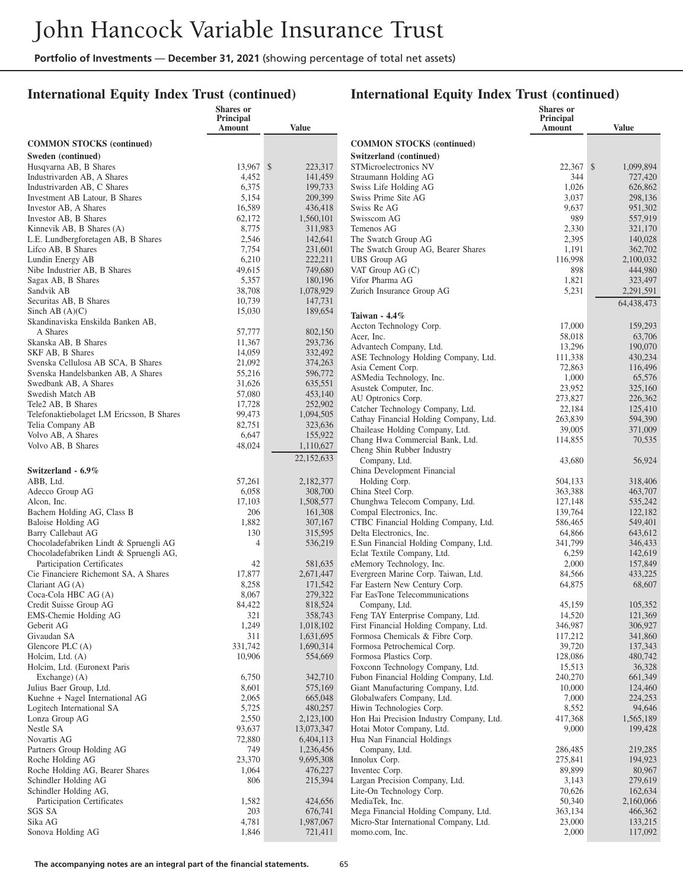# John Hancock Variable Insurance Trust

**Portfolio of Investments** — **December 31, 2021** (showing percentage of total net assets)

## International Equity Index Trust (continued)

| | Shares or Principal Amount | Value |
|---|---|---|
| **COMMON STOCKS (continued)** | | |
| **Sweden (continued)** | | |
| Husqvarna AB, B Shares | 13,967 | $ 223,317 |
| Industrivarden AB, A Shares | 4,452 | 141,459 |
| Industrivarden AB, C Shares | 6,375 | 199,733 |
| Investment AB Latour, B Shares | 5,154 | 209,399 |
| Investor AB, A Shares | 16,589 | 436,418 |
| Investor AB, B Shares | 62,172 | 1,560,101 |
| Kinnevik AB, B Shares (A) | 8,775 | 311,983 |
| L.E. Lundbergforetagen AB, B Shares | 2,546 | 142,641 |
| Lifco AB, B Shares | 7,754 | 231,601 |
| Lundin Energy AB | 6,210 | 222,211 |
| Nibe Industrier AB, B Shares | 49,615 | 749,680 |
| Sagax AB, B Shares | 5,357 | 180,196 |
| Sandvik AB | 38,708 | 1,078,929 |
| Securitas AB, B Shares | 10,739 | 147,731 |
| Sinch AB (A)(C) | 15,030 | 189,654 |
| Skandinaviska Enskilda Banken AB, A Shares | 57,777 | 802,150 |
| Skanska AB, B Shares | 11,367 | 293,736 |
| SKF AB, B Shares | 14,059 | 332,492 |
| Svenska Cellulosa AB SCA, B Shares | 21,092 | 374,263 |
| Svenska Handelsbanken AB, A Shares | 55,216 | 596,772 |
| Swedbank AB, A Shares | 31,626 | 635,551 |
| Swedish Match AB | 57,080 | 453,140 |
| Tele2 AB, B Shares | 17,728 | 252,902 |
| Telefonaktiebolaget LM Ericsson, B Shares | 99,473 | 1,094,505 |
| Telia Company AB | 82,751 | 323,636 |
| Volvo AB, A Shares | 6,647 | 155,922 |
| Volvo AB, B Shares | 48,024 | 1,110,627 |
| | | 22,152,633 |
| **Switzerland - 6.9%** | | |
| ABB, Ltd. | 57,261 | 2,182,377 |
| Adecco Group AG | 6,058 | 308,700 |
| Alcon, Inc. | 17,103 | 1,508,577 |
| Bachem Holding AG, Class B | 206 | 161,308 |
| Baloise Holding AG | 1,882 | 307,167 |
| Barry Callebaut AG | 130 | 315,595 |
| Chocoladefabriken Lindt & Spruengli AG | 4 | 536,219 |
| Chocoladefabriken Lindt & Spruengli AG, Participation Certificates | 42 | 581,635 |
| Cie Financiere Richemont SA, A Shares | 17,877 | 2,671,447 |
| Clariant AG (A) | 8,258 | 171,542 |
| Coca-Cola HBC AG (A) | 8,067 | 279,322 |
| Credit Suisse Group AG | 84,422 | 818,524 |
| EMS-Chemie Holding AG | 321 | 358,743 |
| Geberit AG | 1,249 | 1,018,102 |
| Givaudan SA | 311 | 1,631,695 |
| Glencore PLC (A) | 331,742 | 1,690,314 |
| Holcim, Ltd. (A) | 10,906 | 554,669 |
| Holcim, Ltd. (Euronext Paris Exchange) (A) | 6,750 | 342,710 |
| Julius Baer Group, Ltd. | 8,601 | 575,169 |
| Kuehne + Nagel International AG | 2,065 | 665,048 |
| Logitech International SA | 5,725 | 480,257 |
| Lonza Group AG | 2,550 | 2,123,100 |
| Nestle SA | 93,637 | 13,073,347 |
| Novartis AG | 72,880 | 6,404,113 |
| Partners Group Holding AG | 749 | 1,236,456 |
| Roche Holding AG | 23,370 | 9,695,308 |
| Roche Holding AG, Bearer Shares | 1,064 | 476,227 |
| Schindler Holding AG | 806 | 215,394 |
| Schindler Holding AG, Participation Certificates | 1,582 | 424,656 |
| SGS SA | 203 | 676,741 |
| Sika AG | 4,781 | 1,987,067 |
| Sonova Holding AG | 1,846 | 721,411 |
| STMicroelectronics NV | 22,367 | $ 1,099,894 |
| Straumann Holding AG | 344 | 727,420 |
| Swiss Life Holding AG | 1,026 | 626,862 |
| Swiss Prime Site AG | 3,037 | 298,136 |
| Swiss Re AG | 9,637 | 951,302 |
| Swisscom AG | 989 | 557,919 |
| Temenos AG | 2,330 | 321,170 |
| The Swatch Group AG | 2,395 | 140,028 |
| The Swatch Group AG, Bearer Shares | 1,191 | 362,702 |
| UBS Group AG | 116,998 | 2,100,032 |
| VAT Group AG (C) | 898 | 444,980 |
| Vifor Pharma AG | 1,821 | 323,497 |
| Zurich Insurance Group AG | 5,231 | 2,291,591 |
| | | 64,438,473 |
| **Taiwan - 4.4%** | | |
| Accton Technology Corp. | 17,000 | 159,293 |
| Acer, Inc. | 58,018 | 63,706 |
| Advantech Company, Ltd. | 13,296 | 190,070 |
| ASE Technology Holding Company, Ltd. | 111,338 | 430,234 |
| Asia Cement Corp. | 72,863 | 116,496 |
| ASMedia Technology, Inc. | 1,000 | 65,576 |
| Asustek Computer, Inc. | 23,952 | 325,160 |
| AU Optronics Corp. | 273,827 | 226,362 |
| Catcher Technology Company, Ltd. | 22,184 | 125,410 |
| Cathay Financial Holding Company, Ltd. | 263,839 | 594,390 |
| Chailease Holding Company, Ltd. | 39,005 | 371,009 |
| Chang Hwa Commercial Bank, Ltd. | 114,855 | 70,535 |
| Cheng Shin Rubber Industry Company, Ltd. | 43,680 | 56,924 |
| China Development Financial Holding Corp. | 504,133 | 318,406 |
| China Steel Corp. | 363,388 | 463,707 |
| Chunghwa Telecom Company, Ltd. | 127,148 | 535,242 |
| Compal Electronics, Inc. | 139,764 | 122,182 |
| CTBC Financial Holding Company, Ltd. | 586,465 | 549,401 |
| Delta Electronics, Inc. | 64,866 | 643,612 |
| E.Sun Financial Holding Company, Ltd. | 341,799 | 346,433 |
| Eclat Textile Company, Ltd. | 6,259 | 142,619 |
| eMemory Technology, Inc. | 2,000 | 157,849 |
| Evergreen Marine Corp. Taiwan, Ltd. | 84,566 | 433,225 |
| Far Eastern New Century Corp. | 64,875 | 68,607 |
| Far EasTone Telecommunications Company, Ltd. | 45,159 | 105,352 |
| Feng TAY Enterprise Company, Ltd. | 14,520 | 121,369 |
| First Financial Holding Company, Ltd. | 346,987 | 306,927 |
| Formosa Chemicals & Fibre Corp. | 117,212 | 341,860 |
| Formosa Petrochemical Corp. | 39,720 | 137,343 |
| Formosa Plastics Corp. | 128,086 | 480,742 |
| Foxconn Technology Company, Ltd. | 15,513 | 36,328 |
| Fubon Financial Holding Company, Ltd. | 240,270 | 661,349 |
| Giant Manufacturing Company, Ltd. | 10,000 | 124,460 |
| Globalwafers Company, Ltd. | 7,000 | 224,253 |
| Hiwin Technologies Corp. | 8,552 | 94,646 |
| Hon Hai Precision Industry Company, Ltd. | 417,368 | 1,565,189 |
| Hotai Motor Company, Ltd. | 9,000 | 199,428 |
| Hua Nan Financial Holdings Company, Ltd. | 286,485 | 219,285 |
| Innolux Corp. | 275,841 | 194,923 |
| Inventec Corp. | 89,899 | 80,967 |
| Largan Precision Company, Ltd. | 3,143 | 279,619 |
| Lite-On Technology Corp. | 70,626 | 162,634 |
| MediaTek, Inc. | 50,340 | 2,160,066 |
| Mega Financial Holding Company, Ltd. | 363,134 | 466,362 |
| Micro-Star International Company, Ltd. | 23,000 | 133,215 |
| momo.com, Inc. | 2,000 | 117,092 |

**The accompanying notes are an integral part of the financial statements.**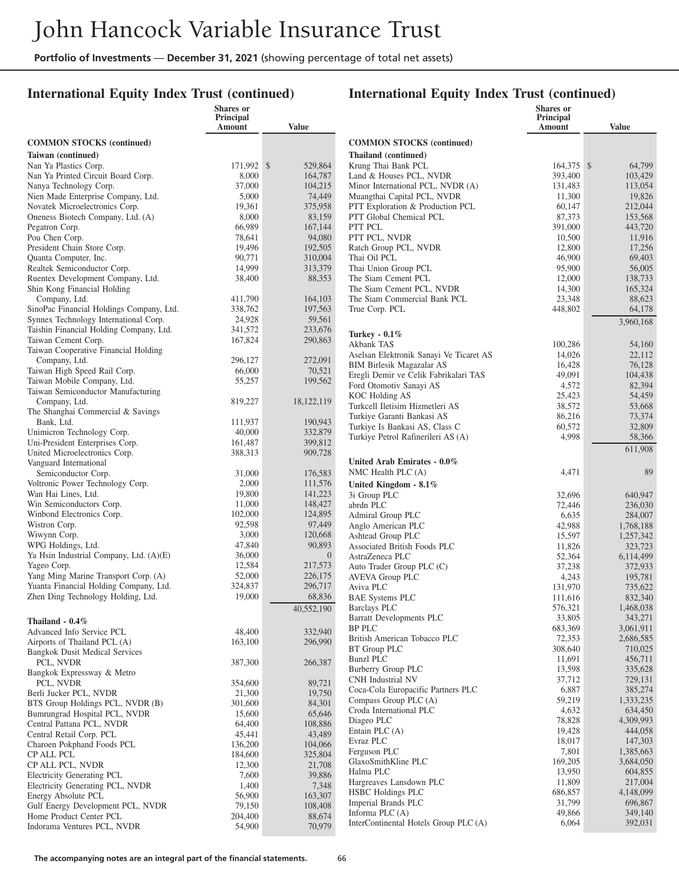# John Hancock Variable Insurance Trust

**Portfolio of Investments** — **December 31, 2021** (showing percentage of total net assets)

## International Equity Index Trust (continued)

| | Shares or Principal Amount | Value |
|---|---|---|
| **COMMON STOCKS (continued)** | | |
| **Taiwan (continued)** | | |
| Nan Ya Plastics Corp. | 171,992 | $ 529,864 |
| Nan Ya Printed Circuit Board Corp. | 8,000 | 164,787 |
| Nanya Technology Corp. | 37,000 | 104,215 |
| Nien Made Enterprise Company, Ltd. | 5,000 | 74,449 |
| Novatek Microelectronics Corp. | 19,361 | 375,958 |
| Oneness Biotech Company, Ltd. (A) | 8,000 | 83,159 |
| Pegatron Corp. | 66,989 | 167,144 |
| Pou Chen Corp. | 78,641 | 94,080 |
| President Chain Store Corp. | 19,496 | 192,505 |
| Quanta Computer, Inc. | 90,771 | 310,004 |
| Realtek Semiconductor Corp. | 14,999 | 313,379 |
| Ruentex Development Company, Ltd. | 38,400 | 88,353 |
| Shin Kong Financial Holding Company, Ltd. | 411,790 | 164,103 |
| SinoPac Financial Holdings Company, Ltd. | 338,762 | 197,563 |
| Synnex Technology International Corp. | 24,928 | 59,561 |
| Taishin Financial Holding Company, Ltd. | 341,572 | 233,676 |
| Taiwan Cement Corp. | 167,824 | 290,863 |
| Taiwan Cooperative Financial Holding Company, Ltd. | 296,127 | 272,091 |
| Taiwan High Speed Rail Corp. | 66,000 | 70,521 |
| Taiwan Mobile Company, Ltd. | 55,257 | 199,562 |
| Taiwan Semiconductor Manufacturing Company, Ltd. | 819,227 | 18,122,119 |
| The Shanghai Commercial & Savings Bank, Ltd. | 111,937 | 190,943 |
| Unimicron Technology Corp. | 40,000 | 332,879 |
| Uni-President Enterprises Corp. | 161,487 | 399,812 |
| United Microelectronics Corp. | 388,313 | 909,728 |
| Vanguard International Semiconductor Corp. | 31,000 | 176,583 |
| Voltronic Power Technology Corp. | 2,000 | 111,576 |
| Wan Hai Lines, Ltd. | 19,800 | 141,223 |
| Win Semiconductors Corp. | 11,000 | 148,427 |
| Winbond Electronics Corp. | 102,000 | 124,895 |
| Wistron Corp. | 92,598 | 97,449 |
| Wiwynn Corp. | 3,000 | 120,668 |
| WPG Holdings, Ltd. | 47,840 | 90,893 |
| Ya Hsin Industrial Company, Ltd. (A)(E) | 36,000 | 0 |
| Yageo Corp. | 12,584 | 217,573 |
| Yang Ming Marine Transport Corp. (A) | 52,000 | 226,175 |
| Yuanta Financial Holding Company, Ltd. | 324,837 | 296,717 |
| Zhen Ding Technology Holding, Ltd. | 19,000 | 68,836 |
| | | 40,552,190 |
| **Thailand - 0.4%** | | |
| Advanced Info Service PCL | 48,400 | 332,940 |
| Airports of Thailand PCL (A) | 163,100 | 296,990 |
| Bangkok Dusit Medical Services PCL, NVDR | 387,300 | 266,387 |
| Bangkok Expressway & Metro PCL, NVDR | 354,600 | 89,721 |
| Berli Jucker PCL, NVDR | 21,300 | 19,750 |
| BTS Group Holdings PCL, NVDR (B) | 301,600 | 84,301 |
| Bumrungrad Hospital PCL, NVDR | 15,600 | 65,646 |
| Central Pattana PCL, NVDR | 64,400 | 108,886 |
| Central Retail Corp. PCL | 45,441 | 43,489 |
| Charoen Pokphand Foods PCL | 136,200 | 104,066 |
| CP ALL PCL | 184,600 | 325,804 |
| CP ALL PCL, NVDR | 12,300 | 21,708 |
| Electricity Generating PCL | 7,600 | 39,886 |
| Electricity Generating PCL, NVDR | 1,400 | 7,348 |
| Energy Absolute PCL | 56,900 | 163,307 |
| Gulf Energy Development PCL, NVDR | 79,150 | 108,408 |
| Home Product Center PCL | 204,400 | 88,674 |
| Indorama Ventures PCL, NVDR | 54,900 | 70,979 |
| Krung Thai Bank PCL | 164,375 | $ 64,799 |
| Land & Houses PCL, NVDR | 393,400 | 103,429 |
| Minor International PCL, NVDR (A) | 131,483 | 113,054 |
| Muangthai Capital PCL, NVDR | 11,300 | 19,826 |
| PTT Exploration & Production PCL | 60,147 | 212,044 |
| PTT Global Chemical PCL | 87,373 | 153,568 |
| PTT PCL | 391,000 | 443,720 |
| PTT PCL, NVDR | 10,500 | 11,916 |
| Ratch Group PCL, NVDR | 12,800 | 17,256 |
| Thai Oil PCL | 46,900 | 69,403 |
| Thai Union Group PCL | 95,900 | 56,005 |
| The Siam Cement PCL | 12,000 | 138,733 |
| The Siam Cement PCL, NVDR | 14,300 | 165,324 |
| The Siam Commercial Bank PCL | 23,348 | 88,623 |
| True Corp. PCL | 448,802 | 64,178 |
| | | 3,960,168 |
| **Turkey - 0.1%** | | |
| Akbank TAS | 100,286 | 54,160 |
| Aselsan Elektronik Sanayi Ve Ticaret AS | 14,026 | 22,112 |
| BIM Birlesik Magazalar AS | 16,428 | 76,128 |
| Eregli Demir ve Celik Fabrikalari TAS | 49,091 | 104,438 |
| Ford Otomotiv Sanayi AS | 4,572 | 82,394 |
| KOC Holding AS | 25,423 | 54,459 |
| Turkcell Iletisim Hizmetleri AS | 38,572 | 53,668 |
| Turkiye Garanti Bankasi AS | 86,216 | 73,374 |
| Turkiye Is Bankasi AS, Class C | 60,572 | 32,809 |
| Turkiye Petrol Rafinerileri AS (A) | 4,998 | 58,366 |
| | | 611,908 |
| **United Arab Emirates - 0.0%** | | |
| NMC Health PLC (A) | 4,471 | 89 |
| **United Kingdom - 8.1%** | | |
| 3i Group PLC | 32,696 | 640,947 |
| abrdn PLC | 72,446 | 236,030 |
| Admiral Group PLC | 6,635 | 284,007 |
| Anglo American PLC | 42,988 | 1,768,188 |
| Ashtead Group PLC | 15,597 | 1,257,342 |
| Associated British Foods PLC | 11,826 | 323,723 |
| AstraZeneca PLC | 52,364 | 6,114,499 |
| Auto Trader Group PLC (C) | 37,238 | 372,933 |
| AVEVA Group PLC | 4,243 | 195,781 |
| Aviva PLC | 131,970 | 735,622 |
| BAE Systems PLC | 111,616 | 832,340 |
| Barclays PLC | 576,321 | 1,468,038 |
| Barratt Developments PLC | 33,805 | 343,271 |
| BP PLC | 683,369 | 3,061,911 |
| British American Tobacco PLC | 72,353 | 2,686,585 |
| BT Group PLC | 308,640 | 710,025 |
| Bunzl PLC | 11,691 | 456,711 |
| Burberry Group PLC | 13,598 | 335,628 |
| CNH Industrial NV | 37,712 | 729,131 |
| Coca-Cola Europacific Partners PLC | 6,887 | 385,274 |
| Compass Group PLC (A) | 59,219 | 1,333,235 |
| Croda International PLC | 4,632 | 634,450 |
| Diageo PLC | 78,828 | 4,309,993 |
| Entain PLC (A) | 19,428 | 444,058 |
| Evraz PLC | 18,017 | 147,303 |
| Ferguson PLC | 7,801 | 1,385,663 |
| GlaxoSmithKline PLC | 169,205 | 3,684,050 |
| Halma PLC | 13,950 | 604,855 |
| Hargreaves Lansdown PLC | 11,809 | 217,004 |
| HSBC Holdings PLC | 686,857 | 4,148,099 |
| Imperial Brands PLC | 31,799 | 696,867 |
| Informa PLC (A) | 49,866 | 349,140 |
| InterContinental Hotels Group PLC (A) | 6,064 | 392,031 |

**The accompanying notes are an integral part of the financial statements.**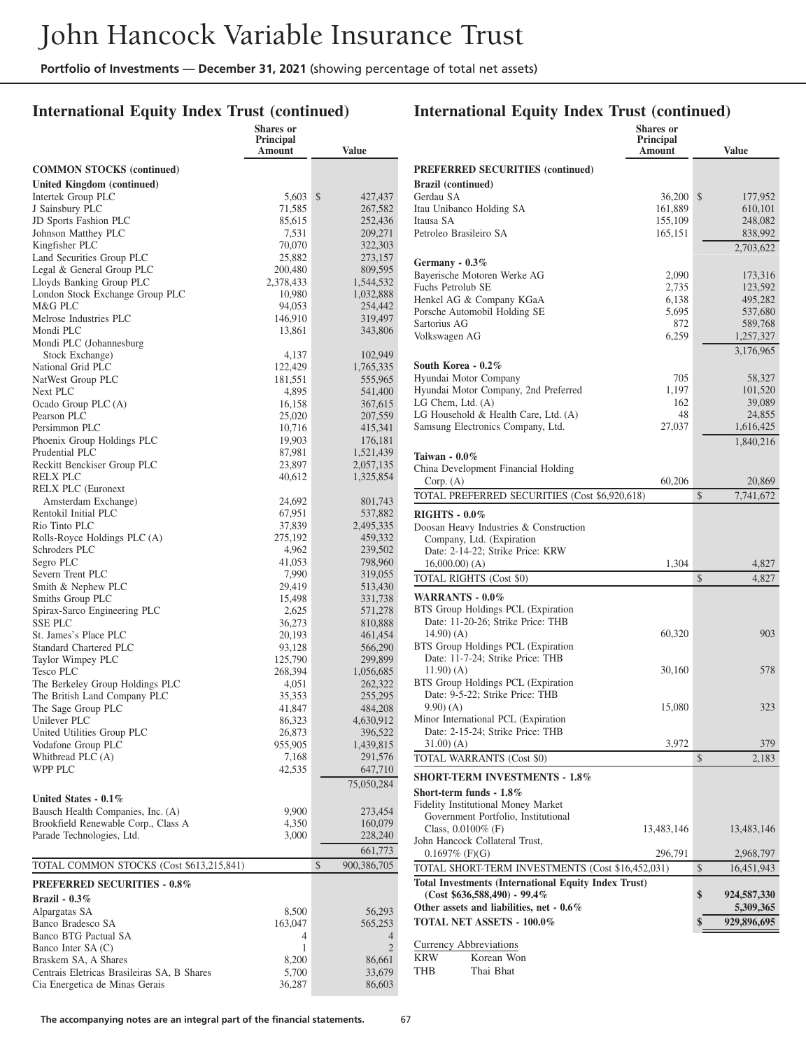# John Hancock Variable Insurance Trust

**Portfolio of Investments — December 31, 2021** (showing percentage of total net assets)

## International Equity Index Trust (continued)

| | Shares or Principal Amount | Value |
|---|---|---|
| **COMMON STOCKS (continued)** | | |
| **United Kingdom (continued)** | | |
| Intertek Group PLC | 5,603 | $ 427,437 |
| J Sainsbury PLC | 71,585 | 267,582 |
| JD Sports Fashion PLC | 85,615 | 252,436 |
| Johnson Matthey PLC | 7,531 | 209,271 |
| Kingfisher PLC | 70,070 | 322,303 |
| Land Securities Group PLC | 25,882 | 273,157 |
| Legal & General Group PLC | 200,480 | 809,595 |
| Lloyds Banking Group PLC | 2,378,433 | 1,544,532 |
| London Stock Exchange Group PLC | 10,980 | 1,032,888 |
| M&G PLC | 94,053 | 254,442 |
| Melrose Industries PLC | 146,910 | 319,497 |
| Mondi PLC | 13,861 | 343,806 |
| Mondi PLC (Johannesburg Stock Exchange) | 4,137 | 102,949 |
| National Grid PLC | 122,429 | 1,765,335 |
| NatWest Group PLC | 181,551 | 555,965 |
| Next PLC | 4,895 | 541,400 |
| Ocado Group PLC (A) | 16,158 | 367,615 |
| Pearson PLC | 25,020 | 207,559 |
| Persimmon PLC | 10,716 | 415,341 |
| Phoenix Group Holdings PLC | 19,903 | 176,181 |
| Prudential PLC | 87,981 | 1,521,439 |
| Reckitt Benckiser Group PLC | 23,897 | 2,057,135 |
| RELX PLC | 40,612 | 1,325,854 |
| RELX PLC (Euronext Amsterdam Exchange) | 24,692 | 801,743 |
| Rentokil Initial PLC | 67,951 | 537,882 |
| Rio Tinto PLC | 37,839 | 2,495,335 |
| Rolls-Royce Holdings PLC (A) | 275,192 | 459,332 |
| Schroders PLC | 4,962 | 239,502 |
| Segro PLC | 41,053 | 798,960 |
| Severn Trent PLC | 7,990 | 319,055 |
| Smith & Nephew PLC | 29,419 | 513,430 |
| Smiths Group PLC | 15,498 | 331,738 |
| Spirax-Sarco Engineering PLC | 2,625 | 571,278 |
| SSE PLC | 36,273 | 810,888 |
| St. James's Place PLC | 20,193 | 461,454 |
| Standard Chartered PLC | 93,128 | 566,290 |
| Taylor Wimpey PLC | 125,790 | 299,899 |
| Tesco PLC | 268,394 | 1,056,685 |
| The Berkeley Group Holdings PLC | 4,051 | 262,322 |
| The British Land Company PLC | 35,353 | 255,295 |
| The Sage Group PLC | 41,847 | 484,208 |
| Unilever PLC | 86,323 | 4,630,912 |
| United Utilities Group PLC | 26,873 | 396,522 |
| Vodafone Group PLC | 955,905 | 1,439,815 |
| Whitbread PLC (A) | 7,168 | 291,576 |
| WPP PLC | 42,535 | 647,710 |
| | | 75,050,284 |
| **United States - 0.1%** | | |
| Bausch Health Companies, Inc. (A) | 9,900 | 273,454 |
| Brookfield Renewable Corp., Class A | 4,350 | 160,079 |
| Parade Technologies, Ltd. | 3,000 | 228,240 |
| | | 661,773 |
| TOTAL COMMON STOCKS (Cost $613,215,841) | | $ 900,386,705 |
| **PREFERRED SECURITIES - 0.8%** | | |
| **Brazil - 0.3%** | | |
| Alpargatas SA | 8,500 | 56,293 |
| Banco Bradesco SA | 163,047 | 565,253 |
| Banco BTG Pactual SA | 4 | 4 |
| Banco Inter SA (C) | 1 | 2 |
| Braskem SA, A Shares | 8,200 | 86,661 |
| Centrais Eletricas Brasileiras SA, B Shares | 5,700 | 33,679 |
| Cia Energetica de Minas Gerais | 36,287 | 86,603 |
| **PREFERRED SECURITIES (continued)** | | |
| **Brazil (continued)** | | |
| Gerdau SA | 36,200 | $ 177,952 |
| Itau Unibanco Holding SA | 161,889 | 610,101 |
| Itausa SA | 155,109 | 248,082 |
| Petroleo Brasileiro SA | 165,151 | 838,992 |
| | | 2,703,622 |
| **Germany - 0.3%** | | |
| Bayerische Motoren Werke AG | 2,090 | 173,316 |
| Fuchs Petrolub SE | 2,735 | 123,592 |
| Henkel AG & Company KGaA | 6,138 | 495,282 |
| Porsche Automobil Holding SE | 5,695 | 537,680 |
| Sartorius AG | 872 | 589,768 |
| Volkswagen AG | 6,259 | 1,257,327 |
| | | 3,176,965 |
| **South Korea - 0.2%** | | |
| Hyundai Motor Company | 705 | 58,327 |
| Hyundai Motor Company, 2nd Preferred | 1,197 | 101,520 |
| LG Chem, Ltd. (A) | 162 | 39,089 |
| LG Household & Health Care, Ltd. (A) | 48 | 24,855 |
| Samsung Electronics Company, Ltd. | 27,037 | 1,616,425 |
| | | 1,840,216 |
| **Taiwan - 0.0%** | | |
| China Development Financial Holding Corp. (A) | 60,206 | 20,869 |
| TOTAL PREFERRED SECURITIES (Cost $6,920,618) | | $ 7,741,672 |
| **RIGHTS - 0.0%** | | |
| Doosan Heavy Industries & Construction Company, Ltd. (Expiration Date: 2-14-22; Strike Price: KRW 16,000.00) (A) | 1,304 | 4,827 |
| TOTAL RIGHTS (Cost $0) | | $ 4,827 |
| **WARRANTS - 0.0%** | | |
| BTS Group Holdings PCL (Expiration Date: 11-20-26; Strike Price: THB 14.90) (A) | 60,320 | 903 |
| BTS Group Holdings PCL (Expiration Date: 11-7-24; Strike Price: THB 11.90) (A) | 30,160 | 578 |
| BTS Group Holdings PCL (Expiration Date: 9-5-22; Strike Price: THB 9.90) (A) | 15,080 | 323 |
| Minor International PCL (Expiration Date: 2-15-24; Strike Price: THB 31.00) (A) | 3,972 | 379 |
| TOTAL WARRANTS (Cost $0) | | $ 2,183 |
| **SHORT-TERM INVESTMENTS - 1.8%** | | |
| **Short-term funds - 1.8%** | | |
| Fidelity Institutional Money Market Government Portfolio, Institutional Class, 0.0100% (F) | 13,483,146 | 13,483,146 |
| John Hancock Collateral Trust, 0.1697% (F)(G) | 296,791 | 2,968,797 |
| TOTAL SHORT-TERM INVESTMENTS (Cost $16,452,031) | | $ 16,451,943 |
| **Total Investments (International Equity Index Trust) (Cost $636,588,490) - 99.4%** | | **$ 924,587,330** |
| **Other assets and liabilities, net - 0.6%** | | **5,309,365** |
| **TOTAL NET ASSETS - 100.0%** | | **$ 929,896,695** |

Currency Abbreviations

| | |
|---|---|
| KRW | Korean Won |
| THB | Thai Bhat |

The accompanying notes are an integral part of the financial statements.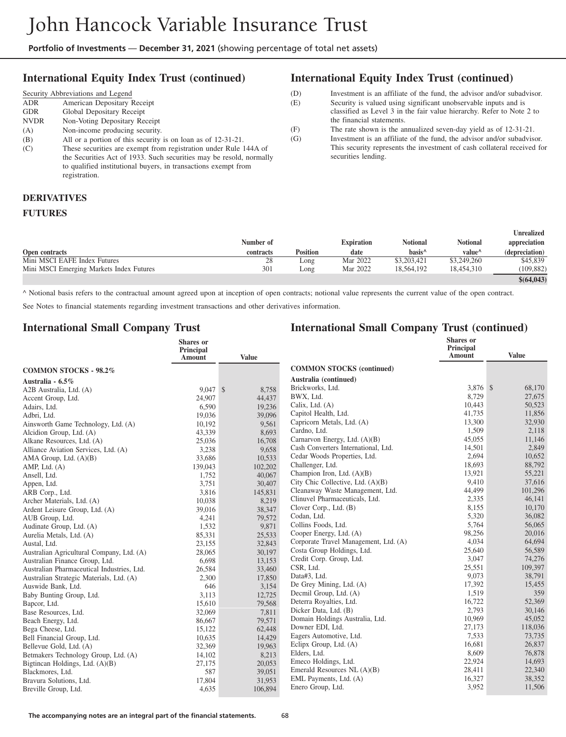## International Equity Index Trust (continued)

Security Abbreviations and Legend

| | |
|---|---|
| ADR | American Depositary Receipt |
| GDR | Global Depositary Receipt |
| NVDR | Non-Voting Depositary Receipt |
| (A) | Non-income producing security. |
| (B) | All or a portion of this security is on loan as of 12-31-21. |
| (C) | These securities are exempt from registration under Rule 144A of the Securities Act of 1933. Such securities may be resold, normally to qualified institutional buyers, in transactions exempt from registration. |
| (D) | Investment is an affiliate of the fund, the advisor and/or subadvisor. |
| (E) | Security is valued using significant unobservable inputs and is classified as Level 3 in the fair value hierarchy. Refer to Note 2 to the financial statements. |
| (F) | The rate shown is the annualized seven-day yield as of 12-31-21. |
| (G) | Investment is an affiliate of the fund, the advisor and/or subadvisor. This security represents the investment of cash collateral received for securities lending. |

**DERIVATIVES**

**FUTURES**

| Open contracts | Number of contracts | Position | Expiration date | Notional basis^ | Notional value^ | Unrealized appreciation (depreciation) |
|---|---|---|---|---|---|---|
| Mini MSCI EAFE Index Futures | 28 | Long | Mar 2022 | $3,203,421 | $3,249,260 | $45,839 |
| Mini MSCI Emerging Markets Index Futures | 301 | Long | Mar 2022 | 18,564,192 | 18,454,310 | (109,882) |
| | | | | | | **$(64,043)** |

^ Notional basis refers to the contractual amount agreed upon at inception of open contracts; notional value represents the current value of the open contract.

See Notes to financial statements regarding investment transactions and other derivatives information.

## International Small Company Trust

| | Shares or Principal Amount | Value |
|---|---|---|
| **COMMON STOCKS - 98.2%** | | |
| **Australia - 6.5%** | | |
| A2B Australia, Ltd. (A) | 9,047 | $ 8,758 |
| Accent Group, Ltd. | 24,907 | 44,437 |
| Adairs, Ltd. | 6,590 | 19,236 |
| Adbri, Ltd. | 19,036 | 39,096 |
| Ainsworth Game Technology, Ltd. (A) | 10,192 | 9,561 |
| Alcidion Group, Ltd. (A) | 43,339 | 8,693 |
| Alkane Resources, Ltd. (A) | 25,036 | 16,708 |
| Alliance Aviation Services, Ltd. (A) | 3,238 | 9,658 |
| AMA Group, Ltd. (A)(B) | 33,686 | 10,533 |
| AMP, Ltd. (A) | 139,043 | 102,202 |
| Ansell, Ltd. | 1,752 | 40,067 |
| Appen, Ltd. | 3,751 | 30,407 |
| ARB Corp., Ltd. | 3,816 | 145,831 |
| Archer Materials, Ltd. (A) | 10,038 | 8,219 |
| Ardent Leisure Group, Ltd. (A) | 39,016 | 38,347 |
| AUB Group, Ltd. | 4,241 | 79,572 |
| Audinate Group, Ltd. (A) | 1,532 | 9,871 |
| Aurelia Metals, Ltd. (A) | 85,331 | 25,533 |
| Austal, Ltd. | 23,155 | 32,843 |
| Australian Agricultural Company, Ltd. (A) | 28,065 | 30,197 |
| Australian Finance Group, Ltd. | 6,698 | 13,153 |
| Australian Pharmaceutical Industries, Ltd. | 26,584 | 33,460 |
| Australian Strategic Materials, Ltd. (A) | 2,300 | 17,850 |
| Auswide Bank, Ltd. | 646 | 3,154 |
| Baby Bunting Group, Ltd. | 3,113 | 12,725 |
| Bapcor, Ltd. | 15,610 | 79,568 |
| Base Resources, Ltd. | 32,069 | 7,811 |
| Beach Energy, Ltd. | 86,667 | 79,571 |
| Bega Cheese, Ltd. | 15,122 | 62,448 |
| Bell Financial Group, Ltd. | 10,635 | 14,429 |
| Bellevue Gold, Ltd. (A) | 32,369 | 19,963 |
| Betmakers Technology Group, Ltd. (A) | 14,102 | 8,213 |
| Bigtincan Holdings, Ltd. (A)(B) | 27,175 | 20,053 |
| Blackmores, Ltd. | 587 | 39,051 |
| Bravura Solutions, Ltd. | 17,804 | 31,953 |
| Breville Group, Ltd. | 4,635 | 106,894 |
| Brickworks, Ltd. | 3,876 | $ 68,170 |
| BWX, Ltd. | 8,729 | 27,675 |
| Calix, Ltd. (A) | 10,443 | 50,523 |
| Capitol Health, Ltd. | 41,735 | 11,856 |
| Capricorn Metals, Ltd. (A) | 13,300 | 32,930 |
| Cardno, Ltd. | 1,509 | 2,118 |
| Carnarvon Energy, Ltd. (A)(B) | 45,055 | 11,146 |
| Cash Converters International, Ltd. | 14,501 | 2,849 |
| Cedar Woods Properties, Ltd. | 2,694 | 10,652 |
| Challenger, Ltd. | 18,693 | 88,792 |
| Champion Iron, Ltd. (A)(B) | 13,921 | 55,221 |
| City Chic Collective, Ltd. (A)(B) | 9,410 | 37,616 |
| Cleanaway Waste Management, Ltd. | 44,499 | 101,296 |
| Clinuvel Pharmaceuticals, Ltd. | 2,335 | 46,141 |
| Clover Corp., Ltd. (B) | 8,155 | 10,170 |
| Codan, Ltd. | 5,320 | 36,082 |
| Collins Foods, Ltd. | 5,764 | 56,065 |
| Cooper Energy, Ltd. (A) | 98,256 | 20,016 |
| Corporate Travel Management, Ltd. (A) | 4,034 | 64,694 |
| Costa Group Holdings, Ltd. | 25,640 | 56,589 |
| Credit Corp. Group, Ltd. | 3,047 | 74,276 |
| CSR, Ltd. | 25,551 | 109,397 |
| Data#3, Ltd. | 9,073 | 38,791 |
| De Grey Mining, Ltd. (A) | 17,392 | 15,455 |
| Decmil Group, Ltd. (A) | 1,519 | 359 |
| Deterra Royalties, Ltd. | 16,722 | 52,369 |
| Dicker Data, Ltd. (B) | 2,793 | 30,146 |
| Domain Holdings Australia, Ltd. | 10,969 | 45,052 |
| Downer EDI, Ltd. | 27,173 | 118,036 |
| Eagers Automotive, Ltd. | 7,533 | 73,735 |
| Eclipx Group, Ltd. (A) | 16,681 | 26,837 |
| Elders, Ltd. | 8,609 | 76,878 |
| Emeco Holdings, Ltd. | 22,924 | 14,693 |
| Emerald Resources NL (A)(B) | 28,411 | 22,340 |
| EML Payments, Ltd. (A) | 16,327 | 38,352 |
| Enero Group, Ltd. | 3,952 | 11,506 |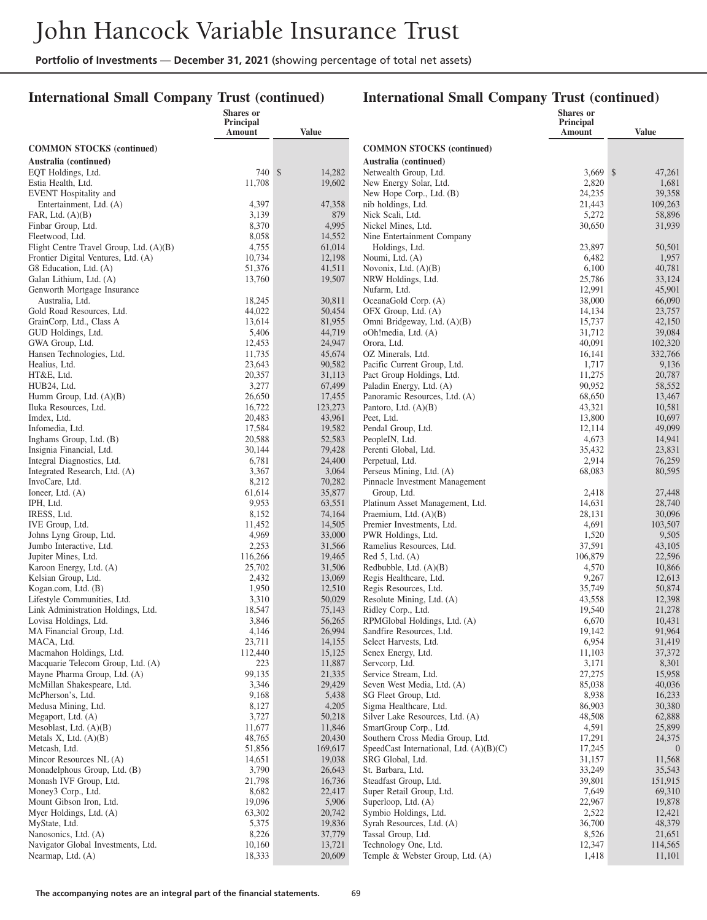## International Small Company Trust (continued)

| | Shares or Principal Amount | Value |
|---|---|---|
| **COMMON STOCKS (continued)** | | |
| **Australia (continued)** | | |
| EQT Holdings, Ltd. | 740 | $ 14,282 |
| Estia Health, Ltd. | 11,708 | 19,602 |
| EVENT Hospitality and Entertainment, Ltd. (A) | 4,397 | 47,358 |
| FAR, Ltd. (A)(B) | 3,139 | 879 |
| Finbar Group, Ltd. | 8,370 | 4,995 |
| Fleetwood, Ltd. | 8,058 | 14,552 |
| Flight Centre Travel Group, Ltd. (A)(B) | 4,755 | 61,014 |
| Frontier Digital Ventures, Ltd. (A) | 10,734 | 12,198 |
| G8 Education, Ltd. (A) | 51,376 | 41,511 |
| Galan Lithium, Ltd. (A) | 13,760 | 19,507 |
| Genworth Mortgage Insurance Australia, Ltd. | 18,245 | 30,811 |
| Gold Road Resources, Ltd. | 44,022 | 50,454 |
| GrainCorp, Ltd., Class A | 13,614 | 81,955 |
| GUD Holdings, Ltd. | 5,406 | 44,719 |
| GWA Group, Ltd. | 12,453 | 24,947 |
| Hansen Technologies, Ltd. | 11,735 | 45,674 |
| Healius, Ltd. | 23,643 | 90,582 |
| HT&E, Ltd. | 20,357 | 31,113 |
| HUB24, Ltd. | 3,277 | 67,499 |
| Humm Group, Ltd. (A)(B) | 26,650 | 17,455 |
| Iluka Resources, Ltd. | 16,722 | 123,273 |
| Imdex, Ltd. | 20,483 | 43,961 |
| Infomedia, Ltd. | 17,584 | 19,582 |
| Inghams Group, Ltd. (B) | 20,588 | 52,583 |
| Insignia Financial, Ltd. | 30,144 | 79,428 |
| Integral Diagnostics, Ltd. | 6,781 | 24,400 |
| Integrated Research, Ltd. (A) | 3,367 | 3,064 |
| InvoCare, Ltd. | 8,212 | 70,282 |
| Ioneer, Ltd. (A) | 61,614 | 35,877 |
| IPH, Ltd. | 9,953 | 63,551 |
| IRESS, Ltd. | 8,152 | 74,164 |
| IVE Group, Ltd. | 11,452 | 14,505 |
| Johns Lyng Group, Ltd. | 4,969 | 33,000 |
| Jumbo Interactive, Ltd. | 2,253 | 31,566 |
| Jupiter Mines, Ltd. | 116,266 | 19,465 |
| Karoon Energy, Ltd. (A) | 25,702 | 31,506 |
| Kelsian Group, Ltd. | 2,432 | 13,069 |
| Kogan.com, Ltd. (B) | 1,950 | 12,510 |
| Lifestyle Communities, Ltd. | 3,310 | 50,029 |
| Link Administration Holdings, Ltd. | 18,547 | 75,143 |
| Lovisa Holdings, Ltd. | 3,846 | 56,265 |
| MA Financial Group, Ltd. | 4,146 | 26,994 |
| MACA, Ltd. | 23,711 | 14,155 |
| Macmahon Holdings, Ltd. | 112,440 | 15,125 |
| Macquarie Telecom Group, Ltd. (A) | 223 | 11,887 |
| Mayne Pharma Group, Ltd. (A) | 99,135 | 21,335 |
| McMillan Shakespeare, Ltd. | 3,346 | 29,429 |
| McPherson's, Ltd. | 9,168 | 5,438 |
| Medusa Mining, Ltd. | 8,127 | 4,205 |
| Megaport, Ltd. (A) | 3,727 | 50,218 |
| Mesoblast, Ltd. (A)(B) | 11,677 | 11,846 |
| Metals X, Ltd. (A)(B) | 48,765 | 20,430 |
| Metcash, Ltd. | 51,856 | 169,617 |
| Mincor Resources NL (A) | 14,651 | 19,038 |
| Monadelphous Group, Ltd. (B) | 3,790 | 26,643 |
| Monash IVF Group, Ltd. | 21,798 | 16,736 |
| Money3 Corp., Ltd. | 8,682 | 22,417 |
| Mount Gibson Iron, Ltd. | 19,096 | 5,906 |
| Myer Holdings, Ltd. (A) | 63,302 | 20,742 |
| MyState, Ltd. | 5,375 | 19,836 |
| Nanosonics, Ltd. (A) | 8,226 | 37,779 |
| Navigator Global Investments, Ltd. | 10,160 | 13,721 |
| Nearmap, Ltd. (A) | 18,333 | 20,609 |
| Netwealth Group, Ltd. | 3,669 | $ 47,261 |
| New Energy Solar, Ltd. | 2,820 | 1,681 |
| New Hope Corp., Ltd. (B) | 24,235 | 39,358 |
| nib holdings, Ltd. | 21,443 | 109,263 |
| Nick Scali, Ltd. | 5,272 | 58,896 |
| Nickel Mines, Ltd. | 30,650 | 31,939 |
| Nine Entertainment Company Holdings, Ltd. | 23,897 | 50,501 |
| Noumi, Ltd. (A) | 6,482 | 1,957 |
| Novonix, Ltd. (A)(B) | 6,100 | 40,781 |
| NRW Holdings, Ltd. | 25,786 | 33,124 |
| Nufarm, Ltd. | 12,991 | 45,901 |
| OceanaGold Corp. (A) | 38,000 | 66,090 |
| OFX Group, Ltd. (A) | 14,134 | 23,757 |
| Omni Bridgeway, Ltd. (A)(B) | 15,737 | 42,150 |
| oOh!media, Ltd. (A) | 31,712 | 39,084 |
| Orora, Ltd. | 40,091 | 102,320 |
| OZ Minerals, Ltd. | 16,141 | 332,766 |
| Pacific Current Group, Ltd. | 1,717 | 9,136 |
| Pact Group Holdings, Ltd. | 11,275 | 20,787 |
| Paladin Energy, Ltd. (A) | 90,952 | 58,552 |
| Panoramic Resources, Ltd. (A) | 68,650 | 13,467 |
| Pantoro, Ltd. (A)(B) | 43,321 | 10,581 |
| Peet, Ltd. | 13,800 | 10,697 |
| Pendal Group, Ltd. | 12,114 | 49,099 |
| PeopleIN, Ltd. | 4,673 | 14,941 |
| Perenti Global, Ltd. | 35,432 | 23,831 |
| Perpetual, Ltd. | 2,914 | 76,259 |
| Perseus Mining, Ltd. (A) | 68,083 | 80,595 |
| Pinnacle Investment Management Group, Ltd. | 2,418 | 27,448 |
| Platinum Asset Management, Ltd. | 14,631 | 28,740 |
| Praemium, Ltd. (A)(B) | 28,131 | 30,096 |
| Premier Investments, Ltd. | 4,691 | 103,507 |
| PWR Holdings, Ltd. | 1,520 | 9,505 |
| Ramelius Resources, Ltd. | 37,591 | 43,105 |
| Red 5, Ltd. (A) | 106,879 | 22,596 |
| Redbubble, Ltd. (A)(B) | 4,570 | 10,866 |
| Regis Healthcare, Ltd. | 9,267 | 12,613 |
| Regis Resources, Ltd. | 35,749 | 50,874 |
| Resolute Mining, Ltd. (A) | 43,558 | 12,398 |
| Ridley Corp., Ltd. | 19,540 | 21,278 |
| RPMGlobal Holdings, Ltd. (A) | 6,670 | 10,431 |
| Sandfire Resources, Ltd. | 19,142 | 91,964 |
| Select Harvests, Ltd. | 6,954 | 31,419 |
| Senex Energy, Ltd. | 11,103 | 37,372 |
| Servcorp, Ltd. | 3,171 | 8,301 |
| Service Stream, Ltd. | 27,275 | 15,958 |
| Seven West Media, Ltd. (A) | 85,038 | 40,036 |
| SG Fleet Group, Ltd. | 8,938 | 16,233 |
| Sigma Healthcare, Ltd. | 86,903 | 30,380 |
| Silver Lake Resources, Ltd. (A) | 48,508 | 62,888 |
| SmartGroup Corp., Ltd. | 4,591 | 25,899 |
| Southern Cross Media Group, Ltd. | 17,291 | 24,375 |
| SpeedCast International, Ltd. (A)(B)(C) | 17,245 | 0 |
| SRG Global, Ltd. | 31,157 | 11,568 |
| St. Barbara, Ltd. | 33,249 | 35,543 |
| Steadfast Group, Ltd. | 39,801 | 151,915 |
| Super Retail Group, Ltd. | 7,649 | 69,310 |
| Superloop, Ltd. (A) | 22,967 | 19,878 |
| Symbio Holdings, Ltd. | 2,522 | 12,421 |
| Syrah Resources, Ltd. (A) | 36,700 | 48,379 |
| Tassal Group, Ltd. | 8,526 | 21,651 |
| Technology One, Ltd. | 12,347 | 114,565 |
| Temple & Webster Group, Ltd. (A) | 1,418 | 11,101 |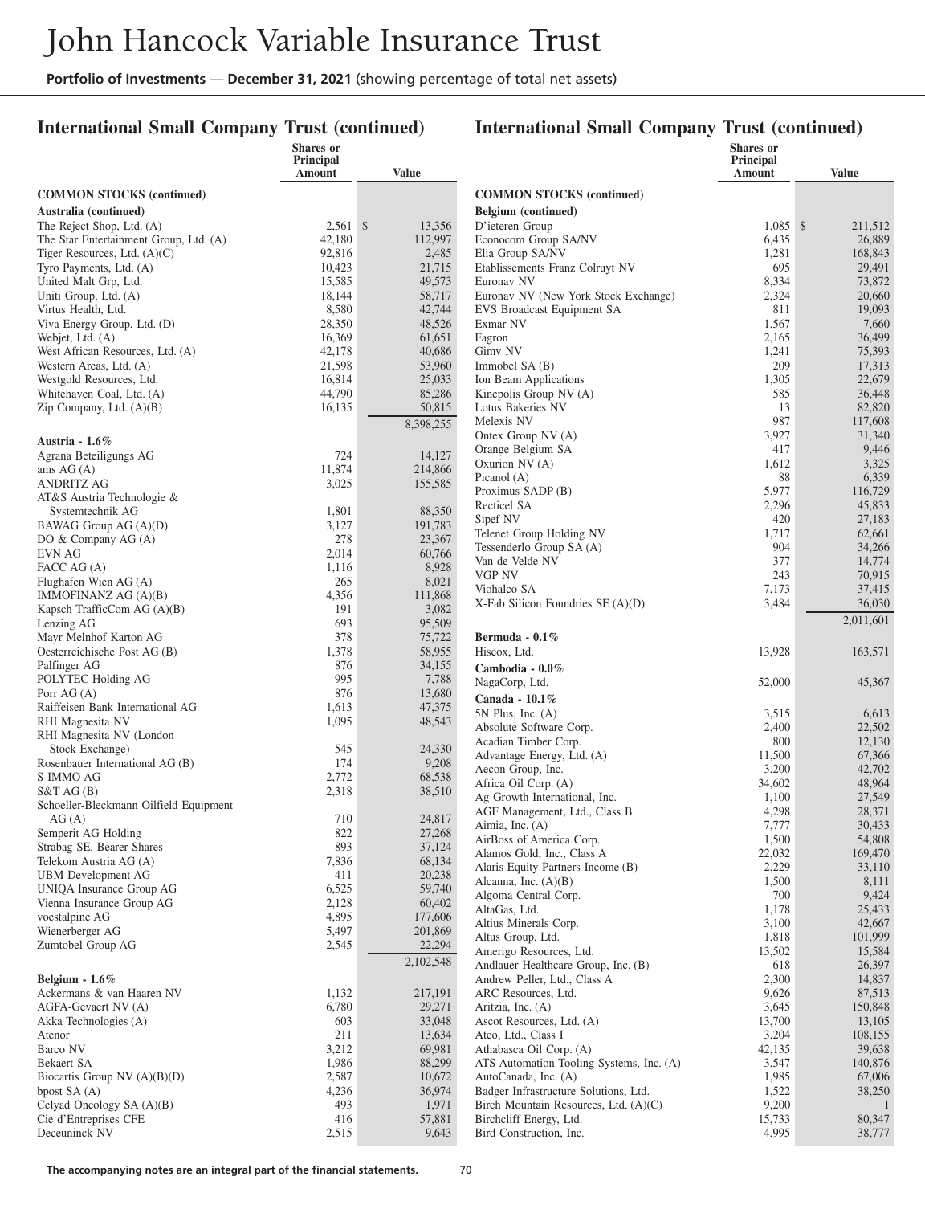## International Small Company Trust (continued)

| | Shares or Principal Amount | Value |
|---|---|---|
| **COMMON STOCKS (continued)** | | |
| **Australia (continued)** | | |
| The Reject Shop, Ltd. (A) | 2,561 | $ 13,356 |
| The Star Entertainment Group, Ltd. (A) | 42,180 | 112,997 |
| Tiger Resources, Ltd. (A)(C) | 92,816 | 2,485 |
| Tyro Payments, Ltd. (A) | 10,423 | 21,715 |
| United Malt Grp, Ltd. | 15,585 | 49,573 |
| Uniti Group, Ltd. (A) | 18,144 | 58,717 |
| Virtus Health, Ltd. | 8,580 | 42,744 |
| Viva Energy Group, Ltd. (D) | 28,350 | 48,526 |
| Webjet, Ltd. (A) | 16,369 | 61,651 |
| West African Resources, Ltd. (A) | 42,178 | 40,686 |
| Western Areas, Ltd. (A) | 21,598 | 53,960 |
| Westgold Resources, Ltd. | 16,814 | 25,033 |
| Whitehaven Coal, Ltd. (A) | 44,790 | 85,286 |
| Zip Company, Ltd. (A)(B) | 16,135 | 50,815 |
| | | 8,398,255 |
| **Austria - 1.6%** | | |
| Agrana Beteiligungs AG | 724 | 14,127 |
| ams AG (A) | 11,874 | 214,866 |
| ANDRITZ AG | 3,025 | 155,585 |
| AT&S Austria Technologie & Systemtechnik AG | 1,801 | 88,350 |
| BAWAG Group AG (A)(D) | 3,127 | 191,783 |
| DO & Company AG (A) | 278 | 23,367 |
| EVN AG | 2,014 | 60,766 |
| FACC AG (A) | 1,116 | 8,928 |
| Flughafen Wien AG (A) | 265 | 8,021 |
| IMMOFINANZ AG (A)(B) | 4,356 | 111,868 |
| Kapsch TrafficCom AG (A)(B) | 191 | 3,082 |
| Lenzing AG | 693 | 95,509 |
| Mayr Melnhof Karton AG | 378 | 75,722 |
| Oesterreichische Post AG (B) | 1,378 | 58,955 |
| Palfinger AG | 876 | 34,155 |
| POLYTEC Holding AG | 995 | 7,788 |
| Porr AG (A) | 876 | 13,680 |
| Raiffeisen Bank International AG | 1,613 | 47,375 |
| RHI Magnesita NV | 1,095 | 48,543 |
| RHI Magnesita NV (London Stock Exchange) | 545 | 24,330 |
| Rosenbauer International AG (B) | 174 | 9,208 |
| S IMMO AG | 2,772 | 68,538 |
| S&T AG (B) | 2,318 | 38,510 |
| Schoeller-Bleckmann Oilfield Equipment AG (A) | 710 | 24,817 |
| Semperit AG Holding | 822 | 27,268 |
| Strabag SE, Bearer Shares | 893 | 37,124 |
| Telekom Austria AG (A) | 7,836 | 68,134 |
| UBM Development AG | 411 | 20,238 |
| UNIQA Insurance Group AG | 6,525 | 59,740 |
| Vienna Insurance Group AG | 2,128 | 60,402 |
| voestalpine AG | 4,895 | 177,606 |
| Wienerberger AG | 5,497 | 201,869 |
| Zumtobel Group AG | 2,545 | 22,294 |
| | | 2,102,548 |
| **Belgium - 1.6%** | | |
| Ackermans & van Haaren NV | 1,132 | 217,191 |
| AGFA-Gevaert NV (A) | 6,780 | 29,271 |
| Akka Technologies (A) | 603 | 33,048 |
| Atenor | 211 | 13,634 |
| Barco NV | 3,212 | 69,981 |
| Bekaert SA | 1,986 | 88,299 |
| Biocartis Group NV (A)(B)(D) | 2,587 | 10,672 |
| bpost SA (A) | 4,236 | 36,974 |
| Celyad Oncology SA (A)(B) | 493 | 1,971 |
| Cie d'Entreprises CFE | 416 | 57,881 |
| Deceuninck NV | 2,515 | 9,643 |
| D'ieteren Group | 1,085 | $ 211,512 |
| Econocom Group SA/NV | 6,435 | 26,889 |
| Elia Group SA/NV | 1,281 | 168,843 |
| Etablissements Franz Colruyt NV | 695 | 29,491 |
| Euronav NV | 8,334 | 73,872 |
| Euronav NV (New York Stock Exchange) | 2,324 | 20,660 |
| EVS Broadcast Equipment SA | 811 | 19,093 |
| Exmar NV | 1,567 | 7,660 |
| Fagron | 2,165 | 36,499 |
| Gimv NV | 1,241 | 75,393 |
| Immobel SA (B) | 209 | 17,313 |
| Ion Beam Applications | 1,305 | 22,679 |
| Kinepolis Group NV (A) | 585 | 36,448 |
| Lotus Bakeries NV | 13 | 82,820 |
| Melexis NV | 987 | 117,608 |
| Ontex Group NV (A) | 3,927 | 31,340 |
| Orange Belgium SA | 417 | 9,446 |
| Oxurion NV (A) | 1,612 | 3,325 |
| Picanol (A) | 88 | 6,339 |
| Proximus SADP (B) | 5,977 | 116,729 |
| Recticel SA | 2,296 | 45,833 |
| Sipef NV | 420 | 27,183 |
| Telenet Group Holding NV | 1,717 | 62,661 |
| Tessenderlo Group SA (A) | 904 | 34,266 |
| Van de Velde NV | 377 | 14,774 |
| VGP NV | 243 | 70,915 |
| Viohalco SA | 7,173 | 37,415 |
| X-Fab Silicon Foundries SE (A)(D) | 3,484 | 36,030 |
| | | 2,011,601 |
| **Bermuda - 0.1%** | | |
| Hiscox, Ltd. | 13,928 | 163,571 |
| **Cambodia - 0.0%** | | |
| NagaCorp, Ltd. | 52,000 | 45,367 |
| **Canada - 10.1%** | | |
| 5N Plus, Inc. (A) | 3,515 | 6,613 |
| Absolute Software Corp. | 2,400 | 22,502 |
| Acadian Timber Corp. | 800 | 12,130 |
| Advantage Energy, Ltd. (A) | 11,500 | 67,366 |
| Aecon Group, Inc. | 3,200 | 42,702 |
| Africa Oil Corp. (A) | 34,602 | 48,964 |
| Ag Growth International, Inc. | 1,100 | 27,549 |
| AGF Management, Ltd., Class B | 4,298 | 28,371 |
| Aimia, Inc. (A) | 7,777 | 30,433 |
| AirBoss of America Corp. | 1,500 | 54,808 |
| Alamos Gold, Inc., Class A | 22,032 | 169,470 |
| Alaris Equity Partners Income (B) | 2,229 | 33,110 |
| Alcanna, Inc. (A)(B) | 1,500 | 8,111 |
| Algoma Central Corp. | 700 | 9,424 |
| AltaGas, Ltd. | 1,178 | 25,433 |
| Altius Minerals Corp. | 3,100 | 42,667 |
| Altus Group, Ltd. | 1,818 | 101,999 |
| Amerigo Resources, Ltd. | 13,502 | 15,584 |
| Andlauer Healthcare Group, Inc. (B) | 618 | 26,397 |
| Andrew Peller, Ltd., Class A | 2,300 | 14,837 |
| ARC Resources, Ltd. | 9,626 | 87,513 |
| Aritzia, Inc. (A) | 3,645 | 150,848 |
| Ascot Resources, Ltd. (A) | 13,700 | 13,105 |
| Atco, Ltd., Class I | 3,204 | 108,155 |
| Athabasca Oil Corp. (A) | 42,135 | 39,638 |
| ATS Automation Tooling Systems, Inc. (A) | 3,547 | 140,876 |
| AutoCanada, Inc. (A) | 1,985 | 67,006 |
| Badger Infrastructure Solutions, Ltd. | 1,522 | 38,250 |
| Birch Mountain Resources, Ltd. (A)(C) | 9,200 | 1 |
| Birchcliff Energy, Ltd. | 15,733 | 80,347 |
| Bird Construction, Inc. | 4,995 | 38,777 |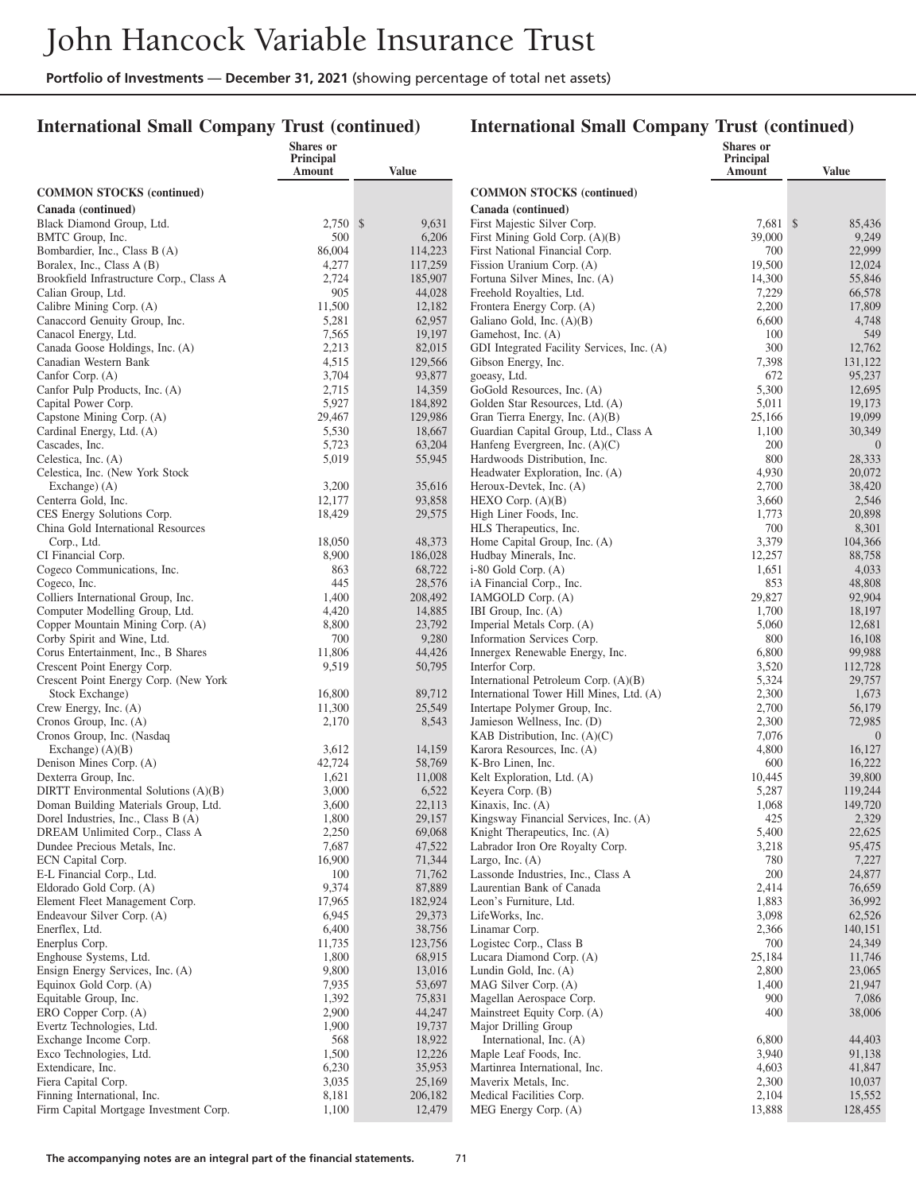## International Small Company Trust (continued)

| | Shares or Principal Amount | Value |
|---|---|---|
| **COMMON STOCKS (continued)** | | |
| **Canada (continued)** | | |
| Black Diamond Group, Ltd. | 2,750 | $ 9,631 |
| BMTC Group, Inc. | 500 | 6,206 |
| Bombardier, Inc., Class B (A) | 86,004 | 114,223 |
| Boralex, Inc., Class A (B) | 4,277 | 117,259 |
| Brookfield Infrastructure Corp., Class A | 2,724 | 185,907 |
| Calian Group, Ltd. | 905 | 44,028 |
| Calibre Mining Corp. (A) | 11,500 | 12,182 |
| Canaccord Genuity Group, Inc. | 5,281 | 62,957 |
| Canacol Energy, Ltd. | 7,565 | 19,197 |
| Canada Goose Holdings, Inc. (A) | 2,213 | 82,015 |
| Canadian Western Bank | 4,515 | 129,566 |
| Canfor Corp. (A) | 3,704 | 93,877 |
| Canfor Pulp Products, Inc. (A) | 2,715 | 14,359 |
| Capital Power Corp. | 5,927 | 184,892 |
| Capstone Mining Corp. (A) | 29,467 | 129,986 |
| Cardinal Energy, Ltd. (A) | 5,530 | 18,667 |
| Cascades, Inc. | 5,723 | 63,204 |
| Celestica, Inc. (A) | 5,019 | 55,945 |
| Celestica, Inc. (New York Stock Exchange) (A) | 3,200 | 35,616 |
| Centerra Gold, Inc. | 12,177 | 93,858 |
| CES Energy Solutions Corp. | 18,429 | 29,575 |
| China Gold International Resources Corp., Ltd. | 18,050 | 48,373 |
| CI Financial Corp. | 8,900 | 186,028 |
| Cogeco Communications, Inc. | 863 | 68,722 |
| Cogeco, Inc. | 445 | 28,576 |
| Colliers International Group, Inc. | 1,400 | 208,492 |
| Computer Modelling Group, Ltd. | 4,420 | 14,885 |
| Copper Mountain Mining Corp. (A) | 8,800 | 23,792 |
| Corby Spirit and Wine, Ltd. | 700 | 9,280 |
| Corus Entertainment, Inc., B Shares | 11,806 | 44,426 |
| Crescent Point Energy Corp. | 9,519 | 50,795 |
| Crescent Point Energy Corp. (New York Stock Exchange) | 16,800 | 89,712 |
| Crew Energy, Inc. (A) | 11,300 | 25,549 |
| Cronos Group, Inc. (A) | 2,170 | 8,543 |
| Cronos Group, Inc. (Nasdaq Exchange) (A)(B) | 3,612 | 14,159 |
| Denison Mines Corp. (A) | 42,724 | 58,769 |
| Dexterra Group, Inc. | 1,621 | 11,008 |
| DIRTT Environmental Solutions (A)(B) | 3,000 | 6,522 |
| Doman Building Materials Group, Ltd. | 3,600 | 22,113 |
| Dorel Industries, Inc., Class B (A) | 1,800 | 29,157 |
| DREAM Unlimited Corp., Class A | 2,250 | 69,068 |
| Dundee Precious Metals, Inc. | 7,687 | 47,522 |
| ECN Capital Corp. | 16,900 | 71,344 |
| E-L Financial Corp., Ltd. | 100 | 71,762 |
| Eldorado Gold Corp. (A) | 9,374 | 87,889 |
| Element Fleet Management Corp. | 17,965 | 182,924 |
| Endeavour Silver Corp. (A) | 6,945 | 29,373 |
| Enerflex, Ltd. | 6,400 | 38,756 |
| Enerplus Corp. | 11,735 | 123,756 |
| Enghouse Systems, Ltd. | 1,800 | 68,915 |
| Ensign Energy Services, Inc. (A) | 9,800 | 13,016 |
| Equinox Gold Corp. (A) | 7,935 | 53,697 |
| Equitable Group, Inc. | 1,392 | 75,831 |
| ERO Copper Corp. (A) | 2,900 | 44,247 |
| Evertz Technologies, Ltd. | 1,900 | 19,737 |
| Exchange Income Corp. | 568 | 18,922 |
| Exco Technologies, Ltd. | 1,500 | 12,226 |
| Extendicare, Inc. | 6,230 | 35,953 |
| Fiera Capital Corp. | 3,035 | 25,169 |
| Finning International, Inc. | 8,181 | 206,182 |
| Firm Capital Mortgage Investment Corp. | 1,100 | 12,479 |
| First Majestic Silver Corp. | 7,681 | $ 85,436 |
| First Mining Gold Corp. (A)(B) | 39,000 | 9,249 |
| First National Financial Corp. | 700 | 22,999 |
| Fission Uranium Corp. (A) | 19,500 | 12,024 |
| Fortuna Silver Mines, Inc. (A) | 14,300 | 55,846 |
| Freehold Royalties, Ltd. | 7,229 | 66,578 |
| Frontera Energy Corp. (A) | 2,200 | 17,809 |
| Galiano Gold, Inc. (A)(B) | 6,600 | 4,748 |
| Gamehost, Inc. (A) | 100 | 549 |
| GDI Integrated Facility Services, Inc. (A) | 300 | 12,762 |
| Gibson Energy, Inc. | 7,398 | 131,122 |
| goeasy, Ltd. | 672 | 95,237 |
| GoGold Resources, Inc. (A) | 5,300 | 12,695 |
| Golden Star Resources, Ltd. (A) | 5,011 | 19,173 |
| Gran Tierra Energy, Inc. (A)(B) | 25,166 | 19,099 |
| Guardian Capital Group, Ltd., Class A | 1,100 | 30,349 |
| Hanfeng Evergreen, Inc. (A)(C) | 200 | 0 |
| Hardwoods Distribution, Inc. | 800 | 28,333 |
| Headwater Exploration, Inc. (A) | 4,930 | 20,072 |
| Heroux-Devtek, Inc. (A) | 2,700 | 38,420 |
| HEXO Corp. (A)(B) | 3,660 | 2,546 |
| High Liner Foods, Inc. | 1,773 | 20,898 |
| HLS Therapeutics, Inc. | 700 | 8,301 |
| Home Capital Group, Inc. (A) | 3,379 | 104,366 |
| Hudbay Minerals, Inc. | 12,257 | 88,758 |
| i-80 Gold Corp. (A) | 1,651 | 4,033 |
| iA Financial Corp., Inc. | 853 | 48,808 |
| IAMGOLD Corp. (A) | 29,827 | 92,904 |
| IBI Group, Inc. (A) | 1,700 | 18,197 |
| Imperial Metals Corp. (A) | 5,060 | 12,681 |
| Information Services Corp. | 800 | 16,108 |
| Innergex Renewable Energy, Inc. | 6,800 | 99,988 |
| Interfor Corp. | 3,520 | 112,728 |
| International Petroleum Corp. (A)(B) | 5,324 | 29,757 |
| International Tower Hill Mines, Ltd. (A) | 2,300 | 1,673 |
| Intertape Polymer Group, Inc. | 2,700 | 56,179 |
| Jamieson Wellness, Inc. (D) | 2,300 | 72,985 |
| KAB Distribution, Inc. (A)(C) | 7,076 | 0 |
| Karora Resources, Inc. (A) | 4,800 | 16,127 |
| K-Bro Linen, Inc. | 600 | 16,222 |
| Kelt Exploration, Ltd. (A) | 10,445 | 39,800 |
| Keyera Corp. (B) | 5,287 | 119,244 |
| Kinaxis, Inc. (A) | 1,068 | 149,720 |
| Kingsway Financial Services, Inc. (A) | 425 | 2,329 |
| Knight Therapeutics, Inc. (A) | 5,400 | 22,625 |
| Labrador Iron Ore Royalty Corp. | 3,218 | 95,475 |
| Largo, Inc. (A) | 780 | 7,227 |
| Lassonde Industries, Inc., Class A | 200 | 24,877 |
| Laurentian Bank of Canada | 2,414 | 76,659 |
| Leon's Furniture, Ltd. | 1,883 | 36,992 |
| LifeWorks, Inc. | 3,098 | 62,526 |
| Linamar Corp. | 2,366 | 140,151 |
| Logistec Corp., Class B | 700 | 24,349 |
| Lucara Diamond Corp. (A) | 25,184 | 11,746 |
| Lundin Gold, Inc. (A) | 2,800 | 23,065 |
| MAG Silver Corp. (A) | 1,400 | 21,947 |
| Magellan Aerospace Corp. | 900 | 7,086 |
| Mainstreet Equity Corp. (A) | 400 | 38,006 |
| Major Drilling Group International, Inc. (A) | 6,800 | 44,403 |
| Maple Leaf Foods, Inc. | 3,940 | 91,138 |
| Martinrea International, Inc. | 4,603 | 41,847 |
| Maverix Metals, Inc. | 2,300 | 10,037 |
| Medical Facilities Corp. | 2,104 | 15,552 |
| MEG Energy Corp. (A) | 13,888 | 128,455 |

The accompanying notes are an integral part of the financial statements.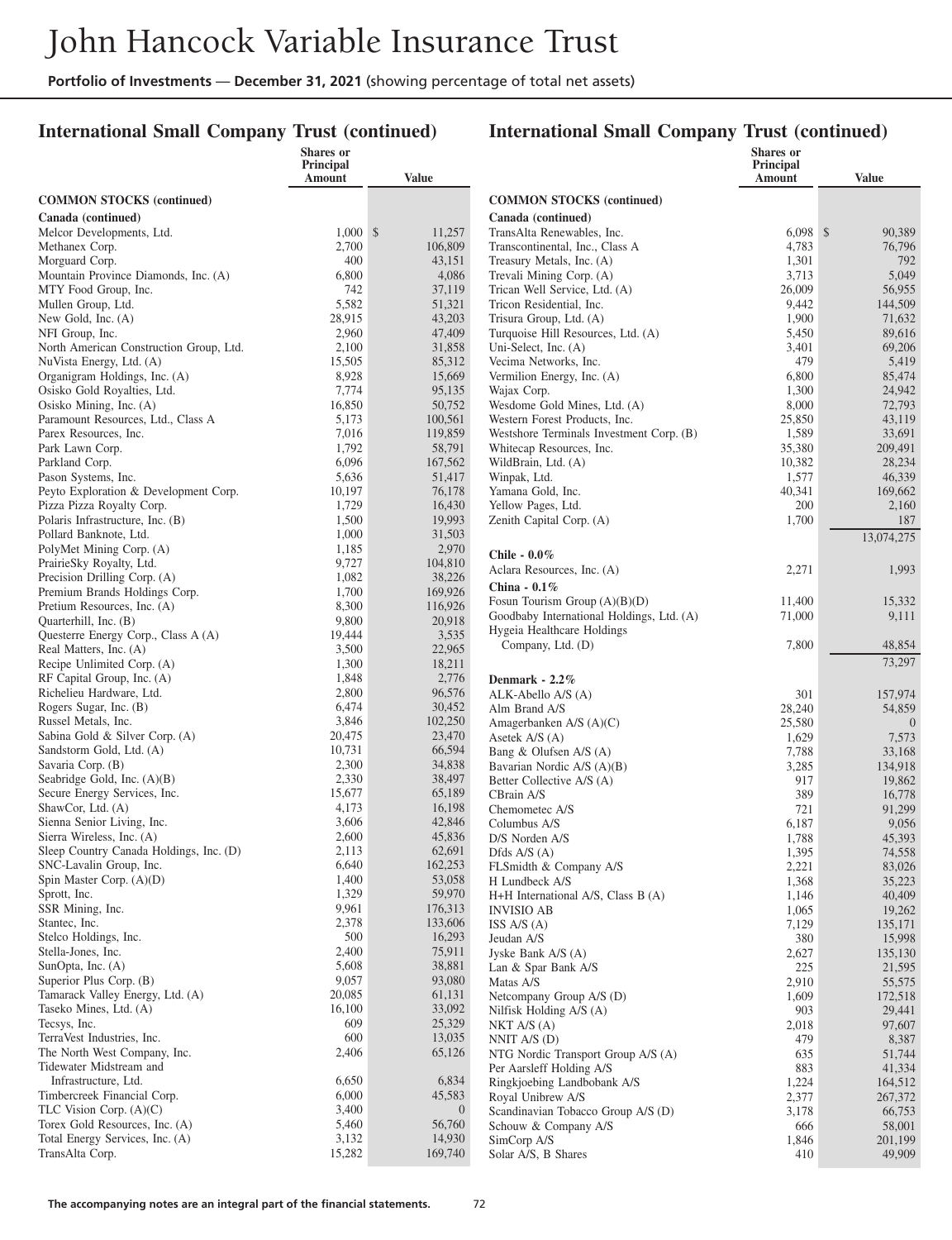## International Small Company Trust (continued)

| | Shares or Principal Amount | Value |
|---|---|---|
| **COMMON STOCKS (continued)** | | |
| **Canada (continued)** | | |
| Melcor Developments, Ltd. | 1,000 | $ 11,257 |
| Methanex Corp. | 2,700 | 106,809 |
| Morguard Corp. | 400 | 43,151 |
| Mountain Province Diamonds, Inc. (A) | 6,800 | 4,086 |
| MTY Food Group, Inc. | 742 | 37,119 |
| Mullen Group, Ltd. | 5,582 | 51,321 |
| New Gold, Inc. (A) | 28,915 | 43,203 |
| NFI Group, Inc. | 2,960 | 47,409 |
| North American Construction Group, Ltd. | 2,100 | 31,858 |
| NuVista Energy, Ltd. (A) | 15,505 | 85,312 |
| Organigram Holdings, Inc. (A) | 8,928 | 15,669 |
| Osisko Gold Royalties, Ltd. | 7,774 | 95,135 |
| Osisko Mining, Inc. (A) | 16,850 | 50,752 |
| Paramount Resources, Ltd., Class A | 5,173 | 100,561 |
| Parex Resources, Inc. | 7,016 | 119,859 |
| Park Lawn Corp. | 1,792 | 58,791 |
| Parkland Corp. | 6,096 | 167,562 |
| Pason Systems, Inc. | 5,636 | 51,417 |
| Peyto Exploration & Development Corp. | 10,197 | 76,178 |
| Pizza Pizza Royalty Corp. | 1,729 | 16,430 |
| Polaris Infrastructure, Inc. (B) | 1,500 | 19,993 |
| Pollard Banknote, Ltd. | 1,000 | 31,503 |
| PolyMet Mining Corp. (A) | 1,185 | 2,970 |
| PrairieSky Royalty, Ltd. | 9,727 | 104,810 |
| Precision Drilling Corp. (A) | 1,082 | 38,226 |
| Premium Brands Holdings Corp. | 1,700 | 169,926 |
| Pretium Resources, Inc. (A) | 8,300 | 116,926 |
| Quarterhill, Inc. (B) | 9,800 | 20,918 |
| Questerre Energy Corp., Class A (A) | 19,444 | 3,535 |
| Real Matters, Inc. (A) | 3,500 | 22,965 |
| Recipe Unlimited Corp. (A) | 1,300 | 18,211 |
| RF Capital Group, Inc. (A) | 1,848 | 2,776 |
| Richelieu Hardware, Ltd. | 2,800 | 96,576 |
| Rogers Sugar, Inc. (B) | 6,474 | 30,452 |
| Russel Metals, Inc. | 3,846 | 102,250 |
| Sabina Gold & Silver Corp. (A) | 20,475 | 23,470 |
| Sandstorm Gold, Ltd. (A) | 10,731 | 66,594 |
| Savaria Corp. (B) | 2,300 | 34,838 |
| Seabridge Gold, Inc. (A)(B) | 2,330 | 38,497 |
| Secure Energy Services, Inc. | 15,677 | 65,189 |
| ShawCor, Ltd. (A) | 4,173 | 16,198 |
| Sienna Senior Living, Inc. | 3,606 | 42,846 |
| Sierra Wireless, Inc. (A) | 2,600 | 45,836 |
| Sleep Country Canada Holdings, Inc. (D) | 2,113 | 62,691 |
| SNC-Lavalin Group, Inc. | 6,640 | 162,253 |
| Spin Master Corp. (A)(D) | 1,400 | 53,058 |
| Sprott, Inc. | 1,329 | 59,970 |
| SSR Mining, Inc. | 9,961 | 176,313 |
| Stantec, Inc. | 2,378 | 133,606 |
| Stelco Holdings, Inc. | 500 | 16,293 |
| Stella-Jones, Inc. | 2,400 | 75,911 |
| SunOpta, Inc. (A) | 5,608 | 38,881 |
| Superior Plus Corp. (B) | 9,057 | 93,080 |
| Tamarack Valley Energy, Ltd. (A) | 20,085 | 61,131 |
| Taseko Mines, Ltd. (A) | 16,100 | 33,092 |
| Tecsys, Inc. | 609 | 25,329 |
| TerraVest Industries, Inc. | 600 | 13,035 |
| The North West Company, Inc. | 2,406 | 65,126 |
| Tidewater Midstream and Infrastructure, Ltd. | 6,650 | 6,834 |
| Timbercreek Financial Corp. | 6,000 | 45,583 |
| TLC Vision Corp. (A)(C) | 3,400 | 0 |
| Torex Gold Resources, Inc. (A) | 5,460 | 56,760 |
| Total Energy Services, Inc. (A) | 3,132 | 14,930 |
| TransAlta Corp. | 15,282 | 169,740 |
| TransAlta Renewables, Inc. | 6,098 | $ 90,389 |
| Transcontinental, Inc., Class A | 4,783 | 76,796 |
| Treasury Metals, Inc. (A) | 1,301 | 792 |
| Trevali Mining Corp. (A) | 3,713 | 5,049 |
| Trican Well Service, Ltd. (A) | 26,009 | 56,955 |
| Tricon Residential, Inc. | 9,442 | 144,509 |
| Trisura Group, Ltd. (A) | 1,900 | 71,632 |
| Turquoise Hill Resources, Ltd. (A) | 5,450 | 89,616 |
| Uni-Select, Inc. (A) | 3,401 | 69,206 |
| Vecima Networks, Inc. | 479 | 5,419 |
| Vermilion Energy, Inc. (A) | 6,800 | 85,474 |
| Wajax Corp. | 1,300 | 24,942 |
| Wesdome Gold Mines, Ltd. (A) | 8,000 | 72,793 |
| Western Forest Products, Inc. | 25,850 | 43,119 |
| Westshore Terminals Investment Corp. (B) | 1,589 | 33,691 |
| Whitecap Resources, Inc. | 35,380 | 209,491 |
| WildBrain, Ltd. (A) | 10,382 | 28,234 |
| Winpak, Ltd. | 1,577 | 46,339 |
| Yamana Gold, Inc. | 40,341 | 169,662 |
| Yellow Pages, Ltd. | 200 | 2,160 |
| Zenith Capital Corp. (A) | 1,700 | 187 |
| | | 13,074,275 |
| ***Chile - 0.0%*** | | |
| Aclara Resources, Inc. (A) | 2,271 | 1,993 |
| ***China - 0.1%*** | | |
| Fosun Tourism Group (A)(B)(D) | 11,400 | 15,332 |
| Goodbaby International Holdings, Ltd. (A) | 71,000 | 9,111 |
| Hygeia Healthcare Holdings Company, Ltd. (D) | 7,800 | 48,854 |
| | | 73,297 |
| ***Denmark - 2.2%*** | | |
| ALK-Abello A/S (A) | 301 | 157,974 |
| Alm Brand A/S | 28,240 | 54,859 |
| Amagerbanken A/S (A)(C) | 25,580 | 0 |
| Asetek A/S (A) | 1,629 | 7,573 |
| Bang & Olufsen A/S (A) | 7,788 | 33,168 |
| Bavarian Nordic A/S (A)(B) | 3,285 | 134,918 |
| Better Collective A/S (A) | 917 | 19,862 |
| CBrain A/S | 389 | 16,778 |
| Chemometec A/S | 721 | 91,299 |
| Columbus A/S | 6,187 | 9,056 |
| D/S Norden A/S | 1,788 | 45,393 |
| Dfds A/S (A) | 1,395 | 74,558 |
| FLSmidth & Company A/S | 2,221 | 83,026 |
| H Lundbeck A/S | 1,368 | 35,223 |
| H+H International A/S, Class B (A) | 1,146 | 40,409 |
| INVISIO AB | 1,065 | 19,262 |
| ISS A/S (A) | 7,129 | 135,171 |
| Jeudan A/S | 380 | 15,998 |
| Jyske Bank A/S (A) | 2,627 | 135,130 |
| Lan & Spar Bank A/S | 225 | 21,595 |
| Matas A/S | 2,910 | 55,575 |
| Netcompany Group A/S (D) | 1,609 | 172,518 |
| Nilfisk Holding A/S (A) | 903 | 29,441 |
| NKT A/S (A) | 2,018 | 97,607 |
| NNIT A/S (D) | 479 | 8,387 |
| NTG Nordic Transport Group A/S (A) | 635 | 51,744 |
| Per Aarsleff Holding A/S | 883 | 41,334 |
| Ringkjoebing Landbobank A/S | 1,224 | 164,512 |
| Royal Unibrew A/S | 2,377 | 267,372 |
| Scandinavian Tobacco Group A/S (D) | 3,178 | 66,753 |
| Schouw & Company A/S | 666 | 58,001 |
| SimCorp A/S | 1,846 | 201,199 |
| Solar A/S, B Shares | 410 | 49,909 |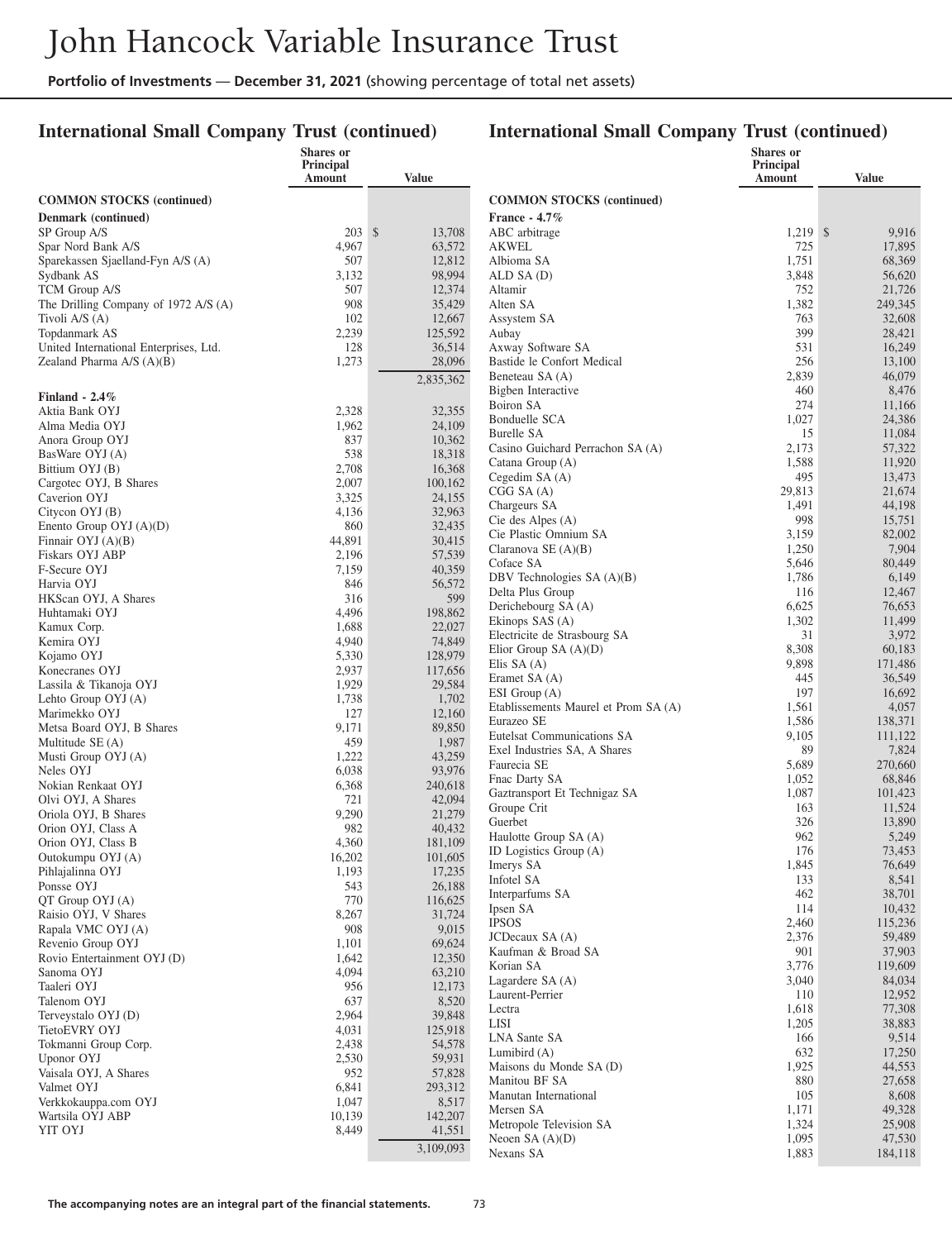## International Small Company Trust (continued)

| | Shares or Principal Amount | Value |
|---|---|---|
| **COMMON STOCKS (continued)** | | |
| **Denmark (continued)** | | |
| SP Group A/S | 203 | $ 13,708 |
| Spar Nord Bank A/S | 4,967 | 63,572 |
| Sparekassen Sjaelland-Fyn A/S (A) | 507 | 12,812 |
| Sydbank AS | 3,132 | 98,994 |
| TCM Group A/S | 507 | 12,374 |
| The Drilling Company of 1972 A/S (A) | 908 | 35,429 |
| Tivoli A/S (A) | 102 | 12,667 |
| Topdanmark AS | 2,239 | 125,592 |
| United International Enterprises, Ltd. | 128 | 36,514 |
| Zealand Pharma A/S (A)(B) | 1,273 | 28,096 |
| | | 2,835,362 |
| **Finland - 2.4%** | | |
| Aktia Bank OYJ | 2,328 | 32,355 |
| Alma Media OYJ | 1,962 | 24,109 |
| Anora Group OYJ | 837 | 10,362 |
| BasWare OYJ (A) | 538 | 18,318 |
| Bittium OYJ (B) | 2,708 | 16,368 |
| Cargotec OYJ, B Shares | 2,007 | 100,162 |
| Caverion OYJ | 3,325 | 24,155 |
| Citycon OYJ (B) | 4,136 | 32,963 |
| Enento Group OYJ (A)(D) | 860 | 32,435 |
| Finnair OYJ (A)(B) | 44,891 | 30,415 |
| Fiskars OYJ ABP | 2,196 | 57,539 |
| F-Secure OYJ | 7,159 | 40,359 |
| Harvia OYJ | 846 | 56,572 |
| HKScan OYJ, A Shares | 316 | 599 |
| Huhtamaki OYJ | 4,496 | 198,862 |
| Kamux Corp. | 1,688 | 22,027 |
| Kemira OYJ | 4,940 | 74,849 |
| Kojamo OYJ | 5,330 | 128,979 |
| Konecranes OYJ | 2,937 | 117,656 |
| Lassila & Tikanoja OYJ | 1,929 | 29,584 |
| Lehto Group OYJ (A) | 1,738 | 1,702 |
| Marimekko OYJ | 127 | 12,160 |
| Metsa Board OYJ, B Shares | 9,171 | 89,850 |
| Multitude SE (A) | 459 | 1,987 |
| Musti Group OYJ (A) | 1,222 | 43,259 |
| Neles OYJ | 6,038 | 93,976 |
| Nokian Renkaat OYJ | 6,368 | 240,618 |
| Olvi OYJ, A Shares | 721 | 42,094 |
| Oriola OYJ, B Shares | 9,290 | 21,279 |
| Orion OYJ, Class A | 982 | 40,432 |
| Orion OYJ, Class B | 4,360 | 181,109 |
| Outokumpu OYJ (A) | 16,202 | 101,605 |
| Pihlajalinna OYJ | 1,193 | 17,235 |
| Ponsse OYJ | 543 | 26,188 |
| QT Group OYJ (A) | 770 | 116,625 |
| Raisio OYJ, V Shares | 8,267 | 31,724 |
| Rapala VMC OYJ (A) | 908 | 9,015 |
| Revenio Group OYJ | 1,101 | 69,624 |
| Rovio Entertainment OYJ (D) | 1,642 | 12,350 |
| Sanoma OYJ | 4,094 | 63,210 |
| Taaleri OYJ | 956 | 12,173 |
| Talenom OYJ | 637 | 8,520 |
| Terveystalo OYJ (D) | 2,964 | 39,848 |
| TietoEVRY OYJ | 4,031 | 125,918 |
| Tokmanni Group Corp. | 2,438 | 54,578 |
| Uponor OYJ | 2,530 | 59,931 |
| Vaisala OYJ, A Shares | 952 | 57,828 |
| Valmet OYJ | 6,841 | 293,312 |
| Verkkokauppa.com OYJ | 1,047 | 8,517 |
| Wartsila OYJ ABP | 10,139 | 142,207 |
| YIT OYJ | 8,449 | 41,551 |
| | | 3,109,093 |

## International Small Company Trust (continued)

| | Shares or Principal Amount | Value |
|---|---|---|
| **COMMON STOCKS (continued)** | | |
| **France - 4.7%** | | |
| ABC arbitrage | 1,219 | $ 9,916 |
| AKWEL | 725 | 17,895 |
| Albioma SA | 1,751 | 68,369 |
| ALD SA (D) | 3,848 | 56,620 |
| Altamir | 752 | 21,726 |
| Alten SA | 1,382 | 249,345 |
| Assystem SA | 763 | 32,608 |
| Aubay | 399 | 28,421 |
| Axway Software SA | 531 | 16,249 |
| Bastide le Confort Medical | 256 | 13,100 |
| Beneteau SA (A) | 2,839 | 46,079 |
| Bigben Interactive | 460 | 8,476 |
| Boiron SA | 274 | 11,166 |
| Bonduelle SCA | 1,027 | 24,386 |
| Burelle SA | 15 | 11,084 |
| Casino Guichard Perrachon SA (A) | 2,173 | 57,322 |
| Catana Group (A) | 1,588 | 11,920 |
| Cegedim SA (A) | 495 | 13,473 |
| CGG SA (A) | 29,813 | 21,674 |
| Chargeurs SA | 1,491 | 44,198 |
| Cie des Alpes (A) | 998 | 15,751 |
| Cie Plastic Omnium SA | 3,159 | 82,002 |
| Claranova SE (A)(B) | 1,250 | 7,904 |
| Coface SA | 5,646 | 80,449 |
| DBV Technologies SA (A)(B) | 1,786 | 6,149 |
| Delta Plus Group | 116 | 12,467 |
| Derichebourg SA (A) | 6,625 | 76,653 |
| Ekinops SAS (A) | 1,302 | 11,499 |
| Electricite de Strasbourg SA | 31 | 3,972 |
| Elior Group SA (A)(D) | 8,308 | 60,183 |
| Elis SA (A) | 9,898 | 171,486 |
| Eramet SA (A) | 445 | 36,549 |
| ESI Group (A) | 197 | 16,692 |
| Etablissements Maurel et Prom SA (A) | 1,561 | 4,057 |
| Eurazeo SE | 1,586 | 138,371 |
| Eutelsat Communications SA | 9,105 | 111,122 |
| Exel Industries SA, A Shares | 89 | 7,824 |
| Faurecia SE | 5,689 | 270,660 |
| Fnac Darty SA | 1,052 | 68,846 |
| Gaztransport Et Technigaz SA | 1,087 | 101,423 |
| Groupe Crit | 163 | 11,524 |
| Guerbet | 326 | 13,890 |
| Haulotte Group SA (A) | 962 | 5,249 |
| ID Logistics Group (A) | 176 | 73,453 |
| Imerys SA | 1,845 | 76,649 |
| Infotel SA | 133 | 8,541 |
| Interparfums SA | 462 | 38,701 |
| Ipsen SA | 114 | 10,432 |
| IPSOS | 2,460 | 115,236 |
| JCDecaux SA (A) | 2,376 | 59,489 |
| Kaufman & Broad SA | 901 | 37,903 |
| Korian SA | 3,776 | 119,609 |
| Lagardere SA (A) | 3,040 | 84,034 |
| Laurent-Perrier | 110 | 12,952 |
| Lectra | 1,618 | 77,308 |
| LISI | 1,205 | 38,883 |
| LNA Sante SA | 166 | 9,514 |
| Lumibird (A) | 632 | 17,250 |
| Maisons du Monde SA (D) | 1,925 | 44,553 |
| Manitou BF SA | 880 | 27,658 |
| Manutan International | 105 | 8,608 |
| Mersen SA | 1,171 | 49,328 |
| Metropole Television SA | 1,324 | 25,908 |
| Neoen SA (A)(D) | 1,095 | 47,530 |
| Nexans SA | 1,883 | 184,118 |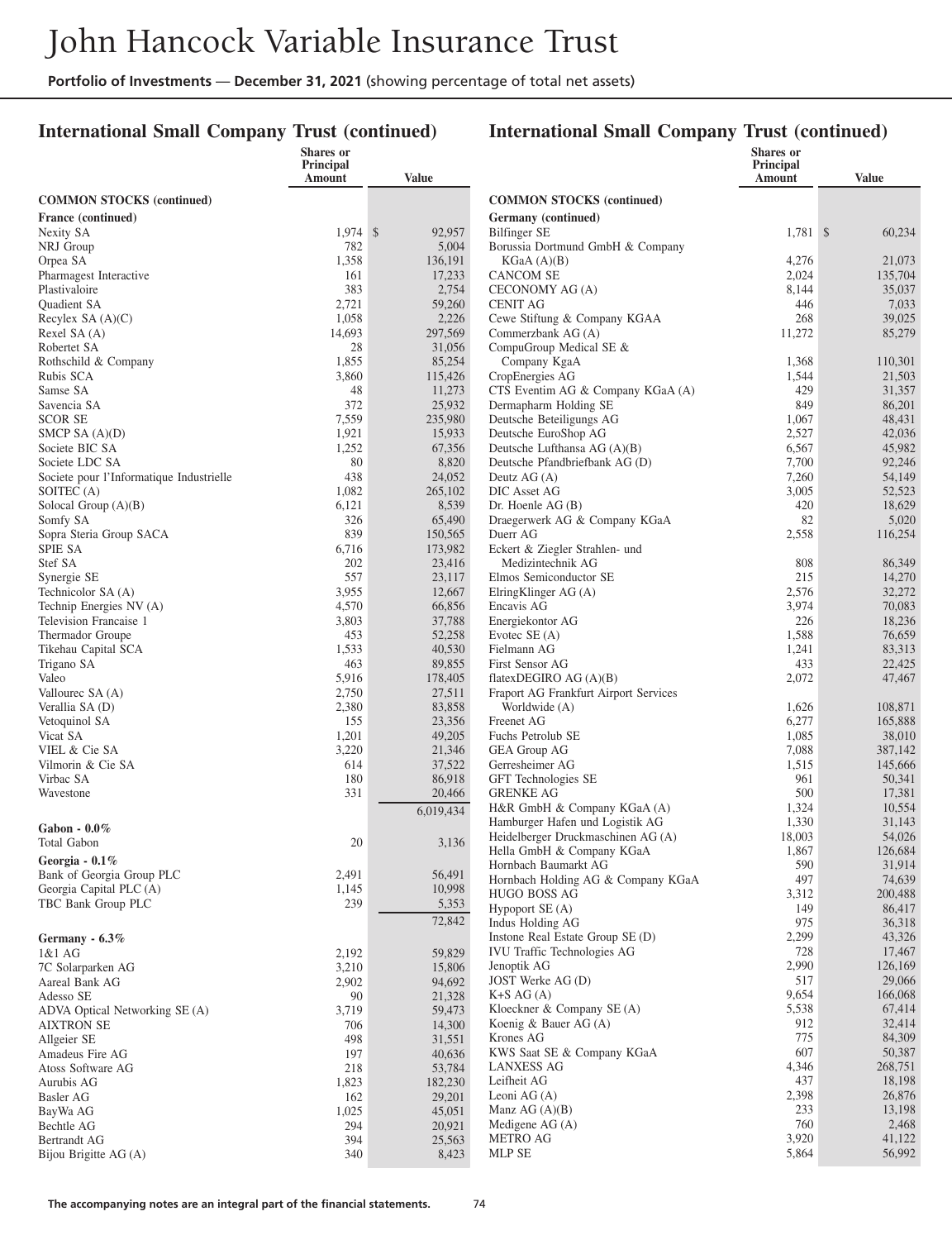# John Hancock Variable Insurance Trust

**Portfolio of Investments — December 31, 2021** (showing percentage of total net assets)

## International Small Company Trust (continued)

| | Shares or Principal Amount | Value |
|---|---|---|
| **COMMON STOCKS (continued)** | | |
| **France (continued)** | | |
| Nexity SA | 1,974 | $ 92,957 |
| NRJ Group | 782 | 5,004 |
| Orpea SA | 1,358 | 136,191 |
| Pharmagest Interactive | 161 | 17,233 |
| Plastivaloire | 383 | 2,754 |
| Quadient SA | 2,721 | 59,260 |
| Recylex SA (A)(C) | 1,058 | 2,226 |
| Rexel SA (A) | 14,693 | 297,569 |
| Robertet SA | 28 | 31,056 |
| Rothschild & Company | 1,855 | 85,254 |
| Rubis SCA | 3,860 | 115,426 |
| Samse SA | 48 | 11,273 |
| Savencia SA | 372 | 25,932 |
| SCOR SE | 7,559 | 235,980 |
| SMCP SA (A)(D) | 1,921 | 15,933 |
| Societe BIC SA | 1,252 | 67,356 |
| Societe LDC SA | 80 | 8,820 |
| Societe pour l'Informatique Industrielle | 438 | 24,052 |
| SOITEC (A) | 1,082 | 265,102 |
| Solocal Group (A)(B) | 6,121 | 8,539 |
| Somfy SA | 326 | 65,490 |
| Sopra Steria Group SACA | 839 | 150,565 |
| SPIE SA | 6,716 | 173,982 |
| Stef SA | 202 | 23,416 |
| Synergie SE | 557 | 23,117 |
| Technicolor SA (A) | 3,955 | 12,667 |
| Technip Energies NV (A) | 4,570 | 66,856 |
| Television Francaise 1 | 3,803 | 37,788 |
| Thermador Groupe | 453 | 52,258 |
| Tikehau Capital SCA | 1,533 | 40,530 |
| Trigano SA | 463 | 89,855 |
| Valeo | 5,916 | 178,405 |
| Vallourec SA (A) | 2,750 | 27,511 |
| Verallia SA (D) | 2,380 | 83,858 |
| Vetoquinol SA | 155 | 23,356 |
| Vicat SA | 1,201 | 49,205 |
| VIEL & Cie SA | 3,220 | 21,346 |
| Vilmorin & Cie SA | 614 | 37,522 |
| Virbac SA | 180 | 86,918 |
| Wavestone | 331 | 20,466 |
| | | 6,019,434 |
| **Gabon - 0.0%** | | |
| Total Gabon | 20 | 3,136 |
| **Georgia - 0.1%** | | |
| Bank of Georgia Group PLC | 2,491 | 56,491 |
| Georgia Capital PLC (A) | 1,145 | 10,998 |
| TBC Bank Group PLC | 239 | 5,353 |
| | | 72,842 |
| **Germany - 6.3%** | | |
| 1&1 AG | 2,192 | 59,829 |
| 7C Solarparken AG | 3,210 | 15,806 |
| Aareal Bank AG | 2,902 | 94,692 |
| Adesso SE | 90 | 21,328 |
| ADVA Optical Networking SE (A) | 3,719 | 59,473 |
| AIXTRON SE | 706 | 14,300 |
| Allgeier SE | 498 | 31,551 |
| Amadeus Fire AG | 197 | 40,636 |
| Atoss Software AG | 218 | 53,784 |
| Aurubis AG | 1,823 | 182,230 |
| Basler AG | 162 | 29,201 |
| BayWa AG | 1,025 | 45,051 |
| Bechtle AG | 294 | 20,921 |
| Bertrandt AG | 394 | 25,563 |
| Bijou Brigitte AG (A) | 340 | 8,423 |
| Bilfinger SE | 1,781 | $ 60,234 |
| Borussia Dortmund GmbH & Company KGaA (A)(B) | 4,276 | 21,073 |
| CANCOM SE | 2,024 | 135,704 |
| CECONOMY AG (A) | 8,144 | 35,037 |
| CENIT AG | 446 | 7,033 |
| Cewe Stiftung & Company KGAA | 268 | 39,025 |
| Commerzbank AG (A) | 11,272 | 85,279 |
| CompuGroup Medical SE & Company KgaA | 1,368 | 110,301 |
| CropEnergies AG | 1,544 | 21,503 |
| CTS Eventim AG & Company KGaA (A) | 429 | 31,357 |
| Dermapharm Holding SE | 849 | 86,201 |
| Deutsche Beteiligungs AG | 1,067 | 48,431 |
| Deutsche EuroShop AG | 2,527 | 42,036 |
| Deutsche Lufthansa AG (A)(B) | 6,567 | 45,982 |
| Deutsche Pfandbriefbank AG (D) | 7,700 | 92,246 |
| Deutz AG (A) | 7,260 | 54,149 |
| DIC Asset AG | 3,005 | 52,523 |
| Dr. Hoenle AG (B) | 420 | 18,629 |
| Draegerwerk AG & Company KGaA | 82 | 5,020 |
| Duerr AG | 2,558 | 116,254 |
| Eckert & Ziegler Strahlen- und Medizintechnik AG | 808 | 86,349 |
| Elmos Semiconductor SE | 215 | 14,270 |
| ElringKlinger AG (A) | 2,576 | 32,272 |
| Encavis AG | 3,974 | 70,083 |
| Energiekontor AG | 226 | 18,236 |
| Evotec SE (A) | 1,588 | 76,659 |
| Fielmann AG | 1,241 | 83,313 |
| First Sensor AG | 433 | 22,425 |
| flatexDEGIRO AG (A)(B) | 2,072 | 47,467 |
| Fraport AG Frankfurt Airport Services Worldwide (A) | 1,626 | 108,871 |
| Freenet AG | 6,277 | 165,888 |
| Fuchs Petrolub SE | 1,085 | 38,010 |
| GEA Group AG | 7,088 | 387,142 |
| Gerresheimer AG | 1,515 | 145,666 |
| GFT Technologies SE | 961 | 50,341 |
| GRENKE AG | 500 | 17,381 |
| H&R GmbH & Company KGaA (A) | 1,324 | 10,554 |
| Hamburger Hafen und Logistik AG | 1,330 | 31,143 |
| Heidelberger Druckmaschinen AG (A) | 18,003 | 54,026 |
| Hella GmbH & Company KGaA | 1,867 | 126,684 |
| Hornbach Baumarkt AG | 590 | 31,914 |
| Hornbach Holding AG & Company KGaA | 497 | 74,639 |
| HUGO BOSS AG | 3,312 | 200,488 |
| Hypoport SE (A) | 149 | 86,417 |
| Indus Holding AG | 975 | 36,318 |
| Instone Real Estate Group SE (D) | 2,299 | 43,326 |
| IVU Traffic Technologies AG | 728 | 17,467 |
| Jenoptik AG | 2,990 | 126,169 |
| JOST Werke AG (D) | 517 | 29,066 |
| K+S AG (A) | 9,654 | 166,068 |
| Kloeckner & Company SE (A) | 5,538 | 67,414 |
| Koenig & Bauer AG (A) | 912 | 32,414 |
| Krones AG | 775 | 84,309 |
| KWS Saat SE & Company KGaA | 607 | 50,387 |
| LANXESS AG | 4,346 | 268,751 |
| Leifheit AG | 437 | 18,198 |
| Leoni AG (A) | 2,398 | 26,876 |
| Manz AG (A)(B) | 233 | 13,198 |
| Medigene AG (A) | 760 | 2,468 |
| METRO AG | 3,920 | 41,122 |
| MLP SE | 5,864 | 56,992 |

**The accompanying notes are an integral part of the financial statements.**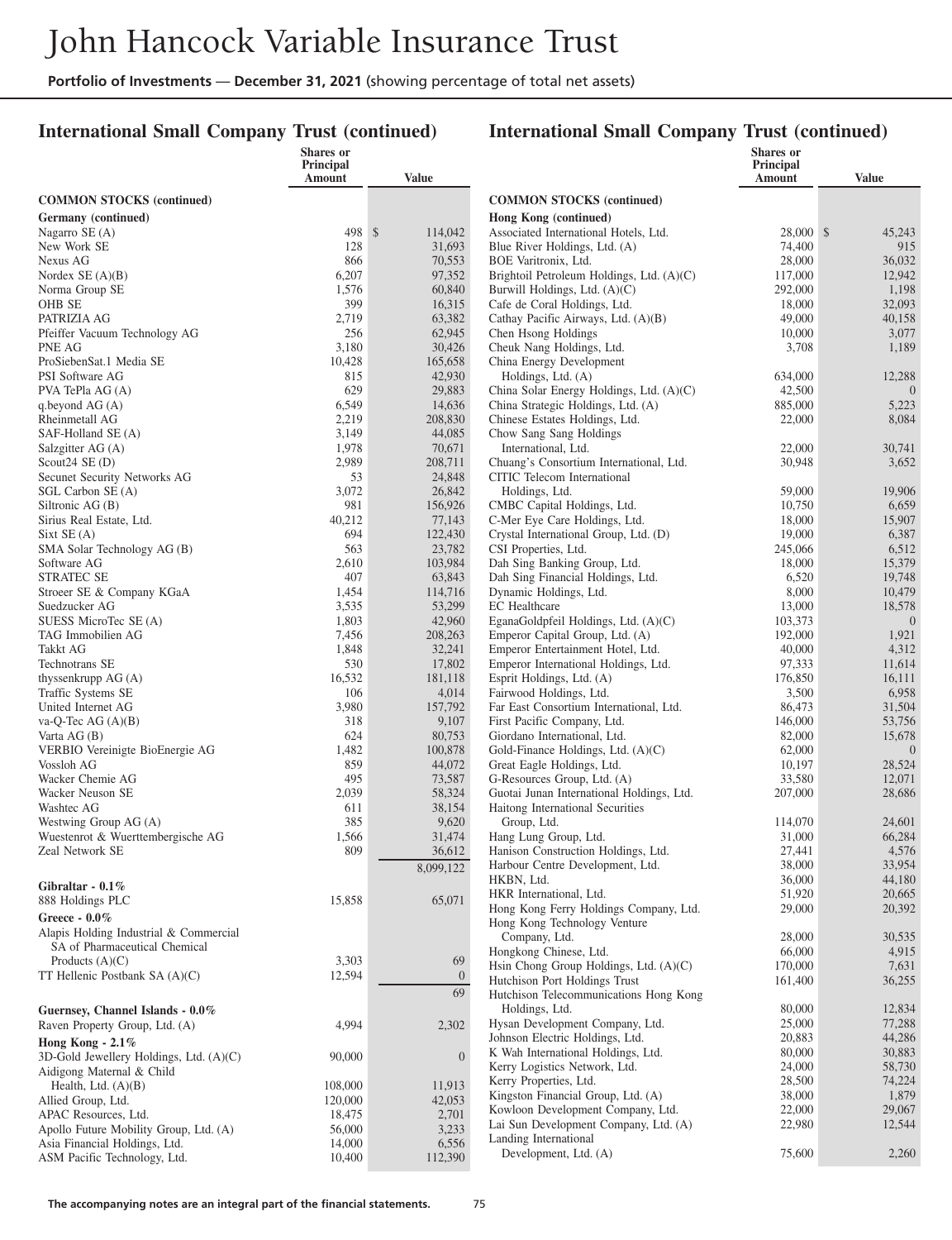## International Small Company Trust (continued)

| | Shares or Principal Amount | Value |
|---|---|---|
| **COMMON STOCKS (continued)** | | |
| **Germany (continued)** | | |
| Nagarro SE (A) | 498 | $ 114,042 |
| New Work SE | 128 | 31,693 |
| Nexus AG | 866 | 70,553 |
| Nordex SE (A)(B) | 6,207 | 97,352 |
| Norma Group SE | 1,576 | 60,840 |
| OHB SE | 399 | 16,315 |
| PATRIZIA AG | 2,719 | 63,382 |
| Pfeiffer Vacuum Technology AG | 256 | 62,945 |
| PNE AG | 3,180 | 30,426 |
| ProSiebenSat.1 Media SE | 10,428 | 165,658 |
| PSI Software AG | 815 | 42,930 |
| PVA TePla AG (A) | 629 | 29,883 |
| q.beyond AG (A) | 6,549 | 14,636 |
| Rheinmetall AG | 2,219 | 208,830 |
| SAF-Holland SE (A) | 3,149 | 44,085 |
| Salzgitter AG (A) | 1,978 | 70,671 |
| Scout24 SE (D) | 2,989 | 208,711 |
| Secunet Security Networks AG | 53 | 24,848 |
| SGL Carbon SE (A) | 3,072 | 26,842 |
| Siltronic AG (B) | 981 | 156,926 |
| Sirius Real Estate, Ltd. | 40,212 | 77,143 |
| Sixt SE (A) | 694 | 122,430 |
| SMA Solar Technology AG (B) | 563 | 23,782 |
| Software AG | 2,610 | 103,984 |
| STRATEC SE | 407 | 63,843 |
| Stroeer SE & Company KGaA | 1,454 | 114,716 |
| Suedzucker AG | 3,535 | 53,299 |
| SUESS MicroTec SE (A) | 1,803 | 42,960 |
| TAG Immobilien AG | 7,456 | 208,263 |
| Takkt AG | 1,848 | 32,241 |
| Technotrans SE | 530 | 17,802 |
| thyssenkrupp AG (A) | 16,532 | 181,118 |
| Traffic Systems SE | 106 | 4,014 |
| United Internet AG | 3,980 | 157,792 |
| va-Q-Tec AG (A)(B) | 318 | 9,107 |
| Varta AG (B) | 624 | 80,753 |
| VERBIO Vereinigte BioEnergie AG | 1,482 | 100,878 |
| Vossloh AG | 859 | 44,072 |
| Wacker Chemie AG | 495 | 73,587 |
| Wacker Neuson SE | 2,039 | 58,324 |
| Washtec AG | 611 | 38,154 |
| Westwing Group AG (A) | 385 | 9,620 |
| Wuestenrot & Wuerttembergische AG | 1,566 | 31,474 |
| Zeal Network SE | 809 | 36,612 |
| | | 8,099,122 |
| **Gibraltar - 0.1%** | | |
| 888 Holdings PLC | 15,858 | 65,071 |
| **Greece - 0.0%** | | |
| Alapis Holding Industrial & Commercial SA of Pharmaceutical Chemical Products (A)(C) | 3,303 | 69 |
| TT Hellenic Postbank SA (A)(C) | 12,594 | 0 |
| | | 69 |
| **Guernsey, Channel Islands - 0.0%** | | |
| Raven Property Group, Ltd. (A) | 4,994 | 2,302 |
| **Hong Kong - 2.1%** | | |
| 3D-Gold Jewellery Holdings, Ltd. (A)(C) | 90,000 | 0 |
| Aidigong Maternal & Child Health, Ltd. (A)(B) | 108,000 | 11,913 |
| Allied Group, Ltd. | 120,000 | 42,053 |
| APAC Resources, Ltd. | 18,475 | 2,701 |
| Apollo Future Mobility Group, Ltd. (A) | 56,000 | 3,233 |
| Asia Financial Holdings, Ltd. | 14,000 | 6,556 |
| ASM Pacific Technology, Ltd. | 10,400 | 112,390 |
| **Hong Kong (continued)** | | |
| Associated International Hotels, Ltd. | 28,000 | $ 45,243 |
| Blue River Holdings, Ltd. (A) | 74,400 | 915 |
| BOE Varitronix, Ltd. | 28,000 | 36,032 |
| Brightoil Petroleum Holdings, Ltd. (A)(C) | 117,000 | 12,942 |
| Burwill Holdings, Ltd. (A)(C) | 292,000 | 1,198 |
| Cafe de Coral Holdings, Ltd. | 18,000 | 32,093 |
| Cathay Pacific Airways, Ltd. (A)(B) | 49,000 | 40,158 |
| Chen Hsong Holdings | 10,000 | 3,077 |
| Cheuk Nang Holdings, Ltd. | 3,708 | 1,189 |
| China Energy Development Holdings, Ltd. (A) | 634,000 | 12,288 |
| China Solar Energy Holdings, Ltd. (A)(C) | 42,500 | 0 |
| China Strategic Holdings, Ltd. (A) | 885,000 | 5,223 |
| Chinese Estates Holdings, Ltd. | 22,000 | 8,084 |
| Chow Sang Sang Holdings International, Ltd. | 22,000 | 30,741 |
| Chuang's Consortium International, Ltd. | 30,948 | 3,652 |
| CITIC Telecom International Holdings, Ltd. | 59,000 | 19,906 |
| CMBC Capital Holdings, Ltd. | 10,750 | 6,659 |
| C-Mer Eye Care Holdings, Ltd. | 18,000 | 15,907 |
| Crystal International Group, Ltd. (D) | 19,000 | 6,387 |
| CSI Properties, Ltd. | 245,066 | 6,512 |
| Dah Sing Banking Group, Ltd. | 18,000 | 15,379 |
| Dah Sing Financial Holdings, Ltd. | 6,520 | 19,748 |
| Dynamic Holdings, Ltd. | 8,000 | 10,479 |
| EC Healthcare | 13,000 | 18,578 |
| EganaGoldpfeil Holdings, Ltd. (A)(C) | 103,373 | 0 |
| Emperor Capital Group, Ltd. (A) | 192,000 | 1,921 |
| Emperor Entertainment Hotel, Ltd. | 40,000 | 4,312 |
| Emperor International Holdings, Ltd. | 97,333 | 11,614 |
| Esprit Holdings, Ltd. (A) | 176,850 | 16,111 |
| Fairwood Holdings, Ltd. | 3,500 | 6,958 |
| Far East Consortium International, Ltd. | 86,473 | 31,504 |
| First Pacific Company, Ltd. | 146,000 | 53,756 |
| Giordano International, Ltd. | 82,000 | 15,678 |
| Gold-Finance Holdings, Ltd. (A)(C) | 62,000 | 0 |
| Great Eagle Holdings, Ltd. | 10,197 | 28,524 |
| G-Resources Group, Ltd. (A) | 33,580 | 12,071 |
| Guotai Junan International Holdings, Ltd. | 207,000 | 28,686 |
| Haitong International Securities Group, Ltd. | 114,070 | 24,601 |
| Hang Lung Group, Ltd. | 31,000 | 66,284 |
| Hanison Construction Holdings, Ltd. | 27,441 | 4,576 |
| Harbour Centre Development, Ltd. | 38,000 | 33,954 |
| HKBN, Ltd. | 36,000 | 44,180 |
| HKR International, Ltd. | 51,920 | 20,665 |
| Hong Kong Ferry Holdings Company, Ltd. | 29,000 | 20,392 |
| Hong Kong Technology Venture Company, Ltd. | 28,000 | 30,535 |
| Hongkong Chinese, Ltd. | 66,000 | 4,915 |
| Hsin Chong Group Holdings, Ltd. (A)(C) | 170,000 | 7,631 |
| Hutchison Port Holdings Trust | 161,400 | 36,255 |
| Hutchison Telecommunications Hong Kong Holdings, Ltd. | 80,000 | 12,834 |
| Hysan Development Company, Ltd. | 25,000 | 77,288 |
| Johnson Electric Holdings, Ltd. | 20,883 | 44,286 |
| K Wah International Holdings, Ltd. | 80,000 | 30,883 |
| Kerry Logistics Network, Ltd. | 24,000 | 58,730 |
| Kerry Properties, Ltd. | 28,500 | 74,224 |
| Kingston Financial Group, Ltd. (A) | 38,000 | 1,879 |
| Kowloon Development Company, Ltd. | 22,000 | 29,067 |
| Lai Sun Development Company, Ltd. (A) | 22,980 | 12,544 |
| Landing International Development, Ltd. (A) | 75,600 | 2,260 |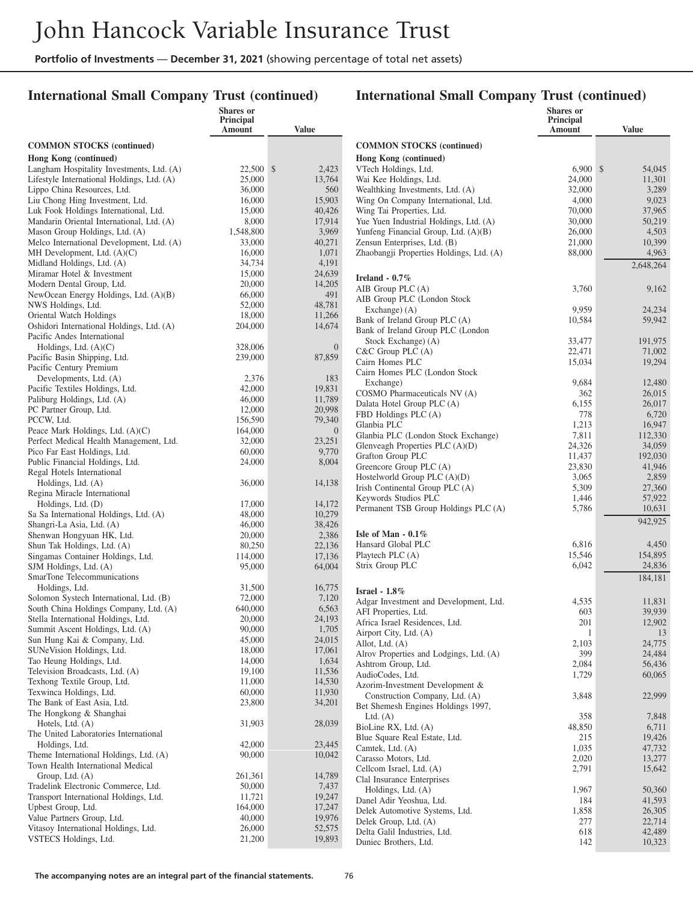## International Small Company Trust (continued)

| | Shares or Principal Amount | Value |
|---|---|---|
| **COMMON STOCKS (continued)** | | |
| **Hong Kong (continued)** | | |
| Langham Hospitality Investments, Ltd. (A) | 22,500 | $ 2,423 |
| Lifestyle International Holdings, Ltd. (A) | 25,000 | 13,764 |
| Lippo China Resources, Ltd. | 36,000 | 560 |
| Liu Chong Hing Investment, Ltd. | 16,000 | 15,903 |
| Luk Fook Holdings International, Ltd. | 15,000 | 40,426 |
| Mandarin Oriental International, Ltd. (A) | 8,000 | 17,914 |
| Mason Group Holdings, Ltd. (A) | 1,548,800 | 3,969 |
| Melco International Development, Ltd. (A) | 33,000 | 40,271 |
| MH Development, Ltd. (A)(C) | 16,000 | 1,071 |
| Midland Holdings, Ltd. (A) | 34,734 | 4,191 |
| Miramar Hotel & Investment | 15,000 | 24,639 |
| Modern Dental Group, Ltd. | 20,000 | 14,205 |
| NewOcean Energy Holdings, Ltd. (A)(B) | 66,000 | 491 |
| NWS Holdings, Ltd. | 52,000 | 48,781 |
| Oriental Watch Holdings | 18,000 | 11,266 |
| Oshidori International Holdings, Ltd. (A) | 204,000 | 14,674 |
| Pacific Andes International Holdings, Ltd. (A)(C) | 328,006 | 0 |
| Pacific Basin Shipping, Ltd. | 239,000 | 87,859 |
| Pacific Century Premium Developments, Ltd. (A) | 2,376 | 183 |
| Pacific Textiles Holdings, Ltd. | 42,000 | 19,831 |
| Paliburg Holdings, Ltd. (A) | 46,000 | 11,789 |
| PC Partner Group, Ltd. | 12,000 | 20,998 |
| PCCW, Ltd. | 156,590 | 79,340 |
| Peace Mark Holdings, Ltd. (A)(C) | 164,000 | 0 |
| Perfect Medical Health Management, Ltd. | 32,000 | 23,251 |
| Pico Far East Holdings, Ltd. | 60,000 | 9,770 |
| Public Financial Holdings, Ltd. | 24,000 | 8,004 |
| Regal Hotels International Holdings, Ltd. (A) | 36,000 | 14,138 |
| Regina Miracle International Holdings, Ltd. (D) | 17,000 | 14,172 |
| Sa Sa International Holdings, Ltd. (A) | 48,000 | 10,279 |
| Shangri-La Asia, Ltd. (A) | 46,000 | 38,426 |
| Shenwan Hongyuan HK, Ltd. | 20,000 | 2,386 |
| Shun Tak Holdings, Ltd. (A) | 80,250 | 22,136 |
| Singamas Container Holdings, Ltd. | 114,000 | 17,136 |
| SJM Holdings, Ltd. (A) | 95,000 | 64,004 |
| SmarTone Telecommunications Holdings, Ltd. | 31,500 | 16,775 |
| Solomon Systech International, Ltd. (B) | 72,000 | 7,120 |
| South China Holdings Company, Ltd. (A) | 640,000 | 6,563 |
| Stella International Holdings, Ltd. | 20,000 | 24,193 |
| Summit Ascent Holdings, Ltd. (A) | 90,000 | 1,705 |
| Sun Hung Kai & Company, Ltd. | 45,000 | 24,015 |
| SUNeVision Holdings, Ltd. | 18,000 | 17,061 |
| Tao Heung Holdings, Ltd. | 14,000 | 1,634 |
| Television Broadcasts, Ltd. (A) | 19,100 | 11,536 |
| Texhong Textile Group, Ltd. | 11,000 | 14,530 |
| Texwinca Holdings, Ltd. | 60,000 | 11,930 |
| The Bank of East Asia, Ltd. | 23,800 | 34,201 |
| The Hongkong & Shanghai Hotels, Ltd. (A) | 31,903 | 28,039 |
| The United Laboratories International Holdings, Ltd. | 42,000 | 23,445 |
| Theme International Holdings, Ltd. (A) | 90,000 | 10,042 |
| Town Health International Medical Group, Ltd. (A) | 261,361 | 14,789 |
| Tradelink Electronic Commerce, Ltd. | 50,000 | 7,437 |
| Transport International Holdings, Ltd. | 11,721 | 19,247 |
| Upbest Group, Ltd. | 164,000 | 17,247 |
| Value Partners Group, Ltd. | 40,000 | 19,976 |
| Vitasoy International Holdings, Ltd. | 26,000 | 52,575 |
| VSTECS Holdings, Ltd. | 21,200 | 19,893 |
| VTech Holdings, Ltd. | 6,900 | $ 54,045 |
| Wai Kee Holdings, Ltd. | 24,000 | 11,301 |
| Wealthking Investments, Ltd. (A) | 32,000 | 3,289 |
| Wing On Company International, Ltd. | 4,000 | 9,023 |
| Wing Tai Properties, Ltd. | 70,000 | 37,965 |
| Yue Yuen Industrial Holdings, Ltd. (A) | 30,000 | 50,219 |
| Yunfeng Financial Group, Ltd. (A)(B) | 26,000 | 4,503 |
| Zensun Enterprises, Ltd. (B) | 21,000 | 10,399 |
| Zhaobangji Properties Holdings, Ltd. (A) | 88,000 | 4,963 |
| | | 2,648,264 |
| **Ireland - 0.7%** | | |
| AIB Group PLC (A) | 3,760 | 9,162 |
| AIB Group PLC (London Stock Exchange) (A) | 9,959 | 24,234 |
| Bank of Ireland Group PLC (A) | 10,584 | 59,942 |
| Bank of Ireland Group PLC (London Stock Exchange) (A) | 33,477 | 191,975 |
| C&C Group PLC (A) | 22,471 | 71,002 |
| Cairn Homes PLC | 15,034 | 19,294 |
| Cairn Homes PLC (London Stock Exchange) | 9,684 | 12,480 |
| COSMO Pharmaceuticals NV (A) | 362 | 26,015 |
| Dalata Hotel Group PLC (A) | 6,155 | 26,017 |
| FBD Holdings PLC (A) | 778 | 6,720 |
| Glanbia PLC | 1,213 | 16,947 |
| Glanbia PLC (London Stock Exchange) | 7,811 | 112,330 |
| Glenveagh Properties PLC (A)(D) | 24,326 | 34,059 |
| Grafton Group PLC | 11,437 | 192,030 |
| Greencore Group PLC (A) | 23,830 | 41,946 |
| Hostelworld Group PLC (A)(D) | 3,065 | 2,859 |
| Irish Continental Group PLC (A) | 5,309 | 27,360 |
| Keywords Studios PLC | 1,446 | 57,922 |
| Permanent TSB Group Holdings PLC (A) | 5,786 | 10,631 |
| | | 942,925 |
| **Isle of Man - 0.1%** | | |
| Hansard Global PLC | 6,816 | 4,450 |
| Playtech PLC (A) | 15,546 | 154,895 |
| Strix Group PLC | 6,042 | 24,836 |
| | | 184,181 |
| **Israel - 1.8%** | | |
| Adgar Investment and Development, Ltd. | 4,535 | 11,831 |
| AFI Properties, Ltd. | 603 | 39,939 |
| Africa Israel Residences, Ltd. | 201 | 12,902 |
| Airport City, Ltd. (A) | 1 | 13 |
| Allot, Ltd. (A) | 2,103 | 24,775 |
| Alrov Properties and Lodgings, Ltd. (A) | 399 | 24,484 |
| Ashtrom Group, Ltd. | 2,084 | 56,436 |
| AudioCodes, Ltd. | 1,729 | 60,065 |
| Azorim-Investment Development & Construction Company, Ltd. (A) | 3,848 | 22,999 |
| Bet Shemesh Engines Holdings 1997, Ltd. (A) | 358 | 7,848 |
| BioLine RX, Ltd. (A) | 48,850 | 6,711 |
| Blue Square Real Estate, Ltd. | 215 | 19,426 |
| Camtek, Ltd. (A) | 1,035 | 47,732 |
| Carasso Motors, Ltd. | 2,020 | 13,277 |
| Cellcom Israel, Ltd. (A) | 2,791 | 15,642 |
| Clal Insurance Enterprises Holdings, Ltd. (A) | 1,967 | 50,360 |
| Danel Adir Yeoshua, Ltd. | 184 | 41,593 |
| Delek Automotive Systems, Ltd. | 1,858 | 26,305 |
| Delek Group, Ltd. (A) | 277 | 22,714 |
| Delta Galil Industries, Ltd. | 618 | 42,489 |
| Duniec Brothers, Ltd. | 142 | 10,323 |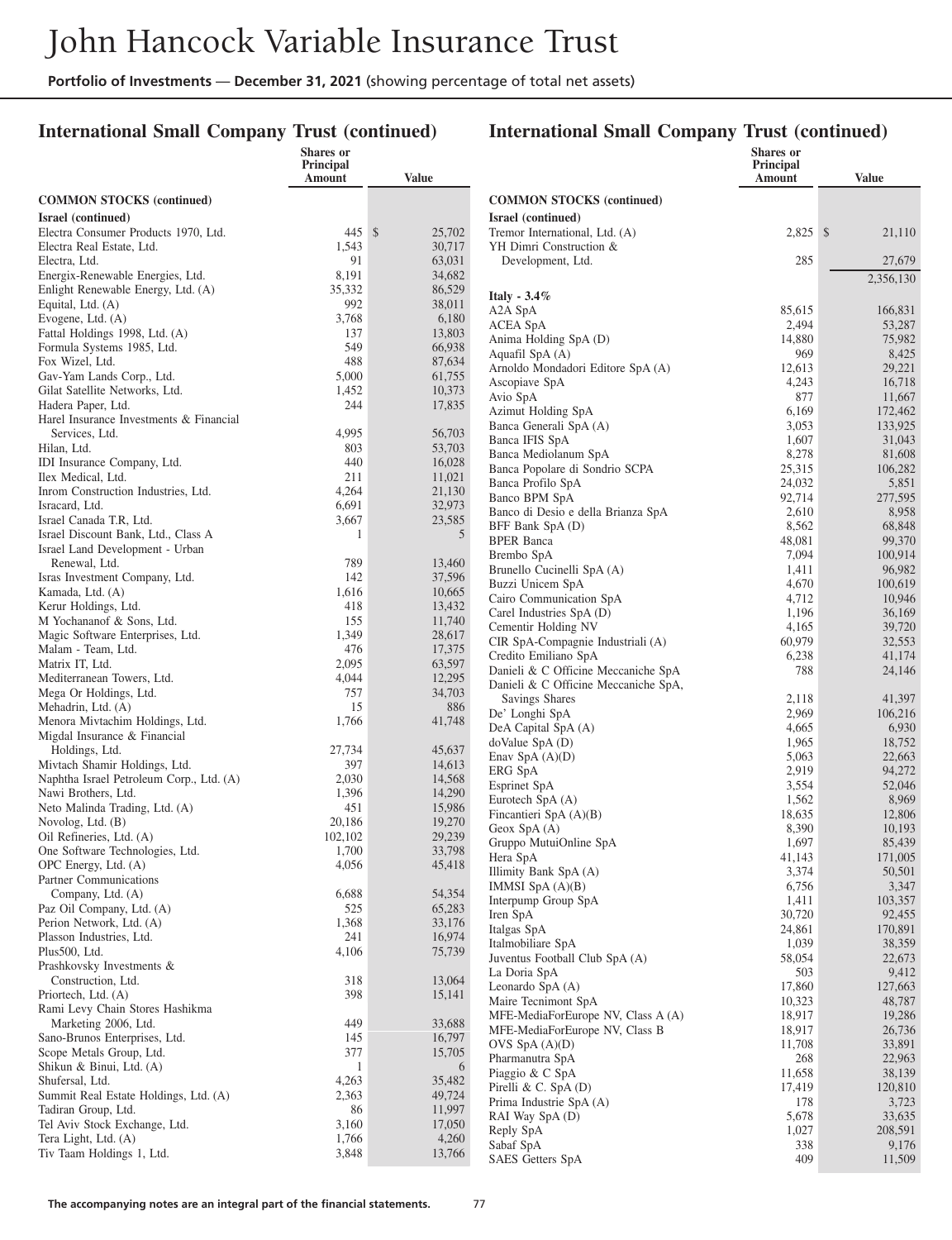## International Small Company Trust (continued)

| | Shares or Principal Amount | Value |
|---|---|---|
| **COMMON STOCKS (continued)** | | |
| **Israel (continued)** | | |
| Electra Consumer Products 1970, Ltd. | 445 | $ 25,702 |
| Electra Real Estate, Ltd. | 1,543 | 30,717 |
| Electra, Ltd. | 91 | 63,031 |
| Energix-Renewable Energies, Ltd. | 8,191 | 34,682 |
| Enlight Renewable Energy, Ltd. (A) | 35,332 | 86,529 |
| Equital, Ltd. (A) | 992 | 38,011 |
| Evogene, Ltd. (A) | 3,768 | 6,180 |
| Fattal Holdings 1998, Ltd. (A) | 137 | 13,803 |
| Formula Systems 1985, Ltd. | 549 | 66,938 |
| Fox Wizel, Ltd. | 488 | 87,634 |
| Gav-Yam Lands Corp., Ltd. | 5,000 | 61,755 |
| Gilat Satellite Networks, Ltd. | 1,452 | 10,373 |
| Hadera Paper, Ltd. | 244 | 17,835 |
| Harel Insurance Investments & Financial Services, Ltd. | 4,995 | 56,703 |
| Hilan, Ltd. | 803 | 53,703 |
| IDI Insurance Company, Ltd. | 440 | 16,028 |
| Ilex Medical, Ltd. | 211 | 11,021 |
| Inrom Construction Industries, Ltd. | 4,264 | 21,130 |
| Isracard, Ltd. | 6,691 | 32,973 |
| Israel Canada T.R, Ltd. | 3,667 | 23,585 |
| Israel Discount Bank, Ltd., Class A | 1 | 5 |
| Israel Land Development - Urban Renewal, Ltd. | 789 | 13,460 |
| Isras Investment Company, Ltd. | 142 | 37,596 |
| Kamada, Ltd. (A) | 1,616 | 10,665 |
| Kerur Holdings, Ltd. | 418 | 13,432 |
| M Yochananof & Sons, Ltd. | 155 | 11,740 |
| Magic Software Enterprises, Ltd. | 1,349 | 28,617 |
| Malam - Team, Ltd. | 476 | 17,375 |
| Matrix IT, Ltd. | 2,095 | 63,597 |
| Mediterranean Towers, Ltd. | 4,044 | 12,295 |
| Mega Or Holdings, Ltd. | 757 | 34,703 |
| Mehadrin, Ltd. (A) | 15 | 886 |
| Menora Mivtachim Holdings, Ltd. | 1,766 | 41,748 |
| Migdal Insurance & Financial Holdings, Ltd. | 27,734 | 45,637 |
| Mivtach Shamir Holdings, Ltd. | 397 | 14,613 |
| Naphtha Israel Petroleum Corp., Ltd. (A) | 2,030 | 14,568 |
| Nawi Brothers, Ltd. | 1,396 | 14,290 |
| Neto Malinda Trading, Ltd. (A) | 451 | 15,986 |
| Novolog, Ltd. (B) | 20,186 | 19,270 |
| Oil Refineries, Ltd. (A) | 102,102 | 29,239 |
| One Software Technologies, Ltd. | 1,700 | 33,798 |
| OPC Energy, Ltd. (A) | 4,056 | 45,418 |
| Partner Communications Company, Ltd. (A) | 6,688 | 54,354 |
| Paz Oil Company, Ltd. (A) | 525 | 65,283 |
| Perion Network, Ltd. (A) | 1,368 | 33,176 |
| Plasson Industries, Ltd. | 241 | 16,974 |
| Plus500, Ltd. | 4,106 | 75,739 |
| Prashkovsky Investments & Construction, Ltd. | 318 | 13,064 |
| Priortech, Ltd. (A) | 398 | 15,141 |
| Rami Levy Chain Stores Hashikma Marketing 2006, Ltd. | 449 | 33,688 |
| Sano-Brunos Enterprises, Ltd. | 145 | 16,797 |
| Scope Metals Group, Ltd. | 377 | 15,705 |
| Shikun & Binui, Ltd. (A) | 1 | 6 |
| Shufersal, Ltd. | 4,263 | 35,482 |
| Summit Real Estate Holdings, Ltd. (A) | 2,363 | 49,724 |
| Tadiran Group, Ltd. | 86 | 11,997 |
| Tel Aviv Stock Exchange, Ltd. | 3,160 | 17,050 |
| Tera Light, Ltd. (A) | 1,766 | 4,260 |
| Tiv Taam Holdings 1, Ltd. | 3,848 | 13,766 |
| Tremor International, Ltd. (A) | 2,825 | $ 21,110 |
| YH Dimri Construction & Development, Ltd. | 285 | 27,679 |
| | | 2,356,130 |
| **Italy - 3.4%** | | |
| A2A SpA | 85,615 | 166,831 |
| ACEA SpA | 2,494 | 53,287 |
| Anima Holding SpA (D) | 14,880 | 75,982 |
| Aquafil SpA (A) | 969 | 8,425 |
| Arnoldo Mondadori Editore SpA (A) | 12,613 | 29,221 |
| Ascopiave SpA | 4,243 | 16,718 |
| Avio SpA | 877 | 11,667 |
| Azimut Holding SpA | 6,169 | 172,462 |
| Banca Generali SpA (A) | 3,053 | 133,925 |
| Banca IFIS SpA | 1,607 | 31,043 |
| Banca Mediolanum SpA | 8,278 | 81,608 |
| Banca Popolare di Sondrio SCPA | 25,315 | 106,282 |
| Banca Profilo SpA | 24,032 | 5,851 |
| Banco BPM SpA | 92,714 | 277,595 |
| Banco di Desio e della Brianza SpA | 2,610 | 8,958 |
| BFF Bank SpA (D) | 8,562 | 68,848 |
| BPER Banca | 48,081 | 99,370 |
| Brembo SpA | 7,094 | 100,914 |
| Brunello Cucinelli SpA (A) | 1,411 | 96,982 |
| Buzzi Unicem SpA | 4,670 | 100,619 |
| Cairo Communication SpA | 4,712 | 10,946 |
| Carel Industries SpA (D) | 1,196 | 36,169 |
| Cementir Holding NV | 4,165 | 39,720 |
| CIR SpA-Compagnie Industriali (A) | 60,979 | 32,553 |
| Credito Emiliano SpA | 6,238 | 41,174 |
| Danieli & C Officine Meccaniche SpA | 788 | 24,146 |
| Danieli & C Officine Meccaniche SpA, Savings Shares | 2,118 | 41,397 |
| De' Longhi SpA | 2,969 | 106,216 |
| DeA Capital SpA (A) | 4,665 | 6,930 |
| doValue SpA (D) | 1,965 | 18,752 |
| Enav SpA (A)(D) | 5,063 | 22,663 |
| ERG SpA | 2,919 | 94,272 |
| Esprinet SpA | 3,554 | 52,046 |
| Eurotech SpA (A) | 1,562 | 8,969 |
| Fincantieri SpA (A)(B) | 18,635 | 12,806 |
| Geox SpA (A) | 8,390 | 10,193 |
| Gruppo MutuiOnline SpA | 1,697 | 85,439 |
| Hera SpA | 41,143 | 171,005 |
| Illimity Bank SpA (A) | 3,374 | 50,501 |
| IMMSI SpA (A)(B) | 6,756 | 3,347 |
| Interpump Group SpA | 1,411 | 103,357 |
| Iren SpA | 30,720 | 92,455 |
| Italgas SpA | 24,861 | 170,891 |
| Italmobiliare SpA | 1,039 | 38,359 |
| Juventus Football Club SpA (A) | 58,054 | 22,673 |
| La Doria SpA | 503 | 9,412 |
| Leonardo SpA (A) | 17,860 | 127,663 |
| Maire Tecnimont SpA | 10,323 | 48,787 |
| MFE-MediaForEurope NV, Class A (A) | 18,917 | 19,286 |
| MFE-MediaForEurope NV, Class B | 18,917 | 26,736 |
| OVS SpA (A)(D) | 11,708 | 33,891 |
| Pharmanutra SpA | 268 | 22,963 |
| Piaggio & C SpA | 11,658 | 38,139 |
| Pirelli & C. SpA (D) | 17,419 | 120,810 |
| Prima Industrie SpA (A) | 178 | 3,723 |
| RAI Way SpA (D) | 5,678 | 33,635 |
| Reply SpA | 1,027 | 208,591 |
| Sabaf SpA | 338 | 9,176 |
| SAES Getters SpA | 409 | 11,509 |

The accompanying notes are an integral part of the financial statements.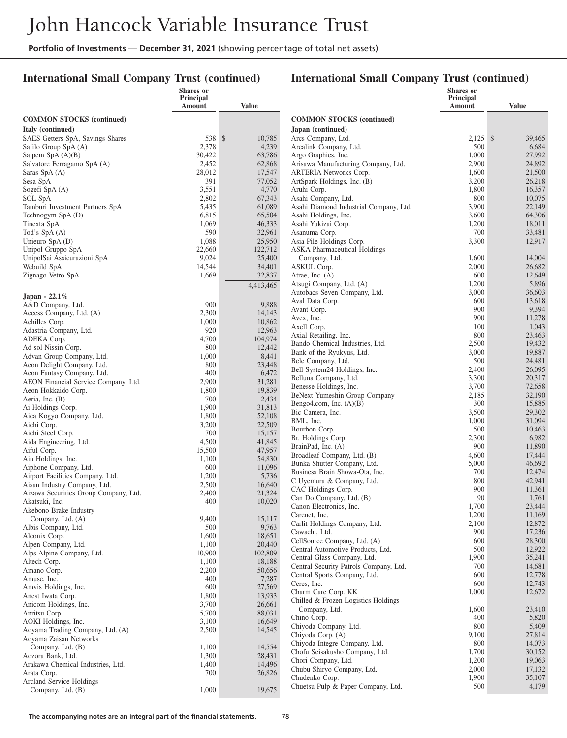## International Small Company Trust (continued)

| | Shares or Principal Amount | Value |
|---|---|---|
| **COMMON STOCKS (continued)** | | |
| **Italy (continued)** | | |
| SAES Getters SpA, Savings Shares | 538 | $ 10,785 |
| Safilo Group SpA (A) | 2,378 | 4,239 |
| Saipem SpA (A)(B) | 30,422 | 63,786 |
| Salvatore Ferragamo SpA (A) | 2,452 | 62,868 |
| Saras SpA (A) | 28,012 | 17,547 |
| Sesa SpA | 391 | 77,052 |
| Sogefi SpA (A) | 3,551 | 4,770 |
| SOL SpA | 2,802 | 67,343 |
| Tamburi Investment Partners SpA | 5,435 | 61,089 |
| Technogym SpA (D) | 6,815 | 65,504 |
| Tinexta SpA | 1,069 | 46,333 |
| Tod's SpA (A) | 590 | 32,961 |
| Unieuro SpA (D) | 1,088 | 25,950 |
| Unipol Gruppo SpA | 22,660 | 122,712 |
| UnipolSai Assicurazioni SpA | 9,024 | 25,400 |
| Webuild SpA | 14,544 | 34,401 |
| Zignago Vetro SpA | 1,669 | 32,837 |
| | | 4,413,465 |
| **Japan - 22.1%** | | |
| A&D Company, Ltd. | 900 | 9,888 |
| Access Company, Ltd. (A) | 2,300 | 14,143 |
| Achilles Corp. | 1,000 | 10,862 |
| Adastria Company, Ltd. | 920 | 12,963 |
| ADEKA Corp. | 4,700 | 104,974 |
| Ad-sol Nissin Corp. | 800 | 12,442 |
| Advan Group Company, Ltd. | 1,000 | 8,441 |
| Aeon Delight Company, Ltd. | 800 | 23,448 |
| Aeon Fantasy Company, Ltd. | 400 | 6,472 |
| AEON Financial Service Company, Ltd. | 2,900 | 31,281 |
| Aeon Hokkaido Corp. | 1,800 | 19,839 |
| Aeria, Inc. (B) | 700 | 2,434 |
| Ai Holdings Corp. | 1,900 | 31,813 |
| Aica Kogyo Company, Ltd. | 1,800 | 52,108 |
| Aichi Corp. | 3,200 | 22,509 |
| Aichi Steel Corp. | 700 | 15,157 |
| Aida Engineering, Ltd. | 4,500 | 41,845 |
| Aiful Corp. | 15,500 | 47,957 |
| Ain Holdings, Inc. | 1,100 | 54,830 |
| Aiphone Company, Ltd. | 600 | 11,096 |
| Airport Facilities Company, Ltd. | 1,200 | 5,736 |
| Aisan Industry Company, Ltd. | 2,500 | 16,640 |
| Aizawa Securities Group Company, Ltd. | 2,400 | 21,324 |
| Akatsuki, Inc. | 400 | 10,020 |
| Akebono Brake Industry Company, Ltd. (A) | 9,400 | 15,117 |
| Albis Company, Ltd. | 500 | 9,763 |
| Alconix Corp. | 1,600 | 18,651 |
| Alpen Company, Ltd. | 1,100 | 20,440 |
| Alps Alpine Company, Ltd. | 10,900 | 102,809 |
| Altech Corp. | 1,100 | 18,188 |
| Amano Corp. | 2,200 | 50,656 |
| Amuse, Inc. | 400 | 7,287 |
| Amvis Holdings, Inc. | 600 | 27,569 |
| Anest Iwata Corp. | 1,800 | 13,933 |
| Anicom Holdings, Inc. | 3,700 | 26,661 |
| Anritsu Corp. | 5,700 | 88,031 |
| AOKI Holdings, Inc. | 3,100 | 16,649 |
| Aoyama Trading Company, Ltd. (A) | 2,500 | 14,545 |
| Aoyama Zaisan Networks Company, Ltd. (B) | 1,100 | 14,554 |
| Aozora Bank, Ltd. | 1,300 | 28,431 |
| Arakawa Chemical Industries, Ltd. | 1,400 | 14,496 |
| Arata Corp. | 700 | 26,826 |
| Arcland Service Holdings Company, Ltd. (B) | 1,000 | 19,675 |
| **COMMON STOCKS (continued)** | | |
| **Japan (continued)** | | |
| Arcs Company, Ltd. | 2,125 | $ 39,465 |
| Arealink Company, Ltd. | 500 | 6,684 |
| Argo Graphics, Inc. | 1,000 | 27,992 |
| Arisawa Manufacturing Company, Ltd. | 2,900 | 24,892 |
| ARTERIA Networks Corp. | 1,600 | 21,500 |
| ArtSpark Holdings, Inc. (B) | 3,200 | 26,218 |
| Aruhi Corp. | 1,800 | 16,357 |
| Asahi Company, Ltd. | 800 | 10,075 |
| Asahi Diamond Industrial Company, Ltd. | 3,900 | 22,149 |
| Asahi Holdings, Inc. | 3,600 | 64,306 |
| Asahi Yukizai Corp. | 1,200 | 18,011 |
| Asanuma Corp. | 700 | 33,481 |
| Asia Pile Holdings Corp. | 3,300 | 12,917 |
| ASKA Pharmaceutical Holdings Company, Ltd. | 1,600 | 14,004 |
| ASKUL Corp. | 2,000 | 26,682 |
| Atrae, Inc. (A) | 600 | 12,649 |
| Atsugi Company, Ltd. (A) | 1,200 | 5,896 |
| Autobacs Seven Company, Ltd. | 3,000 | 36,603 |
| Aval Data Corp. | 600 | 13,618 |
| Avant Corp. | 900 | 9,394 |
| Avex, Inc. | 900 | 11,278 |
| Axell Corp. | 100 | 1,043 |
| Axial Retailing, Inc. | 800 | 23,463 |
| Bando Chemical Industries, Ltd. | 2,500 | 19,432 |
| Bank of the Ryukyus, Ltd. | 3,000 | 19,887 |
| Belc Company, Ltd. | 500 | 24,481 |
| Bell System24 Holdings, Inc. | 2,400 | 26,095 |
| Belluna Company, Ltd. | 3,300 | 20,317 |
| Benesse Holdings, Inc. | 3,700 | 72,658 |
| BeNext-Yumeshin Group Company | 2,185 | 32,190 |
| Bengo4.com, Inc. (A)(B) | 300 | 15,885 |
| Bic Camera, Inc. | 3,500 | 29,302 |
| BML, Inc. | 1,000 | 31,094 |
| Bourbon Corp. | 500 | 10,463 |
| Br. Holdings Corp. | 2,300 | 6,982 |
| BrainPad, Inc. (A) | 900 | 11,890 |
| Broadleaf Company, Ltd. (B) | 4,600 | 17,444 |
| Bunka Shutter Company, Ltd. | 5,000 | 46,692 |
| Business Brain Showa-Ota, Inc. | 700 | 12,474 |
| C Uyemura & Company, Ltd. | 800 | 42,941 |
| CAC Holdings Corp. | 900 | 11,361 |
| Can Do Company, Ltd. (B) | 90 | 1,761 |
| Canon Electronics, Inc. | 1,700 | 23,444 |
| Carenet, Inc. | 1,200 | 11,169 |
| Carlit Holdings Company, Ltd. | 2,100 | 12,872 |
| Cawachi, Ltd. | 900 | 17,236 |
| CellSource Company, Ltd. (A) | 600 | 28,300 |
| Central Automotive Products, Ltd. | 500 | 12,922 |
| Central Glass Company, Ltd. | 1,900 | 35,241 |
| Central Security Patrols Company, Ltd. | 700 | 14,681 |
| Central Sports Company, Ltd. | 600 | 12,778 |
| Ceres, Inc. | 600 | 12,743 |
| Charm Care Corp. KK | 1,000 | 12,672 |
| Chilled & Frozen Logistics Holdings Company, Ltd. | 1,600 | 23,410 |
| Chino Corp. | 400 | 5,820 |
| Chiyoda Company, Ltd. | 800 | 5,409 |
| Chiyoda Corp. (A) | 9,100 | 27,814 |
| Chiyoda Integre Company, Ltd. | 800 | 14,073 |
| Chofu Seisakusho Company, Ltd. | 1,700 | 30,152 |
| Chori Company, Ltd. | 1,200 | 19,063 |
| Chubu Shiryo Company, Ltd. | 2,000 | 17,132 |
| Chudenko Corp. | 1,900 | 35,107 |
| Chuetsu Pulp & Paper Company, Ltd. | 500 | 4,179 |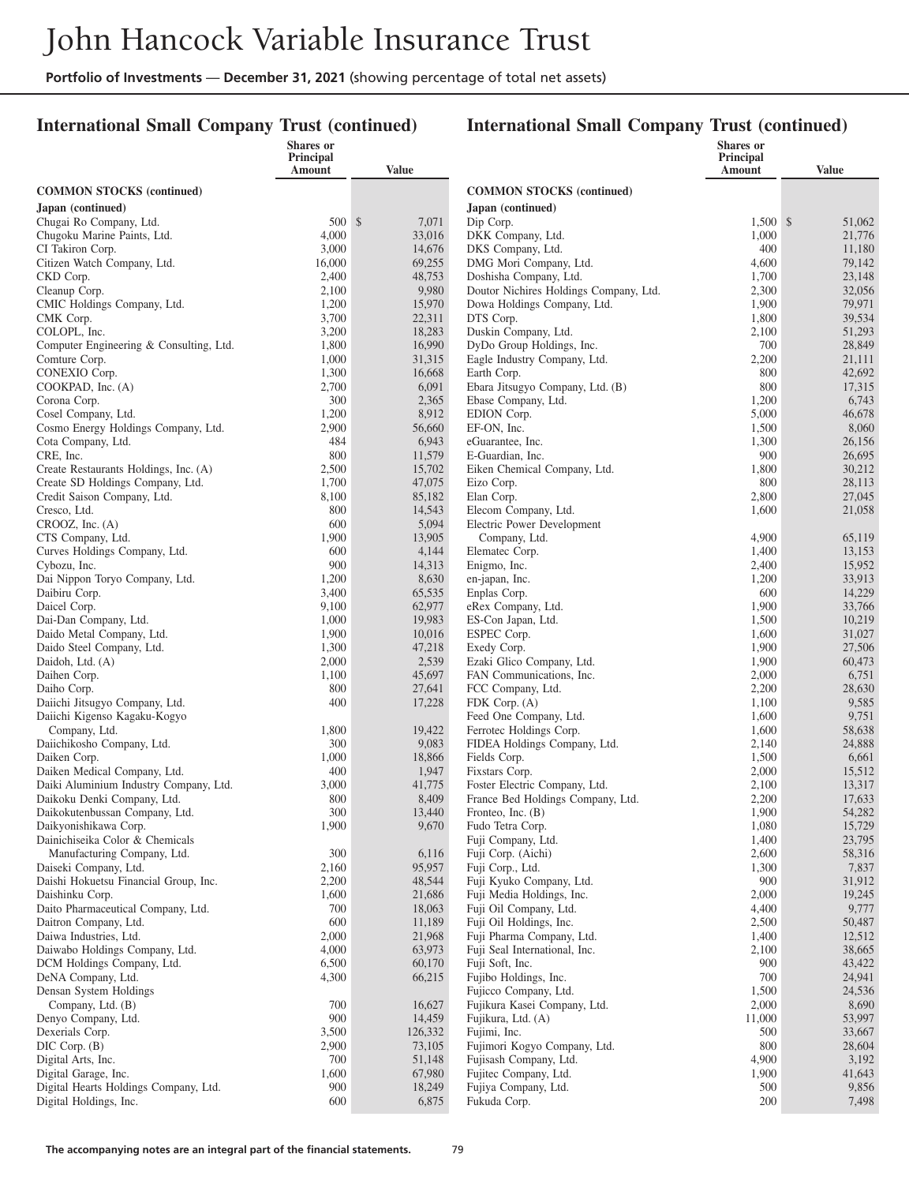# John Hancock Variable Insurance Trust

**Portfolio of Investments — December 31, 2021** (showing percentage of total net assets)

## International Small Company Trust (continued)

| | Shares or Principal Amount | Value |
|---|---|---|
| **COMMON STOCKS (continued)** | | |
| **Japan (continued)** | | |
| Chugai Ro Company, Ltd. | 500 | $ 7,071 |
| Chugoku Marine Paints, Ltd. | 4,000 | 33,016 |
| CI Takiron Corp. | 3,000 | 14,676 |
| Citizen Watch Company, Ltd. | 16,000 | 69,255 |
| CKD Corp. | 2,400 | 48,753 |
| Cleanup Corp. | 2,100 | 9,980 |
| CMIC Holdings Company, Ltd. | 1,200 | 15,970 |
| CMK Corp. | 3,700 | 22,311 |
| COLOPL, Inc. | 3,200 | 18,283 |
| Computer Engineering & Consulting, Ltd. | 1,800 | 16,990 |
| Comture Corp. | 1,000 | 31,315 |
| CONEXIO Corp. | 1,300 | 16,668 |
| COOKPAD, Inc. (A) | 2,700 | 6,091 |
| Corona Corp. | 300 | 2,365 |
| Cosel Company, Ltd. | 1,200 | 8,912 |
| Cosmo Energy Holdings Company, Ltd. | 2,900 | 56,660 |
| Cota Company, Ltd. | 484 | 6,943 |
| CRE, Inc. | 800 | 11,579 |
| Create Restaurants Holdings, Inc. (A) | 2,500 | 15,702 |
| Create SD Holdings Company, Ltd. | 1,700 | 47,075 |
| Credit Saison Company, Ltd. | 8,100 | 85,182 |
| Cresco, Ltd. | 800 | 14,543 |
| CROOZ, Inc. (A) | 600 | 5,094 |
| CTS Company, Ltd. | 1,900 | 13,905 |
| Curves Holdings Company, Ltd. | 600 | 4,144 |
| Cybozu, Inc. | 900 | 14,313 |
| Dai Nippon Toryo Company, Ltd. | 1,200 | 8,630 |
| Daibiru Corp. | 3,400 | 65,535 |
| Daicel Corp. | 9,100 | 62,977 |
| Dai-Dan Company, Ltd. | 1,000 | 19,983 |
| Daido Metal Company, Ltd. | 1,900 | 10,016 |
| Daido Steel Company, Ltd. | 1,300 | 47,218 |
| Daidoh, Ltd. (A) | 2,000 | 2,539 |
| Daihen Corp. | 1,100 | 45,697 |
| Daiho Corp. | 800 | 27,641 |
| Daiichi Jitsugyo Company, Ltd. | 400 | 17,228 |
| Daiichi Kigenso Kagaku-Kogyo Company, Ltd. | 1,800 | 19,422 |
| Daiichikosho Company, Ltd. | 300 | 9,083 |
| Daiken Corp. | 1,000 | 18,866 |
| Daiken Medical Company, Ltd. | 400 | 1,947 |
| Daiki Aluminium Industry Company, Ltd. | 3,000 | 41,775 |
| Daikoku Denki Company, Ltd. | 800 | 8,409 |
| Daikokutenbussan Company, Ltd. | 300 | 13,440 |
| Daikyonishikawa Corp. | 1,900 | 9,670 |
| Dainichiseika Color & Chemicals Manufacturing Company, Ltd. | 300 | 6,116 |
| Daiseki Company, Ltd. | 2,160 | 95,957 |
| Daishi Hokuetsu Financial Group, Inc. | 2,200 | 48,544 |
| Daishinku Corp. | 1,600 | 21,686 |
| Daito Pharmaceutical Company, Ltd. | 700 | 18,063 |
| Daitron Company, Ltd. | 600 | 11,189 |
| Daiwa Industries, Ltd. | 2,000 | 21,968 |
| Daiwabo Holdings Company, Ltd. | 4,000 | 63,973 |
| DCM Holdings Company, Ltd. | 6,500 | 60,170 |
| DeNA Company, Ltd. | 4,300 | 66,215 |
| Densan System Holdings Company, Ltd. (B) | 700 | 16,627 |
| Denyo Company, Ltd. | 900 | 14,459 |
| Dexerials Corp. | 3,500 | 126,332 |
| DIC Corp. (B) | 2,900 | 73,105 |
| Digital Arts, Inc. | 700 | 51,148 |
| Digital Garage, Inc. | 1,600 | 67,980 |
| Digital Hearts Holdings Company, Ltd. | 900 | 18,249 |
| Digital Holdings, Inc. | 600 | 6,875 |
| Dip Corp. | 1,500 | $ 51,062 |
| DKK Company, Ltd. | 1,000 | 21,776 |
| DKS Company, Ltd. | 400 | 11,180 |
| DMG Mori Company, Ltd. | 4,600 | 79,142 |
| Doshisha Company, Ltd. | 1,700 | 23,148 |
| Doutor Nichires Holdings Company, Ltd. | 2,300 | 32,056 |
| Dowa Holdings Company, Ltd. | 1,900 | 79,971 |
| DTS Corp. | 1,800 | 39,534 |
| Duskin Company, Ltd. | 2,100 | 51,293 |
| DyDo Group Holdings, Inc. | 700 | 28,849 |
| Eagle Industry Company, Ltd. | 2,200 | 21,111 |
| Earth Corp. | 800 | 42,692 |
| Ebara Jitsugyo Company, Ltd. (B) | 800 | 17,315 |
| Ebase Company, Ltd. | 1,200 | 6,743 |
| EDION Corp. | 5,000 | 46,678 |
| EF-ON, Inc. | 1,500 | 8,060 |
| eGuarantee, Inc. | 1,300 | 26,156 |
| E-Guardian, Inc. | 900 | 26,695 |
| Eiken Chemical Company, Ltd. | 1,800 | 30,212 |
| Eizo Corp. | 800 | 28,113 |
| Elan Corp. | 2,800 | 27,045 |
| Elecom Company, Ltd. | 1,600 | 21,058 |
| Electric Power Development Company, Ltd. | 4,900 | 65,119 |
| Elematec Corp. | 1,400 | 13,153 |
| Enigmo, Inc. | 2,400 | 15,952 |
| en-japan, Inc. | 1,200 | 33,913 |
| Enplas Corp. | 600 | 14,229 |
| eRex Company, Ltd. | 1,900 | 33,766 |
| ES-Con Japan, Ltd. | 1,500 | 10,219 |
| ESPEC Corp. | 1,600 | 31,027 |
| Exedy Corp. | 1,900 | 27,506 |
| Ezaki Glico Company, Ltd. | 1,900 | 60,473 |
| FAN Communications, Inc. | 2,000 | 6,751 |
| FCC Company, Ltd. | 2,200 | 28,630 |
| FDK Corp. (A) | 1,100 | 9,585 |
| Feed One Company, Ltd. | 1,600 | 9,751 |
| Ferrotec Holdings Corp. | 1,600 | 58,638 |
| FIDEA Holdings Company, Ltd. | 2,140 | 24,888 |
| Fields Corp. | 1,500 | 6,661 |
| Fixstars Corp. | 2,000 | 15,512 |
| Foster Electric Company, Ltd. | 2,100 | 13,317 |
| France Bed Holdings Company, Ltd. | 2,200 | 17,633 |
| Fronteo, Inc. (B) | 1,900 | 54,282 |
| Fudo Tetra Corp. | 1,080 | 15,729 |
| Fuji Company, Ltd. | 1,400 | 23,795 |
| Fuji Corp. (Aichi) | 2,600 | 58,316 |
| Fuji Corp., Ltd. | 1,300 | 7,837 |
| Fuji Kyuko Company, Ltd. | 900 | 31,912 |
| Fuji Media Holdings, Inc. | 2,000 | 19,245 |
| Fuji Oil Company, Ltd. | 4,400 | 9,777 |
| Fuji Oil Holdings, Inc. | 2,500 | 50,487 |
| Fuji Pharma Company, Ltd. | 1,400 | 12,512 |
| Fuji Seal International, Inc. | 2,100 | 38,665 |
| Fuji Soft, Inc. | 900 | 43,422 |
| Fujibo Holdings, Inc. | 700 | 24,941 |
| Fujicco Company, Ltd. | 1,500 | 24,536 |
| Fujikura Kasei Company, Ltd. | 2,000 | 8,690 |
| Fujikura, Ltd. (A) | 11,000 | 53,997 |
| Fujimi, Inc. | 500 | 33,667 |
| Fujimori Kogyo Company, Ltd. | 800 | 28,604 |
| Fujisash Company, Ltd. | 4,900 | 3,192 |
| Fujitec Company, Ltd. | 1,900 | 41,643 |
| Fujiya Company, Ltd. | 500 | 9,856 |
| Fukuda Corp. | 200 | 7,498 |

The accompanying notes are an integral part of the financial statements.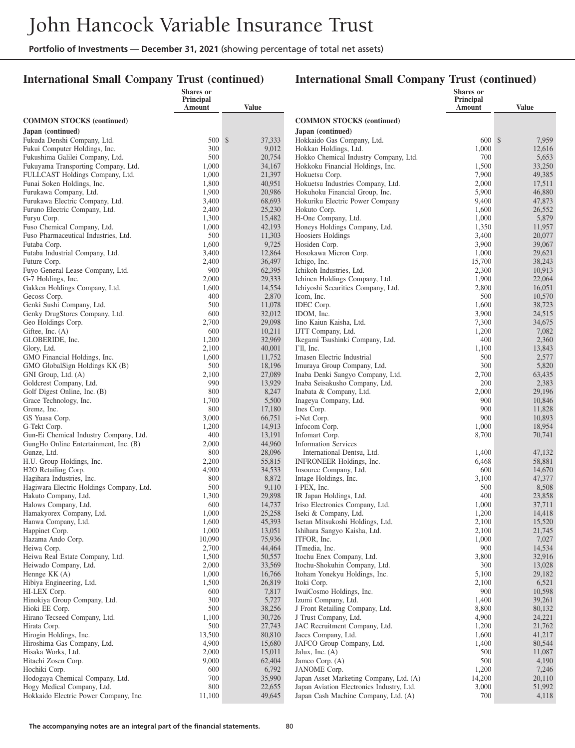# John Hancock Variable Insurance Trust

**Portfolio of Investments — December 31, 2021** (showing percentage of total net assets)

## International Small Company Trust (continued)

| | Shares or Principal Amount | Value |
|---|---|---|
| **COMMON STOCKS (continued)** | | |
| **Japan (continued)** | | |
| Fukuda Denshi Company, Ltd. | 500 | $ 37,333 |
| Fukui Computer Holdings, Inc. | 300 | 9,012 |
| Fukushima Galilei Company, Ltd. | 500 | 20,754 |
| Fukuyama Transporting Company, Ltd. | 1,000 | 34,167 |
| FULLCAST Holdings Company, Ltd. | 1,000 | 21,397 |
| Funai Soken Holdings, Inc. | 1,800 | 40,951 |
| Furukawa Company, Ltd. | 1,900 | 20,986 |
| Furukawa Electric Company, Ltd. | 3,400 | 68,693 |
| Furuno Electric Company, Ltd. | 2,400 | 25,230 |
| Furyu Corp. | 1,300 | 15,482 |
| Fuso Chemical Company, Ltd. | 1,000 | 42,193 |
| Fuso Pharmaceutical Industries, Ltd. | 500 | 11,303 |
| Futaba Corp. | 1,600 | 9,725 |
| Futaba Industrial Company, Ltd. | 3,400 | 12,864 |
| Future Corp. | 2,400 | 36,497 |
| Fuyo General Lease Company, Ltd. | 900 | 62,395 |
| G-7 Holdings, Inc. | 2,000 | 29,333 |
| Gakken Holdings Company, Ltd. | 1,600 | 14,554 |
| Gecoss Corp. | 400 | 2,870 |
| Genki Sushi Company, Ltd. | 500 | 11,078 |
| Genky DrugStores Company, Ltd. | 600 | 32,012 |
| Geo Holdings Corp. | 2,700 | 29,098 |
| Giftee, Inc. (A) | 600 | 10,211 |
| GLOBERIDE, Inc. | 1,200 | 32,969 |
| Glory, Ltd. | 2,100 | 40,001 |
| GMO Financial Holdings, Inc. | 1,600 | 11,752 |
| GMO GlobalSign Holdings KK (B) | 500 | 18,196 |
| GNI Group, Ltd. (A) | 2,100 | 27,089 |
| Goldcrest Company, Ltd. | 990 | 13,929 |
| Golf Digest Online, Inc. (B) | 800 | 8,247 |
| Grace Technology, Inc. | 1,700 | 5,500 |
| Gremz, Inc. | 800 | 17,180 |
| GS Yuasa Corp. | 3,000 | 66,751 |
| G-Tekt Corp. | 1,200 | 14,913 |
| Gun-Ei Chemical Industry Company, Ltd. | 400 | 13,191 |
| GungHo Online Entertainment, Inc. (B) | 2,000 | 44,960 |
| Gunze, Ltd. | 800 | 28,096 |
| H.U. Group Holdings, Inc. | 2,200 | 55,815 |
| H2O Retailing Corp. | 4,900 | 34,533 |
| Hagihara Industries, Inc. | 800 | 8,872 |
| Hagiwara Electric Holdings Company, Ltd. | 500 | 9,110 |
| Hakuto Company, Ltd. | 1,300 | 29,898 |
| Halows Company, Ltd. | 600 | 14,737 |
| Hamakyorex Company, Ltd. | 1,000 | 25,258 |
| Hanwa Company, Ltd. | 1,600 | 45,393 |
| Happinet Corp. | 1,000 | 13,051 |
| Hazama Ando Corp. | 10,090 | 75,936 |
| Heiwa Corp. | 2,700 | 44,464 |
| Heiwa Real Estate Company, Ltd. | 1,500 | 50,557 |
| Heiwado Company, Ltd. | 2,000 | 33,569 |
| Hennge KK (A) | 1,000 | 16,766 |
| Hibiya Engineering, Ltd. | 1,500 | 26,819 |
| HI-LEX Corp. | 600 | 7,817 |
| Hinokiya Group Company, Ltd. | 300 | 5,727 |
| Hioki EE Corp. | 500 | 38,256 |
| Hirano Tecseed Company, Ltd. | 1,100 | 30,726 |
| Hirata Corp. | 500 | 27,743 |
| Hirogin Holdings, Inc. | 13,500 | 80,810 |
| Hiroshima Gas Company, Ltd. | 4,900 | 15,680 |
| Hisaka Works, Ltd. | 2,000 | 15,011 |
| Hitachi Zosen Corp. | 9,000 | 62,404 |
| Hochiki Corp. | 600 | 6,792 |
| Hodogaya Chemical Company, Ltd. | 700 | 35,990 |
| Hogy Medical Company, Ltd. | 800 | 22,655 |
| Hokkaido Electric Power Company, Inc. | 11,100 | 49,645 |
| Hokkaido Gas Company, Ltd. | 600 | $ 7,959 |
| Hokkan Holdings, Ltd. | 1,000 | 12,616 |
| Hokko Chemical Industry Company, Ltd. | 700 | 5,653 |
| Hokkoku Financial Holdings, Inc. | 1,500 | 33,250 |
| Hokuetsu Corp. | 7,900 | 49,385 |
| Hokuetsu Industries Company, Ltd. | 2,000 | 17,511 |
| Hokuhoku Financial Group, Inc. | 5,900 | 46,880 |
| Hokuriku Electric Power Company | 9,400 | 47,873 |
| Hokuto Corp. | 1,600 | 26,552 |
| H-One Company, Ltd. | 1,000 | 5,879 |
| Honeys Holdings Company, Ltd. | 1,350 | 11,957 |
| Hoosiers Holdings | 3,400 | 20,077 |
| Hosiden Corp. | 3,900 | 39,067 |
| Hosokawa Micron Corp. | 1,000 | 29,621 |
| Ichigo, Inc. | 15,700 | 38,243 |
| Ichikoh Industries, Ltd. | 2,300 | 10,913 |
| Ichinen Holdings Company, Ltd. | 1,900 | 22,064 |
| Ichiyoshi Securities Company, Ltd. | 2,800 | 16,051 |
| Icom, Inc. | 500 | 10,570 |
| IDEC Corp. | 1,600 | 38,723 |
| IDOM, Inc. | 3,900 | 24,515 |
| Iino Kaiun Kaisha, Ltd. | 7,300 | 34,675 |
| IJTT Company, Ltd. | 1,200 | 7,082 |
| Ikegami Tsushinki Company, Ltd. | 400 | 2,360 |
| I'll, Inc. | 1,100 | 13,843 |
| Imasen Electric Industrial | 500 | 2,577 |
| Imuraya Group Company, Ltd. | 300 | 5,820 |
| Inaba Denki Sangyo Company, Ltd. | 2,700 | 63,435 |
| Inaba Seisakusho Company, Ltd. | 200 | 2,383 |
| Inabata & Company, Ltd. | 2,000 | 29,196 |
| Inageya Company, Ltd. | 900 | 10,846 |
| Ines Corp. | 900 | 11,828 |
| i-Net Corp. | 900 | 10,893 |
| Infocom Corp. | 1,000 | 18,954 |
| Infomart Corp. | 8,700 | 70,741 |
| Information Services International-Dentsu, Ltd. | 1,400 | 47,132 |
| INFRONEER Holdings, Inc. | 6,468 | 58,881 |
| Insource Company, Ltd. | 600 | 14,670 |
| Intage Holdings, Inc. | 3,100 | 47,377 |
| I-PEX, Inc. | 500 | 8,508 |
| IR Japan Holdings, Ltd. | 400 | 23,858 |
| Iriso Electronics Company, Ltd. | 1,000 | 37,711 |
| Iseki & Company, Ltd. | 1,200 | 14,418 |
| Isetan Mitsukoshi Holdings, Ltd. | 2,100 | 15,520 |
| Ishihara Sangyo Kaisha, Ltd. | 2,100 | 21,745 |
| ITFOR, Inc. | 1,000 | 7,027 |
| ITmedia, Inc. | 900 | 14,534 |
| Itochu Enex Company, Ltd. | 3,800 | 32,916 |
| Itochu-Shokuhin Company, Ltd. | 300 | 13,028 |
| Itoham Yonekyu Holdings, Inc. | 5,100 | 29,182 |
| Itoki Corp. | 2,100 | 6,521 |
| IwaiCosmo Holdings, Inc. | 900 | 10,598 |
| Izumi Company, Ltd. | 1,400 | 39,261 |
| J Front Retailing Company, Ltd. | 8,800 | 80,132 |
| J Trust Company, Ltd. | 4,900 | 24,221 |
| JAC Recruitment Company, Ltd. | 1,200 | 21,762 |
| Jaccs Company, Ltd. | 1,600 | 41,217 |
| JAFCO Group Company, Ltd. | 1,400 | 80,544 |
| Jalux, Inc. (A) | 500 | 11,087 |
| Jamco Corp. (A) | 500 | 4,190 |
| JANOME Corp. | 1,200 | 7,246 |
| Japan Asset Marketing Company, Ltd. (A) | 14,200 | 20,110 |
| Japan Aviation Electronics Industry, Ltd. | 3,000 | 51,992 |
| Japan Cash Machine Company, Ltd. (A) | 700 | 4,118 |

The accompanying notes are an integral part of the financial statements.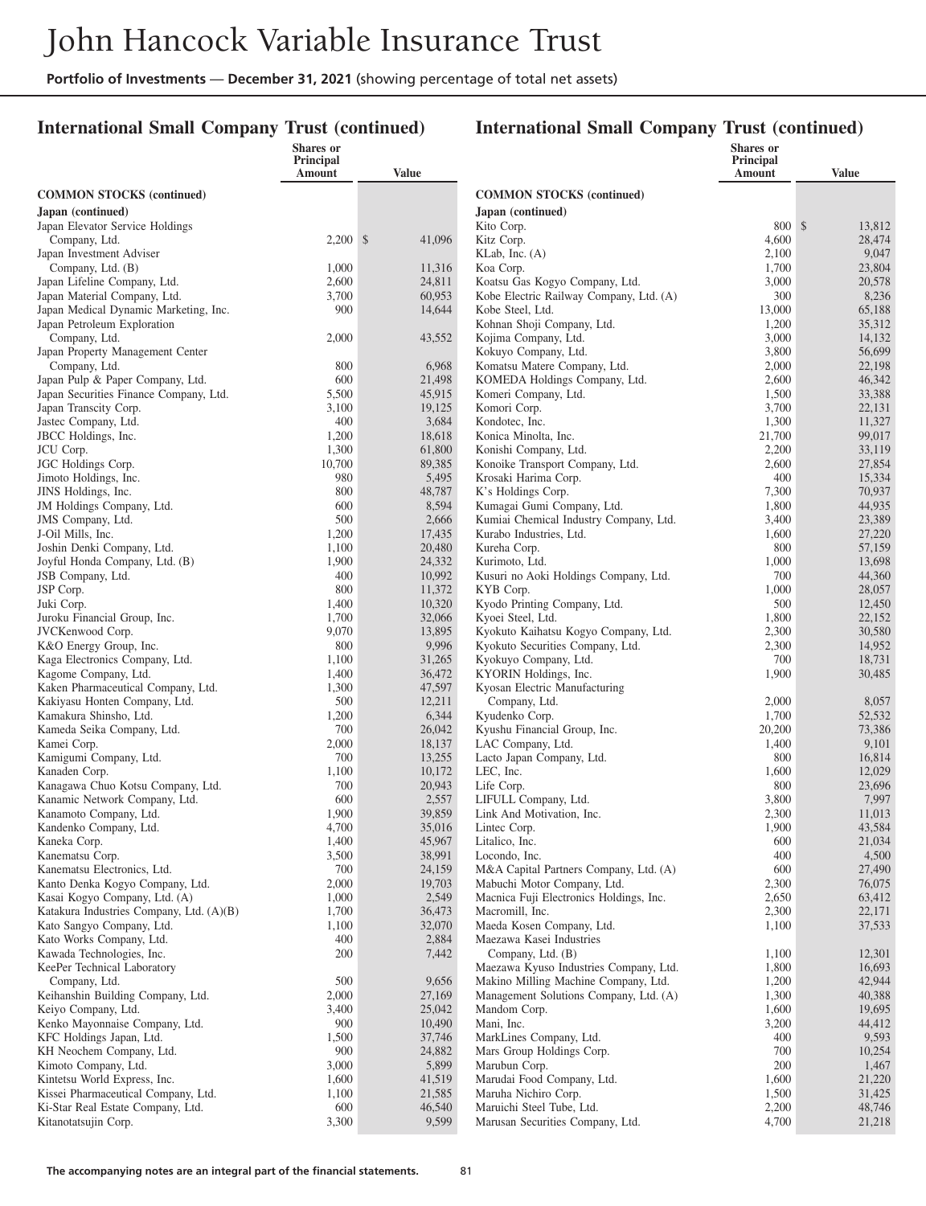## International Small Company Trust (continued)

| | Shares or Principal Amount | Value |
|---|---|---|
| **COMMON STOCKS (continued)** | | |
| **Japan (continued)** | | |
| Japan Elevator Service Holdings Company, Ltd. | 2,200 | $ 41,096 |
| Japan Investment Adviser Company, Ltd. (B) | 1,000 | 11,316 |
| Japan Lifeline Company, Ltd. | 2,600 | 24,811 |
| Japan Material Company, Ltd. | 3,700 | 60,953 |
| Japan Medical Dynamic Marketing, Inc. | 900 | 14,644 |
| Japan Petroleum Exploration Company, Ltd. | 2,000 | 43,552 |
| Japan Property Management Center Company, Ltd. | 800 | 6,968 |
| Japan Pulp & Paper Company, Ltd. | 600 | 21,498 |
| Japan Securities Finance Company, Ltd. | 5,500 | 45,915 |
| Japan Transcity Corp. | 3,100 | 19,125 |
| Jastec Company, Ltd. | 400 | 3,684 |
| JBCC Holdings, Inc. | 1,200 | 18,618 |
| JCU Corp. | 1,300 | 61,800 |
| JGC Holdings Corp. | 10,700 | 89,385 |
| Jimoto Holdings, Inc. | 980 | 5,495 |
| JINS Holdings, Inc. | 800 | 48,787 |
| JM Holdings Company, Ltd. | 600 | 8,594 |
| JMS Company, Ltd. | 500 | 2,666 |
| J-Oil Mills, Inc. | 1,200 | 17,435 |
| Joshin Denki Company, Ltd. | 1,100 | 20,480 |
| Joyful Honda Company, Ltd. (B) | 1,900 | 24,332 |
| JSB Company, Ltd. | 400 | 10,992 |
| JSP Corp. | 800 | 11,372 |
| Juki Corp. | 1,400 | 10,320 |
| Juroku Financial Group, Inc. | 1,700 | 32,066 |
| JVCKenwood Corp. | 9,070 | 13,895 |
| K&O Energy Group, Inc. | 800 | 9,996 |
| Kaga Electronics Company, Ltd. | 1,100 | 31,265 |
| Kagome Company, Ltd. | 1,400 | 36,472 |
| Kaken Pharmaceutical Company, Ltd. | 1,300 | 47,597 |
| Kakiyasu Honten Company, Ltd. | 500 | 12,211 |
| Kamakura Shinsho, Ltd. | 1,200 | 6,344 |
| Kameda Seika Company, Ltd. | 700 | 26,042 |
| Kamei Corp. | 2,000 | 18,137 |
| Kamigumi Company, Ltd. | 700 | 13,255 |
| Kanaden Corp. | 1,100 | 10,172 |
| Kanagawa Chuo Kotsu Company, Ltd. | 700 | 20,943 |
| Kanamic Network Company, Ltd. | 600 | 2,557 |
| Kanamoto Company, Ltd. | 1,900 | 39,859 |
| Kandenko Company, Ltd. | 4,700 | 35,016 |
| Kaneka Corp. | 1,400 | 45,967 |
| Kanematsu Corp. | 3,500 | 38,991 |
| Kanematsu Electronics, Ltd. | 700 | 24,159 |
| Kanto Denka Kogyo Company, Ltd. | 2,000 | 19,703 |
| Kasai Kogyo Company, Ltd. (A) | 1,000 | 2,549 |
| Katakura Industries Company, Ltd. (A)(B) | 1,700 | 36,473 |
| Kato Sangyo Company, Ltd. | 1,100 | 32,070 |
| Kato Works Company, Ltd. | 400 | 2,884 |
| Kawada Technologies, Inc. | 200 | 7,442 |
| KeePer Technical Laboratory Company, Ltd. | 500 | 9,656 |
| Keihanshin Building Company, Ltd. | 2,000 | 27,169 |
| Keiyo Company, Ltd. | 3,400 | 25,042 |
| Kenko Mayonnaise Company, Ltd. | 900 | 10,490 |
| KFC Holdings Japan, Ltd. | 1,500 | 37,746 |
| KH Neochem Company, Ltd. | 900 | 24,882 |
| Kimoto Company, Ltd. | 3,000 | 5,899 |
| Kintetsu World Express, Inc. | 1,600 | 41,519 |
| Kissei Pharmaceutical Company, Ltd. | 1,100 | 21,585 |
| Ki-Star Real Estate Company, Ltd. | 600 | 46,540 |
| Kitanotatsujin Corp. | 3,300 | 9,599 |
| Kito Corp. | 800 | $ 13,812 |
| Kitz Corp. | 4,600 | 28,474 |
| KLab, Inc. (A) | 2,100 | 9,047 |
| Koa Corp. | 1,700 | 23,804 |
| Koatsu Gas Kogyo Company, Ltd. | 3,000 | 20,578 |
| Kobe Electric Railway Company, Ltd. (A) | 300 | 8,236 |
| Kobe Steel, Ltd. | 13,000 | 65,188 |
| Kohnan Shoji Company, Ltd. | 1,200 | 35,312 |
| Kojima Company, Ltd. | 3,000 | 14,132 |
| Kokuyo Company, Ltd. | 3,800 | 56,699 |
| Komatsu Matere Company, Ltd. | 2,000 | 22,198 |
| KOMEDA Holdings Company, Ltd. | 2,600 | 46,342 |
| Komeri Company, Ltd. | 1,500 | 33,388 |
| Komori Corp. | 3,700 | 22,131 |
| Kondotec, Inc. | 1,300 | 11,327 |
| Konica Minolta, Inc. | 21,700 | 99,017 |
| Konishi Company, Ltd. | 2,200 | 33,119 |
| Konoike Transport Company, Ltd. | 2,600 | 27,854 |
| Krosaki Harima Corp. | 400 | 15,334 |
| K's Holdings Corp. | 7,300 | 70,937 |
| Kumagai Gumi Company, Ltd. | 1,800 | 44,935 |
| Kumiai Chemical Industry Company, Ltd. | 3,400 | 23,389 |
| Kurabo Industries, Ltd. | 1,600 | 27,220 |
| Kureha Corp. | 800 | 57,159 |
| Kurimoto, Ltd. | 1,000 | 13,698 |
| Kusuri no Aoki Holdings Company, Ltd. | 700 | 44,360 |
| KYB Corp. | 1,000 | 28,057 |
| Kyodo Printing Company, Ltd. | 500 | 12,450 |
| Kyoei Steel, Ltd. | 1,800 | 22,152 |
| Kyokuto Kaihatsu Kogyo Company, Ltd. | 2,300 | 30,580 |
| Kyokuto Securities Company, Ltd. | 2,300 | 14,952 |
| Kyokuyo Company, Ltd. | 700 | 18,731 |
| KYORIN Holdings, Inc. | 1,900 | 30,485 |
| Kyosan Electric Manufacturing Company, Ltd. | 2,000 | 8,057 |
| Kyudenko Corp. | 1,700 | 52,532 |
| Kyushu Financial Group, Inc. | 20,200 | 73,386 |
| LAC Company, Ltd. | 1,400 | 9,101 |
| Lacto Japan Company, Ltd. | 800 | 16,814 |
| LEC, Inc. | 1,600 | 12,029 |
| Life Corp. | 800 | 23,696 |
| LIFULL Company, Ltd. | 3,800 | 7,997 |
| Link And Motivation, Inc. | 2,300 | 11,013 |
| Lintec Corp. | 1,900 | 43,584 |
| Litalico, Inc. | 600 | 21,034 |
| Locondo, Inc. | 400 | 4,500 |
| M&A Capital Partners Company, Ltd. (A) | 600 | 27,490 |
| Mabuchi Motor Company, Ltd. | 2,300 | 76,075 |
| Macnica Fuji Electronics Holdings, Inc. | 2,650 | 63,412 |
| Macromill, Inc. | 2,300 | 22,171 |
| Maeda Kosen Company, Ltd. | 1,100 | 37,533 |
| Maezawa Kasei Industries Company, Ltd. (B) | 1,100 | 12,301 |
| Maezawa Kyuso Industries Company, Ltd. | 1,800 | 16,693 |
| Makino Milling Machine Company, Ltd. | 1,200 | 42,944 |
| Management Solutions Company, Ltd. (A) | 1,300 | 40,388 |
| Mandom Corp. | 1,600 | 19,695 |
| Mani, Inc. | 3,200 | 44,412 |
| MarkLines Company, Ltd. | 400 | 9,593 |
| Mars Group Holdings Corp. | 700 | 10,254 |
| Marubun Corp. | 200 | 1,467 |
| Marudai Food Company, Ltd. | 1,600 | 21,220 |
| Maruha Nichiro Corp. | 1,500 | 31,425 |
| Maruichi Steel Tube, Ltd. | 2,200 | 48,746 |
| Marusan Securities Company, Ltd. | 4,700 | 21,218 |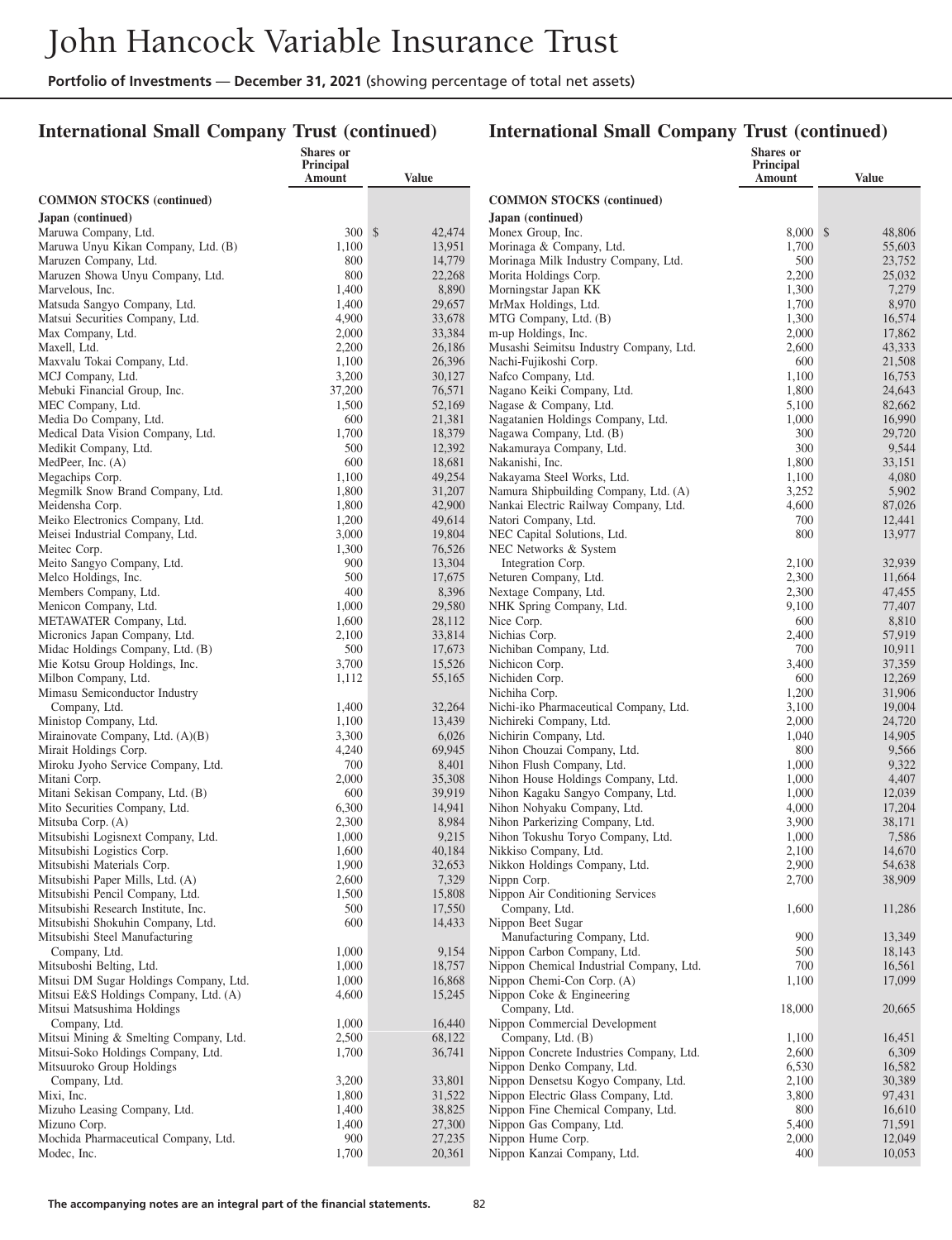# John Hancock Variable Insurance Trust

**Portfolio of Investments — December 31, 2021** (showing percentage of total net assets)

## International Small Company Trust (continued)

| | Shares or Principal Amount | Value |
|---|---|---|
| **COMMON STOCKS (continued)** | | |
| **Japan (continued)** | | |
| Maruwa Company, Ltd. | 300 | $ 42,474 |
| Maruwa Unyu Kikan Company, Ltd. (B) | 1,100 | 13,951 |
| Maruzen Company, Ltd. | 800 | 14,779 |
| Maruzen Showa Unyu Company, Ltd. | 800 | 22,268 |
| Marvelous, Inc. | 1,400 | 8,890 |
| Matsuda Sangyo Company, Ltd. | 1,400 | 29,657 |
| Matsui Securities Company, Ltd. | 4,900 | 33,678 |
| Max Company, Ltd. | 2,000 | 33,384 |
| Maxell, Ltd. | 2,200 | 26,186 |
| Maxvalu Tokai Company, Ltd. | 1,100 | 26,396 |
| MCJ Company, Ltd. | 3,200 | 30,127 |
| Mebuki Financial Group, Inc. | 37,200 | 76,571 |
| MEC Company, Ltd. | 1,500 | 52,169 |
| Media Do Company, Ltd. | 600 | 21,381 |
| Medical Data Vision Company, Ltd. | 1,700 | 18,379 |
| Medikit Company, Ltd. | 500 | 12,392 |
| MedPeer, Inc. (A) | 600 | 18,681 |
| Megachips Corp. | 1,100 | 49,254 |
| Megmilk Snow Brand Company, Ltd. | 1,800 | 31,207 |
| Meidensha Corp. | 1,800 | 42,900 |
| Meiko Electronics Company, Ltd. | 1,200 | 49,614 |
| Meisei Industrial Company, Ltd. | 3,000 | 19,804 |
| Meitec Corp. | 1,300 | 76,526 |
| Meito Sangyo Company, Ltd. | 900 | 13,304 |
| Melco Holdings, Inc. | 500 | 17,675 |
| Members Company, Ltd. | 400 | 8,396 |
| Menicon Company, Ltd. | 1,000 | 29,580 |
| METAWATER Company, Ltd. | 1,600 | 28,112 |
| Micronics Japan Company, Ltd. | 2,100 | 33,814 |
| Midac Holdings Company, Ltd. (B) | 500 | 17,673 |
| Mie Kotsu Group Holdings, Inc. | 3,700 | 15,526 |
| Milbon Company, Ltd. | 1,112 | 55,165 |
| Mimasu Semiconductor Industry Company, Ltd. | 1,400 | 32,264 |
| Ministop Company, Ltd. | 1,100 | 13,439 |
| Mirainovate Company, Ltd. (A)(B) | 3,300 | 6,026 |
| Mirait Holdings Corp. | 4,240 | 69,945 |
| Miroku Jyoho Service Company, Ltd. | 700 | 8,401 |
| Mitani Corp. | 2,000 | 35,308 |
| Mitani Sekisan Company, Ltd. (B) | 600 | 39,919 |
| Mito Securities Company, Ltd. | 6,300 | 14,941 |
| Mitsuba Corp. (A) | 2,300 | 8,984 |
| Mitsubishi Logisnext Company, Ltd. | 1,000 | 9,215 |
| Mitsubishi Logistics Corp. | 1,600 | 40,184 |
| Mitsubishi Materials Corp. | 1,900 | 32,653 |
| Mitsubishi Paper Mills, Ltd. (A) | 2,600 | 7,329 |
| Mitsubishi Pencil Company, Ltd. | 1,500 | 15,808 |
| Mitsubishi Research Institute, Inc. | 500 | 17,550 |
| Mitsubishi Shokuhin Company, Ltd. | 600 | 14,433 |
| Mitsubishi Steel Manufacturing Company, Ltd. | 1,000 | 9,154 |
| Mitsuboshi Belting, Ltd. | 1,000 | 18,757 |
| Mitsui DM Sugar Holdings Company, Ltd. | 1,000 | 16,868 |
| Mitsui E&S Holdings Company, Ltd. (A) | 4,600 | 15,245 |
| Mitsui Matsushima Holdings Company, Ltd. | 1,000 | 16,440 |
| Mitsui Mining & Smelting Company, Ltd. | 2,500 | 68,122 |
| Mitsui-Soko Holdings Company, Ltd. | 1,700 | 36,741 |
| Mitsuuroko Group Holdings Company, Ltd. | 3,200 | 33,801 |
| Mixi, Inc. | 1,800 | 31,522 |
| Mizuho Leasing Company, Ltd. | 1,400 | 38,825 |
| Mizuno Corp. | 1,400 | 27,300 |
| Mochida Pharmaceutical Company, Ltd. | 900 | 27,235 |
| Modec, Inc. | 1,700 | 20,361 |
| Monex Group, Inc. | 8,000 | $ 48,806 |
| Morinaga & Company, Ltd. | 1,700 | 55,603 |
| Morinaga Milk Industry Company, Ltd. | 500 | 23,752 |
| Morita Holdings Corp. | 2,200 | 25,032 |
| Morningstar Japan KK | 1,300 | 7,279 |
| MrMax Holdings, Ltd. | 1,700 | 8,970 |
| MTG Company, Ltd. (B) | 1,300 | 16,574 |
| m-up Holdings, Inc. | 2,000 | 17,862 |
| Musashi Seimitsu Industry Company, Ltd. | 2,600 | 43,333 |
| Nachi-Fujikoshi Corp. | 600 | 21,508 |
| Nafco Company, Ltd. | 1,100 | 16,753 |
| Nagano Keiki Company, Ltd. | 1,800 | 24,643 |
| Nagase & Company, Ltd. | 5,100 | 82,662 |
| Nagatanien Holdings Company, Ltd. | 1,000 | 16,990 |
| Nagawa Company, Ltd. (B) | 300 | 29,720 |
| Nakamuraya Company, Ltd. | 300 | 9,544 |
| Nakanishi, Inc. | 1,800 | 33,151 |
| Nakayama Steel Works, Ltd. | 1,100 | 4,080 |
| Namura Shipbuilding Company, Ltd. (A) | 3,252 | 5,902 |
| Nankai Electric Railway Company, Ltd. | 4,600 | 87,026 |
| Natori Company, Ltd. | 700 | 12,441 |
| NEC Capital Solutions, Ltd. | 800 | 13,977 |
| NEC Networks & System Integration Corp. | 2,100 | 32,939 |
| Neturen Company, Ltd. | 2,300 | 11,664 |
| Nextage Company, Ltd. | 2,300 | 47,455 |
| NHK Spring Company, Ltd. | 9,100 | 77,407 |
| Nice Corp. | 600 | 8,810 |
| Nichias Corp. | 2,400 | 57,919 |
| Nichiban Company, Ltd. | 700 | 10,911 |
| Nichicon Corp. | 3,400 | 37,359 |
| Nichiden Corp. | 600 | 12,269 |
| Nichiha Corp. | 1,200 | 31,906 |
| Nichi-iko Pharmaceutical Company, Ltd. | 3,100 | 19,004 |
| Nichireki Company, Ltd. | 2,000 | 24,720 |
| Nichirin Company, Ltd. | 1,040 | 14,905 |
| Nihon Chouzai Company, Ltd. | 800 | 9,566 |
| Nihon Flush Company, Ltd. | 1,000 | 9,322 |
| Nihon House Holdings Company, Ltd. | 1,000 | 4,407 |
| Nihon Kagaku Sangyo Company, Ltd. | 1,000 | 12,039 |
| Nihon Nohyaku Company, Ltd. | 4,000 | 17,204 |
| Nihon Parkerizing Company, Ltd. | 3,900 | 38,171 |
| Nihon Tokushu Toryo Company, Ltd. | 1,000 | 7,586 |
| Nikkiso Company, Ltd. | 2,100 | 14,670 |
| Nikkon Holdings Company, Ltd. | 2,900 | 54,638 |
| Nippn Corp. | 2,700 | 38,909 |
| Nippon Air Conditioning Services Company, Ltd. | 1,600 | 11,286 |
| Nippon Beet Sugar Manufacturing Company, Ltd. | 900 | 13,349 |
| Nippon Carbon Company, Ltd. | 500 | 18,143 |
| Nippon Chemical Industrial Company, Ltd. | 700 | 16,561 |
| Nippon Chemi-Con Corp. (A) | 1,100 | 17,099 |
| Nippon Coke & Engineering Company, Ltd. | 18,000 | 20,665 |
| Nippon Commercial Development Company, Ltd. (B) | 1,100 | 16,451 |
| Nippon Concrete Industries Company, Ltd. | 2,600 | 6,309 |
| Nippon Denko Company, Ltd. | 6,530 | 16,582 |
| Nippon Densetsu Kogyo Company, Ltd. | 2,100 | 30,389 |
| Nippon Electric Glass Company, Ltd. | 3,800 | 97,431 |
| Nippon Fine Chemical Company, Ltd. | 800 | 16,610 |
| Nippon Gas Company, Ltd. | 5,400 | 71,591 |
| Nippon Hume Corp. | 2,000 | 12,049 |
| Nippon Kanzai Company, Ltd. | 400 | 10,053 |

The accompanying notes are an integral part of the financial statements.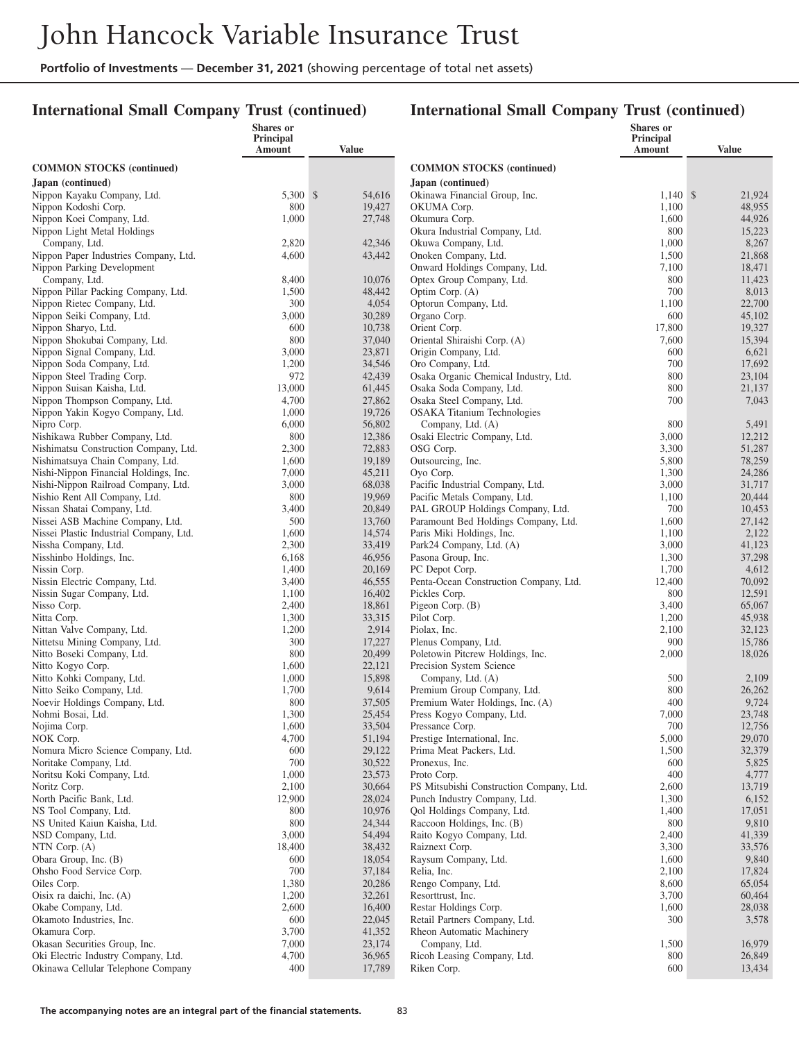## International Small Company Trust (continued)

| | Shares or Principal Amount | Value |
|---|---|---|
| **COMMON STOCKS (continued)** | | |
| **Japan (continued)** | | |
| Nippon Kayaku Company, Ltd. | 5,300 | $54,616 |
| Nippon Kodoshi Corp. | 800 | 19,427 |
| Nippon Koei Company, Ltd. | 1,000 | 27,748 |
| Nippon Light Metal Holdings Company, Ltd. | 2,820 | 42,346 |
| Nippon Paper Industries Company, Ltd. | 4,600 | 43,442 |
| Nippon Parking Development Company, Ltd. | 8,400 | 10,076 |
| Nippon Pillar Packing Company, Ltd. | 1,500 | 48,442 |
| Nippon Rietec Company, Ltd. | 300 | 4,054 |
| Nippon Seiki Company, Ltd. | 3,000 | 30,289 |
| Nippon Sharyo, Ltd. | 600 | 10,738 |
| Nippon Shokubai Company, Ltd. | 800 | 37,040 |
| Nippon Signal Company, Ltd. | 3,000 | 23,871 |
| Nippon Soda Company, Ltd. | 1,200 | 34,546 |
| Nippon Steel Trading Corp. | 972 | 42,439 |
| Nippon Suisan Kaisha, Ltd. | 13,000 | 61,445 |
| Nippon Thompson Company, Ltd. | 4,700 | 27,862 |
| Nippon Yakin Kogyo Company, Ltd. | 1,000 | 19,726 |
| Nipro Corp. | 6,000 | 56,802 |
| Nishikawa Rubber Company, Ltd. | 800 | 12,386 |
| Nishimatsu Construction Company, Ltd. | 2,300 | 72,883 |
| Nishimatsuya Chain Company, Ltd. | 1,600 | 19,189 |
| Nishi-Nippon Financial Holdings, Inc. | 7,000 | 45,211 |
| Nishi-Nippon Railroad Company, Ltd. | 3,000 | 68,038 |
| Nishio Rent All Company, Ltd. | 800 | 19,969 |
| Nissan Shatai Company, Ltd. | 3,400 | 20,849 |
| Nissei ASB Machine Company, Ltd. | 500 | 13,760 |
| Nissei Plastic Industrial Company, Ltd. | 1,600 | 14,574 |
| Nissha Company, Ltd. | 2,300 | 33,419 |
| Nisshinbo Holdings, Inc. | 6,168 | 46,956 |
| Nissin Corp. | 1,400 | 20,169 |
| Nissin Electric Company, Ltd. | 3,400 | 46,555 |
| Nissin Sugar Company, Ltd. | 1,100 | 16,402 |
| Nisso Corp. | 2,400 | 18,861 |
| Nitta Corp. | 1,300 | 33,315 |
| Nittan Valve Company, Ltd. | 1,200 | 2,914 |
| Nittetsu Mining Company, Ltd. | 300 | 17,227 |
| Nitto Boseki Company, Ltd. | 800 | 20,499 |
| Nitto Kogyo Corp. | 1,600 | 22,121 |
| Nitto Kohki Company, Ltd. | 1,000 | 15,898 |
| Nitto Seiko Company, Ltd. | 1,700 | 9,614 |
| Noevir Holdings Company, Ltd. | 800 | 37,505 |
| Nohmi Bosai, Ltd. | 1,300 | 25,454 |
| Nojima Corp. | 1,600 | 33,504 |
| NOK Corp. | 4,700 | 51,194 |
| Nomura Micro Science Company, Ltd. | 600 | 29,122 |
| Noritake Company, Ltd. | 700 | 30,522 |
| Noritsu Koki Company, Ltd. | 1,000 | 23,573 |
| Noritz Corp. | 2,100 | 30,664 |
| North Pacific Bank, Ltd. | 12,900 | 28,024 |
| NS Tool Company, Ltd. | 800 | 10,976 |
| NS United Kaiun Kaisha, Ltd. | 800 | 24,344 |
| NSD Company, Ltd. | 3,000 | 54,494 |
| NTN Corp. (A) | 18,400 | 38,432 |
| Obara Group, Inc. (B) | 600 | 18,054 |
| Ohsho Food Service Corp. | 700 | 37,184 |
| Oiles Corp. | 1,380 | 20,286 |
| Oisix ra daichi, Inc. (A) | 1,200 | 32,261 |
| Okabe Company, Ltd. | 2,600 | 16,400 |
| Okamoto Industries, Inc. | 600 | 22,045 |
| Okamura Corp. | 3,700 | 41,352 |
| Okasan Securities Group, Inc. | 7,000 | 23,174 |
| Oki Electric Industry Company, Ltd. | 4,700 | 36,965 |
| Okinawa Cellular Telephone Company | 400 | 17,789 |
| Okinawa Financial Group, Inc. | 1,140 | $21,924 |
| OKUMA Corp. | 1,100 | 48,955 |
| Okumura Corp. | 1,600 | 44,926 |
| Okura Industrial Company, Ltd. | 800 | 15,223 |
| Okuwa Company, Ltd. | 1,000 | 8,267 |
| Onoken Company, Ltd. | 1,500 | 21,868 |
| Onward Holdings Company, Ltd. | 7,100 | 18,471 |
| Optex Group Company, Ltd. | 800 | 11,423 |
| Optim Corp. (A) | 700 | 8,013 |
| Optorun Company, Ltd. | 1,100 | 22,700 |
| Organo Corp. | 600 | 45,102 |
| Orient Corp. | 17,800 | 19,327 |
| Oriental Shiraishi Corp. (A) | 7,600 | 15,394 |
| Origin Company, Ltd. | 600 | 6,621 |
| Oro Company, Ltd. | 700 | 17,692 |
| Osaka Organic Chemical Industry, Ltd. | 800 | 23,104 |
| Osaka Soda Company, Ltd. | 800 | 21,137 |
| Osaka Steel Company, Ltd. | 700 | 7,043 |
| OSAKA Titanium Technologies Company, Ltd. (A) | 800 | 5,491 |
| Osaki Electric Company, Ltd. | 3,000 | 12,212 |
| OSG Corp. | 3,300 | 51,287 |
| Outsourcing, Inc. | 5,800 | 78,259 |
| Oyo Corp. | 1,300 | 24,286 |
| Pacific Industrial Company, Ltd. | 3,000 | 31,717 |
| Pacific Metals Company, Ltd. | 1,100 | 20,444 |
| PAL GROUP Holdings Company, Ltd. | 700 | 10,453 |
| Paramount Bed Holdings Company, Ltd. | 1,600 | 27,142 |
| Paris Miki Holdings, Inc. | 1,100 | 2,122 |
| Park24 Company, Ltd. (A) | 3,000 | 41,123 |
| Pasona Group, Inc. | 1,300 | 37,298 |
| PC Depot Corp. | 1,700 | 4,612 |
| Penta-Ocean Construction Company, Ltd. | 12,400 | 70,092 |
| Pickles Corp. | 800 | 12,591 |
| Pigeon Corp. (B) | 3,400 | 65,067 |
| Pilot Corp. | 1,200 | 45,938 |
| Piolax, Inc. | 2,100 | 32,123 |
| Plenus Company, Ltd. | 900 | 15,786 |
| Poletowin Pitcrew Holdings, Inc. | 2,000 | 18,026 |
| Precision System Science Company, Ltd. (A) | 500 | 2,109 |
| Premium Group Company, Ltd. | 800 | 26,262 |
| Premium Water Holdings, Inc. (A) | 400 | 9,724 |
| Press Kogyo Company, Ltd. | 7,000 | 23,748 |
| Pressance Corp. | 700 | 12,756 |
| Prestige International, Inc. | 5,000 | 29,070 |
| Prima Meat Packers, Ltd. | 1,500 | 32,379 |
| Pronexus, Inc. | 600 | 5,825 |
| Proto Corp. | 400 | 4,777 |
| PS Mitsubishi Construction Company, Ltd. | 2,600 | 13,719 |
| Punch Industry Company, Ltd. | 1,300 | 6,152 |
| Qol Holdings Company, Ltd. | 1,400 | 17,051 |
| Raccoon Holdings, Inc. (B) | 800 | 9,810 |
| Raito Kogyo Company, Ltd. | 2,400 | 41,339 |
| Raiznext Corp. | 3,300 | 33,576 |
| Raysum Company, Ltd. | 1,600 | 9,840 |
| Relia, Inc. | 2,100 | 17,824 |
| Rengo Company, Ltd. | 8,600 | 65,054 |
| Resorttrust, Inc. | 3,700 | 60,464 |
| Restar Holdings Corp. | 1,600 | 28,038 |
| Retail Partners Company, Ltd. | 300 | 3,578 |
| Rheon Automatic Machinery Company, Ltd. | 1,500 | 16,979 |
| Ricoh Leasing Company, Ltd. | 800 | 26,849 |
| Riken Corp. | 600 | 13,434 |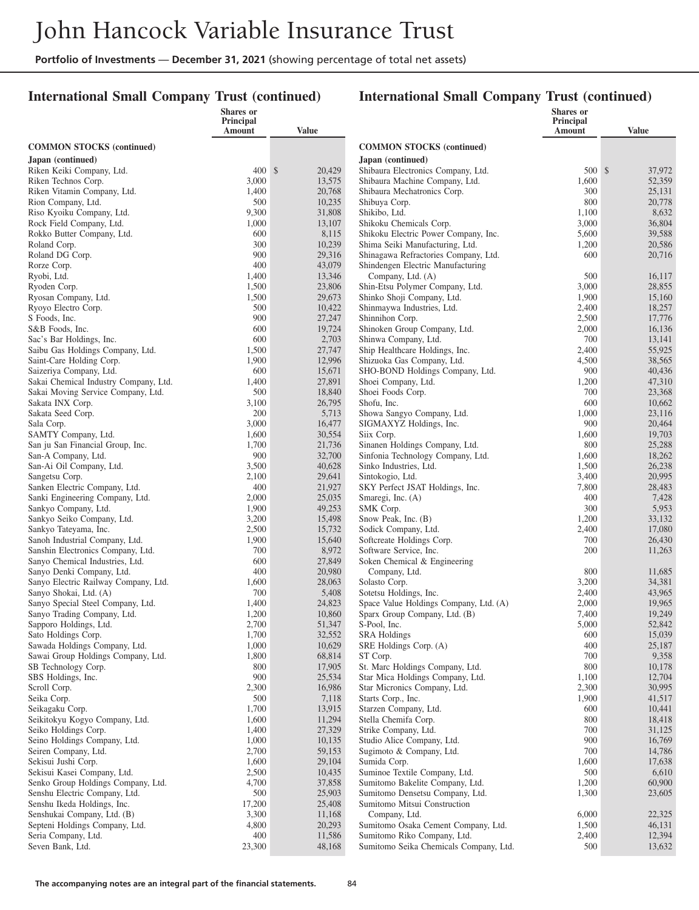## International Small Company Trust (continued)

| | Shares or Principal Amount | Value |
|---|---|---|
| **COMMON STOCKS (continued)** | | |
| **Japan (continued)** | | |
| Riken Keiki Company, Ltd. | 400 | $ 20,429 |
| Riken Technos Corp. | 3,000 | 13,575 |
| Riken Vitamin Company, Ltd. | 1,400 | 20,768 |
| Rion Company, Ltd. | 500 | 10,235 |
| Riso Kyoiku Company, Ltd. | 9,300 | 31,808 |
| Rock Field Company, Ltd. | 1,000 | 13,107 |
| Rokko Butter Company, Ltd. | 600 | 8,115 |
| Roland Corp. | 300 | 10,239 |
| Roland DG Corp. | 900 | 29,316 |
| Rorze Corp. | 400 | 43,079 |
| Ryobi, Ltd. | 1,400 | 13,346 |
| Ryoden Corp. | 1,500 | 23,806 |
| Ryosan Company, Ltd. | 1,500 | 29,673 |
| Ryoyo Electro Corp. | 500 | 10,422 |
| S Foods, Inc. | 900 | 27,247 |
| S&B Foods, Inc. | 600 | 19,724 |
| Sac's Bar Holdings, Inc. | 600 | 2,703 |
| Saibu Gas Holdings Company, Ltd. | 1,500 | 27,747 |
| Saint-Care Holding Corp. | 1,900 | 12,996 |
| Saizeriya Company, Ltd. | 600 | 15,671 |
| Sakai Chemical Industry Company, Ltd. | 1,400 | 27,891 |
| Sakai Moving Service Company, Ltd. | 500 | 18,840 |
| Sakata INX Corp. | 3,100 | 26,795 |
| Sakata Seed Corp. | 200 | 5,713 |
| Sala Corp. | 3,000 | 16,477 |
| SAMTY Company, Ltd. | 1,600 | 30,554 |
| San ju San Financial Group, Inc. | 1,700 | 21,736 |
| San-A Company, Ltd. | 900 | 32,700 |
| San-Ai Oil Company, Ltd. | 3,500 | 40,628 |
| Sangetsu Corp. | 2,100 | 29,641 |
| Sanken Electric Company, Ltd. | 400 | 21,927 |
| Sanki Engineering Company, Ltd. | 2,000 | 25,035 |
| Sankyo Company, Ltd. | 1,900 | 49,253 |
| Sankyo Seiko Company, Ltd. | 3,200 | 15,498 |
| Sankyo Tateyama, Inc. | 2,500 | 15,732 |
| Sanoh Industrial Company, Ltd. | 1,900 | 15,640 |
| Sanshin Electronics Company, Ltd. | 700 | 8,972 |
| Sanyo Chemical Industries, Ltd. | 600 | 27,849 |
| Sanyo Denki Company, Ltd. | 400 | 20,980 |
| Sanyo Electric Railway Company, Ltd. | 1,600 | 28,063 |
| Sanyo Shokai, Ltd. (A) | 700 | 5,408 |
| Sanyo Special Steel Company, Ltd. | 1,400 | 24,823 |
| Sanyo Trading Company, Ltd. | 1,200 | 10,860 |
| Sapporo Holdings, Ltd. | 2,700 | 51,347 |
| Sato Holdings Corp. | 1,700 | 32,552 |
| Sawada Holdings Company, Ltd. | 1,000 | 10,629 |
| Sawai Group Holdings Company, Ltd. | 1,800 | 68,814 |
| SB Technology Corp. | 800 | 17,905 |
| SBS Holdings, Inc. | 900 | 25,534 |
| Scroll Corp. | 2,300 | 16,986 |
| Seika Corp. | 500 | 7,118 |
| Seikagaku Corp. | 1,700 | 13,915 |
| Seikitokyu Kogyo Company, Ltd. | 1,600 | 11,294 |
| Seiko Holdings Corp. | 1,400 | 27,329 |
| Seino Holdings Company, Ltd. | 1,000 | 10,135 |
| Seiren Company, Ltd. | 2,700 | 59,153 |
| Sekisui Jushi Corp. | 1,600 | 29,104 |
| Sekisui Kasei Company, Ltd. | 2,500 | 10,435 |
| Senko Group Holdings Company, Ltd. | 4,700 | 37,858 |
| Senshu Electric Company, Ltd. | 500 | 25,903 |
| Senshu Ikeda Holdings, Inc. | 17,200 | 25,408 |
| Senshukai Company, Ltd. (B) | 3,300 | 11,168 |
| Septeni Holdings Company, Ltd. | 4,800 | 20,293 |
| Seria Company, Ltd. | 400 | 11,586 |
| Seven Bank, Ltd. | 23,300 | 48,168 |
| Shibaura Electronics Company, Ltd. | 500 | $ 37,972 |
| Shibaura Machine Company, Ltd. | 1,600 | 52,359 |
| Shibaura Mechatronics Corp. | 300 | 25,131 |
| Shibuya Corp. | 800 | 20,778 |
| Shikibo, Ltd. | 1,100 | 8,632 |
| Shikoku Chemicals Corp. | 3,000 | 36,804 |
| Shikoku Electric Power Company, Inc. | 5,600 | 39,588 |
| Shima Seiki Manufacturing, Ltd. | 1,200 | 20,586 |
| Shinagawa Refractories Company, Ltd. | 600 | 20,716 |
| Shindengen Electric Manufacturing Company, Ltd. (A) | 500 | 16,117 |
| Shin-Etsu Polymer Company, Ltd. | 3,000 | 28,855 |
| Shinko Shoji Company, Ltd. | 1,900 | 15,160 |
| Shinmaywa Industries, Ltd. | 2,400 | 18,257 |
| Shinnihon Corp. | 2,500 | 17,776 |
| Shinoken Group Company, Ltd. | 2,000 | 16,136 |
| Shinwa Company, Ltd. | 700 | 13,141 |
| Ship Healthcare Holdings, Inc. | 2,400 | 55,925 |
| Shizuoka Gas Company, Ltd. | 4,500 | 38,565 |
| SHO-BOND Holdings Company, Ltd. | 900 | 40,436 |
| Shoei Company, Ltd. | 1,200 | 47,310 |
| Shoei Foods Corp. | 700 | 23,368 |
| Shofu, Inc. | 600 | 10,662 |
| Showa Sangyo Company, Ltd. | 1,000 | 23,116 |
| SIGMAXYZ Holdings, Inc. | 900 | 20,464 |
| Siix Corp. | 1,600 | 19,703 |
| Sinanen Holdings Company, Ltd. | 800 | 25,288 |
| Sinfonia Technology Company, Ltd. | 1,600 | 18,262 |
| Sinko Industries, Ltd. | 1,500 | 26,238 |
| Sintokogio, Ltd. | 3,400 | 20,995 |
| SKY Perfect JSAT Holdings, Inc. | 7,800 | 28,483 |
| Smaregi, Inc. (A) | 400 | 7,428 |
| SMK Corp. | 300 | 5,953 |
| Snow Peak, Inc. (B) | 1,200 | 33,132 |
| Sodick Company, Ltd. | 2,400 | 17,080 |
| Softcreate Holdings Corp. | 700 | 26,430 |
| Software Service, Inc. | 200 | 11,263 |
| Soken Chemical & Engineering Company, Ltd. | 800 | 11,685 |
| Solasto Corp. | 3,200 | 34,381 |
| Sotetsu Holdings, Inc. | 2,400 | 43,965 |
| Space Value Holdings Company, Ltd. (A) | 2,000 | 19,965 |
| Sparx Group Company, Ltd. (B) | 7,400 | 19,249 |
| S-Pool, Inc. | 5,000 | 52,842 |
| SRA Holdings | 600 | 15,039 |
| SRE Holdings Corp. (A) | 400 | 25,187 |
| ST Corp. | 700 | 9,358 |
| St. Marc Holdings Company, Ltd. | 800 | 10,178 |
| Star Mica Holdings Company, Ltd. | 1,100 | 12,704 |
| Star Micronics Company, Ltd. | 2,300 | 30,995 |
| Starts Corp., Inc. | 1,900 | 41,517 |
| Starzen Company, Ltd. | 600 | 10,441 |
| Stella Chemifa Corp. | 800 | 18,418 |
| Strike Company, Ltd. | 700 | 31,125 |
| Studio Alice Company, Ltd. | 900 | 16,769 |
| Sugimoto & Company, Ltd. | 700 | 14,786 |
| Sumida Corp. | 1,600 | 17,638 |
| Suminoe Textile Company, Ltd. | 500 | 6,610 |
| Sumitomo Bakelite Company, Ltd. | 1,200 | 60,900 |
| Sumitomo Densetsu Company, Ltd. | 1,300 | 23,605 |
| Sumitomo Mitsui Construction Company, Ltd. | 6,000 | 22,325 |
| Sumitomo Osaka Cement Company, Ltd. | 1,500 | 46,131 |
| Sumitomo Riko Company, Ltd. | 2,400 | 12,394 |
| Sumitomo Seika Chemicals Company, Ltd. | 500 | 13,632 |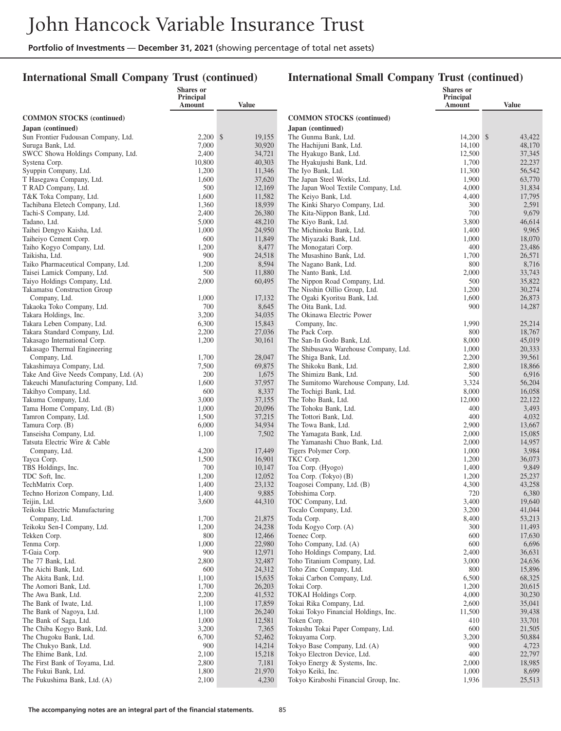## International Small Company Trust (continued)

| | Shares or Principal Amount | Value |
|---|---|---|
| **COMMON STOCKS (continued)** | | |
| **Japan (continued)** | | |
| Sun Frontier Fudousan Company, Ltd. | 2,200 | $ 19,155 |
| Suruga Bank, Ltd. | 7,000 | 30,920 |
| SWCC Showa Holdings Company, Ltd. | 2,400 | 34,721 |
| Systena Corp. | 10,800 | 40,303 |
| Syuppin Company, Ltd. | 1,200 | 11,346 |
| T Hasegawa Company, Ltd. | 1,600 | 37,620 |
| T RAD Company, Ltd. | 500 | 12,169 |
| T&K Toka Company, Ltd. | 1,600 | 11,582 |
| Tachibana Eletech Company, Ltd. | 1,360 | 18,939 |
| Tachi-S Company, Ltd. | 2,400 | 26,380 |
| Tadano, Ltd. | 5,000 | 48,210 |
| Taihei Dengyo Kaisha, Ltd. | 1,000 | 24,950 |
| Taiheiyo Cement Corp. | 600 | 11,849 |
| Taiho Kogyo Company, Ltd. | 1,200 | 8,477 |
| Taikisha, Ltd. | 900 | 24,518 |
| Taiko Pharmaceutical Company, Ltd. | 1,200 | 8,594 |
| Taisei Lamick Company, Ltd. | 500 | 11,880 |
| Taiyo Holdings Company, Ltd. | 2,000 | 60,495 |
| Takamatsu Construction Group Company, Ltd. | 1,000 | 17,132 |
| Takaoka Toko Company, Ltd. | 700 | 8,645 |
| Takara Holdings, Inc. | 3,200 | 34,035 |
| Takara Leben Company, Ltd. | 6,300 | 15,843 |
| Takara Standard Company, Ltd. | 2,200 | 27,036 |
| Takasago International Corp. | 1,200 | 30,161 |
| Takasago Thermal Engineering Company, Ltd. | 1,700 | 28,047 |
| Takashimaya Company, Ltd. | 7,500 | 69,875 |
| Take And Give Needs Company, Ltd. (A) | 200 | 1,675 |
| Takeuchi Manufacturing Company, Ltd. | 1,600 | 37,957 |
| Takihyo Company, Ltd. | 600 | 8,337 |
| Takuma Company, Ltd. | 3,000 | 37,155 |
| Tama Home Company, Ltd. (B) | 1,000 | 20,096 |
| Tamron Company, Ltd. | 1,500 | 37,215 |
| Tamura Corp. (B) | 6,000 | 34,934 |
| Tanseisha Company, Ltd. | 1,100 | 7,502 |
| Tatsuta Electric Wire & Cable Company, Ltd. | 4,200 | 17,449 |
| Tayca Corp. | 1,500 | 16,901 |
| TBS Holdings, Inc. | 700 | 10,147 |
| TDC Soft, Inc. | 1,200 | 12,052 |
| TechMatrix Corp. | 1,400 | 23,132 |
| Techno Horizon Company, Ltd. | 1,400 | 9,885 |
| Teijin, Ltd. | 3,600 | 44,310 |
| Teikoku Electric Manufacturing Company, Ltd. | 1,700 | 21,875 |
| Teikoku Sen-I Company, Ltd. | 1,200 | 24,238 |
| Tekken Corp. | 800 | 12,466 |
| Tenma Corp. | 1,000 | 22,980 |
| T-Gaia Corp. | 900 | 12,971 |
| The 77 Bank, Ltd. | 2,800 | 32,487 |
| The Aichi Bank, Ltd. | 600 | 24,312 |
| The Akita Bank, Ltd. | 1,100 | 15,635 |
| The Aomori Bank, Ltd. | 1,700 | 26,203 |
| The Awa Bank, Ltd. | 2,200 | 41,532 |
| The Bank of Iwate, Ltd. | 1,100 | 17,859 |
| The Bank of Nagoya, Ltd. | 1,100 | 26,240 |
| The Bank of Saga, Ltd. | 1,000 | 12,581 |
| The Chiba Kogyo Bank, Ltd. | 3,200 | 7,365 |
| The Chugoku Bank, Ltd. | 6,700 | 52,462 |
| The Chukyo Bank, Ltd. | 900 | 14,214 |
| The Ehime Bank, Ltd. | 2,100 | 15,218 |
| The First Bank of Toyama, Ltd. | 2,800 | 7,181 |
| The Fukui Bank, Ltd. | 1,800 | 21,970 |
| The Fukushima Bank, Ltd. (A) | 2,100 | 4,230 |
| The Gunma Bank, Ltd. | 14,200 | $ 43,422 |
| The Hachijuni Bank, Ltd. | 14,100 | 48,170 |
| The Hyakugo Bank, Ltd. | 12,500 | 37,345 |
| The Hyakujushi Bank, Ltd. | 1,700 | 22,237 |
| The Iyo Bank, Ltd. | 11,300 | 56,542 |
| The Japan Steel Works, Ltd. | 1,900 | 63,770 |
| The Japan Wool Textile Company, Ltd. | 4,000 | 31,834 |
| The Keiyo Bank, Ltd. | 4,400 | 17,795 |
| The Kinki Sharyo Company, Ltd. | 300 | 2,591 |
| The Kita-Nippon Bank, Ltd. | 700 | 9,679 |
| The Kiyo Bank, Ltd. | 3,800 | 46,614 |
| The Michinoku Bank, Ltd. | 1,400 | 9,965 |
| The Miyazaki Bank, Ltd. | 1,000 | 18,070 |
| The Monogatari Corp. | 400 | 23,486 |
| The Musashino Bank, Ltd. | 1,700 | 26,571 |
| The Nagano Bank, Ltd. | 800 | 8,716 |
| The Nanto Bank, Ltd. | 2,000 | 33,743 |
| The Nippon Road Company, Ltd. | 500 | 35,822 |
| The Nisshin Oillio Group, Ltd. | 1,200 | 30,274 |
| The Ogaki Kyoritsu Bank, Ltd. | 1,600 | 26,873 |
| The Oita Bank, Ltd. | 900 | 14,287 |
| The Okinawa Electric Power Company, Inc. | 1,990 | 25,214 |
| The Pack Corp. | 800 | 18,767 |
| The San-In Godo Bank, Ltd. | 8,000 | 45,019 |
| The Shibusawa Warehouse Company, Ltd. | 1,000 | 20,333 |
| The Shiga Bank, Ltd. | 2,200 | 39,561 |
| The Shikoku Bank, Ltd. | 2,800 | 18,866 |
| The Shimizu Bank, Ltd. | 500 | 6,916 |
| The Sumitomo Warehouse Company, Ltd. | 3,324 | 56,204 |
| The Tochigi Bank, Ltd. | 8,000 | 16,058 |
| The Toho Bank, Ltd. | 12,000 | 22,122 |
| The Tohoku Bank, Ltd. | 400 | 3,493 |
| The Tottori Bank, Ltd. | 400 | 4,032 |
| The Towa Bank, Ltd. | 2,900 | 13,667 |
| The Yamagata Bank, Ltd. | 2,000 | 15,085 |
| The Yamanashi Chuo Bank, Ltd. | 2,000 | 14,957 |
| Tigers Polymer Corp. | 1,000 | 3,984 |
| TKC Corp. | 1,200 | 36,073 |
| Toa Corp. (Hyogo) | 1,400 | 9,849 |
| Toa Corp. (Tokyo) (B) | 1,200 | 25,237 |
| Toagosei Company, Ltd. (B) | 4,300 | 43,258 |
| Tobishima Corp. | 720 | 6,380 |
| TOC Company, Ltd. | 3,400 | 19,640 |
| Tocalo Company, Ltd. | 3,200 | 41,044 |
| Toda Corp. | 8,400 | 53,213 |
| Toda Kogyo Corp. (A) | 300 | 11,493 |
| Toenec Corp. | 600 | 17,630 |
| Toho Company, Ltd. (A) | 600 | 6,696 |
| Toho Holdings Company, Ltd. | 2,400 | 36,631 |
| Toho Titanium Company, Ltd. | 3,000 | 24,636 |
| Toho Zinc Company, Ltd. | 800 | 15,896 |
| Tokai Carbon Company, Ltd. | 6,500 | 68,325 |
| Tokai Corp. | 1,200 | 20,615 |
| TOKAI Holdings Corp. | 4,000 | 30,230 |
| Tokai Rika Company, Ltd. | 2,600 | 35,041 |
| Tokai Tokyo Financial Holdings, Inc. | 11,500 | 39,438 |
| Token Corp. | 410 | 33,701 |
| Tokushu Tokai Paper Company, Ltd. | 600 | 21,505 |
| Tokuyama Corp. | 3,200 | 50,884 |
| Tokyo Base Company, Ltd. (A) | 900 | 4,723 |
| Tokyo Electron Device, Ltd. | 400 | 22,797 |
| Tokyo Energy & Systems, Inc. | 2,000 | 18,985 |
| Tokyo Keiki, Inc. | 1,000 | 8,699 |
| Tokyo Kiraboshi Financial Group, Inc. | 1,936 | 25,513 |

The accompanying notes are an integral part of the financial statements.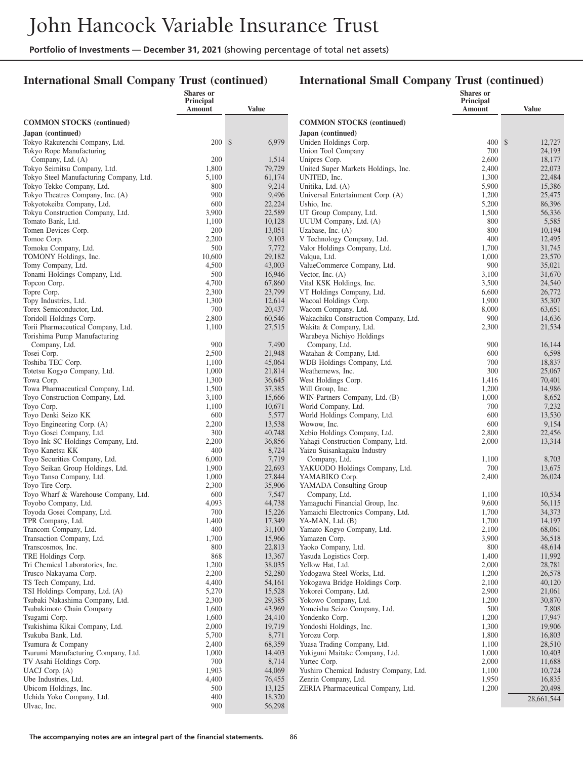# John Hancock Variable Insurance Trust

**Portfolio of Investments — December 31, 2021** (showing percentage of total net assets)

## International Small Company Trust (continued)

| | Shares or Principal Amount | Value |
|---|---|---|
| **COMMON STOCKS (continued)** | | |
| **Japan (continued)** | | |
| Tokyo Rakutenchi Company, Ltd. | 200 | $ 6,979 |
| Tokyo Rope Manufacturing Company, Ltd. (A) | 200 | 1,514 |
| Tokyo Seimitsu Company, Ltd. | 1,800 | 79,729 |
| Tokyo Steel Manufacturing Company, Ltd. | 5,100 | 61,174 |
| Tokyo Tekko Company, Ltd. | 800 | 9,214 |
| Tokyo Theatres Company, Inc. (A) | 900 | 9,496 |
| Tokyotokeiba Company, Ltd. | 600 | 22,224 |
| Tokyu Construction Company, Ltd. | 3,900 | 22,589 |
| Tomato Bank, Ltd. | 1,100 | 10,128 |
| Tomen Devices Corp. | 200 | 13,051 |
| Tomoe Corp. | 2,200 | 9,103 |
| Tomoku Company, Ltd. | 500 | 7,772 |
| TOMONY Holdings, Inc. | 10,600 | 29,182 |
| Tomy Company, Ltd. | 4,500 | 43,003 |
| Tonami Holdings Company, Ltd. | 500 | 16,946 |
| Topcon Corp. | 4,700 | 67,860 |
| Topre Corp. | 2,300 | 23,799 |
| Topy Industries, Ltd. | 1,300 | 12,614 |
| Torex Semiconductor, Ltd. | 700 | 20,437 |
| Toridoll Holdings Corp. | 2,800 | 60,546 |
| Torii Pharmaceutical Company, Ltd. | 1,100 | 27,515 |
| Torishima Pump Manufacturing Company, Ltd. | 900 | 7,490 |
| Tosei Corp. | 2,500 | 21,948 |
| Toshiba TEC Corp. | 1,100 | 45,064 |
| Totetsu Kogyo Company, Ltd. | 1,000 | 21,814 |
| Towa Corp. | 1,300 | 36,645 |
| Towa Pharmaceutical Company, Ltd. | 1,500 | 37,385 |
| Toyo Construction Company, Ltd. | 3,100 | 15,666 |
| Toyo Corp. | 1,100 | 10,671 |
| Toyo Denki Seizo KK | 600 | 5,577 |
| Toyo Engineering Corp. (A) | 2,200 | 13,538 |
| Toyo Gosei Company, Ltd. | 300 | 40,748 |
| Toyo Ink SC Holdings Company, Ltd. | 2,200 | 36,856 |
| Toyo Kanetsu KK | 400 | 8,724 |
| Toyo Securities Company, Ltd. | 6,000 | 7,719 |
| Toyo Seikan Group Holdings, Ltd. | 1,900 | 22,693 |
| Toyo Tanso Company, Ltd. | 1,000 | 27,844 |
| Toyo Tire Corp. | 2,300 | 35,906 |
| Toyo Wharf & Warehouse Company, Ltd. | 600 | 7,547 |
| Toyobo Company, Ltd. | 4,093 | 44,738 |
| Toyoda Gosei Company, Ltd. | 700 | 15,226 |
| TPR Company, Ltd. | 1,400 | 17,349 |
| Trancom Company, Ltd. | 400 | 31,100 |
| Transaction Company, Ltd. | 1,700 | 15,966 |
| Transcosmos, Inc. | 800 | 22,813 |
| TRE Holdings Corp. | 868 | 13,367 |
| Tri Chemical Laboratories, Inc. | 1,200 | 38,035 |
| Trusco Nakayama Corp. | 2,200 | 52,280 |
| TS Tech Company, Ltd. | 4,400 | 54,161 |
| TSI Holdings Company, Ltd. (A) | 5,270 | 15,528 |
| Tsubaki Nakashima Company, Ltd. | 2,300 | 29,385 |
| Tsubakimoto Chain Company | 1,600 | 43,969 |
| Tsugami Corp. | 1,600 | 24,410 |
| Tsukishima Kikai Company, Ltd. | 2,000 | 19,719 |
| Tsukuba Bank, Ltd. | 5,700 | 8,771 |
| Tsumura & Company | 2,400 | 68,359 |
| Tsurumi Manufacturing Company, Ltd. | 1,000 | 14,403 |
| TV Asahi Holdings Corp. | 700 | 8,714 |
| UACJ Corp. (A) | 1,903 | 44,069 |
| Ube Industries, Ltd. | 4,400 | 76,455 |
| Ubicom Holdings, Inc. | 500 | 13,125 |
| Uchida Yoko Company, Ltd. | 400 | 18,320 |
| Ulvac, Inc. | 900 | 56,298 |
| Uniden Holdings Corp. | 400 | $ 12,727 |
| Union Tool Company | 700 | 24,193 |
| Unipres Corp. | 2,600 | 18,177 |
| United Super Markets Holdings, Inc. | 2,400 | 22,073 |
| UNITED, Inc. | 1,300 | 22,484 |
| Unitika, Ltd. (A) | 5,900 | 15,386 |
| Universal Entertainment Corp. (A) | 1,200 | 25,475 |
| Ushio, Inc. | 5,200 | 86,396 |
| UT Group Company, Ltd. | 1,500 | 56,336 |
| UUUM Company, Ltd. (A) | 800 | 5,585 |
| Uzabase, Inc. (A) | 800 | 10,194 |
| V Technology Company, Ltd. | 400 | 12,495 |
| Valor Holdings Company, Ltd. | 1,700 | 31,745 |
| Valqua, Ltd. | 1,000 | 23,570 |
| ValueCommerce Company, Ltd. | 900 | 35,021 |
| Vector, Inc. (A) | 3,100 | 31,670 |
| Vital KSK Holdings, Inc. | 3,500 | 24,540 |
| VT Holdings Company, Ltd. | 6,600 | 26,772 |
| Wacoal Holdings Corp. | 1,900 | 35,307 |
| Wacom Company, Ltd. | 8,000 | 63,651 |
| Wakachiku Construction Company, Ltd. | 900 | 14,636 |
| Wakita & Company, Ltd. | 2,300 | 21,534 |
| Warabeya Nichiyo Holdings Company, Ltd. | 900 | 16,144 |
| Watahan & Company, Ltd. | 600 | 6,598 |
| WDB Holdings Company, Ltd. | 700 | 18,837 |
| Weathernews, Inc. | 300 | 25,067 |
| West Holdings Corp. | 1,416 | 70,401 |
| Will Group, Inc. | 1,200 | 14,986 |
| WIN-Partners Company, Ltd. (B) | 1,000 | 8,652 |
| World Company, Ltd. | 700 | 7,232 |
| World Holdings Company, Ltd. | 600 | 13,530 |
| Wowow, Inc. | 600 | 9,154 |
| Xebio Holdings Company, Ltd. | 2,800 | 22,456 |
| Yahagi Construction Company, Ltd. | 2,000 | 13,314 |
| Yaizu Suisankagaku Industry Company, Ltd. | 1,100 | 8,703 |
| YAKUODO Holdings Company, Ltd. | 700 | 13,675 |
| YAMABIKO Corp. | 2,400 | 26,024 |
| YAMADA Consulting Group Company, Ltd. | 1,100 | 10,534 |
| Yamaguchi Financial Group, Inc. | 9,600 | 56,115 |
| Yamaichi Electronics Company, Ltd. | 1,700 | 34,373 |
| YA-MAN, Ltd. (B) | 1,700 | 14,197 |
| Yamato Kogyo Company, Ltd. | 2,100 | 68,061 |
| Yamazen Corp. | 3,900 | 36,518 |
| Yaoko Company, Ltd. | 800 | 48,614 |
| Yasuda Logistics Corp. | 1,400 | 11,992 |
| Yellow Hat, Ltd. | 2,000 | 28,781 |
| Yodogawa Steel Works, Ltd. | 1,200 | 26,578 |
| Yokogawa Bridge Holdings Corp. | 2,100 | 40,120 |
| Yokorei Company, Ltd. | 2,900 | 21,061 |
| Yokowo Company, Ltd. | 1,200 | 30,870 |
| Yomeishu Seizo Company, Ltd. | 500 | 7,808 |
| Yondenko Corp. | 1,200 | 17,947 |
| Yondoshi Holdings, Inc. | 1,300 | 19,906 |
| Yorozu Corp. | 1,800 | 16,803 |
| Yuasa Trading Company, Ltd. | 1,100 | 28,510 |
| Yukiguni Maitake Company, Ltd. | 1,000 | 10,403 |
| Yurtec Corp. | 2,000 | 11,688 |
| Yushiro Chemical Industry Company, Ltd. | 1,100 | 10,724 |
| Zenrin Company, Ltd. | 1,950 | 16,835 |
| ZERIA Pharmaceutical Company, Ltd. | 1,200 | 20,498 |
| | | 28,661,544 |

The accompanying notes are an integral part of the financial statements.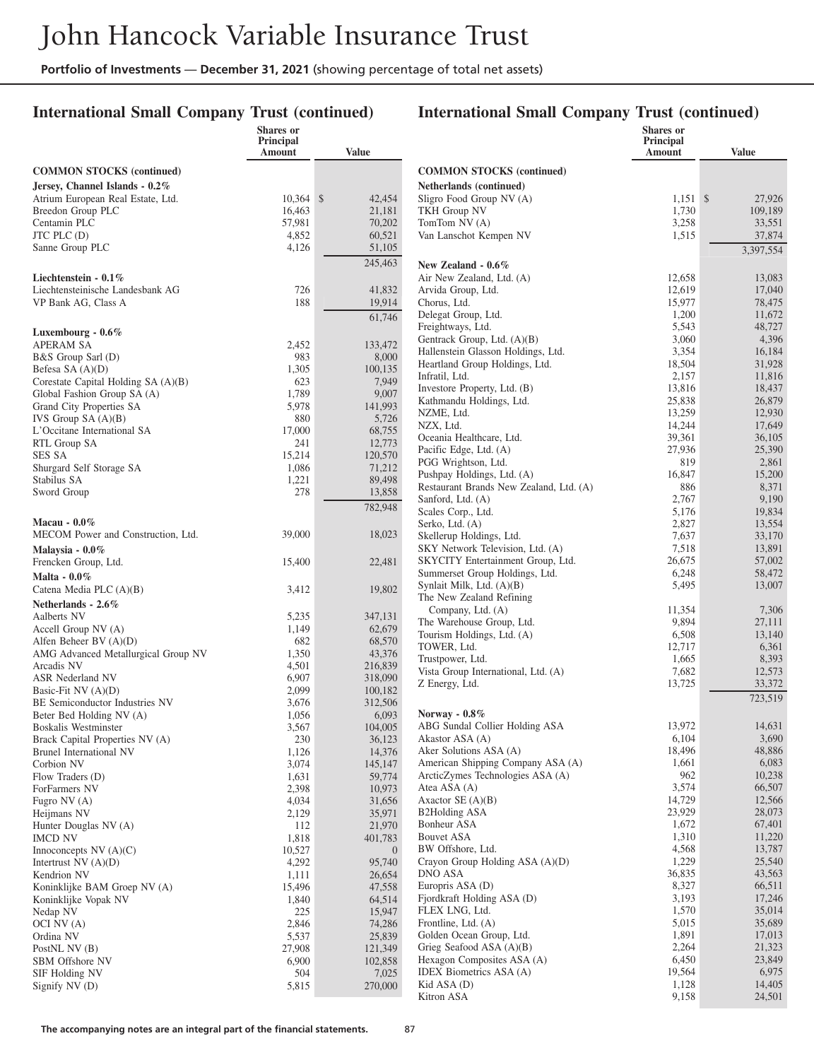## International Small Company Trust (continued)

| | Shares or Principal Amount | Value |
|---|---|---|
| **COMMON STOCKS (continued)** | | |
| **Jersey, Channel Islands - 0.2%** | | |
| Atrium European Real Estate, Ltd. | 10,364 | $ 42,454 |
| Breedon Group PLC | 16,463 | 21,181 |
| Centamin PLC | 57,981 | 70,202 |
| JTC PLC (D) | 4,852 | 60,521 |
| Sanne Group PLC | 4,126 | 51,105 |
| | | 245,463 |
| **Liechtenstein - 0.1%** | | |
| Liechtensteinische Landesbank AG | 726 | 41,832 |
| VP Bank AG, Class A | 188 | 19,914 |
| | | 61,746 |
| **Luxembourg - 0.6%** | | |
| APERAM SA | 2,452 | 133,472 |
| B&S Group Sarl (D) | 983 | 8,000 |
| Befesa SA (A)(D) | 1,305 | 100,135 |
| Corestate Capital Holding SA (A)(B) | 623 | 7,949 |
| Global Fashion Group SA (A) | 1,789 | 9,007 |
| Grand City Properties SA | 5,978 | 141,993 |
| IVS Group SA (A)(B) | 880 | 5,726 |
| L'Occitane International SA | 17,000 | 68,755 |
| RTL Group SA | 241 | 12,773 |
| SES SA | 15,214 | 120,570 |
| Shurgard Self Storage SA | 1,086 | 71,212 |
| Stabilus SA | 1,221 | 89,498 |
| Sword Group | 278 | 13,858 |
| | | 782,948 |
| **Macau - 0.0%** | | |
| MECOM Power and Construction, Ltd. | 39,000 | 18,023 |
| **Malaysia - 0.0%** | | |
| Frencken Group, Ltd. | 15,400 | 22,481 |
| **Malta - 0.0%** | | |
| Catena Media PLC (A)(B) | 3,412 | 19,802 |
| **Netherlands - 2.6%** | | |
| Aalberts NV | 5,235 | 347,131 |
| Accell Group NV (A) | 1,149 | 62,679 |
| Alfen Beheer BV (A)(D) | 682 | 68,570 |
| AMG Advanced Metallurgical Group NV | 1,350 | 43,376 |
| Arcadis NV | 4,501 | 216,839 |
| ASR Nederland NV | 6,907 | 318,090 |
| Basic-Fit NV (A)(D) | 2,099 | 100,182 |
| BE Semiconductor Industries NV | 3,676 | 312,506 |
| Beter Bed Holding NV (A) | 1,056 | 6,093 |
| Boskalis Westminster | 3,567 | 104,005 |
| Brack Capital Properties NV (A) | 230 | 36,123 |
| Brunel International NV | 1,126 | 14,376 |
| Corbion NV | 3,074 | 145,147 |
| Flow Traders (D) | 1,631 | 59,774 |
| ForFarmers NV | 2,398 | 10,973 |
| Fugro NV (A) | 4,034 | 31,656 |
| Heijmans NV | 2,129 | 35,971 |
| Hunter Douglas NV (A) | 112 | 21,970 |
| IMCD NV | 1,818 | 401,783 |
| Innoconcepts NV (A)(C) | 10,527 | 0 |
| Intertrust NV (A)(D) | 4,292 | 95,740 |
| Kendrion NV | 1,111 | 26,654 |
| Koninklijke BAM Groep NV (A) | 15,496 | 47,558 |
| Koninklijke Vopak NV | 1,840 | 64,514 |
| Nedap NV | 225 | 15,947 |
| OCI NV (A) | 2,846 | 74,286 |
| Ordina NV | 5,537 | 25,839 |
| PostNL NV (B) | 27,908 | 121,349 |
| SBM Offshore NV | 6,900 | 102,858 |
| SIF Holding NV | 504 | 7,025 |
| Signify NV (D) | 5,815 | 270,000 |
| Sligro Food Group NV (A) | 1,151 | $ 27,926 |
| TKH Group NV | 1,730 | 109,189 |
| TomTom NV (A) | 3,258 | 33,551 |
| Van Lanschot Kempen NV | 1,515 | 37,874 |
| | | 3,397,554 |
| **New Zealand - 0.6%** | | |
| Air New Zealand, Ltd. (A) | 12,658 | 13,083 |
| Arvida Group, Ltd. | 12,619 | 17,040 |
| Chorus, Ltd. | 15,977 | 78,475 |
| Delegat Group, Ltd. | 1,200 | 11,672 |
| Freightways, Ltd. | 5,543 | 48,727 |
| Gentrack Group, Ltd. (A)(B) | 3,060 | 4,396 |
| Hallenstein Glasson Holdings, Ltd. | 3,354 | 16,184 |
| Heartland Group Holdings, Ltd. | 18,504 | 31,928 |
| Infratil, Ltd. | 2,157 | 11,816 |
| Investore Property, Ltd. (B) | 13,816 | 18,437 |
| Kathmandu Holdings, Ltd. | 25,838 | 26,879 |
| NZME, Ltd. | 13,259 | 12,930 |
| NZX, Ltd. | 14,244 | 17,649 |
| Oceania Healthcare, Ltd. | 39,361 | 36,105 |
| Pacific Edge, Ltd. (A) | 27,936 | 25,390 |
| PGG Wrightson, Ltd. | 819 | 2,861 |
| Pushpay Holdings, Ltd. (A) | 16,847 | 15,200 |
| Restaurant Brands New Zealand, Ltd. (A) | 886 | 8,371 |
| Sanford, Ltd. (A) | 2,767 | 9,190 |
| Scales Corp., Ltd. | 5,176 | 19,834 |
| Serko, Ltd. (A) | 2,827 | 13,554 |
| Skellerup Holdings, Ltd. | 7,637 | 33,170 |
| SKY Network Television, Ltd. (A) | 7,518 | 13,891 |
| SKYCITY Entertainment Group, Ltd. | 26,675 | 57,002 |
| Summerset Group Holdings, Ltd. | 6,248 | 58,472 |
| Synlait Milk, Ltd. (A)(B) | 5,495 | 13,007 |
| The New Zealand Refining Company, Ltd. (A) | 11,354 | 7,306 |
| The Warehouse Group, Ltd. | 9,894 | 27,111 |
| Tourism Holdings, Ltd. (A) | 6,508 | 13,140 |
| TOWER, Ltd. | 12,717 | 6,361 |
| Trustpower, Ltd. | 1,665 | 8,393 |
| Vista Group International, Ltd. (A) | 7,682 | 12,573 |
| Z Energy, Ltd. | 13,725 | 33,372 |
| | | 723,519 |
| **Norway - 0.8%** | | |
| ABG Sundal Collier Holding ASA | 13,972 | 14,631 |
| Akastor ASA (A) | 6,104 | 3,690 |
| Aker Solutions ASA (A) | 18,496 | 48,886 |
| American Shipping Company ASA (A) | 1,661 | 6,083 |
| ArcticZymes Technologies ASA (A) | 962 | 10,238 |
| Atea ASA (A) | 3,574 | 66,507 |
| Axactor SE (A)(B) | 14,729 | 12,566 |
| B2Holding ASA | 23,929 | 28,073 |
| Bonheur ASA | 1,672 | 67,401 |
| Bouvet ASA | 1,310 | 11,220 |
| BW Offshore, Ltd. | 4,568 | 13,787 |
| Crayon Group Holding ASA (A)(D) | 1,229 | 25,540 |
| DNO ASA | 36,835 | 43,563 |
| Europris ASA (D) | 8,327 | 66,511 |
| Fjordkraft Holding ASA (D) | 3,193 | 17,246 |
| FLEX LNG, Ltd. | 1,570 | 35,014 |
| Frontline, Ltd. (A) | 5,015 | 35,689 |
| Golden Ocean Group, Ltd. | 1,891 | 17,013 |
| Grieg Seafood ASA (A)(B) | 2,264 | 21,323 |
| Hexagon Composites ASA (A) | 6,450 | 23,849 |
| IDEX Biometrics ASA (A) | 19,564 | 6,975 |
| Kid ASA (D) | 1,128 | 14,405 |
| Kitron ASA | 9,158 | 24,501 |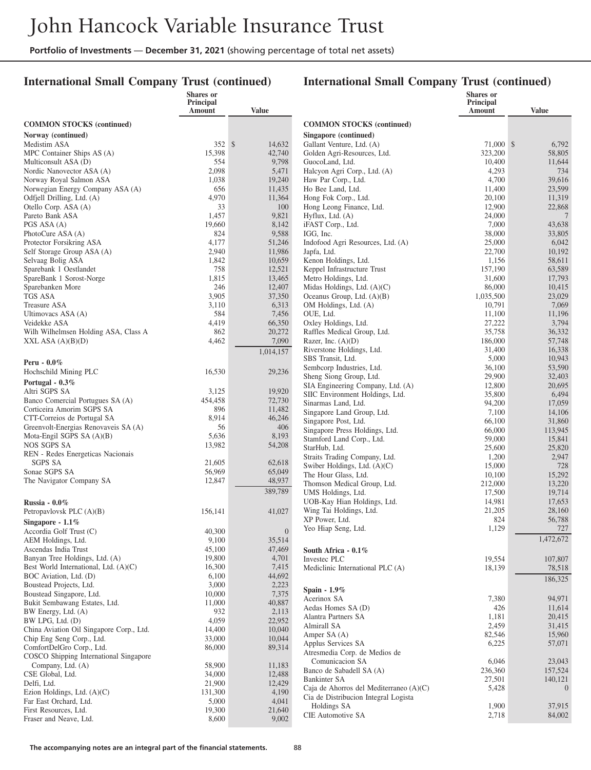## International Small Company Trust (continued)

| | Shares or Principal Amount | Value |
|---|---|---|
| **COMMON STOCKS (continued)** | | |
| **Norway (continued)** | | |
| Medistim ASA | 352 | $ 14,632 |
| MPC Container Ships AS (A) | 15,398 | 42,740 |
| Multiconsult ASA (D) | 554 | 9,798 |
| Nordic Nanovector ASA (A) | 2,098 | 5,471 |
| Norway Royal Salmon ASA | 1,038 | 19,240 |
| Norwegian Energy Company ASA (A) | 656 | 11,435 |
| Odfjell Drilling, Ltd. (A) | 4,970 | 11,364 |
| Otello Corp. ASA (A) | 33 | 100 |
| Pareto Bank ASA | 1,457 | 9,821 |
| PGS ASA (A) | 19,660 | 8,142 |
| PhotoCure ASA (A) | 824 | 9,588 |
| Protector Forsikring ASA | 4,177 | 51,246 |
| Self Storage Group ASA (A) | 2,940 | 11,986 |
| Selvaag Bolig ASA | 1,842 | 10,659 |
| Sparebank 1 Oestlandet | 758 | 12,521 |
| SpareBank 1 Sorost-Norge | 1,815 | 13,465 |
| Sparebanken More | 246 | 12,407 |
| TGS ASA | 3,905 | 37,350 |
| Treasure ASA | 3,110 | 6,313 |
| Ultimovacs ASA (A) | 584 | 7,456 |
| Veidekke ASA | 4,419 | 66,350 |
| Wilh Wilhelmsen Holding ASA, Class A | 862 | 20,272 |
| XXL ASA (A)(B)(D) | 4,462 | 7,090 |
| | | 1,014,157 |
| **Peru - 0.0%** | | |
| Hochschild Mining PLC | 16,530 | 29,236 |
| **Portugal - 0.3%** | | |
| Altri SGPS SA | 3,125 | 19,920 |
| Banco Comercial Portugues SA (A) | 454,458 | 72,730 |
| Corticeira Amorim SGPS SA | 896 | 11,482 |
| CTT-Correios de Portugal SA | 8,914 | 46,246 |
| Greenvolt-Energias Renovaveis SA (A) | 56 | 406 |
| Mota-Engil SGPS SA (A)(B) | 5,636 | 8,193 |
| NOS SGPS SA | 13,982 | 54,208 |
| REN - Redes Energeticas Nacionais SGPS SA | 21,605 | 62,618 |
| Sonae SGPS SA | 56,969 | 65,049 |
| The Navigator Company SA | 12,847 | 48,937 |
| | | 389,789 |
| **Russia - 0.0%** | | |
| Petropavlovsk PLC (A)(B) | 156,141 | 41,027 |
| **Singapore - 1.1%** | | |
| Accordia Golf Trust (C) | 40,300 | 0 |
| AEM Holdings, Ltd. | 9,100 | 35,514 |
| Ascendas India Trust | 45,100 | 47,469 |
| Banyan Tree Holdings, Ltd. (A) | 19,800 | 4,701 |
| Best World International, Ltd. (A)(C) | 16,300 | 7,415 |
| BOC Aviation, Ltd. (D) | 6,100 | 44,692 |
| Boustead Projects, Ltd. | 3,000 | 2,223 |
| Boustead Singapore, Ltd. | 10,000 | 7,375 |
| Bukit Sembawang Estates, Ltd. | 11,000 | 40,887 |
| BW Energy, Ltd. (A) | 932 | 2,113 |
| BW LPG, Ltd. (D) | 4,059 | 22,952 |
| China Aviation Oil Singapore Corp., Ltd. | 14,400 | 10,040 |
| Chip Eng Seng Corp., Ltd. | 33,000 | 10,044 |
| ComfortDelGro Corp., Ltd. | 86,000 | 89,314 |
| COSCO Shipping International Singapore Company, Ltd. (A) | 58,900 | 11,183 |
| CSE Global, Ltd. | 34,000 | 12,488 |
| Delfi, Ltd. | 21,900 | 12,429 |
| Ezion Holdings, Ltd. (A)(C) | 131,300 | 4,190 |
| Far East Orchard, Ltd. | 5,000 | 4,041 |
| First Resources, Ltd. | 19,300 | 21,640 |
| Fraser and Neave, Ltd. | 8,600 | 9,002 |
| Gallant Venture, Ltd. (A) | 71,000 | $ 6,792 |
| Golden Agri-Resources, Ltd. | 323,200 | 58,805 |
| GuocoLand, Ltd. | 10,400 | 11,644 |
| Halcyon Agri Corp., Ltd. (A) | 4,293 | 734 |
| Haw Par Corp., Ltd. | 4,700 | 39,616 |
| Ho Bee Land, Ltd. | 11,400 | 23,599 |
| Hong Fok Corp., Ltd. | 20,100 | 11,319 |
| Hong Leong Finance, Ltd. | 12,900 | 22,868 |
| Hyflux, Ltd. (A) | 24,000 | 7 |
| iFAST Corp., Ltd. | 7,000 | 43,638 |
| IGG, Inc. | 38,000 | 33,805 |
| Indofood Agri Resources, Ltd. (A) | 25,000 | 6,042 |
| Japfa, Ltd. | 22,700 | 10,192 |
| Kenon Holdings, Ltd. | 1,156 | 58,611 |
| Keppel Infrastructure Trust | 157,190 | 63,589 |
| Metro Holdings, Ltd. | 31,600 | 17,793 |
| Midas Holdings, Ltd. (A)(C) | 86,000 | 10,415 |
| Oceanus Group, Ltd. (A)(B) | 1,035,500 | 23,029 |
| OM Holdings, Ltd. (A) | 10,791 | 7,069 |
| OUE, Ltd. | 11,100 | 11,196 |
| Oxley Holdings, Ltd. | 27,222 | 3,794 |
| Raffles Medical Group, Ltd. | 35,758 | 36,332 |
| Razer, Inc. (A)(D) | 186,000 | 57,748 |
| Riverstone Holdings, Ltd. | 31,400 | 16,338 |
| SBS Transit, Ltd. | 5,000 | 10,943 |
| Sembcorp Industries, Ltd. | 36,100 | 53,590 |
| Sheng Siong Group, Ltd. | 29,900 | 32,403 |
| SIA Engineering Company, Ltd. (A) | 12,800 | 20,695 |
| SIIC Environment Holdings, Ltd. | 35,800 | 6,494 |
| Sinarmas Land, Ltd. | 94,200 | 17,059 |
| Singapore Land Group, Ltd. | 7,100 | 14,106 |
| Singapore Post, Ltd. | 66,100 | 31,860 |
| Singapore Press Holdings, Ltd. | 66,000 | 113,945 |
| Stamford Land Corp., Ltd. | 59,000 | 15,841 |
| StarHub, Ltd. | 25,600 | 25,820 |
| Straits Trading Company, Ltd. | 1,200 | 2,947 |
| Swiber Holdings, Ltd. (A)(C) | 15,000 | 728 |
| The Hour Glass, Ltd. | 10,100 | 15,292 |
| Thomson Medical Group, Ltd. | 212,000 | 13,220 |
| UMS Holdings, Ltd. | 17,500 | 19,714 |
| UOB-Kay Hian Holdings, Ltd. | 14,981 | 17,653 |
| Wing Tai Holdings, Ltd. | 21,205 | 28,160 |
| XP Power, Ltd. | 824 | 56,788 |
| Yeo Hiap Seng, Ltd. | 1,129 | 727 |
| | | 1,472,672 |
| **South Africa - 0.1%** | | |
| Investec PLC | 19,554 | 107,807 |
| Mediclinic International PLC (A) | 18,139 | 78,518 |
| | | 186,325 |
| **Spain - 1.9%** | | |
| Acerinox SA | 7,380 | 94,971 |
| Aedas Homes SA (D) | 426 | 11,614 |
| Alantra Partners SA | 1,181 | 20,415 |
| Almirall SA | 2,459 | 31,415 |
| Amper SA (A) | 82,546 | 15,960 |
| Applus Services SA | 6,225 | 57,071 |
| Atresmedia Corp. de Medios de Comunicacion SA | 6,046 | 23,043 |
| Banco de Sabadell SA (A) | 236,360 | 157,524 |
| Bankinter SA | 27,501 | 140,121 |
| Caja de Ahorros del Mediterraneo (A)(C) | 5,428 | 0 |
| Cia de Distribucion Integral Logista Holdings SA | 1,900 | 37,915 |
| CIE Automotive SA | 2,718 | 84,002 |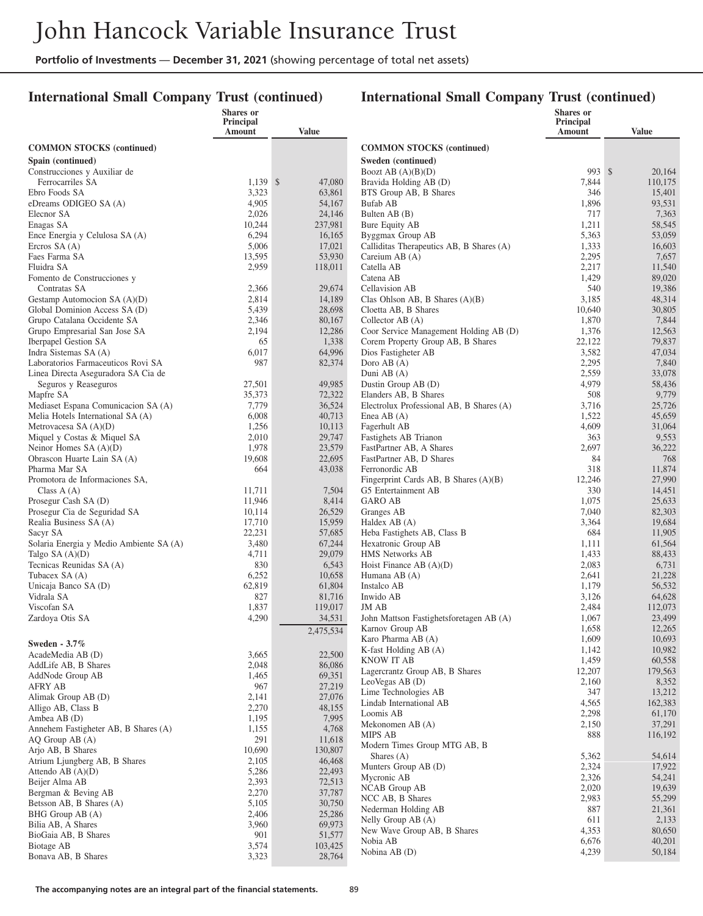## International Small Company Trust (continued)

| | Shares or Principal Amount | Value |
|---|---|---|
| **COMMON STOCKS (continued)** | | |
| **Spain (continued)** | | |
| Construcciones y Auxiliar de Ferrocarriles SA | 1,139 | $ 47,080 |
| Ebro Foods SA | 3,323 | 63,861 |
| eDreams ODIGEO SA (A) | 4,905 | 54,167 |
| Elecnor SA | 2,026 | 24,146 |
| Enagas SA | 10,244 | 237,981 |
| Ence Energia y Celulosa SA (A) | 6,294 | 16,165 |
| Ercros SA (A) | 5,006 | 17,021 |
| Faes Farma SA | 13,595 | 53,930 |
| Fluidra SA | 2,959 | 118,011 |
| Fomento de Construcciones y Contratas SA | 2,366 | 29,674 |
| Gestamp Automocion SA (A)(D) | 2,814 | 14,189 |
| Global Dominion Access SA (D) | 5,439 | 28,698 |
| Grupo Catalana Occidente SA | 2,346 | 80,167 |
| Grupo Empresarial San Jose SA | 2,194 | 12,286 |
| Iberpapel Gestion SA | 65 | 1,338 |
| Indra Sistemas SA (A) | 6,017 | 64,996 |
| Laboratorios Farmaceuticos Rovi SA | 987 | 82,374 |
| Linea Directa Aseguradora SA Cia de Seguros y Reaseguros | 27,501 | 49,985 |
| Mapfre SA | 35,373 | 72,322 |
| Mediaset Espana Comunicacion SA (A) | 7,779 | 36,524 |
| Melia Hotels International SA (A) | 6,008 | 40,713 |
| Metrovacesa SA (A)(D) | 1,256 | 10,113 |
| Miquel y Costas & Miquel SA | 2,010 | 29,747 |
| Neinor Homes SA (A)(D) | 1,978 | 23,579 |
| Obrascon Huarte Lain SA (A) | 19,608 | 22,695 |
| Pharma Mar SA | 664 | 43,038 |
| Promotora de Informaciones SA, Class A (A) | 11,711 | 7,504 |
| Prosegur Cash SA (D) | 11,946 | 8,414 |
| Prosegur Cia de Seguridad SA | 10,114 | 26,529 |
| Realia Business SA (A) | 17,710 | 15,959 |
| Sacyr SA | 22,231 | 57,685 |
| Solaria Energia y Medio Ambiente SA (A) | 3,480 | 67,244 |
| Talgo SA (A)(D) | 4,711 | 29,079 |
| Tecnicas Reunidas SA (A) | 830 | 6,543 |
| Tubacex SA (A) | 6,252 | 10,658 |
| Unicaja Banco SA (D) | 62,819 | 61,804 |
| Vidrala SA | 827 | 81,716 |
| Viscofan SA | 1,837 | 119,017 |
| Zardoya Otis SA | 4,290 | 34,531 |
| | | 2,475,534 |
| **Sweden - 3.7%** | | |
| AcadeMedia AB (D) | 3,665 | 22,500 |
| AddLife AB, B Shares | 2,048 | 86,086 |
| AddNode Group AB | 1,465 | 69,351 |
| AFRY AB | 967 | 27,219 |
| Alimak Group AB (D) | 2,141 | 27,076 |
| Alligo AB, Class B | 2,270 | 48,155 |
| Ambea AB (D) | 1,195 | 7,995 |
| Annehem Fastigheter AB, B Shares (A) | 1,155 | 4,768 |
| AQ Group AB (A) | 291 | 11,618 |
| Arjo AB, B Shares | 10,690 | 130,807 |
| Atrium Ljungberg AB, B Shares | 2,105 | 46,468 |
| Attendo AB (A)(D) | 5,286 | 22,493 |
| Beijer Alma AB | 2,393 | 72,513 |
| Bergman & Beving AB | 2,270 | 37,787 |
| Betsson AB, B Shares (A) | 5,105 | 30,750 |
| BHG Group AB (A) | 2,406 | 25,286 |
| Bilia AB, A Shares | 3,960 | 69,973 |
| BioGaia AB, B Shares | 901 | 51,577 |
| Biotage AB | 3,574 | 103,425 |
| Bonava AB, B Shares | 3,323 | 28,764 |
| Boozt AB (A)(B)(D) | 993 | $ 20,164 |
| Bravida Holding AB (D) | 7,844 | 110,175 |
| BTS Group AB, B Shares | 346 | 15,401 |
| Bufab AB | 1,896 | 93,531 |
| Bulten AB (B) | 717 | 7,363 |
| Bure Equity AB | 1,211 | 58,545 |
| Byggmax Group AB | 5,363 | 53,059 |
| Calliditas Therapeutics AB, B Shares (A) | 1,333 | 16,603 |
| Careium AB (A) | 2,295 | 7,657 |
| Catella AB | 2,217 | 11,540 |
| Catena AB | 1,429 | 89,020 |
| Cellavision AB | 540 | 19,386 |
| Clas Ohlson AB, B Shares (A)(B) | 3,185 | 48,314 |
| Cloetta AB, B Shares | 10,640 | 30,805 |
| Collector AB (A) | 1,870 | 7,844 |
| Coor Service Management Holding AB (D) | 1,376 | 12,563 |
| Corem Property Group AB, B Shares | 22,122 | 79,837 |
| Dios Fastigheter AB | 3,582 | 47,034 |
| Doro AB (A) | 2,295 | 7,840 |
| Duni AB (A) | 2,559 | 33,078 |
| Dustin Group AB (D) | 4,979 | 58,436 |
| Elanders AB, B Shares | 508 | 9,779 |
| Electrolux Professional AB, B Shares (A) | 3,716 | 25,726 |
| Enea AB (A) | 1,522 | 45,659 |
| Fagerhult AB | 4,609 | 31,064 |
| Fastighets AB Trianon | 363 | 9,553 |
| FastPartner AB, A Shares | 2,697 | 36,222 |
| FastPartner AB, D Shares | 84 | 768 |
| Ferronordic AB | 318 | 11,874 |
| Fingerprint Cards AB, B Shares (A)(B) | 12,246 | 27,990 |
| G5 Entertainment AB | 330 | 14,451 |
| GARO AB | 1,075 | 25,633 |
| Granges AB | 7,040 | 82,303 |
| Haldex AB (A) | 3,364 | 19,684 |
| Heba Fastighets AB, Class B | 684 | 11,905 |
| Hexatronic Group AB | 1,111 | 61,564 |
| HMS Networks AB | 1,433 | 88,433 |
| Hoist Finance AB (A)(D) | 2,083 | 6,731 |
| Humana AB (A) | 2,641 | 21,228 |
| Instalco AB | 1,179 | 56,532 |
| Inwido AB | 3,126 | 64,628 |
| JM AB | 2,484 | 112,073 |
| John Mattson Fastighetsforetagen AB (A) | 1,067 | 23,499 |
| Karnov Group AB | 1,658 | 12,265 |
| Karo Pharma AB (A) | 1,609 | 10,693 |
| K-fast Holding AB (A) | 1,142 | 10,982 |
| KNOW IT AB | 1,459 | 60,558 |
| Lagercrantz Group AB, B Shares | 12,207 | 179,563 |
| LeoVegas AB (D) | 2,160 | 8,352 |
| Lime Technologies AB | 347 | 13,212 |
| Lindab International AB | 4,565 | 162,383 |
| Loomis AB | 2,298 | 61,170 |
| Mekonomen AB (A) | 2,150 | 37,291 |
| MIPS AB | 888 | 116,192 |
| Modern Times Group MTG AB, B Shares (A) | 5,362 | 54,614 |
| Munters Group AB (D) | 2,324 | 17,922 |
| Mycronic AB | 2,326 | 54,241 |
| NCAB Group AB | 2,020 | 19,639 |
| NCC AB, B Shares | 2,983 | 55,299 |
| Nederman Holding AB | 887 | 21,361 |
| Nelly Group AB (A) | 611 | 2,133 |
| New Wave Group AB, B Shares | 4,353 | 80,650 |
| Nobia AB | 6,676 | 40,201 |
| Nobina AB (D) | 4,239 | 50,184 |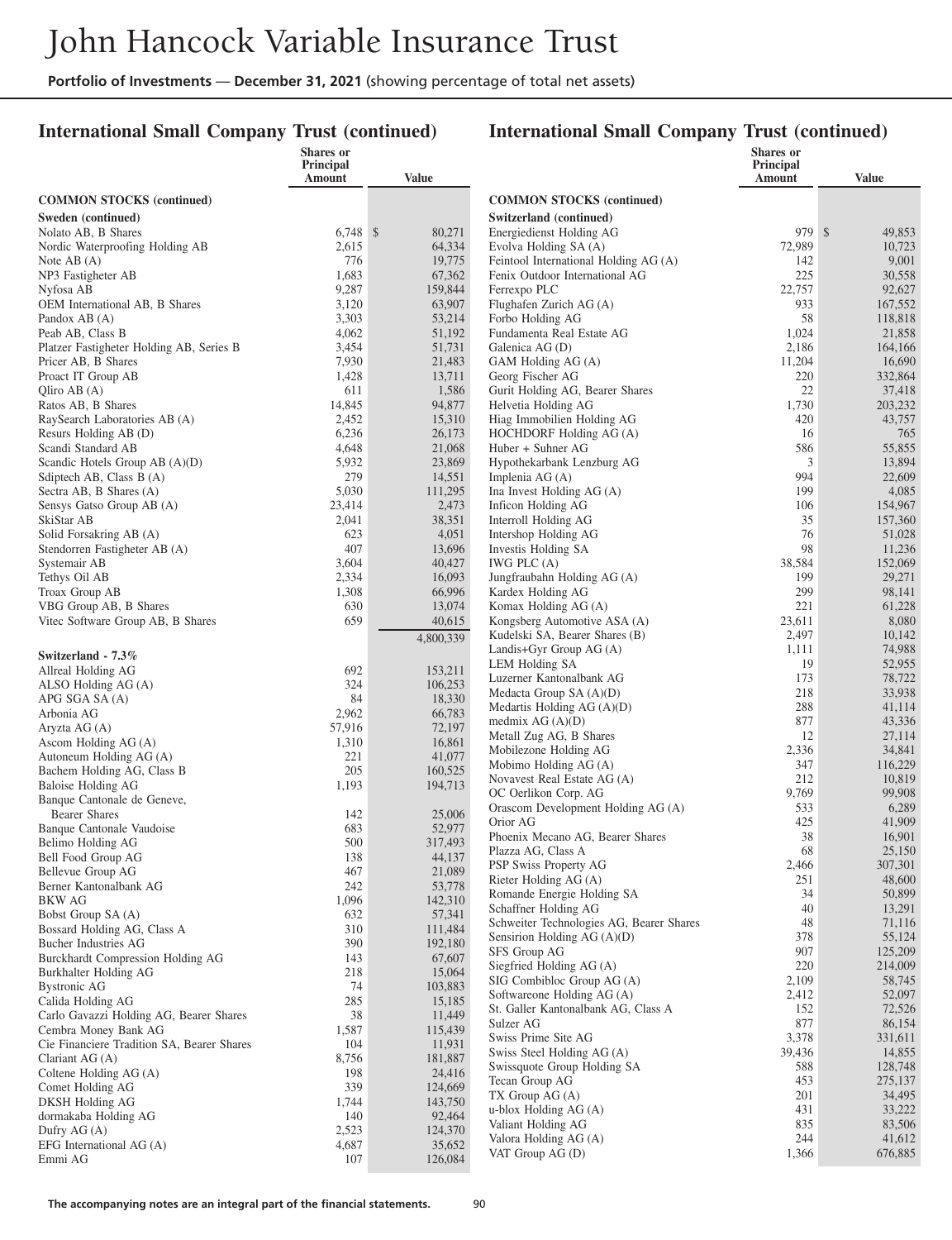## International Small Company Trust (continued)

| | Shares or Principal Amount | Value |
|---|---|---|
| **COMMON STOCKS (continued)** | | |
| **Sweden (continued)** | | |
| Nolato AB, B Shares | 6,748 | $ 80,271 |
| Nordic Waterproofing Holding AB | 2,615 | 64,334 |
| Note AB (A) | 776 | 19,775 |
| NP3 Fastigheter AB | 1,683 | 67,362 |
| Nyfosa AB | 9,287 | 159,844 |
| OEM International AB, B Shares | 3,120 | 63,907 |
| Pandox AB (A) | 3,303 | 53,214 |
| Peab AB, Class B | 4,062 | 51,192 |
| Platzer Fastigheter Holding AB, Series B | 3,454 | 51,731 |
| Pricer AB, B Shares | 7,930 | 21,483 |
| Proact IT Group AB | 1,428 | 13,711 |
| Qliro AB (A) | 611 | 1,586 |
| Ratos AB, B Shares | 14,845 | 94,877 |
| RaySearch Laboratories AB (A) | 2,452 | 15,310 |
| Resurs Holding AB (D) | 6,236 | 26,173 |
| Scandi Standard AB | 4,648 | 21,068 |
| Scandic Hotels Group AB (A)(D) | 5,932 | 23,869 |
| Sdiptech AB, Class B (A) | 279 | 14,551 |
| Sectra AB, B Shares (A) | 5,030 | 111,295 |
| Sensys Gatso Group AB (A) | 23,414 | 2,473 |
| SkiStar AB | 2,041 | 38,351 |
| Solid Forsakring AB (A) | 623 | 4,051 |
| Stendorren Fastigheter AB (A) | 407 | 13,696 |
| Systemair AB | 3,604 | 40,427 |
| Tethys Oil AB | 2,334 | 16,093 |
| Troax Group AB | 1,308 | 66,996 |
| VBG Group AB, B Shares | 630 | 13,074 |
| Vitec Software Group AB, B Shares | 659 | 40,615 |
| | | 4,800,339 |
| **Switzerland - 7.3%** | | |
| Allreal Holding AG | 692 | 153,211 |
| ALSO Holding AG (A) | 324 | 106,253 |
| APG SGA SA (A) | 84 | 18,330 |
| Arbonia AG | 2,962 | 66,783 |
| Aryzta AG (A) | 57,916 | 72,197 |
| Ascom Holding AG (A) | 1,310 | 16,861 |
| Autoneum Holding AG (A) | 221 | 41,077 |
| Bachem Holding AG, Class B | 205 | 160,525 |
| Baloise Holding AG | 1,193 | 194,713 |
| Banque Cantonale de Geneve, Bearer Shares | 142 | 25,006 |
| Banque Cantonale Vaudoise | 683 | 52,977 |
| Belimo Holding AG | 500 | 317,493 |
| Bell Food Group AG | 138 | 44,137 |
| Bellevue Group AG | 467 | 21,089 |
| Berner Kantonalbank AG | 242 | 53,778 |
| BKW AG | 1,096 | 142,310 |
| Bobst Group SA (A) | 632 | 57,341 |
| Bossard Holding AG, Class A | 310 | 111,484 |
| Bucher Industries AG | 390 | 192,180 |
| Burckhardt Compression Holding AG | 143 | 67,607 |
| Burkhalter Holding AG | 218 | 15,064 |
| Bystronic AG | 74 | 103,883 |
| Calida Holding AG | 285 | 15,185 |
| Carlo Gavazzi Holding AG, Bearer Shares | 38 | 11,449 |
| Cembra Money Bank AG | 1,587 | 115,439 |
| Cie Financiere Tradition SA, Bearer Shares | 104 | 11,931 |
| Clariant AG (A) | 8,756 | 181,887 |
| Coltene Holding AG (A) | 198 | 24,416 |
| Comet Holding AG | 339 | 124,669 |
| DKSH Holding AG | 1,744 | 143,750 |
| dormakaba Holding AG | 140 | 92,464 |
| Dufry AG (A) | 2,523 | 124,370 |
| EFG International AG (A) | 4,687 | 35,652 |
| Emmi AG | 107 | 126,084 |
| Energiedienst Holding AG | 979 | $ 49,853 |
| Evolva Holding SA (A) | 72,989 | 10,723 |
| Feintool International Holding AG (A) | 142 | 9,001 |
| Fenix Outdoor International AG | 225 | 30,558 |
| Ferrexpo PLC | 22,757 | 92,627 |
| Flughafen Zurich AG (A) | 933 | 167,552 |
| Forbo Holding AG | 58 | 118,818 |
| Fundamenta Real Estate AG | 1,024 | 21,858 |
| Galenica AG (D) | 2,186 | 164,166 |
| GAM Holding AG (A) | 11,204 | 16,690 |
| Georg Fischer AG | 220 | 332,864 |
| Gurit Holding AG, Bearer Shares | 22 | 37,418 |
| Helvetia Holding AG | 1,730 | 203,232 |
| Hiag Immobilien Holding AG | 420 | 43,757 |
| HOCHDORF Holding AG (A) | 16 | 765 |
| Huber + Suhner AG | 586 | 55,855 |
| Hypothekarbank Lenzburg AG | 3 | 13,894 |
| Implenia AG (A) | 994 | 22,609 |
| Ina Invest Holding AG (A) | 199 | 4,085 |
| Inficon Holding AG | 106 | 154,967 |
| Interroll Holding AG | 35 | 157,360 |
| Intershop Holding AG | 76 | 51,028 |
| Investis Holding SA | 98 | 11,236 |
| IWG PLC (A) | 38,584 | 152,069 |
| Jungfraubahn Holding AG (A) | 199 | 29,271 |
| Kardex Holding AG | 299 | 98,141 |
| Komax Holding AG (A) | 221 | 61,228 |
| Kongsberg Automotive ASA (A) | 23,611 | 8,080 |
| Kudelski SA, Bearer Shares (B) | 2,497 | 10,142 |
| Landis+Gyr Group AG (A) | 1,111 | 74,988 |
| LEM Holding SA | 19 | 52,955 |
| Luzerner Kantonalbank AG | 173 | 78,722 |
| Medacta Group SA (A)(D) | 218 | 33,938 |
| Medartis Holding AG (A)(D) | 288 | 41,114 |
| medmix AG (A)(D) | 877 | 43,336 |
| Metall Zug AG, B Shares | 12 | 27,114 |
| Mobilezone Holding AG | 2,336 | 34,841 |
| Mobimo Holding AG (A) | 347 | 116,229 |
| Novavest Real Estate AG (A) | 212 | 10,819 |
| OC Oerlikon Corp. AG | 9,769 | 99,908 |
| Orascom Development Holding AG (A) | 533 | 6,289 |
| Orior AG | 425 | 41,909 |
| Phoenix Mecano AG, Bearer Shares | 38 | 16,901 |
| Plazza AG, Class A | 68 | 25,150 |
| PSP Swiss Property AG | 2,466 | 307,301 |
| Rieter Holding AG (A) | 251 | 48,600 |
| Romande Energie Holding SA | 34 | 50,899 |
| Schaffner Holding AG | 40 | 13,291 |
| Schweiter Technologies AG, Bearer Shares | 48 | 71,116 |
| Sensirion Holding AG (A)(D) | 378 | 55,124 |
| SFS Group AG | 907 | 125,209 |
| Siegfried Holding AG (A) | 220 | 214,009 |
| SIG Combibloc Group AG (A) | 2,109 | 58,745 |
| Softwareone Holding AG (A) | 2,412 | 52,097 |
| St. Galler Kantonalbank AG, Class A | 152 | 72,526 |
| Sulzer AG | 877 | 86,154 |
| Swiss Prime Site AG | 3,378 | 331,611 |
| Swiss Steel Holding AG (A) | 39,436 | 14,855 |
| Swissquote Group Holding SA | 588 | 128,748 |
| Tecan Group AG | 453 | 275,137 |
| TX Group AG (A) | 201 | 34,495 |
| u-blox Holding AG (A) | 431 | 33,222 |
| Valiant Holding AG | 835 | 83,506 |
| Valora Holding AG (A) | 244 | 41,612 |
| VAT Group AG (D) | 1,366 | 676,885 |

The accompanying notes are an integral part of the financial statements.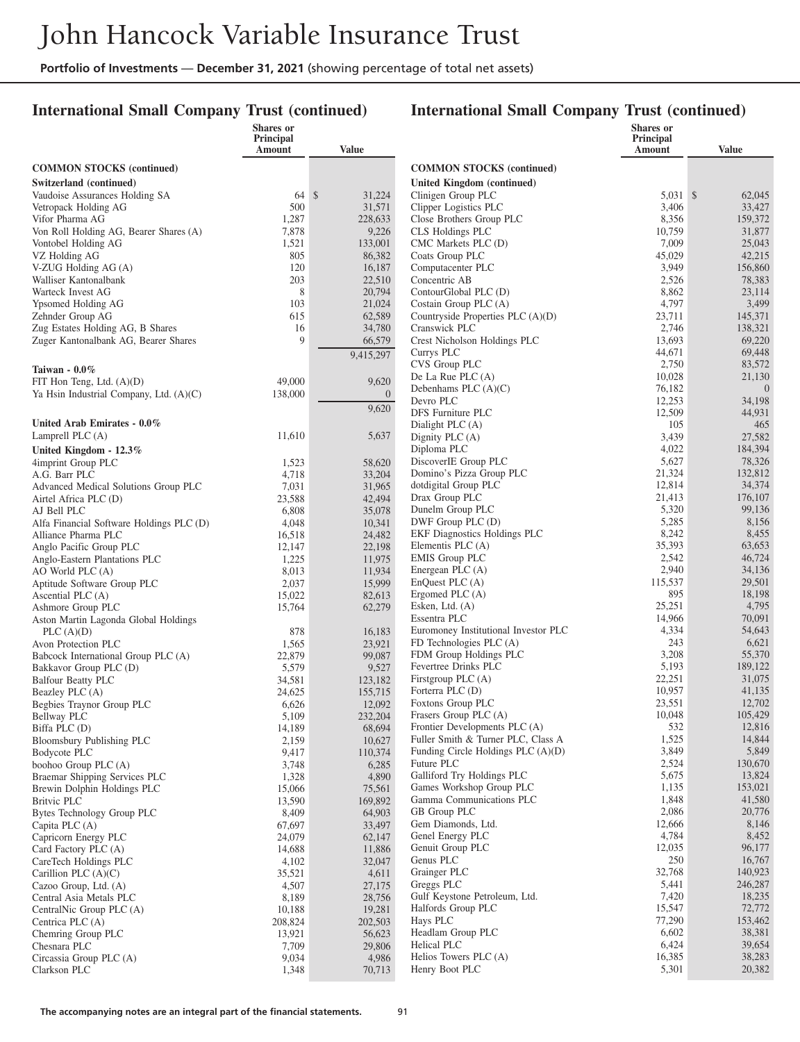## International Small Company Trust (continued)

| | Shares or Principal Amount | Value |
|---|---|---|
| **COMMON STOCKS (continued)** | | |
| **Switzerland (continued)** | | |
| Vaudoise Assurances Holding SA | 64 | $ 31,224 |
| Vetropack Holding AG | 500 | 31,571 |
| Vifor Pharma AG | 1,287 | 228,633 |
| Von Roll Holding AG, Bearer Shares (A) | 7,878 | 9,226 |
| Vontobel Holding AG | 1,521 | 133,001 |
| VZ Holding AG | 805 | 86,382 |
| V-ZUG Holding AG (A) | 120 | 16,187 |
| Walliser Kantonalbank | 203 | 22,510 |
| Warteck Invest AG | 8 | 20,794 |
| Ypsomed Holding AG | 103 | 21,024 |
| Zehnder Group AG | 615 | 62,589 |
| Zug Estates Holding AG, B Shares | 16 | 34,780 |
| Zuger Kantonalbank AG, Bearer Shares | 9 | 66,579 |
| | | 9,415,297 |
| **Taiwan - 0.0%** | | |
| FIT Hon Teng, Ltd. (A)(D) | 49,000 | 9,620 |
| Ya Hsin Industrial Company, Ltd. (A)(C) | 138,000 | 0 |
| | | 9,620 |
| **United Arab Emirates - 0.0%** | | |
| Lamprell PLC (A) | 11,610 | 5,637 |
| **United Kingdom - 12.3%** | | |
| 4imprint Group PLC | 1,523 | 58,620 |
| A.G. Barr PLC | 4,718 | 33,204 |
| Advanced Medical Solutions Group PLC | 7,031 | 31,965 |
| Airtel Africa PLC (D) | 23,588 | 42,494 |
| AJ Bell PLC | 6,808 | 35,078 |
| Alfa Financial Software Holdings PLC (D) | 4,048 | 10,341 |
| Alliance Pharma PLC | 16,518 | 24,482 |
| Anglo Pacific Group PLC | 12,147 | 22,198 |
| Anglo-Eastern Plantations PLC | 1,225 | 11,975 |
| AO World PLC (A) | 8,013 | 11,934 |
| Aptitude Software Group PLC | 2,037 | 15,999 |
| Ascential PLC (A) | 15,022 | 82,613 |
| Ashmore Group PLC | 15,764 | 62,279 |
| Aston Martin Lagonda Global Holdings PLC (A)(D) | 878 | 16,183 |
| Avon Protection PLC | 1,565 | 23,921 |
| Babcock International Group PLC (A) | 22,879 | 99,087 |
| Bakkavor Group PLC (D) | 5,579 | 9,527 |
| Balfour Beatty PLC | 34,581 | 123,182 |
| Beazley PLC (A) | 24,625 | 155,715 |
| Begbies Traynor Group PLC | 6,626 | 12,092 |
| Bellway PLC | 5,109 | 232,204 |
| Biffa PLC (D) | 14,189 | 68,694 |
| Bloomsbury Publishing PLC | 2,159 | 10,627 |
| Bodycote PLC | 9,417 | 110,374 |
| boohoo Group PLC (A) | 3,748 | 6,285 |
| Braemar Shipping Services PLC | 1,328 | 4,890 |
| Brewin Dolphin Holdings PLC | 15,066 | 75,561 |
| Britvic PLC | 13,590 | 169,892 |
| Bytes Technology Group PLC | 8,409 | 64,903 |
| Capita PLC (A) | 67,697 | 33,497 |
| Capricorn Energy PLC | 24,079 | 62,147 |
| Card Factory PLC (A) | 14,688 | 11,886 |
| CareTech Holdings PLC | 4,102 | 32,047 |
| Carillion PLC (A)(C) | 35,521 | 4,611 |
| Cazoo Group, Ltd. (A) | 4,507 | 27,175 |
| Central Asia Metals PLC | 8,189 | 28,756 |
| CentralNic Group PLC (A) | 10,188 | 19,281 |
| Centrica PLC (A) | 208,824 | 202,503 |
| Chemring Group PLC | 13,921 | 56,623 |
| Chesnara PLC | 7,709 | 29,806 |
| Circassia Group PLC (A) | 9,034 | 4,986 |
| Clarkson PLC | 1,348 | 70,713 |
| **United Kingdom (continued)** | | |
| Clinigen Group PLC | 5,031 | $ 62,045 |
| Clipper Logistics PLC | 3,406 | 33,427 |
| Close Brothers Group PLC | 8,356 | 159,372 |
| CLS Holdings PLC | 10,759 | 31,877 |
| CMC Markets PLC (D) | 7,009 | 25,043 |
| Coats Group PLC | 45,029 | 42,215 |
| Computacenter PLC | 3,949 | 156,860 |
| Concentric AB | 2,526 | 78,383 |
| ContourGlobal PLC (D) | 8,862 | 23,114 |
| Costain Group PLC (A) | 4,797 | 3,499 |
| Countryside Properties PLC (A)(D) | 23,711 | 145,371 |
| Cranswick PLC | 2,746 | 138,321 |
| Crest Nicholson Holdings PLC | 13,693 | 69,220 |
| Currys PLC | 44,671 | 69,448 |
| CVS Group PLC | 2,750 | 83,572 |
| De La Rue PLC (A) | 10,028 | 21,130 |
| Debenhams PLC (A)(C) | 76,182 | 0 |
| Devro PLC | 12,253 | 34,198 |
| DFS Furniture PLC | 12,509 | 44,931 |
| Dialight PLC (A) | 105 | 465 |
| Dignity PLC (A) | 3,439 | 27,582 |
| Diploma PLC | 4,022 | 184,394 |
| DiscoverIE Group PLC | 5,627 | 78,326 |
| Domino's Pizza Group PLC | 21,324 | 132,812 |
| dotdigital Group PLC | 12,814 | 34,374 |
| Drax Group PLC | 21,413 | 176,107 |
| Dunelm Group PLC | 5,320 | 99,136 |
| DWF Group PLC (D) | 5,285 | 8,156 |
| EKF Diagnostics Holdings PLC | 8,242 | 8,455 |
| Elementis PLC (A) | 35,393 | 63,653 |
| EMIS Group PLC | 2,542 | 46,724 |
| Energean PLC (A) | 2,940 | 34,136 |
| EnQuest PLC (A) | 115,537 | 29,501 |
| Ergomed PLC (A) | 895 | 18,198 |
| Esken, Ltd. (A) | 25,251 | 4,795 |
| Essentra PLC | 14,966 | 70,091 |
| Euromoney Institutional Investor PLC | 4,334 | 54,643 |
| FD Technologies PLC (A) | 243 | 6,621 |
| FDM Group Holdings PLC | 3,208 | 55,370 |
| Fevertree Drinks PLC | 5,193 | 189,122 |
| Firstgroup PLC (A) | 22,251 | 31,075 |
| Forterra PLC (D) | 10,957 | 41,135 |
| Foxtons Group PLC | 23,551 | 12,702 |
| Frasers Group PLC (A) | 10,048 | 105,429 |
| Frontier Developments PLC (A) | 532 | 12,816 |
| Fuller Smith & Turner PLC, Class A | 1,525 | 14,844 |
| Funding Circle Holdings PLC (A)(D) | 3,849 | 5,849 |
| Future PLC | 2,524 | 130,670 |
| Galliford Try Holdings PLC | 5,675 | 13,824 |
| Games Workshop Group PLC | 1,135 | 153,021 |
| Gamma Communications PLC | 1,848 | 41,580 |
| GB Group PLC | 2,086 | 20,776 |
| Gem Diamonds, Ltd. | 12,666 | 8,146 |
| Genel Energy PLC | 4,784 | 8,452 |
| Genuit Group PLC | 12,035 | 96,177 |
| Genus PLC | 250 | 16,767 |
| Grainger PLC | 32,768 | 140,923 |
| Greggs PLC | 5,441 | 246,287 |
| Gulf Keystone Petroleum, Ltd. | 7,420 | 18,235 |
| Halfords Group PLC | 15,547 | 72,772 |
| Hays PLC | 77,290 | 153,462 |
| Headlam Group PLC | 6,602 | 38,381 |
| Helical PLC | 6,424 | 39,654 |
| Helios Towers PLC (A) | 16,385 | 38,283 |
| Henry Boot PLC | 5,301 | 20,382 |

The accompanying notes are an integral part of the financial statements.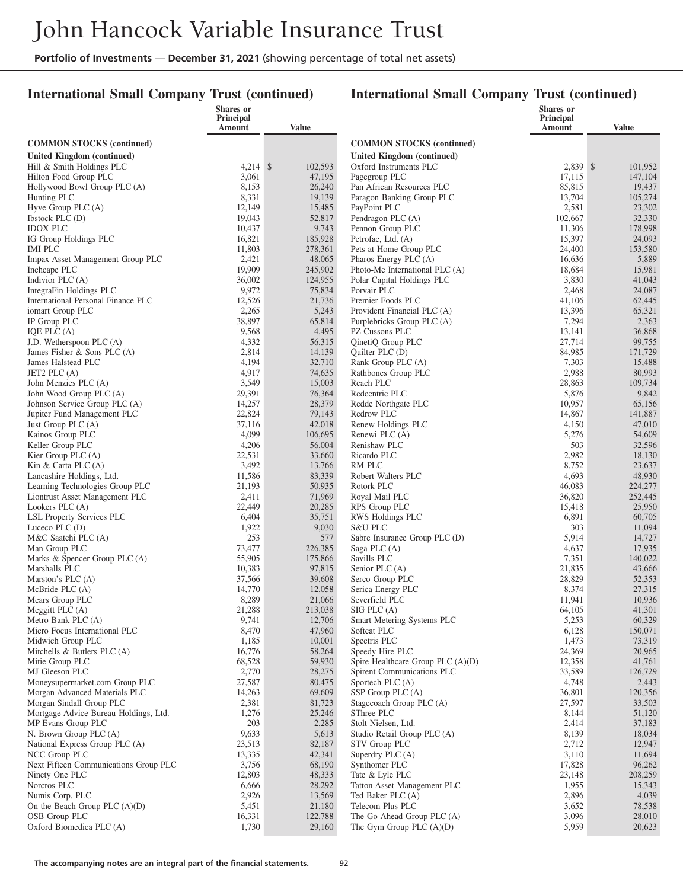# International Small Company Trust (continued)

| | Shares or Principal Amount | Value |
|---|---|---|
| **COMMON STOCKS (continued)** | | |
| **United Kingdom (continued)** | | |
| Hill & Smith Holdings PLC | 4,214 | $ 102,593 |
| Hilton Food Group PLC | 3,061 | 47,195 |
| Hollywood Bowl Group PLC (A) | 8,153 | 26,240 |
| Hunting PLC | 8,331 | 19,139 |
| Hyve Group PLC (A) | 12,149 | 15,485 |
| Ibstock PLC (D) | 19,043 | 52,817 |
| IDOX PLC | 10,437 | 9,743 |
| IG Group Holdings PLC | 16,821 | 185,928 |
| IMI PLC | 11,803 | 278,361 |
| Impax Asset Management Group PLC | 2,421 | 48,065 |
| Inchcape PLC | 19,909 | 245,902 |
| Indivior PLC (A) | 36,002 | 124,955 |
| IntegraFin Holdings PLC | 9,972 | 75,834 |
| International Personal Finance PLC | 12,526 | 21,736 |
| iomart Group PLC | 2,265 | 5,243 |
| IP Group PLC | 38,897 | 65,814 |
| IQE PLC (A) | 9,568 | 4,495 |
| J.D. Wetherspoon PLC (A) | 4,332 | 56,315 |
| James Fisher & Sons PLC (A) | 2,814 | 14,139 |
| James Halstead PLC | 4,194 | 32,710 |
| JET2 PLC (A) | 4,917 | 74,635 |
| John Menzies PLC (A) | 3,549 | 15,003 |
| John Wood Group PLC (A) | 29,391 | 76,364 |
| Johnson Service Group PLC (A) | 14,257 | 28,379 |
| Jupiter Fund Management PLC | 22,824 | 79,143 |
| Just Group PLC (A) | 37,116 | 42,018 |
| Kainos Group PLC | 4,099 | 106,695 |
| Keller Group PLC | 4,206 | 56,004 |
| Kier Group PLC (A) | 22,531 | 33,660 |
| Kin & Carta PLC (A) | 3,492 | 13,766 |
| Lancashire Holdings, Ltd. | 11,586 | 83,339 |
| Learning Technologies Group PLC | 21,193 | 50,935 |
| Liontrust Asset Management PLC | 2,411 | 71,969 |
| Lookers PLC (A) | 22,449 | 20,285 |
| LSL Property Services PLC | 6,404 | 35,751 |
| Luceco PLC (D) | 1,922 | 9,030 |
| M&C Saatchi PLC (A) | 253 | 577 |
| Man Group PLC | 73,477 | 226,385 |
| Marks & Spencer Group PLC (A) | 55,905 | 175,866 |
| Marshalls PLC | 10,383 | 97,815 |
| Marston's PLC (A) | 37,566 | 39,608 |
| McBride PLC (A) | 14,770 | 12,058 |
| Mears Group PLC | 8,289 | 21,066 |
| Meggitt PLC (A) | 21,288 | 213,038 |
| Metro Bank PLC (A) | 9,741 | 12,706 |
| Micro Focus International PLC | 8,470 | 47,960 |
| Midwich Group PLC | 1,185 | 10,001 |
| Mitchells & Butlers PLC (A) | 16,776 | 58,264 |
| Mitie Group PLC | 68,528 | 59,930 |
| MJ Gleeson PLC | 2,770 | 28,275 |
| Moneysupermarket.com Group PLC | 27,587 | 80,475 |
| Morgan Advanced Materials PLC | 14,263 | 69,609 |
| Morgan Sindall Group PLC | 2,381 | 81,723 |
| Mortgage Advice Bureau Holdings, Ltd. | 1,276 | 25,246 |
| MP Evans Group PLC | 203 | 2,285 |
| N. Brown Group PLC (A) | 9,633 | 5,613 |
| National Express Group PLC (A) | 23,513 | 82,187 |
| NCC Group PLC | 13,335 | 42,341 |
| Next Fifteen Communications Group PLC | 3,756 | 68,190 |
| Ninety One PLC | 12,803 | 48,333 |
| Norcros PLC | 6,666 | 28,292 |
| Numis Corp. PLC | 2,926 | 13,569 |
| On the Beach Group PLC (A)(D) | 5,451 | 21,180 |
| OSB Group PLC | 16,331 | 122,788 |
| Oxford Biomedica PLC (A) | 1,730 | 29,160 |
| Oxford Instruments PLC | 2,839 | $ 101,952 |
| Pagegroup PLC | 17,115 | 147,104 |
| Pan African Resources PLC | 85,815 | 19,437 |
| Paragon Banking Group PLC | 13,704 | 105,274 |
| PayPoint PLC | 2,581 | 23,302 |
| Pendragon PLC (A) | 102,667 | 32,330 |
| Pennon Group PLC | 11,306 | 178,998 |
| Petrofac, Ltd. (A) | 15,397 | 24,093 |
| Pets at Home Group PLC | 24,400 | 153,580 |
| Pharos Energy PLC (A) | 16,636 | 5,889 |
| Photo-Me International PLC (A) | 18,684 | 15,981 |
| Polar Capital Holdings PLC | 3,830 | 41,043 |
| Porvair PLC | 2,468 | 24,087 |
| Premier Foods PLC | 41,106 | 62,445 |
| Provident Financial PLC (A) | 13,396 | 65,321 |
| Purplebricks Group PLC (A) | 7,294 | 2,363 |
| PZ Cussons PLC | 13,141 | 36,868 |
| QinetiQ Group PLC | 27,714 | 99,755 |
| Quilter PLC (D) | 84,985 | 171,729 |
| Rank Group PLC (A) | 7,303 | 15,488 |
| Rathbones Group PLC | 2,988 | 80,993 |
| Reach PLC | 28,863 | 109,734 |
| Redcentric PLC | 5,876 | 9,842 |
| Redde Northgate PLC | 10,957 | 65,156 |
| Redrow PLC | 14,867 | 141,887 |
| Renew Holdings PLC | 4,150 | 47,010 |
| Renewi PLC (A) | 5,276 | 54,609 |
| Renishaw PLC | 503 | 32,596 |
| Ricardo PLC | 2,982 | 18,130 |
| RM PLC | 8,752 | 23,637 |
| Robert Walters PLC | 4,693 | 48,930 |
| Rotork PLC | 46,083 | 224,277 |
| Royal Mail PLC | 36,820 | 252,445 |
| RPS Group PLC | 15,418 | 25,950 |
| RWS Holdings PLC | 6,891 | 60,705 |
| S&U PLC | 303 | 11,094 |
| Sabre Insurance Group PLC (D) | 5,914 | 14,727 |
| Saga PLC (A) | 4,637 | 17,935 |
| Savills PLC | 7,351 | 140,022 |
| Senior PLC (A) | 21,835 | 43,666 |
| Serco Group PLC | 28,829 | 52,353 |
| Serica Energy PLC | 8,374 | 27,315 |
| Severfield PLC | 11,941 | 10,936 |
| SIG PLC (A) | 64,105 | 41,301 |
| Smart Metering Systems PLC | 5,253 | 60,329 |
| Softcat PLC | 6,128 | 150,071 |
| Spectris PLC | 1,473 | 73,319 |
| Speedy Hire PLC | 24,369 | 20,965 |
| Spire Healthcare Group PLC (A)(D) | 12,358 | 41,761 |
| Spirent Communications PLC | 33,589 | 126,729 |
| Sportech PLC (A) | 4,748 | 2,443 |
| SSP Group PLC (A) | 36,801 | 120,356 |
| Stagecoach Group PLC (A) | 27,597 | 33,503 |
| SThree PLC | 8,144 | 51,120 |
| Stolt-Nielsen, Ltd. | 2,414 | 37,183 |
| Studio Retail Group PLC (A) | 8,139 | 18,034 |
| STV Group PLC | 2,712 | 12,947 |
| Superdry PLC (A) | 3,110 | 11,694 |
| Synthomer PLC | 17,828 | 96,262 |
| Tate & Lyle PLC | 23,148 | 208,259 |
| Tatton Asset Management PLC | 1,955 | 15,343 |
| Ted Baker PLC (A) | 2,896 | 4,039 |
| Telecom Plus PLC | 3,652 | 78,538 |
| The Go-Ahead Group PLC (A) | 3,096 | 28,010 |
| The Gym Group PLC (A)(D) | 5,959 | 20,623 |

The accompanying notes are an integral part of the financial statements.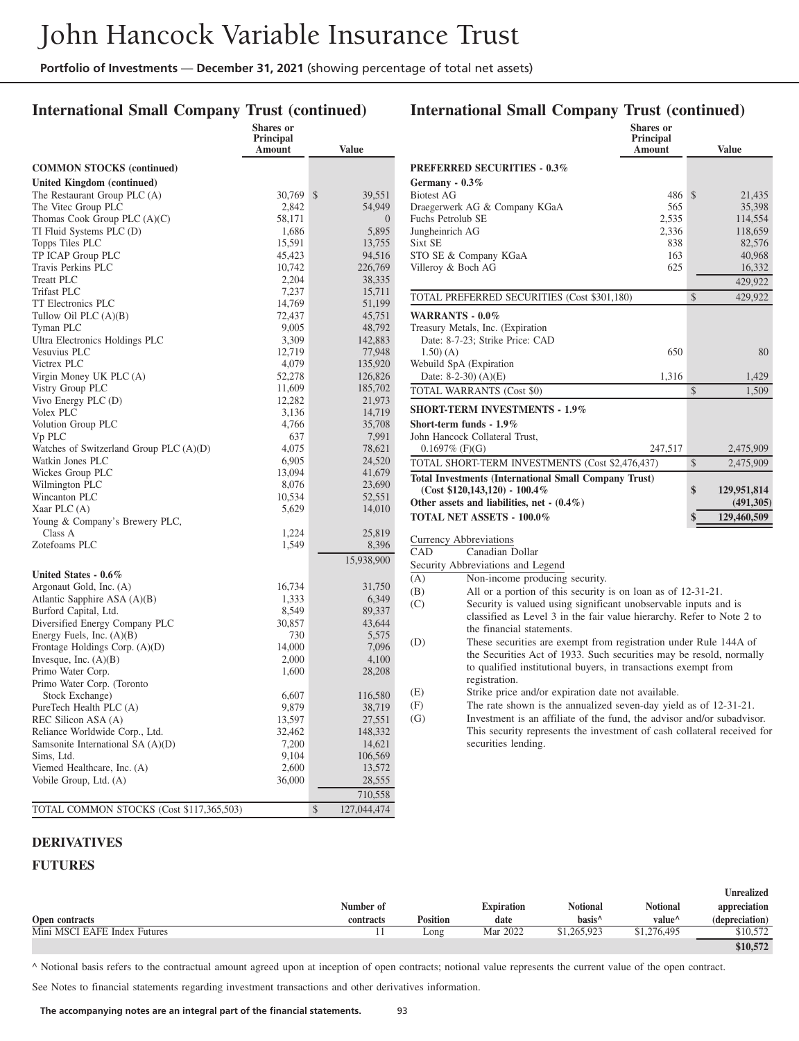## International Small Company Trust (continued)

| | Shares or Principal Amount | Value |
|---|---|---|
| **COMMON STOCKS (continued)** | | |
| **United Kingdom (continued)** | | |
| The Restaurant Group PLC (A) | 30,769 | $ 39,551 |
| The Vitec Group PLC | 2,842 | 54,949 |
| Thomas Cook Group PLC (A)(C) | 58,171 | 0 |
| TI Fluid Systems PLC (D) | 1,686 | 5,895 |
| Topps Tiles PLC | 15,591 | 13,755 |
| TP ICAP Group PLC | 45,423 | 94,516 |
| Travis Perkins PLC | 10,742 | 226,769 |
| Treatt PLC | 2,204 | 38,335 |
| Trifast PLC | 7,237 | 15,711 |
| TT Electronics PLC | 14,769 | 51,199 |
| Tullow Oil PLC (A)(B) | 72,437 | 45,751 |
| Tyman PLC | 9,005 | 48,792 |
| Ultra Electronics Holdings PLC | 3,309 | 142,883 |
| Vesuvius PLC | 12,719 | 77,948 |
| Victrex PLC | 4,079 | 135,920 |
| Virgin Money UK PLC (A) | 52,278 | 126,826 |
| Vistry Group PLC | 11,609 | 185,702 |
| Vivo Energy PLC (D) | 12,282 | 21,973 |
| Volex PLC | 3,136 | 14,719 |
| Volution Group PLC | 4,766 | 35,708 |
| Vp PLC | 637 | 7,991 |
| Watches of Switzerland Group PLC (A)(D) | 4,075 | 78,621 |
| Watkin Jones PLC | 6,905 | 24,520 |
| Wickes Group PLC | 13,094 | 41,679 |
| Wilmington PLC | 8,076 | 23,690 |
| Wincanton PLC | 10,534 | 52,551 |
| Xaar PLC (A) | 5,629 | 14,010 |
| Young & Company's Brewery PLC, Class A | 1,224 | 25,819 |
| Zotefoams PLC | 1,549 | 8,396 |
| | | 15,938,900 |
| **United States - 0.6%** | | |
| Argonaut Gold, Inc. (A) | 16,734 | 31,750 |
| Atlantic Sapphire ASA (A)(B) | 1,333 | 6,349 |
| Burford Capital, Ltd. | 8,549 | 89,337 |
| Diversified Energy Company PLC | 30,857 | 43,644 |
| Energy Fuels, Inc. (A)(B) | 730 | 5,575 |
| Frontage Holdings Corp. (A)(D) | 14,000 | 7,096 |
| Invesque, Inc. (A)(B) | 2,000 | 4,100 |
| Primo Water Corp. | 1,600 | 28,208 |
| Primo Water Corp. (Toronto Stock Exchange) | 6,607 | 116,580 |
| PureTech Health PLC (A) | 9,879 | 38,719 |
| REC Silicon ASA (A) | 13,597 | 27,551 |
| Reliance Worldwide Corp., Ltd. | 32,462 | 148,332 |
| Samsonite International SA (A)(D) | 7,200 | 14,621 |
| Sims, Ltd. | 9,104 | 106,569 |
| Viemed Healthcare, Inc. (A) | 2,600 | 13,572 |
| Vobile Group, Ltd. (A) | 36,000 | 28,555 |
| | | 710,558 |
| TOTAL COMMON STOCKS (Cost $117,365,503) | | $ 127,044,474 |
| **PREFERRED SECURITIES - 0.3%** | | |
| **Germany - 0.3%** | | |
| Biotest AG | 486 | $ 21,435 |
| Draegerwerk AG & Company KGaA | 565 | 35,398 |
| Fuchs Petrolub SE | 2,535 | 114,554 |
| Jungheinrich AG | 2,336 | 118,659 |
| Sixt SE | 838 | 82,576 |
| STO SE & Company KGaA | 163 | 40,968 |
| Villeroy & Boch AG | 625 | 16,332 |
| | | 429,922 |
| TOTAL PREFERRED SECURITIES (Cost $301,180) | | $ 429,922 |
| **WARRANTS - 0.0%** | | |
| Treasury Metals, Inc. (Expiration Date: 8-7-23; Strike Price: CAD 1.50) (A) | 650 | 80 |
| Webuild SpA (Expiration Date: 8-2-30) (A)(E) | 1,316 | 1,429 |
| TOTAL WARRANTS (Cost $0) | | $ 1,509 |
| **SHORT-TERM INVESTMENTS - 1.9%** | | |
| **Short-term funds - 1.9%** | | |
| John Hancock Collateral Trust, 0.1697% (F)(G) | 247,517 | 2,475,909 |
| TOTAL SHORT-TERM INVESTMENTS (Cost $2,476,437) | | $ 2,475,909 |
| **Total Investments (International Small Company Trust) (Cost $120,143,120) - 100.4%** | | **$ 129,951,814** |
| **Other assets and liabilities, net - (0.4%)** | | **(491,305)** |
| **TOTAL NET ASSETS - 100.0%** | | **$ 129,460,509** |

Currency Abbreviations

CAD Canadian Dollar

Security Abbreviations and Legend

(A) Non-income producing security.

(B) All or a portion of this security is on loan as of 12-31-21.

(C) Security is valued using significant unobservable inputs and is classified as Level 3 in the fair value hierarchy. Refer to Note 2 to the financial statements.

(D) These securities are exempt from registration under Rule 144A of the Securities Act of 1933. Such securities may be resold, normally to qualified institutional buyers, in transactions exempt from registration.

(E) Strike price and/or expiration date not available.

(F) The rate shown is the annualized seven-day yield as of 12-31-21.

(G) Investment is an affiliate of the fund, the advisor and/or subadvisor. This security represents the investment of cash collateral received for securities lending.

### DERIVATIVES

### FUTURES

| Open contracts | Number of contracts | Position | Expiration date | Notional basis^ | Notional value^ | Unrealized appreciation (depreciation) |
|---|---|---|---|---|---|---|
| Mini MSCI EAFE Index Futures | 11 | Long | Mar 2022 | $1,265,923 | $1,276,495 | $10,572 |
| | | | | | | **$10,572** |

^ Notional basis refers to the contractual amount agreed upon at inception of open contracts; notional value represents the current value of the open contract.

See Notes to financial statements regarding investment transactions and other derivatives information.

The accompanying notes are an integral part of the financial statements.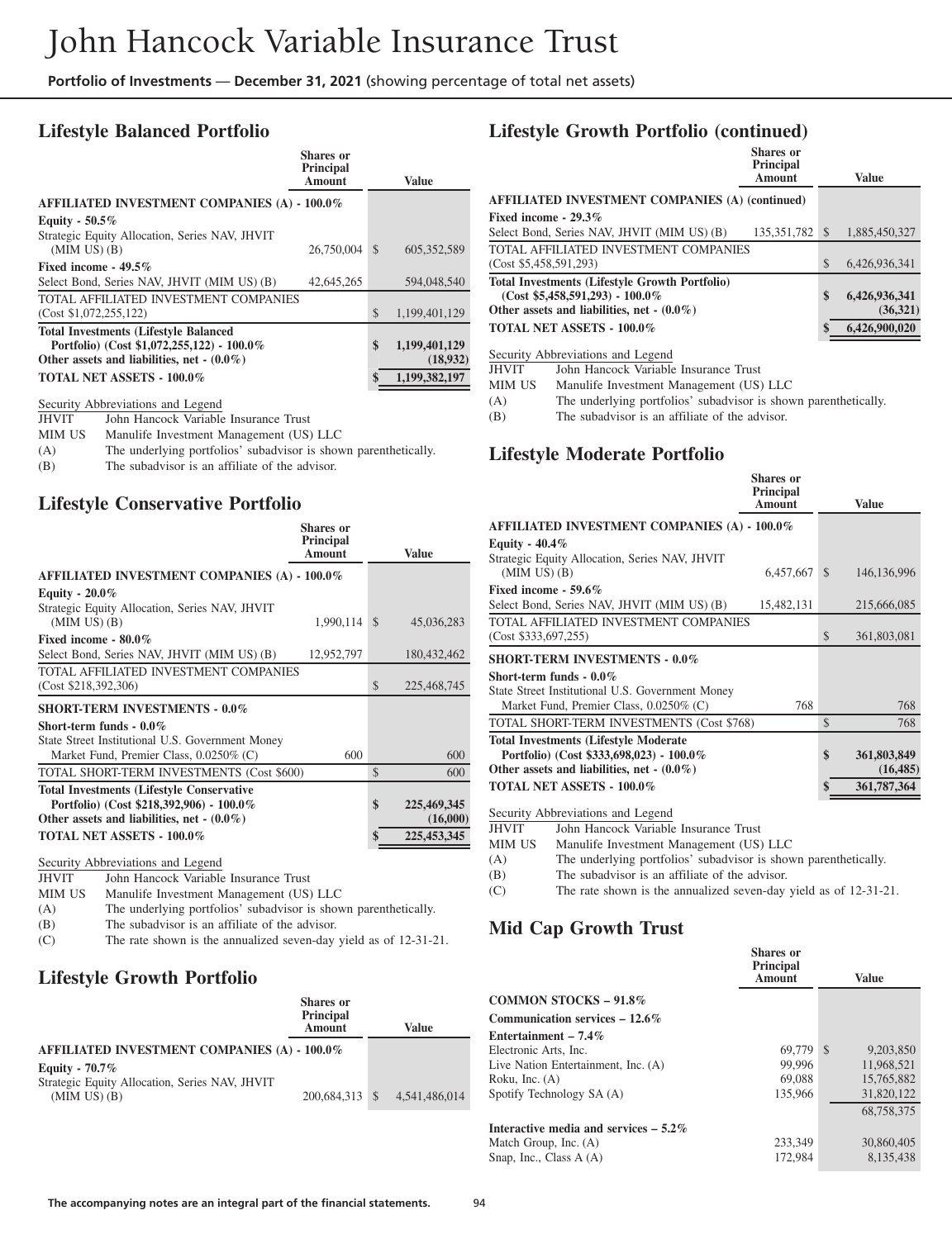# John Hancock Variable Insurance Trust

**Portfolio of Investments** — **December 31, 2021** (showing percentage of total net assets)

## Lifestyle Balanced Portfolio

| | Shares or Principal Amount | Value |
|---|---|---|
| **AFFILIATED INVESTMENT COMPANIES (A) - 100.0%** | | |
| **Equity - 50.5%** | | |
| Strategic Equity Allocation, Series NAV, JHVIT (MIM US) (B) | 26,750,004 | $ 605,352,589 |
| **Fixed income - 49.5%** | | |
| Select Bond, Series NAV, JHVIT (MIM US) (B) | 42,645,265 | 594,048,540 |
| TOTAL AFFILIATED INVESTMENT COMPANIES (Cost $1,072,255,122) | | $ 1,199,401,129 |
| **Total Investments (Lifestyle Balanced Portfolio) (Cost $1,072,255,122) - 100.0%** | | **$ 1,199,401,129** |
| **Other assets and liabilities, net - (0.0%)** | | **(18,932)** |
| **TOTAL NET ASSETS - 100.0%** | | **$ 1,199,382,197** |

Security Abbreviations and Legend

| | |
|---|---|
| JHVIT | John Hancock Variable Insurance Trust |
| MIM US | Manulife Investment Management (US) LLC |
| (A) | The underlying portfolios' subadvisor is shown parenthetically. |
| (B) | The subadvisor is an affiliate of the advisor. |

## Lifestyle Conservative Portfolio

| | Shares or Principal Amount | Value |
|---|---|---|
| **AFFILIATED INVESTMENT COMPANIES (A) - 100.0%** | | |
| **Equity - 20.0%** | | |
| Strategic Equity Allocation, Series NAV, JHVIT (MIM US) (B) | 1,990,114 | $ 45,036,283 |
| **Fixed income - 80.0%** | | |
| Select Bond, Series NAV, JHVIT (MIM US) (B) | 12,952,797 | 180,432,462 |
| TOTAL AFFILIATED INVESTMENT COMPANIES (Cost $218,392,306) | | $ 225,468,745 |
| **SHORT-TERM INVESTMENTS - 0.0%** | | |
| **Short-term funds - 0.0%** | | |
| State Street Institutional U.S. Government Money Market Fund, Premier Class, 0.0250% (C) | 600 | 600 |
| TOTAL SHORT-TERM INVESTMENTS (Cost $600) | | $ 600 |
| **Total Investments (Lifestyle Conservative Portfolio) (Cost $218,392,906) - 100.0%** | | **$ 225,469,345** |
| **Other assets and liabilities, net - (0.0%)** | | **(16,000)** |
| **TOTAL NET ASSETS - 100.0%** | | **$ 225,453,345** |

Security Abbreviations and Legend

| | |
|---|---|
| JHVIT | John Hancock Variable Insurance Trust |
| MIM US | Manulife Investment Management (US) LLC |
| (A) | The underlying portfolios' subadvisor is shown parenthetically. |
| (B) | The subadvisor is an affiliate of the advisor. |
| (C) | The rate shown is the annualized seven-day yield as of 12-31-21. |

## Lifestyle Growth Portfolio

| | Shares or Principal Amount | Value |
|---|---|---|
| **AFFILIATED INVESTMENT COMPANIES (A) - 100.0%** | | |
| **Equity - 70.7%** | | |
| Strategic Equity Allocation, Series NAV, JHVIT (MIM US) (B) | 200,684,313 | $ 4,541,486,014 |
| **Fixed income - 29.3%** | | |
| Select Bond, Series NAV, JHVIT (MIM US) (B) | 135,351,782 | $ 1,885,450,327 |
| TOTAL AFFILIATED INVESTMENT COMPANIES (Cost $5,458,591,293) | | $ 6,426,936,341 |
| **Total Investments (Lifestyle Growth Portfolio) (Cost $5,458,591,293) - 100.0%** | | **$ 6,426,936,341** |
| **Other assets and liabilities, net - (0.0%)** | | **(36,321)** |
| **TOTAL NET ASSETS - 100.0%** | | **$ 6,426,900,020** |

Security Abbreviations and Legend

| | |
|---|---|
| JHVIT | John Hancock Variable Insurance Trust |
| MIM US | Manulife Investment Management (US) LLC |
| (A) | The underlying portfolios' subadvisor is shown parenthetically. |
| (B) | The subadvisor is an affiliate of the advisor. |

## Lifestyle Moderate Portfolio

| | Shares or Principal Amount | Value |
|---|---|---|
| **AFFILIATED INVESTMENT COMPANIES (A) - 100.0%** | | |
| **Equity - 40.4%** | | |
| Strategic Equity Allocation, Series NAV, JHVIT (MIM US) (B) | 6,457,667 | $ 146,136,996 |
| **Fixed income - 59.6%** | | |
| Select Bond, Series NAV, JHVIT (MIM US) (B) | 15,482,131 | 215,666,085 |
| TOTAL AFFILIATED INVESTMENT COMPANIES (Cost $333,697,255) | | $ 361,803,081 |
| **SHORT-TERM INVESTMENTS - 0.0%** | | |
| **Short-term funds - 0.0%** | | |
| State Street Institutional U.S. Government Money Market Fund, Premier Class, 0.0250% (C) | 768 | 768 |
| TOTAL SHORT-TERM INVESTMENTS (Cost $768) | | $ 768 |
| **Total Investments (Lifestyle Moderate Portfolio) (Cost $333,698,023) - 100.0%** | | **$ 361,803,849** |
| **Other assets and liabilities, net - (0.0%)** | | **(16,485)** |
| **TOTAL NET ASSETS - 100.0%** | | **$ 361,787,364** |

Security Abbreviations and Legend

| | |
|---|---|
| JHVIT | John Hancock Variable Insurance Trust |
| MIM US | Manulife Investment Management (US) LLC |
| (A) | The underlying portfolios' subadvisor is shown parenthetically. |
| (B) | The subadvisor is an affiliate of the advisor. |
| (C) | The rate shown is the annualized seven-day yield as of 12-31-21. |

## Mid Cap Growth Trust

| | Shares or Principal Amount | Value |
|---|---|---|
| **COMMON STOCKS – 91.8%** | | |
| **Communication services – 12.6%** | | |
| **Entertainment – 7.4%** | | |
| Electronic Arts, Inc. | 69,779 | $ 9,203,850 |
| Live Nation Entertainment, Inc. (A) | 99,996 | 11,968,521 |
| Roku, Inc. (A) | 69,088 | 15,765,882 |
| Spotify Technology SA (A) | 135,966 | 31,820,122 |
| | | 68,758,375 |
| **Interactive media and services – 5.2%** | | |
| Match Group, Inc. (A) | 233,349 | 30,860,405 |
| Snap, Inc., Class A (A) | 172,984 | 8,135,438 |

**The accompanying notes are an integral part of the financial statements.**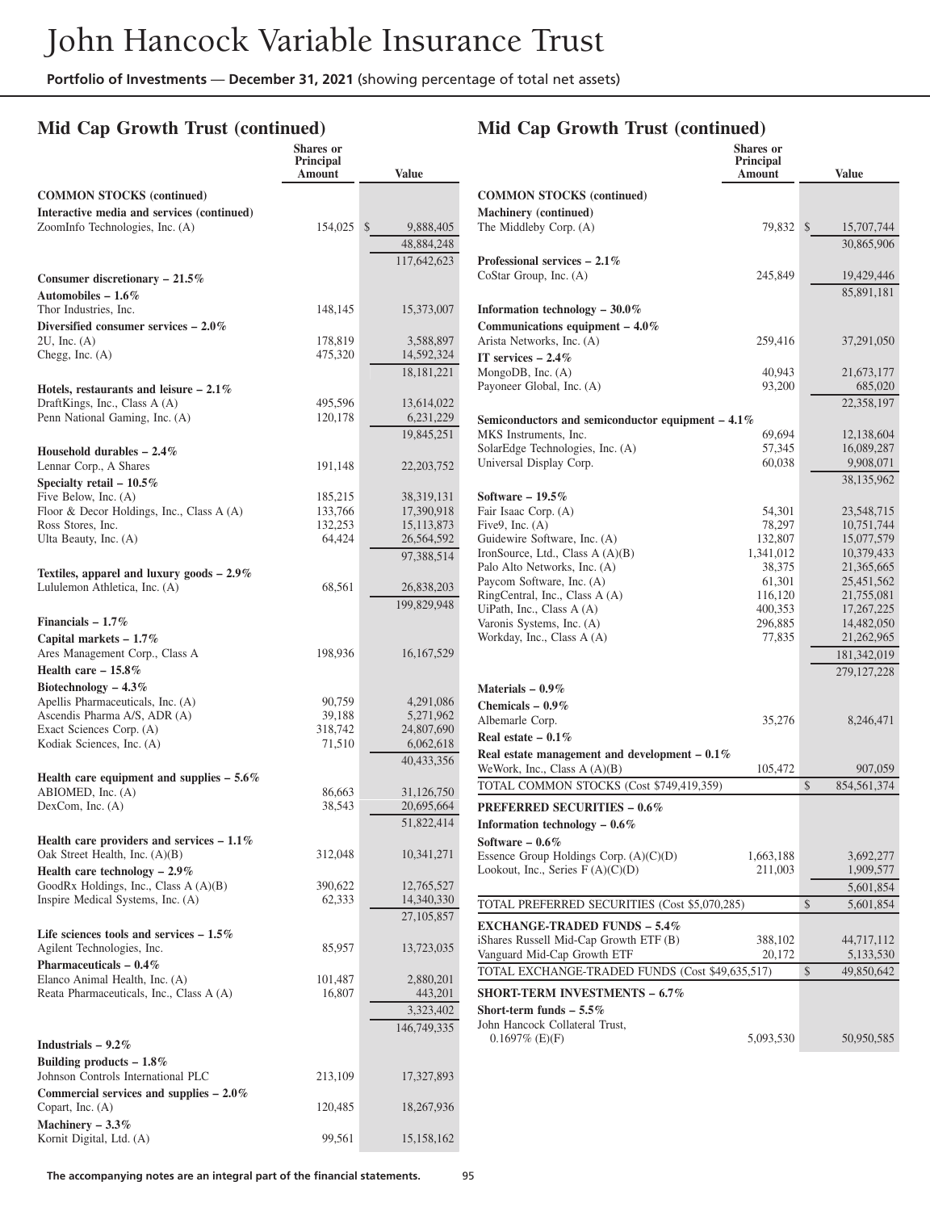# John Hancock Variable Insurance Trust

**Portfolio of Investments** — **December 31, 2021** (showing percentage of total net assets)

## Mid Cap Growth Trust (continued)

| | Shares or Principal Amount | Value |
|---|---|---|
| **COMMON STOCKS (continued)** | | |
| **Interactive media and services (continued)** | | |
| ZoomInfo Technologies, Inc. (A) | 154,025 | $ 9,888,405 |
| | | 48,884,248 |
| | | 117,642,623 |
| **Consumer discretionary – 21.5%** | | |
| **Automobiles – 1.6%** | | |
| Thor Industries, Inc. | 148,145 | 15,373,007 |
| **Diversified consumer services – 2.0%** | | |
| 2U, Inc. (A) | 178,819 | 3,588,897 |
| Chegg, Inc. (A) | 475,320 | 14,592,324 |
| | | 18,181,221 |
| **Hotels, restaurants and leisure – 2.1%** | | |
| DraftKings, Inc., Class A (A) | 495,596 | 13,614,022 |
| Penn National Gaming, Inc. (A) | 120,178 | 6,231,229 |
| | | 19,845,251 |
| **Household durables – 2.4%** | | |
| Lennar Corp., A Shares | 191,148 | 22,203,752 |
| **Specialty retail – 10.5%** | | |
| Five Below, Inc. (A) | 185,215 | 38,319,131 |
| Floor & Decor Holdings, Inc., Class A (A) | 133,766 | 17,390,918 |
| Ross Stores, Inc. | 132,253 | 15,113,873 |
| Ulta Beauty, Inc. (A) | 64,424 | 26,564,592 |
| | | 97,388,514 |
| **Textiles, apparel and luxury goods – 2.9%** | | |
| Lululemon Athletica, Inc. (A) | 68,561 | 26,838,203 |
| | | 199,829,948 |
| **Financials – 1.7%** | | |
| **Capital markets – 1.7%** | | |
| Ares Management Corp., Class A | 198,936 | 16,167,529 |
| **Health care – 15.8%** | | |
| **Biotechnology – 4.3%** | | |
| Apellis Pharmaceuticals, Inc. (A) | 90,759 | 4,291,086 |
| Ascendis Pharma A/S, ADR (A) | 39,188 | 5,271,962 |
| Exact Sciences Corp. (A) | 318,742 | 24,807,690 |
| Kodiak Sciences, Inc. (A) | 71,510 | 6,062,618 |
| | | 40,433,356 |
| **Health care equipment and supplies – 5.6%** | | |
| ABIOMED, Inc. (A) | 86,663 | 31,126,750 |
| DexCom, Inc. (A) | 38,543 | 20,695,664 |
| | | 51,822,414 |
| **Health care providers and services – 1.1%** | | |
| Oak Street Health, Inc. (A)(B) | 312,048 | 10,341,271 |
| **Health care technology – 2.9%** | | |
| GoodRx Holdings, Inc., Class A (A)(B) | 390,622 | 12,765,527 |
| Inspire Medical Systems, Inc. (A) | 62,333 | 14,340,330 |
| | | 27,105,857 |
| **Life sciences tools and services – 1.5%** | | |
| Agilent Technologies, Inc. | 85,957 | 13,723,035 |
| **Pharmaceuticals – 0.4%** | | |
| Elanco Animal Health, Inc. (A) | 101,487 | 2,880,201 |
| Reata Pharmaceuticals, Inc., Class A (A) | 16,807 | 443,201 |
| | | 3,323,402 |
| | | 146,749,335 |
| **Industrials – 9.2%** | | |
| **Building products – 1.8%** | | |
| Johnson Controls International PLC | 213,109 | 17,327,893 |
| **Commercial services and supplies – 2.0%** | | |
| Copart, Inc. (A) | 120,485 | 18,267,936 |
| **Machinery – 3.3%** | | |
| Kornit Digital, Ltd. (A) | 99,561 | 15,158,162 |
| **Machinery (continued)** | | |
| The Middleby Corp. (A) | 79,832 | $ 15,707,744 |
| | | 30,865,906 |
| **Professional services – 2.1%** | | |
| CoStar Group, Inc. (A) | 245,849 | 19,429,446 |
| | | 85,891,181 |
| **Information technology – 30.0%** | | |
| **Communications equipment – 4.0%** | | |
| Arista Networks, Inc. (A) | 259,416 | 37,291,050 |
| **IT services – 2.4%** | | |
| MongoDB, Inc. (A) | 40,943 | 21,673,177 |
| Payoneer Global, Inc. (A) | 93,200 | 685,020 |
| | | 22,358,197 |
| **Semiconductors and semiconductor equipment – 4.1%** | | |
| MKS Instruments, Inc. | 69,694 | 12,138,604 |
| SolarEdge Technologies, Inc. (A) | 57,345 | 16,089,287 |
| Universal Display Corp. | 60,038 | 9,908,071 |
| | | 38,135,962 |
| **Software – 19.5%** | | |
| Fair Isaac Corp. (A) | 54,301 | 23,548,715 |
| Five9, Inc. (A) | 78,297 | 10,751,744 |
| Guidewire Software, Inc. (A) | 132,807 | 15,077,579 |
| IronSource, Ltd., Class A (A)(B) | 1,341,012 | 10,379,433 |
| Palo Alto Networks, Inc. (A) | 38,375 | 21,365,665 |
| Paycom Software, Inc. (A) | 61,301 | 25,451,562 |
| RingCentral, Inc., Class A (A) | 116,120 | 21,755,081 |
| UiPath, Inc., Class A (A) | 400,353 | 17,267,225 |
| Varonis Systems, Inc. (A) | 296,885 | 14,482,050 |
| Workday, Inc., Class A (A) | 77,835 | 21,262,965 |
| | | 181,342,019 |
| | | 279,127,228 |
| **Materials – 0.9%** | | |
| **Chemicals – 0.9%** | | |
| Albemarle Corp. | 35,276 | 8,246,471 |
| **Real estate – 0.1%** | | |
| **Real estate management and development – 0.1%** | | |
| WeWork, Inc., Class A (A)(B) | 105,472 | 907,059 |
| TOTAL COMMON STOCKS (Cost $749,419,359) | | $ 854,561,374 |
| **PREFERRED SECURITIES – 0.6%** | | |
| **Information technology – 0.6%** | | |
| **Software – 0.6%** | | |
| Essence Group Holdings Corp. (A)(C)(D) | 1,663,188 | 3,692,277 |
| Lookout, Inc., Series F (A)(C)(D) | 211,003 | 1,909,577 |
| | | 5,601,854 |
| TOTAL PREFERRED SECURITIES (Cost $5,070,285) | | $ 5,601,854 |
| **EXCHANGE-TRADED FUNDS – 5.4%** | | |
| iShares Russell Mid-Cap Growth ETF (B) | 388,102 | 44,717,112 |
| Vanguard Mid-Cap Growth ETF | 20,172 | 5,133,530 |
| TOTAL EXCHANGE-TRADED FUNDS (Cost $49,635,517) | | $ 49,850,642 |
| **SHORT-TERM INVESTMENTS – 6.7%** | | |
| **Short-term funds – 5.5%** | | |
| John Hancock Collateral Trust, 0.1697% (E)(F) | 5,093,530 | 50,950,585 |

The accompanying notes are an integral part of the financial statements.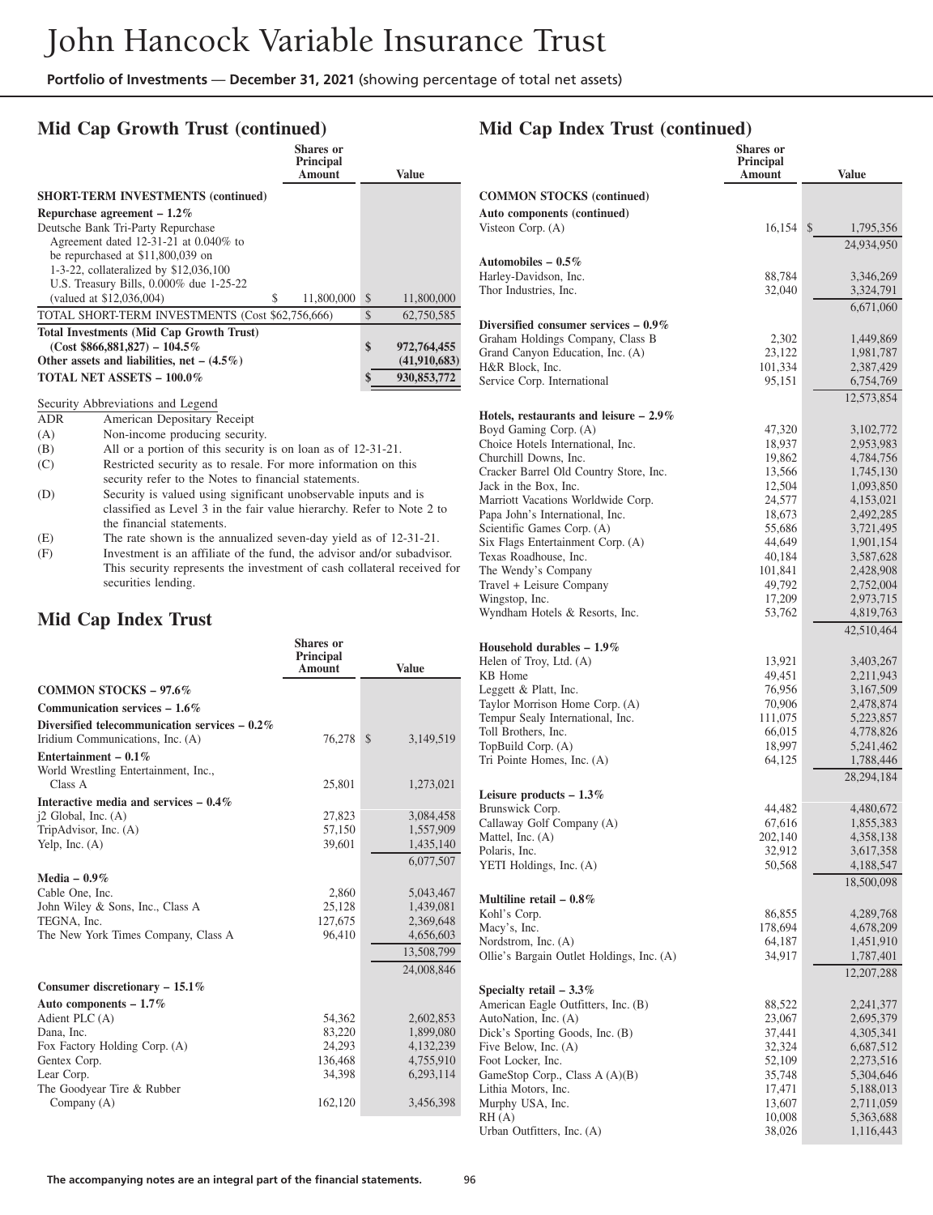## Mid Cap Growth Trust (continued)

| | Shares or Principal Amount | Value |
|---|---|---|
| **SHORT-TERM INVESTMENTS (continued)** | | |
| **Repurchase agreement – 1.2%** | | |
| Deutsche Bank Tri-Party Repurchase Agreement dated 12-31-21 at 0.040% to be repurchased at $11,800,039 on 1-3-22, collateralized by $12,036,100 U.S. Treasury Bills, 0.000% due 1-25-22 (valued at $12,036,004) | $ 11,800,000 | $ 11,800,000 |
| TOTAL SHORT-TERM INVESTMENTS (Cost $62,756,666) | | $ 62,750,585 |
| **Total Investments (Mid Cap Growth Trust) (Cost $866,881,827) – 104.5%** | | **$ 972,764,455** |
| **Other assets and liabilities, net – (4.5%)** | | **(41,910,683)** |
| **TOTAL NET ASSETS – 100.0%** | | **$ 930,853,772** |

Security Abbreviations and Legend

| | |
|---|---|
| ADR | American Depositary Receipt |
| (A) | Non-income producing security. |
| (B) | All or a portion of this security is on loan as of 12-31-21. |
| (C) | Restricted security as to resale. For more information on this security refer to the Notes to financial statements. |
| (D) | Security is valued using significant unobservable inputs and is classified as Level 3 in the fair value hierarchy. Refer to Note 2 to the financial statements. |
| (E) | The rate shown is the annualized seven-day yield as of 12-31-21. |
| (F) | Investment is an affiliate of the fund, the advisor and/or subadvisor. This security represents the investment of cash collateral received for securities lending. |

## Mid Cap Index Trust

| | Shares or Principal Amount | Value |
|---|---|---|
| **COMMON STOCKS – 97.6%** | | |
| **Communication services – 1.6%** | | |
| **Diversified telecommunication services – 0.2%** | | |
| Iridium Communications, Inc. (A) | 76,278 | $ 3,149,519 |
| **Entertainment – 0.1%** | | |
| World Wrestling Entertainment, Inc., Class A | 25,801 | 1,273,021 |
| **Interactive media and services – 0.4%** | | |
| j2 Global, Inc. (A) | 27,823 | 3,084,458 |
| TripAdvisor, Inc. (A) | 57,150 | 1,557,909 |
| Yelp, Inc. (A) | 39,601 | 1,435,140 |
| | | 6,077,507 |
| **Media – 0.9%** | | |
| Cable One, Inc. | 2,860 | 5,043,467 |
| John Wiley & Sons, Inc., Class A | 25,128 | 1,439,081 |
| TEGNA, Inc. | 127,675 | 2,369,648 |
| The New York Times Company, Class A | 96,410 | 4,656,603 |
| | | 13,508,799 |
| | | 24,008,846 |
| **Consumer discretionary – 15.1%** | | |
| **Auto components – 1.7%** | | |
| Adient PLC (A) | 54,362 | 2,602,853 |
| Dana, Inc. | 83,220 | 1,899,080 |
| Fox Factory Holding Corp. (A) | 24,293 | 4,132,239 |
| Gentex Corp. | 136,468 | 4,755,910 |
| Lear Corp. | 34,398 | 6,293,114 |
| The Goodyear Tire & Rubber Company (A) | 162,120 | 3,456,398 |

## Mid Cap Index Trust (continued)

| | Shares or Principal Amount | Value |
|---|---|---|
| **COMMON STOCKS (continued)** | | |
| **Auto components (continued)** | | |
| Visteon Corp. (A) | 16,154 | $ 1,795,356 |
| | | 24,934,950 |
| **Automobiles – 0.5%** | | |
| Harley-Davidson, Inc. | 88,784 | 3,346,269 |
| Thor Industries, Inc. | 32,040 | 3,324,791 |
| | | 6,671,060 |
| **Diversified consumer services – 0.9%** | | |
| Graham Holdings Company, Class B | 2,302 | 1,449,869 |
| Grand Canyon Education, Inc. (A) | 23,122 | 1,981,787 |
| H&R Block, Inc. | 101,334 | 2,387,429 |
| Service Corp. International | 95,151 | 6,754,769 |
| | | 12,573,854 |
| **Hotels, restaurants and leisure – 2.9%** | | |
| Boyd Gaming Corp. (A) | 47,320 | 3,102,772 |
| Choice Hotels International, Inc. | 18,937 | 2,953,983 |
| Churchill Downs, Inc. | 19,862 | 4,784,756 |
| Cracker Barrel Old Country Store, Inc. | 13,566 | 1,745,130 |
| Jack in the Box, Inc. | 12,504 | 1,093,850 |
| Marriott Vacations Worldwide Corp. | 24,577 | 4,153,021 |
| Papa John's International, Inc. | 18,673 | 2,492,285 |
| Scientific Games Corp. (A) | 55,686 | 3,721,495 |
| Six Flags Entertainment Corp. (A) | 44,649 | 1,901,154 |
| Texas Roadhouse, Inc. | 40,184 | 3,587,628 |
| The Wendy's Company | 101,841 | 2,428,908 |
| Travel + Leisure Company | 49,792 | 2,752,004 |
| Wingstop, Inc. | 17,209 | 2,973,715 |
| Wyndham Hotels & Resorts, Inc. | 53,762 | 4,819,763 |
| | | 42,510,464 |
| **Household durables – 1.9%** | | |
| Helen of Troy, Ltd. (A) | 13,921 | 3,403,267 |
| KB Home | 49,451 | 2,211,943 |
| Leggett & Platt, Inc. | 76,956 | 3,167,509 |
| Taylor Morrison Home Corp. (A) | 70,906 | 2,478,874 |
| Tempur Sealy International, Inc. | 111,075 | 5,223,857 |
| Toll Brothers, Inc. | 66,015 | 4,778,826 |
| TopBuild Corp. (A) | 18,997 | 5,241,462 |
| Tri Pointe Homes, Inc. (A) | 64,125 | 1,788,446 |
| | | 28,294,184 |
| **Leisure products – 1.3%** | | |
| Brunswick Corp. | 44,482 | 4,480,672 |
| Callaway Golf Company (A) | 67,616 | 1,855,383 |
| Mattel, Inc. (A) | 202,140 | 4,358,138 |
| Polaris, Inc. | 32,912 | 3,617,358 |
| YETI Holdings, Inc. (A) | 50,568 | 4,188,547 |
| | | 18,500,098 |
| **Multiline retail – 0.8%** | | |
| Kohl's Corp. | 86,855 | 4,289,768 |
| Macy's, Inc. | 178,694 | 4,678,209 |
| Nordstrom, Inc. (A) | 64,187 | 1,451,910 |
| Ollie's Bargain Outlet Holdings, Inc. (A) | 34,917 | 1,787,401 |
| | | 12,207,288 |
| **Specialty retail – 3.3%** | | |
| American Eagle Outfitters, Inc. (B) | 88,522 | 2,241,377 |
| AutoNation, Inc. (A) | 23,067 | 2,695,379 |
| Dick's Sporting Goods, Inc. (B) | 37,441 | 4,305,341 |
| Five Below, Inc. (A) | 32,324 | 6,687,512 |
| Foot Locker, Inc. | 52,109 | 2,273,516 |
| GameStop Corp., Class A (A)(B) | 35,748 | 5,304,646 |
| Lithia Motors, Inc. | 17,471 | 5,188,013 |
| Murphy USA, Inc. | 13,607 | 2,711,059 |
| RH (A) | 10,008 | 5,363,688 |
| Urban Outfitters, Inc. (A) | 38,026 | 1,116,443 |

The accompanying notes are an integral part of the financial statements.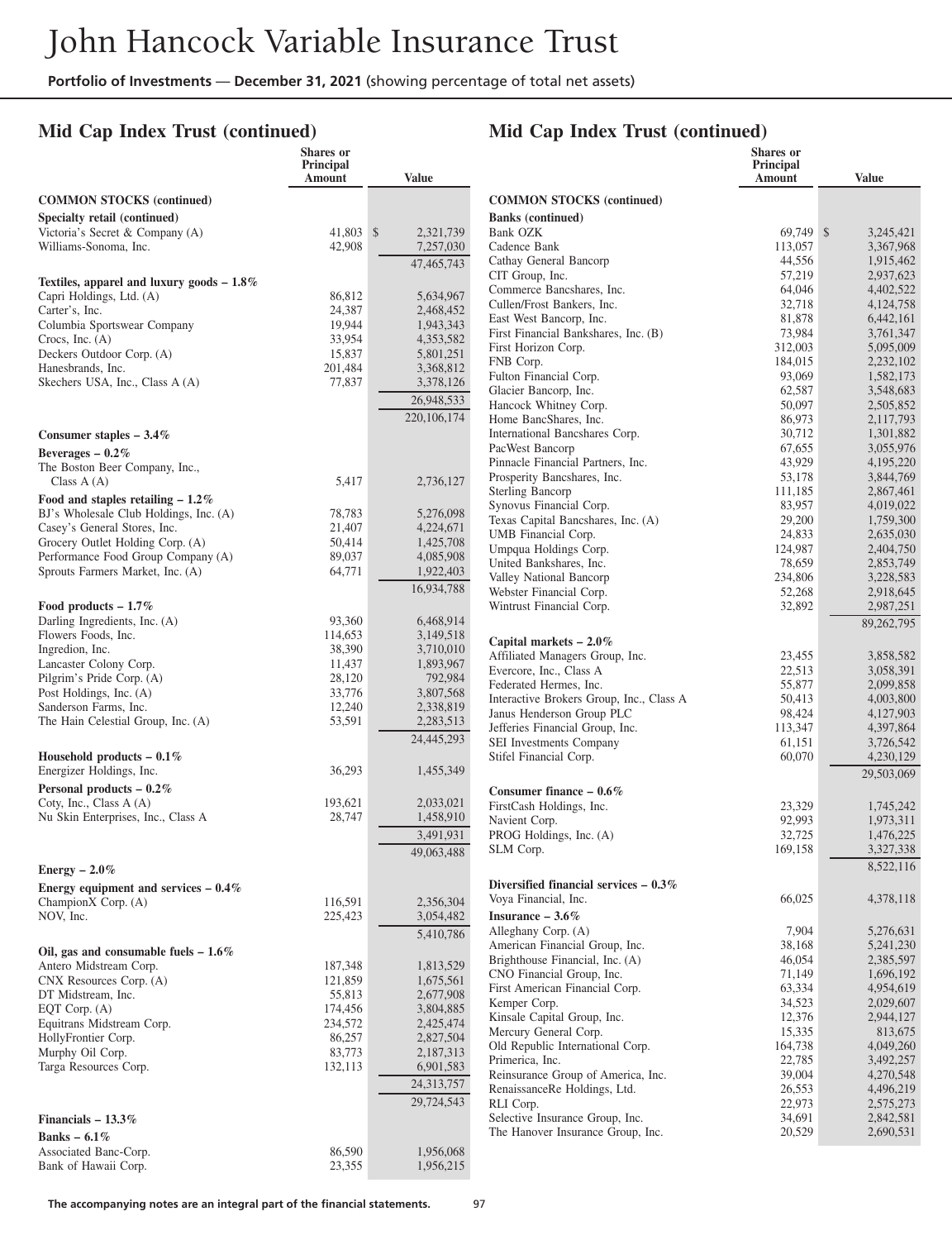## Mid Cap Index Trust (continued)

| | Shares or Principal Amount | Value |
|---|---|---|
| **COMMON STOCKS (continued)** | | |
| **Specialty retail (continued)** | | |
| Victoria's Secret & Company (A) | 41,803 | $ 2,321,739 |
| Williams-Sonoma, Inc. | 42,908 | 7,257,030 |
| | | 47,465,743 |
| **Textiles, apparel and luxury goods – 1.8%** | | |
| Capri Holdings, Ltd. (A) | 86,812 | 5,634,967 |
| Carter's, Inc. | 24,387 | 2,468,452 |
| Columbia Sportswear Company | 19,944 | 1,943,343 |
| Crocs, Inc. (A) | 33,954 | 4,353,582 |
| Deckers Outdoor Corp. (A) | 15,837 | 5,801,251 |
| Hanesbrands, Inc. | 201,484 | 3,368,812 |
| Skechers USA, Inc., Class A (A) | 77,837 | 3,378,126 |
| | | 26,948,533 |
| | | 220,106,174 |
| **Consumer staples – 3.4%** | | |
| **Beverages – 0.2%** | | |
| The Boston Beer Company, Inc., Class A (A) | 5,417 | 2,736,127 |
| **Food and staples retailing – 1.2%** | | |
| BJ's Wholesale Club Holdings, Inc. (A) | 78,783 | 5,276,098 |
| Casey's General Stores, Inc. | 21,407 | 4,224,671 |
| Grocery Outlet Holding Corp. (A) | 50,414 | 1,425,708 |
| Performance Food Group Company (A) | 89,037 | 4,085,908 |
| Sprouts Farmers Market, Inc. (A) | 64,771 | 1,922,403 |
| | | 16,934,788 |
| **Food products – 1.7%** | | |
| Darling Ingredients, Inc. (A) | 93,360 | 6,468,914 |
| Flowers Foods, Inc. | 114,653 | 3,149,518 |
| Ingredion, Inc. | 38,390 | 3,710,010 |
| Lancaster Colony Corp. | 11,437 | 1,893,967 |
| Pilgrim's Pride Corp. (A) | 28,120 | 792,984 |
| Post Holdings, Inc. (A) | 33,776 | 3,807,568 |
| Sanderson Farms, Inc. | 12,240 | 2,338,819 |
| The Hain Celestial Group, Inc. (A) | 53,591 | 2,283,513 |
| | | 24,445,293 |
| **Household products – 0.1%** | | |
| Energizer Holdings, Inc. | 36,293 | 1,455,349 |
| **Personal products – 0.2%** | | |
| Coty, Inc., Class A (A) | 193,621 | 2,033,021 |
| Nu Skin Enterprises, Inc., Class A | 28,747 | 1,458,910 |
| | | 3,491,931 |
| | | 49,063,488 |
| **Energy – 2.0%** | | |
| **Energy equipment and services – 0.4%** | | |
| ChampionX Corp. (A) | 116,591 | 2,356,304 |
| NOV, Inc. | 225,423 | 3,054,482 |
| | | 5,410,786 |
| **Oil, gas and consumable fuels – 1.6%** | | |
| Antero Midstream Corp. | 187,348 | 1,813,529 |
| CNX Resources Corp. (A) | 121,859 | 1,675,561 |
| DT Midstream, Inc. | 55,813 | 2,677,908 |
| EQT Corp. (A) | 174,456 | 3,804,885 |
| Equitrans Midstream Corp. | 234,572 | 2,425,474 |
| HollyFrontier Corp. | 86,257 | 2,827,504 |
| Murphy Oil Corp. | 83,773 | 2,187,313 |
| Targa Resources Corp. | 132,113 | 6,901,583 |
| | | 24,313,757 |
| | | 29,724,543 |
| **Financials – 13.3%** | | |
| **Banks – 6.1%** | | |
| Associated Banc-Corp. | 86,590 | 1,956,068 |
| Bank of Hawaii Corp. | 23,355 | 1,956,215 |
| Bank OZK | 69,749 | $ 3,245,421 |
| Cadence Bank | 113,057 | 3,367,968 |
| Cathay General Bancorp | 44,556 | 1,915,462 |
| CIT Group, Inc. | 57,219 | 2,937,623 |
| Commerce Bancshares, Inc. | 64,046 | 4,402,522 |
| Cullen/Frost Bankers, Inc. | 32,718 | 4,124,758 |
| East West Bancorp, Inc. | 81,878 | 6,442,161 |
| First Financial Bankshares, Inc. (B) | 73,984 | 3,761,347 |
| First Horizon Corp. | 312,003 | 5,095,009 |
| FNB Corp. | 184,015 | 2,232,102 |
| Fulton Financial Corp. | 93,069 | 1,582,173 |
| Glacier Bancorp, Inc. | 62,587 | 3,548,683 |
| Hancock Whitney Corp. | 50,097 | 2,505,852 |
| Home BancShares, Inc. | 86,973 | 2,117,793 |
| International Bancshares Corp. | 30,712 | 1,301,882 |
| PacWest Bancorp | 67,655 | 3,055,976 |
| Pinnacle Financial Partners, Inc. | 43,929 | 4,195,220 |
| Prosperity Bancshares, Inc. | 53,178 | 3,844,769 |
| Sterling Bancorp | 111,185 | 2,867,461 |
| Synovus Financial Corp. | 83,957 | 4,019,022 |
| Texas Capital Bancshares, Inc. (A) | 29,200 | 1,759,300 |
| UMB Financial Corp. | 24,833 | 2,635,030 |
| Umpqua Holdings Corp. | 124,987 | 2,404,750 |
| United Bankshares, Inc. | 78,659 | 2,853,749 |
| Valley National Bancorp | 234,806 | 3,228,583 |
| Webster Financial Corp. | 52,268 | 2,918,645 |
| Wintrust Financial Corp. | 32,892 | 2,987,251 |
| | | 89,262,795 |
| **Capital markets – 2.0%** | | |
| Affiliated Managers Group, Inc. | 23,455 | 3,858,582 |
| Evercore, Inc., Class A | 22,513 | 3,058,391 |
| Federated Hermes, Inc. | 55,877 | 2,099,858 |
| Interactive Brokers Group, Inc., Class A | 50,413 | 4,003,800 |
| Janus Henderson Group PLC | 98,424 | 4,127,903 |
| Jefferies Financial Group, Inc. | 113,347 | 4,397,864 |
| SEI Investments Company | 61,151 | 3,726,542 |
| Stifel Financial Corp. | 60,070 | 4,230,129 |
| | | 29,503,069 |
| **Consumer finance – 0.6%** | | |
| FirstCash Holdings, Inc. | 23,329 | 1,745,242 |
| Navient Corp. | 92,993 | 1,973,311 |
| PROG Holdings, Inc. (A) | 32,725 | 1,476,225 |
| SLM Corp. | 169,158 | 3,327,338 |
| | | 8,522,116 |
| **Diversified financial services – 0.3%** | | |
| Voya Financial, Inc. | 66,025 | 4,378,118 |
| **Insurance – 3.6%** | | |
| Alleghany Corp. (A) | 7,904 | 5,276,631 |
| American Financial Group, Inc. | 38,168 | 5,241,230 |
| Brighthouse Financial, Inc. (A) | 46,054 | 2,385,597 |
| CNO Financial Group, Inc. | 71,149 | 1,696,192 |
| First American Financial Corp. | 63,334 | 4,954,619 |
| Kemper Corp. | 34,523 | 2,029,607 |
| Kinsale Capital Group, Inc. | 12,376 | 2,944,127 |
| Mercury General Corp. | 15,335 | 813,675 |
| Old Republic International Corp. | 164,738 | 4,049,260 |
| Primerica, Inc. | 22,785 | 3,492,257 |
| Reinsurance Group of America, Inc. | 39,004 | 4,270,548 |
| RenaissanceRe Holdings, Ltd. | 26,553 | 4,496,219 |
| RLI Corp. | 22,973 | 2,575,273 |
| Selective Insurance Group, Inc. | 34,691 | 2,842,581 |
| The Hanover Insurance Group, Inc. | 20,529 | 2,690,531 |

The accompanying notes are an integral part of the financial statements.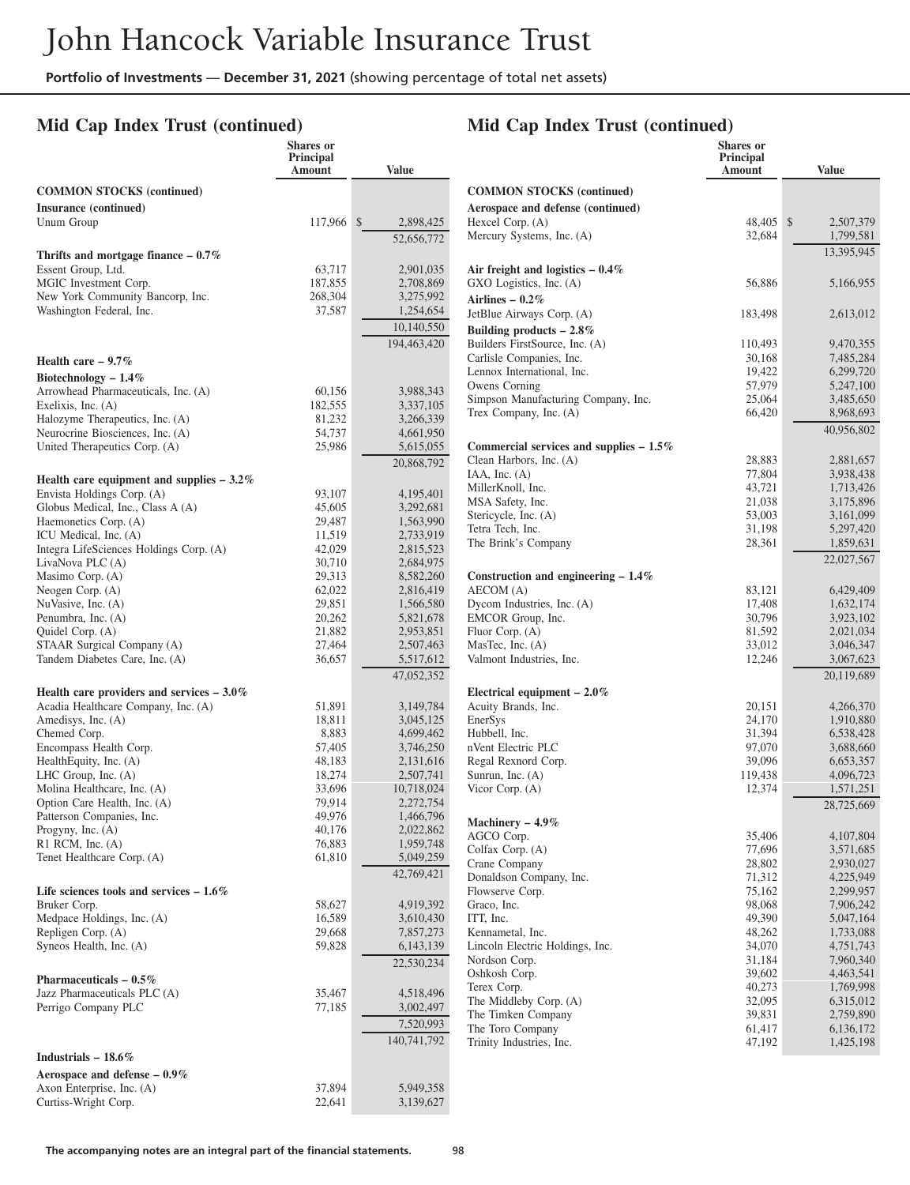## Mid Cap Index Trust (continued)

| | Shares or Principal Amount | Value |
|---|---|---|
| **COMMON STOCKS (continued)** | | |
| **Insurance (continued)** | | |
| Unum Group | 117,966 | $ 2,898,425 |
| | | 52,656,772 |
| **Thrifts and mortgage finance – 0.7%** | | |
| Essent Group, Ltd. | 63,717 | 2,901,035 |
| MGIC Investment Corp. | 187,855 | 2,708,869 |
| New York Community Bancorp, Inc. | 268,304 | 3,275,992 |
| Washington Federal, Inc. | 37,587 | 1,254,654 |
| | | 10,140,550 |
| | | 194,463,420 |
| **Health care – 9.7%** | | |
| **Biotechnology – 1.4%** | | |
| Arrowhead Pharmaceuticals, Inc. (A) | 60,156 | 3,988,343 |
| Exelixis, Inc. (A) | 182,555 | 3,337,105 |
| Halozyme Therapeutics, Inc. (A) | 81,232 | 3,266,339 |
| Neurocrine Biosciences, Inc. (A) | 54,737 | 4,661,950 |
| United Therapeutics Corp. (A) | 25,986 | 5,615,055 |
| | | 20,868,792 |
| **Health care equipment and supplies – 3.2%** | | |
| Envista Holdings Corp. (A) | 93,107 | 4,195,401 |
| Globus Medical, Inc., Class A (A) | 45,605 | 3,292,681 |
| Haemonetics Corp. (A) | 29,487 | 1,563,990 |
| ICU Medical, Inc. (A) | 11,519 | 2,733,919 |
| Integra LifeSciences Holdings Corp. (A) | 42,029 | 2,815,523 |
| LivaNova PLC (A) | 30,710 | 2,684,975 |
| Masimo Corp. (A) | 29,313 | 8,582,260 |
| Neogen Corp. (A) | 62,022 | 2,816,419 |
| NuVasive, Inc. (A) | 29,851 | 1,566,580 |
| Penumbra, Inc. (A) | 20,262 | 5,821,678 |
| Quidel Corp. (A) | 21,882 | 2,953,851 |
| STAAR Surgical Company (A) | 27,464 | 2,507,463 |
| Tandem Diabetes Care, Inc. (A) | 36,657 | 5,517,612 |
| | | 47,052,352 |
| **Health care providers and services – 3.0%** | | |
| Acadia Healthcare Company, Inc. (A) | 51,891 | 3,149,784 |
| Amedisys, Inc. (A) | 18,811 | 3,045,125 |
| Chemed Corp. | 8,883 | 4,699,462 |
| Encompass Health Corp. | 57,405 | 3,746,250 |
| HealthEquity, Inc. (A) | 48,183 | 2,131,616 |
| LHC Group, Inc. (A) | 18,274 | 2,507,741 |
| Molina Healthcare, Inc. (A) | 33,696 | 10,718,024 |
| Option Care Health, Inc. (A) | 79,914 | 2,272,754 |
| Patterson Companies, Inc. | 49,976 | 1,466,796 |
| Progyny, Inc. (A) | 40,176 | 2,022,862 |
| R1 RCM, Inc. (A) | 76,883 | 1,959,748 |
| Tenet Healthcare Corp. (A) | 61,810 | 5,049,259 |
| | | 42,769,421 |
| **Life sciences tools and services – 1.6%** | | |
| Bruker Corp. | 58,627 | 4,919,392 |
| Medpace Holdings, Inc. (A) | 16,589 | 3,610,430 |
| Repligen Corp. (A) | 29,668 | 7,857,273 |
| Syneos Health, Inc. (A) | 59,828 | 6,143,139 |
| | | 22,530,234 |
| **Pharmaceuticals – 0.5%** | | |
| Jazz Pharmaceuticals PLC (A) | 35,467 | 4,518,496 |
| Perrigo Company PLC | 77,185 | 3,002,497 |
| | | 7,520,993 |
| | | 140,741,792 |
| **Industrials – 18.6%** | | |
| **Aerospace and defense – 0.9%** | | |
| Axon Enterprise, Inc. (A) | 37,894 | 5,949,358 |
| Curtiss-Wright Corp. | 22,641 | 3,139,627 |
| Hexcel Corp. (A) | 48,405 | $ 2,507,379 |
| Mercury Systems, Inc. (A) | 32,684 | 1,799,581 |
| | | 13,395,945 |
| **Air freight and logistics – 0.4%** | | |
| GXO Logistics, Inc. (A) | 56,886 | 5,166,955 |
| **Airlines – 0.2%** | | |
| JetBlue Airways Corp. (A) | 183,498 | 2,613,012 |
| **Building products – 2.8%** | | |
| Builders FirstSource, Inc. (A) | 110,493 | 9,470,355 |
| Carlisle Companies, Inc. | 30,168 | 7,485,284 |
| Lennox International, Inc. | 19,422 | 6,299,720 |
| Owens Corning | 57,979 | 5,247,100 |
| Simpson Manufacturing Company, Inc. | 25,064 | 3,485,650 |
| Trex Company, Inc. (A) | 66,420 | 8,968,693 |
| | | 40,956,802 |
| **Commercial services and supplies – 1.5%** | | |
| Clean Harbors, Inc. (A) | 28,883 | 2,881,657 |
| IAA, Inc. (A) | 77,804 | 3,938,438 |
| MillerKnoll, Inc. | 43,721 | 1,713,426 |
| MSA Safety, Inc. | 21,038 | 3,175,896 |
| Stericycle, Inc. (A) | 53,003 | 3,161,099 |
| Tetra Tech, Inc. | 31,198 | 5,297,420 |
| The Brink's Company | 28,361 | 1,859,631 |
| | | 22,027,567 |
| **Construction and engineering – 1.4%** | | |
| AECOM (A) | 83,121 | 6,429,409 |
| Dycom Industries, Inc. (A) | 17,408 | 1,632,174 |
| EMCOR Group, Inc. | 30,796 | 3,923,102 |
| Fluor Corp. (A) | 81,592 | 2,021,034 |
| MasTec, Inc. (A) | 33,012 | 3,046,347 |
| Valmont Industries, Inc. | 12,246 | 3,067,623 |
| | | 20,119,689 |
| **Electrical equipment – 2.0%** | | |
| Acuity Brands, Inc. | 20,151 | 4,266,370 |
| EnerSys | 24,170 | 1,910,880 |
| Hubbell, Inc. | 31,394 | 6,538,428 |
| nVent Electric PLC | 97,070 | 3,688,660 |
| Regal Rexnord Corp. | 39,096 | 6,653,357 |
| Sunrun, Inc. (A) | 119,438 | 4,096,723 |
| Vicor Corp. (A) | 12,374 | 1,571,251 |
| | | 28,725,669 |
| **Machinery – 4.9%** | | |
| AGCO Corp. | 35,406 | 4,107,804 |
| Colfax Corp. (A) | 77,696 | 3,571,685 |
| Crane Company | 28,802 | 2,930,027 |
| Donaldson Company, Inc. | 71,312 | 4,225,949 |
| Flowserve Corp. | 75,162 | 2,299,957 |
| Graco, Inc. | 98,068 | 7,906,242 |
| ITT, Inc. | 49,390 | 5,047,164 |
| Kennametal, Inc. | 48,262 | 1,733,088 |
| Lincoln Electric Holdings, Inc. | 34,070 | 4,751,743 |
| Nordson Corp. | 31,184 | 7,960,340 |
| Oshkosh Corp. | 39,602 | 4,463,541 |
| Terex Corp. | 40,273 | 1,769,998 |
| The Middleby Corp. (A) | 32,095 | 6,315,012 |
| The Timken Company | 39,831 | 2,759,890 |
| The Toro Company | 61,417 | 6,136,172 |
| Trinity Industries, Inc. | 47,192 | 1,425,198 |

The accompanying notes are an integral part of the financial statements.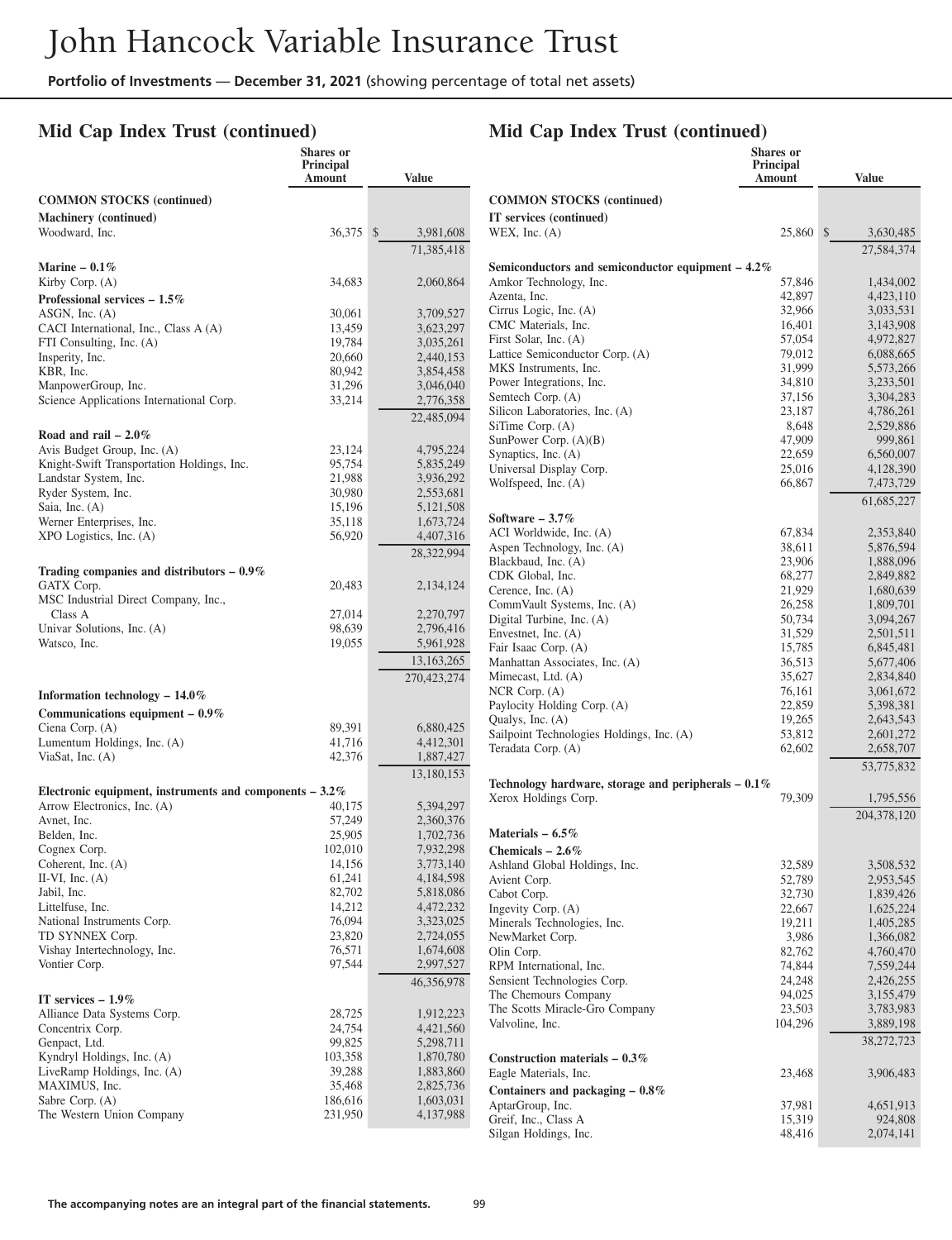## Mid Cap Index Trust (continued)

| | Shares or Principal Amount | Value |
|---|---|---|
| **COMMON STOCKS (continued)** | | |
| **Machinery (continued)** | | |
| Woodward, Inc. | 36,375 | $ 3,981,608 |
| | | 71,385,418 |
| **Marine – 0.1%** | | |
| Kirby Corp. (A) | 34,683 | 2,060,864 |
| **Professional services – 1.5%** | | |
| ASGN, Inc. (A) | 30,061 | 3,709,527 |
| CACI International, Inc., Class A (A) | 13,459 | 3,623,297 |
| FTI Consulting, Inc. (A) | 19,784 | 3,035,261 |
| Insperity, Inc. | 20,660 | 2,440,153 |
| KBR, Inc. | 80,942 | 3,854,458 |
| ManpowerGroup, Inc. | 31,296 | 3,046,040 |
| Science Applications International Corp. | 33,214 | 2,776,358 |
| | | 22,485,094 |
| **Road and rail – 2.0%** | | |
| Avis Budget Group, Inc. (A) | 23,124 | 4,795,224 |
| Knight-Swift Transportation Holdings, Inc. | 95,754 | 5,835,249 |
| Landstar System, Inc. | 21,988 | 3,936,292 |
| Ryder System, Inc. | 30,980 | 2,553,681 |
| Saia, Inc. (A) | 15,196 | 5,121,508 |
| Werner Enterprises, Inc. | 35,118 | 1,673,724 |
| XPO Logistics, Inc. (A) | 56,920 | 4,407,316 |
| | | 28,322,994 |
| **Trading companies and distributors – 0.9%** | | |
| GATX Corp. | 20,483 | 2,134,124 |
| MSC Industrial Direct Company, Inc., Class A | 27,014 | 2,270,797 |
| Univar Solutions, Inc. (A) | 98,639 | 2,796,416 |
| Watsco, Inc. | 19,055 | 5,961,928 |
| | | 13,163,265 |
| | | 270,423,274 |
| **Information technology – 14.0%** | | |
| **Communications equipment – 0.9%** | | |
| Ciena Corp. (A) | 89,391 | 6,880,425 |
| Lumentum Holdings, Inc. (A) | 41,716 | 4,412,301 |
| ViaSat, Inc. (A) | 42,376 | 1,887,427 |
| | | 13,180,153 |
| **Electronic equipment, instruments and components – 3.2%** | | |
| Arrow Electronics, Inc. (A) | 40,175 | 5,394,297 |
| Avnet, Inc. | 57,249 | 2,360,376 |
| Belden, Inc. | 25,905 | 1,702,736 |
| Cognex Corp. | 102,010 | 7,932,298 |
| Coherent, Inc. (A) | 14,156 | 3,773,140 |
| II-VI, Inc. (A) | 61,241 | 4,184,598 |
| Jabil, Inc. | 82,702 | 5,818,086 |
| Littelfuse, Inc. | 14,212 | 4,472,232 |
| National Instruments Corp. | 76,094 | 3,323,025 |
| TD SYNNEX Corp. | 23,820 | 2,724,055 |
| Vishay Intertechnology, Inc. | 76,571 | 1,674,608 |
| Vontier Corp. | 97,544 | 2,997,527 |
| | | 46,356,978 |
| **IT services – 1.9%** | | |
| Alliance Data Systems Corp. | 28,725 | 1,912,223 |
| Concentrix Corp. | 24,754 | 4,421,560 |
| Genpact, Ltd. | 99,825 | 5,298,711 |
| Kyndryl Holdings, Inc. (A) | 103,358 | 1,870,780 |
| LiveRamp Holdings, Inc. (A) | 39,288 | 1,883,860 |
| MAXIMUS, Inc. | 35,468 | 2,825,736 |
| Sabre Corp. (A) | 186,616 | 1,603,031 |
| The Western Union Company | 231,950 | 4,137,988 |
| **IT services (continued)** | | |
| WEX, Inc. (A) | 25,860 | $ 3,630,485 |
| | | 27,584,374 |
| **Semiconductors and semiconductor equipment – 4.2%** | | |
| Amkor Technology, Inc. | 57,846 | 1,434,002 |
| Azenta, Inc. | 42,897 | 4,423,110 |
| Cirrus Logic, Inc. (A) | 32,966 | 3,033,531 |
| CMC Materials, Inc. | 16,401 | 3,143,908 |
| First Solar, Inc. (A) | 57,054 | 4,972,827 |
| Lattice Semiconductor Corp. (A) | 79,012 | 6,088,665 |
| MKS Instruments, Inc. | 31,999 | 5,573,266 |
| Power Integrations, Inc. | 34,810 | 3,233,501 |
| Semtech Corp. (A) | 37,156 | 3,304,283 |
| Silicon Laboratories, Inc. (A) | 23,187 | 4,786,261 |
| SiTime Corp. (A) | 8,648 | 2,529,886 |
| SunPower Corp. (A)(B) | 47,909 | 999,861 |
| Synaptics, Inc. (A) | 22,659 | 6,560,007 |
| Universal Display Corp. | 25,016 | 4,128,390 |
| Wolfspeed, Inc. (A) | 66,867 | 7,473,729 |
| | | 61,685,227 |
| **Software – 3.7%** | | |
| ACI Worldwide, Inc. (A) | 67,834 | 2,353,840 |
| Aspen Technology, Inc. (A) | 38,611 | 5,876,594 |
| Blackbaud, Inc. (A) | 23,906 | 1,888,096 |
| CDK Global, Inc. | 68,277 | 2,849,882 |
| Cerence, Inc. (A) | 21,929 | 1,680,639 |
| CommVault Systems, Inc. (A) | 26,258 | 1,809,701 |
| Digital Turbine, Inc. (A) | 50,734 | 3,094,267 |
| Envestnet, Inc. (A) | 31,529 | 2,501,511 |
| Fair Isaac Corp. (A) | 15,785 | 6,845,481 |
| Manhattan Associates, Inc. (A) | 36,513 | 5,677,406 |
| Mimecast, Ltd. (A) | 35,627 | 2,834,840 |
| NCR Corp. (A) | 76,161 | 3,061,672 |
| Paylocity Holding Corp. (A) | 22,859 | 5,398,381 |
| Qualys, Inc. (A) | 19,265 | 2,643,543 |
| Sailpoint Technologies Holdings, Inc. (A) | 53,812 | 2,601,272 |
| Teradata Corp. (A) | 62,602 | 2,658,707 |
| | | 53,775,832 |
| **Technology hardware, storage and peripherals – 0.1%** | | |
| Xerox Holdings Corp. | 79,309 | 1,795,556 |
| | | 204,378,120 |
| **Materials – 6.5%** | | |
| **Chemicals – 2.6%** | | |
| Ashland Global Holdings, Inc. | 32,589 | 3,508,532 |
| Avient Corp. | 52,789 | 2,953,545 |
| Cabot Corp. | 32,730 | 1,839,426 |
| Ingevity Corp. (A) | 22,667 | 1,625,224 |
| Minerals Technologies, Inc. | 19,211 | 1,405,285 |
| NewMarket Corp. | 3,986 | 1,366,082 |
| Olin Corp. | 82,762 | 4,760,470 |
| RPM International, Inc. | 74,844 | 7,559,244 |
| Sensient Technologies Corp. | 24,248 | 2,426,255 |
| The Chemours Company | 94,025 | 3,155,479 |
| The Scotts Miracle-Gro Company | 23,503 | 3,783,983 |
| Valvoline, Inc. | 104,296 | 3,889,198 |
| | | 38,272,723 |
| **Construction materials – 0.3%** | | |
| Eagle Materials, Inc. | 23,468 | 3,906,483 |
| **Containers and packaging – 0.8%** | | |
| AptarGroup, Inc. | 37,981 | 4,651,913 |
| Greif, Inc., Class A | 15,319 | 924,808 |
| Silgan Holdings, Inc. | 48,416 | 2,074,141 |

**The accompanying notes are an integral part of the financial statements.**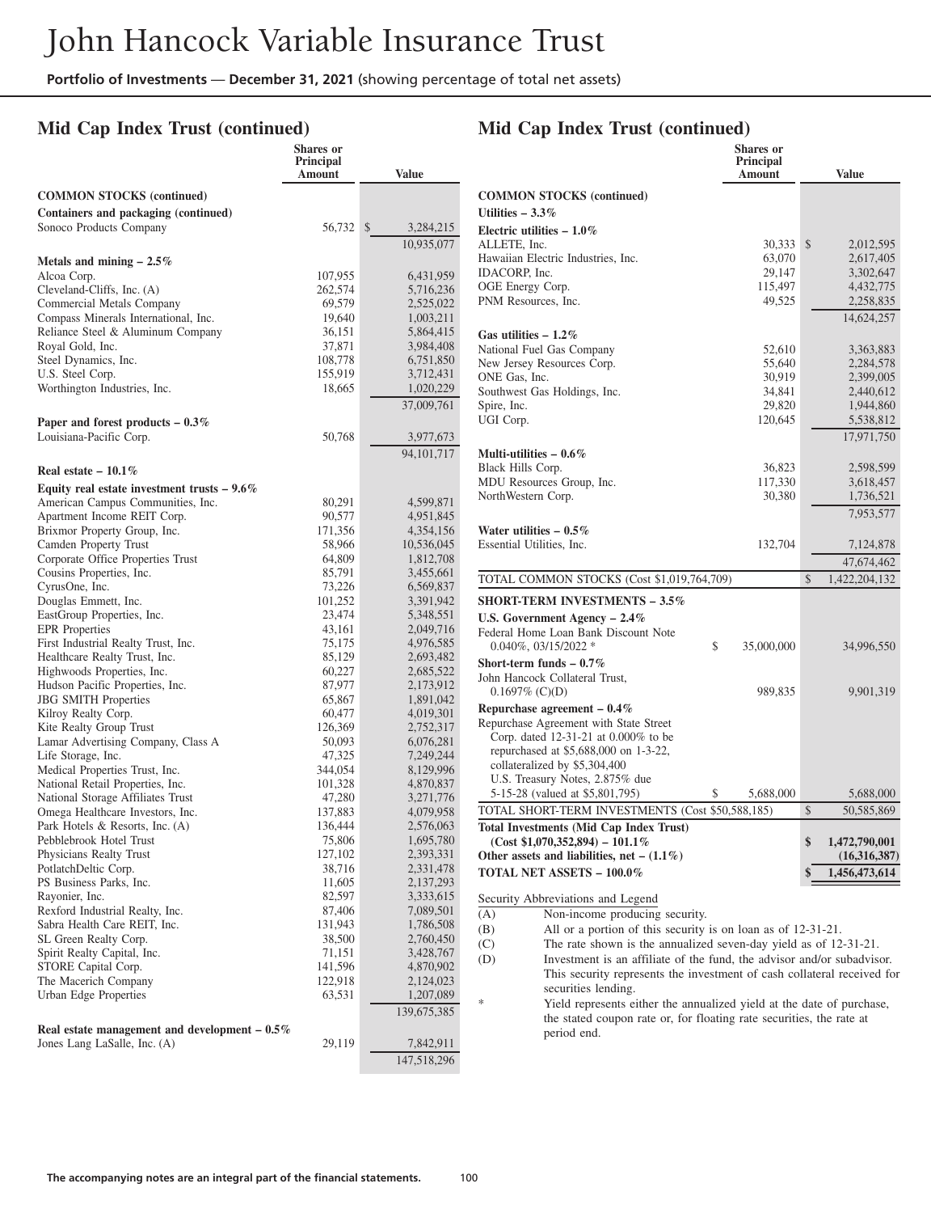## Mid Cap Index Trust (continued)

| | Shares or Principal Amount | Value |
|---|---|---|
| **COMMON STOCKS (continued)** | | |
| **Containers and packaging (continued)** | | |
| Sonoco Products Company | 56,732 | $ 3,284,215 |
| | | 10,935,077 |
| **Metals and mining – 2.5%** | | |
| Alcoa Corp. | 107,955 | 6,431,959 |
| Cleveland-Cliffs, Inc. (A) | 262,574 | 5,716,236 |
| Commercial Metals Company | 69,579 | 2,525,022 |
| Compass Minerals International, Inc. | 19,640 | 1,003,211 |
| Reliance Steel & Aluminum Company | 36,151 | 5,864,415 |
| Royal Gold, Inc. | 37,871 | 3,984,408 |
| Steel Dynamics, Inc. | 108,778 | 6,751,850 |
| U.S. Steel Corp. | 155,919 | 3,712,431 |
| Worthington Industries, Inc. | 18,665 | 1,020,229 |
| | | 37,009,761 |
| **Paper and forest products – 0.3%** | | |
| Louisiana-Pacific Corp. | 50,768 | 3,977,673 |
| | | 94,101,717 |
| **Real estate – 10.1%** | | |
| **Equity real estate investment trusts – 9.6%** | | |
| American Campus Communities, Inc. | 80,291 | 4,599,871 |
| Apartment Income REIT Corp. | 90,577 | 4,951,845 |
| Brixmor Property Group, Inc. | 171,356 | 4,354,156 |
| Camden Property Trust | 58,966 | 10,536,045 |
| Corporate Office Properties Trust | 64,809 | 1,812,708 |
| Cousins Properties, Inc. | 85,791 | 3,455,661 |
| CyrusOne, Inc. | 73,226 | 6,569,837 |
| Douglas Emmett, Inc. | 101,252 | 3,391,942 |
| EastGroup Properties, Inc. | 23,474 | 5,348,551 |
| EPR Properties | 43,161 | 2,049,716 |
| First Industrial Realty Trust, Inc. | 75,175 | 4,976,585 |
| Healthcare Realty Trust, Inc. | 85,129 | 2,693,482 |
| Highwoods Properties, Inc. | 60,227 | 2,685,522 |
| Hudson Pacific Properties, Inc. | 87,977 | 2,173,912 |
| JBG SMITH Properties | 65,867 | 1,891,042 |
| Kilroy Realty Corp. | 60,477 | 4,019,301 |
| Kite Realty Group Trust | 126,369 | 2,752,317 |
| Lamar Advertising Company, Class A | 50,093 | 6,076,281 |
| Life Storage, Inc. | 47,325 | 7,249,244 |
| Medical Properties Trust, Inc. | 344,054 | 8,129,996 |
| National Retail Properties, Inc. | 101,328 | 4,870,837 |
| National Storage Affiliates Trust | 47,280 | 3,271,776 |
| Omega Healthcare Investors, Inc. | 137,883 | 4,079,958 |
| Park Hotels & Resorts, Inc. (A) | 136,444 | 2,576,063 |
| Pebblebrook Hotel Trust | 75,806 | 1,695,780 |
| Physicians Realty Trust | 127,102 | 2,393,331 |
| PotlatchDeltic Corp. | 38,716 | 2,331,478 |
| PS Business Parks, Inc. | 11,605 | 2,137,293 |
| Rayonier, Inc. | 82,597 | 3,333,615 |
| Rexford Industrial Realty, Inc. | 87,406 | 7,089,501 |
| Sabra Health Care REIT, Inc. | 131,943 | 1,786,508 |
| SL Green Realty Corp. | 38,500 | 2,760,450 |
| Spirit Realty Capital, Inc. | 71,151 | 3,428,767 |
| STORE Capital Corp. | 141,596 | 4,870,902 |
| The Macerich Company | 122,918 | 2,124,023 |
| Urban Edge Properties | 63,531 | 1,207,089 |
| | | 139,675,385 |
| **Real estate management and development – 0.5%** | | |
| Jones Lang LaSalle, Inc. (A) | 29,119 | 7,842,911 |
| | | 147,518,296 |
| **Utilities – 3.3%** | | |
| **Electric utilities – 1.0%** | | |
| ALLETE, Inc. | 30,333 | $ 2,012,595 |
| Hawaiian Electric Industries, Inc. | 63,070 | 2,617,405 |
| IDACORP, Inc. | 29,147 | 3,302,647 |
| OGE Energy Corp. | 115,497 | 4,432,775 |
| PNM Resources, Inc. | 49,525 | 2,258,835 |
| | | 14,624,257 |
| **Gas utilities – 1.2%** | | |
| National Fuel Gas Company | 52,610 | 3,363,883 |
| New Jersey Resources Corp. | 55,640 | 2,284,578 |
| ONE Gas, Inc. | 30,919 | 2,399,005 |
| Southwest Gas Holdings, Inc. | 34,841 | 2,440,612 |
| Spire, Inc. | 29,820 | 1,944,860 |
| UGI Corp. | 120,645 | 5,538,812 |
| | | 17,971,750 |
| **Multi-utilities – 0.6%** | | |
| Black Hills Corp. | 36,823 | 2,598,599 |
| MDU Resources Group, Inc. | 117,330 | 3,618,457 |
| NorthWestern Corp. | 30,380 | 1,736,521 |
| | | 7,953,577 |
| **Water utilities – 0.5%** | | |
| Essential Utilities, Inc. | 132,704 | 7,124,878 |
| | | 47,674,462 |
| TOTAL COMMON STOCKS (Cost $1,019,764,709) | | $ 1,422,204,132 |
| **SHORT-TERM INVESTMENTS – 3.5%** | | |
| **U.S. Government Agency – 2.4%** | | |
| Federal Home Loan Bank Discount Note 0.040%, 03/15/2022 * | $ 35,000,000 | 34,996,550 |
| **Short-term funds – 0.7%** | | |
| John Hancock Collateral Trust, 0.1697% (C)(D) | 989,835 | 9,901,319 |
| **Repurchase agreement – 0.4%** | | |
| Repurchase Agreement with State Street Corp. dated 12-31-21 at 0.000% to be repurchased at $5,688,000 on 1-3-22, collateralized by $5,304,400 U.S. Treasury Notes, 2.875% due 5-15-28 (valued at $5,801,795) | $ 5,688,000 | 5,688,000 |
| TOTAL SHORT-TERM INVESTMENTS (Cost $50,588,185) | | $ 50,585,869 |
| **Total Investments (Mid Cap Index Trust) (Cost $1,070,352,894) – 101.1%** | | **$ 1,472,790,001** |
| **Other assets and liabilities, net – (1.1%)** | | **(16,316,387)** |
| **TOTAL NET ASSETS – 100.0%** | | **$ 1,456,473,614** |

Security Abbreviations and Legend

- (A) Non-income producing security.
- (B) All or a portion of this security is on loan as of 12-31-21.
- (C) The rate shown is the annualized seven-day yield as of 12-31-21.
- (D) Investment is an affiliate of the fund, the advisor and/or subadvisor. This security represents the investment of cash collateral received for securities lending.
- \* Yield represents either the annualized yield at the date of purchase, the stated coupon rate or, for floating rate securities, the rate at period end.

The accompanying notes are an integral part of the financial statements.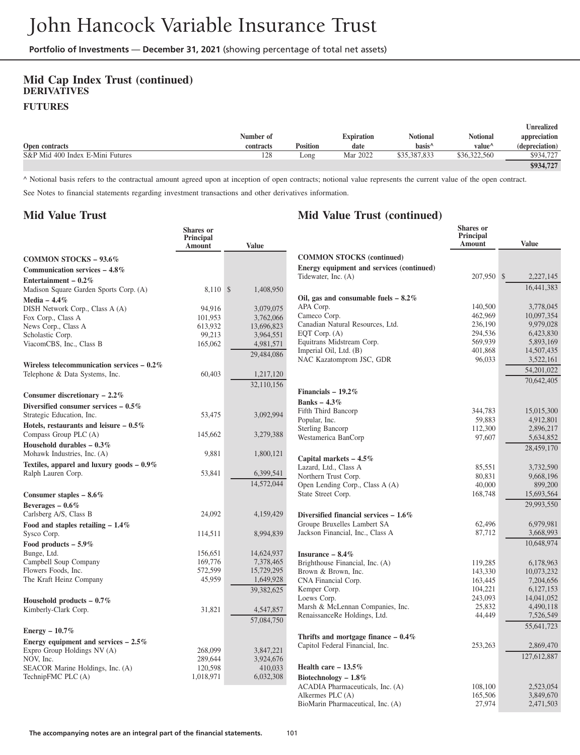## Mid Cap Index Trust (continued)

### DERIVATIVES

### FUTURES

| Open contracts | Number of contracts | Position | Expiration date | Notional basis^ | Notional value^ | Unrealized appreciation (depreciation) |
|---|---|---|---|---|---|---|
| S&P Mid 400 Index E-Mini Futures | 128 | Long | Mar 2022 | $35,387,833 | $36,322,560 | $934,727 |
| | | | | | | **$934,727** |

^ Notional basis refers to the contractual amount agreed upon at inception of open contracts; notional value represents the current value of the open contract.

See Notes to financial statements regarding investment transactions and other derivatives information.

## Mid Value Trust

| | Shares or Principal Amount | Value |
|---|---|---|
| **COMMON STOCKS – 93.6%** | | |
| **Communication services – 4.8%** | | |
| **Entertainment – 0.2%** | | |
| Madison Square Garden Sports Corp. (A) | 8,110 | $ 1,408,950 |
| **Media – 4.4%** | | |
| DISH Network Corp., Class A (A) | 94,916 | 3,079,075 |
| Fox Corp., Class A | 101,953 | 3,762,066 |
| News Corp., Class A | 613,932 | 13,696,823 |
| Scholastic Corp. | 99,213 | 3,964,551 |
| ViacomCBS, Inc., Class B | 165,062 | 4,981,571 |
| | | 29,484,086 |
| **Wireless telecommunication services – 0.2%** | | |
| Telephone & Data Systems, Inc. | 60,403 | 1,217,120 |
| | | 32,110,156 |
| **Consumer discretionary – 2.2%** | | |
| **Diversified consumer services – 0.5%** | | |
| Strategic Education, Inc. | 53,475 | 3,092,994 |
| **Hotels, restaurants and leisure – 0.5%** | | |
| Compass Group PLC (A) | 145,662 | 3,279,388 |
| **Household durables – 0.3%** | | |
| Mohawk Industries, Inc. (A) | 9,881 | 1,800,121 |
| **Textiles, apparel and luxury goods – 0.9%** | | |
| Ralph Lauren Corp. | 53,841 | 6,399,541 |
| | | 14,572,044 |
| **Consumer staples – 8.6%** | | |
| **Beverages – 0.6%** | | |
| Carlsberg A/S, Class B | 24,092 | 4,159,429 |
| **Food and staples retailing – 1.4%** | | |
| Sysco Corp. | 114,511 | 8,994,839 |
| **Food products – 5.9%** | | |
| Bunge, Ltd. | 156,651 | 14,624,937 |
| Campbell Soup Company | 169,776 | 7,378,465 |
| Flowers Foods, Inc. | 572,599 | 15,729,295 |
| The Kraft Heinz Company | 45,959 | 1,649,928 |
| | | 39,382,625 |
| **Household products – 0.7%** | | |
| Kimberly-Clark Corp. | 31,821 | 4,547,857 |
| | | 57,084,750 |
| **Energy – 10.7%** | | |
| **Energy equipment and services – 2.5%** | | |
| Expro Group Holdings NV (A) | 268,099 | 3,847,221 |
| NOV, Inc. | 289,644 | 3,924,676 |
| SEACOR Marine Holdings, Inc. (A) | 120,598 | 410,033 |
| TechnipFMC PLC (A) | 1,018,971 | 6,032,308 |

## Mid Value Trust (continued)

| | Shares or Principal Amount | Value |
|---|---|---|
| **COMMON STOCKS (continued)** | | |
| **Energy equipment and services (continued)** | | |
| Tidewater, Inc. (A) | 207,950 | $ 2,227,145 |
| | | 16,441,383 |
| **Oil, gas and consumable fuels – 8.2%** | | |
| APA Corp. | 140,500 | 3,778,045 |
| Cameco Corp. | 462,969 | 10,097,354 |
| Canadian Natural Resources, Ltd. | 236,190 | 9,979,028 |
| EQT Corp. (A) | 294,536 | 6,423,830 |
| Equitrans Midstream Corp. | 569,939 | 5,893,169 |
| Imperial Oil, Ltd. (B) | 401,868 | 14,507,435 |
| NAC Kazatomprom JSC, GDR | 96,033 | 3,522,161 |
| | | 54,201,022 |
| | | 70,642,405 |
| **Financials – 19.2%** | | |
| **Banks – 4.3%** | | |
| Fifth Third Bancorp | 344,783 | 15,015,300 |
| Popular, Inc. | 59,883 | 4,912,801 |
| Sterling Bancorp | 112,300 | 2,896,217 |
| Westamerica BanCorp | 97,607 | 5,634,852 |
| | | 28,459,170 |
| **Capital markets – 4.5%** | | |
| Lazard, Ltd., Class A | 85,551 | 3,732,590 |
| Northern Trust Corp. | 80,831 | 9,668,196 |
| Open Lending Corp., Class A (A) | 40,000 | 899,200 |
| State Street Corp. | 168,748 | 15,693,564 |
| | | 29,993,550 |
| **Diversified financial services – 1.6%** | | |
| Groupe Bruxelles Lambert SA | 62,496 | 6,979,981 |
| Jackson Financial, Inc., Class A | 87,712 | 3,668,993 |
| | | 10,648,974 |
| **Insurance – 8.4%** | | |
| Brighthouse Financial, Inc. (A) | 119,285 | 6,178,963 |
| Brown & Brown, Inc. | 143,330 | 10,073,232 |
| CNA Financial Corp. | 163,445 | 7,204,656 |
| Kemper Corp. | 104,221 | 6,127,153 |
| Loews Corp. | 243,093 | 14,041,052 |
| Marsh & McLennan Companies, Inc. | 25,832 | 4,490,118 |
| RenaissanceRe Holdings, Ltd. | 44,449 | 7,526,549 |
| | | 55,641,723 |
| **Thrifts and mortgage finance – 0.4%** | | |
| Capitol Federal Financial, Inc. | 253,263 | 2,869,470 |
| | | 127,612,887 |
| **Health care – 13.5%** | | |
| **Biotechnology – 1.8%** | | |
| ACADIA Pharmaceuticals, Inc. (A) | 108,100 | 2,523,054 |
| Alkermes PLC (A) | 165,506 | 3,849,670 |
| BioMarin Pharmaceutical, Inc. (A) | 27,974 | 2,471,503 |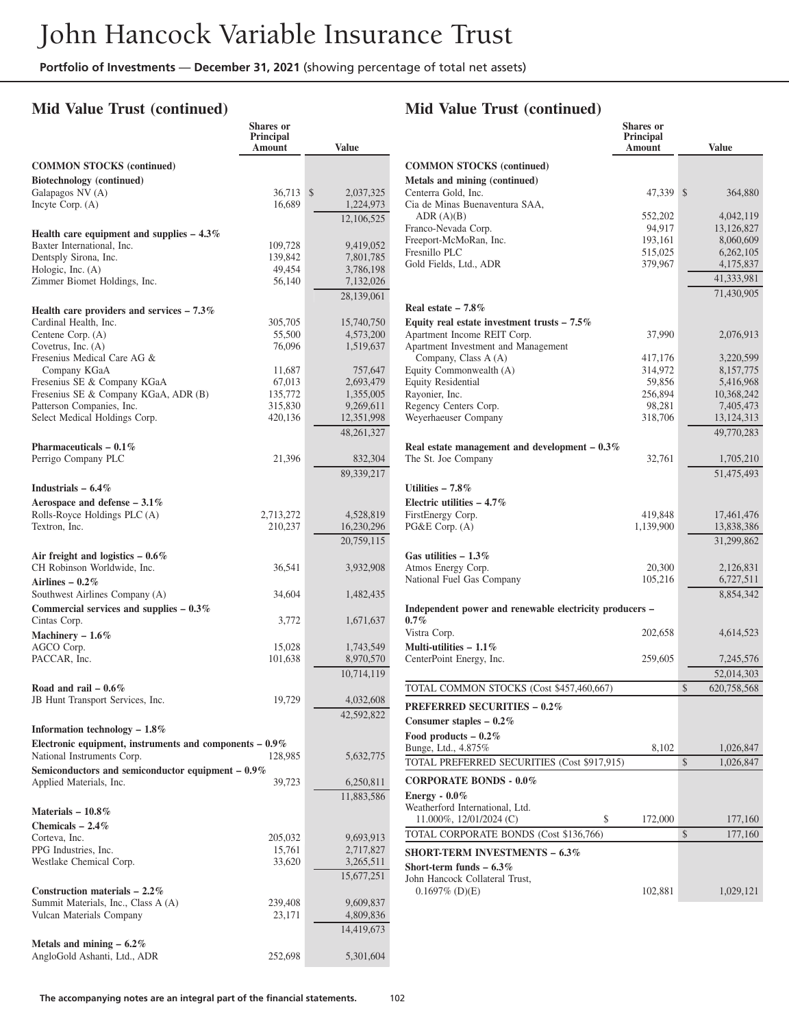# John Hancock Variable Insurance Trust

**Portfolio of Investments** — **December 31, 2021** (showing percentage of total net assets)

## Mid Value Trust (continued)

| | Shares or Principal Amount | Value |
|---|---|---|
| **COMMON STOCKS (continued)** | | |
| **Biotechnology (continued)** | | |
| Galapagos NV (A) | 36,713 | $ 2,037,325 |
| Incyte Corp. (A) | 16,689 | 1,224,973 |
| | | 12,106,525 |
| **Health care equipment and supplies – 4.3%** | | |
| Baxter International, Inc. | 109,728 | 9,419,052 |
| Dentsply Sirona, Inc. | 139,842 | 7,801,785 |
| Hologic, Inc. (A) | 49,454 | 3,786,198 |
| Zimmer Biomet Holdings, Inc. | 56,140 | 7,132,026 |
| | | 28,139,061 |
| **Health care providers and services – 7.3%** | | |
| Cardinal Health, Inc. | 305,705 | 15,740,750 |
| Centene Corp. (A) | 55,500 | 4,573,200 |
| Covetrus, Inc. (A) | 76,096 | 1,519,637 |
| Fresenius Medical Care AG & Company KGaA | 11,687 | 757,647 |
| Fresenius SE & Company KGaA | 67,013 | 2,693,479 |
| Fresenius SE & Company KGaA, ADR (B) | 135,772 | 1,355,005 |
| Patterson Companies, Inc. | 315,830 | 9,269,611 |
| Select Medical Holdings Corp. | 420,136 | 12,351,998 |
| | | 48,261,327 |
| **Pharmaceuticals – 0.1%** | | |
| Perrigo Company PLC | 21,396 | 832,304 |
| | | 89,339,217 |
| **Industrials – 6.4%** | | |
| **Aerospace and defense – 3.1%** | | |
| Rolls-Royce Holdings PLC (A) | 2,713,272 | 4,528,819 |
| Textron, Inc. | 210,237 | 16,230,296 |
| | | 20,759,115 |
| **Air freight and logistics – 0.6%** | | |
| CH Robinson Worldwide, Inc. | 36,541 | 3,932,908 |
| **Airlines – 0.2%** | | |
| Southwest Airlines Company (A) | 34,604 | 1,482,435 |
| **Commercial services and supplies – 0.3%** | | |
| Cintas Corp. | 3,772 | 1,671,637 |
| **Machinery – 1.6%** | | |
| AGCO Corp. | 15,028 | 1,743,549 |
| PACCAR, Inc. | 101,638 | 8,970,570 |
| | | 10,714,119 |
| **Road and rail – 0.6%** | | |
| JB Hunt Transport Services, Inc. | 19,729 | 4,032,608 |
| | | 42,592,822 |
| **Information technology – 1.8%** | | |
| **Electronic equipment, instruments and components – 0.9%** | | |
| National Instruments Corp. | 128,985 | 5,632,775 |
| **Semiconductors and semiconductor equipment – 0.9%** | | |
| Applied Materials, Inc. | 39,723 | 6,250,811 |
| | | 11,883,586 |
| **Materials – 10.8%** | | |
| **Chemicals – 2.4%** | | |
| Corteva, Inc. | 205,032 | 9,693,913 |
| PPG Industries, Inc. | 15,761 | 2,717,827 |
| Westlake Chemical Corp. | 33,620 | 3,265,511 |
| | | 15,677,251 |
| **Construction materials – 2.2%** | | |
| Summit Materials, Inc., Class A (A) | 239,408 | 9,609,837 |
| Vulcan Materials Company | 23,171 | 4,809,836 |
| | | 14,419,673 |
| **Metals and mining – 6.2%** | | |
| AngloGold Ashanti, Ltd., ADR | 252,698 | 5,301,604 |

## Mid Value Trust (continued)

| | Shares or Principal Amount | Value |
|---|---|---|
| **COMMON STOCKS (continued)** | | |
| **Metals and mining (continued)** | | |
| Centerra Gold, Inc. | 47,339 | $ 364,880 |
| Cia de Minas Buenaventura SAA, ADR (A)(B) | 552,202 | 4,042,119 |
| Franco-Nevada Corp. | 94,917 | 13,126,827 |
| Freeport-McMoRan, Inc. | 193,161 | 8,060,609 |
| Fresnillo PLC | 515,025 | 6,262,105 |
| Gold Fields, Ltd., ADR | 379,967 | 4,175,837 |
| | | 41,333,981 |
| | | 71,430,905 |
| **Real estate – 7.8%** | | |
| **Equity real estate investment trusts – 7.5%** | | |
| Apartment Income REIT Corp. | 37,990 | 2,076,913 |
| Apartment Investment and Management Company, Class A (A) | 417,176 | 3,220,599 |
| Equity Commonwealth (A) | 314,972 | 8,157,775 |
| Equity Residential | 59,856 | 5,416,968 |
| Rayonier, Inc. | 256,894 | 10,368,242 |
| Regency Centers Corp. | 98,281 | 7,405,473 |
| Weyerhaeuser Company | 318,706 | 13,124,313 |
| | | 49,770,283 |
| **Real estate management and development – 0.3%** | | |
| The St. Joe Company | 32,761 | 1,705,210 |
| | | 51,475,493 |
| **Utilities – 7.8%** | | |
| **Electric utilities – 4.7%** | | |
| FirstEnergy Corp. | 419,848 | 17,461,476 |
| PG&E Corp. (A) | 1,139,900 | 13,838,386 |
| | | 31,299,862 |
| **Gas utilities – 1.3%** | | |
| Atmos Energy Corp. | 20,300 | 2,126,831 |
| National Fuel Gas Company | 105,216 | 6,727,511 |
| | | 8,854,342 |
| **Independent power and renewable electricity producers – 0.7%** | | |
| Vistra Corp. | 202,658 | 4,614,523 |
| **Multi-utilities – 1.1%** | | |
| CenterPoint Energy, Inc. | 259,605 | 7,245,576 |
| | | 52,014,303 |
| TOTAL COMMON STOCKS (Cost $457,460,667) | | $ 620,758,568 |
| **PREFERRED SECURITIES – 0.2%** | | |
| **Consumer staples – 0.2%** | | |
| **Food products – 0.2%** | | |
| Bunge, Ltd., 4.875% | 8,102 | 1,026,847 |
| TOTAL PREFERRED SECURITIES (Cost $917,915) | | $ 1,026,847 |
| **CORPORATE BONDS - 0.0%** | | |
| **Energy - 0.0%** | | |
| Weatherford International, Ltd. 11.000%, 12/01/2024 (C) | $ 172,000 | 177,160 |
| TOTAL CORPORATE BONDS (Cost $136,766) | | $ 177,160 |
| **SHORT-TERM INVESTMENTS – 6.3%** | | |
| **Short-term funds – 6.3%** | | |
| John Hancock Collateral Trust, 0.1697% (D)(E) | 102,881 | 1,029,121 |

The accompanying notes are an integral part of the financial statements.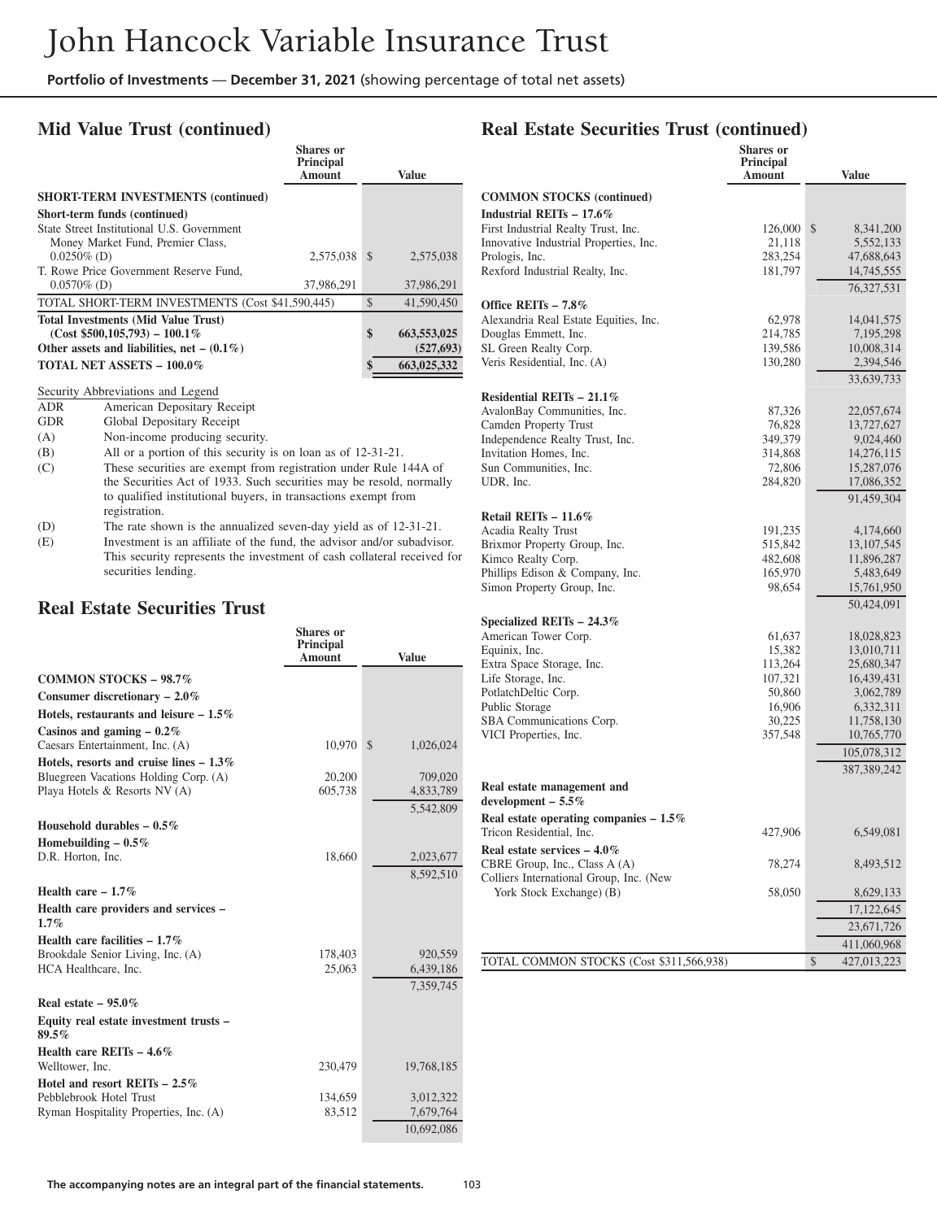# John Hancock Variable Insurance Trust

**Portfolio of Investments — December 31, 2021** (showing percentage of total net assets)

## Mid Value Trust (continued)

| | Shares or Principal Amount | Value |
|---|---|---|
| **SHORT-TERM INVESTMENTS (continued)** | | |
| **Short-term funds (continued)** | | |
| State Street Institutional U.S. Government Money Market Fund, Premier Class, 0.0250% (D) | 2,575,038 | $ 2,575,038 |
| T. Rowe Price Government Reserve Fund, 0.0570% (D) | 37,986,291 | 37,986,291 |
| TOTAL SHORT-TERM INVESTMENTS (Cost $41,590,445) | | $ 41,590,450 |
| **Total Investments (Mid Value Trust) (Cost $500,105,793) – 100.1%** | | **$ 663,553,025** |
| **Other assets and liabilities, net – (0.1%)** | | **(527,693)** |
| **TOTAL NET ASSETS – 100.0%** | | **$ 663,025,332** |

Security Abbreviations and Legend

| | |
|---|---|
| ADR | American Depositary Receipt |
| GDR | Global Depositary Receipt |
| (A) | Non-income producing security. |
| (B) | All or a portion of this security is on loan as of 12-31-21. |
| (C) | These securities are exempt from registration under Rule 144A of the Securities Act of 1933. Such securities may be resold, normally to qualified institutional buyers, in transactions exempt from registration. |
| (D) | The rate shown is the annualized seven-day yield as of 12-31-21. |
| (E) | Investment is an affiliate of the fund, the advisor and/or subadvisor. This security represents the investment of cash collateral received for securities lending. |

## Real Estate Securities Trust

| | Shares or Principal Amount | Value |
|---|---|---|
| **COMMON STOCKS – 98.7%** | | |
| **Consumer discretionary – 2.0%** | | |
| **Hotels, restaurants and leisure – 1.5%** | | |
| **Casinos and gaming – 0.2%** | | |
| Caesars Entertainment, Inc. (A) | 10,970 | $ 1,026,024 |
| **Hotels, resorts and cruise lines – 1.3%** | | |
| Bluegreen Vacations Holding Corp. (A) | 20,200 | 709,020 |
| Playa Hotels & Resorts NV (A) | 605,738 | 4,833,789 |
| | | 5,542,809 |
| **Household durables – 0.5%** | | |
| **Homebuilding – 0.5%** | | |
| D.R. Horton, Inc. | 18,660 | 2,023,677 |
| | | 8,592,510 |
| **Health care – 1.7%** | | |
| **Health care providers and services – 1.7%** | | |
| **Health care facilities – 1.7%** | | |
| Brookdale Senior Living, Inc. (A) | 178,403 | 920,559 |
| HCA Healthcare, Inc. | 25,063 | 6,439,186 |
| | | 7,359,745 |
| **Real estate – 95.0%** | | |
| **Equity real estate investment trusts – 89.5%** | | |
| **Health care REITs – 4.6%** | | |
| Welltower, Inc. | 230,479 | 19,768,185 |
| **Hotel and resort REITs – 2.5%** | | |
| Pebblebrook Hotel Trust | 134,659 | 3,012,322 |
| Ryman Hospitality Properties, Inc. (A) | 83,512 | 7,679,764 |
| | | 10,692,086 |

## Real Estate Securities Trust (continued)

| | Shares or Principal Amount | Value |
|---|---|---|
| **COMMON STOCKS (continued)** | | |
| **Industrial REITs – 17.6%** | | |
| First Industrial Realty Trust, Inc. | 126,000 | $ 8,341,200 |
| Innovative Industrial Properties, Inc. | 21,118 | 5,552,133 |
| Prologis, Inc. | 283,254 | 47,688,643 |
| Rexford Industrial Realty, Inc. | 181,797 | 14,745,555 |
| | | 76,327,531 |
| **Office REITs – 7.8%** | | |
| Alexandria Real Estate Equities, Inc. | 62,978 | 14,041,575 |
| Douglas Emmett, Inc. | 214,785 | 7,195,298 |
| SL Green Realty Corp. | 139,586 | 10,008,314 |
| Veris Residential, Inc. (A) | 130,280 | 2,394,546 |
| | | 33,639,733 |
| **Residential REITs – 21.1%** | | |
| AvalonBay Communities, Inc. | 87,326 | 22,057,674 |
| Camden Property Trust | 76,828 | 13,727,627 |
| Independence Realty Trust, Inc. | 349,379 | 9,024,460 |
| Invitation Homes, Inc. | 314,868 | 14,276,115 |
| Sun Communities, Inc. | 72,806 | 15,287,076 |
| UDR, Inc. | 284,820 | 17,086,352 |
| | | 91,459,304 |
| **Retail REITs – 11.6%** | | |
| Acadia Realty Trust | 191,235 | 4,174,660 |
| Brixmor Property Group, Inc. | 515,842 | 13,107,545 |
| Kimco Realty Corp. | 482,608 | 11,896,287 |
| Phillips Edison & Company, Inc. | 165,970 | 5,483,649 |
| Simon Property Group, Inc. | 98,654 | 15,761,950 |
| | | 50,424,091 |
| **Specialized REITs – 24.3%** | | |
| American Tower Corp. | 61,637 | 18,028,823 |
| Equinix, Inc. | 15,382 | 13,010,711 |
| Extra Space Storage, Inc. | 113,264 | 25,680,347 |
| Life Storage, Inc. | 107,321 | 16,439,431 |
| PotlatchDeltic Corp. | 50,860 | 3,062,789 |
| Public Storage | 16,906 | 6,332,311 |
| SBA Communications Corp. | 30,225 | 11,758,130 |
| VICI Properties, Inc. | 357,548 | 10,765,770 |
| | | 105,078,312 |
| | | 387,389,242 |
| **Real estate management and development – 5.5%** | | |
| **Real estate operating companies – 1.5%** | | |
| Tricon Residential, Inc. | 427,906 | 6,549,081 |
| **Real estate services – 4.0%** | | |
| CBRE Group, Inc., Class A (A) | 78,274 | 8,493,512 |
| Colliers International Group, Inc. (New York Stock Exchange) (B) | 58,050 | 8,629,133 |
| | | 17,122,645 |
| | | 23,671,726 |
| | | 411,060,968 |
| TOTAL COMMON STOCKS (Cost $311,566,938) | | $ 427,013,223 |

The accompanying notes are an integral part of the financial statements.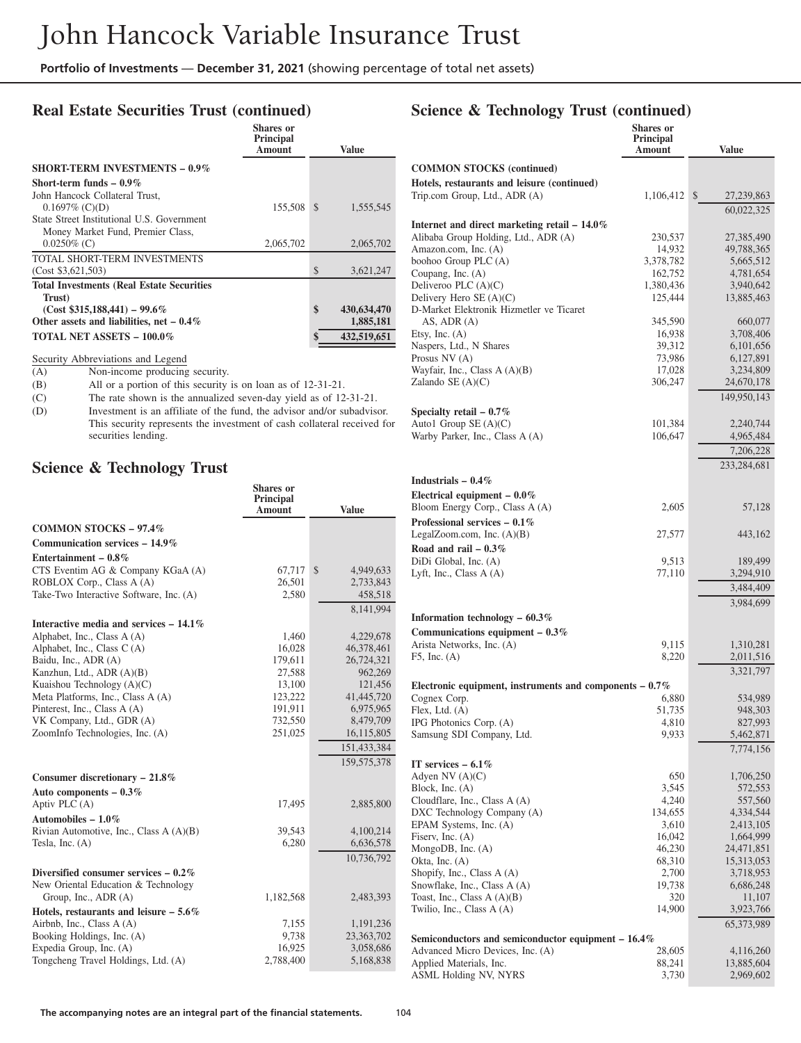## Real Estate Securities Trust (continued)

| | Shares or Principal Amount | Value |
|---|---|---|
| **SHORT-TERM INVESTMENTS – 0.9%** | | |
| **Short-term funds – 0.9%** | | |
| John Hancock Collateral Trust, 0.1697% (C)(D) | 155,508 | $ 1,555,545 |
| State Street Institutional U.S. Government Money Market Fund, Premier Class, 0.0250% (C) | 2,065,702 | 2,065,702 |
| TOTAL SHORT-TERM INVESTMENTS (Cost $3,621,503) | | $ 3,621,247 |
| **Total Investments (Real Estate Securities Trust) (Cost $315,188,441) – 99.6%** | | **$ 430,634,470** |
| **Other assets and liabilities, net – 0.4%** | | **1,885,181** |
| **TOTAL NET ASSETS – 100.0%** | | **$ 432,519,651** |

Security Abbreviations and Legend

(A) Non-income producing security.

(B) All or a portion of this security is on loan as of 12-31-21.

(C) The rate shown is the annualized seven-day yield as of 12-31-21.

(D) Investment is an affiliate of the fund, the advisor and/or subadvisor. This security represents the investment of cash collateral received for securities lending.

## Science & Technology Trust

| | Shares or Principal Amount | Value |
|---|---|---|
| **COMMON STOCKS – 97.4%** | | |
| **Communication services – 14.9%** | | |
| **Entertainment – 0.8%** | | |
| CTS Eventim AG & Company KGaA (A) | 67,717 | $ 4,949,633 |
| ROBLOX Corp., Class A (A) | 26,501 | 2,733,843 |
| Take-Two Interactive Software, Inc. (A) | 2,580 | 458,518 |
| | | 8,141,994 |
| **Interactive media and services – 14.1%** | | |
| Alphabet, Inc., Class A (A) | 1,460 | 4,229,678 |
| Alphabet, Inc., Class C (A) | 16,028 | 46,378,461 |
| Baidu, Inc., ADR (A) | 179,611 | 26,724,321 |
| Kanzhun, Ltd., ADR (A)(B) | 27,588 | 962,269 |
| Kuaishou Technology (A)(C) | 13,100 | 121,456 |
| Meta Platforms, Inc., Class A (A) | 123,222 | 41,445,720 |
| Pinterest, Inc., Class A (A) | 191,911 | 6,975,965 |
| VK Company, Ltd., GDR (A) | 732,550 | 8,479,709 |
| ZoomInfo Technologies, Inc. (A) | 251,025 | 16,115,805 |
| | | 151,433,384 |
| | | 159,575,378 |
| **Consumer discretionary – 21.8%** | | |
| **Auto components – 0.3%** | | |
| Aptiv PLC (A) | 17,495 | 2,885,800 |
| **Automobiles – 1.0%** | | |
| Rivian Automotive, Inc., Class A (A)(B) | 39,543 | 4,100,214 |
| Tesla, Inc. (A) | 6,280 | 6,636,578 |
| | | 10,736,792 |
| **Diversified consumer services – 0.2%** | | |
| New Oriental Education & Technology Group, Inc., ADR (A) | 1,182,568 | 2,483,393 |
| **Hotels, restaurants and leisure – 5.6%** | | |
| Airbnb, Inc., Class A (A) | 7,155 | 1,191,236 |
| Booking Holdings, Inc. (A) | 9,738 | 23,363,702 |
| Expedia Group, Inc. (A) | 16,925 | 3,058,686 |
| Tongcheng Travel Holdings, Ltd. (A) | 2,788,400 | 5,168,838 |

## Science & Technology Trust (continued)

| | Shares or Principal Amount | Value |
|---|---|---|
| **COMMON STOCKS (continued)** | | |
| **Hotels, restaurants and leisure (continued)** | | |
| Trip.com Group, Ltd., ADR (A) | 1,106,412 | $ 27,239,863 |
| | | 60,022,325 |
| **Internet and direct marketing retail – 14.0%** | | |
| Alibaba Group Holding, Ltd., ADR (A) | 230,537 | 27,385,490 |
| Amazon.com, Inc. (A) | 14,932 | 49,788,365 |
| boohoo Group PLC (A) | 3,378,782 | 5,665,512 |
| Coupang, Inc. (A) | 162,752 | 4,781,654 |
| Deliveroo PLC (A)(C) | 1,380,436 | 3,940,642 |
| Delivery Hero SE (A)(C) | 125,444 | 13,885,463 |
| D-Market Elektronik Hizmetler ve Ticaret AS, ADR (A) | 345,590 | 660,077 |
| Etsy, Inc. (A) | 16,938 | 3,708,406 |
| Naspers, Ltd., N Shares | 39,312 | 6,101,656 |
| Prosus NV (A) | 73,986 | 6,127,891 |
| Wayfair, Inc., Class A (A)(B) | 17,028 | 3,234,809 |
| Zalando SE (A)(C) | 306,247 | 24,670,178 |
| | | 149,950,143 |
| **Specialty retail – 0.7%** | | |
| Auto1 Group SE (A)(C) | 101,384 | 2,240,744 |
| Warby Parker, Inc., Class A (A) | 106,647 | 4,965,484 |
| | | 7,206,228 |
| | | 233,284,681 |
| **Industrials – 0.4%** | | |
| **Electrical equipment – 0.0%** | | |
| Bloom Energy Corp., Class A (A) | 2,605 | 57,128 |
| **Professional services – 0.1%** | | |
| LegalZoom.com, Inc. (A)(B) | 27,577 | 443,162 |
| **Road and rail – 0.3%** | | |
| DiDi Global, Inc. (A) | 9,513 | 189,499 |
| Lyft, Inc., Class A (A) | 77,110 | 3,294,910 |
| | | 3,484,409 |
| | | 3,984,699 |
| **Information technology – 60.3%** | | |
| **Communications equipment – 0.3%** | | |
| Arista Networks, Inc. (A) | 9,115 | 1,310,281 |
| F5, Inc. (A) | 8,220 | 2,011,516 |
| | | 3,321,797 |
| **Electronic equipment, instruments and components – 0.7%** | | |
| Cognex Corp. | 6,880 | 534,989 |
| Flex, Ltd. (A) | 51,735 | 948,303 |
| IPG Photonics Corp. (A) | 4,810 | 827,993 |
| Samsung SDI Company, Ltd. | 9,933 | 5,462,871 |
| | | 7,774,156 |
| **IT services – 6.1%** | | |
| Adyen NV (A)(C) | 650 | 1,706,250 |
| Block, Inc. (A) | 3,545 | 572,553 |
| Cloudflare, Inc., Class A (A) | 4,240 | 557,560 |
| DXC Technology Company (A) | 134,655 | 4,334,544 |
| EPAM Systems, Inc. (A) | 3,610 | 2,413,105 |
| Fiserv, Inc. (A) | 16,042 | 1,664,999 |
| MongoDB, Inc. (A) | 46,230 | 24,471,851 |
| Okta, Inc. (A) | 68,310 | 15,313,053 |
| Shopify, Inc., Class A (A) | 2,700 | 3,718,953 |
| Snowflake, Inc., Class A (A) | 19,738 | 6,686,248 |
| Toast, Inc., Class A (A)(B) | 320 | 11,107 |
| Twilio, Inc., Class A (A) | 14,900 | 3,923,766 |
| | | 65,373,989 |
| **Semiconductors and semiconductor equipment – 16.4%** | | |
| Advanced Micro Devices, Inc. (A) | 28,605 | 4,116,260 |
| Applied Materials, Inc. | 88,241 | 13,885,604 |
| ASML Holding NV, NYRS | 3,730 | 2,969,602 |

**The accompanying notes are an integral part of the financial statements.**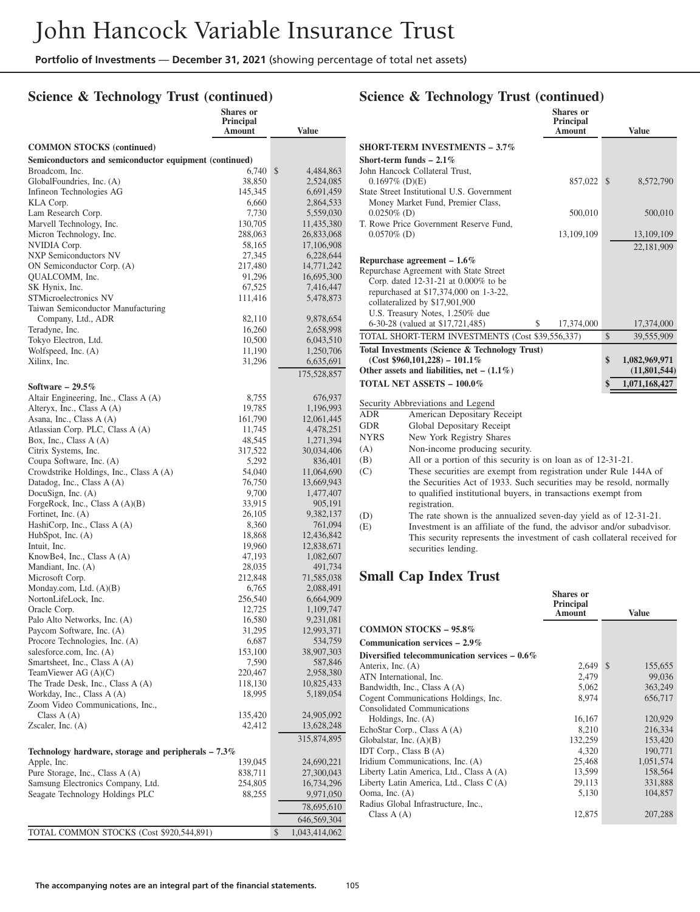# John Hancock Variable Insurance Trust

**Portfolio of Investments** — **December 31, 2021** (showing percentage of total net assets)

## Science & Technology Trust (continued)

| | Shares or Principal Amount | Value |
|---|---|---|
| **COMMON STOCKS (continued)** | | |
| **Semiconductors and semiconductor equipment (continued)** | | |
| Broadcom, Inc. | 6,740 | $ 4,484,863 |
| GlobalFoundries, Inc. (A) | 38,850 | 2,524,085 |
| Infineon Technologies AG | 145,345 | 6,691,459 |
| KLA Corp. | 6,660 | 2,864,533 |
| Lam Research Corp. | 7,730 | 5,559,030 |
| Marvell Technology, Inc. | 130,705 | 11,435,380 |
| Micron Technology, Inc. | 288,063 | 26,833,068 |
| NVIDIA Corp. | 58,165 | 17,106,908 |
| NXP Semiconductors NV | 27,345 | 6,228,644 |
| ON Semiconductor Corp. (A) | 217,480 | 14,771,242 |
| QUALCOMM, Inc. | 91,296 | 16,695,300 |
| SK Hynix, Inc. | 67,525 | 7,416,447 |
| STMicroelectronics NV | 111,416 | 5,478,873 |
| Taiwan Semiconductor Manufacturing Company, Ltd., ADR | 82,110 | 9,878,654 |
| Teradyne, Inc. | 16,260 | 2,658,998 |
| Tokyo Electron, Ltd. | 10,500 | 6,043,510 |
| Wolfspeed, Inc. (A) | 11,190 | 1,250,706 |
| Xilinx, Inc. | 31,296 | 6,635,691 |
| | | 175,528,857 |
| **Software – 29.5%** | | |
| Altair Engineering, Inc., Class A (A) | 8,755 | 676,937 |
| Alteryx, Inc., Class A (A) | 19,785 | 1,196,993 |
| Asana, Inc., Class A (A) | 161,790 | 12,061,445 |
| Atlassian Corp. PLC, Class A (A) | 11,745 | 4,478,251 |
| Box, Inc., Class A (A) | 48,545 | 1,271,394 |
| Citrix Systems, Inc. | 317,522 | 30,034,406 |
| Coupa Software, Inc. (A) | 5,292 | 836,401 |
| Crowdstrike Holdings, Inc., Class A (A) | 54,040 | 11,064,690 |
| Datadog, Inc., Class A (A) | 76,750 | 13,669,943 |
| DocuSign, Inc. (A) | 9,700 | 1,477,407 |
| ForgeRock, Inc., Class A (A)(B) | 33,915 | 905,191 |
| Fortinet, Inc. (A) | 26,105 | 9,382,137 |
| HashiCorp, Inc., Class A (A) | 8,360 | 761,094 |
| HubSpot, Inc. (A) | 18,868 | 12,436,842 |
| Intuit, Inc. | 19,960 | 12,838,671 |
| KnowBe4, Inc., Class A (A) | 47,193 | 1,082,607 |
| Mandiant, Inc. (A) | 28,035 | 491,734 |
| Microsoft Corp. | 212,848 | 71,585,038 |
| Monday.com, Ltd. (A)(B) | 6,765 | 2,088,491 |
| NortonLifeLock, Inc. | 256,540 | 6,664,909 |
| Oracle Corp. | 12,725 | 1,109,747 |
| Palo Alto Networks, Inc. (A) | 16,580 | 9,231,081 |
| Paycom Software, Inc. (A) | 31,295 | 12,993,371 |
| Procore Technologies, Inc. (A) | 6,687 | 534,759 |
| salesforce.com, Inc. (A) | 153,100 | 38,907,303 |
| Smartsheet, Inc., Class A (A) | 7,590 | 587,846 |
| TeamViewer AG (A)(C) | 220,467 | 2,958,380 |
| The Trade Desk, Inc., Class A (A) | 118,130 | 10,825,433 |
| Workday, Inc., Class A (A) | 18,995 | 5,189,054 |
| Zoom Video Communications, Inc., Class A (A) | 135,420 | 24,905,092 |
| Zscaler, Inc. (A) | 42,412 | 13,628,248 |
| | | 315,874,895 |
| **Technology hardware, storage and peripherals – 7.3%** | | |
| Apple, Inc. | 139,045 | 24,690,221 |
| Pure Storage, Inc., Class A (A) | 838,711 | 27,300,043 |
| Samsung Electronics Company, Ltd. | 254,805 | 16,734,296 |
| Seagate Technology Holdings PLC | 88,255 | 9,971,050 |
| | | 78,695,610 |
| | | 646,569,304 |
| TOTAL COMMON STOCKS (Cost $920,544,891) | | $ 1,043,414,062 |
| **SHORT-TERM INVESTMENTS – 3.7%** | | |
| **Short-term funds – 2.1%** | | |
| John Hancock Collateral Trust, 0.1697% (D)(E) | 857,022 | $ 8,572,790 |
| State Street Institutional U.S. Government Money Market Fund, Premier Class, 0.0250% (D) | 500,010 | 500,010 |
| T. Rowe Price Government Reserve Fund, 0.0570% (D) | 13,109,109 | 13,109,109 |
| | | 22,181,909 |
| **Repurchase agreement – 1.6%** | | |
| Repurchase Agreement with State Street Corp. dated 12-31-21 at 0.000% to be repurchased at $17,374,000 on 1-3-22, collateralized by $17,901,900 U.S. Treasury Notes, 1.250% due 6-30-28 (valued at $17,721,485) | $ 17,374,000 | 17,374,000 |
| TOTAL SHORT-TERM INVESTMENTS (Cost $39,556,337) | | $ 39,555,909 |
| **Total Investments (Science & Technology Trust) (Cost $960,101,228) – 101.1%** | | **$ 1,082,969,971** |
| **Other assets and liabilities, net – (1.1%)** | | **(11,801,544)** |
| **TOTAL NET ASSETS – 100.0%** | | **$ 1,071,168,427** |

Security Abbreviations and Legend

| | |
|---|---|
| ADR | American Depositary Receipt |
| GDR | Global Depositary Receipt |
| NYRS | New York Registry Shares |
| (A) | Non-income producing security. |
| (B) | All or a portion of this security is on loan as of 12-31-21. |
| (C) | These securities are exempt from registration under Rule 144A of the Securities Act of 1933. Such securities may be resold, normally to qualified institutional buyers, in transactions exempt from registration. |
| (D) | The rate shown is the annualized seven-day yield as of 12-31-21. |
| (E) | Investment is an affiliate of the fund, the advisor and/or subadvisor. This security represents the investment of cash collateral received for securities lending. |

## Small Cap Index Trust

| | Shares or Principal Amount | Value |
|---|---|---|
| **COMMON STOCKS – 95.8%** | | |
| **Communication services – 2.9%** | | |
| **Diversified telecommunication services – 0.6%** | | |
| Anterix, Inc. (A) | 2,649 | $ 155,655 |
| ATN International, Inc. | 2,479 | 99,036 |
| Bandwidth, Inc., Class A (A) | 5,062 | 363,249 |
| Cogent Communications Holdings, Inc. | 8,974 | 656,717 |
| Consolidated Communications Holdings, Inc. (A) | 16,167 | 120,929 |
| EchoStar Corp., Class A (A) | 8,210 | 216,334 |
| Globalstar, Inc. (A)(B) | 132,259 | 153,420 |
| IDT Corp., Class B (A) | 4,320 | 190,771 |
| Iridium Communications, Inc. (A) | 25,468 | 1,051,574 |
| Liberty Latin America, Ltd., Class A (A) | 13,599 | 158,564 |
| Liberty Latin America, Ltd., Class C (A) | 29,113 | 331,888 |
| Ooma, Inc. (A) | 5,130 | 104,857 |
| Radius Global Infrastructure, Inc., Class A (A) | 12,875 | 207,288 |

The accompanying notes are an integral part of the financial statements.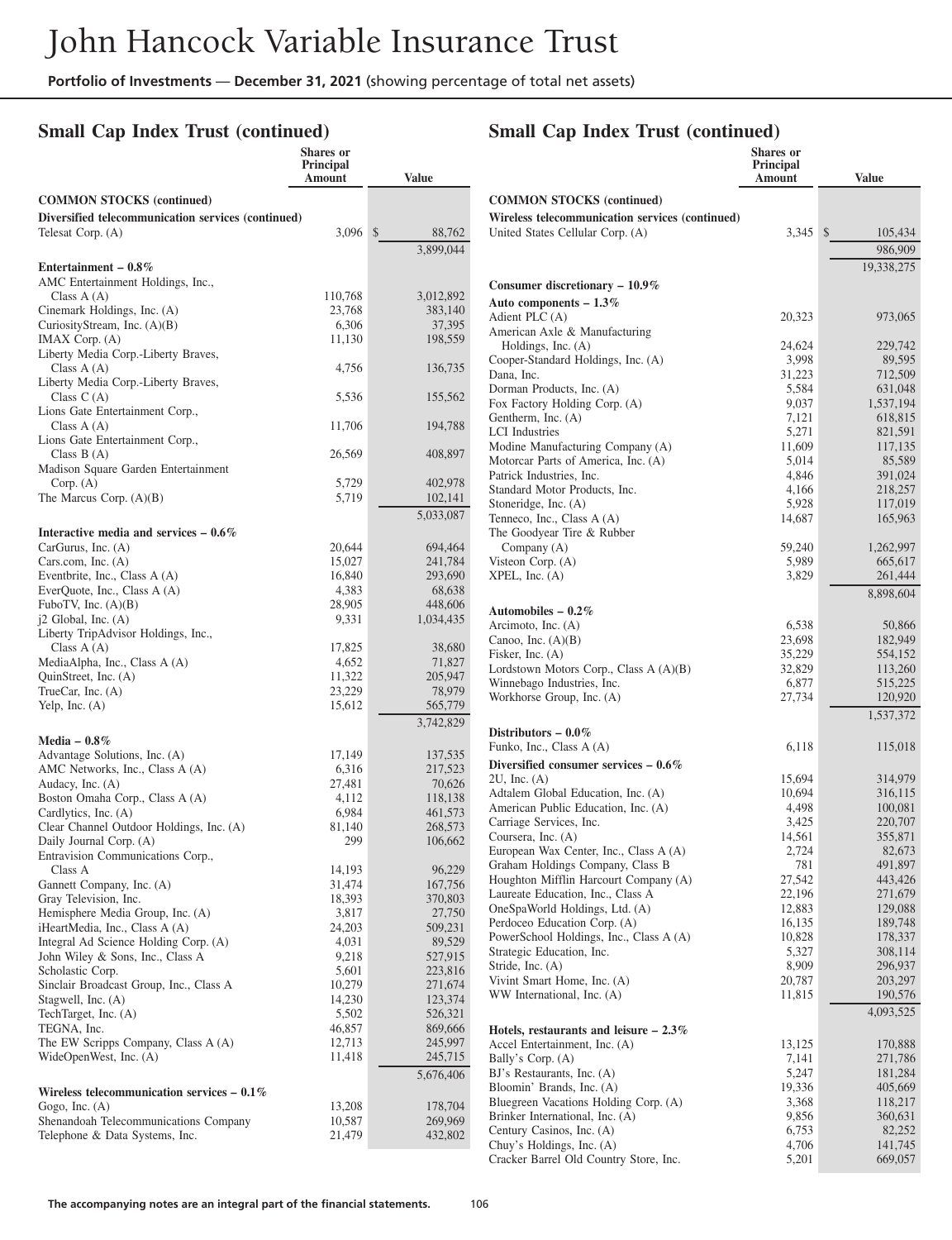# John Hancock Variable Insurance Trust

**Portfolio of Investments** — **December 31, 2021** (showing percentage of total net assets)

## Small Cap Index Trust (continued)

| | Shares or Principal Amount | Value |
|---|---|---|
| **COMMON STOCKS (continued)** | | |
| **Diversified telecommunication services (continued)** | | |
| Telesat Corp. (A) | 3,096 | $ 88,762 |
| | | 3,899,044 |
| **Entertainment – 0.8%** | | |
| AMC Entertainment Holdings, Inc., Class A (A) | 110,768 | 3,012,892 |
| Cinemark Holdings, Inc. (A) | 23,768 | 383,140 |
| CuriosityStream, Inc. (A)(B) | 6,306 | 37,395 |
| IMAX Corp. (A) | 11,130 | 198,559 |
| Liberty Media Corp.-Liberty Braves, Class A (A) | 4,756 | 136,735 |
| Liberty Media Corp.-Liberty Braves, Class C (A) | 5,536 | 155,562 |
| Lions Gate Entertainment Corp., Class A (A) | 11,706 | 194,788 |
| Lions Gate Entertainment Corp., Class B (A) | 26,569 | 408,897 |
| Madison Square Garden Entertainment Corp. (A) | 5,729 | 402,978 |
| The Marcus Corp. (A)(B) | 5,719 | 102,141 |
| | | 5,033,087 |
| **Interactive media and services – 0.6%** | | |
| CarGurus, Inc. (A) | 20,644 | 694,464 |
| Cars.com, Inc. (A) | 15,027 | 241,784 |
| Eventbrite, Inc., Class A (A) | 16,840 | 293,690 |
| EverQuote, Inc., Class A (A) | 4,383 | 68,638 |
| FuboTV, Inc. (A)(B) | 28,905 | 448,606 |
| j2 Global, Inc. (A) | 9,331 | 1,034,435 |
| Liberty TripAdvisor Holdings, Inc., Class A (A) | 17,825 | 38,680 |
| MediaAlpha, Inc., Class A (A) | 4,652 | 71,827 |
| QuinStreet, Inc. (A) | 11,322 | 205,947 |
| TrueCar, Inc. (A) | 23,229 | 78,979 |
| Yelp, Inc. (A) | 15,612 | 565,779 |
| | | 3,742,829 |
| **Media – 0.8%** | | |
| Advantage Solutions, Inc. (A) | 17,149 | 137,535 |
| AMC Networks, Inc., Class A (A) | 6,316 | 217,523 |
| Audacy, Inc. (A) | 27,481 | 70,626 |
| Boston Omaha Corp., Class A (A) | 4,112 | 118,138 |
| Cardlytics, Inc. (A) | 6,984 | 461,573 |
| Clear Channel Outdoor Holdings, Inc. (A) | 81,140 | 268,573 |
| Daily Journal Corp. (A) | 299 | 106,662 |
| Entravision Communications Corp., Class A | 14,193 | 96,229 |
| Gannett Company, Inc. (A) | 31,474 | 167,756 |
| Gray Television, Inc. | 18,393 | 370,803 |
| Hemisphere Media Group, Inc. (A) | 3,817 | 27,750 |
| iHeartMedia, Inc., Class A (A) | 24,203 | 509,231 |
| Integral Ad Science Holding Corp. (A) | 4,031 | 89,529 |
| John Wiley & Sons, Inc., Class A | 9,218 | 527,915 |
| Scholastic Corp. | 5,601 | 223,816 |
| Sinclair Broadcast Group, Inc., Class A | 10,279 | 271,674 |
| Stagwell, Inc. (A) | 14,230 | 123,374 |
| TechTarget, Inc. (A) | 5,502 | 526,321 |
| TEGNA, Inc. | 46,857 | 869,666 |
| The EW Scripps Company, Class A (A) | 12,713 | 245,997 |
| WideOpenWest, Inc. (A) | 11,418 | 245,715 |
| | | 5,676,406 |
| **Wireless telecommunication services – 0.1%** | | |
| Gogo, Inc. (A) | 13,208 | 178,704 |
| Shenandoah Telecommunications Company | 10,587 | 269,969 |
| Telephone & Data Systems, Inc. | 21,479 | 432,802 |
| United States Cellular Corp. (A) | 3,345 | $ 105,434 |
| | | 986,909 |
| | | 19,338,275 |
| **Consumer discretionary – 10.9%** | | |
| **Auto components – 1.3%** | | |
| Adient PLC (A) | 20,323 | 973,065 |
| American Axle & Manufacturing Holdings, Inc. (A) | 24,624 | 229,742 |
| Cooper-Standard Holdings, Inc. (A) | 3,998 | 89,595 |
| Dana, Inc. | 31,223 | 712,509 |
| Dorman Products, Inc. (A) | 5,584 | 631,048 |
| Fox Factory Holding Corp. (A) | 9,037 | 1,537,194 |
| Gentherm, Inc. (A) | 7,121 | 618,815 |
| LCI Industries | 5,271 | 821,591 |
| Modine Manufacturing Company (A) | 11,609 | 117,135 |
| Motorcar Parts of America, Inc. (A) | 5,014 | 85,589 |
| Patrick Industries, Inc. | 4,846 | 391,024 |
| Standard Motor Products, Inc. | 4,166 | 218,257 |
| Stoneridge, Inc. (A) | 5,928 | 117,019 |
| Tenneco, Inc., Class A (A) | 14,687 | 165,963 |
| The Goodyear Tire & Rubber Company (A) | 59,240 | 1,262,997 |
| Visteon Corp. (A) | 5,989 | 665,617 |
| XPEL, Inc. (A) | 3,829 | 261,444 |
| | | 8,898,604 |
| **Automobiles – 0.2%** | | |
| Arcimoto, Inc. (A) | 6,538 | 50,866 |
| Canoo, Inc. (A)(B) | 23,698 | 182,949 |
| Fisker, Inc. (A) | 35,229 | 554,152 |
| Lordstown Motors Corp., Class A (A)(B) | 32,829 | 113,260 |
| Winnebago Industries, Inc. | 6,877 | 515,225 |
| Workhorse Group, Inc. (A) | 27,734 | 120,920 |
| | | 1,537,372 |
| **Distributors – 0.0%** | | |
| Funko, Inc., Class A (A) | 6,118 | 115,018 |
| **Diversified consumer services – 0.6%** | | |
| 2U, Inc. (A) | 15,694 | 314,979 |
| Adtalem Global Education, Inc. (A) | 10,694 | 316,115 |
| American Public Education, Inc. (A) | 4,498 | 100,081 |
| Carriage Services, Inc. | 3,425 | 220,707 |
| Coursera, Inc. (A) | 14,561 | 355,871 |
| European Wax Center, Inc., Class A (A) | 2,724 | 82,673 |
| Graham Holdings Company, Class B | 781 | 491,897 |
| Houghton Mifflin Harcourt Company (A) | 27,542 | 443,426 |
| Laureate Education, Inc., Class A | 22,196 | 271,679 |
| OneSpaWorld Holdings, Ltd. (A) | 12,883 | 129,088 |
| Perdoceo Education Corp. (A) | 16,135 | 189,748 |
| PowerSchool Holdings, Inc., Class A (A) | 10,828 | 178,337 |
| Strategic Education, Inc. | 5,327 | 308,114 |
| Stride, Inc. (A) | 8,909 | 296,937 |
| Vivint Smart Home, Inc. (A) | 20,787 | 203,297 |
| WW International, Inc. (A) | 11,815 | 190,576 |
| | | 4,093,525 |
| **Hotels, restaurants and leisure – 2.3%** | | |
| Accel Entertainment, Inc. (A) | 13,125 | 170,888 |
| Bally's Corp. (A) | 7,141 | 271,786 |
| BJ's Restaurants, Inc. (A) | 5,247 | 181,284 |
| Bloomin' Brands, Inc. (A) | 19,336 | 405,669 |
| Bluegreen Vacations Holding Corp. (A) | 3,368 | 118,217 |
| Brinker International, Inc. (A) | 9,856 | 360,631 |
| Century Casinos, Inc. (A) | 6,753 | 82,252 |
| Chuy's Holdings, Inc. (A) | 4,706 | 141,745 |
| Cracker Barrel Old Country Store, Inc. | 5,201 | 669,057 |

**The accompanying notes are an integral part of the financial statements.**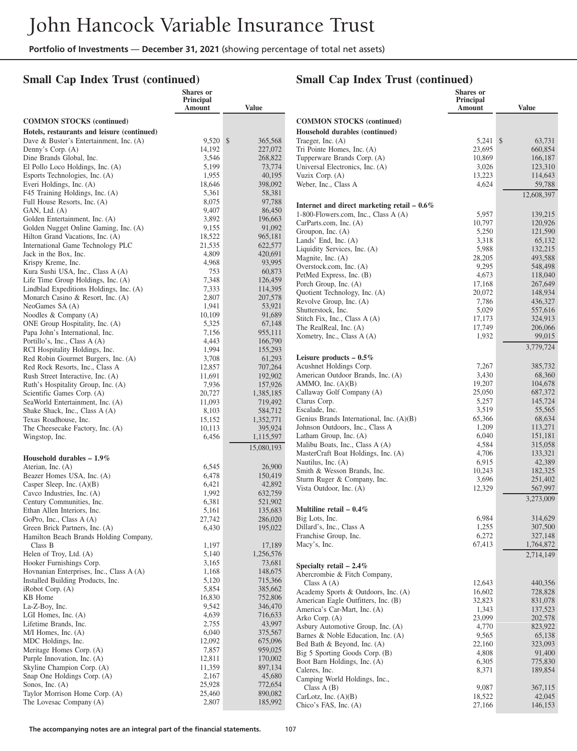# John Hancock Variable Insurance Trust

**Portfolio of Investments — December 31, 2021** (showing percentage of total net assets)

## Small Cap Index Trust (continued)

| | Shares or Principal Amount | Value |
|---|---|---|
| **COMMON STOCKS (continued)** | | |
| **Hotels, restaurants and leisure (continued)** | | |
| Dave & Buster's Entertainment, Inc. (A) | 9,520 | $ 365,568 |
| Denny's Corp. (A) | 14,192 | 227,072 |
| Dine Brands Global, Inc. | 3,546 | 268,822 |
| El Pollo Loco Holdings, Inc. (A) | 5,199 | 73,774 |
| Esports Technologies, Inc. (A) | 1,955 | 40,195 |
| Everi Holdings, Inc. (A) | 18,646 | 398,092 |
| F45 Training Holdings, Inc. (A) | 5,361 | 58,381 |
| Full House Resorts, Inc. (A) | 8,075 | 97,788 |
| GAN, Ltd. (A) | 9,407 | 86,450 |
| Golden Entertainment, Inc. (A) | 3,892 | 196,663 |
| Golden Nugget Online Gaming, Inc. (A) | 9,155 | 91,092 |
| Hilton Grand Vacations, Inc. (A) | 18,522 | 965,181 |
| International Game Technology PLC | 21,535 | 622,577 |
| Jack in the Box, Inc. | 4,809 | 420,691 |
| Krispy Kreme, Inc. | 4,968 | 93,995 |
| Kura Sushi USA, Inc., Class A (A) | 753 | 60,873 |
| Life Time Group Holdings, Inc. (A) | 7,348 | 126,459 |
| Lindblad Expeditions Holdings, Inc. (A) | 7,333 | 114,395 |
| Monarch Casino & Resort, Inc. (A) | 2,807 | 207,578 |
| NeoGames SA (A) | 1,941 | 53,921 |
| Noodles & Company (A) | 10,109 | 91,689 |
| ONE Group Hospitality, Inc. (A) | 5,325 | 67,148 |
| Papa John's International, Inc. | 7,156 | 955,111 |
| Portillo's, Inc., Class A (A) | 4,443 | 166,790 |
| RCI Hospitality Holdings, Inc. | 1,994 | 155,293 |
| Red Robin Gourmet Burgers, Inc. (A) | 3,708 | 61,293 |
| Red Rock Resorts, Inc., Class A | 12,857 | 707,264 |
| Rush Street Interactive, Inc. (A) | 11,691 | 192,902 |
| Ruth's Hospitality Group, Inc. (A) | 7,936 | 157,926 |
| Scientific Games Corp. (A) | 20,727 | 1,385,185 |
| SeaWorld Entertainment, Inc. (A) | 11,093 | 719,492 |
| Shake Shack, Inc., Class A (A) | 8,103 | 584,712 |
| Texas Roadhouse, Inc. | 15,152 | 1,352,771 |
| The Cheesecake Factory, Inc. (A) | 10,113 | 395,924 |
| Wingstop, Inc. | 6,456 | 1,115,597 |
| | | 15,080,193 |
| **Household durables – 1.9%** | | |
| Aterian, Inc. (A) | 6,545 | 26,900 |
| Beazer Homes USA, Inc. (A) | 6,478 | 150,419 |
| Casper Sleep, Inc. (A)(B) | 6,421 | 42,892 |
| Cavco Industries, Inc. (A) | 1,992 | 632,759 |
| Century Communities, Inc. | 6,381 | 521,902 |
| Ethan Allen Interiors, Inc. | 5,161 | 135,683 |
| GoPro, Inc., Class A (A) | 27,742 | 286,020 |
| Green Brick Partners, Inc. (A) | 6,430 | 195,022 |
| Hamilton Beach Brands Holding Company, Class B | 1,197 | 17,189 |
| Helen of Troy, Ltd. (A) | 5,140 | 1,256,576 |
| Hooker Furnishings Corp. | 3,165 | 73,681 |
| Hovnanian Enterprises, Inc., Class A (A) | 1,168 | 148,675 |
| Installed Building Products, Inc. | 5,120 | 715,366 |
| iRobot Corp. (A) | 5,854 | 385,662 |
| KB Home | 16,830 | 752,806 |
| La-Z-Boy, Inc. | 9,542 | 346,470 |
| LGI Homes, Inc. (A) | 4,639 | 716,633 |
| Lifetime Brands, Inc. | 2,755 | 43,997 |
| M/I Homes, Inc. (A) | 6,040 | 375,567 |
| MDC Holdings, Inc. | 12,092 | 675,096 |
| Meritage Homes Corp. (A) | 7,857 | 959,025 |
| Purple Innovation, Inc. (A) | 12,811 | 170,002 |
| Skyline Champion Corp. (A) | 11,359 | 897,134 |
| Snap One Holdings Corp. (A) | 2,167 | 45,680 |
| Sonos, Inc. (A) | 25,928 | 772,654 |
| Taylor Morrison Home Corp. (A) | 25,460 | 890,082 |
| The Lovesac Company (A) | 2,807 | 185,992 |
| Traeger, Inc. (A) | 5,241 | $ 63,731 |
| Tri Pointe Homes, Inc. (A) | 23,695 | 660,854 |
| Tupperware Brands Corp. (A) | 10,869 | 166,187 |
| Universal Electronics, Inc. (A) | 3,026 | 123,310 |
| Vuzix Corp. (A) | 13,223 | 114,643 |
| Weber, Inc., Class A | 4,624 | 59,788 |
| | | 12,608,397 |
| **Internet and direct marketing retail – 0.6%** | | |
| 1-800-Flowers.com, Inc., Class A (A) | 5,957 | 139,215 |
| CarParts.com, Inc. (A) | 10,797 | 120,926 |
| Groupon, Inc. (A) | 5,250 | 121,590 |
| Lands' End, Inc. (A) | 3,318 | 65,132 |
| Liquidity Services, Inc. (A) | 5,988 | 132,215 |
| Magnite, Inc. (A) | 28,205 | 493,588 |
| Overstock.com, Inc. (A) | 9,295 | 548,498 |
| PetMed Express, Inc. (B) | 4,673 | 118,040 |
| Porch Group, Inc. (A) | 17,168 | 267,649 |
| Quotient Technology, Inc. (A) | 20,072 | 148,934 |
| Revolve Group, Inc. (A) | 7,786 | 436,327 |
| Shutterstock, Inc. | 5,029 | 557,616 |
| Stitch Fix, Inc., Class A (A) | 17,173 | 324,913 |
| The RealReal, Inc. (A) | 17,749 | 206,066 |
| Xometry, Inc., Class A (A) | 1,932 | 99,015 |
| | | 3,779,724 |
| **Leisure products – 0.5%** | | |
| Acushnet Holdings Corp. | 7,267 | 385,732 |
| American Outdoor Brands, Inc. (A) | 3,430 | 68,360 |
| AMMO, Inc. (A)(B) | 19,207 | 104,678 |
| Callaway Golf Company (A) | 25,050 | 687,372 |
| Clarus Corp. | 5,257 | 145,724 |
| Escalade, Inc. | 3,519 | 55,565 |
| Genius Brands International, Inc. (A)(B) | 65,366 | 68,634 |
| Johnson Outdoors, Inc., Class A | 1,209 | 113,271 |
| Latham Group, Inc. (A) | 6,040 | 151,181 |
| Malibu Boats, Inc., Class A (A) | 4,584 | 315,058 |
| MasterCraft Boat Holdings, Inc. (A) | 4,706 | 133,321 |
| Nautilus, Inc. (A) | 6,915 | 42,389 |
| Smith & Wesson Brands, Inc. | 10,243 | 182,325 |
| Sturm Ruger & Company, Inc. | 3,696 | 251,402 |
| Vista Outdoor, Inc. (A) | 12,329 | 567,997 |
| | | 3,273,009 |
| **Multiline retail – 0.4%** | | |
| Big Lots, Inc. | 6,984 | 314,629 |
| Dillard's, Inc., Class A | 1,255 | 307,500 |
| Franchise Group, Inc. | 6,272 | 327,148 |
| Macy's, Inc. | 67,413 | 1,764,872 |
| | | 2,714,149 |
| **Specialty retail – 2.4%** | | |
| Abercrombie & Fitch Company, Class A (A) | 12,643 | 440,356 |
| Academy Sports & Outdoors, Inc. (A) | 16,602 | 728,828 |
| American Eagle Outfitters, Inc. (B) | 32,823 | 831,078 |
| America's Car-Mart, Inc. (A) | 1,343 | 137,523 |
| Arko Corp. (A) | 23,099 | 202,578 |
| Asbury Automotive Group, Inc. (A) | 4,770 | 823,922 |
| Barnes & Noble Education, Inc. (A) | 9,565 | 65,138 |
| Bed Bath & Beyond, Inc. (A) | 22,160 | 323,093 |
| Big 5 Sporting Goods Corp. (B) | 4,808 | 91,400 |
| Boot Barn Holdings, Inc. (A) | 6,305 | 775,830 |
| Caleres, Inc. | 8,371 | 189,854 |
| Camping World Holdings, Inc., Class A (B) | 9,087 | 367,115 |
| CarLotz, Inc. (A)(B) | 18,522 | 42,045 |
| Chico's FAS, Inc. (A) | 27,166 | 146,153 |

**The accompanying notes are an integral part of the financial statements.**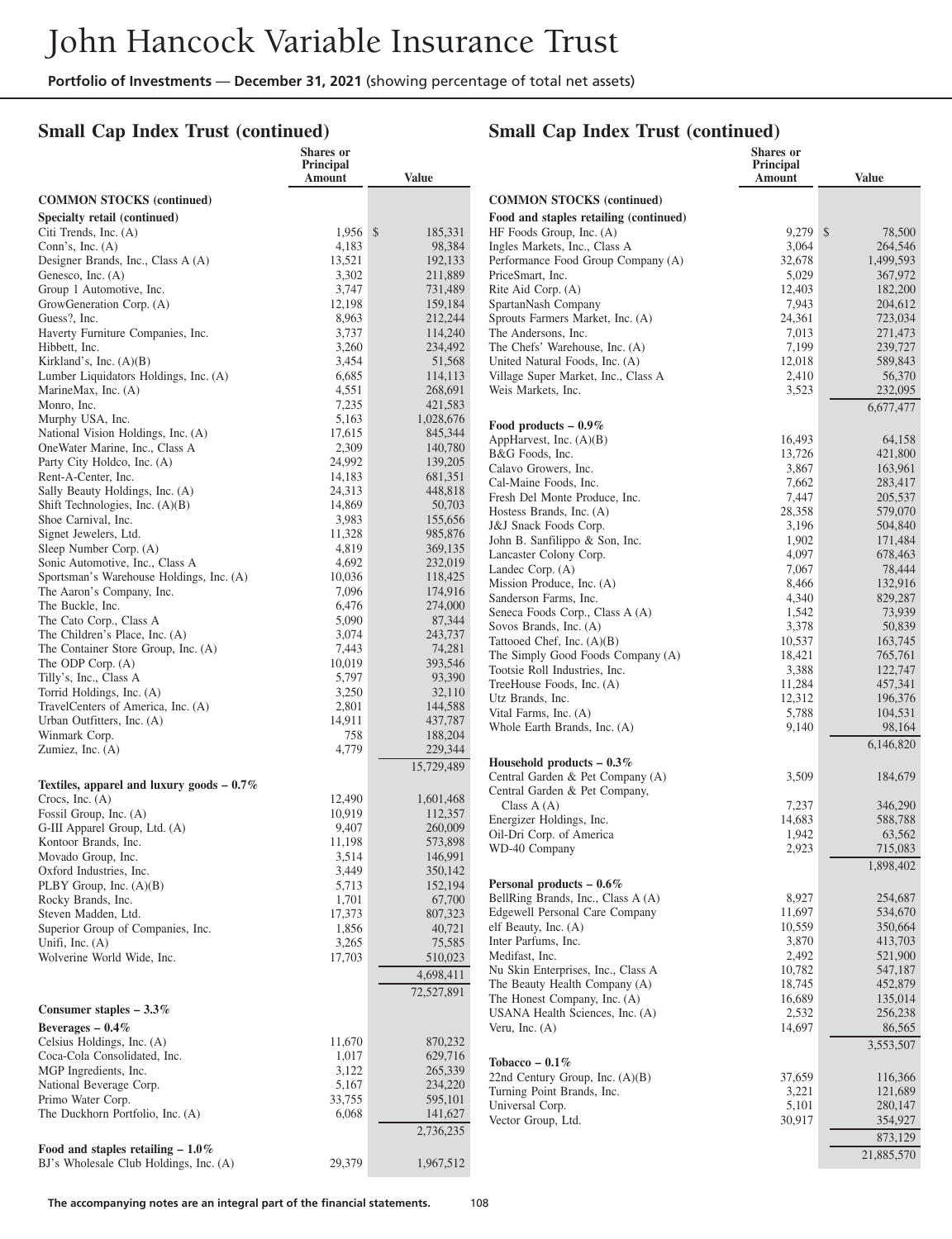## Small Cap Index Trust (continued)

| | Shares or Principal Amount | Value |
|---|---|---|
| **COMMON STOCKS (continued)** | | |
| **Specialty retail (continued)** | | |
| Citi Trends, Inc. (A) | 1,956 | $ 185,331 |
| Conn's, Inc. (A) | 4,183 | 98,384 |
| Designer Brands, Inc., Class A (A) | 13,521 | 192,133 |
| Genesco, Inc. (A) | 3,302 | 211,889 |
| Group 1 Automotive, Inc. | 3,747 | 731,489 |
| GrowGeneration Corp. (A) | 12,198 | 159,184 |
| Guess?, Inc. | 8,963 | 212,244 |
| Haverty Furniture Companies, Inc. | 3,737 | 114,240 |
| Hibbett, Inc. | 3,260 | 234,492 |
| Kirkland's, Inc. (A)(B) | 3,454 | 51,568 |
| Lumber Liquidators Holdings, Inc. (A) | 6,685 | 114,113 |
| MarineMax, Inc. (A) | 4,551 | 268,691 |
| Monro, Inc. | 7,235 | 421,583 |
| Murphy USA, Inc. | 5,163 | 1,028,676 |
| National Vision Holdings, Inc. (A) | 17,615 | 845,344 |
| OneWater Marine, Inc., Class A | 2,309 | 140,780 |
| Party City Holdco, Inc. (A) | 24,992 | 139,205 |
| Rent-A-Center, Inc. | 14,183 | 681,351 |
| Sally Beauty Holdings, Inc. (A) | 24,313 | 448,818 |
| Shift Technologies, Inc. (A)(B) | 14,869 | 50,703 |
| Shoe Carnival, Inc. | 3,983 | 155,656 |
| Signet Jewelers, Ltd. | 11,328 | 985,876 |
| Sleep Number Corp. (A) | 4,819 | 369,135 |
| Sonic Automotive, Inc., Class A | 4,692 | 232,019 |
| Sportsman's Warehouse Holdings, Inc. (A) | 10,036 | 118,425 |
| The Aaron's Company, Inc. | 7,096 | 174,916 |
| The Buckle, Inc. | 6,476 | 274,000 |
| The Cato Corp., Class A | 5,090 | 87,344 |
| The Children's Place, Inc. (A) | 3,074 | 243,737 |
| The Container Store Group, Inc. (A) | 7,443 | 74,281 |
| The ODP Corp. (A) | 10,019 | 393,546 |
| Tilly's, Inc., Class A | 5,797 | 93,390 |
| Torrid Holdings, Inc. (A) | 3,250 | 32,110 |
| TravelCenters of America, Inc. (A) | 2,801 | 144,588 |
| Urban Outfitters, Inc. (A) | 14,911 | 437,787 |
| Winmark Corp. | 758 | 188,204 |
| Zumiez, Inc. (A) | 4,779 | 229,344 |
| | | 15,729,489 |
| **Textiles, apparel and luxury goods – 0.7%** | | |
| Crocs, Inc. (A) | 12,490 | 1,601,468 |
| Fossil Group, Inc. (A) | 10,919 | 112,357 |
| G-III Apparel Group, Ltd. (A) | 9,407 | 260,009 |
| Kontoor Brands, Inc. | 11,198 | 573,898 |
| Movado Group, Inc. | 3,514 | 146,991 |
| Oxford Industries, Inc. | 3,449 | 350,142 |
| PLBY Group, Inc. (A)(B) | 5,713 | 152,194 |
| Rocky Brands, Inc. | 1,701 | 67,700 |
| Steven Madden, Ltd. | 17,373 | 807,323 |
| Superior Group of Companies, Inc. | 1,856 | 40,721 |
| Unifi, Inc. (A) | 3,265 | 75,585 |
| Wolverine World Wide, Inc. | 17,703 | 510,023 |
| | | 4,698,411 |
| | | 72,527,891 |
| **Consumer staples – 3.3%** | | |
| **Beverages – 0.4%** | | |
| Celsius Holdings, Inc. (A) | 11,670 | 870,232 |
| Coca-Cola Consolidated, Inc. | 1,017 | 629,716 |
| MGP Ingredients, Inc. | 3,122 | 265,339 |
| National Beverage Corp. | 5,167 | 234,220 |
| Primo Water Corp. | 33,755 | 595,101 |
| The Duckhorn Portfolio, Inc. (A) | 6,068 | 141,627 |
| | | 2,736,235 |
| **Food and staples retailing – 1.0%** | | |
| BJ's Wholesale Club Holdings, Inc. (A) | 29,379 | 1,967,512 |
| **Food and staples retailing (continued)** | | |
| HF Foods Group, Inc. (A) | 9,279 | $ 78,500 |
| Ingles Markets, Inc., Class A | 3,064 | 264,546 |
| Performance Food Group Company (A) | 32,678 | 1,499,593 |
| PriceSmart, Inc. | 5,029 | 367,972 |
| Rite Aid Corp. (A) | 12,403 | 182,200 |
| SpartanNash Company | 7,943 | 204,612 |
| Sprouts Farmers Market, Inc. (A) | 24,361 | 723,034 |
| The Andersons, Inc. | 7,013 | 271,473 |
| The Chefs' Warehouse, Inc. (A) | 7,199 | 239,727 |
| United Natural Foods, Inc. (A) | 12,018 | 589,843 |
| Village Super Market, Inc., Class A | 2,410 | 56,370 |
| Weis Markets, Inc. | 3,523 | 232,095 |
| | | 6,677,477 |
| **Food products – 0.9%** | | |
| AppHarvest, Inc. (A)(B) | 16,493 | 64,158 |
| B&G Foods, Inc. | 13,726 | 421,800 |
| Calavo Growers, Inc. | 3,867 | 163,961 |
| Cal-Maine Foods, Inc. | 7,662 | 283,417 |
| Fresh Del Monte Produce, Inc. | 7,447 | 205,537 |
| Hostess Brands, Inc. (A) | 28,358 | 579,070 |
| J&J Snack Foods Corp. | 3,196 | 504,840 |
| John B. Sanfilippo & Son, Inc. | 1,902 | 171,484 |
| Lancaster Colony Corp. | 4,097 | 678,463 |
| Landec Corp. (A) | 7,067 | 78,444 |
| Mission Produce, Inc. (A) | 8,466 | 132,916 |
| Sanderson Farms, Inc. | 4,340 | 829,287 |
| Seneca Foods Corp., Class A (A) | 1,542 | 73,939 |
| Sovos Brands, Inc. (A) | 3,378 | 50,839 |
| Tattooed Chef, Inc. (A)(B) | 10,537 | 163,745 |
| The Simply Good Foods Company (A) | 18,421 | 765,761 |
| Tootsie Roll Industries, Inc. | 3,388 | 122,747 |
| TreeHouse Foods, Inc. (A) | 11,284 | 457,341 |
| Utz Brands, Inc. | 12,312 | 196,376 |
| Vital Farms, Inc. (A) | 5,788 | 104,531 |
| Whole Earth Brands, Inc. (A) | 9,140 | 98,164 |
| | | 6,146,820 |
| **Household products – 0.3%** | | |
| Central Garden & Pet Company (A) | 3,509 | 184,679 |
| Central Garden & Pet Company, Class A (A) | 7,237 | 346,290 |
| Energizer Holdings, Inc. | 14,683 | 588,788 |
| Oil-Dri Corp. of America | 1,942 | 63,562 |
| WD-40 Company | 2,923 | 715,083 |
| | | 1,898,402 |
| **Personal products – 0.6%** | | |
| BellRing Brands, Inc., Class A (A) | 8,927 | 254,687 |
| Edgewell Personal Care Company | 11,697 | 534,670 |
| elf Beauty, Inc. (A) | 10,559 | 350,664 |
| Inter Parfums, Inc. | 3,870 | 413,703 |
| Medifast, Inc. | 2,492 | 521,900 |
| Nu Skin Enterprises, Inc., Class A | 10,782 | 547,187 |
| The Beauty Health Company (A) | 18,745 | 452,879 |
| The Honest Company, Inc. (A) | 16,689 | 135,014 |
| USANA Health Sciences, Inc. (A) | 2,532 | 256,238 |
| Veru, Inc. (A) | 14,697 | 86,565 |
| | | 3,553,507 |
| **Tobacco – 0.1%** | | |
| 22nd Century Group, Inc. (A)(B) | 37,659 | 116,366 |
| Turning Point Brands, Inc. | 3,221 | 121,689 |
| Universal Corp. | 5,101 | 280,147 |
| Vector Group, Ltd. | 30,917 | 354,927 |
| | | 873,129 |
| | | 21,885,570 |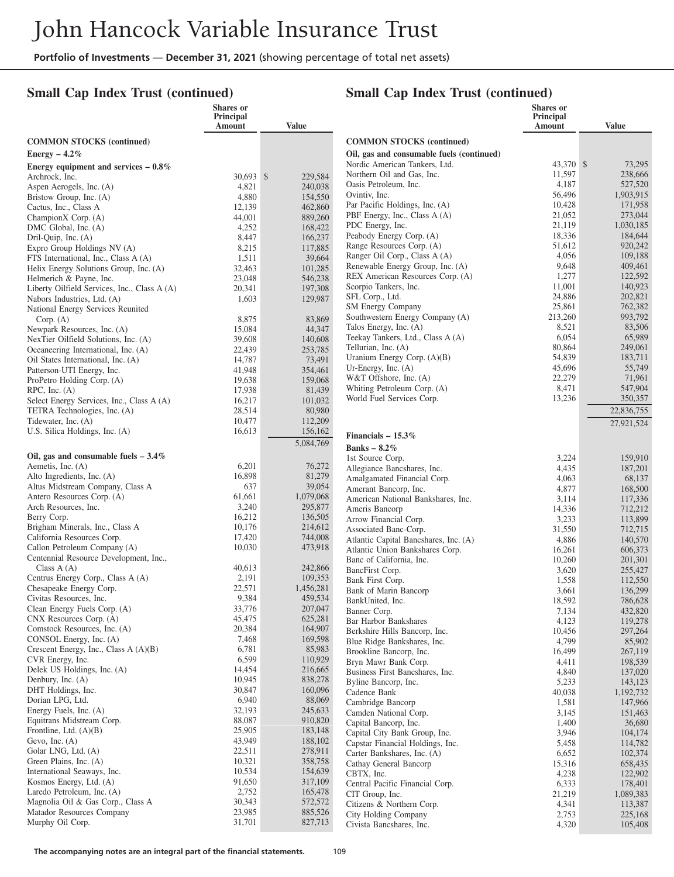## Small Cap Index Trust (continued)

| | Shares or Principal Amount | Value |
|---|---|---|
| **COMMON STOCKS (continued)** | | |
| **Energy – 4.2%** | | |
| **Energy equipment and services – 0.8%** | | |
| Archrock, Inc. | 30,693 | $ 229,584 |
| Aspen Aerogels, Inc. (A) | 4,821 | 240,038 |
| Bristow Group, Inc. (A) | 4,880 | 154,550 |
| Cactus, Inc., Class A | 12,139 | 462,860 |
| ChampionX Corp. (A) | 44,001 | 889,260 |
| DMC Global, Inc. (A) | 4,252 | 168,422 |
| Dril-Quip, Inc. (A) | 8,447 | 166,237 |
| Expro Group Holdings NV (A) | 8,215 | 117,885 |
| FTS International, Inc., Class A (A) | 1,511 | 39,664 |
| Helix Energy Solutions Group, Inc. (A) | 32,463 | 101,285 |
| Helmerich & Payne, Inc. | 23,048 | 546,238 |
| Liberty Oilfield Services, Inc., Class A (A) | 20,341 | 197,308 |
| Nabors Industries, Ltd. (A) | 1,603 | 129,987 |
| National Energy Services Reunited Corp. (A) | 8,875 | 83,869 |
| Newpark Resources, Inc. (A) | 15,084 | 44,347 |
| NexTier Oilfield Solutions, Inc. (A) | 39,608 | 140,608 |
| Oceaneering International, Inc. (A) | 22,439 | 253,785 |
| Oil States International, Inc. (A) | 14,787 | 73,491 |
| Patterson-UTI Energy, Inc. | 41,948 | 354,461 |
| ProPetro Holding Corp. (A) | 19,638 | 159,068 |
| RPC, Inc. (A) | 17,938 | 81,439 |
| Select Energy Services, Inc., Class A (A) | 16,217 | 101,032 |
| TETRA Technologies, Inc. (A) | 28,514 | 80,980 |
| Tidewater, Inc. (A) | 10,477 | 112,209 |
| U.S. Silica Holdings, Inc. (A) | 16,613 | 156,162 |
| | | 5,084,769 |
| **Oil, gas and consumable fuels – 3.4%** | | |
| Aemetis, Inc. (A) | 6,201 | 76,272 |
| Alto Ingredients, Inc. (A) | 16,898 | 81,279 |
| Altus Midstream Company, Class A | 637 | 39,054 |
| Antero Resources Corp. (A) | 61,661 | 1,079,068 |
| Arch Resources, Inc. | 3,240 | 295,877 |
| Berry Corp. | 16,212 | 136,505 |
| Brigham Minerals, Inc., Class A | 10,176 | 214,612 |
| California Resources Corp. | 17,420 | 744,008 |
| Callon Petroleum Company (A) | 10,030 | 473,918 |
| Centennial Resource Development, Inc., Class A (A) | 40,613 | 242,866 |
| Centrus Energy Corp., Class A (A) | 2,191 | 109,353 |
| Chesapeake Energy Corp. | 22,571 | 1,456,281 |
| Civitas Resources, Inc. | 9,384 | 459,534 |
| Clean Energy Fuels Corp. (A) | 33,776 | 207,047 |
| CNX Resources Corp. (A) | 45,475 | 625,281 |
| Comstock Resources, Inc. (A) | 20,384 | 164,907 |
| CONSOL Energy, Inc. (A) | 7,468 | 169,598 |
| Crescent Energy, Inc., Class A (A)(B) | 6,781 | 85,983 |
| CVR Energy, Inc. | 6,599 | 110,929 |
| Delek US Holdings, Inc. (A) | 14,454 | 216,665 |
| Denbury, Inc. (A) | 10,945 | 838,278 |
| DHT Holdings, Inc. | 30,847 | 160,096 |
| Dorian LPG, Ltd. | 6,940 | 88,069 |
| Energy Fuels, Inc. (A) | 32,193 | 245,633 |
| Equitrans Midstream Corp. | 88,087 | 910,820 |
| Frontline, Ltd. (A)(B) | 25,905 | 183,148 |
| Gevo, Inc. (A) | 43,949 | 188,102 |
| Golar LNG, Ltd. (A) | 22,511 | 278,911 |
| Green Plains, Inc. (A) | 10,321 | 358,758 |
| International Seaways, Inc. | 10,534 | 154,639 |
| Kosmos Energy, Ltd. (A) | 91,650 | 317,109 |
| Laredo Petroleum, Inc. (A) | 2,752 | 165,478 |
| Magnolia Oil & Gas Corp., Class A | 30,343 | 572,572 |
| Matador Resources Company | 23,985 | 885,526 |
| Murphy Oil Corp. | 31,701 | 827,713 |
| **Oil, gas and consumable fuels (continued)** | | |
| Nordic American Tankers, Ltd. | 43,370 | $ 73,295 |
| Northern Oil and Gas, Inc. | 11,597 | 238,666 |
| Oasis Petroleum, Inc. | 4,187 | 527,520 |
| Ovintiv, Inc. | 56,496 | 1,903,915 |
| Par Pacific Holdings, Inc. (A) | 10,428 | 171,958 |
| PBF Energy, Inc., Class A (A) | 21,052 | 273,044 |
| PDC Energy, Inc. | 21,119 | 1,030,185 |
| Peabody Energy Corp. (A) | 18,336 | 184,644 |
| Range Resources Corp. (A) | 51,612 | 920,242 |
| Ranger Oil Corp., Class A (A) | 4,056 | 109,188 |
| Renewable Energy Group, Inc. (A) | 9,648 | 409,461 |
| REX American Resources Corp. (A) | 1,277 | 122,592 |
| Scorpio Tankers, Inc. | 11,001 | 140,923 |
| SFL Corp., Ltd. | 24,886 | 202,821 |
| SM Energy Company | 25,861 | 762,382 |
| Southwestern Energy Company (A) | 213,260 | 993,792 |
| Talos Energy, Inc. (A) | 8,521 | 83,506 |
| Teekay Tankers, Ltd., Class A (A) | 6,054 | 65,989 |
| Tellurian, Inc. (A) | 80,864 | 249,061 |
| Uranium Energy Corp. (A)(B) | 54,839 | 183,711 |
| Ur-Energy, Inc. (A) | 45,696 | 55,749 |
| W&T Offshore, Inc. (A) | 22,279 | 71,961 |
| Whiting Petroleum Corp. (A) | 8,471 | 547,904 |
| World Fuel Services Corp. | 13,236 | 350,357 |
| | | 22,836,755 |
| | | 27,921,524 |
| **Financials – 15.3%** | | |
| **Banks – 8.2%** | | |
| 1st Source Corp. | 3,224 | 159,910 |
| Allegiance Bancshares, Inc. | 4,435 | 187,201 |
| Amalgamated Financial Corp. | 4,063 | 68,137 |
| Amerant Bancorp, Inc. | 4,877 | 168,500 |
| American National Bankshares, Inc. | 3,114 | 117,336 |
| Ameris Bancorp | 14,336 | 712,212 |
| Arrow Financial Corp. | 3,233 | 113,899 |
| Associated Banc-Corp. | 31,550 | 712,715 |
| Atlantic Capital Bancshares, Inc. (A) | 4,886 | 140,570 |
| Atlantic Union Bankshares Corp. | 16,261 | 606,373 |
| Banc of California, Inc. | 10,260 | 201,301 |
| BancFirst Corp. | 3,620 | 255,427 |
| Bank First Corp. | 1,558 | 112,550 |
| Bank of Marin Bancorp | 3,661 | 136,299 |
| BankUnited, Inc. | 18,592 | 786,628 |
| Banner Corp. | 7,134 | 432,820 |
| Bar Harbor Bankshares | 4,123 | 119,278 |
| Berkshire Hills Bancorp, Inc. | 10,456 | 297,264 |
| Blue Ridge Bankshares, Inc. | 4,799 | 85,902 |
| Brookline Bancorp, Inc. | 16,499 | 267,119 |
| Bryn Mawr Bank Corp. | 4,411 | 198,539 |
| Business First Bancshares, Inc. | 4,840 | 137,020 |
| Byline Bancorp, Inc. | 5,233 | 143,123 |
| Cadence Bank | 40,038 | 1,192,732 |
| Cambridge Bancorp | 1,581 | 147,966 |
| Camden National Corp. | 3,145 | 151,463 |
| Capital Bancorp, Inc. | 1,400 | 36,680 |
| Capital City Bank Group, Inc. | 3,946 | 104,174 |
| Capstar Financial Holdings, Inc. | 5,458 | 114,782 |
| Carter Bankshares, Inc. (A) | 6,652 | 102,374 |
| Cathay General Bancorp | 15,316 | 658,435 |
| CBTX, Inc. | 4,238 | 122,902 |
| Central Pacific Financial Corp. | 6,333 | 178,401 |
| CIT Group, Inc. | 21,219 | 1,089,383 |
| Citizens & Northern Corp. | 4,341 | 113,387 |
| City Holding Company | 2,753 | 225,168 |
| Civista Bancshares, Inc. | 4,320 | 105,408 |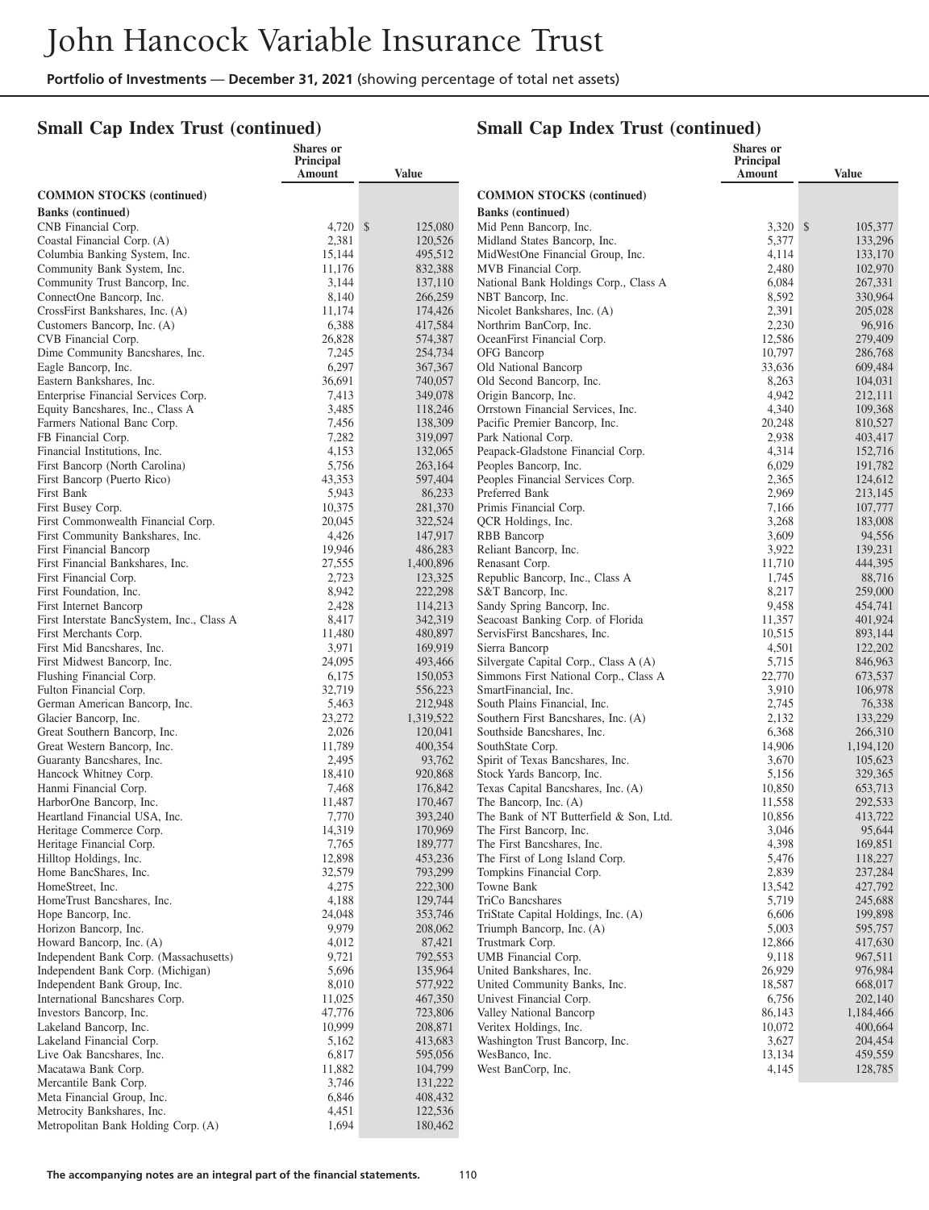## Small Cap Index Trust (continued)

| | Shares or Principal Amount | Value |
|---|---|---|
| **COMMON STOCKS (continued)** | | |
| **Banks (continued)** | | |
| CNB Financial Corp. | 4,720 | $ 125,080 |
| Coastal Financial Corp. (A) | 2,381 | 120,526 |
| Columbia Banking System, Inc. | 15,144 | 495,512 |
| Community Bank System, Inc. | 11,176 | 832,388 |
| Community Trust Bancorp, Inc. | 3,144 | 137,110 |
| ConnectOne Bancorp, Inc. | 8,140 | 266,259 |
| CrossFirst Bankshares, Inc. (A) | 11,174 | 174,426 |
| Customers Bancorp, Inc. (A) | 6,388 | 417,584 |
| CVB Financial Corp. | 26,828 | 574,387 |
| Dime Community Bancshares, Inc. | 7,245 | 254,734 |
| Eagle Bancorp, Inc. | 6,297 | 367,367 |
| Eastern Bankshares, Inc. | 36,691 | 740,057 |
| Enterprise Financial Services Corp. | 7,413 | 349,078 |
| Equity Bancshares, Inc., Class A | 3,485 | 118,246 |
| Farmers National Banc Corp. | 7,456 | 138,309 |
| FB Financial Corp. | 7,282 | 319,097 |
| Financial Institutions, Inc. | 4,153 | 132,065 |
| First Bancorp (North Carolina) | 5,756 | 263,164 |
| First Bancorp (Puerto Rico) | 43,353 | 597,404 |
| First Bank | 5,943 | 86,233 |
| First Busey Corp. | 10,375 | 281,370 |
| First Commonwealth Financial Corp. | 20,045 | 322,524 |
| First Community Bankshares, Inc. | 4,426 | 147,917 |
| First Financial Bancorp | 19,946 | 486,283 |
| First Financial Bankshares, Inc. | 27,555 | 1,400,896 |
| First Financial Corp. | 2,723 | 123,325 |
| First Foundation, Inc. | 8,942 | 222,298 |
| First Internet Bancorp | 2,428 | 114,213 |
| First Interstate BancSystem, Inc., Class A | 8,417 | 342,319 |
| First Merchants Corp. | 11,480 | 480,897 |
| First Mid Bancshares, Inc. | 3,971 | 169,919 |
| First Midwest Bancorp, Inc. | 24,095 | 493,466 |
| Flushing Financial Corp. | 6,175 | 150,053 |
| Fulton Financial Corp. | 32,719 | 556,223 |
| German American Bancorp, Inc. | 5,463 | 212,948 |
| Glacier Bancorp, Inc. | 23,272 | 1,319,522 |
| Great Southern Bancorp, Inc. | 2,026 | 120,041 |
| Great Western Bancorp, Inc. | 11,789 | 400,354 |
| Guaranty Bancshares, Inc. | 2,495 | 93,762 |
| Hancock Whitney Corp. | 18,410 | 920,868 |
| Hanmi Financial Corp. | 7,468 | 176,842 |
| HarborOne Bancorp, Inc. | 11,487 | 170,467 |
| Heartland Financial USA, Inc. | 7,770 | 393,240 |
| Heritage Commerce Corp. | 14,319 | 170,969 |
| Heritage Financial Corp. | 7,765 | 189,777 |
| Hilltop Holdings, Inc. | 12,898 | 453,236 |
| Home BancShares, Inc. | 32,579 | 793,299 |
| HomeStreet, Inc. | 4,275 | 222,300 |
| HomeTrust Bancshares, Inc. | 4,188 | 129,744 |
| Hope Bancorp, Inc. | 24,048 | 353,746 |
| Horizon Bancorp, Inc. | 9,979 | 208,062 |
| Howard Bancorp, Inc. (A) | 4,012 | 87,421 |
| Independent Bank Corp. (Massachusetts) | 9,721 | 792,553 |
| Independent Bank Corp. (Michigan) | 5,696 | 135,964 |
| Independent Bank Group, Inc. | 8,010 | 577,922 |
| International Bancshares Corp. | 11,025 | 467,350 |
| Investors Bancorp, Inc. | 47,776 | 723,806 |
| Lakeland Bancorp, Inc. | 10,999 | 208,871 |
| Lakeland Financial Corp. | 5,162 | 413,683 |
| Live Oak Bancshares, Inc. | 6,817 | 595,056 |
| Macatawa Bank Corp. | 11,882 | 104,799 |
| Mercantile Bank Corp. | 3,746 | 131,222 |
| Meta Financial Group, Inc. | 6,846 | 408,432 |
| Metrocity Bankshares, Inc. | 4,451 | 122,536 |
| Metropolitan Bank Holding Corp. (A) | 1,694 | 180,462 |
| Mid Penn Bancorp, Inc. | 3,320 | $ 105,377 |
| Midland States Bancorp, Inc. | 5,377 | 133,296 |
| MidWestOne Financial Group, Inc. | 4,114 | 133,170 |
| MVB Financial Corp. | 2,480 | 102,970 |
| National Bank Holdings Corp., Class A | 6,084 | 267,331 |
| NBT Bancorp, Inc. | 8,592 | 330,964 |
| Nicolet Bankshares, Inc. (A) | 2,391 | 205,028 |
| Northrim BanCorp, Inc. | 2,230 | 96,916 |
| OceanFirst Financial Corp. | 12,586 | 279,409 |
| OFG Bancorp | 10,797 | 286,768 |
| Old National Bancorp | 33,636 | 609,484 |
| Old Second Bancorp, Inc. | 8,263 | 104,031 |
| Origin Bancorp, Inc. | 4,942 | 212,111 |
| Orrstown Financial Services, Inc. | 4,340 | 109,368 |
| Pacific Premier Bancorp, Inc. | 20,248 | 810,527 |
| Park National Corp. | 2,938 | 403,417 |
| Peapack-Gladstone Financial Corp. | 4,314 | 152,716 |
| Peoples Bancorp, Inc. | 6,029 | 191,782 |
| Peoples Financial Services Corp. | 2,365 | 124,612 |
| Preferred Bank | 2,969 | 213,145 |
| Primis Financial Corp. | 7,166 | 107,777 |
| QCR Holdings, Inc. | 3,268 | 183,008 |
| RBB Bancorp | 3,609 | 94,556 |
| Reliant Bancorp, Inc. | 3,922 | 139,231 |
| Renasant Corp. | 11,710 | 444,395 |
| Republic Bancorp, Inc., Class A | 1,745 | 88,716 |
| S&T Bancorp, Inc. | 8,217 | 259,000 |
| Sandy Spring Bancorp, Inc. | 9,458 | 454,741 |
| Seacoast Banking Corp. of Florida | 11,357 | 401,924 |
| ServisFirst Bancshares, Inc. | 10,515 | 893,144 |
| Sierra Bancorp | 4,501 | 122,202 |
| Silvergate Capital Corp., Class A (A) | 5,715 | 846,963 |
| Simmons First National Corp., Class A | 22,770 | 673,537 |
| SmartFinancial, Inc. | 3,910 | 106,978 |
| South Plains Financial, Inc. | 2,745 | 76,338 |
| Southern First Bancshares, Inc. (A) | 2,132 | 133,229 |
| Southside Bancshares, Inc. | 6,368 | 266,310 |
| SouthState Corp. | 14,906 | 1,194,120 |
| Spirit of Texas Bancshares, Inc. | 3,670 | 105,623 |
| Stock Yards Bancorp, Inc. | 5,156 | 329,365 |
| Texas Capital Bancshares, Inc. (A) | 10,850 | 653,713 |
| The Bancorp, Inc. (A) | 11,558 | 292,533 |
| The Bank of NT Butterfield & Son, Ltd. | 10,856 | 413,722 |
| The First Bancorp, Inc. | 3,046 | 95,644 |
| The First Bancshares, Inc. | 4,398 | 169,851 |
| The First of Long Island Corp. | 5,476 | 118,227 |
| Tompkins Financial Corp. | 2,839 | 237,284 |
| Towne Bank | 13,542 | 427,792 |
| TriCo Bancshares | 5,719 | 245,688 |
| TriState Capital Holdings, Inc. (A) | 6,606 | 199,898 |
| Triumph Bancorp, Inc. (A) | 5,003 | 595,757 |
| Trustmark Corp. | 12,866 | 417,630 |
| UMB Financial Corp. | 9,118 | 967,511 |
| United Bankshares, Inc. | 26,929 | 976,984 |
| United Community Banks, Inc. | 18,587 | 668,017 |
| Univest Financial Corp. | 6,756 | 202,140 |
| Valley National Bancorp | 86,143 | 1,184,466 |
| Veritex Holdings, Inc. | 10,072 | 400,664 |
| Washington Trust Bancorp, Inc. | 3,627 | 204,454 |
| WesBanco, Inc. | 13,134 | 459,559 |
| West BanCorp, Inc. | 4,145 | 128,785 |

**The accompanying notes are an integral part of the financial statements.**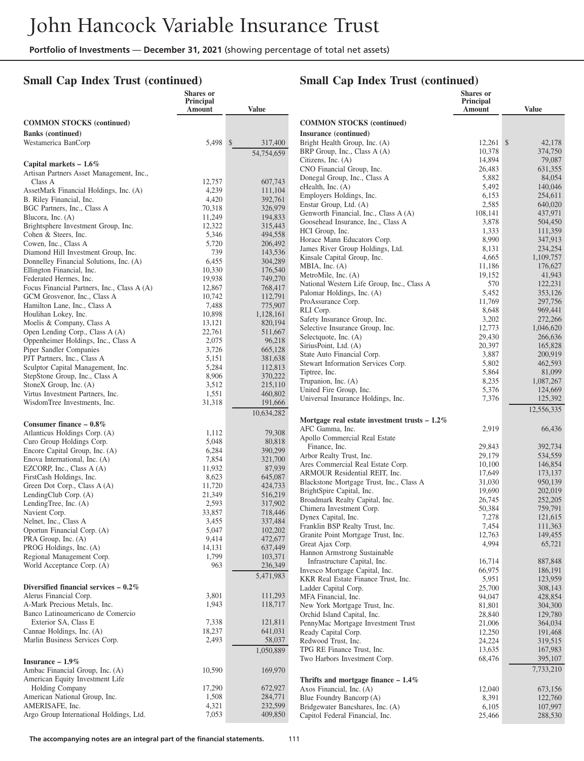# John Hancock Variable Insurance Trust

**Portfolio of Investments — December 31, 2021** (showing percentage of total net assets)

## Small Cap Index Trust (continued)

| | Shares or Principal Amount | Value |
|---|---|---|
| **COMMON STOCKS (continued)** | | |
| **Banks (continued)** | | |
| Westamerica BanCorp | 5,498 | $ 317,400 |
| | | 54,754,659 |
| **Capital markets – 1.6%** | | |
| Artisan Partners Asset Management, Inc., Class A | 12,757 | 607,743 |
| AssetMark Financial Holdings, Inc. (A) | 4,239 | 111,104 |
| B. Riley Financial, Inc. | 4,420 | 392,761 |
| BGC Partners, Inc., Class A | 70,318 | 326,979 |
| Blucora, Inc. (A) | 11,249 | 194,833 |
| Brightsphere Investment Group, Inc. | 12,322 | 315,443 |
| Cohen & Steers, Inc. | 5,346 | 494,558 |
| Cowen, Inc., Class A | 5,720 | 206,492 |
| Diamond Hill Investment Group, Inc. | 739 | 143,536 |
| Donnelley Financial Solutions, Inc. (A) | 6,455 | 304,289 |
| Ellington Financial, Inc. | 10,330 | 176,540 |
| Federated Hermes, Inc. | 19,938 | 749,270 |
| Focus Financial Partners, Inc., Class A (A) | 12,867 | 768,417 |
| GCM Grosvenor, Inc., Class A | 10,742 | 112,791 |
| Hamilton Lane, Inc., Class A | 7,488 | 775,907 |
| Houlihan Lokey, Inc. | 10,898 | 1,128,161 |
| Moelis & Company, Class A | 13,121 | 820,194 |
| Open Lending Corp., Class A (A) | 22,761 | 511,667 |
| Oppenheimer Holdings, Inc., Class A | 2,075 | 96,218 |
| Piper Sandler Companies | 3,726 | 665,128 |
| PJT Partners, Inc., Class A | 5,151 | 381,638 |
| Sculptor Capital Management, Inc. | 5,284 | 112,813 |
| StepStone Group, Inc., Class A | 8,906 | 370,222 |
| StoneX Group, Inc. (A) | 3,512 | 215,110 |
| Virtus Investment Partners, Inc. | 1,551 | 460,802 |
| WisdomTree Investments, Inc. | 31,318 | 191,666 |
| | | 10,634,282 |
| **Consumer finance – 0.8%** | | |
| Atlanticus Holdings Corp. (A) | 1,112 | 79,308 |
| Curo Group Holdings Corp. | 5,048 | 80,818 |
| Encore Capital Group, Inc. (A) | 6,284 | 390,299 |
| Enova International, Inc. (A) | 7,854 | 321,700 |
| EZCORP, Inc., Class A (A) | 11,932 | 87,939 |
| FirstCash Holdings, Inc. | 8,623 | 645,087 |
| Green Dot Corp., Class A (A) | 11,720 | 424,733 |
| LendingClub Corp. (A) | 21,349 | 516,219 |
| LendingTree, Inc. (A) | 2,593 | 317,902 |
| Navient Corp. | 33,857 | 718,446 |
| Nelnet, Inc., Class A | 3,455 | 337,484 |
| Oportun Financial Corp. (A) | 5,047 | 102,202 |
| PRA Group, Inc. (A) | 9,414 | 472,677 |
| PROG Holdings, Inc. (A) | 14,131 | 637,449 |
| Regional Management Corp. | 1,799 | 103,371 |
| World Acceptance Corp. (A) | 963 | 236,349 |
| | | 5,471,983 |
| **Diversified financial services – 0.2%** | | |
| Alerus Financial Corp. | 3,801 | 111,293 |
| A-Mark Precious Metals, Inc. | 1,943 | 118,717 |
| Banco Latinoamericano de Comercio Exterior SA, Class E | 7,338 | 121,811 |
| Cannae Holdings, Inc. (A) | 18,237 | 641,031 |
| Marlin Business Services Corp. | 2,493 | 58,037 |
| | | 1,050,889 |
| **Insurance – 1.9%** | | |
| Ambac Financial Group, Inc. (A) | 10,590 | 169,970 |
| American Equity Investment Life Holding Company | 17,290 | 672,927 |
| American National Group, Inc. | 1,508 | 284,771 |
| AMERISAFE, Inc. | 4,321 | 232,599 |
| Argo Group International Holdings, Ltd. | 7,053 | 409,850 |
| Bright Health Group, Inc. (A) | 12,261 | $ 42,178 |
| BRP Group, Inc., Class A (A) | 10,378 | 374,750 |
| Citizens, Inc. (A) | 14,894 | 79,087 |
| CNO Financial Group, Inc. | 26,483 | 631,355 |
| Donegal Group, Inc., Class A | 5,882 | 84,054 |
| eHealth, Inc. (A) | 5,492 | 140,046 |
| Employers Holdings, Inc. | 6,153 | 254,611 |
| Enstar Group, Ltd. (A) | 2,585 | 640,020 |
| Genworth Financial, Inc., Class A (A) | 108,141 | 437,971 |
| Goosehead Insurance, Inc., Class A | 3,878 | 504,450 |
| HCI Group, Inc. | 1,333 | 111,359 |
| Horace Mann Educators Corp. | 8,990 | 347,913 |
| James River Group Holdings, Ltd. | 8,131 | 234,254 |
| Kinsale Capital Group, Inc. | 4,665 | 1,109,757 |
| MBIA, Inc. (A) | 11,186 | 176,627 |
| MetroMile, Inc. (A) | 19,152 | 41,943 |
| National Western Life Group, Inc., Class A | 570 | 122,231 |
| Palomar Holdings, Inc. (A) | 5,452 | 353,126 |
| ProAssurance Corp. | 11,769 | 297,756 |
| RLI Corp. | 8,648 | 969,441 |
| Safety Insurance Group, Inc. | 3,202 | 272,266 |
| Selective Insurance Group, Inc. | 12,773 | 1,046,620 |
| Selectquote, Inc. (A) | 29,430 | 266,636 |
| SiriusPoint, Ltd. (A) | 20,397 | 165,828 |
| State Auto Financial Corp. | 3,887 | 200,919 |
| Stewart Information Services Corp. | 5,802 | 462,593 |
| Tiptree, Inc. | 5,864 | 81,099 |
| Trupanion, Inc. (A) | 8,235 | 1,087,267 |
| United Fire Group, Inc. | 5,376 | 124,669 |
| Universal Insurance Holdings, Inc. | 7,376 | 125,392 |
| | | 12,556,335 |
| **Mortgage real estate investment trusts – 1.2%** | | |
| AFC Gamma, Inc. | 2,919 | 66,436 |
| Apollo Commercial Real Estate Finance, Inc. | 29,843 | 392,734 |
| Arbor Realty Trust, Inc. | 29,179 | 534,559 |
| Ares Commercial Real Estate Corp. | 10,100 | 146,854 |
| ARMOUR Residential REIT, Inc. | 17,649 | 173,137 |
| Blackstone Mortgage Trust, Inc., Class A | 31,030 | 950,139 |
| BrightSpire Capital, Inc. | 19,690 | 202,019 |
| Broadmark Realty Capital, Inc. | 26,745 | 252,205 |
| Chimera Investment Corp. | 50,384 | 759,791 |
| Dynex Capital, Inc. | 7,278 | 121,615 |
| Franklin BSP Realty Trust, Inc. | 7,454 | 111,363 |
| Granite Point Mortgage Trust, Inc. | 12,763 | 149,455 |
| Great Ajax Corp. | 4,994 | 65,721 |
| Hannon Armstrong Sustainable Infrastructure Capital, Inc. | 16,714 | 887,848 |
| Invesco Mortgage Capital, Inc. | 66,975 | 186,191 |
| KKR Real Estate Finance Trust, Inc. | 5,951 | 123,959 |
| Ladder Capital Corp. | 25,700 | 308,143 |
| MFA Financial, Inc. | 94,047 | 428,854 |
| New York Mortgage Trust, Inc. | 81,801 | 304,300 |
| Orchid Island Capital, Inc. | 28,840 | 129,780 |
| PennyMac Mortgage Investment Trust | 21,006 | 364,034 |
| Ready Capital Corp. | 12,250 | 191,468 |
| Redwood Trust, Inc. | 24,224 | 319,515 |
| TPG RE Finance Trust, Inc. | 13,635 | 167,983 |
| Two Harbors Investment Corp. | 68,476 | 395,107 |
| | | 7,733,210 |
| **Thrifts and mortgage finance – 1.4%** | | |
| Axos Financial, Inc. (A) | 12,040 | 673,156 |
| Blue Foundry Bancorp (A) | 8,391 | 122,760 |
| Bridgewater Bancshares, Inc. (A) | 6,105 | 107,997 |
| Capitol Federal Financial, Inc. | 25,466 | 288,530 |

**The accompanying notes are an integral part of the financial statements.**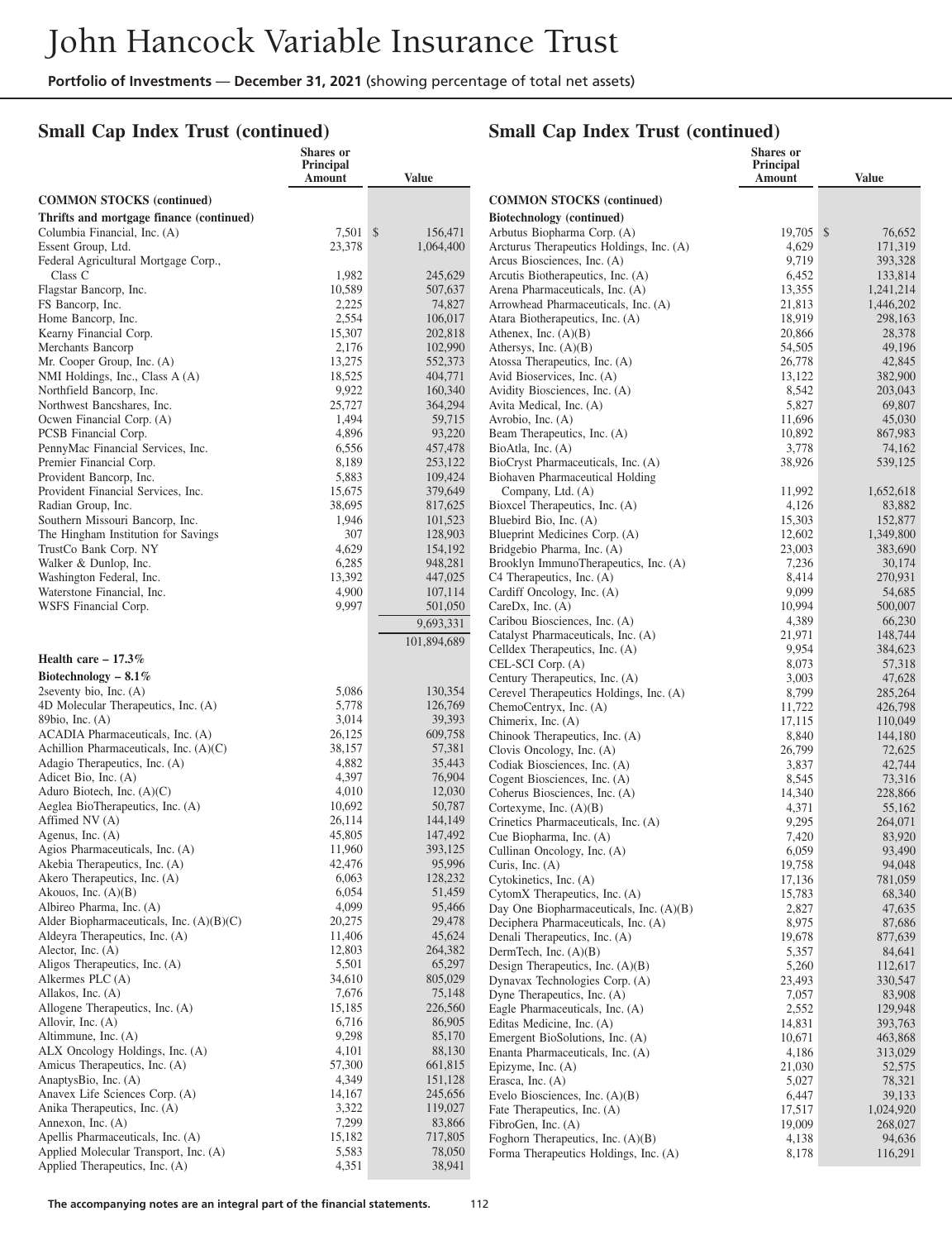## Small Cap Index Trust (continued)

| | Shares or Principal Amount | Value |
|---|---|---|
| **COMMON STOCKS (continued)** | | |
| **Thrifts and mortgage finance (continued)** | | |
| Columbia Financial, Inc. (A) | 7,501 | $ 156,471 |
| Essent Group, Ltd. | 23,378 | 1,064,400 |
| Federal Agricultural Mortgage Corp., Class C | 1,982 | 245,629 |
| Flagstar Bancorp, Inc. | 10,589 | 507,637 |
| FS Bancorp, Inc. | 2,225 | 74,827 |
| Home Bancorp, Inc. | 2,554 | 106,017 |
| Kearny Financial Corp. | 15,307 | 202,818 |
| Merchants Bancorp | 2,176 | 102,990 |
| Mr. Cooper Group, Inc. (A) | 13,275 | 552,373 |
| NMI Holdings, Inc., Class A (A) | 18,525 | 404,771 |
| Northfield Bancorp, Inc. | 9,922 | 160,340 |
| Northwest Bancshares, Inc. | 25,727 | 364,294 |
| Ocwen Financial Corp. (A) | 1,494 | 59,715 |
| PCSB Financial Corp. | 4,896 | 93,220 |
| PennyMac Financial Services, Inc. | 6,556 | 457,478 |
| Premier Financial Corp. | 8,189 | 253,122 |
| Provident Bancorp, Inc. | 5,883 | 109,424 |
| Provident Financial Services, Inc. | 15,675 | 379,649 |
| Radian Group, Inc. | 38,695 | 817,625 |
| Southern Missouri Bancorp, Inc. | 1,946 | 101,523 |
| The Hingham Institution for Savings | 307 | 128,903 |
| TrustCo Bank Corp. NY | 4,629 | 154,192 |
| Walker & Dunlop, Inc. | 6,285 | 948,281 |
| Washington Federal, Inc. | 13,392 | 447,025 |
| Waterstone Financial, Inc. | 4,900 | 107,114 |
| WSFS Financial Corp. | 9,997 | 501,050 |
| | | 9,693,331 |
| | | 101,894,689 |
| **Health care – 17.3%** | | |
| **Biotechnology – 8.1%** | | |
| 2seventy bio, Inc. (A) | 5,086 | 130,354 |
| 4D Molecular Therapeutics, Inc. (A) | 5,778 | 126,769 |
| 89bio, Inc. (A) | 3,014 | 39,393 |
| ACADIA Pharmaceuticals, Inc. (A) | 26,125 | 609,758 |
| Achillion Pharmaceuticals, Inc. (A)(C) | 38,157 | 57,381 |
| Adagio Therapeutics, Inc. (A) | 4,882 | 35,443 |
| Adicet Bio, Inc. (A) | 4,397 | 76,904 |
| Aduro Biotech, Inc. (A)(C) | 4,010 | 12,030 |
| Aeglea BioTherapeutics, Inc. (A) | 10,692 | 50,787 |
| Affimed NV (A) | 26,114 | 144,149 |
| Agenus, Inc. (A) | 45,805 | 147,492 |
| Agios Pharmaceuticals, Inc. (A) | 11,960 | 393,125 |
| Akebia Therapeutics, Inc. (A) | 42,476 | 95,996 |
| Akero Therapeutics, Inc. (A) | 6,063 | 128,232 |
| Akouos, Inc. (A)(B) | 6,054 | 51,459 |
| Albireo Pharma, Inc. (A) | 4,099 | 95,466 |
| Alder Biopharmaceuticals, Inc. (A)(B)(C) | 20,275 | 29,478 |
| Aldeyra Therapeutics, Inc. (A) | 11,406 | 45,624 |
| Alector, Inc. (A) | 12,803 | 264,382 |
| Aligos Therapeutics, Inc. (A) | 5,501 | 65,297 |
| Alkermes PLC (A) | 34,610 | 805,029 |
| Allakos, Inc. (A) | 7,676 | 75,148 |
| Allogene Therapeutics, Inc. (A) | 15,185 | 226,560 |
| Allovir, Inc. (A) | 6,716 | 86,905 |
| Altimmune, Inc. (A) | 9,298 | 85,170 |
| ALX Oncology Holdings, Inc. (A) | 4,101 | 88,130 |
| Amicus Therapeutics, Inc. (A) | 57,300 | 661,815 |
| AnaptysBio, Inc. (A) | 4,349 | 151,128 |
| Anavex Life Sciences Corp. (A) | 14,167 | 245,656 |
| Anika Therapeutics, Inc. (A) | 3,322 | 119,027 |
| Annexon, Inc. (A) | 7,299 | 83,866 |
| Apellis Pharmaceuticals, Inc. (A) | 15,182 | 717,805 |
| Applied Molecular Transport, Inc. (A) | 5,583 | 78,050 |
| Applied Therapeutics, Inc. (A) | 4,351 | 38,941 |
| **COMMON STOCKS (continued)** | | |
| **Biotechnology (continued)** | | |
| Arbutus Biopharma Corp. (A) | 19,705 | $ 76,652 |
| Arcturus Therapeutics Holdings, Inc. (A) | 4,629 | 171,319 |
| Arcus Biosciences, Inc. (A) | 9,719 | 393,328 |
| Arcutis Biotherapeutics, Inc. (A) | 6,452 | 133,814 |
| Arena Pharmaceuticals, Inc. (A) | 13,355 | 1,241,214 |
| Arrowhead Pharmaceuticals, Inc. (A) | 21,813 | 1,446,202 |
| Atara Biotherapeutics, Inc. (A) | 18,919 | 298,163 |
| Athenex, Inc. (A)(B) | 20,866 | 28,378 |
| Athersys, Inc. (A)(B) | 54,505 | 49,196 |
| Atossa Therapeutics, Inc. (A) | 26,778 | 42,845 |
| Avid Bioservices, Inc. (A) | 13,122 | 382,900 |
| Avidity Biosciences, Inc. (A) | 8,542 | 203,043 |
| Avita Medical, Inc. (A) | 5,827 | 69,807 |
| Avrobio, Inc. (A) | 11,696 | 45,030 |
| Beam Therapeutics, Inc. (A) | 10,892 | 867,983 |
| BioAtla, Inc. (A) | 3,778 | 74,162 |
| BioCryst Pharmaceuticals, Inc. (A) | 38,926 | 539,125 |
| Biohaven Pharmaceutical Holding Company, Ltd. (A) | 11,992 | 1,652,618 |
| Bioxcel Therapeutics, Inc. (A) | 4,126 | 83,882 |
| Bluebird Bio, Inc. (A) | 15,303 | 152,877 |
| Blueprint Medicines Corp. (A) | 12,602 | 1,349,800 |
| Bridgebio Pharma, Inc. (A) | 23,003 | 383,690 |
| Brooklyn ImmunoTherapeutics, Inc. (A) | 7,236 | 30,174 |
| C4 Therapeutics, Inc. (A) | 8,414 | 270,931 |
| Cardiff Oncology, Inc. (A) | 9,099 | 54,685 |
| CareDx, Inc. (A) | 10,994 | 500,007 |
| Caribou Biosciences, Inc. (A) | 4,389 | 66,230 |
| Catalyst Pharmaceuticals, Inc. (A) | 21,971 | 148,744 |
| Celldex Therapeutics, Inc. (A) | 9,954 | 384,623 |
| CEL-SCI Corp. (A) | 8,073 | 57,318 |
| Century Therapeutics, Inc. (A) | 3,003 | 47,628 |
| Cerevel Therapeutics Holdings, Inc. (A) | 8,799 | 285,264 |
| ChemoCentryx, Inc. (A) | 11,722 | 426,798 |
| Chimerix, Inc. (A) | 17,115 | 110,049 |
| Chinook Therapeutics, Inc. (A) | 8,840 | 144,180 |
| Clovis Oncology, Inc. (A) | 26,799 | 72,625 |
| Codiak Biosciences, Inc. (A) | 3,837 | 42,744 |
| Cogent Biosciences, Inc. (A) | 8,545 | 73,316 |
| Coherus Biosciences, Inc. (A) | 14,340 | 228,866 |
| Cortexyme, Inc. (A)(B) | 4,371 | 55,162 |
| Crinetics Pharmaceuticals, Inc. (A) | 9,295 | 264,071 |
| Cue Biopharma, Inc. (A) | 7,420 | 83,920 |
| Cullinan Oncology, Inc. (A) | 6,059 | 93,490 |
| Curis, Inc. (A) | 19,758 | 94,048 |
| Cytokinetics, Inc. (A) | 17,136 | 781,059 |
| CytomX Therapeutics, Inc. (A) | 15,783 | 68,340 |
| Day One Biopharmaceuticals, Inc. (A)(B) | 2,827 | 47,635 |
| Deciphera Pharmaceuticals, Inc. (A) | 8,975 | 87,686 |
| Denali Therapeutics, Inc. (A) | 19,678 | 877,639 |
| DermTech, Inc. (A)(B) | 5,357 | 84,641 |
| Design Therapeutics, Inc. (A)(B) | 5,260 | 112,617 |
| Dynavax Technologies Corp. (A) | 23,493 | 330,547 |
| Dyne Therapeutics, Inc. (A) | 7,057 | 83,908 |
| Eagle Pharmaceuticals, Inc. (A) | 2,552 | 129,948 |
| Editas Medicine, Inc. (A) | 14,831 | 393,763 |
| Emergent BioSolutions, Inc. (A) | 10,671 | 463,868 |
| Enanta Pharmaceuticals, Inc. (A) | 4,186 | 313,029 |
| Epizyme, Inc. (A) | 21,030 | 52,575 |
| Erasca, Inc. (A) | 5,027 | 78,321 |
| Evelo Biosciences, Inc. (A)(B) | 6,447 | 39,133 |
| Fate Therapeutics, Inc. (A) | 17,517 | 1,024,920 |
| FibroGen, Inc. (A) | 19,009 | 268,027 |
| Foghorn Therapeutics, Inc. (A)(B) | 4,138 | 94,636 |
| Forma Therapeutics Holdings, Inc. (A) | 8,178 | 116,291 |

The accompanying notes are an integral part of the financial statements.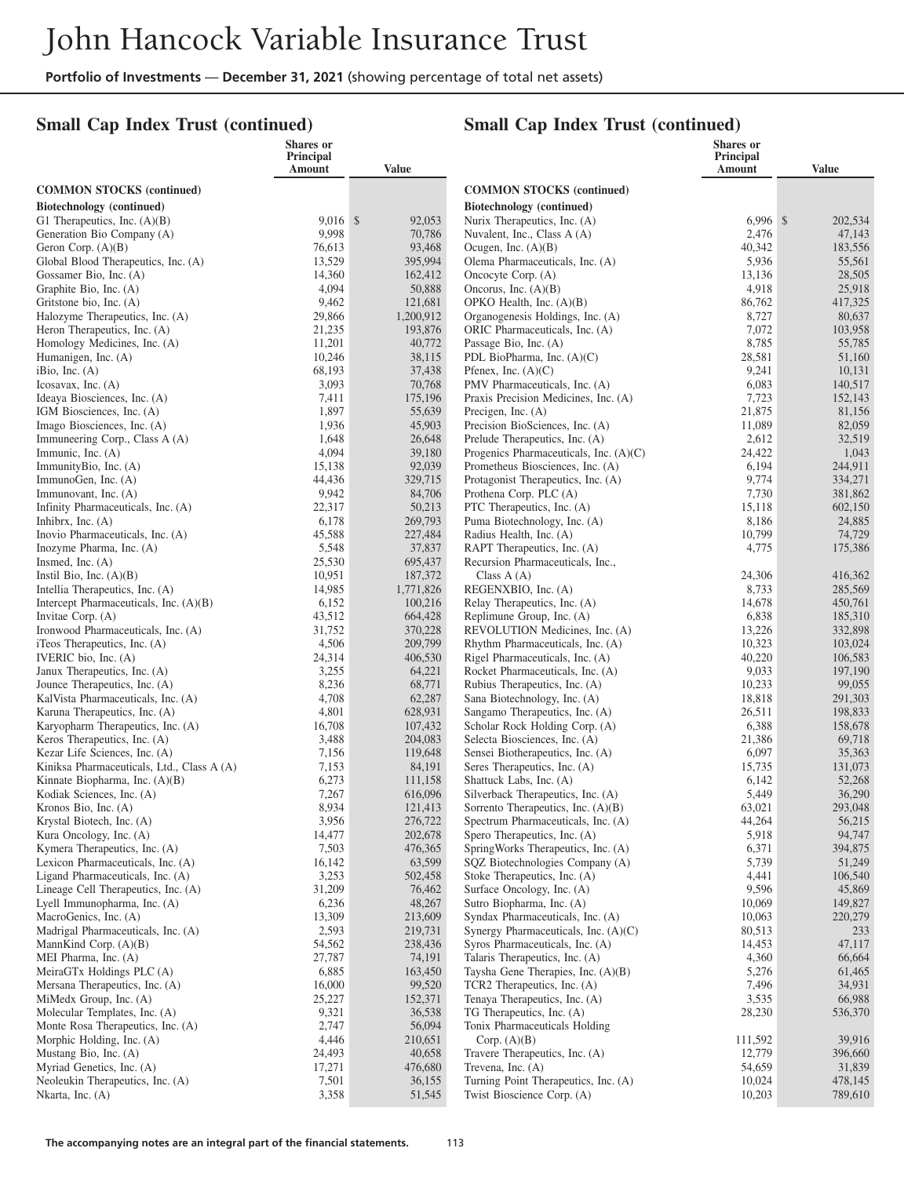## Small Cap Index Trust (continued)

| | Shares or Principal Amount | Value |
|---|---|---|
| **COMMON STOCKS (continued)** | | |
| **Biotechnology (continued)** | | |
| G1 Therapeutics, Inc. (A)(B) | 9,016 | $ 92,053 |
| Generation Bio Company (A) | 9,998 | 70,786 |
| Geron Corp. (A)(B) | 76,613 | 93,468 |
| Global Blood Therapeutics, Inc. (A) | 13,529 | 395,994 |
| Gossamer Bio, Inc. (A) | 14,360 | 162,412 |
| Graphite Bio, Inc. (A) | 4,094 | 50,888 |
| Gritstone bio, Inc. (A) | 9,462 | 121,681 |
| Halozyme Therapeutics, Inc. (A) | 29,866 | 1,200,912 |
| Heron Therapeutics, Inc. (A) | 21,235 | 193,876 |
| Homology Medicines, Inc. (A) | 11,201 | 40,772 |
| Humanigen, Inc. (A) | 10,246 | 38,115 |
| iBio, Inc. (A) | 68,193 | 37,438 |
| Icosavax, Inc. (A) | 3,093 | 70,768 |
| Ideaya Biosciences, Inc. (A) | 7,411 | 175,196 |
| IGM Biosciences, Inc. (A) | 1,897 | 55,639 |
| Imago Biosciences, Inc. (A) | 1,936 | 45,903 |
| Immuneering Corp., Class A (A) | 1,648 | 26,648 |
| Immunic, Inc. (A) | 4,094 | 39,180 |
| ImmunityBio, Inc. (A) | 15,138 | 92,039 |
| ImmunoGen, Inc. (A) | 44,436 | 329,715 |
| Immunovant, Inc. (A) | 9,942 | 84,706 |
| Infinity Pharmaceuticals, Inc. (A) | 22,317 | 50,213 |
| Inhibrx, Inc. (A) | 6,178 | 269,793 |
| Inovio Pharmaceuticals, Inc. (A) | 45,588 | 227,484 |
| Inozyme Pharma, Inc. (A) | 5,548 | 37,837 |
| Insmed, Inc. (A) | 25,530 | 695,437 |
| Instil Bio, Inc. (A)(B) | 10,951 | 187,372 |
| Intellia Therapeutics, Inc. (A) | 14,985 | 1,771,826 |
| Intercept Pharmaceuticals, Inc. (A)(B) | 6,152 | 100,216 |
| Invitae Corp. (A) | 43,512 | 664,428 |
| Ironwood Pharmaceuticals, Inc. (A) | 31,752 | 370,228 |
| iTeos Therapeutics, Inc. (A) | 4,506 | 209,799 |
| IVERIC bio, Inc. (A) | 24,314 | 406,530 |
| Janux Therapeutics, Inc. (A) | 3,255 | 64,221 |
| Jounce Therapeutics, Inc. (A) | 8,236 | 68,771 |
| KalVista Pharmaceuticals, Inc. (A) | 4,708 | 62,287 |
| Karuna Therapeutics, Inc. (A) | 4,801 | 628,931 |
| Karyopharm Therapeutics, Inc. (A) | 16,708 | 107,432 |
| Keros Therapeutics, Inc. (A) | 3,488 | 204,083 |
| Kezar Life Sciences, Inc. (A) | 7,156 | 119,648 |
| Kiniksa Pharmaceuticals, Ltd., Class A (A) | 7,153 | 84,191 |
| Kinnate Biopharma, Inc. (A)(B) | 6,273 | 111,158 |
| Kodiak Sciences, Inc. (A) | 7,267 | 616,096 |
| Kronos Bio, Inc. (A) | 8,934 | 121,413 |
| Krystal Biotech, Inc. (A) | 3,956 | 276,722 |
| Kura Oncology, Inc. (A) | 14,477 | 202,678 |
| Kymera Therapeutics, Inc. (A) | 7,503 | 476,365 |
| Lexicon Pharmaceuticals, Inc. (A) | 16,142 | 63,599 |
| Ligand Pharmaceuticals, Inc. (A) | 3,253 | 502,458 |
| Lineage Cell Therapeutics, Inc. (A) | 31,209 | 76,462 |
| Lyell Immunopharma, Inc. (A) | 6,236 | 48,267 |
| MacroGenics, Inc. (A) | 13,309 | 213,609 |
| Madrigal Pharmaceuticals, Inc. (A) | 2,593 | 219,731 |
| MannKind Corp. (A)(B) | 54,562 | 238,436 |
| MEI Pharma, Inc. (A) | 27,787 | 74,191 |
| MeiraGTx Holdings PLC (A) | 6,885 | 163,450 |
| Mersana Therapeutics, Inc. (A) | 16,000 | 99,520 |
| MiMedx Group, Inc. (A) | 25,227 | 152,371 |
| Molecular Templates, Inc. (A) | 9,321 | 36,538 |
| Monte Rosa Therapeutics, Inc. (A) | 2,747 | 56,094 |
| Morphic Holding, Inc. (A) | 4,446 | 210,651 |
| Mustang Bio, Inc. (A) | 24,493 | 40,658 |
| Myriad Genetics, Inc. (A) | 17,271 | 476,680 |
| Neoleukin Therapeutics, Inc. (A) | 7,501 | 36,155 |
| Nkarta, Inc. (A) | 3,358 | 51,545 |
| Nurix Therapeutics, Inc. (A) | 6,996 | $ 202,534 |
| Nuvalent, Inc., Class A (A) | 2,476 | 47,143 |
| Ocugen, Inc. (A)(B) | 40,342 | 183,556 |
| Olema Pharmaceuticals, Inc. (A) | 5,936 | 55,561 |
| Oncocyte Corp. (A) | 13,136 | 28,505 |
| Oncorus, Inc. (A)(B) | 4,918 | 25,918 |
| OPKO Health, Inc. (A)(B) | 86,762 | 417,325 |
| Organogenesis Holdings, Inc. (A) | 8,727 | 80,637 |
| ORIC Pharmaceuticals, Inc. (A) | 7,072 | 103,958 |
| Passage Bio, Inc. (A) | 8,785 | 55,785 |
| PDL BioPharma, Inc. (A)(C) | 28,581 | 51,160 |
| Pfenex, Inc. (A)(C) | 9,241 | 10,131 |
| PMV Pharmaceuticals, Inc. (A) | 6,083 | 140,517 |
| Praxis Precision Medicines, Inc. (A) | 7,723 | 152,143 |
| Precigen, Inc. (A) | 21,875 | 81,156 |
| Precision BioSciences, Inc. (A) | 11,089 | 82,059 |
| Prelude Therapeutics, Inc. (A) | 2,612 | 32,519 |
| Progenics Pharmaceuticals, Inc. (A)(C) | 24,422 | 1,043 |
| Prometheus Biosciences, Inc. (A) | 6,194 | 244,911 |
| Protagonist Therapeutics, Inc. (A) | 9,774 | 334,271 |
| Prothena Corp. PLC (A) | 7,730 | 381,862 |
| PTC Therapeutics, Inc. (A) | 15,118 | 602,150 |
| Puma Biotechnology, Inc. (A) | 8,186 | 24,885 |
| Radius Health, Inc. (A) | 10,799 | 74,729 |
| RAPT Therapeutics, Inc. (A) | 4,775 | 175,386 |
| Recursion Pharmaceuticals, Inc., Class A (A) | 24,306 | 416,362 |
| REGENXBIO, Inc. (A) | 8,733 | 285,569 |
| Relay Therapeutics, Inc. (A) | 14,678 | 450,761 |
| Replimune Group, Inc. (A) | 6,838 | 185,310 |
| REVOLUTION Medicines, Inc. (A) | 13,226 | 332,898 |
| Rhythm Pharmaceuticals, Inc. (A) | 10,323 | 103,024 |
| Rigel Pharmaceuticals, Inc. (A) | 40,220 | 106,583 |
| Rocket Pharmaceuticals, Inc. (A) | 9,033 | 197,190 |
| Rubius Therapeutics, Inc. (A) | 10,233 | 99,055 |
| Sana Biotechnology, Inc. (A) | 18,818 | 291,303 |
| Sangamo Therapeutics, Inc. (A) | 26,511 | 198,833 |
| Scholar Rock Holding Corp. (A) | 6,388 | 158,678 |
| Selecta Biosciences, Inc. (A) | 21,386 | 69,718 |
| Sensei Biotherapeutics, Inc. (A) | 6,097 | 35,363 |
| Seres Therapeutics, Inc. (A) | 15,735 | 131,073 |
| Shattuck Labs, Inc. (A) | 6,142 | 52,268 |
| Silverback Therapeutics, Inc. (A) | 5,449 | 36,290 |
| Sorrento Therapeutics, Inc. (A)(B) | 63,021 | 293,048 |
| Spectrum Pharmaceuticals, Inc. (A) | 44,264 | 56,215 |
| Spero Therapeutics, Inc. (A) | 5,918 | 94,747 |
| SpringWorks Therapeutics, Inc. (A) | 6,371 | 394,875 |
| SQZ Biotechnologies Company (A) | 5,739 | 51,249 |
| Stoke Therapeutics, Inc. (A) | 4,441 | 106,540 |
| Surface Oncology, Inc. (A) | 9,596 | 45,869 |
| Sutro Biopharma, Inc. (A) | 10,069 | 149,827 |
| Syndax Pharmaceuticals, Inc. (A) | 10,063 | 220,279 |
| Synergy Pharmaceuticals, Inc. (A)(C) | 80,513 | 233 |
| Syros Pharmaceuticals, Inc. (A) | 14,453 | 47,117 |
| Talaris Therapeutics, Inc. (A) | 4,360 | 66,664 |
| Taysha Gene Therapies, Inc. (A)(B) | 5,276 | 61,465 |
| TCR2 Therapeutics, Inc. (A) | 7,496 | 34,931 |
| Tenaya Therapeutics, Inc. (A) | 3,535 | 66,988 |
| TG Therapeutics, Inc. (A) | 28,230 | 536,370 |
| Tonix Pharmaceuticals Holding Corp. (A)(B) | 111,592 | 39,916 |
| Travere Therapeutics, Inc. (A) | 12,779 | 396,660 |
| Trevena, Inc. (A) | 54,659 | 31,839 |
| Turning Point Therapeutics, Inc. (A) | 10,024 | 478,145 |
| Twist Bioscience Corp. (A) | 10,203 | 789,610 |

The accompanying notes are an integral part of the financial statements.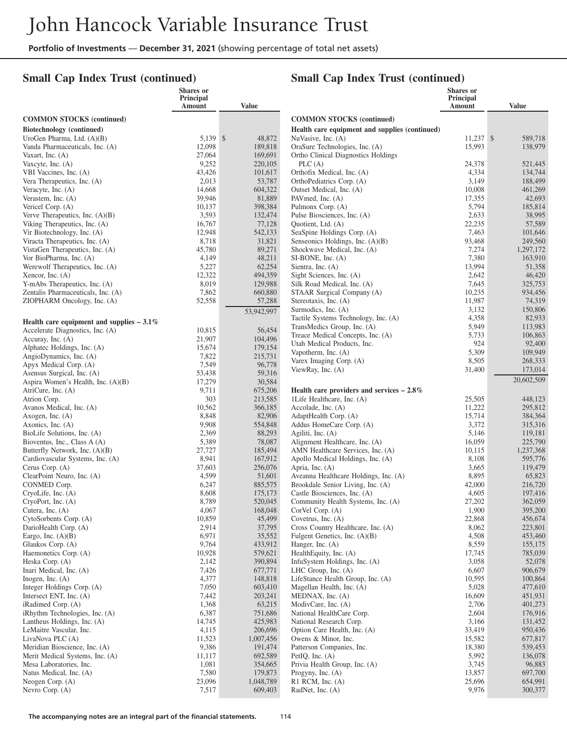# John Hancock Variable Insurance Trust

**Portfolio of Investments** — **December 31, 2021** (showing percentage of total net assets)

## Small Cap Index Trust (continued)

| | Shares or Principal Amount | Value |
|---|---|---|
| **COMMON STOCKS (continued)** | | |
| **Biotechnology (continued)** | | |
| UroGen Pharma, Ltd. (A)(B) | 5,139 | $ 48,872 |
| Vanda Pharmaceuticals, Inc. (A) | 12,098 | 189,818 |
| Vaxart, Inc. (A) | 27,064 | 169,691 |
| Vaxcyte, Inc. (A) | 9,252 | 220,105 |
| VBI Vaccines, Inc. (A) | 43,426 | 101,617 |
| Vera Therapeutics, Inc. (A) | 2,013 | 53,787 |
| Veracyte, Inc. (A) | 14,668 | 604,322 |
| Verastem, Inc. (A) | 39,946 | 81,889 |
| Vericel Corp. (A) | 10,137 | 398,384 |
| Verve Therapeutics, Inc. (A)(B) | 3,593 | 132,474 |
| Viking Therapeutics, Inc. (A) | 16,767 | 77,128 |
| Vir Biotechnology, Inc. (A) | 12,948 | 542,133 |
| Viracta Therapeutics, Inc. (A) | 8,718 | 31,821 |
| VistaGen Therapeutics, Inc. (A) | 45,780 | 89,271 |
| Vor BioPharma, Inc. (A) | 4,149 | 48,211 |
| Werewolf Therapeutics, Inc. (A) | 5,227 | 62,254 |
| Xencor, Inc. (A) | 12,322 | 494,359 |
| Y-mAbs Therapeutics, Inc. (A) | 8,019 | 129,988 |
| Zentalis Pharmaceuticals, Inc. (A) | 7,862 | 660,880 |
| ZIOPHARM Oncology, Inc. (A) | 52,558 | 57,288 |
| | | 53,942,997 |
| **Health care equipment and supplies – 3.1%** | | |
| Accelerate Diagnostics, Inc. (A) | 10,815 | 56,454 |
| Accuray, Inc. (A) | 21,907 | 104,496 |
| Alphatec Holdings, Inc. (A) | 15,674 | 179,154 |
| AngioDynamics, Inc. (A) | 7,822 | 215,731 |
| Apyx Medical Corp. (A) | 7,549 | 96,778 |
| Asensus Surgical, Inc. (A) | 53,438 | 59,316 |
| Aspira Women's Health, Inc. (A)(B) | 17,279 | 30,584 |
| AtriCure, Inc. (A) | 9,711 | 675,206 |
| Atrion Corp. | 303 | 213,585 |
| Avanos Medical, Inc. (A) | 10,562 | 366,185 |
| Axogen, Inc. (A) | 8,848 | 82,906 |
| Axonics, Inc. (A) | 9,908 | 554,848 |
| BioLife Solutions, Inc. (A) | 2,369 | 88,293 |
| Bioventus, Inc., Class A (A) | 5,389 | 78,087 |
| Butterfly Network, Inc. (A)(B) | 27,727 | 185,494 |
| Cardiovascular Systems, Inc. (A) | 8,941 | 167,912 |
| Cerus Corp. (A) | 37,603 | 256,076 |
| ClearPoint Neuro, Inc. (A) | 4,599 | 51,601 |
| CONMED Corp. | 6,247 | 885,575 |
| CryoLife, Inc. (A) | 8,608 | 175,173 |
| CryoPort, Inc. (A) | 8,789 | 520,045 |
| Cutera, Inc. (A) | 4,067 | 168,048 |
| CytoSorbents Corp. (A) | 10,859 | 45,499 |
| DarioHealth Corp. (A) | 2,914 | 37,795 |
| Eargo, Inc. (A)(B) | 6,971 | 35,552 |
| Glaukos Corp. (A) | 9,764 | 433,912 |
| Haemonetics Corp. (A) | 10,928 | 579,621 |
| Heska Corp. (A) | 2,142 | 390,894 |
| Inari Medical, Inc. (A) | 7,426 | 677,771 |
| Inogen, Inc. (A) | 4,377 | 148,818 |
| Integer Holdings Corp. (A) | 7,050 | 603,410 |
| Intersect ENT, Inc. (A) | 7,442 | 203,241 |
| iRadimed Corp. (A) | 1,368 | 63,215 |
| iRhythm Technologies, Inc. (A) | 6,387 | 751,686 |
| Lantheus Holdings, Inc. (A) | 14,745 | 425,983 |
| LeMaitre Vascular, Inc. | 4,115 | 206,696 |
| LivaNova PLC (A) | 11,523 | 1,007,456 |
| Meridian Bioscience, Inc. (A) | 9,386 | 191,474 |
| Merit Medical Systems, Inc. (A) | 11,117 | 692,589 |
| Mesa Laboratories, Inc. | 1,081 | 354,665 |
| Natus Medical, Inc. (A) | 7,580 | 179,873 |
| Neogen Corp. (A) | 23,096 | 1,048,789 |
| Nevro Corp. (A) | 7,517 | 609,403 |
| **Health care equipment and supplies (continued)** | | |
| NuVasive, Inc. (A) | 11,237 | $ 589,718 |
| OraSure Technologies, Inc. (A) | 15,993 | 138,979 |
| Ortho Clinical Diagnostics Holdings PLC (A) | 24,378 | 521,445 |
| Orthofix Medical, Inc. (A) | 4,334 | 134,744 |
| OrthoPediatrics Corp. (A) | 3,149 | 188,499 |
| Outset Medical, Inc. (A) | 10,008 | 461,269 |
| PAVmed, Inc. (A) | 17,355 | 42,693 |
| Pulmonx Corp. (A) | 5,794 | 185,814 |
| Pulse Biosciences, Inc. (A) | 2,633 | 38,995 |
| Quotient, Ltd. (A) | 22,235 | 57,589 |
| SeaSpine Holdings Corp. (A) | 7,463 | 101,646 |
| Senseonics Holdings, Inc. (A)(B) | 93,468 | 249,560 |
| Shockwave Medical, Inc. (A) | 7,274 | 1,297,172 |
| SI-BONE, Inc. (A) | 7,380 | 163,910 |
| Sientra, Inc. (A) | 13,994 | 51,358 |
| Sight Sciences, Inc. (A) | 2,642 | 46,420 |
| Silk Road Medical, Inc. (A) | 7,645 | 325,753 |
| STAAR Surgical Company (A) | 10,235 | 934,456 |
| Stereotaxis, Inc. (A) | 11,987 | 74,319 |
| Surmodics, Inc. (A) | 3,132 | 150,806 |
| Tactile Systems Technology, Inc. (A) | 4,358 | 82,933 |
| TransMedics Group, Inc. (A) | 5,949 | 113,983 |
| Treace Medical Concepts, Inc. (A) | 5,733 | 106,863 |
| Utah Medical Products, Inc. | 924 | 92,400 |
| Vapotherm, Inc. (A) | 5,309 | 109,949 |
| Varex Imaging Corp. (A) | 8,505 | 268,333 |
| ViewRay, Inc. (A) | 31,400 | 173,014 |
| | | 20,602,509 |
| **Health care providers and services – 2.8%** | | |
| 1Life Healthcare, Inc. (A) | 25,505 | 448,123 |
| Accolade, Inc. (A) | 11,222 | 295,812 |
| AdaptHealth Corp. (A) | 15,714 | 384,364 |
| Addus HomeCare Corp. (A) | 3,372 | 315,316 |
| Agiliti, Inc. (A) | 5,146 | 119,181 |
| Alignment Healthcare, Inc. (A) | 16,059 | 225,790 |
| AMN Healthcare Services, Inc. (A) | 10,115 | 1,237,368 |
| Apollo Medical Holdings, Inc. (A) | 8,108 | 595,776 |
| Apria, Inc. (A) | 3,665 | 119,479 |
| Aveanna Healthcare Holdings, Inc. (A) | 8,895 | 65,823 |
| Brookdale Senior Living, Inc. (A) | 42,000 | 216,720 |
| Castle Biosciences, Inc. (A) | 4,605 | 197,416 |
| Community Health Systems, Inc. (A) | 27,202 | 362,059 |
| CorVel Corp. (A) | 1,900 | 395,200 |
| Covetrus, Inc. (A) | 22,868 | 456,674 |
| Cross Country Healthcare, Inc. (A) | 8,062 | 223,801 |
| Fulgent Genetics, Inc. (A)(B) | 4,508 | 453,460 |
| Hanger, Inc. (A) | 8,559 | 155,175 |
| HealthEquity, Inc. (A) | 17,745 | 785,039 |
| InfuSystem Holdings, Inc. (A) | 3,058 | 52,078 |
| LHC Group, Inc. (A) | 6,607 | 906,679 |
| LifeStance Health Group, Inc. (A) | 10,595 | 100,864 |
| Magellan Health, Inc. (A) | 5,028 | 477,610 |
| MEDNAX, Inc. (A) | 16,609 | 451,931 |
| ModivCare, Inc. (A) | 2,706 | 401,273 |
| National HealthCare Corp. | 2,604 | 176,916 |
| National Research Corp. | 3,166 | 131,452 |
| Option Care Health, Inc. (A) | 33,419 | 950,436 |
| Owens & Minor, Inc. | 15,582 | 677,817 |
| Patterson Companies, Inc. | 18,380 | 539,453 |
| PetIQ, Inc. (A) | 5,992 | 136,078 |
| Privia Health Group, Inc. (A) | 3,745 | 96,883 |
| Progyny, Inc. (A) | 13,857 | 697,700 |
| R1 RCM, Inc. (A) | 25,696 | 654,991 |
| RadNet, Inc. (A) | 9,976 | 300,377 |

**The accompanying notes are an integral part of the financial statements.**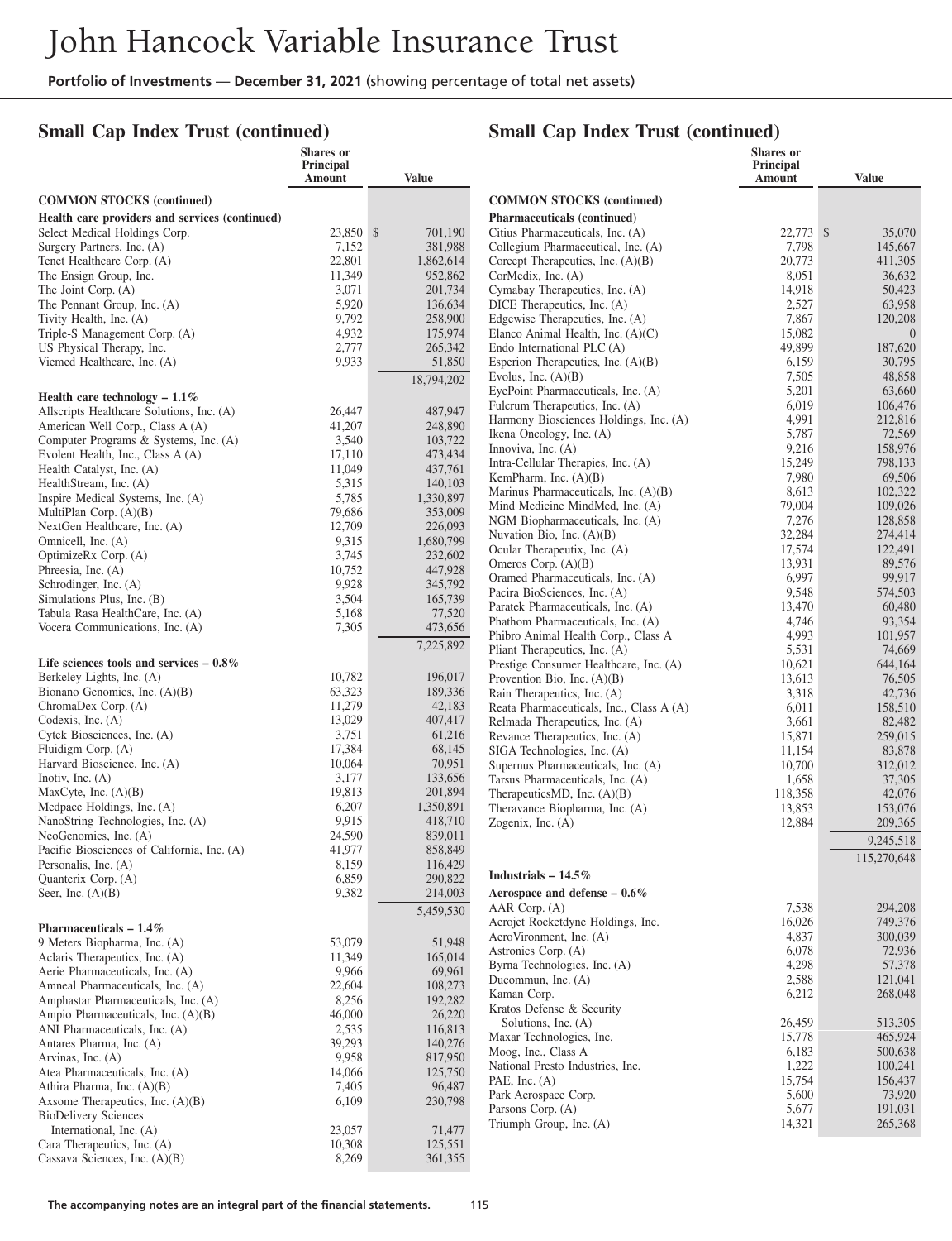# John Hancock Variable Insurance Trust

**Portfolio of Investments — December 31, 2021** (showing percentage of total net assets)

## Small Cap Index Trust (continued)

| | Shares or Principal Amount | Value |
|---|---|---|
| **COMMON STOCKS (continued)** | | |
| **Health care providers and services (continued)** | | |
| Select Medical Holdings Corp. | 23,850 | $ 701,190 |
| Surgery Partners, Inc. (A) | 7,152 | 381,988 |
| Tenet Healthcare Corp. (A) | 22,801 | 1,862,614 |
| The Ensign Group, Inc. | 11,349 | 952,862 |
| The Joint Corp. (A) | 3,071 | 201,734 |
| The Pennant Group, Inc. (A) | 5,920 | 136,634 |
| Tivity Health, Inc. (A) | 9,792 | 258,900 |
| Triple-S Management Corp. (A) | 4,932 | 175,974 |
| US Physical Therapy, Inc. | 2,777 | 265,342 |
| Viemed Healthcare, Inc. (A) | 9,933 | 51,850 |
| | | 18,794,202 |
| **Health care technology – 1.1%** | | |
| Allscripts Healthcare Solutions, Inc. (A) | 26,447 | 487,947 |
| American Well Corp., Class A (A) | 41,207 | 248,890 |
| Computer Programs & Systems, Inc. (A) | 3,540 | 103,722 |
| Evolent Health, Inc., Class A (A) | 17,110 | 473,434 |
| Health Catalyst, Inc. (A) | 11,049 | 437,761 |
| HealthStream, Inc. (A) | 5,315 | 140,103 |
| Inspire Medical Systems, Inc. (A) | 5,785 | 1,330,897 |
| MultiPlan Corp. (A)(B) | 79,686 | 353,009 |
| NextGen Healthcare, Inc. (A) | 12,709 | 226,093 |
| Omnicell, Inc. (A) | 9,315 | 1,680,799 |
| OptimizeRx Corp. (A) | 3,745 | 232,602 |
| Phreesia, Inc. (A) | 10,752 | 447,928 |
| Schrodinger, Inc. (A) | 9,928 | 345,792 |
| Simulations Plus, Inc. (B) | 3,504 | 165,739 |
| Tabula Rasa HealthCare, Inc. (A) | 5,168 | 77,520 |
| Vocera Communications, Inc. (A) | 7,305 | 473,656 |
| | | 7,225,892 |
| **Life sciences tools and services – 0.8%** | | |
| Berkeley Lights, Inc. (A) | 10,782 | 196,017 |
| Bionano Genomics, Inc. (A)(B) | 63,323 | 189,336 |
| ChromaDex Corp. (A) | 11,279 | 42,183 |
| Codexis, Inc. (A) | 13,029 | 407,417 |
| Cytek Biosciences, Inc. (A) | 3,751 | 61,216 |
| Fluidigm Corp. (A) | 17,384 | 68,145 |
| Harvard Bioscience, Inc. (A) | 10,064 | 70,951 |
| Inotiv, Inc. (A) | 3,177 | 133,656 |
| MaxCyte, Inc. (A)(B) | 19,813 | 201,894 |
| Medpace Holdings, Inc. (A) | 6,207 | 1,350,891 |
| NanoString Technologies, Inc. (A) | 9,915 | 418,710 |
| NeoGenomics, Inc. (A) | 24,590 | 839,011 |
| Pacific Biosciences of California, Inc. (A) | 41,977 | 858,849 |
| Personalis, Inc. (A) | 8,159 | 116,429 |
| Quanterix Corp. (A) | 6,859 | 290,822 |
| Seer, Inc. (A)(B) | 9,382 | 214,003 |
| | | 5,459,530 |
| **Pharmaceuticals – 1.4%** | | |
| 9 Meters Biopharma, Inc. (A) | 53,079 | 51,948 |
| Aclaris Therapeutics, Inc. (A) | 11,349 | 165,014 |
| Aerie Pharmaceuticals, Inc. (A) | 9,966 | 69,961 |
| Amneal Pharmaceuticals, Inc. (A) | 22,604 | 108,273 |
| Amphastar Pharmaceuticals, Inc. (A) | 8,256 | 192,282 |
| Ampio Pharmaceuticals, Inc. (A)(B) | 46,000 | 26,220 |
| ANI Pharmaceuticals, Inc. (A) | 2,535 | 116,813 |
| Antares Pharma, Inc. (A) | 39,293 | 140,276 |
| Arvinas, Inc. (A) | 9,958 | 817,950 |
| Atea Pharmaceuticals, Inc. (A) | 14,066 | 125,750 |
| Athira Pharma, Inc. (A)(B) | 7,405 | 96,487 |
| Axsome Therapeutics, Inc. (A)(B) | 6,109 | 230,798 |
| BioDelivery Sciences International, Inc. (A) | 23,057 | 71,477 |
| Cara Therapeutics, Inc. (A) | 10,308 | 125,551 |
| Cassava Sciences, Inc. (A)(B) | 8,269 | 361,355 |
| **Pharmaceuticals (continued)** | | |
| Citius Pharmaceuticals, Inc. (A) | 22,773 | $ 35,070 |
| Collegium Pharmaceutical, Inc. (A) | 7,798 | 145,667 |
| Corcept Therapeutics, Inc. (A)(B) | 20,773 | 411,305 |
| CorMedix, Inc. (A) | 8,051 | 36,632 |
| Cymabay Therapeutics, Inc. (A) | 14,918 | 50,423 |
| DICE Therapeutics, Inc. (A) | 2,527 | 63,958 |
| Edgewise Therapeutics, Inc. (A) | 7,867 | 120,208 |
| Elanco Animal Health, Inc. (A)(C) | 15,082 | 0 |
| Endo International PLC (A) | 49,899 | 187,620 |
| Esperion Therapeutics, Inc. (A)(B) | 6,159 | 30,795 |
| Evolus, Inc. (A)(B) | 7,505 | 48,858 |
| EyePoint Pharmaceuticals, Inc. (A) | 5,201 | 63,660 |
| Fulcrum Therapeutics, Inc. (A) | 6,019 | 106,476 |
| Harmony Biosciences Holdings, Inc. (A) | 4,991 | 212,816 |
| Ikena Oncology, Inc. (A) | 5,787 | 72,569 |
| Innoviva, Inc. (A) | 9,216 | 158,976 |
| Intra-Cellular Therapies, Inc. (A) | 15,249 | 798,133 |
| KemPharm, Inc. (A)(B) | 7,980 | 69,506 |
| Marinus Pharmaceuticals, Inc. (A)(B) | 8,613 | 102,322 |
| Mind Medicine MindMed, Inc. (A) | 79,004 | 109,026 |
| NGM Biopharmaceuticals, Inc. (A) | 7,276 | 128,858 |
| Nuvation Bio, Inc. (A)(B) | 32,284 | 274,414 |
| Ocular Therapeutix, Inc. (A) | 17,574 | 122,491 |
| Omeros Corp. (A)(B) | 13,931 | 89,576 |
| Oramed Pharmaceuticals, Inc. (A) | 6,997 | 99,917 |
| Pacira BioSciences, Inc. (A) | 9,548 | 574,503 |
| Paratek Pharmaceuticals, Inc. (A) | 13,470 | 60,480 |
| Phathom Pharmaceuticals, Inc. (A) | 4,746 | 93,354 |
| Phibro Animal Health Corp., Class A | 4,993 | 101,957 |
| Pliant Therapeutics, Inc. (A) | 5,531 | 74,669 |
| Prestige Consumer Healthcare, Inc. (A) | 10,621 | 644,164 |
| Provention Bio, Inc. (A)(B) | 13,613 | 76,505 |
| Rain Therapeutics, Inc. (A) | 3,318 | 42,736 |
| Reata Pharmaceuticals, Inc., Class A (A) | 6,011 | 158,510 |
| Relmada Therapeutics, Inc. (A) | 3,661 | 82,482 |
| Revance Therapeutics, Inc. (A) | 15,871 | 259,015 |
| SIGA Technologies, Inc. (A) | 11,154 | 83,878 |
| Supernus Pharmaceuticals, Inc. (A) | 10,700 | 312,012 |
| Tarsus Pharmaceuticals, Inc. (A) | 1,658 | 37,305 |
| TherapeuticsMD, Inc. (A)(B) | 118,358 | 42,076 |
| Theravance Biopharma, Inc. (A) | 13,853 | 153,076 |
| Zogenix, Inc. (A) | 12,884 | 209,365 |
| | | 9,245,518 |
| | | 115,270,648 |
| **Industrials – 14.5%** | | |
| **Aerospace and defense – 0.6%** | | |
| AAR Corp. (A) | 7,538 | 294,208 |
| Aerojet Rocketdyne Holdings, Inc. | 16,026 | 749,376 |
| AeroVironment, Inc. (A) | 4,837 | 300,039 |
| Astronics Corp. (A) | 6,078 | 72,936 |
| Byrna Technologies, Inc. (A) | 4,298 | 57,378 |
| Ducommun, Inc. (A) | 2,588 | 121,041 |
| Kaman Corp. | 6,212 | 268,048 |
| Kratos Defense & Security Solutions, Inc. (A) | 26,459 | 513,305 |
| Maxar Technologies, Inc. | 15,778 | 465,924 |
| Moog, Inc., Class A | 6,183 | 500,638 |
| National Presto Industries, Inc. | 1,222 | 100,241 |
| PAE, Inc. (A) | 15,754 | 156,437 |
| Park Aerospace Corp. | 5,600 | 73,920 |
| Parsons Corp. (A) | 5,677 | 191,031 |
| Triumph Group, Inc. (A) | 14,321 | 265,368 |

**The accompanying notes are an integral part of the financial statements.**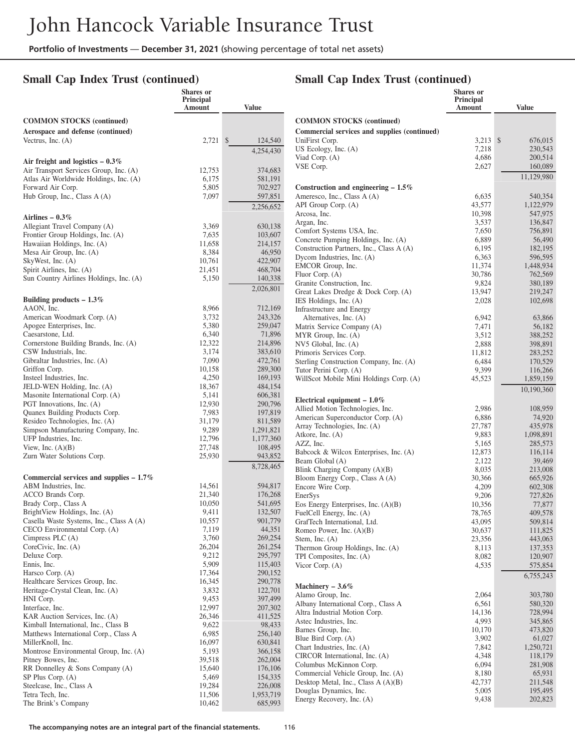# John Hancock Variable Insurance Trust

**Portfolio of Investments** — **December 31, 2021** (showing percentage of total net assets)

## Small Cap Index Trust (continued)

| | Shares or Principal Amount | Value |
|---|---|---|
| **COMMON STOCKS (continued)** | | |
| **Aerospace and defense (continued)** | | |
| Vectrus, Inc. (A) | 2,721 | $ 124,540 |
| | | 4,254,430 |
| **Air freight and logistics – 0.3%** | | |
| Air Transport Services Group, Inc. (A) | 12,753 | 374,683 |
| Atlas Air Worldwide Holdings, Inc. (A) | 6,175 | 581,191 |
| Forward Air Corp. | 5,805 | 702,927 |
| Hub Group, Inc., Class A (A) | 7,097 | 597,851 |
| | | 2,256,652 |
| **Airlines – 0.3%** | | |
| Allegiant Travel Company (A) | 3,369 | 630,138 |
| Frontier Group Holdings, Inc. (A) | 7,635 | 103,607 |
| Hawaiian Holdings, Inc. (A) | 11,658 | 214,157 |
| Mesa Air Group, Inc. (A) | 8,384 | 46,950 |
| SkyWest, Inc. (A) | 10,761 | 422,907 |
| Spirit Airlines, Inc. (A) | 21,451 | 468,704 |
| Sun Country Airlines Holdings, Inc. (A) | 5,150 | 140,338 |
| | | 2,026,801 |
| **Building products – 1.3%** | | |
| AAON, Inc. | 8,966 | 712,169 |
| American Woodmark Corp. (A) | 3,732 | 243,326 |
| Apogee Enterprises, Inc. | 5,380 | 259,047 |
| Caesarstone, Ltd. | 6,340 | 71,896 |
| Cornerstone Building Brands, Inc. (A) | 12,322 | 214,896 |
| CSW Industrials, Inc. | 3,174 | 383,610 |
| Gibraltar Industries, Inc. (A) | 7,090 | 472,761 |
| Griffon Corp. | 10,158 | 289,300 |
| Insteel Industries, Inc. | 4,250 | 169,193 |
| JELD-WEN Holding, Inc. (A) | 18,367 | 484,154 |
| Masonite International Corp. (A) | 5,141 | 606,381 |
| PGT Innovations, Inc. (A) | 12,930 | 290,796 |
| Quanex Building Products Corp. | 7,983 | 197,819 |
| Resideo Technologies, Inc. (A) | 31,179 | 811,589 |
| Simpson Manufacturing Company, Inc. | 9,289 | 1,291,821 |
| UFP Industries, Inc. | 12,796 | 1,177,360 |
| View, Inc. (A)(B) | 27,748 | 108,495 |
| Zurn Water Solutions Corp. | 25,930 | 943,852 |
| | | 8,728,465 |
| **Commercial services and supplies – 1.7%** | | |
| ABM Industries, Inc. | 14,561 | 594,817 |
| ACCO Brands Corp. | 21,340 | 176,268 |
| Brady Corp., Class A | 10,050 | 541,695 |
| BrightView Holdings, Inc. (A) | 9,411 | 132,507 |
| Casella Waste Systems, Inc., Class A (A) | 10,557 | 901,779 |
| CECO Environmental Corp. (A) | 7,119 | 44,351 |
| Cimpress PLC (A) | 3,760 | 269,254 |
| CoreCivic, Inc. (A) | 26,204 | 261,254 |
| Deluxe Corp. | 9,212 | 295,797 |
| Ennis, Inc. | 5,909 | 115,403 |
| Harsco Corp. (A) | 17,364 | 290,152 |
| Healthcare Services Group, Inc. | 16,345 | 290,778 |
| Heritage-Crystal Clean, Inc. (A) | 3,832 | 122,701 |
| HNI Corp. | 9,453 | 397,499 |
| Interface, Inc. | 12,997 | 207,302 |
| KAR Auction Services, Inc. (A) | 26,346 | 411,525 |
| Kimball International, Inc., Class B | 9,622 | 98,433 |
| Matthews International Corp., Class A | 6,985 | 256,140 |
| MillerKnoll, Inc. | 16,097 | 630,841 |
| Montrose Environmental Group, Inc. (A) | 5,193 | 366,158 |
| Pitney Bowes, Inc. | 39,518 | 262,004 |
| RR Donnelley & Sons Company (A) | 15,640 | 176,106 |
| SP Plus Corp. (A) | 5,469 | 154,335 |
| Steelcase, Inc., Class A | 19,284 | 226,008 |
| Tetra Tech, Inc. | 11,506 | 1,953,719 |
| The Brink's Company | 10,462 | 685,993 |
| UniFirst Corp. | 3,213 | $ 676,015 |
| US Ecology, Inc. (A) | 7,218 | 230,543 |
| Viad Corp. (A) | 4,686 | 200,514 |
| VSE Corp. | 2,627 | 160,089 |
| | | 11,129,980 |
| **Construction and engineering – 1.5%** | | |
| Ameresco, Inc., Class A (A) | 6,635 | 540,354 |
| API Group Corp. (A) | 43,577 | 1,122,979 |
| Arcosa, Inc. | 10,398 | 547,975 |
| Argan, Inc. | 3,537 | 136,847 |
| Comfort Systems USA, Inc. | 7,650 | 756,891 |
| Concrete Pumping Holdings, Inc. (A) | 6,889 | 56,490 |
| Construction Partners, Inc., Class A (A) | 6,195 | 182,195 |
| Dycom Industries, Inc. (A) | 6,363 | 596,595 |
| EMCOR Group, Inc. | 11,374 | 1,448,934 |
| Fluor Corp. (A) | 30,786 | 762,569 |
| Granite Construction, Inc. | 9,824 | 380,189 |
| Great Lakes Dredge & Dock Corp. (A) | 13,947 | 219,247 |
| IES Holdings, Inc. (A) | 2,028 | 102,698 |
| Infrastructure and Energy Alternatives, Inc. (A) | 6,942 | 63,866 |
| Matrix Service Company (A) | 7,471 | 56,182 |
| MYR Group, Inc. (A) | 3,512 | 388,252 |
| NV5 Global, Inc. (A) | 2,888 | 398,891 |
| Primoris Services Corp. | 11,812 | 283,252 |
| Sterling Construction Company, Inc. (A) | 6,484 | 170,529 |
| Tutor Perini Corp. (A) | 9,399 | 116,266 |
| WillScot Mobile Mini Holdings Corp. (A) | 45,523 | 1,859,159 |
| | | 10,190,360 |
| **Electrical equipment – 1.0%** | | |
| Allied Motion Technologies, Inc. | 2,986 | 108,959 |
| American Superconductor Corp. (A) | 6,886 | 74,920 |
| Array Technologies, Inc. (A) | 27,787 | 435,978 |
| Atkore, Inc. (A) | 9,883 | 1,098,891 |
| AZZ, Inc. | 5,165 | 285,573 |
| Babcock & Wilcox Enterprises, Inc. (A) | 12,873 | 116,114 |
| Beam Global (A) | 2,122 | 39,469 |
| Blink Charging Company (A)(B) | 8,035 | 213,008 |
| Bloom Energy Corp., Class A (A) | 30,366 | 665,926 |
| Encore Wire Corp. | 4,209 | 602,308 |
| EnerSys | 9,206 | 727,826 |
| Eos Energy Enterprises, Inc. (A)(B) | 10,356 | 77,877 |
| FuelCell Energy, Inc. (A) | 78,765 | 409,578 |
| GrafTech International, Ltd. | 43,095 | 509,814 |
| Romeo Power, Inc. (A)(B) | 30,637 | 111,825 |
| Stem, Inc. (A) | 23,356 | 443,063 |
| Thermon Group Holdings, Inc. (A) | 8,113 | 137,353 |
| TPI Composites, Inc. (A) | 8,082 | 120,907 |
| Vicor Corp. (A) | 4,535 | 575,854 |
| | | 6,755,243 |
| **Machinery – 3.6%** | | |
| Alamo Group, Inc. | 2,064 | 303,780 |
| Albany International Corp., Class A | 6,561 | 580,320 |
| Altra Industrial Motion Corp. | 14,136 | 728,994 |
| Astec Industries, Inc. | 4,993 | 345,865 |
| Barnes Group, Inc. | 10,170 | 473,820 |
| Blue Bird Corp. (A) | 3,902 | 61,027 |
| Chart Industries, Inc. (A) | 7,842 | 1,250,721 |
| CIRCOR International, Inc. (A) | 4,348 | 118,179 |
| Columbus McKinnon Corp. | 6,094 | 281,908 |
| Commercial Vehicle Group, Inc. (A) | 8,180 | 65,931 |
| Desktop Metal, Inc., Class A (A)(B) | 42,737 | 211,548 |
| Douglas Dynamics, Inc. | 5,005 | 195,495 |
| Energy Recovery, Inc. (A) | 9,438 | 202,823 |

**The accompanying notes are an integral part of the financial statements.**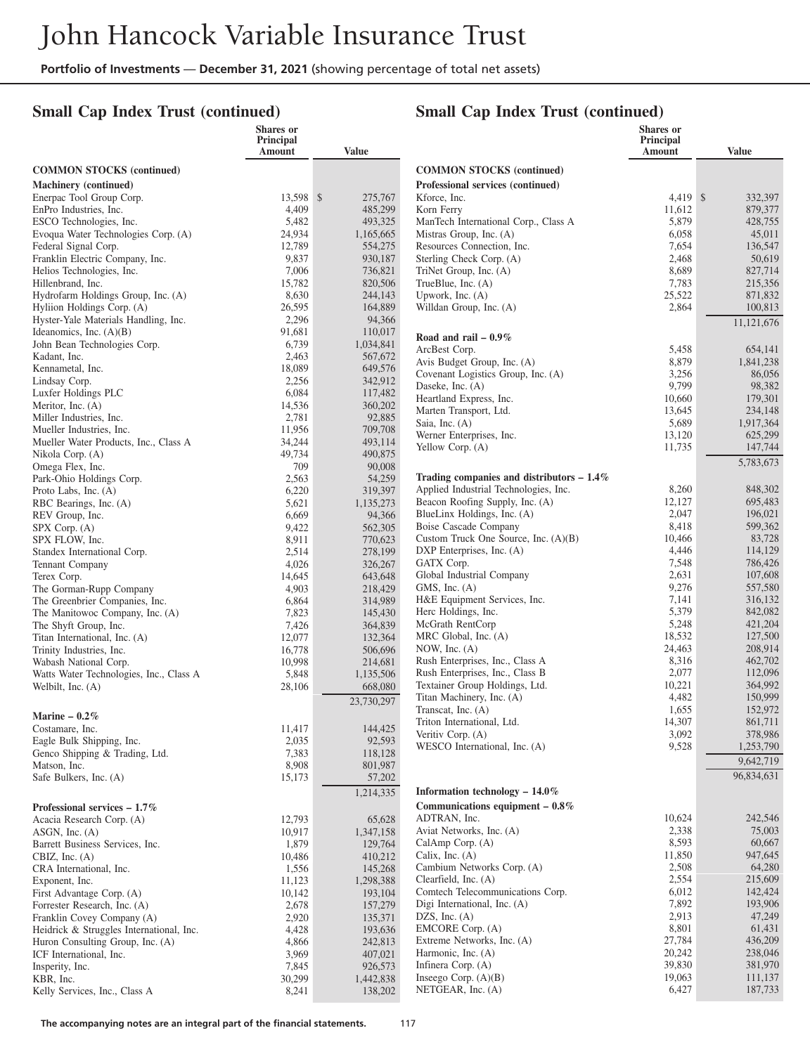# John Hancock Variable Insurance Trust

**Portfolio of Investments** — **December 31, 2021** (showing percentage of total net assets)

## Small Cap Index Trust (continued)

| | Shares or Principal Amount | Value |
|---|---|---|
| **COMMON STOCKS (continued)** | | |
| **Machinery (continued)** | | |
| Enerpac Tool Group Corp. | 13,598 | $ 275,767 |
| EnPro Industries, Inc. | 4,409 | 485,299 |
| ESCO Technologies, Inc. | 5,482 | 493,325 |
| Evoqua Water Technologies Corp. (A) | 24,934 | 1,165,665 |
| Federal Signal Corp. | 12,789 | 554,275 |
| Franklin Electric Company, Inc. | 9,837 | 930,187 |
| Helios Technologies, Inc. | 7,006 | 736,821 |
| Hillenbrand, Inc. | 15,782 | 820,506 |
| Hydrofarm Holdings Group, Inc. (A) | 8,630 | 244,143 |
| Hyliion Holdings Corp. (A) | 26,595 | 164,889 |
| Hyster-Yale Materials Handling, Inc. | 2,296 | 94,366 |
| Ideanomics, Inc. (A)(B) | 91,681 | 110,017 |
| John Bean Technologies Corp. | 6,739 | 1,034,841 |
| Kadant, Inc. | 2,463 | 567,672 |
| Kennametal, Inc. | 18,089 | 649,576 |
| Lindsay Corp. | 2,256 | 342,912 |
| Luxfer Holdings PLC | 6,084 | 117,482 |
| Meritor, Inc. (A) | 14,536 | 360,202 |
| Miller Industries, Inc. | 2,781 | 92,885 |
| Mueller Industries, Inc. | 11,956 | 709,708 |
| Mueller Water Products, Inc., Class A | 34,244 | 493,114 |
| Nikola Corp. (A) | 49,734 | 490,875 |
| Omega Flex, Inc. | 709 | 90,008 |
| Park-Ohio Holdings Corp. | 2,563 | 54,259 |
| Proto Labs, Inc. (A) | 6,220 | 319,397 |
| RBC Bearings, Inc. (A) | 5,621 | 1,135,273 |
| REV Group, Inc. | 6,669 | 94,366 |
| SPX Corp. (A) | 9,422 | 562,305 |
| SPX FLOW, Inc. | 8,911 | 770,623 |
| Standex International Corp. | 2,514 | 278,199 |
| Tennant Company | 4,026 | 326,267 |
| Terex Corp. | 14,645 | 643,648 |
| The Gorman-Rupp Company | 4,903 | 218,429 |
| The Greenbrier Companies, Inc. | 6,864 | 314,989 |
| The Manitowoc Company, Inc. (A) | 7,823 | 145,430 |
| The Shyft Group, Inc. | 7,426 | 364,839 |
| Titan International, Inc. (A) | 12,077 | 132,364 |
| Trinity Industries, Inc. | 16,778 | 506,696 |
| Wabash National Corp. | 10,998 | 214,681 |
| Watts Water Technologies, Inc., Class A | 5,848 | 1,135,506 |
| Welbilt, Inc. (A) | 28,106 | 668,080 |
| | | 23,730,297 |
| **Marine – 0.2%** | | |
| Costamare, Inc. | 11,417 | 144,425 |
| Eagle Bulk Shipping, Inc. | 2,035 | 92,593 |
| Genco Shipping & Trading, Ltd. | 7,383 | 118,128 |
| Matson, Inc. | 8,908 | 801,987 |
| Safe Bulkers, Inc. (A) | 15,173 | 57,202 |
| | | 1,214,335 |
| **Professional services – 1.7%** | | |
| Acacia Research Corp. (A) | 12,793 | 65,628 |
| ASGN, Inc. (A) | 10,917 | 1,347,158 |
| Barrett Business Services, Inc. | 1,879 | 129,764 |
| CBIZ, Inc. (A) | 10,486 | 410,212 |
| CRA International, Inc. | 1,556 | 145,268 |
| Exponent, Inc. | 11,123 | 1,298,388 |
| First Advantage Corp. (A) | 10,142 | 193,104 |
| Forrester Research, Inc. (A) | 2,678 | 157,279 |
| Franklin Covey Company (A) | 2,920 | 135,371 |
| Heidrick & Struggles International, Inc. | 4,428 | 193,636 |
| Huron Consulting Group, Inc. (A) | 4,866 | 242,813 |
| ICF International, Inc. | 3,969 | 407,021 |
| Insperity, Inc. | 7,845 | 926,573 |
| KBR, Inc. | 30,299 | 1,442,838 |
| Kelly Services, Inc., Class A | 8,241 | 138,202 |
| Kforce, Inc. | 4,419 | $ 332,397 |
| Korn Ferry | 11,612 | 879,377 |
| ManTech International Corp., Class A | 5,879 | 428,755 |
| Mistras Group, Inc. (A) | 6,058 | 45,011 |
| Resources Connection, Inc. | 7,654 | 136,547 |
| Sterling Check Corp. (A) | 2,468 | 50,619 |
| TriNet Group, Inc. (A) | 8,689 | 827,714 |
| TrueBlue, Inc. (A) | 7,783 | 215,356 |
| Upwork, Inc. (A) | 25,522 | 871,832 |
| Willdan Group, Inc. (A) | 2,864 | 100,813 |
| | | 11,121,676 |
| **Road and rail – 0.9%** | | |
| ArcBest Corp. | 5,458 | 654,141 |
| Avis Budget Group, Inc. (A) | 8,879 | 1,841,238 |
| Covenant Logistics Group, Inc. (A) | 3,256 | 86,056 |
| Daseke, Inc. (A) | 9,799 | 98,382 |
| Heartland Express, Inc. | 10,660 | 179,301 |
| Marten Transport, Ltd. | 13,645 | 234,148 |
| Saia, Inc. (A) | 5,689 | 1,917,364 |
| Werner Enterprises, Inc. | 13,120 | 625,299 |
| Yellow Corp. (A) | 11,735 | 147,744 |
| | | 5,783,673 |
| **Trading companies and distributors – 1.4%** | | |
| Applied Industrial Technologies, Inc. | 8,260 | 848,302 |
| Beacon Roofing Supply, Inc. (A) | 12,127 | 695,483 |
| BlueLinx Holdings, Inc. (A) | 2,047 | 196,021 |
| Boise Cascade Company | 8,418 | 599,362 |
| Custom Truck One Source, Inc. (A)(B) | 10,466 | 83,728 |
| DXP Enterprises, Inc. (A) | 4,446 | 114,129 |
| GATX Corp. | 7,548 | 786,426 |
| Global Industrial Company | 2,631 | 107,608 |
| GMS, Inc. (A) | 9,276 | 557,580 |
| H&E Equipment Services, Inc. | 7,141 | 316,132 |
| Herc Holdings, Inc. | 5,379 | 842,082 |
| McGrath RentCorp | 5,248 | 421,204 |
| MRC Global, Inc. (A) | 18,532 | 127,500 |
| NOW, Inc. (A) | 24,463 | 208,914 |
| Rush Enterprises, Inc., Class A | 8,316 | 462,702 |
| Rush Enterprises, Inc., Class B | 2,077 | 112,096 |
| Textainer Group Holdings, Ltd. | 10,221 | 364,992 |
| Titan Machinery, Inc. (A) | 4,482 | 150,999 |
| Transcat, Inc. (A) | 1,655 | 152,972 |
| Triton International, Ltd. | 14,307 | 861,711 |
| Veritiv Corp. (A) | 3,092 | 378,986 |
| WESCO International, Inc. (A) | 9,528 | 1,253,790 |
| | | 9,642,719 |
| | | 96,834,631 |
| **Information technology – 14.0%** | | |
| **Communications equipment – 0.8%** | | |
| ADTRAN, Inc. | 10,624 | 242,546 |
| Aviat Networks, Inc. (A) | 2,338 | 75,003 |
| CalAmp Corp. (A) | 8,593 | 60,667 |
| Calix, Inc. (A) | 11,850 | 947,645 |
| Cambium Networks Corp. (A) | 2,508 | 64,280 |
| Clearfield, Inc. (A) | 2,554 | 215,609 |
| Comtech Telecommunications Corp. | 6,012 | 142,424 |
| Digi International, Inc. (A) | 7,892 | 193,906 |
| DZS, Inc. (A) | 2,913 | 47,249 |
| EMCORE Corp. (A) | 8,801 | 61,431 |
| Extreme Networks, Inc. (A) | 27,784 | 436,209 |
| Harmonic, Inc. (A) | 20,242 | 238,046 |
| Infinera Corp. (A) | 39,830 | 381,970 |
| Inseego Corp. (A)(B) | 19,063 | 111,137 |
| NETGEAR, Inc. (A) | 6,427 | 187,733 |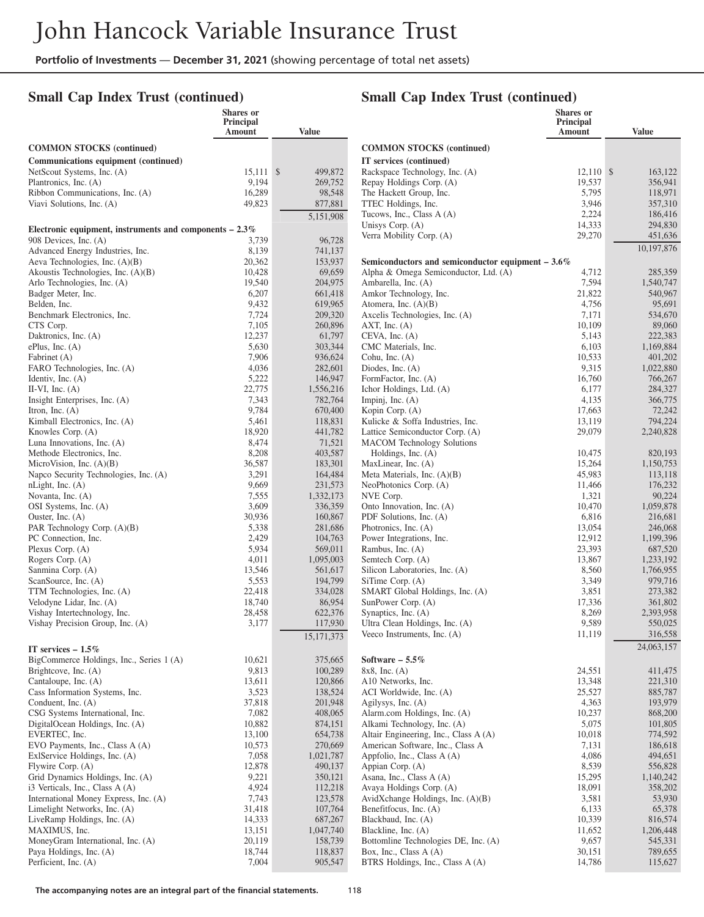# John Hancock Variable Insurance Trust

**Portfolio of Investments — December 31, 2021** (showing percentage of total net assets)

## Small Cap Index Trust (continued)

| | Shares or Principal Amount | Value |
|---|---|---|
| **COMMON STOCKS (continued)** | | |
| **Communications equipment (continued)** | | |
| NetScout Systems, Inc. (A) | 15,111 | $ 499,872 |
| Plantronics, Inc. (A) | 9,194 | 269,752 |
| Ribbon Communications, Inc. (A) | 16,289 | 98,548 |
| Viavi Solutions, Inc. (A) | 49,823 | 877,881 |
| | | 5,151,908 |
| **Electronic equipment, instruments and components – 2.3%** | | |
| 908 Devices, Inc. (A) | 3,739 | 96,728 |
| Advanced Energy Industries, Inc. | 8,139 | 741,137 |
| Aeva Technologies, Inc. (A)(B) | 20,362 | 153,937 |
| Akoustis Technologies, Inc. (A)(B) | 10,428 | 69,659 |
| Arlo Technologies, Inc. (A) | 19,540 | 204,975 |
| Badger Meter, Inc. | 6,207 | 661,418 |
| Belden, Inc. | 9,432 | 619,965 |
| Benchmark Electronics, Inc. | 7,724 | 209,320 |
| CTS Corp. | 7,105 | 260,896 |
| Daktronics, Inc. (A) | 12,237 | 61,797 |
| ePlus, Inc. (A) | 5,630 | 303,344 |
| Fabrinet (A) | 7,906 | 936,624 |
| FARO Technologies, Inc. (A) | 4,036 | 282,601 |
| Identiv, Inc. (A) | 5,222 | 146,947 |
| II-VI, Inc. (A) | 22,775 | 1,556,216 |
| Insight Enterprises, Inc. (A) | 7,343 | 782,764 |
| Itron, Inc. (A) | 9,784 | 670,400 |
| Kimball Electronics, Inc. (A) | 5,461 | 118,831 |
| Knowles Corp. (A) | 18,920 | 441,782 |
| Luna Innovations, Inc. (A) | 8,474 | 71,521 |
| Methode Electronics, Inc. | 8,208 | 403,587 |
| MicroVision, Inc. (A)(B) | 36,587 | 183,301 |
| Napco Security Technologies, Inc. (A) | 3,291 | 164,484 |
| nLight, Inc. (A) | 9,669 | 231,573 |
| Novanta, Inc. (A) | 7,555 | 1,332,173 |
| OSI Systems, Inc. (A) | 3,609 | 336,359 |
| Ouster, Inc. (A) | 30,936 | 160,867 |
| PAR Technology Corp. (A)(B) | 5,338 | 281,686 |
| PC Connection, Inc. | 2,429 | 104,763 |
| Plexus Corp. (A) | 5,934 | 569,011 |
| Rogers Corp. (A) | 4,011 | 1,095,003 |
| Sanmina Corp. (A) | 13,546 | 561,617 |
| ScanSource, Inc. (A) | 5,553 | 194,799 |
| TTM Technologies, Inc. (A) | 22,418 | 334,028 |
| Velodyne Lidar, Inc. (A) | 18,740 | 86,954 |
| Vishay Intertechnology, Inc. | 28,458 | 622,376 |
| Vishay Precision Group, Inc. (A) | 3,177 | 117,930 |
| | | 15,171,373 |
| **IT services – 1.5%** | | |
| BigCommerce Holdings, Inc., Series 1 (A) | 10,621 | 375,665 |
| Brightcove, Inc. (A) | 9,813 | 100,289 |
| Cantaloupe, Inc. (A) | 13,611 | 120,866 |
| Cass Information Systems, Inc. | 3,523 | 138,524 |
| Conduent, Inc. (A) | 37,818 | 201,948 |
| CSG Systems International, Inc. | 7,082 | 408,065 |
| DigitalOcean Holdings, Inc. (A) | 10,882 | 874,151 |
| EVERTEC, Inc. | 13,100 | 654,738 |
| EVO Payments, Inc., Class A (A) | 10,573 | 270,669 |
| ExlService Holdings, Inc. (A) | 7,058 | 1,021,787 |
| Flywire Corp. (A) | 12,878 | 490,137 |
| Grid Dynamics Holdings, Inc. (A) | 9,221 | 350,121 |
| i3 Verticals, Inc., Class A (A) | 4,924 | 112,218 |
| International Money Express, Inc. (A) | 7,743 | 123,578 |
| Limelight Networks, Inc. (A) | 31,418 | 107,764 |
| LiveRamp Holdings, Inc. (A) | 14,333 | 687,267 |
| MAXIMUS, Inc. | 13,151 | 1,047,740 |
| MoneyGram International, Inc. (A) | 20,119 | 158,739 |
| Paya Holdings, Inc. (A) | 18,744 | 118,837 |
| Perficient, Inc. (A) | 7,004 | 905,547 |
| **IT services (continued)** | | |
| Rackspace Technology, Inc. (A) | 12,110 | $ 163,122 |
| Repay Holdings Corp. (A) | 19,537 | 356,941 |
| The Hackett Group, Inc. | 5,795 | 118,971 |
| TTEC Holdings, Inc. | 3,946 | 357,310 |
| Tucows, Inc., Class A (A) | 2,224 | 186,416 |
| Unisys Corp. (A) | 14,333 | 294,830 |
| Verra Mobility Corp. (A) | 29,270 | 451,636 |
| | | 10,197,876 |
| **Semiconductors and semiconductor equipment – 3.6%** | | |
| Alpha & Omega Semiconductor, Ltd. (A) | 4,712 | 285,359 |
| Ambarella, Inc. (A) | 7,594 | 1,540,747 |
| Amkor Technology, Inc. | 21,822 | 540,967 |
| Atomera, Inc. (A)(B) | 4,756 | 95,691 |
| Axcelis Technologies, Inc. (A) | 7,171 | 534,670 |
| AXT, Inc. (A) | 10,109 | 89,060 |
| CEVA, Inc. (A) | 5,143 | 222,383 |
| CMC Materials, Inc. | 6,103 | 1,169,884 |
| Cohu, Inc. (A) | 10,533 | 401,202 |
| Diodes, Inc. (A) | 9,315 | 1,022,880 |
| FormFactor, Inc. (A) | 16,760 | 766,267 |
| Ichor Holdings, Ltd. (A) | 6,177 | 284,327 |
| Impinj, Inc. (A) | 4,135 | 366,775 |
| Kopin Corp. (A) | 17,663 | 72,242 |
| Kulicke & Soffa Industries, Inc. | 13,119 | 794,224 |
| Lattice Semiconductor Corp. (A) | 29,079 | 2,240,828 |
| MACOM Technology Solutions Holdings, Inc. (A) | 10,475 | 820,193 |
| MaxLinear, Inc. (A) | 15,264 | 1,150,753 |
| Meta Materials, Inc. (A)(B) | 45,983 | 113,118 |
| NeoPhotonics Corp. (A) | 11,466 | 176,232 |
| NVE Corp. | 1,321 | 90,224 |
| Onto Innovation, Inc. (A) | 10,470 | 1,059,878 |
| PDF Solutions, Inc. (A) | 6,816 | 216,681 |
| Photronics, Inc. (A) | 13,054 | 246,068 |
| Power Integrations, Inc. | 12,912 | 1,199,396 |
| Rambus, Inc. (A) | 23,393 | 687,520 |
| Semtech Corp. (A) | 13,867 | 1,233,192 |
| Silicon Laboratories, Inc. (A) | 8,560 | 1,766,955 |
| SiTime Corp. (A) | 3,349 | 979,716 |
| SMART Global Holdings, Inc. (A) | 3,851 | 273,382 |
| SunPower Corp. (A) | 17,336 | 361,802 |
| Synaptics, Inc. (A) | 8,269 | 2,393,958 |
| Ultra Clean Holdings, Inc. (A) | 9,589 | 550,025 |
| Veeco Instruments, Inc. (A) | 11,119 | 316,558 |
| | | 24,063,157 |
| **Software – 5.5%** | | |
| 8x8, Inc. (A) | 24,551 | 411,475 |
| A10 Networks, Inc. | 13,348 | 221,310 |
| ACI Worldwide, Inc. (A) | 25,527 | 885,787 |
| Agilysys, Inc. (A) | 4,363 | 193,979 |
| Alarm.com Holdings, Inc. (A) | 10,237 | 868,200 |
| Alkami Technology, Inc. (A) | 5,075 | 101,805 |
| Altair Engineering, Inc., Class A (A) | 10,018 | 774,592 |
| American Software, Inc., Class A | 7,131 | 186,618 |
| Appfolio, Inc., Class A (A) | 4,086 | 494,651 |
| Appian Corp. (A) | 8,539 | 556,828 |
| Asana, Inc., Class A (A) | 15,295 | 1,140,242 |
| Avaya Holdings Corp. (A) | 18,091 | 358,202 |
| AvidXchange Holdings, Inc. (A)(B) | 3,581 | 53,930 |
| Benefitfocus, Inc. (A) | 6,133 | 65,378 |
| Blackbaud, Inc. (A) | 10,339 | 816,574 |
| Blackline, Inc. (A) | 11,652 | 1,206,448 |
| Bottomline Technologies DE, Inc. (A) | 9,657 | 545,331 |
| Box, Inc., Class A (A) | 30,151 | 789,655 |
| BTRS Holdings, Inc., Class A (A) | 14,786 | 115,627 |

**The accompanying notes are an integral part of the financial statements.**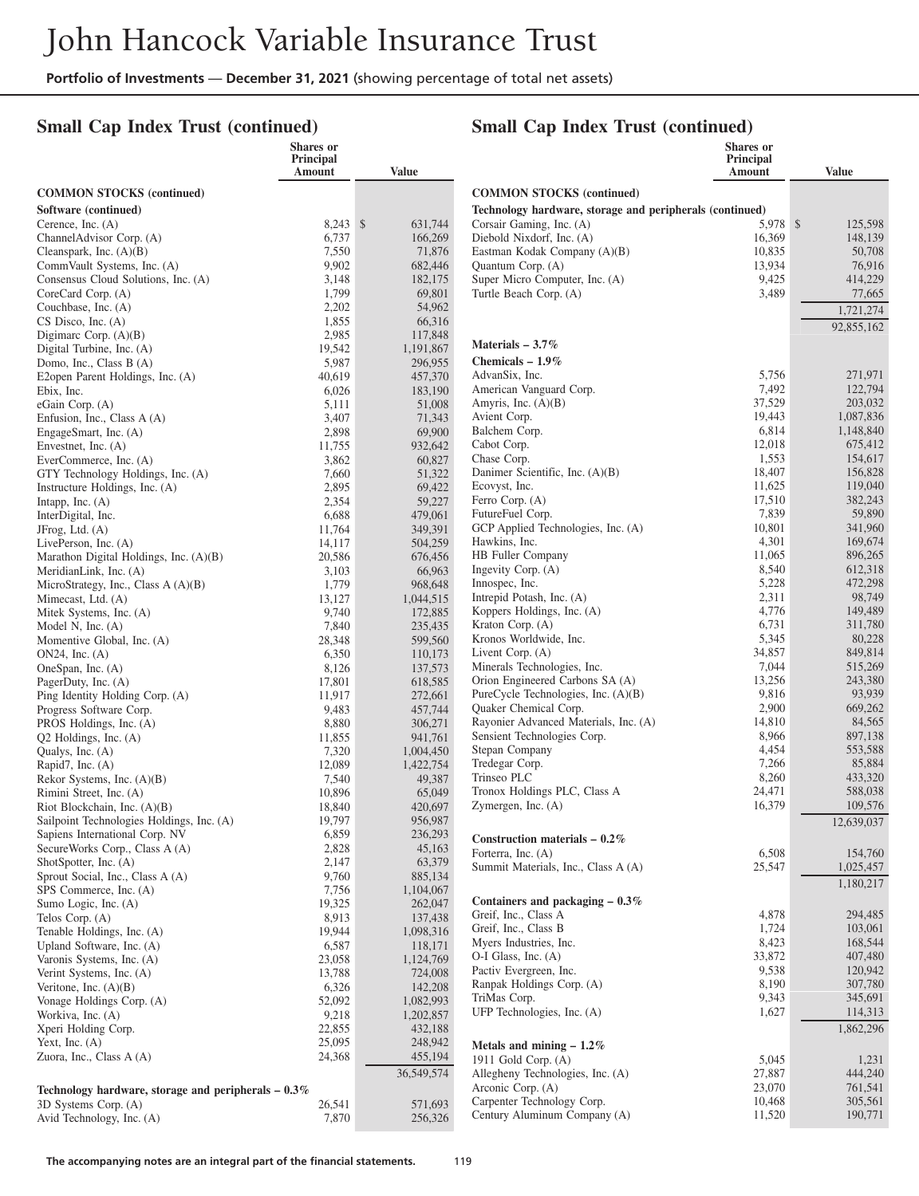## Small Cap Index Trust (continued)

| | Shares or Principal Amount | Value |
|---|---|---|
| **COMMON STOCKS (continued)** | | |
| **Software (continued)** | | |
| Cerence, Inc. (A) | 8,243 | $ 631,744 |
| ChannelAdvisor Corp. (A) | 6,737 | 166,269 |
| Cleanspark, Inc. (A)(B) | 7,550 | 71,876 |
| CommVault Systems, Inc. (A) | 9,902 | 682,446 |
| Consensus Cloud Solutions, Inc. (A) | 3,148 | 182,175 |
| CoreCard Corp. (A) | 1,799 | 69,801 |
| Couchbase, Inc. (A) | 2,202 | 54,962 |
| CS Disco, Inc. (A) | 1,855 | 66,316 |
| Digimarc Corp. (A)(B) | 2,985 | 117,848 |
| Digital Turbine, Inc. (A) | 19,542 | 1,191,867 |
| Domo, Inc., Class B (A) | 5,987 | 296,955 |
| E2open Parent Holdings, Inc. (A) | 40,619 | 457,370 |
| Ebix, Inc. | 6,026 | 183,190 |
| eGain Corp. (A) | 5,111 | 51,008 |
| Enfusion, Inc., Class A (A) | 3,407 | 71,343 |
| EngageSmart, Inc. (A) | 2,898 | 69,900 |
| Envestnet, Inc. (A) | 11,755 | 932,642 |
| EverCommerce, Inc. (A) | 3,862 | 60,827 |
| GTY Technology Holdings, Inc. (A) | 7,660 | 51,322 |
| Instructure Holdings, Inc. (A) | 2,895 | 69,422 |
| Intapp, Inc. (A) | 2,354 | 59,227 |
| InterDigital, Inc. | 6,688 | 479,061 |
| JFrog, Ltd. (A) | 11,764 | 349,391 |
| LivePerson, Inc. (A) | 14,117 | 504,259 |
| Marathon Digital Holdings, Inc. (A)(B) | 20,586 | 676,456 |
| MeridianLink, Inc. (A) | 3,103 | 66,963 |
| MicroStrategy, Inc., Class A (A)(B) | 1,779 | 968,648 |
| Mimecast, Ltd. (A) | 13,127 | 1,044,515 |
| Mitek Systems, Inc. (A) | 9,740 | 172,885 |
| Model N, Inc. (A) | 7,840 | 235,435 |
| Momentive Global, Inc. (A) | 28,348 | 599,560 |
| ON24, Inc. (A) | 6,350 | 110,173 |
| OneSpan, Inc. (A) | 8,126 | 137,573 |
| PagerDuty, Inc. (A) | 17,801 | 618,585 |
| Ping Identity Holding Corp. (A) | 11,917 | 272,661 |
| Progress Software Corp. | 9,483 | 457,744 |
| PROS Holdings, Inc. (A) | 8,880 | 306,271 |
| Q2 Holdings, Inc. (A) | 11,855 | 941,761 |
| Qualys, Inc. (A) | 7,320 | 1,004,450 |
| Rapid7, Inc. (A) | 12,089 | 1,422,754 |
| Rekor Systems, Inc. (A)(B) | 7,540 | 49,387 |
| Rimini Street, Inc. (A) | 10,896 | 65,049 |
| Riot Blockchain, Inc. (A)(B) | 18,840 | 420,697 |
| Sailpoint Technologies Holdings, Inc. (A) | 19,797 | 956,987 |
| Sapiens International Corp. NV | 6,859 | 236,293 |
| SecureWorks Corp., Class A (A) | 2,828 | 45,163 |
| ShotSpotter, Inc. (A) | 2,147 | 63,379 |
| Sprout Social, Inc., Class A (A) | 9,760 | 885,134 |
| SPS Commerce, Inc. (A) | 7,756 | 1,104,067 |
| Sumo Logic, Inc. (A) | 19,325 | 262,047 |
| Telos Corp. (A) | 8,913 | 137,438 |
| Tenable Holdings, Inc. (A) | 19,944 | 1,098,316 |
| Upland Software, Inc. (A) | 6,587 | 118,171 |
| Varonis Systems, Inc. (A) | 23,058 | 1,124,769 |
| Verint Systems, Inc. (A) | 13,788 | 724,008 |
| Veritone, Inc. (A)(B) | 6,326 | 142,208 |
| Vonage Holdings Corp. (A) | 52,092 | 1,082,993 |
| Workiva, Inc. (A) | 9,218 | 1,202,857 |
| Xperi Holding Corp. | 22,855 | 432,188 |
| Yext, Inc. (A) | 25,095 | 248,942 |
| Zuora, Inc., Class A (A) | 24,368 | 455,194 |
| | | 36,549,574 |
| **Technology hardware, storage and peripherals – 0.3%** | | |
| 3D Systems Corp. (A) | 26,541 | 571,693 |
| Avid Technology, Inc. (A) | 7,870 | 256,326 |
| Corsair Gaming, Inc. (A) | 5,978 | $ 125,598 |
| Diebold Nixdorf, Inc. (A) | 16,369 | 148,139 |
| Eastman Kodak Company (A)(B) | 10,835 | 50,708 |
| Quantum Corp. (A) | 13,934 | 76,916 |
| Super Micro Computer, Inc. (A) | 9,425 | 414,229 |
| Turtle Beach Corp. (A) | 3,489 | 77,665 |
| | | 1,721,274 |
| | | 92,855,162 |
| **Materials – 3.7%** | | |
| **Chemicals – 1.9%** | | |
| AdvanSix, Inc. | 5,756 | 271,971 |
| American Vanguard Corp. | 7,492 | 122,794 |
| Amyris, Inc. (A)(B) | 37,529 | 203,032 |
| Avient Corp. | 19,443 | 1,087,836 |
| Balchem Corp. | 6,814 | 1,148,840 |
| Cabot Corp. | 12,018 | 675,412 |
| Chase Corp. | 1,553 | 154,617 |
| Danimer Scientific, Inc. (A)(B) | 18,407 | 156,828 |
| Ecovyst, Inc. | 11,625 | 119,040 |
| Ferro Corp. (A) | 17,510 | 382,243 |
| FutureFuel Corp. | 7,839 | 59,890 |
| GCP Applied Technologies, Inc. (A) | 10,801 | 341,960 |
| Hawkins, Inc. | 4,301 | 169,674 |
| HB Fuller Company | 11,065 | 896,265 |
| Ingevity Corp. (A) | 8,540 | 612,318 |
| Innospec, Inc. | 5,228 | 472,298 |
| Intrepid Potash, Inc. (A) | 2,311 | 98,749 |
| Koppers Holdings, Inc. (A) | 4,776 | 149,489 |
| Kraton Corp. (A) | 6,731 | 311,780 |
| Kronos Worldwide, Inc. | 5,345 | 80,228 |
| Livent Corp. (A) | 34,857 | 849,814 |
| Minerals Technologies, Inc. | 7,044 | 515,269 |
| Orion Engineered Carbons SA (A) | 13,256 | 243,380 |
| PureCycle Technologies, Inc. (A)(B) | 9,816 | 93,939 |
| Quaker Chemical Corp. | 2,900 | 669,262 |
| Rayonier Advanced Materials, Inc. (A) | 14,810 | 84,565 |
| Sensient Technologies Corp. | 8,966 | 897,138 |
| Stepan Company | 4,454 | 553,588 |
| Tredegar Corp. | 7,266 | 85,884 |
| Trinseo PLC | 8,260 | 433,320 |
| Tronox Holdings PLC, Class A | 24,471 | 588,038 |
| Zymergen, Inc. (A) | 16,379 | 109,576 |
| | | 12,639,037 |
| **Construction materials – 0.2%** | | |
| Forterra, Inc. (A) | 6,508 | 154,760 |
| Summit Materials, Inc., Class A (A) | 25,547 | 1,025,457 |
| | | 1,180,217 |
| **Containers and packaging – 0.3%** | | |
| Greif, Inc., Class A | 4,878 | 294,485 |
| Greif, Inc., Class B | 1,724 | 103,061 |
| Myers Industries, Inc. | 8,423 | 168,544 |
| O-I Glass, Inc. (A) | 33,872 | 407,480 |
| Pactiv Evergreen, Inc. | 9,538 | 120,942 |
| Ranpak Holdings Corp. (A) | 8,190 | 307,780 |
| TriMas Corp. | 9,343 | 345,691 |
| UFP Technologies, Inc. (A) | 1,627 | 114,313 |
| | | 1,862,296 |
| **Metals and mining – 1.2%** | | |
| 1911 Gold Corp. (A) | 5,045 | 1,231 |
| Allegheny Technologies, Inc. (A) | 27,887 | 444,240 |
| Arconic Corp. (A) | 23,070 | 761,541 |
| Carpenter Technology Corp. | 10,468 | 305,561 |
| Century Aluminum Company (A) | 11,520 | 190,771 |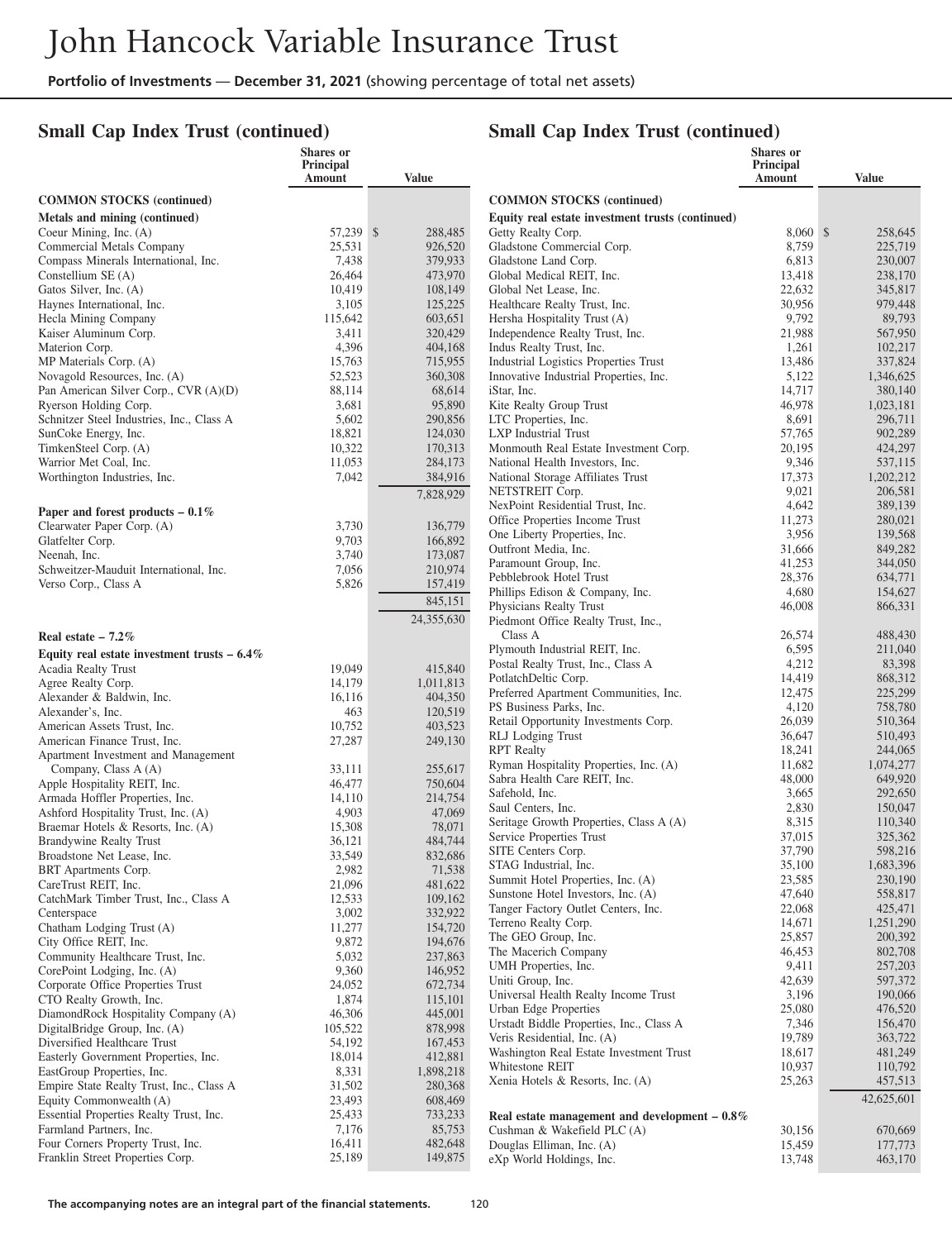# John Hancock Variable Insurance Trust

**Portfolio of Investments — December 31, 2021** (showing percentage of total net assets)

## Small Cap Index Trust (continued)

| | Shares or Principal Amount | Value |
|---|---|---|
| **COMMON STOCKS (continued)** | | |
| **Metals and mining (continued)** | | |
| Coeur Mining, Inc. (A) | 57,239 | $ 288,485 |
| Commercial Metals Company | 25,531 | 926,520 |
| Compass Minerals International, Inc. | 7,438 | 379,933 |
| Constellium SE (A) | 26,464 | 473,970 |
| Gatos Silver, Inc. (A) | 10,419 | 108,149 |
| Haynes International, Inc. | 3,105 | 125,225 |
| Hecla Mining Company | 115,642 | 603,651 |
| Kaiser Aluminum Corp. | 3,411 | 320,429 |
| Materion Corp. | 4,396 | 404,168 |
| MP Materials Corp. (A) | 15,763 | 715,955 |
| Novagold Resources, Inc. (A) | 52,523 | 360,308 |
| Pan American Silver Corp., CVR (A)(D) | 88,114 | 68,614 |
| Ryerson Holding Corp. | 3,681 | 95,890 |
| Schnitzer Steel Industries, Inc., Class A | 5,602 | 290,856 |
| SunCoke Energy, Inc. | 18,821 | 124,030 |
| TimkenSteel Corp. (A) | 10,322 | 170,313 |
| Warrior Met Coal, Inc. | 11,053 | 284,173 |
| Worthington Industries, Inc. | 7,042 | 384,916 |
| | | 7,828,929 |
| **Paper and forest products – 0.1%** | | |
| Clearwater Paper Corp. (A) | 3,730 | 136,779 |
| Glatfelter Corp. | 9,703 | 166,892 |
| Neenah, Inc. | 3,740 | 173,087 |
| Schweitzer-Mauduit International, Inc. | 7,056 | 210,974 |
| Verso Corp., Class A | 5,826 | 157,419 |
| | | 845,151 |
| | | 24,355,630 |
| **Real estate – 7.2%** | | |
| **Equity real estate investment trusts – 6.4%** | | |
| Acadia Realty Trust | 19,049 | 415,840 |
| Agree Realty Corp. | 14,179 | 1,011,813 |
| Alexander & Baldwin, Inc. | 16,116 | 404,350 |
| Alexander's, Inc. | 463 | 120,519 |
| American Assets Trust, Inc. | 10,752 | 403,523 |
| American Finance Trust, Inc. | 27,287 | 249,130 |
| Apartment Investment and Management Company, Class A (A) | 33,111 | 255,617 |
| Apple Hospitality REIT, Inc. | 46,477 | 750,604 |
| Armada Hoffler Properties, Inc. | 14,110 | 214,754 |
| Ashford Hospitality Trust, Inc. (A) | 4,903 | 47,069 |
| Braemar Hotels & Resorts, Inc. (A) | 15,308 | 78,071 |
| Brandywine Realty Trust | 36,121 | 484,744 |
| Broadstone Net Lease, Inc. | 33,549 | 832,686 |
| BRT Apartments Corp. | 2,982 | 71,538 |
| CareTrust REIT, Inc. | 21,096 | 481,622 |
| CatchMark Timber Trust, Inc., Class A | 12,533 | 109,162 |
| Centerspace | 3,002 | 332,922 |
| Chatham Lodging Trust (A) | 11,277 | 154,720 |
| City Office REIT, Inc. | 9,872 | 194,676 |
| Community Healthcare Trust, Inc. | 5,032 | 237,863 |
| CorePoint Lodging, Inc. (A) | 9,360 | 146,952 |
| Corporate Office Properties Trust | 24,052 | 672,734 |
| CTO Realty Growth, Inc. | 1,874 | 115,101 |
| DiamondRock Hospitality Company (A) | 46,306 | 445,001 |
| DigitalBridge Group, Inc. (A) | 105,522 | 878,998 |
| Diversified Healthcare Trust | 54,192 | 167,453 |
| Easterly Government Properties, Inc. | 18,014 | 412,881 |
| EastGroup Properties, Inc. | 8,331 | 1,898,218 |
| Empire State Realty Trust, Inc., Class A | 31,502 | 280,368 |
| Equity Commonwealth (A) | 23,493 | 608,469 |
| Essential Properties Realty Trust, Inc. | 25,433 | 733,233 |
| Farmland Partners, Inc. | 7,176 | 85,753 |
| Four Corners Property Trust, Inc. | 16,411 | 482,648 |
| Franklin Street Properties Corp. | 25,189 | 149,875 |
| **Equity real estate investment trusts (continued)** | | |
| Getty Realty Corp. | 8,060 | $ 258,645 |
| Gladstone Commercial Corp. | 8,759 | 225,719 |
| Gladstone Land Corp. | 6,813 | 230,007 |
| Global Medical REIT, Inc. | 13,418 | 238,170 |
| Global Net Lease, Inc. | 22,632 | 345,817 |
| Healthcare Realty Trust, Inc. | 30,956 | 979,448 |
| Hersha Hospitality Trust (A) | 9,792 | 89,793 |
| Independence Realty Trust, Inc. | 21,988 | 567,950 |
| Indus Realty Trust, Inc. | 1,261 | 102,217 |
| Industrial Logistics Properties Trust | 13,486 | 337,824 |
| Innovative Industrial Properties, Inc. | 5,122 | 1,346,625 |
| iStar, Inc. | 14,717 | 380,140 |
| Kite Realty Group Trust | 46,978 | 1,023,181 |
| LTC Properties, Inc. | 8,691 | 296,711 |
| LXP Industrial Trust | 57,765 | 902,289 |
| Monmouth Real Estate Investment Corp. | 20,195 | 424,297 |
| National Health Investors, Inc. | 9,346 | 537,115 |
| National Storage Affiliates Trust | 17,373 | 1,202,212 |
| NETSTREIT Corp. | 9,021 | 206,581 |
| NexPoint Residential Trust, Inc. | 4,642 | 389,139 |
| Office Properties Income Trust | 11,273 | 280,021 |
| One Liberty Properties, Inc. | 3,956 | 139,568 |
| Outfront Media, Inc. | 31,666 | 849,282 |
| Paramount Group, Inc. | 41,253 | 344,050 |
| Pebblebrook Hotel Trust | 28,376 | 634,771 |
| Phillips Edison & Company, Inc. | 4,680 | 154,627 |
| Physicians Realty Trust | 46,008 | 866,331 |
| Piedmont Office Realty Trust, Inc., Class A | 26,574 | 488,430 |
| Plymouth Industrial REIT, Inc. | 6,595 | 211,040 |
| Postal Realty Trust, Inc., Class A | 4,212 | 83,398 |
| PotlatchDeltic Corp. | 14,419 | 868,312 |
| Preferred Apartment Communities, Inc. | 12,475 | 225,299 |
| PS Business Parks, Inc. | 4,120 | 758,780 |
| Retail Opportunity Investments Corp. | 26,039 | 510,364 |
| RLJ Lodging Trust | 36,647 | 510,493 |
| RPT Realty | 18,241 | 244,065 |
| Ryman Hospitality Properties, Inc. (A) | 11,682 | 1,074,277 |
| Sabra Health Care REIT, Inc. | 48,000 | 649,920 |
| Safehold, Inc. | 3,665 | 292,650 |
| Saul Centers, Inc. | 2,830 | 150,047 |
| Seritage Growth Properties, Class A (A) | 8,315 | 110,340 |
| Service Properties Trust | 37,015 | 325,362 |
| SITE Centers Corp. | 37,790 | 598,216 |
| STAG Industrial, Inc. | 35,100 | 1,683,396 |
| Summit Hotel Properties, Inc. (A) | 23,585 | 230,190 |
| Sunstone Hotel Investors, Inc. (A) | 47,640 | 558,817 |
| Tanger Factory Outlet Centers, Inc. | 22,068 | 425,471 |
| Terreno Realty Corp. | 14,671 | 1,251,290 |
| The GEO Group, Inc. | 25,857 | 200,392 |
| The Macerich Company | 46,453 | 802,708 |
| UMH Properties, Inc. | 9,411 | 257,203 |
| Uniti Group, Inc. | 42,639 | 597,372 |
| Universal Health Realty Income Trust | 3,196 | 190,066 |
| Urban Edge Properties | 25,080 | 476,520 |
| Urstadt Biddle Properties, Inc., Class A | 7,346 | 156,470 |
| Veris Residential, Inc. (A) | 19,789 | 363,722 |
| Washington Real Estate Investment Trust | 18,617 | 481,249 |
| Whitestone REIT | 10,937 | 110,792 |
| Xenia Hotels & Resorts, Inc. (A) | 25,263 | 457,513 |
| | | 42,625,601 |
| **Real estate management and development – 0.8%** | | |
| Cushman & Wakefield PLC (A) | 30,156 | 670,669 |
| Douglas Elliman, Inc. (A) | 15,459 | 177,773 |
| eXp World Holdings, Inc. | 13,748 | 463,170 |

**The accompanying notes are an integral part of the financial statements.**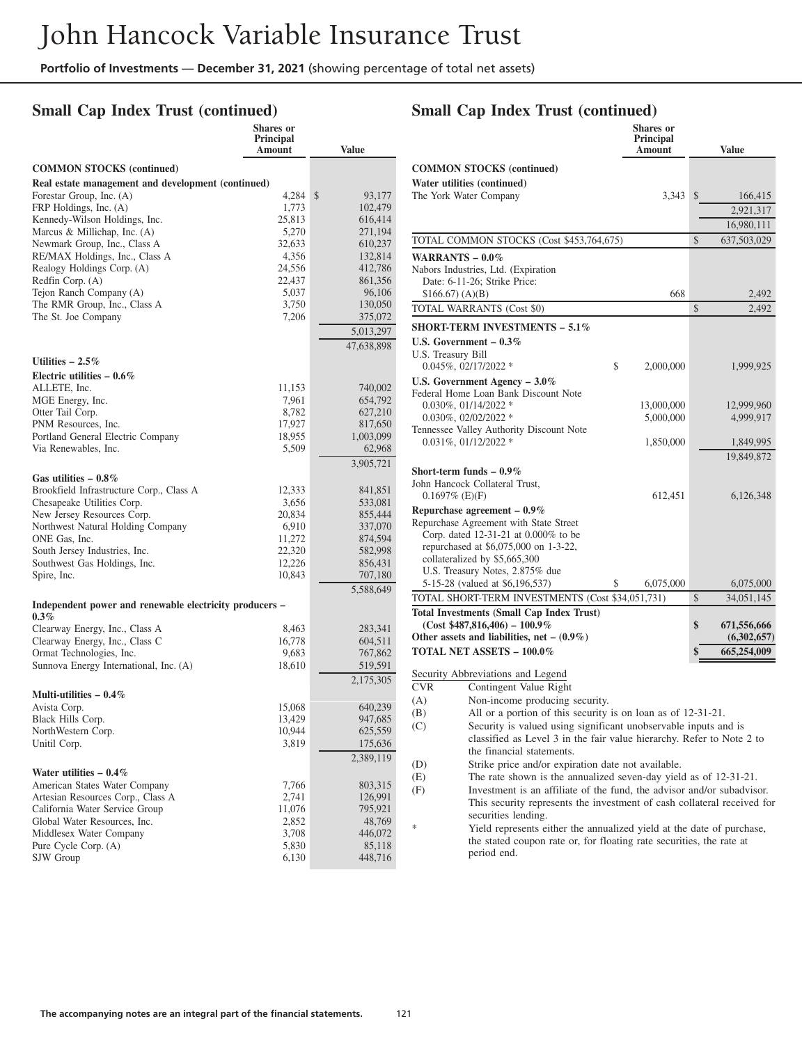# John Hancock Variable Insurance Trust

**Portfolio of Investments** — **December 31, 2021** (showing percentage of total net assets)

## Small Cap Index Trust (continued)

| | Shares or Principal Amount | Value |
|---|---|---|
| **COMMON STOCKS (continued)** | | |
| **Real estate management and development (continued)** | | |
| Forestar Group, Inc. (A) | 4,284 | $ 93,177 |
| FRP Holdings, Inc. (A) | 1,773 | 102,479 |
| Kennedy-Wilson Holdings, Inc. | 25,813 | 616,414 |
| Marcus & Millichap, Inc. (A) | 5,270 | 271,194 |
| Newmark Group, Inc., Class A | 32,633 | 610,237 |
| RE/MAX Holdings, Inc., Class A | 4,356 | 132,814 |
| Realogy Holdings Corp. (A) | 24,556 | 412,786 |
| Redfin Corp. (A) | 22,437 | 861,356 |
| Tejon Ranch Company (A) | 5,037 | 96,106 |
| The RMR Group, Inc., Class A | 3,750 | 130,050 |
| The St. Joe Company | 7,206 | 375,072 |
| | | 5,013,297 |
| | | 47,638,898 |
| **Utilities – 2.5%** | | |
| **Electric utilities – 0.6%** | | |
| ALLETE, Inc. | 11,153 | 740,002 |
| MGE Energy, Inc. | 7,961 | 654,792 |
| Otter Tail Corp. | 8,782 | 627,210 |
| PNM Resources, Inc. | 17,927 | 817,650 |
| Portland General Electric Company | 18,955 | 1,003,099 |
| Via Renewables, Inc. | 5,509 | 62,968 |
| | | 3,905,721 |
| **Gas utilities – 0.8%** | | |
| Brookfield Infrastructure Corp., Class A | 12,333 | 841,851 |
| Chesapeake Utilities Corp. | 3,656 | 533,081 |
| New Jersey Resources Corp. | 20,834 | 855,444 |
| Northwest Natural Holding Company | 6,910 | 337,070 |
| ONE Gas, Inc. | 11,272 | 874,594 |
| South Jersey Industries, Inc. | 22,320 | 582,998 |
| Southwest Gas Holdings, Inc. | 12,226 | 856,431 |
| Spire, Inc. | 10,843 | 707,180 |
| | | 5,588,649 |
| **Independent power and renewable electricity producers – 0.3%** | | |
| Clearway Energy, Inc., Class A | 8,463 | 283,341 |
| Clearway Energy, Inc., Class C | 16,778 | 604,511 |
| Ormat Technologies, Inc. | 9,683 | 767,862 |
| Sunnova Energy International, Inc. (A) | 18,610 | 519,591 |
| | | 2,175,305 |
| **Multi-utilities – 0.4%** | | |
| Avista Corp. | 15,068 | 640,239 |
| Black Hills Corp. | 13,429 | 947,685 |
| NorthWestern Corp. | 10,944 | 625,559 |
| Unitil Corp. | 3,819 | 175,636 |
| | | 2,389,119 |
| **Water utilities – 0.4%** | | |
| American States Water Company | 7,766 | 803,315 |
| Artesian Resources Corp., Class A | 2,741 | 126,991 |
| California Water Service Group | 11,076 | 795,921 |
| Global Water Resources, Inc. | 2,852 | 48,769 |
| Middlesex Water Company | 3,708 | 446,072 |
| Pure Cycle Corp. (A) | 5,830 | 85,118 |
| SJW Group | 6,130 | 448,716 |
| The York Water Company | 3,343 | $ 166,415 |
| | | 2,921,317 |
| | | 16,980,111 |
| TOTAL COMMON STOCKS (Cost $453,764,675) | | $ 637,503,029 |
| **WARRANTS – 0.0%** | | |
| Nabors Industries, Ltd. (Expiration Date: 6-11-26; Strike Price: $166.67) (A)(B) | 668 | 2,492 |
| TOTAL WARRANTS (Cost $0) | | $ 2,492 |
| **SHORT-TERM INVESTMENTS – 5.1%** | | |
| **U.S. Government – 0.3%** | | |
| U.S. Treasury Bill 0.045%, 02/17/2022 * | $ 2,000,000 | 1,999,925 |
| **U.S. Government Agency – 3.0%** | | |
| Federal Home Loan Bank Discount Note | | |
| 0.030%, 01/14/2022 * | 13,000,000 | 12,999,960 |
| 0.030%, 02/02/2022 * | 5,000,000 | 4,999,917 |
| Tennessee Valley Authority Discount Note 0.031%, 01/12/2022 * | 1,850,000 | 1,849,995 |
| | | 19,849,872 |
| **Short-term funds – 0.9%** | | |
| John Hancock Collateral Trust, 0.1697% (E)(F) | 612,451 | 6,126,348 |
| **Repurchase agreement – 0.9%** | | |
| Repurchase Agreement with State Street Corp. dated 12-31-21 at 0.000% to be repurchased at $6,075,000 on 1-3-22, collateralized by $5,665,300 U.S. Treasury Notes, 2.875% due 5-15-28 (valued at $6,196,537) | $ 6,075,000 | 6,075,000 |
| TOTAL SHORT-TERM INVESTMENTS (Cost $34,051,731) | | $ 34,051,145 |
| **Total Investments (Small Cap Index Trust) (Cost $487,816,406) – 100.9%** | | **$ 671,556,666** |
| **Other assets and liabilities, net – (0.9%)** | | **(6,302,657)** |
| **TOTAL NET ASSETS – 100.0%** | | **$ 665,254,009** |

Security Abbreviations and Legend

- CVR Contingent Value Right
- (A) Non-income producing security.
- (B) All or a portion of this security is on loan as of 12-31-21.
- (C) Security is valued using significant unobservable inputs and is classified as Level 3 in the fair value hierarchy. Refer to Note 2 to the financial statements.
- (D) Strike price and/or expiration date not available.
- (E) The rate shown is the annualized seven-day yield as of 12-31-21.
- (F) Investment is an affiliate of the fund, the advisor and/or subadvisor. This security represents the investment of cash collateral received for securities lending.
- \* Yield represents either the annualized yield at the date of purchase, the stated coupon rate or, for floating rate securities, the rate at period end.

The accompanying notes are an integral part of the financial statements.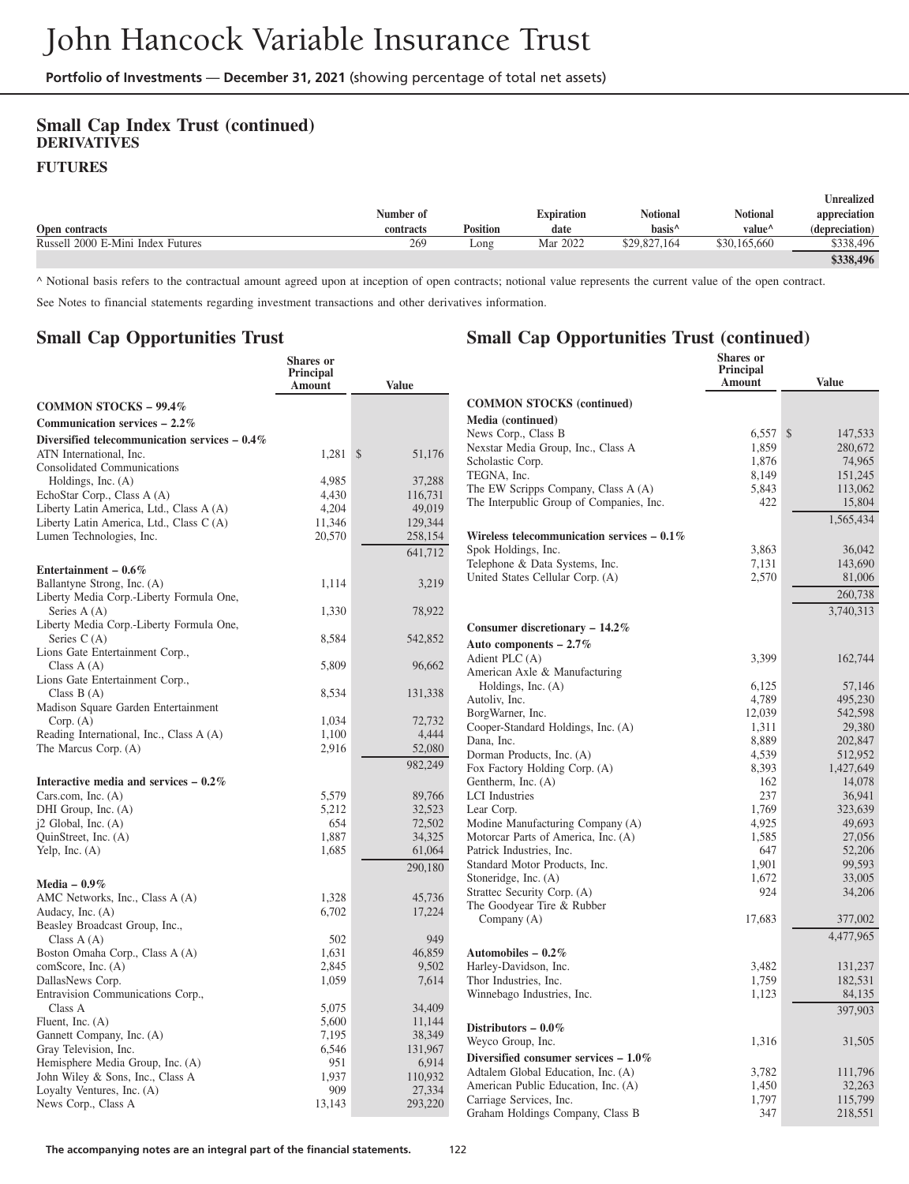## Small Cap Index Trust (continued)

### DERIVATIVES

### FUTURES

| Open contracts | Number of contracts | Position | Expiration date | Notional basis^ | Notional value^ | Unrealized appreciation (depreciation) |
|---|---|---|---|---|---|---|
| Russell 2000 E-Mini Index Futures | 269 | Long | Mar 2022 | $29,827,164 | $30,165,660 | $338,496 |
| | | | | | | $338,496 |

^ Notional basis refers to the contractual amount agreed upon at inception of open contracts; notional value represents the current value of the open contract.

See Notes to financial statements regarding investment transactions and other derivatives information.

## Small Cap Opportunities Trust

| | Shares or Principal Amount | Value |
|---|---|---|
| **COMMON STOCKS – 99.4%** | | |
| **Communication services – 2.2%** | | |
| **Diversified telecommunication services – 0.4%** | | |
| ATN International, Inc. | 1,281 | $ 51,176 |
| Consolidated Communications Holdings, Inc. (A) | 4,985 | 37,288 |
| EchoStar Corp., Class A (A) | 4,430 | 116,731 |
| Liberty Latin America, Ltd., Class A (A) | 4,204 | 49,019 |
| Liberty Latin America, Ltd., Class C (A) | 11,346 | 129,344 |
| Lumen Technologies, Inc. | 20,570 | 258,154 |
| | | 641,712 |
| **Entertainment – 0.6%** | | |
| Ballantyne Strong, Inc. (A) | 1,114 | 3,219 |
| Liberty Media Corp.-Liberty Formula One, Series A (A) | 1,330 | 78,922 |
| Liberty Media Corp.-Liberty Formula One, Series C (A) | 8,584 | 542,852 |
| Lions Gate Entertainment Corp., Class A (A) | 5,809 | 96,662 |
| Lions Gate Entertainment Corp., Class B (A) | 8,534 | 131,338 |
| Madison Square Garden Entertainment Corp. (A) | 1,034 | 72,732 |
| Reading International, Inc., Class A (A) | 1,100 | 4,444 |
| The Marcus Corp. (A) | 2,916 | 52,080 |
| | | 982,249 |
| **Interactive media and services – 0.2%** | | |
| Cars.com, Inc. (A) | 5,579 | 89,766 |
| DHI Group, Inc. (A) | 5,212 | 32,523 |
| j2 Global, Inc. (A) | 654 | 72,502 |
| QuinStreet, Inc. (A) | 1,887 | 34,325 |
| Yelp, Inc. (A) | 1,685 | 61,064 |
| | | 290,180 |
| **Media – 0.9%** | | |
| AMC Networks, Inc., Class A (A) | 1,328 | 45,736 |
| Audacy, Inc. (A) | 6,702 | 17,224 |
| Beasley Broadcast Group, Inc., Class A (A) | 502 | 949 |
| Boston Omaha Corp., Class A (A) | 1,631 | 46,859 |
| comScore, Inc. (A) | 2,845 | 9,502 |
| DallasNews Corp. | 1,059 | 7,614 |
| Entravision Communications Corp., Class A | 5,075 | 34,409 |
| Fluent, Inc. (A) | 5,600 | 11,144 |
| Gannett Company, Inc. (A) | 7,195 | 38,349 |
| Gray Television, Inc. | 6,546 | 131,967 |
| Hemisphere Media Group, Inc. (A) | 951 | 6,914 |
| John Wiley & Sons, Inc., Class A | 1,937 | 110,932 |
| Loyalty Ventures, Inc. (A) | 909 | 27,334 |
| News Corp., Class A | 13,143 | 293,220 |

## Small Cap Opportunities Trust (continued)

| | Shares or Principal Amount | Value |
|---|---|---|
| **COMMON STOCKS (continued)** | | |
| **Media (continued)** | | |
| News Corp., Class B | 6,557 | $ 147,533 |
| Nexstar Media Group, Inc., Class A | 1,859 | 280,672 |
| Scholastic Corp. | 1,876 | 74,965 |
| TEGNA, Inc. | 8,149 | 151,245 |
| The EW Scripps Company, Class A (A) | 5,843 | 113,062 |
| The Interpublic Group of Companies, Inc. | 422 | 15,804 |
| | | 1,565,434 |
| **Wireless telecommunication services – 0.1%** | | |
| Spok Holdings, Inc. | 3,863 | 36,042 |
| Telephone & Data Systems, Inc. | 7,131 | 143,690 |
| United States Cellular Corp. (A) | 2,570 | 81,006 |
| | | 260,738 |
| | | 3,740,313 |
| **Consumer discretionary – 14.2%** | | |
| **Auto components – 2.7%** | | |
| Adient PLC (A) | 3,399 | 162,744 |
| American Axle & Manufacturing Holdings, Inc. (A) | 6,125 | 57,146 |
| Autoliv, Inc. | 4,789 | 495,230 |
| BorgWarner, Inc. | 12,039 | 542,598 |
| Cooper-Standard Holdings, Inc. (A) | 1,311 | 29,380 |
| Dana, Inc. | 8,889 | 202,847 |
| Dorman Products, Inc. (A) | 4,539 | 512,952 |
| Fox Factory Holding Corp. (A) | 8,393 | 1,427,649 |
| Gentherm, Inc. (A) | 162 | 14,078 |
| LCI Industries | 237 | 36,941 |
| Lear Corp. | 1,769 | 323,639 |
| Modine Manufacturing Company (A) | 4,925 | 49,693 |
| Motorcar Parts of America, Inc. (A) | 1,585 | 27,056 |
| Patrick Industries, Inc. | 647 | 52,206 |
| Standard Motor Products, Inc. | 1,901 | 99,593 |
| Stoneridge, Inc. (A) | 1,672 | 33,005 |
| Strattec Security Corp. (A) | 924 | 34,206 |
| The Goodyear Tire & Rubber Company (A) | 17,683 | 377,002 |
| | | 4,477,965 |
| **Automobiles – 0.2%** | | |
| Harley-Davidson, Inc. | 3,482 | 131,237 |
| Thor Industries, Inc. | 1,759 | 182,531 |
| Winnebago Industries, Inc. | 1,123 | 84,135 |
| | | 397,903 |
| **Distributors – 0.0%** | | |
| Weyco Group, Inc. | 1,316 | 31,505 |
| **Diversified consumer services – 1.0%** | | |
| Adtalem Global Education, Inc. (A) | 3,782 | 111,796 |
| American Public Education, Inc. (A) | 1,450 | 32,263 |
| Carriage Services, Inc. | 1,797 | 115,799 |
| Graham Holdings Company, Class B | 347 | 218,551 |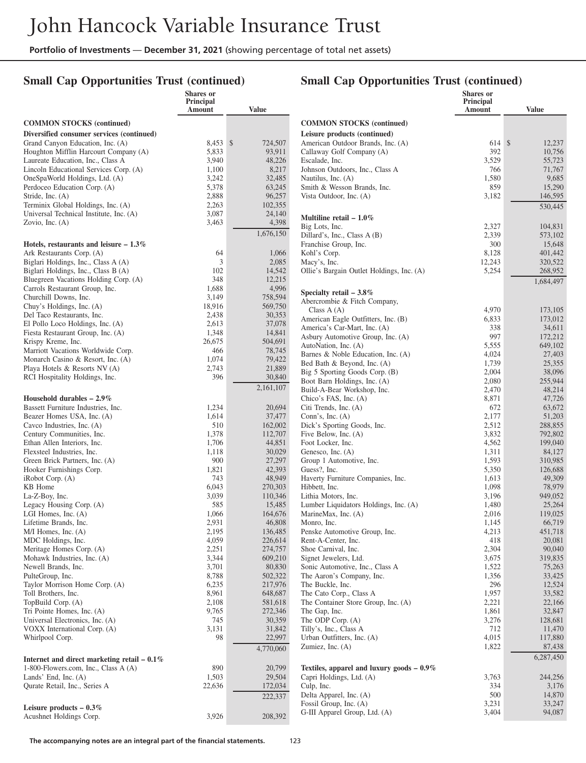## Small Cap Opportunities Trust (continued)

| | Shares or Principal Amount | Value |
|---|---|---|
| **COMMON STOCKS (continued)** | | |
| **Diversified consumer services (continued)** | | |
| Grand Canyon Education, Inc. (A) | 8,453 | $ 724,507 |
| Houghton Mifflin Harcourt Company (A) | 5,833 | 93,911 |
| Laureate Education, Inc., Class A | 3,940 | 48,226 |
| Lincoln Educational Services Corp. (A) | 1,100 | 8,217 |
| OneSpaWorld Holdings, Ltd. (A) | 3,242 | 32,485 |
| Perdoceo Education Corp. (A) | 5,378 | 63,245 |
| Stride, Inc. (A) | 2,888 | 96,257 |
| Terminix Global Holdings, Inc. (A) | 2,263 | 102,355 |
| Universal Technical Institute, Inc. (A) | 3,087 | 24,140 |
| Zovio, Inc. (A) | 3,463 | 4,398 |
| | | 1,676,150 |
| **Hotels, restaurants and leisure – 1.3%** | | |
| Ark Restaurants Corp. (A) | 64 | 1,066 |
| Biglari Holdings, Inc., Class A (A) | 3 | 2,085 |
| Biglari Holdings, Inc., Class B (A) | 102 | 14,542 |
| Bluegreen Vacations Holding Corp. (A) | 348 | 12,215 |
| Carrols Restaurant Group, Inc. | 1,688 | 4,996 |
| Churchill Downs, Inc. | 3,149 | 758,594 |
| Chuy's Holdings, Inc. (A) | 18,916 | 569,750 |
| Del Taco Restaurants, Inc. | 2,438 | 30,353 |
| El Pollo Loco Holdings, Inc. (A) | 2,613 | 37,078 |
| Fiesta Restaurant Group, Inc. (A) | 1,348 | 14,841 |
| Krispy Kreme, Inc. | 26,675 | 504,691 |
| Marriott Vacations Worldwide Corp. | 466 | 78,745 |
| Monarch Casino & Resort, Inc. (A) | 1,074 | 79,422 |
| Playa Hotels & Resorts NV (A) | 2,743 | 21,889 |
| RCI Hospitality Holdings, Inc. | 396 | 30,840 |
| | | 2,161,107 |
| **Household durables – 2.9%** | | |
| Bassett Furniture Industries, Inc. | 1,234 | 20,694 |
| Beazer Homes USA, Inc. (A) | 1,614 | 37,477 |
| Cavco Industries, Inc. (A) | 510 | 162,002 |
| Century Communities, Inc. | 1,378 | 112,707 |
| Ethan Allen Interiors, Inc. | 1,706 | 44,851 |
| Flexsteel Industries, Inc. | 1,118 | 30,029 |
| Green Brick Partners, Inc. (A) | 900 | 27,297 |
| Hooker Furnishings Corp. | 1,821 | 42,393 |
| iRobot Corp. (A) | 743 | 48,949 |
| KB Home | 6,043 | 270,303 |
| La-Z-Boy, Inc. | 3,039 | 110,346 |
| Legacy Housing Corp. (A) | 585 | 15,485 |
| LGI Homes, Inc. (A) | 1,066 | 164,676 |
| Lifetime Brands, Inc. | 2,931 | 46,808 |
| M/I Homes, Inc. (A) | 2,195 | 136,485 |
| MDC Holdings, Inc. | 4,059 | 226,614 |
| Meritage Homes Corp. (A) | 2,251 | 274,757 |
| Mohawk Industries, Inc. (A) | 3,344 | 609,210 |
| Newell Brands, Inc. | 3,701 | 80,830 |
| PulteGroup, Inc. | 8,788 | 502,322 |
| Taylor Morrison Home Corp. (A) | 6,235 | 217,976 |
| Toll Brothers, Inc. | 8,961 | 648,687 |
| TopBuild Corp. (A) | 2,108 | 581,618 |
| Tri Pointe Homes, Inc. (A) | 9,765 | 272,346 |
| Universal Electronics, Inc. (A) | 745 | 30,359 |
| VOXX International Corp. (A) | 3,131 | 31,842 |
| Whirlpool Corp. | 98 | 22,997 |
| | | 4,770,060 |
| **Internet and direct marketing retail – 0.1%** | | |
| 1-800-Flowers.com, Inc., Class A (A) | 890 | 20,799 |
| Lands' End, Inc. (A) | 1,503 | 29,504 |
| Qurate Retail, Inc., Series A | 22,636 | 172,034 |
| | | 222,337 |
| **Leisure products – 0.3%** | | |
| Acushnet Holdings Corp. | 3,926 | 208,392 |
| American Outdoor Brands, Inc. (A) | 614 | $ 12,237 |
| Callaway Golf Company (A) | 392 | 10,756 |
| Escalade, Inc. | 3,529 | 55,723 |
| Johnson Outdoors, Inc., Class A | 766 | 71,767 |
| Nautilus, Inc. (A) | 1,580 | 9,685 |
| Smith & Wesson Brands, Inc. | 859 | 15,290 |
| Vista Outdoor, Inc. (A) | 3,182 | 146,595 |
| | | 530,445 |
| **Multiline retail – 1.0%** | | |
| Big Lots, Inc. | 2,327 | 104,831 |
| Dillard's, Inc., Class A (B) | 2,339 | 573,102 |
| Franchise Group, Inc. | 300 | 15,648 |
| Kohl's Corp. | 8,128 | 401,442 |
| Macy's, Inc. | 12,243 | 320,522 |
| Ollie's Bargain Outlet Holdings, Inc. (A) | 5,254 | 268,952 |
| | | 1,684,497 |
| **Specialty retail – 3.8%** | | |
| Abercrombie & Fitch Company, Class A (A) | 4,970 | 173,105 |
| American Eagle Outfitters, Inc. (B) | 6,833 | 173,012 |
| America's Car-Mart, Inc. (A) | 338 | 34,611 |
| Asbury Automotive Group, Inc. (A) | 997 | 172,212 |
| AutoNation, Inc. (A) | 5,555 | 649,102 |
| Barnes & Noble Education, Inc. (A) | 4,024 | 27,403 |
| Bed Bath & Beyond, Inc. (A) | 1,739 | 25,355 |
| Big 5 Sporting Goods Corp. (B) | 2,004 | 38,096 |
| Boot Barn Holdings, Inc. (A) | 2,080 | 255,944 |
| Build-A-Bear Workshop, Inc. | 2,470 | 48,214 |
| Chico's FAS, Inc. (A) | 8,871 | 47,726 |
| Citi Trends, Inc. (A) | 672 | 63,672 |
| Conn's, Inc. (A) | 2,177 | 51,203 |
| Dick's Sporting Goods, Inc. | 2,512 | 288,855 |
| Five Below, Inc. (A) | 3,832 | 792,802 |
| Foot Locker, Inc. | 4,562 | 199,040 |
| Genesco, Inc. (A) | 1,311 | 84,127 |
| Group 1 Automotive, Inc. | 1,593 | 310,985 |
| Guess?, Inc. | 5,350 | 126,688 |
| Haverty Furniture Companies, Inc. | 1,613 | 49,309 |
| Hibbett, Inc. | 1,098 | 78,979 |
| Lithia Motors, Inc. | 3,196 | 949,052 |
| Lumber Liquidators Holdings, Inc. (A) | 1,480 | 25,264 |
| MarineMax, Inc. (A) | 2,016 | 119,025 |
| Monro, Inc. | 1,145 | 66,719 |
| Penske Automotive Group, Inc. | 4,213 | 451,718 |
| Rent-A-Center, Inc. | 418 | 20,081 |
| Shoe Carnival, Inc. | 2,304 | 90,040 |
| Signet Jewelers, Ltd. | 3,675 | 319,835 |
| Sonic Automotive, Inc., Class A | 1,522 | 75,263 |
| The Aaron's Company, Inc. | 1,356 | 33,425 |
| The Buckle, Inc. | 296 | 12,524 |
| The Cato Corp., Class A | 1,957 | 33,582 |
| The Container Store Group, Inc. (A) | 2,221 | 22,166 |
| The Gap, Inc. | 1,861 | 32,847 |
| The ODP Corp. (A) | 3,276 | 128,681 |
| Tilly's, Inc., Class A | 712 | 11,470 |
| Urban Outfitters, Inc. (A) | 4,015 | 117,880 |
| Zumiez, Inc. (A) | 1,822 | 87,438 |
| | | 6,287,450 |
| **Textiles, apparel and luxury goods – 0.9%** | | |
| Capri Holdings, Ltd. (A) | 3,763 | 244,256 |
| Culp, Inc. | 334 | 3,176 |
| Delta Apparel, Inc. (A) | 500 | 14,870 |
| Fossil Group, Inc. (A) | 3,231 | 33,247 |
| G-III Apparel Group, Ltd. (A) | 3,404 | 94,087 |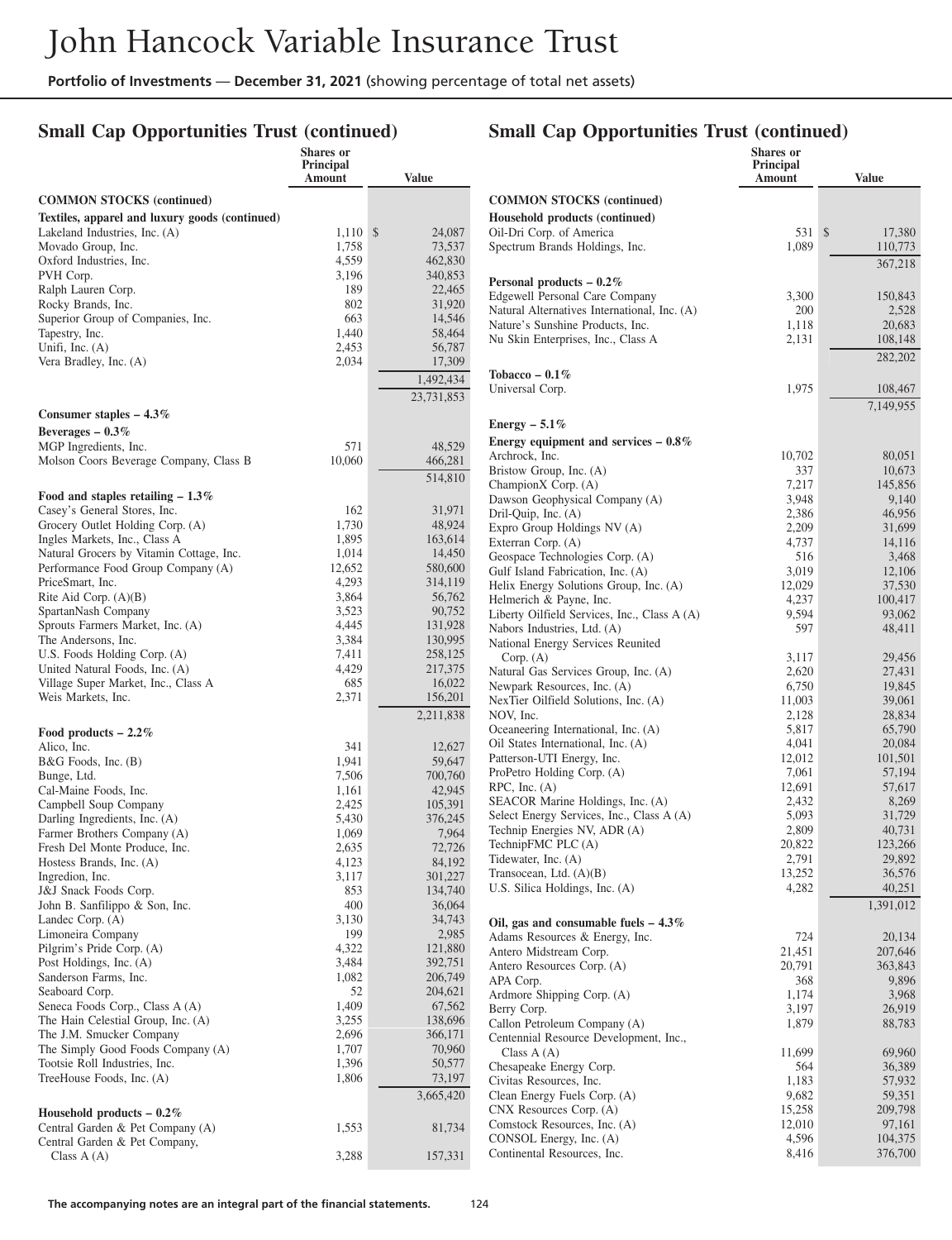# John Hancock Variable Insurance Trust

**Portfolio of Investments** — **December 31, 2021** (showing percentage of total net assets)

## Small Cap Opportunities Trust (continued)

| | Shares or Principal Amount | Value |
|---|---|---|
| **COMMON STOCKS (continued)** | | |
| **Textiles, apparel and luxury goods (continued)** | | |
| Lakeland Industries, Inc. (A) | 1,110 | $ 24,087 |
| Movado Group, Inc. | 1,758 | 73,537 |
| Oxford Industries, Inc. | 4,559 | 462,830 |
| PVH Corp. | 3,196 | 340,853 |
| Ralph Lauren Corp. | 189 | 22,465 |
| Rocky Brands, Inc. | 802 | 31,920 |
| Superior Group of Companies, Inc. | 663 | 14,546 |
| Tapestry, Inc. | 1,440 | 58,464 |
| Unifi, Inc. (A) | 2,453 | 56,787 |
| Vera Bradley, Inc. (A) | 2,034 | 17,309 |
| | | 1,492,434 |
| | | 23,731,853 |
| **Consumer staples – 4.3%** | | |
| **Beverages – 0.3%** | | |
| MGP Ingredients, Inc. | 571 | 48,529 |
| Molson Coors Beverage Company, Class B | 10,060 | 466,281 |
| | | 514,810 |
| **Food and staples retailing – 1.3%** | | |
| Casey's General Stores, Inc. | 162 | 31,971 |
| Grocery Outlet Holding Corp. (A) | 1,730 | 48,924 |
| Ingles Markets, Inc., Class A | 1,895 | 163,614 |
| Natural Grocers by Vitamin Cottage, Inc. | 1,014 | 14,450 |
| Performance Food Group Company (A) | 12,652 | 580,600 |
| PriceSmart, Inc. | 4,293 | 314,119 |
| Rite Aid Corp. (A)(B) | 3,864 | 56,762 |
| SpartanNash Company | 3,523 | 90,752 |
| Sprouts Farmers Market, Inc. (A) | 4,445 | 131,928 |
| The Andersons, Inc. | 3,384 | 130,995 |
| U.S. Foods Holding Corp. (A) | 7,411 | 258,125 |
| United Natural Foods, Inc. (A) | 4,429 | 217,375 |
| Village Super Market, Inc., Class A | 685 | 16,022 |
| Weis Markets, Inc. | 2,371 | 156,201 |
| | | 2,211,838 |
| **Food products – 2.2%** | | |
| Alico, Inc. | 341 | 12,627 |
| B&G Foods, Inc. (B) | 1,941 | 59,647 |
| Bunge, Ltd. | 7,506 | 700,760 |
| Cal-Maine Foods, Inc. | 1,161 | 42,945 |
| Campbell Soup Company | 2,425 | 105,391 |
| Darling Ingredients, Inc. (A) | 5,430 | 376,245 |
| Farmer Brothers Company (A) | 1,069 | 7,964 |
| Fresh Del Monte Produce, Inc. | 2,635 | 72,726 |
| Hostess Brands, Inc. (A) | 4,123 | 84,192 |
| Ingredion, Inc. | 3,117 | 301,227 |
| J&J Snack Foods Corp. | 853 | 134,740 |
| John B. Sanfilippo & Son, Inc. | 400 | 36,064 |
| Landec Corp. (A) | 3,130 | 34,743 |
| Limoneira Company | 199 | 2,985 |
| Pilgrim's Pride Corp. (A) | 4,322 | 121,880 |
| Post Holdings, Inc. (A) | 3,484 | 392,751 |
| Sanderson Farms, Inc. | 1,082 | 206,749 |
| Seaboard Corp. | 52 | 204,621 |
| Seneca Foods Corp., Class A (A) | 1,409 | 67,562 |
| The Hain Celestial Group, Inc. (A) | 3,255 | 138,696 |
| The J.M. Smucker Company | 2,696 | 366,171 |
| The Simply Good Foods Company (A) | 1,707 | 70,960 |
| Tootsie Roll Industries, Inc. | 1,396 | 50,577 |
| TreeHouse Foods, Inc. (A) | 1,806 | 73,197 |
| | | 3,665,420 |
| **Household products – 0.2%** | | |
| Central Garden & Pet Company (A) | 1,553 | 81,734 |
| Central Garden & Pet Company, Class A (A) | 3,288 | 157,331 |
| Oil-Dri Corp. of America | 531 | $ 17,380 |
| Spectrum Brands Holdings, Inc. | 1,089 | 110,773 |
| | | 367,218 |
| **Personal products – 0.2%** | | |
| Edgewell Personal Care Company | 3,300 | 150,843 |
| Natural Alternatives International, Inc. (A) | 200 | 2,528 |
| Nature's Sunshine Products, Inc. | 1,118 | 20,683 |
| Nu Skin Enterprises, Inc., Class A | 2,131 | 108,148 |
| | | 282,202 |
| **Tobacco – 0.1%** | | |
| Universal Corp. | 1,975 | 108,467 |
| | | 7,149,955 |
| **Energy – 5.1%** | | |
| **Energy equipment and services – 0.8%** | | |
| Archrock, Inc. | 10,702 | 80,051 |
| Bristow Group, Inc. (A) | 337 | 10,673 |
| ChampionX Corp. (A) | 7,217 | 145,856 |
| Dawson Geophysical Company (A) | 3,948 | 9,140 |
| Dril-Quip, Inc. (A) | 2,386 | 46,956 |
| Expro Group Holdings NV (A) | 2,209 | 31,699 |
| Exterran Corp. (A) | 4,737 | 14,116 |
| Geospace Technologies Corp. (A) | 516 | 3,468 |
| Gulf Island Fabrication, Inc. (A) | 3,019 | 12,106 |
| Helix Energy Solutions Group, Inc. (A) | 12,029 | 37,530 |
| Helmerich & Payne, Inc. | 4,237 | 100,417 |
| Liberty Oilfield Services, Inc., Class A (A) | 9,594 | 93,062 |
| Nabors Industries, Ltd. (A) | 597 | 48,411 |
| National Energy Services Reunited Corp. (A) | 3,117 | 29,456 |
| Natural Gas Services Group, Inc. (A) | 2,620 | 27,431 |
| Newpark Resources, Inc. (A) | 6,750 | 19,845 |
| NexTier Oilfield Solutions, Inc. (A) | 11,003 | 39,061 |
| NOV, Inc. | 2,128 | 28,834 |
| Oceaneering International, Inc. (A) | 5,817 | 65,790 |
| Oil States International, Inc. (A) | 4,041 | 20,084 |
| Patterson-UTI Energy, Inc. | 12,012 | 101,501 |
| ProPetro Holding Corp. (A) | 7,061 | 57,194 |
| RPC, Inc. (A) | 12,691 | 57,617 |
| SEACOR Marine Holdings, Inc. (A) | 2,432 | 8,269 |
| Select Energy Services, Inc., Class A (A) | 5,093 | 31,729 |
| Technip Energies NV, ADR (A) | 2,809 | 40,731 |
| TechnipFMC PLC (A) | 20,822 | 123,266 |
| Tidewater, Inc. (A) | 2,791 | 29,892 |
| Transocean, Ltd. (A)(B) | 13,252 | 36,576 |
| U.S. Silica Holdings, Inc. (A) | 4,282 | 40,251 |
| | | 1,391,012 |
| **Oil, gas and consumable fuels – 4.3%** | | |
| Adams Resources & Energy, Inc. | 724 | 20,134 |
| Antero Midstream Corp. | 21,451 | 207,646 |
| Antero Resources Corp. (A) | 20,791 | 363,843 |
| APA Corp. | 368 | 9,896 |
| Ardmore Shipping Corp. (A) | 1,174 | 3,968 |
| Berry Corp. | 3,197 | 26,919 |
| Callon Petroleum Company (A) | 1,879 | 88,783 |
| Centennial Resource Development, Inc., Class A (A) | 11,699 | 69,960 |
| Chesapeake Energy Corp. | 564 | 36,389 |
| Civitas Resources, Inc. | 1,183 | 57,932 |
| Clean Energy Fuels Corp. (A) | 9,682 | 59,351 |
| CNX Resources Corp. (A) | 15,258 | 209,798 |
| Comstock Resources, Inc. (A) | 12,010 | 97,161 |
| CONSOL Energy, Inc. (A) | 4,596 | 104,375 |
| Continental Resources, Inc. | 8,416 | 376,700 |

**The accompanying notes are an integral part of the financial statements.**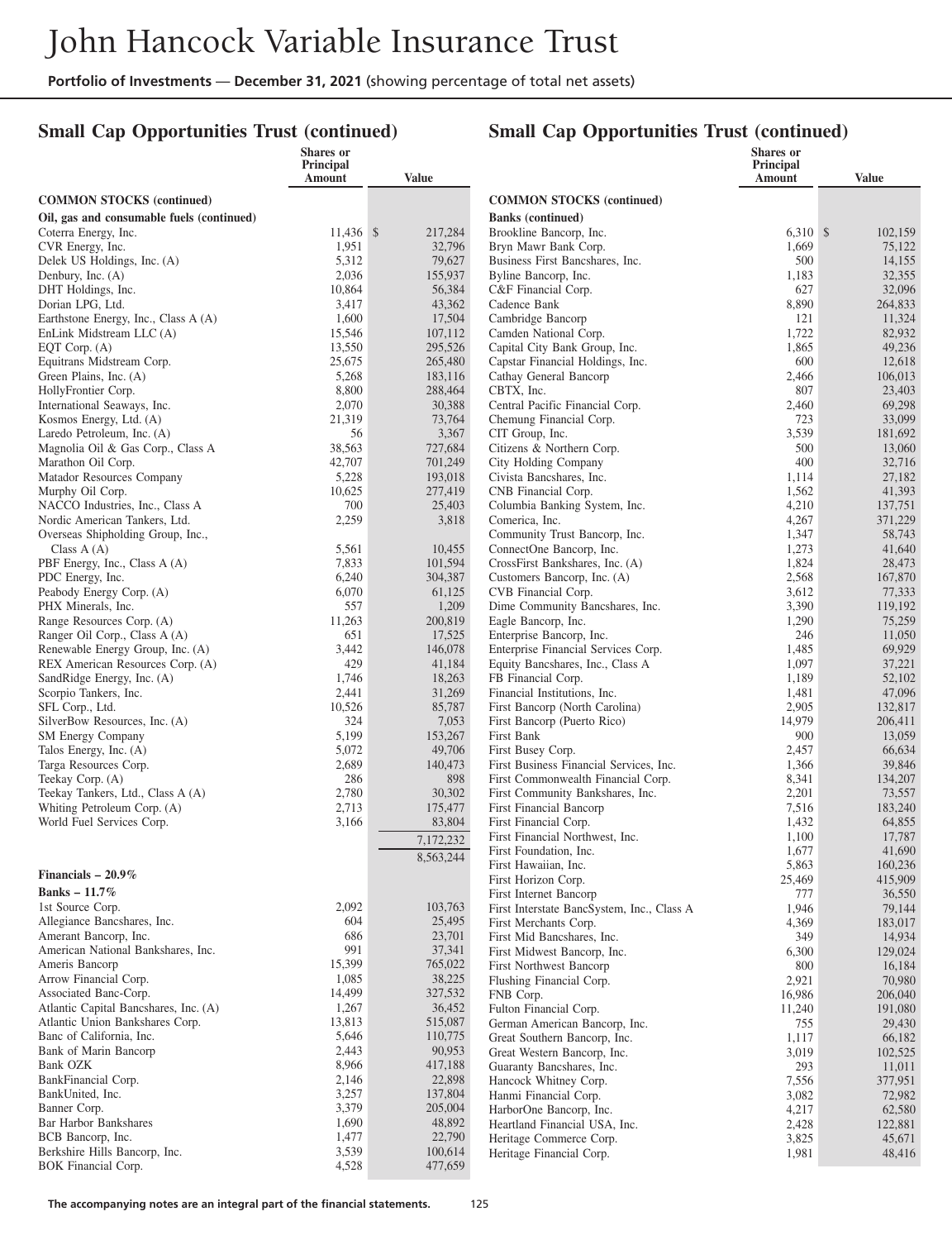## Small Cap Opportunities Trust (continued)

| | Shares or Principal Amount | Value |
|---|---|---|
| **COMMON STOCKS (continued)** | | |
| **Oil, gas and consumable fuels (continued)** | | |
| Coterra Energy, Inc. | 11,436 | $ 217,284 |
| CVR Energy, Inc. | 1,951 | 32,796 |
| Delek US Holdings, Inc. (A) | 5,312 | 79,627 |
| Denbury, Inc. (A) | 2,036 | 155,937 |
| DHT Holdings, Inc. | 10,864 | 56,384 |
| Dorian LPG, Ltd. | 3,417 | 43,362 |
| Earthstone Energy, Inc., Class A (A) | 1,600 | 17,504 |
| EnLink Midstream LLC (A) | 15,546 | 107,112 |
| EQT Corp. (A) | 13,550 | 295,526 |
| Equitrans Midstream Corp. | 25,675 | 265,480 |
| Green Plains, Inc. (A) | 5,268 | 183,116 |
| HollyFrontier Corp. | 8,800 | 288,464 |
| International Seaways, Inc. | 2,070 | 30,388 |
| Kosmos Energy, Ltd. (A) | 21,319 | 73,764 |
| Laredo Petroleum, Inc. (A) | 56 | 3,367 |
| Magnolia Oil & Gas Corp., Class A | 38,563 | 727,684 |
| Marathon Oil Corp. | 42,707 | 701,249 |
| Matador Resources Company | 5,228 | 193,018 |
| Murphy Oil Corp. | 10,625 | 277,419 |
| NACCO Industries, Inc., Class A | 700 | 25,403 |
| Nordic American Tankers, Ltd. | 2,259 | 3,818 |
| Overseas Shipholding Group, Inc., Class A (A) | 5,561 | 10,455 |
| PBF Energy, Inc., Class A (A) | 7,833 | 101,594 |
| PDC Energy, Inc. | 6,240 | 304,387 |
| Peabody Energy Corp. (A) | 6,070 | 61,125 |
| PHX Minerals, Inc. | 557 | 1,209 |
| Range Resources Corp. (A) | 11,263 | 200,819 |
| Ranger Oil Corp., Class A (A) | 651 | 17,525 |
| Renewable Energy Group, Inc. (A) | 3,442 | 146,078 |
| REX American Resources Corp. (A) | 429 | 41,184 |
| SandRidge Energy, Inc. (A) | 1,746 | 18,263 |
| Scorpio Tankers, Inc. | 2,441 | 31,269 |
| SFL Corp., Ltd. | 10,526 | 85,787 |
| SilverBow Resources, Inc. (A) | 324 | 7,053 |
| SM Energy Company | 5,199 | 153,267 |
| Talos Energy, Inc. (A) | 5,072 | 49,706 |
| Targa Resources Corp. | 2,689 | 140,473 |
| Teekay Corp. (A) | 286 | 898 |
| Teekay Tankers, Ltd., Class A (A) | 2,780 | 30,302 |
| Whiting Petroleum Corp. (A) | 2,713 | 175,477 |
| World Fuel Services Corp. | 3,166 | 83,804 |
| | | 7,172,232 |
| | | 8,563,244 |
| **Financials – 20.9%** | | |
| **Banks – 11.7%** | | |
| 1st Source Corp. | 2,092 | 103,763 |
| Allegiance Bancshares, Inc. | 604 | 25,495 |
| Amerant Bancorp, Inc. | 686 | 23,701 |
| American National Bankshares, Inc. | 991 | 37,341 |
| Ameris Bancorp | 15,399 | 765,022 |
| Arrow Financial Corp. | 1,085 | 38,225 |
| Associated Banc-Corp. | 14,499 | 327,532 |
| Atlantic Capital Bancshares, Inc. (A) | 1,267 | 36,452 |
| Atlantic Union Bankshares Corp. | 13,813 | 515,087 |
| Banc of California, Inc. | 5,646 | 110,775 |
| Bank of Marin Bancorp | 2,443 | 90,953 |
| Bank OZK | 8,966 | 417,188 |
| BankFinancial Corp. | 2,146 | 22,898 |
| BankUnited, Inc. | 3,257 | 137,804 |
| Banner Corp. | 3,379 | 205,004 |
| Bar Harbor Bankshares | 1,690 | 48,892 |
| BCB Bancorp, Inc. | 1,477 | 22,790 |
| Berkshire Hills Bancorp, Inc. | 3,539 | 100,614 |
| BOK Financial Corp. | 4,528 | 477,659 |
| **Banks (continued)** | | |
| Brookline Bancorp, Inc. | 6,310 | $ 102,159 |
| Bryn Mawr Bank Corp. | 1,669 | 75,122 |
| Business First Bancshares, Inc. | 500 | 14,155 |
| Byline Bancorp, Inc. | 1,183 | 32,355 |
| C&F Financial Corp. | 627 | 32,096 |
| Cadence Bank | 8,890 | 264,833 |
| Cambridge Bancorp | 121 | 11,324 |
| Camden National Corp. | 1,722 | 82,932 |
| Capital City Bank Group, Inc. | 1,865 | 49,236 |
| Capstar Financial Holdings, Inc. | 600 | 12,618 |
| Cathay General Bancorp | 2,466 | 106,013 |
| CBTX, Inc. | 807 | 23,403 |
| Central Pacific Financial Corp. | 2,460 | 69,298 |
| Chemung Financial Corp. | 723 | 33,099 |
| CIT Group, Inc. | 3,539 | 181,692 |
| Citizens & Northern Corp. | 500 | 13,060 |
| City Holding Company | 400 | 32,716 |
| Civista Bancshares, Inc. | 1,114 | 27,182 |
| CNB Financial Corp. | 1,562 | 41,393 |
| Columbia Banking System, Inc. | 4,210 | 137,751 |
| Comerica, Inc. | 4,267 | 371,229 |
| Community Trust Bancorp, Inc. | 1,347 | 58,743 |
| ConnectOne Bancorp, Inc. | 1,273 | 41,640 |
| CrossFirst Bankshares, Inc. (A) | 1,824 | 28,473 |
| Customers Bancorp, Inc. (A) | 2,568 | 167,870 |
| CVB Financial Corp. | 3,612 | 77,333 |
| Dime Community Bancshares, Inc. | 3,390 | 119,192 |
| Eagle Bancorp, Inc. | 1,290 | 75,259 |
| Enterprise Bancorp, Inc. | 246 | 11,050 |
| Enterprise Financial Services Corp. | 1,485 | 69,929 |
| Equity Bancshares, Inc., Class A | 1,097 | 37,221 |
| FB Financial Corp. | 1,189 | 52,102 |
| Financial Institutions, Inc. | 1,481 | 47,096 |
| First Bancorp (North Carolina) | 2,905 | 132,817 |
| First Bancorp (Puerto Rico) | 14,979 | 206,411 |
| First Bank | 900 | 13,059 |
| First Busey Corp. | 2,457 | 66,634 |
| First Business Financial Services, Inc. | 1,366 | 39,846 |
| First Commonwealth Financial Corp. | 8,341 | 134,207 |
| First Community Bankshares, Inc. | 2,201 | 73,557 |
| First Financial Bancorp | 7,516 | 183,240 |
| First Financial Corp. | 1,432 | 64,855 |
| First Financial Northwest, Inc. | 1,100 | 17,787 |
| First Foundation, Inc. | 1,677 | 41,690 |
| First Hawaiian, Inc. | 5,863 | 160,236 |
| First Horizon Corp. | 25,469 | 415,909 |
| First Internet Bancorp | 777 | 36,550 |
| First Interstate BancSystem, Inc., Class A | 1,946 | 79,144 |
| First Merchants Corp. | 4,369 | 183,017 |
| First Mid Bancshares, Inc. | 349 | 14,934 |
| First Midwest Bancorp, Inc. | 6,300 | 129,024 |
| First Northwest Bancorp | 800 | 16,184 |
| Flushing Financial Corp. | 2,921 | 70,980 |
| FNB Corp. | 16,986 | 206,040 |
| Fulton Financial Corp. | 11,240 | 191,080 |
| German American Bancorp, Inc. | 755 | 29,430 |
| Great Southern Bancorp, Inc. | 1,117 | 66,182 |
| Great Western Bancorp, Inc. | 3,019 | 102,525 |
| Guaranty Bancshares, Inc. | 293 | 11,011 |
| Hancock Whitney Corp. | 7,556 | 377,951 |
| Hanmi Financial Corp. | 3,082 | 72,982 |
| HarborOne Bancorp, Inc. | 4,217 | 62,580 |
| Heartland Financial USA, Inc. | 2,428 | 122,881 |
| Heritage Commerce Corp. | 3,825 | 45,671 |
| Heritage Financial Corp. | 1,981 | 48,416 |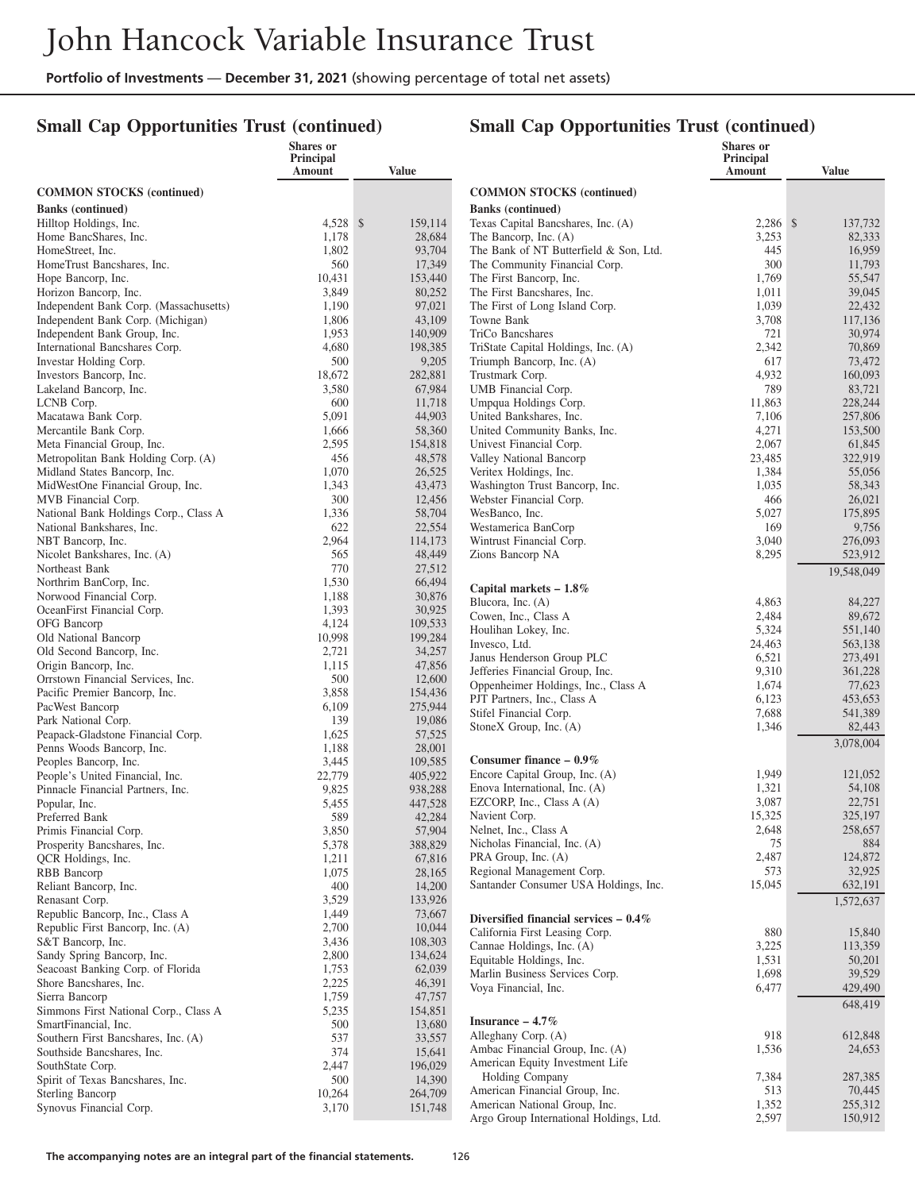# John Hancock Variable Insurance Trust

**Portfolio of Investments** — **December 31, 2021** (showing percentage of total net assets)

## Small Cap Opportunities Trust (continued)

| | Shares or Principal Amount | Value |
|---|---|---|
| **COMMON STOCKS (continued)** | | |
| **Banks (continued)** | | |
| Hilltop Holdings, Inc. | 4,528 | $ 159,114 |
| Home BancShares, Inc. | 1,178 | 28,684 |
| HomeStreet, Inc. | 1,802 | 93,704 |
| HomeTrust Bancshares, Inc. | 560 | 17,349 |
| Hope Bancorp, Inc. | 10,431 | 153,440 |
| Horizon Bancorp, Inc. | 3,849 | 80,252 |
| Independent Bank Corp. (Massachusetts) | 1,190 | 97,021 |
| Independent Bank Corp. (Michigan) | 1,806 | 43,109 |
| Independent Bank Group, Inc. | 1,953 | 140,909 |
| International Bancshares Corp. | 4,680 | 198,385 |
| Investar Holding Corp. | 500 | 9,205 |
| Investors Bancorp, Inc. | 18,672 | 282,881 |
| Lakeland Bancorp, Inc. | 3,580 | 67,984 |
| LCNB Corp. | 600 | 11,718 |
| Macatawa Bank Corp. | 5,091 | 44,903 |
| Mercantile Bank Corp. | 1,666 | 58,360 |
| Meta Financial Group, Inc. | 2,595 | 154,818 |
| Metropolitan Bank Holding Corp. (A) | 456 | 48,578 |
| Midland States Bancorp, Inc. | 1,070 | 26,525 |
| MidWestOne Financial Group, Inc. | 1,343 | 43,473 |
| MVB Financial Corp. | 300 | 12,456 |
| National Bank Holdings Corp., Class A | 1,336 | 58,704 |
| National Bankshares, Inc. | 622 | 22,554 |
| NBT Bancorp, Inc. | 2,964 | 114,173 |
| Nicolet Bankshares, Inc. (A) | 565 | 48,449 |
| Northeast Bank | 770 | 27,512 |
| Northrim BanCorp, Inc. | 1,530 | 66,494 |
| Norwood Financial Corp. | 1,188 | 30,876 |
| OceanFirst Financial Corp. | 1,393 | 30,925 |
| OFG Bancorp | 4,124 | 109,533 |
| Old National Bancorp | 10,998 | 199,284 |
| Old Second Bancorp, Inc. | 2,721 | 34,257 |
| Origin Bancorp, Inc. | 1,115 | 47,856 |
| Orrstown Financial Services, Inc. | 500 | 12,600 |
| Pacific Premier Bancorp, Inc. | 3,858 | 154,436 |
| PacWest Bancorp | 6,109 | 275,944 |
| Park National Corp. | 139 | 19,086 |
| Peapack-Gladstone Financial Corp. | 1,625 | 57,525 |
| Penns Woods Bancorp, Inc. | 1,188 | 28,001 |
| Peoples Bancorp, Inc. | 3,445 | 109,585 |
| People's United Financial, Inc. | 22,779 | 405,922 |
| Pinnacle Financial Partners, Inc. | 9,825 | 938,288 |
| Popular, Inc. | 5,455 | 447,528 |
| Preferred Bank | 589 | 42,284 |
| Primis Financial Corp. | 3,850 | 57,904 |
| Prosperity Bancshares, Inc. | 5,378 | 388,829 |
| QCR Holdings, Inc. | 1,211 | 67,816 |
| RBB Bancorp | 1,075 | 28,165 |
| Reliant Bancorp, Inc. | 400 | 14,200 |
| Renasant Corp. | 3,529 | 133,926 |
| Republic Bancorp, Inc., Class A | 1,449 | 73,667 |
| Republic First Bancorp, Inc. (A) | 2,700 | 10,044 |
| S&T Bancorp, Inc. | 3,436 | 108,303 |
| Sandy Spring Bancorp, Inc. | 2,800 | 134,624 |
| Seacoast Banking Corp. of Florida | 1,753 | 62,039 |
| Shore Bancshares, Inc. | 2,225 | 46,391 |
| Sierra Bancorp | 1,759 | 47,757 |
| Simmons First National Corp., Class A | 5,235 | 154,851 |
| SmartFinancial, Inc. | 500 | 13,680 |
| Southern First Bancshares, Inc. (A) | 537 | 33,557 |
| Southside Bancshares, Inc. | 374 | 15,641 |
| SouthState Corp. | 2,447 | 196,029 |
| Spirit of Texas Bancshares, Inc. | 500 | 14,390 |
| Sterling Bancorp | 10,264 | 264,709 |
| Synovus Financial Corp. | 3,170 | 151,748 |
| Texas Capital Bancshares, Inc. (A) | 2,286 | $ 137,732 |
| The Bancorp, Inc. (A) | 3,253 | 82,333 |
| The Bank of NT Butterfield & Son, Ltd. | 445 | 16,959 |
| The Community Financial Corp. | 300 | 11,793 |
| The First Bancorp, Inc. | 1,769 | 55,547 |
| The First Bancshares, Inc. | 1,011 | 39,045 |
| The First of Long Island Corp. | 1,039 | 22,432 |
| Towne Bank | 3,708 | 117,136 |
| TriCo Bancshares | 721 | 30,974 |
| TriState Capital Holdings, Inc. (A) | 2,342 | 70,869 |
| Triumph Bancorp, Inc. (A) | 617 | 73,472 |
| Trustmark Corp. | 4,932 | 160,093 |
| UMB Financial Corp. | 789 | 83,721 |
| Umpqua Holdings Corp. | 11,863 | 228,244 |
| United Bankshares, Inc. | 7,106 | 257,806 |
| United Community Banks, Inc. | 4,271 | 153,500 |
| Univest Financial Corp. | 2,067 | 61,845 |
| Valley National Bancorp | 23,485 | 322,919 |
| Veritex Holdings, Inc. | 1,384 | 55,056 |
| Washington Trust Bancorp, Inc. | 1,035 | 58,343 |
| Webster Financial Corp. | 466 | 26,021 |
| WesBanco, Inc. | 5,027 | 175,895 |
| Westamerica BanCorp | 169 | 9,756 |
| Wintrust Financial Corp. | 3,040 | 276,093 |
| Zions Bancorp NA | 8,295 | 523,912 |
| | | 19,548,049 |
| **Capital markets – 1.8%** | | |
| Blucora, Inc. (A) | 4,863 | 84,227 |
| Cowen, Inc., Class A | 2,484 | 89,672 |
| Houlihan Lokey, Inc. | 5,324 | 551,140 |
| Invesco, Ltd. | 24,463 | 563,138 |
| Janus Henderson Group PLC | 6,521 | 273,491 |
| Jefferies Financial Group, Inc. | 9,310 | 361,228 |
| Oppenheimer Holdings, Inc., Class A | 1,674 | 77,623 |
| PJT Partners, Inc., Class A | 6,123 | 453,653 |
| Stifel Financial Corp. | 7,688 | 541,389 |
| StoneX Group, Inc. (A) | 1,346 | 82,443 |
| | | 3,078,004 |
| **Consumer finance – 0.9%** | | |
| Encore Capital Group, Inc. (A) | 1,949 | 121,052 |
| Enova International, Inc. (A) | 1,321 | 54,108 |
| EZCORP, Inc., Class A (A) | 3,087 | 22,751 |
| Navient Corp. | 15,325 | 325,197 |
| Nelnet, Inc., Class A | 2,648 | 258,657 |
| Nicholas Financial, Inc. (A) | 75 | 884 |
| PRA Group, Inc. (A) | 2,487 | 124,872 |
| Regional Management Corp. | 573 | 32,925 |
| Santander Consumer USA Holdings, Inc. | 15,045 | 632,191 |
| | | 1,572,637 |
| **Diversified financial services – 0.4%** | | |
| California First Leasing Corp. | 880 | 15,840 |
| Cannae Holdings, Inc. (A) | 3,225 | 113,359 |
| Equitable Holdings, Inc. | 1,531 | 50,201 |
| Marlin Business Services Corp. | 1,698 | 39,529 |
| Voya Financial, Inc. | 6,477 | 429,490 |
| | | 648,419 |
| **Insurance – 4.7%** | | |
| Alleghany Corp. (A) | 918 | 612,848 |
| Ambac Financial Group, Inc. (A) | 1,536 | 24,653 |
| American Equity Investment Life Holding Company | 7,384 | 287,385 |
| American Financial Group, Inc. | 513 | 70,445 |
| American National Group, Inc. | 1,352 | 255,312 |
| Argo Group International Holdings, Ltd. | 2,597 | 150,912 |

**The accompanying notes are an integral part of the financial statements.**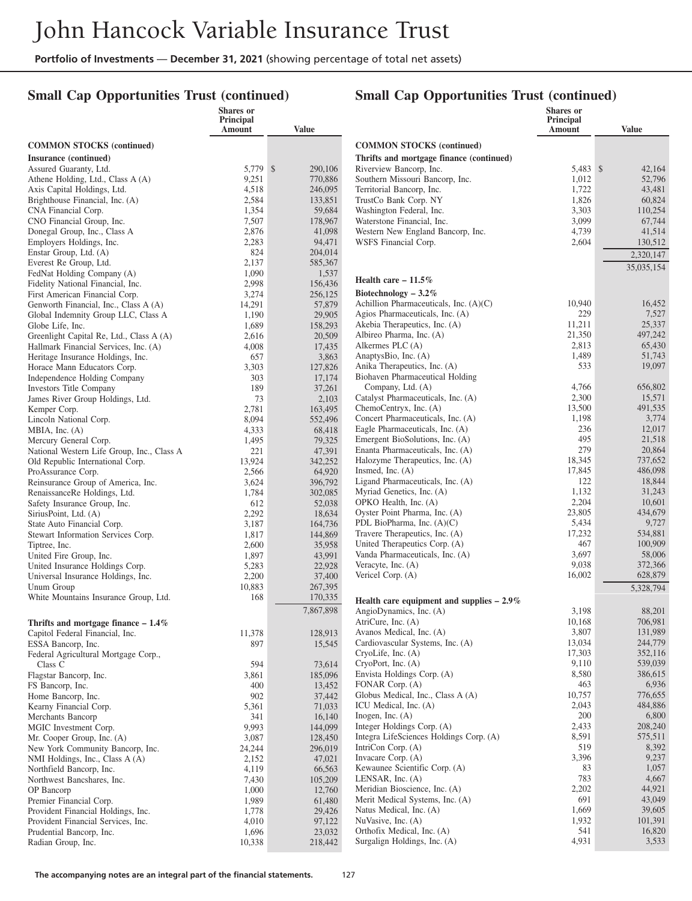# John Hancock Variable Insurance Trust

**Portfolio of Investments** — **December 31, 2021** (showing percentage of total net assets)

## Small Cap Opportunities Trust (continued)

| | Shares or Principal Amount | Value |
|---|---|---|
| **COMMON STOCKS (continued)** | | |
| **Insurance (continued)** | | |
| Assured Guaranty, Ltd. | 5,779 | $ 290,106 |
| Athene Holding, Ltd., Class A (A) | 9,251 | 770,886 |
| Axis Capital Holdings, Ltd. | 4,518 | 246,095 |
| Brighthouse Financial, Inc. (A) | 2,584 | 133,851 |
| CNA Financial Corp. | 1,354 | 59,684 |
| CNO Financial Group, Inc. | 7,507 | 178,967 |
| Donegal Group, Inc., Class A | 2,876 | 41,098 |
| Employers Holdings, Inc. | 2,283 | 94,471 |
| Enstar Group, Ltd. (A) | 824 | 204,014 |
| Everest Re Group, Ltd. | 2,137 | 585,367 |
| FedNat Holding Company (A) | 1,090 | 1,537 |
| Fidelity National Financial, Inc. | 2,998 | 156,436 |
| First American Financial Corp. | 3,274 | 256,125 |
| Genworth Financial, Inc., Class A (A) | 14,291 | 57,879 |
| Global Indemnity Group LLC, Class A | 1,190 | 29,905 |
| Globe Life, Inc. | 1,689 | 158,293 |
| Greenlight Capital Re, Ltd., Class A (A) | 2,616 | 20,509 |
| Hallmark Financial Services, Inc. (A) | 4,008 | 17,435 |
| Heritage Insurance Holdings, Inc. | 657 | 3,863 |
| Horace Mann Educators Corp. | 3,303 | 127,826 |
| Independence Holding Company | 303 | 17,174 |
| Investors Title Company | 189 | 37,261 |
| James River Group Holdings, Ltd. | 73 | 2,103 |
| Kemper Corp. | 2,781 | 163,495 |
| Lincoln National Corp. | 8,094 | 552,496 |
| MBIA, Inc. (A) | 4,333 | 68,418 |
| Mercury General Corp. | 1,495 | 79,325 |
| National Western Life Group, Inc., Class A | 221 | 47,391 |
| Old Republic International Corp. | 13,924 | 342,252 |
| ProAssurance Corp. | 2,566 | 64,920 |
| Reinsurance Group of America, Inc. | 3,624 | 396,792 |
| RenaissanceRe Holdings, Ltd. | 1,784 | 302,085 |
| Safety Insurance Group, Inc. | 612 | 52,038 |
| SiriusPoint, Ltd. (A) | 2,292 | 18,634 |
| State Auto Financial Corp. | 3,187 | 164,736 |
| Stewart Information Services Corp. | 1,817 | 144,869 |
| Tiptree, Inc. | 2,600 | 35,958 |
| United Fire Group, Inc. | 1,897 | 43,991 |
| United Insurance Holdings Corp. | 5,283 | 22,928 |
| Universal Insurance Holdings, Inc. | 2,200 | 37,400 |
| Unum Group | 10,883 | 267,395 |
| White Mountains Insurance Group, Ltd. | 168 | 170,335 |
| | | 7,867,898 |
| **Thrifts and mortgage finance – 1.4%** | | |
| Capitol Federal Financial, Inc. | 11,378 | 128,913 |
| ESSA Bancorp, Inc. | 897 | 15,545 |
| Federal Agricultural Mortgage Corp., Class C | 594 | 73,614 |
| Flagstar Bancorp, Inc. | 3,861 | 185,096 |
| FS Bancorp, Inc. | 400 | 13,452 |
| Home Bancorp, Inc. | 902 | 37,442 |
| Kearny Financial Corp. | 5,361 | 71,033 |
| Merchants Bancorp | 341 | 16,140 |
| MGIC Investment Corp. | 9,993 | 144,099 |
| Mr. Cooper Group, Inc. (A) | 3,087 | 128,450 |
| New York Community Bancorp, Inc. | 24,244 | 296,019 |
| NMI Holdings, Inc., Class A (A) | 2,152 | 47,021 |
| Northfield Bancorp, Inc. | 4,119 | 66,563 |
| Northwest Bancshares, Inc. | 7,430 | 105,209 |
| OP Bancorp | 1,000 | 12,760 |
| Premier Financial Corp. | 1,989 | 61,480 |
| Provident Financial Holdings, Inc. | 1,778 | 29,426 |
| Provident Financial Services, Inc. | 4,010 | 97,122 |
| Prudential Bancorp, Inc. | 1,696 | 23,032 |
| Radian Group, Inc. | 10,338 | 218,442 |
| Riverview Bancorp, Inc. | 5,483 | $ 42,164 |
| Southern Missouri Bancorp, Inc. | 1,012 | 52,796 |
| Territorial Bancorp, Inc. | 1,722 | 43,481 |
| TrustCo Bank Corp. NY | 1,826 | 60,824 |
| Washington Federal, Inc. | 3,303 | 110,254 |
| Waterstone Financial, Inc. | 3,099 | 67,744 |
| Western New England Bancorp, Inc. | 4,739 | 41,514 |
| WSFS Financial Corp. | 2,604 | 130,512 |
| | | 2,320,147 |
| | | 35,035,154 |
| **Health care – 11.5%** | | |
| **Biotechnology – 3.2%** | | |
| Achillion Pharmaceuticals, Inc. (A)(C) | 10,940 | 16,452 |
| Agios Pharmaceuticals, Inc. (A) | 229 | 7,527 |
| Akebia Therapeutics, Inc. (A) | 11,211 | 25,337 |
| Albireo Pharma, Inc. (A) | 21,350 | 497,242 |
| Alkermes PLC (A) | 2,813 | 65,430 |
| AnaptysBio, Inc. (A) | 1,489 | 51,743 |
| Anika Therapeutics, Inc. (A) | 533 | 19,097 |
| Biohaven Pharmaceutical Holding Company, Ltd. (A) | 4,766 | 656,802 |
| Catalyst Pharmaceuticals, Inc. (A) | 2,300 | 15,571 |
| ChemoCentryx, Inc. (A) | 13,500 | 491,535 |
| Concert Pharmaceuticals, Inc. (A) | 1,198 | 3,774 |
| Eagle Pharmaceuticals, Inc. (A) | 236 | 12,017 |
| Emergent BioSolutions, Inc. (A) | 495 | 21,518 |
| Enanta Pharmaceuticals, Inc. (A) | 279 | 20,864 |
| Halozyme Therapeutics, Inc. (A) | 18,345 | 737,652 |
| Insmed, Inc. (A) | 17,845 | 486,098 |
| Ligand Pharmaceuticals, Inc. (A) | 122 | 18,844 |
| Myriad Genetics, Inc. (A) | 1,132 | 31,243 |
| OPKO Health, Inc. (A) | 2,204 | 10,601 |
| Oyster Point Pharma, Inc. (A) | 23,805 | 434,679 |
| PDL BioPharma, Inc. (A)(C) | 5,434 | 9,727 |
| Travere Therapeutics, Inc. (A) | 17,232 | 534,881 |
| United Therapeutics Corp. (A) | 467 | 100,909 |
| Vanda Pharmaceuticals, Inc. (A) | 3,697 | 58,006 |
| Veracyte, Inc. (A) | 9,038 | 372,366 |
| Vericel Corp. (A) | 16,002 | 628,879 |
| | | 5,328,794 |
| **Health care equipment and supplies – 2.9%** | | |
| AngioDynamics, Inc. (A) | 3,198 | 88,201 |
| AtriCure, Inc. (A) | 10,168 | 706,981 |
| Avanos Medical, Inc. (A) | 3,807 | 131,989 |
| Cardiovascular Systems, Inc. (A) | 13,034 | 244,779 |
| CryoLife, Inc. (A) | 17,303 | 352,116 |
| CryoPort, Inc. (A) | 9,110 | 539,039 |
| Envista Holdings Corp. (A) | 8,580 | 386,615 |
| FONAR Corp. (A) | 463 | 6,936 |
| Globus Medical, Inc., Class A (A) | 10,757 | 776,655 |
| ICU Medical, Inc. (A) | 2,043 | 484,886 |
| Inogen, Inc. (A) | 200 | 6,800 |
| Integer Holdings Corp. (A) | 2,433 | 208,240 |
| Integra LifeSciences Holdings Corp. (A) | 8,591 | 575,511 |
| IntriCon Corp. (A) | 519 | 8,392 |
| Invacare Corp. (A) | 3,396 | 9,237 |
| Kewaunee Scientific Corp. (A) | 83 | 1,057 |
| LENSAR, Inc. (A) | 783 | 4,667 |
| Meridian Bioscience, Inc. (A) | 2,202 | 44,921 |
| Merit Medical Systems, Inc. (A) | 691 | 43,049 |
| Natus Medical, Inc. (A) | 1,669 | 39,605 |
| NuVasive, Inc. (A) | 1,932 | 101,391 |
| Orthofix Medical, Inc. (A) | 541 | 16,820 |
| Surgalign Holdings, Inc. (A) | 4,931 | 3,533 |

**The accompanying notes are an integral part of the financial statements.**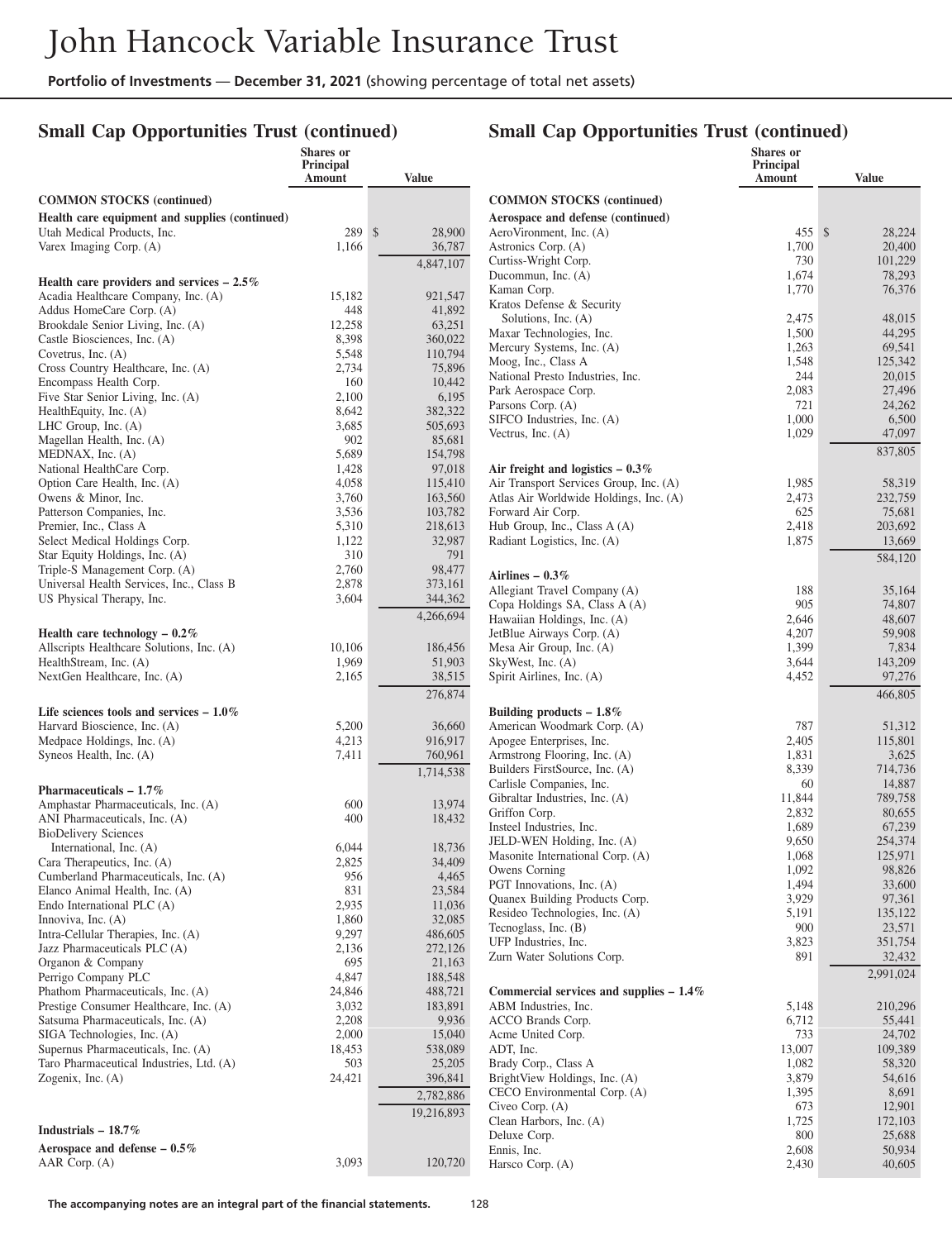# John Hancock Variable Insurance Trust

**Portfolio of Investments** — **December 31, 2021** (showing percentage of total net assets)

## Small Cap Opportunities Trust (continued)

| | Shares or Principal Amount | Value |
|---|---|---|
| **COMMON STOCKS (continued)** | | |
| **Health care equipment and supplies (continued)** | | |
| Utah Medical Products, Inc. | 289 | $ 28,900 |
| Varex Imaging Corp. (A) | 1,166 | 36,787 |
| | | 4,847,107 |
| **Health care providers and services – 2.5%** | | |
| Acadia Healthcare Company, Inc. (A) | 15,182 | 921,547 |
| Addus HomeCare Corp. (A) | 448 | 41,892 |
| Brookdale Senior Living, Inc. (A) | 12,258 | 63,251 |
| Castle Biosciences, Inc. (A) | 8,398 | 360,022 |
| Covetrus, Inc. (A) | 5,548 | 110,794 |
| Cross Country Healthcare, Inc. (A) | 2,734 | 75,896 |
| Encompass Health Corp. | 160 | 10,442 |
| Five Star Senior Living, Inc. (A) | 2,100 | 6,195 |
| HealthEquity, Inc. (A) | 8,642 | 382,322 |
| LHC Group, Inc. (A) | 3,685 | 505,693 |
| Magellan Health, Inc. (A) | 902 | 85,681 |
| MEDNAX, Inc. (A) | 5,689 | 154,798 |
| National HealthCare Corp. | 1,428 | 97,018 |
| Option Care Health, Inc. (A) | 4,058 | 115,410 |
| Owens & Minor, Inc. | 3,760 | 163,560 |
| Patterson Companies, Inc. | 3,536 | 103,782 |
| Premier, Inc., Class A | 5,310 | 218,613 |
| Select Medical Holdings Corp. | 1,122 | 32,987 |
| Star Equity Holdings, Inc. (A) | 310 | 791 |
| Triple-S Management Corp. (A) | 2,760 | 98,477 |
| Universal Health Services, Inc., Class B | 2,878 | 373,161 |
| US Physical Therapy, Inc. | 3,604 | 344,362 |
| | | 4,266,694 |
| **Health care technology – 0.2%** | | |
| Allscripts Healthcare Solutions, Inc. (A) | 10,106 | 186,456 |
| HealthStream, Inc. (A) | 1,969 | 51,903 |
| NextGen Healthcare, Inc. (A) | 2,165 | 38,515 |
| | | 276,874 |
| **Life sciences tools and services – 1.0%** | | |
| Harvard Bioscience, Inc. (A) | 5,200 | 36,660 |
| Medpace Holdings, Inc. (A) | 4,213 | 916,917 |
| Syneos Health, Inc. (A) | 7,411 | 760,961 |
| | | 1,714,538 |
| **Pharmaceuticals – 1.7%** | | |
| Amphastar Pharmaceuticals, Inc. (A) | 600 | 13,974 |
| ANI Pharmaceuticals, Inc. (A) | 400 | 18,432 |
| BioDelivery Sciences International, Inc. (A) | 6,044 | 18,736 |
| Cara Therapeutics, Inc. (A) | 2,825 | 34,409 |
| Cumberland Pharmaceuticals, Inc. (A) | 956 | 4,465 |
| Elanco Animal Health, Inc. (A) | 831 | 23,584 |
| Endo International PLC (A) | 2,935 | 11,036 |
| Innoviva, Inc. (A) | 1,860 | 32,085 |
| Intra-Cellular Therapies, Inc. (A) | 9,297 | 486,605 |
| Jazz Pharmaceuticals PLC (A) | 2,136 | 272,126 |
| Organon & Company | 695 | 21,163 |
| Perrigo Company PLC | 4,847 | 188,548 |
| Phathom Pharmaceuticals, Inc. (A) | 24,846 | 488,721 |
| Prestige Consumer Healthcare, Inc. (A) | 3,032 | 183,891 |
| Satsuma Pharmaceuticals, Inc. (A) | 2,208 | 9,936 |
| SIGA Technologies, Inc. (A) | 2,000 | 15,040 |
| Supernus Pharmaceuticals, Inc. (A) | 18,453 | 538,089 |
| Taro Pharmaceutical Industries, Ltd. (A) | 503 | 25,205 |
| Zogenix, Inc. (A) | 24,421 | 396,841 |
| | | 2,782,886 |
| | | 19,216,893 |
| **Industrials – 18.7%** | | |
| **Aerospace and defense – 0.5%** | | |
| AAR Corp. (A) | 3,093 | 120,720 |
| AeroVironment, Inc. (A) | 455 | $ 28,224 |
| Astronics Corp. (A) | 1,700 | 20,400 |
| Curtiss-Wright Corp. | 730 | 101,229 |
| Ducommun, Inc. (A) | 1,674 | 78,293 |
| Kaman Corp. | 1,770 | 76,376 |
| Kratos Defense & Security Solutions, Inc. (A) | 2,475 | 48,015 |
| Maxar Technologies, Inc. | 1,500 | 44,295 |
| Mercury Systems, Inc. (A) | 1,263 | 69,541 |
| Moog, Inc., Class A | 1,548 | 125,342 |
| National Presto Industries, Inc. | 244 | 20,015 |
| Park Aerospace Corp. | 2,083 | 27,496 |
| Parsons Corp. (A) | 721 | 24,262 |
| SIFCO Industries, Inc. (A) | 1,000 | 6,500 |
| Vectrus, Inc. (A) | 1,029 | 47,097 |
| | | 837,805 |
| **Air freight and logistics – 0.3%** | | |
| Air Transport Services Group, Inc. (A) | 1,985 | 58,319 |
| Atlas Air Worldwide Holdings, Inc. (A) | 2,473 | 232,759 |
| Forward Air Corp. | 625 | 75,681 |
| Hub Group, Inc., Class A (A) | 2,418 | 203,692 |
| Radiant Logistics, Inc. (A) | 1,875 | 13,669 |
| | | 584,120 |
| **Airlines – 0.3%** | | |
| Allegiant Travel Company (A) | 188 | 35,164 |
| Copa Holdings SA, Class A (A) | 905 | 74,807 |
| Hawaiian Holdings, Inc. (A) | 2,646 | 48,607 |
| JetBlue Airways Corp. (A) | 4,207 | 59,908 |
| Mesa Air Group, Inc. (A) | 1,399 | 7,834 |
| SkyWest, Inc. (A) | 3,644 | 143,209 |
| Spirit Airlines, Inc. (A) | 4,452 | 97,276 |
| | | 466,805 |
| **Building products – 1.8%** | | |
| American Woodmark Corp. (A) | 787 | 51,312 |
| Apogee Enterprises, Inc. | 2,405 | 115,801 |
| Armstrong Flooring, Inc. (A) | 1,831 | 3,625 |
| Builders FirstSource, Inc. (A) | 8,339 | 714,736 |
| Carlisle Companies, Inc. | 60 | 14,887 |
| Gibraltar Industries, Inc. (A) | 11,844 | 789,758 |
| Griffon Corp. | 2,832 | 80,655 |
| Insteel Industries, Inc. | 1,689 | 67,239 |
| JELD-WEN Holding, Inc. (A) | 9,650 | 254,374 |
| Masonite International Corp. (A) | 1,068 | 125,971 |
| Owens Corning | 1,092 | 98,826 |
| PGT Innovations, Inc. (A) | 1,494 | 33,600 |
| Quanex Building Products Corp. | 3,929 | 97,361 |
| Resideo Technologies, Inc. (A) | 5,191 | 135,122 |
| Tecnoglass, Inc. (B) | 900 | 23,571 |
| UFP Industries, Inc. | 3,823 | 351,754 |
| Zurn Water Solutions Corp. | 891 | 32,432 |
| | | 2,991,024 |
| **Commercial services and supplies – 1.4%** | | |
| ABM Industries, Inc. | 5,148 | 210,296 |
| ACCO Brands Corp. | 6,712 | 55,441 |
| Acme United Corp. | 733 | 24,702 |
| ADT, Inc. | 13,007 | 109,389 |
| Brady Corp., Class A | 1,082 | 58,320 |
| BrightView Holdings, Inc. (A) | 3,879 | 54,616 |
| CECO Environmental Corp. (A) | 1,395 | 8,691 |
| Civeo Corp. (A) | 673 | 12,901 |
| Clean Harbors, Inc. (A) | 1,725 | 172,103 |
| Deluxe Corp. | 800 | 25,688 |
| Ennis, Inc. | 2,608 | 50,934 |
| Harsco Corp. (A) | 2,430 | 40,605 |

**The accompanying notes are an integral part of the financial statements.**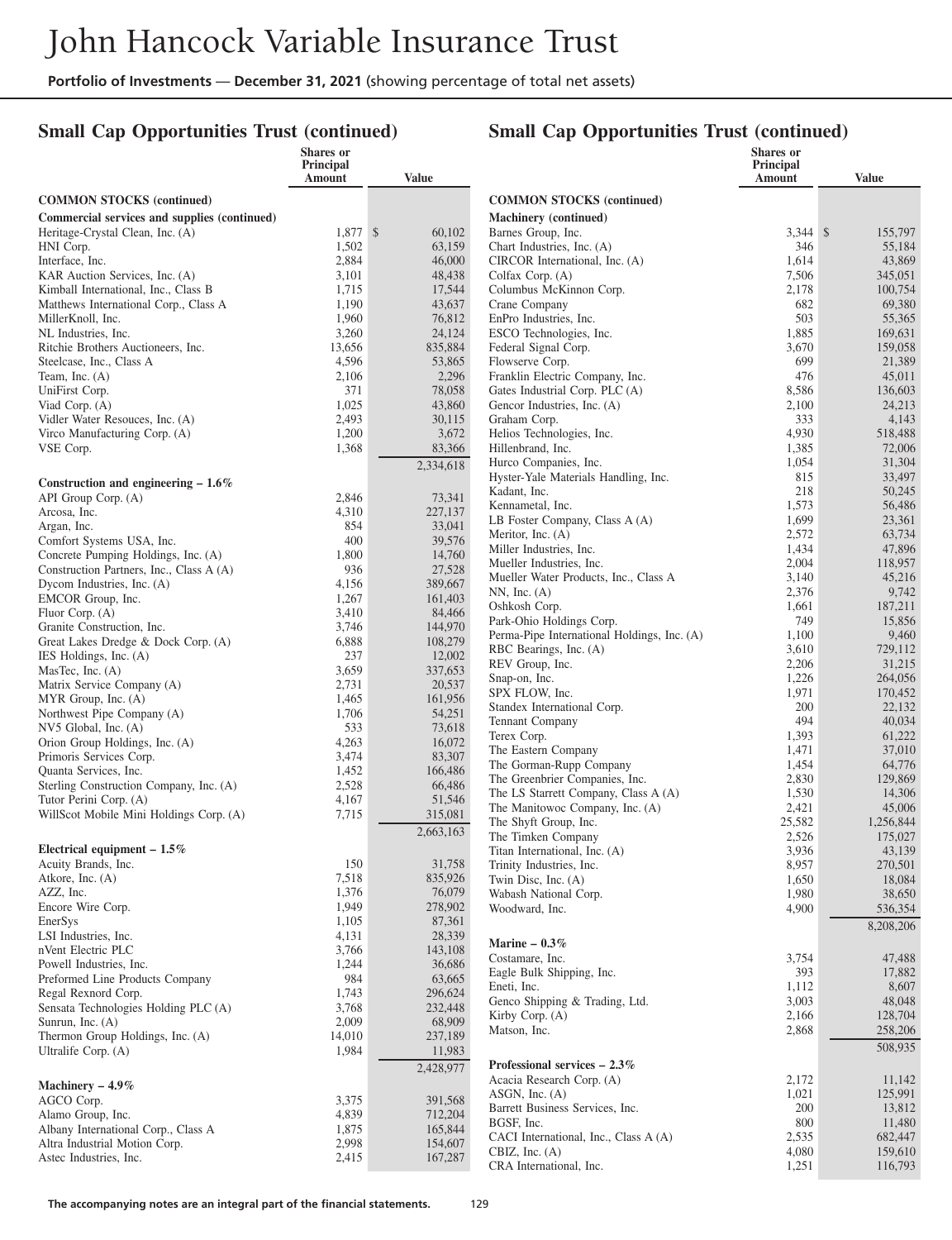# John Hancock Variable Insurance Trust

**Portfolio of Investments** — **December 31, 2021** (showing percentage of total net assets)

## Small Cap Opportunities Trust (continued)

| | Shares or Principal Amount | Value |
|---|---|---|
| **COMMON STOCKS (continued)** | | |
| **Commercial services and supplies (continued)** | | |
| Heritage-Crystal Clean, Inc. (A) | 1,877 | $ 60,102 |
| HNI Corp. | 1,502 | 63,159 |
| Interface, Inc. | 2,884 | 46,000 |
| KAR Auction Services, Inc. (A) | 3,101 | 48,438 |
| Kimball International, Inc., Class B | 1,715 | 17,544 |
| Matthews International Corp., Class A | 1,190 | 43,637 |
| MillerKnoll, Inc. | 1,960 | 76,812 |
| NL Industries, Inc. | 3,260 | 24,124 |
| Ritchie Brothers Auctioneers, Inc. | 13,656 | 835,884 |
| Steelcase, Inc., Class A | 4,596 | 53,865 |
| Team, Inc. (A) | 2,106 | 2,296 |
| UniFirst Corp. | 371 | 78,058 |
| Viad Corp. (A) | 1,025 | 43,860 |
| Vidler Water Resouces, Inc. (A) | 2,493 | 30,115 |
| Virco Manufacturing Corp. (A) | 1,200 | 3,672 |
| VSE Corp. | 1,368 | 83,366 |
| | | 2,334,618 |
| **Construction and engineering – 1.6%** | | |
| API Group Corp. (A) | 2,846 | 73,341 |
| Arcosa, Inc. | 4,310 | 227,137 |
| Argan, Inc. | 854 | 33,041 |
| Comfort Systems USA, Inc. | 400 | 39,576 |
| Concrete Pumping Holdings, Inc. (A) | 1,800 | 14,760 |
| Construction Partners, Inc., Class A (A) | 936 | 27,528 |
| Dycom Industries, Inc. (A) | 4,156 | 389,667 |
| EMCOR Group, Inc. | 1,267 | 161,403 |
| Fluor Corp. (A) | 3,410 | 84,466 |
| Granite Construction, Inc. | 3,746 | 144,970 |
| Great Lakes Dredge & Dock Corp. (A) | 6,888 | 108,279 |
| IES Holdings, Inc. (A) | 237 | 12,002 |
| MasTec, Inc. (A) | 3,659 | 337,653 |
| Matrix Service Company (A) | 2,731 | 20,537 |
| MYR Group, Inc. (A) | 1,465 | 161,956 |
| Northwest Pipe Company (A) | 1,706 | 54,251 |
| NV5 Global, Inc. (A) | 533 | 73,618 |
| Orion Group Holdings, Inc. (A) | 4,263 | 16,072 |
| Primoris Services Corp. | 3,474 | 83,307 |
| Quanta Services, Inc. | 1,452 | 166,486 |
| Sterling Construction Company, Inc. (A) | 2,528 | 66,486 |
| Tutor Perini Corp. (A) | 4,167 | 51,546 |
| WillScot Mobile Mini Holdings Corp. (A) | 7,715 | 315,081 |
| | | 2,663,163 |
| **Electrical equipment – 1.5%** | | |
| Acuity Brands, Inc. | 150 | 31,758 |
| Atkore, Inc. (A) | 7,518 | 835,926 |
| AZZ, Inc. | 1,376 | 76,079 |
| Encore Wire Corp. | 1,949 | 278,902 |
| EnerSys | 1,105 | 87,361 |
| LSI Industries, Inc. | 4,131 | 28,339 |
| nVent Electric PLC | 3,766 | 143,108 |
| Powell Industries, Inc. | 1,244 | 36,686 |
| Preformed Line Products Company | 984 | 63,665 |
| Regal Rexnord Corp. | 1,743 | 296,624 |
| Sensata Technologies Holding PLC (A) | 3,768 | 232,448 |
| Sunrun, Inc. (A) | 2,009 | 68,909 |
| Thermon Group Holdings, Inc. (A) | 14,010 | 237,189 |
| Ultralife Corp. (A) | 1,984 | 11,983 |
| | | 2,428,977 |
| **Machinery – 4.9%** | | |
| AGCO Corp. | 3,375 | 391,568 |
| Alamo Group, Inc. | 4,839 | 712,204 |
| Albany International Corp., Class A | 1,875 | 165,844 |
| Altra Industrial Motion Corp. | 2,998 | 154,607 |
| Astec Industries, Inc. | 2,415 | 167,287 |
| Barnes Group, Inc. | 3,344 | $ 155,797 |
| Chart Industries, Inc. (A) | 346 | 55,184 |
| CIRCOR International, Inc. (A) | 1,614 | 43,869 |
| Colfax Corp. (A) | 7,506 | 345,051 |
| Columbus McKinnon Corp. | 2,178 | 100,754 |
| Crane Company | 682 | 69,380 |
| EnPro Industries, Inc. | 503 | 55,365 |
| ESCO Technologies, Inc. | 1,885 | 169,631 |
| Federal Signal Corp. | 3,670 | 159,058 |
| Flowserve Corp. | 699 | 21,389 |
| Franklin Electric Company, Inc. | 476 | 45,011 |
| Gates Industrial Corp. PLC (A) | 8,586 | 136,603 |
| Gencor Industries, Inc. (A) | 2,100 | 24,213 |
| Graham Corp. | 333 | 4,143 |
| Helios Technologies, Inc. | 4,930 | 518,488 |
| Hillenbrand, Inc. | 1,385 | 72,006 |
| Hurco Companies, Inc. | 1,054 | 31,304 |
| Hyster-Yale Materials Handling, Inc. | 815 | 33,497 |
| Kadant, Inc. | 218 | 50,245 |
| Kennametal, Inc. | 1,573 | 56,486 |
| LB Foster Company, Class A (A) | 1,699 | 23,361 |
| Meritor, Inc. (A) | 2,572 | 63,734 |
| Miller Industries, Inc. | 1,434 | 47,896 |
| Mueller Industries, Inc. | 2,004 | 118,957 |
| Mueller Water Products, Inc., Class A | 3,140 | 45,216 |
| NN, Inc. (A) | 2,376 | 9,742 |
| Oshkosh Corp. | 1,661 | 187,211 |
| Park-Ohio Holdings Corp. | 749 | 15,856 |
| Perma-Pipe International Holdings, Inc. (A) | 1,100 | 9,460 |
| RBC Bearings, Inc. (A) | 3,610 | 729,112 |
| REV Group, Inc. | 2,206 | 31,215 |
| Snap-on, Inc. | 1,226 | 264,056 |
| SPX FLOW, Inc. | 1,971 | 170,452 |
| Standex International Corp. | 200 | 22,132 |
| Tennant Company | 494 | 40,034 |
| Terex Corp. | 1,393 | 61,222 |
| The Eastern Company | 1,471 | 37,010 |
| The Gorman-Rupp Company | 1,454 | 64,776 |
| The Greenbrier Companies, Inc. | 2,830 | 129,869 |
| The LS Starrett Company, Class A (A) | 1,530 | 14,306 |
| The Manitowoc Company, Inc. (A) | 2,421 | 45,006 |
| The Shyft Group, Inc. | 25,582 | 1,256,844 |
| The Timken Company | 2,526 | 175,027 |
| Titan International, Inc. (A) | 3,936 | 43,139 |
| Trinity Industries, Inc. | 8,957 | 270,501 |
| Twin Disc, Inc. (A) | 1,650 | 18,084 |
| Wabash National Corp. | 1,980 | 38,650 |
| Woodward, Inc. | 4,900 | 536,354 |
| | | 8,208,206 |
| **Marine – 0.3%** | | |
| Costamare, Inc. | 3,754 | 47,488 |
| Eagle Bulk Shipping, Inc. | 393 | 17,882 |
| Eneti, Inc. | 1,112 | 8,607 |
| Genco Shipping & Trading, Ltd. | 3,003 | 48,048 |
| Kirby Corp. (A) | 2,166 | 128,704 |
| Matson, Inc. | 2,868 | 258,206 |
| | | 508,935 |
| **Professional services – 2.3%** | | |
| Acacia Research Corp. (A) | 2,172 | 11,142 |
| ASGN, Inc. (A) | 1,021 | 125,991 |
| Barrett Business Services, Inc. | 200 | 13,812 |
| BGSF, Inc. | 800 | 11,480 |
| CACI International, Inc., Class A (A) | 2,535 | 682,447 |
| CBIZ, Inc. (A) | 4,080 | 159,610 |
| CRA International, Inc. | 1,251 | 116,793 |

**The accompanying notes are an integral part of the financial statements.**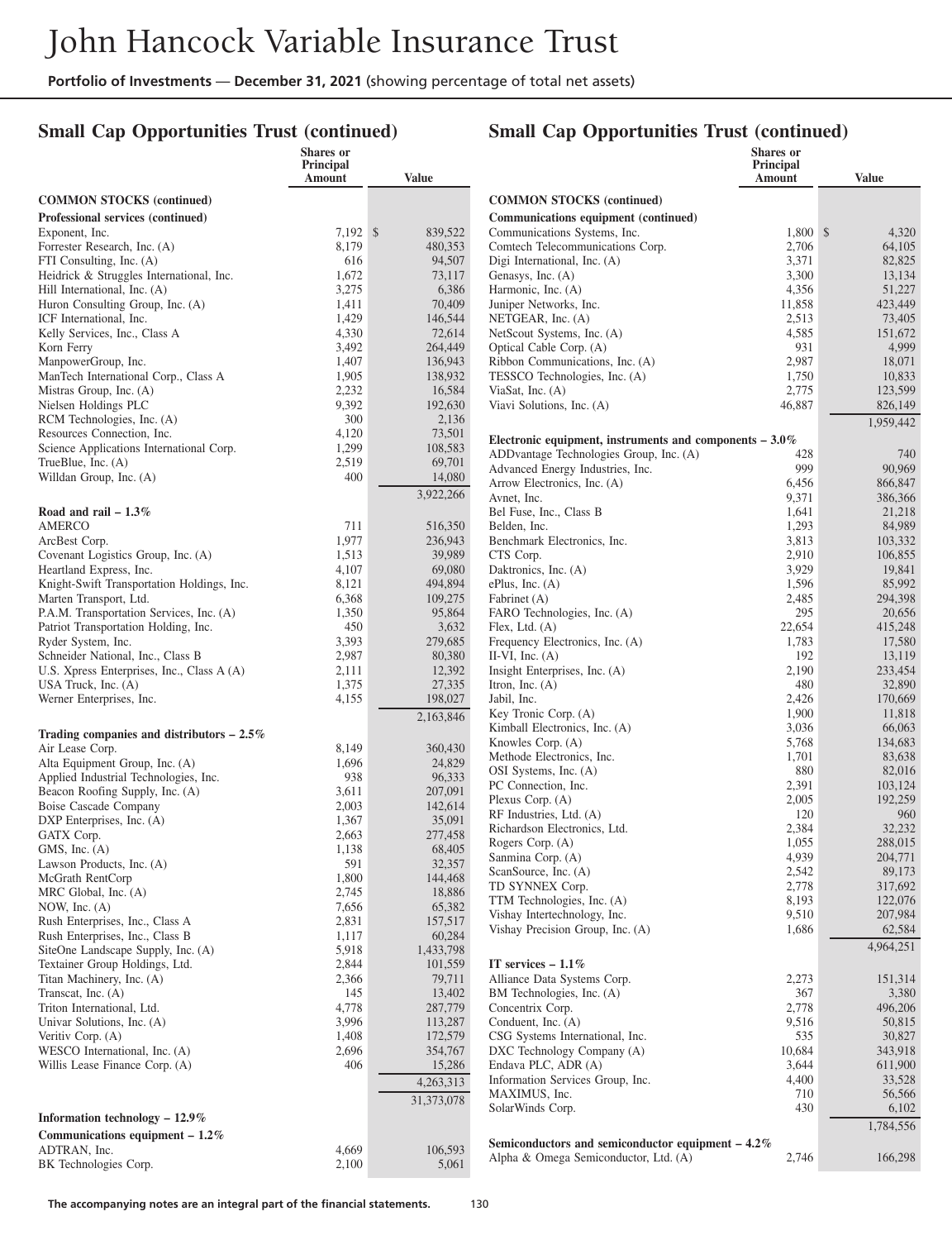## Small Cap Opportunities Trust (continued)

| | Shares or Principal Amount | Value |
|---|---|---|
| **COMMON STOCKS (continued)** | | |
| **Professional services (continued)** | | |
| Exponent, Inc. | 7,192 | $ 839,522 |
| Forrester Research, Inc. (A) | 8,179 | 480,353 |
| FTI Consulting, Inc. (A) | 616 | 94,507 |
| Heidrick & Struggles International, Inc. | 1,672 | 73,117 |
| Hill International, Inc. (A) | 3,275 | 6,386 |
| Huron Consulting Group, Inc. (A) | 1,411 | 70,409 |
| ICF International, Inc. | 1,429 | 146,544 |
| Kelly Services, Inc., Class A | 4,330 | 72,614 |
| Korn Ferry | 3,492 | 264,449 |
| ManpowerGroup, Inc. | 1,407 | 136,943 |
| ManTech International Corp., Class A | 1,905 | 138,932 |
| Mistras Group, Inc. (A) | 2,232 | 16,584 |
| Nielsen Holdings PLC | 9,392 | 192,630 |
| RCM Technologies, Inc. (A) | 300 | 2,136 |
| Resources Connection, Inc. | 4,120 | 73,501 |
| Science Applications International Corp. | 1,299 | 108,583 |
| TrueBlue, Inc. (A) | 2,519 | 69,701 |
| Willdan Group, Inc. (A) | 400 | 14,080 |
| | | 3,922,266 |
| **Road and rail – 1.3%** | | |
| AMERCO | 711 | 516,350 |
| ArcBest Corp. | 1,977 | 236,943 |
| Covenant Logistics Group, Inc. (A) | 1,513 | 39,989 |
| Heartland Express, Inc. | 4,107 | 69,080 |
| Knight-Swift Transportation Holdings, Inc. | 8,121 | 494,894 |
| Marten Transport, Ltd. | 6,368 | 109,275 |
| P.A.M. Transportation Services, Inc. (A) | 1,350 | 95,864 |
| Patriot Transportation Holding, Inc. | 450 | 3,632 |
| Ryder System, Inc. | 3,393 | 279,685 |
| Schneider National, Inc., Class B | 2,987 | 80,380 |
| U.S. Xpress Enterprises, Inc., Class A (A) | 2,111 | 12,392 |
| USA Truck, Inc. (A) | 1,375 | 27,335 |
| Werner Enterprises, Inc. | 4,155 | 198,027 |
| | | 2,163,846 |
| **Trading companies and distributors – 2.5%** | | |
| Air Lease Corp. | 8,149 | 360,430 |
| Alta Equipment Group, Inc. (A) | 1,696 | 24,829 |
| Applied Industrial Technologies, Inc. | 938 | 96,333 |
| Beacon Roofing Supply, Inc. (A) | 3,611 | 207,091 |
| Boise Cascade Company | 2,003 | 142,614 |
| DXP Enterprises, Inc. (A) | 1,367 | 35,091 |
| GATX Corp. | 2,663 | 277,458 |
| GMS, Inc. (A) | 1,138 | 68,405 |
| Lawson Products, Inc. (A) | 591 | 32,357 |
| McGrath RentCorp | 1,800 | 144,468 |
| MRC Global, Inc. (A) | 2,745 | 18,886 |
| NOW, Inc. (A) | 7,656 | 65,382 |
| Rush Enterprises, Inc., Class A | 2,831 | 157,517 |
| Rush Enterprises, Inc., Class B | 1,117 | 60,284 |
| SiteOne Landscape Supply, Inc. (A) | 5,918 | 1,433,798 |
| Textainer Group Holdings, Ltd. | 2,844 | 101,559 |
| Titan Machinery, Inc. (A) | 2,366 | 79,711 |
| Transcat, Inc. (A) | 145 | 13,402 |
| Triton International, Ltd. | 4,778 | 287,779 |
| Univar Solutions, Inc. (A) | 3,996 | 113,287 |
| Veritiv Corp. (A) | 1,408 | 172,579 |
| WESCO International, Inc. (A) | 2,696 | 354,767 |
| Willis Lease Finance Corp. (A) | 406 | 15,286 |
| | | 4,263,313 |
| | | 31,373,078 |
| **Information technology – 12.9%** | | |
| **Communications equipment – 1.2%** | | |
| ADTRAN, Inc. | 4,669 | 106,593 |
| BK Technologies Corp. | 2,100 | 5,061 |
| Communications Systems, Inc. | 1,800 | $ 4,320 |
| Comtech Telecommunications Corp. | 2,706 | 64,105 |
| Digi International, Inc. (A) | 3,371 | 82,825 |
| Genasys, Inc. (A) | 3,300 | 13,134 |
| Harmonic, Inc. (A) | 4,356 | 51,227 |
| Juniper Networks, Inc. | 11,858 | 423,449 |
| NETGEAR, Inc. (A) | 2,513 | 73,405 |
| NetScout Systems, Inc. (A) | 4,585 | 151,672 |
| Optical Cable Corp. (A) | 931 | 4,999 |
| Ribbon Communications, Inc. (A) | 2,987 | 18,071 |
| TESSCO Technologies, Inc. (A) | 1,750 | 10,833 |
| ViaSat, Inc. (A) | 2,775 | 123,599 |
| Viavi Solutions, Inc. (A) | 46,887 | 826,149 |
| | | 1,959,442 |
| **Electronic equipment, instruments and components – 3.0%** | | |
| ADDvantage Technologies Group, Inc. (A) | 428 | 740 |
| Advanced Energy Industries, Inc. | 999 | 90,969 |
| Arrow Electronics, Inc. (A) | 6,456 | 866,847 |
| Avnet, Inc. | 9,371 | 386,366 |
| Bel Fuse, Inc., Class B | 1,641 | 21,218 |
| Belden, Inc. | 1,293 | 84,989 |
| Benchmark Electronics, Inc. | 3,813 | 103,332 |
| CTS Corp. | 2,910 | 106,855 |
| Daktronics, Inc. (A) | 3,929 | 19,841 |
| ePlus, Inc. (A) | 1,596 | 85,992 |
| Fabrinet (A) | 2,485 | 294,398 |
| FARO Technologies, Inc. (A) | 295 | 20,656 |
| Flex, Ltd. (A) | 22,654 | 415,248 |
| Frequency Electronics, Inc. (A) | 1,783 | 17,580 |
| II-VI, Inc. (A) | 192 | 13,119 |
| Insight Enterprises, Inc. (A) | 2,190 | 233,454 |
| Itron, Inc. (A) | 480 | 32,890 |
| Jabil, Inc. | 2,426 | 170,669 |
| Key Tronic Corp. (A) | 1,900 | 11,818 |
| Kimball Electronics, Inc. (A) | 3,036 | 66,063 |
| Knowles Corp. (A) | 5,768 | 134,683 |
| Methode Electronics, Inc. | 1,701 | 83,638 |
| OSI Systems, Inc. (A) | 880 | 82,016 |
| PC Connection, Inc. | 2,391 | 103,124 |
| Plexus Corp. (A) | 2,005 | 192,259 |
| RF Industries, Ltd. (A) | 120 | 960 |
| Richardson Electronics, Ltd. | 2,384 | 32,232 |
| Rogers Corp. (A) | 1,055 | 288,015 |
| Sanmina Corp. (A) | 4,939 | 204,771 |
| ScanSource, Inc. (A) | 2,542 | 89,173 |
| TD SYNNEX Corp. | 2,778 | 317,692 |
| TTM Technologies, Inc. (A) | 8,193 | 122,076 |
| Vishay Intertechnology, Inc. | 9,510 | 207,984 |
| Vishay Precision Group, Inc. (A) | 1,686 | 62,584 |
| | | 4,964,251 |
| **IT services – 1.1%** | | |
| Alliance Data Systems Corp. | 2,273 | 151,314 |
| BM Technologies, Inc. (A) | 367 | 3,380 |
| Concentrix Corp. | 2,778 | 496,206 |
| Conduent, Inc. (A) | 9,516 | 50,815 |
| CSG Systems International, Inc. | 535 | 30,827 |
| DXC Technology Company (A) | 10,684 | 343,918 |
| Endava PLC, ADR (A) | 3,644 | 611,900 |
| Information Services Group, Inc. | 4,400 | 33,528 |
| MAXIMUS, Inc. | 710 | 56,566 |
| SolarWinds Corp. | 430 | 6,102 |
| | | 1,784,556 |
| **Semiconductors and semiconductor equipment – 4.2%** | | |
| Alpha & Omega Semiconductor, Ltd. (A) | 2,746 | 166,298 |

The accompanying notes are an integral part of the financial statements.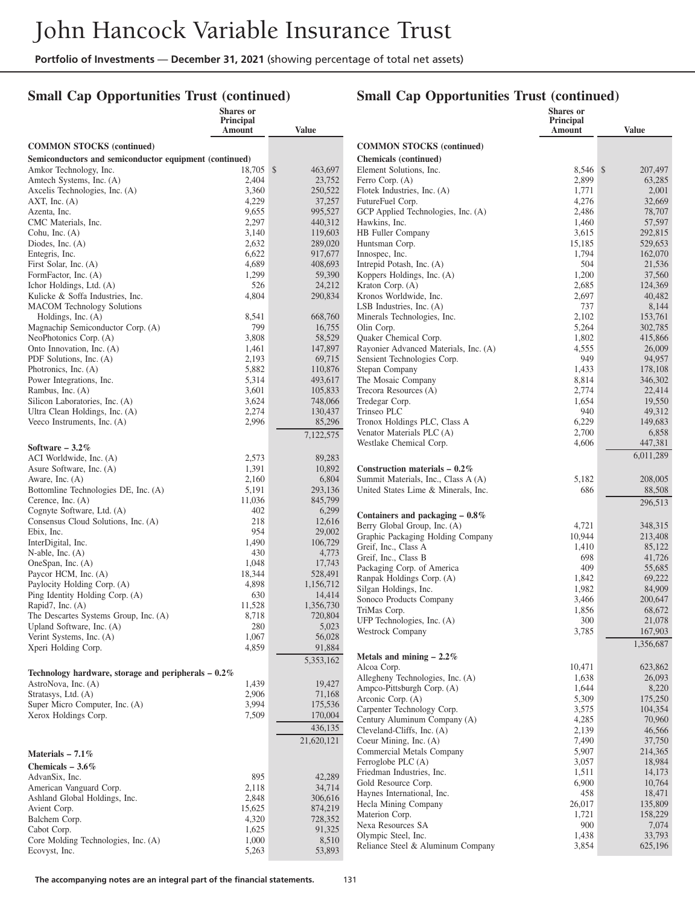## Small Cap Opportunities Trust (continued)

| | Shares or Principal Amount | Value |
|---|---|---|
| **COMMON STOCKS (continued)** | | |
| **Semiconductors and semiconductor equipment (continued)** | | |
| Amkor Technology, Inc. | 18,705 | $ 463,697 |
| Amtech Systems, Inc. (A) | 2,404 | 23,752 |
| Axcelis Technologies, Inc. (A) | 3,360 | 250,522 |
| AXT, Inc. (A) | 4,229 | 37,257 |
| Azenta, Inc. | 9,655 | 995,527 |
| CMC Materials, Inc. | 2,297 | 440,312 |
| Cohu, Inc. (A) | 3,140 | 119,603 |
| Diodes, Inc. (A) | 2,632 | 289,020 |
| Entegris, Inc. | 6,622 | 917,677 |
| First Solar, Inc. (A) | 4,689 | 408,693 |
| FormFactor, Inc. (A) | 1,299 | 59,390 |
| Ichor Holdings, Ltd. (A) | 526 | 24,212 |
| Kulicke & Soffa Industries, Inc. | 4,804 | 290,834 |
| MACOM Technology Solutions Holdings, Inc. (A) | 8,541 | 668,760 |
| Magnachip Semiconductor Corp. (A) | 799 | 16,755 |
| NeoPhotonics Corp. (A) | 3,808 | 58,529 |
| Onto Innovation, Inc. (A) | 1,461 | 147,897 |
| PDF Solutions, Inc. (A) | 2,193 | 69,715 |
| Photronics, Inc. (A) | 5,882 | 110,876 |
| Power Integrations, Inc. | 5,314 | 493,617 |
| Rambus, Inc. (A) | 3,601 | 105,833 |
| Silicon Laboratories, Inc. (A) | 3,624 | 748,066 |
| Ultra Clean Holdings, Inc. (A) | 2,274 | 130,437 |
| Veeco Instruments, Inc. (A) | 2,996 | 85,296 |
| | | 7,122,575 |
| **Software – 3.2%** | | |
| ACI Worldwide, Inc. (A) | 2,573 | 89,283 |
| Asure Software, Inc. (A) | 1,391 | 10,892 |
| Aware, Inc. (A) | 2,160 | 6,804 |
| Bottomline Technologies DE, Inc. (A) | 5,191 | 293,136 |
| Cerence, Inc. (A) | 11,036 | 845,799 |
| Cognyte Software, Ltd. (A) | 402 | 6,299 |
| Consensus Cloud Solutions, Inc. (A) | 218 | 12,616 |
| Ebix, Inc. | 954 | 29,002 |
| InterDigital, Inc. | 1,490 | 106,729 |
| N-able, Inc. (A) | 430 | 4,773 |
| OneSpan, Inc. (A) | 1,048 | 17,743 |
| Paycor HCM, Inc. (A) | 18,344 | 528,491 |
| Paylocity Holding Corp. (A) | 4,898 | 1,156,712 |
| Ping Identity Holding Corp. (A) | 630 | 14,414 |
| Rapid7, Inc. (A) | 11,528 | 1,356,730 |
| The Descartes Systems Group, Inc. (A) | 8,718 | 720,804 |
| Upland Software, Inc. (A) | 280 | 5,023 |
| Verint Systems, Inc. (A) | 1,067 | 56,028 |
| Xperi Holding Corp. | 4,859 | 91,884 |
| | | 5,353,162 |
| **Technology hardware, storage and peripherals – 0.2%** | | |
| AstroNova, Inc. (A) | 1,439 | 19,427 |
| Stratasys, Ltd. (A) | 2,906 | 71,168 |
| Super Micro Computer, Inc. (A) | 3,994 | 175,536 |
| Xerox Holdings Corp. | 7,509 | 170,004 |
| | | 436,135 |
| | | 21,620,121 |
| **Materials – 7.1%** | | |
| **Chemicals – 3.6%** | | |
| AdvanSix, Inc. | 895 | 42,289 |
| American Vanguard Corp. | 2,118 | 34,714 |
| Ashland Global Holdings, Inc. | 2,848 | 306,616 |
| Avient Corp. | 15,625 | 874,219 |
| Balchem Corp. | 4,320 | 728,352 |
| Cabot Corp. | 1,625 | 91,325 |
| Core Molding Technologies, Inc. (A) | 1,000 | 8,510 |
| Ecovyst, Inc. | 5,263 | 53,893 |
| **Chemicals (continued)** | | |
| Element Solutions, Inc. | 8,546 | $ 207,497 |
| Ferro Corp. (A) | 2,899 | 63,285 |
| Flotek Industries, Inc. (A) | 1,771 | 2,001 |
| FutureFuel Corp. | 4,276 | 32,669 |
| GCP Applied Technologies, Inc. (A) | 2,486 | 78,707 |
| Hawkins, Inc. | 1,460 | 57,597 |
| HB Fuller Company | 3,615 | 292,815 |
| Huntsman Corp. | 15,185 | 529,653 |
| Innospec, Inc. | 1,794 | 162,070 |
| Intrepid Potash, Inc. (A) | 504 | 21,536 |
| Koppers Holdings, Inc. (A) | 1,200 | 37,560 |
| Kraton Corp. (A) | 2,685 | 124,369 |
| Kronos Worldwide, Inc. | 2,697 | 40,482 |
| LSB Industries, Inc. (A) | 737 | 8,144 |
| Minerals Technologies, Inc. | 2,102 | 153,761 |
| Olin Corp. | 5,264 | 302,785 |
| Quaker Chemical Corp. | 1,802 | 415,866 |
| Rayonier Advanced Materials, Inc. (A) | 4,555 | 26,009 |
| Sensient Technologies Corp. | 949 | 94,957 |
| Stepan Company | 1,433 | 178,108 |
| The Mosaic Company | 8,814 | 346,302 |
| Trecora Resources (A) | 2,774 | 22,414 |
| Tredegar Corp. | 1,654 | 19,550 |
| Trinseo PLC | 940 | 49,312 |
| Tronox Holdings PLC, Class A | 6,229 | 149,683 |
| Venator Materials PLC (A) | 2,700 | 6,858 |
| Westlake Chemical Corp. | 4,606 | 447,381 |
| | | 6,011,289 |
| **Construction materials – 0.2%** | | |
| Summit Materials, Inc., Class A (A) | 5,182 | 208,005 |
| United States Lime & Minerals, Inc. | 686 | 88,508 |
| | | 296,513 |
| **Containers and packaging – 0.8%** | | |
| Berry Global Group, Inc. (A) | 4,721 | 348,315 |
| Graphic Packaging Holding Company | 10,944 | 213,408 |
| Greif, Inc., Class A | 1,410 | 85,122 |
| Greif, Inc., Class B | 698 | 41,726 |
| Packaging Corp. of America | 409 | 55,685 |
| Ranpak Holdings Corp. (A) | 1,842 | 69,222 |
| Silgan Holdings, Inc. | 1,982 | 84,909 |
| Sonoco Products Company | 3,466 | 200,647 |
| TriMas Corp. | 1,856 | 68,672 |
| UFP Technologies, Inc. (A) | 300 | 21,078 |
| Westrock Company | 3,785 | 167,903 |
| | | 1,356,687 |
| **Metals and mining – 2.2%** | | |
| Alcoa Corp. | 10,471 | 623,862 |
| Allegheny Technologies, Inc. (A) | 1,638 | 26,093 |
| Ampco-Pittsburgh Corp. (A) | 1,644 | 8,220 |
| Arconic Corp. (A) | 5,309 | 175,250 |
| Carpenter Technology Corp. | 3,575 | 104,354 |
| Century Aluminum Company (A) | 4,285 | 70,960 |
| Cleveland-Cliffs, Inc. (A) | 2,139 | 46,566 |
| Coeur Mining, Inc. (A) | 7,490 | 37,750 |
| Commercial Metals Company | 5,907 | 214,365 |
| Ferroglobe PLC (A) | 3,057 | 18,984 |
| Friedman Industries, Inc. | 1,511 | 14,173 |
| Gold Resource Corp. | 6,900 | 10,764 |
| Haynes International, Inc. | 458 | 18,471 |
| Hecla Mining Company | 26,017 | 135,809 |
| Materion Corp. | 1,721 | 158,229 |
| Nexa Resources SA | 900 | 7,074 |
| Olympic Steel, Inc. | 1,438 | 33,793 |
| Reliance Steel & Aluminum Company | 3,854 | 625,196 |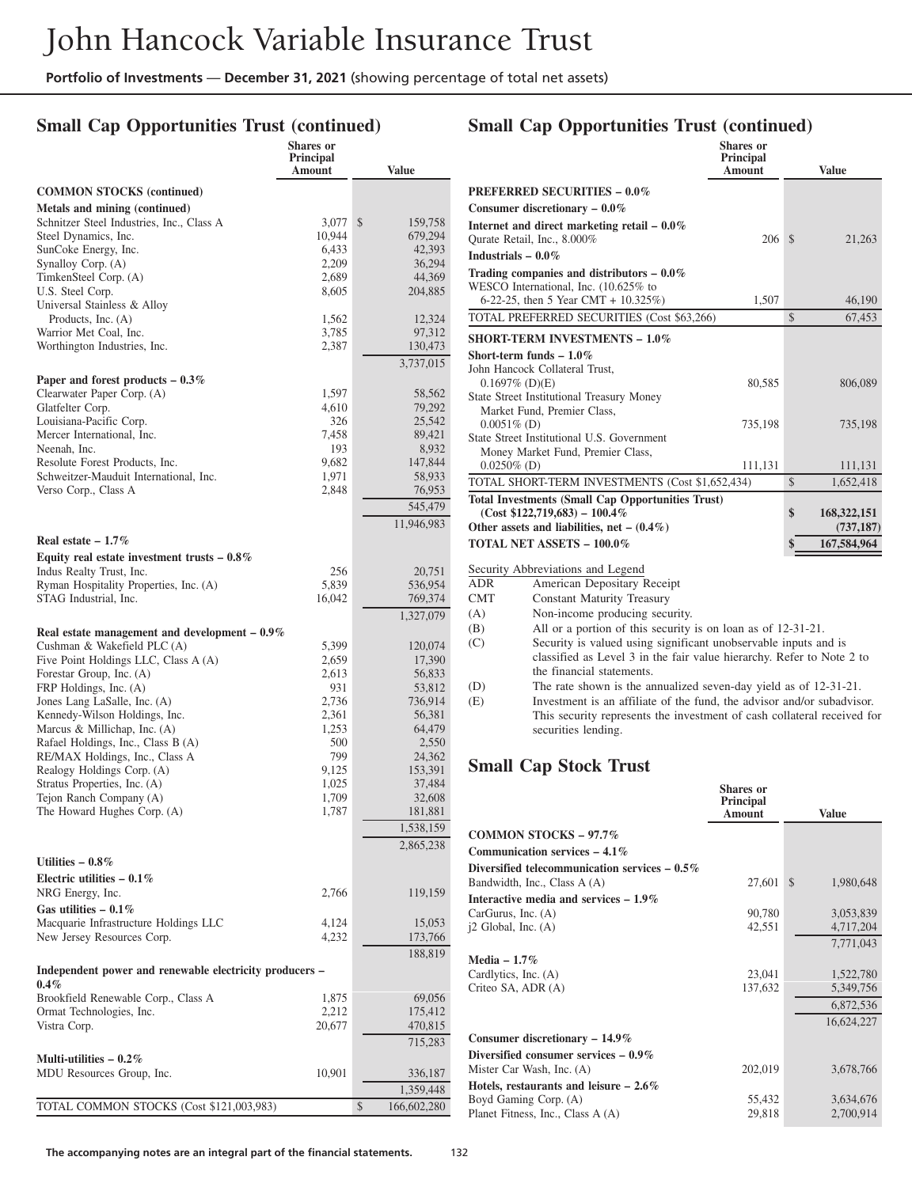## Small Cap Opportunities Trust (continued)

| | Shares or Principal Amount | Value |
|---|---|---|
| **COMMON STOCKS (continued)** | | |
| **Metals and mining (continued)** | | |
| Schnitzer Steel Industries, Inc., Class A | 3,077 | $ 159,758 |
| Steel Dynamics, Inc. | 10,944 | 679,294 |
| SunCoke Energy, Inc. | 6,433 | 42,393 |
| Synalloy Corp. (A) | 2,209 | 36,294 |
| TimkenSteel Corp. (A) | 2,689 | 44,369 |
| U.S. Steel Corp. | 8,605 | 204,885 |
| Universal Stainless & Alloy Products, Inc. (A) | 1,562 | 12,324 |
| Warrior Met Coal, Inc. | 3,785 | 97,312 |
| Worthington Industries, Inc. | 2,387 | 130,473 |
| | | 3,737,015 |
| **Paper and forest products – 0.3%** | | |
| Clearwater Paper Corp. (A) | 1,597 | 58,562 |
| Glatfelter Corp. | 4,610 | 79,292 |
| Louisiana-Pacific Corp. | 326 | 25,542 |
| Mercer International, Inc. | 7,458 | 89,421 |
| Neenah, Inc. | 193 | 8,932 |
| Resolute Forest Products, Inc. | 9,682 | 147,844 |
| Schweitzer-Mauduit International, Inc. | 1,971 | 58,933 |
| Verso Corp., Class A | 2,848 | 76,953 |
| | | 545,479 |
| | | 11,946,983 |
| **Real estate – 1.7%** | | |
| **Equity real estate investment trusts – 0.8%** | | |
| Indus Realty Trust, Inc. | 256 | 20,751 |
| Ryman Hospitality Properties, Inc. (A) | 5,839 | 536,954 |
| STAG Industrial, Inc. | 16,042 | 769,374 |
| | | 1,327,079 |
| **Real estate management and development – 0.9%** | | |
| Cushman & Wakefield PLC (A) | 5,399 | 120,074 |
| Five Point Holdings LLC, Class A (A) | 2,659 | 17,390 |
| Forestar Group, Inc. (A) | 2,613 | 56,833 |
| FRP Holdings, Inc. (A) | 931 | 53,812 |
| Jones Lang LaSalle, Inc. (A) | 2,736 | 736,914 |
| Kennedy-Wilson Holdings, Inc. | 2,361 | 56,381 |
| Marcus & Millichap, Inc. (A) | 1,253 | 64,479 |
| Rafael Holdings, Inc., Class B (A) | 500 | 2,550 |
| RE/MAX Holdings, Inc., Class A | 799 | 24,362 |
| Realogy Holdings Corp. (A) | 9,125 | 153,391 |
| Stratus Properties, Inc. (A) | 1,025 | 37,484 |
| Tejon Ranch Company (A) | 1,709 | 32,608 |
| The Howard Hughes Corp. (A) | 1,787 | 181,881 |
| | | 1,538,159 |
| | | 2,865,238 |
| **Utilities – 0.8%** | | |
| **Electric utilities – 0.1%** | | |
| NRG Energy, Inc. | 2,766 | 119,159 |
| **Gas utilities – 0.1%** | | |
| Macquarie Infrastructure Holdings LLC | 4,124 | 15,053 |
| New Jersey Resources Corp. | 4,232 | 173,766 |
| | | 188,819 |
| **Independent power and renewable electricity producers – 0.4%** | | |
| Brookfield Renewable Corp., Class A | 1,875 | 69,056 |
| Ormat Technologies, Inc. | 2,212 | 175,412 |
| Vistra Corp. | 20,677 | 470,815 |
| | | 715,283 |
| **Multi-utilities – 0.2%** | | |
| MDU Resources Group, Inc. | 10,901 | 336,187 |
| | | 1,359,448 |
| TOTAL COMMON STOCKS (Cost $121,003,983) | | $ 166,602,280 |
| **PREFERRED SECURITIES – 0.0%** | | |
| **Consumer discretionary – 0.0%** | | |
| **Internet and direct marketing retail – 0.0%** | | |
| Qurate Retail, Inc., 8.000% | 206 | $ 21,263 |
| **Industrials – 0.0%** | | |
| **Trading companies and distributors – 0.0%** | | |
| WESCO International, Inc. (10.625% to 6-22-25, then 5 Year CMT + 10.325%) | 1,507 | 46,190 |
| TOTAL PREFERRED SECURITIES (Cost $63,266) | | $ 67,453 |
| **SHORT-TERM INVESTMENTS – 1.0%** | | |
| **Short-term funds – 1.0%** | | |
| John Hancock Collateral Trust, 0.1697% (D)(E) | 80,585 | 806,089 |
| State Street Institutional Treasury Money Market Fund, Premier Class, 0.0051% (D) | 735,198 | 735,198 |
| State Street Institutional U.S. Government Money Market Fund, Premier Class, 0.0250% (D) | 111,131 | 111,131 |
| TOTAL SHORT-TERM INVESTMENTS (Cost $1,652,434) | | $ 1,652,418 |
| **Total Investments (Small Cap Opportunities Trust) (Cost $122,719,683) – 100.4%** | | **$ 168,322,151** |
| **Other assets and liabilities, net – (0.4%)** | | **(737,187)** |
| **TOTAL NET ASSETS – 100.0%** | | **$ 167,584,964** |

Security Abbreviations and Legend

- ADR — American Depositary Receipt
- CMT — Constant Maturity Treasury
- (A) Non-income producing security.
- (B) All or a portion of this security is on loan as of 12-31-21.
- (C) Security is valued using significant unobservable inputs and is classified as Level 3 in the fair value hierarchy. Refer to Note 2 to the financial statements.
- (D) The rate shown is the annualized seven-day yield as of 12-31-21.
- (E) Investment is an affiliate of the fund, the advisor and/or subadvisor. This security represents the investment of cash collateral received for securities lending.

## Small Cap Stock Trust

| | Shares or Principal Amount | Value |
|---|---|---|
| **COMMON STOCKS – 97.7%** | | |
| **Communication services – 4.1%** | | |
| **Diversified telecommunication services – 0.5%** | | |
| Bandwidth, Inc., Class A (A) | 27,601 | $ 1,980,648 |
| **Interactive media and services – 1.9%** | | |
| CarGurus, Inc. (A) | 90,780 | 3,053,839 |
| j2 Global, Inc. (A) | 42,551 | 4,717,204 |
| | | 7,771,043 |
| **Media – 1.7%** | | |
| Cardlytics, Inc. (A) | 23,041 | 1,522,780 |
| Criteo SA, ADR (A) | 137,632 | 5,349,756 |
| | | 6,872,536 |
| | | 16,624,227 |
| **Consumer discretionary – 14.9%** | | |
| **Diversified consumer services – 0.9%** | | |
| Mister Car Wash, Inc. (A) | 202,019 | 3,678,766 |
| **Hotels, restaurants and leisure – 2.6%** | | |
| Boyd Gaming Corp. (A) | 55,432 | 3,634,676 |
| Planet Fitness, Inc., Class A (A) | 29,818 | 2,700,914 |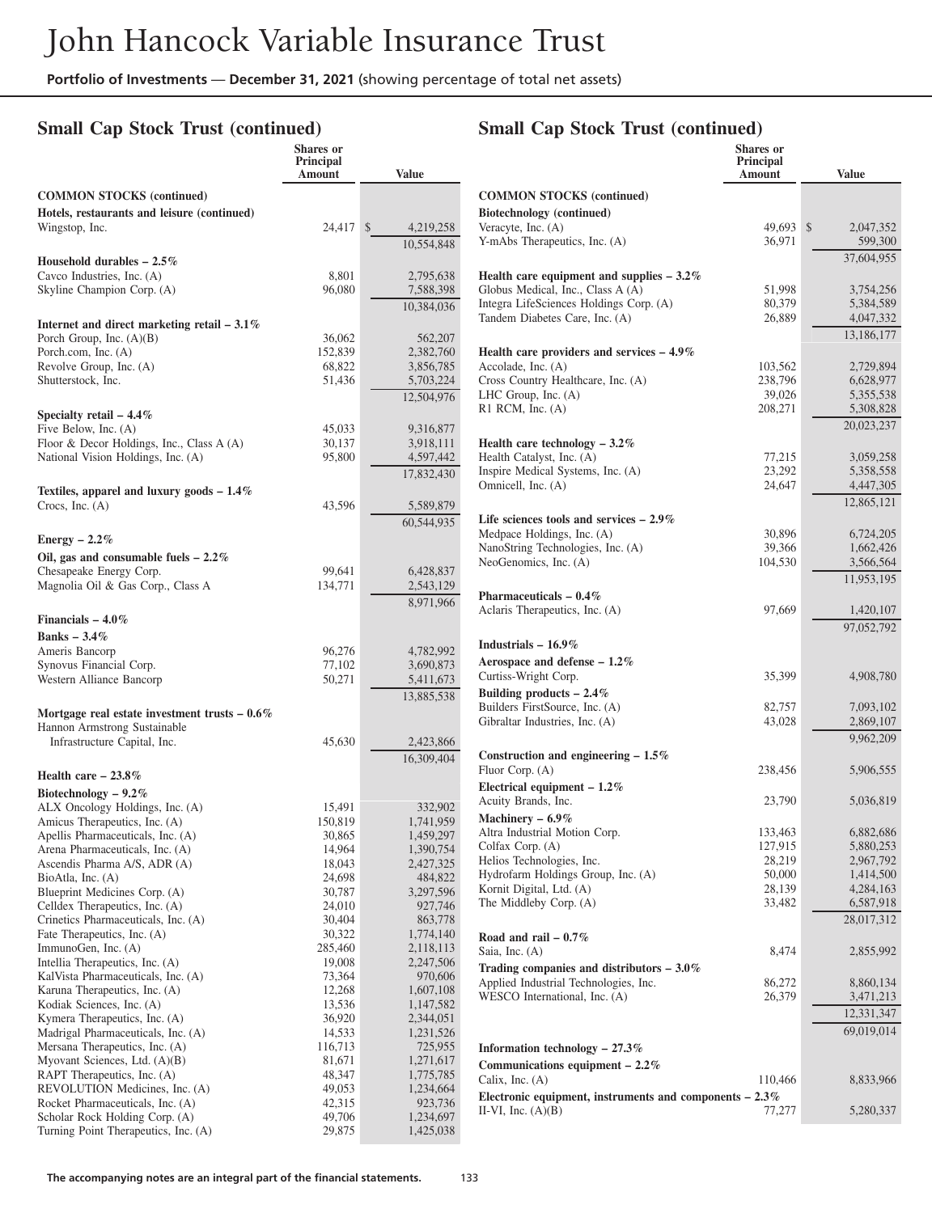## Small Cap Stock Trust (continued)

| | Shares or Principal Amount | Value |
|---|---|---|
| **COMMON STOCKS (continued)** | | |
| **Hotels, restaurants and leisure (continued)** | | |
| Wingstop, Inc. | 24,417 | $ 4,219,258 |
| | | 10,554,848 |
| **Household durables – 2.5%** | | |
| Cavco Industries, Inc. (A) | 8,801 | 2,795,638 |
| Skyline Champion Corp. (A) | 96,080 | 7,588,398 |
| | | 10,384,036 |
| **Internet and direct marketing retail – 3.1%** | | |
| Porch Group, Inc. (A)(B) | 36,062 | 562,207 |
| Porch.com, Inc. (A) | 152,839 | 2,382,760 |
| Revolve Group, Inc. (A) | 68,822 | 3,856,785 |
| Shutterstock, Inc. | 51,436 | 5,703,224 |
| | | 12,504,976 |
| **Specialty retail – 4.4%** | | |
| Five Below, Inc. (A) | 45,033 | 9,316,877 |
| Floor & Decor Holdings, Inc., Class A (A) | 30,137 | 3,918,111 |
| National Vision Holdings, Inc. (A) | 95,800 | 4,597,442 |
| | | 17,832,430 |
| **Textiles, apparel and luxury goods – 1.4%** | | |
| Crocs, Inc. (A) | 43,596 | 5,589,879 |
| | | 60,544,935 |
| **Energy – 2.2%** | | |
| **Oil, gas and consumable fuels – 2.2%** | | |
| Chesapeake Energy Corp. | 99,641 | 6,428,837 |
| Magnolia Oil & Gas Corp., Class A | 134,771 | 2,543,129 |
| | | 8,971,966 |
| **Financials – 4.0%** | | |
| **Banks – 3.4%** | | |
| Ameris Bancorp | 96,276 | 4,782,992 |
| Synovus Financial Corp. | 77,102 | 3,690,873 |
| Western Alliance Bancorp | 50,271 | 5,411,673 |
| | | 13,885,538 |
| **Mortgage real estate investment trusts – 0.6%** | | |
| Hannon Armstrong Sustainable Infrastructure Capital, Inc. | 45,630 | 2,423,866 |
| | | 16,309,404 |
| **Health care – 23.8%** | | |
| **Biotechnology – 9.2%** | | |
| ALX Oncology Holdings, Inc. (A) | 15,491 | 332,902 |
| Amicus Therapeutics, Inc. (A) | 150,819 | 1,741,959 |
| Apellis Pharmaceuticals, Inc. (A) | 30,865 | 1,459,297 |
| Arena Pharmaceuticals, Inc. (A) | 14,964 | 1,390,754 |
| Ascendis Pharma A/S, ADR (A) | 18,043 | 2,427,325 |
| BioAtla, Inc. (A) | 24,698 | 484,822 |
| Blueprint Medicines Corp. (A) | 30,787 | 3,297,596 |
| Celldex Therapeutics, Inc. (A) | 24,010 | 927,746 |
| Crinetics Pharmaceuticals, Inc. (A) | 30,404 | 863,778 |
| Fate Therapeutics, Inc. (A) | 30,322 | 1,774,140 |
| ImmunoGen, Inc. (A) | 285,460 | 2,118,113 |
| Intellia Therapeutics, Inc. (A) | 19,008 | 2,247,506 |
| KalVista Pharmaceuticals, Inc. (A) | 73,364 | 970,606 |
| Karuna Therapeutics, Inc. (A) | 12,268 | 1,607,108 |
| Kodiak Sciences, Inc. (A) | 13,536 | 1,147,582 |
| Kymera Therapeutics, Inc. (A) | 36,920 | 2,344,051 |
| Madrigal Pharmaceuticals, Inc. (A) | 14,533 | 1,231,526 |
| Mersana Therapeutics, Inc. (A) | 116,713 | 725,955 |
| Myovant Sciences, Ltd. (A)(B) | 81,671 | 1,271,617 |
| RAPT Therapeutics, Inc. (A) | 48,347 | 1,775,785 |
| REVOLUTION Medicines, Inc. (A) | 49,053 | 1,234,664 |
| Rocket Pharmaceuticals, Inc. (A) | 42,315 | 923,736 |
| Scholar Rock Holding Corp. (A) | 49,706 | 1,234,697 |
| Turning Point Therapeutics, Inc. (A) | 29,875 | 1,425,038 |
| **Biotechnology (continued)** | | |
| Veracyte, Inc. (A) | 49,693 | $ 2,047,352 |
| Y-mAbs Therapeutics, Inc. (A) | 36,971 | 599,300 |
| | | 37,604,955 |
| **Health care equipment and supplies – 3.2%** | | |
| Globus Medical, Inc., Class A (A) | 51,998 | 3,754,256 |
| Integra LifeSciences Holdings Corp. (A) | 80,379 | 5,384,589 |
| Tandem Diabetes Care, Inc. (A) | 26,889 | 4,047,332 |
| | | 13,186,177 |
| **Health care providers and services – 4.9%** | | |
| Accolade, Inc. (A) | 103,562 | 2,729,894 |
| Cross Country Healthcare, Inc. (A) | 238,796 | 6,628,977 |
| LHC Group, Inc. (A) | 39,026 | 5,355,538 |
| R1 RCM, Inc. (A) | 208,271 | 5,308,828 |
| | | 20,023,237 |
| **Health care technology – 3.2%** | | |
| Health Catalyst, Inc. (A) | 77,215 | 3,059,258 |
| Inspire Medical Systems, Inc. (A) | 23,292 | 5,358,558 |
| Omnicell, Inc. (A) | 24,647 | 4,447,305 |
| | | 12,865,121 |
| **Life sciences tools and services – 2.9%** | | |
| Medpace Holdings, Inc. (A) | 30,896 | 6,724,205 |
| NanoString Technologies, Inc. (A) | 39,366 | 1,662,426 |
| NeoGenomics, Inc. (A) | 104,530 | 3,566,564 |
| | | 11,953,195 |
| **Pharmaceuticals – 0.4%** | | |
| Aclaris Therapeutics, Inc. (A) | 97,669 | 1,420,107 |
| | | 97,052,792 |
| **Industrials – 16.9%** | | |
| **Aerospace and defense – 1.2%** | | |
| Curtiss-Wright Corp. | 35,399 | 4,908,780 |
| **Building products – 2.4%** | | |
| Builders FirstSource, Inc. (A) | 82,757 | 7,093,102 |
| Gibraltar Industries, Inc. (A) | 43,028 | 2,869,107 |
| | | 9,962,209 |
| **Construction and engineering – 1.5%** | | |
| Fluor Corp. (A) | 238,456 | 5,906,555 |
| **Electrical equipment – 1.2%** | | |
| Acuity Brands, Inc. | 23,790 | 5,036,819 |
| **Machinery – 6.9%** | | |
| Altra Industrial Motion Corp. | 133,463 | 6,882,686 |
| Colfax Corp. (A) | 127,915 | 5,880,253 |
| Helios Technologies, Inc. | 28,219 | 2,967,792 |
| Hydrofarm Holdings Group, Inc. (A) | 50,000 | 1,414,500 |
| Kornit Digital, Ltd. (A) | 28,139 | 4,284,163 |
| The Middleby Corp. (A) | 33,482 | 6,587,918 |
| | | 28,017,312 |
| **Road and rail – 0.7%** | | |
| Saia, Inc. (A) | 8,474 | 2,855,992 |
| **Trading companies and distributors – 3.0%** | | |
| Applied Industrial Technologies, Inc. | 86,272 | 8,860,134 |
| WESCO International, Inc. (A) | 26,379 | 3,471,213 |
| | | 12,331,347 |
| | | 69,019,014 |
| **Information technology – 27.3%** | | |
| **Communications equipment – 2.2%** | | |
| Calix, Inc. (A) | 110,466 | 8,833,966 |
| **Electronic equipment, instruments and components – 2.3%** | | |
| II-VI, Inc. (A)(B) | 77,277 | 5,280,337 |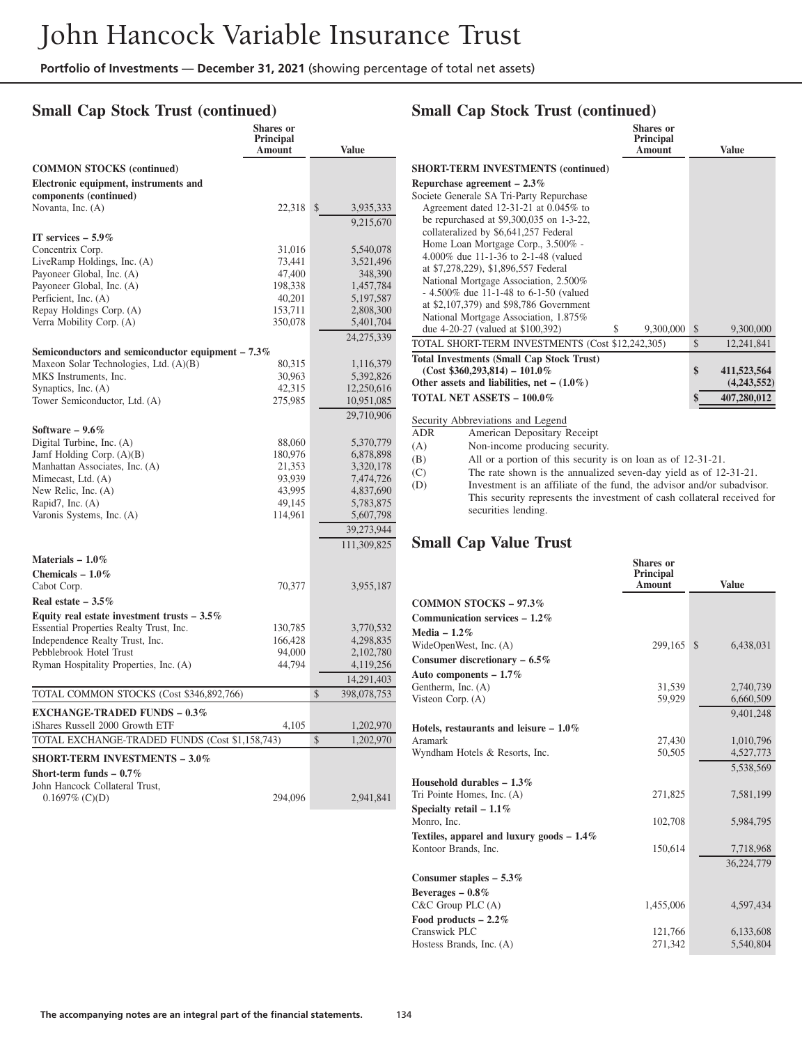# John Hancock Variable Insurance Trust

**Portfolio of Investments — December 31, 2021** (showing percentage of total net assets)

## Small Cap Stock Trust (continued)

| | Shares or Principal Amount | Value |
|---|---|---|
| **COMMON STOCKS (continued)** | | |
| **Electronic equipment, instruments and components (continued)** | | |
| Novanta, Inc. (A) | 22,318 | $ 3,935,333 |
| | | 9,215,670 |
| **IT services – 5.9%** | | |
| Concentrix Corp. | 31,016 | 5,540,078 |
| LiveRamp Holdings, Inc. (A) | 73,441 | 3,521,496 |
| Payoneer Global, Inc. (A) | 47,400 | 348,390 |
| Payoneer Global, Inc. (A) | 198,338 | 1,457,784 |
| Perficient, Inc. (A) | 40,201 | 5,197,587 |
| Repay Holdings Corp. (A) | 153,711 | 2,808,300 |
| Verra Mobility Corp. (A) | 350,078 | 5,401,704 |
| | | 24,275,339 |
| **Semiconductors and semiconductor equipment – 7.3%** | | |
| Maxeon Solar Technologies, Ltd. (A)(B) | 80,315 | 1,116,379 |
| MKS Instruments, Inc. | 30,963 | 5,392,826 |
| Synaptics, Inc. (A) | 42,315 | 12,250,616 |
| Tower Semiconductor, Ltd. (A) | 275,985 | 10,951,085 |
| | | 29,710,906 |
| **Software – 9.6%** | | |
| Digital Turbine, Inc. (A) | 88,060 | 5,370,779 |
| Jamf Holding Corp. (A)(B) | 180,976 | 6,878,898 |
| Manhattan Associates, Inc. (A) | 21,353 | 3,320,178 |
| Mimecast, Ltd. (A) | 93,939 | 7,474,726 |
| New Relic, Inc. (A) | 43,995 | 4,837,690 |
| Rapid7, Inc. (A) | 49,145 | 5,783,875 |
| Varonis Systems, Inc. (A) | 114,961 | 5,607,798 |
| | | 39,273,944 |
| | | 111,309,825 |
| **Materials – 1.0%** | | |
| **Chemicals – 1.0%** | | |
| Cabot Corp. | 70,377 | 3,955,187 |
| **Real estate – 3.5%** | | |
| **Equity real estate investment trusts – 3.5%** | | |
| Essential Properties Realty Trust, Inc. | 130,785 | 3,770,532 |
| Independence Realty Trust, Inc. | 166,428 | 4,298,835 |
| Pebblebrook Hotel Trust | 94,000 | 2,102,780 |
| Ryman Hospitality Properties, Inc. (A) | 44,794 | 4,119,256 |
| | | 14,291,403 |
| TOTAL COMMON STOCKS (Cost $346,892,766) | | $ 398,078,753 |
| **EXCHANGE-TRADED FUNDS – 0.3%** | | |
| iShares Russell 2000 Growth ETF | 4,105 | 1,202,970 |
| TOTAL EXCHANGE-TRADED FUNDS (Cost $1,158,743) | | $ 1,202,970 |
| **SHORT-TERM INVESTMENTS – 3.0%** | | |
| **Short-term funds – 0.7%** | | |
| John Hancock Collateral Trust, 0.1697% (C)(D) | 294,096 | 2,941,841 |
| **SHORT-TERM INVESTMENTS (continued)** | | |
| **Repurchase agreement – 2.3%** | | |
| Societe Generale SA Tri-Party Repurchase Agreement dated 12-31-21 at 0.045% to be repurchased at $9,300,035 on 1-3-22, collateralized by $6,641,257 Federal Home Loan Mortgage Corp., 3.500% - 4.000% due 11-1-36 to 2-1-48 (valued at $7,278,229), $1,896,557 Federal National Mortgage Association, 2.500% - 4.500% due 11-1-48 to 6-1-50 (valued at $2,107,379) and $98,786 Government National Mortgage Association, 1.875% due 4-20-27 (valued at $100,392) | $ 9,300,000 | $ 9,300,000 |
| TOTAL SHORT-TERM INVESTMENTS (Cost $12,242,305) | | $ 12,241,841 |
| **Total Investments (Small Cap Stock Trust) (Cost $360,293,814) – 101.0%** | | **$ 411,523,564** |
| **Other assets and liabilities, net – (1.0%)** | | **(4,243,552)** |
| **TOTAL NET ASSETS – 100.0%** | | **$ 407,280,012** |

Security Abbreviations and Legend

| | |
|---|---|
| ADR | American Depositary Receipt |
| (A) | Non-income producing security. |
| (B) | All or a portion of this security is on loan as of 12-31-21. |
| (C) | The rate shown is the annualized seven-day yield as of 12-31-21. |
| (D) | Investment is an affiliate of the fund, the advisor and/or subadvisor. This security represents the investment of cash collateral received for securities lending. |

## Small Cap Value Trust

| | Shares or Principal Amount | Value |
|---|---|---|
| **COMMON STOCKS – 97.3%** | | |
| **Communication services – 1.2%** | | |
| **Media – 1.2%** | | |
| WideOpenWest, Inc. (A) | 299,165 | $ 6,438,031 |
| **Consumer discretionary – 6.5%** | | |
| **Auto components – 1.7%** | | |
| Gentherm, Inc. (A) | 31,539 | 2,740,739 |
| Visteon Corp. (A) | 59,929 | 6,660,509 |
| | | 9,401,248 |
| **Hotels, restaurants and leisure – 1.0%** | | |
| Aramark | 27,430 | 1,010,796 |
| Wyndham Hotels & Resorts, Inc. | 50,505 | 4,527,773 |
| | | 5,538,569 |
| **Household durables – 1.3%** | | |
| Tri Pointe Homes, Inc. (A) | 271,825 | 7,581,199 |
| **Specialty retail – 1.1%** | | |
| Monro, Inc. | 102,708 | 5,984,795 |
| **Textiles, apparel and luxury goods – 1.4%** | | |
| Kontoor Brands, Inc. | 150,614 | 7,718,968 |
| | | 36,224,779 |
| **Consumer staples – 5.3%** | | |
| **Beverages – 0.8%** | | |
| C&C Group PLC (A) | 1,455,006 | 4,597,434 |
| **Food products – 2.2%** | | |
| Cranswick PLC | 121,766 | 6,133,608 |
| Hostess Brands, Inc. (A) | 271,342 | 5,540,804 |

The accompanying notes are an integral part of the financial statements.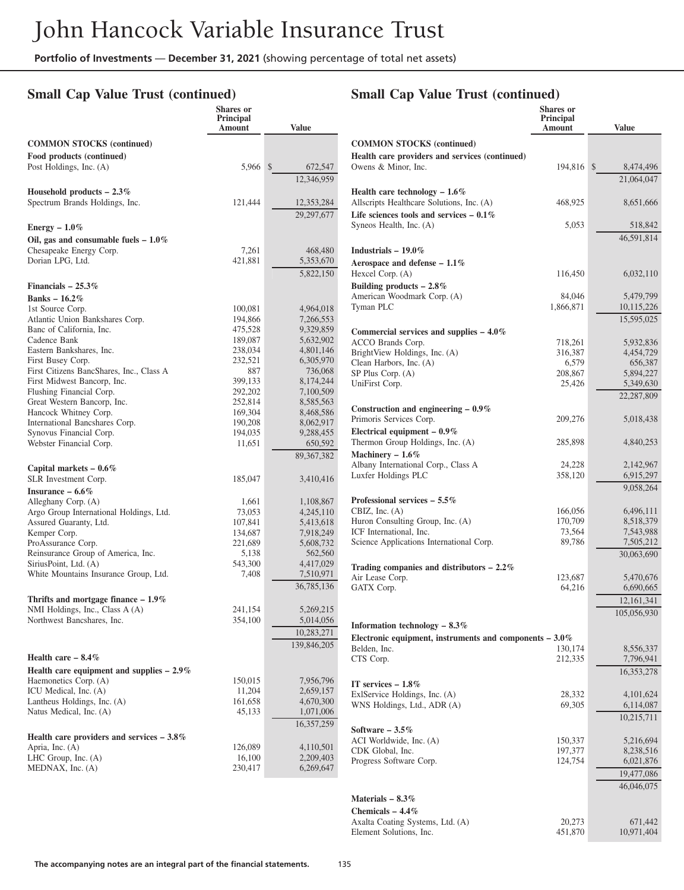## Small Cap Value Trust (continued)

| | Shares or Principal Amount | Value |
|---|---|---|
| **COMMON STOCKS (continued)** | | |
| **Food products (continued)** | | |
| Post Holdings, Inc. (A) | 5,966 | $ 672,547 |
| | | 12,346,959 |
| **Household products – 2.3%** | | |
| Spectrum Brands Holdings, Inc. | 121,444 | 12,353,284 |
| | | 29,297,677 |
| **Energy – 1.0%** | | |
| **Oil, gas and consumable fuels – 1.0%** | | |
| Chesapeake Energy Corp. | 7,261 | 468,480 |
| Dorian LPG, Ltd. | 421,881 | 5,353,670 |
| | | 5,822,150 |
| **Financials – 25.3%** | | |
| **Banks – 16.2%** | | |
| 1st Source Corp. | 100,081 | 4,964,018 |
| Atlantic Union Bankshares Corp. | 194,866 | 7,266,553 |
| Banc of California, Inc. | 475,528 | 9,329,859 |
| Cadence Bank | 189,087 | 5,632,902 |
| Eastern Bankshares, Inc. | 238,034 | 4,801,146 |
| First Busey Corp. | 232,521 | 6,305,970 |
| First Citizens BancShares, Inc., Class A | 887 | 736,068 |
| First Midwest Bancorp, Inc. | 399,133 | 8,174,244 |
| Flushing Financial Corp. | 292,202 | 7,100,509 |
| Great Western Bancorp, Inc. | 252,814 | 8,585,563 |
| Hancock Whitney Corp. | 169,304 | 8,468,586 |
| International Bancshares Corp. | 190,208 | 8,062,917 |
| Synovus Financial Corp. | 194,035 | 9,288,455 |
| Webster Financial Corp. | 11,651 | 650,592 |
| | | 89,367,382 |
| **Capital markets – 0.6%** | | |
| SLR Investment Corp. | 185,047 | 3,410,416 |
| **Insurance – 6.6%** | | |
| Alleghany Corp. (A) | 1,661 | 1,108,867 |
| Argo Group International Holdings, Ltd. | 73,053 | 4,245,110 |
| Assured Guaranty, Ltd. | 107,841 | 5,413,618 |
| Kemper Corp. | 134,687 | 7,918,249 |
| ProAssurance Corp. | 221,689 | 5,608,732 |
| Reinsurance Group of America, Inc. | 5,138 | 562,560 |
| SiriusPoint, Ltd. (A) | 543,300 | 4,417,029 |
| White Mountains Insurance Group, Ltd. | 7,408 | 7,510,971 |
| | | 36,785,136 |
| **Thrifts and mortgage finance – 1.9%** | | |
| NMI Holdings, Inc., Class A (A) | 241,154 | 5,269,215 |
| Northwest Bancshares, Inc. | 354,100 | 5,014,056 |
| | | 10,283,271 |
| | | 139,846,205 |
| **Health care – 8.4%** | | |
| **Health care equipment and supplies – 2.9%** | | |
| Haemonetics Corp. (A) | 150,015 | 7,956,796 |
| ICU Medical, Inc. (A) | 11,204 | 2,659,157 |
| Lantheus Holdings, Inc. (A) | 161,658 | 4,670,300 |
| Natus Medical, Inc. (A) | 45,133 | 1,071,006 |
| | | 16,357,259 |
| **Health care providers and services – 3.8%** | | |
| Apria, Inc. (A) | 126,089 | 4,110,501 |
| LHC Group, Inc. (A) | 16,100 | 2,209,403 |
| MEDNAX, Inc. (A) | 230,417 | 6,269,647 |
| Owens & Minor, Inc. | 194,816 | $ 8,474,496 |
| | | 21,064,047 |
| **Health care technology – 1.6%** | | |
| Allscripts Healthcare Solutions, Inc. (A) | 468,925 | 8,651,666 |
| **Life sciences tools and services – 0.1%** | | |
| Syneos Health, Inc. (A) | 5,053 | 518,842 |
| | | 46,591,814 |
| **Industrials – 19.0%** | | |
| **Aerospace and defense – 1.1%** | | |
| Hexcel Corp. (A) | 116,450 | 6,032,110 |
| **Building products – 2.8%** | | |
| American Woodmark Corp. (A) | 84,046 | 5,479,799 |
| Tyman PLC | 1,866,871 | 10,115,226 |
| | | 15,595,025 |
| **Commercial services and supplies – 4.0%** | | |
| ACCO Brands Corp. | 718,261 | 5,932,836 |
| BrightView Holdings, Inc. (A) | 316,387 | 4,454,729 |
| Clean Harbors, Inc. (A) | 6,579 | 656,387 |
| SP Plus Corp. (A) | 208,867 | 5,894,227 |
| UniFirst Corp. | 25,426 | 5,349,630 |
| | | 22,287,809 |
| **Construction and engineering – 0.9%** | | |
| Primoris Services Corp. | 209,276 | 5,018,438 |
| **Electrical equipment – 0.9%** | | |
| Thermon Group Holdings, Inc. (A) | 285,898 | 4,840,253 |
| **Machinery – 1.6%** | | |
| Albany International Corp., Class A | 24,228 | 2,142,967 |
| Luxfer Holdings PLC | 358,120 | 6,915,297 |
| | | 9,058,264 |
| **Professional services – 5.5%** | | |
| CBIZ, Inc. (A) | 166,056 | 6,496,111 |
| Huron Consulting Group, Inc. (A) | 170,709 | 8,518,379 |
| ICF International, Inc. | 73,564 | 7,543,988 |
| Science Applications International Corp. | 89,786 | 7,505,212 |
| | | 30,063,690 |
| **Trading companies and distributors – 2.2%** | | |
| Air Lease Corp. | 123,687 | 5,470,676 |
| GATX Corp. | 64,216 | 6,690,665 |
| | | 12,161,341 |
| | | 105,056,930 |
| **Information technology – 8.3%** | | |
| **Electronic equipment, instruments and components – 3.0%** | | |
| Belden, Inc. | 130,174 | 8,556,337 |
| CTS Corp. | 212,335 | 7,796,941 |
| | | 16,353,278 |
| **IT services – 1.8%** | | |
| ExlService Holdings, Inc. (A) | 28,332 | 4,101,624 |
| WNS Holdings, Ltd., ADR (A) | 69,305 | 6,114,087 |
| | | 10,215,711 |
| **Software – 3.5%** | | |
| ACI Worldwide, Inc. (A) | 150,337 | 5,216,694 |
| CDK Global, Inc. | 197,377 | 8,238,516 |
| Progress Software Corp. | 124,754 | 6,021,876 |
| | | 19,477,086 |
| | | 46,046,075 |
| **Materials – 8.3%** | | |
| **Chemicals – 4.4%** | | |
| Axalta Coating Systems, Ltd. (A) | 20,273 | 671,442 |
| Element Solutions, Inc. | 451,870 | 10,971,404 |

**The accompanying notes are an integral part of the financial statements.**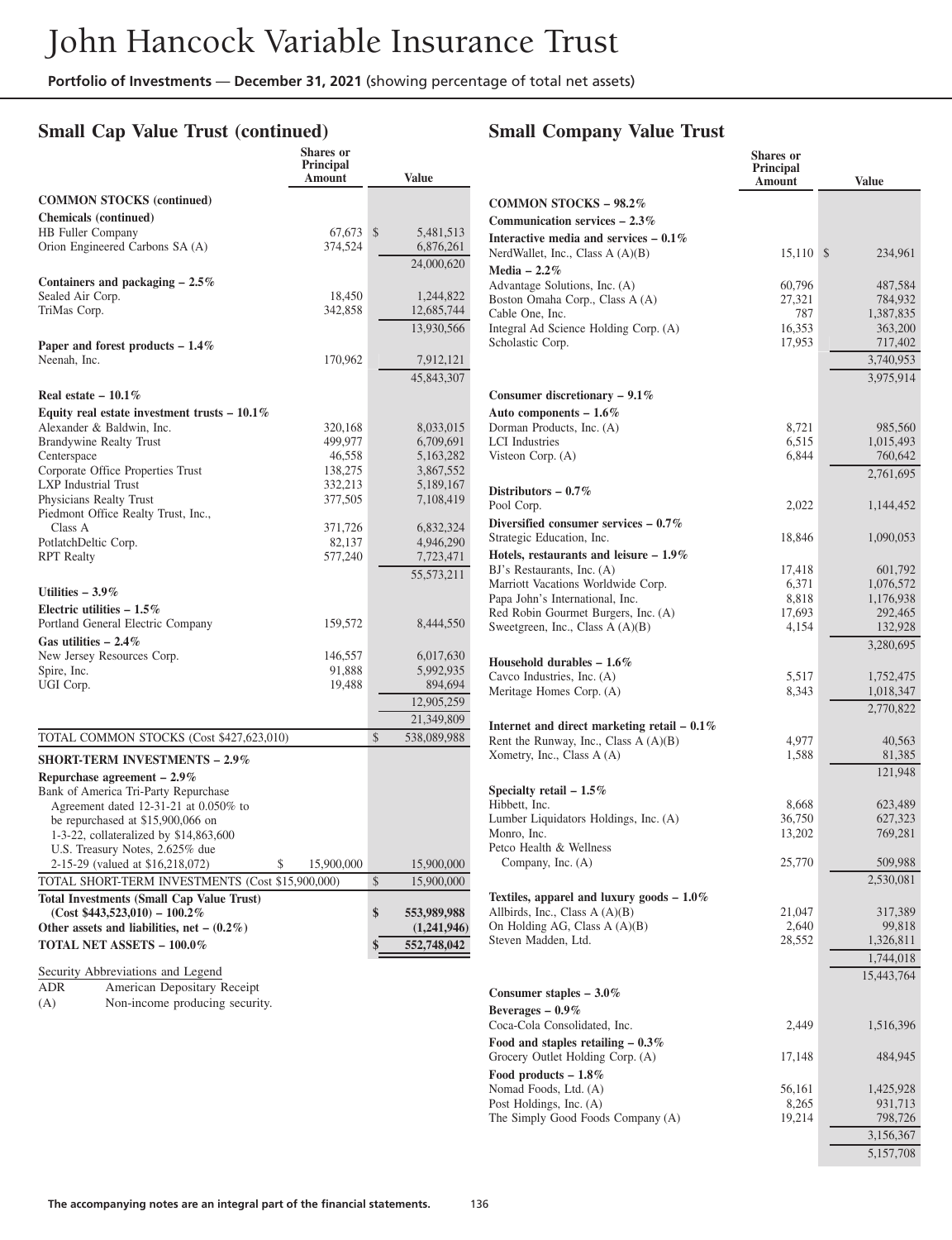## Small Cap Value Trust (continued)

| | Shares or Principal Amount | Value |
|---|---|---|
| **COMMON STOCKS (continued)** | | |
| **Chemicals (continued)** | | |
| HB Fuller Company | 67,673 | $ 5,481,513 |
| Orion Engineered Carbons SA (A) | 374,524 | 6,876,261 |
| | | 24,000,620 |
| **Containers and packaging – 2.5%** | | |
| Sealed Air Corp. | 18,450 | 1,244,822 |
| TriMas Corp. | 342,858 | 12,685,744 |
| | | 13,930,566 |
| **Paper and forest products – 1.4%** | | |
| Neenah, Inc. | 170,962 | 7,912,121 |
| | | 45,843,307 |
| **Real estate – 10.1%** | | |
| **Equity real estate investment trusts – 10.1%** | | |
| Alexander & Baldwin, Inc. | 320,168 | 8,033,015 |
| Brandywine Realty Trust | 499,977 | 6,709,691 |
| Centerspace | 46,558 | 5,163,282 |
| Corporate Office Properties Trust | 138,275 | 3,867,552 |
| LXP Industrial Trust | 332,213 | 5,189,167 |
| Physicians Realty Trust | 377,505 | 7,108,419 |
| Piedmont Office Realty Trust, Inc., Class A | 371,726 | 6,832,324 |
| PotlatchDeltic Corp. | 82,137 | 4,946,290 |
| RPT Realty | 577,240 | 7,723,471 |
| | | 55,573,211 |
| **Utilities – 3.9%** | | |
| **Electric utilities – 1.5%** | | |
| Portland General Electric Company | 159,572 | 8,444,550 |
| **Gas utilities – 2.4%** | | |
| New Jersey Resources Corp. | 146,557 | 6,017,630 |
| Spire, Inc. | 91,888 | 5,992,935 |
| UGI Corp. | 19,488 | 894,694 |
| | | 12,905,259 |
| | | 21,349,809 |
| TOTAL COMMON STOCKS (Cost $427,623,010) | | $ 538,089,988 |
| **SHORT-TERM INVESTMENTS – 2.9%** | | |
| **Repurchase agreement – 2.9%** | | |
| Bank of America Tri-Party Repurchase Agreement dated 12-31-21 at 0.050% to be repurchased at $15,900,066 on 1-3-22, collateralized by $14,863,600 U.S. Treasury Notes, 2.625% due 2-15-29 (valued at $16,218,072) | $ 15,900,000 | 15,900,000 |
| TOTAL SHORT-TERM INVESTMENTS (Cost $15,900,000) | | $ 15,900,000 |
| **Total Investments (Small Cap Value Trust) (Cost $443,523,010) – 100.2%** | | **$ 553,989,988** |
| **Other assets and liabilities, net – (0.2%)** | | **(1,241,946)** |
| **TOTAL NET ASSETS – 100.0%** | | **$ 552,748,042** |

Security Abbreviations and Legend

ADR American Depositary Receipt

(A) Non-income producing security.

## Small Company Value Trust

| | Shares or Principal Amount | Value |
|---|---|---|
| **COMMON STOCKS – 98.2%** | | |
| **Communication services – 2.3%** | | |
| **Interactive media and services – 0.1%** | | |
| NerdWallet, Inc., Class A (A)(B) | 15,110 | $ 234,961 |
| **Media – 2.2%** | | |
| Advantage Solutions, Inc. (A) | 60,796 | 487,584 |
| Boston Omaha Corp., Class A (A) | 27,321 | 784,932 |
| Cable One, Inc. | 787 | 1,387,835 |
| Integral Ad Science Holding Corp. (A) | 16,353 | 363,200 |
| Scholastic Corp. | 17,953 | 717,402 |
| | | 3,740,953 |
| | | 3,975,914 |
| **Consumer discretionary – 9.1%** | | |
| **Auto components – 1.6%** | | |
| Dorman Products, Inc. (A) | 8,721 | 985,560 |
| LCI Industries | 6,515 | 1,015,493 |
| Visteon Corp. (A) | 6,844 | 760,642 |
| | | 2,761,695 |
| **Distributors – 0.7%** | | |
| Pool Corp. | 2,022 | 1,144,452 |
| **Diversified consumer services – 0.7%** | | |
| Strategic Education, Inc. | 18,846 | 1,090,053 |
| **Hotels, restaurants and leisure – 1.9%** | | |
| BJ's Restaurants, Inc. (A) | 17,418 | 601,792 |
| Marriott Vacations Worldwide Corp. | 6,371 | 1,076,572 |
| Papa John's International, Inc. | 8,818 | 1,176,938 |
| Red Robin Gourmet Burgers, Inc. (A) | 17,693 | 292,465 |
| Sweetgreen, Inc., Class A (A)(B) | 4,154 | 132,928 |
| | | 3,280,695 |
| **Household durables – 1.6%** | | |
| Cavco Industries, Inc. (A) | 5,517 | 1,752,475 |
| Meritage Homes Corp. (A) | 8,343 | 1,018,347 |
| | | 2,770,822 |
| **Internet and direct marketing retail – 0.1%** | | |
| Rent the Runway, Inc., Class A (A)(B) | 4,977 | 40,563 |
| Xometry, Inc., Class A (A) | 1,588 | 81,385 |
| | | 121,948 |
| **Specialty retail – 1.5%** | | |
| Hibbett, Inc. | 8,668 | 623,489 |
| Lumber Liquidators Holdings, Inc. (A) | 36,750 | 627,323 |
| Monro, Inc. | 13,202 | 769,281 |
| Petco Health & Wellness Company, Inc. (A) | 25,770 | 509,988 |
| | | 2,530,081 |
| **Textiles, apparel and luxury goods – 1.0%** | | |
| Allbirds, Inc., Class A (A)(B) | 21,047 | 317,389 |
| On Holding AG, Class A (A)(B) | 2,640 | 99,818 |
| Steven Madden, Ltd. | 28,552 | 1,326,811 |
| | | 1,744,018 |
| | | 15,443,764 |
| **Consumer staples – 3.0%** | | |
| **Beverages – 0.9%** | | |
| Coca-Cola Consolidated, Inc. | 2,449 | 1,516,396 |
| **Food and staples retailing – 0.3%** | | |
| Grocery Outlet Holding Corp. (A) | 17,148 | 484,945 |
| **Food products – 1.8%** | | |
| Nomad Foods, Ltd. (A) | 56,161 | 1,425,928 |
| Post Holdings, Inc. (A) | 8,265 | 931,713 |
| The Simply Good Foods Company (A) | 19,214 | 798,726 |
| | | 3,156,367 |
| | | 5,157,708 |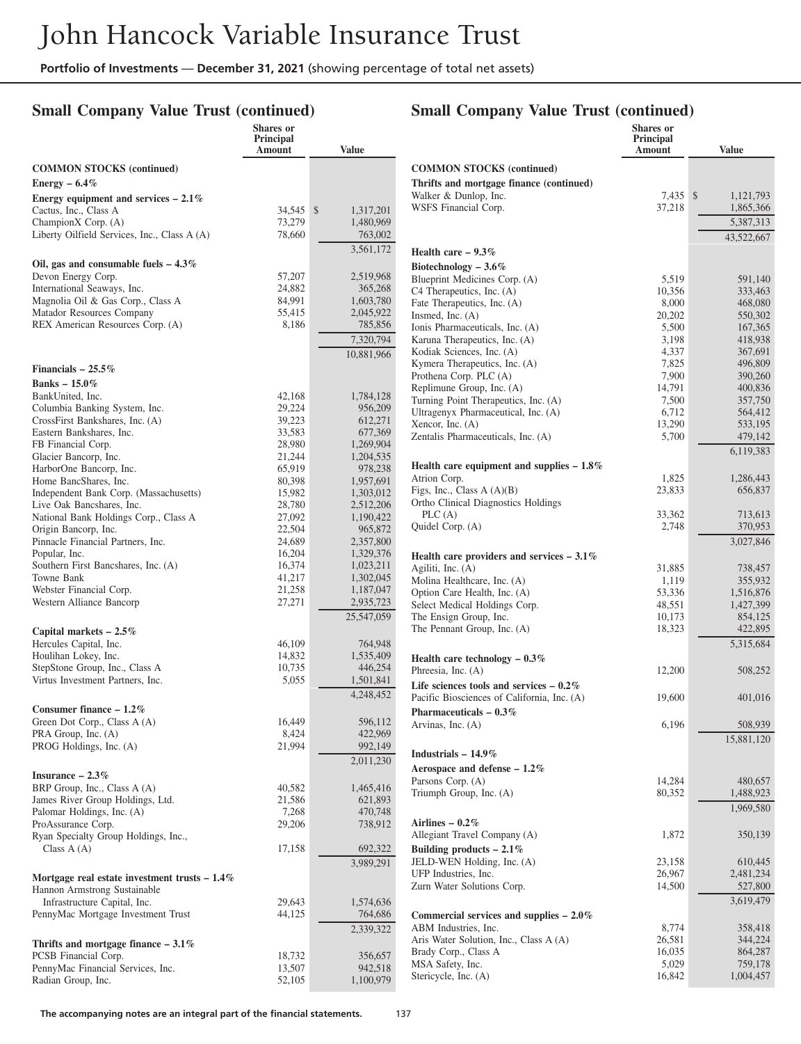# Small Company Value Trust (continued)

| | Shares or Principal Amount | Value |
|---|---|---|
| **COMMON STOCKS (continued)** | | |
| **Energy – 6.4%** | | |
| **Energy equipment and services – 2.1%** | | |
| Cactus, Inc., Class A | 34,545 | $ 1,317,201 |
| ChampionX Corp. (A) | 73,279 | 1,480,969 |
| Liberty Oilfield Services, Inc., Class A (A) | 78,660 | 763,002 |
| | | 3,561,172 |
| **Oil, gas and consumable fuels – 4.3%** | | |
| Devon Energy Corp. | 57,207 | 2,519,968 |
| International Seaways, Inc. | 24,882 | 365,268 |
| Magnolia Oil & Gas Corp., Class A | 84,991 | 1,603,780 |
| Matador Resources Company | 55,415 | 2,045,922 |
| REX American Resources Corp. (A) | 8,186 | 785,856 |
| | | 7,320,794 |
| | | 10,881,966 |
| **Financials – 25.5%** | | |
| **Banks – 15.0%** | | |
| BankUnited, Inc. | 42,168 | 1,784,128 |
| Columbia Banking System, Inc. | 29,224 | 956,209 |
| CrossFirst Bankshares, Inc. (A) | 39,223 | 612,271 |
| Eastern Bankshares, Inc. | 33,583 | 677,369 |
| FB Financial Corp. | 28,980 | 1,269,904 |
| Glacier Bancorp, Inc. | 21,244 | 1,204,535 |
| HarborOne Bancorp, Inc. | 65,919 | 978,238 |
| Home BancShares, Inc. | 80,398 | 1,957,691 |
| Independent Bank Corp. (Massachusetts) | 15,982 | 1,303,012 |
| Live Oak Bancshares, Inc. | 28,780 | 2,512,206 |
| National Bank Holdings Corp., Class A | 27,092 | 1,190,422 |
| Origin Bancorp, Inc. | 22,504 | 965,872 |
| Pinnacle Financial Partners, Inc. | 24,689 | 2,357,800 |
| Popular, Inc. | 16,204 | 1,329,376 |
| Southern First Bancshares, Inc. (A) | 16,374 | 1,023,211 |
| Towne Bank | 41,217 | 1,302,045 |
| Webster Financial Corp. | 21,258 | 1,187,047 |
| Western Alliance Bancorp | 27,271 | 2,935,723 |
| | | 25,547,059 |
| **Capital markets – 2.5%** | | |
| Hercules Capital, Inc. | 46,109 | 764,948 |
| Houlihan Lokey, Inc. | 14,832 | 1,535,409 |
| StepStone Group, Inc., Class A | 10,735 | 446,254 |
| Virtus Investment Partners, Inc. | 5,055 | 1,501,841 |
| | | 4,248,452 |
| **Consumer finance – 1.2%** | | |
| Green Dot Corp., Class A (A) | 16,449 | 596,112 |
| PRA Group, Inc. (A) | 8,424 | 422,969 |
| PROG Holdings, Inc. (A) | 21,994 | 992,149 |
| | | 2,011,230 |
| **Insurance – 2.3%** | | |
| BRP Group, Inc., Class A (A) | 40,582 | 1,465,416 |
| James River Group Holdings, Ltd. | 21,586 | 621,893 |
| Palomar Holdings, Inc. (A) | 7,268 | 470,748 |
| ProAssurance Corp. | 29,206 | 738,912 |
| Ryan Specialty Group Holdings, Inc., Class A (A) | 17,158 | 692,322 |
| | | 3,989,291 |
| **Mortgage real estate investment trusts – 1.4%** | | |
| Hannon Armstrong Sustainable Infrastructure Capital, Inc. | 29,643 | 1,574,636 |
| PennyMac Mortgage Investment Trust | 44,125 | 764,686 |
| | | 2,339,322 |
| **Thrifts and mortgage finance – 3.1%** | | |
| PCSB Financial Corp. | 18,732 | 356,657 |
| PennyMac Financial Services, Inc. | 13,507 | 942,518 |
| Radian Group, Inc. | 52,105 | 1,100,979 |
| Walker & Dunlop, Inc. | 7,435 | $ 1,121,793 |
| WSFS Financial Corp. | 37,218 | 1,865,366 |
| | | 5,387,313 |
| | | 43,522,667 |
| **Health care – 9.3%** | | |
| **Biotechnology – 3.6%** | | |
| Blueprint Medicines Corp. (A) | 5,519 | 591,140 |
| C4 Therapeutics, Inc. (A) | 10,356 | 333,463 |
| Fate Therapeutics, Inc. (A) | 8,000 | 468,080 |
| Insmed, Inc. (A) | 20,202 | 550,302 |
| Ionis Pharmaceuticals, Inc. (A) | 5,500 | 167,365 |
| Karuna Therapeutics, Inc. (A) | 3,198 | 418,938 |
| Kodiak Sciences, Inc. (A) | 4,337 | 367,691 |
| Kymera Therapeutics, Inc. (A) | 7,825 | 496,809 |
| Prothena Corp. PLC (A) | 7,900 | 390,260 |
| Replimune Group, Inc. (A) | 14,791 | 400,836 |
| Turning Point Therapeutics, Inc. (A) | 7,500 | 357,750 |
| Ultragenyx Pharmaceutical, Inc. (A) | 6,712 | 564,412 |
| Xencor, Inc. (A) | 13,290 | 533,195 |
| Zentalis Pharmaceuticals, Inc. (A) | 5,700 | 479,142 |
| | | 6,119,383 |
| **Health care equipment and supplies – 1.8%** | | |
| Atrion Corp. | 1,825 | 1,286,443 |
| Figs, Inc., Class A (A)(B) | 23,833 | 656,837 |
| Ortho Clinical Diagnostics Holdings PLC (A) | 33,362 | 713,613 |
| Quidel Corp. (A) | 2,748 | 370,953 |
| | | 3,027,846 |
| **Health care providers and services – 3.1%** | | |
| Agiliti, Inc. (A) | 31,885 | 738,457 |
| Molina Healthcare, Inc. (A) | 1,119 | 355,932 |
| Option Care Health, Inc. (A) | 53,336 | 1,516,876 |
| Select Medical Holdings Corp. | 48,551 | 1,427,399 |
| The Ensign Group, Inc. | 10,173 | 854,125 |
| The Pennant Group, Inc. (A) | 18,323 | 422,895 |
| | | 5,315,684 |
| **Health care technology – 0.3%** | | |
| Phreesia, Inc. (A) | 12,200 | 508,252 |
| **Life sciences tools and services – 0.2%** | | |
| Pacific Biosciences of California, Inc. (A) | 19,600 | 401,016 |
| **Pharmaceuticals – 0.3%** | | |
| Arvinas, Inc. (A) | 6,196 | 508,939 |
| | | 15,881,120 |
| **Industrials – 14.9%** | | |
| **Aerospace and defense – 1.2%** | | |
| Parsons Corp. (A) | 14,284 | 480,657 |
| Triumph Group, Inc. (A) | 80,352 | 1,488,923 |
| | | 1,969,580 |
| **Airlines – 0.2%** | | |
| Allegiant Travel Company (A) | 1,872 | 350,139 |
| **Building products – 2.1%** | | |
| JELD-WEN Holding, Inc. (A) | 23,158 | 610,445 |
| UFP Industries, Inc. | 26,967 | 2,481,234 |
| Zurn Water Solutions Corp. | 14,500 | 527,800 |
| | | 3,619,479 |
| **Commercial services and supplies – 2.0%** | | |
| ABM Industries, Inc. | 8,774 | 358,418 |
| Aris Water Solution, Inc., Class A (A) | 26,581 | 344,224 |
| Brady Corp., Class A | 16,035 | 864,287 |
| MSA Safety, Inc. | 5,029 | 759,178 |
| Stericycle, Inc. (A) | 16,842 | 1,004,457 |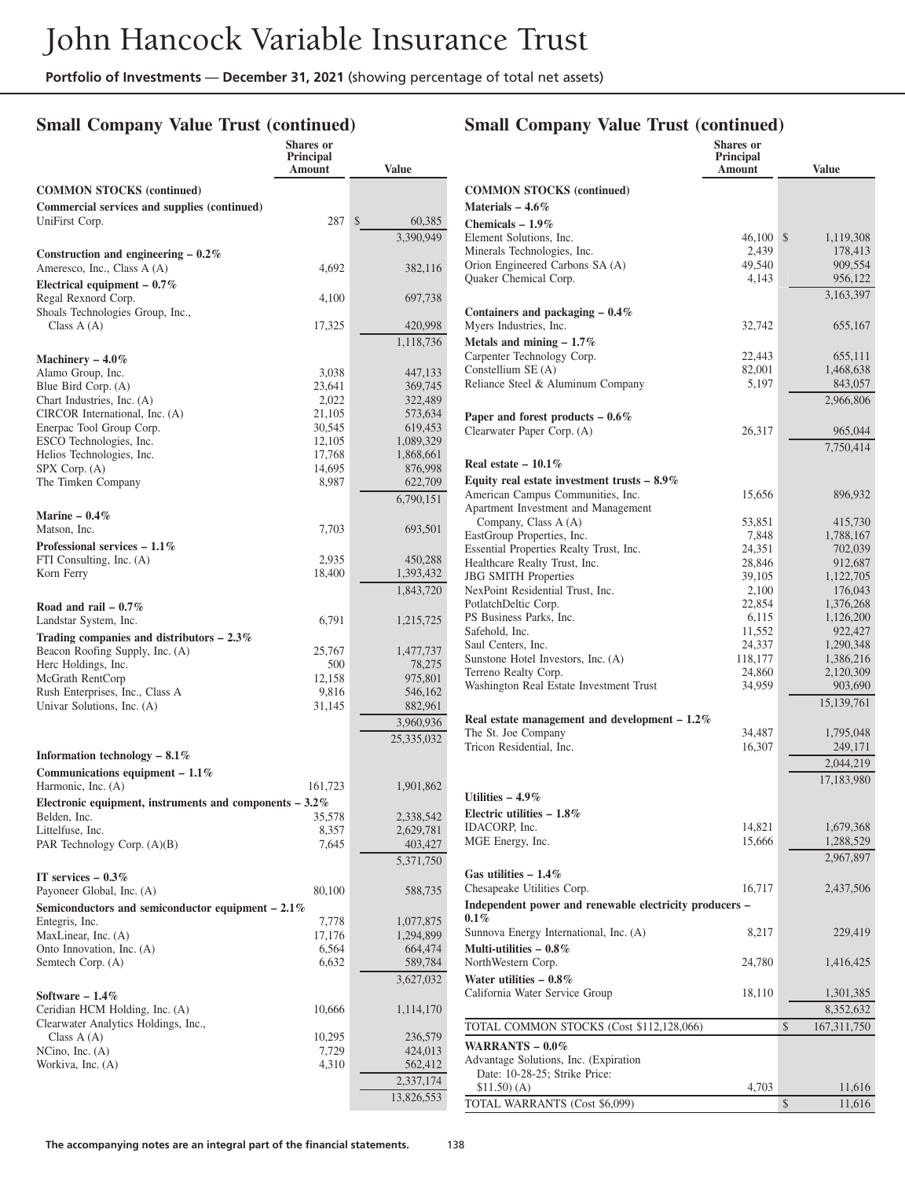# Small Company Value Trust (continued)

| | Shares or Principal Amount | Value |
|---|---|---|
| **COMMON STOCKS (continued)** | | |
| **Commercial services and supplies (continued)** | | |
| UniFirst Corp. | 287 | $ 60,385 |
| | | 3,390,949 |
| **Construction and engineering – 0.2%** | | |
| Ameresco, Inc., Class A (A) | 4,692 | 382,116 |
| **Electrical equipment – 0.7%** | | |
| Regal Rexnord Corp. | 4,100 | 697,738 |
| Shoals Technologies Group, Inc., Class A (A) | 17,325 | 420,998 |
| | | 1,118,736 |
| **Machinery – 4.0%** | | |
| Alamo Group, Inc. | 3,038 | 447,133 |
| Blue Bird Corp. (A) | 23,641 | 369,745 |
| Chart Industries, Inc. (A) | 2,022 | 322,489 |
| CIRCOR International, Inc. (A) | 21,105 | 573,634 |
| Enerpac Tool Group Corp. | 30,545 | 619,453 |
| ESCO Technologies, Inc. | 12,105 | 1,089,329 |
| Helios Technologies, Inc. | 17,768 | 1,868,661 |
| SPX Corp. (A) | 14,695 | 876,998 |
| The Timken Company | 8,987 | 622,709 |
| | | 6,790,151 |
| **Marine – 0.4%** | | |
| Matson, Inc. | 7,703 | 693,501 |
| **Professional services – 1.1%** | | |
| FTI Consulting, Inc. (A) | 2,935 | 450,288 |
| Korn Ferry | 18,400 | 1,393,432 |
| | | 1,843,720 |
| **Road and rail – 0.7%** | | |
| Landstar System, Inc. | 6,791 | 1,215,725 |
| **Trading companies and distributors – 2.3%** | | |
| Beacon Roofing Supply, Inc. (A) | 25,767 | 1,477,737 |
| Herc Holdings, Inc. | 500 | 78,275 |
| McGrath RentCorp | 12,158 | 975,801 |
| Rush Enterprises, Inc., Class A | 9,816 | 546,162 |
| Univar Solutions, Inc. (A) | 31,145 | 882,961 |
| | | 3,960,936 |
| | | 25,335,032 |
| **Information technology – 8.1%** | | |
| **Communications equipment – 1.1%** | | |
| Harmonic, Inc. (A) | 161,723 | 1,901,862 |
| **Electronic equipment, instruments and components – 3.2%** | | |
| Belden, Inc. | 35,578 | 2,338,542 |
| Littelfuse, Inc. | 8,357 | 2,629,781 |
| PAR Technology Corp. (A)(B) | 7,645 | 403,427 |
| | | 5,371,750 |
| **IT services – 0.3%** | | |
| Payoneer Global, Inc. (A) | 80,100 | 588,735 |
| **Semiconductors and semiconductor equipment – 2.1%** | | |
| Entegris, Inc. | 7,778 | 1,077,875 |
| MaxLinear, Inc. (A) | 17,176 | 1,294,899 |
| Onto Innovation, Inc. (A) | 6,564 | 664,474 |
| Semtech Corp. (A) | 6,632 | 589,784 |
| | | 3,627,032 |
| **Software – 1.4%** | | |
| Ceridian HCM Holding, Inc. (A) | 10,666 | 1,114,170 |
| Clearwater Analytics Holdings, Inc., Class A (A) | 10,295 | 236,579 |
| NCino, Inc. (A) | 7,729 | 424,013 |
| Workiva, Inc. (A) | 4,310 | 562,412 |
| | | 2,337,174 |
| | | 13,826,553 |
| **Materials – 4.6%** | | |
| **Chemicals – 1.9%** | | |
| Element Solutions, Inc. | 46,100 | $ 1,119,308 |
| Minerals Technologies, Inc. | 2,439 | 178,413 |
| Orion Engineered Carbons SA (A) | 49,540 | 909,554 |
| Quaker Chemical Corp. | 4,143 | 956,122 |
| | | 3,163,397 |
| **Containers and packaging – 0.4%** | | |
| Myers Industries, Inc. | 32,742 | 655,167 |
| **Metals and mining – 1.7%** | | |
| Carpenter Technology Corp. | 22,443 | 655,111 |
| Constellium SE (A) | 82,001 | 1,468,638 |
| Reliance Steel & Aluminum Company | 5,197 | 843,057 |
| | | 2,966,806 |
| **Paper and forest products – 0.6%** | | |
| Clearwater Paper Corp. (A) | 26,317 | 965,044 |
| | | 7,750,414 |
| **Real estate – 10.1%** | | |
| **Equity real estate investment trusts – 8.9%** | | |
| American Campus Communities, Inc. | 15,656 | 896,932 |
| Apartment Investment and Management Company, Class A (A) | 53,851 | 415,730 |
| EastGroup Properties, Inc. | 7,848 | 1,788,167 |
| Essential Properties Realty Trust, Inc. | 24,351 | 702,039 |
| Healthcare Realty Trust, Inc. | 28,846 | 912,687 |
| JBG SMITH Properties | 39,105 | 1,122,705 |
| NexPoint Residential Trust, Inc. | 2,100 | 176,043 |
| PotlatchDeltic Corp. | 22,854 | 1,376,268 |
| PS Business Parks, Inc. | 6,115 | 1,126,200 |
| Safehold, Inc. | 11,552 | 922,427 |
| Saul Centers, Inc. | 24,337 | 1,290,348 |
| Sunstone Hotel Investors, Inc. (A) | 118,177 | 1,386,216 |
| Terreno Realty Corp. | 24,860 | 2,120,309 |
| Washington Real Estate Investment Trust | 34,959 | 903,690 |
| | | 15,139,761 |
| **Real estate management and development – 1.2%** | | |
| The St. Joe Company | 34,487 | 1,795,048 |
| Tricon Residential, Inc. | 16,307 | 249,171 |
| | | 2,044,219 |
| | | 17,183,980 |
| **Utilities – 4.9%** | | |
| **Electric utilities – 1.8%** | | |
| IDACORP, Inc. | 14,821 | 1,679,368 |
| MGE Energy, Inc. | 15,666 | 1,288,529 |
| | | 2,967,897 |
| **Gas utilities – 1.4%** | | |
| Chesapeake Utilities Corp. | 16,717 | 2,437,506 |
| **Independent power and renewable electricity producers – 0.1%** | | |
| Sunnova Energy International, Inc. (A) | 8,217 | 229,419 |
| **Multi-utilities – 0.8%** | | |
| NorthWestern Corp. | 24,780 | 1,416,425 |
| **Water utilities – 0.8%** | | |
| California Water Service Group | 18,110 | 1,301,385 |
| | | 8,352,632 |
| TOTAL COMMON STOCKS (Cost $112,128,066) | | $ 167,311,750 |
| **WARRANTS – 0.0%** | | |
| Advantage Solutions, Inc. (Expiration Date: 10-28-25; Strike Price: $11.50) (A) | 4,703 | 11,616 |
| TOTAL WARRANTS (Cost $6,099) | | $ 11,616 |

**The accompanying notes are an integral part of the financial statements.**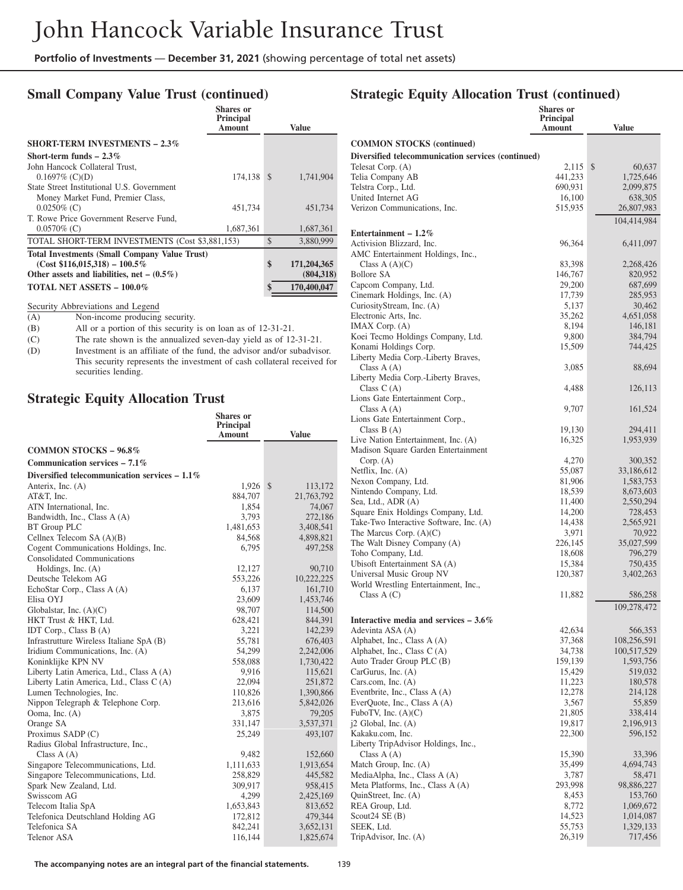## Small Company Value Trust (continued)

| | Shares or Principal Amount | Value |
|---|---|---|
| **SHORT-TERM INVESTMENTS – 2.3%** | | |
| **Short-term funds – 2.3%** | | |
| John Hancock Collateral Trust, 0.1697% (C)(D) | 174,138 | $ 1,741,904 |
| State Street Institutional U.S. Government Money Market Fund, Premier Class, 0.0250% (C) | 451,734 | 451,734 |
| T. Rowe Price Government Reserve Fund, 0.0570% (C) | 1,687,361 | 1,687,361 |
| TOTAL SHORT-TERM INVESTMENTS (Cost $3,881,153) | | $ 3,880,999 |
| **Total Investments (Small Company Value Trust) (Cost $116,015,318) – 100.5%** | | **$ 171,204,365** |
| **Other assets and liabilities, net – (0.5%)** | | **(804,318)** |
| **TOTAL NET ASSETS – 100.0%** | | **$ 170,400,047** |

Security Abbreviations and Legend

(A) Non-income producing security.

(B) All or a portion of this security is on loan as of 12-31-21.

(C) The rate shown is the annualized seven-day yield as of 12-31-21.

(D) Investment is an affiliate of the fund, the advisor and/or subadvisor. This security represents the investment of cash collateral received for securities lending.

## Strategic Equity Allocation Trust

| | Shares or Principal Amount | Value |
|---|---|---|
| **COMMON STOCKS – 96.8%** | | |
| **Communication services – 7.1%** | | |
| **Diversified telecommunication services – 1.1%** | | |
| Anterix, Inc. (A) | 1,926 | $ 113,172 |
| AT&T, Inc. | 884,707 | 21,763,792 |
| ATN International, Inc. | 1,854 | 74,067 |
| Bandwidth, Inc., Class A (A) | 3,793 | 272,186 |
| BT Group PLC | 1,481,653 | 3,408,541 |
| Cellnex Telecom SA (A)(B) | 84,568 | 4,898,821 |
| Cogent Communications Holdings, Inc. | 6,795 | 497,258 |
| Consolidated Communications Holdings, Inc. (A) | 12,127 | 90,710 |
| Deutsche Telekom AG | 553,226 | 10,222,225 |
| EchoStar Corp., Class A (A) | 6,137 | 161,710 |
| Elisa OYJ | 23,609 | 1,453,746 |
| Globalstar, Inc. (A)(C) | 98,707 | 114,500 |
| HKT Trust & HKT, Ltd. | 628,421 | 844,391 |
| IDT Corp., Class B (A) | 3,221 | 142,239 |
| Infrastrutture Wireless Italiane SpA (B) | 55,781 | 676,403 |
| Iridium Communications, Inc. (A) | 54,299 | 2,242,006 |
| Koninklijke KPN NV | 558,088 | 1,730,422 |
| Liberty Latin America, Ltd., Class A (A) | 9,916 | 115,621 |
| Liberty Latin America, Ltd., Class C (A) | 22,094 | 251,872 |
| Lumen Technologies, Inc. | 110,826 | 1,390,866 |
| Nippon Telegraph & Telephone Corp. | 213,616 | 5,842,026 |
| Ooma, Inc. (A) | 3,875 | 79,205 |
| Orange SA | 331,147 | 3,537,371 |
| Proximus SADP (C) | 25,249 | 493,107 |
| Radius Global Infrastructure, Inc., Class A (A) | 9,482 | 152,660 |
| Singapore Telecommunications, Ltd. | 1,111,633 | 1,913,654 |
| Singapore Telecommunications, Ltd. | 258,829 | 445,582 |
| Spark New Zealand, Ltd. | 309,917 | 958,415 |
| Swisscom AG | 4,299 | 2,425,169 |
| Telecom Italia SpA | 1,653,843 | 813,652 |
| Telefonica Deutschland Holding AG | 172,812 | 479,344 |
| Telefonica SA | 842,241 | 3,652,131 |
| Telenor ASA | 116,144 | 1,825,674 |

## Strategic Equity Allocation Trust (continued)

| | Shares or Principal Amount | Value |
|---|---|---|
| **COMMON STOCKS (continued)** | | |
| **Diversified telecommunication services (continued)** | | |
| Telesat Corp. (A) | 2,115 | $ 60,637 |
| Telia Company AB | 441,233 | 1,725,646 |
| Telstra Corp., Ltd. | 690,931 | 2,099,875 |
| United Internet AG | 16,100 | 638,305 |
| Verizon Communications, Inc. | 515,935 | 26,807,983 |
| | | 104,414,984 |
| **Entertainment – 1.2%** | | |
| Activision Blizzard, Inc. | 96,364 | 6,411,097 |
| AMC Entertainment Holdings, Inc., Class A (A)(C) | 83,398 | 2,268,426 |
| Bollore SA | 146,767 | 820,952 |
| Capcom Company, Ltd. | 29,200 | 687,699 |
| Cinemark Holdings, Inc. (A) | 17,739 | 285,953 |
| CuriosityStream, Inc. (A) | 5,137 | 30,462 |
| Electronic Arts, Inc. | 35,262 | 4,651,058 |
| IMAX Corp. (A) | 8,194 | 146,181 |
| Koei Tecmo Holdings Company, Ltd. | 9,800 | 384,794 |
| Konami Holdings Corp. | 15,509 | 744,425 |
| Liberty Media Corp.-Liberty Braves, Class A (A) | 3,085 | 88,694 |
| Liberty Media Corp.-Liberty Braves, Class C (A) | 4,488 | 126,113 |
| Lions Gate Entertainment Corp., Class A (A) | 9,707 | 161,524 |
| Lions Gate Entertainment Corp., Class B (A) | 19,130 | 294,411 |
| Live Nation Entertainment, Inc. (A) | 16,325 | 1,953,939 |
| Madison Square Garden Entertainment Corp. (A) | 4,270 | 300,352 |
| Netflix, Inc. (A) | 55,087 | 33,186,612 |
| Nexon Company, Ltd. | 81,906 | 1,583,753 |
| Nintendo Company, Ltd. | 18,539 | 8,673,603 |
| Sea, Ltd., ADR (A) | 11,400 | 2,550,294 |
| Square Enix Holdings Company, Ltd. | 14,200 | 728,453 |
| Take-Two Interactive Software, Inc. (A) | 14,438 | 2,565,921 |
| The Marcus Corp. (A)(C) | 3,971 | 70,922 |
| The Walt Disney Company (A) | 226,145 | 35,027,599 |
| Toho Company, Ltd. | 18,608 | 796,279 |
| Ubisoft Entertainment SA (A) | 15,384 | 750,435 |
| Universal Music Group NV | 120,387 | 3,402,263 |
| World Wrestling Entertainment, Inc., Class A (C) | 11,882 | 586,258 |
| | | 109,278,472 |
| **Interactive media and services – 3.6%** | | |
| Adevinta ASA (A) | 42,634 | 566,353 |
| Alphabet, Inc., Class A (A) | 37,368 | 108,256,591 |
| Alphabet, Inc., Class C (A) | 34,738 | 100,517,529 |
| Auto Trader Group PLC (B) | 159,139 | 1,593,756 |
| CarGurus, Inc. (A) | 15,429 | 519,032 |
| Cars.com, Inc. (A) | 11,223 | 180,578 |
| Eventbrite, Inc., Class A (A) | 12,278 | 214,128 |
| EverQuote, Inc., Class A (A) | 3,567 | 55,859 |
| FuboTV, Inc. (A)(C) | 21,805 | 338,414 |
| j2 Global, Inc. (A) | 19,817 | 2,196,913 |
| Kakaku.com, Inc. | 22,300 | 596,152 |
| Liberty TripAdvisor Holdings, Inc., Class A (A) | 15,390 | 33,396 |
| Match Group, Inc. (A) | 35,499 | 4,694,743 |
| MediaAlpha, Inc., Class A (A) | 3,787 | 58,471 |
| Meta Platforms, Inc., Class A (A) | 293,998 | 98,886,227 |
| QuinStreet, Inc. (A) | 8,453 | 153,760 |
| REA Group, Ltd. | 8,772 | 1,069,672 |
| Scout24 SE (B) | 14,523 | 1,014,087 |
| SEEK, Ltd. | 55,753 | 1,329,133 |
| TripAdvisor, Inc. (A) | 26,319 | 717,456 |

The accompanying notes are an integral part of the financial statements.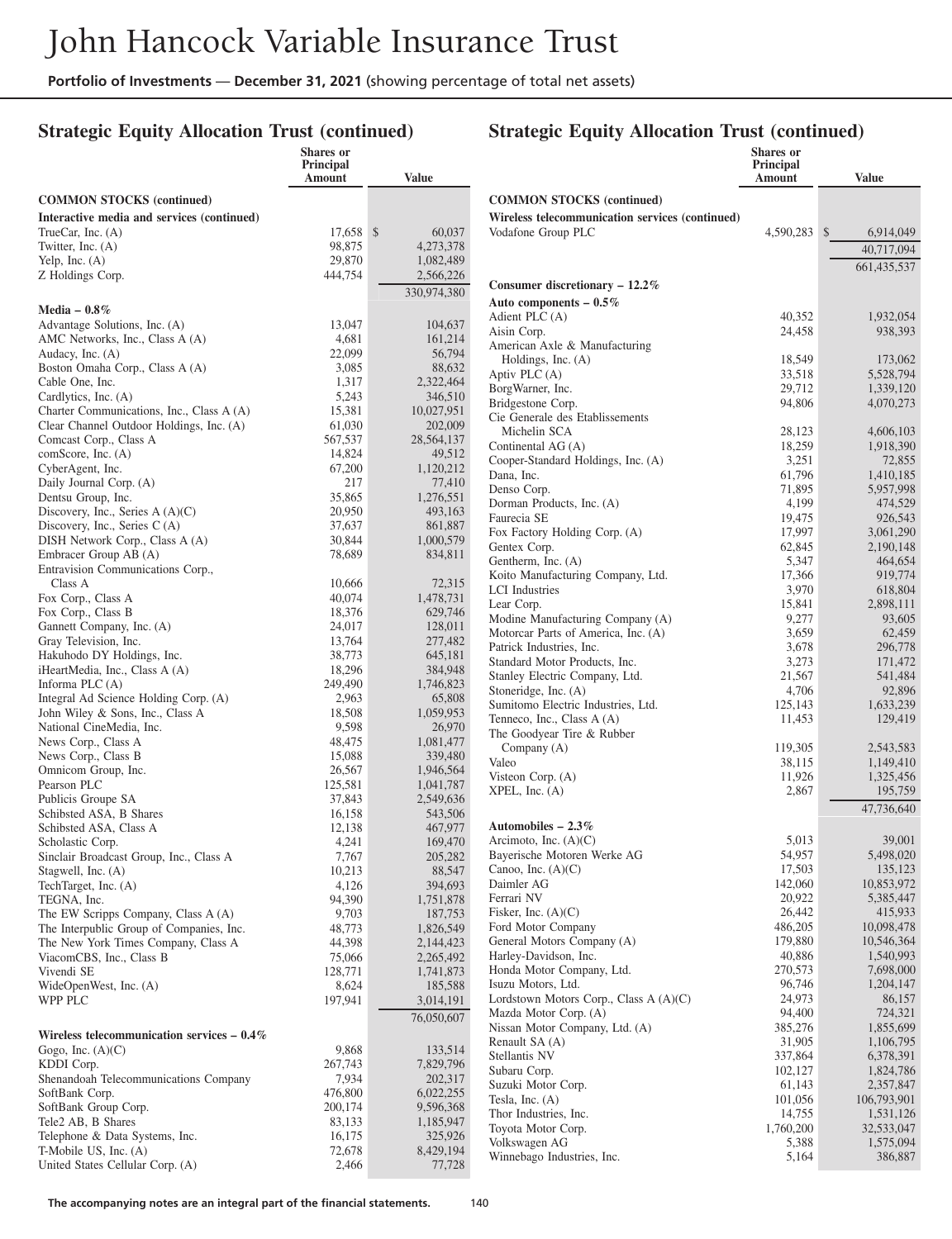# John Hancock Variable Insurance Trust

**Portfolio of Investments** — **December 31, 2021** (showing percentage of total net assets)

## Strategic Equity Allocation Trust (continued)

| | Shares or Principal Amount | Value |
|---|---|---|
| **COMMON STOCKS (continued)** | | |
| **Interactive media and services (continued)** | | |
| TrueCar, Inc. (A) | 17,658 | $ 60,037 |
| Twitter, Inc. (A) | 98,875 | 4,273,378 |
| Yelp, Inc. (A) | 29,870 | 1,082,489 |
| Z Holdings Corp. | 444,754 | 2,566,226 |
| | | 330,974,380 |
| **Media – 0.8%** | | |
| Advantage Solutions, Inc. (A) | 13,047 | 104,637 |
| AMC Networks, Inc., Class A (A) | 4,681 | 161,214 |
| Audacy, Inc. (A) | 22,099 | 56,794 |
| Boston Omaha Corp., Class A (A) | 3,085 | 88,632 |
| Cable One, Inc. | 1,317 | 2,322,464 |
| Cardlytics, Inc. (A) | 5,243 | 346,510 |
| Charter Communications, Inc., Class A (A) | 15,381 | 10,027,951 |
| Clear Channel Outdoor Holdings, Inc. (A) | 61,030 | 202,009 |
| Comcast Corp., Class A | 567,537 | 28,564,137 |
| comScore, Inc. (A) | 14,824 | 49,512 |
| CyberAgent, Inc. | 67,200 | 1,120,212 |
| Daily Journal Corp. (A) | 217 | 77,410 |
| Dentsu Group, Inc. | 35,865 | 1,276,551 |
| Discovery, Inc., Series A (A)(C) | 20,950 | 493,163 |
| Discovery, Inc., Series C (A) | 37,637 | 861,887 |
| DISH Network Corp., Class A (A) | 30,844 | 1,000,579 |
| Embracer Group AB (A) | 78,689 | 834,811 |
| Entravision Communications Corp., Class A | 10,666 | 72,315 |
| Fox Corp., Class A | 40,074 | 1,478,731 |
| Fox Corp., Class B | 18,376 | 629,746 |
| Gannett Company, Inc. (A) | 24,017 | 128,011 |
| Gray Television, Inc. | 13,764 | 277,482 |
| Hakuhodo DY Holdings, Inc. | 38,773 | 645,181 |
| iHeartMedia, Inc., Class A (A) | 18,296 | 384,948 |
| Informa PLC (A) | 249,490 | 1,746,823 |
| Integral Ad Science Holding Corp. (A) | 2,963 | 65,808 |
| John Wiley & Sons, Inc., Class A | 18,508 | 1,059,953 |
| National CineMedia, Inc. | 9,598 | 26,970 |
| News Corp., Class A | 48,475 | 1,081,477 |
| News Corp., Class B | 15,088 | 339,480 |
| Omnicom Group, Inc. | 26,567 | 1,946,564 |
| Pearson PLC | 125,581 | 1,041,787 |
| Publicis Groupe SA | 37,843 | 2,549,636 |
| Schibsted ASA, B Shares | 16,158 | 543,506 |
| Schibsted ASA, Class A | 12,138 | 467,977 |
| Scholastic Corp. | 4,241 | 169,470 |
| Sinclair Broadcast Group, Inc., Class A | 7,767 | 205,282 |
| Stagwell, Inc. (A) | 10,213 | 88,547 |
| TechTarget, Inc. (A) | 4,126 | 394,693 |
| TEGNA, Inc. | 94,390 | 1,751,878 |
| The EW Scripps Company, Class A (A) | 9,703 | 187,753 |
| The Interpublic Group of Companies, Inc. | 48,773 | 1,826,549 |
| The New York Times Company, Class A | 44,398 | 2,144,423 |
| ViacomCBS, Inc., Class B | 75,066 | 2,265,492 |
| Vivendi SE | 128,771 | 1,741,873 |
| WideOpenWest, Inc. (A) | 8,624 | 185,588 |
| WPP PLC | 197,941 | 3,014,191 |
| | | 76,050,607 |
| **Wireless telecommunication services – 0.4%** | | |
| Gogo, Inc. (A)(C) | 9,868 | 133,514 |
| KDDI Corp. | 267,743 | 7,829,796 |
| Shenandoah Telecommunications Company | 7,934 | 202,317 |
| SoftBank Corp. | 476,800 | 6,022,255 |
| SoftBank Group Corp. | 200,174 | 9,596,368 |
| Tele2 AB, B Shares | 83,133 | 1,185,947 |
| Telephone & Data Systems, Inc. | 16,175 | 325,926 |
| T-Mobile US, Inc. (A) | 72,678 | 8,429,194 |
| United States Cellular Corp. (A) | 2,466 | 77,728 |
| **Wireless telecommunication services (continued)** | | |
| Vodafone Group PLC | 4,590,283 | $ 6,914,049 |
| | | 40,717,094 |
| | | 661,435,537 |
| **Consumer discretionary – 12.2%** | | |
| **Auto components – 0.5%** | | |
| Adient PLC (A) | 40,352 | 1,932,054 |
| Aisin Corp. | 24,458 | 938,393 |
| American Axle & Manufacturing Holdings, Inc. (A) | 18,549 | 173,062 |
| Aptiv PLC (A) | 33,518 | 5,528,794 |
| BorgWarner, Inc. | 29,712 | 1,339,120 |
| Bridgestone Corp. | 94,806 | 4,070,273 |
| Cie Generale des Etablissements Michelin SCA | 28,123 | 4,606,103 |
| Continental AG (A) | 18,259 | 1,918,390 |
| Cooper-Standard Holdings, Inc. (A) | 3,251 | 72,855 |
| Dana, Inc. | 61,796 | 1,410,185 |
| Denso Corp. | 71,895 | 5,957,998 |
| Dorman Products, Inc. (A) | 4,199 | 474,529 |
| Faurecia SE | 19,475 | 926,543 |
| Fox Factory Holding Corp. (A) | 17,997 | 3,061,290 |
| Gentex Corp. | 62,845 | 2,190,148 |
| Gentherm, Inc. (A) | 5,347 | 464,654 |
| Koito Manufacturing Company, Ltd. | 17,366 | 919,774 |
| LCI Industries | 3,970 | 618,804 |
| Lear Corp. | 15,841 | 2,898,111 |
| Modine Manufacturing Company (A) | 9,277 | 93,605 |
| Motorcar Parts of America, Inc. (A) | 3,659 | 62,459 |
| Patrick Industries, Inc. | 3,678 | 296,778 |
| Standard Motor Products, Inc. | 3,273 | 171,472 |
| Stanley Electric Company, Ltd. | 21,567 | 541,484 |
| Stoneridge, Inc. (A) | 4,706 | 92,896 |
| Sumitomo Electric Industries, Ltd. | 125,143 | 1,633,239 |
| Tenneco, Inc., Class A (A) | 11,453 | 129,419 |
| The Goodyear Tire & Rubber Company (A) | 119,305 | 2,543,583 |
| Valeo | 38,115 | 1,149,410 |
| Visteon Corp. (A) | 11,926 | 1,325,456 |
| XPEL, Inc. (A) | 2,867 | 195,759 |
| | | 47,736,640 |
| **Automobiles – 2.3%** | | |
| Arcimoto, Inc. (A)(C) | 5,013 | 39,001 |
| Bayerische Motoren Werke AG | 54,957 | 5,498,020 |
| Canoo, Inc. (A)(C) | 17,503 | 135,123 |
| Daimler AG | 142,060 | 10,853,972 |
| Ferrari NV | 20,922 | 5,385,447 |
| Fisker, Inc. (A)(C) | 26,442 | 415,933 |
| Ford Motor Company | 486,205 | 10,098,478 |
| General Motors Company (A) | 179,880 | 10,546,364 |
| Harley-Davidson, Inc. | 40,886 | 1,540,993 |
| Honda Motor Company, Ltd. | 270,573 | 7,698,000 |
| Isuzu Motors, Ltd. | 96,746 | 1,204,147 |
| Lordstown Motors Corp., Class A (A)(C) | 24,973 | 86,157 |
| Mazda Motor Corp. (A) | 94,400 | 724,321 |
| Nissan Motor Company, Ltd. (A) | 385,276 | 1,855,699 |
| Renault SA (A) | 31,905 | 1,106,795 |
| Stellantis NV | 337,864 | 6,378,391 |
| Subaru Corp. | 102,127 | 1,824,786 |
| Suzuki Motor Corp. | 61,143 | 2,357,847 |
| Tesla, Inc. (A) | 101,056 | 106,793,901 |
| Thor Industries, Inc. | 14,755 | 1,531,126 |
| Toyota Motor Corp. | 1,760,200 | 32,533,047 |
| Volkswagen AG | 5,388 | 1,575,094 |
| Winnebago Industries, Inc. | 5,164 | 386,887 |

**The accompanying notes are an integral part of the financial statements.**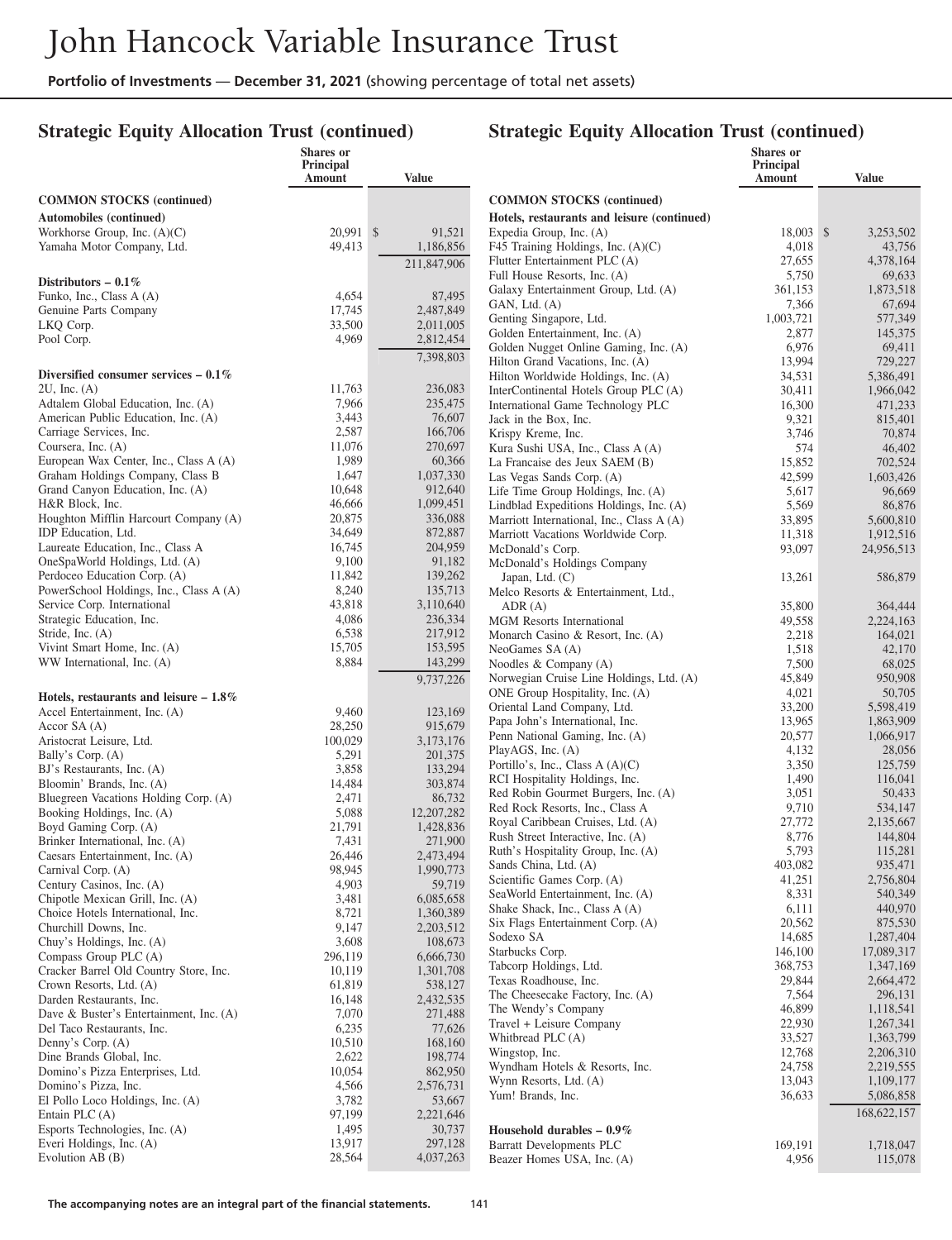# John Hancock Variable Insurance Trust

**Portfolio of Investments** — **December 31, 2021** (showing percentage of total net assets)

## Strategic Equity Allocation Trust (continued)

| | Shares or Principal Amount | Value |
|---|---|---|
| **COMMON STOCKS (continued)** | | |
| **Automobiles (continued)** | | |
| Workhorse Group, Inc. (A)(C) | 20,991 | $ 91,521 |
| Yamaha Motor Company, Ltd. | 49,413 | 1,186,856 |
| | | 211,847,906 |
| **Distributors – 0.1%** | | |
| Funko, Inc., Class A (A) | 4,654 | 87,495 |
| Genuine Parts Company | 17,745 | 2,487,849 |
| LKQ Corp. | 33,500 | 2,011,005 |
| Pool Corp. | 4,969 | 2,812,454 |
| | | 7,398,803 |
| **Diversified consumer services – 0.1%** | | |
| 2U, Inc. (A) | 11,763 | 236,083 |
| Adtalem Global Education, Inc. (A) | 7,966 | 235,475 |
| American Public Education, Inc. (A) | 3,443 | 76,607 |
| Carriage Services, Inc. | 2,587 | 166,706 |
| Coursera, Inc. (A) | 11,076 | 270,697 |
| European Wax Center, Inc., Class A (A) | 1,989 | 60,366 |
| Graham Holdings Company, Class B | 1,647 | 1,037,330 |
| Grand Canyon Education, Inc. (A) | 10,648 | 912,640 |
| H&R Block, Inc. | 46,666 | 1,099,451 |
| Houghton Mifflin Harcourt Company (A) | 20,875 | 336,088 |
| IDP Education, Ltd. | 34,649 | 872,887 |
| Laureate Education, Inc., Class A | 16,745 | 204,959 |
| OneSpaWorld Holdings, Ltd. (A) | 9,100 | 91,182 |
| Perdoceo Education Corp. (A) | 11,842 | 139,262 |
| PowerSchool Holdings, Inc., Class A (A) | 8,240 | 135,713 |
| Service Corp. International | 43,818 | 3,110,640 |
| Strategic Education, Inc. | 4,086 | 236,334 |
| Stride, Inc. (A) | 6,538 | 217,912 |
| Vivint Smart Home, Inc. (A) | 15,705 | 153,595 |
| WW International, Inc. (A) | 8,884 | 143,299 |
| | | 9,737,226 |
| **Hotels, restaurants and leisure – 1.8%** | | |
| Accel Entertainment, Inc. (A) | 9,460 | 123,169 |
| Accor SA (A) | 28,250 | 915,679 |
| Aristocrat Leisure, Ltd. | 100,029 | 3,173,176 |
| Bally's Corp. (A) | 5,291 | 201,375 |
| BJ's Restaurants, Inc. (A) | 3,858 | 133,294 |
| Bloomin' Brands, Inc. (A) | 14,484 | 303,874 |
| Bluegreen Vacations Holding Corp. (A) | 2,471 | 86,732 |
| Booking Holdings, Inc. (A) | 5,088 | 12,207,282 |
| Boyd Gaming Corp. (A) | 21,791 | 1,428,836 |
| Brinker International, Inc. (A) | 7,431 | 271,900 |
| Caesars Entertainment, Inc. (A) | 26,446 | 2,473,494 |
| Carnival Corp. (A) | 98,945 | 1,990,773 |
| Century Casinos, Inc. (A) | 4,903 | 59,719 |
| Chipotle Mexican Grill, Inc. (A) | 3,481 | 6,085,658 |
| Choice Hotels International, Inc. | 8,721 | 1,360,389 |
| Churchill Downs, Inc. | 9,147 | 2,203,512 |
| Chuy's Holdings, Inc. (A) | 3,608 | 108,673 |
| Compass Group PLC (A) | 296,119 | 6,666,730 |
| Cracker Barrel Old Country Store, Inc. | 10,119 | 1,301,708 |
| Crown Resorts, Ltd. (A) | 61,819 | 538,127 |
| Darden Restaurants, Inc. | 16,148 | 2,432,535 |
| Dave & Buster's Entertainment, Inc. (A) | 7,070 | 271,488 |
| Del Taco Restaurants, Inc. | 6,235 | 77,626 |
| Denny's Corp. (A) | 10,510 | 168,160 |
| Dine Brands Global, Inc. | 2,622 | 198,774 |
| Domino's Pizza Enterprises, Ltd. | 10,054 | 862,950 |
| Domino's Pizza, Inc. | 4,566 | 2,576,731 |
| El Pollo Loco Holdings, Inc. (A) | 3,782 | 53,667 |
| Entain PLC (A) | 97,199 | 2,221,646 |
| Esports Technologies, Inc. (A) | 1,495 | 30,737 |
| Everi Holdings, Inc. (A) | 13,917 | 297,128 |
| Evolution AB (B) | 28,564 | 4,037,263 |
| **Hotels, restaurants and leisure (continued)** | | |
| Expedia Group, Inc. (A) | 18,003 | $ 3,253,502 |
| F45 Training Holdings, Inc. (A)(C) | 4,018 | 43,756 |
| Flutter Entertainment PLC (A) | 27,655 | 4,378,164 |
| Full House Resorts, Inc. (A) | 5,750 | 69,633 |
| Galaxy Entertainment Group, Ltd. (A) | 361,153 | 1,873,518 |
| GAN, Ltd. (A) | 7,366 | 67,694 |
| Genting Singapore, Ltd. | 1,003,721 | 577,349 |
| Golden Entertainment, Inc. (A) | 2,877 | 145,375 |
| Golden Nugget Online Gaming, Inc. (A) | 6,976 | 69,411 |
| Hilton Grand Vacations, Inc. (A) | 13,994 | 729,227 |
| Hilton Worldwide Holdings, Inc. (A) | 34,531 | 5,386,491 |
| InterContinental Hotels Group PLC (A) | 30,411 | 1,966,042 |
| International Game Technology PLC | 16,300 | 471,233 |
| Jack in the Box, Inc. | 9,321 | 815,401 |
| Krispy Kreme, Inc. | 3,746 | 70,874 |
| Kura Sushi USA, Inc., Class A (A) | 574 | 46,402 |
| La Francaise des Jeux SAEM (B) | 15,852 | 702,524 |
| Las Vegas Sands Corp. (A) | 42,599 | 1,603,426 |
| Life Time Group Holdings, Inc. (A) | 5,617 | 96,669 |
| Lindblad Expeditions Holdings, Inc. (A) | 5,569 | 86,876 |
| Marriott International, Inc., Class A (A) | 33,895 | 5,600,810 |
| Marriott Vacations Worldwide Corp. | 11,318 | 1,912,516 |
| McDonald's Corp. | 93,097 | 24,956,513 |
| McDonald's Holdings Company Japan, Ltd. (C) | 13,261 | 586,879 |
| Melco Resorts & Entertainment, Ltd., ADR (A) | 35,800 | 364,444 |
| MGM Resorts International | 49,558 | 2,224,163 |
| Monarch Casino & Resort, Inc. (A) | 2,218 | 164,021 |
| NeoGames SA (A) | 1,518 | 42,170 |
| Noodles & Company (A) | 7,500 | 68,025 |
| Norwegian Cruise Line Holdings, Ltd. (A) | 45,849 | 950,908 |
| ONE Group Hospitality, Inc. (A) | 4,021 | 50,705 |
| Oriental Land Company, Ltd. | 33,200 | 5,598,419 |
| Papa John's International, Inc. | 13,965 | 1,863,909 |
| Penn National Gaming, Inc. (A) | 20,577 | 1,066,917 |
| PlayAGS, Inc. (A) | 4,132 | 28,056 |
| Portillo's, Inc., Class A (A)(C) | 3,350 | 125,759 |
| RCI Hospitality Holdings, Inc. | 1,490 | 116,041 |
| Red Robin Gourmet Burgers, Inc. (A) | 3,051 | 50,433 |
| Red Rock Resorts, Inc., Class A | 9,710 | 534,147 |
| Royal Caribbean Cruises, Ltd. (A) | 27,772 | 2,135,667 |
| Rush Street Interactive, Inc. (A) | 8,776 | 144,804 |
| Ruth's Hospitality Group, Inc. (A) | 5,793 | 115,281 |
| Sands China, Ltd. (A) | 403,082 | 935,471 |
| Scientific Games Corp. (A) | 41,251 | 2,756,804 |
| SeaWorld Entertainment, Inc. (A) | 8,331 | 540,349 |
| Shake Shack, Inc., Class A (A) | 6,111 | 440,970 |
| Six Flags Entertainment Corp. (A) | 20,562 | 875,530 |
| Sodexo SA | 14,685 | 1,287,404 |
| Starbucks Corp. | 146,100 | 17,089,317 |
| Tabcorp Holdings, Ltd. | 368,753 | 1,347,169 |
| Texas Roadhouse, Inc. | 29,844 | 2,664,472 |
| The Cheesecake Factory, Inc. (A) | 7,564 | 296,131 |
| The Wendy's Company | 46,899 | 1,118,541 |
| Travel + Leisure Company | 22,930 | 1,267,341 |
| Whitbread PLC (A) | 33,527 | 1,363,799 |
| Wingstop, Inc. | 12,768 | 2,206,310 |
| Wyndham Hotels & Resorts, Inc. | 24,758 | 2,219,555 |
| Wynn Resorts, Ltd. (A) | 13,043 | 1,109,177 |
| Yum! Brands, Inc. | 36,633 | 5,086,858 |
| | | 168,622,157 |
| **Household durables – 0.9%** | | |
| Barratt Developments PLC | 169,191 | 1,718,047 |
| Beazer Homes USA, Inc. (A) | 4,956 | 115,078 |

The accompanying notes are an integral part of the financial statements.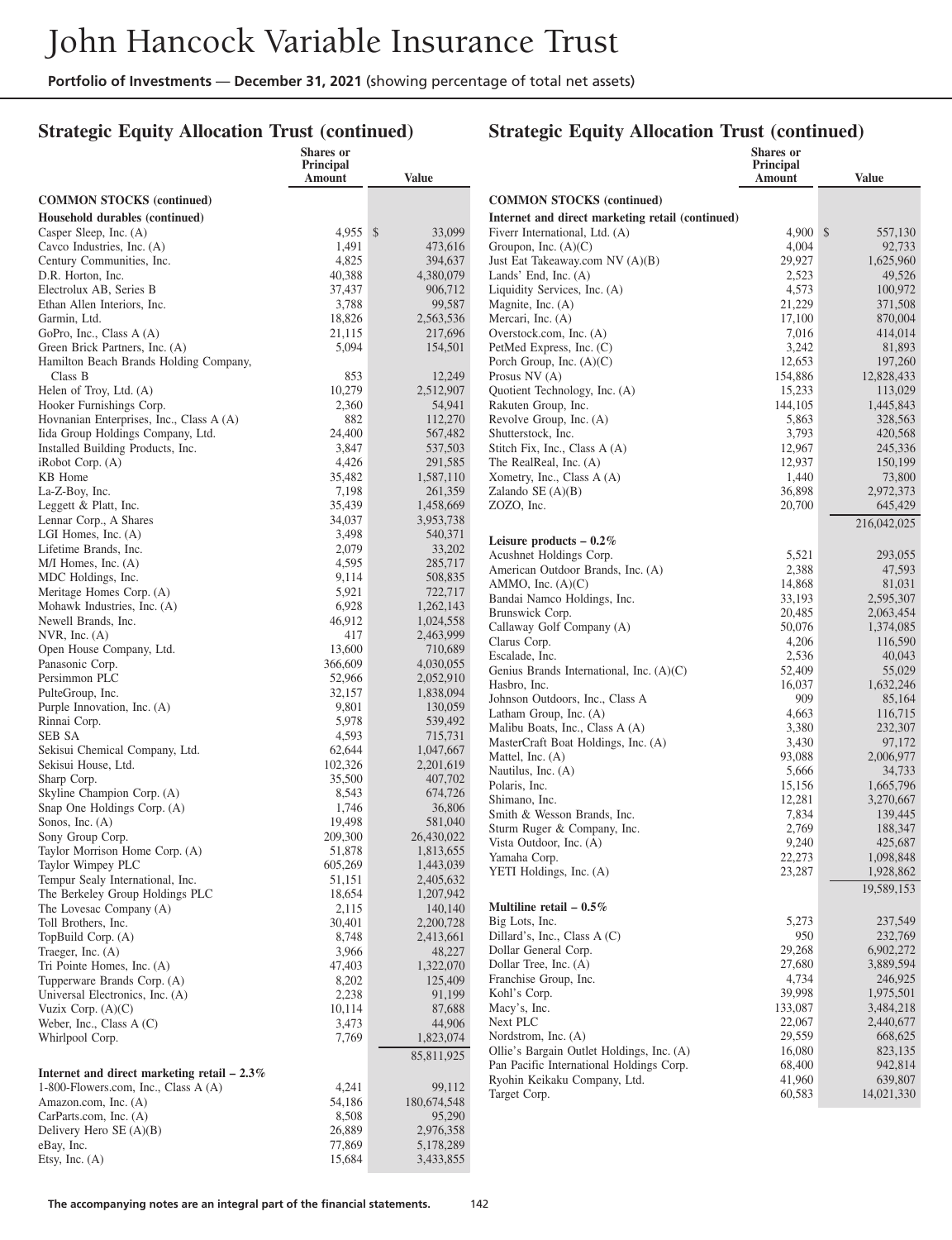## Strategic Equity Allocation Trust (continued)

| | Shares or Principal Amount | Value |
|---|---|---|
| **COMMON STOCKS (continued)** | | |
| **Household durables (continued)** | | |
| Casper Sleep, Inc. (A) | 4,955 | $33,099 |
| Cavco Industries, Inc. (A) | 1,491 | 473,616 |
| Century Communities, Inc. | 4,825 | 394,637 |
| D.R. Horton, Inc. | 40,388 | 4,380,079 |
| Electrolux AB, Series B | 37,437 | 906,712 |
| Ethan Allen Interiors, Inc. | 3,788 | 99,587 |
| Garmin, Ltd. | 18,826 | 2,563,536 |
| GoPro, Inc., Class A (A) | 21,115 | 217,696 |
| Green Brick Partners, Inc. (A) | 5,094 | 154,501 |
| Hamilton Beach Brands Holding Company, Class B | 853 | 12,249 |
| Helen of Troy, Ltd. (A) | 10,279 | 2,512,907 |
| Hooker Furnishings Corp. | 2,360 | 54,941 |
| Hovnanian Enterprises, Inc., Class A (A) | 882 | 112,270 |
| Iida Group Holdings Company, Ltd. | 24,400 | 567,482 |
| Installed Building Products, Inc. | 3,847 | 537,503 |
| iRobot Corp. (A) | 4,426 | 291,585 |
| KB Home | 35,482 | 1,587,110 |
| La-Z-Boy, Inc. | 7,198 | 261,359 |
| Leggett & Platt, Inc. | 35,439 | 1,458,669 |
| Lennar Corp., A Shares | 34,037 | 3,953,738 |
| LGI Homes, Inc. (A) | 3,498 | 540,371 |
| Lifetime Brands, Inc. | 2,079 | 33,202 |
| M/I Homes, Inc. (A) | 4,595 | 285,717 |
| MDC Holdings, Inc. | 9,114 | 508,835 |
| Meritage Homes Corp. (A) | 5,921 | 722,717 |
| Mohawk Industries, Inc. (A) | 6,928 | 1,262,143 |
| Newell Brands, Inc. | 46,912 | 1,024,558 |
| NVR, Inc. (A) | 417 | 2,463,999 |
| Open House Company, Ltd. | 13,600 | 710,689 |
| Panasonic Corp. | 366,609 | 4,030,055 |
| Persimmon PLC | 52,966 | 2,052,910 |
| PulteGroup, Inc. | 32,157 | 1,838,094 |
| Purple Innovation, Inc. (A) | 9,801 | 130,059 |
| Rinnai Corp. | 5,978 | 539,492 |
| SEB SA | 4,593 | 715,731 |
| Sekisui Chemical Company, Ltd. | 62,644 | 1,047,667 |
| Sekisui House, Ltd. | 102,326 | 2,201,619 |
| Sharp Corp. | 35,500 | 407,702 |
| Skyline Champion Corp. (A) | 8,543 | 674,726 |
| Snap One Holdings Corp. (A) | 1,746 | 36,806 |
| Sonos, Inc. (A) | 19,498 | 581,040 |
| Sony Group Corp. | 209,300 | 26,430,022 |
| Taylor Morrison Home Corp. (A) | 51,878 | 1,813,655 |
| Taylor Wimpey PLC | 605,269 | 1,443,039 |
| Tempur Sealy International, Inc. | 51,151 | 2,405,632 |
| The Berkeley Group Holdings PLC | 18,654 | 1,207,942 |
| The Lovesac Company (A) | 2,115 | 140,140 |
| Toll Brothers, Inc. | 30,401 | 2,200,728 |
| TopBuild Corp. (A) | 8,748 | 2,413,661 |
| Traeger, Inc. (A) | 3,966 | 48,227 |
| Tri Pointe Homes, Inc. (A) | 47,403 | 1,322,070 |
| Tupperware Brands Corp. (A) | 8,202 | 125,409 |
| Universal Electronics, Inc. (A) | 2,238 | 91,199 |
| Vuzix Corp. (A)(C) | 10,114 | 87,688 |
| Weber, Inc., Class A (C) | 3,473 | 44,906 |
| Whirlpool Corp. | 7,769 | 1,823,074 |
| | | 85,811,925 |
| **Internet and direct marketing retail – 2.3%** | | |
| 1-800-Flowers.com, Inc., Class A (A) | 4,241 | 99,112 |
| Amazon.com, Inc. (A) | 54,186 | 180,674,548 |
| CarParts.com, Inc. (A) | 8,508 | 95,290 |
| Delivery Hero SE (A)(B) | 26,889 | 2,976,358 |
| eBay, Inc. | 77,869 | 5,178,289 |
| Etsy, Inc. (A) | 15,684 | 3,433,855 |
| **Internet and direct marketing retail (continued)** | | |
| Fiverr International, Ltd. (A) | 4,900 | $557,130 |
| Groupon, Inc. (A)(C) | 4,004 | 92,733 |
| Just Eat Takeaway.com NV (A)(B) | 29,927 | 1,625,960 |
| Lands' End, Inc. (A) | 2,523 | 49,526 |
| Liquidity Services, Inc. (A) | 4,573 | 100,972 |
| Magnite, Inc. (A) | 21,229 | 371,508 |
| Mercari, Inc. (A) | 17,100 | 870,004 |
| Overstock.com, Inc. (A) | 7,016 | 414,014 |
| PetMed Express, Inc. (C) | 3,242 | 81,893 |
| Porch Group, Inc. (A)(C) | 12,653 | 197,260 |
| Prosus NV (A) | 154,886 | 12,828,433 |
| Quotient Technology, Inc. (A) | 15,233 | 113,029 |
| Rakuten Group, Inc. | 144,105 | 1,445,843 |
| Revolve Group, Inc. (A) | 5,863 | 328,563 |
| Shutterstock, Inc. | 3,793 | 420,568 |
| Stitch Fix, Inc., Class A (A) | 12,967 | 245,336 |
| The RealReal, Inc. (A) | 12,937 | 150,199 |
| Xometry, Inc., Class A (A) | 1,440 | 73,800 |
| Zalando SE (A)(B) | 36,898 | 2,972,373 |
| ZOZO, Inc. | 20,700 | 645,429 |
| | | 216,042,025 |
| **Leisure products – 0.2%** | | |
| Acushnet Holdings Corp. | 5,521 | 293,055 |
| American Outdoor Brands, Inc. (A) | 2,388 | 47,593 |
| AMMO, Inc. (A)(C) | 14,868 | 81,031 |
| Bandai Namco Holdings, Inc. | 33,193 | 2,595,307 |
| Brunswick Corp. | 20,485 | 2,063,454 |
| Callaway Golf Company (A) | 50,076 | 1,374,085 |
| Clarus Corp. | 4,206 | 116,590 |
| Escalade, Inc. | 2,536 | 40,043 |
| Genius Brands International, Inc. (A)(C) | 52,409 | 55,029 |
| Hasbro, Inc. | 16,037 | 1,632,246 |
| Johnson Outdoors, Inc., Class A | 909 | 85,164 |
| Latham Group, Inc. (A) | 4,663 | 116,715 |
| Malibu Boats, Inc., Class A (A) | 3,380 | 232,307 |
| MasterCraft Boat Holdings, Inc. (A) | 3,430 | 97,172 |
| Mattel, Inc. (A) | 93,088 | 2,006,977 |
| Nautilus, Inc. (A) | 5,666 | 34,733 |
| Polaris, Inc. | 15,156 | 1,665,796 |
| Shimano, Inc. | 12,281 | 3,270,667 |
| Smith & Wesson Brands, Inc. | 7,834 | 139,445 |
| Sturm Ruger & Company, Inc. | 2,769 | 188,347 |
| Vista Outdoor, Inc. (A) | 9,240 | 425,687 |
| Yamaha Corp. | 22,273 | 1,098,848 |
| YETI Holdings, Inc. (A) | 23,287 | 1,928,862 |
| | | 19,589,153 |
| **Multiline retail – 0.5%** | | |
| Big Lots, Inc. | 5,273 | 237,549 |
| Dillard's, Inc., Class A (C) | 950 | 232,769 |
| Dollar General Corp. | 29,268 | 6,902,272 |
| Dollar Tree, Inc. (A) | 27,680 | 3,889,594 |
| Franchise Group, Inc. | 4,734 | 246,925 |
| Kohl's Corp. | 39,998 | 1,975,501 |
| Macy's, Inc. | 133,087 | 3,484,218 |
| Next PLC | 22,067 | 2,440,677 |
| Nordstrom, Inc. (A) | 29,559 | 668,625 |
| Ollie's Bargain Outlet Holdings, Inc. (A) | 16,080 | 823,135 |
| Pan Pacific International Holdings Corp. | 68,400 | 942,814 |
| Ryohin Keikaku Company, Ltd. | 41,960 | 639,807 |
| Target Corp. | 60,583 | 14,021,330 |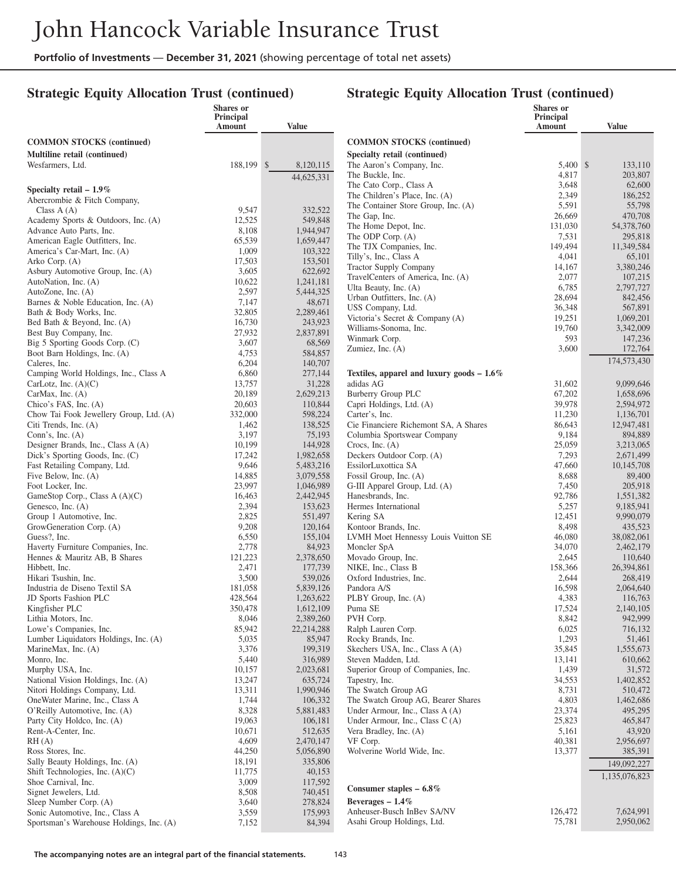# John Hancock Variable Insurance Trust

**Portfolio of Investments** — **December 31, 2021** (showing percentage of total net assets)

## Strategic Equity Allocation Trust (continued)

| | Shares or Principal Amount | Value |
|---|---|---|
| **COMMON STOCKS (continued)** | | |
| **Multiline retail (continued)** | | |
| Wesfarmers, Ltd. | 188,199 | $ 8,120,115 |
| | | 44,625,331 |
| **Specialty retail – 1.9%** | | |
| Abercrombie & Fitch Company, Class A (A) | 9,547 | 332,522 |
| Academy Sports & Outdoors, Inc. (A) | 12,525 | 549,848 |
| Advance Auto Parts, Inc. | 8,108 | 1,944,947 |
| American Eagle Outfitters, Inc. | 65,539 | 1,659,447 |
| America's Car-Mart, Inc. (A) | 1,009 | 103,322 |
| Arko Corp. (A) | 17,503 | 153,501 |
| Asbury Automotive Group, Inc. (A) | 3,605 | 622,692 |
| AutoNation, Inc. (A) | 10,622 | 1,241,181 |
| AutoZone, Inc. (A) | 2,597 | 5,444,325 |
| Barnes & Noble Education, Inc. (A) | 7,147 | 48,671 |
| Bath & Body Works, Inc. | 32,805 | 2,289,461 |
| Bed Bath & Beyond, Inc. (A) | 16,730 | 243,923 |
| Best Buy Company, Inc. | 27,932 | 2,837,891 |
| Big 5 Sporting Goods Corp. (C) | 3,607 | 68,569 |
| Boot Barn Holdings, Inc. (A) | 4,753 | 584,857 |
| Caleres, Inc. | 6,204 | 140,707 |
| Camping World Holdings, Inc., Class A | 6,860 | 277,144 |
| CarLotz, Inc. (A)(C) | 13,757 | 31,228 |
| CarMax, Inc. (A) | 20,189 | 2,629,213 |
| Chico's FAS, Inc. (A) | 20,603 | 110,844 |
| Chow Tai Fook Jewellery Group, Ltd. (A) | 332,000 | 598,224 |
| Citi Trends, Inc. (A) | 1,462 | 138,525 |
| Conn's, Inc. (A) | 3,197 | 75,193 |
| Designer Brands, Inc., Class A (A) | 10,199 | 144,928 |
| Dick's Sporting Goods, Inc. (C) | 17,242 | 1,982,658 |
| Fast Retailing Company, Ltd. | 9,646 | 5,483,216 |
| Five Below, Inc. (A) | 14,885 | 3,079,558 |
| Foot Locker, Inc. | 23,997 | 1,046,989 |
| GameStop Corp., Class A (A)(C) | 16,463 | 2,442,945 |
| Genesco, Inc. (A) | 2,394 | 153,623 |
| Group 1 Automotive, Inc. | 2,825 | 551,497 |
| GrowGeneration Corp. (A) | 9,208 | 120,164 |
| Guess?, Inc. | 6,550 | 155,104 |
| Haverty Furniture Companies, Inc. | 2,778 | 84,923 |
| Hennes & Mauritz AB, B Shares | 121,223 | 2,378,650 |
| Hibbett, Inc. | 2,471 | 177,739 |
| Hikari Tsushin, Inc. | 3,500 | 539,026 |
| Industria de Diseno Textil SA | 181,058 | 5,839,126 |
| JD Sports Fashion PLC | 428,564 | 1,263,622 |
| Kingfisher PLC | 350,478 | 1,612,109 |
| Lithia Motors, Inc. | 8,046 | 2,389,260 |
| Lowe's Companies, Inc. | 85,942 | 22,214,288 |
| Lumber Liquidators Holdings, Inc. (A) | 5,035 | 85,947 |
| MarineMax, Inc. (A) | 3,376 | 199,319 |
| Monro, Inc. | 5,440 | 316,989 |
| Murphy USA, Inc. | 10,157 | 2,023,681 |
| National Vision Holdings, Inc. (A) | 13,247 | 635,724 |
| Nitori Holdings Company, Ltd. | 13,311 | 1,990,946 |
| OneWater Marine, Inc., Class A | 1,744 | 106,332 |
| O'Reilly Automotive, Inc. (A) | 8,328 | 5,881,483 |
| Party City Holdco, Inc. (A) | 19,063 | 106,181 |
| Rent-A-Center, Inc. | 10,671 | 512,635 |
| RH (A) | 4,609 | 2,470,147 |
| Ross Stores, Inc. | 44,250 | 5,056,890 |
| Sally Beauty Holdings, Inc. (A) | 18,191 | 335,806 |
| Shift Technologies, Inc. (A)(C) | 11,775 | 40,153 |
| Shoe Carnival, Inc. | 3,009 | 117,592 |
| Signet Jewelers, Ltd. | 8,508 | 740,451 |
| Sleep Number Corp. (A) | 3,640 | 278,824 |
| Sonic Automotive, Inc., Class A | 3,559 | 175,993 |
| Sportsman's Warehouse Holdings, Inc. (A) | 7,152 | 84,394 |
| **COMMON STOCKS (continued)** | | |
| **Specialty retail (continued)** | | |
| The Aaron's Company, Inc. | 5,400 | $ 133,110 |
| The Buckle, Inc. | 4,817 | 203,807 |
| The Cato Corp., Class A | 3,648 | 62,600 |
| The Children's Place, Inc. (A) | 2,349 | 186,252 |
| The Container Store Group, Inc. (A) | 5,591 | 55,798 |
| The Gap, Inc. | 26,669 | 470,708 |
| The Home Depot, Inc. | 131,030 | 54,378,760 |
| The ODP Corp. (A) | 7,531 | 295,818 |
| The TJX Companies, Inc. | 149,494 | 11,349,584 |
| Tilly's, Inc., Class A | 4,041 | 65,101 |
| Tractor Supply Company | 14,167 | 3,380,246 |
| TravelCenters of America, Inc. (A) | 2,077 | 107,215 |
| Ulta Beauty, Inc. (A) | 6,785 | 2,797,727 |
| Urban Outfitters, Inc. (A) | 28,694 | 842,456 |
| USS Company, Ltd. | 36,348 | 567,891 |
| Victoria's Secret & Company (A) | 19,251 | 1,069,201 |
| Williams-Sonoma, Inc. | 19,760 | 3,342,009 |
| Winmark Corp. | 593 | 147,236 |
| Zumiez, Inc. (A) | 3,600 | 172,764 |
| | | 174,573,430 |
| **Textiles, apparel and luxury goods – 1.6%** | | |
| adidas AG | 31,602 | 9,099,646 |
| Burberry Group PLC | 67,202 | 1,658,696 |
| Capri Holdings, Ltd. (A) | 39,978 | 2,594,972 |
| Carter's, Inc. | 11,230 | 1,136,701 |
| Cie Financiere Richemont SA, A Shares | 86,643 | 12,947,481 |
| Columbia Sportswear Company | 9,184 | 894,889 |
| Crocs, Inc. (A) | 25,059 | 3,213,065 |
| Deckers Outdoor Corp. (A) | 7,293 | 2,671,499 |
| EssilorLuxottica SA | 47,660 | 10,145,708 |
| Fossil Group, Inc. (A) | 8,688 | 89,400 |
| G-III Apparel Group, Ltd. (A) | 7,450 | 205,918 |
| Hanesbrands, Inc. | 92,786 | 1,551,382 |
| Hermes International | 5,257 | 9,185,941 |
| Kering SA | 12,451 | 9,990,079 |
| Kontoor Brands, Inc. | 8,498 | 435,523 |
| LVMH Moet Hennessy Louis Vuitton SE | 46,080 | 38,082,061 |
| Moncler SpA | 34,070 | 2,462,179 |
| Movado Group, Inc. | 2,645 | 110,640 |
| NIKE, Inc., Class B | 158,366 | 26,394,861 |
| Oxford Industries, Inc. | 2,644 | 268,419 |
| Pandora A/S | 16,598 | 2,064,640 |
| PLBY Group, Inc. (A) | 4,383 | 116,763 |
| Puma SE | 17,524 | 2,140,105 |
| PVH Corp. | 8,842 | 942,999 |
| Ralph Lauren Corp. | 6,025 | 716,132 |
| Rocky Brands, Inc. | 1,293 | 51,461 |
| Skechers USA, Inc., Class A (A) | 35,845 | 1,555,673 |
| Steven Madden, Ltd. | 13,141 | 610,662 |
| Superior Group of Companies, Inc. | 1,439 | 31,572 |
| Tapestry, Inc. | 34,553 | 1,402,852 |
| The Swatch Group AG | 8,731 | 510,472 |
| The Swatch Group AG, Bearer Shares | 4,803 | 1,462,686 |
| Under Armour, Inc., Class A (A) | 23,374 | 495,295 |
| Under Armour, Inc., Class C (A) | 25,823 | 465,847 |
| Vera Bradley, Inc. (A) | 5,161 | 43,920 |
| VF Corp. | 40,381 | 2,956,697 |
| Wolverine World Wide, Inc. | 13,377 | 385,391 |
| | | 149,092,227 |
| | | 1,135,076,823 |
| **Consumer staples – 6.8%** | | |
| **Beverages – 1.4%** | | |
| Anheuser-Busch InBev SA/NV | 126,472 | 7,624,991 |
| Asahi Group Holdings, Ltd. | 75,781 | 2,950,062 |

The accompanying notes are an integral part of the financial statements.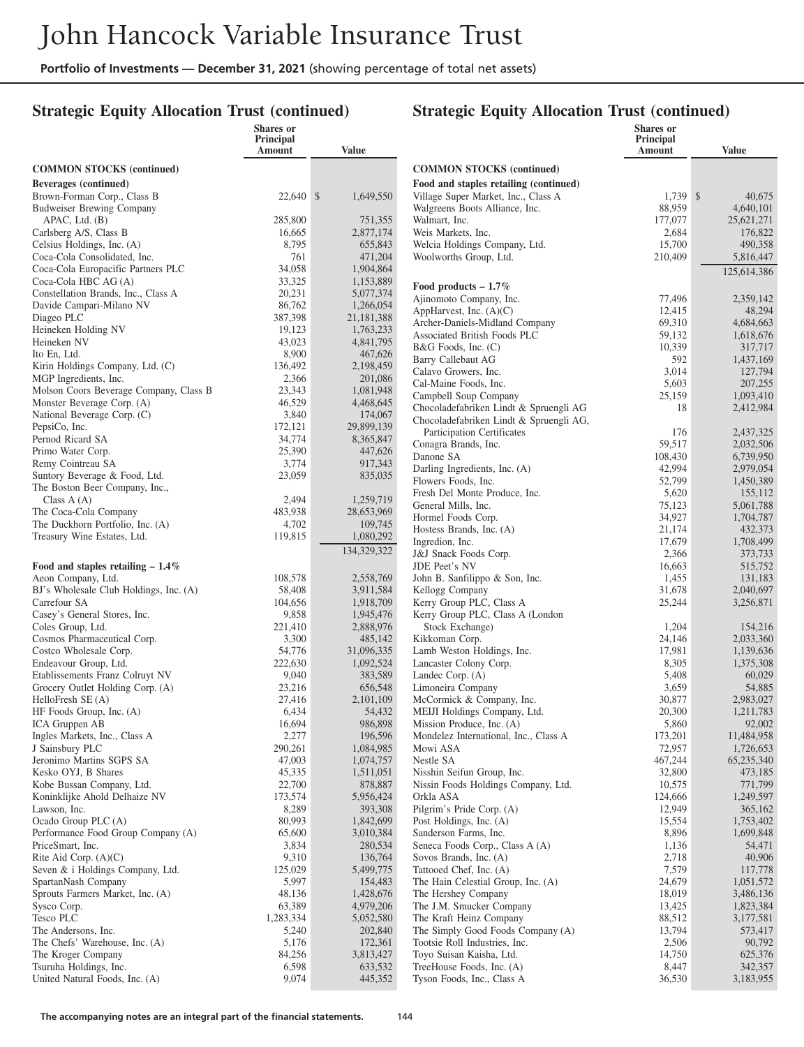## Strategic Equity Allocation Trust (continued)

| | Shares or Principal Amount | Value |
|---|---|---|
| **COMMON STOCKS (continued)** | | |
| **Beverages (continued)** | | |
| Brown-Forman Corp., Class B | 22,640 | $ 1,649,550 |
| Budweiser Brewing Company APAC, Ltd. (B) | 285,800 | 751,355 |
| Carlsberg A/S, Class B | 16,665 | 2,877,174 |
| Celsius Holdings, Inc. (A) | 8,795 | 655,843 |
| Coca-Cola Consolidated, Inc. | 761 | 471,204 |
| Coca-Cola Europacific Partners PLC | 34,058 | 1,904,864 |
| Coca-Cola HBC AG (A) | 33,325 | 1,153,889 |
| Constellation Brands, Inc., Class A | 20,231 | 5,077,374 |
| Davide Campari-Milano NV | 86,762 | 1,266,054 |
| Diageo PLC | 387,398 | 21,181,388 |
| Heineken Holding NV | 19,123 | 1,763,233 |
| Heineken NV | 43,023 | 4,841,795 |
| Ito En, Ltd. | 8,900 | 467,626 |
| Kirin Holdings Company, Ltd. (C) | 136,492 | 2,198,459 |
| MGP Ingredients, Inc. | 2,366 | 201,086 |
| Molson Coors Beverage Company, Class B | 23,343 | 1,081,948 |
| Monster Beverage Corp. (A) | 46,529 | 4,468,645 |
| National Beverage Corp. (C) | 3,840 | 174,067 |
| PepsiCo, Inc. | 172,121 | 29,899,139 |
| Pernod Ricard SA | 34,774 | 8,365,847 |
| Primo Water Corp. | 25,390 | 447,626 |
| Remy Cointreau SA | 3,774 | 917,343 |
| Suntory Beverage & Food, Ltd. | 23,059 | 835,035 |
| The Boston Beer Company, Inc., Class A (A) | 2,494 | 1,259,719 |
| The Coca-Cola Company | 483,938 | 28,653,969 |
| The Duckhorn Portfolio, Inc. (A) | 4,702 | 109,745 |
| Treasury Wine Estates, Ltd. | 119,815 | 1,080,292 |
| | | 134,329,322 |
| **Food and staples retailing – 1.4%** | | |
| Aeon Company, Ltd. | 108,578 | 2,558,769 |
| BJ's Wholesale Club Holdings, Inc. (A) | 58,408 | 3,911,584 |
| Carrefour SA | 104,656 | 1,918,709 |
| Casey's General Stores, Inc. | 9,858 | 1,945,476 |
| Coles Group, Ltd. | 221,410 | 2,888,976 |
| Cosmos Pharmaceutical Corp. | 3,300 | 485,142 |
| Costco Wholesale Corp. | 54,776 | 31,096,335 |
| Endeavour Group, Ltd. | 222,630 | 1,092,524 |
| Etablissements Franz Colruyt NV | 9,040 | 383,589 |
| Grocery Outlet Holding Corp. (A) | 23,216 | 656,548 |
| HelloFresh SE (A) | 27,416 | 2,101,109 |
| HF Foods Group, Inc. (A) | 6,434 | 54,432 |
| ICA Gruppen AB | 16,694 | 986,898 |
| Ingles Markets, Inc., Class A | 2,277 | 196,596 |
| J Sainsbury PLC | 290,261 | 1,084,985 |
| Jeronimo Martins SGPS SA | 47,003 | 1,074,757 |
| Kesko OYJ, B Shares | 45,335 | 1,511,051 |
| Kobe Bussan Company, Ltd. | 22,700 | 878,887 |
| Koninklijke Ahold Delhaize NV | 173,574 | 5,956,424 |
| Lawson, Inc. | 8,289 | 393,308 |
| Ocado Group PLC (A) | 80,993 | 1,842,699 |
| Performance Food Group Company (A) | 65,600 | 3,010,384 |
| PriceSmart, Inc. | 3,834 | 280,534 |
| Rite Aid Corp. (A)(C) | 9,310 | 136,764 |
| Seven & i Holdings Company, Ltd. | 125,029 | 5,499,775 |
| SpartanNash Company | 5,997 | 154,483 |
| Sprouts Farmers Market, Inc. (A) | 48,136 | 1,428,676 |
| Sysco Corp. | 63,389 | 4,979,206 |
| Tesco PLC | 1,283,334 | 5,052,580 |
| The Andersons, Inc. | 5,240 | 202,840 |
| The Chefs' Warehouse, Inc. (A) | 5,176 | 172,361 |
| The Kroger Company | 84,256 | 3,813,427 |
| Tsuruha Holdings, Inc. | 6,598 | 633,532 |
| United Natural Foods, Inc. (A) | 9,074 | 445,352 |
| **Food and staples retailing (continued)** | | |
| Village Super Market, Inc., Class A | 1,739 | $ 40,675 |
| Walgreens Boots Alliance, Inc. | 88,959 | 4,640,101 |
| Walmart, Inc. | 177,077 | 25,621,271 |
| Weis Markets, Inc. | 2,684 | 176,822 |
| Welcia Holdings Company, Ltd. | 15,700 | 490,358 |
| Woolworths Group, Ltd. | 210,409 | 5,816,447 |
| | | 125,614,386 |
| **Food products – 1.7%** | | |
| Ajinomoto Company, Inc. | 77,496 | 2,359,142 |
| AppHarvest, Inc. (A)(C) | 12,415 | 48,294 |
| Archer-Daniels-Midland Company | 69,310 | 4,684,663 |
| Associated British Foods PLC | 59,132 | 1,618,676 |
| B&G Foods, Inc. (C) | 10,339 | 317,717 |
| Barry Callebaut AG | 592 | 1,437,169 |
| Calavo Growers, Inc. | 3,014 | 127,794 |
| Cal-Maine Foods, Inc. | 5,603 | 207,255 |
| Campbell Soup Company | 25,159 | 1,093,410 |
| Chocoladefabriken Lindt & Spruengli AG | 18 | 2,412,984 |
| Chocoladefabriken Lindt & Spruengli AG, Participation Certificates | 176 | 2,437,325 |
| Conagra Brands, Inc. | 59,517 | 2,032,506 |
| Danone SA | 108,430 | 6,739,950 |
| Darling Ingredients, Inc. (A) | 42,994 | 2,979,054 |
| Flowers Foods, Inc. | 52,799 | 1,450,389 |
| Fresh Del Monte Produce, Inc. | 5,620 | 155,112 |
| General Mills, Inc. | 75,123 | 5,061,788 |
| Hormel Foods Corp. | 34,927 | 1,704,787 |
| Hostess Brands, Inc. (A) | 21,174 | 432,373 |
| Ingredion, Inc. | 17,679 | 1,708,499 |
| J&J Snack Foods Corp. | 2,366 | 373,733 |
| JDE Peet's NV | 16,663 | 515,752 |
| John B. Sanfilippo & Son, Inc. | 1,455 | 131,183 |
| Kellogg Company | 31,678 | 2,040,697 |
| Kerry Group PLC, Class A | 25,244 | 3,256,871 |
| Kerry Group PLC, Class A (London Stock Exchange) | 1,204 | 154,216 |
| Kikkoman Corp. | 24,146 | 2,033,360 |
| Lamb Weston Holdings, Inc. | 17,981 | 1,139,636 |
| Lancaster Colony Corp. | 8,305 | 1,375,308 |
| Landec Corp. (A) | 5,408 | 60,029 |
| Limoneira Company | 3,659 | 54,885 |
| McCormick & Company, Inc. | 30,877 | 2,983,027 |
| MEIJI Holdings Company, Ltd. | 20,300 | 1,211,783 |
| Mission Produce, Inc. (A) | 5,860 | 92,002 |
| Mondelez International, Inc., Class A | 173,201 | 11,484,958 |
| Mowi ASA | 72,957 | 1,726,653 |
| Nestle SA | 467,244 | 65,235,340 |
| Nisshin Seifun Group, Inc. | 32,800 | 473,185 |
| Nissin Foods Holdings Company, Ltd. | 10,575 | 771,799 |
| Orkla ASA | 124,666 | 1,249,597 |
| Pilgrim's Pride Corp. (A) | 12,949 | 365,162 |
| Post Holdings, Inc. (A) | 15,554 | 1,753,402 |
| Sanderson Farms, Inc. | 8,896 | 1,699,848 |
| Seneca Foods Corp., Class A (A) | 1,136 | 54,471 |
| Sovos Brands, Inc. (A) | 2,718 | 40,906 |
| Tattooed Chef, Inc. (A) | 7,579 | 117,778 |
| The Hain Celestial Group, Inc. (A) | 24,679 | 1,051,572 |
| The Hershey Company | 18,019 | 3,486,136 |
| The J.M. Smucker Company | 13,425 | 1,823,384 |
| The Kraft Heinz Company | 88,512 | 3,177,581 |
| The Simply Good Foods Company (A) | 13,794 | 573,417 |
| Tootsie Roll Industries, Inc. | 2,506 | 90,792 |
| Toyo Suisan Kaisha, Ltd. | 14,750 | 625,376 |
| TreeHouse Foods, Inc. (A) | 8,447 | 342,357 |
| Tyson Foods, Inc., Class A | 36,530 | 3,183,955 |

The accompanying notes are an integral part of the financial statements.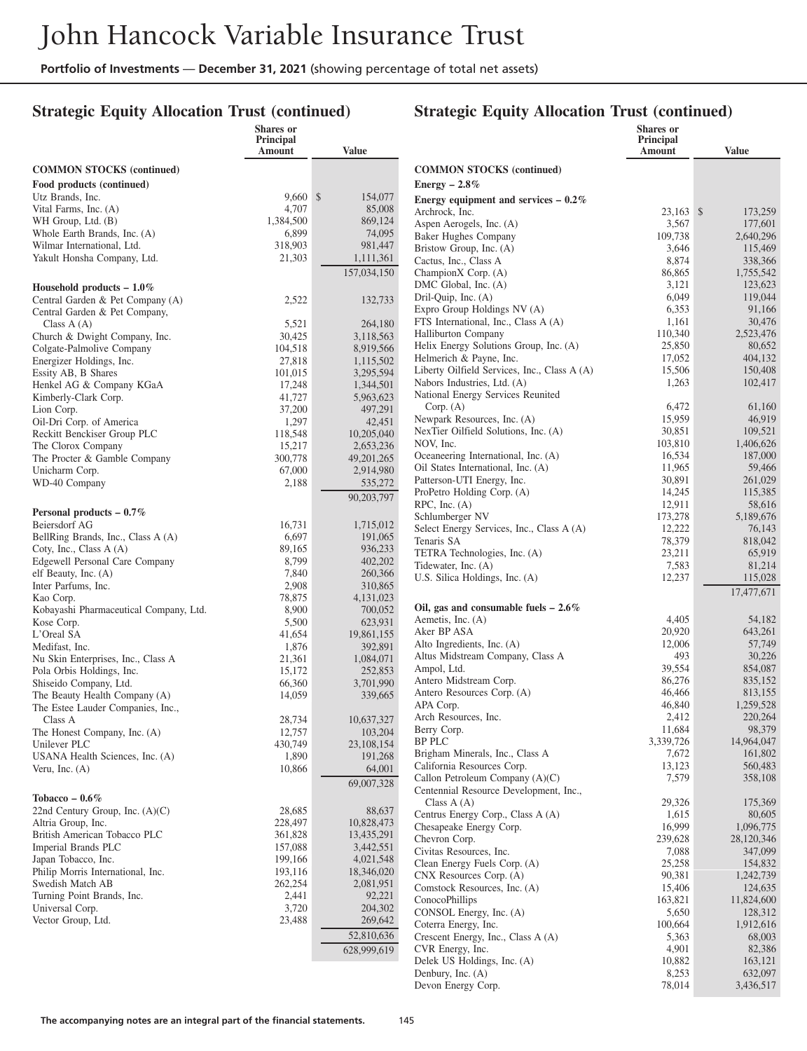# John Hancock Variable Insurance Trust

**Portfolio of Investments** — **December 31, 2021** (showing percentage of total net assets)

## Strategic Equity Allocation Trust (continued)

| | Shares or Principal Amount | Value |
|---|---|---|
| **COMMON STOCKS (continued)** | | |
| **Food products (continued)** | | |
| Utz Brands, Inc. | 9,660 | $ 154,077 |
| Vital Farms, Inc. (A) | 4,707 | 85,008 |
| WH Group, Ltd. (B) | 1,384,500 | 869,124 |
| Whole Earth Brands, Inc. (A) | 6,899 | 74,095 |
| Wilmar International, Ltd. | 318,903 | 981,447 |
| Yakult Honsha Company, Ltd. | 21,303 | 1,111,361 |
| | | 157,034,150 |
| **Household products – 1.0%** | | |
| Central Garden & Pet Company (A) | 2,522 | 132,733 |
| Central Garden & Pet Company, Class A (A) | 5,521 | 264,180 |
| Church & Dwight Company, Inc. | 30,425 | 3,118,563 |
| Colgate-Palmolive Company | 104,518 | 8,919,566 |
| Energizer Holdings, Inc. | 27,818 | 1,115,502 |
| Essity AB, B Shares | 101,015 | 3,295,594 |
| Henkel AG & Company KGaA | 17,248 | 1,344,501 |
| Kimberly-Clark Corp. | 41,727 | 5,963,623 |
| Lion Corp. | 37,200 | 497,291 |
| Oil-Dri Corp. of America | 1,297 | 42,451 |
| Reckitt Benckiser Group PLC | 118,548 | 10,205,040 |
| The Clorox Company | 15,217 | 2,653,236 |
| The Procter & Gamble Company | 300,778 | 49,201,265 |
| Unicharm Corp. | 67,000 | 2,914,980 |
| WD-40 Company | 2,188 | 535,272 |
| | | 90,203,797 |
| **Personal products – 0.7%** | | |
| Beiersdorf AG | 16,731 | 1,715,012 |
| BellRing Brands, Inc., Class A (A) | 6,697 | 191,065 |
| Coty, Inc., Class A (A) | 89,165 | 936,233 |
| Edgewell Personal Care Company | 8,799 | 402,202 |
| elf Beauty, Inc. (A) | 7,840 | 260,366 |
| Inter Parfums, Inc. | 2,908 | 310,865 |
| Kao Corp. | 78,875 | 4,131,023 |
| Kobayashi Pharmaceutical Company, Ltd. | 8,900 | 700,052 |
| Kose Corp. | 5,500 | 623,931 |
| L'Oreal SA | 41,654 | 19,861,155 |
| Medifast, Inc. | 1,876 | 392,891 |
| Nu Skin Enterprises, Inc., Class A | 21,361 | 1,084,071 |
| Pola Orbis Holdings, Inc. | 15,172 | 252,853 |
| Shiseido Company, Ltd. | 66,360 | 3,701,990 |
| The Beauty Health Company (A) | 14,059 | 339,665 |
| The Estee Lauder Companies, Inc., Class A | 28,734 | 10,637,327 |
| The Honest Company, Inc. (A) | 12,757 | 103,204 |
| Unilever PLC | 430,749 | 23,108,154 |
| USANA Health Sciences, Inc. (A) | 1,890 | 191,268 |
| Veru, Inc. (A) | 10,866 | 64,001 |
| | | 69,007,328 |
| **Tobacco – 0.6%** | | |
| 22nd Century Group, Inc. (A)(C) | 28,685 | 88,637 |
| Altria Group, Inc. | 228,497 | 10,828,473 |
| British American Tobacco PLC | 361,828 | 13,435,291 |
| Imperial Brands PLC | 157,088 | 3,442,551 |
| Japan Tobacco, Inc. | 199,166 | 4,021,548 |
| Philip Morris International, Inc. | 193,116 | 18,346,020 |
| Swedish Match AB | 262,254 | 2,081,951 |
| Turning Point Brands, Inc. | 2,441 | 92,221 |
| Universal Corp. | 3,720 | 204,302 |
| Vector Group, Ltd. | 23,488 | 269,642 |
| | | 52,810,636 |
| | | 628,999,619 |
| **Energy – 2.8%** | | |
| **Energy equipment and services – 0.2%** | | |
| Archrock, Inc. | 23,163 | $ 173,259 |
| Aspen Aerogels, Inc. (A) | 3,567 | 177,601 |
| Baker Hughes Company | 109,738 | 2,640,296 |
| Bristow Group, Inc. (A) | 3,646 | 115,469 |
| Cactus, Inc., Class A | 8,874 | 338,366 |
| ChampionX Corp. (A) | 86,865 | 1,755,542 |
| DMC Global, Inc. (A) | 3,121 | 123,623 |
| Dril-Quip, Inc. (A) | 6,049 | 119,044 |
| Expro Group Holdings NV (A) | 6,353 | 91,166 |
| FTS International, Inc., Class A (A) | 1,161 | 30,476 |
| Halliburton Company | 110,340 | 2,523,476 |
| Helix Energy Solutions Group, Inc. (A) | 25,850 | 80,652 |
| Helmerich & Payne, Inc. | 17,052 | 404,132 |
| Liberty Oilfield Services, Inc., Class A (A) | 15,506 | 150,408 |
| Nabors Industries, Ltd. (A) | 1,263 | 102,417 |
| National Energy Services Reunited Corp. (A) | 6,472 | 61,160 |
| Newpark Resources, Inc. (A) | 15,959 | 46,919 |
| NexTier Oilfield Solutions, Inc. (A) | 30,851 | 109,521 |
| NOV, Inc. | 103,810 | 1,406,626 |
| Oceaneering International, Inc. (A) | 16,534 | 187,000 |
| Oil States International, Inc. (A) | 11,965 | 59,466 |
| Patterson-UTI Energy, Inc. | 30,891 | 261,029 |
| ProPetro Holding Corp. (A) | 14,245 | 115,385 |
| RPC, Inc. (A) | 12,911 | 58,616 |
| Schlumberger NV | 173,278 | 5,189,676 |
| Select Energy Services, Inc., Class A (A) | 12,222 | 76,143 |
| Tenaris SA | 78,379 | 818,042 |
| TETRA Technologies, Inc. (A) | 23,211 | 65,919 |
| Tidewater, Inc. (A) | 7,583 | 81,214 |
| U.S. Silica Holdings, Inc. (A) | 12,237 | 115,028 |
| | | 17,477,671 |
| **Oil, gas and consumable fuels – 2.6%** | | |
| Aemetis, Inc. (A) | 4,405 | 54,182 |
| Aker BP ASA | 20,920 | 643,261 |
| Alto Ingredients, Inc. (A) | 12,006 | 57,749 |
| Altus Midstream Company, Class A | 493 | 30,226 |
| Ampol, Ltd. | 39,554 | 854,087 |
| Antero Midstream Corp. | 86,276 | 835,152 |
| Antero Resources Corp. (A) | 46,466 | 813,155 |
| APA Corp. | 46,840 | 1,259,528 |
| Arch Resources, Inc. | 2,412 | 220,264 |
| Berry Corp. | 11,684 | 98,379 |
| BP PLC | 3,339,726 | 14,964,047 |
| Brigham Minerals, Inc., Class A | 7,672 | 161,802 |
| California Resources Corp. | 13,123 | 560,483 |
| Callon Petroleum Company (A)(C) | 7,579 | 358,108 |
| Centennial Resource Development, Inc., Class A (A) | 29,326 | 175,369 |
| Centrus Energy Corp., Class A (A) | 1,615 | 80,605 |
| Chesapeake Energy Corp. | 16,999 | 1,096,775 |
| Chevron Corp. | 239,628 | 28,120,346 |
| Civitas Resources, Inc. | 7,088 | 347,099 |
| Clean Energy Fuels Corp. (A) | 25,258 | 154,832 |
| CNX Resources Corp. (A) | 90,381 | 1,242,739 |
| Comstock Resources, Inc. (A) | 15,406 | 124,635 |
| ConocoPhillips | 163,821 | 11,824,600 |
| CONSOL Energy, Inc. (A) | 5,650 | 128,312 |
| Coterra Energy, Inc. | 100,664 | 1,912,616 |
| Crescent Energy, Inc., Class A (A) | 5,363 | 68,003 |
| CVR Energy, Inc. | 4,901 | 82,386 |
| Delek US Holdings, Inc. (A) | 10,882 | 163,121 |
| Denbury, Inc. (A) | 8,253 | 632,097 |
| Devon Energy Corp. | 78,014 | 3,436,517 |

**The accompanying notes are an integral part of the financial statements.**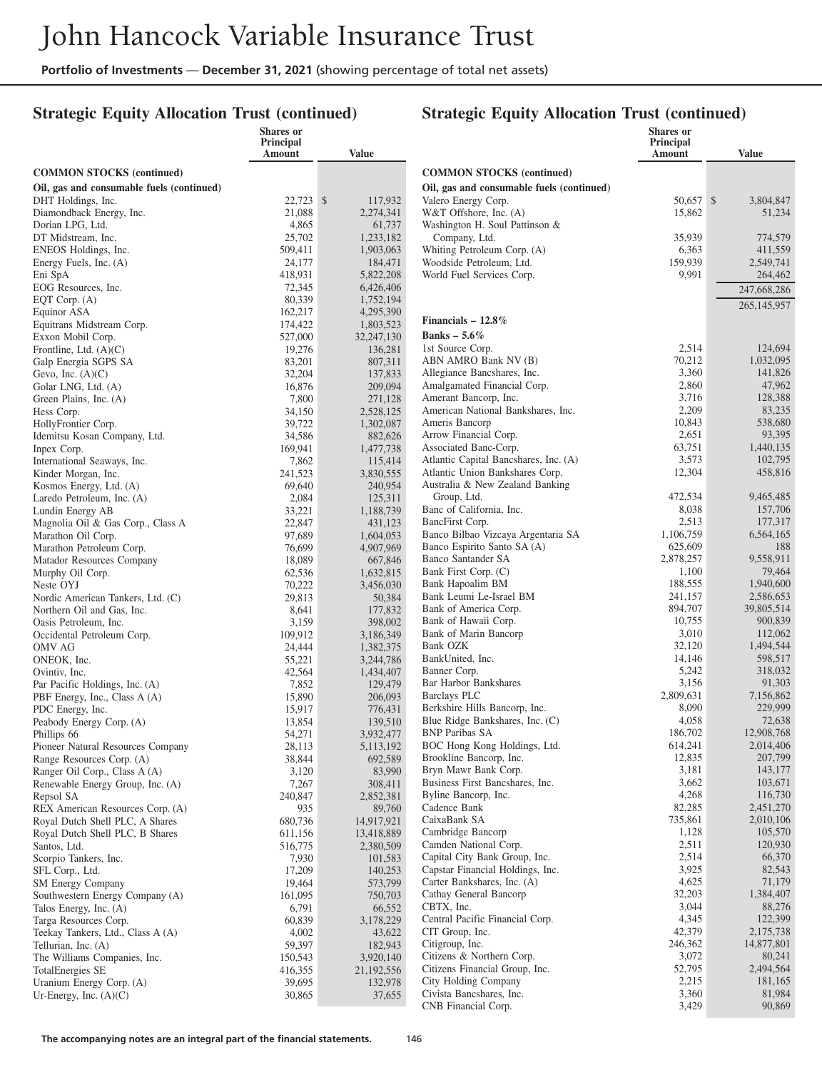# John Hancock Variable Insurance Trust

**Portfolio of Investments** — **December 31, 2021** (showing percentage of total net assets)

## Strategic Equity Allocation Trust (continued)

| | Shares or Principal Amount | Value |
|---|---|---|
| **COMMON STOCKS (continued)** | | |
| **Oil, gas and consumable fuels (continued)** | | |
| DHT Holdings, Inc. | 22,723 | $ 117,932 |
| Diamondback Energy, Inc. | 21,088 | 2,274,341 |
| Dorian LPG, Ltd. | 4,865 | 61,737 |
| DT Midstream, Inc. | 25,702 | 1,233,182 |
| ENEOS Holdings, Inc. | 509,411 | 1,903,063 |
| Energy Fuels, Inc. (A) | 24,177 | 184,471 |
| Eni SpA | 418,931 | 5,822,208 |
| EOG Resources, Inc. | 72,345 | 6,426,406 |
| EQT Corp. (A) | 80,339 | 1,752,194 |
| Equinor ASA | 162,217 | 4,295,390 |
| Equitrans Midstream Corp. | 174,422 | 1,803,523 |
| Exxon Mobil Corp. | 527,000 | 32,247,130 |
| Frontline, Ltd. (A)(C) | 19,276 | 136,281 |
| Galp Energia SGPS SA | 83,201 | 807,311 |
| Gevo, Inc. (A)(C) | 32,204 | 137,833 |
| Golar LNG, Ltd. (A) | 16,876 | 209,094 |
| Green Plains, Inc. (A) | 7,800 | 271,128 |
| Hess Corp. | 34,150 | 2,528,125 |
| HollyFrontier Corp. | 39,722 | 1,302,087 |
| Idemitsu Kosan Company, Ltd. | 34,586 | 882,626 |
| Inpex Corp. | 169,941 | 1,477,738 |
| International Seaways, Inc. | 7,862 | 115,414 |
| Kinder Morgan, Inc. | 241,523 | 3,830,555 |
| Kosmos Energy, Ltd. (A) | 69,640 | 240,954 |
| Laredo Petroleum, Inc. (A) | 2,084 | 125,311 |
| Lundin Energy AB | 33,221 | 1,188,739 |
| Magnolia Oil & Gas Corp., Class A | 22,847 | 431,123 |
| Marathon Oil Corp. | 97,689 | 1,604,053 |
| Marathon Petroleum Corp. | 76,699 | 4,907,969 |
| Matador Resources Company | 18,089 | 667,846 |
| Murphy Oil Corp. | 62,536 | 1,632,815 |
| Neste OYJ | 70,222 | 3,456,030 |
| Nordic American Tankers, Ltd. (C) | 29,813 | 50,384 |
| Northern Oil and Gas, Inc. | 8,641 | 177,832 |
| Oasis Petroleum, Inc. | 3,159 | 398,002 |
| Occidental Petroleum Corp. | 109,912 | 3,186,349 |
| OMV AG | 24,444 | 1,382,375 |
| ONEOK, Inc. | 55,221 | 3,244,786 |
| Ovintiv, Inc. | 42,564 | 1,434,407 |
| Par Pacific Holdings, Inc. (A) | 7,852 | 129,479 |
| PBF Energy, Inc., Class A (A) | 15,890 | 206,093 |
| PDC Energy, Inc. | 15,917 | 776,431 |
| Peabody Energy Corp. (A) | 13,854 | 139,510 |
| Phillips 66 | 54,271 | 3,932,477 |
| Pioneer Natural Resources Company | 28,113 | 5,113,192 |
| Range Resources Corp. (A) | 38,844 | 692,589 |
| Ranger Oil Corp., Class A (A) | 3,120 | 83,990 |
| Renewable Energy Group, Inc. (A) | 7,267 | 308,411 |
| Repsol SA | 240,847 | 2,852,381 |
| REX American Resources Corp. (A) | 935 | 89,760 |
| Royal Dutch Shell PLC, A Shares | 680,736 | 14,917,921 |
| Royal Dutch Shell PLC, B Shares | 611,156 | 13,418,889 |
| Santos, Ltd. | 516,775 | 2,380,509 |
| Scorpio Tankers, Inc. | 7,930 | 101,583 |
| SFL Corp., Ltd. | 17,209 | 140,253 |
| SM Energy Company | 19,464 | 573,799 |
| Southwestern Energy Company (A) | 161,095 | 750,703 |
| Talos Energy, Inc. (A) | 6,791 | 66,552 |
| Targa Resources Corp. | 60,839 | 3,178,229 |
| Teekay Tankers, Ltd., Class A (A) | 4,002 | 43,622 |
| Tellurian, Inc. (A) | 59,397 | 182,943 |
| The Williams Companies, Inc. | 150,543 | 3,920,140 |
| TotalEnergies SE | 416,355 | 21,192,556 |
| Uranium Energy Corp. (A) | 39,695 | 132,978 |
| Ur-Energy, Inc. (A)(C) | 30,865 | 37,655 |
| Valero Energy Corp. | 50,657 | $ 3,804,847 |
| W&T Offshore, Inc. (A) | 15,862 | 51,234 |
| Washington H. Soul Pattinson & Company, Ltd. | 35,939 | 774,579 |
| Whiting Petroleum Corp. (A) | 6,363 | 411,559 |
| Woodside Petroleum, Ltd. | 159,939 | 2,549,741 |
| World Fuel Services Corp. | 9,991 | 264,462 |
| | | 247,668,286 |
| | | 265,145,957 |
| **Financials – 12.8%** | | |
| **Banks – 5.6%** | | |
| 1st Source Corp. | 2,514 | 124,694 |
| ABN AMRO Bank NV (B) | 70,212 | 1,032,095 |
| Allegiance Bancshares, Inc. | 3,360 | 141,826 |
| Amalgamated Financial Corp. | 2,860 | 47,962 |
| Amerant Bancorp, Inc. | 3,716 | 128,388 |
| American National Bankshares, Inc. | 2,209 | 83,235 |
| Ameris Bancorp | 10,843 | 538,680 |
| Arrow Financial Corp. | 2,651 | 93,395 |
| Associated Banc-Corp. | 63,751 | 1,440,135 |
| Atlantic Capital Bancshares, Inc. (A) | 3,573 | 102,795 |
| Atlantic Union Bankshares Corp. | 12,304 | 458,816 |
| Australia & New Zealand Banking Group, Ltd. | 472,534 | 9,465,485 |
| Banc of California, Inc. | 8,038 | 157,706 |
| BancFirst Corp. | 2,513 | 177,317 |
| Banco Bilbao Vizcaya Argentaria SA | 1,106,759 | 6,564,165 |
| Banco Espirito Santo SA (A) | 625,609 | 188 |
| Banco Santander SA | 2,878,257 | 9,558,911 |
| Bank First Corp. (C) | 1,100 | 79,464 |
| Bank Hapoalim BM | 188,555 | 1,940,600 |
| Bank Leumi Le-Israel BM | 241,157 | 2,586,653 |
| Bank of America Corp. | 894,707 | 39,805,514 |
| Bank of Hawaii Corp. | 10,755 | 900,839 |
| Bank of Marin Bancorp | 3,010 | 112,062 |
| Bank OZK | 32,120 | 1,494,544 |
| BankUnited, Inc. | 14,146 | 598,517 |
| Banner Corp. | 5,242 | 318,032 |
| Bar Harbor Bankshares | 3,156 | 91,303 |
| Barclays PLC | 2,809,631 | 7,156,862 |
| Berkshire Hills Bancorp, Inc. | 8,090 | 229,999 |
| Blue Ridge Bankshares, Inc. (C) | 4,058 | 72,638 |
| BNP Paribas SA | 186,702 | 12,908,768 |
| BOC Hong Kong Holdings, Ltd. | 614,241 | 2,014,406 |
| Brookline Bancorp, Inc. | 12,835 | 207,799 |
| Bryn Mawr Bank Corp. | 3,181 | 143,177 |
| Business First Bancshares, Inc. | 3,662 | 103,671 |
| Byline Bancorp, Inc. | 4,268 | 116,730 |
| Cadence Bank | 82,285 | 2,451,270 |
| CaixaBank SA | 735,861 | 2,010,106 |
| Cambridge Bancorp | 1,128 | 105,570 |
| Camden National Corp. | 2,511 | 120,930 |
| Capital City Bank Group, Inc. | 2,514 | 66,370 |
| Capstar Financial Holdings, Inc. | 3,925 | 82,543 |
| Carter Bankshares, Inc. (A) | 4,625 | 71,179 |
| Cathay General Bancorp | 32,203 | 1,384,407 |
| CBTX, Inc. | 3,044 | 88,276 |
| Central Pacific Financial Corp. | 4,345 | 122,399 |
| CIT Group, Inc. | 42,379 | 2,175,738 |
| Citigroup, Inc. | 246,362 | 14,877,801 |
| Citizens & Northern Corp. | 3,072 | 80,241 |
| Citizens Financial Group, Inc. | 52,795 | 2,494,564 |
| City Holding Company | 2,215 | 181,165 |
| Civista Bancshares, Inc. | 3,360 | 81,984 |
| CNB Financial Corp. | 3,429 | 90,869 |

**The accompanying notes are an integral part of the financial statements.**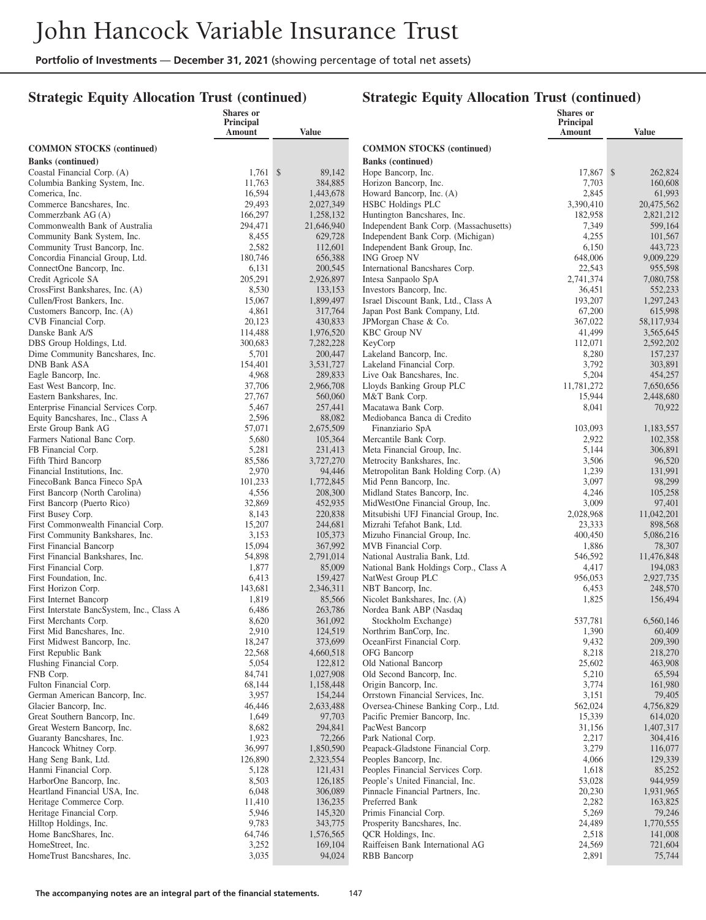# John Hancock Variable Insurance Trust

**Portfolio of Investments — December 31, 2021** (showing percentage of total net assets)

## Strategic Equity Allocation Trust (continued)

| | Shares or Principal Amount | Value |
|---|---|---|
| **COMMON STOCKS (continued)** | | |
| **Banks (continued)** | | |
| Coastal Financial Corp. (A) | 1,761 | $ 89,142 |
| Columbia Banking System, Inc. | 11,763 | 384,885 |
| Comerica, Inc. | 16,594 | 1,443,678 |
| Commerce Bancshares, Inc. | 29,493 | 2,027,349 |
| Commerzbank AG (A) | 166,297 | 1,258,132 |
| Commonwealth Bank of Australia | 294,471 | 21,646,940 |
| Community Bank System, Inc. | 8,455 | 629,728 |
| Community Trust Bancorp, Inc. | 2,582 | 112,601 |
| Concordia Financial Group, Ltd. | 180,746 | 656,388 |
| ConnectOne Bancorp, Inc. | 6,131 | 200,545 |
| Credit Agricole SA | 205,291 | 2,926,897 |
| CrossFirst Bankshares, Inc. (A) | 8,530 | 133,153 |
| Cullen/Frost Bankers, Inc. | 15,067 | 1,899,497 |
| Customers Bancorp, Inc. (A) | 4,861 | 317,764 |
| CVB Financial Corp. | 20,123 | 430,833 |
| Danske Bank A/S | 114,488 | 1,976,520 |
| DBS Group Holdings, Ltd. | 300,683 | 7,282,228 |
| Dime Community Bancshares, Inc. | 5,701 | 200,447 |
| DNB Bank ASA | 154,401 | 3,531,727 |
| Eagle Bancorp, Inc. | 4,968 | 289,833 |
| East West Bancorp, Inc. | 37,706 | 2,966,708 |
| Eastern Bankshares, Inc. | 27,767 | 560,060 |
| Enterprise Financial Services Corp. | 5,467 | 257,441 |
| Equity Bancshares, Inc., Class A | 2,596 | 88,082 |
| Erste Group Bank AG | 57,071 | 2,675,509 |
| Farmers National Banc Corp. | 5,680 | 105,364 |
| FB Financial Corp. | 5,281 | 231,413 |
| Fifth Third Bancorp | 85,586 | 3,727,270 |
| Financial Institutions, Inc. | 2,970 | 94,446 |
| FinecoBank Banca Fineco SpA | 101,233 | 1,772,845 |
| First Bancorp (North Carolina) | 4,556 | 208,300 |
| First Bancorp (Puerto Rico) | 32,869 | 452,935 |
| First Busey Corp. | 8,143 | 220,838 |
| First Commonwealth Financial Corp. | 15,207 | 244,681 |
| First Community Bankshares, Inc. | 3,153 | 105,373 |
| First Financial Bancorp | 15,094 | 367,992 |
| First Financial Bankshares, Inc. | 54,898 | 2,791,014 |
| First Financial Corp. | 1,877 | 85,009 |
| First Foundation, Inc. | 6,413 | 159,427 |
| First Horizon Corp. | 143,681 | 2,346,311 |
| First Internet Bancorp | 1,819 | 85,566 |
| First Interstate BancSystem, Inc., Class A | 6,486 | 263,786 |
| First Merchants Corp. | 8,620 | 361,092 |
| First Mid Bancshares, Inc. | 2,910 | 124,519 |
| First Midwest Bancorp, Inc. | 18,247 | 373,699 |
| First Republic Bank | 22,568 | 4,660,518 |
| Flushing Financial Corp. | 5,054 | 122,812 |
| FNB Corp. | 84,741 | 1,027,908 |
| Fulton Financial Corp. | 68,144 | 1,158,448 |
| German American Bancorp, Inc. | 3,957 | 154,244 |
| Glacier Bancorp, Inc. | 46,446 | 2,633,488 |
| Great Southern Bancorp, Inc. | 1,649 | 97,703 |
| Great Western Bancorp, Inc. | 8,682 | 294,841 |
| Guaranty Bancshares, Inc. | 1,923 | 72,266 |
| Hancock Whitney Corp. | 36,997 | 1,850,590 |
| Hang Seng Bank, Ltd. | 126,890 | 2,323,554 |
| Hanmi Financial Corp. | 5,128 | 121,431 |
| HarborOne Bancorp, Inc. | 8,503 | 126,185 |
| Heartland Financial USA, Inc. | 6,048 | 306,089 |
| Heritage Commerce Corp. | 11,410 | 136,235 |
| Heritage Financial Corp. | 5,946 | 145,320 |
| Hilltop Holdings, Inc. | 9,783 | 343,775 |
| Home BancShares, Inc. | 64,746 | 1,576,565 |
| HomeStreet, Inc. | 3,252 | 169,104 |
| HomeTrust Bancshares, Inc. | 3,035 | 94,024 |
| Hope Bancorp, Inc. | 17,867 | $ 262,824 |
| Horizon Bancorp, Inc. | 7,703 | 160,608 |
| Howard Bancorp, Inc. (A) | 2,845 | 61,993 |
| HSBC Holdings PLC | 3,390,410 | 20,475,562 |
| Huntington Bancshares, Inc. | 182,958 | 2,821,212 |
| Independent Bank Corp. (Massachusetts) | 7,349 | 599,164 |
| Independent Bank Corp. (Michigan) | 4,255 | 101,567 |
| Independent Bank Group, Inc. | 6,150 | 443,723 |
| ING Groep NV | 648,006 | 9,009,229 |
| International Bancshares Corp. | 22,543 | 955,598 |
| Intesa Sanpaolo SpA | 2,741,374 | 7,080,758 |
| Investors Bancorp, Inc. | 36,451 | 552,233 |
| Israel Discount Bank, Ltd., Class A | 193,207 | 1,297,243 |
| Japan Post Bank Company, Ltd. | 67,200 | 615,998 |
| JPMorgan Chase & Co. | 367,022 | 58,117,934 |
| KBC Group NV | 41,499 | 3,565,645 |
| KeyCorp | 112,071 | 2,592,202 |
| Lakeland Bancorp, Inc. | 8,280 | 157,237 |
| Lakeland Financial Corp. | 3,792 | 303,891 |
| Live Oak Bancshares, Inc. | 5,204 | 454,257 |
| Lloyds Banking Group PLC | 11,781,272 | 7,650,656 |
| M&T Bank Corp. | 15,944 | 2,448,680 |
| Macatawa Bank Corp. | 8,041 | 70,922 |
| Mediobanca Banca di Credito Finanziario SpA | 103,093 | 1,183,557 |
| Mercantile Bank Corp. | 2,922 | 102,358 |
| Meta Financial Group, Inc. | 5,144 | 306,891 |
| Metrocity Bankshares, Inc. | 3,506 | 96,520 |
| Metropolitan Bank Holding Corp. (A) | 1,239 | 131,991 |
| Mid Penn Bancorp, Inc. | 3,097 | 98,299 |
| Midland States Bancorp, Inc. | 4,246 | 105,258 |
| MidWestOne Financial Group, Inc. | 3,009 | 97,401 |
| Mitsubishi UFJ Financial Group, Inc. | 2,028,968 | 11,042,201 |
| Mizrahi Tefahot Bank, Ltd. | 23,333 | 898,568 |
| Mizuho Financial Group, Inc. | 400,450 | 5,086,216 |
| MVB Financial Corp. | 1,886 | 78,307 |
| National Australia Bank, Ltd. | 546,592 | 11,476,848 |
| National Bank Holdings Corp., Class A | 4,417 | 194,083 |
| NatWest Group PLC | 956,053 | 2,927,735 |
| NBT Bancorp, Inc. | 6,453 | 248,570 |
| Nicolet Bankshares, Inc. (A) | 1,825 | 156,494 |
| Nordea Bank ABP (Nasdaq Stockholm Exchange) | 537,781 | 6,560,146 |
| Northrim BanCorp, Inc. | 1,390 | 60,409 |
| OceanFirst Financial Corp. | 9,432 | 209,390 |
| OFG Bancorp | 8,218 | 218,270 |
| Old National Bancorp | 25,602 | 463,908 |
| Old Second Bancorp, Inc. | 5,210 | 65,594 |
| Origin Bancorp, Inc. | 3,774 | 161,980 |
| Orrstown Financial Services, Inc. | 3,151 | 79,405 |
| Oversea-Chinese Banking Corp., Ltd. | 562,024 | 4,756,829 |
| Pacific Premier Bancorp, Inc. | 15,339 | 614,020 |
| PacWest Bancorp | 31,156 | 1,407,317 |
| Park National Corp. | 2,217 | 304,416 |
| Peapack-Gladstone Financial Corp. | 3,279 | 116,077 |
| Peoples Bancorp, Inc. | 4,066 | 129,339 |
| Peoples Financial Services Corp. | 1,618 | 85,252 |
| People's United Financial, Inc. | 53,028 | 944,959 |
| Pinnacle Financial Partners, Inc. | 20,230 | 1,931,965 |
| Preferred Bank | 2,282 | 163,825 |
| Primis Financial Corp. | 5,269 | 79,246 |
| Prosperity Bancshares, Inc. | 24,489 | 1,770,555 |
| QCR Holdings, Inc. | 2,518 | 141,008 |
| Raiffeisen Bank International AG | 24,569 | 721,604 |
| RBB Bancorp | 2,891 | 75,744 |

The accompanying notes are an integral part of the financial statements.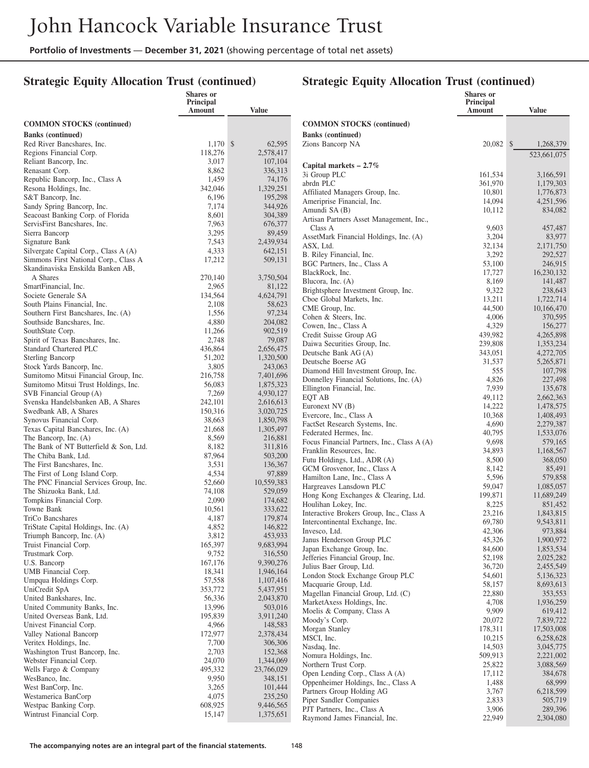# John Hancock Variable Insurance Trust

**Portfolio of Investments** — **December 31, 2021** (showing percentage of total net assets)

## Strategic Equity Allocation Trust (continued)

| | Shares or Principal Amount | Value |
|---|---|---|
| **COMMON STOCKS (continued)** | | |
| **Banks (continued)** | | |
| Red River Bancshares, Inc. | 1,170 | $ 62,595 |
| Regions Financial Corp. | 118,276 | 2,578,417 |
| Reliant Bancorp, Inc. | 3,017 | 107,104 |
| Renasant Corp. | 8,862 | 336,313 |
| Republic Bancorp, Inc., Class A | 1,459 | 74,176 |
| Resona Holdings, Inc. | 342,046 | 1,329,251 |
| S&T Bancorp, Inc. | 6,196 | 195,298 |
| Sandy Spring Bancorp, Inc. | 7,174 | 344,926 |
| Seacoast Banking Corp. of Florida | 8,601 | 304,389 |
| ServisFirst Bancshares, Inc. | 7,963 | 676,377 |
| Sierra Bancorp | 3,295 | 89,459 |
| Signature Bank | 7,543 | 2,439,934 |
| Silvergate Capital Corp., Class A (A) | 4,333 | 642,151 |
| Simmons First National Corp., Class A | 17,212 | 509,131 |
| Skandinaviska Enskilda Banken AB, A Shares | 270,140 | 3,750,504 |
| SmartFinancial, Inc. | 2,965 | 81,122 |
| Societe Generale SA | 134,564 | 4,624,791 |
| South Plains Financial, Inc. | 2,108 | 58,623 |
| Southern First Bancshares, Inc. (A) | 1,556 | 97,234 |
| Southside Bancshares, Inc. | 4,880 | 204,082 |
| SouthState Corp. | 11,266 | 902,519 |
| Spirit of Texas Bancshares, Inc. | 2,748 | 79,087 |
| Standard Chartered PLC | 436,864 | 2,656,475 |
| Sterling Bancorp | 51,202 | 1,320,500 |
| Stock Yards Bancorp, Inc. | 3,805 | 243,063 |
| Sumitomo Mitsui Financial Group, Inc. | 216,758 | 7,401,696 |
| Sumitomo Mitsui Trust Holdings, Inc. | 56,083 | 1,875,323 |
| SVB Financial Group (A) | 7,269 | 4,930,127 |
| Svenska Handelsbanken AB, A Shares | 242,101 | 2,616,613 |
| Swedbank AB, A Shares | 150,316 | 3,020,725 |
| Synovus Financial Corp. | 38,663 | 1,850,798 |
| Texas Capital Bancshares, Inc. (A) | 21,668 | 1,305,497 |
| The Bancorp, Inc. (A) | 8,569 | 216,881 |
| The Bank of NT Butterfield & Son, Ltd. | 8,182 | 311,816 |
| The Chiba Bank, Ltd. | 87,964 | 503,200 |
| The First Bancshares, Inc. | 3,531 | 136,367 |
| The First of Long Island Corp. | 4,534 | 97,889 |
| The PNC Financial Services Group, Inc. | 52,660 | 10,559,383 |
| The Shizuoka Bank, Ltd. | 74,108 | 529,059 |
| Tompkins Financial Corp. | 2,090 | 174,682 |
| Towne Bank | 10,561 | 333,622 |
| TriCo Bancshares | 4,187 | 179,874 |
| TriState Capital Holdings, Inc. (A) | 4,852 | 146,822 |
| Triumph Bancorp, Inc. (A) | 3,812 | 453,933 |
| Truist Financial Corp. | 165,397 | 9,683,994 |
| Trustmark Corp. | 9,752 | 316,550 |
| U.S. Bancorp | 167,176 | 9,390,276 |
| UMB Financial Corp. | 18,341 | 1,946,164 |
| Umpqua Holdings Corp. | 57,558 | 1,107,416 |
| UniCredit SpA | 353,772 | 5,437,951 |
| United Bankshares, Inc. | 56,336 | 2,043,870 |
| United Community Banks, Inc. | 13,996 | 503,016 |
| United Overseas Bank, Ltd. | 195,839 | 3,911,240 |
| Univest Financial Corp. | 4,966 | 148,583 |
| Valley National Bancorp | 172,977 | 2,378,434 |
| Veritex Holdings, Inc. | 7,700 | 306,306 |
| Washington Trust Bancorp, Inc. | 2,703 | 152,368 |
| Webster Financial Corp. | 24,070 | 1,344,069 |
| Wells Fargo & Company | 495,332 | 23,766,029 |
| WesBanco, Inc. | 9,950 | 348,151 |
| West BanCorp, Inc. | 3,265 | 101,444 |
| Westamerica BanCorp | 4,075 | 235,250 |
| Westpac Banking Corp. | 608,925 | 9,446,565 |
| Wintrust Financial Corp. | 15,147 | 1,375,651 |
| Zions Bancorp NA | 20,082 | $ 1,268,379 |
| | | 523,661,075 |
| **Capital markets – 2.7%** | | |
| 3i Group PLC | 161,534 | 3,166,591 |
| abrdn PLC | 361,970 | 1,179,303 |
| Affiliated Managers Group, Inc. | 10,801 | 1,776,873 |
| Ameriprise Financial, Inc. | 14,094 | 4,251,596 |
| Amundi SA (B) | 10,112 | 834,082 |
| Artisan Partners Asset Management, Inc., Class A | 9,603 | 457,487 |
| AssetMark Financial Holdings, Inc. (A) | 3,204 | 83,977 |
| ASX, Ltd. | 32,134 | 2,171,750 |
| B. Riley Financial, Inc. | 3,292 | 292,527 |
| BGC Partners, Inc., Class A | 53,100 | 246,915 |
| BlackRock, Inc. | 17,727 | 16,230,132 |
| Blucora, Inc. (A) | 8,169 | 141,487 |
| Brightsphere Investment Group, Inc. | 9,322 | 238,643 |
| Cboe Global Markets, Inc. | 13,211 | 1,722,714 |
| CME Group, Inc. | 44,500 | 10,166,470 |
| Cohen & Steers, Inc. | 4,006 | 370,595 |
| Cowen, Inc., Class A | 4,329 | 156,277 |
| Credit Suisse Group AG | 439,982 | 4,265,898 |
| Daiwa Securities Group, Inc. | 239,808 | 1,353,234 |
| Deutsche Bank AG (A) | 343,051 | 4,272,705 |
| Deutsche Boerse AG | 31,537 | 5,265,871 |
| Diamond Hill Investment Group, Inc. | 555 | 107,798 |
| Donnelley Financial Solutions, Inc. (A) | 4,826 | 227,498 |
| Ellington Financial, Inc. | 7,939 | 135,678 |
| EQT AB | 49,112 | 2,662,363 |
| Euronext NV (B) | 14,222 | 1,478,575 |
| Evercore, Inc., Class A | 10,368 | 1,408,493 |
| FactSet Research Systems, Inc. | 4,690 | 2,279,387 |
| Federated Hermes, Inc. | 40,795 | 1,533,076 |
| Focus Financial Partners, Inc., Class A (A) | 9,698 | 579,165 |
| Franklin Resources, Inc. | 34,893 | 1,168,567 |
| Futu Holdings, Ltd., ADR (A) | 8,500 | 368,050 |
| GCM Grosvenor, Inc., Class A | 8,142 | 85,491 |
| Hamilton Lane, Inc., Class A | 5,596 | 579,858 |
| Hargreaves Lansdown PLC | 59,047 | 1,085,057 |
| Hong Kong Exchanges & Clearing, Ltd. | 199,871 | 11,689,249 |
| Houlihan Lokey, Inc. | 8,225 | 851,452 |
| Interactive Brokers Group, Inc., Class A | 23,216 | 1,843,815 |
| Intercontinental Exchange, Inc. | 69,780 | 9,543,811 |
| Invesco, Ltd. | 42,306 | 973,884 |
| Janus Henderson Group PLC | 45,326 | 1,900,972 |
| Japan Exchange Group, Inc. | 84,600 | 1,853,534 |
| Jefferies Financial Group, Inc. | 52,198 | 2,025,282 |
| Julius Baer Group, Ltd. | 36,720 | 2,455,549 |
| London Stock Exchange Group PLC | 54,601 | 5,136,323 |
| Macquarie Group, Ltd. | 58,157 | 8,693,613 |
| Magellan Financial Group, Ltd. (C) | 22,880 | 353,553 |
| MarketAxess Holdings, Inc. | 4,708 | 1,936,259 |
| Moelis & Company, Class A | 9,909 | 619,412 |
| Moody's Corp. | 20,072 | 7,839,722 |
| Morgan Stanley | 178,311 | 17,503,008 |
| MSCI, Inc. | 10,215 | 6,258,628 |
| Nasdaq, Inc. | 14,503 | 3,045,775 |
| Nomura Holdings, Inc. | 509,913 | 2,221,002 |
| Northern Trust Corp. | 25,822 | 3,088,569 |
| Open Lending Corp., Class A (A) | 17,112 | 384,678 |
| Oppenheimer Holdings, Inc., Class A | 1,488 | 68,999 |
| Partners Group Holding AG | 3,767 | 6,218,599 |
| Piper Sandler Companies | 2,833 | 505,719 |
| PJT Partners, Inc., Class A | 3,906 | 289,396 |
| Raymond James Financial, Inc. | 22,949 | 2,304,080 |

**The accompanying notes are an integral part of the financial statements.**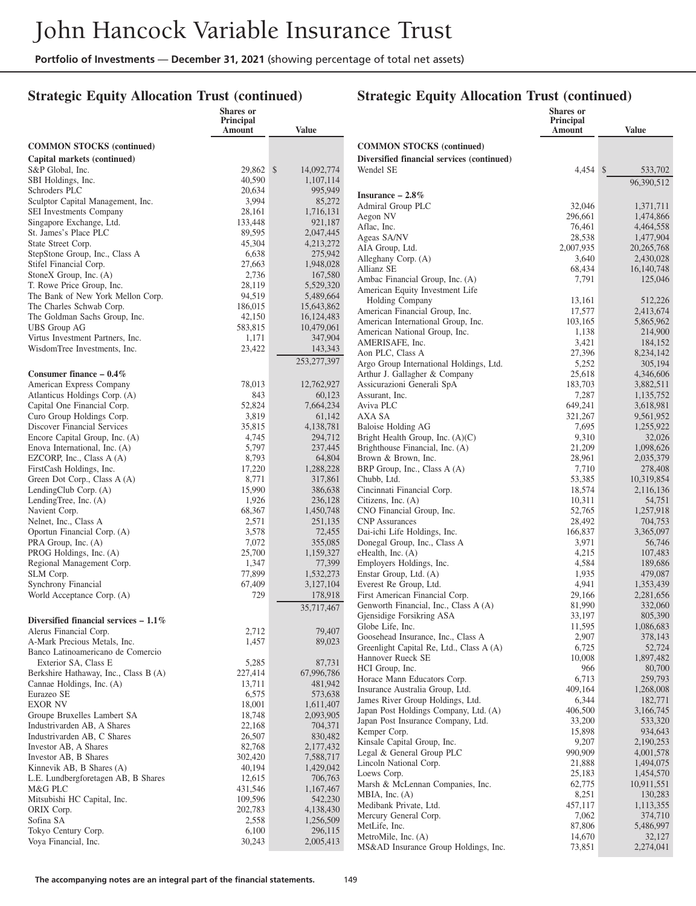# John Hancock Variable Insurance Trust

**Portfolio of Investments** — **December 31, 2021** (showing percentage of total net assets)

## Strategic Equity Allocation Trust (continued)

| | Shares or Principal Amount | Value |
|---|---|---|
| **COMMON STOCKS (continued)** | | |
| **Capital markets (continued)** | | |
| S&P Global, Inc. | 29,862 | $ 14,092,774 |
| SBI Holdings, Inc. | 40,590 | 1,107,114 |
| Schroders PLC | 20,634 | 995,949 |
| Sculptor Capital Management, Inc. | 3,994 | 85,272 |
| SEI Investments Company | 28,161 | 1,716,131 |
| Singapore Exchange, Ltd. | 133,448 | 921,187 |
| St. James's Place PLC | 89,595 | 2,047,445 |
| State Street Corp. | 45,304 | 4,213,272 |
| StepStone Group, Inc., Class A | 6,638 | 275,942 |
| Stifel Financial Corp. | 27,663 | 1,948,028 |
| StoneX Group, Inc. (A) | 2,736 | 167,580 |
| T. Rowe Price Group, Inc. | 28,119 | 5,529,320 |
| The Bank of New York Mellon Corp. | 94,519 | 5,489,664 |
| The Charles Schwab Corp. | 186,015 | 15,643,862 |
| The Goldman Sachs Group, Inc. | 42,150 | 16,124,483 |
| UBS Group AG | 583,815 | 10,479,061 |
| Virtus Investment Partners, Inc. | 1,171 | 347,904 |
| WisdomTree Investments, Inc. | 23,422 | 143,343 |
| | | 253,277,397 |
| **Consumer finance – 0.4%** | | |
| American Express Company | 78,013 | 12,762,927 |
| Atlanticus Holdings Corp. (A) | 843 | 60,123 |
| Capital One Financial Corp. | 52,824 | 7,664,234 |
| Curo Group Holdings Corp. | 3,819 | 61,142 |
| Discover Financial Services | 35,815 | 4,138,781 |
| Encore Capital Group, Inc. (A) | 4,745 | 294,712 |
| Enova International, Inc. (A) | 5,797 | 237,445 |
| EZCORP, Inc., Class A (A) | 8,793 | 64,804 |
| FirstCash Holdings, Inc. | 17,220 | 1,288,228 |
| Green Dot Corp., Class A (A) | 8,771 | 317,861 |
| LendingClub Corp. (A) | 15,990 | 386,638 |
| LendingTree, Inc. (A) | 1,926 | 236,128 |
| Navient Corp. | 68,367 | 1,450,748 |
| Nelnet, Inc., Class A | 2,571 | 251,135 |
| Oportun Financial Corp. (A) | 3,578 | 72,455 |
| PRA Group, Inc. (A) | 7,072 | 355,085 |
| PROG Holdings, Inc. (A) | 25,700 | 1,159,327 |
| Regional Management Corp. | 1,347 | 77,399 |
| SLM Corp. | 77,899 | 1,532,273 |
| Synchrony Financial | 67,409 | 3,127,104 |
| World Acceptance Corp. (A) | 729 | 178,918 |
| | | 35,717,467 |
| **Diversified financial services – 1.1%** | | |
| Alerus Financial Corp. | 2,712 | 79,407 |
| A-Mark Precious Metals, Inc. | 1,457 | 89,023 |
| Banco Latinoamericano de Comercio Exterior SA, Class E | 5,285 | 87,731 |
| Berkshire Hathaway, Inc., Class B (A) | 227,414 | 67,996,786 |
| Cannae Holdings, Inc. (A) | 13,711 | 481,942 |
| Eurazeo SE | 6,575 | 573,638 |
| EXOR NV | 18,001 | 1,611,407 |
| Groupe Bruxelles Lambert SA | 18,748 | 2,093,905 |
| Industrivarden AB, A Shares | 22,168 | 704,371 |
| Industrivarden AB, C Shares | 26,507 | 830,482 |
| Investor AB, A Shares | 82,768 | 2,177,432 |
| Investor AB, B Shares | 302,420 | 7,588,717 |
| Kinnevik AB, B Shares (A) | 40,194 | 1,429,042 |
| L.E. Lundbergforetagen AB, B Shares | 12,615 | 706,763 |
| M&G PLC | 431,546 | 1,167,467 |
| Mitsubishi HC Capital, Inc. | 109,596 | 542,230 |
| ORIX Corp. | 202,783 | 4,138,430 |
| Sofina SA | 2,558 | 1,256,509 |
| Tokyo Century Corp. | 6,100 | 296,115 |
| Voya Financial, Inc. | 30,243 | 2,005,413 |
| Wendel SE | 4,454 | $ 533,702 |
| | | 96,390,512 |
| **Insurance – 2.8%** | | |
| Admiral Group PLC | 32,046 | 1,371,711 |
| Aegon NV | 296,661 | 1,474,866 |
| Aflac, Inc. | 76,461 | 4,464,558 |
| Ageas SA/NV | 28,538 | 1,477,904 |
| AIA Group, Ltd. | 2,007,935 | 20,265,768 |
| Alleghany Corp. (A) | 3,640 | 2,430,028 |
| Allianz SE | 68,434 | 16,140,748 |
| Ambac Financial Group, Inc. (A) | 7,791 | 125,046 |
| American Equity Investment Life Holding Company | 13,161 | 512,226 |
| American Financial Group, Inc. | 17,577 | 2,413,674 |
| American International Group, Inc. | 103,165 | 5,865,962 |
| American National Group, Inc. | 1,138 | 214,900 |
| AMERISAFE, Inc. | 3,421 | 184,152 |
| Aon PLC, Class A | 27,396 | 8,234,142 |
| Argo Group International Holdings, Ltd. | 5,252 | 305,194 |
| Arthur J. Gallagher & Company | 25,618 | 4,346,606 |
| Assicurazioni Generali SpA | 183,703 | 3,882,511 |
| Assurant, Inc. | 7,287 | 1,135,752 |
| Aviva PLC | 649,241 | 3,618,981 |
| AXA SA | 321,267 | 9,561,952 |
| Baloise Holding AG | 7,695 | 1,255,922 |
| Bright Health Group, Inc. (A)(C) | 9,310 | 32,026 |
| Brighthouse Financial, Inc. (A) | 21,209 | 1,098,626 |
| Brown & Brown, Inc. | 28,961 | 2,035,379 |
| BRP Group, Inc., Class A (A) | 7,710 | 278,408 |
| Chubb, Ltd. | 53,385 | 10,319,854 |
| Cincinnati Financial Corp. | 18,574 | 2,116,136 |
| Citizens, Inc. (A) | 10,311 | 54,751 |
| CNO Financial Group, Inc. | 52,765 | 1,257,918 |
| CNP Assurances | 28,492 | 704,753 |
| Dai-ichi Life Holdings, Inc. | 166,837 | 3,365,097 |
| Donegal Group, Inc., Class A | 3,971 | 56,746 |
| eHealth, Inc. (A) | 4,215 | 107,483 |
| Employers Holdings, Inc. | 4,584 | 189,686 |
| Enstar Group, Ltd. (A) | 1,935 | 479,087 |
| Everest Re Group, Ltd. | 4,941 | 1,353,439 |
| First American Financial Corp. | 29,166 | 2,281,656 |
| Genworth Financial, Inc., Class A (A) | 81,990 | 332,060 |
| Gjensidige Forsikring ASA | 33,197 | 805,390 |
| Globe Life, Inc. | 11,595 | 1,086,683 |
| Goosehead Insurance, Inc., Class A | 2,907 | 378,143 |
| Greenlight Capital Re, Ltd., Class A (A) | 6,725 | 52,724 |
| Hannover Rueck SE | 10,008 | 1,897,482 |
| HCI Group, Inc. | 966 | 80,700 |
| Horace Mann Educators Corp. | 6,713 | 259,793 |
| Insurance Australia Group, Ltd. | 409,164 | 1,268,008 |
| James River Group Holdings, Ltd. | 6,344 | 182,771 |
| Japan Post Holdings Company, Ltd. (A) | 406,500 | 3,166,745 |
| Japan Post Insurance Company, Ltd. | 33,200 | 533,320 |
| Kemper Corp. | 15,898 | 934,643 |
| Kinsale Capital Group, Inc. | 9,207 | 2,190,253 |
| Legal & General Group PLC | 990,909 | 4,001,578 |
| Lincoln National Corp. | 21,888 | 1,494,075 |
| Loews Corp. | 25,183 | 1,454,570 |
| Marsh & McLennan Companies, Inc. | 62,775 | 10,911,551 |
| MBIA, Inc. (A) | 8,251 | 130,283 |
| Medibank Private, Ltd. | 457,117 | 1,113,355 |
| Mercury General Corp. | 7,062 | 374,710 |
| MetLife, Inc. | 87,806 | 5,486,997 |
| MetroMile, Inc. (A) | 14,670 | 32,127 |
| MS&AD Insurance Group Holdings, Inc. | 73,851 | 2,274,041 |

The accompanying notes are an integral part of the financial statements.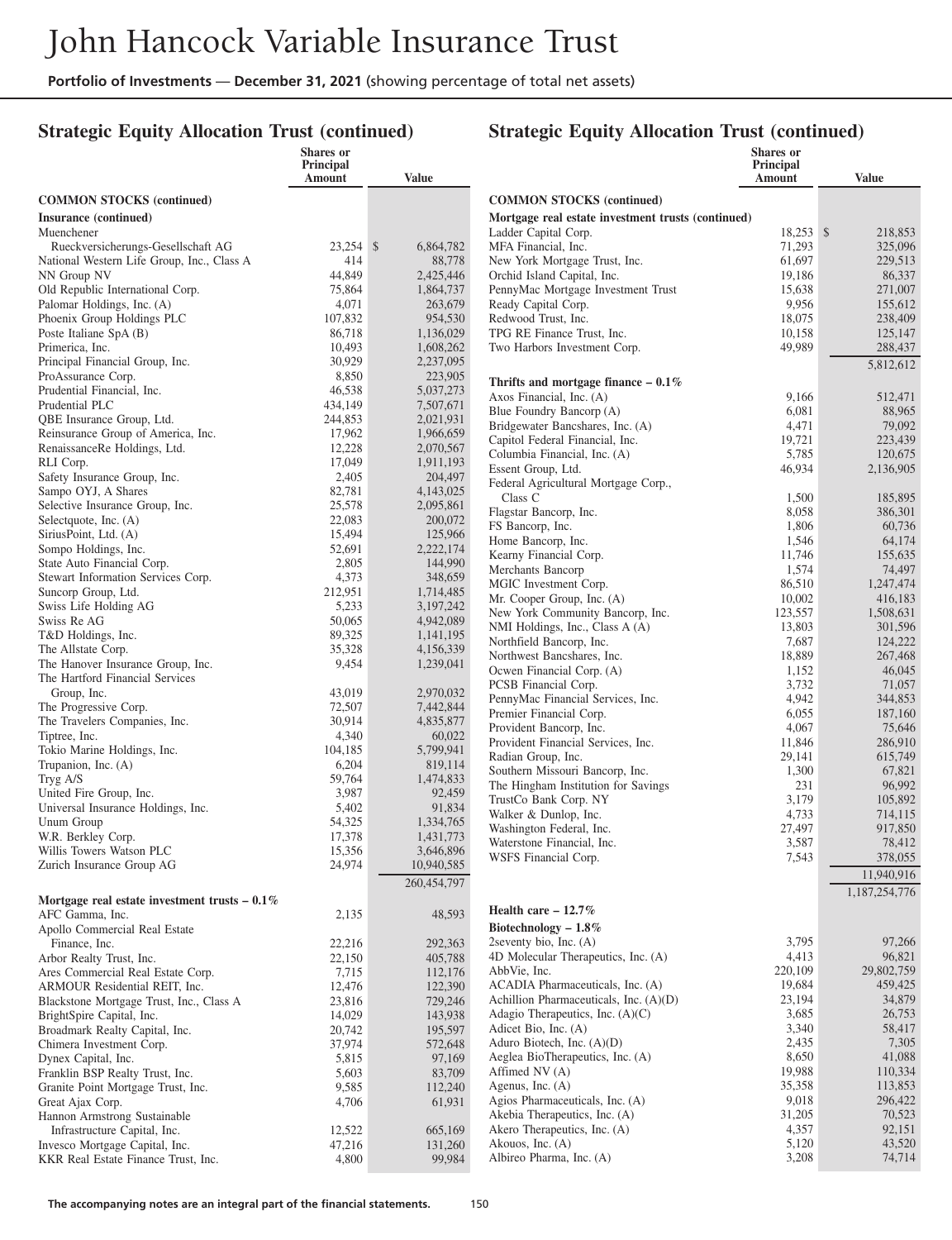# John Hancock Variable Insurance Trust

**Portfolio of Investments** — **December 31, 2021** (showing percentage of total net assets)

## Strategic Equity Allocation Trust (continued)

| | Shares or Principal Amount | Value |
|---|---|---|
| **COMMON STOCKS (continued)** | | |
| **Insurance (continued)** | | |
| Muenchener Rueckversicherungs-Gesellschaft AG | 23,254 | $ 6,864,782 |
| National Western Life Group, Inc., Class A | 414 | 88,778 |
| NN Group NV | 44,849 | 2,425,446 |
| Old Republic International Corp. | 75,864 | 1,864,737 |
| Palomar Holdings, Inc. (A) | 4,071 | 263,679 |
| Phoenix Group Holdings PLC | 107,832 | 954,530 |
| Poste Italiane SpA (B) | 86,718 | 1,136,029 |
| Primerica, Inc. | 10,493 | 1,608,262 |
| Principal Financial Group, Inc. | 30,929 | 2,237,095 |
| ProAssurance Corp. | 8,850 | 223,905 |
| Prudential Financial, Inc. | 46,538 | 5,037,273 |
| Prudential PLC | 434,149 | 7,507,671 |
| QBE Insurance Group, Ltd. | 244,853 | 2,021,931 |
| Reinsurance Group of America, Inc. | 17,962 | 1,966,659 |
| RenaissanceRe Holdings, Ltd. | 12,228 | 2,070,567 |
| RLI Corp. | 17,049 | 1,911,193 |
| Safety Insurance Group, Inc. | 2,405 | 204,497 |
| Sampo OYJ, A Shares | 82,781 | 4,143,025 |
| Selective Insurance Group, Inc. | 25,578 | 2,095,861 |
| Selectquote, Inc. (A) | 22,083 | 200,072 |
| SiriusPoint, Ltd. (A) | 15,494 | 125,966 |
| Sompo Holdings, Inc. | 52,691 | 2,222,174 |
| State Auto Financial Corp. | 2,805 | 144,990 |
| Stewart Information Services Corp. | 4,373 | 348,659 |
| Suncorp Group, Ltd. | 212,951 | 1,714,485 |
| Swiss Life Holding AG | 5,233 | 3,197,242 |
| Swiss Re AG | 50,065 | 4,942,089 |
| T&D Holdings, Inc. | 89,325 | 1,141,195 |
| The Allstate Corp. | 35,328 | 4,156,339 |
| The Hanover Insurance Group, Inc. | 9,454 | 1,239,041 |
| The Hartford Financial Services Group, Inc. | 43,019 | 2,970,032 |
| The Progressive Corp. | 72,507 | 7,442,844 |
| The Travelers Companies, Inc. | 30,914 | 4,835,877 |
| Tiptree, Inc. | 4,340 | 60,022 |
| Tokio Marine Holdings, Inc. | 104,185 | 5,799,941 |
| Trupanion, Inc. (A) | 6,204 | 819,114 |
| Tryg A/S | 59,764 | 1,474,833 |
| United Fire Group, Inc. | 3,987 | 92,459 |
| Universal Insurance Holdings, Inc. | 5,402 | 91,834 |
| Unum Group | 54,325 | 1,334,765 |
| W.R. Berkley Corp. | 17,378 | 1,431,773 |
| Willis Towers Watson PLC | 15,356 | 3,646,896 |
| Zurich Insurance Group AG | 24,974 | 10,940,585 |
| | | 260,454,797 |
| **Mortgage real estate investment trusts – 0.1%** | | |
| AFC Gamma, Inc. | 2,135 | 48,593 |
| Apollo Commercial Real Estate Finance, Inc. | 22,216 | 292,363 |
| Arbor Realty Trust, Inc. | 22,150 | 405,788 |
| Ares Commercial Real Estate Corp. | 7,715 | 112,176 |
| ARMOUR Residential REIT, Inc. | 12,476 | 122,390 |
| Blackstone Mortgage Trust, Inc., Class A | 23,816 | 729,246 |
| BrightSpire Capital, Inc. | 14,029 | 143,938 |
| Broadmark Realty Capital, Inc. | 20,742 | 195,597 |
| Chimera Investment Corp. | 37,974 | 572,648 |
| Dynex Capital, Inc. | 5,815 | 97,169 |
| Franklin BSP Realty Trust, Inc. | 5,603 | 83,709 |
| Granite Point Mortgage Trust, Inc. | 9,585 | 112,240 |
| Great Ajax Corp. | 4,706 | 61,931 |
| Hannon Armstrong Sustainable Infrastructure Capital, Inc. | 12,522 | 665,169 |
| Invesco Mortgage Capital, Inc. | 47,216 | 131,260 |
| KKR Real Estate Finance Trust, Inc. | 4,800 | 99,984 |
| Ladder Capital Corp. | 18,253 | $ 218,853 |
| MFA Financial, Inc. | 71,293 | 325,096 |
| New York Mortgage Trust, Inc. | 61,697 | 229,513 |
| Orchid Island Capital, Inc. | 19,186 | 86,337 |
| PennyMac Mortgage Investment Trust | 15,638 | 271,007 |
| Ready Capital Corp. | 9,956 | 155,612 |
| Redwood Trust, Inc. | 18,075 | 238,409 |
| TPG RE Finance Trust, Inc. | 10,158 | 125,147 |
| Two Harbors Investment Corp. | 49,989 | 288,437 |
| | | 5,812,612 |
| **Thrifts and mortgage finance – 0.1%** | | |
| Axos Financial, Inc. (A) | 9,166 | 512,471 |
| Blue Foundry Bancorp (A) | 6,081 | 88,965 |
| Bridgewater Bancshares, Inc. (A) | 4,471 | 79,092 |
| Capitol Federal Financial, Inc. | 19,721 | 223,439 |
| Columbia Financial, Inc. (A) | 5,785 | 120,675 |
| Essent Group, Ltd. | 46,934 | 2,136,905 |
| Federal Agricultural Mortgage Corp., Class C | 1,500 | 185,895 |
| Flagstar Bancorp, Inc. | 8,058 | 386,301 |
| FS Bancorp, Inc. | 1,806 | 60,736 |
| Home Bancorp, Inc. | 1,546 | 64,174 |
| Kearny Financial Corp. | 11,746 | 155,635 |
| Merchants Bancorp | 1,574 | 74,497 |
| MGIC Investment Corp. | 86,510 | 1,247,474 |
| Mr. Cooper Group, Inc. (A) | 10,002 | 416,183 |
| New York Community Bancorp, Inc. | 123,557 | 1,508,631 |
| NMI Holdings, Inc., Class A (A) | 13,803 | 301,596 |
| Northfield Bancorp, Inc. | 7,687 | 124,222 |
| Northwest Bancshares, Inc. | 18,889 | 267,468 |
| Ocwen Financial Corp. (A) | 1,152 | 46,045 |
| PCSB Financial Corp. | 3,732 | 71,057 |
| PennyMac Financial Services, Inc. | 4,942 | 344,853 |
| Premier Financial Corp. | 6,055 | 187,160 |
| Provident Bancorp, Inc. | 4,067 | 75,646 |
| Provident Financial Services, Inc. | 11,846 | 286,910 |
| Radian Group, Inc. | 29,141 | 615,749 |
| Southern Missouri Bancorp, Inc. | 1,300 | 67,821 |
| The Hingham Institution for Savings | 231 | 96,992 |
| TrustCo Bank Corp. NY | 3,179 | 105,892 |
| Walker & Dunlop, Inc. | 4,733 | 714,115 |
| Washington Federal, Inc. | 27,497 | 917,850 |
| Waterstone Financial, Inc. | 3,587 | 78,412 |
| WSFS Financial Corp. | 7,543 | 378,055 |
| | | 11,940,916 |
| | | 1,187,254,776 |
| **Health care – 12.7%** | | |
| **Biotechnology – 1.8%** | | |
| 2seventy bio, Inc. (A) | 3,795 | 97,266 |
| 4D Molecular Therapeutics, Inc. (A) | 4,413 | 96,821 |
| AbbVie, Inc. | 220,109 | 29,802,759 |
| ACADIA Pharmaceuticals, Inc. (A) | 19,684 | 459,425 |
| Achillion Pharmaceuticals, Inc. (A)(D) | 23,194 | 34,879 |
| Adagio Therapeutics, Inc. (A)(C) | 3,685 | 26,753 |
| Adicet Bio, Inc. (A) | 3,340 | 58,417 |
| Aduro Biotech, Inc. (A)(D) | 2,435 | 7,305 |
| Aeglea BioTherapeutics, Inc. (A) | 8,650 | 41,088 |
| Affimed NV (A) | 19,988 | 110,334 |
| Agenus, Inc. (A) | 35,358 | 113,853 |
| Agios Pharmaceuticals, Inc. (A) | 9,018 | 296,422 |
| Akebia Therapeutics, Inc. (A) | 31,205 | 70,523 |
| Akero Therapeutics, Inc. (A) | 4,357 | 92,151 |
| Akouos, Inc. (A) | 5,120 | 43,520 |
| Albireo Pharma, Inc. (A) | 3,208 | 74,714 |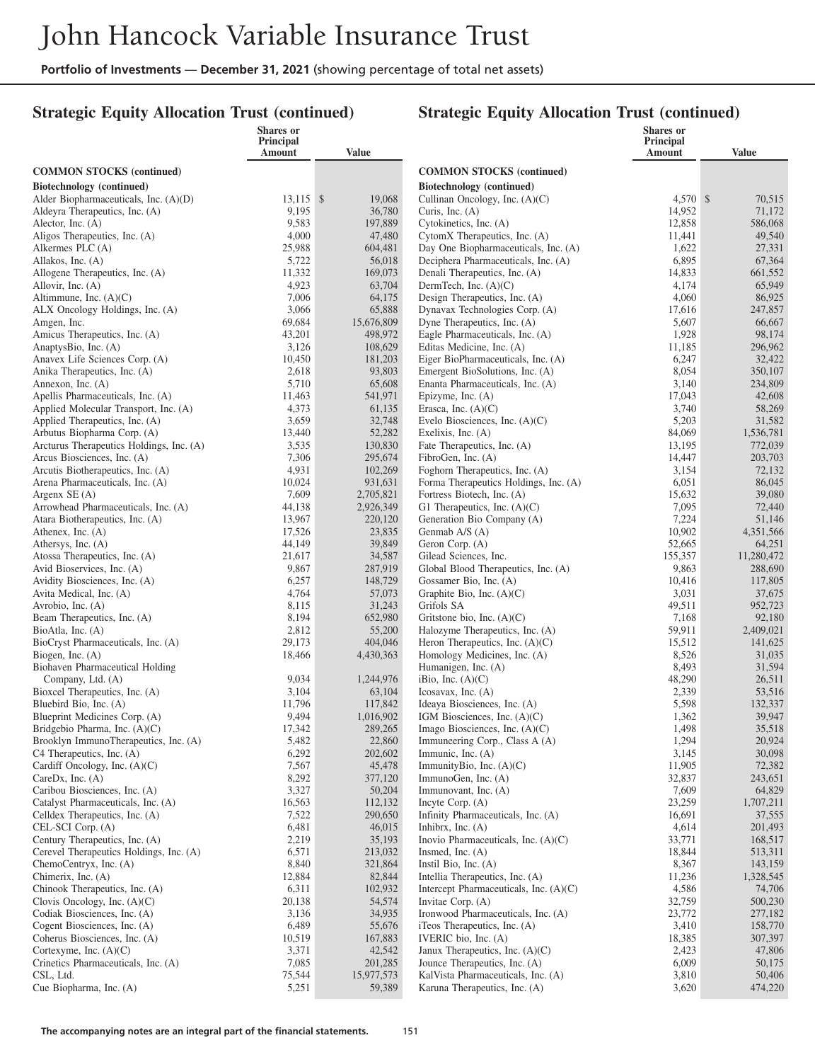## Strategic Equity Allocation Trust (continued)

| | Shares or Principal Amount | Value |
|---|---|---|
| **COMMON STOCKS (continued)** | | |
| **Biotechnology (continued)** | | |
| Alder Biopharmaceuticals, Inc. (A)(D) | 13,115 | $ 19,068 |
| Aldeyra Therapeutics, Inc. (A) | 9,195 | 36,780 |
| Alector, Inc. (A) | 9,583 | 197,889 |
| Aligos Therapeutics, Inc. (A) | 4,000 | 47,480 |
| Alkermes PLC (A) | 25,988 | 604,481 |
| Allakos, Inc. (A) | 5,722 | 56,018 |
| Allogene Therapeutics, Inc. (A) | 11,332 | 169,073 |
| Allovir, Inc. (A) | 4,923 | 63,704 |
| Altimmune, Inc. (A)(C) | 7,006 | 64,175 |
| ALX Oncology Holdings, Inc. (A) | 3,066 | 65,888 |
| Amgen, Inc. | 69,684 | 15,676,809 |
| Amicus Therapeutics, Inc. (A) | 43,201 | 498,972 |
| AnaptysBio, Inc. (A) | 3,126 | 108,629 |
| Anavex Life Sciences Corp. (A) | 10,450 | 181,203 |
| Anika Therapeutics, Inc. (A) | 2,618 | 93,803 |
| Annexon, Inc. (A) | 5,710 | 65,608 |
| Apellis Pharmaceuticals, Inc. (A) | 11,463 | 541,971 |
| Applied Molecular Transport, Inc. (A) | 4,373 | 61,135 |
| Applied Therapeutics, Inc. (A) | 3,659 | 32,748 |
| Arbutus Biopharma Corp. (A) | 13,440 | 52,282 |
| Arcturus Therapeutics Holdings, Inc. (A) | 3,535 | 130,830 |
| Arcus Biosciences, Inc. (A) | 7,306 | 295,674 |
| Arcutis Biotherapeutics, Inc. (A) | 4,931 | 102,269 |
| Arena Pharmaceuticals, Inc. (A) | 10,024 | 931,631 |
| Argenx SE (A) | 7,609 | 2,705,821 |
| Arrowhead Pharmaceuticals, Inc. (A) | 44,138 | 2,926,349 |
| Atara Biotherapeutics, Inc. (A) | 13,967 | 220,120 |
| Athenex, Inc. (A) | 17,526 | 23,835 |
| Athersys, Inc. (A) | 44,149 | 39,849 |
| Atossa Therapeutics, Inc. (A) | 21,617 | 34,587 |
| Avid Bioservices, Inc. (A) | 9,867 | 287,919 |
| Avidity Biosciences, Inc. (A) | 6,257 | 148,729 |
| Avita Medical, Inc. (A) | 4,764 | 57,073 |
| Avrobio, Inc. (A) | 8,115 | 31,243 |
| Beam Therapeutics, Inc. (A) | 8,194 | 652,980 |
| BioAtla, Inc. (A) | 2,812 | 55,200 |
| BioCryst Pharmaceuticals, Inc. (A) | 29,173 | 404,046 |
| Biogen, Inc. (A) | 18,466 | 4,430,363 |
| Biohaven Pharmaceutical Holding Company, Ltd. (A) | 9,034 | 1,244,976 |
| Bioxcel Therapeutics, Inc. (A) | 3,104 | 63,104 |
| Bluebird Bio, Inc. (A) | 11,796 | 117,842 |
| Blueprint Medicines Corp. (A) | 9,494 | 1,016,902 |
| Bridgebio Pharma, Inc. (A)(C) | 17,342 | 289,265 |
| Brooklyn ImmunoTherapeutics, Inc. (A) | 5,482 | 22,860 |
| C4 Therapeutics, Inc. (A) | 6,292 | 202,602 |
| Cardiff Oncology, Inc. (A)(C) | 7,567 | 45,478 |
| CareDx, Inc. (A) | 8,292 | 377,120 |
| Caribou Biosciences, Inc. (A) | 3,327 | 50,204 |
| Catalyst Pharmaceuticals, Inc. (A) | 16,563 | 112,132 |
| Celldex Therapeutics, Inc. (A) | 7,522 | 290,650 |
| CEL-SCI Corp. (A) | 6,481 | 46,015 |
| Century Therapeutics, Inc. (A) | 2,219 | 35,193 |
| Cerevel Therapeutics Holdings, Inc. (A) | 6,571 | 213,032 |
| ChemoCentryx, Inc. (A) | 8,840 | 321,864 |
| Chimerix, Inc. (A) | 12,884 | 82,844 |
| Chinook Therapeutics, Inc. (A) | 6,311 | 102,932 |
| Clovis Oncology, Inc. (A)(C) | 20,138 | 54,574 |
| Codiak Biosciences, Inc. (A) | 3,136 | 34,935 |
| Cogent Biosciences, Inc. (A) | 6,489 | 55,676 |
| Coherus Biosciences, Inc. (A) | 10,519 | 167,883 |
| Cortexyme, Inc. (A)(C) | 3,371 | 42,542 |
| Crinetics Pharmaceuticals, Inc. (A) | 7,085 | 201,285 |
| CSL, Ltd. | 75,544 | 15,977,573 |
| Cue Biopharma, Inc. (A) | 5,251 | 59,389 |
| Cullinan Oncology, Inc. (A)(C) | 4,570 | $ 70,515 |
| Curis, Inc. (A) | 14,952 | 71,172 |
| Cytokinetics, Inc. (A) | 12,858 | 586,068 |
| CytomX Therapeutics, Inc. (A) | 11,441 | 49,540 |
| Day One Biopharmaceuticals, Inc. (A) | 1,622 | 27,331 |
| Deciphera Pharmaceuticals, Inc. (A) | 6,895 | 67,364 |
| Denali Therapeutics, Inc. (A) | 14,833 | 661,552 |
| DermTech, Inc. (A)(C) | 4,174 | 65,949 |
| Design Therapeutics, Inc. (A) | 4,060 | 86,925 |
| Dynavax Technologies Corp. (A) | 17,616 | 247,857 |
| Dyne Therapeutics, Inc. (A) | 5,607 | 66,667 |
| Eagle Pharmaceuticals, Inc. (A) | 1,928 | 98,174 |
| Editas Medicine, Inc. (A) | 11,185 | 296,962 |
| Eiger BioPharmaceuticals, Inc. (A) | 6,247 | 32,422 |
| Emergent BioSolutions, Inc. (A) | 8,054 | 350,107 |
| Enanta Pharmaceuticals, Inc. (A) | 3,140 | 234,809 |
| Epizyme, Inc. (A) | 17,043 | 42,608 |
| Erasca, Inc. (A)(C) | 3,740 | 58,269 |
| Evelo Biosciences, Inc. (A)(C) | 5,203 | 31,582 |
| Exelixis, Inc. (A) | 84,069 | 1,536,781 |
| Fate Therapeutics, Inc. (A) | 13,195 | 772,039 |
| FibroGen, Inc. (A) | 14,447 | 203,703 |
| Foghorn Therapeutics, Inc. (A) | 3,154 | 72,132 |
| Forma Therapeutics Holdings, Inc. (A) | 6,051 | 86,045 |
| Fortress Biotech, Inc. (A) | 15,632 | 39,080 |
| G1 Therapeutics, Inc. (A)(C) | 7,095 | 72,440 |
| Generation Bio Company (A) | 7,224 | 51,146 |
| Genmab A/S (A) | 10,902 | 4,351,566 |
| Geron Corp. (A) | 52,665 | 64,251 |
| Gilead Sciences, Inc. | 155,357 | 11,280,472 |
| Global Blood Therapeutics, Inc. (A) | 9,863 | 288,690 |
| Gossamer Bio, Inc. (A) | 10,416 | 117,805 |
| Graphite Bio, Inc. (A)(C) | 3,031 | 37,675 |
| Grifols SA | 49,511 | 952,723 |
| Gritstone bio, Inc. (A)(C) | 7,168 | 92,180 |
| Halozyme Therapeutics, Inc. (A) | 59,911 | 2,409,021 |
| Heron Therapeutics, Inc. (A)(C) | 15,512 | 141,625 |
| Homology Medicines, Inc. (A) | 8,526 | 31,035 |
| Humanigen, Inc. (A) | 8,493 | 31,594 |
| iBio, Inc. (A)(C) | 48,290 | 26,511 |
| Icosavax, Inc. (A) | 2,339 | 53,516 |
| Ideaya Biosciences, Inc. (A) | 5,598 | 132,337 |
| IGM Biosciences, Inc. (A)(C) | 1,362 | 39,947 |
| Imago Biosciences, Inc. (A)(C) | 1,498 | 35,518 |
| Immuneering Corp., Class A (A) | 1,294 | 20,924 |
| Immunic, Inc. (A) | 3,145 | 30,098 |
| ImmunityBio, Inc. (A)(C) | 11,905 | 72,382 |
| ImmunoGen, Inc. (A) | 32,837 | 243,651 |
| Immunovant, Inc. (A) | 7,609 | 64,829 |
| Incyte Corp. (A) | 23,259 | 1,707,211 |
| Infinity Pharmaceuticals, Inc. (A) | 16,691 | 37,555 |
| Inhibrx, Inc. (A) | 4,614 | 201,493 |
| Inovio Pharmaceuticals, Inc. (A)(C) | 33,771 | 168,517 |
| Insmed, Inc. (A) | 18,844 | 513,311 |
| Instil Bio, Inc. (A) | 8,367 | 143,159 |
| Intellia Therapeutics, Inc. (A) | 11,236 | 1,328,545 |
| Intercept Pharmaceuticals, Inc. (A)(C) | 4,586 | 74,706 |
| Invitae Corp. (A) | 32,759 | 500,230 |
| Ironwood Pharmaceuticals, Inc. (A) | 23,772 | 277,182 |
| iTeos Therapeutics, Inc. (A) | 3,410 | 158,770 |
| IVERIC bio, Inc. (A) | 18,385 | 307,397 |
| Janux Therapeutics, Inc. (A)(C) | 2,423 | 47,806 |
| Jounce Therapeutics, Inc. (A) | 6,009 | 50,175 |
| KalVista Pharmaceuticals, Inc. (A) | 3,810 | 50,406 |
| Karuna Therapeutics, Inc. (A) | 3,620 | 474,220 |

The accompanying notes are an integral part of the financial statements.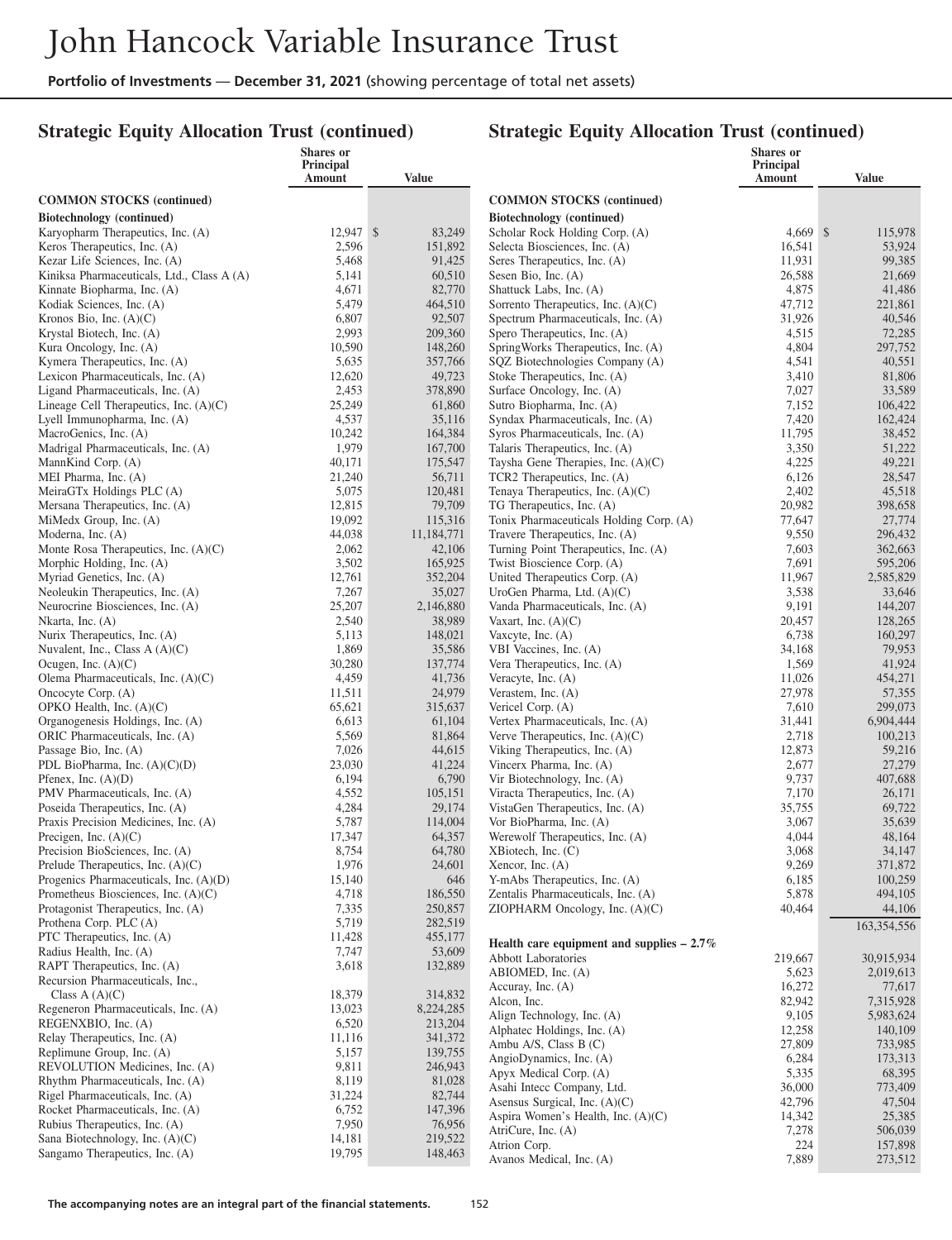## Strategic Equity Allocation Trust (continued)

| | Shares or Principal Amount | Value |
|---|---|---|
| **COMMON STOCKS (continued)** | | |
| **Biotechnology (continued)** | | |
| Karyopharm Therapeutics, Inc. (A) | 12,947 | $ 83,249 |
| Keros Therapeutics, Inc. (A) | 2,596 | 151,892 |
| Kezar Life Sciences, Inc. (A) | 5,468 | 91,425 |
| Kiniksa Pharmaceuticals, Ltd., Class A (A) | 5,141 | 60,510 |
| Kinnate Biopharma, Inc. (A) | 4,671 | 82,770 |
| Kodiak Sciences, Inc. (A) | 5,479 | 464,510 |
| Kronos Bio, Inc. (A)(C) | 6,807 | 92,507 |
| Krystal Biotech, Inc. (A) | 2,993 | 209,360 |
| Kura Oncology, Inc. (A) | 10,590 | 148,260 |
| Kymera Therapeutics, Inc. (A) | 5,635 | 357,766 |
| Lexicon Pharmaceuticals, Inc. (A) | 12,620 | 49,723 |
| Ligand Pharmaceuticals, Inc. (A) | 2,453 | 378,890 |
| Lineage Cell Therapeutics, Inc. (A)(C) | 25,249 | 61,860 |
| Lyell Immunopharma, Inc. (A) | 4,537 | 35,116 |
| MacroGenics, Inc. (A) | 10,242 | 164,384 |
| Madrigal Pharmaceuticals, Inc. (A) | 1,979 | 167,700 |
| MannKind Corp. (A) | 40,171 | 175,547 |
| MEI Pharma, Inc. (A) | 21,240 | 56,711 |
| MeiraGTx Holdings PLC (A) | 5,075 | 120,481 |
| Mersana Therapeutics, Inc. (A) | 12,815 | 79,709 |
| MiMedx Group, Inc. (A) | 19,092 | 115,316 |
| Moderna, Inc. (A) | 44,038 | 11,184,771 |
| Monte Rosa Therapeutics, Inc. (A)(C) | 2,062 | 42,106 |
| Morphic Holding, Inc. (A) | 3,502 | 165,925 |
| Myriad Genetics, Inc. (A) | 12,761 | 352,204 |
| Neoleukin Therapeutics, Inc. (A) | 7,267 | 35,027 |
| Neurocrine Biosciences, Inc. (A) | 25,207 | 2,146,880 |
| Nkarta, Inc. (A) | 2,540 | 38,989 |
| Nurix Therapeutics, Inc. (A) | 5,113 | 148,021 |
| Nuvalent, Inc., Class A (A)(C) | 1,869 | 35,586 |
| Ocugen, Inc. (A)(C) | 30,280 | 137,774 |
| Olema Pharmaceuticals, Inc. (A)(C) | 4,459 | 41,736 |
| Oncocyte Corp. (A) | 11,511 | 24,979 |
| OPKO Health, Inc. (A)(C) | 65,621 | 315,637 |
| Organogenesis Holdings, Inc. (A) | 6,613 | 61,104 |
| ORIC Pharmaceuticals, Inc. (A) | 5,569 | 81,864 |
| Passage Bio, Inc. (A) | 7,026 | 44,615 |
| PDL BioPharma, Inc. (A)(C)(D) | 23,030 | 41,224 |
| Pfenex, Inc. (A)(D) | 6,194 | 6,790 |
| PMV Pharmaceuticals, Inc. (A) | 4,552 | 105,151 |
| Poseida Therapeutics, Inc. (A) | 4,284 | 29,174 |
| Praxis Precision Medicines, Inc. (A) | 5,787 | 114,004 |
| Precigen, Inc. (A)(C) | 17,347 | 64,357 |
| Precision BioSciences, Inc. (A) | 8,754 | 64,780 |
| Prelude Therapeutics, Inc. (A)(C) | 1,976 | 24,601 |
| Progenics Pharmaceuticals, Inc. (A)(D) | 15,140 | 646 |
| Prometheus Biosciences, Inc. (A)(C) | 4,718 | 186,550 |
| Protagonist Therapeutics, Inc. (A) | 7,335 | 250,857 |
| Prothena Corp. PLC (A) | 5,719 | 282,519 |
| PTC Therapeutics, Inc. (A) | 11,428 | 455,177 |
| Radius Health, Inc. (A) | 7,747 | 53,609 |
| RAPT Therapeutics, Inc. (A) | 3,618 | 132,889 |
| Recursion Pharmaceuticals, Inc., Class A (A)(C) | 18,379 | 314,832 |
| Regeneron Pharmaceuticals, Inc. (A) | 13,023 | 8,224,285 |
| REGENXBIO, Inc. (A) | 6,520 | 213,204 |
| Relay Therapeutics, Inc. (A) | 11,116 | 341,372 |
| Replimune Group, Inc. (A) | 5,157 | 139,755 |
| REVOLUTION Medicines, Inc. (A) | 9,811 | 246,943 |
| Rhythm Pharmaceuticals, Inc. (A) | 8,119 | 81,028 |
| Rigel Pharmaceuticals, Inc. (A) | 31,224 | 82,744 |
| Rocket Pharmaceuticals, Inc. (A) | 6,752 | 147,396 |
| Rubius Therapeutics, Inc. (A) | 7,950 | 76,956 |
| Sana Biotechnology, Inc. (A)(C) | 14,181 | 219,522 |
| Sangamo Therapeutics, Inc. (A) | 19,795 | 148,463 |
| Scholar Rock Holding Corp. (A) | 4,669 | $ 115,978 |
| Selecta Biosciences, Inc. (A) | 16,541 | 53,924 |
| Seres Therapeutics, Inc. (A) | 11,931 | 99,385 |
| Sesen Bio, Inc. (A) | 26,588 | 21,669 |
| Shattuck Labs, Inc. (A) | 4,875 | 41,486 |
| Sorrento Therapeutics, Inc. (A)(C) | 47,712 | 221,861 |
| Spectrum Pharmaceuticals, Inc. (A) | 31,926 | 40,546 |
| Spero Therapeutics, Inc. (A) | 4,515 | 72,285 |
| SpringWorks Therapeutics, Inc. (A) | 4,804 | 297,752 |
| SQZ Biotechnologies Company (A) | 4,541 | 40,551 |
| Stoke Therapeutics, Inc. (A) | 3,410 | 81,806 |
| Surface Oncology, Inc. (A) | 7,027 | 33,589 |
| Sutro Biopharma, Inc. (A) | 7,152 | 106,422 |
| Syndax Pharmaceuticals, Inc. (A) | 7,420 | 162,424 |
| Syros Pharmaceuticals, Inc. (A) | 11,795 | 38,452 |
| Talaris Therapeutics, Inc. (A) | 3,350 | 51,222 |
| Taysha Gene Therapies, Inc. (A)(C) | 4,225 | 49,221 |
| TCR2 Therapeutics, Inc. (A) | 6,126 | 28,547 |
| Tenaya Therapeutics, Inc. (A)(C) | 2,402 | 45,518 |
| TG Therapeutics, Inc. (A) | 20,982 | 398,658 |
| Tonix Pharmaceuticals Holding Corp. (A) | 77,647 | 27,774 |
| Travere Therapeutics, Inc. (A) | 9,550 | 296,432 |
| Turning Point Therapeutics, Inc. (A) | 7,603 | 362,663 |
| Twist Bioscience Corp. (A) | 7,691 | 595,206 |
| United Therapeutics Corp. (A) | 11,967 | 2,585,829 |
| UroGen Pharma, Ltd. (A)(C) | 3,538 | 33,646 |
| Vanda Pharmaceuticals, Inc. (A) | 9,191 | 144,207 |
| Vaxart, Inc. (A)(C) | 20,457 | 128,265 |
| Vaxcyte, Inc. (A) | 6,738 | 160,297 |
| VBI Vaccines, Inc. (A) | 34,168 | 79,953 |
| Vera Therapeutics, Inc. (A) | 1,569 | 41,924 |
| Veracyte, Inc. (A) | 11,026 | 454,271 |
| Verastem, Inc. (A) | 27,978 | 57,355 |
| Vericel Corp. (A) | 7,610 | 299,073 |
| Vertex Pharmaceuticals, Inc. (A) | 31,441 | 6,904,444 |
| Verve Therapeutics, Inc. (A)(C) | 2,718 | 100,213 |
| Viking Therapeutics, Inc. (A) | 12,873 | 59,216 |
| Vincerx Pharma, Inc. (A) | 2,677 | 27,279 |
| Vir Biotechnology, Inc. (A) | 9,737 | 407,688 |
| Viracta Therapeutics, Inc. (A) | 7,170 | 26,171 |
| VistaGen Therapeutics, Inc. (A) | 35,755 | 69,722 |
| Vor BioPharma, Inc. (A) | 3,067 | 35,639 |
| Werewolf Therapeutics, Inc. (A) | 4,044 | 48,164 |
| XBiotech, Inc. (C) | 3,068 | 34,147 |
| Xencor, Inc. (A) | 9,269 | 371,872 |
| Y-mAbs Therapeutics, Inc. (A) | 6,185 | 100,259 |
| Zentalis Pharmaceuticals, Inc. (A) | 5,878 | 494,105 |
| ZIOPHARM Oncology, Inc. (A)(C) | 40,464 | 44,106 |
| | | 163,354,556 |
| **Health care equipment and supplies – 2.7%** | | |
| Abbott Laboratories | 219,667 | 30,915,934 |
| ABIOMED, Inc. (A) | 5,623 | 2,019,613 |
| Accuray, Inc. (A) | 16,272 | 77,617 |
| Alcon, Inc. | 82,942 | 7,315,928 |
| Align Technology, Inc. (A) | 9,105 | 5,983,624 |
| Alphatec Holdings, Inc. (A) | 12,258 | 140,109 |
| Ambu A/S, Class B (C) | 27,809 | 733,985 |
| AngioDynamics, Inc. (A) | 6,284 | 173,313 |
| Apyx Medical Corp. (A) | 5,335 | 68,395 |
| Asahi Intecc Company, Ltd. | 36,000 | 773,409 |
| Asensus Surgical, Inc. (A)(C) | 42,796 | 47,504 |
| Aspira Women's Health, Inc. (A)(C) | 14,342 | 25,385 |
| AtriCure, Inc. (A) | 7,278 | 506,039 |
| Atrion Corp. | 224 | 157,898 |
| Avanos Medical, Inc. (A) | 7,889 | 273,512 |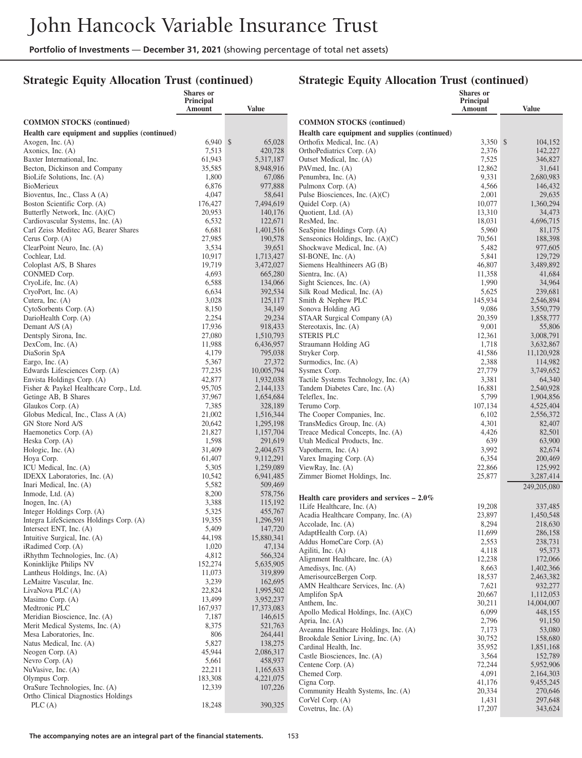## Strategic Equity Allocation Trust (continued)

| | Shares or Principal Amount | Value |
|---|---|---|
| **COMMON STOCKS (continued)** | | |
| **Health care equipment and supplies (continued)** | | |
| Axogen, Inc. (A) | 6,940 | $ 65,028 |
| Axonics, Inc. (A) | 7,513 | 420,728 |
| Baxter International, Inc. | 61,943 | 5,317,187 |
| Becton, Dickinson and Company | 35,585 | 8,948,916 |
| BioLife Solutions, Inc. (A) | 1,800 | 67,086 |
| BioMerieux | 6,876 | 977,888 |
| Bioventus, Inc., Class A (A) | 4,047 | 58,641 |
| Boston Scientific Corp. (A) | 176,427 | 7,494,619 |
| Butterfly Network, Inc. (A)(C) | 20,953 | 140,176 |
| Cardiovascular Systems, Inc. (A) | 6,532 | 122,671 |
| Carl Zeiss Meditec AG, Bearer Shares | 6,681 | 1,401,516 |
| Cerus Corp. (A) | 27,985 | 190,578 |
| ClearPoint Neuro, Inc. (A) | 3,534 | 39,651 |
| Cochlear, Ltd. | 10,917 | 1,713,427 |
| Coloplast A/S, B Shares | 19,719 | 3,472,027 |
| CONMED Corp. | 4,693 | 665,280 |
| CryoLife, Inc. (A) | 6,588 | 134,066 |
| CryoPort, Inc. (A) | 6,634 | 392,534 |
| Cutera, Inc. (A) | 3,028 | 125,117 |
| CytoSorbents Corp. (A) | 8,150 | 34,149 |
| DarioHealth Corp. (A) | 2,254 | 29,234 |
| Demant A/S (A) | 17,936 | 918,433 |
| Dentsply Sirona, Inc. | 27,080 | 1,510,793 |
| DexCom, Inc. (A) | 11,988 | 6,436,957 |
| DiaSorin SpA | 4,179 | 795,038 |
| Eargo, Inc. (A) | 5,367 | 27,372 |
| Edwards Lifesciences Corp. (A) | 77,235 | 10,005,794 |
| Envista Holdings Corp. (A) | 42,877 | 1,932,038 |
| Fisher & Paykel Healthcare Corp., Ltd. | 95,705 | 2,144,133 |
| Getinge AB, B Shares | 37,967 | 1,654,684 |
| Glaukos Corp. (A) | 7,385 | 328,189 |
| Globus Medical, Inc., Class A (A) | 21,002 | 1,516,344 |
| GN Store Nord A/S | 20,642 | 1,295,198 |
| Haemonetics Corp. (A) | 21,827 | 1,157,704 |
| Heska Corp. (A) | 1,598 | 291,619 |
| Hologic, Inc. (A) | 31,409 | 2,404,673 |
| Hoya Corp. | 61,407 | 9,112,291 |
| ICU Medical, Inc. (A) | 5,305 | 1,259,089 |
| IDEXX Laboratories, Inc. (A) | 10,542 | 6,941,485 |
| Inari Medical, Inc. (A) | 5,582 | 509,469 |
| Inmode, Ltd. (A) | 8,200 | 578,756 |
| Inogen, Inc. (A) | 3,388 | 115,192 |
| Integer Holdings Corp. (A) | 5,325 | 455,767 |
| Integra LifeSciences Holdings Corp. (A) | 19,355 | 1,296,591 |
| Intersect ENT, Inc. (A) | 5,409 | 147,720 |
| Intuitive Surgical, Inc. (A) | 44,198 | 15,880,341 |
| iRadimed Corp. (A) | 1,020 | 47,134 |
| iRhythm Technologies, Inc. (A) | 4,812 | 566,324 |
| Koninklijke Philips NV | 152,274 | 5,635,905 |
| Lantheus Holdings, Inc. (A) | 11,073 | 319,899 |
| LeMaitre Vascular, Inc. | 3,239 | 162,695 |
| LivaNova PLC (A) | 22,824 | 1,995,502 |
| Masimo Corp. (A) | 13,499 | 3,952,237 |
| Medtronic PLC | 167,937 | 17,373,083 |
| Meridian Bioscience, Inc. (A) | 7,187 | 146,615 |
| Merit Medical Systems, Inc. (A) | 8,375 | 521,763 |
| Mesa Laboratories, Inc. | 806 | 264,441 |
| Natus Medical, Inc. (A) | 5,827 | 138,275 |
| Neogen Corp. (A) | 45,944 | 2,086,317 |
| Nevro Corp. (A) | 5,661 | 458,937 |
| NuVasive, Inc. (A) | 22,211 | 1,165,633 |
| Olympus Corp. | 183,308 | 4,221,075 |
| OraSure Technologies, Inc. (A) | 12,339 | 107,226 |
| Ortho Clinical Diagnostics Holdings PLC (A) | 18,248 | 390,325 |
| Orthofix Medical, Inc. (A) | 3,350 | $ 104,152 |
| OrthoPediatrics Corp. (A) | 2,376 | 142,227 |
| Outset Medical, Inc. (A) | 7,525 | 346,827 |
| PAVmed, Inc. (A) | 12,862 | 31,641 |
| Penumbra, Inc. (A) | 9,331 | 2,680,983 |
| Pulmonx Corp. (A) | 4,566 | 146,432 |
| Pulse Biosciences, Inc. (A)(C) | 2,001 | 29,635 |
| Quidel Corp. (A) | 10,077 | 1,360,294 |
| Quotient, Ltd. (A) | 13,310 | 34,473 |
| ResMed, Inc. | 18,031 | 4,696,715 |
| SeaSpine Holdings Corp. (A) | 5,960 | 81,175 |
| Senseonics Holdings, Inc. (A)(C) | 70,561 | 188,398 |
| Shockwave Medical, Inc. (A) | 5,482 | 977,605 |
| SI-BONE, Inc. (A) | 5,841 | 129,729 |
| Siemens Healthineers AG (B) | 46,807 | 3,489,892 |
| Sientra, Inc. (A) | 11,358 | 41,684 |
| Sight Sciences, Inc. (A) | 1,990 | 34,964 |
| Silk Road Medical, Inc. (A) | 5,625 | 239,681 |
| Smith & Nephew PLC | 145,934 | 2,546,894 |
| Sonova Holding AG | 9,086 | 3,550,779 |
| STAAR Surgical Company (A) | 20,359 | 1,858,777 |
| Stereotaxis, Inc. (A) | 9,001 | 55,806 |
| STERIS PLC | 12,361 | 3,008,791 |
| Straumann Holding AG | 1,718 | 3,632,867 |
| Stryker Corp. | 41,586 | 11,120,928 |
| Surmodics, Inc. (A) | 2,388 | 114,982 |
| Sysmex Corp. | 27,779 | 3,749,652 |
| Tactile Systems Technology, Inc. (A) | 3,381 | 64,340 |
| Tandem Diabetes Care, Inc. (A) | 16,881 | 2,540,928 |
| Teleflex, Inc. | 5,799 | 1,904,856 |
| Terumo Corp. | 107,134 | 4,525,404 |
| The Cooper Companies, Inc. | 6,102 | 2,556,372 |
| TransMedics Group, Inc. (A) | 4,301 | 82,407 |
| Treace Medical Concepts, Inc. (A) | 4,426 | 82,501 |
| Utah Medical Products, Inc. | 639 | 63,900 |
| Vapotherm, Inc. (A) | 3,992 | 82,674 |
| Varex Imaging Corp. (A) | 6,354 | 200,469 |
| ViewRay, Inc. (A) | 22,866 | 125,992 |
| Zimmer Biomet Holdings, Inc. | 25,877 | 3,287,414 |
| | | 249,205,080 |
| **Health care providers and services – 2.0%** | | |
| 1Life Healthcare, Inc. (A) | 19,208 | 337,485 |
| Acadia Healthcare Company, Inc. (A) | 23,897 | 1,450,548 |
| Accolade, Inc. (A) | 8,294 | 218,630 |
| AdaptHealth Corp. (A) | 11,699 | 286,158 |
| Addus HomeCare Corp. (A) | 2,553 | 238,731 |
| Agiliti, Inc. (A) | 4,118 | 95,373 |
| Alignment Healthcare, Inc. (A) | 12,238 | 172,066 |
| Amedisys, Inc. (A) | 8,663 | 1,402,366 |
| AmerisourceBergen Corp. | 18,537 | 2,463,382 |
| AMN Healthcare Services, Inc. (A) | 7,621 | 932,277 |
| Amplifon SpA | 20,667 | 1,112,053 |
| Anthem, Inc. | 30,211 | 14,004,007 |
| Apollo Medical Holdings, Inc. (A)(C) | 6,099 | 448,155 |
| Apria, Inc. (A) | 2,796 | 91,150 |
| Aveanna Healthcare Holdings, Inc. (A) | 7,173 | 53,080 |
| Brookdale Senior Living, Inc. (A) | 30,752 | 158,680 |
| Cardinal Health, Inc. | 35,952 | 1,851,168 |
| Castle Biosciences, Inc. (A) | 3,564 | 152,789 |
| Centene Corp. (A) | 72,244 | 5,952,906 |
| Chemed Corp. | 4,091 | 2,164,303 |
| Cigna Corp. | 41,176 | 9,455,245 |
| Community Health Systems, Inc. (A) | 20,334 | 270,646 |
| CorVel Corp. (A) | 1,431 | 297,648 |
| Covetrus, Inc. (A) | 17,207 | 343,624 |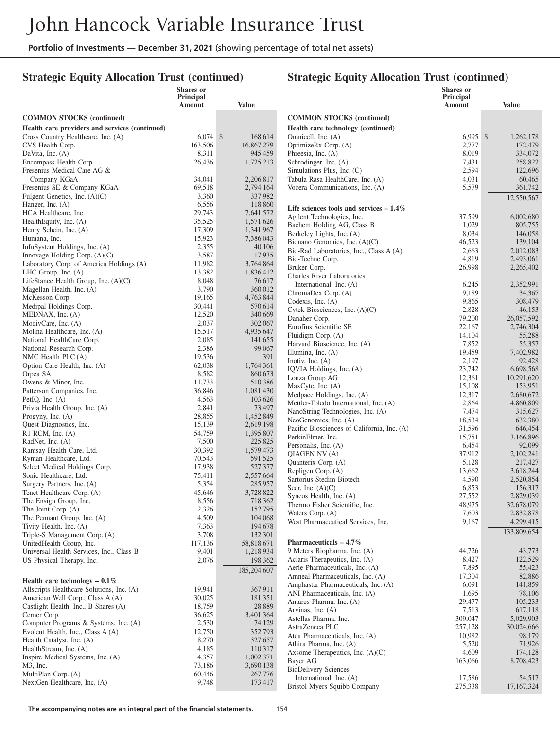# John Hancock Variable Insurance Trust

**Portfolio of Investments** — **December 31, 2021** (showing percentage of total net assets)

## Strategic Equity Allocation Trust (continued)

| | Shares or Principal Amount | Value |
|---|---|---|
| **COMMON STOCKS (continued)** | | |
| **Health care providers and services (continued)** | | |
| Cross Country Healthcare, Inc. (A) | 6,074 | $ 168,614 |
| CVS Health Corp. | 163,506 | 16,867,279 |
| DaVita, Inc. (A) | 8,311 | 945,459 |
| Encompass Health Corp. | 26,436 | 1,725,213 |
| Fresenius Medical Care AG & Company KGaA | 34,041 | 2,206,817 |
| Fresenius SE & Company KGaA | 69,518 | 2,794,164 |
| Fulgent Genetics, Inc. (A)(C) | 3,360 | 337,982 |
| Hanger, Inc. (A) | 6,556 | 118,860 |
| HCA Healthcare, Inc. | 29,743 | 7,641,572 |
| HealthEquity, Inc. (A) | 35,525 | 1,571,626 |
| Henry Schein, Inc. (A) | 17,309 | 1,341,967 |
| Humana, Inc. | 15,923 | 7,386,043 |
| InfuSystem Holdings, Inc. (A) | 2,355 | 40,106 |
| Innovage Holding Corp. (A)(C) | 3,587 | 17,935 |
| Laboratory Corp. of America Holdings (A) | 11,982 | 3,764,864 |
| LHC Group, Inc. (A) | 13,382 | 1,836,412 |
| LifeStance Health Group, Inc. (A)(C) | 8,048 | 76,617 |
| Magellan Health, Inc. (A) | 3,790 | 360,012 |
| McKesson Corp. | 19,165 | 4,763,844 |
| Medipal Holdings Corp. | 30,441 | 570,614 |
| MEDNAX, Inc. (A) | 12,520 | 340,669 |
| ModivCare, Inc. (A) | 2,037 | 302,067 |
| Molina Healthcare, Inc. (A) | 15,517 | 4,935,647 |
| National HealthCare Corp. | 2,085 | 141,655 |
| National Research Corp. | 2,386 | 99,067 |
| NMC Health PLC (A) | 19,536 | 391 |
| Option Care Health, Inc. (A) | 62,038 | 1,764,361 |
| Orpea SA | 8,582 | 860,673 |
| Owens & Minor, Inc. | 11,733 | 510,386 |
| Patterson Companies, Inc. | 36,846 | 1,081,430 |
| PetIQ, Inc. (A) | 4,563 | 103,626 |
| Privia Health Group, Inc. (A) | 2,841 | 73,497 |
| Progyny, Inc. (A) | 28,855 | 1,452,849 |
| Quest Diagnostics, Inc. | 15,139 | 2,619,198 |
| R1 RCM, Inc. (A) | 54,759 | 1,395,807 |
| RadNet, Inc. (A) | 7,500 | 225,825 |
| Ramsay Health Care, Ltd. | 30,392 | 1,579,473 |
| Ryman Healthcare, Ltd. | 70,543 | 591,525 |
| Select Medical Holdings Corp. | 17,938 | 527,377 |
| Sonic Healthcare, Ltd. | 75,411 | 2,557,664 |
| Surgery Partners, Inc. (A) | 5,354 | 285,957 |
| Tenet Healthcare Corp. (A) | 45,646 | 3,728,822 |
| The Ensign Group, Inc. | 8,556 | 718,362 |
| The Joint Corp. (A) | 2,326 | 152,795 |
| The Pennant Group, Inc. (A) | 4,509 | 104,068 |
| Tivity Health, Inc. (A) | 7,363 | 194,678 |
| Triple-S Management Corp. (A) | 3,708 | 132,301 |
| UnitedHealth Group, Inc. | 117,136 | 58,818,671 |
| Universal Health Services, Inc., Class B | 9,401 | 1,218,934 |
| US Physical Therapy, Inc. | 2,076 | 198,362 |
| | | 185,204,607 |
| **Health care technology – 0.1%** | | |
| Allscripts Healthcare Solutions, Inc. (A) | 19,941 | 367,911 |
| American Well Corp., Class A (A) | 30,025 | 181,351 |
| Castlight Health, Inc., B Shares (A) | 18,759 | 28,889 |
| Cerner Corp. | 36,625 | 3,401,364 |
| Computer Programs & Systems, Inc. (A) | 2,530 | 74,129 |
| Evolent Health, Inc., Class A (A) | 12,750 | 352,793 |
| Health Catalyst, Inc. (A) | 8,270 | 327,657 |
| HealthStream, Inc. (A) | 4,185 | 110,317 |
| Inspire Medical Systems, Inc. (A) | 4,357 | 1,002,371 |
| M3, Inc. | 73,186 | 3,690,138 |
| MultiPlan Corp. (A) | 60,446 | 267,776 |
| NextGen Healthcare, Inc. (A) | 9,748 | 173,417 |
| Omnicell, Inc. (A) | 6,995 | $ 1,262,178 |
| OptimizeRx Corp. (A) | 2,777 | 172,479 |
| Phreesia, Inc. (A) | 8,019 | 334,072 |
| Schrodinger, Inc. (A) | 7,431 | 258,822 |
| Simulations Plus, Inc. (C) | 2,594 | 122,696 |
| Tabula Rasa HealthCare, Inc. (A) | 4,031 | 60,465 |
| Vocera Communications, Inc. (A) | 5,579 | 361,742 |
| | | 12,550,567 |
| **Life sciences tools and services – 1.4%** | | |
| Agilent Technologies, Inc. | 37,599 | 6,002,680 |
| Bachem Holding AG, Class B | 1,029 | 805,755 |
| Berkeley Lights, Inc. (A) | 8,034 | 146,058 |
| Bionano Genomics, Inc. (A)(C) | 46,523 | 139,104 |
| Bio-Rad Laboratories, Inc., Class A (A) | 2,663 | 2,012,083 |
| Bio-Techne Corp. | 4,819 | 2,493,061 |
| Bruker Corp. | 26,998 | 2,265,402 |
| Charles River Laboratories International, Inc. (A) | 6,245 | 2,352,991 |
| ChromaDex Corp. (A) | 9,189 | 34,367 |
| Codexis, Inc. (A) | 9,865 | 308,479 |
| Cytek Biosciences, Inc. (A)(C) | 2,828 | 46,153 |
| Danaher Corp. | 79,200 | 26,057,592 |
| Eurofins Scientific SE | 22,167 | 2,746,304 |
| Fluidigm Corp. (A) | 14,104 | 55,288 |
| Harvard Bioscience, Inc. (A) | 7,852 | 55,357 |
| Illumina, Inc. (A) | 19,459 | 7,402,982 |
| Inotiv, Inc. (A) | 2,197 | 92,428 |
| IQVIA Holdings, Inc. (A) | 23,742 | 6,698,568 |
| Lonza Group AG | 12,361 | 10,291,620 |
| MaxCyte, Inc. (A) | 15,108 | 153,951 |
| Medpace Holdings, Inc. (A) | 12,317 | 2,680,672 |
| Mettler-Toledo International, Inc. (A) | 2,864 | 4,860,809 |
| NanoString Technologies, Inc. (A) | 7,474 | 315,627 |
| NeoGenomics, Inc. (A) | 18,534 | 632,380 |
| Pacific Biosciences of California, Inc. (A) | 31,596 | 646,454 |
| PerkinElmer, Inc. | 15,751 | 3,166,896 |
| Personalis, Inc. (A) | 6,454 | 92,099 |
| QIAGEN NV (A) | 37,912 | 2,102,241 |
| Quanterix Corp. (A) | 5,128 | 217,427 |
| Repligen Corp. (A) | 13,662 | 3,618,244 |
| Sartorius Stedim Biotech | 4,590 | 2,520,854 |
| Seer, Inc. (A)(C) | 6,853 | 156,317 |
| Syneos Health, Inc. (A) | 27,552 | 2,829,039 |
| Thermo Fisher Scientific, Inc. | 48,975 | 32,678,079 |
| Waters Corp. (A) | 7,603 | 2,832,878 |
| West Pharmaceutical Services, Inc. | 9,167 | 4,299,415 |
| | | 133,809,654 |
| **Pharmaceuticals – 4.7%** | | |
| 9 Meters Biopharma, Inc. (A) | 44,726 | 43,773 |
| Aclaris Therapeutics, Inc. (A) | 8,427 | 122,529 |
| Aerie Pharmaceuticals, Inc. (A) | 7,895 | 55,423 |
| Amneal Pharmaceuticals, Inc. (A) | 17,304 | 82,886 |
| Amphastar Pharmaceuticals, Inc. (A) | 6,091 | 141,859 |
| ANI Pharmaceuticals, Inc. (A) | 1,695 | 78,106 |
| Antares Pharma, Inc. (A) | 29,477 | 105,233 |
| Arvinas, Inc. (A) | 7,513 | 617,118 |
| Astellas Pharma, Inc. | 309,047 | 5,029,903 |
| AstraZeneca PLC | 257,128 | 30,024,666 |
| Atea Pharmaceuticals, Inc. (A) | 10,982 | 98,179 |
| Athira Pharma, Inc. (A) | 5,520 | 71,926 |
| Axsome Therapeutics, Inc. (A)(C) | 4,609 | 174,128 |
| Bayer AG | 163,066 | 8,708,423 |
| BioDelivery Sciences International, Inc. (A) | 17,586 | 54,517 |
| Bristol-Myers Squibb Company | 275,338 | 17,167,324 |

**The accompanying notes are an integral part of the financial statements.**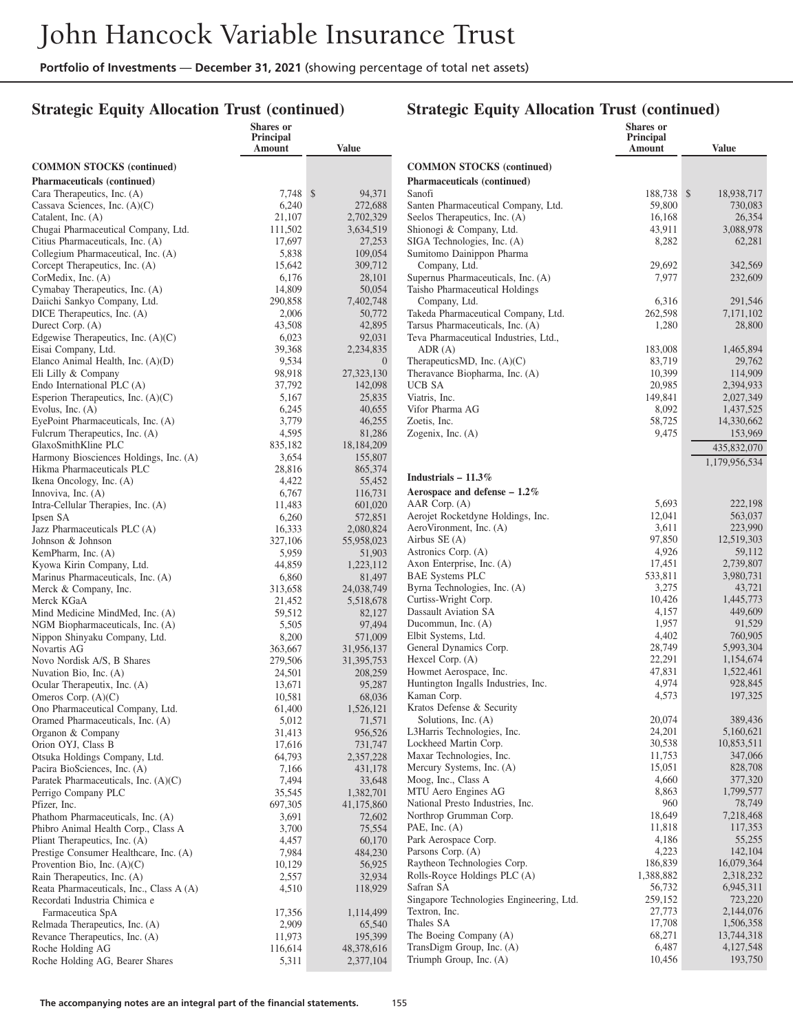## Strategic Equity Allocation Trust (continued)

| | Shares or Principal Amount | Value |
|---|---|---|
| **COMMON STOCKS (continued)** | | |
| **Pharmaceuticals (continued)** | | |
| Cara Therapeutics, Inc. (A) | 7,748 | $ 94,371 |
| Cassava Sciences, Inc. (A)(C) | 6,240 | 272,688 |
| Catalent, Inc. (A) | 21,107 | 2,702,329 |
| Chugai Pharmaceutical Company, Ltd. | 111,502 | 3,634,519 |
| Citius Pharmaceuticals, Inc. (A) | 17,697 | 27,253 |
| Collegium Pharmaceutical, Inc. (A) | 5,838 | 109,054 |
| Corcept Therapeutics, Inc. (A) | 15,642 | 309,712 |
| CorMedix, Inc. (A) | 6,176 | 28,101 |
| Cymabay Therapeutics, Inc. (A) | 14,809 | 50,054 |
| Daiichi Sankyo Company, Ltd. | 290,858 | 7,402,748 |
| DICE Therapeutics, Inc. (A) | 2,006 | 50,772 |
| Durect Corp. (A) | 43,508 | 42,895 |
| Edgewise Therapeutics, Inc. (A)(C) | 6,023 | 92,031 |
| Eisai Company, Ltd. | 39,368 | 2,234,835 |
| Elanco Animal Health, Inc. (A)(D) | 9,534 | 0 |
| Eli Lilly & Company | 98,918 | 27,323,130 |
| Endo International PLC (A) | 37,792 | 142,098 |
| Esperion Therapeutics, Inc. (A)(C) | 5,167 | 25,835 |
| Evolus, Inc. (A) | 6,245 | 40,655 |
| EyePoint Pharmaceuticals, Inc. (A) | 3,779 | 46,255 |
| Fulcrum Therapeutics, Inc. (A) | 4,595 | 81,286 |
| GlaxoSmithKline PLC | 835,182 | 18,184,209 |
| Harmony Biosciences Holdings, Inc. (A) | 3,654 | 155,807 |
| Hikma Pharmaceuticals PLC | 28,816 | 865,374 |
| Ikena Oncology, Inc. (A) | 4,422 | 55,452 |
| Innoviva, Inc. (A) | 6,767 | 116,731 |
| Intra-Cellular Therapies, Inc. (A) | 11,483 | 601,020 |
| Ipsen SA | 6,260 | 572,851 |
| Jazz Pharmaceuticals PLC (A) | 16,333 | 2,080,824 |
| Johnson & Johnson | 327,106 | 55,958,023 |
| KemPharm, Inc. (A) | 5,959 | 51,903 |
| Kyowa Kirin Company, Ltd. | 44,859 | 1,223,112 |
| Marinus Pharmaceuticals, Inc. (A) | 6,860 | 81,497 |
| Merck & Company, Inc. | 313,658 | 24,038,749 |
| Merck KGaA | 21,452 | 5,518,678 |
| Mind Medicine MindMed, Inc. (A) | 59,512 | 82,127 |
| NGM Biopharmaceuticals, Inc. (A) | 5,505 | 97,494 |
| Nippon Shinyaku Company, Ltd. | 8,200 | 571,009 |
| Novartis AG | 363,667 | 31,956,137 |
| Novo Nordisk A/S, B Shares | 279,506 | 31,395,753 |
| Nuvation Bio, Inc. (A) | 24,501 | 208,259 |
| Ocular Therapeutix, Inc. (A) | 13,671 | 95,287 |
| Omeros Corp. (A)(C) | 10,581 | 68,036 |
| Ono Pharmaceutical Company, Ltd. | 61,400 | 1,526,121 |
| Oramed Pharmaceuticals, Inc. (A) | 5,012 | 71,571 |
| Organon & Company | 31,413 | 956,526 |
| Orion OYJ, Class B | 17,616 | 731,747 |
| Otsuka Holdings Company, Ltd. | 64,793 | 2,357,228 |
| Pacira BioSciences, Inc. (A) | 7,166 | 431,178 |
| Paratek Pharmaceuticals, Inc. (A)(C) | 7,494 | 33,648 |
| Perrigo Company PLC | 35,545 | 1,382,701 |
| Pfizer, Inc. | 697,305 | 41,175,860 |
| Phathom Pharmaceuticals, Inc. (A) | 3,691 | 72,602 |
| Phibro Animal Health Corp., Class A | 3,700 | 75,554 |
| Pliant Therapeutics, Inc. (A) | 4,457 | 60,170 |
| Prestige Consumer Healthcare, Inc. (A) | 7,984 | 484,230 |
| Provention Bio, Inc. (A)(C) | 10,129 | 56,925 |
| Rain Therapeutics, Inc. (A) | 2,557 | 32,934 |
| Reata Pharmaceuticals, Inc., Class A (A) | 4,510 | 118,929 |
| Recordati Industria Chimica e Farmaceutica SpA | 17,356 | 1,114,499 |
| Relmada Therapeutics, Inc. (A) | 2,909 | 65,540 |
| Revance Therapeutics, Inc. (A) | 11,973 | 195,399 |
| Roche Holding AG | 116,614 | 48,378,616 |
| Roche Holding AG, Bearer Shares | 5,311 | 2,377,104 |
| Sanofi | 188,738 | $ 18,938,717 |
| Santen Pharmaceutical Company, Ltd. | 59,800 | 730,083 |
| Seelos Therapeutics, Inc. (A) | 16,168 | 26,354 |
| Shionogi & Company, Ltd. | 43,911 | 3,088,978 |
| SIGA Technologies, Inc. (A) | 8,282 | 62,281 |
| Sumitomo Dainippon Pharma Company, Ltd. | 29,692 | 342,569 |
| Supernus Pharmaceuticals, Inc. (A) | 7,977 | 232,609 |
| Taisho Pharmaceutical Holdings Company, Ltd. | 6,316 | 291,546 |
| Takeda Pharmaceutical Company, Ltd. | 262,598 | 7,171,102 |
| Tarsus Pharmaceuticals, Inc. (A) | 1,280 | 28,800 |
| Teva Pharmaceutical Industries, Ltd., ADR (A) | 183,008 | 1,465,894 |
| TherapeuticsMD, Inc. (A)(C) | 83,719 | 29,762 |
| Theravance Biopharma, Inc. (A) | 10,399 | 114,909 |
| UCB SA | 20,985 | 2,394,933 |
| Viatris, Inc. | 149,841 | 2,027,349 |
| Vifor Pharma AG | 8,092 | 1,437,525 |
| Zoetis, Inc. | 58,725 | 14,330,662 |
| Zogenix, Inc. (A) | 9,475 | 153,969 |
| | | 435,832,070 |
| | | 1,179,956,534 |
| **Industrials – 11.3%** | | |
| **Aerospace and defense – 1.2%** | | |
| AAR Corp. (A) | 5,693 | 222,198 |
| Aerojet Rocketdyne Holdings, Inc. | 12,041 | 563,037 |
| AeroVironment, Inc. (A) | 3,611 | 223,990 |
| Airbus SE (A) | 97,850 | 12,519,303 |
| Astronics Corp. (A) | 4,926 | 59,112 |
| Axon Enterprise, Inc. (A) | 17,451 | 2,739,807 |
| BAE Systems PLC | 533,811 | 3,980,731 |
| Byrna Technologies, Inc. (A) | 3,275 | 43,721 |
| Curtiss-Wright Corp. | 10,426 | 1,445,773 |
| Dassault Aviation SA | 4,157 | 449,609 |
| Ducommun, Inc. (A) | 1,957 | 91,529 |
| Elbit Systems, Ltd. | 4,402 | 760,905 |
| General Dynamics Corp. | 28,749 | 5,993,304 |
| Hexcel Corp. (A) | 22,291 | 1,154,674 |
| Howmet Aerospace, Inc. | 47,831 | 1,522,461 |
| Huntington Ingalls Industries, Inc. | 4,974 | 928,845 |
| Kaman Corp. | 4,573 | 197,325 |
| Kratos Defense & Security Solutions, Inc. (A) | 20,074 | 389,436 |
| L3Harris Technologies, Inc. | 24,201 | 5,160,621 |
| Lockheed Martin Corp. | 30,538 | 10,853,511 |
| Maxar Technologies, Inc. | 11,753 | 347,066 |
| Mercury Systems, Inc. (A) | 15,051 | 828,708 |
| Moog, Inc., Class A | 4,660 | 377,320 |
| MTU Aero Engines AG | 8,863 | 1,799,577 |
| National Presto Industries, Inc. | 960 | 78,749 |
| Northrop Grumman Corp. | 18,649 | 7,218,468 |
| PAE, Inc. (A) | 11,818 | 117,353 |
| Park Aerospace Corp. | 4,186 | 55,255 |
| Parsons Corp. (A) | 4,223 | 142,104 |
| Raytheon Technologies Corp. | 186,839 | 16,079,364 |
| Rolls-Royce Holdings PLC (A) | 1,388,882 | 2,318,232 |
| Safran SA | 56,732 | 6,945,311 |
| Singapore Technologies Engineering, Ltd. | 259,152 | 723,220 |
| Textron, Inc. | 27,773 | 2,144,076 |
| Thales SA | 17,708 | 1,506,358 |
| The Boeing Company (A) | 68,271 | 13,744,318 |
| TransDigm Group, Inc. (A) | 6,487 | 4,127,548 |
| Triumph Group, Inc. (A) | 10,456 | 193,750 |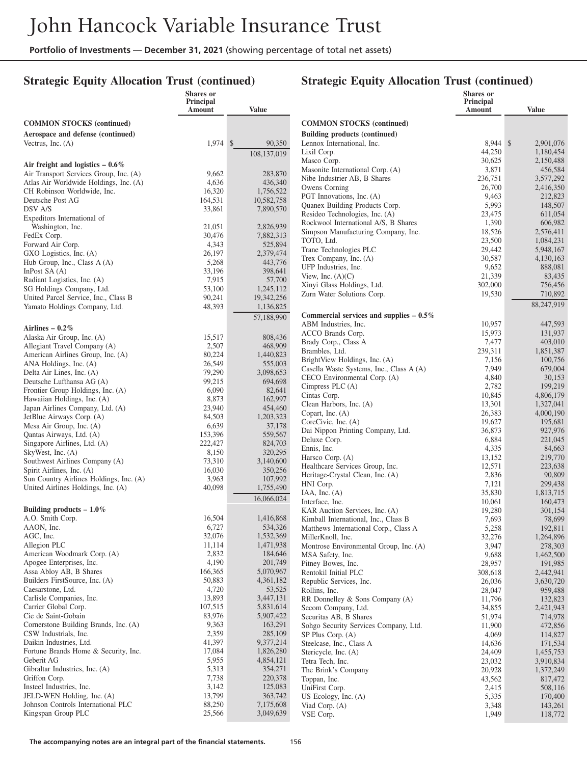# John Hancock Variable Insurance Trust

**Portfolio of Investments — December 31, 2021** (showing percentage of total net assets)

## Strategic Equity Allocation Trust (continued)

| | Shares or Principal Amount | Value |
|---|---|---|
| **COMMON STOCKS (continued)** | | |
| **Aerospace and defense (continued)** | | |
| Vectrus, Inc. (A) | 1,974 | $ 90,350 |
| | | 108,137,019 |
| **Air freight and logistics – 0.6%** | | |
| Air Transport Services Group, Inc. (A) | 9,662 | 283,870 |
| Atlas Air Worldwide Holdings, Inc. (A) | 4,636 | 436,340 |
| CH Robinson Worldwide, Inc. | 16,320 | 1,756,522 |
| Deutsche Post AG | 164,531 | 10,582,758 |
| DSV A/S | 33,861 | 7,890,570 |
| Expeditors International of Washington, Inc. | 21,051 | 2,826,939 |
| FedEx Corp. | 30,476 | 7,882,313 |
| Forward Air Corp. | 4,343 | 525,894 |
| GXO Logistics, Inc. (A) | 26,197 | 2,379,474 |
| Hub Group, Inc., Class A (A) | 5,268 | 443,776 |
| InPost SA (A) | 33,196 | 398,641 |
| Radiant Logistics, Inc. (A) | 7,915 | 57,700 |
| SG Holdings Company, Ltd. | 53,100 | 1,245,112 |
| United Parcel Service, Inc., Class B | 90,241 | 19,342,256 |
| Yamato Holdings Company, Ltd. | 48,393 | 1,136,825 |
| | | 57,188,990 |
| **Airlines – 0.2%** | | |
| Alaska Air Group, Inc. (A) | 15,517 | 808,436 |
| Allegiant Travel Company (A) | 2,507 | 468,909 |
| American Airlines Group, Inc. (A) | 80,224 | 1,440,823 |
| ANA Holdings, Inc. (A) | 26,549 | 555,003 |
| Delta Air Lines, Inc. (A) | 79,290 | 3,098,653 |
| Deutsche Lufthansa AG (A) | 99,215 | 694,698 |
| Frontier Group Holdings, Inc. (A) | 6,090 | 82,641 |
| Hawaiian Holdings, Inc. (A) | 8,873 | 162,997 |
| Japan Airlines Company, Ltd. (A) | 23,940 | 454,460 |
| JetBlue Airways Corp. (A) | 84,503 | 1,203,323 |
| Mesa Air Group, Inc. (A) | 6,639 | 37,178 |
| Qantas Airways, Ltd. (A) | 153,396 | 559,567 |
| Singapore Airlines, Ltd. (A) | 222,427 | 824,703 |
| SkyWest, Inc. (A) | 8,150 | 320,295 |
| Southwest Airlines Company (A) | 73,310 | 3,140,600 |
| Spirit Airlines, Inc. (A) | 16,030 | 350,256 |
| Sun Country Airlines Holdings, Inc. (A) | 3,963 | 107,992 |
| United Airlines Holdings, Inc. (A) | 40,098 | 1,755,490 |
| | | 16,066,024 |
| **Building products – 1.0%** | | |
| A.O. Smith Corp. | 16,504 | 1,416,868 |
| AAON, Inc. | 6,727 | 534,326 |
| AGC, Inc. | 32,076 | 1,532,369 |
| Allegion PLC | 11,114 | 1,471,938 |
| American Woodmark Corp. (A) | 2,832 | 184,646 |
| Apogee Enterprises, Inc. | 4,190 | 201,749 |
| Assa Abloy AB, B Shares | 166,365 | 5,070,967 |
| Builders FirstSource, Inc. (A) | 50,883 | 4,361,182 |
| Caesarstone, Ltd. | 4,720 | 53,525 |
| Carlisle Companies, Inc. | 13,893 | 3,447,131 |
| Carrier Global Corp. | 107,515 | 5,831,614 |
| Cie de Saint-Gobain | 83,976 | 5,907,422 |
| Cornerstone Building Brands, Inc. (A) | 9,363 | 163,291 |
| CSW Industrials, Inc. | 2,359 | 285,109 |
| Daikin Industries, Ltd. | 41,397 | 9,377,214 |
| Fortune Brands Home & Security, Inc. | 17,084 | 1,826,280 |
| Geberit AG | 5,955 | 4,854,121 |
| Gibraltar Industries, Inc. (A) | 5,313 | 354,271 |
| Griffon Corp. | 7,738 | 220,378 |
| Insteel Industries, Inc. | 3,142 | 125,083 |
| JELD-WEN Holding, Inc. (A) | 13,799 | 363,742 |
| Johnson Controls International PLC | 88,250 | 7,175,608 |
| Kingspan Group PLC | 25,566 | 3,049,639 |
| Lennox International, Inc. | 8,944 | $ 2,901,076 |
| Lixil Corp. | 44,250 | 1,180,454 |
| Masco Corp. | 30,625 | 2,150,488 |
| Masonite International Corp. (A) | 3,871 | 456,584 |
| Nibe Industrier AB, B Shares | 236,751 | 3,577,292 |
| Owens Corning | 26,700 | 2,416,350 |
| PGT Innovations, Inc. (A) | 9,463 | 212,823 |
| Quanex Building Products Corp. | 5,993 | 148,507 |
| Resideo Technologies, Inc. (A) | 23,475 | 611,054 |
| Rockwool International A/S, B Shares | 1,390 | 606,982 |
| Simpson Manufacturing Company, Inc. | 18,526 | 2,576,411 |
| TOTO, Ltd. | 23,500 | 1,084,231 |
| Trane Technologies PLC | 29,442 | 5,948,167 |
| Trex Company, Inc. (A) | 30,587 | 4,130,163 |
| UFP Industries, Inc. | 9,652 | 888,081 |
| View, Inc. (A)(C) | 21,339 | 83,435 |
| Xinyi Glass Holdings, Ltd. | 302,000 | 756,456 |
| Zurn Water Solutions Corp. | 19,530 | 710,892 |
| | | 88,247,919 |
| **Commercial services and supplies – 0.5%** | | |
| ABM Industries, Inc. | 10,957 | 447,593 |
| ACCO Brands Corp. | 15,973 | 131,937 |
| Brady Corp., Class A | 7,477 | 403,010 |
| Brambles, Ltd. | 239,311 | 1,851,387 |
| BrightView Holdings, Inc. (A) | 7,156 | 100,756 |
| Casella Waste Systems, Inc., Class A (A) | 7,949 | 679,004 |
| CECO Environmental Corp. (A) | 4,840 | 30,153 |
| Cimpress PLC (A) | 2,782 | 199,219 |
| Cintas Corp. | 10,845 | 4,806,179 |
| Clean Harbors, Inc. (A) | 13,301 | 1,327,041 |
| Copart, Inc. (A) | 26,383 | 4,000,190 |
| CoreCivic, Inc. (A) | 19,627 | 195,681 |
| Dai Nippon Printing Company, Ltd. | 36,873 | 927,976 |
| Deluxe Corp. | 6,884 | 221,045 |
| Ennis, Inc. | 4,335 | 84,663 |
| Harsco Corp. (A) | 13,152 | 219,770 |
| Healthcare Services Group, Inc. | 12,571 | 223,638 |
| Heritage-Crystal Clean, Inc. (A) | 2,836 | 90,809 |
| HNI Corp. | 7,121 | 299,438 |
| IAA, Inc. (A) | 35,830 | 1,813,715 |
| Interface, Inc. | 10,061 | 160,473 |
| KAR Auction Services, Inc. (A) | 19,280 | 301,154 |
| Kimball International, Inc., Class B | 7,693 | 78,699 |
| Matthews International Corp., Class A | 5,258 | 192,811 |
| MillerKnoll, Inc. | 32,276 | 1,264,896 |
| Montrose Environmental Group, Inc. (A) | 3,947 | 278,303 |
| MSA Safety, Inc. | 9,688 | 1,462,500 |
| Pitney Bowes, Inc. | 28,957 | 191,985 |
| Rentokil Initial PLC | 308,618 | 2,442,941 |
| Republic Services, Inc. | 26,036 | 3,630,720 |
| Rollins, Inc. | 28,047 | 959,488 |
| RR Donnelley & Sons Company (A) | 11,796 | 132,823 |
| Secom Company, Ltd. | 34,855 | 2,421,943 |
| Securitas AB, B Shares | 51,974 | 714,978 |
| Sohgo Security Services Company, Ltd. | 11,900 | 472,856 |
| SP Plus Corp. (A) | 4,069 | 114,827 |
| Steelcase, Inc., Class A | 14,636 | 171,534 |
| Stericycle, Inc. (A) | 24,409 | 1,455,753 |
| Tetra Tech, Inc. | 23,032 | 3,910,834 |
| The Brink's Company | 20,928 | 1,372,249 |
| Toppan, Inc. | 43,562 | 817,472 |
| UniFirst Corp. | 2,415 | 508,116 |
| US Ecology, Inc. (A) | 5,335 | 170,400 |
| Viad Corp. (A) | 3,348 | 143,261 |
| VSE Corp. | 1,949 | 118,772 |

The accompanying notes are an integral part of the financial statements.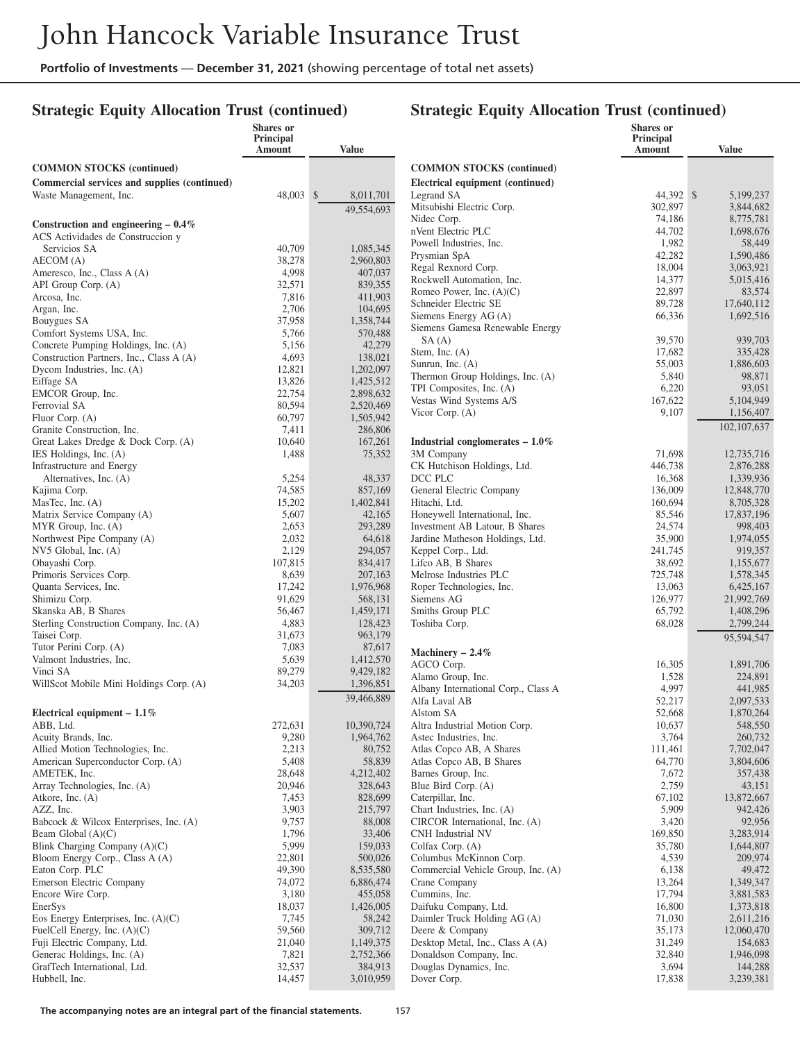# John Hancock Variable Insurance Trust

**Portfolio of Investments** — **December 31, 2021** (showing percentage of total net assets)

## Strategic Equity Allocation Trust (continued)

| | Shares or Principal Amount | Value |
|---|---|---|
| **COMMON STOCKS (continued)** | | |
| **Commercial services and supplies (continued)** | | |
| Waste Management, Inc. | 48,003 | $8,011,701 |
| | | 49,554,693 |
| **Construction and engineering – 0.4%** | | |
| ACS Actividades de Construccion y Servicios SA | 40,709 | 1,085,345 |
| AECOM (A) | 38,278 | 2,960,803 |
| Ameresco, Inc., Class A (A) | 4,998 | 407,037 |
| API Group Corp. (A) | 32,571 | 839,355 |
| Arcosa, Inc. | 7,816 | 411,903 |
| Argan, Inc. | 2,706 | 104,695 |
| Bouygues SA | 37,958 | 1,358,744 |
| Comfort Systems USA, Inc. | 5,766 | 570,488 |
| Concrete Pumping Holdings, Inc. (A) | 5,156 | 42,279 |
| Construction Partners, Inc., Class A (A) | 4,693 | 138,021 |
| Dycom Industries, Inc. (A) | 12,821 | 1,202,097 |
| Eiffage SA | 13,826 | 1,425,512 |
| EMCOR Group, Inc. | 22,754 | 2,898,632 |
| Ferrovial SA | 80,594 | 2,520,469 |
| Fluor Corp. (A) | 60,797 | 1,505,942 |
| Granite Construction, Inc. | 7,411 | 286,806 |
| Great Lakes Dredge & Dock Corp. (A) | 10,640 | 167,261 |
| IES Holdings, Inc. (A) | 1,488 | 75,352 |
| Infrastructure and Energy Alternatives, Inc. (A) | 5,254 | 48,337 |
| Kajima Corp. | 74,585 | 857,169 |
| MasTec, Inc. (A) | 15,202 | 1,402,841 |
| Matrix Service Company (A) | 5,607 | 42,165 |
| MYR Group, Inc. (A) | 2,653 | 293,289 |
| Northwest Pipe Company (A) | 2,032 | 64,618 |
| NV5 Global, Inc. (A) | 2,129 | 294,057 |
| Obayashi Corp. | 107,815 | 834,417 |
| Primoris Services Corp. | 8,639 | 207,163 |
| Quanta Services, Inc. | 17,242 | 1,976,968 |
| Shimizu Corp. | 91,629 | 568,131 |
| Skanska AB, B Shares | 56,467 | 1,459,171 |
| Sterling Construction Company, Inc. (A) | 4,883 | 128,423 |
| Taisei Corp. | 31,673 | 963,179 |
| Tutor Perini Corp. (A) | 7,083 | 87,617 |
| Valmont Industries, Inc. | 5,639 | 1,412,570 |
| Vinci SA | 89,279 | 9,429,182 |
| WillScot Mobile Mini Holdings Corp. (A) | 34,203 | 1,396,851 |
| | | 39,466,889 |
| **Electrical equipment – 1.1%** | | |
| ABB, Ltd. | 272,631 | 10,390,724 |
| Acuity Brands, Inc. | 9,280 | 1,964,762 |
| Allied Motion Technologies, Inc. | 2,213 | 80,752 |
| American Superconductor Corp. (A) | 5,408 | 58,839 |
| AMETEK, Inc. | 28,648 | 4,212,402 |
| Array Technologies, Inc. (A) | 20,946 | 328,643 |
| Atkore, Inc. (A) | 7,453 | 828,699 |
| AZZ, Inc. | 3,903 | 215,797 |
| Babcock & Wilcox Enterprises, Inc. (A) | 9,757 | 88,008 |
| Beam Global (A)(C) | 1,796 | 33,406 |
| Blink Charging Company (A)(C) | 5,999 | 159,033 |
| Bloom Energy Corp., Class A (A) | 22,801 | 500,026 |
| Eaton Corp. PLC | 49,390 | 8,535,580 |
| Emerson Electric Company | 74,072 | 6,886,474 |
| Encore Wire Corp. | 3,180 | 455,058 |
| EnerSys | 18,037 | 1,426,005 |
| Eos Energy Enterprises, Inc. (A)(C) | 7,745 | 58,242 |
| FuelCell Energy, Inc. (A)(C) | 59,560 | 309,712 |
| Fuji Electric Company, Ltd. | 21,040 | 1,149,375 |
| Generac Holdings, Inc. (A) | 7,821 | 2,752,366 |
| GrafTech International, Ltd. | 32,537 | 384,913 |
| Hubbell, Inc. | 14,457 | 3,010,959 |
| **Electrical equipment (continued)** | | |
| Legrand SA | 44,392 | $5,199,237 |
| Mitsubishi Electric Corp. | 302,897 | 3,844,682 |
| Nidec Corp. | 74,186 | 8,775,781 |
| nVent Electric PLC | 44,702 | 1,698,676 |
| Powell Industries, Inc. | 1,982 | 58,449 |
| Prysmian SpA | 42,282 | 1,590,486 |
| Regal Rexnord Corp. | 18,004 | 3,063,921 |
| Rockwell Automation, Inc. | 14,377 | 5,015,416 |
| Romeo Power, Inc. (A)(C) | 22,897 | 83,574 |
| Schneider Electric SE | 89,728 | 17,640,112 |
| Siemens Energy AG (A) | 66,336 | 1,692,516 |
| Siemens Gamesa Renewable Energy SA (A) | 39,570 | 939,703 |
| Stem, Inc. (A) | 17,682 | 335,428 |
| Sunrun, Inc. (A) | 55,003 | 1,886,603 |
| Thermon Group Holdings, Inc. (A) | 5,840 | 98,871 |
| TPI Composites, Inc. (A) | 6,220 | 93,051 |
| Vestas Wind Systems A/S | 167,622 | 5,104,949 |
| Vicor Corp. (A) | 9,107 | 1,156,407 |
| | | 102,107,637 |
| **Industrial conglomerates – 1.0%** | | |
| 3M Company | 71,698 | 12,735,716 |
| CK Hutchison Holdings, Ltd. | 446,738 | 2,876,288 |
| DCC PLC | 16,368 | 1,339,936 |
| General Electric Company | 136,009 | 12,848,770 |
| Hitachi, Ltd. | 160,694 | 8,705,328 |
| Honeywell International, Inc. | 85,546 | 17,837,196 |
| Investment AB Latour, B Shares | 24,574 | 998,403 |
| Jardine Matheson Holdings, Ltd. | 35,900 | 1,974,055 |
| Keppel Corp., Ltd. | 241,745 | 919,357 |
| Lifco AB, B Shares | 38,692 | 1,155,677 |
| Melrose Industries PLC | 725,748 | 1,578,345 |
| Roper Technologies, Inc. | 13,063 | 6,425,167 |
| Siemens AG | 126,977 | 21,992,769 |
| Smiths Group PLC | 65,792 | 1,408,296 |
| Toshiba Corp. | 68,028 | 2,799,244 |
| | | 95,594,547 |
| **Machinery – 2.4%** | | |
| AGCO Corp. | 16,305 | 1,891,706 |
| Alamo Group, Inc. | 1,528 | 224,891 |
| Albany International Corp., Class A | 4,997 | 441,985 |
| Alfa Laval AB | 52,217 | 2,097,533 |
| Alstom SA | 52,668 | 1,870,264 |
| Altra Industrial Motion Corp. | 10,637 | 548,550 |
| Astec Industries, Inc. | 3,764 | 260,732 |
| Atlas Copco AB, A Shares | 111,461 | 7,702,047 |
| Atlas Copco AB, B Shares | 64,770 | 3,804,606 |
| Barnes Group, Inc. | 7,672 | 357,438 |
| Blue Bird Corp. (A) | 2,759 | 43,151 |
| Caterpillar, Inc. | 67,102 | 13,872,667 |
| Chart Industries, Inc. (A) | 5,909 | 942,426 |
| CIRCOR International, Inc. (A) | 3,420 | 92,956 |
| CNH Industrial NV | 169,850 | 3,283,914 |
| Colfax Corp. (A) | 35,780 | 1,644,807 |
| Columbus McKinnon Corp. | 4,539 | 209,974 |
| Commercial Vehicle Group, Inc. (A) | 6,138 | 49,472 |
| Crane Company | 13,264 | 1,349,347 |
| Cummins, Inc. | 17,794 | 3,881,583 |
| Daifuku Company, Ltd. | 16,800 | 1,373,818 |
| Daimler Truck Holding AG (A) | 71,030 | 2,611,216 |
| Deere & Company | 35,173 | 12,060,470 |
| Desktop Metal, Inc., Class A (A) | 31,249 | 154,683 |
| Donaldson Company, Inc. | 32,840 | 1,946,098 |
| Douglas Dynamics, Inc. | 3,694 | 144,288 |
| Dover Corp. | 17,838 | 3,239,381 |

The accompanying notes are an integral part of the financial statements.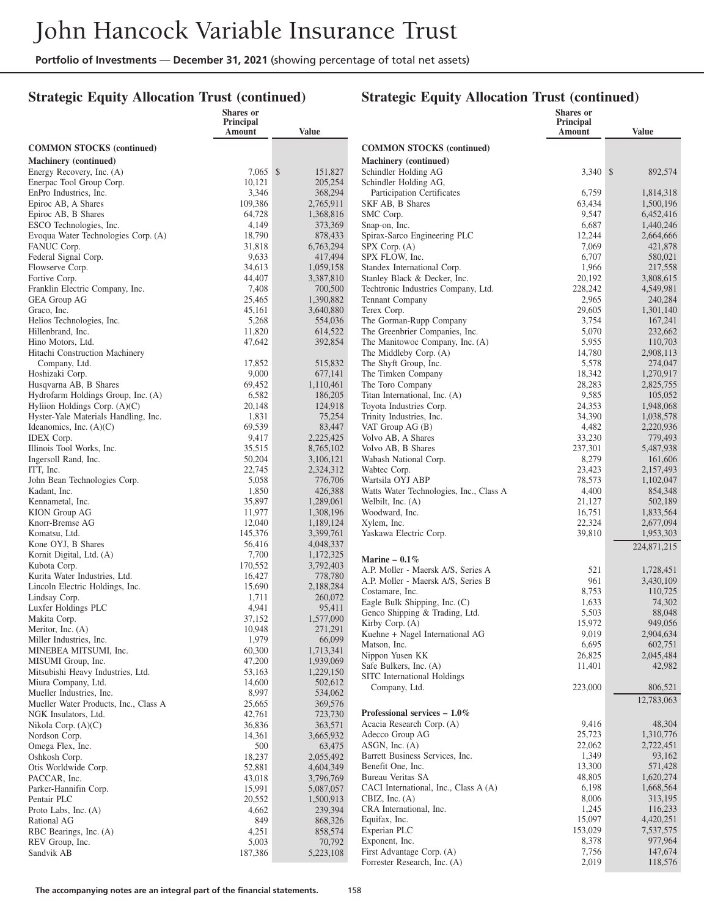## Strategic Equity Allocation Trust (continued)

| | Shares or Principal Amount | Value |
|---|---|---|
| **COMMON STOCKS (continued)** | | |
| **Machinery (continued)** | | |
| Energy Recovery, Inc. (A) | 7,065 | $ 151,827 |
| Enerpac Tool Group Corp. | 10,121 | 205,254 |
| EnPro Industries, Inc. | 3,346 | 368,294 |
| Epiroc AB, A Shares | 109,386 | 2,765,911 |
| Epiroc AB, B Shares | 64,728 | 1,368,816 |
| ESCO Technologies, Inc. | 4,149 | 373,369 |
| Evoqua Water Technologies Corp. (A) | 18,790 | 878,433 |
| FANUC Corp. | 31,818 | 6,763,294 |
| Federal Signal Corp. | 9,633 | 417,494 |
| Flowserve Corp. | 34,613 | 1,059,158 |
| Fortive Corp. | 44,407 | 3,387,810 |
| Franklin Electric Company, Inc. | 7,408 | 700,500 |
| GEA Group AG | 25,465 | 1,390,882 |
| Graco, Inc. | 45,161 | 3,640,880 |
| Helios Technologies, Inc. | 5,268 | 554,036 |
| Hillenbrand, Inc. | 11,820 | 614,522 |
| Hino Motors, Ltd. | 47,642 | 392,854 |
| Hitachi Construction Machinery Company, Ltd. | 17,852 | 515,832 |
| Hoshizaki Corp. | 9,000 | 677,141 |
| Husqvarna AB, B Shares | 69,452 | 1,110,461 |
| Hydrofarm Holdings Group, Inc. (A) | 6,582 | 186,205 |
| Hyliion Holdings Corp. (A)(C) | 20,148 | 124,918 |
| Hyster-Yale Materials Handling, Inc. | 1,831 | 75,254 |
| Ideanomics, Inc. (A)(C) | 69,539 | 83,447 |
| IDEX Corp. | 9,417 | 2,225,425 |
| Illinois Tool Works, Inc. | 35,515 | 8,765,102 |
| Ingersoll Rand, Inc. | 50,204 | 3,106,121 |
| ITT, Inc. | 22,745 | 2,324,312 |
| John Bean Technologies Corp. | 5,058 | 776,706 |
| Kadant, Inc. | 1,850 | 426,388 |
| Kennametal, Inc. | 35,897 | 1,289,061 |
| KION Group AG | 11,977 | 1,308,196 |
| Knorr-Bremse AG | 12,040 | 1,189,124 |
| Komatsu, Ltd. | 145,376 | 3,399,761 |
| Kone OYJ, B Shares | 56,416 | 4,048,337 |
| Kornit Digital, Ltd. (A) | 7,700 | 1,172,325 |
| Kubota Corp. | 170,552 | 3,792,403 |
| Kurita Water Industries, Ltd. | 16,427 | 778,780 |
| Lincoln Electric Holdings, Inc. | 15,690 | 2,188,284 |
| Lindsay Corp. | 1,711 | 260,072 |
| Luxfer Holdings PLC | 4,941 | 95,411 |
| Makita Corp. | 37,152 | 1,577,090 |
| Meritor, Inc. (A) | 10,948 | 271,291 |
| Miller Industries, Inc. | 1,979 | 66,099 |
| MINEBEA MITSUMI, Inc. | 60,300 | 1,713,341 |
| MISUMI Group, Inc. | 47,200 | 1,939,069 |
| Mitsubishi Heavy Industries, Ltd. | 53,163 | 1,229,150 |
| Miura Company, Ltd. | 14,600 | 502,612 |
| Mueller Industries, Inc. | 8,997 | 534,062 |
| Mueller Water Products, Inc., Class A | 25,665 | 369,576 |
| NGK Insulators, Ltd. | 42,761 | 723,730 |
| Nikola Corp. (A)(C) | 36,836 | 363,571 |
| Nordson Corp. | 14,361 | 3,665,932 |
| Omega Flex, Inc. | 500 | 63,475 |
| Oshkosh Corp. | 18,237 | 2,055,492 |
| Otis Worldwide Corp. | 52,881 | 4,604,349 |
| PACCAR, Inc. | 43,018 | 3,796,769 |
| Parker-Hannifin Corp. | 15,991 | 5,087,057 |
| Pentair PLC | 20,552 | 1,500,913 |
| Proto Labs, Inc. (A) | 4,662 | 239,394 |
| Rational AG | 849 | 868,326 |
| RBC Bearings, Inc. (A) | 4,251 | 858,574 |
| REV Group, Inc. | 5,003 | 70,792 |
| Sandvik AB | 187,386 | 5,223,108 |
| Schindler Holding AG | 3,340 | $ 892,574 |
| Schindler Holding AG, Participation Certificates | 6,759 | 1,814,318 |
| SKF AB, B Shares | 63,434 | 1,500,196 |
| SMC Corp. | 9,547 | 6,452,416 |
| Snap-on, Inc. | 6,687 | 1,440,246 |
| Spirax-Sarco Engineering PLC | 12,244 | 2,664,666 |
| SPX Corp. (A) | 7,069 | 421,878 |
| SPX FLOW, Inc. | 6,707 | 580,021 |
| Standex International Corp. | 1,966 | 217,558 |
| Stanley Black & Decker, Inc. | 20,192 | 3,808,615 |
| Techtronic Industries Company, Ltd. | 228,242 | 4,549,981 |
| Tennant Company | 2,965 | 240,284 |
| Terex Corp. | 29,605 | 1,301,140 |
| The Gorman-Rupp Company | 3,754 | 167,241 |
| The Greenbrier Companies, Inc. | 5,070 | 232,662 |
| The Manitowoc Company, Inc. (A) | 5,955 | 110,703 |
| The Middleby Corp. (A) | 14,780 | 2,908,113 |
| The Shyft Group, Inc. | 5,578 | 274,047 |
| The Timken Company | 18,342 | 1,270,917 |
| The Toro Company | 28,283 | 2,825,755 |
| Titan International, Inc. (A) | 9,585 | 105,052 |
| Toyota Industries Corp. | 24,353 | 1,948,068 |
| Trinity Industries, Inc. | 34,390 | 1,038,578 |
| VAT Group AG (B) | 4,482 | 2,220,936 |
| Volvo AB, A Shares | 33,230 | 779,493 |
| Volvo AB, B Shares | 237,301 | 5,487,938 |
| Wabash National Corp. | 8,279 | 161,606 |
| Wabtec Corp. | 23,423 | 2,157,493 |
| Wartsila OYJ ABP | 78,573 | 1,102,047 |
| Watts Water Technologies, Inc., Class A | 4,400 | 854,348 |
| Welbilt, Inc. (A) | 21,127 | 502,189 |
| Woodward, Inc. | 16,751 | 1,833,564 |
| Xylem, Inc. | 22,324 | 2,677,094 |
| Yaskawa Electric Corp. | 39,810 | 1,953,303 |
| | | 224,871,215 |
| **Marine – 0.1%** | | |
| A.P. Moller - Maersk A/S, Series A | 521 | 1,728,451 |
| A.P. Moller - Maersk A/S, Series B | 961 | 3,430,109 |
| Costamare, Inc. | 8,753 | 110,725 |
| Eagle Bulk Shipping, Inc. (C) | 1,633 | 74,302 |
| Genco Shipping & Trading, Ltd. | 5,503 | 88,048 |
| Kirby Corp. (A) | 15,972 | 949,056 |
| Kuehne + Nagel International AG | 9,019 | 2,904,634 |
| Matson, Inc. | 6,695 | 602,751 |
| Nippon Yusen KK | 26,825 | 2,045,484 |
| Safe Bulkers, Inc. (A) | 11,401 | 42,982 |
| SITC International Holdings Company, Ltd. | 223,000 | 806,521 |
| | | 12,783,063 |
| **Professional services – 1.0%** | | |
| Acacia Research Corp. (A) | 9,416 | 48,304 |
| Adecco Group AG | 25,723 | 1,310,776 |
| ASGN, Inc. (A) | 22,062 | 2,722,451 |
| Barrett Business Services, Inc. | 1,349 | 93,162 |
| Benefit One, Inc. | 13,300 | 571,428 |
| Bureau Veritas SA | 48,805 | 1,620,274 |
| CACI International, Inc., Class A (A) | 6,198 | 1,668,564 |
| CBIZ, Inc. (A) | 8,006 | 313,195 |
| CRA International, Inc. | 1,245 | 116,233 |
| Equifax, Inc. | 15,097 | 4,420,251 |
| Experian PLC | 153,029 | 7,537,575 |
| Exponent, Inc. | 8,378 | 977,964 |
| First Advantage Corp. (A) | 7,756 | 147,674 |
| Forrester Research, Inc. (A) | 2,019 | 118,576 |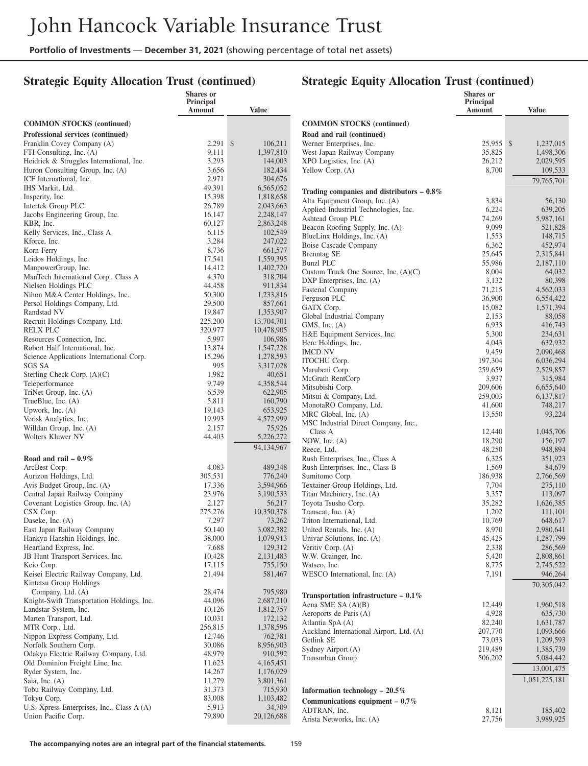# Strategic Equity Allocation Trust (continued)

| | Shares or Principal Amount | Value |
|---|---|---|
| **COMMON STOCKS (continued)** | | |
| **Professional services (continued)** | | |
| Franklin Covey Company (A) | 2,291 | $ 106,211 |
| FTI Consulting, Inc. (A) | 9,111 | 1,397,810 |
| Heidrick & Struggles International, Inc. | 3,293 | 144,003 |
| Huron Consulting Group, Inc. (A) | 3,656 | 182,434 |
| ICF International, Inc. | 2,971 | 304,676 |
| IHS Markit, Ltd. | 49,391 | 6,565,052 |
| Insperity, Inc. | 15,398 | 1,818,658 |
| Intertek Group PLC | 26,789 | 2,043,663 |
| Jacobs Engineering Group, Inc. | 16,147 | 2,248,147 |
| KBR, Inc. | 60,127 | 2,863,248 |
| Kelly Services, Inc., Class A | 6,115 | 102,549 |
| Kforce, Inc. | 3,284 | 247,022 |
| Korn Ferry | 8,736 | 661,577 |
| Leidos Holdings, Inc. | 17,541 | 1,559,395 |
| ManpowerGroup, Inc. | 14,412 | 1,402,720 |
| ManTech International Corp., Class A | 4,370 | 318,704 |
| Nielsen Holdings PLC | 44,458 | 911,834 |
| Nihon M&A Center Holdings, Inc. | 50,300 | 1,233,816 |
| Persol Holdings Company, Ltd. | 29,500 | 857,661 |
| Randstad NV | 19,847 | 1,353,907 |
| Recruit Holdings Company, Ltd. | 225,200 | 13,704,701 |
| RELX PLC | 320,977 | 10,478,905 |
| Resources Connection, Inc. | 5,997 | 106,986 |
| Robert Half International, Inc. | 13,874 | 1,547,228 |
| Science Applications International Corp. | 15,296 | 1,278,593 |
| SGS SA | 995 | 3,317,028 |
| Sterling Check Corp. (A)(C) | 1,982 | 40,651 |
| Teleperformance | 9,749 | 4,358,544 |
| TriNet Group, Inc. (A) | 6,539 | 622,905 |
| TrueBlue, Inc. (A) | 5,811 | 160,790 |
| Upwork, Inc. (A) | 19,143 | 653,925 |
| Verisk Analytics, Inc. | 19,993 | 4,572,999 |
| Willdan Group, Inc. (A) | 2,157 | 75,926 |
| Wolters Kluwer NV | 44,403 | 5,226,272 |
| | | 94,134,967 |
| **Road and rail – 0.9%** | | |
| ArcBest Corp. | 4,083 | 489,348 |
| Aurizon Holdings, Ltd. | 305,531 | 776,240 |
| Avis Budget Group, Inc. (A) | 17,336 | 3,594,966 |
| Central Japan Railway Company | 23,976 | 3,190,533 |
| Covenant Logistics Group, Inc. (A) | 2,127 | 56,217 |
| CSX Corp. | 275,276 | 10,350,378 |
| Daseke, Inc. (A) | 7,297 | 73,262 |
| East Japan Railway Company | 50,140 | 3,082,382 |
| Hankyu Hanshin Holdings, Inc. | 38,000 | 1,079,913 |
| Heartland Express, Inc. | 7,688 | 129,312 |
| JB Hunt Transport Services, Inc. | 10,428 | 2,131,483 |
| Keio Corp. | 17,115 | 755,150 |
| Keisei Electric Railway Company, Ltd. | 21,494 | 581,467 |
| Kintetsu Group Holdings Company, Ltd. (A) | 28,474 | 795,980 |
| Knight-Swift Transportation Holdings, Inc. | 44,096 | 2,687,210 |
| Landstar System, Inc. | 10,126 | 1,812,757 |
| Marten Transport, Ltd. | 10,031 | 172,132 |
| MTR Corp., Ltd. | 256,815 | 1,378,596 |
| Nippon Express Company, Ltd. | 12,746 | 762,781 |
| Norfolk Southern Corp. | 30,086 | 8,956,903 |
| Odakyu Electric Railway Company, Ltd. | 48,979 | 910,592 |
| Old Dominion Freight Line, Inc. | 11,623 | 4,165,451 |
| Ryder System, Inc. | 14,267 | 1,176,029 |
| Saia, Inc. (A) | 11,279 | 3,801,361 |
| Tobu Railway Company, Ltd. | 31,373 | 715,930 |
| Tokyu Corp. | 83,008 | 1,103,482 |
| U.S. Xpress Enterprises, Inc., Class A (A) | 5,913 | 34,709 |
| Union Pacific Corp. | 79,890 | 20,126,688 |
| Werner Enterprises, Inc. | 25,955 | $ 1,237,015 |
| West Japan Railway Company | 35,825 | 1,498,306 |
| XPO Logistics, Inc. (A) | 26,212 | 2,029,595 |
| Yellow Corp. (A) | 8,700 | 109,533 |
| | | 79,765,701 |
| **Trading companies and distributors – 0.8%** | | |
| Alta Equipment Group, Inc. (A) | 3,834 | 56,130 |
| Applied Industrial Technologies, Inc. | 6,224 | 639,205 |
| Ashtead Group PLC | 74,269 | 5,987,161 |
| Beacon Roofing Supply, Inc. (A) | 9,099 | 521,828 |
| BlueLinx Holdings, Inc. (A) | 1,553 | 148,715 |
| Boise Cascade Company | 6,362 | 452,974 |
| Brenntag SE | 25,645 | 2,315,841 |
| Bunzl PLC | 55,986 | 2,187,110 |
| Custom Truck One Source, Inc. (A)(C) | 8,004 | 64,032 |
| DXP Enterprises, Inc. (A) | 3,132 | 80,398 |
| Fastenal Company | 71,215 | 4,562,033 |
| Ferguson PLC | 36,900 | 6,554,422 |
| GATX Corp. | 15,082 | 1,571,394 |
| Global Industrial Company | 2,153 | 88,058 |
| GMS, Inc. (A) | 6,933 | 416,743 |
| H&E Equipment Services, Inc. | 5,300 | 234,631 |
| Herc Holdings, Inc. | 4,043 | 632,932 |
| IMCD NV | 9,459 | 2,090,468 |
| ITOCHU Corp. | 197,304 | 6,036,294 |
| Marubeni Corp. | 259,659 | 2,529,857 |
| McGrath RentCorp | 3,937 | 315,984 |
| Mitsubishi Corp. | 209,606 | 6,655,640 |
| Mitsui & Company, Ltd. | 259,003 | 6,137,817 |
| MonotaRO Company, Ltd. | 41,600 | 748,217 |
| MRC Global, Inc. (A) | 13,550 | 93,224 |
| MSC Industrial Direct Company, Inc., Class A | 12,440 | 1,045,706 |
| NOW, Inc. (A) | 18,290 | 156,197 |
| Reece, Ltd. | 48,250 | 948,894 |
| Rush Enterprises, Inc., Class A | 6,325 | 351,923 |
| Rush Enterprises, Inc., Class B | 1,569 | 84,679 |
| Sumitomo Corp. | 186,938 | 2,766,569 |
| Textainer Group Holdings, Ltd. | 7,704 | 275,110 |
| Titan Machinery, Inc. (A) | 3,357 | 113,097 |
| Toyota Tsusho Corp. | 35,282 | 1,626,385 |
| Transcat, Inc. (A) | 1,202 | 111,101 |
| Triton International, Ltd. | 10,769 | 648,617 |
| United Rentals, Inc. (A) | 8,970 | 2,980,641 |
| Univar Solutions, Inc. (A) | 45,425 | 1,287,799 |
| Veritiv Corp. (A) | 2,338 | 286,569 |
| W.W. Grainger, Inc. | 5,420 | 2,808,861 |
| Watsco, Inc. | 8,775 | 2,745,522 |
| WESCO International, Inc. (A) | 7,191 | 946,264 |
| | | 70,305,042 |
| **Transportation infrastructure – 0.1%** | | |
| Aena SME SA (A)(B) | 12,449 | 1,960,518 |
| Aeroports de Paris (A) | 4,928 | 635,730 |
| Atlantia SpA (A) | 82,240 | 1,631,787 |
| Auckland International Airport, Ltd. (A) | 207,770 | 1,093,666 |
| Getlink SE | 73,033 | 1,209,593 |
| Sydney Airport (A) | 219,489 | 1,385,739 |
| Transurban Group | 506,202 | 5,084,442 |
| | | 13,001,475 |
| | | 1,051,225,181 |
| **Information technology – 20.5%** | | |
| **Communications equipment – 0.7%** | | |
| ADTRAN, Inc. | 8,121 | 185,402 |
| Arista Networks, Inc. (A) | 27,756 | 3,989,925 |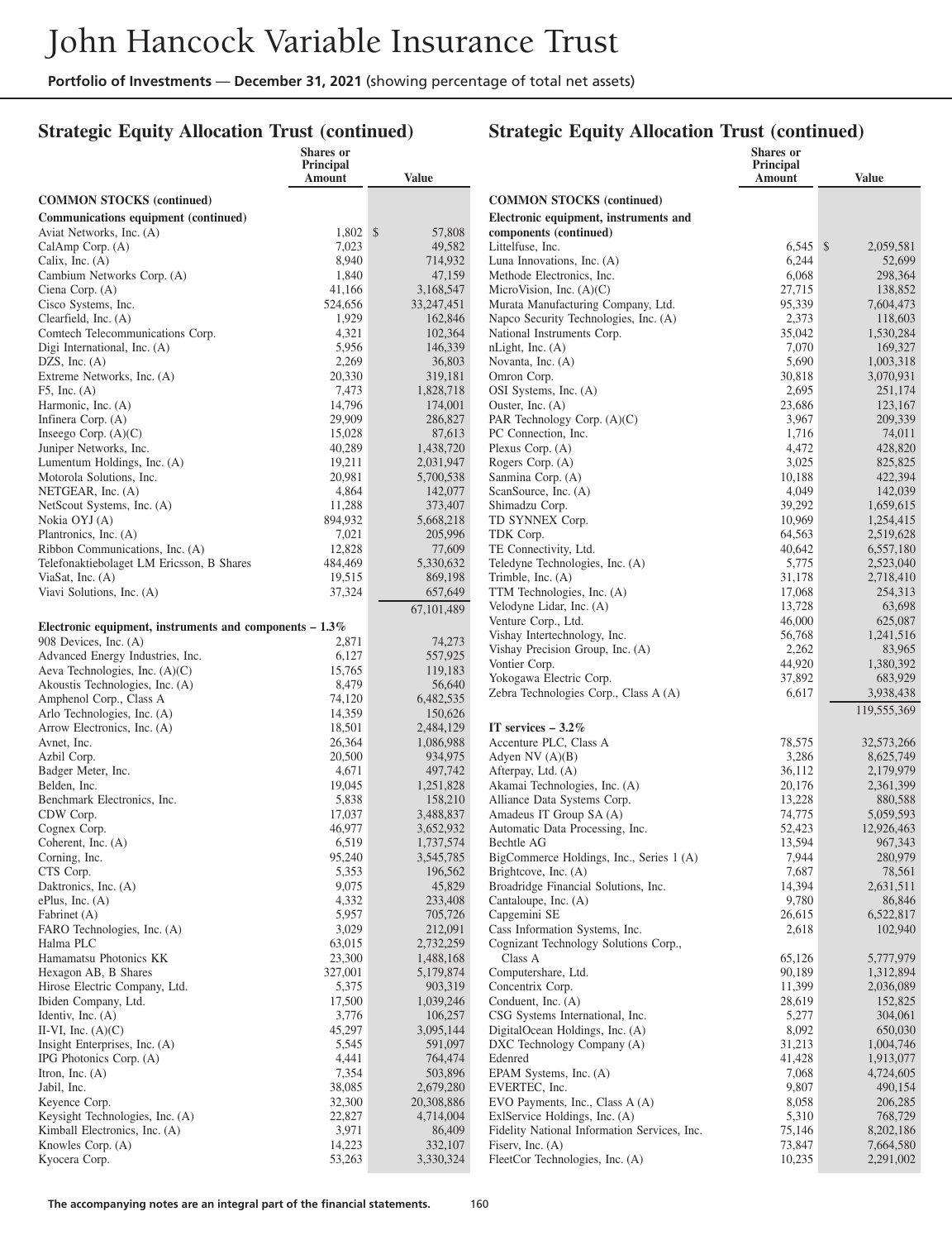# John Hancock Variable Insurance Trust

**Portfolio of Investments** — **December 31, 2021** (showing percentage of total net assets)

## Strategic Equity Allocation Trust (continued)

| | Shares or Principal Amount | Value |
|---|---|---|
| **COMMON STOCKS (continued)** | | |
| **Communications equipment (continued)** | | |
| Aviat Networks, Inc. (A) | 1,802 | $ 57,808 |
| CalAmp Corp. (A) | 7,023 | 49,582 |
| Calix, Inc. (A) | 8,940 | 714,932 |
| Cambium Networks Corp. (A) | 1,840 | 47,159 |
| Ciena Corp. (A) | 41,166 | 3,168,547 |
| Cisco Systems, Inc. | 524,656 | 33,247,451 |
| Clearfield, Inc. (A) | 1,929 | 162,846 |
| Comtech Telecommunications Corp. | 4,321 | 102,364 |
| Digi International, Inc. (A) | 5,956 | 146,339 |
| DZS, Inc. (A) | 2,269 | 36,803 |
| Extreme Networks, Inc. (A) | 20,330 | 319,181 |
| F5, Inc. (A) | 7,473 | 1,828,718 |
| Harmonic, Inc. (A) | 14,796 | 174,001 |
| Infinera Corp. (A) | 29,909 | 286,827 |
| Inseego Corp. (A)(C) | 15,028 | 87,613 |
| Juniper Networks, Inc. | 40,289 | 1,438,720 |
| Lumentum Holdings, Inc. (A) | 19,211 | 2,031,947 |
| Motorola Solutions, Inc. | 20,981 | 5,700,538 |
| NETGEAR, Inc. (A) | 4,864 | 142,077 |
| NetScout Systems, Inc. (A) | 11,288 | 373,407 |
| Nokia OYJ (A) | 894,932 | 5,668,218 |
| Plantronics, Inc. (A) | 7,021 | 205,996 |
| Ribbon Communications, Inc. (A) | 12,828 | 77,609 |
| Telefonaktiebolaget LM Ericsson, B Shares | 484,469 | 5,330,632 |
| ViaSat, Inc. (A) | 19,515 | 869,198 |
| Viavi Solutions, Inc. (A) | 37,324 | 657,649 |
| | | 67,101,489 |
| **Electronic equipment, instruments and components – 1.3%** | | |
| 908 Devices, Inc. (A) | 2,871 | 74,273 |
| Advanced Energy Industries, Inc. | 6,127 | 557,925 |
| Aeva Technologies, Inc. (A)(C) | 15,765 | 119,183 |
| Akoustis Technologies, Inc. (A) | 8,479 | 56,640 |
| Amphenol Corp., Class A | 74,120 | 6,482,535 |
| Arlo Technologies, Inc. (A) | 14,359 | 150,626 |
| Arrow Electronics, Inc. (A) | 18,501 | 2,484,129 |
| Avnet, Inc. | 26,364 | 1,086,988 |
| Azbil Corp. | 20,500 | 934,975 |
| Badger Meter, Inc. | 4,671 | 497,742 |
| Belden, Inc. | 19,045 | 1,251,828 |
| Benchmark Electronics, Inc. | 5,838 | 158,210 |
| CDW Corp. | 17,037 | 3,488,837 |
| Cognex Corp. | 46,977 | 3,652,932 |
| Coherent, Inc. (A) | 6,519 | 1,737,574 |
| Corning, Inc. | 95,240 | 3,545,785 |
| CTS Corp. | 5,353 | 196,562 |
| Daktronics, Inc. (A) | 9,075 | 45,829 |
| ePlus, Inc. (A) | 4,332 | 233,408 |
| Fabrinet (A) | 5,957 | 705,726 |
| FARO Technologies, Inc. (A) | 3,029 | 212,091 |
| Halma PLC | 63,015 | 2,732,259 |
| Hamamatsu Photonics KK | 23,300 | 1,488,168 |
| Hexagon AB, B Shares | 327,001 | 5,179,874 |
| Hirose Electric Company, Ltd. | 5,375 | 903,319 |
| Ibiden Company, Ltd. | 17,500 | 1,039,246 |
| Identiv, Inc. (A) | 3,776 | 106,257 |
| II-VI, Inc. (A)(C) | 45,297 | 3,095,144 |
| Insight Enterprises, Inc. (A) | 5,545 | 591,097 |
| IPG Photonics Corp. (A) | 4,441 | 764,474 |
| Itron, Inc. (A) | 7,354 | 503,896 |
| Jabil, Inc. | 38,085 | 2,679,280 |
| Keyence Corp. | 32,300 | 20,308,886 |
| Keysight Technologies, Inc. (A) | 22,827 | 4,714,004 |
| Kimball Electronics, Inc. (A) | 3,971 | 86,409 |
| Knowles Corp. (A) | 14,223 | 332,107 |
| Kyocera Corp. | 53,263 | 3,330,324 |
| Littelfuse, Inc. | 6,545 | $ 2,059,581 |
| Luna Innovations, Inc. (A) | 6,244 | 52,699 |
| Methode Electronics, Inc. | 6,068 | 298,364 |
| MicroVision, Inc. (A)(C) | 27,715 | 138,852 |
| Murata Manufacturing Company, Ltd. | 95,339 | 7,604,473 |
| Napco Security Technologies, Inc. (A) | 2,373 | 118,603 |
| National Instruments Corp. | 35,042 | 1,530,284 |
| nLight, Inc. (A) | 7,070 | 169,327 |
| Novanta, Inc. (A) | 5,690 | 1,003,318 |
| Omron Corp. | 30,818 | 3,070,931 |
| OSI Systems, Inc. (A) | 2,695 | 251,174 |
| Ouster, Inc. (A) | 23,686 | 123,167 |
| PAR Technology Corp. (A)(C) | 3,967 | 209,339 |
| PC Connection, Inc. | 1,716 | 74,011 |
| Plexus Corp. (A) | 4,472 | 428,820 |
| Rogers Corp. (A) | 3,025 | 825,825 |
| Sanmina Corp. (A) | 10,188 | 422,394 |
| ScanSource, Inc. (A) | 4,049 | 142,039 |
| Shimadzu Corp. | 39,292 | 1,659,615 |
| TD SYNNEX Corp. | 10,969 | 1,254,415 |
| TDK Corp. | 64,563 | 2,519,628 |
| TE Connectivity, Ltd. | 40,642 | 6,557,180 |
| Teledyne Technologies, Inc. (A) | 5,775 | 2,523,040 |
| Trimble, Inc. (A) | 31,178 | 2,718,410 |
| TTM Technologies, Inc. (A) | 17,068 | 254,313 |
| Velodyne Lidar, Inc. (A) | 13,728 | 63,698 |
| Venture Corp., Ltd. | 46,000 | 625,087 |
| Vishay Intertechnology, Inc. | 56,768 | 1,241,516 |
| Vishay Precision Group, Inc. (A) | 2,262 | 83,965 |
| Vontier Corp. | 44,920 | 1,380,392 |
| Yokogawa Electric Corp. | 37,892 | 683,929 |
| Zebra Technologies Corp., Class A (A) | 6,617 | 3,938,438 |
| | | 119,555,369 |
| **IT services – 3.2%** | | |
| Accenture PLC, Class A | 78,575 | 32,573,266 |
| Adyen NV (A)(B) | 3,286 | 8,625,749 |
| Afterpay, Ltd. (A) | 36,112 | 2,179,979 |
| Akamai Technologies, Inc. (A) | 20,176 | 2,361,399 |
| Alliance Data Systems Corp. | 13,228 | 880,588 |
| Amadeus IT Group SA (A) | 74,775 | 5,059,593 |
| Automatic Data Processing, Inc. | 52,423 | 12,926,463 |
| Bechtle AG | 13,594 | 967,343 |
| BigCommerce Holdings, Inc., Series 1 (A) | 7,944 | 280,979 |
| Brightcove, Inc. (A) | 7,687 | 78,561 |
| Broadridge Financial Solutions, Inc. | 14,394 | 2,631,511 |
| Cantaloupe, Inc. (A) | 9,780 | 86,846 |
| Capgemini SE | 26,615 | 6,522,817 |
| Cass Information Systems, Inc. | 2,618 | 102,940 |
| Cognizant Technology Solutions Corp., Class A | 65,126 | 5,777,979 |
| Computershare, Ltd. | 90,189 | 1,312,894 |
| Concentrix Corp. | 11,399 | 2,036,089 |
| Conduent, Inc. (A) | 28,619 | 152,825 |
| CSG Systems International, Inc. | 5,277 | 304,061 |
| DigitalOcean Holdings, Inc. (A) | 8,092 | 650,030 |
| DXC Technology Company (A) | 31,213 | 1,004,746 |
| Edenred | 41,428 | 1,913,077 |
| EPAM Systems, Inc. (A) | 7,068 | 4,724,605 |
| EVERTEC, Inc. | 9,807 | 490,154 |
| EVO Payments, Inc., Class A (A) | 8,058 | 206,285 |
| ExlService Holdings, Inc. (A) | 5,310 | 768,729 |
| Fidelity National Information Services, Inc. | 75,146 | 8,202,186 |
| Fiserv, Inc. (A) | 73,847 | 7,664,580 |
| FleetCor Technologies, Inc. (A) | 10,235 | 2,291,002 |

The accompanying notes are an integral part of the financial statements.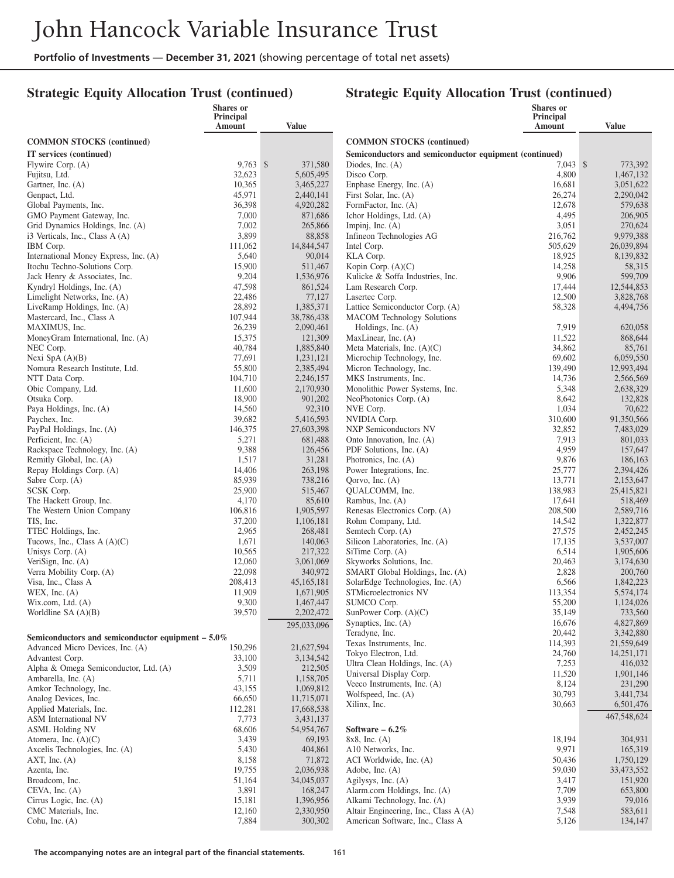## Strategic Equity Allocation Trust (continued)

| | Shares or Principal Amount | Value |
|---|---|---|
| **COMMON STOCKS (continued)** | | |
| **IT services (continued)** | | |
| Flywire Corp. (A) | 9,763 | $ 371,580 |
| Fujitsu, Ltd. | 32,623 | 5,605,495 |
| Gartner, Inc. (A) | 10,365 | 3,465,227 |
| Genpact, Ltd. | 45,971 | 2,440,141 |
| Global Payments, Inc. | 36,398 | 4,920,282 |
| GMO Payment Gateway, Inc. | 7,000 | 871,686 |
| Grid Dynamics Holdings, Inc. (A) | 7,002 | 265,866 |
| i3 Verticals, Inc., Class A (A) | 3,899 | 88,858 |
| IBM Corp. | 111,062 | 14,844,547 |
| International Money Express, Inc. (A) | 5,640 | 90,014 |
| Itochu Techno-Solutions Corp. | 15,900 | 511,467 |
| Jack Henry & Associates, Inc. | 9,204 | 1,536,976 |
| Kyndryl Holdings, Inc. (A) | 47,598 | 861,524 |
| Limelight Networks, Inc. (A) | 22,486 | 77,127 |
| LiveRamp Holdings, Inc. (A) | 28,892 | 1,385,371 |
| Mastercard, Inc., Class A | 107,944 | 38,786,438 |
| MAXIMUS, Inc. | 26,239 | 2,090,461 |
| MoneyGram International, Inc. (A) | 15,375 | 121,309 |
| NEC Corp. | 40,784 | 1,885,840 |
| Nexi SpA (A)(B) | 77,691 | 1,231,121 |
| Nomura Research Institute, Ltd. | 55,800 | 2,385,494 |
| NTT Data Corp. | 104,710 | 2,246,157 |
| Obic Company, Ltd. | 11,600 | 2,170,930 |
| Otsuka Corp. | 18,900 | 901,202 |
| Paya Holdings, Inc. (A) | 14,560 | 92,310 |
| Paychex, Inc. | 39,682 | 5,416,593 |
| PayPal Holdings, Inc. (A) | 146,375 | 27,603,398 |
| Perficient, Inc. (A) | 5,271 | 681,488 |
| Rackspace Technology, Inc. (A) | 9,388 | 126,456 |
| Remitly Global, Inc. (A) | 1,517 | 31,281 |
| Repay Holdings Corp. (A) | 14,406 | 263,198 |
| Sabre Corp. (A) | 85,939 | 738,216 |
| SCSK Corp. | 25,900 | 515,467 |
| The Hackett Group, Inc. | 4,170 | 85,610 |
| The Western Union Company | 106,816 | 1,905,597 |
| TIS, Inc. | 37,200 | 1,106,181 |
| TTEC Holdings, Inc. | 2,965 | 268,481 |
| Tucows, Inc., Class A (A)(C) | 1,671 | 140,063 |
| Unisys Corp. (A) | 10,565 | 217,322 |
| VeriSign, Inc. (A) | 12,060 | 3,061,069 |
| Verra Mobility Corp. (A) | 22,098 | 340,972 |
| Visa, Inc., Class A | 208,413 | 45,165,181 |
| WEX, Inc. (A) | 11,909 | 1,671,905 |
| Wix.com, Ltd. (A) | 9,300 | 1,467,447 |
| Worldline SA (A)(B) | 39,570 | 2,202,472 |
| | | 295,033,096 |
| **Semiconductors and semiconductor equipment – 5.0%** | | |
| Advanced Micro Devices, Inc. (A) | 150,296 | 21,627,594 |
| Advantest Corp. | 33,100 | 3,134,542 |
| Alpha & Omega Semiconductor, Ltd. (A) | 3,509 | 212,505 |
| Ambarella, Inc. (A) | 5,711 | 1,158,705 |
| Amkor Technology, Inc. | 43,155 | 1,069,812 |
| Analog Devices, Inc. | 66,650 | 11,715,071 |
| Applied Materials, Inc. | 112,281 | 17,668,538 |
| ASM International NV | 7,773 | 3,431,137 |
| ASML Holding NV | 68,606 | 54,954,767 |
| Atomera, Inc. (A)(C) | 3,439 | 69,193 |
| Axcelis Technologies, Inc. (A) | 5,430 | 404,861 |
| AXT, Inc. (A) | 8,158 | 71,872 |
| Azenta, Inc. | 19,755 | 2,036,938 |
| Broadcom, Inc. | 51,164 | 34,045,037 |
| CEVA, Inc. (A) | 3,891 | 168,247 |
| Cirrus Logic, Inc. (A) | 15,181 | 1,396,956 |
| CMC Materials, Inc. | 12,160 | 2,330,950 |
| Cohu, Inc. (A) | 7,884 | 300,302 |
| Diodes, Inc. (A) | 7,043 | $ 773,392 |
| Disco Corp. | 4,800 | 1,467,132 |
| Enphase Energy, Inc. (A) | 16,681 | 3,051,622 |
| First Solar, Inc. (A) | 26,274 | 2,290,042 |
| FormFactor, Inc. (A) | 12,678 | 579,638 |
| Ichor Holdings, Ltd. (A) | 4,495 | 206,905 |
| Impinj, Inc. (A) | 3,051 | 270,624 |
| Infineon Technologies AG | 216,762 | 9,979,388 |
| Intel Corp. | 505,629 | 26,039,894 |
| KLA Corp. | 18,925 | 8,139,832 |
| Kopin Corp. (A)(C) | 14,258 | 58,315 |
| Kulicke & Soffa Industries, Inc. | 9,906 | 599,709 |
| Lam Research Corp. | 17,444 | 12,544,853 |
| Lasertec Corp. | 12,500 | 3,828,768 |
| Lattice Semiconductor Corp. (A) | 58,328 | 4,494,756 |
| MACOM Technology Solutions Holdings, Inc. (A) | 7,919 | 620,058 |
| MaxLinear, Inc. (A) | 11,522 | 868,644 |
| Meta Materials, Inc. (A)(C) | 34,862 | 85,761 |
| Microchip Technology, Inc. | 69,602 | 6,059,550 |
| Micron Technology, Inc. | 139,490 | 12,993,494 |
| MKS Instruments, Inc. | 14,736 | 2,566,569 |
| Monolithic Power Systems, Inc. | 5,348 | 2,638,329 |
| NeoPhotonics Corp. (A) | 8,642 | 132,828 |
| NVE Corp. | 1,034 | 70,622 |
| NVIDIA Corp. | 310,600 | 91,350,566 |
| NXP Semiconductors NV | 32,852 | 7,483,029 |
| Onto Innovation, Inc. (A) | 7,913 | 801,033 |
| PDF Solutions, Inc. (A) | 4,959 | 157,647 |
| Photronics, Inc. (A) | 9,876 | 186,163 |
| Power Integrations, Inc. | 25,777 | 2,394,426 |
| Qorvo, Inc. (A) | 13,771 | 2,153,647 |
| QUALCOMM, Inc. | 138,983 | 25,415,821 |
| Rambus, Inc. (A) | 17,641 | 518,469 |
| Renesas Electronics Corp. (A) | 208,500 | 2,589,716 |
| Rohm Company, Ltd. | 14,542 | 1,322,877 |
| Semtech Corp. (A) | 27,575 | 2,452,245 |
| Silicon Laboratories, Inc. (A) | 17,135 | 3,537,007 |
| SiTime Corp. (A) | 6,514 | 1,905,606 |
| Skyworks Solutions, Inc. | 20,463 | 3,174,630 |
| SMART Global Holdings, Inc. (A) | 2,828 | 200,760 |
| SolarEdge Technologies, Inc. (A) | 6,566 | 1,842,223 |
| STMicroelectronics NV | 113,354 | 5,574,174 |
| SUMCO Corp. | 55,200 | 1,124,026 |
| SunPower Corp. (A)(C) | 35,149 | 733,560 |
| Synaptics, Inc. (A) | 16,676 | 4,827,869 |
| Teradyne, Inc. | 20,442 | 3,342,880 |
| Texas Instruments, Inc. | 114,393 | 21,559,649 |
| Tokyo Electron, Ltd. | 24,760 | 14,251,171 |
| Ultra Clean Holdings, Inc. (A) | 7,253 | 416,032 |
| Universal Display Corp. | 11,520 | 1,901,146 |
| Veeco Instruments, Inc. (A) | 8,124 | 231,290 |
| Wolfspeed, Inc. (A) | 30,793 | 3,441,734 |
| Xilinx, Inc. | 30,663 | 6,501,476 |
| | | 467,548,624 |
| **Software – 6.2%** | | |
| 8x8, Inc. (A) | 18,194 | 304,931 |
| A10 Networks, Inc. | 9,971 | 165,319 |
| ACI Worldwide, Inc. (A) | 50,436 | 1,750,129 |
| Adobe, Inc. (A) | 59,030 | 33,473,552 |
| Agilysys, Inc. (A) | 3,417 | 151,920 |
| Alarm.com Holdings, Inc. (A) | 7,709 | 653,800 |
| Alkami Technology, Inc. (A) | 3,939 | 79,016 |
| Altair Engineering, Inc., Class A (A) | 7,548 | 583,611 |
| American Software, Inc., Class A | 5,126 | 134,147 |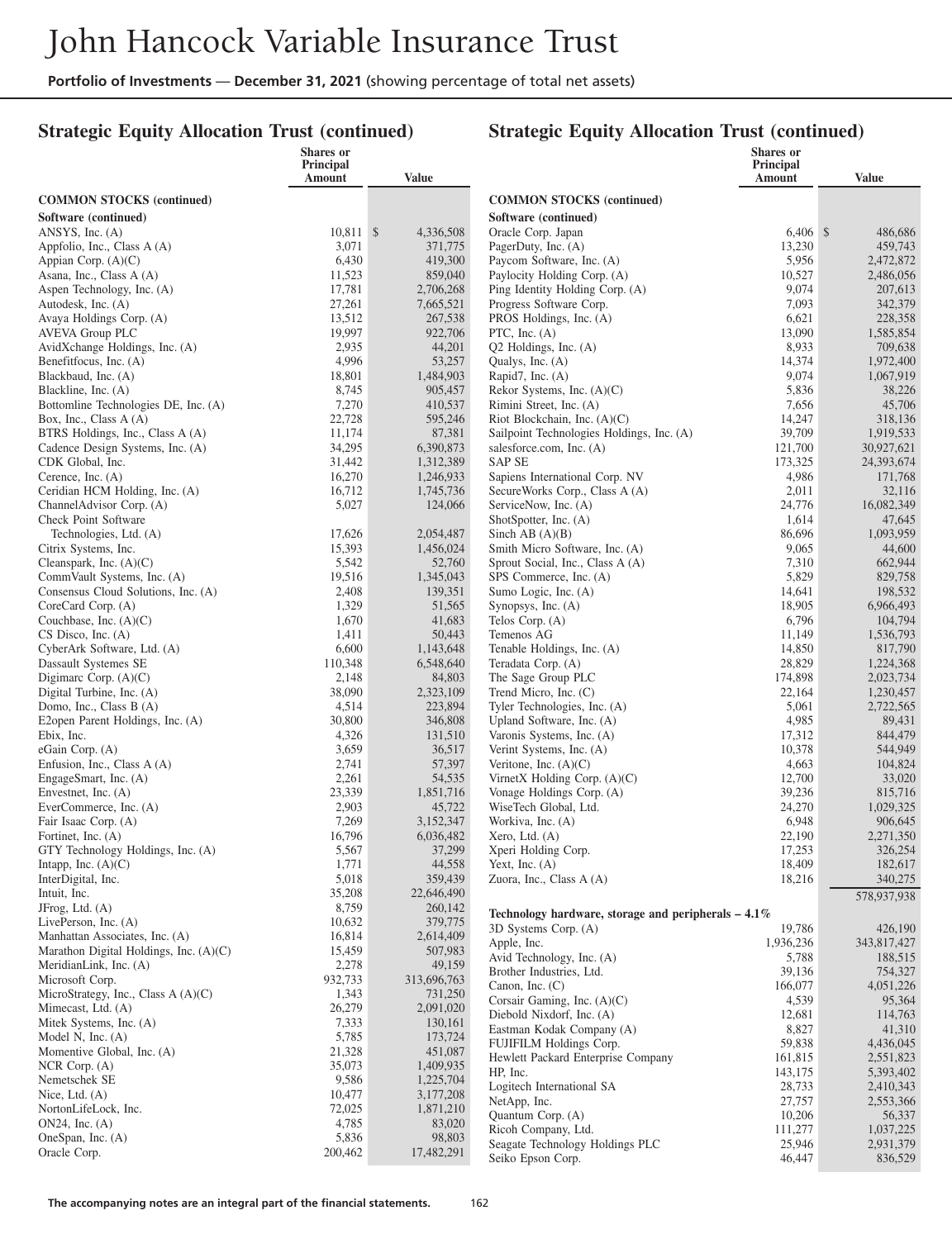# John Hancock Variable Insurance Trust

**Portfolio of Investments** — **December 31, 2021** (showing percentage of total net assets)

## Strategic Equity Allocation Trust (continued)

| | Shares or Principal Amount | Value |
|---|---|---|
| **COMMON STOCKS (continued)** | | |
| **Software (continued)** | | |
| ANSYS, Inc. (A) | 10,811 | $ 4,336,508 |
| Appfolio, Inc., Class A (A) | 3,071 | 371,775 |
| Appian Corp. (A)(C) | 6,430 | 419,300 |
| Asana, Inc., Class A (A) | 11,523 | 859,040 |
| Aspen Technology, Inc. (A) | 17,781 | 2,706,268 |
| Autodesk, Inc. (A) | 27,261 | 7,665,521 |
| Avaya Holdings Corp. (A) | 13,512 | 267,538 |
| AVEVA Group PLC | 19,997 | 922,706 |
| AvidXchange Holdings, Inc. (A) | 2,935 | 44,201 |
| Benefitfocus, Inc. (A) | 4,996 | 53,257 |
| Blackbaud, Inc. (A) | 18,801 | 1,484,903 |
| Blackline, Inc. (A) | 8,745 | 905,457 |
| Bottomline Technologies DE, Inc. (A) | 7,270 | 410,537 |
| Box, Inc., Class A (A) | 22,728 | 595,246 |
| BTRS Holdings, Inc., Class A (A) | 11,174 | 87,381 |
| Cadence Design Systems, Inc. (A) | 34,295 | 6,390,873 |
| CDK Global, Inc. | 31,442 | 1,312,389 |
| Cerence, Inc. (A) | 16,270 | 1,246,933 |
| Ceridian HCM Holding, Inc. (A) | 16,712 | 1,745,736 |
| ChannelAdvisor Corp. (A) | 5,027 | 124,066 |
| Check Point Software Technologies, Ltd. (A) | 17,626 | 2,054,487 |
| Citrix Systems, Inc. | 15,393 | 1,456,024 |
| Cleanspark, Inc. (A)(C) | 5,542 | 52,760 |
| CommVault Systems, Inc. (A) | 19,516 | 1,345,043 |
| Consensus Cloud Solutions, Inc. (A) | 2,408 | 139,351 |
| CoreCard Corp. (A) | 1,329 | 51,565 |
| Couchbase, Inc. (A)(C) | 1,670 | 41,683 |
| CS Disco, Inc. (A) | 1,411 | 50,443 |
| CyberArk Software, Ltd. (A) | 6,600 | 1,143,648 |
| Dassault Systemes SE | 110,348 | 6,548,640 |
| Digimarc Corp. (A)(C) | 2,148 | 84,803 |
| Digital Turbine, Inc. (A) | 38,090 | 2,323,109 |
| Domo, Inc., Class B (A) | 4,514 | 223,894 |
| E2open Parent Holdings, Inc. (A) | 30,800 | 346,808 |
| Ebix, Inc. | 4,326 | 131,510 |
| eGain Corp. (A) | 3,659 | 36,517 |
| Enfusion, Inc., Class A (A) | 2,741 | 57,397 |
| EngageSmart, Inc. (A) | 2,261 | 54,535 |
| Envestnet, Inc. (A) | 23,339 | 1,851,716 |
| EverCommerce, Inc. (A) | 2,903 | 45,722 |
| Fair Isaac Corp. (A) | 7,269 | 3,152,347 |
| Fortinet, Inc. (A) | 16,796 | 6,036,482 |
| GTY Technology Holdings, Inc. (A) | 5,567 | 37,299 |
| Intapp, Inc. (A)(C) | 1,771 | 44,558 |
| InterDigital, Inc. | 5,018 | 359,439 |
| Intuit, Inc. | 35,208 | 22,646,490 |
| JFrog, Ltd. (A) | 8,759 | 260,142 |
| LivePerson, Inc. (A) | 10,632 | 379,775 |
| Manhattan Associates, Inc. (A) | 16,814 | 2,614,409 |
| Marathon Digital Holdings, Inc. (A)(C) | 15,459 | 507,983 |
| MeridianLink, Inc. (A) | 2,278 | 49,159 |
| Microsoft Corp. | 932,733 | 313,696,763 |
| MicroStrategy, Inc., Class A (A)(C) | 1,343 | 731,250 |
| Mimecast, Ltd. (A) | 26,279 | 2,091,020 |
| Mitek Systems, Inc. (A) | 7,333 | 130,161 |
| Model N, Inc. (A) | 5,785 | 173,724 |
| Momentive Global, Inc. (A) | 21,328 | 451,087 |
| NCR Corp. (A) | 35,073 | 1,409,935 |
| Nemetschek SE | 9,586 | 1,225,704 |
| Nice, Ltd. (A) | 10,477 | 3,177,208 |
| NortonLifeLock, Inc. | 72,025 | 1,871,210 |
| ON24, Inc. (A) | 4,785 | 83,020 |
| OneSpan, Inc. (A) | 5,836 | 98,803 |
| Oracle Corp. | 200,462 | 17,482,291 |
| Oracle Corp. Japan | 6,406 | $ 486,686 |
| PagerDuty, Inc. (A) | 13,230 | 459,743 |
| Paycom Software, Inc. (A) | 5,956 | 2,472,872 |
| Paylocity Holding Corp. (A) | 10,527 | 2,486,056 |
| Ping Identity Holding Corp. (A) | 9,074 | 207,613 |
| Progress Software Corp. | 7,093 | 342,379 |
| PROS Holdings, Inc. (A) | 6,621 | 228,358 |
| PTC, Inc. (A) | 13,090 | 1,585,854 |
| Q2 Holdings, Inc. (A) | 8,933 | 709,638 |
| Qualys, Inc. (A) | 14,374 | 1,972,400 |
| Rapid7, Inc. (A) | 9,074 | 1,067,919 |
| Rekor Systems, Inc. (A)(C) | 5,836 | 38,226 |
| Rimini Street, Inc. (A) | 7,656 | 45,706 |
| Riot Blockchain, Inc. (A)(C) | 14,247 | 318,136 |
| Sailpoint Technologies Holdings, Inc. (A) | 39,709 | 1,919,533 |
| salesforce.com, Inc. (A) | 121,700 | 30,927,621 |
| SAP SE | 173,325 | 24,393,674 |
| Sapiens International Corp. NV | 4,986 | 171,768 |
| SecureWorks Corp., Class A (A) | 2,011 | 32,116 |
| ServiceNow, Inc. (A) | 24,776 | 16,082,349 |
| ShotSpotter, Inc. (A) | 1,614 | 47,645 |
| Sinch AB (A)(B) | 86,696 | 1,093,959 |
| Smith Micro Software, Inc. (A) | 9,065 | 44,600 |
| Sprout Social, Inc., Class A (A) | 7,310 | 662,944 |
| SPS Commerce, Inc. (A) | 5,829 | 829,758 |
| Sumo Logic, Inc. (A) | 14,641 | 198,532 |
| Synopsys, Inc. (A) | 18,905 | 6,966,493 |
| Telos Corp. (A) | 6,796 | 104,794 |
| Temenos AG | 11,149 | 1,536,793 |
| Tenable Holdings, Inc. (A) | 14,850 | 817,790 |
| Teradata Corp. (A) | 28,829 | 1,224,368 |
| The Sage Group PLC | 174,898 | 2,023,734 |
| Trend Micro, Inc. (C) | 22,164 | 1,230,457 |
| Tyler Technologies, Inc. (A) | 5,061 | 2,722,565 |
| Upland Software, Inc. (A) | 4,985 | 89,431 |
| Varonis Systems, Inc. (A) | 17,312 | 844,479 |
| Verint Systems, Inc. (A) | 10,378 | 544,949 |
| Veritone, Inc. (A)(C) | 4,663 | 104,824 |
| VirnetX Holding Corp. (A)(C) | 12,700 | 33,020 |
| Vonage Holdings Corp. (A) | 39,236 | 815,716 |
| WiseTech Global, Ltd. | 24,270 | 1,029,325 |
| Workiva, Inc. (A) | 6,948 | 906,645 |
| Xero, Ltd. (A) | 22,190 | 2,271,350 |
| Xperi Holding Corp. | 17,253 | 326,254 |
| Yext, Inc. (A) | 18,409 | 182,617 |
| Zuora, Inc., Class A (A) | 18,216 | 340,275 |
| | | 578,937,938 |
| **Technology hardware, storage and peripherals – 4.1%** | | |
| 3D Systems Corp. (A) | 19,786 | 426,190 |
| Apple, Inc. | 1,936,236 | 343,817,427 |
| Avid Technology, Inc. (A) | 5,788 | 188,515 |
| Brother Industries, Ltd. | 39,136 | 754,327 |
| Canon, Inc. (C) | 166,077 | 4,051,226 |
| Corsair Gaming, Inc. (A)(C) | 4,539 | 95,364 |
| Diebold Nixdorf, Inc. (A) | 12,681 | 114,763 |
| Eastman Kodak Company (A) | 8,827 | 41,310 |
| FUJIFILM Holdings Corp. | 59,838 | 4,436,045 |
| Hewlett Packard Enterprise Company | 161,815 | 2,551,823 |
| HP, Inc. | 143,175 | 5,393,402 |
| Logitech International SA | 28,733 | 2,410,343 |
| NetApp, Inc. | 27,757 | 2,553,366 |
| Quantum Corp. (A) | 10,206 | 56,337 |
| Ricoh Company, Ltd. | 111,277 | 1,037,225 |
| Seagate Technology Holdings PLC | 25,946 | 2,931,379 |
| Seiko Epson Corp. | 46,447 | 836,529 |

**The accompanying notes are an integral part of the financial statements.**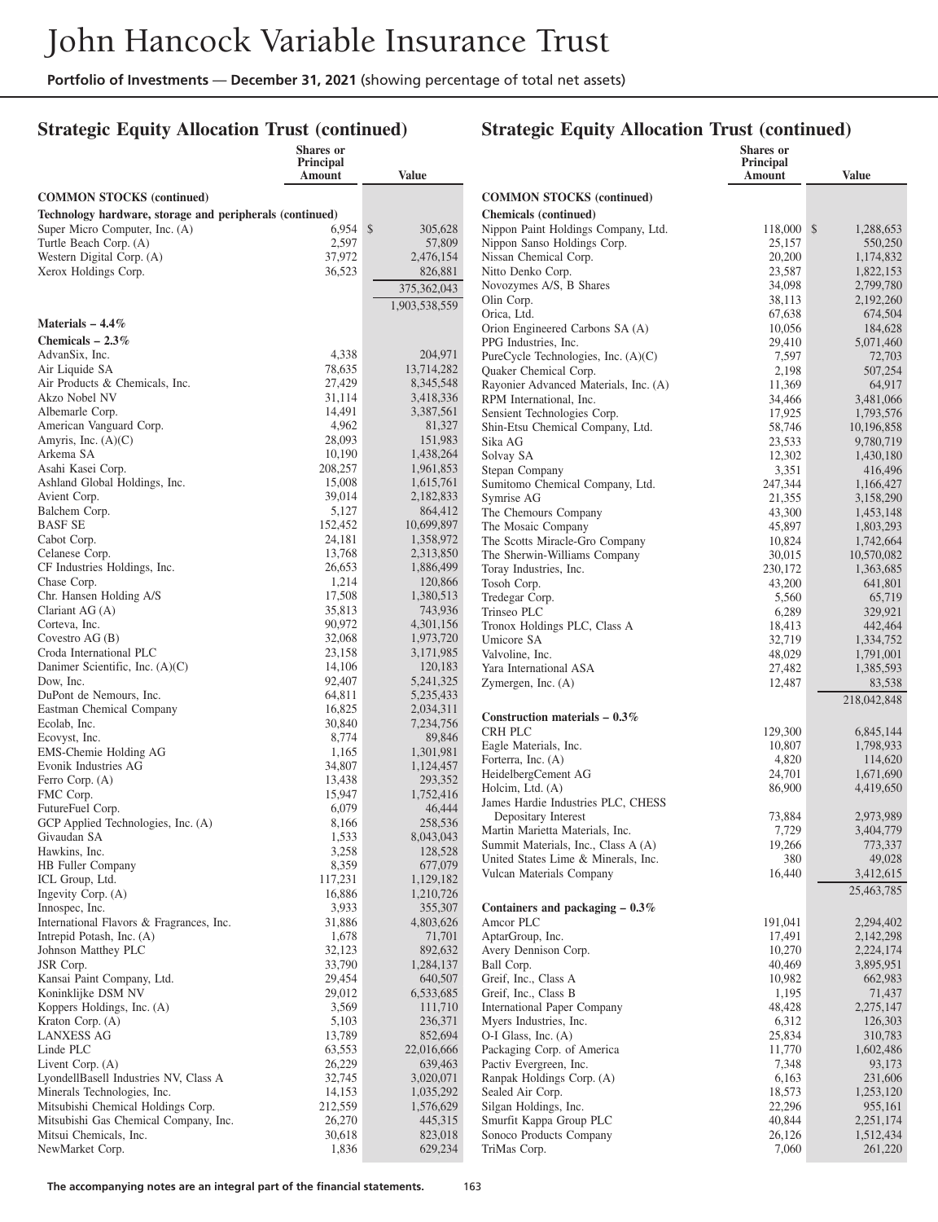# John Hancock Variable Insurance Trust

**Portfolio of Investments** — **December 31, 2021** (showing percentage of total net assets)

## Strategic Equity Allocation Trust (continued)

| | Shares or Principal Amount | Value |
|---|---|---|
| **COMMON STOCKS (continued)** | | |
| **Technology hardware, storage and peripherals (continued)** | | |
| Super Micro Computer, Inc. (A) | 6,954 | $ 305,628 |
| Turtle Beach Corp. (A) | 2,597 | 57,809 |
| Western Digital Corp. (A) | 37,972 | 2,476,154 |
| Xerox Holdings Corp. | 36,523 | 826,881 |
| | | 375,362,043 |
| | | 1,903,538,559 |
| **Materials – 4.4%** | | |
| **Chemicals – 2.3%** | | |
| AdvanSix, Inc. | 4,338 | 204,971 |
| Air Liquide SA | 78,635 | 13,714,282 |
| Air Products & Chemicals, Inc. | 27,429 | 8,345,548 |
| Akzo Nobel NV | 31,114 | 3,418,336 |
| Albemarle Corp. | 14,491 | 3,387,561 |
| American Vanguard Corp. | 4,962 | 81,327 |
| Amyris, Inc. (A)(C) | 28,093 | 151,983 |
| Arkema SA | 10,190 | 1,438,264 |
| Asahi Kasei Corp. | 208,257 | 1,961,853 |
| Ashland Global Holdings, Inc. | 15,008 | 1,615,761 |
| Avient Corp. | 39,014 | 2,182,833 |
| Balchem Corp. | 5,127 | 864,412 |
| BASF SE | 152,452 | 10,699,897 |
| Cabot Corp. | 24,181 | 1,358,972 |
| Celanese Corp. | 13,768 | 2,313,850 |
| CF Industries Holdings, Inc. | 26,653 | 1,886,499 |
| Chase Corp. | 1,214 | 120,866 |
| Chr. Hansen Holding A/S | 17,508 | 1,380,513 |
| Clariant AG (A) | 35,813 | 743,936 |
| Corteva, Inc. | 90,972 | 4,301,156 |
| Covestro AG (B) | 32,068 | 1,973,720 |
| Croda International PLC | 23,158 | 3,171,985 |
| Danimer Scientific, Inc. (A)(C) | 14,106 | 120,183 |
| Dow, Inc. | 92,407 | 5,241,325 |
| DuPont de Nemours, Inc. | 64,811 | 5,235,433 |
| Eastman Chemical Company | 16,825 | 2,034,311 |
| Ecolab, Inc. | 30,840 | 7,234,756 |
| Ecovyst, Inc. | 8,774 | 89,846 |
| EMS-Chemie Holding AG | 1,165 | 1,301,981 |
| Evonik Industries AG | 34,807 | 1,124,457 |
| Ferro Corp. (A) | 13,438 | 293,352 |
| FMC Corp. | 15,947 | 1,752,416 |
| FutureFuel Corp. | 6,079 | 46,444 |
| GCP Applied Technologies, Inc. (A) | 8,166 | 258,536 |
| Givaudan SA | 1,533 | 8,043,043 |
| Hawkins, Inc. | 3,258 | 128,528 |
| HB Fuller Company | 8,359 | 677,079 |
| ICL Group, Ltd. | 117,231 | 1,129,182 |
| Ingevity Corp. (A) | 16,886 | 1,210,726 |
| Innospec, Inc. | 3,933 | 355,307 |
| International Flavors & Fragrances, Inc. | 31,886 | 4,803,626 |
| Intrepid Potash, Inc. (A) | 1,678 | 71,701 |
| Johnson Matthey PLC | 32,123 | 892,632 |
| JSR Corp. | 33,790 | 1,284,137 |
| Kansai Paint Company, Ltd. | 29,454 | 640,507 |
| Koninklijke DSM NV | 29,012 | 6,533,685 |
| Koppers Holdings, Inc. (A) | 3,569 | 111,710 |
| Kraton Corp. (A) | 5,103 | 236,371 |
| LANXESS AG | 13,789 | 852,694 |
| Linde PLC | 63,553 | 22,016,666 |
| Livent Corp. (A) | 26,229 | 639,463 |
| LyondellBasell Industries NV, Class A | 32,745 | 3,020,071 |
| Minerals Technologies, Inc. | 14,153 | 1,035,292 |
| Mitsubishi Chemical Holdings Corp. | 212,559 | 1,576,629 |
| Mitsubishi Gas Chemical Company, Inc. | 26,270 | 445,315 |
| Mitsui Chemicals, Inc. | 30,618 | 823,018 |
| NewMarket Corp. | 1,836 | 629,234 |

## Strategic Equity Allocation Trust (continued)

| | Shares or Principal Amount | Value |
|---|---|---|
| **COMMON STOCKS (continued)** | | |
| **Chemicals (continued)** | | |
| Nippon Paint Holdings Company, Ltd. | 118,000 | $ 1,288,653 |
| Nippon Sanso Holdings Corp. | 25,157 | 550,250 |
| Nissan Chemical Corp. | 20,200 | 1,174,832 |
| Nitto Denko Corp. | 23,587 | 1,822,153 |
| Novozymes A/S, B Shares | 34,098 | 2,799,780 |
| Olin Corp. | 38,113 | 2,192,260 |
| Orica, Ltd. | 67,638 | 674,504 |
| Orion Engineered Carbons SA (A) | 10,056 | 184,628 |
| PPG Industries, Inc. | 29,410 | 5,071,460 |
| PureCycle Technologies, Inc. (A)(C) | 7,597 | 72,703 |
| Quaker Chemical Corp. | 2,198 | 507,254 |
| Rayonier Advanced Materials, Inc. (A) | 11,369 | 64,917 |
| RPM International, Inc. | 34,466 | 3,481,066 |
| Sensient Technologies Corp. | 17,925 | 1,793,576 |
| Shin-Etsu Chemical Company, Ltd. | 58,746 | 10,196,858 |
| Sika AG | 23,533 | 9,780,719 |
| Solvay SA | 12,302 | 1,430,180 |
| Stepan Company | 3,351 | 416,496 |
| Sumitomo Chemical Company, Ltd. | 247,344 | 1,166,427 |
| Symrise AG | 21,355 | 3,158,290 |
| The Chemours Company | 43,300 | 1,453,148 |
| The Mosaic Company | 45,897 | 1,803,293 |
| The Scotts Miracle-Gro Company | 10,824 | 1,742,664 |
| The Sherwin-Williams Company | 30,015 | 10,570,082 |
| Toray Industries, Inc. | 230,172 | 1,363,685 |
| Tosoh Corp. | 43,200 | 641,801 |
| Tredegar Corp. | 5,560 | 65,719 |
| Trinseo PLC | 6,289 | 329,921 |
| Tronox Holdings PLC, Class A | 18,413 | 442,464 |
| Umicore SA | 32,719 | 1,334,752 |
| Valvoline, Inc. | 48,029 | 1,791,001 |
| Yara International ASA | 27,482 | 1,385,593 |
| Zymergen, Inc. (A) | 12,487 | 83,538 |
| | | 218,042,848 |
| **Construction materials – 0.3%** | | |
| CRH PLC | 129,300 | 6,845,144 |
| Eagle Materials, Inc. | 10,807 | 1,798,933 |
| Forterra, Inc. (A) | 4,820 | 114,620 |
| HeidelbergCement AG | 24,701 | 1,671,690 |
| Holcim, Ltd. (A) | 86,900 | 4,419,650 |
| James Hardie Industries PLC, CHESS Depositary Interest | 73,884 | 2,973,989 |
| Martin Marietta Materials, Inc. | 7,729 | 3,404,779 |
| Summit Materials, Inc., Class A (A) | 19,266 | 773,337 |
| United States Lime & Minerals, Inc. | 380 | 49,028 |
| Vulcan Materials Company | 16,440 | 3,412,615 |
| | | 25,463,785 |
| **Containers and packaging – 0.3%** | | |
| Amcor PLC | 191,041 | 2,294,402 |
| AptarGroup, Inc. | 17,491 | 2,142,298 |
| Avery Dennison Corp. | 10,270 | 2,224,174 |
| Ball Corp. | 40,469 | 3,895,951 |
| Greif, Inc., Class A | 10,982 | 662,983 |
| Greif, Inc., Class B | 1,195 | 71,437 |
| International Paper Company | 48,428 | 2,275,147 |
| Myers Industries, Inc. | 6,312 | 126,303 |
| O-I Glass, Inc. (A) | 25,834 | 310,783 |
| Packaging Corp. of America | 11,770 | 1,602,486 |
| Pactiv Evergreen, Inc. | 7,348 | 93,173 |
| Ranpak Holdings Corp. (A) | 6,163 | 231,606 |
| Sealed Air Corp. | 18,573 | 1,253,120 |
| Silgan Holdings, Inc. | 22,296 | 955,161 |
| Smurfit Kappa Group PLC | 40,844 | 2,251,174 |
| Sonoco Products Company | 26,126 | 1,512,434 |
| TriMas Corp. | 7,060 | 261,220 |

**The accompanying notes are an integral part of the financial statements.**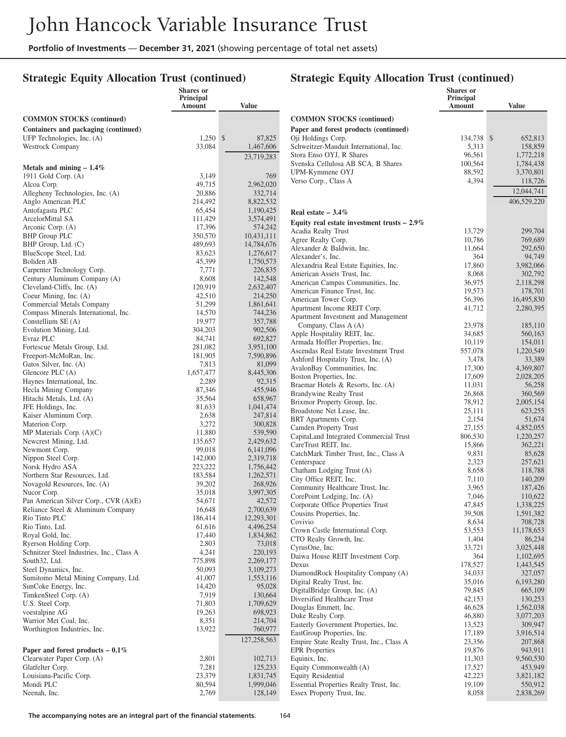# John Hancock Variable Insurance Trust

**Portfolio of Investments** — **December 31, 2021** (showing percentage of total net assets)

## Strategic Equity Allocation Trust (continued)

| | Shares or Principal Amount | Value |
|---|---|---|
| **COMMON STOCKS (continued)** | | |
| **Containers and packaging (continued)** | | |
| UFP Technologies, Inc. (A) | 1,250 | $ 87,825 |
| Westrock Company | 33,084 | 1,467,606 |
| | | 23,719,283 |
| **Metals and mining – 1.4%** | | |
| 1911 Gold Corp. (A) | 3,149 | 769 |
| Alcoa Corp. | 49,715 | 2,962,020 |
| Allegheny Technologies, Inc. (A) | 20,886 | 332,714 |
| Anglo American PLC | 214,492 | 8,822,532 |
| Antofagasta PLC | 65,454 | 1,190,425 |
| ArcelorMittal SA | 111,429 | 3,574,491 |
| Arconic Corp. (A) | 17,396 | 574,242 |
| BHP Group PLC | 350,570 | 10,431,111 |
| BHP Group, Ltd. (C) | 489,693 | 14,784,676 |
| BlueScope Steel, Ltd. | 83,623 | 1,276,617 |
| Boliden AB | 45,399 | 1,750,573 |
| Carpenter Technology Corp. | 7,771 | 226,835 |
| Century Aluminum Company (A) | 8,608 | 142,548 |
| Cleveland-Cliffs, Inc. (A) | 120,919 | 2,632,407 |
| Coeur Mining, Inc. (A) | 42,510 | 214,250 |
| Commercial Metals Company | 51,299 | 1,861,641 |
| Compass Minerals International, Inc. | 14,570 | 744,236 |
| Constellium SE (A) | 19,977 | 357,788 |
| Evolution Mining, Ltd. | 304,203 | 902,506 |
| Evraz PLC | 84,741 | 692,827 |
| Fortescue Metals Group, Ltd. | 281,082 | 3,951,100 |
| Freeport-McMoRan, Inc. | 181,905 | 7,590,896 |
| Gatos Silver, Inc. (A) | 7,813 | 81,099 |
| Glencore PLC (A) | 1,657,477 | 8,445,306 |
| Haynes International, Inc. | 2,289 | 92,315 |
| Hecla Mining Company | 87,346 | 455,946 |
| Hitachi Metals, Ltd. (A) | 35,564 | 658,967 |
| JFE Holdings, Inc. | 81,633 | 1,041,474 |
| Kaiser Aluminum Corp. | 2,638 | 247,814 |
| Materion Corp. | 3,272 | 300,828 |
| MP Materials Corp. (A)(C) | 11,880 | 539,590 |
| Newcrest Mining, Ltd. | 135,657 | 2,429,632 |
| Newmont Corp. | 99,018 | 6,141,096 |
| Nippon Steel Corp. | 142,000 | 2,319,718 |
| Norsk Hydro ASA | 223,222 | 1,756,442 |
| Northern Star Resources, Ltd. | 183,584 | 1,262,571 |
| Novagold Resources, Inc. (A) | 39,202 | 268,926 |
| Nucor Corp. | 35,018 | 3,997,305 |
| Pan American Silver Corp., CVR (A)(E) | 54,671 | 42,572 |
| Reliance Steel & Aluminum Company | 16,648 | 2,700,639 |
| Rio Tinto PLC | 186,414 | 12,293,301 |
| Rio Tinto, Ltd. | 61,616 | 4,496,254 |
| Royal Gold, Inc. | 17,440 | 1,834,862 |
| Ryerson Holding Corp. | 2,803 | 73,018 |
| Schnitzer Steel Industries, Inc., Class A | 4,241 | 220,193 |
| South32, Ltd. | 775,898 | 2,269,177 |
| Steel Dynamics, Inc. | 50,093 | 3,109,273 |
| Sumitomo Metal Mining Company, Ltd. | 41,007 | 1,553,116 |
| SunCoke Energy, Inc. | 14,420 | 95,028 |
| TimkenSteel Corp. (A) | 7,919 | 130,664 |
| U.S. Steel Corp. | 71,803 | 1,709,629 |
| voestalpine AG | 19,263 | 698,923 |
| Warrior Met Coal, Inc. | 8,351 | 214,704 |
| Worthington Industries, Inc. | 13,922 | 760,977 |
| | | 127,258,563 |
| **Paper and forest products – 0.1%** | | |
| Clearwater Paper Corp. (A) | 2,801 | 102,713 |
| Glatfelter Corp. | 7,281 | 125,233 |
| Louisiana-Pacific Corp. | 23,379 | 1,831,745 |
| Mondi PLC | 80,594 | 1,999,046 |
| Neenah, Inc. | 2,769 | 128,149 |
| Oji Holdings Corp. | 134,738 | $ 652,813 |
| Schweitzer-Mauduit International, Inc. | 5,313 | 158,859 |
| Stora Enso OYJ, R Shares | 96,561 | 1,772,218 |
| Svenska Cellulosa AB SCA, B Shares | 100,564 | 1,784,438 |
| UPM-Kymmene OYJ | 88,592 | 3,370,801 |
| Verso Corp., Class A | 4,394 | 118,726 |
| | | 12,044,741 |
| | | 406,529,220 |
| **Real estate – 3.4%** | | |
| **Equity real estate investment trusts – 2.9%** | | |
| Acadia Realty Trust | 13,729 | 299,704 |
| Agree Realty Corp. | 10,786 | 769,689 |
| Alexander & Baldwin, Inc. | 11,664 | 292,650 |
| Alexander's, Inc. | 364 | 94,749 |
| Alexandria Real Estate Equities, Inc. | 17,860 | 3,982,066 |
| American Assets Trust, Inc. | 8,068 | 302,792 |
| American Campus Communities, Inc. | 36,975 | 2,118,298 |
| American Finance Trust, Inc. | 19,573 | 178,701 |
| American Tower Corp. | 56,396 | 16,495,830 |
| Apartment Income REIT Corp. | 41,712 | 2,280,395 |
| Apartment Investment and Management Company, Class A (A) | 23,978 | 185,110 |
| Apple Hospitality REIT, Inc. | 34,685 | 560,163 |
| Armada Hoffler Properties, Inc. | 10,119 | 154,011 |
| Ascendas Real Estate Investment Trust | 557,078 | 1,220,549 |
| Ashford Hospitality Trust, Inc. (A) | 3,478 | 33,389 |
| AvalonBay Communities, Inc. | 17,300 | 4,369,807 |
| Boston Properties, Inc. | 17,609 | 2,028,205 |
| Braemar Hotels & Resorts, Inc. (A) | 11,031 | 56,258 |
| Brandywine Realty Trust | 26,868 | 360,569 |
| Brixmor Property Group, Inc. | 78,912 | 2,005,154 |
| Broadstone Net Lease, Inc. | 25,111 | 623,255 |
| BRT Apartments Corp. | 2,154 | 51,674 |
| Camden Property Trust | 27,155 | 4,852,055 |
| CapitaLand Integrated Commercial Trust | 806,530 | 1,220,257 |
| CareTrust REIT, Inc. | 15,866 | 362,221 |
| CatchMark Timber Trust, Inc., Class A | 9,831 | 85,628 |
| Centerspace | 2,323 | 257,621 |
| Chatham Lodging Trust (A) | 8,658 | 118,788 |
| City Office REIT, Inc. | 7,110 | 140,209 |
| Community Healthcare Trust, Inc. | 3,965 | 187,426 |
| CorePoint Lodging, Inc. (A) | 7,046 | 110,622 |
| Corporate Office Properties Trust | 47,845 | 1,338,225 |
| Cousins Properties, Inc. | 39,508 | 1,591,382 |
| Covivio | 8,634 | 708,728 |
| Crown Castle International Corp. | 53,553 | 11,178,653 |
| CTO Realty Growth, Inc. | 1,404 | 86,234 |
| CyrusOne, Inc. | 33,721 | 3,025,448 |
| Daiwa House REIT Investment Corp. | 364 | 1,102,695 |
| Dexus | 178,527 | 1,443,545 |
| DiamondRock Hospitality Company (A) | 34,033 | 327,057 |
| Digital Realty Trust, Inc. | 35,016 | 6,193,280 |
| DigitalBridge Group, Inc. (A) | 79,845 | 665,109 |
| Diversified Healthcare Trust | 42,153 | 130,253 |
| Douglas Emmett, Inc. | 46,628 | 1,562,038 |
| Duke Realty Corp. | 46,880 | 3,077,203 |
| Easterly Government Properties, Inc. | 13,523 | 309,947 |
| EastGroup Properties, Inc. | 17,189 | 3,916,514 |
| Empire State Realty Trust, Inc., Class A | 23,356 | 207,868 |
| EPR Properties | 19,876 | 943,911 |
| Equinix, Inc. | 11,303 | 9,560,530 |
| Equity Commonwealth (A) | 17,527 | 453,949 |
| Equity Residential | 42,223 | 3,821,182 |
| Essential Properties Realty Trust, Inc. | 19,109 | 550,912 |
| Essex Property Trust, Inc. | 8,058 | 2,838,269 |

**The accompanying notes are an integral part of the financial statements.**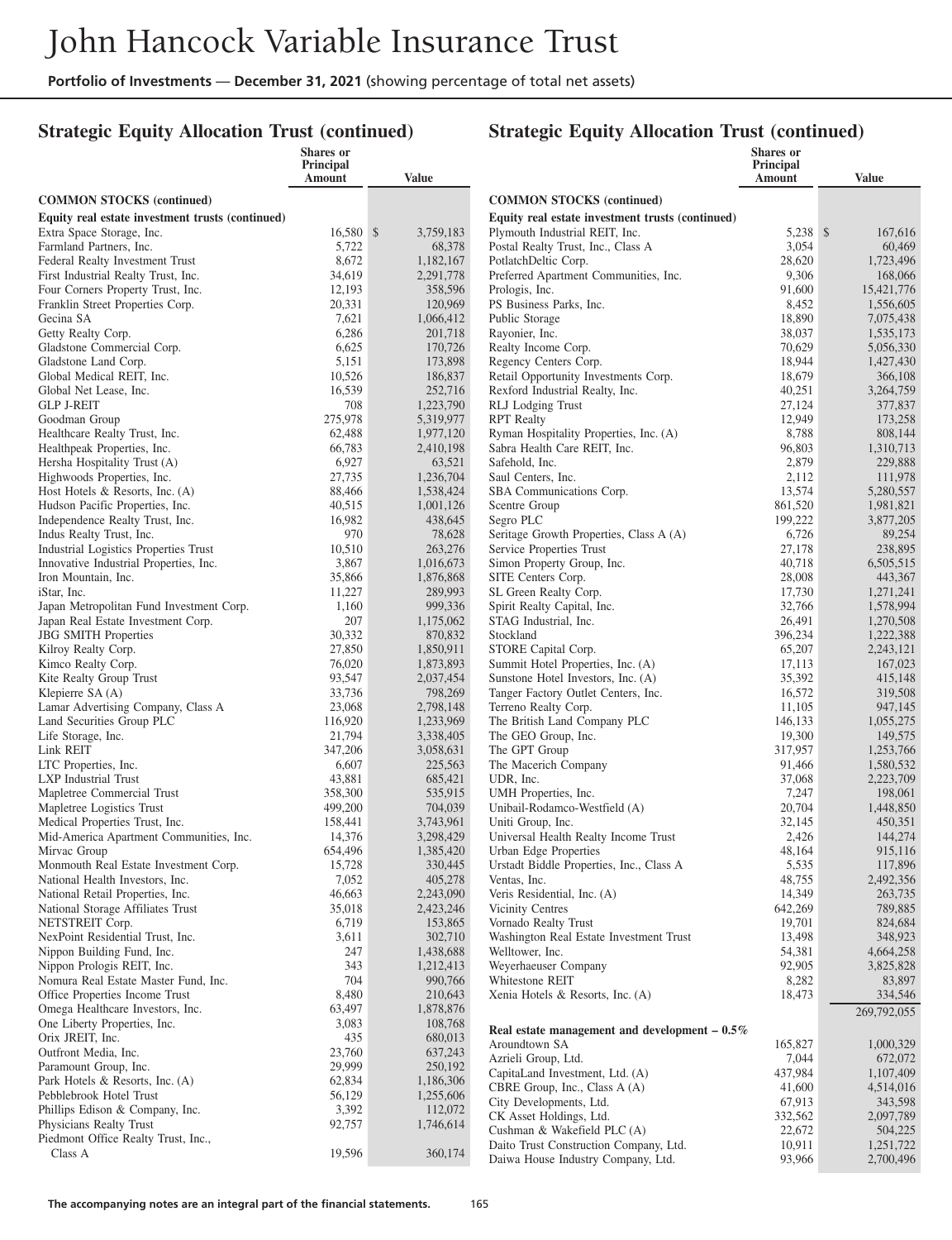# John Hancock Variable Insurance Trust

**Portfolio of Investments** — **December 31, 2021** (showing percentage of total net assets)

## Strategic Equity Allocation Trust (continued)

| | Shares or Principal Amount | Value |
|---|---|---|
| **COMMON STOCKS (continued)** | | |
| **Equity real estate investment trusts (continued)** | | |
| Extra Space Storage, Inc. | 16,580 | $ 3,759,183 |
| Farmland Partners, Inc. | 5,722 | 68,378 |
| Federal Realty Investment Trust | 8,672 | 1,182,167 |
| First Industrial Realty Trust, Inc. | 34,619 | 2,291,778 |
| Four Corners Property Trust, Inc. | 12,193 | 358,596 |
| Franklin Street Properties Corp. | 20,331 | 120,969 |
| Gecina SA | 7,621 | 1,066,412 |
| Getty Realty Corp. | 6,286 | 201,718 |
| Gladstone Commercial Corp. | 6,625 | 170,726 |
| Gladstone Land Corp. | 5,151 | 173,898 |
| Global Medical REIT, Inc. | 10,526 | 186,837 |
| Global Net Lease, Inc. | 16,539 | 252,716 |
| GLP J-REIT | 708 | 1,223,790 |
| Goodman Group | 275,978 | 5,319,977 |
| Healthcare Realty Trust, Inc. | 62,488 | 1,977,120 |
| Healthpeak Properties, Inc. | 66,783 | 2,410,198 |
| Hersha Hospitality Trust (A) | 6,927 | 63,521 |
| Highwoods Properties, Inc. | 27,735 | 1,236,704 |
| Host Hotels & Resorts, Inc. (A) | 88,466 | 1,538,424 |
| Hudson Pacific Properties, Inc. | 40,515 | 1,001,126 |
| Independence Realty Trust, Inc. | 16,982 | 438,645 |
| Indus Realty Trust, Inc. | 970 | 78,628 |
| Industrial Logistics Properties Trust | 10,510 | 263,276 |
| Innovative Industrial Properties, Inc. | 3,867 | 1,016,673 |
| Iron Mountain, Inc. | 35,866 | 1,876,868 |
| iStar, Inc. | 11,227 | 289,993 |
| Japan Metropolitan Fund Investment Corp. | 1,160 | 999,336 |
| Japan Real Estate Investment Corp. | 207 | 1,175,062 |
| JBG SMITH Properties | 30,332 | 870,832 |
| Kilroy Realty Corp. | 27,850 | 1,850,911 |
| Kimco Realty Corp. | 76,020 | 1,873,893 |
| Kite Realty Group Trust | 93,547 | 2,037,454 |
| Klepierre SA (A) | 33,736 | 798,269 |
| Lamar Advertising Company, Class A | 23,068 | 2,798,148 |
| Land Securities Group PLC | 116,920 | 1,233,969 |
| Life Storage, Inc. | 21,794 | 3,338,405 |
| Link REIT | 347,206 | 3,058,631 |
| LTC Properties, Inc. | 6,607 | 225,563 |
| LXP Industrial Trust | 43,881 | 685,421 |
| Mapletree Commercial Trust | 358,300 | 535,915 |
| Mapletree Logistics Trust | 499,200 | 704,039 |
| Medical Properties Trust, Inc. | 158,441 | 3,743,961 |
| Mid-America Apartment Communities, Inc. | 14,376 | 3,298,429 |
| Mirvac Group | 654,496 | 1,385,420 |
| Monmouth Real Estate Investment Corp. | 15,728 | 330,445 |
| National Health Investors, Inc. | 7,052 | 405,278 |
| National Retail Properties, Inc. | 46,663 | 2,243,090 |
| National Storage Affiliates Trust | 35,018 | 2,423,246 |
| NETSTREIT Corp. | 6,719 | 153,865 |
| NexPoint Residential Trust, Inc. | 3,611 | 302,710 |
| Nippon Building Fund, Inc. | 247 | 1,438,688 |
| Nippon Prologis REIT, Inc. | 343 | 1,212,413 |
| Nomura Real Estate Master Fund, Inc. | 704 | 990,766 |
| Office Properties Income Trust | 8,480 | 210,643 |
| Omega Healthcare Investors, Inc. | 63,497 | 1,878,876 |
| One Liberty Properties, Inc. | 3,083 | 108,768 |
| Orix JREIT, Inc. | 435 | 680,013 |
| Outfront Media, Inc. | 23,760 | 637,243 |
| Paramount Group, Inc. | 29,999 | 250,192 |
| Park Hotels & Resorts, Inc. (A) | 62,834 | 1,186,306 |
| Pebblebrook Hotel Trust | 56,129 | 1,255,606 |
| Phillips Edison & Company, Inc. | 3,392 | 112,072 |
| Physicians Realty Trust | 92,757 | 1,746,614 |
| Piedmont Office Realty Trust, Inc., Class A | 19,596 | 360,174 |
| Plymouth Industrial REIT, Inc. | 5,238 | $ 167,616 |
| Postal Realty Trust, Inc., Class A | 3,054 | 60,469 |
| PotlatchDeltic Corp. | 28,620 | 1,723,496 |
| Preferred Apartment Communities, Inc. | 9,306 | 168,066 |
| Prologis, Inc. | 91,600 | 15,421,776 |
| PS Business Parks, Inc. | 8,452 | 1,556,605 |
| Public Storage | 18,890 | 7,075,438 |
| Rayonier, Inc. | 38,037 | 1,535,173 |
| Realty Income Corp. | 70,629 | 5,056,330 |
| Regency Centers Corp. | 18,944 | 1,427,430 |
| Retail Opportunity Investments Corp. | 18,679 | 366,108 |
| Rexford Industrial Realty, Inc. | 40,251 | 3,264,759 |
| RLJ Lodging Trust | 27,124 | 377,837 |
| RPT Realty | 12,949 | 173,258 |
| Ryman Hospitality Properties, Inc. (A) | 8,788 | 808,144 |
| Sabra Health Care REIT, Inc. | 96,803 | 1,310,713 |
| Safehold, Inc. | 2,879 | 229,888 |
| Saul Centers, Inc. | 2,112 | 111,978 |
| SBA Communications Corp. | 13,574 | 5,280,557 |
| Scentre Group | 861,520 | 1,981,821 |
| Segro PLC | 199,222 | 3,877,205 |
| Seritage Growth Properties, Class A (A) | 6,726 | 89,254 |
| Service Properties Trust | 27,178 | 238,895 |
| Simon Property Group, Inc. | 40,718 | 6,505,515 |
| SITE Centers Corp. | 28,008 | 443,367 |
| SL Green Realty Corp. | 17,730 | 1,271,241 |
| Spirit Realty Capital, Inc. | 32,766 | 1,578,994 |
| STAG Industrial, Inc. | 26,491 | 1,270,508 |
| Stockland | 396,234 | 1,222,388 |
| STORE Capital Corp. | 65,207 | 2,243,121 |
| Summit Hotel Properties, Inc. (A) | 17,113 | 167,023 |
| Sunstone Hotel Investors, Inc. (A) | 35,392 | 415,148 |
| Tanger Factory Outlet Centers, Inc. | 16,572 | 319,508 |
| Terreno Realty Corp. | 11,105 | 947,145 |
| The British Land Company PLC | 146,133 | 1,055,275 |
| The GEO Group, Inc. | 19,300 | 149,575 |
| The GPT Group | 317,957 | 1,253,766 |
| The Macerich Company | 91,466 | 1,580,532 |
| UDR, Inc. | 37,068 | 2,223,709 |
| UMH Properties, Inc. | 7,247 | 198,061 |
| Unibail-Rodamco-Westfield (A) | 20,704 | 1,448,850 |
| Uniti Group, Inc. | 32,145 | 450,351 |
| Universal Health Realty Income Trust | 2,426 | 144,274 |
| Urban Edge Properties | 48,164 | 915,116 |
| Urstadt Biddle Properties, Inc., Class A | 5,535 | 117,896 |
| Ventas, Inc. | 48,755 | 2,492,356 |
| Veris Residential, Inc. (A) | 14,349 | 263,735 |
| Vicinity Centres | 642,269 | 789,885 |
| Vornado Realty Trust | 19,701 | 824,684 |
| Washington Real Estate Investment Trust | 13,498 | 348,923 |
| Welltower, Inc. | 54,381 | 4,664,258 |
| Weyerhaeuser Company | 92,905 | 3,825,828 |
| Whitestone REIT | 8,282 | 83,897 |
| Xenia Hotels & Resorts, Inc. (A) | 18,473 | 334,546 |
| | | 269,792,055 |
| **Real estate management and development – 0.5%** | | |
| Aroundtown SA | 165,827 | 1,000,329 |
| Azrieli Group, Ltd. | 7,044 | 672,072 |
| CapitaLand Investment, Ltd. (A) | 437,984 | 1,107,409 |
| CBRE Group, Inc., Class A (A) | 41,600 | 4,514,016 |
| City Developments, Ltd. | 67,913 | 343,598 |
| CK Asset Holdings, Ltd. | 332,562 | 2,097,789 |
| Cushman & Wakefield PLC (A) | 22,672 | 504,225 |
| Daito Trust Construction Company, Ltd. | 10,911 | 1,251,722 |
| Daiwa House Industry Company, Ltd. | 93,966 | 2,700,496 |

**The accompanying notes are an integral part of the financial statements.**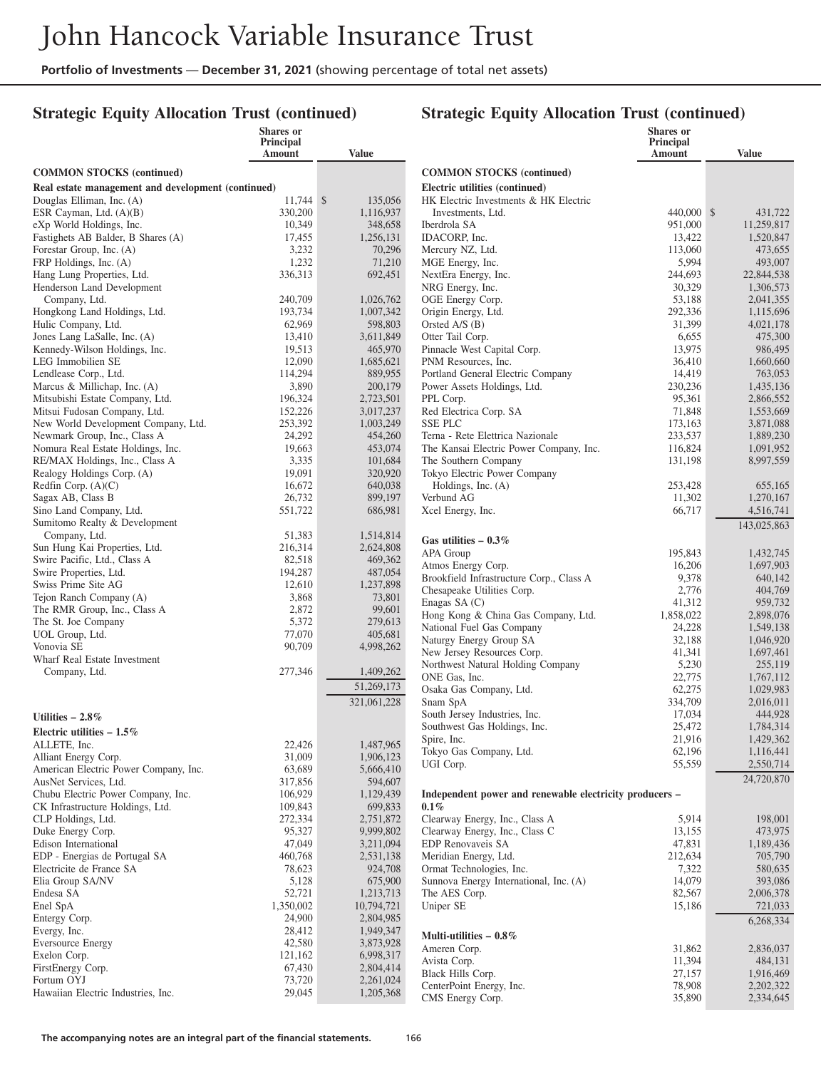# John Hancock Variable Insurance Trust

**Portfolio of Investments — December 31, 2021** (showing percentage of total net assets)

## Strategic Equity Allocation Trust (continued)

| | Shares or Principal Amount | Value |
|---|---|---|
| **COMMON STOCKS (continued)** | | |
| **Real estate management and development (continued)** | | |
| Douglas Elliman, Inc. (A) | 11,744 | $ 135,056 |
| ESR Cayman, Ltd. (A)(B) | 330,200 | 1,116,937 |
| eXp World Holdings, Inc. | 10,349 | 348,658 |
| Fastighets AB Balder, B Shares (A) | 17,455 | 1,256,131 |
| Forestar Group, Inc. (A) | 3,232 | 70,296 |
| FRP Holdings, Inc. (A) | 1,232 | 71,210 |
| Hang Lung Properties, Ltd. | 336,313 | 692,451 |
| Henderson Land Development Company, Ltd. | 240,709 | 1,026,762 |
| Hongkong Land Holdings, Ltd. | 193,734 | 1,007,342 |
| Hulic Company, Ltd. | 62,969 | 598,803 |
| Jones Lang LaSalle, Inc. (A) | 13,410 | 3,611,849 |
| Kennedy-Wilson Holdings, Inc. | 19,513 | 465,970 |
| LEG Immobilien SE | 12,090 | 1,685,621 |
| Lendlease Corp., Ltd. | 114,294 | 889,955 |
| Marcus & Millichap, Inc. (A) | 3,890 | 200,179 |
| Mitsubishi Estate Company, Ltd. | 196,324 | 2,723,501 |
| Mitsui Fudosan Company, Ltd. | 152,226 | 3,017,237 |
| New World Development Company, Ltd. | 253,392 | 1,003,249 |
| Newmark Group, Inc., Class A | 24,292 | 454,260 |
| Nomura Real Estate Holdings, Inc. | 19,663 | 453,074 |
| RE/MAX Holdings, Inc., Class A | 3,335 | 101,684 |
| Realogy Holdings Corp. (A) | 19,091 | 320,920 |
| Redfin Corp. (A)(C) | 16,672 | 640,038 |
| Sagax AB, Class B | 26,732 | 899,197 |
| Sino Land Company, Ltd. | 551,722 | 686,981 |
| Sumitomo Realty & Development Company, Ltd. | 51,383 | 1,514,814 |
| Sun Hung Kai Properties, Ltd. | 216,314 | 2,624,808 |
| Swire Pacific, Ltd., Class A | 82,518 | 469,362 |
| Swire Properties, Ltd. | 194,287 | 487,054 |
| Swiss Prime Site AG | 12,610 | 1,237,898 |
| Tejon Ranch Company (A) | 3,868 | 73,801 |
| The RMR Group, Inc., Class A | 2,872 | 99,601 |
| The St. Joe Company | 5,372 | 279,613 |
| UOL Group, Ltd. | 77,070 | 405,681 |
| Vonovia SE | 90,709 | 4,998,262 |
| Wharf Real Estate Investment Company, Ltd. | 277,346 | 1,409,262 |
| | | 51,269,173 |
| | | 321,061,228 |
| **Utilities – 2.8%** | | |
| **Electric utilities – 1.5%** | | |
| ALLETE, Inc. | 22,426 | 1,487,965 |
| Alliant Energy Corp. | 31,009 | 1,906,123 |
| American Electric Power Company, Inc. | 63,689 | 5,666,410 |
| AusNet Services, Ltd. | 317,856 | 594,607 |
| Chubu Electric Power Company, Inc. | 106,929 | 1,129,439 |
| CK Infrastructure Holdings, Ltd. | 109,843 | 699,833 |
| CLP Holdings, Ltd. | 272,334 | 2,751,872 |
| Duke Energy Corp. | 95,327 | 9,999,802 |
| Edison International | 47,049 | 3,211,094 |
| EDP - Energias de Portugal SA | 460,768 | 2,531,138 |
| Electricite de France SA | 78,623 | 924,708 |
| Elia Group SA/NV | 5,128 | 675,900 |
| Endesa SA | 52,721 | 1,213,713 |
| Enel SpA | 1,350,002 | 10,794,721 |
| Entergy Corp. | 24,900 | 2,804,985 |
| Evergy, Inc. | 28,412 | 1,949,347 |
| Eversource Energy | 42,580 | 3,873,928 |
| Exelon Corp. | 121,162 | 6,998,317 |
| FirstEnergy Corp. | 67,430 | 2,804,414 |
| Fortum OYJ | 73,720 | 2,261,024 |
| Hawaiian Electric Industries, Inc. | 29,045 | 1,205,368 |
| **Electric utilities (continued)** | | |
| HK Electric Investments & HK Electric Investments, Ltd. | 440,000 | $ 431,722 |
| Iberdrola SA | 951,000 | 11,259,817 |
| IDACORP, Inc. | 13,422 | 1,520,847 |
| Mercury NZ, Ltd. | 113,060 | 473,655 |
| MGE Energy, Inc. | 5,994 | 493,007 |
| NextEra Energy, Inc. | 244,693 | 22,844,538 |
| NRG Energy, Inc. | 30,329 | 1,306,573 |
| OGE Energy Corp. | 53,188 | 2,041,355 |
| Origin Energy, Ltd. | 292,336 | 1,115,696 |
| Orsted A/S (B) | 31,399 | 4,021,178 |
| Otter Tail Corp. | 6,655 | 475,300 |
| Pinnacle West Capital Corp. | 13,975 | 986,495 |
| PNM Resources, Inc. | 36,410 | 1,660,660 |
| Portland General Electric Company | 14,419 | 763,053 |
| Power Assets Holdings, Ltd. | 230,236 | 1,435,136 |
| PPL Corp. | 95,361 | 2,866,552 |
| Red Electrica Corp. SA | 71,848 | 1,553,669 |
| SSE PLC | 173,163 | 3,871,088 |
| Terna - Rete Elettrica Nazionale | 233,537 | 1,889,230 |
| The Kansai Electric Power Company, Inc. | 116,824 | 1,091,952 |
| The Southern Company | 131,198 | 8,997,559 |
| Tokyo Electric Power Company Holdings, Inc. (A) | 253,428 | 655,165 |
| Verbund AG | 11,302 | 1,270,167 |
| Xcel Energy, Inc. | 66,717 | 4,516,741 |
| | | 143,025,863 |
| **Gas utilities – 0.3%** | | |
| APA Group | 195,843 | 1,432,745 |
| Atmos Energy Corp. | 16,206 | 1,697,903 |
| Brookfield Infrastructure Corp., Class A | 9,378 | 640,142 |
| Chesapeake Utilities Corp. | 2,776 | 404,769 |
| Enagas SA (C) | 41,312 | 959,732 |
| Hong Kong & China Gas Company, Ltd. | 1,858,022 | 2,898,076 |
| National Fuel Gas Company | 24,228 | 1,549,138 |
| Naturgy Energy Group SA | 32,188 | 1,046,920 |
| New Jersey Resources Corp. | 41,341 | 1,697,461 |
| Northwest Natural Holding Company | 5,230 | 255,119 |
| ONE Gas, Inc. | 22,775 | 1,767,112 |
| Osaka Gas Company, Ltd. | 62,275 | 1,029,983 |
| Snam SpA | 334,709 | 2,016,011 |
| South Jersey Industries, Inc. | 17,034 | 444,928 |
| Southwest Gas Holdings, Inc. | 25,472 | 1,784,314 |
| Spire, Inc. | 21,916 | 1,429,362 |
| Tokyo Gas Company, Ltd. | 62,196 | 1,116,441 |
| UGI Corp. | 55,559 | 2,550,714 |
| | | 24,720,870 |
| **Independent power and renewable electricity producers – 0.1%** | | |
| Clearway Energy, Inc., Class A | 5,914 | 198,001 |
| Clearway Energy, Inc., Class C | 13,155 | 473,975 |
| EDP Renovaveis SA | 47,831 | 1,189,436 |
| Meridian Energy, Ltd. | 212,634 | 705,790 |
| Ormat Technologies, Inc. | 7,322 | 580,635 |
| Sunnova Energy International, Inc. (A) | 14,079 | 393,086 |
| The AES Corp. | 82,567 | 2,006,378 |
| Uniper SE | 15,186 | 721,033 |
| | | 6,268,334 |
| **Multi-utilities – 0.8%** | | |
| Ameren Corp. | 31,862 | 2,836,037 |
| Avista Corp. | 11,394 | 484,131 |
| Black Hills Corp. | 27,157 | 1,916,469 |
| CenterPoint Energy, Inc. | 78,908 | 2,202,322 |
| CMS Energy Corp. | 35,890 | 2,334,645 |

**The accompanying notes are an integral part of the financial statements.**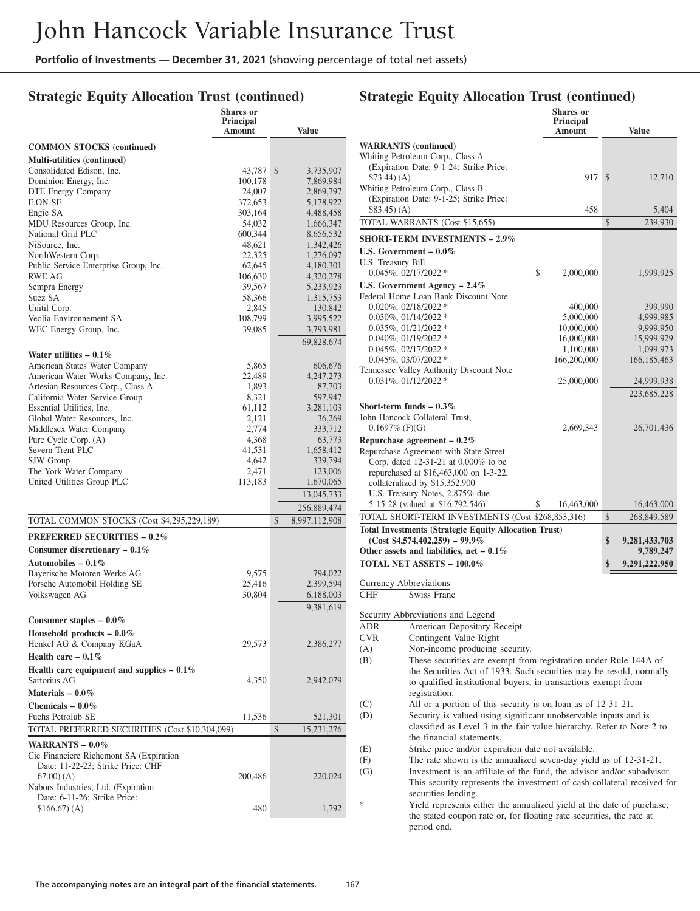## Strategic Equity Allocation Trust (continued)

| | Shares or Principal Amount | Value |
|---|---|---|
| **COMMON STOCKS (continued)** | | |
| **Multi-utilities (continued)** | | |
| Consolidated Edison, Inc. | 43,787 | $ 3,735,907 |
| Dominion Energy, Inc. | 100,178 | 7,869,984 |
| DTE Energy Company | 24,007 | 2,869,797 |
| E.ON SE | 372,653 | 5,178,922 |
| Engie SA | 303,164 | 4,488,458 |
| MDU Resources Group, Inc. | 54,032 | 1,666,347 |
| National Grid PLC | 600,344 | 8,656,532 |
| NiSource, Inc. | 48,621 | 1,342,426 |
| NorthWestern Corp. | 22,325 | 1,276,097 |
| Public Service Enterprise Group, Inc. | 62,645 | 4,180,301 |
| RWE AG | 106,630 | 4,320,278 |
| Sempra Energy | 39,567 | 5,233,923 |
| Suez SA | 58,366 | 1,315,753 |
| Unitil Corp. | 2,845 | 130,842 |
| Veolia Environnement SA | 108,799 | 3,995,522 |
| WEC Energy Group, Inc. | 39,085 | 3,793,981 |
| | | 69,828,674 |
| **Water utilities – 0.1%** | | |
| American States Water Company | 5,865 | 606,676 |
| American Water Works Company, Inc. | 22,489 | 4,247,273 |
| Artesian Resources Corp., Class A | 1,893 | 87,703 |
| California Water Service Group | 8,321 | 597,947 |
| Essential Utilities, Inc. | 61,112 | 3,281,103 |
| Global Water Resources, Inc. | 2,121 | 36,269 |
| Middlesex Water Company | 2,774 | 333,712 |
| Pure Cycle Corp. (A) | 4,368 | 63,773 |
| Severn Trent PLC | 41,531 | 1,658,412 |
| SJW Group | 4,642 | 339,794 |
| The York Water Company | 2,471 | 123,006 |
| United Utilities Group PLC | 113,183 | 1,670,065 |
| | | 13,045,733 |
| | | 256,889,474 |
| TOTAL COMMON STOCKS (Cost $4,295,229,189) | | $ 8,997,112,908 |
| **PREFERRED SECURITIES – 0.2%** | | |
| **Consumer discretionary – 0.1%** | | |
| **Automobiles – 0.1%** | | |
| Bayerische Motoren Werke AG | 9,575 | 794,022 |
| Porsche Automobil Holding SE | 25,416 | 2,399,594 |
| Volkswagen AG | 30,804 | 6,188,003 |
| | | 9,381,619 |
| **Consumer staples – 0.0%** | | |
| **Household products – 0.0%** | | |
| Henkel AG & Company KGaA | 29,573 | 2,386,277 |
| **Health care – 0.1%** | | |
| **Health care equipment and supplies – 0.1%** | | |
| Sartorius AG | 4,350 | 2,942,079 |
| **Materials – 0.0%** | | |
| **Chemicals – 0.0%** | | |
| Fuchs Petrolub SE | 11,536 | 521,301 |
| TOTAL PREFERRED SECURITIES (Cost $10,304,099) | | $ 15,231,276 |
| **WARRANTS – 0.0%** | | |
| Cie Financiere Richemont SA (Expiration Date: 11-22-23; Strike Price: CHF 67.00) (A) | 200,486 | 220,024 |
| Nabors Industries, Ltd. (Expiration Date: 6-11-26; Strike Price: $166.67) (A) | 480 | 1,792 |
| **WARRANTS (continued)** | | |
| Whiting Petroleum Corp., Class A (Expiration Date: 9-1-24; Strike Price: $73.44) (A) | 917 | $ 12,710 |
| Whiting Petroleum Corp., Class B (Expiration Date: 9-1-25; Strike Price: $83.45) (A) | 458 | 5,404 |
| TOTAL WARRANTS (Cost $15,655) | | $ 239,930 |
| **SHORT-TERM INVESTMENTS – 2.9%** | | |
| **U.S. Government – 0.0%** | | |
| U.S. Treasury Bill 0.045%, 02/17/2022 * | $ 2,000,000 | 1,999,925 |
| **U.S. Government Agency – 2.4%** | | |
| Federal Home Loan Bank Discount Note | | |
| 0.020%, 02/18/2022 * | 400,000 | 399,990 |
| 0.030%, 01/14/2022 * | 5,000,000 | 4,999,985 |
| 0.035%, 01/21/2022 * | 10,000,000 | 9,999,950 |
| 0.040%, 01/19/2022 * | 16,000,000 | 15,999,929 |
| 0.045%, 02/17/2022 * | 1,100,000 | 1,099,973 |
| 0.045%, 03/07/2022 * | 166,200,000 | 166,185,463 |
| Tennessee Valley Authority Discount Note 0.031%, 01/12/2022 * | 25,000,000 | 24,999,938 |
| | | 223,685,228 |
| **Short-term funds – 0.3%** | | |
| John Hancock Collateral Trust, 0.1697% (F)(G) | 2,669,343 | 26,701,436 |
| **Repurchase agreement – 0.2%** | | |
| Repurchase Agreement with State Street Corp. dated 12-31-21 at 0.000% to be repurchased at $16,463,000 on 1-3-22, collateralized by $15,352,900 U.S. Treasury Notes, 2.875% due 5-15-28 (valued at $16,792,546) | $ 16,463,000 | 16,463,000 |
| TOTAL SHORT-TERM INVESTMENTS (Cost $268,853,316) | | $ 268,849,589 |
| **Total Investments (Strategic Equity Allocation Trust) (Cost $4,574,402,259) – 99.9%** | | **$ 9,281,433,703** |
| **Other assets and liabilities, net – 0.1%** | | **9,789,247** |
| **TOTAL NET ASSETS – 100.0%** | | **$ 9,291,222,950** |

Currency Abbreviations

| | |
|---|---|
| CHF | Swiss Franc |

Security Abbreviations and Legend

| | |
|---|---|
| ADR | American Depositary Receipt |
| CVR | Contingent Value Right |
| (A) | Non-income producing security. |
| (B) | These securities are exempt from registration under Rule 144A of the Securities Act of 1933. Such securities may be resold, normally to qualified institutional buyers, in transactions exempt from registration. |
| (C) | All or a portion of this security is on loan as of 12-31-21. |
| (D) | Security is valued using significant unobservable inputs and is classified as Level 3 in the fair value hierarchy. Refer to Note 2 to the financial statements. |
| (E) | Strike price and/or expiration date not available. |
| (F) | The rate shown is the annualized seven-day yield as of 12-31-21. |
| (G) | Investment is an affiliate of the fund, the advisor and/or subadvisor. This security represents the investment of cash collateral received for securities lending. |
| * | Yield represents either the annualized yield at the date of purchase, the stated coupon rate or, for floating rate securities, the rate at period end. |

The accompanying notes are an integral part of the financial statements.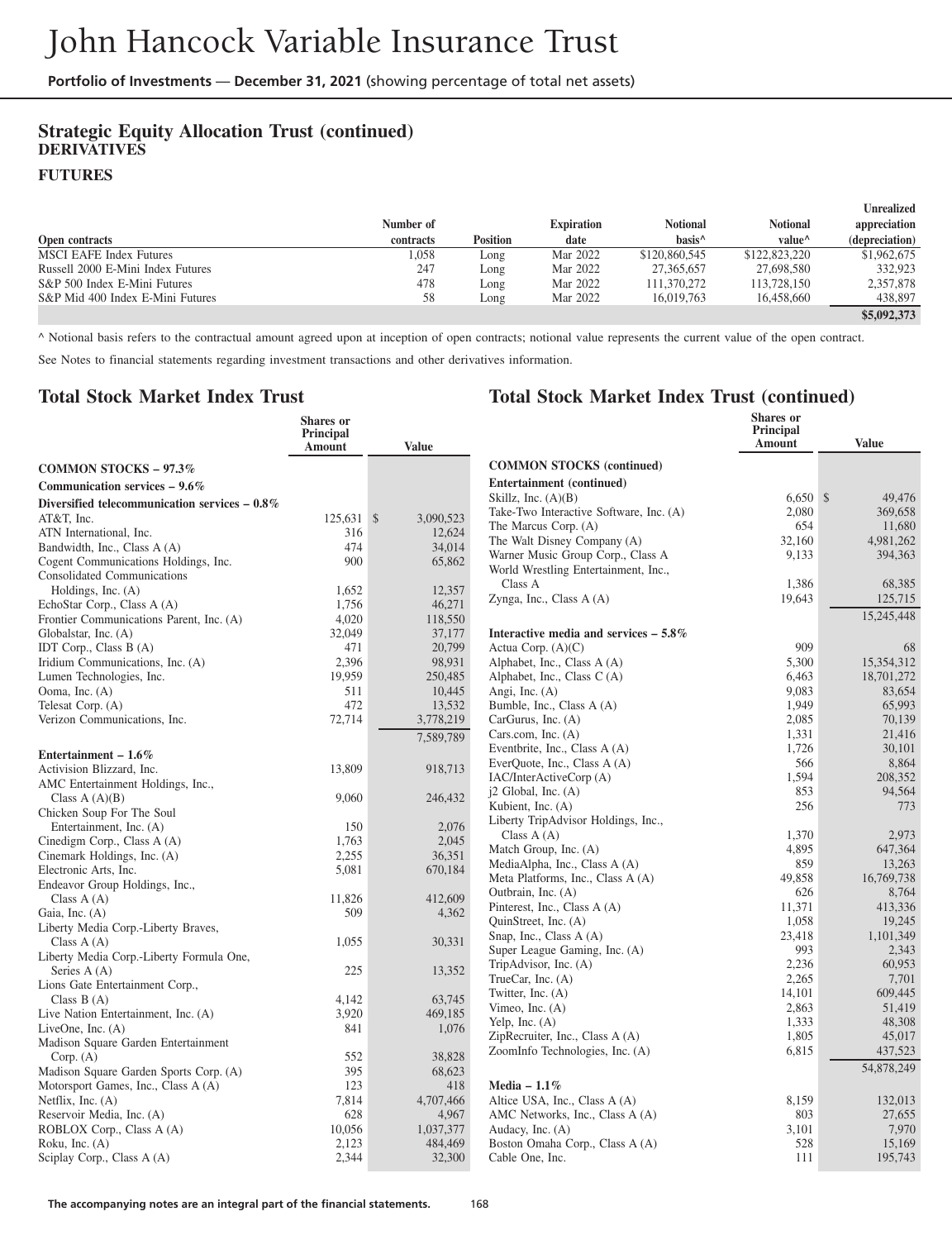## Strategic Equity Allocation Trust (continued)

### DERIVATIVES

### FUTURES

| Open contracts | Number of contracts | Position | Expiration date | Notional basis^ | Notional value^ | Unrealized appreciation (depreciation) |
|---|---|---|---|---|---|---|
| MSCI EAFE Index Futures | 1,058 | Long | Mar 2022 | $120,860,545 | $122,823,220 | $1,962,675 |
| Russell 2000 E-Mini Index Futures | 247 | Long | Mar 2022 | 27,365,657 | 27,698,580 | 332,923 |
| S&P 500 Index E-Mini Futures | 478 | Long | Mar 2022 | 111,370,272 | 113,728,150 | 2,357,878 |
| S&P Mid 400 Index E-Mini Futures | 58 | Long | Mar 2022 | 16,019,763 | 16,458,660 | 438,897 |
| | | | | | | **$5,092,373** |

^ Notional basis refers to the contractual amount agreed upon at inception of open contracts; notional value represents the current value of the open contract.

See Notes to financial statements regarding investment transactions and other derivatives information.

## Total Stock Market Index Trust

| | Shares or Principal Amount | Value |
|---|---|---|
| **COMMON STOCKS – 97.3%** | | |
| **Communication services – 9.6%** | | |
| **Diversified telecommunication services – 0.8%** | | |
| AT&T, Inc. | 125,631 | $ 3,090,523 |
| ATN International, Inc. | 316 | 12,624 |
| Bandwidth, Inc., Class A (A) | 474 | 34,014 |
| Cogent Communications Holdings, Inc. | 900 | 65,862 |
| Consolidated Communications Holdings, Inc. (A) | 1,652 | 12,357 |
| EchoStar Corp., Class A (A) | 1,756 | 46,271 |
| Frontier Communications Parent, Inc. (A) | 4,020 | 118,550 |
| Globalstar, Inc. (A) | 32,049 | 37,177 |
| IDT Corp., Class B (A) | 471 | 20,799 |
| Iridium Communications, Inc. (A) | 2,396 | 98,931 |
| Lumen Technologies, Inc. | 19,959 | 250,485 |
| Ooma, Inc. (A) | 511 | 10,445 |
| Telesat Corp. (A) | 472 | 13,532 |
| Verizon Communications, Inc. | 72,714 | 3,778,219 |
| | | 7,589,789 |
| **Entertainment – 1.6%** | | |
| Activision Blizzard, Inc. | 13,809 | 918,713 |
| AMC Entertainment Holdings, Inc., Class A (A)(B) | 9,060 | 246,432 |
| Chicken Soup For The Soul Entertainment, Inc. (A) | 150 | 2,076 |
| Cinedigm Corp., Class A (A) | 1,763 | 2,045 |
| Cinemark Holdings, Inc. (A) | 2,255 | 36,351 |
| Electronic Arts, Inc. | 5,081 | 670,184 |
| Endeavor Group Holdings, Inc., Class A (A) | 11,826 | 412,609 |
| Gaia, Inc. (A) | 509 | 4,362 |
| Liberty Media Corp.-Liberty Braves, Class A (A) | 1,055 | 30,331 |
| Liberty Media Corp.-Liberty Formula One, Series A (A) | 225 | 13,352 |
| Lions Gate Entertainment Corp., Class B (A) | 4,142 | 63,745 |
| Live Nation Entertainment, Inc. (A) | 3,920 | 469,185 |
| LiveOne, Inc. (A) | 841 | 1,076 |
| Madison Square Garden Entertainment Corp. (A) | 552 | 38,828 |
| Madison Square Garden Sports Corp. (A) | 395 | 68,623 |
| Motorsport Games, Inc., Class A (A) | 123 | 418 |
| Netflix, Inc. (A) | 7,814 | 4,707,466 |
| Reservoir Media, Inc. (A) | 628 | 4,967 |
| ROBLOX Corp., Class A (A) | 10,056 | 1,037,377 |
| Roku, Inc. (A) | 2,123 | 484,469 |
| Sciplay Corp., Class A (A) | 2,344 | 32,300 |
| Skillz, Inc. (A)(B) | 6,650 | $ 49,476 |
| Take-Two Interactive Software, Inc. (A) | 2,080 | 369,658 |
| The Marcus Corp. (A) | 654 | 11,680 |
| The Walt Disney Company (A) | 32,160 | 4,981,262 |
| Warner Music Group Corp., Class A | 9,133 | 394,363 |
| World Wrestling Entertainment, Inc., Class A | 1,386 | 68,385 |
| Zynga, Inc., Class A (A) | 19,643 | 125,715 |
| | | 15,245,448 |
| **Interactive media and services – 5.8%** | | |
| Actua Corp. (A)(C) | 909 | 68 |
| Alphabet, Inc., Class A (A) | 5,300 | 15,354,312 |
| Alphabet, Inc., Class C (A) | 6,463 | 18,701,272 |
| Angi, Inc. (A) | 9,083 | 83,654 |
| Bumble, Inc., Class A (A) | 1,949 | 65,993 |
| CarGurus, Inc. (A) | 2,085 | 70,139 |
| Cars.com, Inc. (A) | 1,331 | 21,416 |
| Eventbrite, Inc., Class A (A) | 1,726 | 30,101 |
| EverQuote, Inc., Class A (A) | 566 | 8,864 |
| IAC/InterActiveCorp (A) | 1,594 | 208,352 |
| j2 Global, Inc. (A) | 853 | 94,564 |
| Kubient, Inc. (A) | 256 | 773 |
| Liberty TripAdvisor Holdings, Inc., Class A (A) | 1,370 | 2,973 |
| Match Group, Inc. (A) | 4,895 | 647,364 |
| MediaAlpha, Inc., Class A (A) | 859 | 13,263 |
| Meta Platforms, Inc., Class A (A) | 49,858 | 16,769,738 |
| Outbrain, Inc. (A) | 626 | 8,764 |
| Pinterest, Inc., Class A (A) | 11,371 | 413,336 |
| QuinStreet, Inc. (A) | 1,058 | 19,245 |
| Snap, Inc., Class A (A) | 23,418 | 1,101,349 |
| Super League Gaming, Inc. (A) | 993 | 2,343 |
| TripAdvisor, Inc. (A) | 2,236 | 60,953 |
| TrueCar, Inc. (A) | 2,265 | 7,701 |
| Twitter, Inc. (A) | 14,101 | 609,445 |
| Vimeo, Inc. (A) | 2,863 | 51,419 |
| Yelp, Inc. (A) | 1,333 | 48,308 |
| ZipRecruiter, Inc., Class A (A) | 1,805 | 45,017 |
| ZoomInfo Technologies, Inc. (A) | 6,815 | 437,523 |
| | | 54,878,249 |
| **Media – 1.1%** | | |
| Altice USA, Inc., Class A (A) | 8,159 | 132,013 |
| AMC Networks, Inc., Class A (A) | 803 | 27,655 |
| Audacy, Inc. (A) | 3,101 | 7,970 |
| Boston Omaha Corp., Class A (A) | 528 | 15,169 |
| Cable One, Inc. | 111 | 195,743 |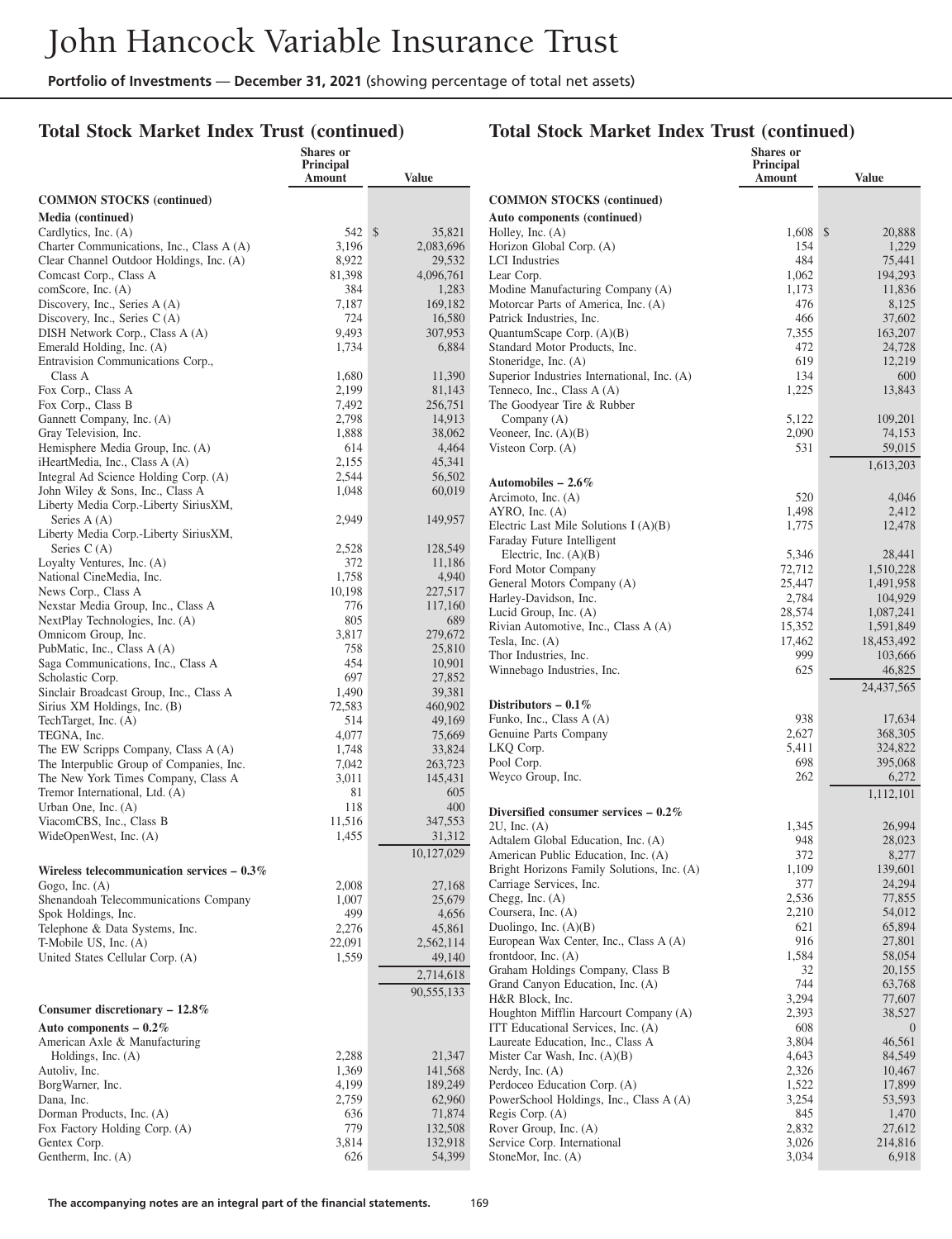# John Hancock Variable Insurance Trust

**Portfolio of Investments** — **December 31, 2021** (showing percentage of total net assets)

## Total Stock Market Index Trust (continued)

| | Shares or Principal Amount | Value |
|---|---|---|
| **COMMON STOCKS (continued)** | | |
| **Media (continued)** | | |
| Cardlytics, Inc. (A) | 542 | $ 35,821 |
| Charter Communications, Inc., Class A (A) | 3,196 | 2,083,696 |
| Clear Channel Outdoor Holdings, Inc. (A) | 8,922 | 29,532 |
| Comcast Corp., Class A | 81,398 | 4,096,761 |
| comScore, Inc. (A) | 384 | 1,283 |
| Discovery, Inc., Series A (A) | 7,187 | 169,182 |
| Discovery, Inc., Series C (A) | 724 | 16,580 |
| DISH Network Corp., Class A (A) | 9,493 | 307,953 |
| Emerald Holding, Inc. (A) | 1,734 | 6,884 |
| Entravision Communications Corp., Class A | 1,680 | 11,390 |
| Fox Corp., Class A | 2,199 | 81,143 |
| Fox Corp., Class B | 7,492 | 256,751 |
| Gannett Company, Inc. (A) | 2,798 | 14,913 |
| Gray Television, Inc. | 1,888 | 38,062 |
| Hemisphere Media Group, Inc. (A) | 614 | 4,464 |
| iHeartMedia, Inc., Class A (A) | 2,155 | 45,341 |
| Integral Ad Science Holding Corp. (A) | 2,544 | 56,502 |
| John Wiley & Sons, Inc., Class A | 1,048 | 60,019 |
| Liberty Media Corp.-Liberty SiriusXM, Series A (A) | 2,949 | 149,957 |
| Liberty Media Corp.-Liberty SiriusXM, Series C (A) | 2,528 | 128,549 |
| Loyalty Ventures, Inc. (A) | 372 | 11,186 |
| National CineMedia, Inc. | 1,758 | 4,940 |
| News Corp., Class A | 10,198 | 227,517 |
| Nexstar Media Group, Inc., Class A | 776 | 117,160 |
| NextPlay Technologies, Inc. (A) | 805 | 689 |
| Omnicom Group, Inc. | 3,817 | 279,672 |
| PubMatic, Inc., Class A (A) | 758 | 25,810 |
| Saga Communications, Inc., Class A | 454 | 10,901 |
| Scholastic Corp. | 697 | 27,852 |
| Sinclair Broadcast Group, Inc., Class A | 1,490 | 39,381 |
| Sirius XM Holdings, Inc. (B) | 72,583 | 460,902 |
| TechTarget, Inc. (A) | 514 | 49,169 |
| TEGNA, Inc. | 4,077 | 75,669 |
| The EW Scripps Company, Class A (A) | 1,748 | 33,824 |
| The Interpublic Group of Companies, Inc. | 7,042 | 263,723 |
| The New York Times Company, Class A | 3,011 | 145,431 |
| Tremor International, Ltd. (A) | 81 | 605 |
| Urban One, Inc. (A) | 118 | 400 |
| ViacomCBS, Inc., Class B | 11,516 | 347,553 |
| WideOpenWest, Inc. (A) | 1,455 | 31,312 |
| | | 10,127,029 |
| **Wireless telecommunication services – 0.3%** | | |
| Gogo, Inc. (A) | 2,008 | 27,168 |
| Shenandoah Telecommunications Company | 1,007 | 25,679 |
| Spok Holdings, Inc. | 499 | 4,656 |
| Telephone & Data Systems, Inc. | 2,276 | 45,861 |
| T-Mobile US, Inc. (A) | 22,091 | 2,562,114 |
| United States Cellular Corp. (A) | 1,559 | 49,140 |
| | | 2,714,618 |
| | | 90,555,133 |
| **Consumer discretionary – 12.8%** | | |
| **Auto components – 0.2%** | | |
| American Axle & Manufacturing Holdings, Inc. (A) | 2,288 | 21,347 |
| Autoliv, Inc. | 1,369 | 141,568 |
| BorgWarner, Inc. | 4,199 | 189,249 |
| Dana, Inc. | 2,759 | 62,960 |
| Dorman Products, Inc. (A) | 636 | 71,874 |
| Fox Factory Holding Corp. (A) | 779 | 132,508 |
| Gentex Corp. | 3,814 | 132,918 |
| Gentherm, Inc. (A) | 626 | 54,399 |
| Holley, Inc. (A) | 1,608 | $ 20,888 |
| Horizon Global Corp. (A) | 154 | 1,229 |
| LCI Industries | 484 | 75,441 |
| Lear Corp. | 1,062 | 194,293 |
| Modine Manufacturing Company (A) | 1,173 | 11,836 |
| Motorcar Parts of America, Inc. (A) | 476 | 8,125 |
| Patrick Industries, Inc. | 466 | 37,602 |
| QuantumScape Corp. (A)(B) | 7,355 | 163,207 |
| Standard Motor Products, Inc. | 472 | 24,728 |
| Stoneridge, Inc. (A) | 619 | 12,219 |
| Superior Industries International, Inc. (A) | 134 | 600 |
| Tenneco, Inc., Class A (A) | 1,225 | 13,843 |
| The Goodyear Tire & Rubber Company (A) | 5,122 | 109,201 |
| Veoneer, Inc. (A)(B) | 2,090 | 74,153 |
| Visteon Corp. (A) | 531 | 59,015 |
| | | 1,613,203 |
| **Automobiles – 2.6%** | | |
| Arcimoto, Inc. (A) | 520 | 4,046 |
| AYRO, Inc. (A) | 1,498 | 2,412 |
| Electric Last Mile Solutions I (A)(B) | 1,775 | 12,478 |
| Faraday Future Intelligent Electric, Inc. (A)(B) | 5,346 | 28,441 |
| Ford Motor Company | 72,712 | 1,510,228 |
| General Motors Company (A) | 25,447 | 1,491,958 |
| Harley-Davidson, Inc. | 2,784 | 104,929 |
| Lucid Group, Inc. (A) | 28,574 | 1,087,241 |
| Rivian Automotive, Inc., Class A (A) | 15,352 | 1,591,849 |
| Tesla, Inc. (A) | 17,462 | 18,453,492 |
| Thor Industries, Inc. | 999 | 103,666 |
| Winnebago Industries, Inc. | 625 | 46,825 |
| | | 24,437,565 |
| **Distributors – 0.1%** | | |
| Funko, Inc., Class A (A) | 938 | 17,634 |
| Genuine Parts Company | 2,627 | 368,305 |
| LKQ Corp. | 5,411 | 324,822 |
| Pool Corp. | 698 | 395,068 |
| Weyco Group, Inc. | 262 | 6,272 |
| | | 1,112,101 |
| **Diversified consumer services – 0.2%** | | |
| 2U, Inc. (A) | 1,345 | 26,994 |
| Adtalem Global Education, Inc. (A) | 948 | 28,023 |
| American Public Education, Inc. (A) | 372 | 8,277 |
| Bright Horizons Family Solutions, Inc. (A) | 1,109 | 139,601 |
| Carriage Services, Inc. | 377 | 24,294 |
| Chegg, Inc. (A) | 2,536 | 77,855 |
| Coursera, Inc. (A) | 2,210 | 54,012 |
| Duolingo, Inc. (A)(B) | 621 | 65,894 |
| European Wax Center, Inc., Class A (A) | 916 | 27,801 |
| frontdoor, Inc. (A) | 1,584 | 58,054 |
| Graham Holdings Company, Class B | 32 | 20,155 |
| Grand Canyon Education, Inc. (A) | 744 | 63,768 |
| H&R Block, Inc. | 3,294 | 77,607 |
| Houghton Mifflin Harcourt Company (A) | 2,393 | 38,527 |
| ITT Educational Services, Inc. (A) | 608 | 0 |
| Laureate Education, Inc., Class A | 3,804 | 46,561 |
| Mister Car Wash, Inc. (A)(B) | 4,643 | 84,549 |
| Nerdy, Inc. (A) | 2,326 | 10,467 |
| Perdoceo Education Corp. (A) | 1,522 | 17,899 |
| PowerSchool Holdings, Inc., Class A (A) | 3,254 | 53,593 |
| Regis Corp. (A) | 845 | 1,470 |
| Rover Group, Inc. (A) | 2,832 | 27,612 |
| Service Corp. International | 3,026 | 214,816 |
| StoneMor, Inc. (A) | 3,034 | 6,918 |

**The accompanying notes are an integral part of the financial statements.**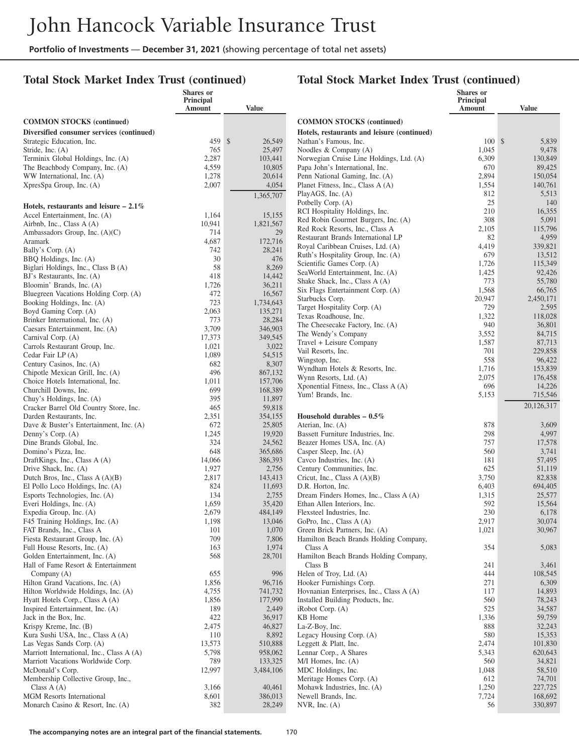# John Hancock Variable Insurance Trust

**Portfolio of Investments — December 31, 2021** (showing percentage of total net assets)

## Total Stock Market Index Trust (continued)

| | Shares or Principal Amount | Value |
|---|---|---|
| **COMMON STOCKS (continued)** | | |
| **Diversified consumer services (continued)** | | |
| Strategic Education, Inc. | 459 | $ 26,549 |
| Stride, Inc. (A) | 765 | 25,497 |
| Terminix Global Holdings, Inc. (A) | 2,287 | 103,441 |
| The Beachbody Company, Inc. (A) | 4,559 | 10,805 |
| WW International, Inc. (A) | 1,278 | 20,614 |
| XpresSpa Group, Inc. (A) | 2,007 | 4,054 |
| | | 1,365,707 |
| **Hotels, restaurants and leisure – 2.1%** | | |
| Accel Entertainment, Inc. (A) | 1,164 | 15,155 |
| Airbnb, Inc., Class A (A) | 10,941 | 1,821,567 |
| Ambassadors Group, Inc. (A)(C) | 714 | 29 |
| Aramark | 4,687 | 172,716 |
| Bally's Corp. (A) | 742 | 28,241 |
| BBQ Holdings, Inc. (A) | 30 | 476 |
| Biglari Holdings, Inc., Class B (A) | 58 | 8,269 |
| BJ's Restaurants, Inc. (A) | 418 | 14,442 |
| Bloomin' Brands, Inc. (A) | 1,726 | 36,211 |
| Bluegreen Vacations Holding Corp. (A) | 472 | 16,567 |
| Booking Holdings, Inc. (A) | 723 | 1,734,643 |
| Boyd Gaming Corp. (A) | 2,063 | 135,271 |
| Brinker International, Inc. (A) | 773 | 28,284 |
| Caesars Entertainment, Inc. (A) | 3,709 | 346,903 |
| Carnival Corp. (A) | 17,373 | 349,545 |
| Carrols Restaurant Group, Inc. | 1,021 | 3,022 |
| Cedar Fair LP (A) | 1,089 | 54,515 |
| Century Casinos, Inc. (A) | 682 | 8,307 |
| Chipotle Mexican Grill, Inc. (A) | 496 | 867,132 |
| Choice Hotels International, Inc. | 1,011 | 157,706 |
| Churchill Downs, Inc. | 699 | 168,389 |
| Chuy's Holdings, Inc. (A) | 395 | 11,897 |
| Cracker Barrel Old Country Store, Inc. | 465 | 59,818 |
| Darden Restaurants, Inc. | 2,351 | 354,155 |
| Dave & Buster's Entertainment, Inc. (A) | 672 | 25,805 |
| Denny's Corp. (A) | 1,245 | 19,920 |
| Dine Brands Global, Inc. | 324 | 24,562 |
| Domino's Pizza, Inc. | 648 | 365,686 |
| DraftKings, Inc., Class A (A) | 14,066 | 386,393 |
| Drive Shack, Inc. (A) | 1,927 | 2,756 |
| Dutch Bros, Inc., Class A (A)(B) | 2,817 | 143,413 |
| El Pollo Loco Holdings, Inc. (A) | 824 | 11,693 |
| Esports Technologies, Inc. (A) | 134 | 2,755 |
| Everi Holdings, Inc. (A) | 1,659 | 35,420 |
| Expedia Group, Inc. (A) | 2,679 | 484,149 |
| F45 Training Holdings, Inc. (A) | 1,198 | 13,046 |
| FAT Brands, Inc., Class A | 101 | 1,070 |
| Fiesta Restaurant Group, Inc. (A) | 709 | 7,806 |
| Full House Resorts, Inc. (A) | 163 | 1,974 |
| Golden Entertainment, Inc. (A) | 568 | 28,701 |
| Hall of Fame Resort & Entertainment Company (A) | 655 | 996 |
| Hilton Grand Vacations, Inc. (A) | 1,856 | 96,716 |
| Hilton Worldwide Holdings, Inc. (A) | 4,755 | 741,732 |
| Hyatt Hotels Corp., Class A (A) | 1,856 | 177,990 |
| Inspired Entertainment, Inc. (A) | 189 | 2,449 |
| Jack in the Box, Inc. | 422 | 36,917 |
| Krispy Kreme, Inc. (B) | 2,475 | 46,827 |
| Kura Sushi USA, Inc., Class A (A) | 110 | 8,892 |
| Las Vegas Sands Corp. (A) | 13,573 | 510,888 |
| Marriott International, Inc., Class A (A) | 5,798 | 958,062 |
| Marriott Vacations Worldwide Corp. | 789 | 133,325 |
| McDonald's Corp. | 12,997 | 3,484,106 |
| Membership Collective Group, Inc., Class A (A) | 3,166 | 40,461 |
| MGM Resorts International | 8,601 | 386,013 |
| Monarch Casino & Resort, Inc. (A) | 382 | 28,249 |
| Nathan's Famous, Inc. | 100 | $ 5,839 |
| Noodles & Company (A) | 1,045 | 9,478 |
| Norwegian Cruise Line Holdings, Ltd. (A) | 6,309 | 130,849 |
| Papa John's International, Inc. | 670 | 89,425 |
| Penn National Gaming, Inc. (A) | 2,894 | 150,054 |
| Planet Fitness, Inc., Class A (A) | 1,554 | 140,761 |
| PlayAGS, Inc. (A) | 812 | 5,513 |
| Potbelly Corp. (A) | 25 | 140 |
| RCI Hospitality Holdings, Inc. | 210 | 16,355 |
| Red Robin Gourmet Burgers, Inc. (A) | 308 | 5,091 |
| Red Rock Resorts, Inc., Class A | 2,105 | 115,796 |
| Restaurant Brands International LP | 82 | 4,959 |
| Royal Caribbean Cruises, Ltd. (A) | 4,419 | 339,821 |
| Ruth's Hospitality Group, Inc. (A) | 679 | 13,512 |
| Scientific Games Corp. (A) | 1,726 | 115,349 |
| SeaWorld Entertainment, Inc. (A) | 1,425 | 92,426 |
| Shake Shack, Inc., Class A (A) | 773 | 55,780 |
| Six Flags Entertainment Corp. (A) | 1,568 | 66,765 |
| Starbucks Corp. | 20,947 | 2,450,171 |
| Target Hospitality Corp. (A) | 729 | 2,595 |
| Texas Roadhouse, Inc. | 1,322 | 118,028 |
| The Cheesecake Factory, Inc. (A) | 940 | 36,801 |
| The Wendy's Company | 3,552 | 84,715 |
| Travel + Leisure Company | 1,587 | 87,713 |
| Vail Resorts, Inc. | 701 | 229,858 |
| Wingstop, Inc. | 558 | 96,422 |
| Wyndham Hotels & Resorts, Inc. | 1,716 | 153,839 |
| Wynn Resorts, Ltd. (A) | 2,075 | 176,458 |
| Xponential Fitness, Inc., Class A (A) | 696 | 14,226 |
| Yum! Brands, Inc. | 5,153 | 715,546 |
| | | 20,126,317 |
| **Household durables – 0.5%** | | |
| Aterian, Inc. (A) | 878 | 3,609 |
| Bassett Furniture Industries, Inc. | 298 | 4,997 |
| Beazer Homes USA, Inc. (A) | 757 | 17,578 |
| Casper Sleep, Inc. (A) | 560 | 3,741 |
| Cavco Industries, Inc. (A) | 181 | 57,495 |
| Century Communities, Inc. | 625 | 51,119 |
| Cricut, Inc., Class A (A)(B) | 3,750 | 82,838 |
| D.R. Horton, Inc. | 6,403 | 694,405 |
| Dream Finders Homes, Inc., Class A (A) | 1,315 | 25,577 |
| Ethan Allen Interiors, Inc. | 592 | 15,564 |
| Flexsteel Industries, Inc. | 230 | 6,178 |
| GoPro, Inc., Class A (A) | 2,917 | 30,074 |
| Green Brick Partners, Inc. (A) | 1,021 | 30,967 |
| Hamilton Beach Brands Holding Company, Class A | 354 | 5,083 |
| Hamilton Beach Brands Holding Company, Class B | 241 | 3,461 |
| Helen of Troy, Ltd. (A) | 444 | 108,545 |
| Hooker Furnishings Corp. | 271 | 6,309 |
| Hovnanian Enterprises, Inc., Class A (A) | 117 | 14,893 |
| Installed Building Products, Inc. | 560 | 78,243 |
| iRobot Corp. (A) | 525 | 34,587 |
| KB Home | 1,336 | 59,759 |
| La-Z-Boy, Inc. | 888 | 32,243 |
| Legacy Housing Corp. (A) | 580 | 15,353 |
| Leggett & Platt, Inc. | 2,474 | 101,830 |
| Lennar Corp., A Shares | 5,343 | 620,643 |
| M/I Homes, Inc. (A) | 560 | 34,821 |
| MDC Holdings, Inc. | 1,048 | 58,510 |
| Meritage Homes Corp. (A) | 612 | 74,701 |
| Mohawk Industries, Inc. (A) | 1,250 | 227,725 |
| Newell Brands, Inc. | 7,724 | 168,692 |
| NVR, Inc. (A) | 56 | 330,897 |

The accompanying notes are an integral part of the financial statements.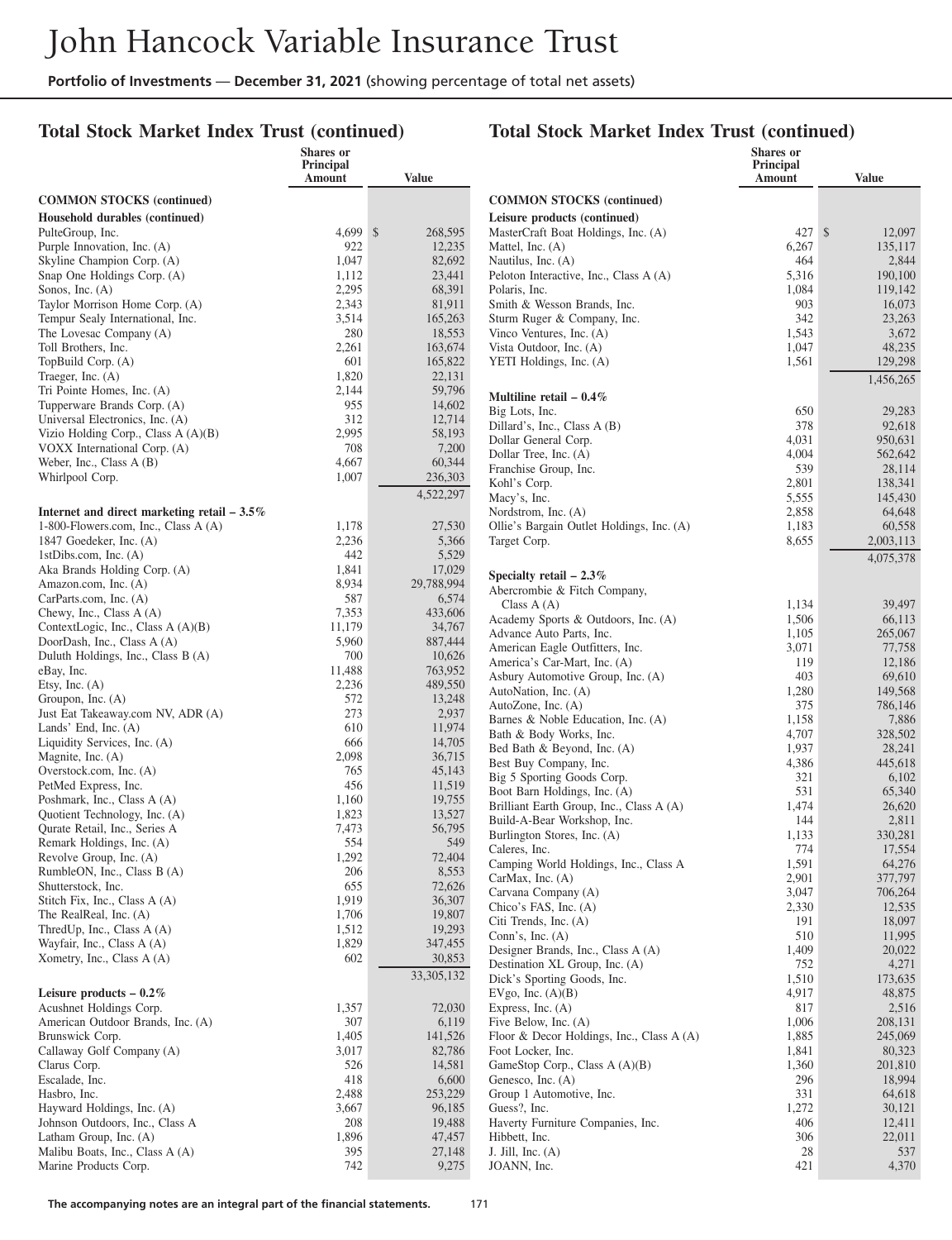# John Hancock Variable Insurance Trust

**Portfolio of Investments** — **December 31, 2021** (showing percentage of total net assets)

## Total Stock Market Index Trust (continued)

| | Shares or Principal Amount | Value |
|---|---|---|
| **COMMON STOCKS (continued)** | | |
| **Household durables (continued)** | | |
| PulteGroup, Inc. | 4,699 | $ 268,595 |
| Purple Innovation, Inc. (A) | 922 | 12,235 |
| Skyline Champion Corp. (A) | 1,047 | 82,692 |
| Snap One Holdings Corp. (A) | 1,112 | 23,441 |
| Sonos, Inc. (A) | 2,295 | 68,391 |
| Taylor Morrison Home Corp. (A) | 2,343 | 81,911 |
| Tempur Sealy International, Inc. | 3,514 | 165,263 |
| The Lovesac Company (A) | 280 | 18,553 |
| Toll Brothers, Inc. | 2,261 | 163,674 |
| TopBuild Corp. (A) | 601 | 165,822 |
| Traeger, Inc. (A) | 1,820 | 22,131 |
| Tri Pointe Homes, Inc. (A) | 2,144 | 59,796 |
| Tupperware Brands Corp. (A) | 955 | 14,602 |
| Universal Electronics, Inc. (A) | 312 | 12,714 |
| Vizio Holding Corp., Class A (A)(B) | 2,995 | 58,193 |
| VOXX International Corp. (A) | 708 | 7,200 |
| Weber, Inc., Class A (B) | 4,667 | 60,344 |
| Whirlpool Corp. | 1,007 | 236,303 |
| | | 4,522,297 |
| **Internet and direct marketing retail – 3.5%** | | |
| 1-800-Flowers.com, Inc., Class A (A) | 1,178 | 27,530 |
| 1847 Goedeker, Inc. (A) | 2,236 | 5,366 |
| 1stDibs.com, Inc. (A) | 442 | 5,529 |
| Aka Brands Holding Corp. (A) | 1,841 | 17,029 |
| Amazon.com, Inc. (A) | 8,934 | 29,788,994 |
| CarParts.com, Inc. (A) | 587 | 6,574 |
| Chewy, Inc., Class A (A) | 7,353 | 433,606 |
| ContextLogic, Inc., Class A (A)(B) | 11,179 | 34,767 |
| DoorDash, Inc., Class A (A) | 5,960 | 887,444 |
| Duluth Holdings, Inc., Class B (A) | 700 | 10,626 |
| eBay, Inc. | 11,488 | 763,952 |
| Etsy, Inc. (A) | 2,236 | 489,550 |
| Groupon, Inc. (A) | 572 | 13,248 |
| Just Eat Takeaway.com NV, ADR (A) | 273 | 2,937 |
| Lands' End, Inc. (A) | 610 | 11,974 |
| Liquidity Services, Inc. (A) | 666 | 14,705 |
| Magnite, Inc. (A) | 2,098 | 36,715 |
| Overstock.com, Inc. (A) | 765 | 45,143 |
| PetMed Express, Inc. | 456 | 11,519 |
| Poshmark, Inc., Class A (A) | 1,160 | 19,755 |
| Quotient Technology, Inc. (A) | 1,823 | 13,527 |
| Qurate Retail, Inc., Series A | 7,473 | 56,795 |
| Remark Holdings, Inc. (A) | 554 | 549 |
| Revolve Group, Inc. (A) | 1,292 | 72,404 |
| RumbleON, Inc., Class B (A) | 206 | 8,553 |
| Shutterstock, Inc. | 655 | 72,626 |
| Stitch Fix, Inc., Class A (A) | 1,919 | 36,307 |
| The RealReal, Inc. (A) | 1,706 | 19,807 |
| ThredUp, Inc., Class A (A) | 1,512 | 19,293 |
| Wayfair, Inc., Class A (A) | 1,829 | 347,455 |
| Xometry, Inc., Class A (A) | 602 | 30,853 |
| | | 33,305,132 |
| **Leisure products – 0.2%** | | |
| Acushnet Holdings Corp. | 1,357 | 72,030 |
| American Outdoor Brands, Inc. (A) | 307 | 6,119 |
| Brunswick Corp. | 1,405 | 141,526 |
| Callaway Golf Company (A) | 3,017 | 82,786 |
| Clarus Corp. | 526 | 14,581 |
| Escalade, Inc. | 418 | 6,600 |
| Hasbro, Inc. | 2,488 | 253,229 |
| Hayward Holdings, Inc. (A) | 3,667 | 96,185 |
| Johnson Outdoors, Inc., Class A | 208 | 19,488 |
| Latham Group, Inc. (A) | 1,896 | 47,457 |
| Malibu Boats, Inc., Class A (A) | 395 | 27,148 |
| Marine Products Corp. | 742 | 9,275 |
| MasterCraft Boat Holdings, Inc. (A) | 427 | $ 12,097 |
| Mattel, Inc. (A) | 6,267 | 135,117 |
| Nautilus, Inc. (A) | 464 | 2,844 |
| Peloton Interactive, Inc., Class A (A) | 5,316 | 190,100 |
| Polaris, Inc. | 1,084 | 119,142 |
| Smith & Wesson Brands, Inc. | 903 | 16,073 |
| Sturm Ruger & Company, Inc. | 342 | 23,263 |
| Vinco Ventures, Inc. (A) | 1,543 | 3,672 |
| Vista Outdoor, Inc. (A) | 1,047 | 48,235 |
| YETI Holdings, Inc. (A) | 1,561 | 129,298 |
| | | 1,456,265 |
| **Multiline retail – 0.4%** | | |
| Big Lots, Inc. | 650 | 29,283 |
| Dillard's, Inc., Class A (B) | 378 | 92,618 |
| Dollar General Corp. | 4,031 | 950,631 |
| Dollar Tree, Inc. (A) | 4,004 | 562,642 |
| Franchise Group, Inc. | 539 | 28,114 |
| Kohl's Corp. | 2,801 | 138,341 |
| Macy's, Inc. | 5,555 | 145,430 |
| Nordstrom, Inc. (A) | 2,858 | 64,648 |
| Ollie's Bargain Outlet Holdings, Inc. (A) | 1,183 | 60,558 |
| Target Corp. | 8,655 | 2,003,113 |
| | | 4,075,378 |
| **Specialty retail – 2.3%** | | |
| Abercrombie & Fitch Company, Class A (A) | 1,134 | 39,497 |
| Academy Sports & Outdoors, Inc. (A) | 1,506 | 66,113 |
| Advance Auto Parts, Inc. | 1,105 | 265,067 |
| American Eagle Outfitters, Inc. | 3,071 | 77,758 |
| America's Car-Mart, Inc. (A) | 119 | 12,186 |
| Asbury Automotive Group, Inc. (A) | 403 | 69,610 |
| AutoNation, Inc. (A) | 1,280 | 149,568 |
| AutoZone, Inc. (A) | 375 | 786,146 |
| Barnes & Noble Education, Inc. (A) | 1,158 | 7,886 |
| Bath & Body Works, Inc. | 4,707 | 328,502 |
| Bed Bath & Beyond, Inc. (A) | 1,937 | 28,241 |
| Best Buy Company, Inc. | 4,386 | 445,618 |
| Big 5 Sporting Goods Corp. | 321 | 6,102 |
| Boot Barn Holdings, Inc. (A) | 531 | 65,340 |
| Brilliant Earth Group, Inc., Class A (A) | 1,474 | 26,620 |
| Build-A-Bear Workshop, Inc. | 144 | 2,811 |
| Burlington Stores, Inc. (A) | 1,133 | 330,281 |
| Caleres, Inc. | 774 | 17,554 |
| Camping World Holdings, Inc., Class A | 1,591 | 64,276 |
| CarMax, Inc. (A) | 2,901 | 377,797 |
| Carvana Company (A) | 3,047 | 706,264 |
| Chico's FAS, Inc. (A) | 2,330 | 12,535 |
| Citi Trends, Inc. (A) | 191 | 18,097 |
| Conn's, Inc. (A) | 510 | 11,995 |
| Designer Brands, Inc., Class A (A) | 1,409 | 20,022 |
| Destination XL Group, Inc. (A) | 752 | 4,271 |
| Dick's Sporting Goods, Inc. | 1,510 | 173,635 |
| EVgo, Inc. (A)(B) | 4,917 | 48,875 |
| Express, Inc. (A) | 817 | 2,516 |
| Five Below, Inc. (A) | 1,006 | 208,131 |
| Floor & Decor Holdings, Inc., Class A (A) | 1,885 | 245,069 |
| Foot Locker, Inc. | 1,841 | 80,323 |
| GameStop Corp., Class A (A)(B) | 1,360 | 201,810 |
| Genesco, Inc. (A) | 296 | 18,994 |
| Group 1 Automotive, Inc. | 331 | 64,618 |
| Guess?, Inc. | 1,272 | 30,121 |
| Haverty Furniture Companies, Inc. | 406 | 12,411 |
| Hibbett, Inc. | 306 | 22,011 |
| J. Jill, Inc. (A) | 28 | 537 |
| JOANN, Inc. | 421 | 4,370 |

**The accompanying notes are an integral part of the financial statements.**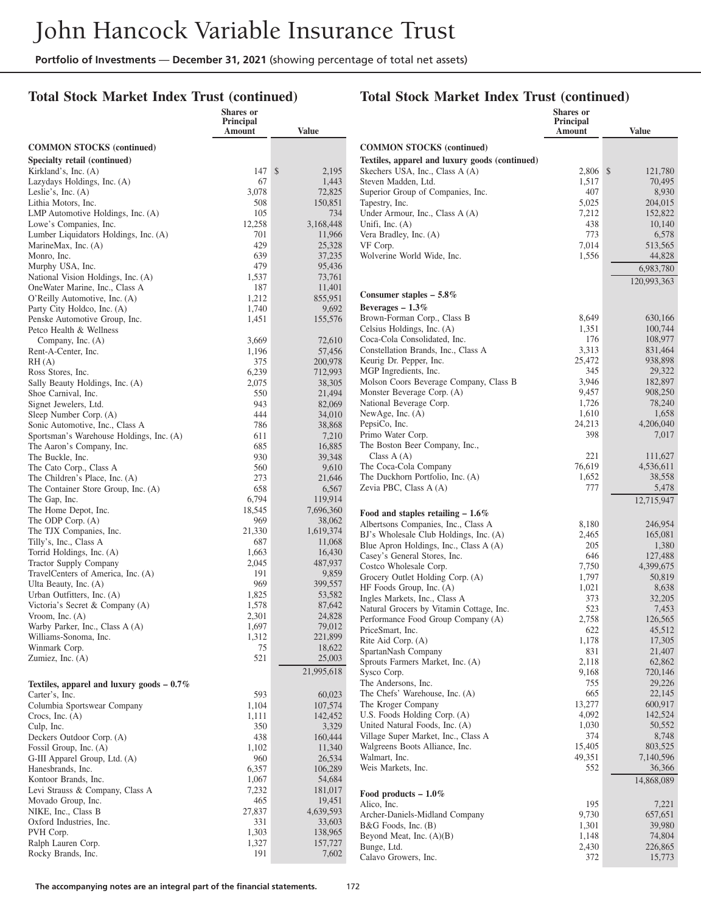# John Hancock Variable Insurance Trust

**Portfolio of Investments** — **December 31, 2021** (showing percentage of total net assets)

## Total Stock Market Index Trust (continued)

| | Shares or Principal Amount | Value |
|---|---|---|
| **COMMON STOCKS (continued)** | | |
| **Specialty retail (continued)** | | |
| Kirkland's, Inc. (A) | 147 | $2,195 |
| Lazydays Holdings, Inc. (A) | 67 | 1,443 |
| Leslie's, Inc. (A) | 3,078 | 72,825 |
| Lithia Motors, Inc. | 508 | 150,851 |
| LMP Automotive Holdings, Inc. (A) | 105 | 734 |
| Lowe's Companies, Inc. | 12,258 | 3,168,448 |
| Lumber Liquidators Holdings, Inc. (A) | 701 | 11,966 |
| MarineMax, Inc. (A) | 429 | 25,328 |
| Monro, Inc. | 639 | 37,235 |
| Murphy USA, Inc. | 479 | 95,436 |
| National Vision Holdings, Inc. (A) | 1,537 | 73,761 |
| OneWater Marine, Inc., Class A | 187 | 11,401 |
| O'Reilly Automotive, Inc. (A) | 1,212 | 855,951 |
| Party City Holdco, Inc. (A) | 1,740 | 9,692 |
| Penske Automotive Group, Inc. | 1,451 | 155,576 |
| Petco Health & Wellness Company, Inc. (A) | 3,669 | 72,610 |
| Rent-A-Center, Inc. | 1,196 | 57,456 |
| RH (A) | 375 | 200,978 |
| Ross Stores, Inc. | 6,239 | 712,993 |
| Sally Beauty Holdings, Inc. (A) | 2,075 | 38,305 |
| Shoe Carnival, Inc. | 550 | 21,494 |
| Signet Jewelers, Ltd. | 943 | 82,069 |
| Sleep Number Corp. (A) | 444 | 34,010 |
| Sonic Automotive, Inc., Class A | 786 | 38,868 |
| Sportsman's Warehouse Holdings, Inc. (A) | 611 | 7,210 |
| The Aaron's Company, Inc. | 685 | 16,885 |
| The Buckle, Inc. | 930 | 39,348 |
| The Cato Corp., Class A | 560 | 9,610 |
| The Children's Place, Inc. (A) | 273 | 21,646 |
| The Container Store Group, Inc. (A) | 658 | 6,567 |
| The Gap, Inc. | 6,794 | 119,914 |
| The Home Depot, Inc. | 18,545 | 7,696,360 |
| The ODP Corp. (A) | 969 | 38,062 |
| The TJX Companies, Inc. | 21,330 | 1,619,374 |
| Tilly's, Inc., Class A | 687 | 11,068 |
| Torrid Holdings, Inc. (A) | 1,663 | 16,430 |
| Tractor Supply Company | 2,045 | 487,937 |
| TravelCenters of America, Inc. (A) | 191 | 9,859 |
| Ulta Beauty, Inc. (A) | 969 | 399,557 |
| Urban Outfitters, Inc. (A) | 1,825 | 53,582 |
| Victoria's Secret & Company (A) | 1,578 | 87,642 |
| Vroom, Inc. (A) | 2,301 | 24,828 |
| Warby Parker, Inc., Class A (A) | 1,697 | 79,012 |
| Williams-Sonoma, Inc. | 1,312 | 221,899 |
| Winmark Corp. | 75 | 18,622 |
| Zumiez, Inc. (A) | 521 | 25,003 |
| | | 21,995,618 |
| **Textiles, apparel and luxury goods – 0.7%** | | |
| Carter's, Inc. | 593 | 60,023 |
| Columbia Sportswear Company | 1,104 | 107,574 |
| Crocs, Inc. (A) | 1,111 | 142,452 |
| Culp, Inc. | 350 | 3,329 |
| Deckers Outdoor Corp. (A) | 438 | 160,444 |
| Fossil Group, Inc. (A) | 1,102 | 11,340 |
| G-III Apparel Group, Ltd. (A) | 960 | 26,534 |
| Hanesbrands, Inc. | 6,357 | 106,289 |
| Kontoor Brands, Inc. | 1,067 | 54,684 |
| Levi Strauss & Company, Class A | 7,232 | 181,017 |
| Movado Group, Inc. | 465 | 19,451 |
| NIKE, Inc., Class B | 27,837 | 4,639,593 |
| Oxford Industries, Inc. | 331 | 33,603 |
| PVH Corp. | 1,303 | 138,965 |
| Ralph Lauren Corp. | 1,327 | 157,727 |
| Rocky Brands, Inc. | 191 | 7,602 |
| Skechers USA, Inc., Class A (A) | 2,806 | $121,780 |
| Steven Madden, Ltd. | 1,517 | 70,495 |
| Superior Group of Companies, Inc. | 407 | 8,930 |
| Tapestry, Inc. | 5,025 | 204,015 |
| Under Armour, Inc., Class A (A) | 7,212 | 152,822 |
| Unifi, Inc. (A) | 438 | 10,140 |
| Vera Bradley, Inc. (A) | 773 | 6,578 |
| VF Corp. | 7,014 | 513,565 |
| Wolverine World Wide, Inc. | 1,556 | 44,828 |
| | | 6,983,780 |
| | | 120,993,363 |
| **Consumer staples – 5.8%** | | |
| **Beverages – 1.3%** | | |
| Brown-Forman Corp., Class B | 8,649 | 630,166 |
| Celsius Holdings, Inc. (A) | 1,351 | 100,744 |
| Coca-Cola Consolidated, Inc. | 176 | 108,977 |
| Constellation Brands, Inc., Class A | 3,313 | 831,464 |
| Keurig Dr. Pepper, Inc. | 25,472 | 938,898 |
| MGP Ingredients, Inc. | 345 | 29,322 |
| Molson Coors Beverage Company, Class B | 3,946 | 182,897 |
| Monster Beverage Corp. (A) | 9,457 | 908,250 |
| National Beverage Corp. | 1,726 | 78,240 |
| NewAge, Inc. (A) | 1,610 | 1,658 |
| PepsiCo, Inc. | 24,213 | 4,206,040 |
| Primo Water Corp. | 398 | 7,017 |
| The Boston Beer Company, Inc., Class A (A) | 221 | 111,627 |
| The Coca-Cola Company | 76,619 | 4,536,611 |
| The Duckhorn Portfolio, Inc. (A) | 1,652 | 38,558 |
| Zevia PBC, Class A (A) | 777 | 5,478 |
| | | 12,715,947 |
| **Food and staples retailing – 1.6%** | | |
| Albertsons Companies, Inc., Class A | 8,180 | 246,954 |
| BJ's Wholesale Club Holdings, Inc. (A) | 2,465 | 165,081 |
| Blue Apron Holdings, Inc., Class A (A) | 205 | 1,380 |
| Casey's General Stores, Inc. | 646 | 127,488 |
| Costco Wholesale Corp. | 7,750 | 4,399,675 |
| Grocery Outlet Holding Corp. (A) | 1,797 | 50,819 |
| HF Foods Group, Inc. (A) | 1,021 | 8,638 |
| Ingles Markets, Inc., Class A | 373 | 32,205 |
| Natural Grocers by Vitamin Cottage, Inc. | 523 | 7,453 |
| Performance Food Group Company (A) | 2,758 | 126,565 |
| PriceSmart, Inc. | 622 | 45,512 |
| Rite Aid Corp. (A) | 1,178 | 17,305 |
| SpartanNash Company | 831 | 21,407 |
| Sprouts Farmers Market, Inc. (A) | 2,118 | 62,862 |
| Sysco Corp. | 9,168 | 720,146 |
| The Andersons, Inc. | 755 | 29,226 |
| The Chefs' Warehouse, Inc. (A) | 665 | 22,145 |
| The Kroger Company | 13,277 | 600,917 |
| U.S. Foods Holding Corp. (A) | 4,092 | 142,524 |
| United Natural Foods, Inc. (A) | 1,030 | 50,552 |
| Village Super Market, Inc., Class A | 374 | 8,748 |
| Walgreens Boots Alliance, Inc. | 15,405 | 803,525 |
| Walmart, Inc. | 49,351 | 7,140,596 |
| Weis Markets, Inc. | 552 | 36,366 |
| | | 14,868,089 |
| **Food products – 1.0%** | | |
| Alico, Inc. | 195 | 7,221 |
| Archer-Daniels-Midland Company | 9,730 | 657,651 |
| B&G Foods, Inc. (B) | 1,301 | 39,980 |
| Beyond Meat, Inc. (A)(B) | 1,148 | 74,804 |
| Bunge, Ltd. | 2,430 | 226,865 |
| Calavo Growers, Inc. | 372 | 15,773 |

**The accompanying notes are an integral part of the financial statements.**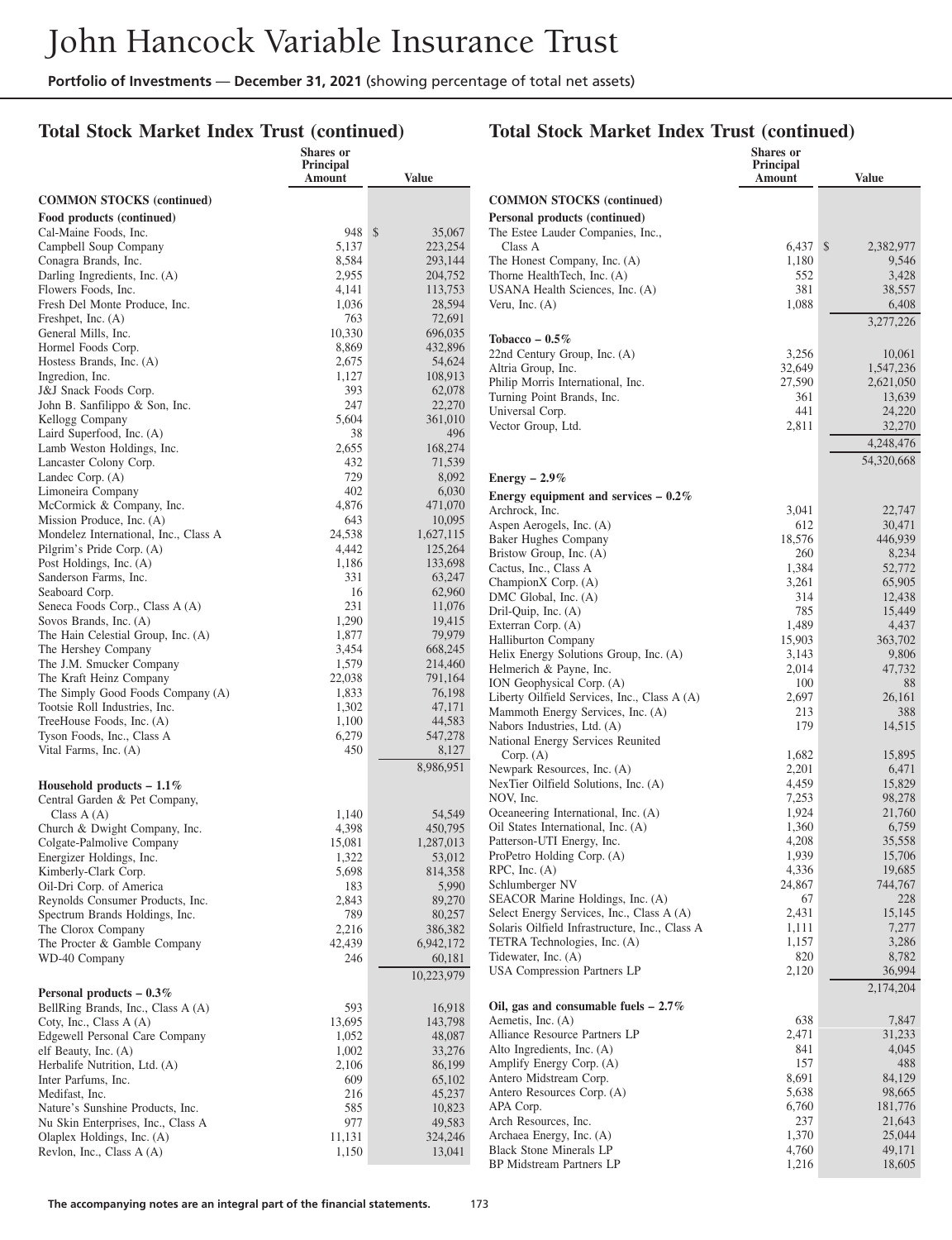# John Hancock Variable Insurance Trust

**Portfolio of Investments** — **December 31, 2021** (showing percentage of total net assets)

## Total Stock Market Index Trust (continued)

| | Shares or Principal Amount | Value |
|---|---|---|
| **COMMON STOCKS (continued)** | | |
| **Food products (continued)** | | |
| Cal-Maine Foods, Inc. | 948 | $ 35,067 |
| Campbell Soup Company | 5,137 | 223,254 |
| Conagra Brands, Inc. | 8,584 | 293,144 |
| Darling Ingredients, Inc. (A) | 2,955 | 204,752 |
| Flowers Foods, Inc. | 4,141 | 113,753 |
| Fresh Del Monte Produce, Inc. | 1,036 | 28,594 |
| Freshpet, Inc. (A) | 763 | 72,691 |
| General Mills, Inc. | 10,330 | 696,035 |
| Hormel Foods Corp. | 8,869 | 432,896 |
| Hostess Brands, Inc. (A) | 2,675 | 54,624 |
| Ingredion, Inc. | 1,127 | 108,913 |
| J&J Snack Foods Corp. | 393 | 62,078 |
| John B. Sanfilippo & Son, Inc. | 247 | 22,270 |
| Kellogg Company | 5,604 | 361,010 |
| Laird Superfood, Inc. (A) | 38 | 496 |
| Lamb Weston Holdings, Inc. | 2,655 | 168,274 |
| Lancaster Colony Corp. | 432 | 71,539 |
| Landec Corp. (A) | 729 | 8,092 |
| Limoneira Company | 402 | 6,030 |
| McCormick & Company, Inc. | 4,876 | 471,070 |
| Mission Produce, Inc. (A) | 643 | 10,095 |
| Mondelez International, Inc., Class A | 24,538 | 1,627,115 |
| Pilgrim's Pride Corp. (A) | 4,442 | 125,264 |
| Post Holdings, Inc. (A) | 1,186 | 133,698 |
| Sanderson Farms, Inc. | 331 | 63,247 |
| Seaboard Corp. | 16 | 62,960 |
| Seneca Foods Corp., Class A (A) | 231 | 11,076 |
| Sovos Brands, Inc. (A) | 1,290 | 19,415 |
| The Hain Celestial Group, Inc. (A) | 1,877 | 79,979 |
| The Hershey Company | 3,454 | 668,245 |
| The J.M. Smucker Company | 1,579 | 214,460 |
| The Kraft Heinz Company | 22,038 | 791,164 |
| The Simply Good Foods Company (A) | 1,833 | 76,198 |
| Tootsie Roll Industries, Inc. | 1,302 | 47,171 |
| TreeHouse Foods, Inc. (A) | 1,100 | 44,583 |
| Tyson Foods, Inc., Class A | 6,279 | 547,278 |
| Vital Farms, Inc. (A) | 450 | 8,127 |
| | | 8,986,951 |
| **Household products – 1.1%** | | |
| Central Garden & Pet Company, Class A (A) | 1,140 | 54,549 |
| Church & Dwight Company, Inc. | 4,398 | 450,795 |
| Colgate-Palmolive Company | 15,081 | 1,287,013 |
| Energizer Holdings, Inc. | 1,322 | 53,012 |
| Kimberly-Clark Corp. | 5,698 | 814,358 |
| Oil-Dri Corp. of America | 183 | 5,990 |
| Reynolds Consumer Products, Inc. | 2,843 | 89,270 |
| Spectrum Brands Holdings, Inc. | 789 | 80,257 |
| The Clorox Company | 2,216 | 386,382 |
| The Procter & Gamble Company | 42,439 | 6,942,172 |
| WD-40 Company | 246 | 60,181 |
| | | 10,223,979 |
| **Personal products – 0.3%** | | |
| BellRing Brands, Inc., Class A (A) | 593 | 16,918 |
| Coty, Inc., Class A (A) | 13,695 | 143,798 |
| Edgewell Personal Care Company | 1,052 | 48,087 |
| elf Beauty, Inc. (A) | 1,002 | 33,276 |
| Herbalife Nutrition, Ltd. (A) | 2,106 | 86,199 |
| Inter Parfums, Inc. | 609 | 65,102 |
| Medifast, Inc. | 216 | 45,237 |
| Nature's Sunshine Products, Inc. | 585 | 10,823 |
| Nu Skin Enterprises, Inc., Class A | 977 | 49,583 |
| Olaplex Holdings, Inc. (A) | 11,131 | 324,246 |
| Revlon, Inc., Class A (A) | 1,150 | 13,041 |
| **Personal products (continued)** | | |
| The Estee Lauder Companies, Inc., Class A | 6,437 | $ 2,382,977 |
| The Honest Company, Inc. (A) | 1,180 | 9,546 |
| Thorne HealthTech, Inc. (A) | 552 | 3,428 |
| USANA Health Sciences, Inc. (A) | 381 | 38,557 |
| Veru, Inc. (A) | 1,088 | 6,408 |
| | | 3,277,226 |
| **Tobacco – 0.5%** | | |
| 22nd Century Group, Inc. (A) | 3,256 | 10,061 |
| Altria Group, Inc. | 32,649 | 1,547,236 |
| Philip Morris International, Inc. | 27,590 | 2,621,050 |
| Turning Point Brands, Inc. | 361 | 13,639 |
| Universal Corp. | 441 | 24,220 |
| Vector Group, Ltd. | 2,811 | 32,270 |
| | | 4,248,476 |
| | | 54,320,668 |
| **Energy – 2.9%** | | |
| **Energy equipment and services – 0.2%** | | |
| Archrock, Inc. | 3,041 | 22,747 |
| Aspen Aerogels, Inc. (A) | 612 | 30,471 |
| Baker Hughes Company | 18,576 | 446,939 |
| Bristow Group, Inc. (A) | 260 | 8,234 |
| Cactus, Inc., Class A | 1,384 | 52,772 |
| ChampionX Corp. (A) | 3,261 | 65,905 |
| DMC Global, Inc. (A) | 314 | 12,438 |
| Dril-Quip, Inc. (A) | 785 | 15,449 |
| Exterran Corp. (A) | 1,489 | 4,437 |
| Halliburton Company | 15,903 | 363,702 |
| Helix Energy Solutions Group, Inc. (A) | 3,143 | 9,806 |
| Helmerich & Payne, Inc. | 2,014 | 47,732 |
| ION Geophysical Corp. (A) | 100 | 88 |
| Liberty Oilfield Services, Inc., Class A (A) | 2,697 | 26,161 |
| Mammoth Energy Services, Inc. (A) | 213 | 388 |
| Nabors Industries, Ltd. (A) | 179 | 14,515 |
| National Energy Services Reunited Corp. (A) | 1,682 | 15,895 |
| Newpark Resources, Inc. (A) | 2,201 | 6,471 |
| NexTier Oilfield Solutions, Inc. (A) | 4,459 | 15,829 |
| NOV, Inc. | 7,253 | 98,278 |
| Oceaneering International, Inc. (A) | 1,924 | 21,760 |
| Oil States International, Inc. (A) | 1,360 | 6,759 |
| Patterson-UTI Energy, Inc. | 4,208 | 35,558 |
| ProPetro Holding Corp. (A) | 1,939 | 15,706 |
| RPC, Inc. (A) | 4,336 | 19,685 |
| Schlumberger NV | 24,867 | 744,767 |
| SEACOR Marine Holdings, Inc. (A) | 67 | 228 |
| Select Energy Services, Inc., Class A (A) | 2,431 | 15,145 |
| Solaris Oilfield Infrastructure, Inc., Class A | 1,111 | 7,277 |
| TETRA Technologies, Inc. (A) | 1,157 | 3,286 |
| Tidewater, Inc. (A) | 820 | 8,782 |
| USA Compression Partners LP | 2,120 | 36,994 |
| | | 2,174,204 |
| **Oil, gas and consumable fuels – 2.7%** | | |
| Aemetis, Inc. (A) | 638 | 7,847 |
| Alliance Resource Partners LP | 2,471 | 31,233 |
| Alto Ingredients, Inc. (A) | 841 | 4,045 |
| Amplify Energy Corp. (A) | 157 | 488 |
| Antero Midstream Corp. | 8,691 | 84,129 |
| Antero Resources Corp. (A) | 5,638 | 98,665 |
| APA Corp. | 6,760 | 181,776 |
| Arch Resources, Inc. | 237 | 21,643 |
| Archaea Energy, Inc. (A) | 1,370 | 25,044 |
| Black Stone Minerals LP | 4,760 | 49,171 |
| BP Midstream Partners LP | 1,216 | 18,605 |

**The accompanying notes are an integral part of the financial statements.**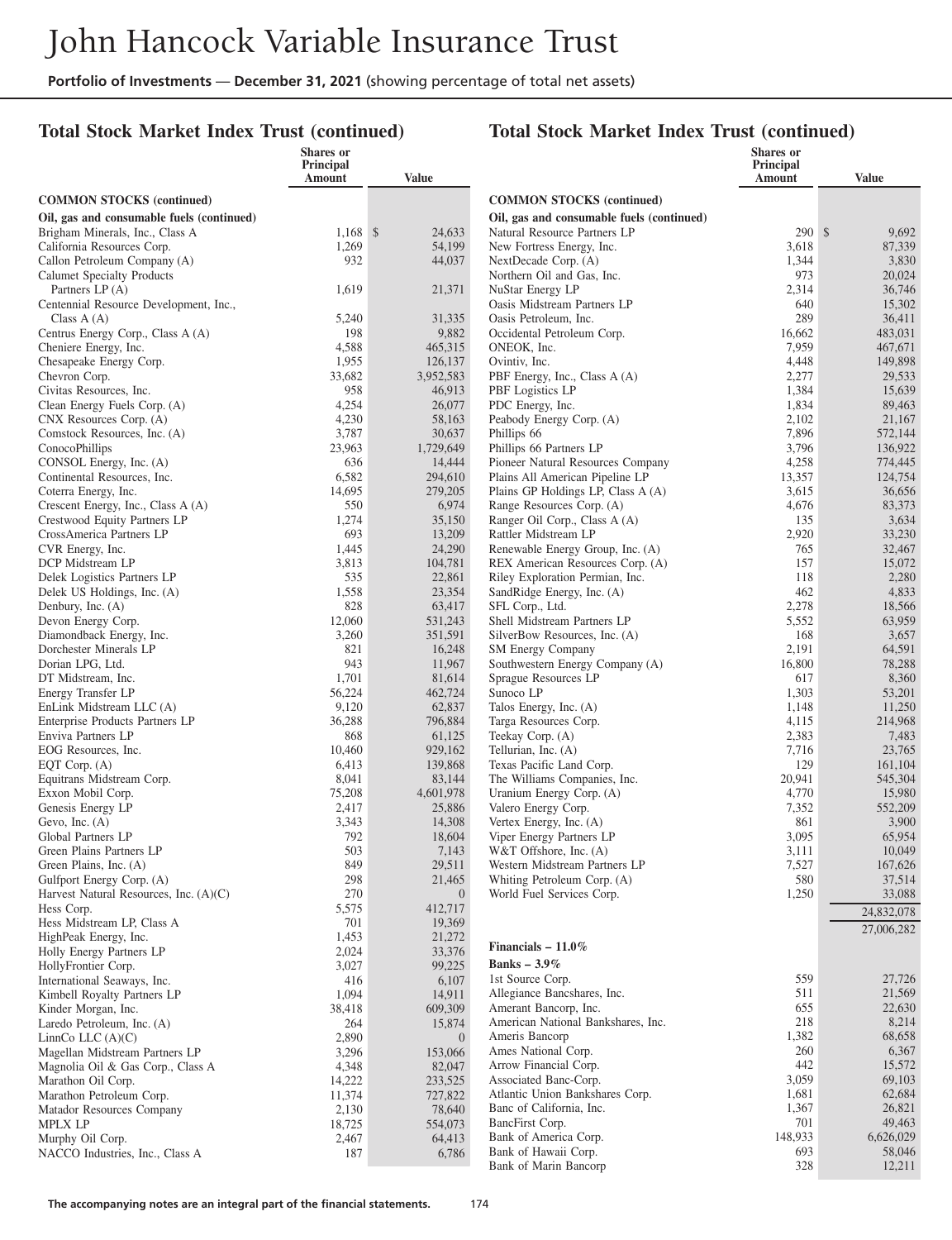# John Hancock Variable Insurance Trust

**Portfolio of Investments — December 31, 2021** (showing percentage of total net assets)

## Total Stock Market Index Trust (continued)

| | Shares or Principal Amount | Value |
|---|---|---|
| **COMMON STOCKS (continued)** | | |
| **Oil, gas and consumable fuels (continued)** | | |
| Brigham Minerals, Inc., Class A | 1,168 | $ 24,633 |
| California Resources Corp. | 1,269 | 54,199 |
| Callon Petroleum Company (A) | 932 | 44,037 |
| Calumet Specialty Products Partners LP (A) | 1,619 | 21,371 |
| Centennial Resource Development, Inc., Class A (A) | 5,240 | 31,335 |
| Centrus Energy Corp., Class A (A) | 198 | 9,882 |
| Cheniere Energy, Inc. | 4,588 | 465,315 |
| Chesapeake Energy Corp. | 1,955 | 126,137 |
| Chevron Corp. | 33,682 | 3,952,583 |
| Civitas Resources, Inc. | 958 | 46,913 |
| Clean Energy Fuels Corp. (A) | 4,254 | 26,077 |
| CNX Resources Corp. (A) | 4,230 | 58,163 |
| Comstock Resources, Inc. (A) | 3,787 | 30,637 |
| ConocoPhillips | 23,963 | 1,729,649 |
| CONSOL Energy, Inc. (A) | 636 | 14,444 |
| Continental Resources, Inc. | 6,582 | 294,610 |
| Coterra Energy, Inc. | 14,695 | 279,205 |
| Crescent Energy, Inc., Class A (A) | 550 | 6,974 |
| Crestwood Equity Partners LP | 1,274 | 35,150 |
| CrossAmerica Partners LP | 693 | 13,209 |
| CVR Energy, Inc. | 1,445 | 24,290 |
| DCP Midstream LP | 3,813 | 104,781 |
| Delek Logistics Partners LP | 535 | 22,861 |
| Delek US Holdings, Inc. (A) | 1,558 | 23,354 |
| Denbury, Inc. (A) | 828 | 63,417 |
| Devon Energy Corp. | 12,060 | 531,243 |
| Diamondback Energy, Inc. | 3,260 | 351,591 |
| Dorchester Minerals LP | 821 | 16,248 |
| Dorian LPG, Ltd. | 943 | 11,967 |
| DT Midstream, Inc. | 1,701 | 81,614 |
| Energy Transfer LP | 56,224 | 462,724 |
| EnLink Midstream LLC (A) | 9,120 | 62,837 |
| Enterprise Products Partners LP | 36,288 | 796,884 |
| Enviva Partners LP | 868 | 61,125 |
| EOG Resources, Inc. | 10,460 | 929,162 |
| EQT Corp. (A) | 6,413 | 139,868 |
| Equitrans Midstream Corp. | 8,041 | 83,144 |
| Exxon Mobil Corp. | 75,208 | 4,601,978 |
| Genesis Energy LP | 2,417 | 25,886 |
| Gevo, Inc. (A) | 3,343 | 14,308 |
| Global Partners LP | 792 | 18,604 |
| Green Plains Partners LP | 503 | 7,143 |
| Green Plains, Inc. (A) | 849 | 29,511 |
| Gulfport Energy Corp. (A) | 298 | 21,465 |
| Harvest Natural Resources, Inc. (A)(C) | 270 | 0 |
| Hess Corp. | 5,575 | 412,717 |
| Hess Midstream LP, Class A | 701 | 19,369 |
| HighPeak Energy, Inc. | 1,453 | 21,272 |
| Holly Energy Partners LP | 2,024 | 33,376 |
| HollyFrontier Corp. | 3,027 | 99,225 |
| International Seaways, Inc. | 416 | 6,107 |
| Kimbell Royalty Partners LP | 1,094 | 14,911 |
| Kinder Morgan, Inc. | 38,418 | 609,309 |
| Laredo Petroleum, Inc. (A) | 264 | 15,874 |
| LinnCo LLC (A)(C) | 2,890 | 0 |
| Magellan Midstream Partners LP | 3,296 | 153,066 |
| Magnolia Oil & Gas Corp., Class A | 4,348 | 82,047 |
| Marathon Oil Corp. | 14,222 | 233,525 |
| Marathon Petroleum Corp. | 11,374 | 727,822 |
| Matador Resources Company | 2,130 | 78,640 |
| MPLX LP | 18,725 | 554,073 |
| Murphy Oil Corp. | 2,467 | 64,413 |
| NACCO Industries, Inc., Class A | 187 | 6,786 |
| Natural Resource Partners LP | 290 | $ 9,692 |
| New Fortress Energy, Inc. | 3,618 | 87,339 |
| NextDecade Corp. (A) | 1,344 | 3,830 |
| Northern Oil and Gas, Inc. | 973 | 20,024 |
| NuStar Energy LP | 2,314 | 36,746 |
| Oasis Midstream Partners LP | 640 | 15,302 |
| Oasis Petroleum, Inc. | 289 | 36,411 |
| Occidental Petroleum Corp. | 16,662 | 483,031 |
| ONEOK, Inc. | 7,959 | 467,671 |
| Ovintiv, Inc. | 4,448 | 149,898 |
| PBF Energy, Inc., Class A (A) | 2,277 | 29,533 |
| PBF Logistics LP | 1,384 | 15,639 |
| PDC Energy, Inc. | 1,834 | 89,463 |
| Peabody Energy Corp. (A) | 2,102 | 21,167 |
| Phillips 66 | 7,896 | 572,144 |
| Phillips 66 Partners LP | 3,796 | 136,922 |
| Pioneer Natural Resources Company | 4,258 | 774,445 |
| Plains All American Pipeline LP | 13,357 | 124,754 |
| Plains GP Holdings LP, Class A (A) | 3,615 | 36,656 |
| Range Resources Corp. (A) | 4,676 | 83,373 |
| Ranger Oil Corp., Class A (A) | 135 | 3,634 |
| Rattler Midstream LP | 2,920 | 33,230 |
| Renewable Energy Group, Inc. (A) | 765 | 32,467 |
| REX American Resources Corp. (A) | 157 | 15,072 |
| Riley Exploration Permian, Inc. | 118 | 2,280 |
| SandRidge Energy, Inc. (A) | 462 | 4,833 |
| SFL Corp., Ltd. | 2,278 | 18,566 |
| Shell Midstream Partners LP | 5,552 | 63,959 |
| SilverBow Resources, Inc. (A) | 168 | 3,657 |
| SM Energy Company | 2,191 | 64,591 |
| Southwestern Energy Company (A) | 16,800 | 78,288 |
| Sprague Resources LP | 617 | 8,360 |
| Sunoco LP | 1,303 | 53,201 |
| Talos Energy, Inc. (A) | 1,148 | 11,250 |
| Targa Resources Corp. | 4,115 | 214,968 |
| Teekay Corp. (A) | 2,383 | 7,483 |
| Tellurian, Inc. (A) | 7,716 | 23,765 |
| Texas Pacific Land Corp. | 129 | 161,104 |
| The Williams Companies, Inc. | 20,941 | 545,304 |
| Uranium Energy Corp. (A) | 4,770 | 15,980 |
| Valero Energy Corp. | 7,352 | 552,209 |
| Vertex Energy, Inc. (A) | 861 | 3,900 |
| Viper Energy Partners LP | 3,095 | 65,954 |
| W&T Offshore, Inc. (A) | 3,111 | 10,049 |
| Western Midstream Partners LP | 7,527 | 167,626 |
| Whiting Petroleum Corp. (A) | 580 | 37,514 |
| World Fuel Services Corp. | 1,250 | 33,088 |
| | | 24,832,078 |
| | | 27,006,282 |
| **Financials – 11.0%** | | |
| **Banks – 3.9%** | | |
| 1st Source Corp. | 559 | 27,726 |
| Allegiance Bancshares, Inc. | 511 | 21,569 |
| Amerant Bancorp, Inc. | 655 | 22,630 |
| American National Bankshares, Inc. | 218 | 8,214 |
| Ameris Bancorp | 1,382 | 68,658 |
| Ames National Corp. | 260 | 6,367 |
| Arrow Financial Corp. | 442 | 15,572 |
| Associated Banc-Corp. | 3,059 | 69,103 |
| Atlantic Union Bankshares Corp. | 1,681 | 62,684 |
| Banc of California, Inc. | 1,367 | 26,821 |
| BancFirst Corp. | 701 | 49,463 |
| Bank of America Corp. | 148,933 | 6,626,029 |
| Bank of Hawaii Corp. | 693 | 58,046 |
| Bank of Marin Bancorp | 328 | 12,211 |

The accompanying notes are an integral part of the financial statements.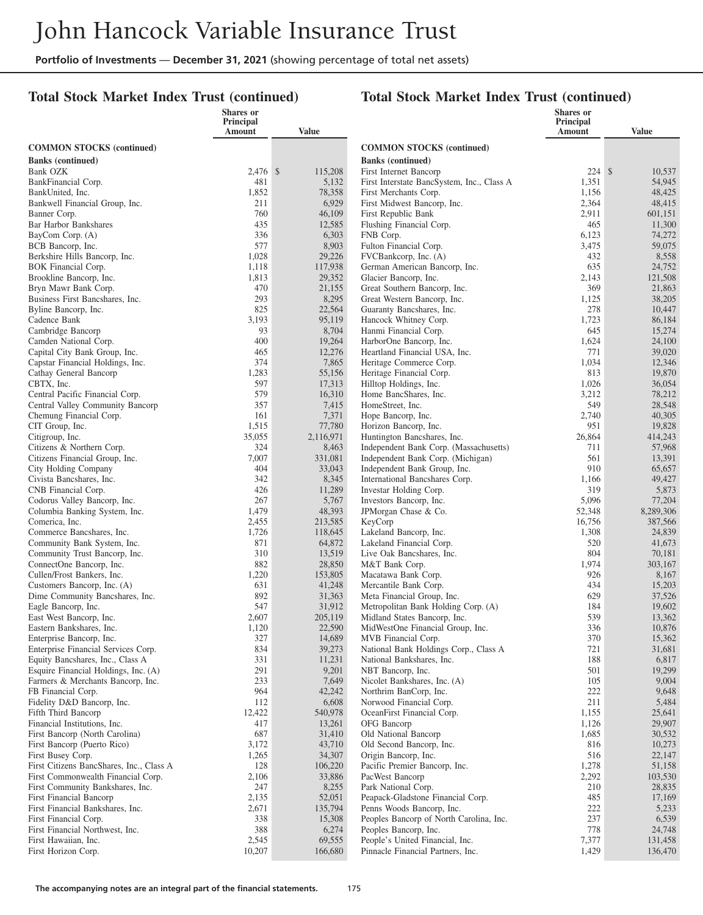# John Hancock Variable Insurance Trust

**Portfolio of Investments — December 31, 2021** (showing percentage of total net assets)

## Total Stock Market Index Trust (continued)

| | Shares or Principal Amount | Value |
|---|---|---|
| **COMMON STOCKS (continued)** | | |
| **Banks (continued)** | | |
| Bank OZK | 2,476 | $ 115,208 |
| BankFinancial Corp. | 481 | 5,132 |
| BankUnited, Inc. | 1,852 | 78,358 |
| Bankwell Financial Group, Inc. | 211 | 6,929 |
| Banner Corp. | 760 | 46,109 |
| Bar Harbor Bankshares | 435 | 12,585 |
| BayCom Corp. (A) | 336 | 6,303 |
| BCB Bancorp, Inc. | 577 | 8,903 |
| Berkshire Hills Bancorp, Inc. | 1,028 | 29,226 |
| BOK Financial Corp. | 1,118 | 117,938 |
| Brookline Bancorp, Inc. | 1,813 | 29,352 |
| Bryn Mawr Bank Corp. | 470 | 21,155 |
| Business First Bancshares, Inc. | 293 | 8,295 |
| Byline Bancorp, Inc. | 825 | 22,564 |
| Cadence Bank | 3,193 | 95,119 |
| Cambridge Bancorp | 93 | 8,704 |
| Camden National Corp. | 400 | 19,264 |
| Capital City Bank Group, Inc. | 465 | 12,276 |
| Capstar Financial Holdings, Inc. | 374 | 7,865 |
| Cathay General Bancorp | 1,283 | 55,156 |
| CBTX, Inc. | 597 | 17,313 |
| Central Pacific Financial Corp. | 579 | 16,310 |
| Central Valley Community Bancorp | 357 | 7,415 |
| Chemung Financial Corp. | 161 | 7,371 |
| CIT Group, Inc. | 1,515 | 77,780 |
| Citigroup, Inc. | 35,055 | 2,116,971 |
| Citizens & Northern Corp. | 324 | 8,463 |
| Citizens Financial Group, Inc. | 7,007 | 331,081 |
| City Holding Company | 404 | 33,043 |
| Civista Bancshares, Inc. | 342 | 8,345 |
| CNB Financial Corp. | 426 | 11,289 |
| Codorus Valley Bancorp, Inc. | 267 | 5,767 |
| Columbia Banking System, Inc. | 1,479 | 48,393 |
| Comerica, Inc. | 2,455 | 213,585 |
| Commerce Bancshares, Inc. | 1,726 | 118,645 |
| Community Bank System, Inc. | 871 | 64,872 |
| Community Trust Bancorp, Inc. | 310 | 13,519 |
| ConnectOne Bancorp, Inc. | 882 | 28,850 |
| Cullen/Frost Bankers, Inc. | 1,220 | 153,805 |
| Customers Bancorp, Inc. (A) | 631 | 41,248 |
| Dime Community Bancshares, Inc. | 892 | 31,363 |
| Eagle Bancorp, Inc. | 547 | 31,912 |
| East West Bancorp, Inc. | 2,607 | 205,119 |
| Eastern Bankshares, Inc. | 1,120 | 22,590 |
| Enterprise Bancorp, Inc. | 327 | 14,689 |
| Enterprise Financial Services Corp. | 834 | 39,273 |
| Equity Bancshares, Inc., Class A | 331 | 11,231 |
| Esquire Financial Holdings, Inc. (A) | 291 | 9,201 |
| Farmers & Merchants Bancorp, Inc. | 233 | 7,649 |
| FB Financial Corp. | 964 | 42,242 |
| Fidelity D&D Bancorp, Inc. | 112 | 6,608 |
| Fifth Third Bancorp | 12,422 | 540,978 |
| Financial Institutions, Inc. | 417 | 13,261 |
| First Bancorp (North Carolina) | 687 | 31,410 |
| First Bancorp (Puerto Rico) | 3,172 | 43,710 |
| First Busey Corp. | 1,265 | 34,307 |
| First Citizens BancShares, Inc., Class A | 128 | 106,220 |
| First Commonwealth Financial Corp. | 2,106 | 33,886 |
| First Community Bankshares, Inc. | 247 | 8,255 |
| First Financial Bancorp | 2,135 | 52,051 |
| First Financial Bankshares, Inc. | 2,671 | 135,794 |
| First Financial Corp. | 338 | 15,308 |
| First Financial Northwest, Inc. | 388 | 6,274 |
| First Hawaiian, Inc. | 2,545 | 69,555 |
| First Horizon Corp. | 10,207 | 166,680 |
| First Internet Bancorp | 224 | $ 10,537 |
| First Interstate BancSystem, Inc., Class A | 1,351 | 54,945 |
| First Merchants Corp. | 1,156 | 48,425 |
| First Midwest Bancorp, Inc. | 2,364 | 48,415 |
| First Republic Bank | 2,911 | 601,151 |
| Flushing Financial Corp. | 465 | 11,300 |
| FNB Corp. | 6,123 | 74,272 |
| Fulton Financial Corp. | 3,475 | 59,075 |
| FVCBankcorp, Inc. (A) | 432 | 8,558 |
| German American Bancorp, Inc. | 635 | 24,752 |
| Glacier Bancorp, Inc. | 2,143 | 121,508 |
| Great Southern Bancorp, Inc. | 369 | 21,863 |
| Great Western Bancorp, Inc. | 1,125 | 38,205 |
| Guaranty Bancshares, Inc. | 278 | 10,447 |
| Hancock Whitney Corp. | 1,723 | 86,184 |
| Hanmi Financial Corp. | 645 | 15,274 |
| HarborOne Bancorp, Inc. | 1,624 | 24,100 |
| Heartland Financial USA, Inc. | 771 | 39,020 |
| Heritage Commerce Corp. | 1,034 | 12,346 |
| Heritage Financial Corp. | 813 | 19,870 |
| Hilltop Holdings, Inc. | 1,026 | 36,054 |
| Home BancShares, Inc. | 3,212 | 78,212 |
| HomeStreet, Inc. | 549 | 28,548 |
| Hope Bancorp, Inc. | 2,740 | 40,305 |
| Horizon Bancorp, Inc. | 951 | 19,828 |
| Huntington Bancshares, Inc. | 26,864 | 414,243 |
| Independent Bank Corp. (Massachusetts) | 711 | 57,968 |
| Independent Bank Corp. (Michigan) | 561 | 13,391 |
| Independent Bank Group, Inc. | 910 | 65,657 |
| International Bancshares Corp. | 1,166 | 49,427 |
| Investar Holding Corp. | 319 | 5,873 |
| Investors Bancorp, Inc. | 5,096 | 77,204 |
| JPMorgan Chase & Co. | 52,348 | 8,289,306 |
| KeyCorp | 16,756 | 387,566 |
| Lakeland Bancorp, Inc. | 1,308 | 24,839 |
| Lakeland Financial Corp. | 520 | 41,673 |
| Live Oak Bancshares, Inc. | 804 | 70,181 |
| M&T Bank Corp. | 1,974 | 303,167 |
| Macatawa Bank Corp. | 926 | 8,167 |
| Mercantile Bank Corp. | 434 | 15,203 |
| Meta Financial Group, Inc. | 629 | 37,526 |
| Metropolitan Bank Holding Corp. (A) | 184 | 19,602 |
| Midland States Bancorp, Inc. | 539 | 13,362 |
| MidWestOne Financial Group, Inc. | 336 | 10,876 |
| MVB Financial Corp. | 370 | 15,362 |
| National Bank Holdings Corp., Class A | 721 | 31,681 |
| National Bankshares, Inc. | 188 | 6,817 |
| NBT Bancorp, Inc. | 501 | 19,299 |
| Nicolet Bankshares, Inc. (A) | 105 | 9,004 |
| Northrim BanCorp, Inc. | 222 | 9,648 |
| Norwood Financial Corp. | 211 | 5,484 |
| OceanFirst Financial Corp. | 1,155 | 25,641 |
| OFG Bancorp | 1,126 | 29,907 |
| Old National Bancorp | 1,685 | 30,532 |
| Old Second Bancorp, Inc. | 816 | 10,273 |
| Origin Bancorp, Inc. | 516 | 22,147 |
| Pacific Premier Bancorp, Inc. | 1,278 | 51,158 |
| PacWest Bancorp | 2,292 | 103,530 |
| Park National Corp. | 210 | 28,835 |
| Peapack-Gladstone Financial Corp. | 485 | 17,169 |
| Penns Woods Bancorp, Inc. | 222 | 5,233 |
| Peoples Bancorp of North Carolina, Inc. | 237 | 6,539 |
| Peoples Bancorp, Inc. | 778 | 24,748 |
| People's United Financial, Inc. | 7,377 | 131,458 |
| Pinnacle Financial Partners, Inc. | 1,429 | 136,470 |

The accompanying notes are an integral part of the financial statements.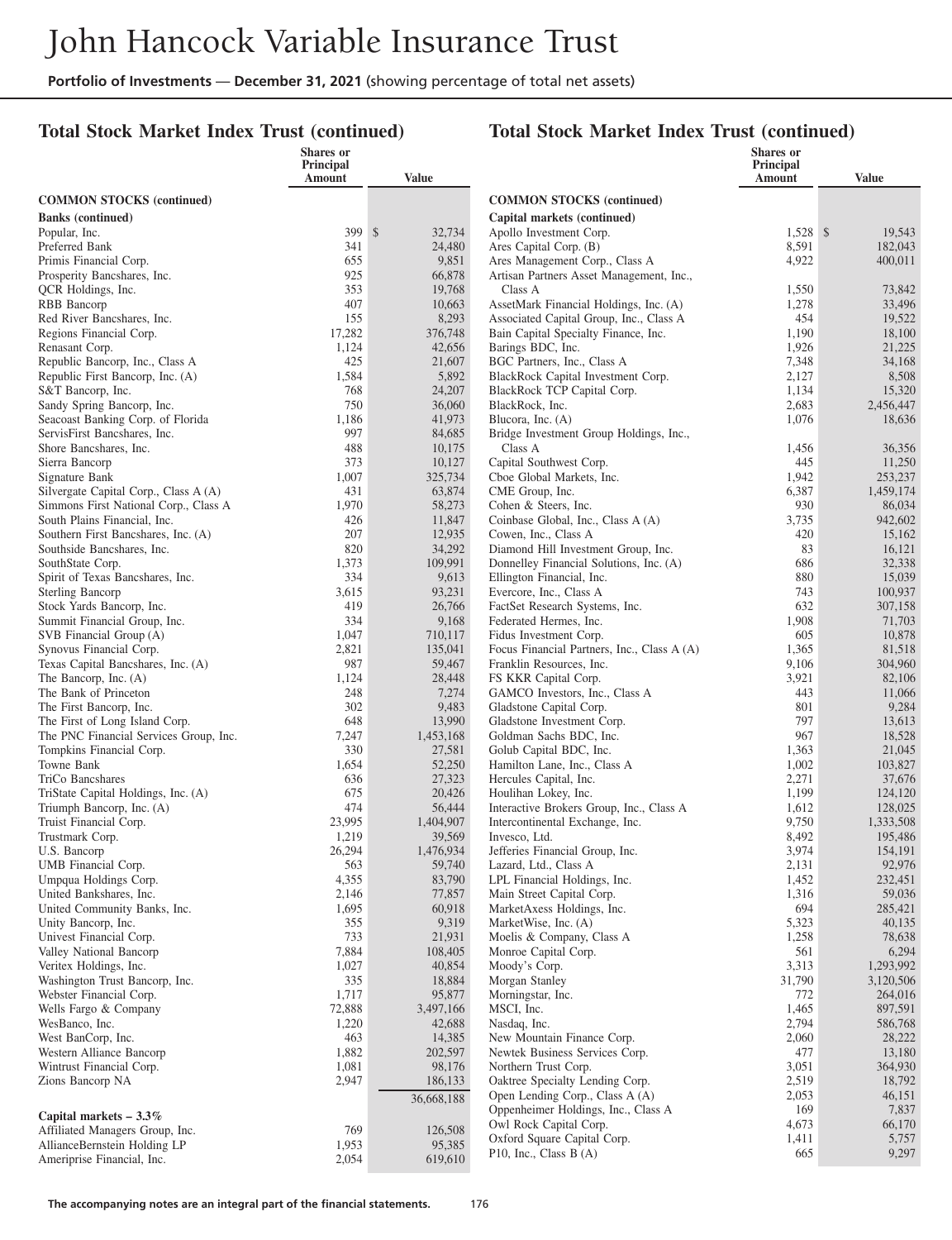# John Hancock Variable Insurance Trust

**Portfolio of Investments — December 31, 2021** (showing percentage of total net assets)

## Total Stock Market Index Trust (continued)

| | Shares or Principal Amount | Value |
|---|---|---|
| **COMMON STOCKS (continued)** | | |
| **Banks (continued)** | | |
| Popular, Inc. | 399 | $ 32,734 |
| Preferred Bank | 341 | 24,480 |
| Primis Financial Corp. | 655 | 9,851 |
| Prosperity Bancshares, Inc. | 925 | 66,878 |
| QCR Holdings, Inc. | 353 | 19,768 |
| RBB Bancorp | 407 | 10,663 |
| Red River Bancshares, Inc. | 155 | 8,293 |
| Regions Financial Corp. | 17,282 | 376,748 |
| Renasant Corp. | 1,124 | 42,656 |
| Republic Bancorp, Inc., Class A | 425 | 21,607 |
| Republic First Bancorp, Inc. (A) | 1,584 | 5,892 |
| S&T Bancorp, Inc. | 768 | 24,207 |
| Sandy Spring Bancorp, Inc. | 750 | 36,060 |
| Seacoast Banking Corp. of Florida | 1,186 | 41,973 |
| ServisFirst Bancshares, Inc. | 997 | 84,685 |
| Shore Bancshares, Inc. | 488 | 10,175 |
| Sierra Bancorp | 373 | 10,127 |
| Signature Bank | 1,007 | 325,734 |
| Silvergate Capital Corp., Class A (A) | 431 | 63,874 |
| Simmons First National Corp., Class A | 1,970 | 58,273 |
| South Plains Financial, Inc. | 426 | 11,847 |
| Southern First Bancshares, Inc. (A) | 207 | 12,935 |
| Southside Bancshares, Inc. | 820 | 34,292 |
| SouthState Corp. | 1,373 | 109,991 |
| Spirit of Texas Bancshares, Inc. | 334 | 9,613 |
| Sterling Bancorp | 3,615 | 93,231 |
| Stock Yards Bancorp, Inc. | 419 | 26,766 |
| Summit Financial Group, Inc. | 334 | 9,168 |
| SVB Financial Group (A) | 1,047 | 710,117 |
| Synovus Financial Corp. | 2,821 | 135,041 |
| Texas Capital Bancshares, Inc. (A) | 987 | 59,467 |
| The Bancorp, Inc. (A) | 1,124 | 28,448 |
| The Bank of Princeton | 248 | 7,274 |
| The First Bancorp, Inc. | 302 | 9,483 |
| The First of Long Island Corp. | 648 | 13,990 |
| The PNC Financial Services Group, Inc. | 7,247 | 1,453,168 |
| Tompkins Financial Corp. | 330 | 27,581 |
| Towne Bank | 1,654 | 52,250 |
| TriCo Bancshares | 636 | 27,323 |
| TriState Capital Holdings, Inc. (A) | 675 | 20,426 |
| Triumph Bancorp, Inc. (A) | 474 | 56,444 |
| Truist Financial Corp. | 23,995 | 1,404,907 |
| Trustmark Corp. | 1,219 | 39,569 |
| U.S. Bancorp | 26,294 | 1,476,934 |
| UMB Financial Corp. | 563 | 59,740 |
| Umpqua Holdings Corp. | 4,355 | 83,790 |
| United Bankshares, Inc. | 2,146 | 77,857 |
| United Community Banks, Inc. | 1,695 | 60,918 |
| Unity Bancorp, Inc. | 355 | 9,319 |
| Univest Financial Corp. | 733 | 21,931 |
| Valley National Bancorp | 7,884 | 108,405 |
| Veritex Holdings, Inc. | 1,027 | 40,854 |
| Washington Trust Bancorp, Inc. | 335 | 18,884 |
| Webster Financial Corp. | 1,717 | 95,877 |
| Wells Fargo & Company | 72,888 | 3,497,166 |
| WesBanco, Inc. | 1,220 | 42,688 |
| West BanCorp, Inc. | 463 | 14,385 |
| Western Alliance Bancorp | 1,882 | 202,597 |
| Wintrust Financial Corp. | 1,081 | 98,176 |
| Zions Bancorp NA | 2,947 | 186,133 |
| | | 36,668,188 |
| **Capital markets – 3.3%** | | |
| Affiliated Managers Group, Inc. | 769 | 126,508 |
| AllianceBernstein Holding LP | 1,953 | 95,385 |
| Ameriprise Financial, Inc. | 2,054 | 619,610 |
| Apollo Investment Corp. | 1,528 | $ 19,543 |
| Ares Capital Corp. (B) | 8,591 | 182,043 |
| Ares Management Corp., Class A | 4,922 | 400,011 |
| Artisan Partners Asset Management, Inc., Class A | 1,550 | 73,842 |
| AssetMark Financial Holdings, Inc. (A) | 1,278 | 33,496 |
| Associated Capital Group, Inc., Class A | 454 | 19,522 |
| Bain Capital Specialty Finance, Inc. | 1,190 | 18,100 |
| Barings BDC, Inc. | 1,926 | 21,225 |
| BGC Partners, Inc., Class A | 7,348 | 34,168 |
| BlackRock Capital Investment Corp. | 2,127 | 8,508 |
| BlackRock TCP Capital Corp. | 1,134 | 15,320 |
| BlackRock, Inc. | 2,683 | 2,456,447 |
| Blucora, Inc. (A) | 1,076 | 18,636 |
| Bridge Investment Group Holdings, Inc., Class A | 1,456 | 36,356 |
| Capital Southwest Corp. | 445 | 11,250 |
| Cboe Global Markets, Inc. | 1,942 | 253,237 |
| CME Group, Inc. | 6,387 | 1,459,174 |
| Cohen & Steers, Inc. | 930 | 86,034 |
| Coinbase Global, Inc., Class A (A) | 3,735 | 942,602 |
| Cowen, Inc., Class A | 420 | 15,162 |
| Diamond Hill Investment Group, Inc. | 83 | 16,121 |
| Donnelley Financial Solutions, Inc. (A) | 686 | 32,338 |
| Ellington Financial, Inc. | 880 | 15,039 |
| Evercore, Inc., Class A | 743 | 100,937 |
| FactSet Research Systems, Inc. | 632 | 307,158 |
| Federated Hermes, Inc. | 1,908 | 71,703 |
| Fidus Investment Corp. | 605 | 10,878 |
| Focus Financial Partners, Inc., Class A (A) | 1,365 | 81,518 |
| Franklin Resources, Inc. | 9,106 | 304,960 |
| FS KKR Capital Corp. | 3,921 | 82,106 |
| GAMCO Investors, Inc., Class A | 443 | 11,066 |
| Gladstone Capital Corp. | 801 | 9,284 |
| Gladstone Investment Corp. | 797 | 13,613 |
| Goldman Sachs BDC, Inc. | 967 | 18,528 |
| Golub Capital BDC, Inc. | 1,363 | 21,045 |
| Hamilton Lane, Inc., Class A | 1,002 | 103,827 |
| Hercules Capital, Inc. | 2,271 | 37,676 |
| Houlihan Lokey, Inc. | 1,199 | 124,120 |
| Interactive Brokers Group, Inc., Class A | 1,612 | 128,025 |
| Intercontinental Exchange, Inc. | 9,750 | 1,333,508 |
| Invesco, Ltd. | 8,492 | 195,486 |
| Jefferies Financial Group, Inc. | 3,974 | 154,191 |
| Lazard, Ltd., Class A | 2,131 | 92,976 |
| LPL Financial Holdings, Inc. | 1,452 | 232,451 |
| Main Street Capital Corp. | 1,316 | 59,036 |
| MarketAxess Holdings, Inc. | 694 | 285,421 |
| MarketWise, Inc. (A) | 5,323 | 40,135 |
| Moelis & Company, Class A | 1,258 | 78,638 |
| Monroe Capital Corp. | 561 | 6,294 |
| Moody's Corp. | 3,313 | 1,293,992 |
| Morgan Stanley | 31,790 | 3,120,506 |
| Morningstar, Inc. | 772 | 264,016 |
| MSCI, Inc. | 1,465 | 897,591 |
| Nasdaq, Inc. | 2,794 | 586,768 |
| New Mountain Finance Corp. | 2,060 | 28,222 |
| Newtek Business Services Corp. | 477 | 13,180 |
| Northern Trust Corp. | 3,051 | 364,930 |
| Oaktree Specialty Lending Corp. | 2,519 | 18,792 |
| Open Lending Corp., Class A (A) | 2,053 | 46,151 |
| Oppenheimer Holdings, Inc., Class A | 169 | 7,837 |
| Owl Rock Capital Corp. | 4,673 | 66,170 |
| Oxford Square Capital Corp. | 1,411 | 5,757 |
| P10, Inc., Class B (A) | 665 | 9,297 |

**The accompanying notes are an integral part of the financial statements.**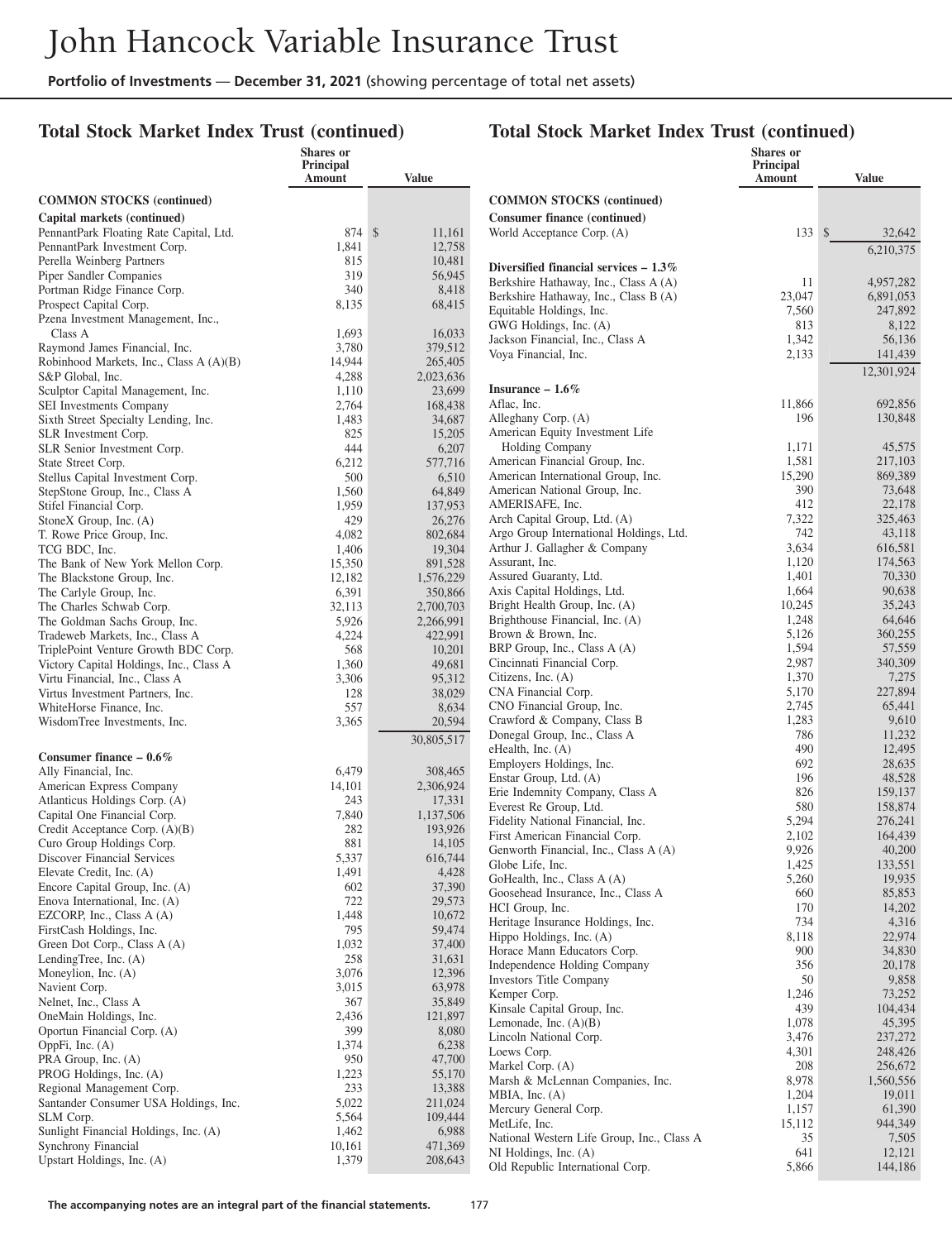# John Hancock Variable Insurance Trust

**Portfolio of Investments** — **December 31, 2021** (showing percentage of total net assets)

## Total Stock Market Index Trust (continued)

| | Shares or Principal Amount | Value |
|---|---|---|
| **COMMON STOCKS (continued)** | | |
| **Capital markets (continued)** | | |
| PennantPark Floating Rate Capital, Ltd. | 874 | $ 11,161 |
| PennantPark Investment Corp. | 1,841 | 12,758 |
| Perella Weinberg Partners | 815 | 10,481 |
| Piper Sandler Companies | 319 | 56,945 |
| Portman Ridge Finance Corp. | 340 | 8,418 |
| Prospect Capital Corp. | 8,135 | 68,415 |
| Pzena Investment Management, Inc., Class A | 1,693 | 16,033 |
| Raymond James Financial, Inc. | 3,780 | 379,512 |
| Robinhood Markets, Inc., Class A (A)(B) | 14,944 | 265,405 |
| S&P Global, Inc. | 4,288 | 2,023,636 |
| Sculptor Capital Management, Inc. | 1,110 | 23,699 |
| SEI Investments Company | 2,764 | 168,438 |
| Sixth Street Specialty Lending, Inc. | 1,483 | 34,687 |
| SLR Investment Corp. | 825 | 15,205 |
| SLR Senior Investment Corp. | 444 | 6,207 |
| State Street Corp. | 6,212 | 577,716 |
| Stellus Capital Investment Corp. | 500 | 6,510 |
| StepStone Group, Inc., Class A | 1,560 | 64,849 |
| Stifel Financial Corp. | 1,959 | 137,953 |
| StoneX Group, Inc. (A) | 429 | 26,276 |
| T. Rowe Price Group, Inc. | 4,082 | 802,684 |
| TCG BDC, Inc. | 1,406 | 19,304 |
| The Bank of New York Mellon Corp. | 15,350 | 891,528 |
| The Blackstone Group, Inc. | 12,182 | 1,576,229 |
| The Carlyle Group, Inc. | 6,391 | 350,866 |
| The Charles Schwab Corp. | 32,113 | 2,700,703 |
| The Goldman Sachs Group, Inc. | 5,926 | 2,266,991 |
| Tradeweb Markets, Inc., Class A | 4,224 | 422,991 |
| TriplePoint Venture Growth BDC Corp. | 568 | 10,201 |
| Victory Capital Holdings, Inc., Class A | 1,360 | 49,681 |
| Virtu Financial, Inc., Class A | 3,306 | 95,312 |
| Virtus Investment Partners, Inc. | 128 | 38,029 |
| WhiteHorse Finance, Inc. | 557 | 8,634 |
| WisdomTree Investments, Inc. | 3,365 | 20,594 |
| | | 30,805,517 |
| **Consumer finance – 0.6%** | | |
| Ally Financial, Inc. | 6,479 | 308,465 |
| American Express Company | 14,101 | 2,306,924 |
| Atlanticus Holdings Corp. (A) | 243 | 17,331 |
| Capital One Financial Corp. | 7,840 | 1,137,506 |
| Credit Acceptance Corp. (A)(B) | 282 | 193,926 |
| Curo Group Holdings Corp. | 881 | 14,105 |
| Discover Financial Services | 5,337 | 616,744 |
| Elevate Credit, Inc. (A) | 1,491 | 4,428 |
| Encore Capital Group, Inc. (A) | 602 | 37,390 |
| Enova International, Inc. (A) | 722 | 29,573 |
| EZCORP, Inc., Class A (A) | 1,448 | 10,672 |
| FirstCash Holdings, Inc. | 795 | 59,474 |
| Green Dot Corp., Class A (A) | 1,032 | 37,400 |
| LendingTree, Inc. (A) | 258 | 31,631 |
| Moneylion, Inc. (A) | 3,076 | 12,396 |
| Navient Corp. | 3,015 | 63,978 |
| Nelnet, Inc., Class A | 367 | 35,849 |
| OneMain Holdings, Inc. | 2,436 | 121,897 |
| Oportun Financial Corp. (A) | 399 | 8,080 |
| OppFi, Inc. (A) | 1,374 | 6,238 |
| PRA Group, Inc. (A) | 950 | 47,700 |
| PROG Holdings, Inc. (A) | 1,223 | 55,170 |
| Regional Management Corp. | 233 | 13,388 |
| Santander Consumer USA Holdings, Inc. | 5,022 | 211,024 |
| SLM Corp. | 5,564 | 109,444 |
| Sunlight Financial Holdings, Inc. (A) | 1,462 | 6,988 |
| Synchrony Financial | 10,161 | 471,369 |
| Upstart Holdings, Inc. (A) | 1,379 | 208,643 |
| World Acceptance Corp. (A) | 133 | $ 32,642 |
| | | 6,210,375 |
| **Diversified financial services – 1.3%** | | |
| Berkshire Hathaway, Inc., Class A (A) | 11 | 4,957,282 |
| Berkshire Hathaway, Inc., Class B (A) | 23,047 | 6,891,053 |
| Equitable Holdings, Inc. | 7,560 | 247,892 |
| GWG Holdings, Inc. (A) | 813 | 8,122 |
| Jackson Financial, Inc., Class A | 1,342 | 56,136 |
| Voya Financial, Inc. | 2,133 | 141,439 |
| | | 12,301,924 |
| **Insurance – 1.6%** | | |
| Aflac, Inc. | 11,866 | 692,856 |
| Alleghany Corp. (A) | 196 | 130,848 |
| American Equity Investment Life Holding Company | 1,171 | 45,575 |
| American Financial Group, Inc. | 1,581 | 217,103 |
| American International Group, Inc. | 15,290 | 869,389 |
| American National Group, Inc. | 390 | 73,648 |
| AMERISAFE, Inc. | 412 | 22,178 |
| Arch Capital Group, Ltd. (A) | 7,322 | 325,463 |
| Argo Group International Holdings, Ltd. | 742 | 43,118 |
| Arthur J. Gallagher & Company | 3,634 | 616,581 |
| Assurant, Inc. | 1,120 | 174,563 |
| Assured Guaranty, Ltd. | 1,401 | 70,330 |
| Axis Capital Holdings, Ltd. | 1,664 | 90,638 |
| Bright Health Group, Inc. (A) | 10,245 | 35,243 |
| Brighthouse Financial, Inc. (A) | 1,248 | 64,646 |
| Brown & Brown, Inc. | 5,126 | 360,255 |
| BRP Group, Inc., Class A (A) | 1,594 | 57,559 |
| Cincinnati Financial Corp. | 2,987 | 340,309 |
| Citizens, Inc. (A) | 1,370 | 7,275 |
| CNA Financial Corp. | 5,170 | 227,894 |
| CNO Financial Group, Inc. | 2,745 | 65,441 |
| Crawford & Company, Class B | 1,283 | 9,610 |
| Donegal Group, Inc., Class A | 786 | 11,232 |
| eHealth, Inc. (A) | 490 | 12,495 |
| Employers Holdings, Inc. | 692 | 28,635 |
| Enstar Group, Ltd. (A) | 196 | 48,528 |
| Erie Indemnity Company, Class A | 826 | 159,137 |
| Everest Re Group, Ltd. | 580 | 158,874 |
| Fidelity National Financial, Inc. | 5,294 | 276,241 |
| First American Financial Corp. | 2,102 | 164,439 |
| Genworth Financial, Inc., Class A (A) | 9,926 | 40,200 |
| Globe Life, Inc. | 1,425 | 133,551 |
| GoHealth, Inc., Class A (A) | 5,260 | 19,935 |
| Goosehead Insurance, Inc., Class A | 660 | 85,853 |
| HCI Group, Inc. | 170 | 14,202 |
| Heritage Insurance Holdings, Inc. | 734 | 4,316 |
| Hippo Holdings, Inc. (A) | 8,118 | 22,974 |
| Horace Mann Educators Corp. | 900 | 34,830 |
| Independence Holding Company | 356 | 20,178 |
| Investors Title Company | 50 | 9,858 |
| Kemper Corp. | 1,246 | 73,252 |
| Kinsale Capital Group, Inc. | 439 | 104,434 |
| Lemonade, Inc. (A)(B) | 1,078 | 45,395 |
| Lincoln National Corp. | 3,476 | 237,272 |
| Loews Corp. | 4,301 | 248,426 |
| Markel Corp. (A) | 208 | 256,672 |
| Marsh & McLennan Companies, Inc. | 8,978 | 1,560,556 |
| MBIA, Inc. (A) | 1,204 | 19,011 |
| Mercury General Corp. | 1,157 | 61,390 |
| MetLife, Inc. | 15,112 | 944,349 |
| National Western Life Group, Inc., Class A | 35 | 7,505 |
| NI Holdings, Inc. (A) | 641 | 12,121 |
| Old Republic International Corp. | 5,866 | 144,186 |

**The accompanying notes are an integral part of the financial statements.**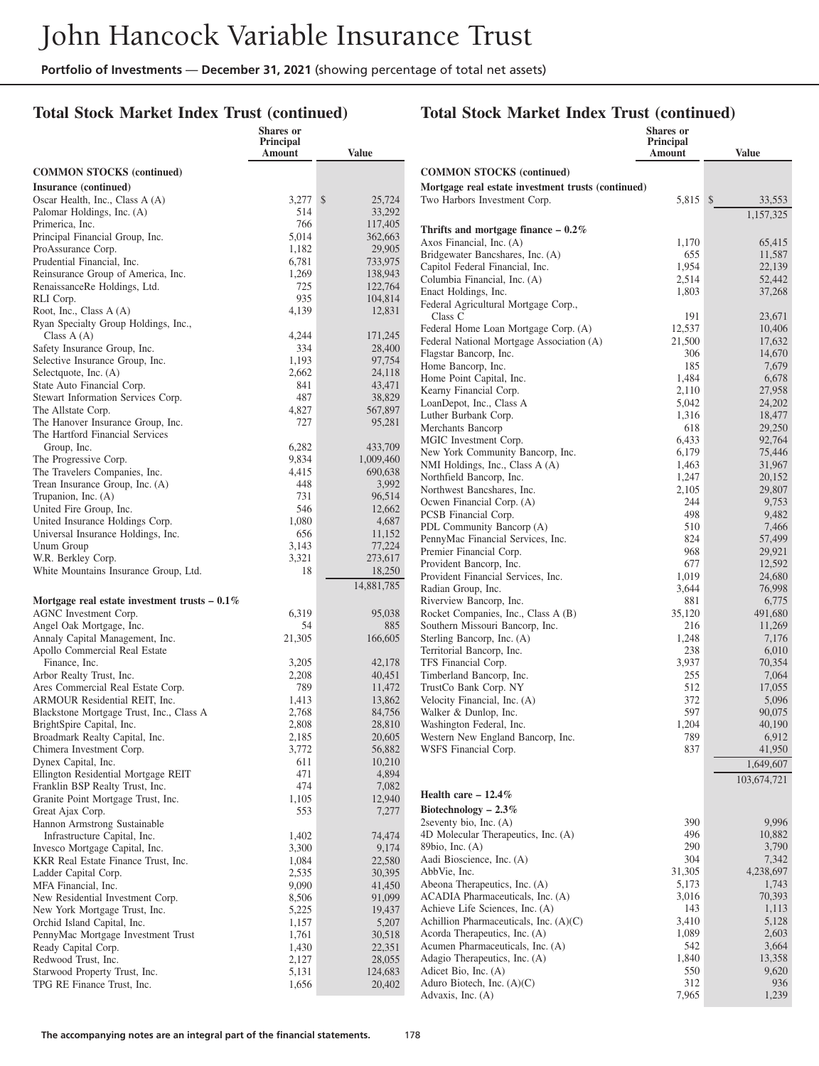# John Hancock Variable Insurance Trust

**Portfolio of Investments** — **December 31, 2021** (showing percentage of total net assets)

## Total Stock Market Index Trust (continued)

| | Shares or Principal Amount | Value |
|---|---|---|
| **COMMON STOCKS (continued)** | | |
| **Insurance (continued)** | | |
| Oscar Health, Inc., Class A (A) | 3,277 | $ 25,724 |
| Palomar Holdings, Inc. (A) | 514 | 33,292 |
| Primerica, Inc. | 766 | 117,405 |
| Principal Financial Group, Inc. | 5,014 | 362,663 |
| ProAssurance Corp. | 1,182 | 29,905 |
| Prudential Financial, Inc. | 6,781 | 733,975 |
| Reinsurance Group of America, Inc. | 1,269 | 138,943 |
| RenaissanceRe Holdings, Ltd. | 725 | 122,764 |
| RLI Corp. | 935 | 104,814 |
| Root, Inc., Class A (A) | 4,139 | 12,831 |
| Ryan Specialty Group Holdings, Inc., Class A (A) | 4,244 | 171,245 |
| Safety Insurance Group, Inc. | 334 | 28,400 |
| Selective Insurance Group, Inc. | 1,193 | 97,754 |
| Selectquote, Inc. (A) | 2,662 | 24,118 |
| State Auto Financial Corp. | 841 | 43,471 |
| Stewart Information Services Corp. | 487 | 38,829 |
| The Allstate Corp. | 4,827 | 567,897 |
| The Hanover Insurance Group, Inc. | 727 | 95,281 |
| The Hartford Financial Services Group, Inc. | 6,282 | 433,709 |
| The Progressive Corp. | 9,834 | 1,009,460 |
| The Travelers Companies, Inc. | 4,415 | 690,638 |
| Trean Insurance Group, Inc. (A) | 448 | 3,992 |
| Trupanion, Inc. (A) | 731 | 96,514 |
| United Fire Group, Inc. | 546 | 12,662 |
| United Insurance Holdings Corp. | 1,080 | 4,687 |
| Universal Insurance Holdings, Inc. | 656 | 11,152 |
| Unum Group | 3,143 | 77,224 |
| W.R. Berkley Corp. | 3,321 | 273,617 |
| White Mountains Insurance Group, Ltd. | 18 | 18,250 |
| | | 14,881,785 |
| **Mortgage real estate investment trusts – 0.1%** | | |
| AGNC Investment Corp. | 6,319 | 95,038 |
| Angel Oak Mortgage, Inc. | 54 | 885 |
| Annaly Capital Management, Inc. | 21,305 | 166,605 |
| Apollo Commercial Real Estate Finance, Inc. | 3,205 | 42,178 |
| Arbor Realty Trust, Inc. | 2,208 | 40,451 |
| Ares Commercial Real Estate Corp. | 789 | 11,472 |
| ARMOUR Residential REIT, Inc. | 1,413 | 13,862 |
| Blackstone Mortgage Trust, Inc., Class A | 2,768 | 84,756 |
| BrightSpire Capital, Inc. | 2,808 | 28,810 |
| Broadmark Realty Capital, Inc. | 2,185 | 20,605 |
| Chimera Investment Corp. | 3,772 | 56,882 |
| Dynex Capital, Inc. | 611 | 10,210 |
| Ellington Residential Mortgage REIT | 471 | 4,894 |
| Franklin BSP Realty Trust, Inc. | 474 | 7,082 |
| Granite Point Mortgage Trust, Inc. | 1,105 | 12,940 |
| Great Ajax Corp. | 553 | 7,277 |
| Hannon Armstrong Sustainable Infrastructure Capital, Inc. | 1,402 | 74,474 |
| Invesco Mortgage Capital, Inc. | 3,300 | 9,174 |
| KKR Real Estate Finance Trust, Inc. | 1,084 | 22,580 |
| Ladder Capital Corp. | 2,535 | 30,395 |
| MFA Financial, Inc. | 9,090 | 41,450 |
| New Residential Investment Corp. | 8,506 | 91,099 |
| New York Mortgage Trust, Inc. | 5,225 | 19,437 |
| Orchid Island Capital, Inc. | 1,157 | 5,207 |
| PennyMac Mortgage Investment Trust | 1,761 | 30,518 |
| Ready Capital Corp. | 1,430 | 22,351 |
| Redwood Trust, Inc. | 2,127 | 28,055 |
| Starwood Property Trust, Inc. | 5,131 | 124,683 |
| TPG RE Finance Trust, Inc. | 1,656 | 20,402 |
| Two Harbors Investment Corp. | 5,815 | $ 33,553 |
| | | 1,157,325 |
| **Thrifts and mortgage finance – 0.2%** | | |
| Axos Financial, Inc. (A) | 1,170 | 65,415 |
| Bridgewater Bancshares, Inc. (A) | 655 | 11,587 |
| Capitol Federal Financial, Inc. | 1,954 | 22,139 |
| Columbia Financial, Inc. (A) | 2,514 | 52,442 |
| Enact Holdings, Inc. | 1,803 | 37,268 |
| Federal Agricultural Mortgage Corp., Class C | 191 | 23,671 |
| Federal Home Loan Mortgage Corp. (A) | 12,537 | 10,406 |
| Federal National Mortgage Association (A) | 21,500 | 17,632 |
| Flagstar Bancorp, Inc. | 306 | 14,670 |
| Home Bancorp, Inc. | 185 | 7,679 |
| Home Point Capital, Inc. | 1,484 | 6,678 |
| Kearny Financial Corp. | 2,110 | 27,958 |
| LoanDepot, Inc., Class A | 5,042 | 24,202 |
| Luther Burbank Corp. | 1,316 | 18,477 |
| Merchants Bancorp | 618 | 29,250 |
| MGIC Investment Corp. | 6,433 | 92,764 |
| New York Community Bancorp, Inc. | 6,179 | 75,446 |
| NMI Holdings, Inc., Class A (A) | 1,463 | 31,967 |
| Northfield Bancorp, Inc. | 1,247 | 20,152 |
| Northwest Bancshares, Inc. | 2,105 | 29,807 |
| Ocwen Financial Corp. (A) | 244 | 9,753 |
| PCSB Financial Corp. | 498 | 9,482 |
| PDL Community Bancorp (A) | 510 | 7,466 |
| PennyMac Financial Services, Inc. | 824 | 57,499 |
| Premier Financial Corp. | 968 | 29,921 |
| Provident Bancorp, Inc. | 677 | 12,592 |
| Provident Financial Services, Inc. | 1,019 | 24,680 |
| Radian Group, Inc. | 3,644 | 76,998 |
| Riverview Bancorp, Inc. | 881 | 6,775 |
| Rocket Companies, Inc., Class A (B) | 35,120 | 491,680 |
| Southern Missouri Bancorp, Inc. | 216 | 11,269 |
| Sterling Bancorp, Inc. (A) | 1,248 | 7,176 |
| Territorial Bancorp, Inc. | 238 | 6,010 |
| TFS Financial Corp. | 3,937 | 70,354 |
| Timberland Bancorp, Inc. | 255 | 7,064 |
| TrustCo Bank Corp. NY | 512 | 17,055 |
| Velocity Financial, Inc. (A) | 372 | 5,096 |
| Walker & Dunlop, Inc. | 597 | 90,075 |
| Washington Federal, Inc. | 1,204 | 40,190 |
| Western New England Bancorp, Inc. | 789 | 6,912 |
| WSFS Financial Corp. | 837 | 41,950 |
| | | 1,649,607 |
| | | 103,674,721 |
| **Health care – 12.4%** | | |
| **Biotechnology – 2.3%** | | |
| 2seventy bio, Inc. (A) | 390 | 9,996 |
| 4D Molecular Therapeutics, Inc. (A) | 496 | 10,882 |
| 89bio, Inc. (A) | 290 | 3,790 |
| Aadi Bioscience, Inc. (A) | 304 | 7,342 |
| AbbVie, Inc. | 31,305 | 4,238,697 |
| Abeona Therapeutics, Inc. (A) | 5,173 | 1,743 |
| ACADIA Pharmaceuticals, Inc. (A) | 3,016 | 70,393 |
| Achieve Life Sciences, Inc. (A) | 143 | 1,113 |
| Achillion Pharmaceuticals, Inc. (A)(C) | 3,410 | 5,128 |
| Acorda Therapeutics, Inc. (A) | 1,089 | 2,603 |
| Acumen Pharmaceuticals, Inc. (A) | 542 | 3,664 |
| Adagio Therapeutics, Inc. (A) | 1,840 | 13,358 |
| Adicet Bio, Inc. (A) | 550 | 9,620 |
| Aduro Biotech, Inc. (A)(C) | 312 | 936 |
| Advaxis, Inc. (A) | 7,965 | 1,239 |

**The accompanying notes are an integral part of the financial statements.**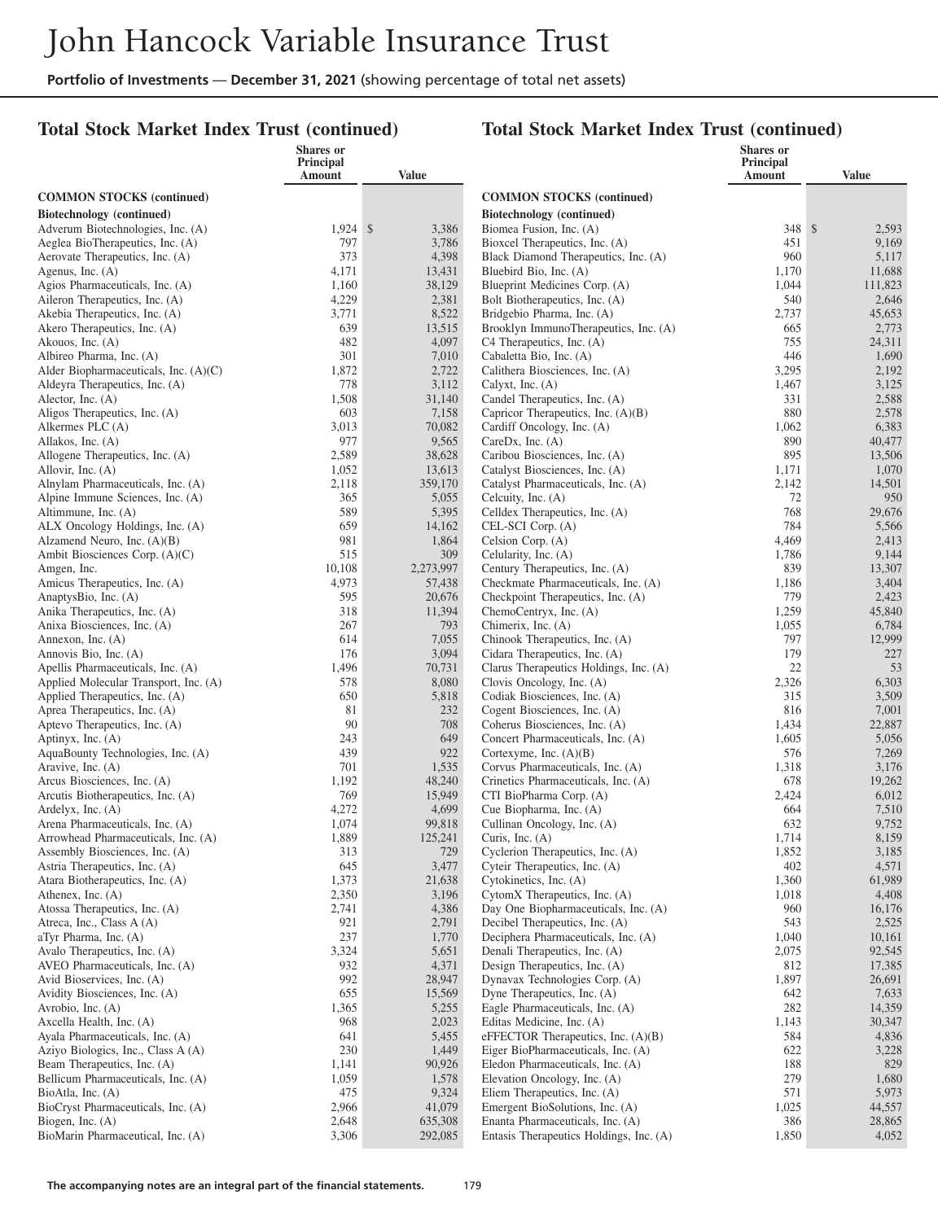# John Hancock Variable Insurance Trust

**Portfolio of Investments — December 31, 2021** (showing percentage of total net assets)

## Total Stock Market Index Trust (continued)

| | Shares or Principal Amount | Value |
|---|---|---|
| **COMMON STOCKS (continued)** | | |
| **Biotechnology (continued)** | | |
| Adverum Biotechnologies, Inc. (A) | 1,924 | $ 3,386 |
| Aeglea BioTherapeutics, Inc. (A) | 797 | 3,786 |
| Aerovate Therapeutics, Inc. (A) | 373 | 4,398 |
| Agenus, Inc. (A) | 4,171 | 13,431 |
| Agios Pharmaceuticals, Inc. (A) | 1,160 | 38,129 |
| Aileron Therapeutics, Inc. (A) | 4,229 | 2,381 |
| Akebia Therapeutics, Inc. (A) | 3,771 | 8,522 |
| Akero Therapeutics, Inc. (A) | 639 | 13,515 |
| Akouos, Inc. (A) | 482 | 4,097 |
| Albireo Pharma, Inc. (A) | 301 | 7,010 |
| Alder Biopharmaceuticals, Inc. (A)(C) | 1,872 | 2,722 |
| Aldeyra Therapeutics, Inc. (A) | 778 | 3,112 |
| Alector, Inc. (A) | 1,508 | 31,140 |
| Aligos Therapeutics, Inc. (A) | 603 | 7,158 |
| Alkermes PLC (A) | 3,013 | 70,082 |
| Allakos, Inc. (A) | 977 | 9,565 |
| Allogene Therapeutics, Inc. (A) | 2,589 | 38,628 |
| Allovir, Inc. (A) | 1,052 | 13,613 |
| Alnylam Pharmaceuticals, Inc. (A) | 2,118 | 359,170 |
| Alpine Immune Sciences, Inc. (A) | 365 | 5,055 |
| Altimmune, Inc. (A) | 589 | 5,395 |
| ALX Oncology Holdings, Inc. (A) | 659 | 14,162 |
| Alzamend Neuro, Inc. (A)(B) | 981 | 1,864 |
| Ambit Biosciences Corp. (A)(C) | 515 | 309 |
| Amgen, Inc. | 10,108 | 2,273,997 |
| Amicus Therapeutics, Inc. (A) | 4,973 | 57,438 |
| AnaptysBio, Inc. (A) | 595 | 20,676 |
| Anika Therapeutics, Inc. (A) | 318 | 11,394 |
| Anixa Biosciences, Inc. (A) | 267 | 793 |
| Annexon, Inc. (A) | 614 | 7,055 |
| Annovis Bio, Inc. (A) | 176 | 3,094 |
| Apellis Pharmaceuticals, Inc. (A) | 1,496 | 70,731 |
| Applied Molecular Transport, Inc. (A) | 578 | 8,080 |
| Applied Therapeutics, Inc. (A) | 650 | 5,818 |
| Aprea Therapeutics, Inc. (A) | 81 | 232 |
| Aptevo Therapeutics, Inc. (A) | 90 | 708 |
| Aptinyx, Inc. (A) | 243 | 649 |
| AquaBounty Technologies, Inc. (A) | 439 | 922 |
| Aravive, Inc. (A) | 701 | 1,535 |
| Arcus Biosciences, Inc. (A) | 1,192 | 48,240 |
| Arcutis Biotherapeutics, Inc. (A) | 769 | 15,949 |
| Ardelyx, Inc. (A) | 4,272 | 4,699 |
| Arena Pharmaceuticals, Inc. (A) | 1,074 | 99,818 |
| Arrowhead Pharmaceuticals, Inc. (A) | 1,889 | 125,241 |
| Assembly Biosciences, Inc. (A) | 313 | 729 |
| Astria Therapeutics, Inc. (A) | 645 | 3,477 |
| Atara Biotherapeutics, Inc. (A) | 1,373 | 21,638 |
| Athenex, Inc. (A) | 2,350 | 3,196 |
| Atossa Therapeutics, Inc. (A) | 2,741 | 4,386 |
| Atreca, Inc., Class A (A) | 921 | 2,791 |
| aTyr Pharma, Inc. (A) | 237 | 1,770 |
| Avalo Therapeutics, Inc. (A) | 3,324 | 5,651 |
| AVEO Pharmaceuticals, Inc. (A) | 932 | 4,371 |
| Avid Bioservices, Inc. (A) | 992 | 28,947 |
| Avidity Biosciences, Inc. (A) | 655 | 15,569 |
| Avrobio, Inc. (A) | 1,365 | 5,255 |
| Axcella Health, Inc. (A) | 968 | 2,023 |
| Ayala Pharmaceuticals, Inc. (A) | 641 | 5,455 |
| Aziyo Biologics, Inc., Class A (A) | 230 | 1,449 |
| Beam Therapeutics, Inc. (A) | 1,141 | 90,926 |
| Bellicum Pharmaceuticals, Inc. (A) | 1,059 | 1,578 |
| BioAtla, Inc. (A) | 475 | 9,324 |
| BioCryst Pharmaceuticals, Inc. (A) | 2,966 | 41,079 |
| Biogen, Inc. (A) | 2,648 | 635,308 |
| BioMarin Pharmaceutical, Inc. (A) | 3,306 | 292,085 |
| Biomea Fusion, Inc. (A) | 348 | $ 2,593 |
| Bioxcel Therapeutics, Inc. (A) | 451 | 9,169 |
| Black Diamond Therapeutics, Inc. (A) | 960 | 5,117 |
| Bluebird Bio, Inc. (A) | 1,170 | 11,688 |
| Blueprint Medicines Corp. (A) | 1,044 | 111,823 |
| Bolt Biotherapeutics, Inc. (A) | 540 | 2,646 |
| Bridgebio Pharma, Inc. (A) | 2,737 | 45,653 |
| Brooklyn ImmunoTherapeutics, Inc. (A) | 665 | 2,773 |
| C4 Therapeutics, Inc. (A) | 755 | 24,311 |
| Cabaletta Bio, Inc. (A) | 446 | 1,690 |
| Calithera Biosciences, Inc. (A) | 3,295 | 2,192 |
| Calyxt, Inc. (A) | 1,467 | 3,125 |
| Candel Therapeutics, Inc. (A) | 331 | 2,588 |
| Capricor Therapeutics, Inc. (A)(B) | 880 | 2,578 |
| Cardiff Oncology, Inc. (A) | 1,062 | 6,383 |
| CareDx, Inc. (A) | 890 | 40,477 |
| Caribou Biosciences, Inc. (A) | 895 | 13,506 |
| Catalyst Biosciences, Inc. (A) | 1,171 | 1,070 |
| Catalyst Pharmaceuticals, Inc. (A) | 2,142 | 14,501 |
| Celcuity, Inc. (A) | 72 | 950 |
| Celldex Therapeutics, Inc. (A) | 768 | 29,676 |
| CEL-SCI Corp. (A) | 784 | 5,566 |
| Celsion Corp. (A) | 4,469 | 2,413 |
| Celularity, Inc. (A) | 1,786 | 9,144 |
| Century Therapeutics, Inc. (A) | 839 | 13,307 |
| Checkmate Pharmaceuticals, Inc. (A) | 1,186 | 3,404 |
| Checkpoint Therapeutics, Inc. (A) | 779 | 2,423 |
| ChemoCentryx, Inc. (A) | 1,259 | 45,840 |
| Chimerix, Inc. (A) | 1,055 | 6,784 |
| Chinook Therapeutics, Inc. (A) | 797 | 12,999 |
| Cidara Therapeutics, Inc. (A) | 179 | 227 |
| Clarus Therapeutics Holdings, Inc. (A) | 22 | 53 |
| Clovis Oncology, Inc. (A) | 2,326 | 6,303 |
| Codiak Biosciences, Inc. (A) | 315 | 3,509 |
| Cogent Biosciences, Inc. (A) | 816 | 7,001 |
| Coherus Biosciences, Inc. (A) | 1,434 | 22,887 |
| Concert Pharmaceuticals, Inc. (A) | 1,605 | 5,056 |
| Cortexyme, Inc. (A)(B) | 576 | 7,269 |
| Corvus Pharmaceuticals, Inc. (A) | 1,318 | 3,176 |
| Crinetics Pharmaceuticals, Inc. (A) | 678 | 19,262 |
| CTI BioPharma Corp. (A) | 2,424 | 6,012 |
| Cue Biopharma, Inc. (A) | 664 | 7,510 |
| Cullinan Oncology, Inc. (A) | 632 | 9,752 |
| Curis, Inc. (A) | 1,714 | 8,159 |
| Cyclerion Therapeutics, Inc. (A) | 1,852 | 3,185 |
| Cyteir Therapeutics, Inc. (A) | 402 | 4,571 |
| Cytokinetics, Inc. (A) | 1,360 | 61,989 |
| CytomX Therapeutics, Inc. (A) | 1,018 | 4,408 |
| Day One Biopharmaceuticals, Inc. (A) | 960 | 16,176 |
| Decibel Therapeutics, Inc. (A) | 543 | 2,525 |
| Deciphera Pharmaceuticals, Inc. (A) | 1,040 | 10,161 |
| Denali Therapeutics, Inc. (A) | 2,075 | 92,545 |
| Design Therapeutics, Inc. (A) | 812 | 17,385 |
| Dynavax Technologies Corp. (A) | 1,897 | 26,691 |
| Dyne Therapeutics, Inc. (A) | 642 | 7,633 |
| Eagle Pharmaceuticals, Inc. (A) | 282 | 14,359 |
| Editas Medicine, Inc. (A) | 1,143 | 30,347 |
| eFFECTOR Therapeutics, Inc. (A)(B) | 584 | 4,836 |
| Eiger BioPharmaceuticals, Inc. (A) | 622 | 3,228 |
| Eledon Pharmaceuticals, Inc. (A) | 188 | 829 |
| Elevation Oncology, Inc. (A) | 279 | 1,680 |
| Eliem Therapeutics, Inc. (A) | 571 | 5,973 |
| Emergent BioSolutions, Inc. (A) | 1,025 | 44,557 |
| Enanta Pharmaceuticals, Inc. (A) | 386 | 28,865 |
| Entasis Therapeutics Holdings, Inc. (A) | 1,850 | 4,052 |

**The accompanying notes are an integral part of the financial statements.**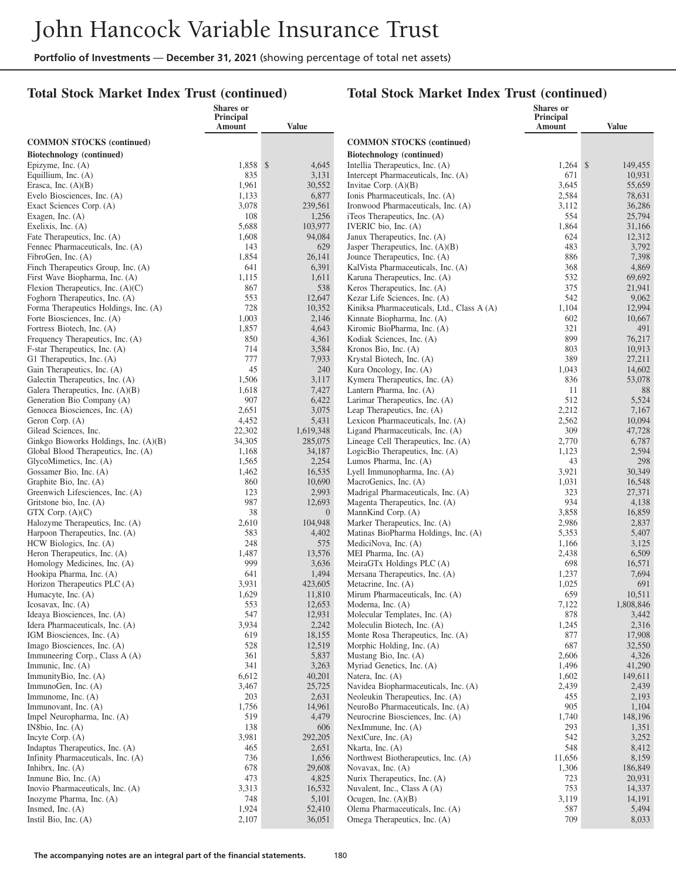# John Hancock Variable Insurance Trust

**Portfolio of Investments — December 31, 2021** (showing percentage of total net assets)

## Total Stock Market Index Trust (continued)

| | Shares or Principal Amount | Value |
|---|---|---|
| **COMMON STOCKS (continued)** | | |
| **Biotechnology (continued)** | | |
| Epizyme, Inc. (A) | 1,858 | $4,645 |
| Equillium, Inc. (A) | 835 | 3,131 |
| Erasca, Inc. (A)(B) | 1,961 | 30,552 |
| Evelo Biosciences, Inc. (A) | 1,133 | 6,877 |
| Exact Sciences Corp. (A) | 3,078 | 239,561 |
| Exagen, Inc. (A) | 108 | 1,256 |
| Exelixis, Inc. (A) | 5,688 | 103,977 |
| Fate Therapeutics, Inc. (A) | 1,608 | 94,084 |
| Fennec Pharmaceuticals, Inc. (A) | 143 | 629 |
| FibroGen, Inc. (A) | 1,854 | 26,141 |
| Finch Therapeutics Group, Inc. (A) | 641 | 6,391 |
| First Wave Biopharma, Inc. (A) | 1,115 | 1,611 |
| Flexion Therapeutics, Inc. (A)(C) | 867 | 538 |
| Foghorn Therapeutics, Inc. (A) | 553 | 12,647 |
| Forma Therapeutics Holdings, Inc. (A) | 728 | 10,352 |
| Forte Biosciences, Inc. (A) | 1,003 | 2,146 |
| Fortress Biotech, Inc. (A) | 1,857 | 4,643 |
| Frequency Therapeutics, Inc. (A) | 850 | 4,361 |
| F-star Therapeutics, Inc. (A) | 714 | 3,584 |
| G1 Therapeutics, Inc. (A) | 777 | 7,933 |
| Gain Therapeutics, Inc. (A) | 45 | 240 |
| Galectin Therapeutics, Inc. (A) | 1,506 | 3,117 |
| Galera Therapeutics, Inc. (A)(B) | 1,618 | 7,427 |
| Generation Bio Company (A) | 907 | 6,422 |
| Genocea Biosciences, Inc. (A) | 2,651 | 3,075 |
| Geron Corp. (A) | 4,452 | 5,431 |
| Gilead Sciences, Inc. | 22,302 | 1,619,348 |
| Ginkgo Bioworks Holdings, Inc. (A)(B) | 34,305 | 285,075 |
| Global Blood Therapeutics, Inc. (A) | 1,168 | 34,187 |
| GlycoMimetics, Inc. (A) | 1,565 | 2,254 |
| Gossamer Bio, Inc. (A) | 1,462 | 16,535 |
| Graphite Bio, Inc. (A) | 860 | 10,690 |
| Greenwich Lifesciences, Inc. (A) | 123 | 2,993 |
| Gritstone bio, Inc. (A) | 987 | 12,693 |
| GTX Corp. (A)(C) | 38 | 0 |
| Halozyme Therapeutics, Inc. (A) | 2,610 | 104,948 |
| Harpoon Therapeutics, Inc. (A) | 583 | 4,402 |
| HCW Biologics, Inc. (A) | 248 | 575 |
| Heron Therapeutics, Inc. (A) | 1,487 | 13,576 |
| Homology Medicines, Inc. (A) | 999 | 3,636 |
| Hookipa Pharma, Inc. (A) | 641 | 1,494 |
| Horizon Therapeutics PLC (A) | 3,931 | 423,605 |
| Humacyte, Inc. (A) | 1,629 | 11,810 |
| Icosavax, Inc. (A) | 553 | 12,653 |
| Ideaya Biosciences, Inc. (A) | 547 | 12,931 |
| Idera Pharmaceuticals, Inc. (A) | 3,934 | 2,242 |
| IGM Biosciences, Inc. (A) | 619 | 18,155 |
| Imago Biosciences, Inc. (A) | 528 | 12,519 |
| Immuneering Corp., Class A (A) | 361 | 5,837 |
| Immunic, Inc. (A) | 341 | 3,263 |
| ImmunityBio, Inc. (A) | 6,612 | 40,201 |
| ImmunoGen, Inc. (A) | 3,467 | 25,725 |
| Immunome, Inc. (A) | 203 | 2,631 |
| Immunovant, Inc. (A) | 1,756 | 14,961 |
| Impel Neuropharma, Inc. (A) | 519 | 4,479 |
| IN8bio, Inc. (A) | 138 | 606 |
| Incyte Corp. (A) | 3,981 | 292,205 |
| Indaptus Therapeutics, Inc. (A) | 465 | 2,651 |
| Infinity Pharmaceuticals, Inc. (A) | 736 | 1,656 |
| Inhibrx, Inc. (A) | 678 | 29,608 |
| Inmune Bio, Inc. (A) | 473 | 4,825 |
| Inovio Pharmaceuticals, Inc. (A) | 3,313 | 16,532 |
| Inozyme Pharma, Inc. (A) | 748 | 5,101 |
| Insmed, Inc. (A) | 1,924 | 52,410 |
| Instil Bio, Inc. (A) | 2,107 | 36,051 |
| Intellia Therapeutics, Inc. (A) | 1,264 | $149,455 |
| Intercept Pharmaceuticals, Inc. (A) | 671 | 10,931 |
| Invitae Corp. (A)(B) | 3,645 | 55,659 |
| Ionis Pharmaceuticals, Inc. (A) | 2,584 | 78,631 |
| Ironwood Pharmaceuticals, Inc. (A) | 3,112 | 36,286 |
| iTeos Therapeutics, Inc. (A) | 554 | 25,794 |
| IVERIC bio, Inc. (A) | 1,864 | 31,166 |
| Janux Therapeutics, Inc. (A) | 624 | 12,312 |
| Jasper Therapeutics, Inc. (A)(B) | 483 | 3,792 |
| Jounce Therapeutics, Inc. (A) | 886 | 7,398 |
| KalVista Pharmaceuticals, Inc. (A) | 368 | 4,869 |
| Karuna Therapeutics, Inc. (A) | 532 | 69,692 |
| Keros Therapeutics, Inc. (A) | 375 | 21,941 |
| Kezar Life Sciences, Inc. (A) | 542 | 9,062 |
| Kiniksa Pharmaceuticals, Ltd., Class A (A) | 1,104 | 12,994 |
| Kinnate Biopharma, Inc. (A) | 602 | 10,667 |
| Kiromic BioPharma, Inc. (A) | 321 | 491 |
| Kodiak Sciences, Inc. (A) | 899 | 76,217 |
| Kronos Bio, Inc. (A) | 803 | 10,913 |
| Krystal Biotech, Inc. (A) | 389 | 27,211 |
| Kura Oncology, Inc. (A) | 1,043 | 14,602 |
| Kymera Therapeutics, Inc. (A) | 836 | 53,078 |
| Lantern Pharma, Inc. (A) | 11 | 88 |
| Larimar Therapeutics, Inc. (A) | 512 | 5,524 |
| Leap Therapeutics, Inc. (A) | 2,212 | 7,167 |
| Lexicon Pharmaceuticals, Inc. (A) | 2,562 | 10,094 |
| Ligand Pharmaceuticals, Inc. (A) | 309 | 47,728 |
| Lineage Cell Therapeutics, Inc. (A) | 2,770 | 6,787 |
| LogicBio Therapeutics, Inc. (A) | 1,123 | 2,594 |
| Lumos Pharma, Inc. (A) | 43 | 298 |
| Lyell Immunopharma, Inc. (A) | 3,921 | 30,349 |
| MacroGenics, Inc. (A) | 1,031 | 16,548 |
| Madrigal Pharmaceuticals, Inc. (A) | 323 | 27,371 |
| Magenta Therapeutics, Inc. (A) | 934 | 4,138 |
| MannKind Corp. (A) | 3,858 | 16,859 |
| Marker Therapeutics, Inc. (A) | 2,986 | 2,837 |
| Matinas BioPharma Holdings, Inc. (A) | 5,353 | 5,407 |
| MediciNova, Inc. (A) | 1,166 | 3,125 |
| MEI Pharma, Inc. (A) | 2,438 | 6,509 |
| MeiraGTx Holdings PLC (A) | 698 | 16,571 |
| Mersana Therapeutics, Inc. (A) | 1,237 | 7,694 |
| Metacrine, Inc. (A) | 1,025 | 691 |
| Mirum Pharmaceuticals, Inc. (A) | 659 | 10,511 |
| Moderna, Inc. (A) | 7,122 | 1,808,846 |
| Molecular Templates, Inc. (A) | 878 | 3,442 |
| Moleculin Biotech, Inc. (A) | 1,245 | 2,316 |
| Monte Rosa Therapeutics, Inc. (A) | 877 | 17,908 |
| Morphic Holding, Inc. (A) | 687 | 32,550 |
| Mustang Bio, Inc. (A) | 2,606 | 4,326 |
| Myriad Genetics, Inc. (A) | 1,496 | 41,290 |
| Natera, Inc. (A) | 1,602 | 149,611 |
| Navidea Biopharmaceuticals, Inc. (A) | 2,439 | 2,439 |
| Neoleukin Therapeutics, Inc. (A) | 455 | 2,193 |
| NeuroBo Pharmaceuticals, Inc. (A) | 905 | 1,104 |
| Neurocrine Biosciences, Inc. (A) | 1,740 | 148,196 |
| NexImmune, Inc. (A) | 293 | 1,351 |
| NextCure, Inc. (A) | 542 | 3,252 |
| Nkarta, Inc. (A) | 548 | 8,412 |
| Northwest Biotherapeutics, Inc. (A) | 11,656 | 8,159 |
| Novavax, Inc. (A) | 1,306 | 186,849 |
| Nurix Therapeutics, Inc. (A) | 723 | 20,931 |
| Nuvalent, Inc., Class A (A) | 753 | 14,337 |
| Ocugen, Inc. (A)(B) | 3,119 | 14,191 |
| Olema Pharmaceuticals, Inc. (A) | 587 | 5,494 |
| Omega Therapeutics, Inc. (A) | 709 | 8,033 |

The accompanying notes are an integral part of the financial statements.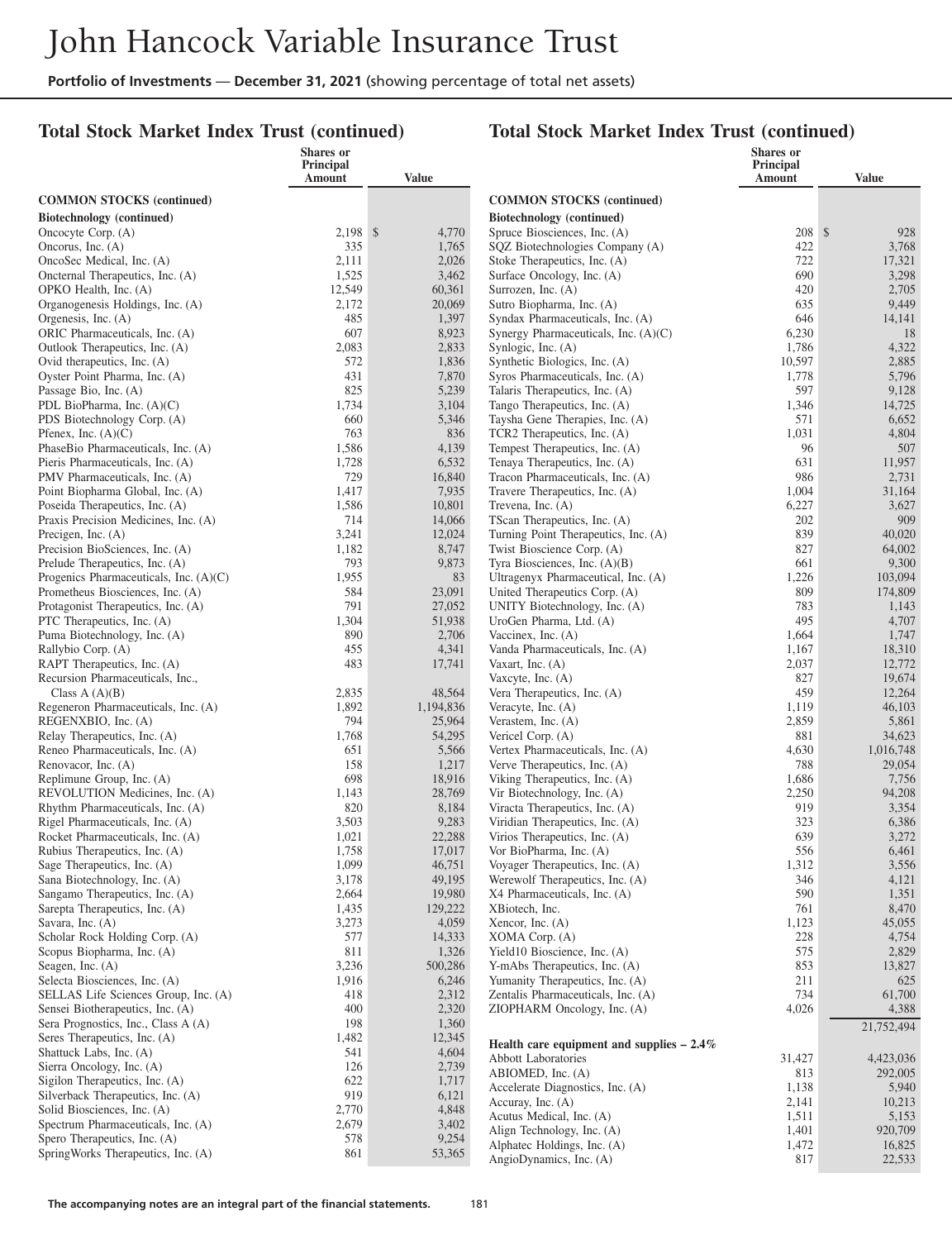# John Hancock Variable Insurance Trust

**Portfolio of Investments — December 31, 2021** (showing percentage of total net assets)

## Total Stock Market Index Trust (continued)

| | Shares or Principal Amount | Value |
|---|---|---|
| **COMMON STOCKS (continued)** | | |
| **Biotechnology (continued)** | | |
| Oncocyte Corp. (A) | 2,198 | $ 4,770 |
| Oncorus, Inc. (A) | 335 | 1,765 |
| OncoSec Medical, Inc. (A) | 2,111 | 2,026 |
| Oncternal Therapeutics, Inc. (A) | 1,525 | 3,462 |
| OPKO Health, Inc. (A) | 12,549 | 60,361 |
| Organogenesis Holdings, Inc. (A) | 2,172 | 20,069 |
| Orgenesis, Inc. (A) | 485 | 1,397 |
| ORIC Pharmaceuticals, Inc. (A) | 607 | 8,923 |
| Outlook Therapeutics, Inc. (A) | 2,083 | 2,833 |
| Ovid therapeutics, Inc. (A) | 572 | 1,836 |
| Oyster Point Pharma, Inc. (A) | 431 | 7,870 |
| Passage Bio, Inc. (A) | 825 | 5,239 |
| PDL BioPharma, Inc. (A)(C) | 1,734 | 3,104 |
| PDS Biotechnology Corp. (A) | 660 | 5,346 |
| Pfenex, Inc. (A)(C) | 763 | 836 |
| PhaseBio Pharmaceuticals, Inc. (A) | 1,586 | 4,139 |
| Pieris Pharmaceuticals, Inc. (A) | 1,728 | 6,532 |
| PMV Pharmaceuticals, Inc. (A) | 729 | 16,840 |
| Point Biopharma Global, Inc. (A) | 1,417 | 7,935 |
| Poseida Therapeutics, Inc. (A) | 1,586 | 10,801 |
| Praxis Precision Medicines, Inc. (A) | 714 | 14,066 |
| Precigen, Inc. (A) | 3,241 | 12,024 |
| Precision BioSciences, Inc. (A) | 1,182 | 8,747 |
| Prelude Therapeutics, Inc. (A) | 793 | 9,873 |
| Progenics Pharmaceuticals, Inc. (A)(C) | 1,955 | 83 |
| Prometheus Biosciences, Inc. (A) | 584 | 23,091 |
| Protagonist Therapeutics, Inc. (A) | 791 | 27,052 |
| PTC Therapeutics, Inc. (A) | 1,304 | 51,938 |
| Puma Biotechnology, Inc. (A) | 890 | 2,706 |
| Rallybio Corp. (A) | 455 | 4,341 |
| RAPT Therapeutics, Inc. (A) | 483 | 17,741 |
| Recursion Pharmaceuticals, Inc., Class A (A)(B) | 2,835 | 48,564 |
| Regeneron Pharmaceuticals, Inc. (A) | 1,892 | 1,194,836 |
| REGENXBIO, Inc. (A) | 794 | 25,964 |
| Relay Therapeutics, Inc. (A) | 1,768 | 54,295 |
| Reneo Pharmaceuticals, Inc. (A) | 651 | 5,566 |
| Renovacor, Inc. (A) | 158 | 1,217 |
| Replimune Group, Inc. (A) | 698 | 18,916 |
| REVOLUTION Medicines, Inc. (A) | 1,143 | 28,769 |
| Rhythm Pharmaceuticals, Inc. (A) | 820 | 8,184 |
| Rigel Pharmaceuticals, Inc. (A) | 3,503 | 9,283 |
| Rocket Pharmaceuticals, Inc. (A) | 1,021 | 22,288 |
| Rubius Therapeutics, Inc. (A) | 1,758 | 17,017 |
| Sage Therapeutics, Inc. (A) | 1,099 | 46,751 |
| Sana Biotechnology, Inc. (A) | 3,178 | 49,195 |
| Sangamo Therapeutics, Inc. (A) | 2,664 | 19,980 |
| Sarepta Therapeutics, Inc. (A) | 1,435 | 129,222 |
| Savara, Inc. (A) | 3,273 | 4,059 |
| Scholar Rock Holding Corp. (A) | 577 | 14,333 |
| Scopus Biopharma, Inc. (A) | 811 | 1,326 |
| Seagen, Inc. (A) | 3,236 | 500,286 |
| Selecta Biosciences, Inc. (A) | 1,916 | 6,246 |
| SELLAS Life Sciences Group, Inc. (A) | 418 | 2,312 |
| Sensei Biotherapeutics, Inc. (A) | 400 | 2,320 |
| Sera Prognostics, Inc., Class A (A) | 198 | 1,360 |
| Seres Therapeutics, Inc. (A) | 1,482 | 12,345 |
| Shattuck Labs, Inc. (A) | 541 | 4,604 |
| Sierra Oncology, Inc. (A) | 126 | 2,739 |
| Sigilon Therapeutics, Inc. (A) | 622 | 1,717 |
| Silverback Therapeutics, Inc. (A) | 919 | 6,121 |
| Solid Biosciences, Inc. (A) | 2,770 | 4,848 |
| Spectrum Pharmaceuticals, Inc. (A) | 2,679 | 3,402 |
| Spero Therapeutics, Inc. (A) | 578 | 9,254 |
| SpringWorks Therapeutics, Inc. (A) | 861 | 53,365 |
| Spruce Biosciences, Inc. (A) | 208 | $ 928 |
| SQZ Biotechnologies Company (A) | 422 | 3,768 |
| Stoke Therapeutics, Inc. (A) | 722 | 17,321 |
| Surface Oncology, Inc. (A) | 690 | 3,298 |
| Surrozen, Inc. (A) | 420 | 2,705 |
| Sutro Biopharma, Inc. (A) | 635 | 9,449 |
| Syndax Pharmaceuticals, Inc. (A) | 646 | 14,141 |
| Synergy Pharmaceuticals, Inc. (A)(C) | 6,230 | 18 |
| Synlogic, Inc. (A) | 1,786 | 4,322 |
| Synthetic Biologics, Inc. (A) | 10,597 | 2,885 |
| Syros Pharmaceuticals, Inc. (A) | 1,778 | 5,796 |
| Talaris Therapeutics, Inc. (A) | 597 | 9,128 |
| Tango Therapeutics, Inc. (A) | 1,346 | 14,725 |
| Taysha Gene Therapies, Inc. (A) | 571 | 6,652 |
| TCR2 Therapeutics, Inc. (A) | 1,031 | 4,804 |
| Tempest Therapeutics, Inc. (A) | 96 | 507 |
| Tenaya Therapeutics, Inc. (A) | 631 | 11,957 |
| Tracon Pharmaceuticals, Inc. (A) | 986 | 2,731 |
| Travere Therapeutics, Inc. (A) | 1,004 | 31,164 |
| Trevena, Inc. (A) | 6,227 | 3,627 |
| TScan Therapeutics, Inc. (A) | 202 | 909 |
| Turning Point Therapeutics, Inc. (A) | 839 | 40,020 |
| Twist Bioscience Corp. (A) | 827 | 64,002 |
| Tyra Biosciences, Inc. (A)(B) | 661 | 9,300 |
| Ultragenyx Pharmaceutical, Inc. (A) | 1,226 | 103,094 |
| United Therapeutics Corp. (A) | 809 | 174,809 |
| UNITY Biotechnology, Inc. (A) | 783 | 1,143 |
| UroGen Pharma, Ltd. (A) | 495 | 4,707 |
| Vaccinex, Inc. (A) | 1,664 | 1,747 |
| Vanda Pharmaceuticals, Inc. (A) | 1,167 | 18,310 |
| Vaxart, Inc. (A) | 2,037 | 12,772 |
| Vaxcyte, Inc. (A) | 827 | 19,674 |
| Vera Therapeutics, Inc. (A) | 459 | 12,264 |
| Veracyte, Inc. (A) | 1,119 | 46,103 |
| Verastem, Inc. (A) | 2,859 | 5,861 |
| Vericel Corp. (A) | 881 | 34,623 |
| Vertex Pharmaceuticals, Inc. (A) | 4,630 | 1,016,748 |
| Verve Therapeutics, Inc. (A) | 788 | 29,054 |
| Viking Therapeutics, Inc. (A) | 1,686 | 7,756 |
| Vir Biotechnology, Inc. (A) | 2,250 | 94,208 |
| Viracta Therapeutics, Inc. (A) | 919 | 3,354 |
| Viridian Therapeutics, Inc. (A) | 323 | 6,386 |
| Virios Therapeutics, Inc. (A) | 639 | 3,272 |
| Vor BioPharma, Inc. (A) | 556 | 6,461 |
| Voyager Therapeutics, Inc. (A) | 1,312 | 3,556 |
| Werewolf Therapeutics, Inc. (A) | 346 | 4,121 |
| X4 Pharmaceuticals, Inc. (A) | 590 | 1,351 |
| XBiotech, Inc. | 761 | 8,470 |
| Xencor, Inc. (A) | 1,123 | 45,055 |
| XOMA Corp. (A) | 228 | 4,754 |
| Yield10 Bioscience, Inc. (A) | 575 | 2,829 |
| Y-mAbs Therapeutics, Inc. (A) | 853 | 13,827 |
| Yumanity Therapeutics, Inc. (A) | 211 | 625 |
| Zentalis Pharmaceuticals, Inc. (A) | 734 | 61,700 |
| ZIOPHARM Oncology, Inc. (A) | 4,026 | 4,388 |
| | | 21,752,494 |
| **Health care equipment and supplies – 2.4%** | | |
| Abbott Laboratories | 31,427 | 4,423,036 |
| ABIOMED, Inc. (A) | 813 | 292,005 |
| Accelerate Diagnostics, Inc. (A) | 1,138 | 5,940 |
| Accuray, Inc. (A) | 2,141 | 10,213 |
| Acutus Medical, Inc. (A) | 1,511 | 5,153 |
| Align Technology, Inc. (A) | 1,401 | 920,709 |
| Alphatec Holdings, Inc. (A) | 1,472 | 16,825 |
| AngioDynamics, Inc. (A) | 817 | 22,533 |

**The accompanying notes are an integral part of the financial statements.**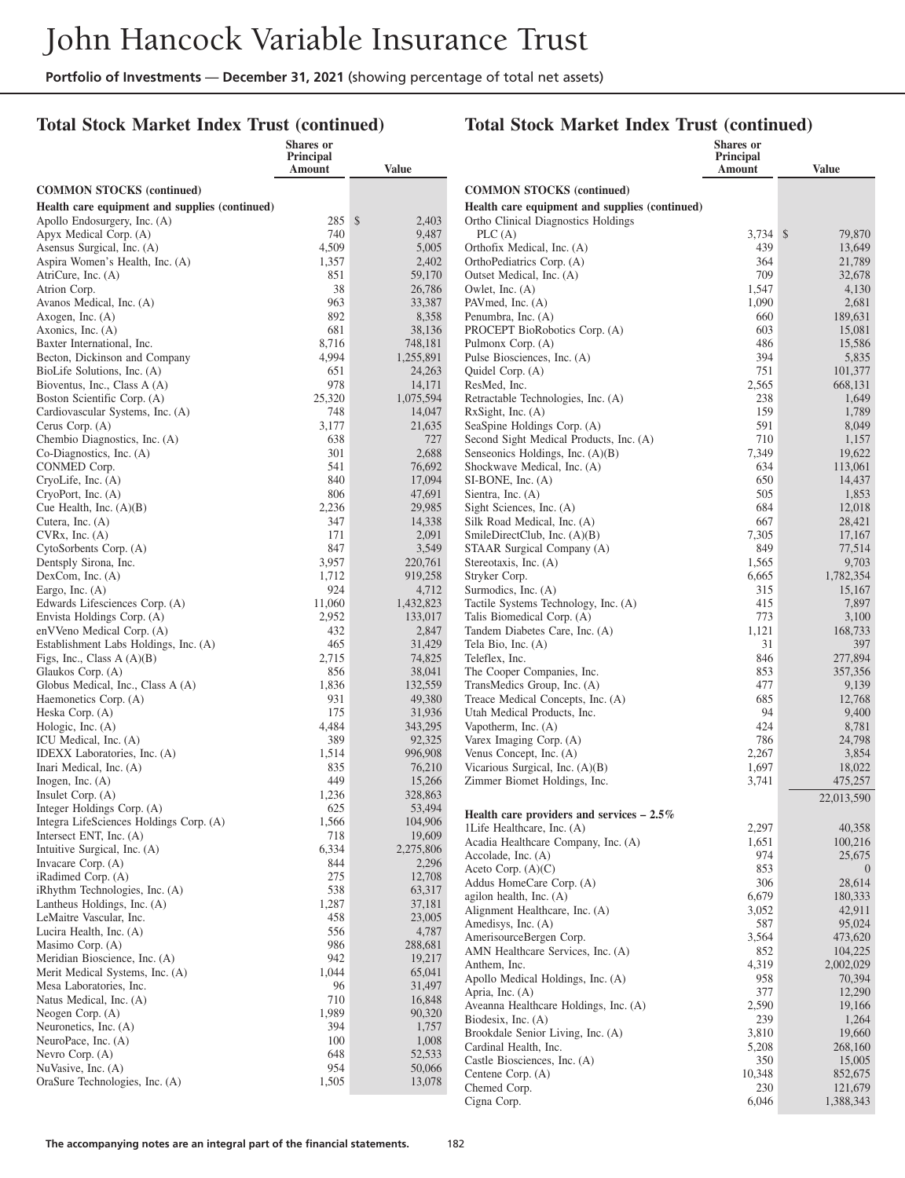# John Hancock Variable Insurance Trust

**Portfolio of Investments — December 31, 2021** (showing percentage of total net assets)

## Total Stock Market Index Trust (continued)

| | Shares or Principal Amount | Value |
|---|---|---|
| **COMMON STOCKS (continued)** | | |
| **Health care equipment and supplies (continued)** | | |
| Apollo Endosurgery, Inc. (A) | 285 | $ 2,403 |
| Apyx Medical Corp. (A) | 740 | 9,487 |
| Asensus Surgical, Inc. (A) | 4,509 | 5,005 |
| Aspira Women's Health, Inc. (A) | 1,357 | 2,402 |
| AtriCure, Inc. (A) | 851 | 59,170 |
| Atrion Corp. | 38 | 26,786 |
| Avanos Medical, Inc. (A) | 963 | 33,387 |
| Axogen, Inc. (A) | 892 | 8,358 |
| Axonics, Inc. (A) | 681 | 38,136 |
| Baxter International, Inc. | 8,716 | 748,181 |
| Becton, Dickinson and Company | 4,994 | 1,255,891 |
| BioLife Solutions, Inc. (A) | 651 | 24,263 |
| Bioventus, Inc., Class A (A) | 978 | 14,171 |
| Boston Scientific Corp. (A) | 25,320 | 1,075,594 |
| Cardiovascular Systems, Inc. (A) | 748 | 14,047 |
| Cerus Corp. (A) | 3,177 | 21,635 |
| Chembio Diagnostics, Inc. (A) | 638 | 727 |
| Co-Diagnostics, Inc. (A) | 301 | 2,688 |
| CONMED Corp. | 541 | 76,692 |
| CryoLife, Inc. (A) | 840 | 17,094 |
| CryoPort, Inc. (A) | 806 | 47,691 |
| Cue Health, Inc. (A)(B) | 2,236 | 29,985 |
| Cutera, Inc. (A) | 347 | 14,338 |
| CVRx, Inc. (A) | 171 | 2,091 |
| CytoSorbents Corp. (A) | 847 | 3,549 |
| Dentsply Sirona, Inc. | 3,957 | 220,761 |
| DexCom, Inc. (A) | 1,712 | 919,258 |
| Eargo, Inc. (A) | 924 | 4,712 |
| Edwards Lifesciences Corp. (A) | 11,060 | 1,432,823 |
| Envista Holdings Corp. (A) | 2,952 | 133,017 |
| enVVeno Medical Corp. (A) | 432 | 2,847 |
| Establishment Labs Holdings, Inc. (A) | 465 | 31,429 |
| Figs, Inc., Class A (A)(B) | 2,715 | 74,825 |
| Glaukos Corp. (A) | 856 | 38,041 |
| Globus Medical, Inc., Class A (A) | 1,836 | 132,559 |
| Haemonetics Corp. (A) | 931 | 49,380 |
| Heska Corp. (A) | 175 | 31,936 |
| Hologic, Inc. (A) | 4,484 | 343,295 |
| ICU Medical, Inc. (A) | 389 | 92,325 |
| IDEXX Laboratories, Inc. (A) | 1,514 | 996,908 |
| Inari Medical, Inc. (A) | 835 | 76,210 |
| Inogen, Inc. (A) | 449 | 15,266 |
| Insulet Corp. (A) | 1,236 | 328,863 |
| Integer Holdings Corp. (A) | 625 | 53,494 |
| Integra LifeSciences Holdings Corp. (A) | 1,566 | 104,906 |
| Intersect ENT, Inc. (A) | 718 | 19,609 |
| Intuitive Surgical, Inc. (A) | 6,334 | 2,275,806 |
| Invacare Corp. (A) | 844 | 2,296 |
| iRadimed Corp. (A) | 275 | 12,708 |
| iRhythm Technologies, Inc. (A) | 538 | 63,317 |
| Lantheus Holdings, Inc. (A) | 1,287 | 37,181 |
| LeMaitre Vascular, Inc. | 458 | 23,005 |
| Lucira Health, Inc. (A) | 556 | 4,787 |
| Masimo Corp. (A) | 986 | 288,681 |
| Meridian Bioscience, Inc. (A) | 942 | 19,217 |
| Merit Medical Systems, Inc. (A) | 1,044 | 65,041 |
| Mesa Laboratories, Inc. | 96 | 31,497 |
| Natus Medical, Inc. (A) | 710 | 16,848 |
| Neogen Corp. (A) | 1,989 | 90,320 |
| Neuronetics, Inc. (A) | 394 | 1,757 |
| NeuroPace, Inc. (A) | 100 | 1,008 |
| Nevro Corp. (A) | 648 | 52,533 |
| NuVasive, Inc. (A) | 954 | 50,066 |
| OraSure Technologies, Inc. (A) | 1,505 | 13,078 |
| Ortho Clinical Diagnostics Holdings PLC (A) | 3,734 | $ 79,870 |
| Orthofix Medical, Inc. (A) | 439 | 13,649 |
| OrthoPediatrics Corp. (A) | 364 | 21,789 |
| Outset Medical, Inc. (A) | 709 | 32,678 |
| Owlet, Inc. (A) | 1,547 | 4,130 |
| PAVmed, Inc. (A) | 1,090 | 2,681 |
| Penumbra, Inc. (A) | 660 | 189,631 |
| PROCEPT BioRobotics Corp. (A) | 603 | 15,081 |
| Pulmonx Corp. (A) | 486 | 15,586 |
| Pulse Biosciences, Inc. (A) | 394 | 5,835 |
| Quidel Corp. (A) | 751 | 101,377 |
| ResMed, Inc. | 2,565 | 668,131 |
| Retractable Technologies, Inc. (A) | 238 | 1,649 |
| RxSight, Inc. (A) | 159 | 1,789 |
| SeaSpine Holdings Corp. (A) | 591 | 8,049 |
| Second Sight Medical Products, Inc. (A) | 710 | 1,157 |
| Senseonics Holdings, Inc. (A)(B) | 7,349 | 19,622 |
| Shockwave Medical, Inc. (A) | 634 | 113,061 |
| SI-BONE, Inc. (A) | 650 | 14,437 |
| Sientra, Inc. (A) | 505 | 1,853 |
| Sight Sciences, Inc. (A) | 684 | 12,018 |
| Silk Road Medical, Inc. (A) | 667 | 28,421 |
| SmileDirectClub, Inc. (A)(B) | 7,305 | 17,167 |
| STAAR Surgical Company (A) | 849 | 77,514 |
| Stereotaxis, Inc. (A) | 1,565 | 9,703 |
| Stryker Corp. | 6,665 | 1,782,354 |
| Surmodics, Inc. (A) | 315 | 15,167 |
| Tactile Systems Technology, Inc. (A) | 415 | 7,897 |
| Talis Biomedical Corp. (A) | 773 | 3,100 |
| Tandem Diabetes Care, Inc. (A) | 1,121 | 168,733 |
| Tela Bio, Inc. (A) | 31 | 397 |
| Teleflex, Inc. | 846 | 277,894 |
| The Cooper Companies, Inc. | 853 | 357,356 |
| TransMedics Group, Inc. (A) | 477 | 9,139 |
| Treace Medical Concepts, Inc. (A) | 685 | 12,768 |
| Utah Medical Products, Inc. | 94 | 9,400 |
| Vapotherm, Inc. (A) | 424 | 8,781 |
| Varex Imaging Corp. (A) | 786 | 24,798 |
| Venus Concept, Inc. (A) | 2,267 | 3,854 |
| Vicarious Surgical, Inc. (A)(B) | 1,697 | 18,022 |
| Zimmer Biomet Holdings, Inc. | 3,741 | 475,257 |
| | | 22,013,590 |
| **Health care providers and services – 2.5%** | | |
| 1Life Healthcare, Inc. (A) | 2,297 | 40,358 |
| Acadia Healthcare Company, Inc. (A) | 1,651 | 100,216 |
| Accolade, Inc. (A) | 974 | 25,675 |
| Aceto Corp. (A)(C) | 853 | 0 |
| Addus HomeCare Corp. (A) | 306 | 28,614 |
| agilon health, Inc. (A) | 6,679 | 180,333 |
| Alignment Healthcare, Inc. (A) | 3,052 | 42,911 |
| Amedisys, Inc. (A) | 587 | 95,024 |
| AmerisourceBergen Corp. | 3,564 | 473,620 |
| AMN Healthcare Services, Inc. (A) | 852 | 104,225 |
| Anthem, Inc. | 4,319 | 2,002,029 |
| Apollo Medical Holdings, Inc. (A) | 958 | 70,394 |
| Apria, Inc. (A) | 377 | 12,290 |
| Aveanna Healthcare Holdings, Inc. (A) | 2,590 | 19,166 |
| Biodesix, Inc. (A) | 239 | 1,264 |
| Brookdale Senior Living, Inc. (A) | 3,810 | 19,660 |
| Cardinal Health, Inc. | 5,208 | 268,160 |
| Castle Biosciences, Inc. (A) | 350 | 15,005 |
| Centene Corp. (A) | 10,348 | 852,675 |
| Chemed Corp. | 230 | 121,679 |
| Cigna Corp. | 6,046 | 1,388,343 |

**The accompanying notes are an integral part of the financial statements.**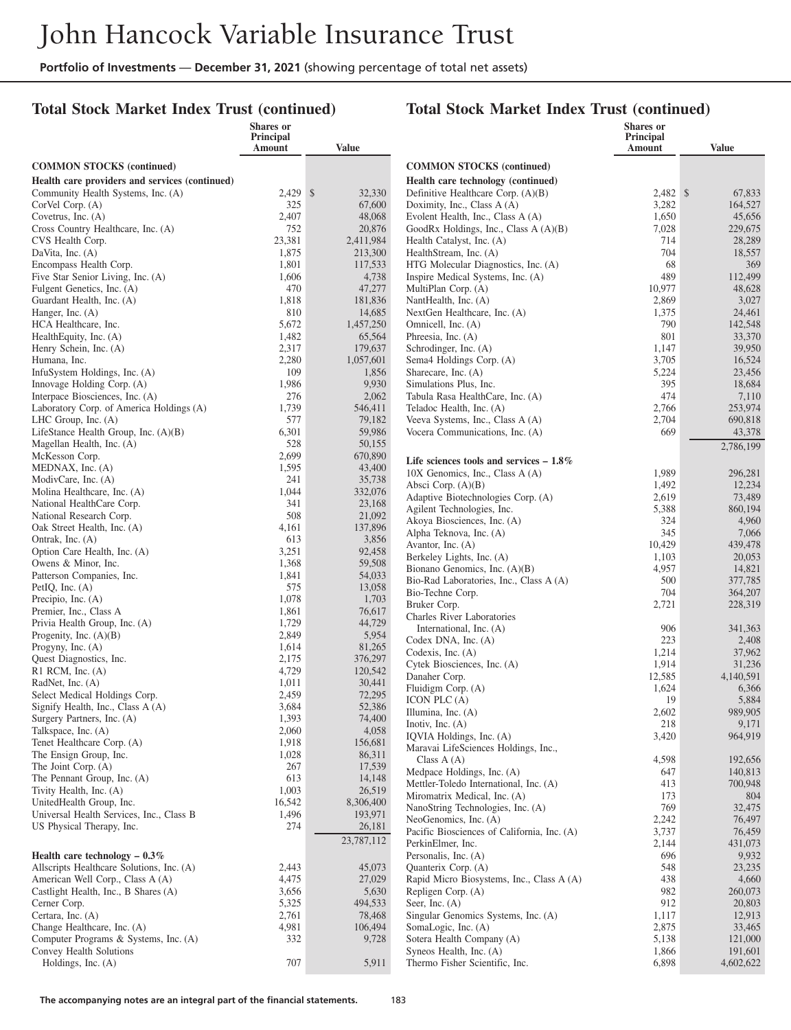## Total Stock Market Index Trust (continued)

| | Shares or Principal Amount | Value |
|---|---|---|
| **COMMON STOCKS (continued)** | | |
| **Health care providers and services (continued)** | | |
| Community Health Systems, Inc. (A) | 2,429 | $ 32,330 |
| CorVel Corp. (A) | 325 | 67,600 |
| Covetrus, Inc. (A) | 2,407 | 48,068 |
| Cross Country Healthcare, Inc. (A) | 752 | 20,876 |
| CVS Health Corp. | 23,381 | 2,411,984 |
| DaVita, Inc. (A) | 1,875 | 213,300 |
| Encompass Health Corp. | 1,801 | 117,533 |
| Five Star Senior Living, Inc. (A) | 1,606 | 4,738 |
| Fulgent Genetics, Inc. (A) | 470 | 47,277 |
| Guardant Health, Inc. (A) | 1,818 | 181,836 |
| Hanger, Inc. (A) | 810 | 14,685 |
| HCA Healthcare, Inc. | 5,672 | 1,457,250 |
| HealthEquity, Inc. (A) | 1,482 | 65,564 |
| Henry Schein, Inc. (A) | 2,317 | 179,637 |
| Humana, Inc. | 2,280 | 1,057,601 |
| InfuSystem Holdings, Inc. (A) | 109 | 1,856 |
| Innovage Holding Corp. (A) | 1,986 | 9,930 |
| Interpace Biosciences, Inc. (A) | 276 | 2,062 |
| Laboratory Corp. of America Holdings (A) | 1,739 | 546,411 |
| LHC Group, Inc. (A) | 577 | 79,182 |
| LifeStance Health Group, Inc. (A)(B) | 6,301 | 59,986 |
| Magellan Health, Inc. (A) | 528 | 50,155 |
| McKesson Corp. | 2,699 | 670,890 |
| MEDNAX, Inc. (A) | 1,595 | 43,400 |
| ModivCare, Inc. (A) | 241 | 35,738 |
| Molina Healthcare, Inc. (A) | 1,044 | 332,076 |
| National HealthCare Corp. | 341 | 23,168 |
| National Research Corp. | 508 | 21,092 |
| Oak Street Health, Inc. (A) | 4,161 | 137,896 |
| Ontrak, Inc. (A) | 613 | 3,856 |
| Option Care Health, Inc. (A) | 3,251 | 92,458 |
| Owens & Minor, Inc. | 1,368 | 59,508 |
| Patterson Companies, Inc. | 1,841 | 54,033 |
| PetIQ, Inc. (A) | 575 | 13,058 |
| Precipio, Inc. (A) | 1,078 | 1,703 |
| Premier, Inc., Class A | 1,861 | 76,617 |
| Privia Health Group, Inc. (A) | 1,729 | 44,729 |
| Progenity, Inc. (A)(B) | 2,849 | 5,954 |
| Progyny, Inc. (A) | 1,614 | 81,265 |
| Quest Diagnostics, Inc. | 2,175 | 376,297 |
| R1 RCM, Inc. (A) | 4,729 | 120,542 |
| RadNet, Inc. (A) | 1,011 | 30,441 |
| Select Medical Holdings Corp. | 2,459 | 72,295 |
| Signify Health, Inc., Class A (A) | 3,684 | 52,386 |
| Surgery Partners, Inc. (A) | 1,393 | 74,400 |
| Talkspace, Inc. (A) | 2,060 | 4,058 |
| Tenet Healthcare Corp. (A) | 1,918 | 156,681 |
| The Ensign Group, Inc. | 1,028 | 86,311 |
| The Joint Corp. (A) | 267 | 17,539 |
| The Pennant Group, Inc. (A) | 613 | 14,148 |
| Tivity Health, Inc. (A) | 1,003 | 26,519 |
| UnitedHealth Group, Inc. | 16,542 | 8,306,400 |
| Universal Health Services, Inc., Class B | 1,496 | 193,971 |
| US Physical Therapy, Inc. | 274 | 26,181 |
| | | 23,787,112 |
| **Health care technology – 0.3%** | | |
| Allscripts Healthcare Solutions, Inc. (A) | 2,443 | 45,073 |
| American Well Corp., Class A (A) | 4,475 | 27,029 |
| Castlight Health, Inc., B Shares (A) | 3,656 | 5,630 |
| Cerner Corp. | 5,325 | 494,533 |
| Certara, Inc. (A) | 2,761 | 78,468 |
| Change Healthcare, Inc. (A) | 4,981 | 106,494 |
| Computer Programs & Systems, Inc. (A) | 332 | 9,728 |
| Convey Health Solutions Holdings, Inc. (A) | 707 | 5,911 |
| Definitive Healthcare Corp. (A)(B) | 2,482 | $ 67,833 |
| Doximity, Inc., Class A (A) | 3,282 | 164,527 |
| Evolent Health, Inc., Class A (A) | 1,650 | 45,656 |
| GoodRx Holdings, Inc., Class A (A)(B) | 7,028 | 229,675 |
| Health Catalyst, Inc. (A) | 714 | 28,289 |
| HealthStream, Inc. (A) | 704 | 18,557 |
| HTG Molecular Diagnostics, Inc. (A) | 68 | 369 |
| Inspire Medical Systems, Inc. (A) | 489 | 112,499 |
| MultiPlan Corp. (A) | 10,977 | 48,628 |
| NantHealth, Inc. (A) | 2,869 | 3,027 |
| NextGen Healthcare, Inc. (A) | 1,375 | 24,461 |
| Omnicell, Inc. (A) | 790 | 142,548 |
| Phreesia, Inc. (A) | 801 | 33,370 |
| Schrodinger, Inc. (A) | 1,147 | 39,950 |
| Sema4 Holdings Corp. (A) | 3,705 | 16,524 |
| Sharecare, Inc. (A) | 5,224 | 23,456 |
| Simulations Plus, Inc. | 395 | 18,684 |
| Tabula Rasa HealthCare, Inc. (A) | 474 | 7,110 |
| Teladoc Health, Inc. (A) | 2,766 | 253,974 |
| Veeva Systems, Inc., Class A (A) | 2,704 | 690,818 |
| Vocera Communications, Inc. (A) | 669 | 43,378 |
| | | 2,786,199 |
| **Life sciences tools and services – 1.8%** | | |
| 10X Genomics, Inc., Class A (A) | 1,989 | 296,281 |
| Absci Corp. (A)(B) | 1,492 | 12,234 |
| Adaptive Biotechnologies Corp. (A) | 2,619 | 73,489 |
| Agilent Technologies, Inc. | 5,388 | 860,194 |
| Akoya Biosciences, Inc. (A) | 324 | 4,960 |
| Alpha Teknova, Inc. (A) | 345 | 7,066 |
| Avantor, Inc. (A) | 10,429 | 439,478 |
| Berkeley Lights, Inc. (A) | 1,103 | 20,053 |
| Bionano Genomics, Inc. (A)(B) | 4,957 | 14,821 |
| Bio-Rad Laboratories, Inc., Class A (A) | 500 | 377,785 |
| Bio-Techne Corp. | 704 | 364,207 |
| Bruker Corp. | 2,721 | 228,319 |
| Charles River Laboratories International, Inc. (A) | 906 | 341,363 |
| Codex DNA, Inc. (A) | 223 | 2,408 |
| Codexis, Inc. (A) | 1,214 | 37,962 |
| Cytek Biosciences, Inc. (A) | 1,914 | 31,236 |
| Danaher Corp. | 12,585 | 4,140,591 |
| Fluidigm Corp. (A) | 1,624 | 6,366 |
| ICON PLC (A) | 19 | 5,884 |
| Illumina, Inc. (A) | 2,602 | 989,905 |
| Inotiv, Inc. (A) | 218 | 9,171 |
| IQVIA Holdings, Inc. (A) | 3,420 | 964,919 |
| Maravai LifeSciences Holdings, Inc., Class A (A) | 4,598 | 192,656 |
| Medpace Holdings, Inc. (A) | 647 | 140,813 |
| Mettler-Toledo International, Inc. (A) | 413 | 700,948 |
| Miromatrix Medical, Inc. (A) | 173 | 804 |
| NanoString Technologies, Inc. (A) | 769 | 32,475 |
| NeoGenomics, Inc. (A) | 2,242 | 76,497 |
| Pacific Biosciences of California, Inc. (A) | 3,737 | 76,459 |
| PerkinElmer, Inc. | 2,144 | 431,073 |
| Personalis, Inc. (A) | 696 | 9,932 |
| Quanterix Corp. (A) | 548 | 23,235 |
| Rapid Micro Biosystems, Inc., Class A (A) | 438 | 4,660 |
| Repligen Corp. (A) | 982 | 260,073 |
| Seer, Inc. (A) | 912 | 20,803 |
| Singular Genomics Systems, Inc. (A) | 1,117 | 12,913 |
| SomaLogic, Inc. (A) | 2,875 | 33,465 |
| Sotera Health Company (A) | 5,138 | 121,000 |
| Syneos Health, Inc. (A) | 1,866 | 191,601 |
| Thermo Fisher Scientific, Inc. | 6,898 | 4,602,622 |

**The accompanying notes are an integral part of the financial statements.**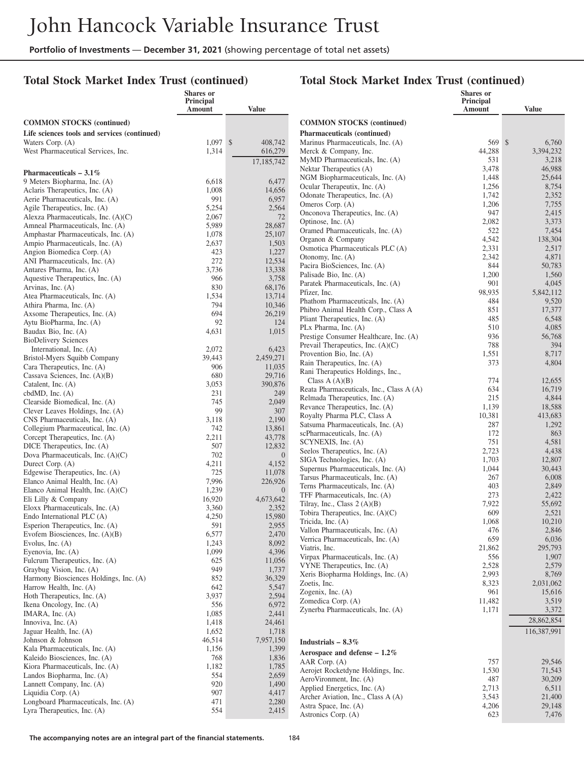# John Hancock Variable Insurance Trust

**Portfolio of Investments — December 31, 2021** (showing percentage of total net assets)

## Total Stock Market Index Trust (continued)

| | Shares or Principal Amount | Value |
|---|---|---|
| **COMMON STOCKS (continued)** | | |
| **Life sciences tools and services (continued)** | | |
| Waters Corp. (A) | 1,097 | $ 408,742 |
| West Pharmaceutical Services, Inc. | 1,314 | 616,279 |
| | | 17,185,742 |
| **Pharmaceuticals – 3.1%** | | |
| 9 Meters Biopharma, Inc. (A) | 6,618 | 6,477 |
| Aclaris Therapeutics, Inc. (A) | 1,008 | 14,656 |
| Aerie Pharmaceuticals, Inc. (A) | 991 | 6,957 |
| Agile Therapeutics, Inc. (A) | 5,254 | 2,564 |
| Alexza Pharmaceuticals, Inc. (A)(C) | 2,067 | 72 |
| Amneal Pharmaceuticals, Inc. (A) | 5,989 | 28,687 |
| Amphastar Pharmaceuticals, Inc. (A) | 1,078 | 25,107 |
| Ampio Pharmaceuticals, Inc. (A) | 2,637 | 1,503 |
| Angion Biomedica Corp. (A) | 423 | 1,227 |
| ANI Pharmaceuticals, Inc. (A) | 272 | 12,534 |
| Antares Pharma, Inc. (A) | 3,736 | 13,338 |
| Aquestive Therapeutics, Inc. (A) | 966 | 3,758 |
| Arvinas, Inc. (A) | 830 | 68,176 |
| Atea Pharmaceuticals, Inc. (A) | 1,534 | 13,714 |
| Athira Pharma, Inc. (A) | 794 | 10,346 |
| Axsome Therapeutics, Inc. (A) | 694 | 26,219 |
| Aytu BioPharma, Inc. (A) | 92 | 124 |
| Baudax Bio, Inc. (A) | 4,631 | 1,015 |
| BioDelivery Sciences International, Inc. (A) | 2,072 | 6,423 |
| Bristol-Myers Squibb Company | 39,443 | 2,459,271 |
| Cara Therapeutics, Inc. (A) | 906 | 11,035 |
| Cassava Sciences, Inc. (A)(B) | 680 | 29,716 |
| Catalent, Inc. (A) | 3,053 | 390,876 |
| cbdMD, Inc. (A) | 231 | 249 |
| Clearside Biomedical, Inc. (A) | 745 | 2,049 |
| Clever Leaves Holdings, Inc. (A) | 99 | 307 |
| CNS Pharmaceuticals, Inc. (A) | 3,118 | 2,190 |
| Collegium Pharmaceutical, Inc. (A) | 742 | 13,861 |
| Corcept Therapeutics, Inc. (A) | 2,211 | 43,778 |
| DICE Therapeutics, Inc. (A) | 507 | 12,832 |
| Dova Pharmaceuticals, Inc. (A)(C) | 702 | 0 |
| Durect Corp. (A) | 4,211 | 4,152 |
| Edgewise Therapeutics, Inc. (A) | 725 | 11,078 |
| Elanco Animal Health, Inc. (A) | 7,996 | 226,926 |
| Elanco Animal Health, Inc. (A)(C) | 1,239 | 0 |
| Eli Lilly & Company | 16,920 | 4,673,642 |
| Eloxx Pharmaceuticals, Inc. (A) | 3,360 | 2,352 |
| Endo International PLC (A) | 4,250 | 15,980 |
| Esperion Therapeutics, Inc. (A) | 591 | 2,955 |
| Evofem Biosciences, Inc. (A)(B) | 6,577 | 2,470 |
| Evolus, Inc. (A) | 1,243 | 8,092 |
| Eyenovia, Inc. (A) | 1,099 | 4,396 |
| Fulcrum Therapeutics, Inc. (A) | 625 | 11,056 |
| Graybug Vision, Inc. (A) | 949 | 1,737 |
| Harmony Biosciences Holdings, Inc. (A) | 852 | 36,329 |
| Harrow Health, Inc. (A) | 642 | 5,547 |
| Hoth Therapeutics, Inc. (A) | 3,937 | 2,594 |
| Ikena Oncology, Inc. (A) | 556 | 6,972 |
| IMARA, Inc. (A) | 1,085 | 2,441 |
| Innoviva, Inc. (A) | 1,418 | 24,461 |
| Jaguar Health, Inc. (A) | 1,652 | 1,718 |
| Johnson & Johnson | 46,514 | 7,957,150 |
| Kala Pharmaceuticals, Inc. (A) | 1,156 | 1,399 |
| Kaleido Biosciences, Inc. (A) | 768 | 1,836 |
| Kiora Pharmaceuticals, Inc. (A) | 1,182 | 1,785 |
| Landos Biopharma, Inc. (A) | 554 | 2,659 |
| Lannett Company, Inc. (A) | 920 | 1,490 |
| Liquidia Corp. (A) | 907 | 4,417 |
| Longboard Pharmaceuticals, Inc. (A) | 471 | 2,280 |
| Lyra Therapeutics, Inc. (A) | 554 | 2,415 |
| Marinus Pharmaceuticals, Inc. (A) | 569 | $ 6,760 |
| Merck & Company, Inc. | 44,288 | 3,394,232 |
| MyMD Pharmaceuticals, Inc. (A) | 531 | 3,218 |
| Nektar Therapeutics (A) | 3,478 | 46,988 |
| NGM Biopharmaceuticals, Inc. (A) | 1,448 | 25,644 |
| Ocular Therapeutix, Inc. (A) | 1,256 | 8,754 |
| Odonate Therapeutics, Inc. (A) | 1,742 | 2,352 |
| Omeros Corp. (A) | 1,206 | 7,755 |
| Onconova Therapeutics, Inc. (A) | 947 | 2,415 |
| Optinose, Inc. (A) | 2,082 | 3,373 |
| Oramed Pharmaceuticals, Inc. (A) | 522 | 7,454 |
| Organon & Company | 4,542 | 138,304 |
| Osmotica Pharmaceuticals PLC (A) | 2,331 | 2,517 |
| Otonomy, Inc. (A) | 2,342 | 4,871 |
| Pacira BioSciences, Inc. (A) | 844 | 50,783 |
| Palisade Bio, Inc. (A) | 1,200 | 1,560 |
| Paratek Pharmaceuticals, Inc. (A) | 901 | 4,045 |
| Pfizer, Inc. | 98,935 | 5,842,112 |
| Phathom Pharmaceuticals, Inc. (A) | 484 | 9,520 |
| Phibro Animal Health Corp., Class A | 851 | 17,377 |
| Pliant Therapeutics, Inc. (A) | 485 | 6,548 |
| PLx Pharma, Inc. (A) | 510 | 4,085 |
| Prestige Consumer Healthcare, Inc. (A) | 936 | 56,768 |
| Prevail Therapeutics, Inc. (A)(C) | 788 | 394 |
| Provention Bio, Inc. (A) | 1,551 | 8,717 |
| Rain Therapeutics, Inc. (A) | 373 | 4,804 |
| Rani Therapeutics Holdings, Inc., Class A (A)(B) | 774 | 12,655 |
| Reata Pharmaceuticals, Inc., Class A (A) | 634 | 16,719 |
| Relmada Therapeutics, Inc. (A) | 215 | 4,844 |
| Revance Therapeutics, Inc. (A) | 1,139 | 18,588 |
| Royalty Pharma PLC, Class A | 10,381 | 413,683 |
| Satsuma Pharmaceuticals, Inc. (A) | 287 | 1,292 |
| scPharmaceuticals, Inc. (A) | 172 | 863 |
| SCYNEXIS, Inc. (A) | 751 | 4,581 |
| Seelos Therapeutics, Inc. (A) | 2,723 | 4,438 |
| SIGA Technologies, Inc. (A) | 1,703 | 12,807 |
| Supernus Pharmaceuticals, Inc. (A) | 1,044 | 30,443 |
| Tarsus Pharmaceuticals, Inc. (A) | 267 | 6,008 |
| Terns Pharmaceuticals, Inc. (A) | 403 | 2,849 |
| TFF Pharmaceuticals, Inc. (A) | 273 | 2,422 |
| Tilray, Inc., Class 2 (A)(B) | 7,922 | 55,692 |
| Tobira Therapeutics, Inc. (A)(C) | 609 | 2,521 |
| Tricida, Inc. (A) | 1,068 | 10,210 |
| Vallon Pharmaceuticals, Inc. (A) | 476 | 2,846 |
| Verrica Pharmaceuticals, Inc. (A) | 659 | 6,036 |
| Viatris, Inc. | 21,862 | 295,793 |
| Virpax Pharmaceuticals, Inc. (A) | 556 | 1,907 |
| VYNE Therapeutics, Inc. (A) | 2,528 | 2,579 |
| Xeris Biopharma Holdings, Inc. (A) | 2,993 | 8,769 |
| Zoetis, Inc. | 8,323 | 2,031,062 |
| Zogenix, Inc. (A) | 961 | 15,616 |
| Zomedica Corp. (A) | 11,482 | 3,519 |
| Zynerba Pharmaceuticals, Inc. (A) | 1,171 | 3,372 |
| | | 28,862,854 |
| | | 116,387,991 |
| **Industrials – 8.3%** | | |
| **Aerospace and defense – 1.2%** | | |
| AAR Corp. (A) | 757 | 29,546 |
| Aerojet Rocketdyne Holdings, Inc. | 1,530 | 71,543 |
| AeroVironment, Inc. (A) | 487 | 30,209 |
| Applied Energetics, Inc. (A) | 2,713 | 6,511 |
| Archer Aviation, Inc., Class A (A) | 3,543 | 21,400 |
| Astra Space, Inc. (A) | 4,206 | 29,148 |
| Astronics Corp. (A) | 623 | 7,476 |

The accompanying notes are an integral part of the financial statements.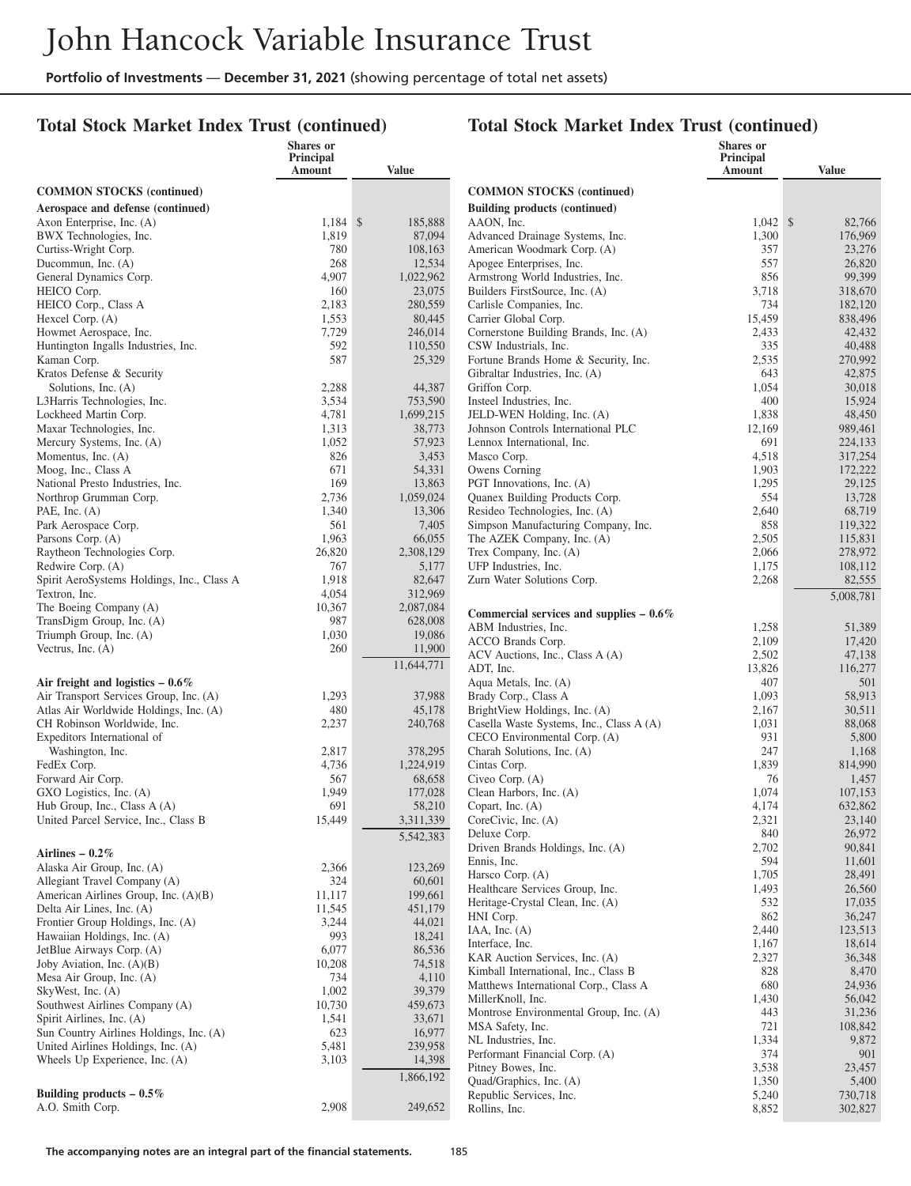# John Hancock Variable Insurance Trust

**Portfolio of Investments** — **December 31, 2021** (showing percentage of total net assets)

## Total Stock Market Index Trust (continued)

| | Shares or Principal Amount | Value |
|---|---|---|
| **COMMON STOCKS (continued)** | | |
| **Aerospace and defense (continued)** | | |
| Axon Enterprise, Inc. (A) | 1,184 | $ 185,888 |
| BWX Technologies, Inc. | 1,819 | 87,094 |
| Curtiss-Wright Corp. | 780 | 108,163 |
| Ducommun, Inc. (A) | 268 | 12,534 |
| General Dynamics Corp. | 4,907 | 1,022,962 |
| HEICO Corp. | 160 | 23,075 |
| HEICO Corp., Class A | 2,183 | 280,559 |
| Hexcel Corp. (A) | 1,553 | 80,445 |
| Howmet Aerospace, Inc. | 7,729 | 246,014 |
| Huntington Ingalls Industries, Inc. | 592 | 110,550 |
| Kaman Corp. | 587 | 25,329 |
| Kratos Defense & Security Solutions, Inc. (A) | 2,288 | 44,387 |
| L3Harris Technologies, Inc. | 3,534 | 753,590 |
| Lockheed Martin Corp. | 4,781 | 1,699,215 |
| Maxar Technologies, Inc. | 1,313 | 38,773 |
| Mercury Systems, Inc. (A) | 1,052 | 57,923 |
| Momentus, Inc. (A) | 826 | 3,453 |
| Moog, Inc., Class A | 671 | 54,331 |
| National Presto Industries, Inc. | 169 | 13,863 |
| Northrop Grumman Corp. | 2,736 | 1,059,024 |
| PAE, Inc. (A) | 1,340 | 13,306 |
| Park Aerospace Corp. | 561 | 7,405 |
| Parsons Corp. (A) | 1,963 | 66,055 |
| Raytheon Technologies Corp. | 26,820 | 2,308,129 |
| Redwire Corp. (A) | 767 | 5,177 |
| Spirit AeroSystems Holdings, Inc., Class A | 1,918 | 82,647 |
| Textron, Inc. | 4,054 | 312,969 |
| The Boeing Company (A) | 10,367 | 2,087,084 |
| TransDigm Group, Inc. (A) | 987 | 628,008 |
| Triumph Group, Inc. (A) | 1,030 | 19,086 |
| Vectrus, Inc. (A) | 260 | 11,900 |
| | | 11,644,771 |
| **Air freight and logistics – 0.6%** | | |
| Air Transport Services Group, Inc. (A) | 1,293 | 37,988 |
| Atlas Air Worldwide Holdings, Inc. (A) | 480 | 45,178 |
| CH Robinson Worldwide, Inc. | 2,237 | 240,768 |
| Expeditors International of Washington, Inc. | 2,817 | 378,295 |
| FedEx Corp. | 4,736 | 1,224,919 |
| Forward Air Corp. | 567 | 68,658 |
| GXO Logistics, Inc. (A) | 1,949 | 177,028 |
| Hub Group, Inc., Class A (A) | 691 | 58,210 |
| United Parcel Service, Inc., Class B | 15,449 | 3,311,339 |
| | | 5,542,383 |
| **Airlines – 0.2%** | | |
| Alaska Air Group, Inc. (A) | 2,366 | 123,269 |
| Allegiant Travel Company (A) | 324 | 60,601 |
| American Airlines Group, Inc. (A)(B) | 11,117 | 199,661 |
| Delta Air Lines, Inc. (A) | 11,545 | 451,179 |
| Frontier Group Holdings, Inc. (A) | 3,244 | 44,021 |
| Hawaiian Holdings, Inc. (A) | 993 | 18,241 |
| JetBlue Airways Corp. (A) | 6,077 | 86,536 |
| Joby Aviation, Inc. (A)(B) | 10,208 | 74,518 |
| Mesa Air Group, Inc. (A) | 734 | 4,110 |
| SkyWest, Inc. (A) | 1,002 | 39,379 |
| Southwest Airlines Company (A) | 10,730 | 459,673 |
| Spirit Airlines, Inc. (A) | 1,541 | 33,671 |
| Sun Country Airlines Holdings, Inc. (A) | 623 | 16,977 |
| United Airlines Holdings, Inc. (A) | 5,481 | 239,958 |
| Wheels Up Experience, Inc. (A) | 3,103 | 14,398 |
| | | 1,866,192 |
| **Building products – 0.5%** | | |
| A.O. Smith Corp. | 2,908 | 249,652 |
| AAON, Inc. | 1,042 | $ 82,766 |
| Advanced Drainage Systems, Inc. | 1,300 | 176,969 |
| American Woodmark Corp. (A) | 357 | 23,276 |
| Apogee Enterprises, Inc. | 557 | 26,820 |
| Armstrong World Industries, Inc. | 856 | 99,399 |
| Builders FirstSource, Inc. (A) | 3,718 | 318,670 |
| Carlisle Companies, Inc. | 734 | 182,120 |
| Carrier Global Corp. | 15,459 | 838,496 |
| Cornerstone Building Brands, Inc. (A) | 2,433 | 42,432 |
| CSW Industrials, Inc. | 335 | 40,488 |
| Fortune Brands Home & Security, Inc. | 2,535 | 270,992 |
| Gibraltar Industries, Inc. (A) | 643 | 42,875 |
| Griffon Corp. | 1,054 | 30,018 |
| Insteel Industries, Inc. | 400 | 15,924 |
| JELD-WEN Holding, Inc. (A) | 1,838 | 48,450 |
| Johnson Controls International PLC | 12,169 | 989,461 |
| Lennox International, Inc. | 691 | 224,133 |
| Masco Corp. | 4,518 | 317,254 |
| Owens Corning | 1,903 | 172,222 |
| PGT Innovations, Inc. (A) | 1,295 | 29,125 |
| Quanex Building Products Corp. | 554 | 13,728 |
| Resideo Technologies, Inc. (A) | 2,640 | 68,719 |
| Simpson Manufacturing Company, Inc. | 858 | 119,322 |
| The AZEK Company, Inc. (A) | 2,505 | 115,831 |
| Trex Company, Inc. (A) | 2,066 | 278,972 |
| UFP Industries, Inc. | 1,175 | 108,112 |
| Zurn Water Solutions Corp. | 2,268 | 82,555 |
| | | 5,008,781 |
| **Commercial services and supplies – 0.6%** | | |
| ABM Industries, Inc. | 1,258 | 51,389 |
| ACCO Brands Corp. | 2,109 | 17,420 |
| ACV Auctions, Inc., Class A (A) | 2,502 | 47,138 |
| ADT, Inc. | 13,826 | 116,277 |
| Aqua Metals, Inc. (A) | 407 | 501 |
| Brady Corp., Class A | 1,093 | 58,913 |
| BrightView Holdings, Inc. (A) | 2,167 | 30,511 |
| Casella Waste Systems, Inc., Class A (A) | 1,031 | 88,068 |
| CECO Environmental Corp. (A) | 931 | 5,800 |
| Charah Solutions, Inc. (A) | 247 | 1,168 |
| Cintas Corp. | 1,839 | 814,990 |
| Civeo Corp. (A) | 76 | 1,457 |
| Clean Harbors, Inc. (A) | 1,074 | 107,153 |
| Copart, Inc. (A) | 4,174 | 632,862 |
| CoreCivic, Inc. (A) | 2,321 | 23,140 |
| Deluxe Corp. | 840 | 26,972 |
| Driven Brands Holdings, Inc. (A) | 2,702 | 90,841 |
| Ennis, Inc. | 594 | 11,601 |
| Harsco Corp. (A) | 1,705 | 28,491 |
| Healthcare Services Group, Inc. | 1,493 | 26,560 |
| Heritage-Crystal Clean, Inc. (A) | 532 | 17,035 |
| HNI Corp. | 862 | 36,247 |
| IAA, Inc. (A) | 2,440 | 123,513 |
| Interface, Inc. | 1,167 | 18,614 |
| KAR Auction Services, Inc. (A) | 2,327 | 36,348 |
| Kimball International, Inc., Class B | 828 | 8,470 |
| Matthews International Corp., Class A | 680 | 24,936 |
| MillerKnoll, Inc. | 1,430 | 56,042 |
| Montrose Environmental Group, Inc. (A) | 443 | 31,236 |
| MSA Safety, Inc. | 721 | 108,842 |
| NL Industries, Inc. | 1,334 | 9,872 |
| Performant Financial Corp. (A) | 374 | 901 |
| Pitney Bowes, Inc. | 3,538 | 23,457 |
| Quad/Graphics, Inc. (A) | 1,350 | 5,400 |
| Republic Services, Inc. | 5,240 | 730,718 |
| Rollins, Inc. | 8,852 | 302,827 |

**The accompanying notes are an integral part of the financial statements.**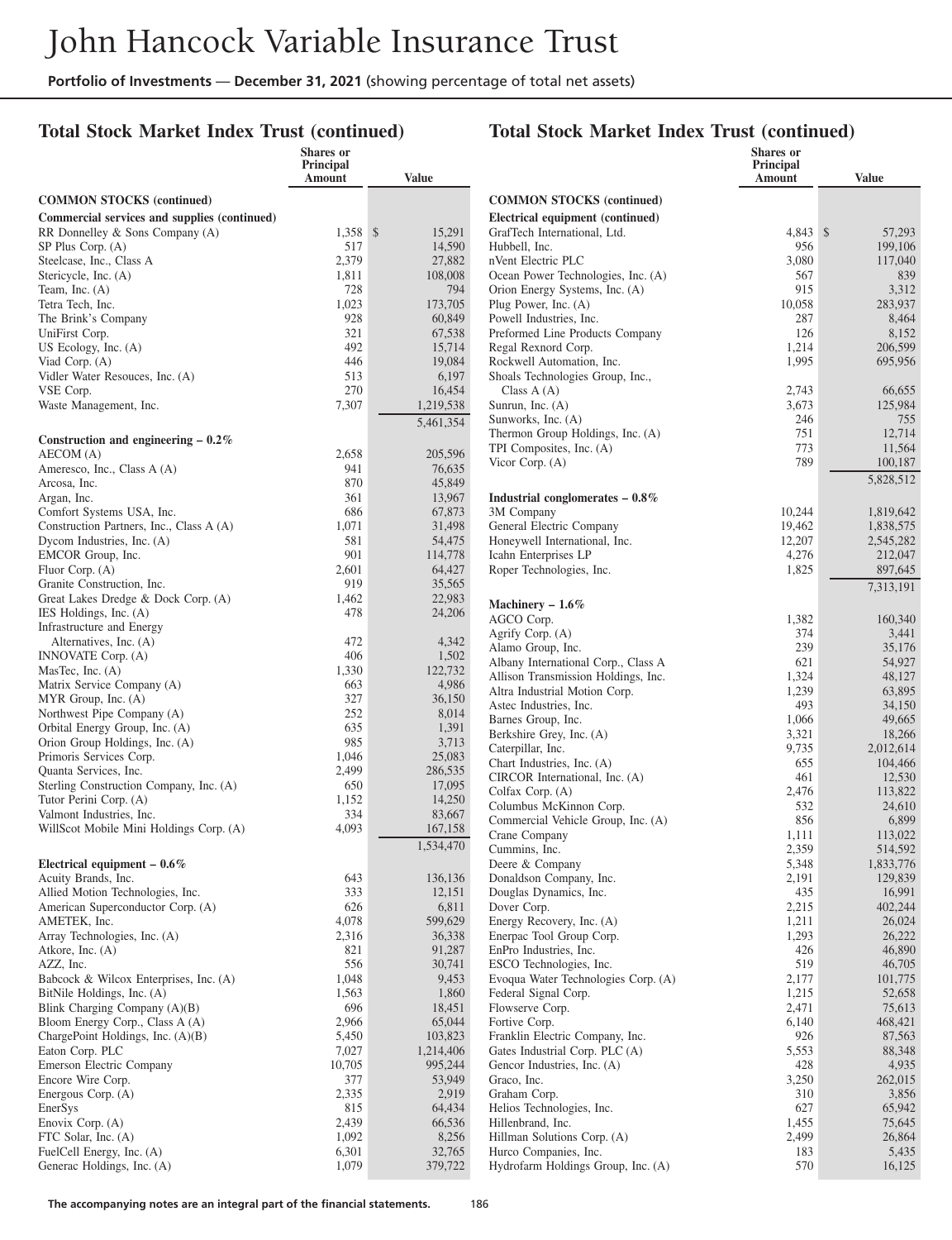# John Hancock Variable Insurance Trust

**Portfolio of Investments — December 31, 2021** (showing percentage of total net assets)

## Total Stock Market Index Trust (continued)

| | Shares or Principal Amount | Value |
|---|---|---|
| **COMMON STOCKS (continued)** | | |
| **Commercial services and supplies (continued)** | | |
| RR Donnelley & Sons Company (A) | 1,358 | $ 15,291 |
| SP Plus Corp. (A) | 517 | 14,590 |
| Steelcase, Inc., Class A | 2,379 | 27,882 |
| Stericycle, Inc. (A) | 1,811 | 108,008 |
| Team, Inc. (A) | 728 | 794 |
| Tetra Tech, Inc. | 1,023 | 173,705 |
| The Brink's Company | 928 | 60,849 |
| UniFirst Corp. | 321 | 67,538 |
| US Ecology, Inc. (A) | 492 | 15,714 |
| Viad Corp. (A) | 446 | 19,084 |
| Vidler Water Resouces, Inc. (A) | 513 | 6,197 |
| VSE Corp. | 270 | 16,454 |
| Waste Management, Inc. | 7,307 | 1,219,538 |
| | | 5,461,354 |
| **Construction and engineering – 0.2%** | | |
| AECOM (A) | 2,658 | 205,596 |
| Ameresco, Inc., Class A (A) | 941 | 76,635 |
| Arcosa, Inc. | 870 | 45,849 |
| Argan, Inc. | 361 | 13,967 |
| Comfort Systems USA, Inc. | 686 | 67,873 |
| Construction Partners, Inc., Class A (A) | 1,071 | 31,498 |
| Dycom Industries, Inc. (A) | 581 | 54,475 |
| EMCOR Group, Inc. | 901 | 114,778 |
| Fluor Corp. (A) | 2,601 | 64,427 |
| Granite Construction, Inc. | 919 | 35,565 |
| Great Lakes Dredge & Dock Corp. (A) | 1,462 | 22,983 |
| IES Holdings, Inc. (A) | 478 | 24,206 |
| Infrastructure and Energy Alternatives, Inc. (A) | 472 | 4,342 |
| INNOVATE Corp. (A) | 406 | 1,502 |
| MasTec, Inc. (A) | 1,330 | 122,732 |
| Matrix Service Company (A) | 663 | 4,986 |
| MYR Group, Inc. (A) | 327 | 36,150 |
| Northwest Pipe Company (A) | 252 | 8,014 |
| Orbital Energy Group, Inc. (A) | 635 | 1,391 |
| Orion Group Holdings, Inc. (A) | 985 | 3,713 |
| Primoris Services Corp. | 1,046 | 25,083 |
| Quanta Services, Inc. | 2,499 | 286,535 |
| Sterling Construction Company, Inc. (A) | 650 | 17,095 |
| Tutor Perini Corp. (A) | 1,152 | 14,250 |
| Valmont Industries, Inc. | 334 | 83,667 |
| WillScot Mobile Mini Holdings Corp. (A) | 4,093 | 167,158 |
| | | 1,534,470 |
| **Electrical equipment – 0.6%** | | |
| Acuity Brands, Inc. | 643 | 136,136 |
| Allied Motion Technologies, Inc. | 333 | 12,151 |
| American Superconductor Corp. (A) | 626 | 6,811 |
| AMETEK, Inc. | 4,078 | 599,629 |
| Array Technologies, Inc. (A) | 2,316 | 36,338 |
| Atkore, Inc. (A) | 821 | 91,287 |
| AZZ, Inc. | 556 | 30,741 |
| Babcock & Wilcox Enterprises, Inc. (A) | 1,048 | 9,453 |
| BitNile Holdings, Inc. (A) | 1,563 | 1,860 |
| Blink Charging Company (A)(B) | 696 | 18,451 |
| Bloom Energy Corp., Class A (A) | 2,966 | 65,044 |
| ChargePoint Holdings, Inc. (A)(B) | 5,450 | 103,823 |
| Eaton Corp. PLC | 7,027 | 1,214,406 |
| Emerson Electric Company | 10,705 | 995,244 |
| Encore Wire Corp. | 377 | 53,949 |
| Energous Corp. (A) | 2,335 | 2,919 |
| EnerSys | 815 | 64,434 |
| Enovix Corp. (A) | 2,439 | 66,536 |
| FTC Solar, Inc. (A) | 1,092 | 8,256 |
| FuelCell Energy, Inc. (A) | 6,301 | 32,765 |
| Generac Holdings, Inc. (A) | 1,079 | 379,722 |
| GrafTech International, Ltd. | 4,843 | $ 57,293 |
| Hubbell, Inc. | 956 | 199,106 |
| nVent Electric PLC | 3,080 | 117,040 |
| Ocean Power Technologies, Inc. (A) | 567 | 839 |
| Orion Energy Systems, Inc. (A) | 915 | 3,312 |
| Plug Power, Inc. (A) | 10,058 | 283,937 |
| Powell Industries, Inc. | 287 | 8,464 |
| Preformed Line Products Company | 126 | 8,152 |
| Regal Rexnord Corp. | 1,214 | 206,599 |
| Rockwell Automation, Inc. | 1,995 | 695,956 |
| Shoals Technologies Group, Inc., Class A (A) | 2,743 | 66,655 |
| Sunrun, Inc. (A) | 3,673 | 125,984 |
| Sunworks, Inc. (A) | 246 | 755 |
| Thermon Group Holdings, Inc. (A) | 751 | 12,714 |
| TPI Composites, Inc. (A) | 773 | 11,564 |
| Vicor Corp. (A) | 789 | 100,187 |
| | | 5,828,512 |
| **Industrial conglomerates – 0.8%** | | |
| 3M Company | 10,244 | 1,819,642 |
| General Electric Company | 19,462 | 1,838,575 |
| Honeywell International, Inc. | 12,207 | 2,545,282 |
| Icahn Enterprises LP | 4,276 | 212,047 |
| Roper Technologies, Inc. | 1,825 | 897,645 |
| | | 7,313,191 |
| **Machinery – 1.6%** | | |
| AGCO Corp. | 1,382 | 160,340 |
| Agrify Corp. (A) | 374 | 3,441 |
| Alamo Group, Inc. | 239 | 35,176 |
| Albany International Corp., Class A | 621 | 54,927 |
| Allison Transmission Holdings, Inc. | 1,324 | 48,127 |
| Altra Industrial Motion Corp. | 1,239 | 63,895 |
| Astec Industries, Inc. | 493 | 34,150 |
| Barnes Group, Inc. | 1,066 | 49,665 |
| Berkshire Grey, Inc. (A) | 3,321 | 18,266 |
| Caterpillar, Inc. | 9,735 | 2,012,614 |
| Chart Industries, Inc. (A) | 655 | 104,466 |
| CIRCOR International, Inc. (A) | 461 | 12,530 |
| Colfax Corp. (A) | 2,476 | 113,822 |
| Columbus McKinnon Corp. | 532 | 24,610 |
| Commercial Vehicle Group, Inc. (A) | 856 | 6,899 |
| Crane Company | 1,111 | 113,022 |
| Cummins, Inc. | 2,359 | 514,592 |
| Deere & Company | 5,348 | 1,833,776 |
| Donaldson Company, Inc. | 2,191 | 129,839 |
| Douglas Dynamics, Inc. | 435 | 16,991 |
| Dover Corp. | 2,215 | 402,244 |
| Energy Recovery, Inc. (A) | 1,211 | 26,024 |
| Enerpac Tool Group Corp. | 1,293 | 26,222 |
| EnPro Industries, Inc. | 426 | 46,890 |
| ESCO Technologies, Inc. | 519 | 46,705 |
| Evoqua Water Technologies Corp. (A) | 2,177 | 101,775 |
| Federal Signal Corp. | 1,215 | 52,658 |
| Flowserve Corp. | 2,471 | 75,613 |
| Fortive Corp. | 6,140 | 468,421 |
| Franklin Electric Company, Inc. | 926 | 87,563 |
| Gates Industrial Corp. PLC (A) | 5,553 | 88,348 |
| Gencor Industries, Inc. (A) | 428 | 4,935 |
| Graco, Inc. | 3,250 | 262,015 |
| Graham Corp. | 310 | 3,856 |
| Helios Technologies, Inc. | 627 | 65,942 |
| Hillenbrand, Inc. | 1,455 | 75,645 |
| Hillman Solutions Corp. (A) | 2,499 | 26,864 |
| Hurco Companies, Inc. | 183 | 5,435 |
| Hydrofarm Holdings Group, Inc. (A) | 570 | 16,125 |

The accompanying notes are an integral part of the financial statements.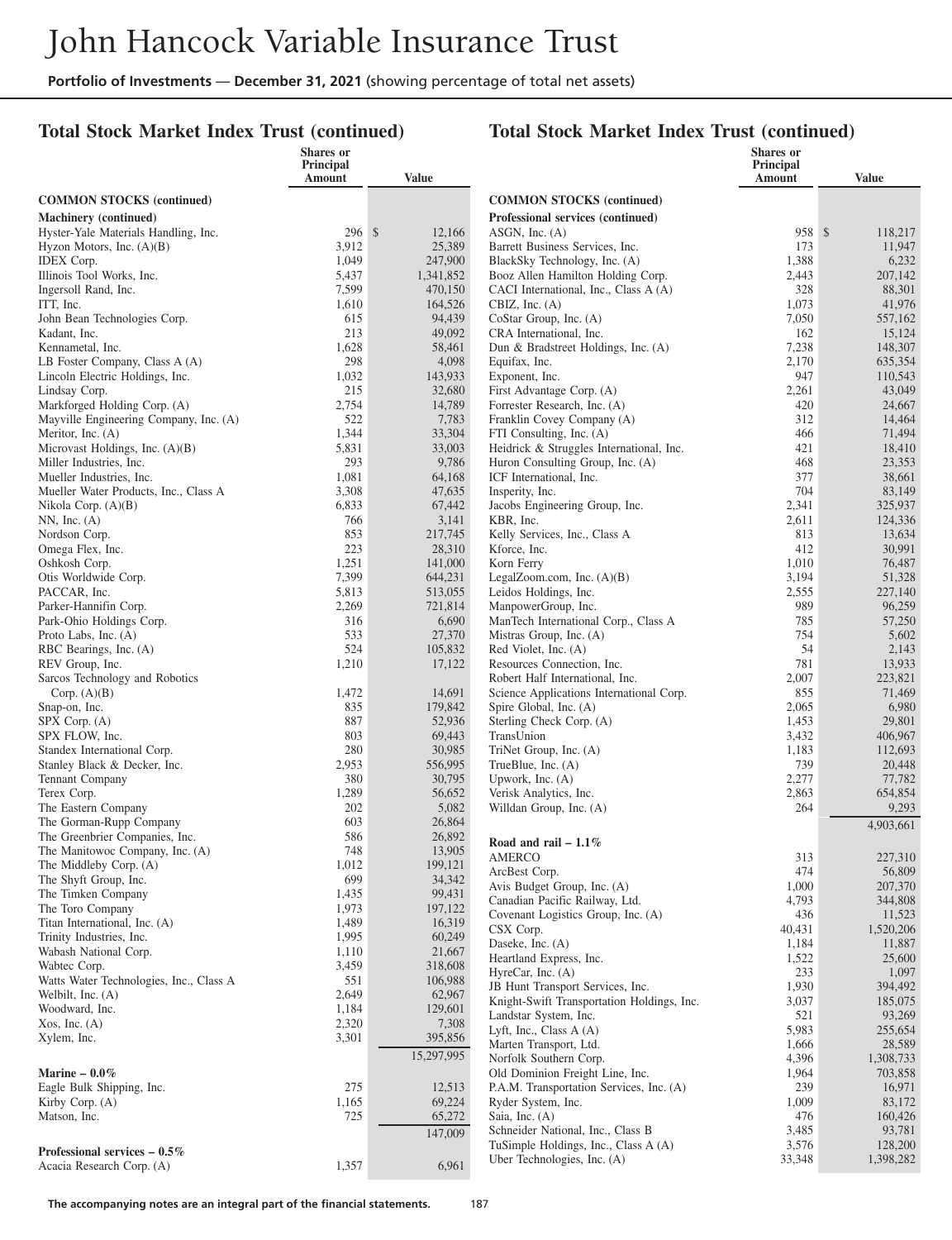# John Hancock Variable Insurance Trust

**Portfolio of Investments — December 31, 2021** (showing percentage of total net assets)

## Total Stock Market Index Trust (continued)

| | Shares or Principal Amount | Value |
|---|---|---|
| **COMMON STOCKS (continued)** | | |
| **Machinery (continued)** | | |
| Hyster-Yale Materials Handling, Inc. | 296 | $ 12,166 |
| Hyzon Motors, Inc. (A)(B) | 3,912 | 25,389 |
| IDEX Corp. | 1,049 | 247,900 |
| Illinois Tool Works, Inc. | 5,437 | 1,341,852 |
| Ingersoll Rand, Inc. | 7,599 | 470,150 |
| ITT, Inc. | 1,610 | 164,526 |
| John Bean Technologies Corp. | 615 | 94,439 |
| Kadant, Inc. | 213 | 49,092 |
| Kennametal, Inc. | 1,628 | 58,461 |
| LB Foster Company, Class A (A) | 298 | 4,098 |
| Lincoln Electric Holdings, Inc. | 1,032 | 143,933 |
| Lindsay Corp. | 215 | 32,680 |
| Markforged Holding Corp. (A) | 2,754 | 14,789 |
| Mayville Engineering Company, Inc. (A) | 522 | 7,783 |
| Meritor, Inc. (A) | 1,344 | 33,304 |
| Microvast Holdings, Inc. (A)(B) | 5,831 | 33,003 |
| Miller Industries, Inc. | 293 | 9,786 |
| Mueller Industries, Inc. | 1,081 | 64,168 |
| Mueller Water Products, Inc., Class A | 3,308 | 47,635 |
| Nikola Corp. (A)(B) | 6,833 | 67,442 |
| NN, Inc. (A) | 766 | 3,141 |
| Nordson Corp. | 853 | 217,745 |
| Omega Flex, Inc. | 223 | 28,310 |
| Oshkosh Corp. | 1,251 | 141,000 |
| Otis Worldwide Corp. | 7,399 | 644,231 |
| PACCAR, Inc. | 5,813 | 513,055 |
| Parker-Hannifin Corp. | 2,269 | 721,814 |
| Park-Ohio Holdings Corp. | 316 | 6,690 |
| Proto Labs, Inc. (A) | 533 | 27,370 |
| RBC Bearings, Inc. (A) | 524 | 105,832 |
| REV Group, Inc. | 1,210 | 17,122 |
| Sarcos Technology and Robotics Corp. (A)(B) | 1,472 | 14,691 |
| Snap-on, Inc. | 835 | 179,842 |
| SPX Corp. (A) | 887 | 52,936 |
| SPX FLOW, Inc. | 803 | 69,443 |
| Standex International Corp. | 280 | 30,985 |
| Stanley Black & Decker, Inc. | 2,953 | 556,995 |
| Tennant Company | 380 | 30,795 |
| Terex Corp. | 1,289 | 56,652 |
| The Eastern Company | 202 | 5,082 |
| The Gorman-Rupp Company | 603 | 26,864 |
| The Greenbrier Companies, Inc. | 586 | 26,892 |
| The Manitowoc Company, Inc. (A) | 748 | 13,905 |
| The Middleby Corp. (A) | 1,012 | 199,121 |
| The Shyft Group, Inc. | 699 | 34,342 |
| The Timken Company | 1,435 | 99,431 |
| The Toro Company | 1,973 | 197,122 |
| Titan International, Inc. (A) | 1,489 | 16,319 |
| Trinity Industries, Inc. | 1,995 | 60,249 |
| Wabash National Corp. | 1,110 | 21,667 |
| Wabtec Corp. | 3,459 | 318,608 |
| Watts Water Technologies, Inc., Class A | 551 | 106,988 |
| Welbilt, Inc. (A) | 2,649 | 62,967 |
| Woodward, Inc. | 1,184 | 129,601 |
| Xos, Inc. (A) | 2,320 | 7,308 |
| Xylem, Inc. | 3,301 | 395,856 |
| | | 15,297,995 |
| **Marine – 0.0%** | | |
| Eagle Bulk Shipping, Inc. | 275 | 12,513 |
| Kirby Corp. (A) | 1,165 | 69,224 |
| Matson, Inc. | 725 | 65,272 |
| | | 147,009 |
| **Professional services – 0.5%** | | |
| Acacia Research Corp. (A) | 1,357 | 6,961 |
| ASGN, Inc. (A) | 958 | $ 118,217 |
| Barrett Business Services, Inc. | 173 | 11,947 |
| BlackSky Technology, Inc. (A) | 1,388 | 6,232 |
| Booz Allen Hamilton Holding Corp. | 2,443 | 207,142 |
| CACI International, Inc., Class A (A) | 328 | 88,301 |
| CBIZ, Inc. (A) | 1,073 | 41,976 |
| CoStar Group, Inc. (A) | 7,050 | 557,162 |
| CRA International, Inc. | 162 | 15,124 |
| Dun & Bradstreet Holdings, Inc. (A) | 7,238 | 148,307 |
| Equifax, Inc. | 2,170 | 635,354 |
| Exponent, Inc. | 947 | 110,543 |
| First Advantage Corp. (A) | 2,261 | 43,049 |
| Forrester Research, Inc. (A) | 420 | 24,667 |
| Franklin Covey Company (A) | 312 | 14,464 |
| FTI Consulting, Inc. (A) | 466 | 71,494 |
| Heidrick & Struggles International, Inc. | 421 | 18,410 |
| Huron Consulting Group, Inc. (A) | 468 | 23,353 |
| ICF International, Inc. | 377 | 38,661 |
| Insperity, Inc. | 704 | 83,149 |
| Jacobs Engineering Group, Inc. | 2,341 | 325,937 |
| KBR, Inc. | 2,611 | 124,336 |
| Kelly Services, Inc., Class A | 813 | 13,634 |
| Kforce, Inc. | 412 | 30,991 |
| Korn Ferry | 1,010 | 76,487 |
| LegalZoom.com, Inc. (A)(B) | 3,194 | 51,328 |
| Leidos Holdings, Inc. | 2,555 | 227,140 |
| ManpowerGroup, Inc. | 989 | 96,259 |
| ManTech International Corp., Class A | 785 | 57,250 |
| Mistras Group, Inc. (A) | 754 | 5,602 |
| Red Violet, Inc. (A) | 54 | 2,143 |
| Resources Connection, Inc. | 781 | 13,933 |
| Robert Half International, Inc. | 2,007 | 223,821 |
| Science Applications International Corp. | 855 | 71,469 |
| Spire Global, Inc. (A) | 2,065 | 6,980 |
| Sterling Check Corp. (A) | 1,453 | 29,801 |
| TransUnion | 3,432 | 406,967 |
| TriNet Group, Inc. (A) | 1,183 | 112,693 |
| TrueBlue, Inc. (A) | 739 | 20,448 |
| Upwork, Inc. (A) | 2,277 | 77,782 |
| Verisk Analytics, Inc. | 2,863 | 654,854 |
| Willdan Group, Inc. (A) | 264 | 9,293 |
| | | 4,903,661 |
| **Road and rail – 1.1%** | | |
| AMERCO | 313 | 227,310 |
| ArcBest Corp. | 474 | 56,809 |
| Avis Budget Group, Inc. (A) | 1,000 | 207,370 |
| Canadian Pacific Railway, Ltd. | 4,793 | 344,808 |
| Covenant Logistics Group, Inc. (A) | 436 | 11,523 |
| CSX Corp. | 40,431 | 1,520,206 |
| Daseke, Inc. (A) | 1,184 | 11,887 |
| Heartland Express, Inc. | 1,522 | 25,600 |
| HyreCar, Inc. (A) | 233 | 1,097 |
| JB Hunt Transport Services, Inc. | 1,930 | 394,492 |
| Knight-Swift Transportation Holdings, Inc. | 3,037 | 185,075 |
| Landstar System, Inc. | 521 | 93,269 |
| Lyft, Inc., Class A (A) | 5,983 | 255,654 |
| Marten Transport, Ltd. | 1,666 | 28,589 |
| Norfolk Southern Corp. | 4,396 | 1,308,733 |
| Old Dominion Freight Line, Inc. | 1,964 | 703,858 |
| P.A.M. Transportation Services, Inc. (A) | 239 | 16,971 |
| Ryder System, Inc. | 1,009 | 83,172 |
| Saia, Inc. (A) | 476 | 160,426 |
| Schneider National, Inc., Class B | 3,485 | 93,781 |
| TuSimple Holdings, Inc., Class A (A) | 3,576 | 128,200 |
| Uber Technologies, Inc. (A) | 33,348 | 1,398,282 |

**The accompanying notes are an integral part of the financial statements.**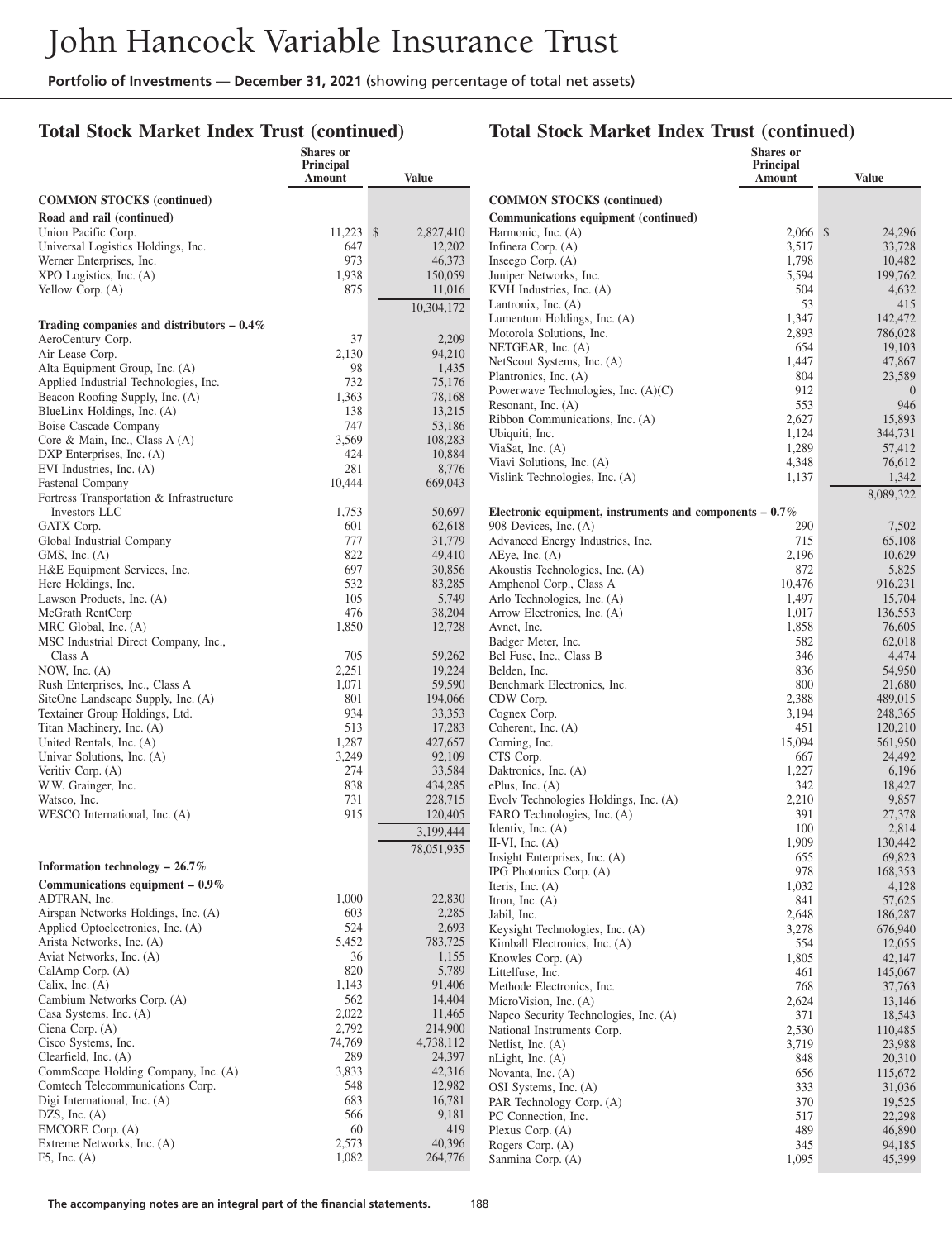# John Hancock Variable Insurance Trust

**Portfolio of Investments — December 31, 2021** (showing percentage of total net assets)

## Total Stock Market Index Trust (continued)

| | Shares or Principal Amount | Value |
|---|---|---|
| **COMMON STOCKS (continued)** | | |
| **Road and rail (continued)** | | |
| Union Pacific Corp. | 11,223 | $ 2,827,410 |
| Universal Logistics Holdings, Inc. | 647 | 12,202 |
| Werner Enterprises, Inc. | 973 | 46,373 |
| XPO Logistics, Inc. (A) | 1,938 | 150,059 |
| Yellow Corp. (A) | 875 | 11,016 |
| | | 10,304,172 |
| **Trading companies and distributors – 0.4%** | | |
| AeroCentury Corp. | 37 | 2,209 |
| Air Lease Corp. | 2,130 | 94,210 |
| Alta Equipment Group, Inc. (A) | 98 | 1,435 |
| Applied Industrial Technologies, Inc. | 732 | 75,176 |
| Beacon Roofing Supply, Inc. (A) | 1,363 | 78,168 |
| BlueLinx Holdings, Inc. (A) | 138 | 13,215 |
| Boise Cascade Company | 747 | 53,186 |
| Core & Main, Inc., Class A (A) | 3,569 | 108,283 |
| DXP Enterprises, Inc. (A) | 424 | 10,884 |
| EVI Industries, Inc. (A) | 281 | 8,776 |
| Fastenal Company | 10,444 | 669,043 |
| Fortress Transportation & Infrastructure Investors LLC | 1,753 | 50,697 |
| GATX Corp. | 601 | 62,618 |
| Global Industrial Company | 777 | 31,779 |
| GMS, Inc. (A) | 822 | 49,410 |
| H&E Equipment Services, Inc. | 697 | 30,856 |
| Herc Holdings, Inc. | 532 | 83,285 |
| Lawson Products, Inc. (A) | 105 | 5,749 |
| McGrath RentCorp | 476 | 38,204 |
| MRC Global, Inc. (A) | 1,850 | 12,728 |
| MSC Industrial Direct Company, Inc., Class A | 705 | 59,262 |
| NOW, Inc. (A) | 2,251 | 19,224 |
| Rush Enterprises, Inc., Class A | 1,071 | 59,590 |
| SiteOne Landscape Supply, Inc. (A) | 801 | 194,066 |
| Textainer Group Holdings, Ltd. | 934 | 33,353 |
| Titan Machinery, Inc. (A) | 513 | 17,283 |
| United Rentals, Inc. (A) | 1,287 | 427,657 |
| Univar Solutions, Inc. (A) | 3,249 | 92,109 |
| Veritiv Corp. (A) | 274 | 33,584 |
| W.W. Grainger, Inc. | 838 | 434,285 |
| Watsco, Inc. | 731 | 228,715 |
| WESCO International, Inc. (A) | 915 | 120,405 |
| | | 3,199,444 |
| | | 78,051,935 |
| **Information technology – 26.7%** | | |
| **Communications equipment – 0.9%** | | |
| ADTRAN, Inc. | 1,000 | 22,830 |
| Airspan Networks Holdings, Inc. (A) | 603 | 2,285 |
| Applied Optoelectronics, Inc. (A) | 524 | 2,693 |
| Arista Networks, Inc. (A) | 5,452 | 783,725 |
| Aviat Networks, Inc. (A) | 36 | 1,155 |
| CalAmp Corp. (A) | 820 | 5,789 |
| Calix, Inc. (A) | 1,143 | 91,406 |
| Cambium Networks Corp. (A) | 562 | 14,404 |
| Casa Systems, Inc. (A) | 2,022 | 11,465 |
| Ciena Corp. (A) | 2,792 | 214,900 |
| Cisco Systems, Inc. | 74,769 | 4,738,112 |
| Clearfield, Inc. (A) | 289 | 24,397 |
| CommScope Holding Company, Inc. (A) | 3,833 | 42,316 |
| Comtech Telecommunications Corp. | 548 | 12,982 |
| Digi International, Inc. (A) | 683 | 16,781 |
| DZS, Inc. (A) | 566 | 9,181 |
| EMCORE Corp. (A) | 60 | 419 |
| Extreme Networks, Inc. (A) | 2,573 | 40,396 |
| F5, Inc. (A) | 1,082 | 264,776 |
| **Communications equipment (continued)** | | |
| Harmonic, Inc. (A) | 2,066 | $ 24,296 |
| Infinera Corp. (A) | 3,517 | 33,728 |
| Inseego Corp. (A) | 1,798 | 10,482 |
| Juniper Networks, Inc. | 5,594 | 199,762 |
| KVH Industries, Inc. (A) | 504 | 4,632 |
| Lantronix, Inc. (A) | 53 | 415 |
| Lumentum Holdings, Inc. (A) | 1,347 | 142,472 |
| Motorola Solutions, Inc. | 2,893 | 786,028 |
| NETGEAR, Inc. (A) | 654 | 19,103 |
| NetScout Systems, Inc. (A) | 1,447 | 47,867 |
| Plantronics, Inc. (A) | 804 | 23,589 |
| Powerwave Technologies, Inc. (A)(C) | 912 | 0 |
| Resonant, Inc. (A) | 553 | 946 |
| Ribbon Communications, Inc. (A) | 2,627 | 15,893 |
| Ubiquiti, Inc. | 1,124 | 344,731 |
| ViaSat, Inc. (A) | 1,289 | 57,412 |
| Viavi Solutions, Inc. (A) | 4,348 | 76,612 |
| Vislink Technologies, Inc. (A) | 1,137 | 1,342 |
| | | 8,089,322 |
| **Electronic equipment, instruments and components – 0.7%** | | |
| 908 Devices, Inc. (A) | 290 | 7,502 |
| Advanced Energy Industries, Inc. | 715 | 65,108 |
| AEye, Inc. (A) | 2,196 | 10,629 |
| Akoustis Technologies, Inc. (A) | 872 | 5,825 |
| Amphenol Corp., Class A | 10,476 | 916,231 |
| Arlo Technologies, Inc. (A) | 1,497 | 15,704 |
| Arrow Electronics, Inc. (A) | 1,017 | 136,553 |
| Avnet, Inc. | 1,858 | 76,605 |
| Badger Meter, Inc. | 582 | 62,018 |
| Bel Fuse, Inc., Class B | 346 | 4,474 |
| Belden, Inc. | 836 | 54,950 |
| Benchmark Electronics, Inc. | 800 | 21,680 |
| CDW Corp. | 2,388 | 489,015 |
| Cognex Corp. | 3,194 | 248,365 |
| Coherent, Inc. (A) | 451 | 120,210 |
| Corning, Inc. | 15,094 | 561,950 |
| CTS Corp. | 667 | 24,492 |
| Daktronics, Inc. (A) | 1,227 | 6,196 |
| ePlus, Inc. (A) | 342 | 18,427 |
| Evolv Technologies Holdings, Inc. (A) | 2,210 | 9,857 |
| FARO Technologies, Inc. (A) | 391 | 27,378 |
| Identiv, Inc. (A) | 100 | 2,814 |
| II-VI, Inc. (A) | 1,909 | 130,442 |
| Insight Enterprises, Inc. (A) | 655 | 69,823 |
| IPG Photonics Corp. (A) | 978 | 168,353 |
| Iteris, Inc. (A) | 1,032 | 4,128 |
| Itron, Inc. (A) | 841 | 57,625 |
| Jabil, Inc. | 2,648 | 186,287 |
| Keysight Technologies, Inc. (A) | 3,278 | 676,940 |
| Kimball Electronics, Inc. (A) | 554 | 12,055 |
| Knowles Corp. (A) | 1,805 | 42,147 |
| Littelfuse, Inc. | 461 | 145,067 |
| Methode Electronics, Inc. | 768 | 37,763 |
| MicroVision, Inc. (A) | 2,624 | 13,146 |
| Napco Security Technologies, Inc. (A) | 371 | 18,543 |
| National Instruments Corp. | 2,530 | 110,485 |
| Netlist, Inc. (A) | 3,719 | 23,988 |
| nLight, Inc. (A) | 848 | 20,310 |
| Novanta, Inc. (A) | 656 | 115,672 |
| OSI Systems, Inc. (A) | 333 | 31,036 |
| PAR Technology Corp. (A) | 370 | 19,525 |
| PC Connection, Inc. | 517 | 22,298 |
| Plexus Corp. (A) | 489 | 46,890 |
| Rogers Corp. (A) | 345 | 94,185 |
| Sanmina Corp. (A) | 1,095 | 45,399 |

**The accompanying notes are an integral part of the financial statements.**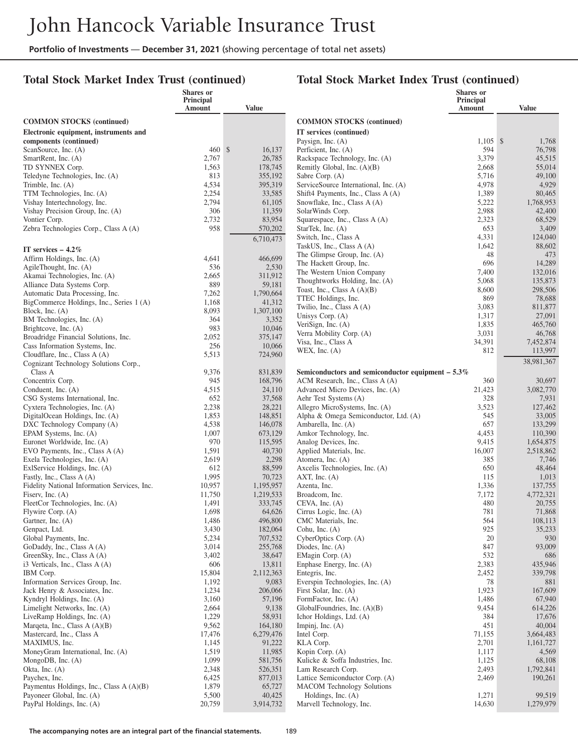# John Hancock Variable Insurance Trust

**Portfolio of Investments — December 31, 2021** (showing percentage of total net assets)

## Total Stock Market Index Trust (continued)

| | Shares or Principal Amount | Value |
|---|---|---|
| **COMMON STOCKS (continued)** | | |
| **Electronic equipment, instruments and components (continued)** | | |
| ScanSource, Inc. (A) | 460 | $ 16,137 |
| SmartRent, Inc. (A) | 2,767 | 26,785 |
| TD SYNNEX Corp. | 1,563 | 178,745 |
| Teledyne Technologies, Inc. (A) | 813 | 355,192 |
| Trimble, Inc. (A) | 4,534 | 395,319 |
| TTM Technologies, Inc. (A) | 2,254 | 33,585 |
| Vishay Intertechnology, Inc. | 2,794 | 61,105 |
| Vishay Precision Group, Inc. (A) | 306 | 11,359 |
| Vontier Corp. | 2,732 | 83,954 |
| Zebra Technologies Corp., Class A (A) | 958 | 570,202 |
| | | 6,710,473 |
| **IT services – 4.2%** | | |
| Affirm Holdings, Inc. (A) | 4,641 | 466,699 |
| AgileThought, Inc. (A) | 536 | 2,530 |
| Akamai Technologies, Inc. (A) | 2,665 | 311,912 |
| Alliance Data Systems Corp. | 889 | 59,181 |
| Automatic Data Processing, Inc. | 7,262 | 1,790,664 |
| BigCommerce Holdings, Inc., Series 1 (A) | 1,168 | 41,312 |
| Block, Inc. (A) | 8,093 | 1,307,100 |
| BM Technologies, Inc. (A) | 364 | 3,352 |
| Brightcove, Inc. (A) | 983 | 10,046 |
| Broadridge Financial Solutions, Inc. | 2,052 | 375,147 |
| Cass Information Systems, Inc. | 256 | 10,066 |
| Cloudflare, Inc., Class A (A) | 5,513 | 724,960 |
| Cognizant Technology Solutions Corp., Class A | 9,376 | 831,839 |
| Concentrix Corp. | 945 | 168,796 |
| Conduent, Inc. (A) | 4,515 | 24,110 |
| CSG Systems International, Inc. | 652 | 37,568 |
| Cyxtera Technologies, Inc. (A) | 2,238 | 28,221 |
| DigitalOcean Holdings, Inc. (A) | 1,853 | 148,851 |
| DXC Technology Company (A) | 4,538 | 146,078 |
| EPAM Systems, Inc. (A) | 1,007 | 673,129 |
| Euronet Worldwide, Inc. (A) | 970 | 115,595 |
| EVO Payments, Inc., Class A (A) | 1,591 | 40,730 |
| Exela Technologies, Inc. (A) | 2,619 | 2,298 |
| ExlService Holdings, Inc. (A) | 612 | 88,599 |
| Fastly, Inc., Class A (A) | 1,995 | 70,723 |
| Fidelity National Information Services, Inc. | 10,957 | 1,195,957 |
| Fiserv, Inc. (A) | 11,750 | 1,219,533 |
| FleetCor Technologies, Inc. (A) | 1,491 | 333,745 |
| Flywire Corp. (A) | 1,698 | 64,626 |
| Gartner, Inc. (A) | 1,486 | 496,800 |
| Genpact, Ltd. | 3,430 | 182,064 |
| Global Payments, Inc. | 5,234 | 707,532 |
| GoDaddy, Inc., Class A (A) | 3,014 | 255,768 |
| GreenSky, Inc., Class A (A) | 3,402 | 38,647 |
| i3 Verticals, Inc., Class A (A) | 606 | 13,811 |
| IBM Corp. | 15,804 | 2,112,363 |
| Information Services Group, Inc. | 1,192 | 9,083 |
| Jack Henry & Associates, Inc. | 1,234 | 206,066 |
| Kyndryl Holdings, Inc. (A) | 3,160 | 57,196 |
| Limelight Networks, Inc. (A) | 2,664 | 9,138 |
| LiveRamp Holdings, Inc. (A) | 1,229 | 58,931 |
| Marqeta, Inc., Class A (A)(B) | 9,562 | 164,180 |
| Mastercard, Inc., Class A | 17,476 | 6,279,476 |
| MAXIMUS, Inc. | 1,145 | 91,222 |
| MoneyGram International, Inc. (A) | 1,519 | 11,985 |
| MongoDB, Inc. (A) | 1,099 | 581,756 |
| Okta, Inc. (A) | 2,348 | 526,351 |
| Paychex, Inc. | 6,425 | 877,013 |
| Paymentus Holdings, Inc., Class A (A)(B) | 1,879 | 65,727 |
| Payoneer Global, Inc. (A) | 5,500 | 40,425 |
| PayPal Holdings, Inc. (A) | 20,759 | 3,914,732 |
| Paysign, Inc. (A) | 1,105 | $ 1,768 |
| Perficient, Inc. (A) | 594 | 76,798 |
| Rackspace Technology, Inc. (A) | 3,379 | 45,515 |
| Remitly Global, Inc. (A)(B) | 2,668 | 55,014 |
| Sabre Corp. (A) | 5,716 | 49,100 |
| ServiceSource International, Inc. (A) | 4,978 | 4,929 |
| Shift4 Payments, Inc., Class A (A) | 1,389 | 80,465 |
| Snowflake, Inc., Class A (A) | 5,222 | 1,768,953 |
| SolarWinds Corp. | 2,988 | 42,400 |
| Squarespace, Inc., Class A (A) | 2,323 | 68,529 |
| StarTek, Inc. (A) | 653 | 3,409 |
| Switch, Inc., Class A | 4,331 | 124,040 |
| TaskUS, Inc., Class A (A) | 1,642 | 88,602 |
| The Glimpse Group, Inc. (A) | 48 | 473 |
| The Hackett Group, Inc. | 696 | 14,289 |
| The Western Union Company | 7,400 | 132,016 |
| Thoughtworks Holding, Inc. (A) | 5,068 | 135,873 |
| Toast, Inc., Class A (A)(B) | 8,600 | 298,506 |
| TTEC Holdings, Inc. | 869 | 78,688 |
| Twilio, Inc., Class A (A) | 3,083 | 811,877 |
| Unisys Corp. (A) | 1,317 | 27,091 |
| VeriSign, Inc. (A) | 1,835 | 465,760 |
| Verra Mobility Corp. (A) | 3,031 | 46,768 |
| Visa, Inc., Class A | 34,391 | 7,452,874 |
| WEX, Inc. (A) | 812 | 113,997 |
| | | 38,981,367 |
| **Semiconductors and semiconductor equipment – 5.3%** | | |
| ACM Research, Inc., Class A (A) | 360 | 30,697 |
| Advanced Micro Devices, Inc. (A) | 21,423 | 3,082,770 |
| Aehr Test Systems (A) | 328 | 7,931 |
| Allegro MicroSystems, Inc. (A) | 3,523 | 127,462 |
| Alpha & Omega Semiconductor, Ltd. (A) | 545 | 33,005 |
| Ambarella, Inc. (A) | 657 | 133,299 |
| Amkor Technology, Inc. | 4,453 | 110,390 |
| Analog Devices, Inc. | 9,415 | 1,654,875 |
| Applied Materials, Inc. | 16,007 | 2,518,862 |
| Atomera, Inc. (A) | 385 | 7,746 |
| Axcelis Technologies, Inc. (A) | 650 | 48,464 |
| AXT, Inc. (A) | 115 | 1,013 |
| Azenta, Inc. | 1,336 | 137,755 |
| Broadcom, Inc. | 7,172 | 4,772,321 |
| CEVA, Inc. (A) | 480 | 20,755 |
| Cirrus Logic, Inc. (A) | 781 | 71,868 |
| CMC Materials, Inc. | 564 | 108,113 |
| Cohu, Inc. (A) | 925 | 35,233 |
| CyberOptics Corp. (A) | 20 | 930 |
| Diodes, Inc. (A) | 847 | 93,009 |
| EMagin Corp. (A) | 532 | 686 |
| Enphase Energy, Inc. (A) | 2,383 | 435,946 |
| Entegris, Inc. | 2,452 | 339,798 |
| Everspin Technologies, Inc. (A) | 78 | 881 |
| First Solar, Inc. (A) | 1,923 | 167,609 |
| FormFactor, Inc. (A) | 1,486 | 67,940 |
| GlobalFoundries, Inc. (A)(B) | 9,454 | 614,226 |
| Ichor Holdings, Ltd. (A) | 384 | 17,676 |
| Impinj, Inc. (A) | 451 | 40,004 |
| Intel Corp. | 71,155 | 3,664,483 |
| KLA Corp. | 2,701 | 1,161,727 |
| Kopin Corp. (A) | 1,117 | 4,569 |
| Kulicke & Soffa Industries, Inc. | 1,125 | 68,108 |
| Lam Research Corp. | 2,493 | 1,792,841 |
| Lattice Semiconductor Corp. (A) | 2,469 | 190,261 |
| MACOM Technology Solutions Holdings, Inc. (A) | 1,271 | 99,519 |
| Marvell Technology, Inc. | 14,630 | 1,279,979 |

**The accompanying notes are an integral part of the financial statements.**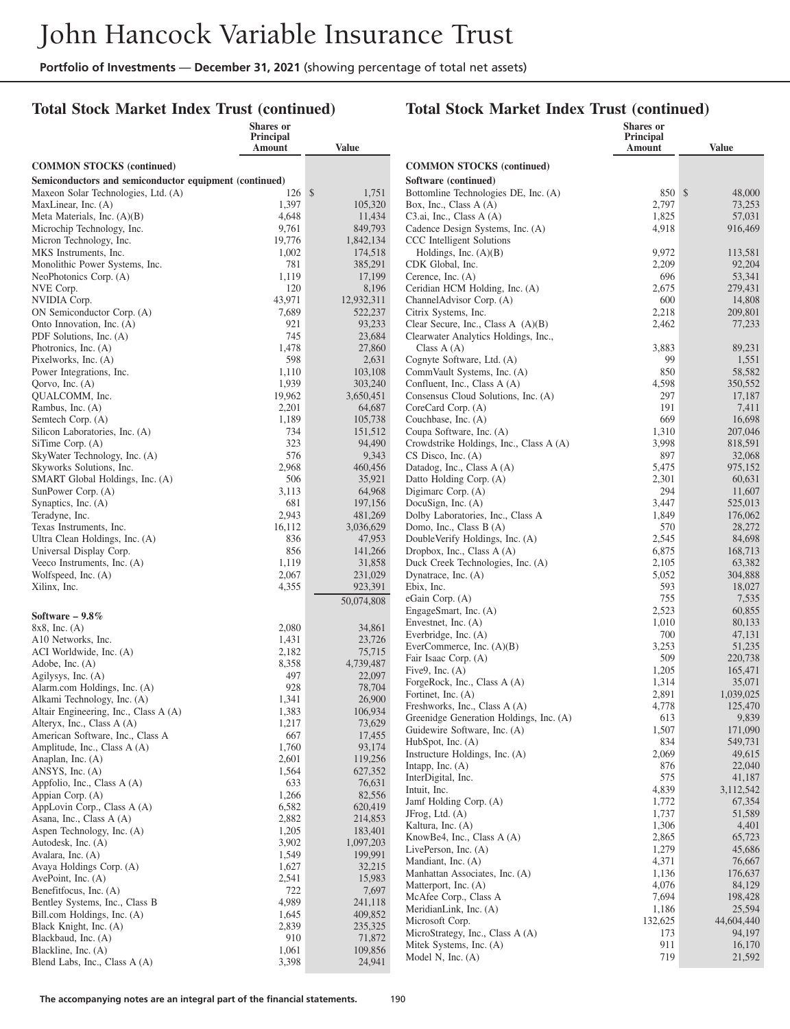# John Hancock Variable Insurance Trust

**Portfolio of Investments** — **December 31, 2021** (showing percentage of total net assets)

## Total Stock Market Index Trust (continued)

| | Shares or Principal Amount | Value |
|---|---|---|
| **COMMON STOCKS (continued)** | | |
| **Semiconductors and semiconductor equipment (continued)** | | |
| Maxeon Solar Technologies, Ltd. (A) | 126 | $ 1,751 |
| MaxLinear, Inc. (A) | 1,397 | 105,320 |
| Meta Materials, Inc. (A)(B) | 4,648 | 11,434 |
| Microchip Technology, Inc. | 9,761 | 849,793 |
| Micron Technology, Inc. | 19,776 | 1,842,134 |
| MKS Instruments, Inc. | 1,002 | 174,518 |
| Monolithic Power Systems, Inc. | 781 | 385,291 |
| NeoPhotonics Corp. (A) | 1,119 | 17,199 |
| NVE Corp. | 120 | 8,196 |
| NVIDIA Corp. | 43,971 | 12,932,311 |
| ON Semiconductor Corp. (A) | 7,689 | 522,237 |
| Onto Innovation, Inc. (A) | 921 | 93,233 |
| PDF Solutions, Inc. (A) | 745 | 23,684 |
| Photronics, Inc. (A) | 1,478 | 27,860 |
| Pixelworks, Inc. (A) | 598 | 2,631 |
| Power Integrations, Inc. | 1,110 | 103,108 |
| Qorvo, Inc. (A) | 1,939 | 303,240 |
| QUALCOMM, Inc. | 19,962 | 3,650,451 |
| Rambus, Inc. (A) | 2,201 | 64,687 |
| Semtech Corp. (A) | 1,189 | 105,738 |
| Silicon Laboratories, Inc. (A) | 734 | 151,512 |
| SiTime Corp. (A) | 323 | 94,490 |
| SkyWater Technology, Inc. (A) | 576 | 9,343 |
| Skyworks Solutions, Inc. | 2,968 | 460,456 |
| SMART Global Holdings, Inc. (A) | 506 | 35,921 |
| SunPower Corp. (A) | 3,113 | 64,968 |
| Synaptics, Inc. (A) | 681 | 197,156 |
| Teradyne, Inc. | 2,943 | 481,269 |
| Texas Instruments, Inc. | 16,112 | 3,036,629 |
| Ultra Clean Holdings, Inc. (A) | 836 | 47,953 |
| Universal Display Corp. | 856 | 141,266 |
| Veeco Instruments, Inc. (A) | 1,119 | 31,858 |
| Wolfspeed, Inc. (A) | 2,067 | 231,029 |
| Xilinx, Inc. | 4,355 | 923,391 |
| | | 50,074,808 |
| **Software – 9.8%** | | |
| 8x8, Inc. (A) | 2,080 | 34,861 |
| A10 Networks, Inc. | 1,431 | 23,726 |
| ACI Worldwide, Inc. (A) | 2,182 | 75,715 |
| Adobe, Inc. (A) | 8,358 | 4,739,487 |
| Agilysys, Inc. (A) | 497 | 22,097 |
| Alarm.com Holdings, Inc. (A) | 928 | 78,704 |
| Alkami Technology, Inc. (A) | 1,341 | 26,900 |
| Altair Engineering, Inc., Class A (A) | 1,383 | 106,934 |
| Alteryx, Inc., Class A (A) | 1,217 | 73,629 |
| American Software, Inc., Class A | 667 | 17,455 |
| Amplitude, Inc., Class A (A) | 1,760 | 93,174 |
| Anaplan, Inc. (A) | 2,601 | 119,256 |
| ANSYS, Inc. (A) | 1,564 | 627,352 |
| Appfolio, Inc., Class A (A) | 633 | 76,631 |
| Appian Corp. (A) | 1,266 | 82,556 |
| AppLovin Corp., Class A (A) | 6,582 | 620,419 |
| Asana, Inc., Class A (A) | 2,882 | 214,853 |
| Aspen Technology, Inc. (A) | 1,205 | 183,401 |
| Autodesk, Inc. (A) | 3,902 | 1,097,203 |
| Avalara, Inc. (A) | 1,549 | 199,991 |
| Avaya Holdings Corp. (A) | 1,627 | 32,215 |
| AvePoint, Inc. (A) | 2,541 | 15,983 |
| Benefitfocus, Inc. (A) | 722 | 7,697 |
| Bentley Systems, Inc., Class B | 4,989 | 241,118 |
| Bill.com Holdings, Inc. (A) | 1,645 | 409,852 |
| Black Knight, Inc. (A) | 2,839 | 235,325 |
| Blackbaud, Inc. (A) | 910 | 71,872 |
| Blackline, Inc. (A) | 1,061 | 109,856 |
| Blend Labs, Inc., Class A (A) | 3,398 | 24,941 |
| **Software (continued)** | | |
| Bottomline Technologies DE, Inc. (A) | 850 | $ 48,000 |
| Box, Inc., Class A (A) | 2,797 | 73,253 |
| C3.ai, Inc., Class A (A) | 1,825 | 57,031 |
| Cadence Design Systems, Inc. (A) | 4,918 | 916,469 |
| CCC Intelligent Solutions Holdings, Inc. (A)(B) | 9,972 | 113,581 |
| CDK Global, Inc. | 2,209 | 92,204 |
| Cerence, Inc. (A) | 696 | 53,341 |
| Ceridian HCM Holding, Inc. (A) | 2,675 | 279,431 |
| ChannelAdvisor Corp. (A) | 600 | 14,808 |
| Citrix Systems, Inc. | 2,218 | 209,801 |
| Clear Secure, Inc., Class A (A)(B) | 2,462 | 77,233 |
| Clearwater Analytics Holdings, Inc., Class A (A) | 3,883 | 89,231 |
| Cognyte Software, Ltd. (A) | 99 | 1,551 |
| CommVault Systems, Inc. (A) | 850 | 58,582 |
| Confluent, Inc., Class A (A) | 4,598 | 350,552 |
| Consensus Cloud Solutions, Inc. (A) | 297 | 17,187 |
| CoreCard Corp. (A) | 191 | 7,411 |
| Couchbase, Inc. (A) | 669 | 16,698 |
| Coupa Software, Inc. (A) | 1,310 | 207,046 |
| Crowdstrike Holdings, Inc., Class A (A) | 3,998 | 818,591 |
| CS Disco, Inc. (A) | 897 | 32,068 |
| Datadog, Inc., Class A (A) | 5,475 | 975,152 |
| Datto Holding Corp. (A) | 2,301 | 60,631 |
| Digimarc Corp. (A) | 294 | 11,607 |
| DocuSign, Inc. (A) | 3,447 | 525,013 |
| Dolby Laboratories, Inc., Class A | 1,849 | 176,062 |
| Domo, Inc., Class B (A) | 570 | 28,272 |
| DoubleVerify Holdings, Inc. (A) | 2,545 | 84,698 |
| Dropbox, Inc., Class A (A) | 6,875 | 168,713 |
| Duck Creek Technologies, Inc. (A) | 2,105 | 63,382 |
| Dynatrace, Inc. (A) | 5,052 | 304,888 |
| Ebix, Inc. | 593 | 18,027 |
| eGain Corp. (A) | 755 | 7,535 |
| EngageSmart, Inc. (A) | 2,523 | 60,855 |
| Envestnet, Inc. (A) | 1,010 | 80,133 |
| Everbridge, Inc. (A) | 700 | 47,131 |
| EverCommerce, Inc. (A)(B) | 3,253 | 51,235 |
| Fair Isaac Corp. (A) | 509 | 220,738 |
| Five9, Inc. (A) | 1,205 | 165,471 |
| ForgeRock, Inc., Class A (A) | 1,314 | 35,071 |
| Fortinet, Inc. (A) | 2,891 | 1,039,025 |
| Freshworks, Inc., Class A (A) | 4,778 | 125,470 |
| Greenidge Generation Holdings, Inc. (A) | 613 | 9,839 |
| Guidewire Software, Inc. (A) | 1,507 | 171,090 |
| HubSpot, Inc. (A) | 834 | 549,731 |
| Instructure Holdings, Inc. (A) | 2,069 | 49,615 |
| Intapp, Inc. (A) | 876 | 22,040 |
| InterDigital, Inc. | 575 | 41,187 |
| Intuit, Inc. | 4,839 | 3,112,542 |
| Jamf Holding Corp. (A) | 1,772 | 67,354 |
| JFrog, Ltd. (A) | 1,737 | 51,589 |
| Kaltura, Inc. (A) | 1,306 | 4,401 |
| KnowBe4, Inc., Class A (A) | 2,865 | 65,723 |
| LivePerson, Inc. (A) | 1,279 | 45,686 |
| Mandiant, Inc. (A) | 4,371 | 76,667 |
| Manhattan Associates, Inc. (A) | 1,136 | 176,637 |
| Matterport, Inc. (A) | 4,076 | 84,129 |
| McAfee Corp., Class A | 7,694 | 198,428 |
| MeridianLink, Inc. (A) | 1,186 | 25,594 |
| Microsoft Corp. | 132,625 | 44,604,440 |
| MicroStrategy, Inc., Class A (A) | 173 | 94,197 |
| Mitek Systems, Inc. (A) | 911 | 16,170 |
| Model N, Inc. (A) | 719 | 21,592 |

**The accompanying notes are an integral part of the financial statements.**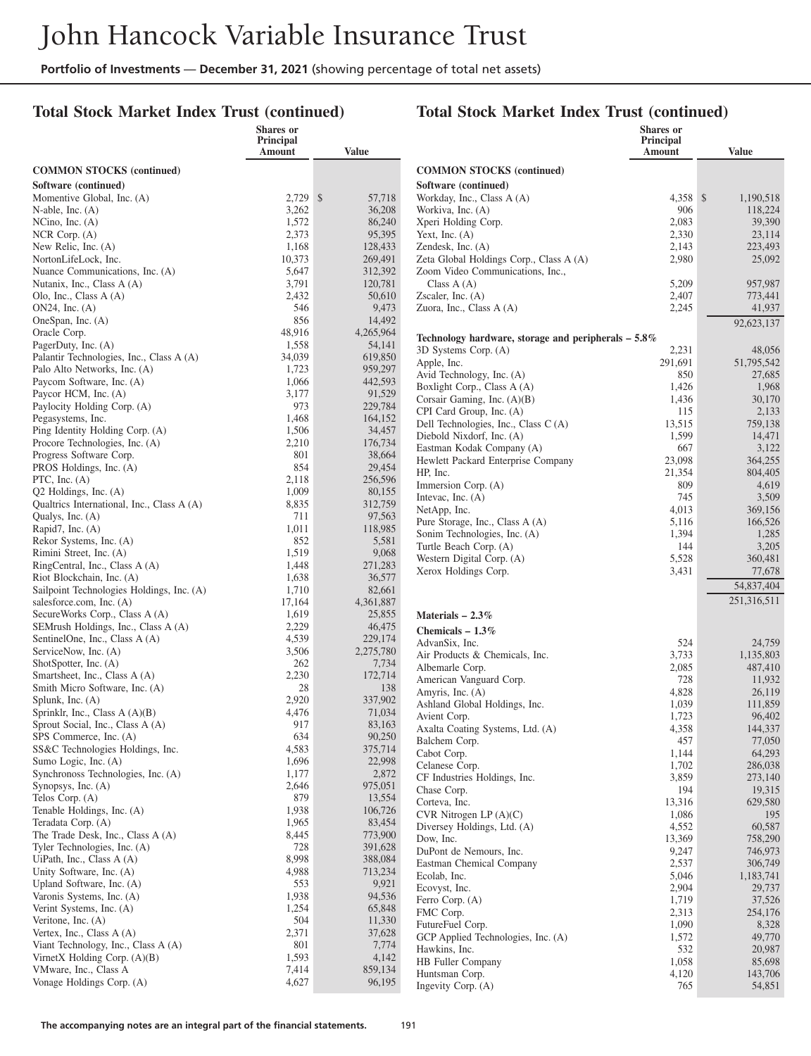# John Hancock Variable Insurance Trust

**Portfolio of Investments — December 31, 2021** (showing percentage of total net assets)

## Total Stock Market Index Trust (continued)

| | Shares or Principal Amount | Value |
|---|---|---|
| **COMMON STOCKS (continued)** | | |
| **Software (continued)** | | |
| Momentive Global, Inc. (A) | 2,729 | $ 57,718 |
| N-able, Inc. (A) | 3,262 | 36,208 |
| NCino, Inc. (A) | 1,572 | 86,240 |
| NCR Corp. (A) | 2,373 | 95,395 |
| New Relic, Inc. (A) | 1,168 | 128,433 |
| NortonLifeLock, Inc. | 10,373 | 269,491 |
| Nuance Communications, Inc. (A) | 5,647 | 312,392 |
| Nutanix, Inc., Class A (A) | 3,791 | 120,781 |
| Olo, Inc., Class A (A) | 2,432 | 50,610 |
| ON24, Inc. (A) | 546 | 9,473 |
| OneSpan, Inc. (A) | 856 | 14,492 |
| Oracle Corp. | 48,916 | 4,265,964 |
| PagerDuty, Inc. (A) | 1,558 | 54,141 |
| Palantir Technologies, Inc., Class A (A) | 34,039 | 619,850 |
| Palo Alto Networks, Inc. (A) | 1,723 | 959,297 |
| Paycom Software, Inc. (A) | 1,066 | 442,593 |
| Paycor HCM, Inc. (A) | 3,177 | 91,529 |
| Paylocity Holding Corp. (A) | 973 | 229,784 |
| Pegasystems, Inc. | 1,468 | 164,152 |
| Ping Identity Holding Corp. (A) | 1,506 | 34,457 |
| Procore Technologies, Inc. (A) | 2,210 | 176,734 |
| Progress Software Corp. | 801 | 38,664 |
| PROS Holdings, Inc. (A) | 854 | 29,454 |
| PTC, Inc. (A) | 2,118 | 256,596 |
| Q2 Holdings, Inc. (A) | 1,009 | 80,155 |
| Qualtrics International, Inc., Class A (A) | 8,835 | 312,759 |
| Qualys, Inc. (A) | 711 | 97,563 |
| Rapid7, Inc. (A) | 1,011 | 118,985 |
| Rekor Systems, Inc. (A) | 852 | 5,581 |
| Rimini Street, Inc. (A) | 1,519 | 9,068 |
| RingCentral, Inc., Class A (A) | 1,448 | 271,283 |
| Riot Blockchain, Inc. (A) | 1,638 | 36,577 |
| Sailpoint Technologies Holdings, Inc. (A) | 1,710 | 82,661 |
| salesforce.com, Inc. (A) | 17,164 | 4,361,887 |
| SecureWorks Corp., Class A (A) | 1,619 | 25,855 |
| SEMrush Holdings, Inc., Class A (A) | 2,229 | 46,475 |
| SentinelOne, Inc., Class A (A) | 4,539 | 229,174 |
| ServiceNow, Inc. (A) | 3,506 | 2,275,780 |
| ShotSpotter, Inc. (A) | 262 | 7,734 |
| Smartsheet, Inc., Class A (A) | 2,230 | 172,714 |
| Smith Micro Software, Inc. (A) | 28 | 138 |
| Splunk, Inc. (A) | 2,920 | 337,902 |
| Sprinklr, Inc., Class A (A)(B) | 4,476 | 71,034 |
| Sprout Social, Inc., Class A (A) | 917 | 83,163 |
| SPS Commerce, Inc. (A) | 634 | 90,250 |
| SS&C Technologies Holdings, Inc. | 4,583 | 375,714 |
| Sumo Logic, Inc. (A) | 1,696 | 22,998 |
| Synchronoss Technologies, Inc. (A) | 1,177 | 2,872 |
| Synopsys, Inc. (A) | 2,646 | 975,051 |
| Telos Corp. (A) | 879 | 13,554 |
| Tenable Holdings, Inc. (A) | 1,938 | 106,726 |
| Teradata Corp. (A) | 1,965 | 83,454 |
| The Trade Desk, Inc., Class A (A) | 8,445 | 773,900 |
| Tyler Technologies, Inc. (A) | 728 | 391,628 |
| UiPath, Inc., Class A (A) | 8,998 | 388,084 |
| Unity Software, Inc. (A) | 4,988 | 713,234 |
| Upland Software, Inc. (A) | 553 | 9,921 |
| Varonis Systems, Inc. (A) | 1,938 | 94,536 |
| Verint Systems, Inc. (A) | 1,254 | 65,848 |
| Veritone, Inc. (A) | 504 | 11,330 |
| Vertex, Inc., Class A (A) | 2,371 | 37,628 |
| Viant Technology, Inc., Class A (A) | 801 | 7,774 |
| VirnetX Holding Corp. (A)(B) | 1,593 | 4,142 |
| VMware, Inc., Class A | 7,414 | 859,134 |
| Vonage Holdings Corp. (A) | 4,627 | 96,195 |
| Workday, Inc., Class A (A) | 4,358 | $ 1,190,518 |
| Workiva, Inc. (A) | 906 | 118,224 |
| Xperi Holding Corp. | 2,083 | 39,390 |
| Yext, Inc. (A) | 2,330 | 23,114 |
| Zendesk, Inc. (A) | 2,143 | 223,493 |
| Zeta Global Holdings Corp., Class A (A) | 2,980 | 25,092 |
| Zoom Video Communications, Inc., Class A (A) | 5,209 | 957,987 |
| Zscaler, Inc. (A) | 2,407 | 773,441 |
| Zuora, Inc., Class A (A) | 2,245 | 41,937 |
| | | 92,623,137 |
| **Technology hardware, storage and peripherals – 5.8%** | | |
| 3D Systems Corp. (A) | 2,231 | 48,056 |
| Apple, Inc. | 291,691 | 51,795,542 |
| Avid Technology, Inc. (A) | 850 | 27,685 |
| Boxlight Corp., Class A (A) | 1,426 | 1,968 |
| Corsair Gaming, Inc. (A)(B) | 1,436 | 30,170 |
| CPI Card Group, Inc. (A) | 115 | 2,133 |
| Dell Technologies, Inc., Class C (A) | 13,515 | 759,138 |
| Diebold Nixdorf, Inc. (A) | 1,599 | 14,471 |
| Eastman Kodak Company (A) | 667 | 3,122 |
| Hewlett Packard Enterprise Company | 23,098 | 364,255 |
| HP, Inc. | 21,354 | 804,405 |
| Immersion Corp. (A) | 809 | 4,619 |
| Intevac, Inc. (A) | 745 | 3,509 |
| NetApp, Inc. | 4,013 | 369,156 |
| Pure Storage, Inc., Class A (A) | 5,116 | 166,526 |
| Sonim Technologies, Inc. (A) | 1,394 | 1,285 |
| Turtle Beach Corp. (A) | 144 | 3,205 |
| Western Digital Corp. (A) | 5,528 | 360,481 |
| Xerox Holdings Corp. | 3,431 | 77,678 |
| | | 54,837,404 |
| | | 251,316,511 |
| **Materials – 2.3%** | | |
| **Chemicals – 1.3%** | | |
| AdvanSix, Inc. | 524 | 24,759 |
| Air Products & Chemicals, Inc. | 3,733 | 1,135,803 |
| Albemarle Corp. | 2,085 | 487,410 |
| American Vanguard Corp. | 728 | 11,932 |
| Amyris, Inc. (A) | 4,828 | 26,119 |
| Ashland Global Holdings, Inc. | 1,039 | 111,859 |
| Avient Corp. | 1,723 | 96,402 |
| Axalta Coating Systems, Ltd. (A) | 4,358 | 144,337 |
| Balchem Corp. | 457 | 77,050 |
| Cabot Corp. | 1,144 | 64,293 |
| Celanese Corp. | 1,702 | 286,038 |
| CF Industries Holdings, Inc. | 3,859 | 273,140 |
| Chase Corp. | 194 | 19,315 |
| Corteva, Inc. | 13,316 | 629,580 |
| CVR Nitrogen LP (A)(C) | 1,086 | 195 |
| Diversey Holdings, Ltd. (A) | 4,552 | 60,587 |
| Dow, Inc. | 13,369 | 758,290 |
| DuPont de Nemours, Inc. | 9,247 | 746,973 |
| Eastman Chemical Company | 2,537 | 306,749 |
| Ecolab, Inc. | 5,046 | 1,183,741 |
| Ecovyst, Inc. | 2,904 | 29,737 |
| Ferro Corp. (A) | 1,719 | 37,526 |
| FMC Corp. | 2,313 | 254,176 |
| FutureFuel Corp. | 1,090 | 8,328 |
| GCP Applied Technologies, Inc. (A) | 1,572 | 49,770 |
| Hawkins, Inc. | 532 | 20,987 |
| HB Fuller Company | 1,058 | 85,698 |
| Huntsman Corp. | 4,120 | 143,706 |
| Ingevity Corp. (A) | 765 | 54,851 |

**The accompanying notes are an integral part of the financial statements.**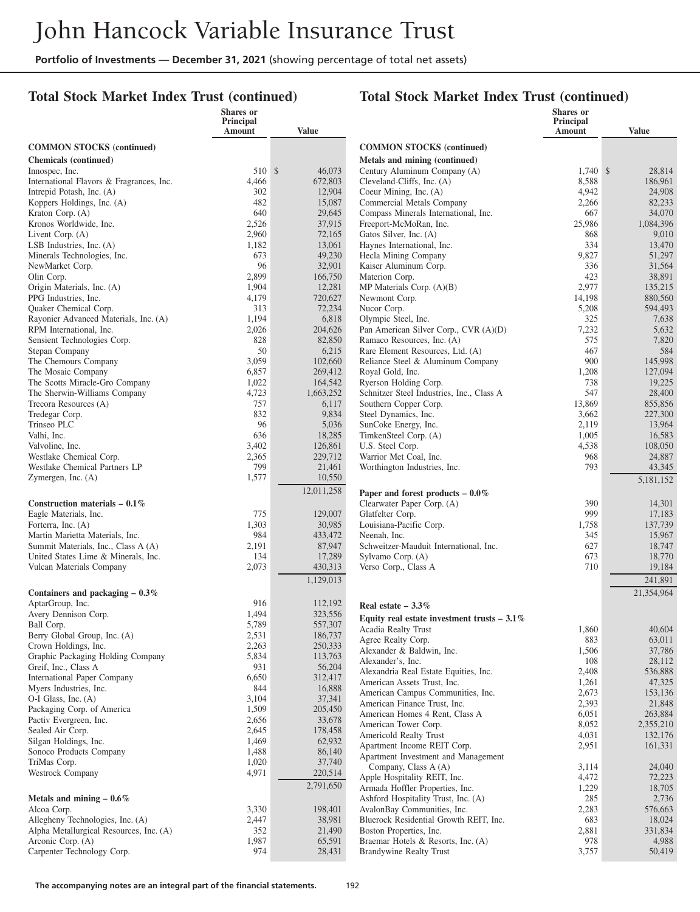# John Hancock Variable Insurance Trust

**Portfolio of Investments** — **December 31, 2021** (showing percentage of total net assets)

## Total Stock Market Index Trust (continued)

| | Shares or Principal Amount | Value |
|---|---|---|
| **COMMON STOCKS (continued)** | | |
| **Chemicals (continued)** | | |
| Innospec, Inc. | 510 | $ 46,073 |
| International Flavors & Fragrances, Inc. | 4,466 | 672,803 |
| Intrepid Potash, Inc. (A) | 302 | 12,904 |
| Koppers Holdings, Inc. (A) | 482 | 15,087 |
| Kraton Corp. (A) | 640 | 29,645 |
| Kronos Worldwide, Inc. | 2,526 | 37,915 |
| Livent Corp. (A) | 2,960 | 72,165 |
| LSB Industries, Inc. (A) | 1,182 | 13,061 |
| Minerals Technologies, Inc. | 673 | 49,230 |
| NewMarket Corp. | 96 | 32,901 |
| Olin Corp. | 2,899 | 166,750 |
| Origin Materials, Inc. (A) | 1,904 | 12,281 |
| PPG Industries, Inc. | 4,179 | 720,627 |
| Quaker Chemical Corp. | 313 | 72,234 |
| Rayonier Advanced Materials, Inc. (A) | 1,194 | 6,818 |
| RPM International, Inc. | 2,026 | 204,626 |
| Sensient Technologies Corp. | 828 | 82,850 |
| Stepan Company | 50 | 6,215 |
| The Chemours Company | 3,059 | 102,660 |
| The Mosaic Company | 6,857 | 269,412 |
| The Scotts Miracle-Gro Company | 1,022 | 164,542 |
| The Sherwin-Williams Company | 4,723 | 1,663,252 |
| Trecora Resources (A) | 757 | 6,117 |
| Tredegar Corp. | 832 | 9,834 |
| Trinseo PLC | 96 | 5,036 |
| Valhi, Inc. | 636 | 18,285 |
| Valvoline, Inc. | 3,402 | 126,861 |
| Westlake Chemical Corp. | 2,365 | 229,712 |
| Westlake Chemical Partners LP | 799 | 21,461 |
| Zymergen, Inc. (A) | 1,577 | 10,550 |
| | | 12,011,258 |
| **Construction materials – 0.1%** | | |
| Eagle Materials, Inc. | 775 | 129,007 |
| Forterra, Inc. (A) | 1,303 | 30,985 |
| Martin Marietta Materials, Inc. | 984 | 433,472 |
| Summit Materials, Inc., Class A (A) | 2,191 | 87,947 |
| United States Lime & Minerals, Inc. | 134 | 17,289 |
| Vulcan Materials Company | 2,073 | 430,313 |
| | | 1,129,013 |
| **Containers and packaging – 0.3%** | | |
| AptarGroup, Inc. | 916 | 112,192 |
| Avery Dennison Corp. | 1,494 | 323,556 |
| Ball Corp. | 5,789 | 557,307 |
| Berry Global Group, Inc. (A) | 2,531 | 186,737 |
| Crown Holdings, Inc. | 2,263 | 250,333 |
| Graphic Packaging Holding Company | 5,834 | 113,763 |
| Greif, Inc., Class A | 931 | 56,204 |
| International Paper Company | 6,650 | 312,417 |
| Myers Industries, Inc. | 844 | 16,888 |
| O-I Glass, Inc. (A) | 3,104 | 37,341 |
| Packaging Corp. of America | 1,509 | 205,450 |
| Pactiv Evergreen, Inc. | 2,656 | 33,678 |
| Sealed Air Corp. | 2,645 | 178,458 |
| Silgan Holdings, Inc. | 1,469 | 62,932 |
| Sonoco Products Company | 1,488 | 86,140 |
| TriMas Corp. | 1,020 | 37,740 |
| Westrock Company | 4,971 | 220,514 |
| | | 2,791,650 |
| **Metals and mining – 0.6%** | | |
| Alcoa Corp. | 3,330 | 198,401 |
| Allegheny Technologies, Inc. (A) | 2,447 | 38,981 |
| Alpha Metallurgical Resources, Inc. (A) | 352 | 21,490 |
| Arconic Corp. (A) | 1,987 | 65,591 |
| Carpenter Technology Corp. | 974 | 28,431 |
| Century Aluminum Company (A) | 1,740 | $ 28,814 |
| Cleveland-Cliffs, Inc. (A) | 8,588 | 186,961 |
| Coeur Mining, Inc. (A) | 4,942 | 24,908 |
| Commercial Metals Company | 2,266 | 82,233 |
| Compass Minerals International, Inc. | 667 | 34,070 |
| Freeport-McMoRan, Inc. | 25,986 | 1,084,396 |
| Gatos Silver, Inc. (A) | 868 | 9,010 |
| Haynes International, Inc. | 334 | 13,470 |
| Hecla Mining Company | 9,827 | 51,297 |
| Kaiser Aluminum Corp. | 336 | 31,564 |
| Materion Corp. | 423 | 38,891 |
| MP Materials Corp. (A)(B) | 2,977 | 135,215 |
| Newmont Corp. | 14,198 | 880,560 |
| Nucor Corp. | 5,208 | 594,493 |
| Olympic Steel, Inc. | 325 | 7,638 |
| Pan American Silver Corp., CVR (A)(D) | 7,232 | 5,632 |
| Ramaco Resources, Inc. (A) | 575 | 7,820 |
| Rare Element Resources, Ltd. (A) | 467 | 584 |
| Reliance Steel & Aluminum Company | 900 | 145,998 |
| Royal Gold, Inc. | 1,208 | 127,094 |
| Ryerson Holding Corp. | 738 | 19,225 |
| Schnitzer Steel Industries, Inc., Class A | 547 | 28,400 |
| Southern Copper Corp. | 13,869 | 855,856 |
| Steel Dynamics, Inc. | 3,662 | 227,300 |
| SunCoke Energy, Inc. | 2,119 | 13,964 |
| TimkenSteel Corp. (A) | 1,005 | 16,583 |
| U.S. Steel Corp. | 4,538 | 108,050 |
| Warrior Met Coal, Inc. | 968 | 24,887 |
| Worthington Industries, Inc. | 793 | 43,345 |
| | | 5,181,152 |
| **Paper and forest products – 0.0%** | | |
| Clearwater Paper Corp. (A) | 390 | 14,301 |
| Glatfelter Corp. | 999 | 17,183 |
| Louisiana-Pacific Corp. | 1,758 | 137,739 |
| Neenah, Inc. | 345 | 15,967 |
| Schweitzer-Mauduit International, Inc. | 627 | 18,747 |
| Sylvamo Corp. (A) | 673 | 18,770 |
| Verso Corp., Class A | 710 | 19,184 |
| | | 241,891 |
| | | 21,354,964 |
| **Real estate – 3.3%** | | |
| **Equity real estate investment trusts – 3.1%** | | |
| Acadia Realty Trust | 1,860 | 40,604 |
| Agree Realty Corp. | 883 | 63,011 |
| Alexander & Baldwin, Inc. | 1,506 | 37,786 |
| Alexander's, Inc. | 108 | 28,112 |
| Alexandria Real Estate Equities, Inc. | 2,408 | 536,888 |
| American Assets Trust, Inc. | 1,261 | 47,325 |
| American Campus Communities, Inc. | 2,673 | 153,136 |
| American Finance Trust, Inc. | 2,393 | 21,848 |
| American Homes 4 Rent, Class A | 6,051 | 263,884 |
| American Tower Corp. | 8,052 | 2,355,210 |
| Americold Realty Trust | 4,031 | 132,176 |
| Apartment Income REIT Corp. | 2,951 | 161,331 |
| Apartment Investment and Management Company, Class A (A) | 3,114 | 24,040 |
| Apple Hospitality REIT, Inc. | 4,472 | 72,223 |
| Armada Hoffler Properties, Inc. | 1,229 | 18,705 |
| Ashford Hospitality Trust, Inc. (A) | 285 | 2,736 |
| AvalonBay Communities, Inc. | 2,283 | 576,663 |
| Bluerock Residential Growth REIT, Inc. | 683 | 18,024 |
| Boston Properties, Inc. | 2,881 | 331,834 |
| Braemar Hotels & Resorts, Inc. (A) | 978 | 4,988 |
| Brandywine Realty Trust | 3,757 | 50,419 |

**The accompanying notes are an integral part of the financial statements.**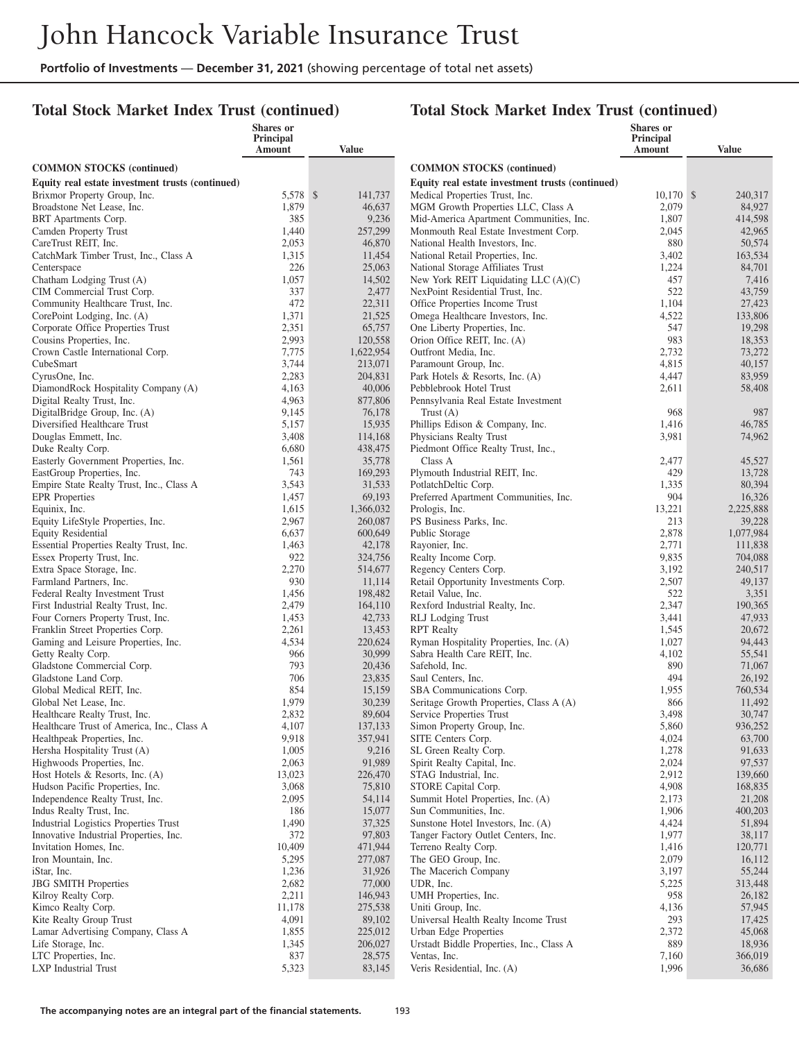# John Hancock Variable Insurance Trust

**Portfolio of Investments** — **December 31, 2021** (showing percentage of total net assets)

## Total Stock Market Index Trust (continued)

| | Shares or Principal Amount | Value |
|---|---|---|
| **COMMON STOCKS (continued)** | | |
| **Equity real estate investment trusts (continued)** | | |
| Brixmor Property Group, Inc. | 5,578 | $ 141,737 |
| Broadstone Net Lease, Inc. | 1,879 | 46,637 |
| BRT Apartments Corp. | 385 | 9,236 |
| Camden Property Trust | 1,440 | 257,299 |
| CareTrust REIT, Inc. | 2,053 | 46,870 |
| CatchMark Timber Trust, Inc., Class A | 1,315 | 11,454 |
| Centerspace | 226 | 25,063 |
| Chatham Lodging Trust (A) | 1,057 | 14,502 |
| CIM Commercial Trust Corp. | 337 | 2,477 |
| Community Healthcare Trust, Inc. | 472 | 22,311 |
| CorePoint Lodging, Inc. (A) | 1,371 | 21,525 |
| Corporate Office Properties Trust | 2,351 | 65,757 |
| Cousins Properties, Inc. | 2,993 | 120,558 |
| Crown Castle International Corp. | 7,775 | 1,622,954 |
| CubeSmart | 3,744 | 213,071 |
| CyrusOne, Inc. | 2,283 | 204,831 |
| DiamondRock Hospitality Company (A) | 4,163 | 40,006 |
| Digital Realty Trust, Inc. | 4,963 | 877,806 |
| DigitalBridge Group, Inc. (A) | 9,145 | 76,178 |
| Diversified Healthcare Trust | 5,157 | 15,935 |
| Douglas Emmett, Inc. | 3,408 | 114,168 |
| Duke Realty Corp. | 6,680 | 438,475 |
| Easterly Government Properties, Inc. | 1,561 | 35,778 |
| EastGroup Properties, Inc. | 743 | 169,293 |
| Empire State Realty Trust, Inc., Class A | 3,543 | 31,533 |
| EPR Properties | 1,457 | 69,193 |
| Equinix, Inc. | 1,615 | 1,366,032 |
| Equity LifeStyle Properties, Inc. | 2,967 | 260,087 |
| Equity Residential | 6,637 | 600,649 |
| Essential Properties Realty Trust, Inc. | 1,463 | 42,178 |
| Essex Property Trust, Inc. | 922 | 324,756 |
| Extra Space Storage, Inc. | 2,270 | 514,677 |
| Farmland Partners, Inc. | 930 | 11,114 |
| Federal Realty Investment Trust | 1,456 | 198,482 |
| First Industrial Realty Trust, Inc. | 2,479 | 164,110 |
| Four Corners Property Trust, Inc. | 1,453 | 42,733 |
| Franklin Street Properties Corp. | 2,261 | 13,453 |
| Gaming and Leisure Properties, Inc. | 4,534 | 220,624 |
| Getty Realty Corp. | 966 | 30,999 |
| Gladstone Commercial Corp. | 793 | 20,436 |
| Gladstone Land Corp. | 706 | 23,835 |
| Global Medical REIT, Inc. | 854 | 15,159 |
| Global Net Lease, Inc. | 1,979 | 30,239 |
| Healthcare Realty Trust, Inc. | 2,832 | 89,604 |
| Healthcare Trust of America, Inc., Class A | 4,107 | 137,133 |
| Healthpeak Properties, Inc. | 9,918 | 357,941 |
| Hersha Hospitality Trust (A) | 1,005 | 9,216 |
| Highwoods Properties, Inc. | 2,063 | 91,989 |
| Host Hotels & Resorts, Inc. (A) | 13,023 | 226,470 |
| Hudson Pacific Properties, Inc. | 3,068 | 75,810 |
| Independence Realty Trust, Inc. | 2,095 | 54,114 |
| Indus Realty Trust, Inc. | 186 | 15,077 |
| Industrial Logistics Properties Trust | 1,490 | 37,325 |
| Innovative Industrial Properties, Inc. | 372 | 97,803 |
| Invitation Homes, Inc. | 10,409 | 471,944 |
| Iron Mountain, Inc. | 5,295 | 277,087 |
| iStar, Inc. | 1,236 | 31,926 |
| JBG SMITH Properties | 2,682 | 77,000 |
| Kilroy Realty Corp. | 2,211 | 146,943 |
| Kimco Realty Corp. | 11,178 | 275,538 |
| Kite Realty Group Trust | 4,091 | 89,102 |
| Lamar Advertising Company, Class A | 1,855 | 225,012 |
| Life Storage, Inc. | 1,345 | 206,027 |
| LTC Properties, Inc. | 837 | 28,575 |
| LXP Industrial Trust | 5,323 | 83,145 |
| Medical Properties Trust, Inc. | 10,170 | $ 240,317 |
| MGM Growth Properties LLC, Class A | 2,079 | 84,927 |
| Mid-America Apartment Communities, Inc. | 1,807 | 414,598 |
| Monmouth Real Estate Investment Corp. | 2,045 | 42,965 |
| National Health Investors, Inc. | 880 | 50,574 |
| National Retail Properties, Inc. | 3,402 | 163,534 |
| National Storage Affiliates Trust | 1,224 | 84,701 |
| New York REIT Liquidating LLC (A)(C) | 457 | 7,416 |
| NexPoint Residential Trust, Inc. | 522 | 43,759 |
| Office Properties Income Trust | 1,104 | 27,423 |
| Omega Healthcare Investors, Inc. | 4,522 | 133,806 |
| One Liberty Properties, Inc. | 547 | 19,298 |
| Orion Office REIT, Inc. (A) | 983 | 18,353 |
| Outfront Media, Inc. | 2,732 | 73,272 |
| Paramount Group, Inc. | 4,815 | 40,157 |
| Park Hotels & Resorts, Inc. (A) | 4,447 | 83,959 |
| Pebblebrook Hotel Trust | 2,611 | 58,408 |
| Pennsylvania Real Estate Investment Trust (A) | 968 | 987 |
| Phillips Edison & Company, Inc. | 1,416 | 46,785 |
| Physicians Realty Trust | 3,981 | 74,962 |
| Piedmont Office Realty Trust, Inc., Class A | 2,477 | 45,527 |
| Plymouth Industrial REIT, Inc. | 429 | 13,728 |
| PotlatchDeltic Corp. | 1,335 | 80,394 |
| Preferred Apartment Communities, Inc. | 904 | 16,326 |
| Prologis, Inc. | 13,221 | 2,225,888 |
| PS Business Parks, Inc. | 213 | 39,228 |
| Public Storage | 2,878 | 1,077,984 |
| Rayonier, Inc. | 2,771 | 111,838 |
| Realty Income Corp. | 9,835 | 704,088 |
| Regency Centers Corp. | 3,192 | 240,517 |
| Retail Opportunity Investments Corp. | 2,507 | 49,137 |
| Retail Value, Inc. | 522 | 3,351 |
| Rexford Industrial Realty, Inc. | 2,347 | 190,365 |
| RLJ Lodging Trust | 3,441 | 47,933 |
| RPT Realty | 1,545 | 20,672 |
| Ryman Hospitality Properties, Inc. (A) | 1,027 | 94,443 |
| Sabra Health Care REIT, Inc. | 4,102 | 55,541 |
| Safehold, Inc. | 890 | 71,067 |
| Saul Centers, Inc. | 494 | 26,192 |
| SBA Communications Corp. | 1,955 | 760,534 |
| Seritage Growth Properties, Class A (A) | 866 | 11,492 |
| Service Properties Trust | 3,498 | 30,747 |
| Simon Property Group, Inc. | 5,860 | 936,252 |
| SITE Centers Corp. | 4,024 | 63,700 |
| SL Green Realty Corp. | 1,278 | 91,633 |
| Spirit Realty Capital, Inc. | 2,024 | 97,537 |
| STAG Industrial, Inc. | 2,912 | 139,660 |
| STORE Capital Corp. | 4,908 | 168,835 |
| Summit Hotel Properties, Inc. (A) | 2,173 | 21,208 |
| Sun Communities, Inc. | 1,906 | 400,203 |
| Sunstone Hotel Investors, Inc. (A) | 4,424 | 51,894 |
| Tanger Factory Outlet Centers, Inc. | 1,977 | 38,117 |
| Terreno Realty Corp. | 1,416 | 120,771 |
| The GEO Group, Inc. | 2,079 | 16,112 |
| The Macerich Company | 3,197 | 55,244 |
| UDR, Inc. | 5,225 | 313,448 |
| UMH Properties, Inc. | 958 | 26,182 |
| Uniti Group, Inc. | 4,136 | 57,945 |
| Universal Health Realty Income Trust | 293 | 17,425 |
| Urban Edge Properties | 2,372 | 45,068 |
| Urstadt Biddle Properties, Inc., Class A | 889 | 18,936 |
| Ventas, Inc. | 7,160 | 366,019 |
| Veris Residential, Inc. (A) | 1,996 | 36,686 |

**The accompanying notes are an integral part of the financial statements.**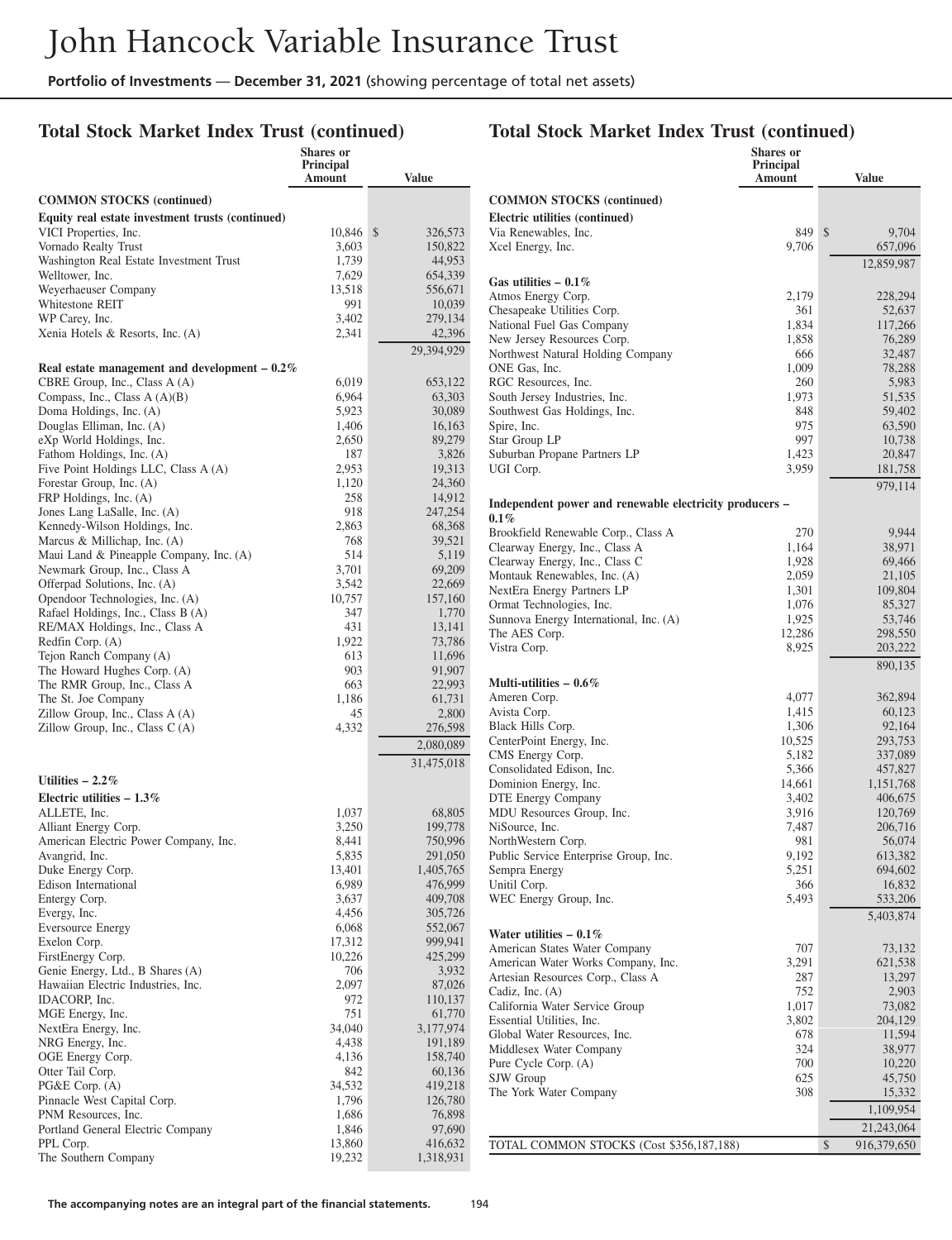# John Hancock Variable Insurance Trust

**Portfolio of Investments** — **December 31, 2021** (showing percentage of total net assets)

## Total Stock Market Index Trust (continued)

| | Shares or Principal Amount | Value |
|---|---|---|
| **COMMON STOCKS (continued)** | | |
| **Equity real estate investment trusts (continued)** | | |
| VICI Properties, Inc. | 10,846 | $ 326,573 |
| Vornado Realty Trust | 3,603 | 150,822 |
| Washington Real Estate Investment Trust | 1,739 | 44,953 |
| Welltower, Inc. | 7,629 | 654,339 |
| Weyerhaeuser Company | 13,518 | 556,671 |
| Whitestone REIT | 991 | 10,039 |
| WP Carey, Inc. | 3,402 | 279,134 |
| Xenia Hotels & Resorts, Inc. (A) | 2,341 | 42,396 |
| | | 29,394,929 |
| **Real estate management and development – 0.2%** | | |
| CBRE Group, Inc., Class A (A) | 6,019 | 653,122 |
| Compass, Inc., Class A (A)(B) | 6,964 | 63,303 |
| Doma Holdings, Inc. (A) | 5,923 | 30,089 |
| Douglas Elliman, Inc. (A) | 1,406 | 16,163 |
| eXp World Holdings, Inc. | 2,650 | 89,279 |
| Fathom Holdings, Inc. (A) | 187 | 3,826 |
| Five Point Holdings LLC, Class A (A) | 2,953 | 19,313 |
| Forestar Group, Inc. (A) | 1,120 | 24,360 |
| FRP Holdings, Inc. (A) | 258 | 14,912 |
| Jones Lang LaSalle, Inc. (A) | 918 | 247,254 |
| Kennedy-Wilson Holdings, Inc. | 2,863 | 68,368 |
| Marcus & Millichap, Inc. (A) | 768 | 39,521 |
| Maui Land & Pineapple Company, Inc. (A) | 514 | 5,119 |
| Newmark Group, Inc., Class A | 3,701 | 69,209 |
| Offerpad Solutions, Inc. (A) | 3,542 | 22,669 |
| Opendoor Technologies, Inc. (A) | 10,757 | 157,160 |
| Rafael Holdings, Inc., Class B (A) | 347 | 1,770 |
| RE/MAX Holdings, Inc., Class A | 431 | 13,141 |
| Redfin Corp. (A) | 1,922 | 73,786 |
| Tejon Ranch Company (A) | 613 | 11,696 |
| The Howard Hughes Corp. (A) | 903 | 91,907 |
| The RMR Group, Inc., Class A | 663 | 22,993 |
| The St. Joe Company | 1,186 | 61,731 |
| Zillow Group, Inc., Class A (A) | 45 | 2,800 |
| Zillow Group, Inc., Class C (A) | 4,332 | 276,598 |
| | | 2,080,089 |
| | | 31,475,018 |
| **Utilities – 2.2%** | | |
| **Electric utilities – 1.3%** | | |
| ALLETE, Inc. | 1,037 | 68,805 |
| Alliant Energy Corp. | 3,250 | 199,778 |
| American Electric Power Company, Inc. | 8,441 | 750,996 |
| Avangrid, Inc. | 5,835 | 291,050 |
| Duke Energy Corp. | 13,401 | 1,405,765 |
| Edison International | 6,989 | 476,999 |
| Entergy Corp. | 3,637 | 409,708 |
| Evergy, Inc. | 4,456 | 305,726 |
| Eversource Energy | 6,068 | 552,067 |
| Exelon Corp. | 17,312 | 999,941 |
| FirstEnergy Corp. | 10,226 | 425,299 |
| Genie Energy, Ltd., B Shares (A) | 706 | 3,932 |
| Hawaiian Electric Industries, Inc. | 2,097 | 87,026 |
| IDACORP, Inc. | 972 | 110,137 |
| MGE Energy, Inc. | 751 | 61,770 |
| NextEra Energy, Inc. | 34,040 | 3,177,974 |
| NRG Energy, Inc. | 4,438 | 191,189 |
| OGE Energy Corp. | 4,136 | 158,740 |
| Otter Tail Corp. | 842 | 60,136 |
| PG&E Corp. (A) | 34,532 | 419,218 |
| Pinnacle West Capital Corp. | 1,796 | 126,780 |
| PNM Resources, Inc. | 1,686 | 76,898 |
| Portland General Electric Company | 1,846 | 97,690 |
| PPL Corp. | 13,860 | 416,632 |
| The Southern Company | 19,232 | 1,318,931 |
| Via Renewables, Inc. | 849 | $ 9,704 |
| Xcel Energy, Inc. | 9,706 | 657,096 |
| | | 12,859,987 |
| **Gas utilities – 0.1%** | | |
| Atmos Energy Corp. | 2,179 | 228,294 |
| Chesapeake Utilities Corp. | 361 | 52,637 |
| National Fuel Gas Company | 1,834 | 117,266 |
| New Jersey Resources Corp. | 1,858 | 76,289 |
| Northwest Natural Holding Company | 666 | 32,487 |
| ONE Gas, Inc. | 1,009 | 78,288 |
| RGC Resources, Inc. | 260 | 5,983 |
| South Jersey Industries, Inc. | 1,973 | 51,535 |
| Southwest Gas Holdings, Inc. | 848 | 59,402 |
| Spire, Inc. | 975 | 63,590 |
| Star Group LP | 997 | 10,738 |
| Suburban Propane Partners LP | 1,423 | 20,847 |
| UGI Corp. | 3,959 | 181,758 |
| | | 979,114 |
| **Independent power and renewable electricity producers – 0.1%** | | |
| Brookfield Renewable Corp., Class A | 270 | 9,944 |
| Clearway Energy, Inc., Class A | 1,164 | 38,971 |
| Clearway Energy, Inc., Class C | 1,928 | 69,466 |
| Montauk Renewables, Inc. (A) | 2,059 | 21,105 |
| NextEra Energy Partners LP | 1,301 | 109,804 |
| Ormat Technologies, Inc. | 1,076 | 85,327 |
| Sunnova Energy International, Inc. (A) | 1,925 | 53,746 |
| The AES Corp. | 12,286 | 298,550 |
| Vistra Corp. | 8,925 | 203,222 |
| | | 890,135 |
| **Multi-utilities – 0.6%** | | |
| Ameren Corp. | 4,077 | 362,894 |
| Avista Corp. | 1,415 | 60,123 |
| Black Hills Corp. | 1,306 | 92,164 |
| CenterPoint Energy, Inc. | 10,525 | 293,753 |
| CMS Energy Corp. | 5,182 | 337,089 |
| Consolidated Edison, Inc. | 5,366 | 457,827 |
| Dominion Energy, Inc. | 14,661 | 1,151,768 |
| DTE Energy Company | 3,402 | 406,675 |
| MDU Resources Group, Inc. | 3,916 | 120,769 |
| NiSource, Inc. | 7,487 | 206,716 |
| NorthWestern Corp. | 981 | 56,074 |
| Public Service Enterprise Group, Inc. | 9,192 | 613,382 |
| Sempra Energy | 5,251 | 694,602 |
| Unitil Corp. | 366 | 16,832 |
| WEC Energy Group, Inc. | 5,493 | 533,206 |
| | | 5,403,874 |
| **Water utilities – 0.1%** | | |
| American States Water Company | 707 | 73,132 |
| American Water Works Company, Inc. | 3,291 | 621,538 |
| Artesian Resources Corp., Class A | 287 | 13,297 |
| Cadiz, Inc. (A) | 752 | 2,903 |
| California Water Service Group | 1,017 | 73,082 |
| Essential Utilities, Inc. | 3,802 | 204,129 |
| Global Water Resources, Inc. | 678 | 11,594 |
| Middlesex Water Company | 324 | 38,977 |
| Pure Cycle Corp. (A) | 700 | 10,220 |
| SJW Group | 625 | 45,750 |
| The York Water Company | 308 | 15,332 |
| | | 1,109,954 |
| | | 21,243,064 |
| TOTAL COMMON STOCKS (Cost $356,187,188) | | $ 916,379,650 |

The accompanying notes are an integral part of the financial statements.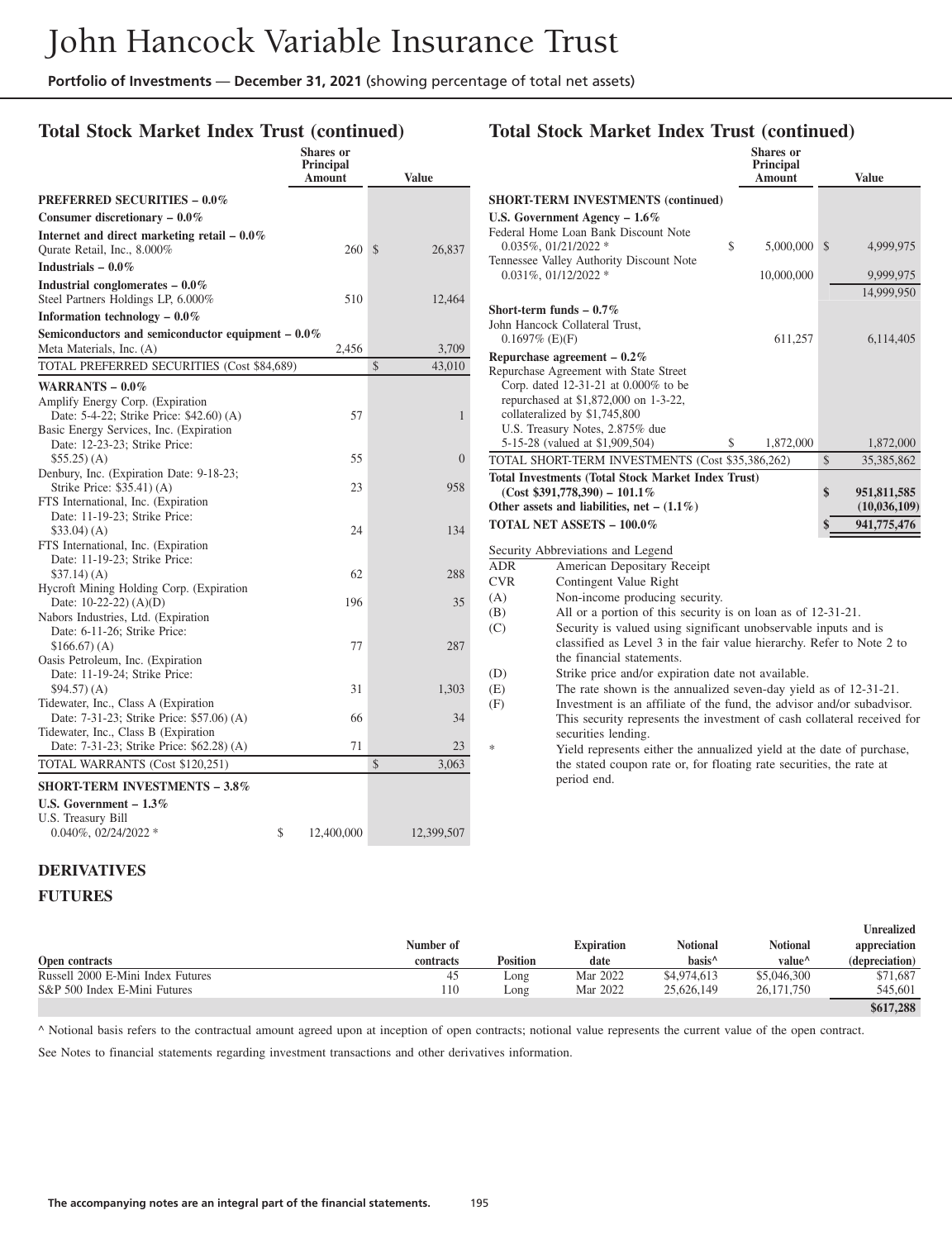## Total Stock Market Index Trust (continued)

| | Shares or Principal Amount | Value |
|---|---|---|
| **PREFERRED SECURITIES – 0.0%** | | |
| **Consumer discretionary – 0.0%** | | |
| **Internet and direct marketing retail – 0.0%** | | |
| Qurate Retail, Inc., 8.000% | 260 | $ 26,837 |
| **Industrials – 0.0%** | | |
| **Industrial conglomerates – 0.0%** | | |
| Steel Partners Holdings LP, 6.000% | 510 | 12,464 |
| **Information technology – 0.0%** | | |
| **Semiconductors and semiconductor equipment – 0.0%** | | |
| Meta Materials, Inc. (A) | 2,456 | 3,709 |
| TOTAL PREFERRED SECURITIES (Cost $84,689) | | $ 43,010 |
| **WARRANTS – 0.0%** | | |
| Amplify Energy Corp. (Expiration Date: 5-4-22; Strike Price: $42.60) (A) | 57 | 1 |
| Basic Energy Services, Inc. (Expiration Date: 12-23-23; Strike Price: $55.25) (A) | 55 | 0 |
| Denbury, Inc. (Expiration Date: 9-18-23; Strike Price: $35.41) (A) | 23 | 958 |
| FTS International, Inc. (Expiration Date: 11-19-23; Strike Price: $33.04) (A) | 24 | 134 |
| FTS International, Inc. (Expiration Date: 11-19-23; Strike Price: $37.14) (A) | 62 | 288 |
| Hycroft Mining Holding Corp. (Expiration Date: 10-22-22) (A)(D) | 196 | 35 |
| Nabors Industries, Ltd. (Expiration Date: 6-11-26; Strike Price: $166.67) (A) | 77 | 287 |
| Oasis Petroleum, Inc. (Expiration Date: 11-19-24; Strike Price: $94.57) (A) | 31 | 1,303 |
| Tidewater, Inc., Class A (Expiration Date: 7-31-23; Strike Price: $57.06) (A) | 66 | 34 |
| Tidewater, Inc., Class B (Expiration Date: 7-31-23; Strike Price: $62.28) (A) | 71 | 23 |
| TOTAL WARRANTS (Cost $120,251) | | $ 3,063 |
| **SHORT-TERM INVESTMENTS – 3.8%** | | |
| **U.S. Government – 1.3%** | | |
| U.S. Treasury Bill 0.040%, 02/24/2022 * | $ 12,400,000 | 12,399,507 |
| **SHORT-TERM INVESTMENTS (continued)** | | |
| **U.S. Government Agency – 1.6%** | | |
| Federal Home Loan Bank Discount Note 0.035%, 01/21/2022 * | $ 5,000,000 | $ 4,999,975 |
| Tennessee Valley Authority Discount Note 0.031%, 01/12/2022 * | 10,000,000 | 9,999,975 |
| | | 14,999,950 |
| **Short-term funds – 0.7%** | | |
| John Hancock Collateral Trust, 0.1697% (E)(F) | 611,257 | 6,114,405 |
| **Repurchase agreement – 0.2%** | | |
| Repurchase Agreement with State Street Corp. dated 12-31-21 at 0.000% to be repurchased at $1,872,000 on 1-3-22, collateralized by $1,745,800 U.S. Treasury Notes, 2.875% due 5-15-28 (valued at $1,909,504) | $ 1,872,000 | 1,872,000 |
| TOTAL SHORT-TERM INVESTMENTS (Cost $35,386,262) | | $ 35,385,862 |
| **Total Investments (Total Stock Market Index Trust) (Cost $391,778,390) – 101.1%** | | **$ 951,811,585** |
| **Other assets and liabilities, net – (1.1%)** | | **(10,036,109)** |
| **TOTAL NET ASSETS – 100.0%** | | **$ 941,775,476** |

Security Abbreviations and Legend

- ADR American Depositary Receipt
- CVR Contingent Value Right
- (A) Non-income producing security.
- (B) All or a portion of this security is on loan as of 12-31-21.
- (C) Security is valued using significant unobservable inputs and is classified as Level 3 in the fair value hierarchy. Refer to Note 2 to the financial statements.
- (D) Strike price and/or expiration date not available.
- (E) The rate shown is the annualized seven-day yield as of 12-31-21.
- (F) Investment is an affiliate of the fund, the advisor and/or subadvisor. This security represents the investment of cash collateral received for securities lending.
- * Yield represents either the annualized yield at the date of purchase, the stated coupon rate or, for floating rate securities, the rate at period end.

### DERIVATIVES

### FUTURES

| Open contracts | Number of contracts | Position | Expiration date | Notional basis^ | Notional value^ | Unrealized appreciation (depreciation) |
|---|---|---|---|---|---|---|
| Russell 2000 E-Mini Index Futures | 45 | Long | Mar 2022 | $4,974,613 | $5,046,300 | $71,687 |
| S&P 500 Index E-Mini Futures | 110 | Long | Mar 2022 | 25,626,149 | 26,171,750 | 545,601 |
| | | | | | | **$617,288** |

^ Notional basis refers to the contractual amount agreed upon at inception of open contracts; notional value represents the current value of the open contract.

See Notes to financial statements regarding investment transactions and other derivatives information.

The accompanying notes are an integral part of the financial statements.